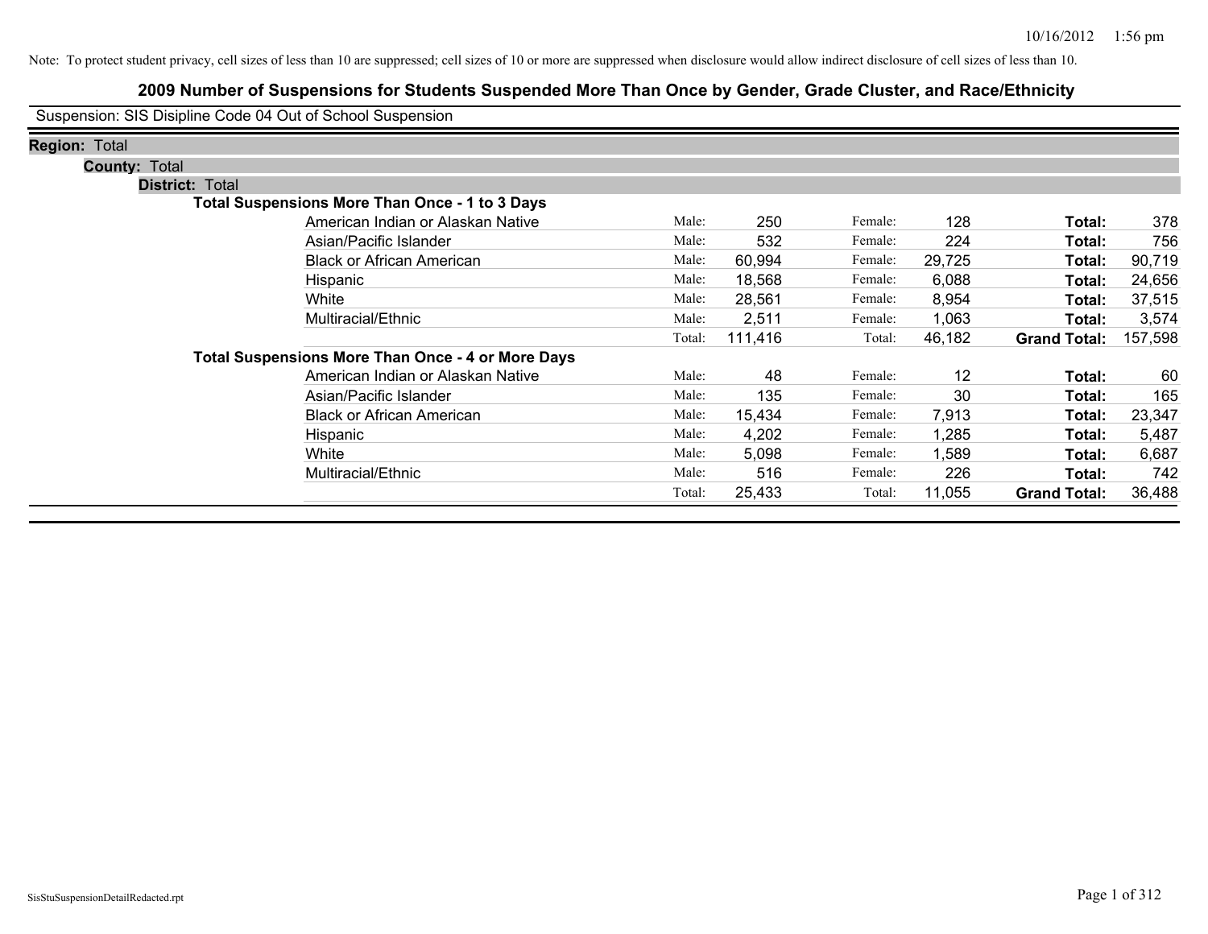Note: To protect student privacy, cell sizes of less than 10 are suppressed; cell sizes of 10 or more are suppressed when disclosure would allow indirect disclosure of cell sizes of less than 10.

# 2009 Number of Suspensions for Students Suspended More Than Once by Gender, Grade Cluster, and Race/Ethnicity

Suspension: SIS Disipline Code 04 Out of School Suspension

**Region:** Total

**County:** Total

**District:** Total

**Total Suspensions More Than Once - 1 to 3 Days**

| | | | | | | |
|---|---|---|---|---|---|---|
| American Indian or Alaskan Native | Male: | 250 | Female: | 128 | **Total:** | 378 |
| Asian/Pacific Islander | Male: | 532 | Female: | 224 | **Total:** | 756 |
| Black or African American | Male: | 60,994 | Female: | 29,725 | **Total:** | 90,719 |
| Hispanic | Male: | 18,568 | Female: | 6,088 | **Total:** | 24,656 |
| White | Male: | 28,561 | Female: | 8,954 | **Total:** | 37,515 |
| Multiracial/Ethnic | Male: | 2,511 | Female: | 1,063 | **Total:** | 3,574 |
| | Total: | 111,416 | Total: | 46,182 | **Grand Total:** | 157,598 |

**Total Suspensions More Than Once - 4 or More Days**

| | | | | | | |
|---|---|---|---|---|---|---|
| American Indian or Alaskan Native | Male: | 48 | Female: | 12 | **Total:** | 60 |
| Asian/Pacific Islander | Male: | 135 | Female: | 30 | **Total:** | 165 |
| Black or African American | Male: | 15,434 | Female: | 7,913 | **Total:** | 23,347 |
| Hispanic | Male: | 4,202 | Female: | 1,285 | **Total:** | 5,487 |
| White | Male: | 5,098 | Female: | 1,589 | **Total:** | 6,687 |
| Multiracial/Ethnic | Male: | 516 | Female: | 226 | **Total:** | 742 |
| | Total: | 25,433 | Total: | 11,055 | **Grand Total:** | 36,488 |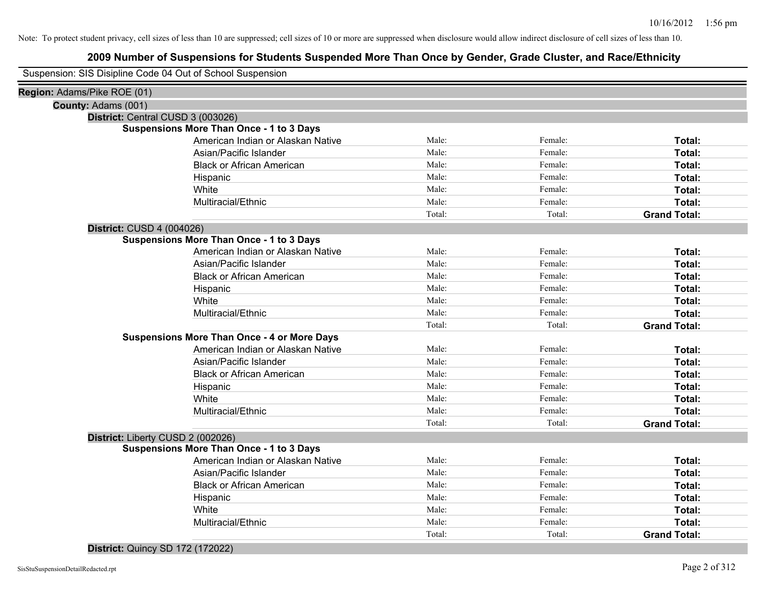Note: To protect student privacy, cell sizes of less than 10 are suppressed; cell sizes of 10 or more are suppressed when disclosure would allow indirect disclosure of cell sizes of less than 10.

# 2009 Number of Suspensions for Students Suspended More Than Once by Gender, Grade Cluster, and Race/Ethnicity

Suspension: SIS Disipline Code 04 Out of School Suspension

**Region:** Adams/Pike ROE (01)

**County:** Adams (001)

**District:** Central CUSD 3 (003026)

**Suspensions More Than Once - 1 to 3 Days**

| | | | |
|---|---|---|---|
| American Indian or Alaskan Native | Male: | Female: | **Total:** |
| Asian/Pacific Islander | Male: | Female: | **Total:** |
| Black or African American | Male: | Female: | **Total:** |
| Hispanic | Male: | Female: | **Total:** |
| White | Male: | Female: | **Total:** |
| Multiracial/Ethnic | Male: | Female: | **Total:** |
| | Total: | Total: | **Grand Total:** |

**District:** CUSD 4 (004026)

**Suspensions More Than Once - 1 to 3 Days**

| | | | |
|---|---|---|---|
| American Indian or Alaskan Native | Male: | Female: | **Total:** |
| Asian/Pacific Islander | Male: | Female: | **Total:** |
| Black or African American | Male: | Female: | **Total:** |
| Hispanic | Male: | Female: | **Total:** |
| White | Male: | Female: | **Total:** |
| Multiracial/Ethnic | Male: | Female: | **Total:** |
| | Total: | Total: | **Grand Total:** |

**Suspensions More Than Once - 4 or More Days**

| | | | |
|---|---|---|---|
| American Indian or Alaskan Native | Male: | Female: | **Total:** |
| Asian/Pacific Islander | Male: | Female: | **Total:** |
| Black or African American | Male: | Female: | **Total:** |
| Hispanic | Male: | Female: | **Total:** |
| White | Male: | Female: | **Total:** |
| Multiracial/Ethnic | Male: | Female: | **Total:** |
| | Total: | Total: | **Grand Total:** |

**District:** Liberty CUSD 2 (002026)

**Suspensions More Than Once - 1 to 3 Days**

| | | | |
|---|---|---|---|
| American Indian or Alaskan Native | Male: | Female: | **Total:** |
| Asian/Pacific Islander | Male: | Female: | **Total:** |
| Black or African American | Male: | Female: | **Total:** |
| Hispanic | Male: | Female: | **Total:** |
| White | Male: | Female: | **Total:** |
| Multiracial/Ethnic | Male: | Female: | **Total:** |
| | Total: | Total: | **Grand Total:** |

**District:** Quincy SD 172 (172022)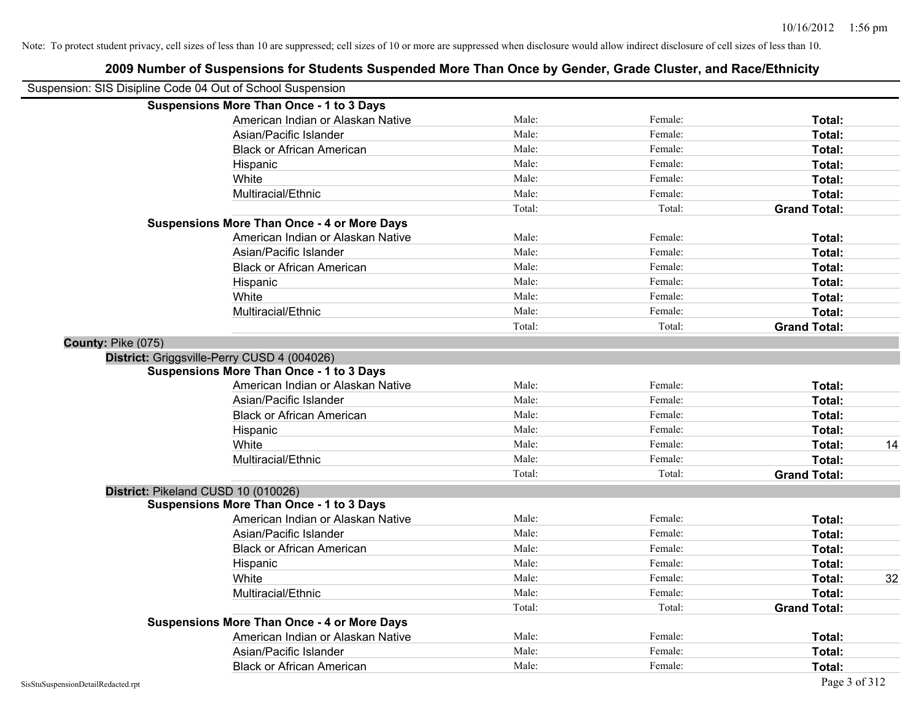Note: To protect student privacy, cell sizes of less than 10 are suppressed; cell sizes of 10 or more are suppressed when disclosure would allow indirect disclosure of cell sizes of less than 10.

## 2009 Number of Suspensions for Students Suspended More Than Once by Gender, Grade Cluster, and Race/Ethnicity

Suspension: SIS Disipline Code 04 Out of School Suspension

**Suspensions More Than Once - 1 to 3 Days**

| | | | | |
|---|---|---|---|---|
| American Indian or Alaskan Native | Male: | Female: | **Total:** | |
| Asian/Pacific Islander | Male: | Female: | **Total:** | |
| Black or African American | Male: | Female: | **Total:** | |
| Hispanic | Male: | Female: | **Total:** | |
| White | Male: | Female: | **Total:** | |
| Multiracial/Ethnic | Male: | Female: | **Total:** | |
| | Total: | Total: | **Grand Total:** | |

**Suspensions More Than Once - 4 or More Days**

| | | | | |
|---|---|---|---|---|
| American Indian or Alaskan Native | Male: | Female: | **Total:** | |
| Asian/Pacific Islander | Male: | Female: | **Total:** | |
| Black or African American | Male: | Female: | **Total:** | |
| Hispanic | Male: | Female: | **Total:** | |
| White | Male: | Female: | **Total:** | |
| Multiracial/Ethnic | Male: | Female: | **Total:** | |
| | Total: | Total: | **Grand Total:** | |

**County:** Pike (075)

**District:** Griggsville-Perry CUSD 4 (004026)

**Suspensions More Than Once - 1 to 3 Days**

| | | | | |
|---|---|---|---|---|
| American Indian or Alaskan Native | Male: | Female: | **Total:** | |
| Asian/Pacific Islander | Male: | Female: | **Total:** | |
| Black or African American | Male: | Female: | **Total:** | |
| Hispanic | Male: | Female: | **Total:** | |
| White | Male: | Female: | **Total:** | 14 |
| Multiracial/Ethnic | Male: | Female: | **Total:** | |
| | Total: | Total: | **Grand Total:** | |

**District:** Pikeland CUSD 10 (010026)

**Suspensions More Than Once - 1 to 3 Days**

| | | | | |
|---|---|---|---|---|
| American Indian or Alaskan Native | Male: | Female: | **Total:** | |
| Asian/Pacific Islander | Male: | Female: | **Total:** | |
| Black or African American | Male: | Female: | **Total:** | |
| Hispanic | Male: | Female: | **Total:** | |
| White | Male: | Female: | **Total:** | 32 |
| Multiracial/Ethnic | Male: | Female: | **Total:** | |
| | Total: | Total: | **Grand Total:** | |

**Suspensions More Than Once - 4 or More Days**

| | | | | |
|---|---|---|---|---|
| American Indian or Alaskan Native | Male: | Female: | **Total:** | |
| Asian/Pacific Islander | Male: | Female: | **Total:** | |
| Black or African American | Male: | Female: | **Total:** | |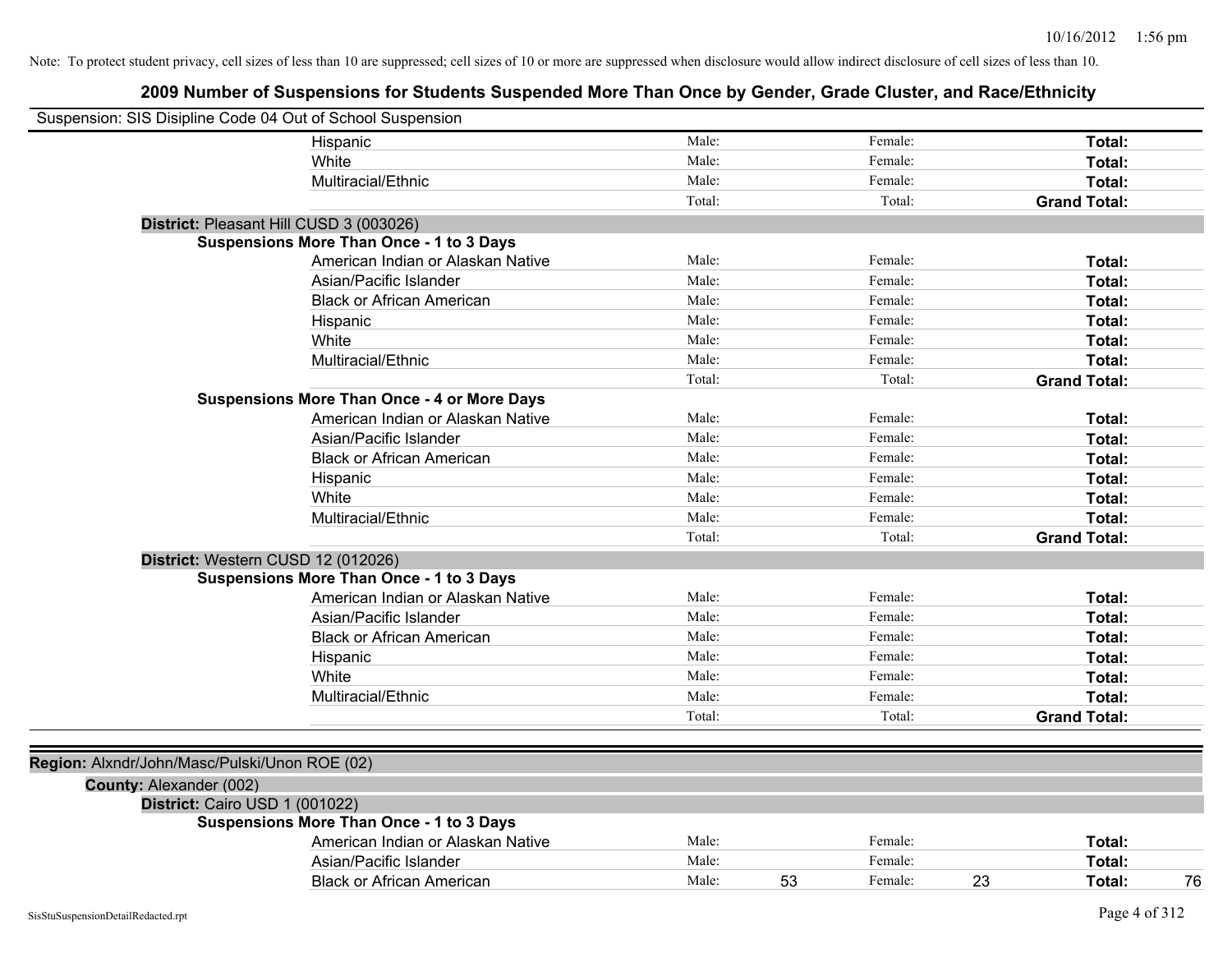Note: To protect student privacy, cell sizes of less than 10 are suppressed; cell sizes of 10 or more are suppressed when disclosure would allow indirect disclosure of cell sizes of less than 10.

## 2009 Number of Suspensions for Students Suspended More Than Once by Gender, Grade Cluster, and Race/Ethnicity

Suspension: SIS Disipline Code 04 Out of School Suspension

| | | | | | | |
|---|---|---|---|---|---|---|
| Hispanic | Male: | | Female: | | **Total:** | |
| White | Male: | | Female: | | **Total:** | |
| Multiracial/Ethnic | Male: | | Female: | | **Total:** | |
| | Total: | | Total: | | **Grand Total:** | |

**District:** Pleasant Hill CUSD 3 (003026)

**Suspensions More Than Once - 1 to 3 Days**

| | | | | | | |
|---|---|---|---|---|---|---|
| American Indian or Alaskan Native | Male: | | Female: | | **Total:** | |
| Asian/Pacific Islander | Male: | | Female: | | **Total:** | |
| Black or African American | Male: | | Female: | | **Total:** | |
| Hispanic | Male: | | Female: | | **Total:** | |
| White | Male: | | Female: | | **Total:** | |
| Multiracial/Ethnic | Male: | | Female: | | **Total:** | |
| | Total: | | Total: | | **Grand Total:** | |

**Suspensions More Than Once - 4 or More Days**

| | | | | | | |
|---|---|---|---|---|---|---|
| American Indian or Alaskan Native | Male: | | Female: | | **Total:** | |
| Asian/Pacific Islander | Male: | | Female: | | **Total:** | |
| Black or African American | Male: | | Female: | | **Total:** | |
| Hispanic | Male: | | Female: | | **Total:** | |
| White | Male: | | Female: | | **Total:** | |
| Multiracial/Ethnic | Male: | | Female: | | **Total:** | |
| | Total: | | Total: | | **Grand Total:** | |

**District:** Western CUSD 12 (012026)

**Suspensions More Than Once - 1 to 3 Days**

| | | | | | | |
|---|---|---|---|---|---|---|
| American Indian or Alaskan Native | Male: | | Female: | | **Total:** | |
| Asian/Pacific Islander | Male: | | Female: | | **Total:** | |
| Black or African American | Male: | | Female: | | **Total:** | |
| Hispanic | Male: | | Female: | | **Total:** | |
| White | Male: | | Female: | | **Total:** | |
| Multiracial/Ethnic | Male: | | Female: | | **Total:** | |
| | Total: | | Total: | | **Grand Total:** | |

**Region:** Alxndr/John/Masc/Pulski/Unon ROE (02)

**County:** Alexander (002)

**District:** Cairo USD 1 (001022)

**Suspensions More Than Once - 1 to 3 Days**

| | | | | | | |
|---|---|---|---|---|---|---|
| American Indian or Alaskan Native | Male: | | Female: | | **Total:** | |
| Asian/Pacific Islander | Male: | | Female: | | **Total:** | |
| Black or African American | Male: | 53 | Female: | 23 | **Total:** | 76 |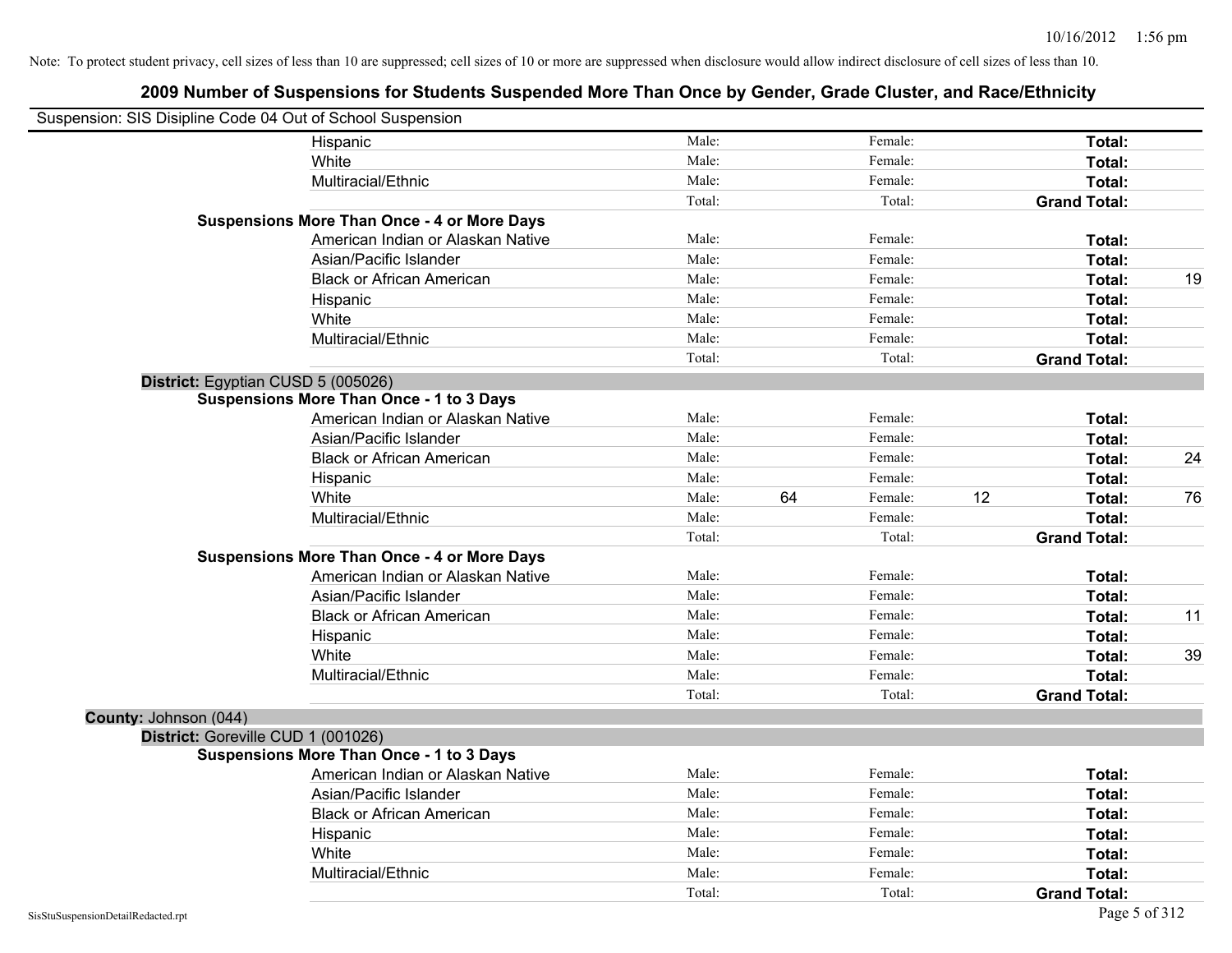Note: To protect student privacy, cell sizes of less than 10 are suppressed; cell sizes of 10 or more are suppressed when disclosure would allow indirect disclosure of cell sizes of less than 10.

## 2009 Number of Suspensions for Students Suspended More Than Once by Gender, Grade Cluster, and Race/Ethnicity

Suspension: SIS Disipline Code 04 Out of School Suspension

| | | | | | | |
|---|---|---|---|---|---|---|
| Hispanic | Male: | | Female: | | **Total:** | |
| White | Male: | | Female: | | **Total:** | |
| Multiracial/Ethnic | Male: | | Female: | | **Total:** | |
| | Total: | | Total: | | **Grand Total:** | |
| **Suspensions More Than Once - 4 or More Days** | | | | | | |
| American Indian or Alaskan Native | Male: | | Female: | | **Total:** | |
| Asian/Pacific Islander | Male: | | Female: | | **Total:** | |
| Black or African American | Male: | | Female: | | **Total:** | 19 |
| Hispanic | Male: | | Female: | | **Total:** | |
| White | Male: | | Female: | | **Total:** | |
| Multiracial/Ethnic | Male: | | Female: | | **Total:** | |
| | Total: | | Total: | | **Grand Total:** | |

**District:** Egyptian CUSD 5 (005026)

| | | | | | | |
|---|---|---|---|---|---|---|
| **Suspensions More Than Once - 1 to 3 Days** | | | | | | |
| American Indian or Alaskan Native | Male: | | Female: | | **Total:** | |
| Asian/Pacific Islander | Male: | | Female: | | **Total:** | |
| Black or African American | Male: | | Female: | | **Total:** | 24 |
| Hispanic | Male: | | Female: | | **Total:** | |
| White | Male: | 64 | Female: | 12 | **Total:** | 76 |
| Multiracial/Ethnic | Male: | | Female: | | **Total:** | |
| | Total: | | Total: | | **Grand Total:** | |
| **Suspensions More Than Once - 4 or More Days** | | | | | | |
| American Indian or Alaskan Native | Male: | | Female: | | **Total:** | |
| Asian/Pacific Islander | Male: | | Female: | | **Total:** | |
| Black or African American | Male: | | Female: | | **Total:** | 11 |
| Hispanic | Male: | | Female: | | **Total:** | |
| White | Male: | | Female: | | **Total:** | 39 |
| Multiracial/Ethnic | Male: | | Female: | | **Total:** | |
| | Total: | | Total: | | **Grand Total:** | |

**County:** Johnson (044)

**District:** Goreville CUD 1 (001026)

| | | | | | | |
|---|---|---|---|---|---|---|
| **Suspensions More Than Once - 1 to 3 Days** | | | | | | |
| American Indian or Alaskan Native | Male: | | Female: | | **Total:** | |
| Asian/Pacific Islander | Male: | | Female: | | **Total:** | |
| Black or African American | Male: | | Female: | | **Total:** | |
| Hispanic | Male: | | Female: | | **Total:** | |
| White | Male: | | Female: | | **Total:** | |
| Multiracial/Ethnic | Male: | | Female: | | **Total:** | |
| | Total: | | Total: | | **Grand Total:** | |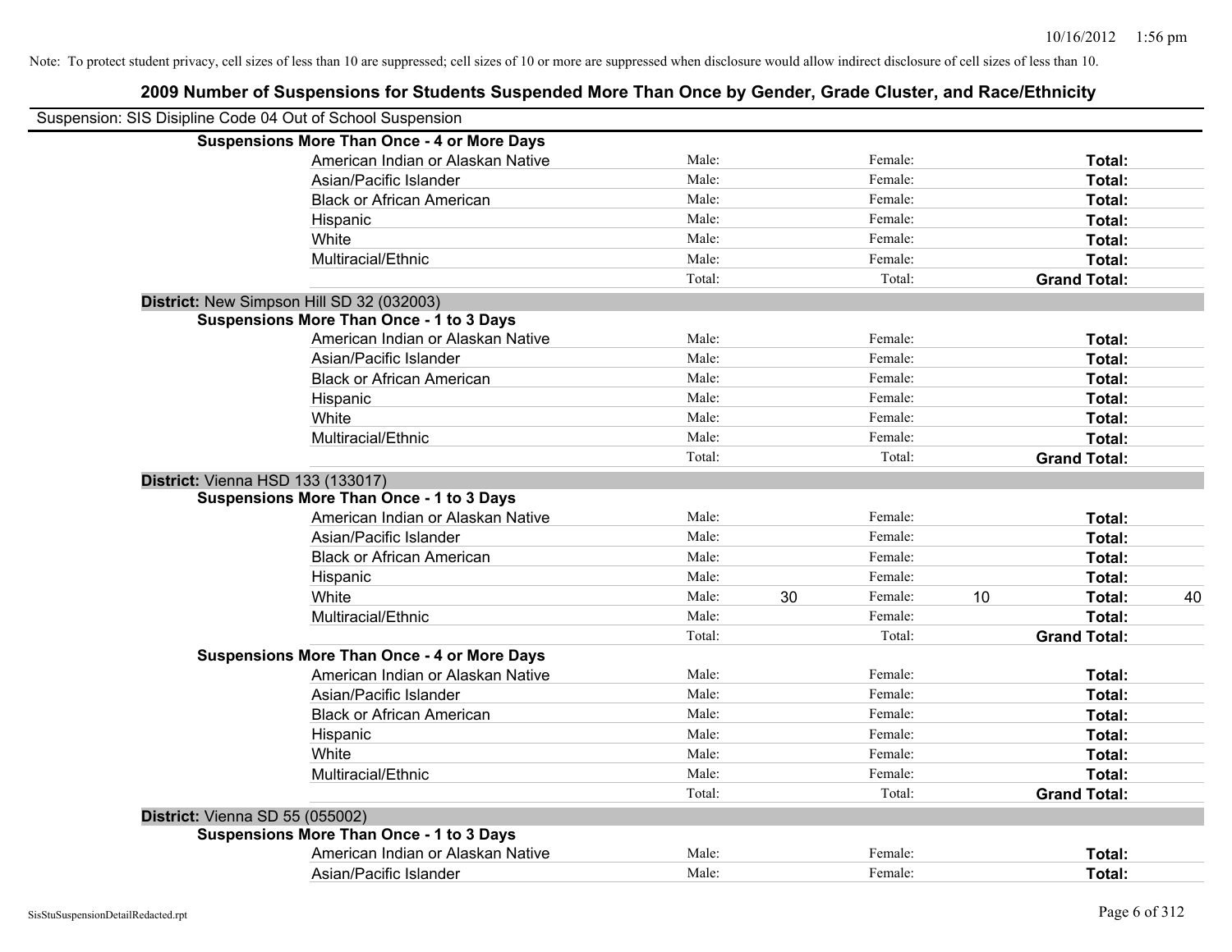Note: To protect student privacy, cell sizes of less than 10 are suppressed; cell sizes of 10 or more are suppressed when disclosure would allow indirect disclosure of cell sizes of less than 10.

## 2009 Number of Suspensions for Students Suspended More Than Once by Gender, Grade Cluster, and Race/Ethnicity

Suspension: SIS Disipline Code 04 Out of School Suspension

| | | | | | | |
|---|---|---|---|---|---|---|
| **Suspensions More Than Once - 4 or More Days** | | | | | | |
| American Indian or Alaskan Native | Male: | | Female: | | **Total:** | |
| Asian/Pacific Islander | Male: | | Female: | | **Total:** | |
| Black or African American | Male: | | Female: | | **Total:** | |
| Hispanic | Male: | | Female: | | **Total:** | |
| White | Male: | | Female: | | **Total:** | |
| Multiracial/Ethnic | Male: | | Female: | | **Total:** | |
| | Total: | | Total: | | **Grand Total:** | |
| **District:** New Simpson Hill SD 32 (032003) | | | | | | |
| **Suspensions More Than Once - 1 to 3 Days** | | | | | | |
| American Indian or Alaskan Native | Male: | | Female: | | **Total:** | |
| Asian/Pacific Islander | Male: | | Female: | | **Total:** | |
| Black or African American | Male: | | Female: | | **Total:** | |
| Hispanic | Male: | | Female: | | **Total:** | |
| White | Male: | | Female: | | **Total:** | |
| Multiracial/Ethnic | Male: | | Female: | | **Total:** | |
| | Total: | | Total: | | **Grand Total:** | |
| **District:** Vienna HSD 133 (133017) | | | | | | |
| **Suspensions More Than Once - 1 to 3 Days** | | | | | | |
| American Indian or Alaskan Native | Male: | | Female: | | **Total:** | |
| Asian/Pacific Islander | Male: | | Female: | | **Total:** | |
| Black or African American | Male: | | Female: | | **Total:** | |
| Hispanic | Male: | | Female: | | **Total:** | |
| White | Male: | 30 | Female: | 10 | **Total:** | 40 |
| Multiracial/Ethnic | Male: | | Female: | | **Total:** | |
| | Total: | | Total: | | **Grand Total:** | |
| **Suspensions More Than Once - 4 or More Days** | | | | | | |
| American Indian or Alaskan Native | Male: | | Female: | | **Total:** | |
| Asian/Pacific Islander | Male: | | Female: | | **Total:** | |
| Black or African American | Male: | | Female: | | **Total:** | |
| Hispanic | Male: | | Female: | | **Total:** | |
| White | Male: | | Female: | | **Total:** | |
| Multiracial/Ethnic | Male: | | Female: | | **Total:** | |
| | Total: | | Total: | | **Grand Total:** | |
| **District:** Vienna SD 55 (055002) | | | | | | |
| **Suspensions More Than Once - 1 to 3 Days** | | | | | | |
| American Indian or Alaskan Native | Male: | | Female: | | **Total:** | |
| Asian/Pacific Islander | Male: | | Female: | | **Total:** | |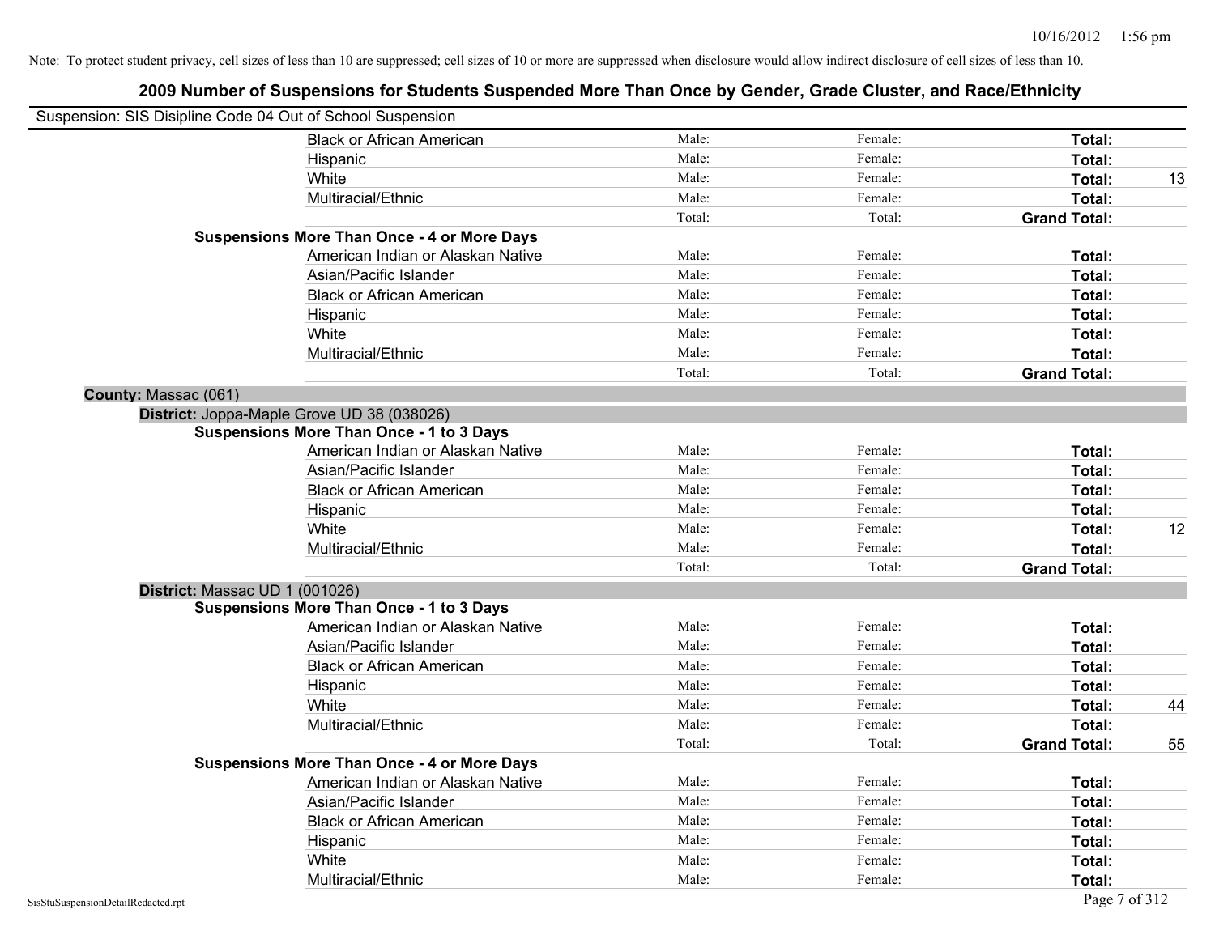Note: To protect student privacy, cell sizes of less than 10 are suppressed; cell sizes of 10 or more are suppressed when disclosure would allow indirect disclosure of cell sizes of less than 10.

## 2009 Number of Suspensions for Students Suspended More Than Once by Gender, Grade Cluster, and Race/Ethnicity

Suspension: SIS Disipline Code 04 Out of School Suspension

| | | | | | |
|---|---|---|---|---|---|
| | Black or African American | Male: | Female: | **Total:** | |
| | Hispanic | Male: | Female: | **Total:** | |
| | White | Male: | Female: | **Total:** | 13 |
| | Multiracial/Ethnic | Male: | Female: | **Total:** | |
| | | Total: | Total: | **Grand Total:** | |
| **Suspensions More Than Once - 4 or More Days** | | | | | |
| | American Indian or Alaskan Native | Male: | Female: | **Total:** | |
| | Asian/Pacific Islander | Male: | Female: | **Total:** | |
| | Black or African American | Male: | Female: | **Total:** | |
| | Hispanic | Male: | Female: | **Total:** | |
| | White | Male: | Female: | **Total:** | |
| | Multiracial/Ethnic | Male: | Female: | **Total:** | |
| | | Total: | Total: | **Grand Total:** | |

**County:** Massac (061)

**District:** Joppa-Maple Grove UD 38 (038026)

| | | | | | |
|---|---|---|---|---|---|
| **Suspensions More Than Once - 1 to 3 Days** | | | | | |
| | American Indian or Alaskan Native | Male: | Female: | **Total:** | |
| | Asian/Pacific Islander | Male: | Female: | **Total:** | |
| | Black or African American | Male: | Female: | **Total:** | |
| | Hispanic | Male: | Female: | **Total:** | |
| | White | Male: | Female: | **Total:** | 12 |
| | Multiracial/Ethnic | Male: | Female: | **Total:** | |
| | | Total: | Total: | **Grand Total:** | |

**District:** Massac UD 1 (001026)

| | | | | | |
|---|---|---|---|---|---|
| **Suspensions More Than Once - 1 to 3 Days** | | | | | |
| | American Indian or Alaskan Native | Male: | Female: | **Total:** | |
| | Asian/Pacific Islander | Male: | Female: | **Total:** | |
| | Black or African American | Male: | Female: | **Total:** | |
| | Hispanic | Male: | Female: | **Total:** | |
| | White | Male: | Female: | **Total:** | 44 |
| | Multiracial/Ethnic | Male: | Female: | **Total:** | |
| | | Total: | Total: | **Grand Total:** | 55 |
| **Suspensions More Than Once - 4 or More Days** | | | | | |
| | American Indian or Alaskan Native | Male: | Female: | **Total:** | |
| | Asian/Pacific Islander | Male: | Female: | **Total:** | |
| | Black or African American | Male: | Female: | **Total:** | |
| | Hispanic | Male: | Female: | **Total:** | |
| | White | Male: | Female: | **Total:** | |
| | Multiracial/Ethnic | Male: | Female: | **Total:** | |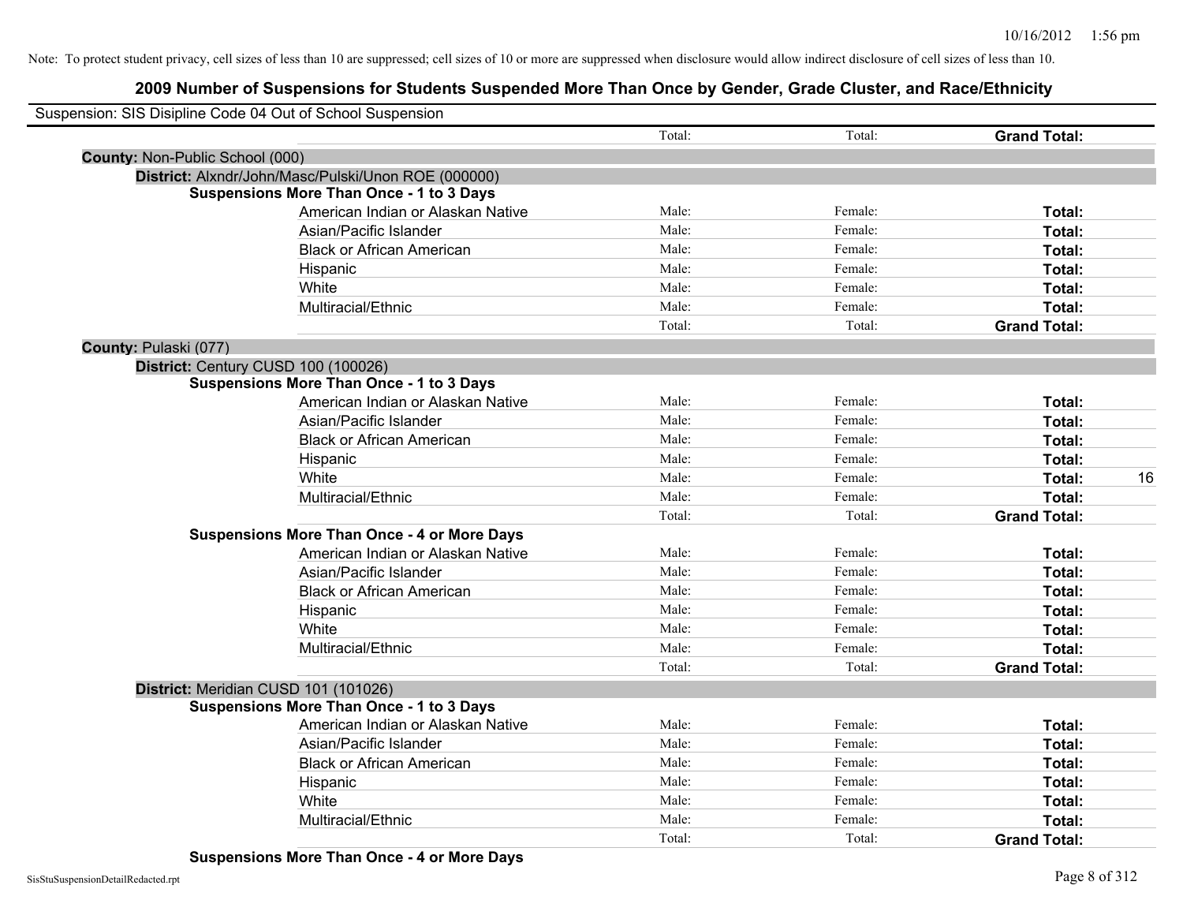Note: To protect student privacy, cell sizes of less than 10 are suppressed; cell sizes of 10 or more are suppressed when disclosure would allow indirect disclosure of cell sizes of less than 10.

# 2009 Number of Suspensions for Students Suspended More Than Once by Gender, Grade Cluster, and Race/Ethnicity

Suspension: SIS Disipline Code 04 Out of School Suspension

| | | | | |
|---|---|---|---|---|
| | Total: | Total: | **Grand Total:** | |
| **County:** Non-Public School (000) | | | | |
| **District:** Alxndr/John/Masc/Pulski/Unon ROE (000000) | | | | |
| **Suspensions More Than Once - 1 to 3 Days** | | | | |
| American Indian or Alaskan Native | Male: | Female: | **Total:** | |
| Asian/Pacific Islander | Male: | Female: | **Total:** | |
| Black or African American | Male: | Female: | **Total:** | |
| Hispanic | Male: | Female: | **Total:** | |
| White | Male: | Female: | **Total:** | |
| Multiracial/Ethnic | Male: | Female: | **Total:** | |
| | Total: | Total: | **Grand Total:** | |
| **County:** Pulaski (077) | | | | |
| **District:** Century CUSD 100 (100026) | | | | |
| **Suspensions More Than Once - 1 to 3 Days** | | | | |
| American Indian or Alaskan Native | Male: | Female: | **Total:** | |
| Asian/Pacific Islander | Male: | Female: | **Total:** | |
| Black or African American | Male: | Female: | **Total:** | |
| Hispanic | Male: | Female: | **Total:** | |
| White | Male: | Female: | **Total:** | 16 |
| Multiracial/Ethnic | Male: | Female: | **Total:** | |
| | Total: | Total: | **Grand Total:** | |
| **Suspensions More Than Once - 4 or More Days** | | | | |
| American Indian or Alaskan Native | Male: | Female: | **Total:** | |
| Asian/Pacific Islander | Male: | Female: | **Total:** | |
| Black or African American | Male: | Female: | **Total:** | |
| Hispanic | Male: | Female: | **Total:** | |
| White | Male: | Female: | **Total:** | |
| Multiracial/Ethnic | Male: | Female: | **Total:** | |
| | Total: | Total: | **Grand Total:** | |
| **District:** Meridian CUSD 101 (101026) | | | | |
| **Suspensions More Than Once - 1 to 3 Days** | | | | |
| American Indian or Alaskan Native | Male: | Female: | **Total:** | |
| Asian/Pacific Islander | Male: | Female: | **Total:** | |
| Black or African American | Male: | Female: | **Total:** | |
| Hispanic | Male: | Female: | **Total:** | |
| White | Male: | Female: | **Total:** | |
| Multiracial/Ethnic | Male: | Female: | **Total:** | |
| | Total: | Total: | **Grand Total:** | |
| **Suspensions More Than Once - 4 or More Days** | | | | |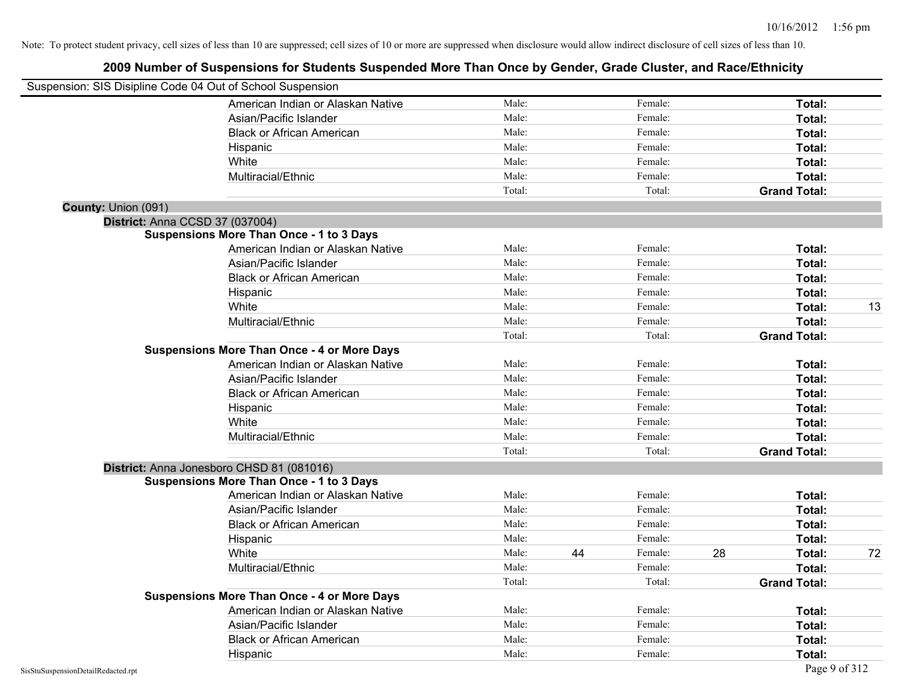Note: To protect student privacy, cell sizes of less than 10 are suppressed; cell sizes of 10 or more are suppressed when disclosure would allow indirect disclosure of cell sizes of less than 10.

# 2009 Number of Suspensions for Students Suspended More Than Once by Gender, Grade Cluster, and Race/Ethnicity

Suspension: SIS Disipline Code 04 Out of School Suspension

| | | | | | |
|---|---|---|---|---|---|
| American Indian or Alaskan Native | Male: | | Female: | | **Total:** | |
| Asian/Pacific Islander | Male: | | Female: | | **Total:** | |
| Black or African American | Male: | | Female: | | **Total:** | |
| Hispanic | Male: | | Female: | | **Total:** | |
| White | Male: | | Female: | | **Total:** | |
| Multiracial/Ethnic | Male: | | Female: | | **Total:** | |
| | Total: | | Total: | | **Grand Total:** | |

**County:** Union (091)

**District:** Anna CCSD 37 (037004)

**Suspensions More Than Once - 1 to 3 Days**

| | | | | | | |
|---|---|---|---|---|---|---|
| American Indian or Alaskan Native | Male: | | Female: | | **Total:** | |
| Asian/Pacific Islander | Male: | | Female: | | **Total:** | |
| Black or African American | Male: | | Female: | | **Total:** | |
| Hispanic | Male: | | Female: | | **Total:** | |
| White | Male: | | Female: | | **Total:** | 13 |
| Multiracial/Ethnic | Male: | | Female: | | **Total:** | |
| | Total: | | Total: | | **Grand Total:** | |

**Suspensions More Than Once - 4 or More Days**

| | | | | | | |
|---|---|---|---|---|---|---|
| American Indian or Alaskan Native | Male: | | Female: | | **Total:** | |
| Asian/Pacific Islander | Male: | | Female: | | **Total:** | |
| Black or African American | Male: | | Female: | | **Total:** | |
| Hispanic | Male: | | Female: | | **Total:** | |
| White | Male: | | Female: | | **Total:** | |
| Multiracial/Ethnic | Male: | | Female: | | **Total:** | |
| | Total: | | Total: | | **Grand Total:** | |

**District:** Anna Jonesboro CHSD 81 (081016)

**Suspensions More Than Once - 1 to 3 Days**

| | | | | | | |
|---|---|---|---|---|---|---|
| American Indian or Alaskan Native | Male: | | Female: | | **Total:** | |
| Asian/Pacific Islander | Male: | | Female: | | **Total:** | |
| Black or African American | Male: | | Female: | | **Total:** | |
| Hispanic | Male: | | Female: | | **Total:** | |
| White | Male: | 44 | Female: | 28 | **Total:** | 72 |
| Multiracial/Ethnic | Male: | | Female: | | **Total:** | |
| | Total: | | Total: | | **Grand Total:** | |

**Suspensions More Than Once - 4 or More Days**

| | | | | | | |
|---|---|---|---|---|---|---|
| American Indian or Alaskan Native | Male: | | Female: | | **Total:** | |
| Asian/Pacific Islander | Male: | | Female: | | **Total:** | |
| Black or African American | Male: | | Female: | | **Total:** | |
| Hispanic | Male: | | Female: | | **Total:** | |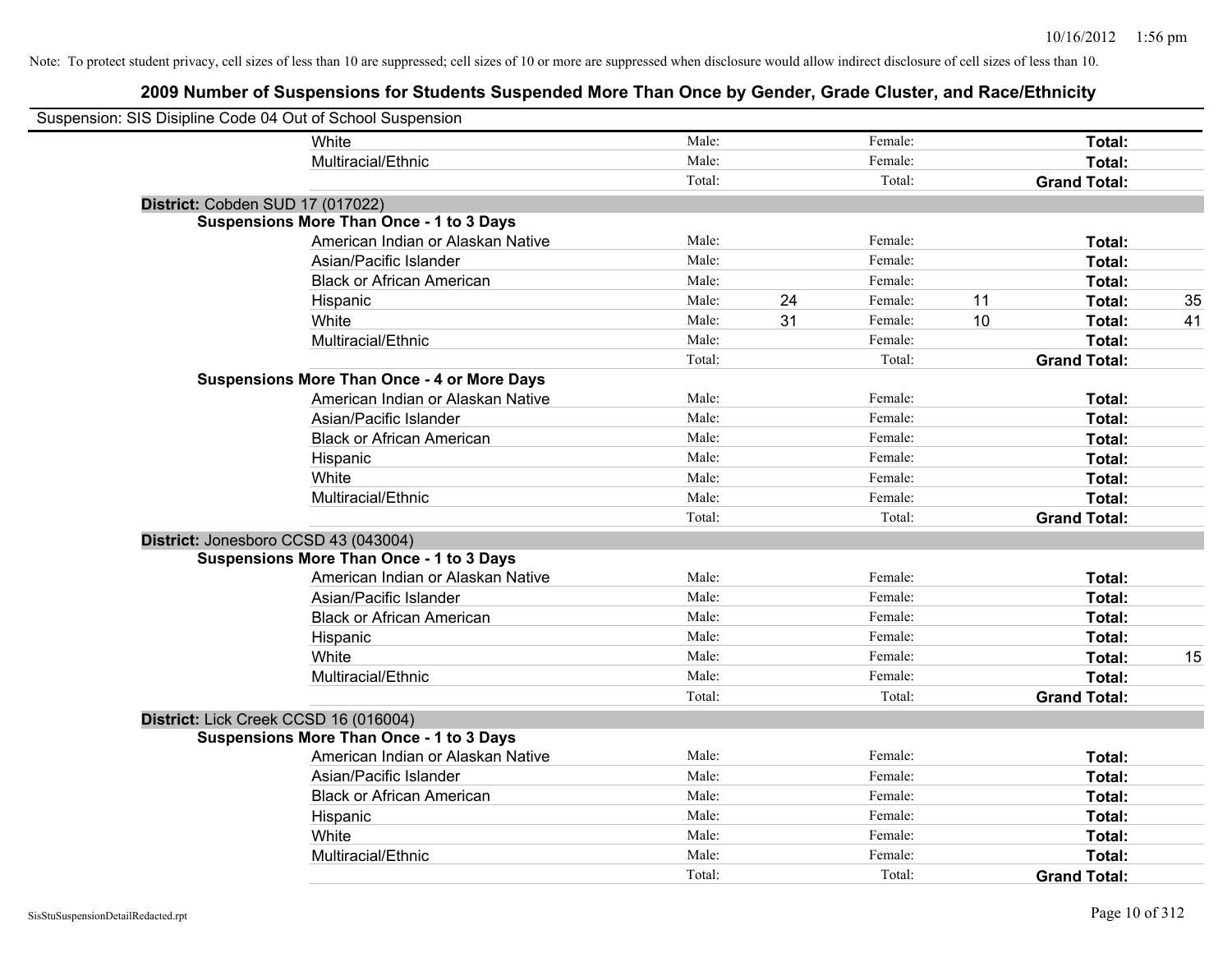Note: To protect student privacy, cell sizes of less than 10 are suppressed; cell sizes of 10 or more are suppressed when disclosure would allow indirect disclosure of cell sizes of less than 10.

## 2009 Number of Suspensions for Students Suspended More Than Once by Gender, Grade Cluster, and Race/Ethnicity

Suspension: SIS Disipline Code 04 Out of School Suspension

| | | | | | | | |
|---|---|---|---|---|---|---|---|
| White | Male: | | Female: | | **Total:** | |
| Multiracial/Ethnic | Male: | | Female: | | **Total:** | |
| | Total: | | Total: | | **Grand Total:** | |

**District:** Cobden SUD 17 (017022)

**Suspensions More Than Once - 1 to 3 Days**

| | | | | | | |
|---|---|---|---|---|---|---|
| American Indian or Alaskan Native | Male: | | Female: | | **Total:** | |
| Asian/Pacific Islander | Male: | | Female: | | **Total:** | |
| Black or African American | Male: | | Female: | | **Total:** | |
| Hispanic | Male: | 24 | Female: | 11 | **Total:** | 35 |
| White | Male: | 31 | Female: | 10 | **Total:** | 41 |
| Multiracial/Ethnic | Male: | | Female: | | **Total:** | |
| | Total: | | Total: | | **Grand Total:** | |

**Suspensions More Than Once - 4 or More Days**

| | | | | | | |
|---|---|---|---|---|---|---|
| American Indian or Alaskan Native | Male: | | Female: | | **Total:** | |
| Asian/Pacific Islander | Male: | | Female: | | **Total:** | |
| Black or African American | Male: | | Female: | | **Total:** | |
| Hispanic | Male: | | Female: | | **Total:** | |
| White | Male: | | Female: | | **Total:** | |
| Multiracial/Ethnic | Male: | | Female: | | **Total:** | |
| | Total: | | Total: | | **Grand Total:** | |

**District:** Jonesboro CCSD 43 (043004)

**Suspensions More Than Once - 1 to 3 Days**

| | | | | | | |
|---|---|---|---|---|---|---|
| American Indian or Alaskan Native | Male: | | Female: | | **Total:** | |
| Asian/Pacific Islander | Male: | | Female: | | **Total:** | |
| Black or African American | Male: | | Female: | | **Total:** | |
| Hispanic | Male: | | Female: | | **Total:** | |
| White | Male: | | Female: | | **Total:** | 15 |
| Multiracial/Ethnic | Male: | | Female: | | **Total:** | |
| | Total: | | Total: | | **Grand Total:** | |

**District:** Lick Creek CCSD 16 (016004)

**Suspensions More Than Once - 1 to 3 Days**

| | | | | | | |
|---|---|---|---|---|---|---|
| American Indian or Alaskan Native | Male: | | Female: | | **Total:** | |
| Asian/Pacific Islander | Male: | | Female: | | **Total:** | |
| Black or African American | Male: | | Female: | | **Total:** | |
| Hispanic | Male: | | Female: | | **Total:** | |
| White | Male: | | Female: | | **Total:** | |
| Multiracial/Ethnic | Male: | | Female: | | **Total:** | |
| | Total: | | Total: | | **Grand Total:** | |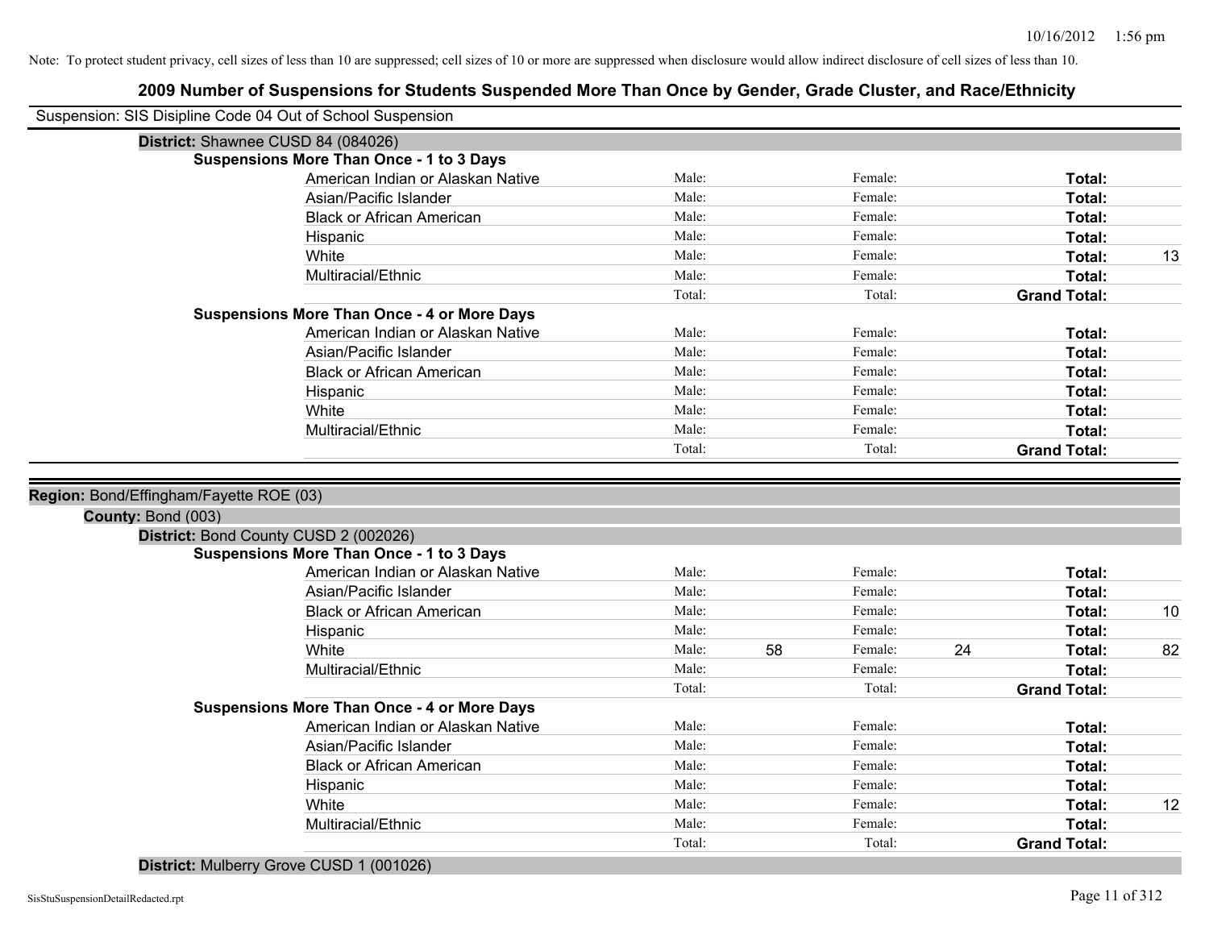Note: To protect student privacy, cell sizes of less than 10 are suppressed; cell sizes of 10 or more are suppressed when disclosure would allow indirect disclosure of cell sizes of less than 10.

# 2009 Number of Suspensions for Students Suspended More Than Once by Gender, Grade Cluster, and Race/Ethnicity

Suspension: SIS Disipline Code 04 Out of School Suspension

**District:** Shawnee CUSD 84 (084026)

**Suspensions More Than Once - 1 to 3 Days**

| | | | | | | | |
|---|---|---|---|---|---|---|---|
| American Indian or Alaskan Native | Male: | | Female: | | **Total:** | |
| Asian/Pacific Islander | Male: | | Female: | | **Total:** | |
| Black or African American | Male: | | Female: | | **Total:** | |
| Hispanic | Male: | | Female: | | **Total:** | |
| White | Male: | | Female: | | **Total:** | 13 |
| Multiracial/Ethnic | Male: | | Female: | | **Total:** | |
| | Total: | | Total: | | **Grand Total:** | |

**Suspensions More Than Once - 4 or More Days**

| | | | | | | |
|---|---|---|---|---|---|---|
| American Indian or Alaskan Native | Male: | | Female: | | **Total:** | |
| Asian/Pacific Islander | Male: | | Female: | | **Total:** | |
| Black or African American | Male: | | Female: | | **Total:** | |
| Hispanic | Male: | | Female: | | **Total:** | |
| White | Male: | | Female: | | **Total:** | |
| Multiracial/Ethnic | Male: | | Female: | | **Total:** | |
| | Total: | | Total: | | **Grand Total:** | |

**Region:** Bond/Effingham/Fayette ROE (03)

**County:** Bond (003)

**District:** Bond County CUSD 2 (002026)

**Suspensions More Than Once - 1 to 3 Days**

| | | | | | | |
|---|---|---|---|---|---|---|
| American Indian or Alaskan Native | Male: | | Female: | | **Total:** | |
| Asian/Pacific Islander | Male: | | Female: | | **Total:** | |
| Black or African American | Male: | | Female: | | **Total:** | 10 |
| Hispanic | Male: | | Female: | | **Total:** | |
| White | Male: | 58 | Female: | 24 | **Total:** | 82 |
| Multiracial/Ethnic | Male: | | Female: | | **Total:** | |
| | Total: | | Total: | | **Grand Total:** | |

**Suspensions More Than Once - 4 or More Days**

| | | | | | | |
|---|---|---|---|---|---|---|
| American Indian or Alaskan Native | Male: | | Female: | | **Total:** | |
| Asian/Pacific Islander | Male: | | Female: | | **Total:** | |
| Black or African American | Male: | | Female: | | **Total:** | |
| Hispanic | Male: | | Female: | | **Total:** | |
| White | Male: | | Female: | | **Total:** | 12 |
| Multiracial/Ethnic | Male: | | Female: | | **Total:** | |
| | Total: | | Total: | | **Grand Total:** | |

**District:** Mulberry Grove CUSD 1 (001026)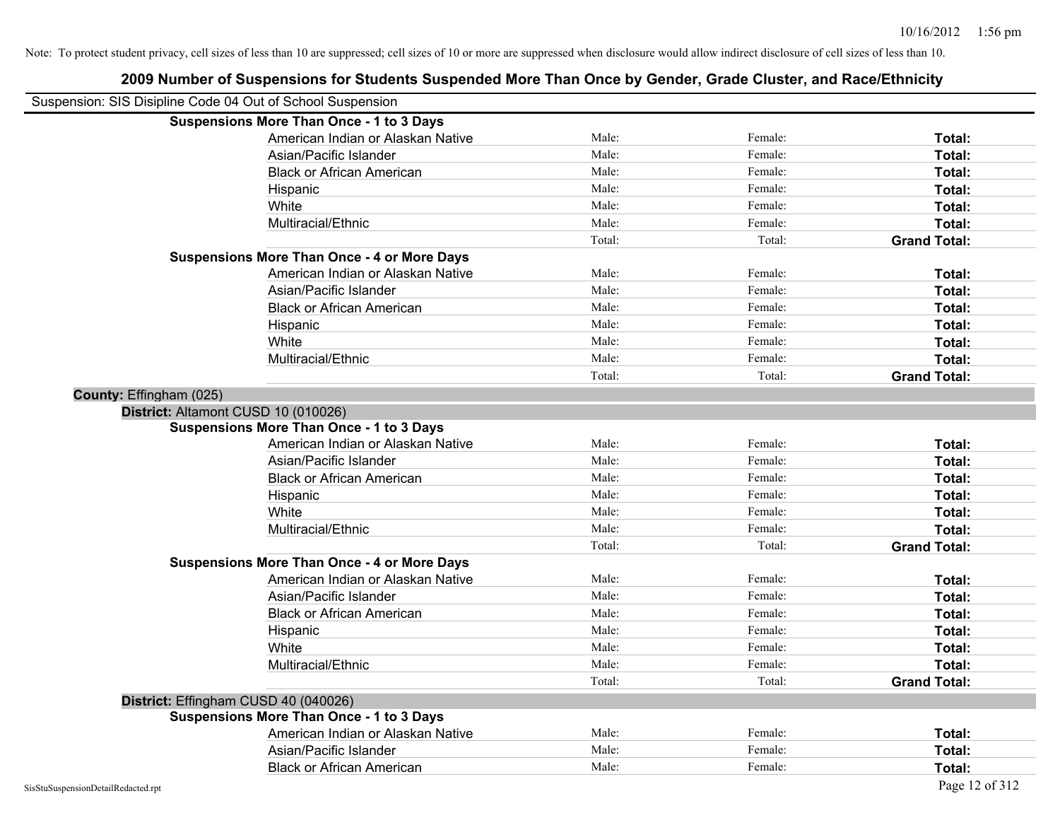Note: To protect student privacy, cell sizes of less than 10 are suppressed; cell sizes of 10 or more are suppressed when disclosure would allow indirect disclosure of cell sizes of less than 10.

# 2009 Number of Suspensions for Students Suspended More Than Once by Gender, Grade Cluster, and Race/Ethnicity

Suspension: SIS Disipline Code 04 Out of School Suspension

**Suspensions More Than Once - 1 to 3 Days**

| | | | |
|---|---|---|---|
| American Indian or Alaskan Native | Male: | Female: | **Total:** |
| Asian/Pacific Islander | Male: | Female: | **Total:** |
| Black or African American | Male: | Female: | **Total:** |
| Hispanic | Male: | Female: | **Total:** |
| White | Male: | Female: | **Total:** |
| Multiracial/Ethnic | Male: | Female: | **Total:** |
| | Total: | Total: | **Grand Total:** |

**Suspensions More Than Once - 4 or More Days**

| | | | |
|---|---|---|---|
| American Indian or Alaskan Native | Male: | Female: | **Total:** |
| Asian/Pacific Islander | Male: | Female: | **Total:** |
| Black or African American | Male: | Female: | **Total:** |
| Hispanic | Male: | Female: | **Total:** |
| White | Male: | Female: | **Total:** |
| Multiracial/Ethnic | Male: | Female: | **Total:** |
| | Total: | Total: | **Grand Total:** |

## County: Effingham (025)

### District: Altamont CUSD 10 (010026)

**Suspensions More Than Once - 1 to 3 Days**

| | | | |
|---|---|---|---|
| American Indian or Alaskan Native | Male: | Female: | **Total:** |
| Asian/Pacific Islander | Male: | Female: | **Total:** |
| Black or African American | Male: | Female: | **Total:** |
| Hispanic | Male: | Female: | **Total:** |
| White | Male: | Female: | **Total:** |
| Multiracial/Ethnic | Male: | Female: | **Total:** |
| | Total: | Total: | **Grand Total:** |

**Suspensions More Than Once - 4 or More Days**

| | | | |
|---|---|---|---|
| American Indian or Alaskan Native | Male: | Female: | **Total:** |
| Asian/Pacific Islander | Male: | Female: | **Total:** |
| Black or African American | Male: | Female: | **Total:** |
| Hispanic | Male: | Female: | **Total:** |
| White | Male: | Female: | **Total:** |
| Multiracial/Ethnic | Male: | Female: | **Total:** |
| | Total: | Total: | **Grand Total:** |

### District: Effingham CUSD 40 (040026)

**Suspensions More Than Once - 1 to 3 Days**

| | | | |
|---|---|---|---|
| American Indian or Alaskan Native | Male: | Female: | **Total:** |
| Asian/Pacific Islander | Male: | Female: | **Total:** |
| Black or African American | Male: | Female: | **Total:** |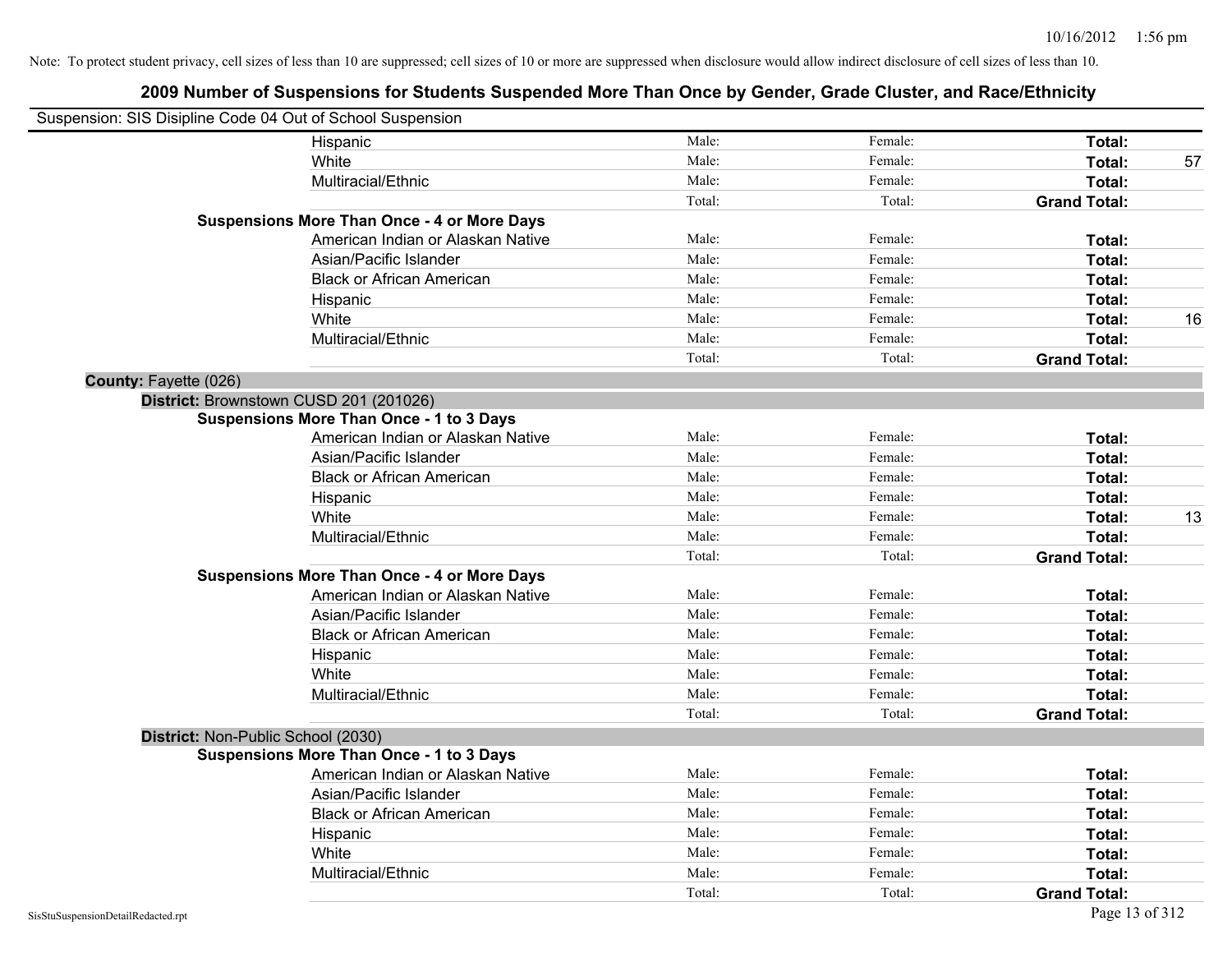Note: To protect student privacy, cell sizes of less than 10 are suppressed; cell sizes of 10 or more are suppressed when disclosure would allow indirect disclosure of cell sizes of less than 10.

# 2009 Number of Suspensions for Students Suspended More Than Once by Gender, Grade Cluster, and Race/Ethnicity

Suspension: SIS Disipline Code 04 Out of School Suspension

| | | | | |
|---|---|---|---|---|
| Hispanic | Male: | Female: | **Total:** | |
| White | Male: | Female: | **Total:** | 57 |
| Multiracial/Ethnic | Male: | Female: | **Total:** | |
| | Total: | Total: | **Grand Total:** | |

**Suspensions More Than Once - 4 or More Days**

| | | | | |
|---|---|---|---|---|
| American Indian or Alaskan Native | Male: | Female: | **Total:** | |
| Asian/Pacific Islander | Male: | Female: | **Total:** | |
| Black or African American | Male: | Female: | **Total:** | |
| Hispanic | Male: | Female: | **Total:** | |
| White | Male: | Female: | **Total:** | 16 |
| Multiracial/Ethnic | Male: | Female: | **Total:** | |
| | Total: | Total: | **Grand Total:** | |

**County:** Fayette (026)

**District:** Brownstown CUSD 201 (201026)

**Suspensions More Than Once - 1 to 3 Days**

| | | | | |
|---|---|---|---|---|
| American Indian or Alaskan Native | Male: | Female: | **Total:** | |
| Asian/Pacific Islander | Male: | Female: | **Total:** | |
| Black or African American | Male: | Female: | **Total:** | |
| Hispanic | Male: | Female: | **Total:** | |
| White | Male: | Female: | **Total:** | 13 |
| Multiracial/Ethnic | Male: | Female: | **Total:** | |
| | Total: | Total: | **Grand Total:** | |

**Suspensions More Than Once - 4 or More Days**

| | | | | |
|---|---|---|---|---|
| American Indian or Alaskan Native | Male: | Female: | **Total:** | |
| Asian/Pacific Islander | Male: | Female: | **Total:** | |
| Black or African American | Male: | Female: | **Total:** | |
| Hispanic | Male: | Female: | **Total:** | |
| White | Male: | Female: | **Total:** | |
| Multiracial/Ethnic | Male: | Female: | **Total:** | |
| | Total: | Total: | **Grand Total:** | |

**District:** Non-Public School (2030)

**Suspensions More Than Once - 1 to 3 Days**

| | | | | |
|---|---|---|---|---|
| American Indian or Alaskan Native | Male: | Female: | **Total:** | |
| Asian/Pacific Islander | Male: | Female: | **Total:** | |
| Black or African American | Male: | Female: | **Total:** | |
| Hispanic | Male: | Female: | **Total:** | |
| White | Male: | Female: | **Total:** | |
| Multiracial/Ethnic | Male: | Female: | **Total:** | |
| | Total: | Total: | **Grand Total:** | |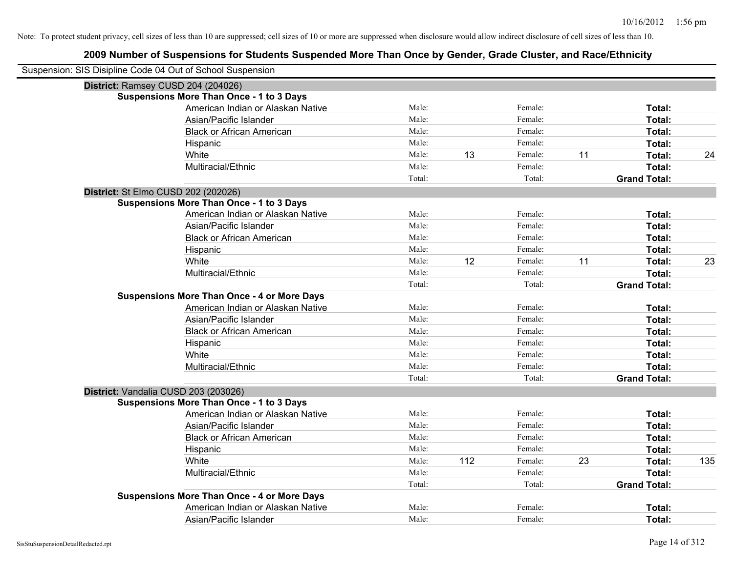Note: To protect student privacy, cell sizes of less than 10 are suppressed; cell sizes of 10 or more are suppressed when disclosure would allow indirect disclosure of cell sizes of less than 10.

# 2009 Number of Suspensions for Students Suspended More Than Once by Gender, Grade Cluster, and Race/Ethnicity

Suspension: SIS Disipline Code 04 Out of School Suspension

## District: Ramsey CUSD 204 (204026)

### Suspensions More Than Once - 1 to 3 Days

| | | | | | | |
|---|---|---|---|---|---|---|
| American Indian or Alaskan Native | Male: | | Female: | | **Total:** | |
| Asian/Pacific Islander | Male: | | Female: | | **Total:** | |
| Black or African American | Male: | | Female: | | **Total:** | |
| Hispanic | Male: | | Female: | | **Total:** | |
| White | Male: | 13 | Female: | 11 | **Total:** | 24 |
| Multiracial/Ethnic | Male: | | Female: | | **Total:** | |
| | Total: | | Total: | | **Grand Total:** | |

## District: St Elmo CUSD 202 (202026)

### Suspensions More Than Once - 1 to 3 Days

| | | | | | | |
|---|---|---|---|---|---|---|
| American Indian or Alaskan Native | Male: | | Female: | | **Total:** | |
| Asian/Pacific Islander | Male: | | Female: | | **Total:** | |
| Black or African American | Male: | | Female: | | **Total:** | |
| Hispanic | Male: | | Female: | | **Total:** | |
| White | Male: | 12 | Female: | 11 | **Total:** | 23 |
| Multiracial/Ethnic | Male: | | Female: | | **Total:** | |
| | Total: | | Total: | | **Grand Total:** | |

### Suspensions More Than Once - 4 or More Days

| | | | | | | |
|---|---|---|---|---|---|---|
| American Indian or Alaskan Native | Male: | | Female: | | **Total:** | |
| Asian/Pacific Islander | Male: | | Female: | | **Total:** | |
| Black or African American | Male: | | Female: | | **Total:** | |
| Hispanic | Male: | | Female: | | **Total:** | |
| White | Male: | | Female: | | **Total:** | |
| Multiracial/Ethnic | Male: | | Female: | | **Total:** | |
| | Total: | | Total: | | **Grand Total:** | |

## District: Vandalia CUSD 203 (203026)

### Suspensions More Than Once - 1 to 3 Days

| | | | | | | |
|---|---|---|---|---|---|---|
| American Indian or Alaskan Native | Male: | | Female: | | **Total:** | |
| Asian/Pacific Islander | Male: | | Female: | | **Total:** | |
| Black or African American | Male: | | Female: | | **Total:** | |
| Hispanic | Male: | | Female: | | **Total:** | |
| White | Male: | 112 | Female: | 23 | **Total:** | 135 |
| Multiracial/Ethnic | Male: | | Female: | | **Total:** | |
| | Total: | | Total: | | **Grand Total:** | |

### Suspensions More Than Once - 4 or More Days

| | | | | | | |
|---|---|---|---|---|---|---|
| American Indian or Alaskan Native | Male: | | Female: | | **Total:** | |
| Asian/Pacific Islander | Male: | | Female: | | **Total:** | |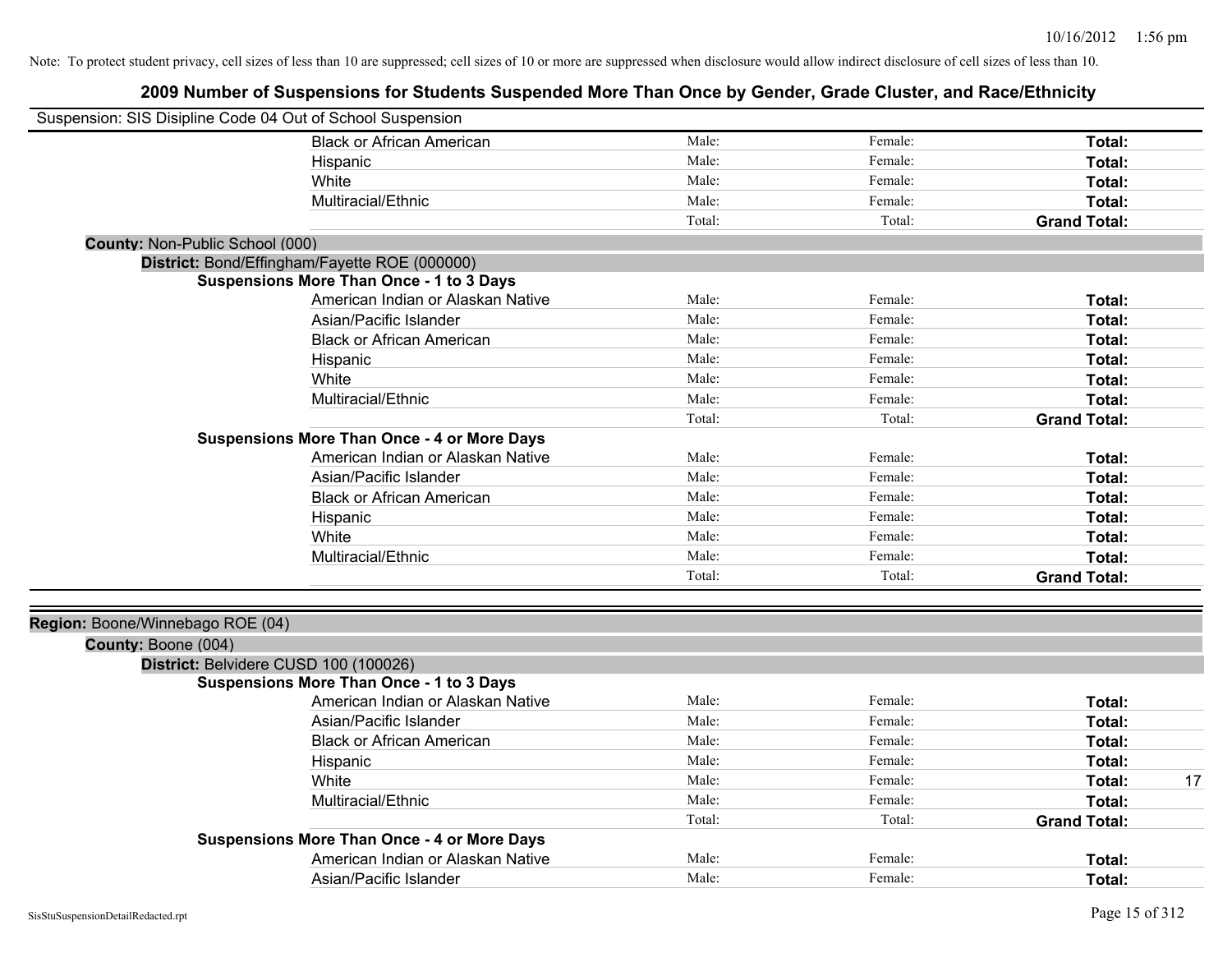Note: To protect student privacy, cell sizes of less than 10 are suppressed; cell sizes of 10 or more are suppressed when disclosure would allow indirect disclosure of cell sizes of less than 10.

# 2009 Number of Suspensions for Students Suspended More Than Once by Gender, Grade Cluster, and Race/Ethnicity

Suspension: SIS Disipline Code 04 Out of School Suspension

| | | | | | |
|---|---|---|---|---|---|
| Black or African American | Male: | Female: | **Total:** | |
| Hispanic | Male: | Female: | **Total:** | |
| White | Male: | Female: | **Total:** | |
| Multiracial/Ethnic | Male: | Female: | **Total:** | |
| | Total: | Total: | **Grand Total:** | |

**County:** Non-Public School (000)

**District:** Bond/Effingham/Fayette ROE (000000)

**Suspensions More Than Once - 1 to 3 Days**

| | | | | |
|---|---|---|---|---|
| American Indian or Alaskan Native | Male: | Female: | **Total:** | |
| Asian/Pacific Islander | Male: | Female: | **Total:** | |
| Black or African American | Male: | Female: | **Total:** | |
| Hispanic | Male: | Female: | **Total:** | |
| White | Male: | Female: | **Total:** | |
| Multiracial/Ethnic | Male: | Female: | **Total:** | |
| | Total: | Total: | **Grand Total:** | |

**Suspensions More Than Once - 4 or More Days**

| | | | | |
|---|---|---|---|---|
| American Indian or Alaskan Native | Male: | Female: | **Total:** | |
| Asian/Pacific Islander | Male: | Female: | **Total:** | |
| Black or African American | Male: | Female: | **Total:** | |
| Hispanic | Male: | Female: | **Total:** | |
| White | Male: | Female: | **Total:** | |
| Multiracial/Ethnic | Male: | Female: | **Total:** | |
| | Total: | Total: | **Grand Total:** | |

**Region:** Boone/Winnebago ROE (04)

**County:** Boone (004)

**District:** Belvidere CUSD 100 (100026)

**Suspensions More Than Once - 1 to 3 Days**

| | | | | |
|---|---|---|---|---|
| American Indian or Alaskan Native | Male: | Female: | **Total:** | |
| Asian/Pacific Islander | Male: | Female: | **Total:** | |
| Black or African American | Male: | Female: | **Total:** | |
| Hispanic | Male: | Female: | **Total:** | |
| White | Male: | Female: | **Total:** | 17 |
| Multiracial/Ethnic | Male: | Female: | **Total:** | |
| | Total: | Total: | **Grand Total:** | |

**Suspensions More Than Once - 4 or More Days**

| | | | | |
|---|---|---|---|---|
| American Indian or Alaskan Native | Male: | Female: | **Total:** | |
| Asian/Pacific Islander | Male: | Female: | **Total:** | |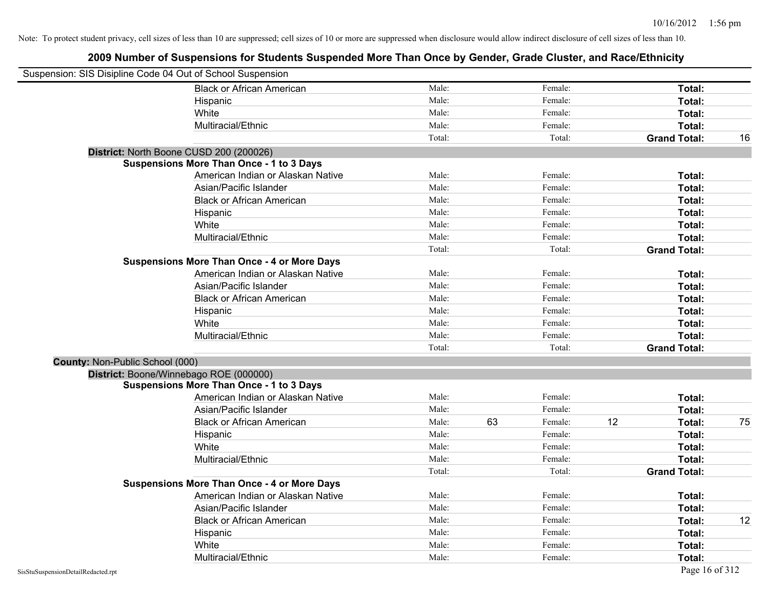Note: To protect student privacy, cell sizes of less than 10 are suppressed; cell sizes of 10 or more are suppressed when disclosure would allow indirect disclosure of cell sizes of less than 10.

# 2009 Number of Suspensions for Students Suspended More Than Once by Gender, Grade Cluster, and Race/Ethnicity

Suspension: SIS Disipline Code 04 Out of School Suspension

| | Male | | Female | | | |
|---|---|---|---|---|---|---|
| Black or African American | Male: | | Female: | | Total: | |
| Hispanic | Male: | | Female: | | Total: | |
| White | Male: | | Female: | | Total: | |
| Multiracial/Ethnic | Male: | | Female: | | Total: | |
| | Total: | | Total: | | Grand Total: | 16 |

**District:** North Boone CUSD 200 (200026)

**Suspensions More Than Once - 1 to 3 Days**

| | Male | | Female | | | |
|---|---|---|---|---|---|---|
| American Indian or Alaskan Native | Male: | | Female: | | Total: | |
| Asian/Pacific Islander | Male: | | Female: | | Total: | |
| Black or African American | Male: | | Female: | | Total: | |
| Hispanic | Male: | | Female: | | Total: | |
| White | Male: | | Female: | | Total: | |
| Multiracial/Ethnic | Male: | | Female: | | Total: | |
| | Total: | | Total: | | Grand Total: | |

**Suspensions More Than Once - 4 or More Days**

| | Male | | Female | | | |
|---|---|---|---|---|---|---|
| American Indian or Alaskan Native | Male: | | Female: | | Total: | |
| Asian/Pacific Islander | Male: | | Female: | | Total: | |
| Black or African American | Male: | | Female: | | Total: | |
| Hispanic | Male: | | Female: | | Total: | |
| White | Male: | | Female: | | Total: | |
| Multiracial/Ethnic | Male: | | Female: | | Total: | |
| | Total: | | Total: | | Grand Total: | |

**County:** Non-Public School (000)

**District:** Boone/Winnebago ROE (000000)

**Suspensions More Than Once - 1 to 3 Days**

| | Male | | Female | | | |
|---|---|---|---|---|---|---|
| American Indian or Alaskan Native | Male: | | Female: | | Total: | |
| Asian/Pacific Islander | Male: | | Female: | | Total: | |
| Black or African American | Male: | 63 | Female: | 12 | Total: | 75 |
| Hispanic | Male: | | Female: | | Total: | |
| White | Male: | | Female: | | Total: | |
| Multiracial/Ethnic | Male: | | Female: | | Total: | |
| | Total: | | Total: | | Grand Total: | |

**Suspensions More Than Once - 4 or More Days**

| | Male | | Female | | | |
|---|---|---|---|---|---|---|
| American Indian or Alaskan Native | Male: | | Female: | | Total: | |
| Asian/Pacific Islander | Male: | | Female: | | Total: | |
| Black or African American | Male: | | Female: | | Total: | 12 |
| Hispanic | Male: | | Female: | | Total: | |
| White | Male: | | Female: | | Total: | |
| Multiracial/Ethnic | Male: | | Female: | | Total: | |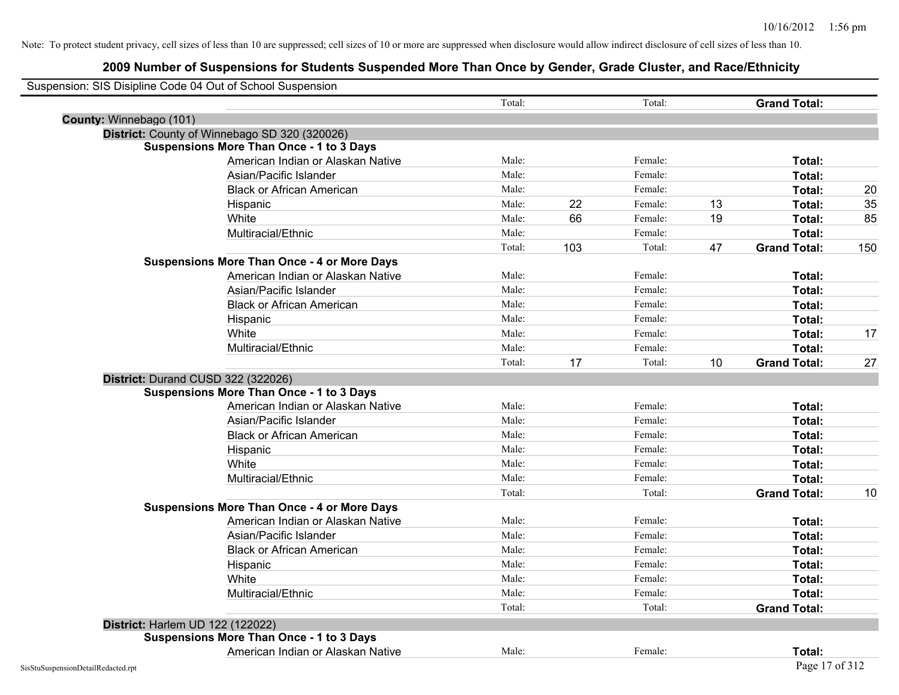Note: To protect student privacy, cell sizes of less than 10 are suppressed; cell sizes of 10 or more are suppressed when disclosure would allow indirect disclosure of cell sizes of less than 10.

# 2009 Number of Suspensions for Students Suspended More Than Once by Gender, Grade Cluster, and Race/Ethnicity

Suspension: SIS Disipline Code 04 Out of School Suspension

| | | | | | | | |
|---|---|---|---|---|---|---|---|
| | Total: | | Total: | | **Grand Total:** | |
| **County:** Winnebago (101) | | | | | | | |
| **District:** County of Winnebago SD 320 (320026) | | | | | | | |
| **Suspensions More Than Once - 1 to 3 Days** | | | | | | | |
| American Indian or Alaskan Native | Male: | | Female: | | **Total:** | |
| Asian/Pacific Islander | Male: | | Female: | | **Total:** | |
| Black or African American | Male: | | Female: | | **Total:** | 20 |
| Hispanic | Male: | 22 | Female: | 13 | **Total:** | 35 |
| White | Male: | 66 | Female: | 19 | **Total:** | 85 |
| Multiracial/Ethnic | Male: | | Female: | | **Total:** | |
| | Total: | 103 | Total: | 47 | **Grand Total:** | 150 |
| **Suspensions More Than Once - 4 or More Days** | | | | | | |
| American Indian or Alaskan Native | Male: | | Female: | | **Total:** | |
| Asian/Pacific Islander | Male: | | Female: | | **Total:** | |
| Black or African American | Male: | | Female: | | **Total:** | |
| Hispanic | Male: | | Female: | | **Total:** | |
| White | Male: | | Female: | | **Total:** | 17 |
| Multiracial/Ethnic | Male: | | Female: | | **Total:** | |
| | Total: | 17 | Total: | 10 | **Grand Total:** | 27 |
| **District:** Durand CUSD 322 (322026) | | | | | | |
| **Suspensions More Than Once - 1 to 3 Days** | | | | | | |
| American Indian or Alaskan Native | Male: | | Female: | | **Total:** | |
| Asian/Pacific Islander | Male: | | Female: | | **Total:** | |
| Black or African American | Male: | | Female: | | **Total:** | |
| Hispanic | Male: | | Female: | | **Total:** | |
| White | Male: | | Female: | | **Total:** | |
| Multiracial/Ethnic | Male: | | Female: | | **Total:** | |
| | Total: | | Total: | | **Grand Total:** | 10 |
| **Suspensions More Than Once - 4 or More Days** | | | | | | |
| American Indian or Alaskan Native | Male: | | Female: | | **Total:** | |
| Asian/Pacific Islander | Male: | | Female: | | **Total:** | |
| Black or African American | Male: | | Female: | | **Total:** | |
| Hispanic | Male: | | Female: | | **Total:** | |
| White | Male: | | Female: | | **Total:** | |
| Multiracial/Ethnic | Male: | | Female: | | **Total:** | |
| | Total: | | Total: | | **Grand Total:** | |
| **District:** Harlem UD 122 (122022) | | | | | | |
| **Suspensions More Than Once - 1 to 3 Days** | | | | | | |
| American Indian or Alaskan Native | Male: | | Female: | | **Total:** | |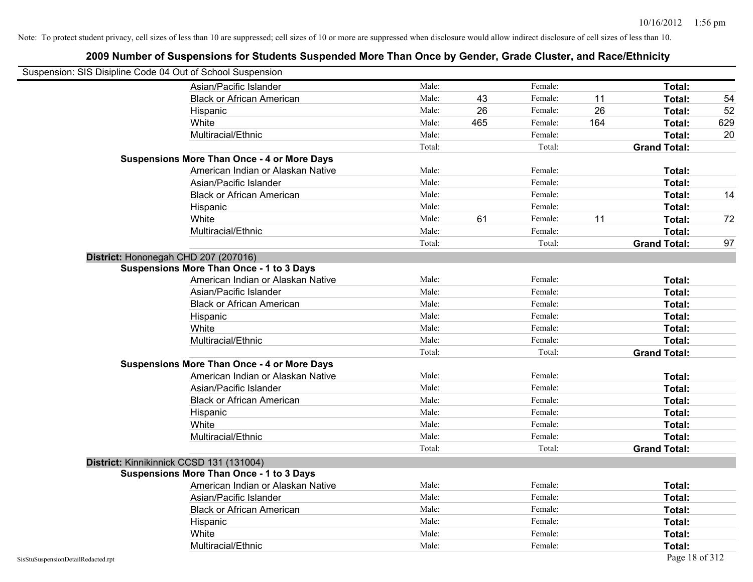Note: To protect student privacy, cell sizes of less than 10 are suppressed; cell sizes of 10 or more are suppressed when disclosure would allow indirect disclosure of cell sizes of less than 10.

## 2009 Number of Suspensions for Students Suspended More Than Once by Gender, Grade Cluster, and Race/Ethnicity

Suspension: SIS Disipline Code 04 Out of School Suspension

| | | | | | | | |
|---|---|---|---|---|---|---|---|
| Asian/Pacific Islander | Male: | | Female: | | **Total:** | |
| Black or African American | Male: | 43 | Female: | 11 | **Total:** | 54 |
| Hispanic | Male: | 26 | Female: | 26 | **Total:** | 52 |
| White | Male: | 465 | Female: | 164 | **Total:** | 629 |
| Multiracial/Ethnic | Male: | | Female: | | **Total:** | 20 |
| | Total: | | Total: | | **Grand Total:** | |

**Suspensions More Than Once - 4 or More Days**

| | | | | | | |
|---|---|---|---|---|---|---|
| American Indian or Alaskan Native | Male: | | Female: | | **Total:** | |
| Asian/Pacific Islander | Male: | | Female: | | **Total:** | |
| Black or African American | Male: | | Female: | | **Total:** | 14 |
| Hispanic | Male: | | Female: | | **Total:** | |
| White | Male: | 61 | Female: | 11 | **Total:** | 72 |
| Multiracial/Ethnic | Male: | | Female: | | **Total:** | |
| | Total: | | Total: | | **Grand Total:** | 97 |

**District:** Hononegah CHD 207 (207016)

**Suspensions More Than Once - 1 to 3 Days**

| | | | | | | |
|---|---|---|---|---|---|---|
| American Indian or Alaskan Native | Male: | | Female: | | **Total:** | |
| Asian/Pacific Islander | Male: | | Female: | | **Total:** | |
| Black or African American | Male: | | Female: | | **Total:** | |
| Hispanic | Male: | | Female: | | **Total:** | |
| White | Male: | | Female: | | **Total:** | |
| Multiracial/Ethnic | Male: | | Female: | | **Total:** | |
| | Total: | | Total: | | **Grand Total:** | |

**Suspensions More Than Once - 4 or More Days**

| | | | | | | |
|---|---|---|---|---|---|---|
| American Indian or Alaskan Native | Male: | | Female: | | **Total:** | |
| Asian/Pacific Islander | Male: | | Female: | | **Total:** | |
| Black or African American | Male: | | Female: | | **Total:** | |
| Hispanic | Male: | | Female: | | **Total:** | |
| White | Male: | | Female: | | **Total:** | |
| Multiracial/Ethnic | Male: | | Female: | | **Total:** | |
| | Total: | | Total: | | **Grand Total:** | |

**District:** Kinnikinnick CCSD 131 (131004)

**Suspensions More Than Once - 1 to 3 Days**

| | | | | | | |
|---|---|---|---|---|---|---|
| American Indian or Alaskan Native | Male: | | Female: | | **Total:** | |
| Asian/Pacific Islander | Male: | | Female: | | **Total:** | |
| Black or African American | Male: | | Female: | | **Total:** | |
| Hispanic | Male: | | Female: | | **Total:** | |
| White | Male: | | Female: | | **Total:** | |
| Multiracial/Ethnic | Male: | | Female: | | **Total:** | |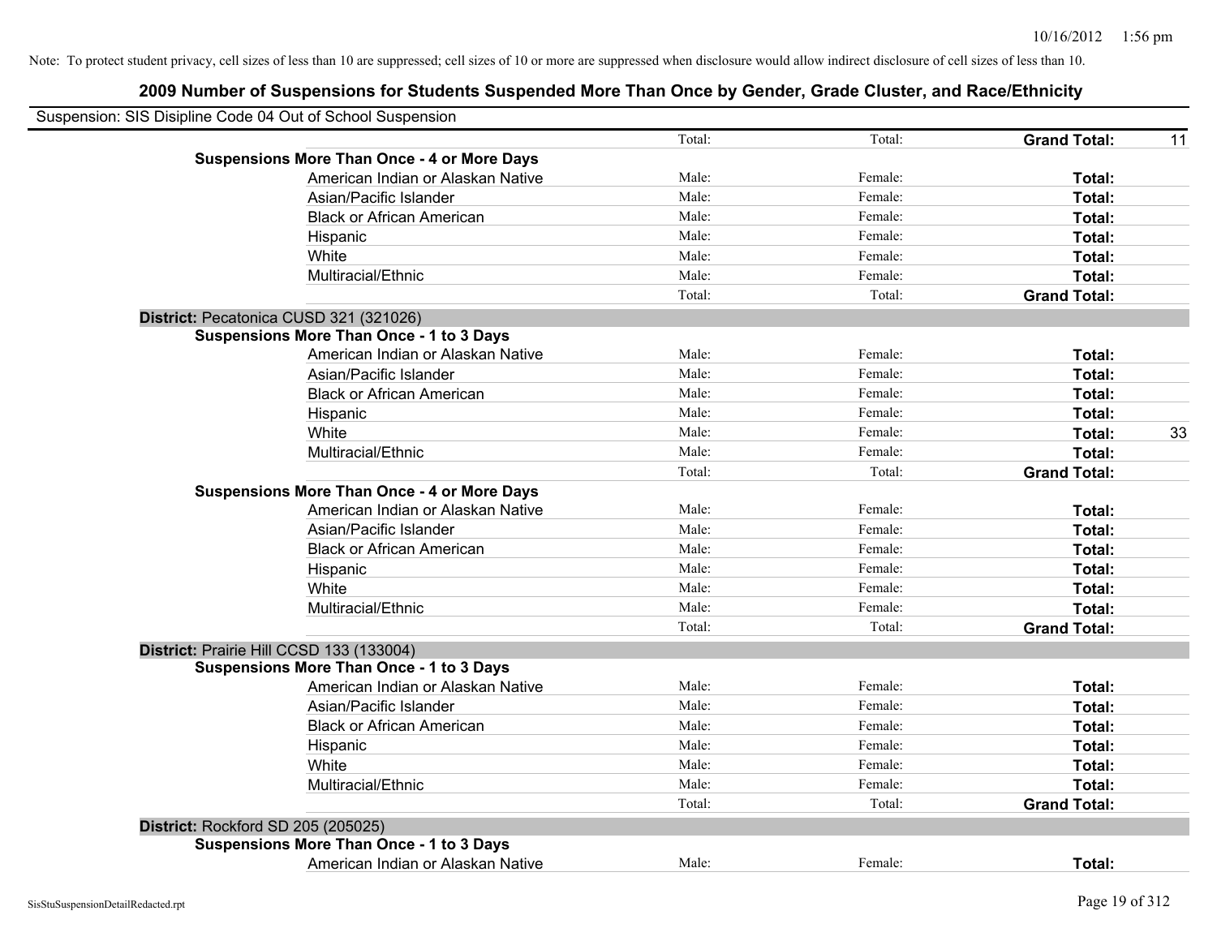Note: To protect student privacy, cell sizes of less than 10 are suppressed; cell sizes of 10 or more are suppressed when disclosure would allow indirect disclosure of cell sizes of less than 10.

## 2009 Number of Suspensions for Students Suspended More Than Once by Gender, Grade Cluster, and Race/Ethnicity

Suspension: SIS Disipline Code 04 Out of School Suspension

| | | | | | |
|---|---|---|---|---|---|
| | | Total: | Total: | **Grand Total:** | 11 |
| **Suspensions More Than Once - 4 or More Days** | | | | | |
| | American Indian or Alaskan Native | Male: | Female: | **Total:** | |
| | Asian/Pacific Islander | Male: | Female: | **Total:** | |
| | Black or African American | Male: | Female: | **Total:** | |
| | Hispanic | Male: | Female: | **Total:** | |
| | White | Male: | Female: | **Total:** | |
| | Multiracial/Ethnic | Male: | Female: | **Total:** | |
| | | Total: | Total: | **Grand Total:** | |
| **District:** Pecatonica CUSD 321 (321026) | | | | | |
| **Suspensions More Than Once - 1 to 3 Days** | | | | | |
| | American Indian or Alaskan Native | Male: | Female: | **Total:** | |
| | Asian/Pacific Islander | Male: | Female: | **Total:** | |
| | Black or African American | Male: | Female: | **Total:** | |
| | Hispanic | Male: | Female: | **Total:** | |
| | White | Male: | Female: | **Total:** | 33 |
| | Multiracial/Ethnic | Male: | Female: | **Total:** | |
| | | Total: | Total: | **Grand Total:** | |
| **Suspensions More Than Once - 4 or More Days** | | | | | |
| | American Indian or Alaskan Native | Male: | Female: | **Total:** | |
| | Asian/Pacific Islander | Male: | Female: | **Total:** | |
| | Black or African American | Male: | Female: | **Total:** | |
| | Hispanic | Male: | Female: | **Total:** | |
| | White | Male: | Female: | **Total:** | |
| | Multiracial/Ethnic | Male: | Female: | **Total:** | |
| | | Total: | Total: | **Grand Total:** | |
| **District:** Prairie Hill CCSD 133 (133004) | | | | | |
| **Suspensions More Than Once - 1 to 3 Days** | | | | | |
| | American Indian or Alaskan Native | Male: | Female: | **Total:** | |
| | Asian/Pacific Islander | Male: | Female: | **Total:** | |
| | Black or African American | Male: | Female: | **Total:** | |
| | Hispanic | Male: | Female: | **Total:** | |
| | White | Male: | Female: | **Total:** | |
| | Multiracial/Ethnic | Male: | Female: | **Total:** | |
| | | Total: | Total: | **Grand Total:** | |
| **District:** Rockford SD 205 (205025) | | | | | |
| **Suspensions More Than Once - 1 to 3 Days** | | | | | |
| | American Indian or Alaskan Native | Male: | Female: | **Total:** | |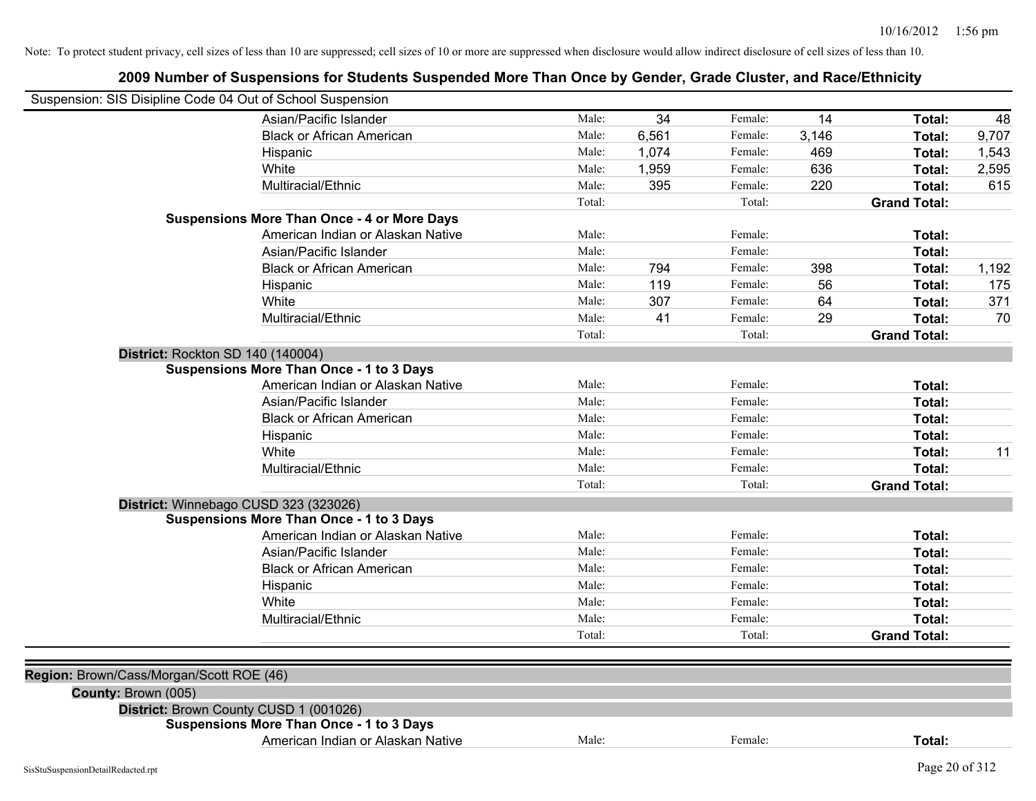Note: To protect student privacy, cell sizes of less than 10 are suppressed; cell sizes of 10 or more are suppressed when disclosure would allow indirect disclosure of cell sizes of less than 10.

# 2009 Number of Suspensions for Students Suspended More Than Once by Gender, Grade Cluster, and Race/Ethnicity

Suspension: SIS Disipline Code 04 Out of School Suspension

| | | | | | | |
|---|---|---|---|---|---|---|
| Asian/Pacific Islander | Male: | 34 | Female: | 14 | **Total:** | 48 |
| Black or African American | Male: | 6,561 | Female: | 3,146 | **Total:** | 9,707 |
| Hispanic | Male: | 1,074 | Female: | 469 | **Total:** | 1,543 |
| White | Male: | 1,959 | Female: | 636 | **Total:** | 2,595 |
| Multiracial/Ethnic | Male: | 395 | Female: | 220 | **Total:** | 615 |
| | Total: | | Total: | | **Grand Total:** | |

**Suspensions More Than Once - 4 or More Days**

| | | | | | | |
|---|---|---|---|---|---|---|
| American Indian or Alaskan Native | Male: | | Female: | | **Total:** | |
| Asian/Pacific Islander | Male: | | Female: | | **Total:** | |
| Black or African American | Male: | 794 | Female: | 398 | **Total:** | 1,192 |
| Hispanic | Male: | 119 | Female: | 56 | **Total:** | 175 |
| White | Male: | 307 | Female: | 64 | **Total:** | 371 |
| Multiracial/Ethnic | Male: | 41 | Female: | 29 | **Total:** | 70 |
| | Total: | | Total: | | **Grand Total:** | |

**District:** Rockton SD 140 (140004)

**Suspensions More Than Once - 1 to 3 Days**

| | | | | | | |
|---|---|---|---|---|---|---|
| American Indian or Alaskan Native | Male: | | Female: | | **Total:** | |
| Asian/Pacific Islander | Male: | | Female: | | **Total:** | |
| Black or African American | Male: | | Female: | | **Total:** | |
| Hispanic | Male: | | Female: | | **Total:** | |
| White | Male: | | Female: | | **Total:** | 11 |
| Multiracial/Ethnic | Male: | | Female: | | **Total:** | |
| | Total: | | Total: | | **Grand Total:** | |

**District:** Winnebago CUSD 323 (323026)

**Suspensions More Than Once - 1 to 3 Days**

| | | | | | | |
|---|---|---|---|---|---|---|
| American Indian or Alaskan Native | Male: | | Female: | | **Total:** | |
| Asian/Pacific Islander | Male: | | Female: | | **Total:** | |
| Black or African American | Male: | | Female: | | **Total:** | |
| Hispanic | Male: | | Female: | | **Total:** | |
| White | Male: | | Female: | | **Total:** | |
| Multiracial/Ethnic | Male: | | Female: | | **Total:** | |
| | Total: | | Total: | | **Grand Total:** | |

**Region:** Brown/Cass/Morgan/Scott ROE (46)

**County:** Brown (005)

**District:** Brown County CUSD 1 (001026)

**Suspensions More Than Once - 1 to 3 Days**

| | | | | | | |
|---|---|---|---|---|---|---|
| American Indian or Alaskan Native | Male: | | Female: | | **Total:** | |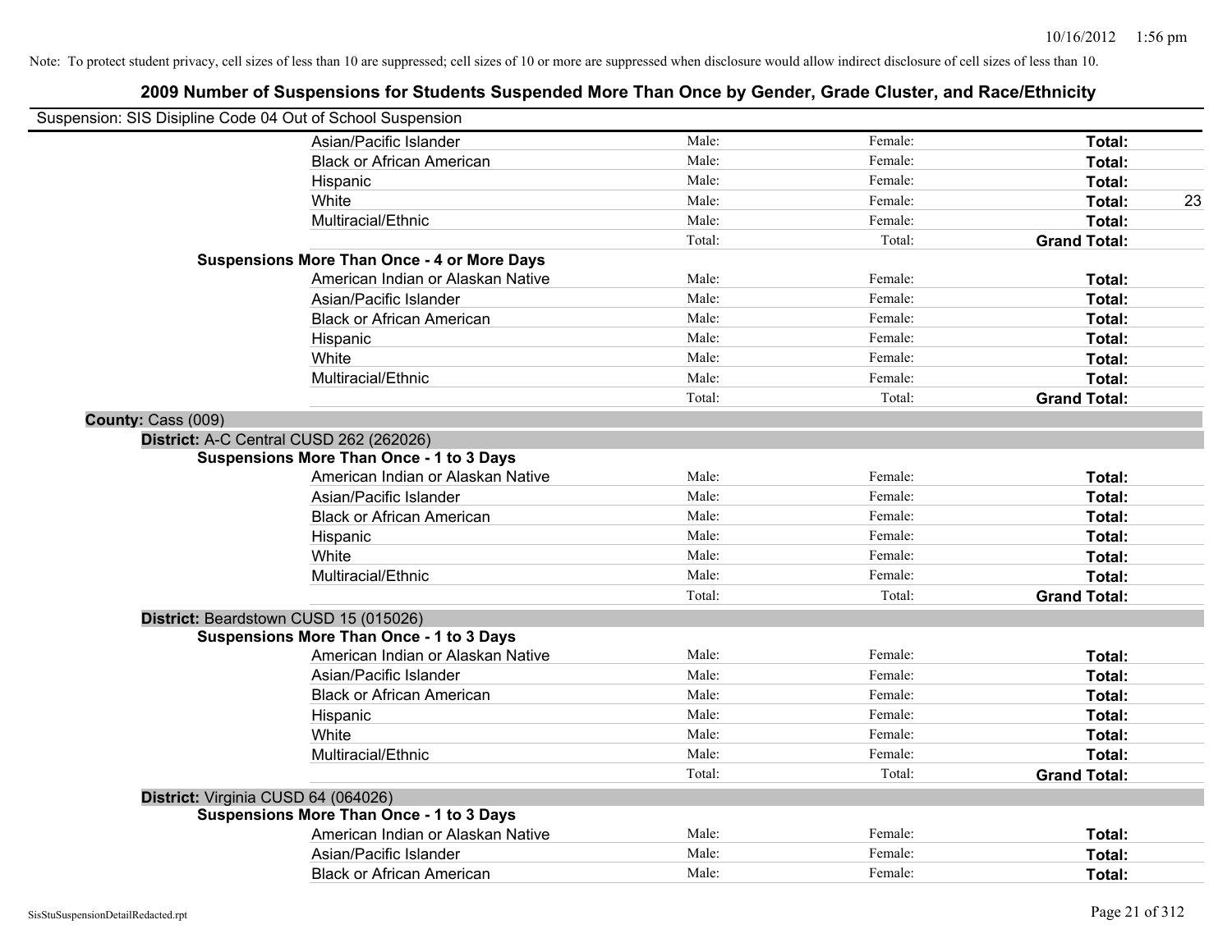Note: To protect student privacy, cell sizes of less than 10 are suppressed; cell sizes of 10 or more are suppressed when disclosure would allow indirect disclosure of cell sizes of less than 10.

## 2009 Number of Suspensions for Students Suspended More Than Once by Gender, Grade Cluster, and Race/Ethnicity

Suspension: SIS Disipline Code 04 Out of School Suspension

| | | | | |
|---|---|---|---|---|
| Asian/Pacific Islander | Male: | Female: | **Total:** | |
| Black or African American | Male: | Female: | **Total:** | |
| Hispanic | Male: | Female: | **Total:** | |
| White | Male: | Female: | **Total:** | 23 |
| Multiracial/Ethnic | Male: | Female: | **Total:** | |
| | Total: | Total: | **Grand Total:** | |

**Suspensions More Than Once - 4 or More Days**

| | | | | |
|---|---|---|---|---|
| American Indian or Alaskan Native | Male: | Female: | **Total:** | |
| Asian/Pacific Islander | Male: | Female: | **Total:** | |
| Black or African American | Male: | Female: | **Total:** | |
| Hispanic | Male: | Female: | **Total:** | |
| White | Male: | Female: | **Total:** | |
| Multiracial/Ethnic | Male: | Female: | **Total:** | |
| | Total: | Total: | **Grand Total:** | |

**County:** Cass (009)

**District:** A-C Central CUSD 262 (262026)

**Suspensions More Than Once - 1 to 3 Days**

| | | | | |
|---|---|---|---|---|
| American Indian or Alaskan Native | Male: | Female: | **Total:** | |
| Asian/Pacific Islander | Male: | Female: | **Total:** | |
| Black or African American | Male: | Female: | **Total:** | |
| Hispanic | Male: | Female: | **Total:** | |
| White | Male: | Female: | **Total:** | |
| Multiracial/Ethnic | Male: | Female: | **Total:** | |
| | Total: | Total: | **Grand Total:** | |

**District:** Beardstown CUSD 15 (015026)

**Suspensions More Than Once - 1 to 3 Days**

| | | | | |
|---|---|---|---|---|
| American Indian or Alaskan Native | Male: | Female: | **Total:** | |
| Asian/Pacific Islander | Male: | Female: | **Total:** | |
| Black or African American | Male: | Female: | **Total:** | |
| Hispanic | Male: | Female: | **Total:** | |
| White | Male: | Female: | **Total:** | |
| Multiracial/Ethnic | Male: | Female: | **Total:** | |
| | Total: | Total: | **Grand Total:** | |

**District:** Virginia CUSD 64 (064026)

**Suspensions More Than Once - 1 to 3 Days**

| | | | | |
|---|---|---|---|---|
| American Indian or Alaskan Native | Male: | Female: | **Total:** | |
| Asian/Pacific Islander | Male: | Female: | **Total:** | |
| Black or African American | Male: | Female: | **Total:** | |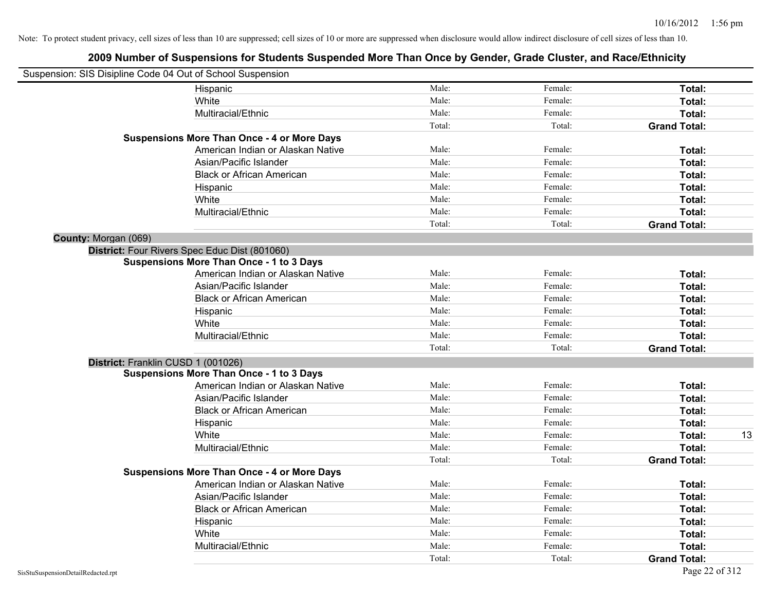Note: To protect student privacy, cell sizes of less than 10 are suppressed; cell sizes of 10 or more are suppressed when disclosure would allow indirect disclosure of cell sizes of less than 10.

## 2009 Number of Suspensions for Students Suspended More Than Once by Gender, Grade Cluster, and Race/Ethnicity

Suspension: SIS Disipline Code 04 Out of School Suspension

| | | | | |
|---|---|---|---|---|
| Hispanic | Male: | Female: | **Total:** | |
| White | Male: | Female: | **Total:** | |
| Multiracial/Ethnic | Male: | Female: | **Total:** | |
| | Total: | Total: | **Grand Total:** | |

**Suspensions More Than Once - 4 or More Days**

| | | | | |
|---|---|---|---|---|
| American Indian or Alaskan Native | Male: | Female: | **Total:** | |
| Asian/Pacific Islander | Male: | Female: | **Total:** | |
| Black or African American | Male: | Female: | **Total:** | |
| Hispanic | Male: | Female: | **Total:** | |
| White | Male: | Female: | **Total:** | |
| Multiracial/Ethnic | Male: | Female: | **Total:** | |
| | Total: | Total: | **Grand Total:** | |

**County:** Morgan (069)

**District:** Four Rivers Spec Educ Dist (801060)

**Suspensions More Than Once - 1 to 3 Days**

| | | | | |
|---|---|---|---|---|
| American Indian or Alaskan Native | Male: | Female: | **Total:** | |
| Asian/Pacific Islander | Male: | Female: | **Total:** | |
| Black or African American | Male: | Female: | **Total:** | |
| Hispanic | Male: | Female: | **Total:** | |
| White | Male: | Female: | **Total:** | |
| Multiracial/Ethnic | Male: | Female: | **Total:** | |
| | Total: | Total: | **Grand Total:** | |

**District:** Franklin CUSD 1 (001026)

**Suspensions More Than Once - 1 to 3 Days**

| | | | | |
|---|---|---|---|---|
| American Indian or Alaskan Native | Male: | Female: | **Total:** | |
| Asian/Pacific Islander | Male: | Female: | **Total:** | |
| Black or African American | Male: | Female: | **Total:** | |
| Hispanic | Male: | Female: | **Total:** | |
| White | Male: | Female: | **Total:** | 13 |
| Multiracial/Ethnic | Male: | Female: | **Total:** | |
| | Total: | Total: | **Grand Total:** | |

**Suspensions More Than Once - 4 or More Days**

| | | | | |
|---|---|---|---|---|
| American Indian or Alaskan Native | Male: | Female: | **Total:** | |
| Asian/Pacific Islander | Male: | Female: | **Total:** | |
| Black or African American | Male: | Female: | **Total:** | |
| Hispanic | Male: | Female: | **Total:** | |
| White | Male: | Female: | **Total:** | |
| Multiracial/Ethnic | Male: | Female: | **Total:** | |
| | Total: | Total: | **Grand Total:** | |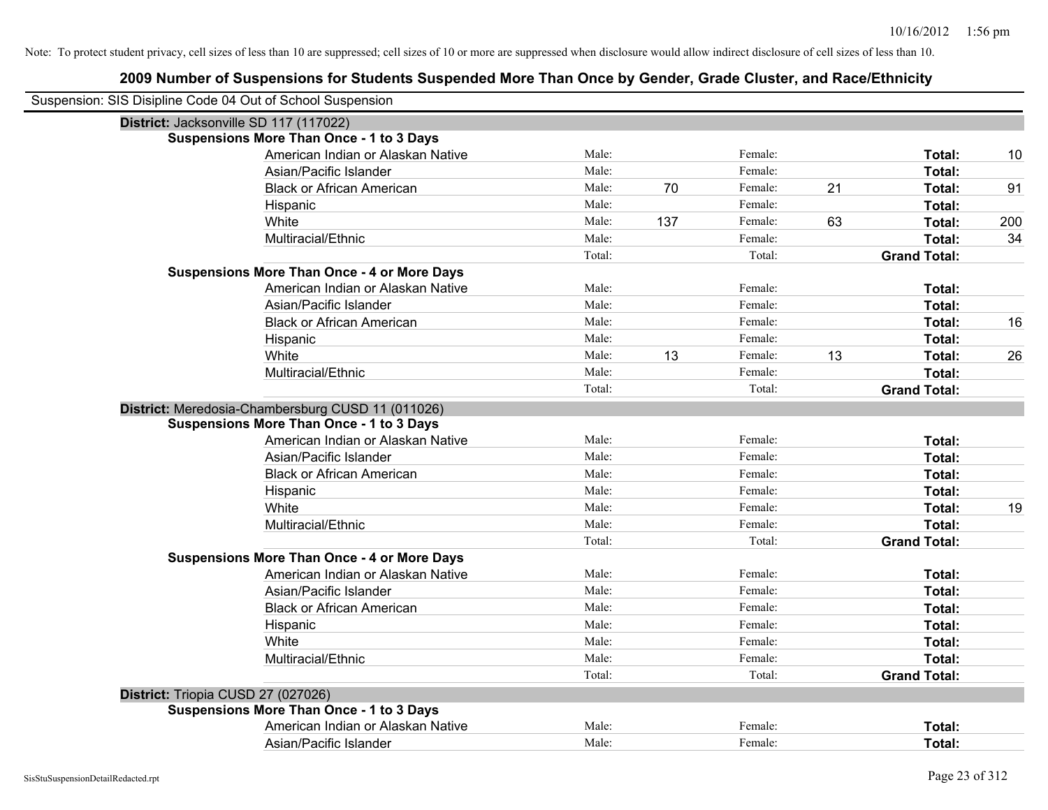Note: To protect student privacy, cell sizes of less than 10 are suppressed; cell sizes of 10 or more are suppressed when disclosure would allow indirect disclosure of cell sizes of less than 10.

# 2009 Number of Suspensions for Students Suspended More Than Once by Gender, Grade Cluster, and Race/Ethnicity

Suspension: SIS Disipline Code 04 Out of School Suspension

## District: Jacksonville SD 117 (117022)

### Suspensions More Than Once - 1 to 3 Days

| | | | | | | |
|---|---|---|---|---|---|---|
| American Indian or Alaskan Native | Male: | | Female: | | Total: | 10 |
| Asian/Pacific Islander | Male: | | Female: | | Total: | |
| Black or African American | Male: | 70 | Female: | 21 | Total: | 91 |
| Hispanic | Male: | | Female: | | Total: | |
| White | Male: | 137 | Female: | 63 | Total: | 200 |
| Multiracial/Ethnic | Male: | | Female: | | Total: | 34 |
| | Total: | | Total: | | Grand Total: | |

### Suspensions More Than Once - 4 or More Days

| | | | | | | |
|---|---|---|---|---|---|---|
| American Indian or Alaskan Native | Male: | | Female: | | Total: | |
| Asian/Pacific Islander | Male: | | Female: | | Total: | |
| Black or African American | Male: | | Female: | | Total: | 16 |
| Hispanic | Male: | | Female: | | Total: | |
| White | Male: | 13 | Female: | 13 | Total: | 26 |
| Multiracial/Ethnic | Male: | | Female: | | Total: | |
| | Total: | | Total: | | Grand Total: | |

## District: Meredosia-Chambersburg CUSD 11 (011026)

### Suspensions More Than Once - 1 to 3 Days

| | | | | | | |
|---|---|---|---|---|---|---|
| American Indian or Alaskan Native | Male: | | Female: | | Total: | |
| Asian/Pacific Islander | Male: | | Female: | | Total: | |
| Black or African American | Male: | | Female: | | Total: | |
| Hispanic | Male: | | Female: | | Total: | |
| White | Male: | | Female: | | Total: | 19 |
| Multiracial/Ethnic | Male: | | Female: | | Total: | |
| | Total: | | Total: | | Grand Total: | |

### Suspensions More Than Once - 4 or More Days

| | | | | | | |
|---|---|---|---|---|---|---|
| American Indian or Alaskan Native | Male: | | Female: | | Total: | |
| Asian/Pacific Islander | Male: | | Female: | | Total: | |
| Black or African American | Male: | | Female: | | Total: | |
| Hispanic | Male: | | Female: | | Total: | |
| White | Male: | | Female: | | Total: | |
| Multiracial/Ethnic | Male: | | Female: | | Total: | |
| | Total: | | Total: | | Grand Total: | |

## District: Triopia CUSD 27 (027026)

### Suspensions More Than Once - 1 to 3 Days

| | | | | | | |
|---|---|---|---|---|---|---|
| American Indian or Alaskan Native | Male: | | Female: | | Total: | |
| Asian/Pacific Islander | Male: | | Female: | | Total: | |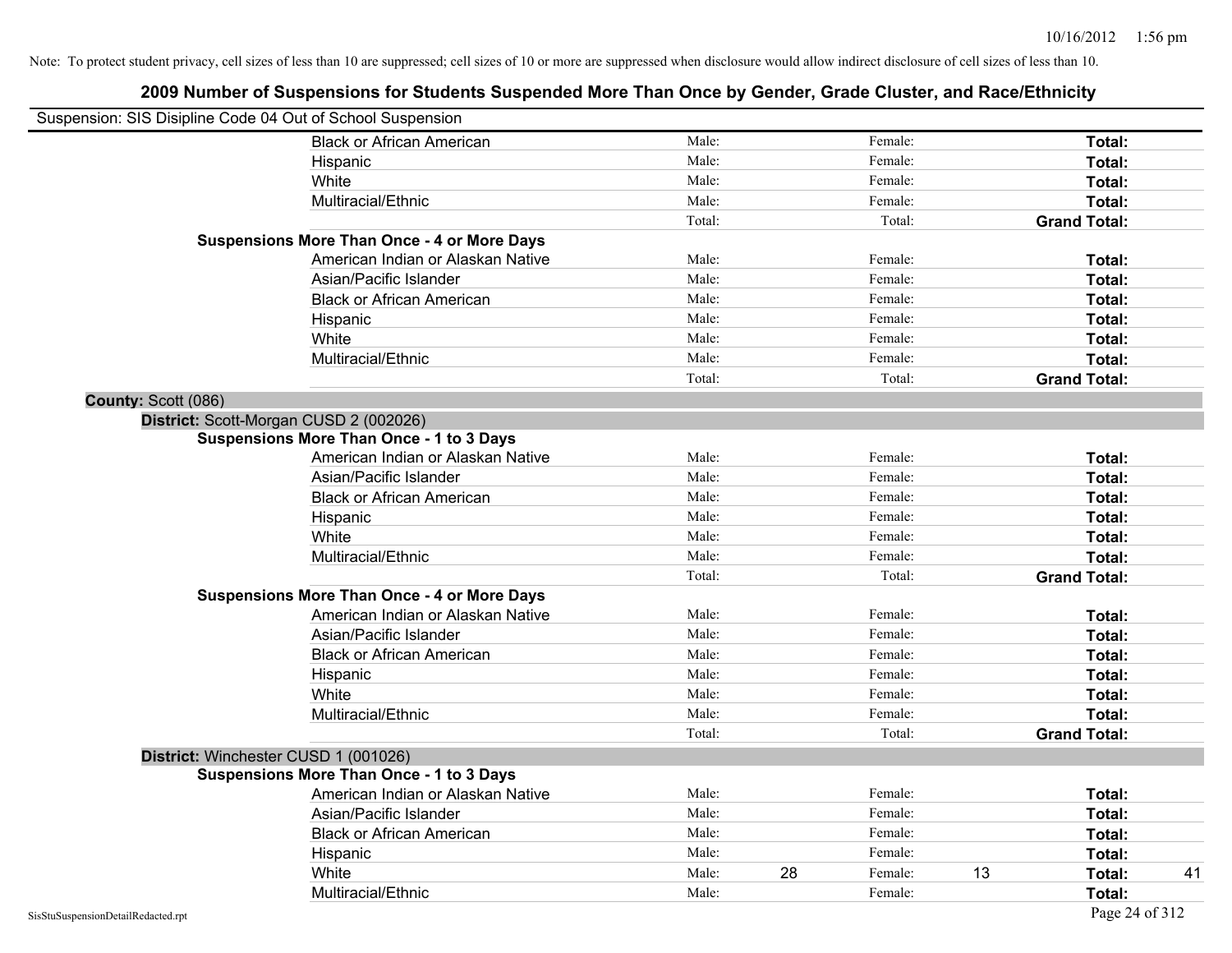Note: To protect student privacy, cell sizes of less than 10 are suppressed; cell sizes of 10 or more are suppressed when disclosure would allow indirect disclosure of cell sizes of less than 10.

## 2009 Number of Suspensions for Students Suspended More Than Once by Gender, Grade Cluster, and Race/Ethnicity

Suspension: SIS Disipline Code 04 Out of School Suspension

| | | | | | | |
|---|---|---|---|---|---|---|
| Black or African American | Male: | | Female: | | **Total:** | |
| Hispanic | Male: | | Female: | | **Total:** | |
| White | Male: | | Female: | | **Total:** | |
| Multiracial/Ethnic | Male: | | Female: | | **Total:** | |
| | Total: | | Total: | | **Grand Total:** | |

**Suspensions More Than Once - 4 or More Days**

| | | | | | | |
|---|---|---|---|---|---|---|
| American Indian or Alaskan Native | Male: | | Female: | | **Total:** | |
| Asian/Pacific Islander | Male: | | Female: | | **Total:** | |
| Black or African American | Male: | | Female: | | **Total:** | |
| Hispanic | Male: | | Female: | | **Total:** | |
| White | Male: | | Female: | | **Total:** | |
| Multiracial/Ethnic | Male: | | Female: | | **Total:** | |
| | Total: | | Total: | | **Grand Total:** | |

**County:** Scott (086)

**District:** Scott-Morgan CUSD 2 (002026)

**Suspensions More Than Once - 1 to 3 Days**

| | | | | | | |
|---|---|---|---|---|---|---|
| American Indian or Alaskan Native | Male: | | Female: | | **Total:** | |
| Asian/Pacific Islander | Male: | | Female: | | **Total:** | |
| Black or African American | Male: | | Female: | | **Total:** | |
| Hispanic | Male: | | Female: | | **Total:** | |
| White | Male: | | Female: | | **Total:** | |
| Multiracial/Ethnic | Male: | | Female: | | **Total:** | |
| | Total: | | Total: | | **Grand Total:** | |

**Suspensions More Than Once - 4 or More Days**

| | | | | | | |
|---|---|---|---|---|---|---|
| American Indian or Alaskan Native | Male: | | Female: | | **Total:** | |
| Asian/Pacific Islander | Male: | | Female: | | **Total:** | |
| Black or African American | Male: | | Female: | | **Total:** | |
| Hispanic | Male: | | Female: | | **Total:** | |
| White | Male: | | Female: | | **Total:** | |
| Multiracial/Ethnic | Male: | | Female: | | **Total:** | |
| | Total: | | Total: | | **Grand Total:** | |

**District:** Winchester CUSD 1 (001026)

**Suspensions More Than Once - 1 to 3 Days**

| | | | | | | |
|---|---|---|---|---|---|---|
| American Indian or Alaskan Native | Male: | | Female: | | **Total:** | |
| Asian/Pacific Islander | Male: | | Female: | | **Total:** | |
| Black or African American | Male: | | Female: | | **Total:** | |
| Hispanic | Male: | | Female: | | **Total:** | |
| White | Male: | 28 | Female: | 13 | **Total:** | 41 |
| Multiracial/Ethnic | Male: | | Female: | | **Total:** | |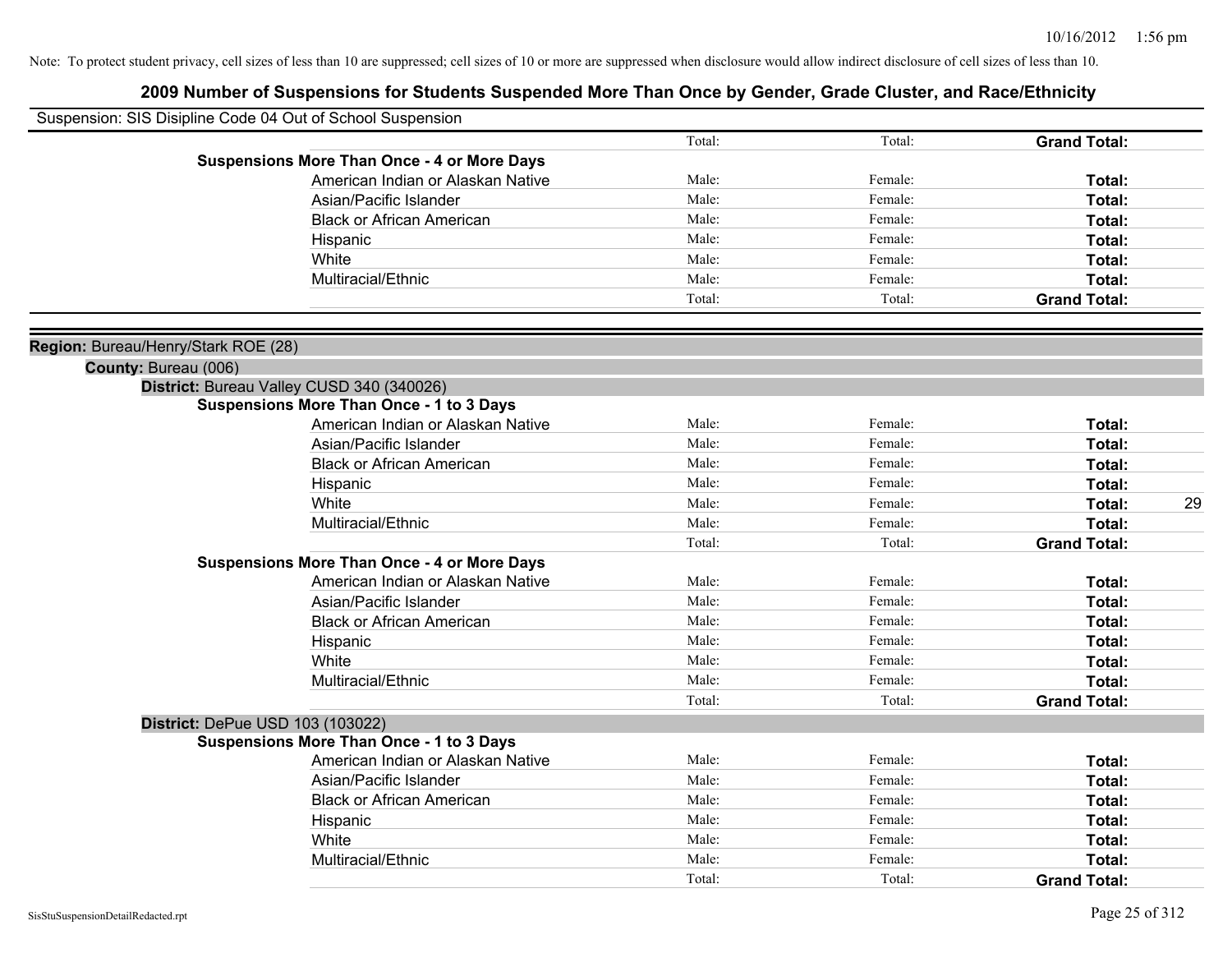10/16/2012 1:56 pm

Note: To protect student privacy, cell sizes of less than 10 are suppressed; cell sizes of 10 or more are suppressed when disclosure would allow indirect disclosure of cell sizes of less than 10.

# 2009 Number of Suspensions for Students Suspended More Than Once by Gender, Grade Cluster, and Race/Ethnicity

Suspension: SIS Disipline Code 04 Out of School Suspension

| | | | | |
|---|---|---|---|---|
| | Total: | Total: | **Grand Total:** | |
| **Suspensions More Than Once - 4 or More Days** | | | | |
| American Indian or Alaskan Native | Male: | Female: | **Total:** | |
| Asian/Pacific Islander | Male: | Female: | **Total:** | |
| Black or African American | Male: | Female: | **Total:** | |
| Hispanic | Male: | Female: | **Total:** | |
| White | Male: | Female: | **Total:** | |
| Multiracial/Ethnic | Male: | Female: | **Total:** | |
| | Total: | Total: | **Grand Total:** | |

**Region:** Bureau/Henry/Stark ROE (28)

**County:** Bureau (006)

**District:** Bureau Valley CUSD 340 (340026)

| | | | | |
|---|---|---|---|---|
| **Suspensions More Than Once - 1 to 3 Days** | | | | |
| American Indian or Alaskan Native | Male: | Female: | **Total:** | |
| Asian/Pacific Islander | Male: | Female: | **Total:** | |
| Black or African American | Male: | Female: | **Total:** | |
| Hispanic | Male: | Female: | **Total:** | |
| White | Male: | Female: | **Total:** | 29 |
| Multiracial/Ethnic | Male: | Female: | **Total:** | |
| | Total: | Total: | **Grand Total:** | |
| **Suspensions More Than Once - 4 or More Days** | | | | |
| American Indian or Alaskan Native | Male: | Female: | **Total:** | |
| Asian/Pacific Islander | Male: | Female: | **Total:** | |
| Black or African American | Male: | Female: | **Total:** | |
| Hispanic | Male: | Female: | **Total:** | |
| White | Male: | Female: | **Total:** | |
| Multiracial/Ethnic | Male: | Female: | **Total:** | |
| | Total: | Total: | **Grand Total:** | |

**District:** DePue USD 103 (103022)

| | | | | |
|---|---|---|---|---|
| **Suspensions More Than Once - 1 to 3 Days** | | | | |
| American Indian or Alaskan Native | Male: | Female: | **Total:** | |
| Asian/Pacific Islander | Male: | Female: | **Total:** | |
| Black or African American | Male: | Female: | **Total:** | |
| Hispanic | Male: | Female: | **Total:** | |
| White | Male: | Female: | **Total:** | |
| Multiracial/Ethnic | Male: | Female: | **Total:** | |
| | Total: | Total: | **Grand Total:** | |

SisStuSuspensionDetailRedacted.rpt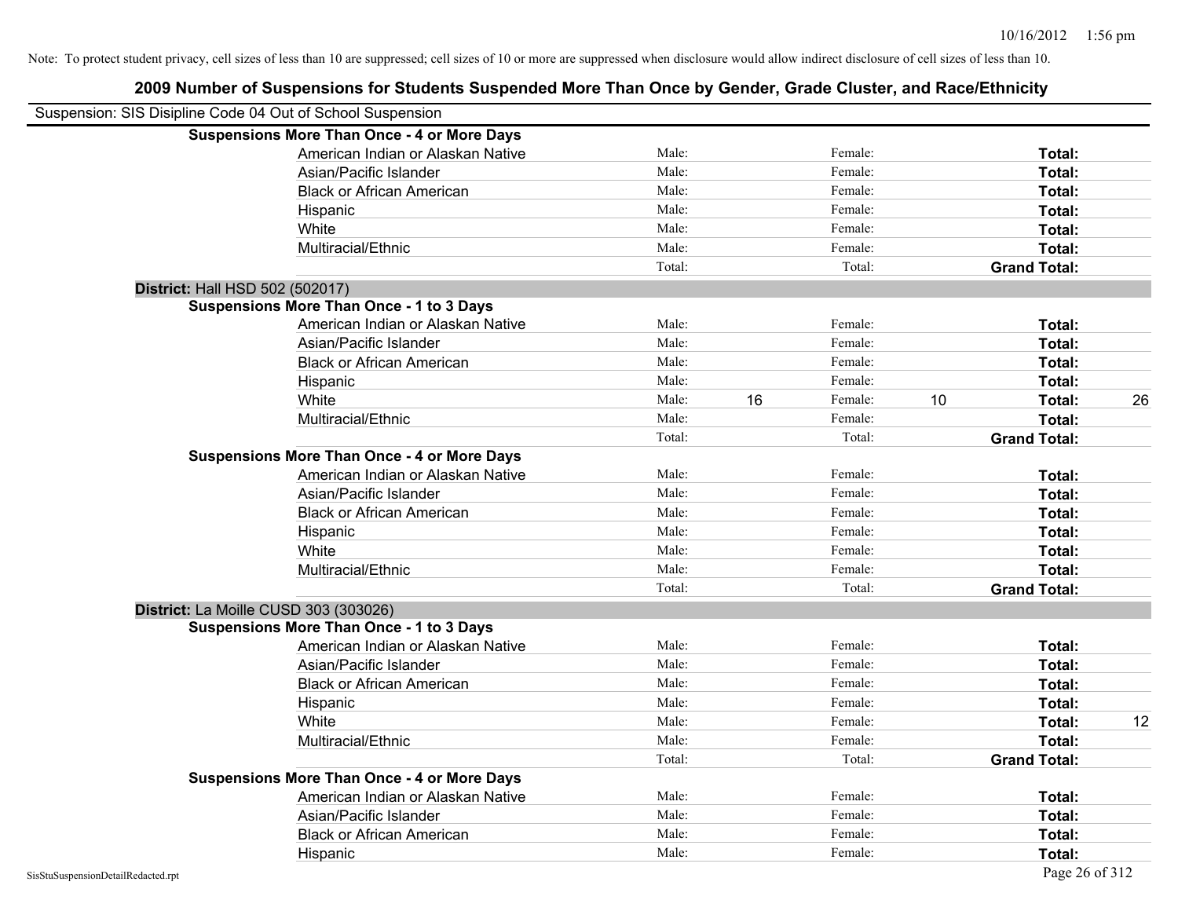Note: To protect student privacy, cell sizes of less than 10 are suppressed; cell sizes of 10 or more are suppressed when disclosure would allow indirect disclosure of cell sizes of less than 10.

## 2009 Number of Suspensions for Students Suspended More Than Once by Gender, Grade Cluster, and Race/Ethnicity

Suspension: SIS Disipline Code 04 Out of School Suspension

**Suspensions More Than Once - 4 or More Days**

| | | | | | | |
|---|---|---|---|---|---|---|
| American Indian or Alaskan Native | Male: | | Female: | | **Total:** | |
| Asian/Pacific Islander | Male: | | Female: | | **Total:** | |
| Black or African American | Male: | | Female: | | **Total:** | |
| Hispanic | Male: | | Female: | | **Total:** | |
| White | Male: | | Female: | | **Total:** | |
| Multiracial/Ethnic | Male: | | Female: | | **Total:** | |
| | Total: | | Total: | | **Grand Total:** | |

**District:** Hall HSD 502 (502017)

**Suspensions More Than Once - 1 to 3 Days**

| | | | | | | |
|---|---|---|---|---|---|---|
| American Indian or Alaskan Native | Male: | | Female: | | **Total:** | |
| Asian/Pacific Islander | Male: | | Female: | | **Total:** | |
| Black or African American | Male: | | Female: | | **Total:** | |
| Hispanic | Male: | | Female: | | **Total:** | |
| White | Male: | 16 | Female: | 10 | **Total:** | 26 |
| Multiracial/Ethnic | Male: | | Female: | | **Total:** | |
| | Total: | | Total: | | **Grand Total:** | |

**Suspensions More Than Once - 4 or More Days**

| | | | | | | |
|---|---|---|---|---|---|---|
| American Indian or Alaskan Native | Male: | | Female: | | **Total:** | |
| Asian/Pacific Islander | Male: | | Female: | | **Total:** | |
| Black or African American | Male: | | Female: | | **Total:** | |
| Hispanic | Male: | | Female: | | **Total:** | |
| White | Male: | | Female: | | **Total:** | |
| Multiracial/Ethnic | Male: | | Female: | | **Total:** | |
| | Total: | | Total: | | **Grand Total:** | |

**District:** La Moille CUSD 303 (303026)

**Suspensions More Than Once - 1 to 3 Days**

| | | | | | | |
|---|---|---|---|---|---|---|
| American Indian or Alaskan Native | Male: | | Female: | | **Total:** | |
| Asian/Pacific Islander | Male: | | Female: | | **Total:** | |
| Black or African American | Male: | | Female: | | **Total:** | |
| Hispanic | Male: | | Female: | | **Total:** | |
| White | Male: | | Female: | | **Total:** | 12 |
| Multiracial/Ethnic | Male: | | Female: | | **Total:** | |
| | Total: | | Total: | | **Grand Total:** | |

**Suspensions More Than Once - 4 or More Days**

| | | | | | | |
|---|---|---|---|---|---|---|
| American Indian or Alaskan Native | Male: | | Female: | | **Total:** | |
| Asian/Pacific Islander | Male: | | Female: | | **Total:** | |
| Black or African American | Male: | | Female: | | **Total:** | |
| Hispanic | Male: | | Female: | | **Total:** | |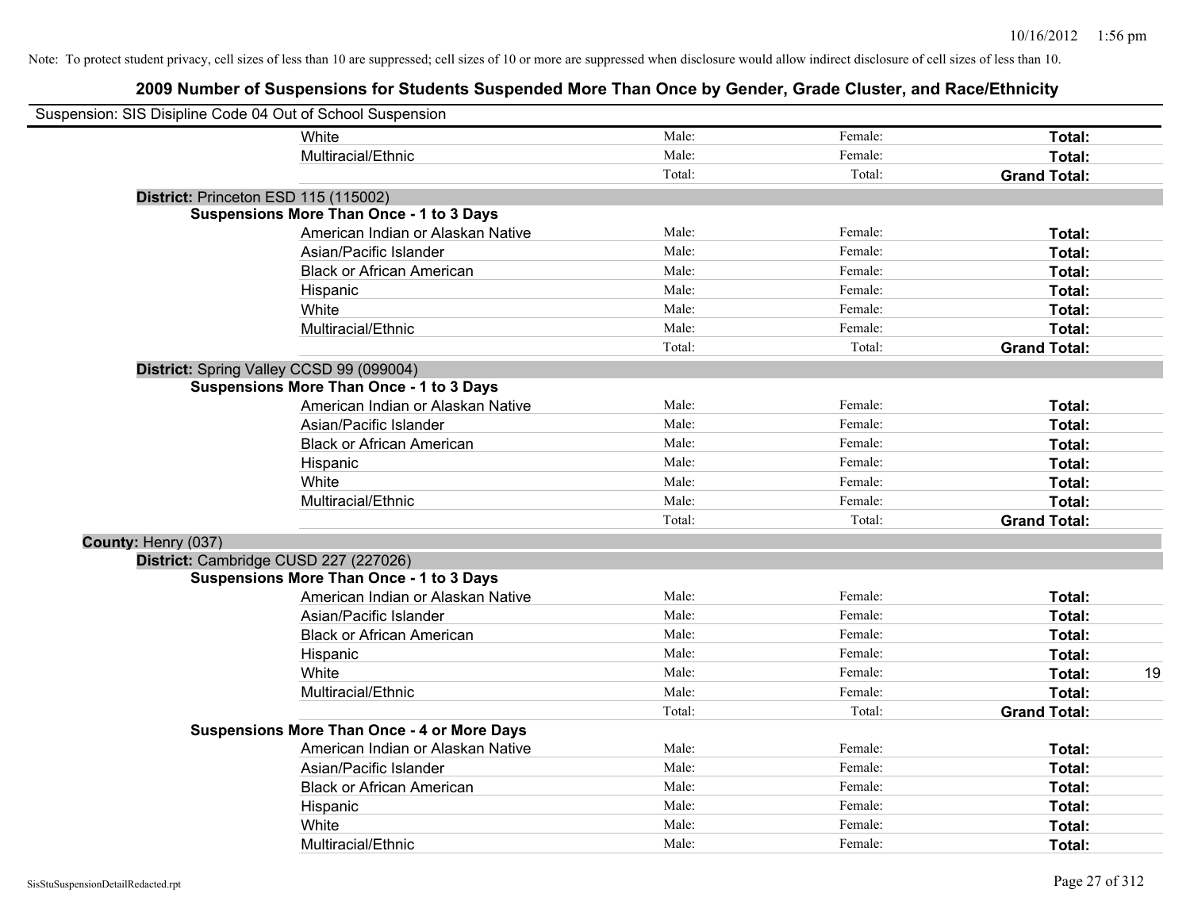Note: To protect student privacy, cell sizes of less than 10 are suppressed; cell sizes of 10 or more are suppressed when disclosure would allow indirect disclosure of cell sizes of less than 10.

## 2009 Number of Suspensions for Students Suspended More Than Once by Gender, Grade Cluster, and Race/Ethnicity

Suspension: SIS Disipline Code 04 Out of School Suspension

| | | | | |
|---|---|---|---|---|
| White | Male: | Female: | **Total:** | |
| Multiracial/Ethnic | Male: | Female: | **Total:** | |
| | Total: | Total: | **Grand Total:** | |

**District:** Princeton ESD 115 (115002)

**Suspensions More Than Once - 1 to 3 Days**

| | | | | |
|---|---|---|---|---|
| American Indian or Alaskan Native | Male: | Female: | **Total:** | |
| Asian/Pacific Islander | Male: | Female: | **Total:** | |
| Black or African American | Male: | Female: | **Total:** | |
| Hispanic | Male: | Female: | **Total:** | |
| White | Male: | Female: | **Total:** | |
| Multiracial/Ethnic | Male: | Female: | **Total:** | |
| | Total: | Total: | **Grand Total:** | |

**District:** Spring Valley CCSD 99 (099004)

**Suspensions More Than Once - 1 to 3 Days**

| | | | | |
|---|---|---|---|---|
| American Indian or Alaskan Native | Male: | Female: | **Total:** | |
| Asian/Pacific Islander | Male: | Female: | **Total:** | |
| Black or African American | Male: | Female: | **Total:** | |
| Hispanic | Male: | Female: | **Total:** | |
| White | Male: | Female: | **Total:** | |
| Multiracial/Ethnic | Male: | Female: | **Total:** | |
| | Total: | Total: | **Grand Total:** | |

**County:** Henry (037)

**District:** Cambridge CUSD 227 (227026)

**Suspensions More Than Once - 1 to 3 Days**

| | | | | |
|---|---|---|---|---|
| American Indian or Alaskan Native | Male: | Female: | **Total:** | |
| Asian/Pacific Islander | Male: | Female: | **Total:** | |
| Black or African American | Male: | Female: | **Total:** | |
| Hispanic | Male: | Female: | **Total:** | |
| White | Male: | Female: | **Total:** | 19 |
| Multiracial/Ethnic | Male: | Female: | **Total:** | |
| | Total: | Total: | **Grand Total:** | |

**Suspensions More Than Once - 4 or More Days**

| | | | | |
|---|---|---|---|---|
| American Indian or Alaskan Native | Male: | Female: | **Total:** | |
| Asian/Pacific Islander | Male: | Female: | **Total:** | |
| Black or African American | Male: | Female: | **Total:** | |
| Hispanic | Male: | Female: | **Total:** | |
| White | Male: | Female: | **Total:** | |
| Multiracial/Ethnic | Male: | Female: | **Total:** | |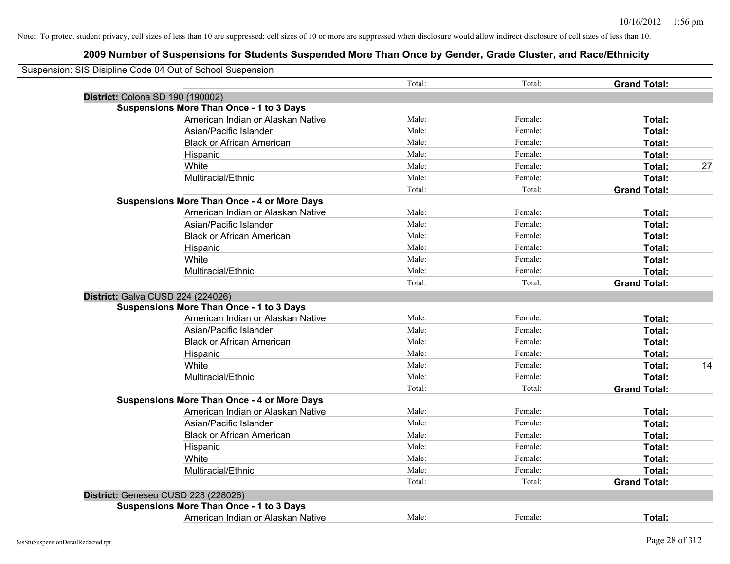Note: To protect student privacy, cell sizes of less than 10 are suppressed; cell sizes of 10 or more are suppressed when disclosure would allow indirect disclosure of cell sizes of less than 10.

## 2009 Number of Suspensions for Students Suspended More Than Once by Gender, Grade Cluster, and Race/Ethnicity

Suspension: SIS Disipline Code 04 Out of School Suspension

| | | | | | |
|---|---|---|---|---|---|
| | | Total: | Total: | **Grand Total:** | |
| **District:** Colona SD 190 (190002) | | | | | |
| **Suspensions More Than Once - 1 to 3 Days** | | | | | |
| | American Indian or Alaskan Native | Male: | Female: | **Total:** | |
| | Asian/Pacific Islander | Male: | Female: | **Total:** | |
| | Black or African American | Male: | Female: | **Total:** | |
| | Hispanic | Male: | Female: | **Total:** | |
| | White | Male: | Female: | **Total:** | 27 |
| | Multiracial/Ethnic | Male: | Female: | **Total:** | |
| | | Total: | Total: | **Grand Total:** | |
| **Suspensions More Than Once - 4 or More Days** | | | | | |
| | American Indian or Alaskan Native | Male: | Female: | **Total:** | |
| | Asian/Pacific Islander | Male: | Female: | **Total:** | |
| | Black or African American | Male: | Female: | **Total:** | |
| | Hispanic | Male: | Female: | **Total:** | |
| | White | Male: | Female: | **Total:** | |
| | Multiracial/Ethnic | Male: | Female: | **Total:** | |
| | | Total: | Total: | **Grand Total:** | |
| **District:** Galva CUSD 224 (224026) | | | | | |
| **Suspensions More Than Once - 1 to 3 Days** | | | | | |
| | American Indian or Alaskan Native | Male: | Female: | **Total:** | |
| | Asian/Pacific Islander | Male: | Female: | **Total:** | |
| | Black or African American | Male: | Female: | **Total:** | |
| | Hispanic | Male: | Female: | **Total:** | |
| | White | Male: | Female: | **Total:** | 14 |
| | Multiracial/Ethnic | Male: | Female: | **Total:** | |
| | | Total: | Total: | **Grand Total:** | |
| **Suspensions More Than Once - 4 or More Days** | | | | | |
| | American Indian or Alaskan Native | Male: | Female: | **Total:** | |
| | Asian/Pacific Islander | Male: | Female: | **Total:** | |
| | Black or African American | Male: | Female: | **Total:** | |
| | Hispanic | Male: | Female: | **Total:** | |
| | White | Male: | Female: | **Total:** | |
| | Multiracial/Ethnic | Male: | Female: | **Total:** | |
| | | Total: | Total: | **Grand Total:** | |
| **District:** Geneseo CUSD 228 (228026) | | | | | |
| **Suspensions More Than Once - 1 to 3 Days** | | | | | |
| | American Indian or Alaskan Native | Male: | Female: | **Total:** | |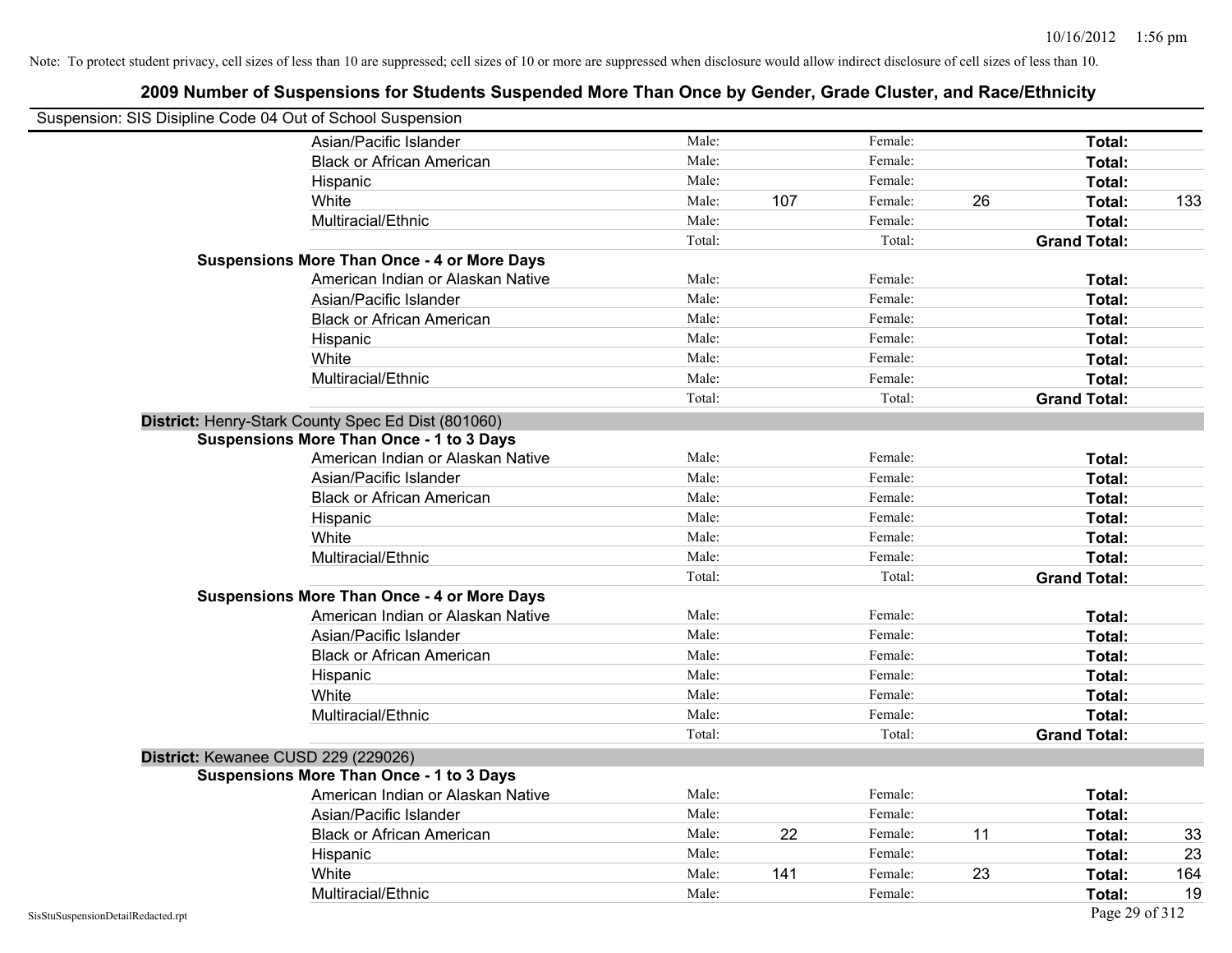Note: To protect student privacy, cell sizes of less than 10 are suppressed; cell sizes of 10 or more are suppressed when disclosure would allow indirect disclosure of cell sizes of less than 10.

## 2009 Number of Suspensions for Students Suspended More Than Once by Gender, Grade Cluster, and Race/Ethnicity

Suspension: SIS Disipline Code 04 Out of School Suspension

| | | | | | | |
|---|---|---|---|---|---|---|
| Asian/Pacific Islander | Male: | | Female: | | **Total:** | |
| Black or African American | Male: | | Female: | | **Total:** | |
| Hispanic | Male: | | Female: | | **Total:** | |
| White | Male: | 107 | Female: | 26 | **Total:** | 133 |
| Multiracial/Ethnic | Male: | | Female: | | **Total:** | |
| | Total: | | Total: | | **Grand Total:** | |
| **Suspensions More Than Once - 4 or More Days** | | | | | | |
| American Indian or Alaskan Native | Male: | | Female: | | **Total:** | |
| Asian/Pacific Islander | Male: | | Female: | | **Total:** | |
| Black or African American | Male: | | Female: | | **Total:** | |
| Hispanic | Male: | | Female: | | **Total:** | |
| White | Male: | | Female: | | **Total:** | |
| Multiracial/Ethnic | Male: | | Female: | | **Total:** | |
| | Total: | | Total: | | **Grand Total:** | |
| **District:** Henry-Stark County Spec Ed Dist (801060) | | | | | | |
| **Suspensions More Than Once - 1 to 3 Days** | | | | | | |
| American Indian or Alaskan Native | Male: | | Female: | | **Total:** | |
| Asian/Pacific Islander | Male: | | Female: | | **Total:** | |
| Black or African American | Male: | | Female: | | **Total:** | |
| Hispanic | Male: | | Female: | | **Total:** | |
| White | Male: | | Female: | | **Total:** | |
| Multiracial/Ethnic | Male: | | Female: | | **Total:** | |
| | Total: | | Total: | | **Grand Total:** | |
| **Suspensions More Than Once - 4 or More Days** | | | | | | |
| American Indian or Alaskan Native | Male: | | Female: | | **Total:** | |
| Asian/Pacific Islander | Male: | | Female: | | **Total:** | |
| Black or African American | Male: | | Female: | | **Total:** | |
| Hispanic | Male: | | Female: | | **Total:** | |
| White | Male: | | Female: | | **Total:** | |
| Multiracial/Ethnic | Male: | | Female: | | **Total:** | |
| | Total: | | Total: | | **Grand Total:** | |
| **District:** Kewanee CUSD 229 (229026) | | | | | | |
| **Suspensions More Than Once - 1 to 3 Days** | | | | | | |
| American Indian or Alaskan Native | Male: | | Female: | | **Total:** | |
| Asian/Pacific Islander | Male: | | Female: | | **Total:** | |
| Black or African American | Male: | 22 | Female: | 11 | **Total:** | 33 |
| Hispanic | Male: | | Female: | | **Total:** | 23 |
| White | Male: | 141 | Female: | 23 | **Total:** | 164 |
| Multiracial/Ethnic | Male: | | Female: | | **Total:** | 19 |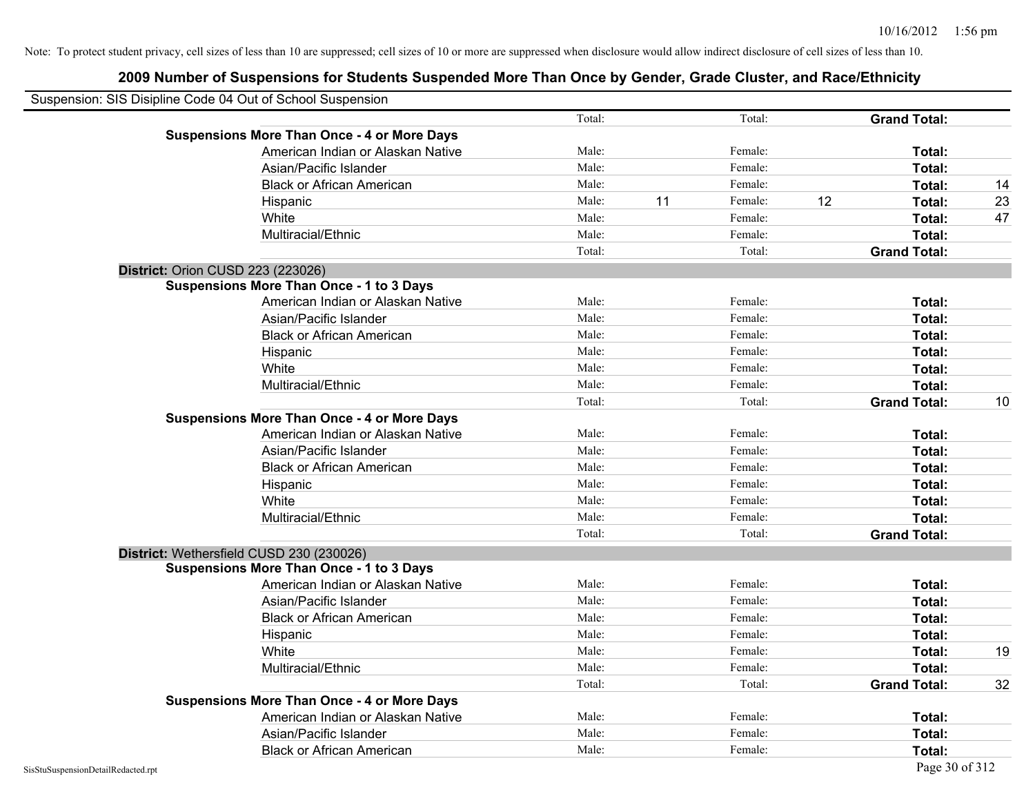Note: To protect student privacy, cell sizes of less than 10 are suppressed; cell sizes of 10 or more are suppressed when disclosure would allow indirect disclosure of cell sizes of less than 10.

## 2009 Number of Suspensions for Students Suspended More Than Once by Gender, Grade Cluster, and Race/Ethnicity

Suspension: SIS Disipline Code 04 Out of School Suspension

| | | | | | | | |
|---|---|---|---|---|---|---|---|
| | Total: | | Total: | | **Grand Total:** | |
| **Suspensions More Than Once - 4 or More Days** | | | | | | | |
| American Indian or Alaskan Native | Male: | | Female: | | **Total:** | |
| Asian/Pacific Islander | Male: | | Female: | | **Total:** | |
| Black or African American | Male: | | Female: | | **Total:** | 14 |
| Hispanic | Male: | 11 | Female: | 12 | **Total:** | 23 |
| White | Male: | | Female: | | **Total:** | 47 |
| Multiracial/Ethnic | Male: | | Female: | | **Total:** | |
| | Total: | | Total: | | **Grand Total:** | |

**District:** Orion CUSD 223 (223026)

| | | | | | | |
|---|---|---|---|---|---|---|
| **Suspensions More Than Once - 1 to 3 Days** | | | | | | |
| American Indian or Alaskan Native | Male: | | Female: | | **Total:** | |
| Asian/Pacific Islander | Male: | | Female: | | **Total:** | |
| Black or African American | Male: | | Female: | | **Total:** | |
| Hispanic | Male: | | Female: | | **Total:** | |
| White | Male: | | Female: | | **Total:** | |
| Multiracial/Ethnic | Male: | | Female: | | **Total:** | |
| | Total: | | Total: | | **Grand Total:** | 10 |
| **Suspensions More Than Once - 4 or More Days** | | | | | | |
| American Indian or Alaskan Native | Male: | | Female: | | **Total:** | |
| Asian/Pacific Islander | Male: | | Female: | | **Total:** | |
| Black or African American | Male: | | Female: | | **Total:** | |
| Hispanic | Male: | | Female: | | **Total:** | |
| White | Male: | | Female: | | **Total:** | |
| Multiracial/Ethnic | Male: | | Female: | | **Total:** | |
| | Total: | | Total: | | **Grand Total:** | |

**District:** Wethersfield CUSD 230 (230026)

| | | | | | | |
|---|---|---|---|---|---|---|
| **Suspensions More Than Once - 1 to 3 Days** | | | | | | |
| American Indian or Alaskan Native | Male: | | Female: | | **Total:** | |
| Asian/Pacific Islander | Male: | | Female: | | **Total:** | |
| Black or African American | Male: | | Female: | | **Total:** | |
| Hispanic | Male: | | Female: | | **Total:** | |
| White | Male: | | Female: | | **Total:** | 19 |
| Multiracial/Ethnic | Male: | | Female: | | **Total:** | |
| | Total: | | Total: | | **Grand Total:** | 32 |
| **Suspensions More Than Once - 4 or More Days** | | | | | | |
| American Indian or Alaskan Native | Male: | | Female: | | **Total:** | |
| Asian/Pacific Islander | Male: | | Female: | | **Total:** | |
| Black or African American | Male: | | Female: | | **Total:** | |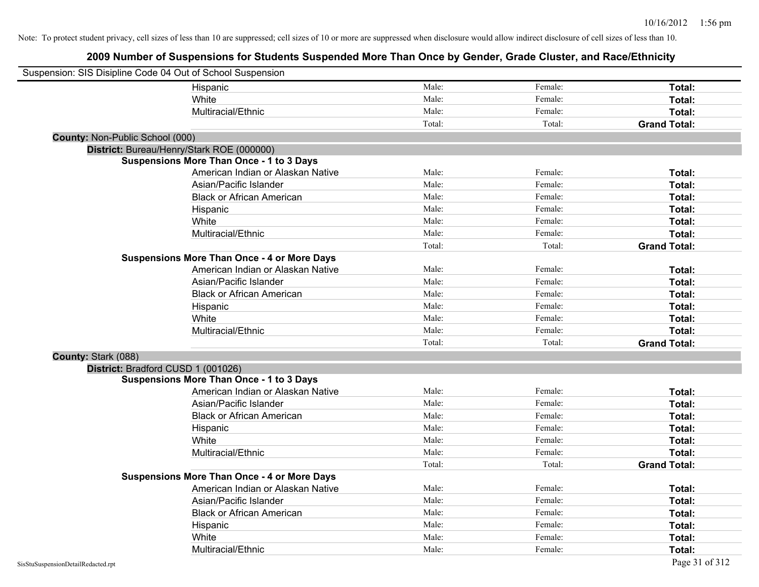Note: To protect student privacy, cell sizes of less than 10 are suppressed; cell sizes of 10 or more are suppressed when disclosure would allow indirect disclosure of cell sizes of less than 10.

# 2009 Number of Suspensions for Students Suspended More Than Once by Gender, Grade Cluster, and Race/Ethnicity

Suspension: SIS Disipline Code 04 Out of School Suspension

| | | | |
|---|---|---|---|
| Hispanic | Male: | Female: | **Total:** |
| White | Male: | Female: | **Total:** |
| Multiracial/Ethnic | Male: | Female: | **Total:** |
| | Total: | Total: | **Grand Total:** |

**County:** Non-Public School (000)

**District:** Bureau/Henry/Stark ROE (000000)

**Suspensions More Than Once - 1 to 3 Days**

| | | | |
|---|---|---|---|
| American Indian or Alaskan Native | Male: | Female: | **Total:** |
| Asian/Pacific Islander | Male: | Female: | **Total:** |
| Black or African American | Male: | Female: | **Total:** |
| Hispanic | Male: | Female: | **Total:** |
| White | Male: | Female: | **Total:** |
| Multiracial/Ethnic | Male: | Female: | **Total:** |
| | Total: | Total: | **Grand Total:** |

**Suspensions More Than Once - 4 or More Days**

| | | | |
|---|---|---|---|
| American Indian or Alaskan Native | Male: | Female: | **Total:** |
| Asian/Pacific Islander | Male: | Female: | **Total:** |
| Black or African American | Male: | Female: | **Total:** |
| Hispanic | Male: | Female: | **Total:** |
| White | Male: | Female: | **Total:** |
| Multiracial/Ethnic | Male: | Female: | **Total:** |
| | Total: | Total: | **Grand Total:** |

**County:** Stark (088)

**District:** Bradford CUSD 1 (001026)

**Suspensions More Than Once - 1 to 3 Days**

| | | | |
|---|---|---|---|
| American Indian or Alaskan Native | Male: | Female: | **Total:** |
| Asian/Pacific Islander | Male: | Female: | **Total:** |
| Black or African American | Male: | Female: | **Total:** |
| Hispanic | Male: | Female: | **Total:** |
| White | Male: | Female: | **Total:** |
| Multiracial/Ethnic | Male: | Female: | **Total:** |
| | Total: | Total: | **Grand Total:** |

**Suspensions More Than Once - 4 or More Days**

| | | | |
|---|---|---|---|
| American Indian or Alaskan Native | Male: | Female: | **Total:** |
| Asian/Pacific Islander | Male: | Female: | **Total:** |
| Black or African American | Male: | Female: | **Total:** |
| Hispanic | Male: | Female: | **Total:** |
| White | Male: | Female: | **Total:** |
| Multiracial/Ethnic | Male: | Female: | **Total:** |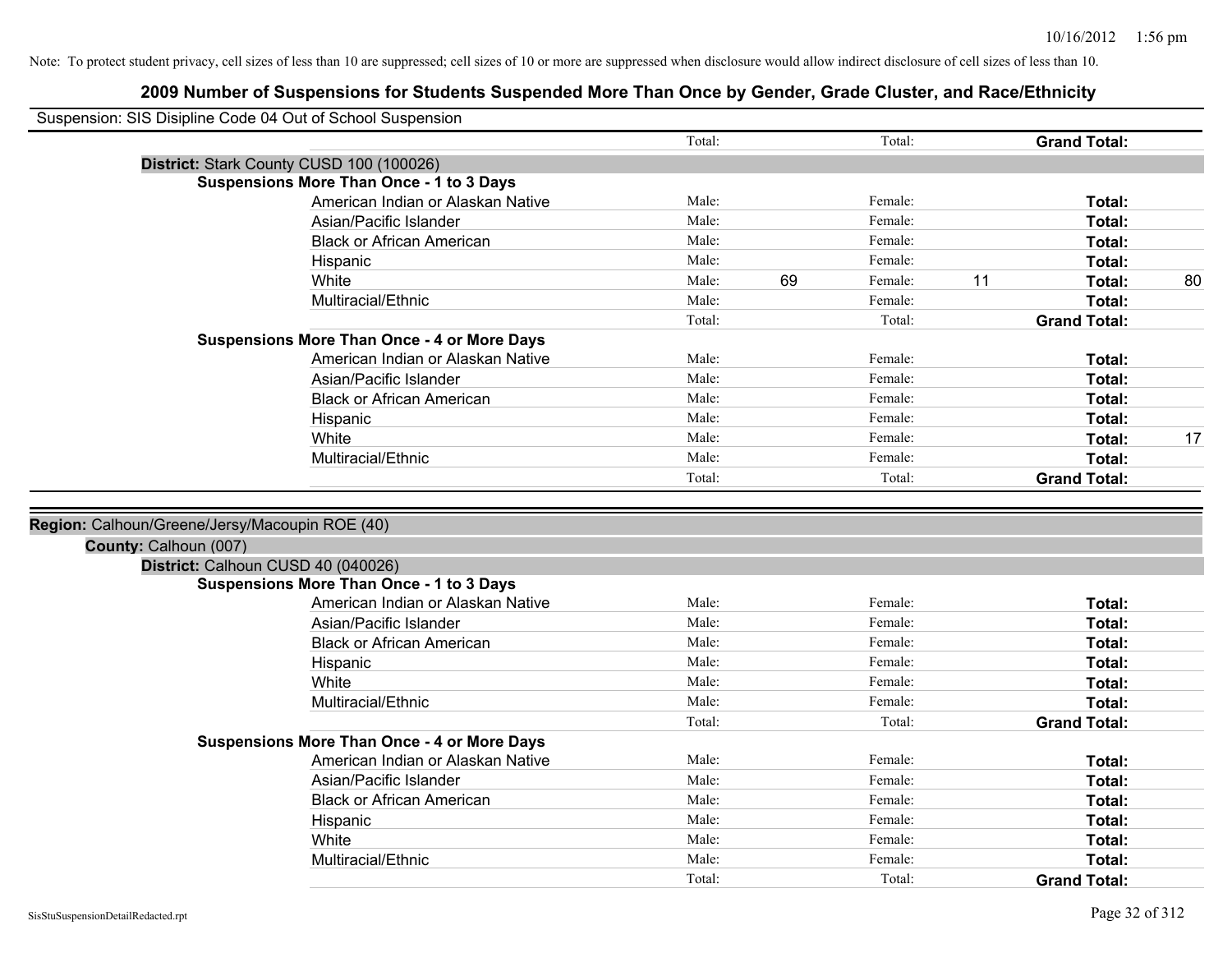Note: To protect student privacy, cell sizes of less than 10 are suppressed; cell sizes of 10 or more are suppressed when disclosure would allow indirect disclosure of cell sizes of less than 10.

## 2009 Number of Suspensions for Students Suspended More Than Once by Gender, Grade Cluster, and Race/Ethnicity

Suspension: SIS Disipline Code 04 Out of School Suspension

| | Total: | | Total: | | Grand Total: | |
|---|---|---|---|---|---|---|

**District:** Stark County CUSD 100 (100026)

**Suspensions More Than Once - 1 to 3 Days**

| | | | | | | |
|---|---|---|---|---|---|---|
| American Indian or Alaskan Native | Male: | | Female: | | Total: | |
| Asian/Pacific Islander | Male: | | Female: | | Total: | |
| Black or African American | Male: | | Female: | | Total: | |
| Hispanic | Male: | | Female: | | Total: | |
| White | Male: | 69 | Female: | 11 | Total: | 80 |
| Multiracial/Ethnic | Male: | | Female: | | Total: | |
| | Total: | | Total: | | Grand Total: | |

**Suspensions More Than Once - 4 or More Days**

| | | | | | | |
|---|---|---|---|---|---|---|
| American Indian or Alaskan Native | Male: | | Female: | | Total: | |
| Asian/Pacific Islander | Male: | | Female: | | Total: | |
| Black or African American | Male: | | Female: | | Total: | |
| Hispanic | Male: | | Female: | | Total: | |
| White | Male: | | Female: | | Total: | 17 |
| Multiracial/Ethnic | Male: | | Female: | | Total: | |
| | Total: | | Total: | | Grand Total: | |

**Region:** Calhoun/Greene/Jersy/Macoupin ROE (40)

**County:** Calhoun (007)

**District:** Calhoun CUSD 40 (040026)

**Suspensions More Than Once - 1 to 3 Days**

| | | | | | | |
|---|---|---|---|---|---|---|
| American Indian or Alaskan Native | Male: | | Female: | | Total: | |
| Asian/Pacific Islander | Male: | | Female: | | Total: | |
| Black or African American | Male: | | Female: | | Total: | |
| Hispanic | Male: | | Female: | | Total: | |
| White | Male: | | Female: | | Total: | |
| Multiracial/Ethnic | Male: | | Female: | | Total: | |
| | Total: | | Total: | | Grand Total: | |

**Suspensions More Than Once - 4 or More Days**

| | | | | | | |
|---|---|---|---|---|---|---|
| American Indian or Alaskan Native | Male: | | Female: | | Total: | |
| Asian/Pacific Islander | Male: | | Female: | | Total: | |
| Black or African American | Male: | | Female: | | Total: | |
| Hispanic | Male: | | Female: | | Total: | |
| White | Male: | | Female: | | Total: | |
| Multiracial/Ethnic | Male: | | Female: | | Total: | |
| | Total: | | Total: | | Grand Total: | |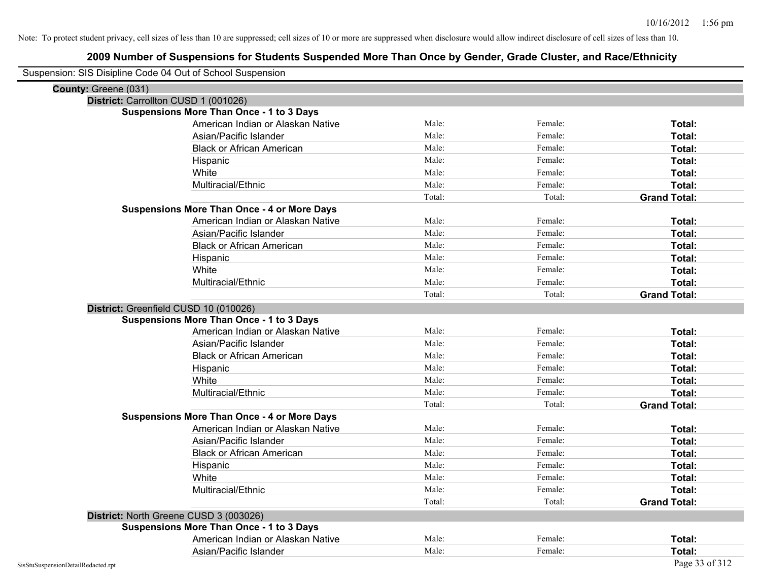Note: To protect student privacy, cell sizes of less than 10 are suppressed; cell sizes of 10 or more are suppressed when disclosure would allow indirect disclosure of cell sizes of less than 10.

# 2009 Number of Suspensions for Students Suspended More Than Once by Gender, Grade Cluster, and Race/Ethnicity

Suspension: SIS Disipline Code 04 Out of School Suspension

**County:** Greene (031)

**District:** Carrollton CUSD 1 (001026)

**Suspensions More Than Once - 1 to 3 Days**

| | | | |
|---|---|---|---|
| American Indian or Alaskan Native | Male: | Female: | **Total:** |
| Asian/Pacific Islander | Male: | Female: | **Total:** |
| Black or African American | Male: | Female: | **Total:** |
| Hispanic | Male: | Female: | **Total:** |
| White | Male: | Female: | **Total:** |
| Multiracial/Ethnic | Male: | Female: | **Total:** |
| | Total: | Total: | **Grand Total:** |

**Suspensions More Than Once - 4 or More Days**

| | | | |
|---|---|---|---|
| American Indian or Alaskan Native | Male: | Female: | **Total:** |
| Asian/Pacific Islander | Male: | Female: | **Total:** |
| Black or African American | Male: | Female: | **Total:** |
| Hispanic | Male: | Female: | **Total:** |
| White | Male: | Female: | **Total:** |
| Multiracial/Ethnic | Male: | Female: | **Total:** |
| | Total: | Total: | **Grand Total:** |

**District:** Greenfield CUSD 10 (010026)

**Suspensions More Than Once - 1 to 3 Days**

| | | | |
|---|---|---|---|
| American Indian or Alaskan Native | Male: | Female: | **Total:** |
| Asian/Pacific Islander | Male: | Female: | **Total:** |
| Black or African American | Male: | Female: | **Total:** |
| Hispanic | Male: | Female: | **Total:** |
| White | Male: | Female: | **Total:** |
| Multiracial/Ethnic | Male: | Female: | **Total:** |
| | Total: | Total: | **Grand Total:** |

**Suspensions More Than Once - 4 or More Days**

| | | | |
|---|---|---|---|
| American Indian or Alaskan Native | Male: | Female: | **Total:** |
| Asian/Pacific Islander | Male: | Female: | **Total:** |
| Black or African American | Male: | Female: | **Total:** |
| Hispanic | Male: | Female: | **Total:** |
| White | Male: | Female: | **Total:** |
| Multiracial/Ethnic | Male: | Female: | **Total:** |
| | Total: | Total: | **Grand Total:** |

**District:** North Greene CUSD 3 (003026)

**Suspensions More Than Once - 1 to 3 Days**

| | | | |
|---|---|---|---|
| American Indian or Alaskan Native | Male: | Female: | **Total:** |
| Asian/Pacific Islander | Male: | Female: | **Total:** |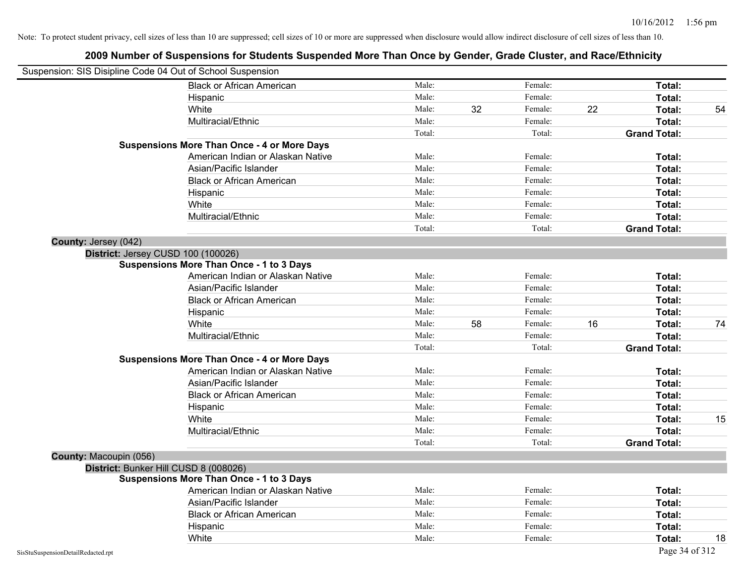Note: To protect student privacy, cell sizes of less than 10 are suppressed; cell sizes of 10 or more are suppressed when disclosure would allow indirect disclosure of cell sizes of less than 10.

## 2009 Number of Suspensions for Students Suspended More Than Once by Gender, Grade Cluster, and Race/Ethnicity

Suspension: SIS Disipline Code 04 Out of School Suspension

| | | | | | | | |
|---|---|---|---|---|---|---|---|
| Black or African American | Male: | | Female: | | **Total:** | |
| Hispanic | Male: | | Female: | | **Total:** | |
| White | Male: | 32 | Female: | 22 | **Total:** | 54 |
| Multiracial/Ethnic | Male: | | Female: | | **Total:** | |
| | Total: | | Total: | | **Grand Total:** | |

**Suspensions More Than Once - 4 or More Days**

| | | | | | | |
|---|---|---|---|---|---|---|
| American Indian or Alaskan Native | Male: | | Female: | | **Total:** | |
| Asian/Pacific Islander | Male: | | Female: | | **Total:** | |
| Black or African American | Male: | | Female: | | **Total:** | |
| Hispanic | Male: | | Female: | | **Total:** | |
| White | Male: | | Female: | | **Total:** | |
| Multiracial/Ethnic | Male: | | Female: | | **Total:** | |
| | Total: | | Total: | | **Grand Total:** | |

**County:** Jersey (042)

**District:** Jersey CUSD 100 (100026)

**Suspensions More Than Once - 1 to 3 Days**

| | | | | | | |
|---|---|---|---|---|---|---|
| American Indian or Alaskan Native | Male: | | Female: | | **Total:** | |
| Asian/Pacific Islander | Male: | | Female: | | **Total:** | |
| Black or African American | Male: | | Female: | | **Total:** | |
| Hispanic | Male: | | Female: | | **Total:** | |
| White | Male: | 58 | Female: | 16 | **Total:** | 74 |
| Multiracial/Ethnic | Male: | | Female: | | **Total:** | |
| | Total: | | Total: | | **Grand Total:** | |

**Suspensions More Than Once - 4 or More Days**

| | | | | | | |
|---|---|---|---|---|---|---|
| American Indian or Alaskan Native | Male: | | Female: | | **Total:** | |
| Asian/Pacific Islander | Male: | | Female: | | **Total:** | |
| Black or African American | Male: | | Female: | | **Total:** | |
| Hispanic | Male: | | Female: | | **Total:** | |
| White | Male: | | Female: | | **Total:** | 15 |
| Multiracial/Ethnic | Male: | | Female: | | **Total:** | |
| | Total: | | Total: | | **Grand Total:** | |

**County:** Macoupin (056)

**District:** Bunker Hill CUSD 8 (008026)

**Suspensions More Than Once - 1 to 3 Days**

| | | | | | | |
|---|---|---|---|---|---|---|
| American Indian or Alaskan Native | Male: | | Female: | | **Total:** | |
| Asian/Pacific Islander | Male: | | Female: | | **Total:** | |
| Black or African American | Male: | | Female: | | **Total:** | |
| Hispanic | Male: | | Female: | | **Total:** | |
| White | Male: | | Female: | | **Total:** | 18 |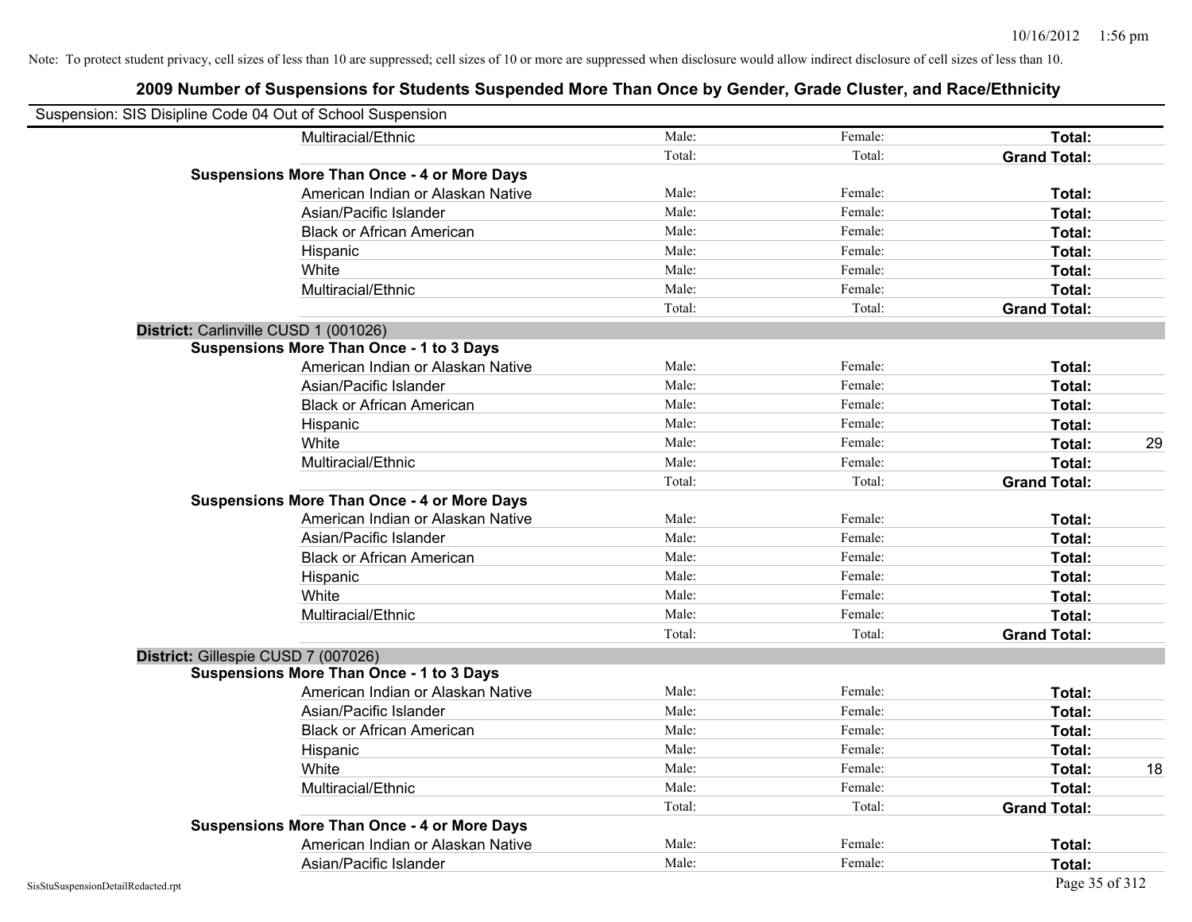Note: To protect student privacy, cell sizes of less than 10 are suppressed; cell sizes of 10 or more are suppressed when disclosure would allow indirect disclosure of cell sizes of less than 10.

# 2009 Number of Suspensions for Students Suspended More Than Once by Gender, Grade Cluster, and Race/Ethnicity

Suspension: SIS Disipline Code 04 Out of School Suspension

| | | | | | |
|---|---|---|---|---|---|
| | Multiracial/Ethnic | Male: | Female: | **Total:** | |
| | | Total: | Total: | **Grand Total:** | |
| **Suspensions More Than Once - 4 or More Days** | | | | | |
| | American Indian or Alaskan Native | Male: | Female: | **Total:** | |
| | Asian/Pacific Islander | Male: | Female: | **Total:** | |
| | Black or African American | Male: | Female: | **Total:** | |
| | Hispanic | Male: | Female: | **Total:** | |
| | White | Male: | Female: | **Total:** | |
| | Multiracial/Ethnic | Male: | Female: | **Total:** | |
| | | Total: | Total: | **Grand Total:** | |
| **District:** Carlinville CUSD 1 (001026) | | | | | |
| **Suspensions More Than Once - 1 to 3 Days** | | | | | |
| | American Indian or Alaskan Native | Male: | Female: | **Total:** | |
| | Asian/Pacific Islander | Male: | Female: | **Total:** | |
| | Black or African American | Male: | Female: | **Total:** | |
| | Hispanic | Male: | Female: | **Total:** | |
| | White | Male: | Female: | **Total:** | 29 |
| | Multiracial/Ethnic | Male: | Female: | **Total:** | |
| | | Total: | Total: | **Grand Total:** | |
| **Suspensions More Than Once - 4 or More Days** | | | | | |
| | American Indian or Alaskan Native | Male: | Female: | **Total:** | |
| | Asian/Pacific Islander | Male: | Female: | **Total:** | |
| | Black or African American | Male: | Female: | **Total:** | |
| | Hispanic | Male: | Female: | **Total:** | |
| | White | Male: | Female: | **Total:** | |
| | Multiracial/Ethnic | Male: | Female: | **Total:** | |
| | | Total: | Total: | **Grand Total:** | |
| **District:** Gillespie CUSD 7 (007026) | | | | | |
| **Suspensions More Than Once - 1 to 3 Days** | | | | | |
| | American Indian or Alaskan Native | Male: | Female: | **Total:** | |
| | Asian/Pacific Islander | Male: | Female: | **Total:** | |
| | Black or African American | Male: | Female: | **Total:** | |
| | Hispanic | Male: | Female: | **Total:** | |
| | White | Male: | Female: | **Total:** | 18 |
| | Multiracial/Ethnic | Male: | Female: | **Total:** | |
| | | Total: | Total: | **Grand Total:** | |
| **Suspensions More Than Once - 4 or More Days** | | | | | |
| | American Indian or Alaskan Native | Male: | Female: | **Total:** | |
| | Asian/Pacific Islander | Male: | Female: | **Total:** | |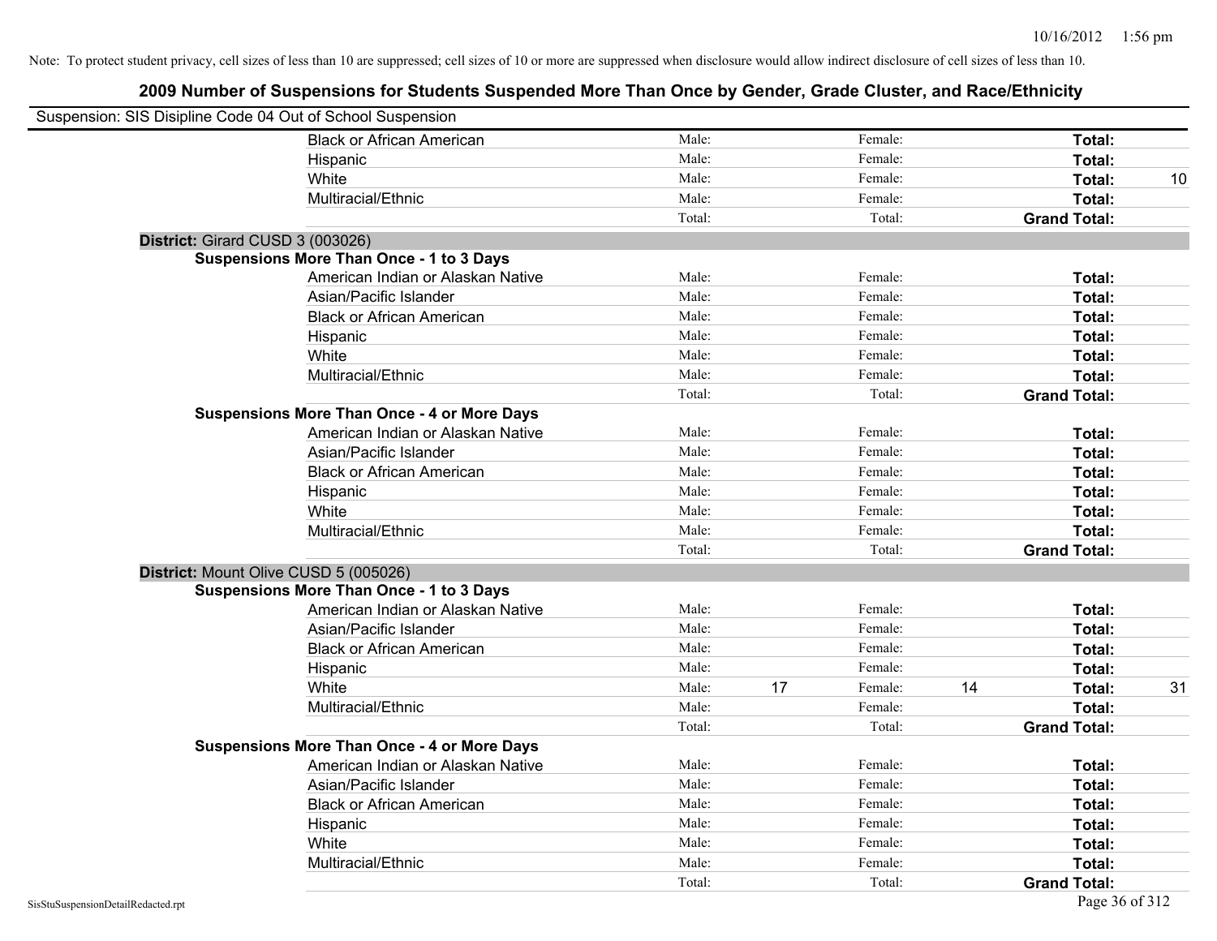Note: To protect student privacy, cell sizes of less than 10 are suppressed; cell sizes of 10 or more are suppressed when disclosure would allow indirect disclosure of cell sizes of less than 10.

# 2009 Number of Suspensions for Students Suspended More Than Once by Gender, Grade Cluster, and Race/Ethnicity

Suspension: SIS Disipline Code 04 Out of School Suspension

| | | | | | | |
|---|---|---|---|---|---|---|
| Black or African American | Male: | | Female: | | **Total:** | |
| Hispanic | Male: | | Female: | | **Total:** | |
| White | Male: | | Female: | | **Total:** | 10 |
| Multiracial/Ethnic | Male: | | Female: | | **Total:** | |
| | Total: | | Total: | | **Grand Total:** | |

**District:** Girard CUSD 3 (003026)

**Suspensions More Than Once - 1 to 3 Days**

| | | | | | | |
|---|---|---|---|---|---|---|
| American Indian or Alaskan Native | Male: | | Female: | | **Total:** | |
| Asian/Pacific Islander | Male: | | Female: | | **Total:** | |
| Black or African American | Male: | | Female: | | **Total:** | |
| Hispanic | Male: | | Female: | | **Total:** | |
| White | Male: | | Female: | | **Total:** | |
| Multiracial/Ethnic | Male: | | Female: | | **Total:** | |
| | Total: | | Total: | | **Grand Total:** | |

**Suspensions More Than Once - 4 or More Days**

| | | | | | | |
|---|---|---|---|---|---|---|
| American Indian or Alaskan Native | Male: | | Female: | | **Total:** | |
| Asian/Pacific Islander | Male: | | Female: | | **Total:** | |
| Black or African American | Male: | | Female: | | **Total:** | |
| Hispanic | Male: | | Female: | | **Total:** | |
| White | Male: | | Female: | | **Total:** | |
| Multiracial/Ethnic | Male: | | Female: | | **Total:** | |
| | Total: | | Total: | | **Grand Total:** | |

**District:** Mount Olive CUSD 5 (005026)

**Suspensions More Than Once - 1 to 3 Days**

| | | | | | | |
|---|---|---|---|---|---|---|
| American Indian or Alaskan Native | Male: | | Female: | | **Total:** | |
| Asian/Pacific Islander | Male: | | Female: | | **Total:** | |
| Black or African American | Male: | | Female: | | **Total:** | |
| Hispanic | Male: | | Female: | | **Total:** | |
| White | Male: | 17 | Female: | 14 | **Total:** | 31 |
| Multiracial/Ethnic | Male: | | Female: | | **Total:** | |
| | Total: | | Total: | | **Grand Total:** | |

**Suspensions More Than Once - 4 or More Days**

| | | | | | | |
|---|---|---|---|---|---|---|
| American Indian or Alaskan Native | Male: | | Female: | | **Total:** | |
| Asian/Pacific Islander | Male: | | Female: | | **Total:** | |
| Black or African American | Male: | | Female: | | **Total:** | |
| Hispanic | Male: | | Female: | | **Total:** | |
| White | Male: | | Female: | | **Total:** | |
| Multiracial/Ethnic | Male: | | Female: | | **Total:** | |
| | Total: | | Total: | | **Grand Total:** | |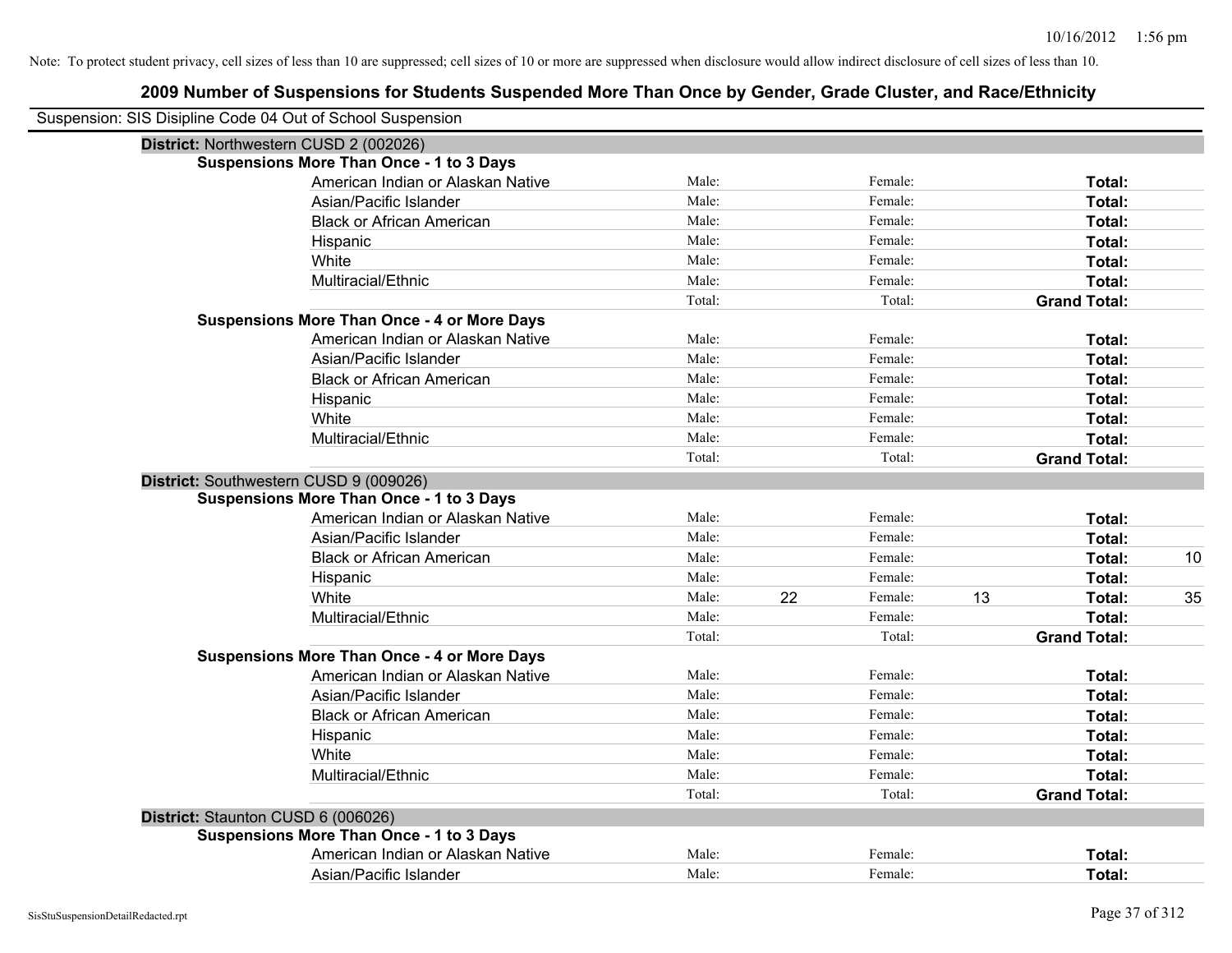Note: To protect student privacy, cell sizes of less than 10 are suppressed; cell sizes of 10 or more are suppressed when disclosure would allow indirect disclosure of cell sizes of less than 10.

## 2009 Number of Suspensions for Students Suspended More Than Once by Gender, Grade Cluster, and Race/Ethnicity

Suspension: SIS Disipline Code 04 Out of School Suspension

**District:** Northwestern CUSD 2 (002026)

**Suspensions More Than Once - 1 to 3 Days**

| | | | | | | |
|---|---|---|---|---|---|---|
| American Indian or Alaskan Native | Male: | | Female: | | **Total:** | |
| Asian/Pacific Islander | Male: | | Female: | | **Total:** | |
| Black or African American | Male: | | Female: | | **Total:** | |
| Hispanic | Male: | | Female: | | **Total:** | |
| White | Male: | | Female: | | **Total:** | |
| Multiracial/Ethnic | Male: | | Female: | | **Total:** | |
| | Total: | | Total: | | **Grand Total:** | |

**Suspensions More Than Once - 4 or More Days**

| | | | | | | |
|---|---|---|---|---|---|---|
| American Indian or Alaskan Native | Male: | | Female: | | **Total:** | |
| Asian/Pacific Islander | Male: | | Female: | | **Total:** | |
| Black or African American | Male: | | Female: | | **Total:** | |
| Hispanic | Male: | | Female: | | **Total:** | |
| White | Male: | | Female: | | **Total:** | |
| Multiracial/Ethnic | Male: | | Female: | | **Total:** | |
| | Total: | | Total: | | **Grand Total:** | |

**District:** Southwestern CUSD 9 (009026)

**Suspensions More Than Once - 1 to 3 Days**

| | | | | | | |
|---|---|---|---|---|---|---|
| American Indian or Alaskan Native | Male: | | Female: | | **Total:** | |
| Asian/Pacific Islander | Male: | | Female: | | **Total:** | |
| Black or African American | Male: | | Female: | | **Total:** | 10 |
| Hispanic | Male: | | Female: | | **Total:** | |
| White | Male: | 22 | Female: | 13 | **Total:** | 35 |
| Multiracial/Ethnic | Male: | | Female: | | **Total:** | |
| | Total: | | Total: | | **Grand Total:** | |

**Suspensions More Than Once - 4 or More Days**

| | | | | | | |
|---|---|---|---|---|---|---|
| American Indian or Alaskan Native | Male: | | Female: | | **Total:** | |
| Asian/Pacific Islander | Male: | | Female: | | **Total:** | |
| Black or African American | Male: | | Female: | | **Total:** | |
| Hispanic | Male: | | Female: | | **Total:** | |
| White | Male: | | Female: | | **Total:** | |
| Multiracial/Ethnic | Male: | | Female: | | **Total:** | |
| | Total: | | Total: | | **Grand Total:** | |

**District:** Staunton CUSD 6 (006026)

**Suspensions More Than Once - 1 to 3 Days**

| | | | | | | |
|---|---|---|---|---|---|---|
| American Indian or Alaskan Native | Male: | | Female: | | **Total:** | |
| Asian/Pacific Islander | Male: | | Female: | | **Total:** | |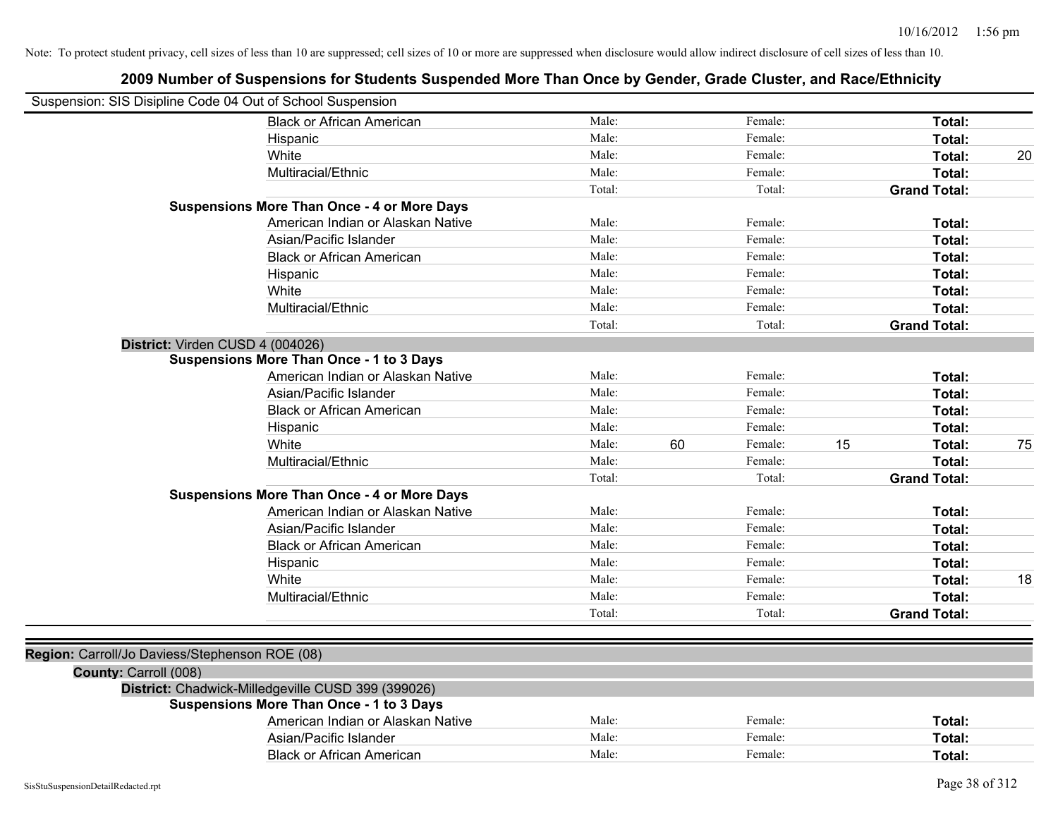Note: To protect student privacy, cell sizes of less than 10 are suppressed; cell sizes of 10 or more are suppressed when disclosure would allow indirect disclosure of cell sizes of less than 10.

## 2009 Number of Suspensions for Students Suspended More Than Once by Gender, Grade Cluster, and Race/Ethnicity

Suspension: SIS Disipline Code 04 Out of School Suspension

| | | | | | | | |
|---|---|---|---|---|---|---|---|
| Black or African American | Male: | | Female: | | Total: | |
| Hispanic | Male: | | Female: | | Total: | |
| White | Male: | | Female: | | Total: | 20 |
| Multiracial/Ethnic | Male: | | Female: | | Total: | |
| | Total: | | Total: | | Grand Total: | |

**Suspensions More Than Once - 4 or More Days**

| | | | | | | |
|---|---|---|---|---|---|---|
| American Indian or Alaskan Native | Male: | | Female: | | Total: | |
| Asian/Pacific Islander | Male: | | Female: | | Total: | |
| Black or African American | Male: | | Female: | | Total: | |
| Hispanic | Male: | | Female: | | Total: | |
| White | Male: | | Female: | | Total: | |
| Multiracial/Ethnic | Male: | | Female: | | Total: | |
| | Total: | | Total: | | Grand Total: | |

**District:** Virden CUSD 4 (004026)

**Suspensions More Than Once - 1 to 3 Days**

| | | | | | | |
|---|---|---|---|---|---|---|
| American Indian or Alaskan Native | Male: | | Female: | | Total: | |
| Asian/Pacific Islander | Male: | | Female: | | Total: | |
| Black or African American | Male: | | Female: | | Total: | |
| Hispanic | Male: | | Female: | | Total: | |
| White | Male: | 60 | Female: | 15 | Total: | 75 |
| Multiracial/Ethnic | Male: | | Female: | | Total: | |
| | Total: | | Total: | | Grand Total: | |

**Suspensions More Than Once - 4 or More Days**

| | | | | | | |
|---|---|---|---|---|---|---|
| American Indian or Alaskan Native | Male: | | Female: | | Total: | |
| Asian/Pacific Islander | Male: | | Female: | | Total: | |
| Black or African American | Male: | | Female: | | Total: | |
| Hispanic | Male: | | Female: | | Total: | |
| White | Male: | | Female: | | Total: | 18 |
| Multiracial/Ethnic | Male: | | Female: | | Total: | |
| | Total: | | Total: | | Grand Total: | |

**Region:** Carroll/Jo Daviess/Stephenson ROE (08)

**County:** Carroll (008)

**District:** Chadwick-Milledgeville CUSD 399 (399026)

**Suspensions More Than Once - 1 to 3 Days**

| | | | | | | |
|---|---|---|---|---|---|---|
| American Indian or Alaskan Native | Male: | | Female: | | Total: | |
| Asian/Pacific Islander | Male: | | Female: | | Total: | |
| Black or African American | Male: | | Female: | | Total: | |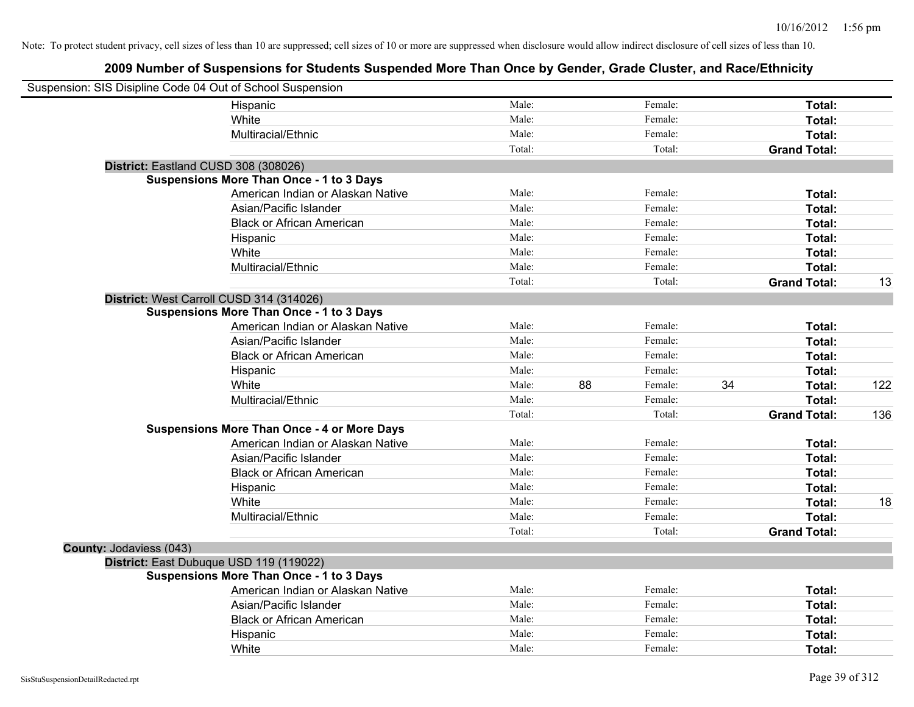Note: To protect student privacy, cell sizes of less than 10 are suppressed; cell sizes of 10 or more are suppressed when disclosure would allow indirect disclosure of cell sizes of less than 10.

# 2009 Number of Suspensions for Students Suspended More Than Once by Gender, Grade Cluster, and Race/Ethnicity

Suspension: SIS Disipline Code 04 Out of School Suspension

| | | | | | | | | |
|---|---|---|---|---|---|---|---|---|
| | | Hispanic | Male: | | Female: | | **Total:** | |
| | | White | Male: | | Female: | | **Total:** | |
| | | Multiracial/Ethnic | Male: | | Female: | | **Total:** | |
| | | | Total: | | Total: | | **Grand Total:** | |
| **District:** Eastland CUSD 308 (308026) | | | | | | | | |
| | **Suspensions More Than Once - 1 to 3 Days** | | | | | | | |
| | | American Indian or Alaskan Native | Male: | | Female: | | **Total:** | |
| | | Asian/Pacific Islander | Male: | | Female: | | **Total:** | |
| | | Black or African American | Male: | | Female: | | **Total:** | |
| | | Hispanic | Male: | | Female: | | **Total:** | |
| | | White | Male: | | Female: | | **Total:** | |
| | | Multiracial/Ethnic | Male: | | Female: | | **Total:** | |
| | | | Total: | | Total: | | **Grand Total:** | 13 |
| **District:** West Carroll CUSD 314 (314026) | | | | | | | | |
| | **Suspensions More Than Once - 1 to 3 Days** | | | | | | | |
| | | American Indian or Alaskan Native | Male: | | Female: | | **Total:** | |
| | | Asian/Pacific Islander | Male: | | Female: | | **Total:** | |
| | | Black or African American | Male: | | Female: | | **Total:** | |
| | | Hispanic | Male: | | Female: | | **Total:** | |
| | | White | Male: | 88 | Female: | 34 | **Total:** | 122 |
| | | Multiracial/Ethnic | Male: | | Female: | | **Total:** | |
| | | | Total: | | Total: | | **Grand Total:** | 136 |
| | **Suspensions More Than Once - 4 or More Days** | | | | | | | |
| | | American Indian or Alaskan Native | Male: | | Female: | | **Total:** | |
| | | Asian/Pacific Islander | Male: | | Female: | | **Total:** | |
| | | Black or African American | Male: | | Female: | | **Total:** | |
| | | Hispanic | Male: | | Female: | | **Total:** | |
| | | White | Male: | | Female: | | **Total:** | 18 |
| | | Multiracial/Ethnic | Male: | | Female: | | **Total:** | |
| | | | Total: | | Total: | | **Grand Total:** | |
| **County:** Jodaviess (043) | | | | | | | | |
| **District:** East Dubuque USD 119 (119022) | | | | | | | | |
| | **Suspensions More Than Once - 1 to 3 Days** | | | | | | | |
| | | American Indian or Alaskan Native | Male: | | Female: | | **Total:** | |
| | | Asian/Pacific Islander | Male: | | Female: | | **Total:** | |
| | | Black or African American | Male: | | Female: | | **Total:** | |
| | | Hispanic | Male: | | Female: | | **Total:** | |
| | | White | Male: | | Female: | | **Total:** | |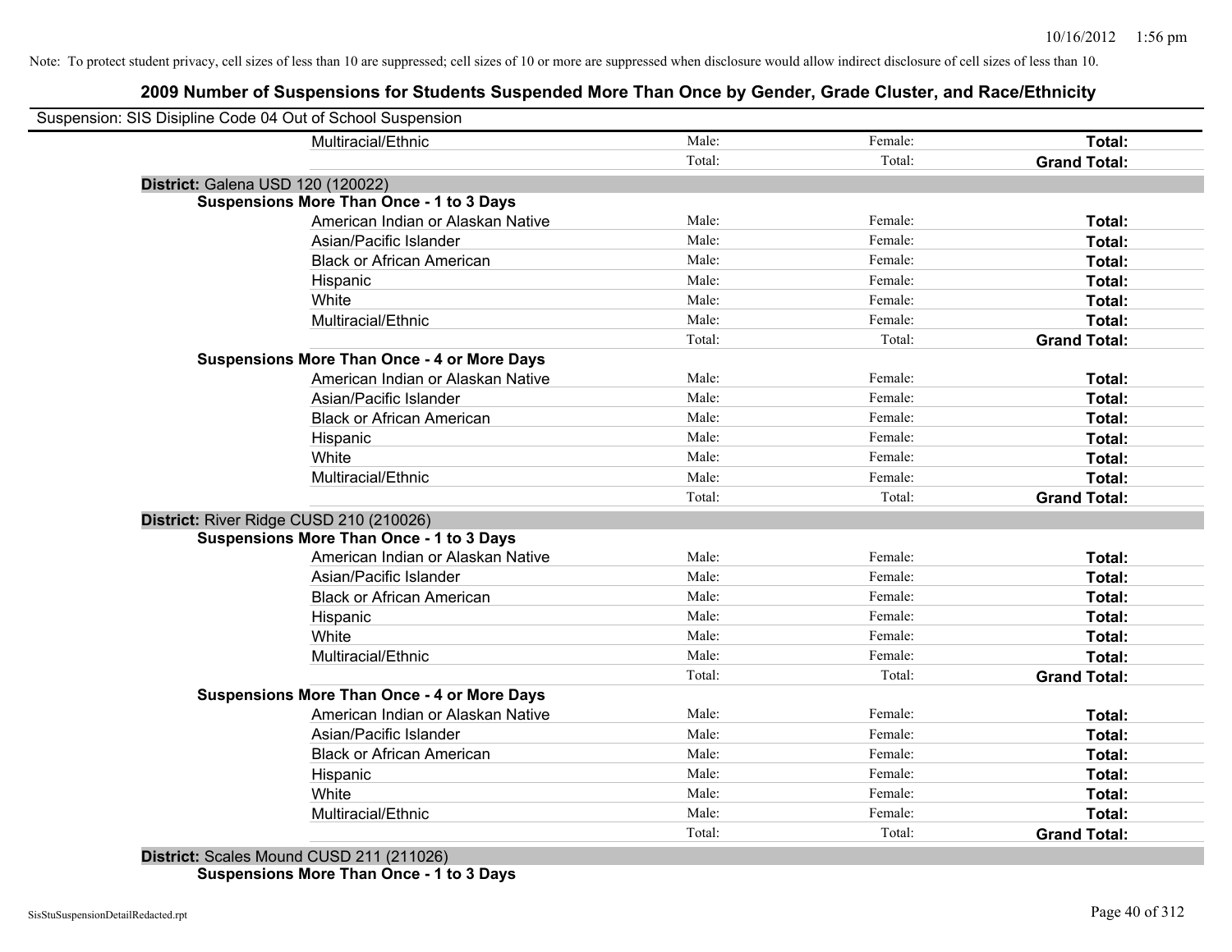Note: To protect student privacy, cell sizes of less than 10 are suppressed; cell sizes of 10 or more are suppressed when disclosure would allow indirect disclosure of cell sizes of less than 10.

## 2009 Number of Suspensions for Students Suspended More Than Once by Gender, Grade Cluster, and Race/Ethnicity

Suspension: SIS Disipline Code 04 Out of School Suspension

| | | | |
|---|---|---|---|
| Multiracial/Ethnic | Male: | Female: | **Total:** |
| | Total: | Total: | **Grand Total:** |

**District:** Galena USD 120 (120022)

**Suspensions More Than Once - 1 to 3 Days**

| | | | |
|---|---|---|---|
| American Indian or Alaskan Native | Male: | Female: | **Total:** |
| Asian/Pacific Islander | Male: | Female: | **Total:** |
| Black or African American | Male: | Female: | **Total:** |
| Hispanic | Male: | Female: | **Total:** |
| White | Male: | Female: | **Total:** |
| Multiracial/Ethnic | Male: | Female: | **Total:** |
| | Total: | Total: | **Grand Total:** |

**Suspensions More Than Once - 4 or More Days**

| | | | |
|---|---|---|---|
| American Indian or Alaskan Native | Male: | Female: | **Total:** |
| Asian/Pacific Islander | Male: | Female: | **Total:** |
| Black or African American | Male: | Female: | **Total:** |
| Hispanic | Male: | Female: | **Total:** |
| White | Male: | Female: | **Total:** |
| Multiracial/Ethnic | Male: | Female: | **Total:** |
| | Total: | Total: | **Grand Total:** |

**District:** River Ridge CUSD 210 (210026)

**Suspensions More Than Once - 1 to 3 Days**

| | | | |
|---|---|---|---|
| American Indian or Alaskan Native | Male: | Female: | **Total:** |
| Asian/Pacific Islander | Male: | Female: | **Total:** |
| Black or African American | Male: | Female: | **Total:** |
| Hispanic | Male: | Female: | **Total:** |
| White | Male: | Female: | **Total:** |
| Multiracial/Ethnic | Male: | Female: | **Total:** |
| | Total: | Total: | **Grand Total:** |

**Suspensions More Than Once - 4 or More Days**

| | | | |
|---|---|---|---|
| American Indian or Alaskan Native | Male: | Female: | **Total:** |
| Asian/Pacific Islander | Male: | Female: | **Total:** |
| Black or African American | Male: | Female: | **Total:** |
| Hispanic | Male: | Female: | **Total:** |
| White | Male: | Female: | **Total:** |
| Multiracial/Ethnic | Male: | Female: | **Total:** |
| | Total: | Total: | **Grand Total:** |

**District:** Scales Mound CUSD 211 (211026)

**Suspensions More Than Once - 1 to 3 Days**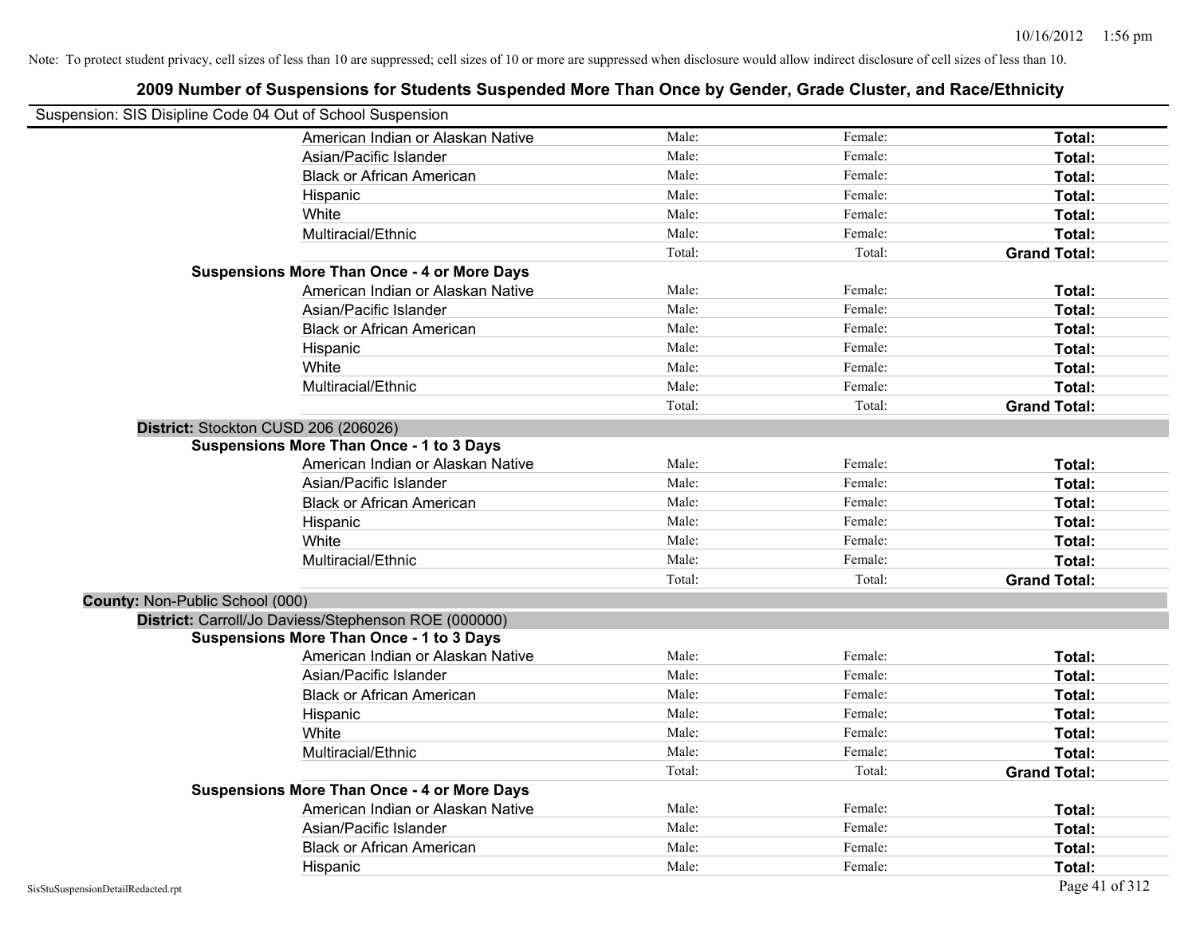Note: To protect student privacy, cell sizes of less than 10 are suppressed; cell sizes of 10 or more are suppressed when disclosure would allow indirect disclosure of cell sizes of less than 10.

# 2009 Number of Suspensions for Students Suspended More Than Once by Gender, Grade Cluster, and Race/Ethnicity

Suspension: SIS Disipline Code 04 Out of School Suspension

| | | | |
|---|---|---|---|
| American Indian or Alaskan Native | Male: | Female: | **Total:** |
| Asian/Pacific Islander | Male: | Female: | **Total:** |
| Black or African American | Male: | Female: | **Total:** |
| Hispanic | Male: | Female: | **Total:** |
| White | Male: | Female: | **Total:** |
| Multiracial/Ethnic | Male: | Female: | **Total:** |
| | Total: | Total: | **Grand Total:** |

**Suspensions More Than Once - 4 or More Days**

| | | | |
|---|---|---|---|
| American Indian or Alaskan Native | Male: | Female: | **Total:** |
| Asian/Pacific Islander | Male: | Female: | **Total:** |
| Black or African American | Male: | Female: | **Total:** |
| Hispanic | Male: | Female: | **Total:** |
| White | Male: | Female: | **Total:** |
| Multiracial/Ethnic | Male: | Female: | **Total:** |
| | Total: | Total: | **Grand Total:** |

**District:** Stockton CUSD 206 (206026)

**Suspensions More Than Once - 1 to 3 Days**

| | | | |
|---|---|---|---|
| American Indian or Alaskan Native | Male: | Female: | **Total:** |
| Asian/Pacific Islander | Male: | Female: | **Total:** |
| Black or African American | Male: | Female: | **Total:** |
| Hispanic | Male: | Female: | **Total:** |
| White | Male: | Female: | **Total:** |
| Multiracial/Ethnic | Male: | Female: | **Total:** |
| | Total: | Total: | **Grand Total:** |

**County:** Non-Public School (000)

**District:** Carroll/Jo Daviess/Stephenson ROE (000000)

**Suspensions More Than Once - 1 to 3 Days**

| | | | |
|---|---|---|---|
| American Indian or Alaskan Native | Male: | Female: | **Total:** |
| Asian/Pacific Islander | Male: | Female: | **Total:** |
| Black or African American | Male: | Female: | **Total:** |
| Hispanic | Male: | Female: | **Total:** |
| White | Male: | Female: | **Total:** |
| Multiracial/Ethnic | Male: | Female: | **Total:** |
| | Total: | Total: | **Grand Total:** |

**Suspensions More Than Once - 4 or More Days**

| | | | |
|---|---|---|---|
| American Indian or Alaskan Native | Male: | Female: | **Total:** |
| Asian/Pacific Islander | Male: | Female: | **Total:** |
| Black or African American | Male: | Female: | **Total:** |
| Hispanic | Male: | Female: | **Total:** |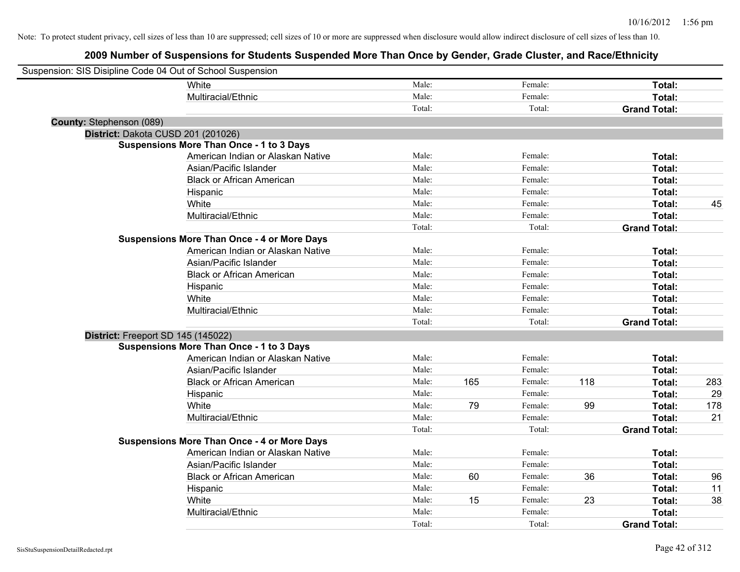Note: To protect student privacy, cell sizes of less than 10 are suppressed; cell sizes of 10 or more are suppressed when disclosure would allow indirect disclosure of cell sizes of less than 10.

## 2009 Number of Suspensions for Students Suspended More Than Once by Gender, Grade Cluster, and Race/Ethnicity

Suspension: SIS Disipline Code 04 Out of School Suspension

| | | | | | | |
|---|---|---|---|---|---|---|
| White | Male: | | Female: | | Total: | |
| Multiracial/Ethnic | Male: | | Female: | | Total: | |
| | Total: | | Total: | | Grand Total: | |

**County:** Stephenson (089)

**District:** Dakota CUSD 201 (201026)

**Suspensions More Than Once - 1 to 3 Days**

| | | | | | | |
|---|---|---|---|---|---|---|
| American Indian or Alaskan Native | Male: | | Female: | | Total: | |
| Asian/Pacific Islander | Male: | | Female: | | Total: | |
| Black or African American | Male: | | Female: | | Total: | |
| Hispanic | Male: | | Female: | | Total: | |
| White | Male: | | Female: | | Total: | 45 |
| Multiracial/Ethnic | Male: | | Female: | | Total: | |
| | Total: | | Total: | | Grand Total: | |

**Suspensions More Than Once - 4 or More Days**

| | | | | | | |
|---|---|---|---|---|---|---|
| American Indian or Alaskan Native | Male: | | Female: | | Total: | |
| Asian/Pacific Islander | Male: | | Female: | | Total: | |
| Black or African American | Male: | | Female: | | Total: | |
| Hispanic | Male: | | Female: | | Total: | |
| White | Male: | | Female: | | Total: | |
| Multiracial/Ethnic | Male: | | Female: | | Total: | |
| | Total: | | Total: | | Grand Total: | |

**District:** Freeport SD 145 (145022)

**Suspensions More Than Once - 1 to 3 Days**

| | | | | | | |
|---|---|---|---|---|---|---|
| American Indian or Alaskan Native | Male: | | Female: | | Total: | |
| Asian/Pacific Islander | Male: | | Female: | | Total: | |
| Black or African American | Male: | 165 | Female: | 118 | Total: | 283 |
| Hispanic | Male: | | Female: | | Total: | 29 |
| White | Male: | 79 | Female: | 99 | Total: | 178 |
| Multiracial/Ethnic | Male: | | Female: | | Total: | 21 |
| | Total: | | Total: | | Grand Total: | |

**Suspensions More Than Once - 4 or More Days**

| | | | | | | |
|---|---|---|---|---|---|---|
| American Indian or Alaskan Native | Male: | | Female: | | Total: | |
| Asian/Pacific Islander | Male: | | Female: | | Total: | |
| Black or African American | Male: | 60 | Female: | 36 | Total: | 96 |
| Hispanic | Male: | | Female: | | Total: | 11 |
| White | Male: | 15 | Female: | 23 | Total: | 38 |
| Multiracial/Ethnic | Male: | | Female: | | Total: | |
| | Total: | | Total: | | Grand Total: | |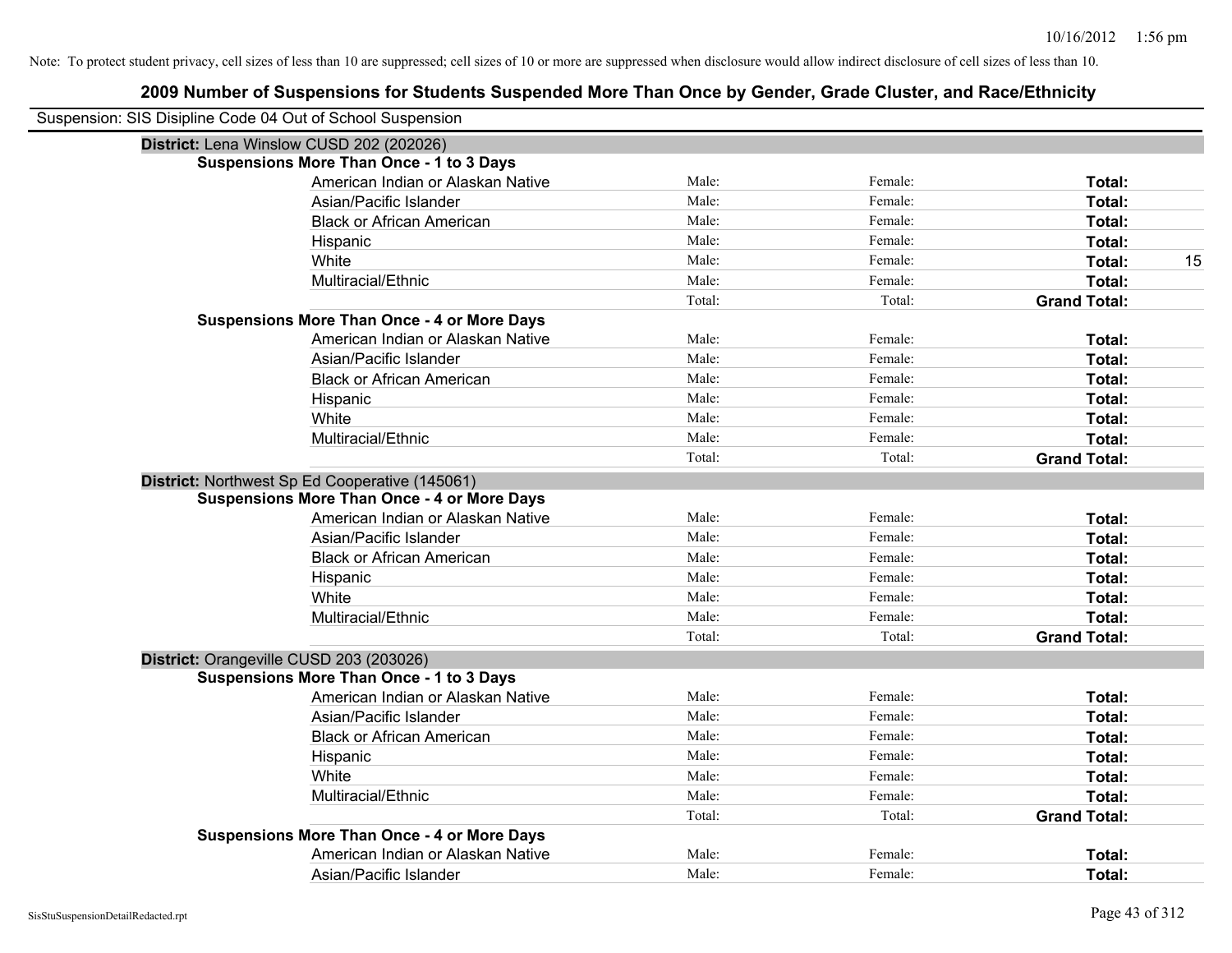Note: To protect student privacy, cell sizes of less than 10 are suppressed; cell sizes of 10 or more are suppressed when disclosure would allow indirect disclosure of cell sizes of less than 10.

## 2009 Number of Suspensions for Students Suspended More Than Once by Gender, Grade Cluster, and Race/Ethnicity

Suspension: SIS Disipline Code 04 Out of School Suspension

**District:** Lena Winslow CUSD 202 (202026)

**Suspensions More Than Once - 1 to 3 Days**

| | | | | |
|---|---|---|---|---|
| American Indian or Alaskan Native | Male: | Female: | **Total:** | |
| Asian/Pacific Islander | Male: | Female: | **Total:** | |
| Black or African American | Male: | Female: | **Total:** | |
| Hispanic | Male: | Female: | **Total:** | |
| White | Male: | Female: | **Total:** | 15 |
| Multiracial/Ethnic | Male: | Female: | **Total:** | |
| | Total: | Total: | **Grand Total:** | |

**Suspensions More Than Once - 4 or More Days**

| | | | | |
|---|---|---|---|---|
| American Indian or Alaskan Native | Male: | Female: | **Total:** | |
| Asian/Pacific Islander | Male: | Female: | **Total:** | |
| Black or African American | Male: | Female: | **Total:** | |
| Hispanic | Male: | Female: | **Total:** | |
| White | Male: | Female: | **Total:** | |
| Multiracial/Ethnic | Male: | Female: | **Total:** | |
| | Total: | Total: | **Grand Total:** | |

**District:** Northwest Sp Ed Cooperative (145061)

**Suspensions More Than Once - 4 or More Days**

| | | | | |
|---|---|---|---|---|
| American Indian or Alaskan Native | Male: | Female: | **Total:** | |
| Asian/Pacific Islander | Male: | Female: | **Total:** | |
| Black or African American | Male: | Female: | **Total:** | |
| Hispanic | Male: | Female: | **Total:** | |
| White | Male: | Female: | **Total:** | |
| Multiracial/Ethnic | Male: | Female: | **Total:** | |
| | Total: | Total: | **Grand Total:** | |

**District:** Orangeville CUSD 203 (203026)

**Suspensions More Than Once - 1 to 3 Days**

| | | | | |
|---|---|---|---|---|
| American Indian or Alaskan Native | Male: | Female: | **Total:** | |
| Asian/Pacific Islander | Male: | Female: | **Total:** | |
| Black or African American | Male: | Female: | **Total:** | |
| Hispanic | Male: | Female: | **Total:** | |
| White | Male: | Female: | **Total:** | |
| Multiracial/Ethnic | Male: | Female: | **Total:** | |
| | Total: | Total: | **Grand Total:** | |

**Suspensions More Than Once - 4 or More Days**

| | | | | |
|---|---|---|---|---|
| American Indian or Alaskan Native | Male: | Female: | **Total:** | |
| Asian/Pacific Islander | Male: | Female: | **Total:** | |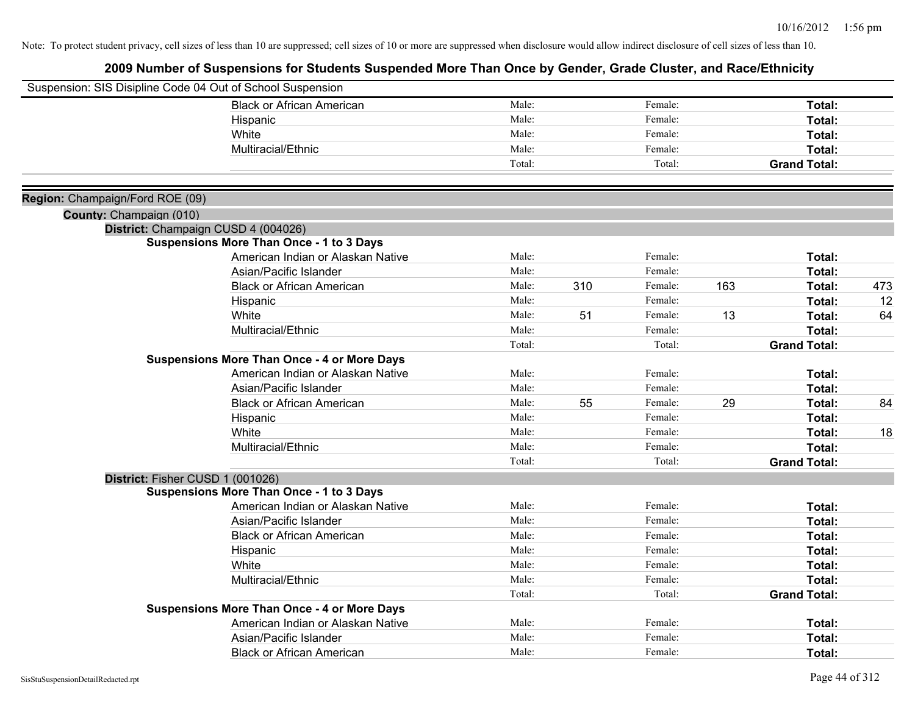Note: To protect student privacy, cell sizes of less than 10 are suppressed; cell sizes of 10 or more are suppressed when disclosure would allow indirect disclosure of cell sizes of less than 10.

## 2009 Number of Suspensions for Students Suspended More Than Once by Gender, Grade Cluster, and Race/Ethnicity

Suspension: SIS Disipline Code 04 Out of School Suspension

| | | | | | | | |
|---|---|---|---|---|---|---|---|
| Black or African American | Male: | | Female: | | Total: | |
| Hispanic | Male: | | Female: | | Total: | |
| White | Male: | | Female: | | Total: | |
| Multiracial/Ethnic | Male: | | Female: | | Total: | |
| | Total: | | Total: | | Grand Total: | |

**Region:** Champaign/Ford ROE (09)

**County:** Champaign (010)

**District:** Champaign CUSD 4 (004026)

**Suspensions More Than Once - 1 to 3 Days**

| | | | | | | |
|---|---|---|---|---|---|---|
| American Indian or Alaskan Native | Male: | | Female: | | Total: | |
| Asian/Pacific Islander | Male: | | Female: | | Total: | |
| Black or African American | Male: | 310 | Female: | 163 | Total: | 473 |
| Hispanic | Male: | | Female: | | Total: | 12 |
| White | Male: | 51 | Female: | 13 | Total: | 64 |
| Multiracial/Ethnic | Male: | | Female: | | Total: | |
| | Total: | | Total: | | Grand Total: | |

**Suspensions More Than Once - 4 or More Days**

| | | | | | | |
|---|---|---|---|---|---|---|
| American Indian or Alaskan Native | Male: | | Female: | | Total: | |
| Asian/Pacific Islander | Male: | | Female: | | Total: | |
| Black or African American | Male: | 55 | Female: | 29 | Total: | 84 |
| Hispanic | Male: | | Female: | | Total: | |
| White | Male: | | Female: | | Total: | 18 |
| Multiracial/Ethnic | Male: | | Female: | | Total: | |
| | Total: | | Total: | | Grand Total: | |

**District:** Fisher CUSD 1 (001026)

**Suspensions More Than Once - 1 to 3 Days**

| | | | | | | |
|---|---|---|---|---|---|---|
| American Indian or Alaskan Native | Male: | | Female: | | Total: | |
| Asian/Pacific Islander | Male: | | Female: | | Total: | |
| Black or African American | Male: | | Female: | | Total: | |
| Hispanic | Male: | | Female: | | Total: | |
| White | Male: | | Female: | | Total: | |
| Multiracial/Ethnic | Male: | | Female: | | Total: | |
| | Total: | | Total: | | Grand Total: | |

**Suspensions More Than Once - 4 or More Days**

| | | | | | | |
|---|---|---|---|---|---|---|
| American Indian or Alaskan Native | Male: | | Female: | | Total: | |
| Asian/Pacific Islander | Male: | | Female: | | Total: | |
| Black or African American | Male: | | Female: | | Total: | |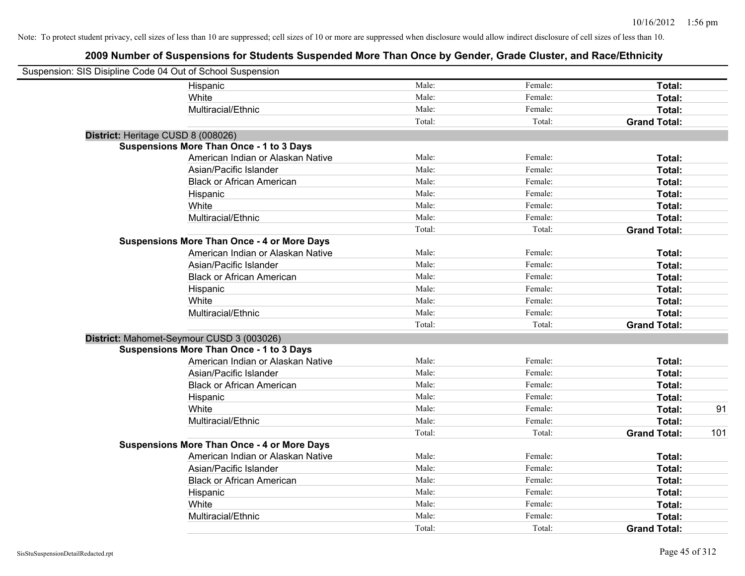Note: To protect student privacy, cell sizes of less than 10 are suppressed; cell sizes of 10 or more are suppressed when disclosure would allow indirect disclosure of cell sizes of less than 10.

# 2009 Number of Suspensions for Students Suspended More Than Once by Gender, Grade Cluster, and Race/Ethnicity

Suspension: SIS Disipline Code 04 Out of School Suspension

| | | | | |
|---|---|---|---|---|
| Hispanic | Male: | Female: | **Total:** | |
| White | Male: | Female: | **Total:** | |
| Multiracial/Ethnic | Male: | Female: | **Total:** | |
| | Total: | Total: | **Grand Total:** | |

**District:** Heritage CUSD 8 (008026)

**Suspensions More Than Once - 1 to 3 Days**

| | | | | |
|---|---|---|---|---|
| American Indian or Alaskan Native | Male: | Female: | **Total:** | |
| Asian/Pacific Islander | Male: | Female: | **Total:** | |
| Black or African American | Male: | Female: | **Total:** | |
| Hispanic | Male: | Female: | **Total:** | |
| White | Male: | Female: | **Total:** | |
| Multiracial/Ethnic | Male: | Female: | **Total:** | |
| | Total: | Total: | **Grand Total:** | |

**Suspensions More Than Once - 4 or More Days**

| | | | | |
|---|---|---|---|---|
| American Indian or Alaskan Native | Male: | Female: | **Total:** | |
| Asian/Pacific Islander | Male: | Female: | **Total:** | |
| Black or African American | Male: | Female: | **Total:** | |
| Hispanic | Male: | Female: | **Total:** | |
| White | Male: | Female: | **Total:** | |
| Multiracial/Ethnic | Male: | Female: | **Total:** | |
| | Total: | Total: | **Grand Total:** | |

**District:** Mahomet-Seymour CUSD 3 (003026)

**Suspensions More Than Once - 1 to 3 Days**

| | | | | |
|---|---|---|---|---|
| American Indian or Alaskan Native | Male: | Female: | **Total:** | |
| Asian/Pacific Islander | Male: | Female: | **Total:** | |
| Black or African American | Male: | Female: | **Total:** | |
| Hispanic | Male: | Female: | **Total:** | |
| White | Male: | Female: | **Total:** | 91 |
| Multiracial/Ethnic | Male: | Female: | **Total:** | |
| | Total: | Total: | **Grand Total:** | 101 |

**Suspensions More Than Once - 4 or More Days**

| | | | | |
|---|---|---|---|---|
| American Indian or Alaskan Native | Male: | Female: | **Total:** | |
| Asian/Pacific Islander | Male: | Female: | **Total:** | |
| Black or African American | Male: | Female: | **Total:** | |
| Hispanic | Male: | Female: | **Total:** | |
| White | Male: | Female: | **Total:** | |
| Multiracial/Ethnic | Male: | Female: | **Total:** | |
| | Total: | Total: | **Grand Total:** | |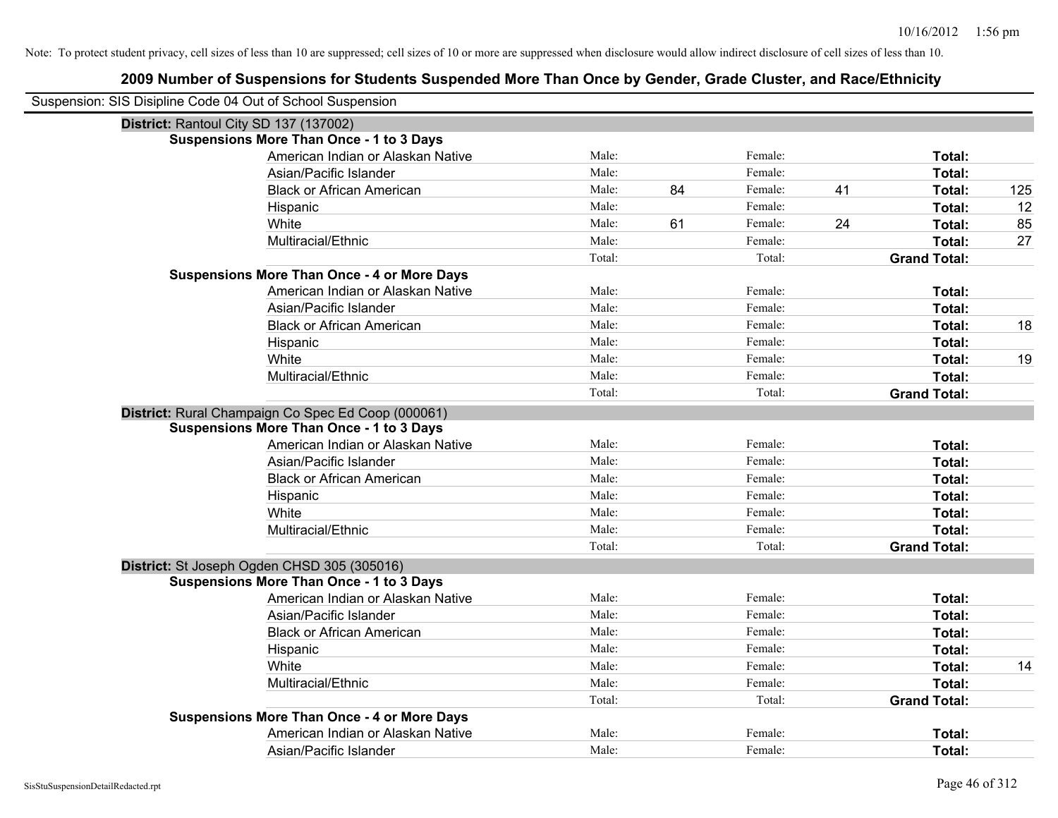Note: To protect student privacy, cell sizes of less than 10 are suppressed; cell sizes of 10 or more are suppressed when disclosure would allow indirect disclosure of cell sizes of less than 10.

# 2009 Number of Suspensions for Students Suspended More Than Once by Gender, Grade Cluster, and Race/Ethnicity

Suspension: SIS Disipline Code 04 Out of School Suspension

**District:** Rantoul City SD 137 (137002)

**Suspensions More Than Once - 1 to 3 Days**

| | | | | | | |
|---|---|---|---|---|---|---|
| American Indian or Alaskan Native | Male: | | Female: | | **Total:** | |
| Asian/Pacific Islander | Male: | | Female: | | **Total:** | |
| Black or African American | Male: | 84 | Female: | 41 | **Total:** | 125 |
| Hispanic | Male: | | Female: | | **Total:** | 12 |
| White | Male: | 61 | Female: | 24 | **Total:** | 85 |
| Multiracial/Ethnic | Male: | | Female: | | **Total:** | 27 |
| | Total: | | Total: | | **Grand Total:** | |

**Suspensions More Than Once - 4 or More Days**

| | | | | | | |
|---|---|---|---|---|---|---|
| American Indian or Alaskan Native | Male: | | Female: | | **Total:** | |
| Asian/Pacific Islander | Male: | | Female: | | **Total:** | |
| Black or African American | Male: | | Female: | | **Total:** | 18 |
| Hispanic | Male: | | Female: | | **Total:** | |
| White | Male: | | Female: | | **Total:** | 19 |
| Multiracial/Ethnic | Male: | | Female: | | **Total:** | |
| | Total: | | Total: | | **Grand Total:** | |

**District:** Rural Champaign Co Spec Ed Coop (000061)

**Suspensions More Than Once - 1 to 3 Days**

| | | | | | | |
|---|---|---|---|---|---|---|
| American Indian or Alaskan Native | Male: | | Female: | | **Total:** | |
| Asian/Pacific Islander | Male: | | Female: | | **Total:** | |
| Black or African American | Male: | | Female: | | **Total:** | |
| Hispanic | Male: | | Female: | | **Total:** | |
| White | Male: | | Female: | | **Total:** | |
| Multiracial/Ethnic | Male: | | Female: | | **Total:** | |
| | Total: | | Total: | | **Grand Total:** | |

**District:** St Joseph Ogden CHSD 305 (305016)

**Suspensions More Than Once - 1 to 3 Days**

| | | | | | | |
|---|---|---|---|---|---|---|
| American Indian or Alaskan Native | Male: | | Female: | | **Total:** | |
| Asian/Pacific Islander | Male: | | Female: | | **Total:** | |
| Black or African American | Male: | | Female: | | **Total:** | |
| Hispanic | Male: | | Female: | | **Total:** | |
| White | Male: | | Female: | | **Total:** | 14 |
| Multiracial/Ethnic | Male: | | Female: | | **Total:** | |
| | Total: | | Total: | | **Grand Total:** | |

**Suspensions More Than Once - 4 or More Days**

| | | | | | | |
|---|---|---|---|---|---|---|
| American Indian or Alaskan Native | Male: | | Female: | | **Total:** | |
| Asian/Pacific Islander | Male: | | Female: | | **Total:** | |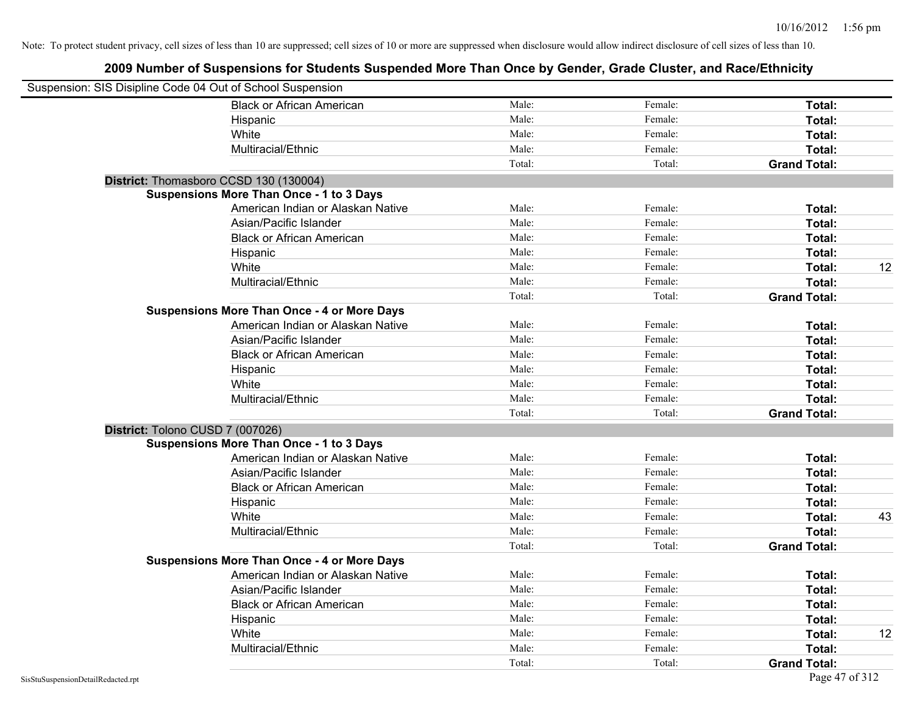Note: To protect student privacy, cell sizes of less than 10 are suppressed; cell sizes of 10 or more are suppressed when disclosure would allow indirect disclosure of cell sizes of less than 10.

## 2009 Number of Suspensions for Students Suspended More Than Once by Gender, Grade Cluster, and Race/Ethnicity

Suspension: SIS Disipline Code 04 Out of School Suspension

| | | | | |
|---|---|---|---|---|
| Black or African American | Male: | Female: | **Total:** | |
| Hispanic | Male: | Female: | **Total:** | |
| White | Male: | Female: | **Total:** | |
| Multiracial/Ethnic | Male: | Female: | **Total:** | |
| | Total: | Total: | **Grand Total:** | |

**District:** Thomasboro CCSD 130 (130004)

**Suspensions More Than Once - 1 to 3 Days**

| | | | | |
|---|---|---|---|---|
| American Indian or Alaskan Native | Male: | Female: | **Total:** | |
| Asian/Pacific Islander | Male: | Female: | **Total:** | |
| Black or African American | Male: | Female: | **Total:** | |
| Hispanic | Male: | Female: | **Total:** | |
| White | Male: | Female: | **Total:** | 12 |
| Multiracial/Ethnic | Male: | Female: | **Total:** | |
| | Total: | Total: | **Grand Total:** | |

**Suspensions More Than Once - 4 or More Days**

| | | | | |
|---|---|---|---|---|
| American Indian or Alaskan Native | Male: | Female: | **Total:** | |
| Asian/Pacific Islander | Male: | Female: | **Total:** | |
| Black or African American | Male: | Female: | **Total:** | |
| Hispanic | Male: | Female: | **Total:** | |
| White | Male: | Female: | **Total:** | |
| Multiracial/Ethnic | Male: | Female: | **Total:** | |
| | Total: | Total: | **Grand Total:** | |

**District:** Tolono CUSD 7 (007026)

**Suspensions More Than Once - 1 to 3 Days**

| | | | | |
|---|---|---|---|---|
| American Indian or Alaskan Native | Male: | Female: | **Total:** | |
| Asian/Pacific Islander | Male: | Female: | **Total:** | |
| Black or African American | Male: | Female: | **Total:** | |
| Hispanic | Male: | Female: | **Total:** | |
| White | Male: | Female: | **Total:** | 43 |
| Multiracial/Ethnic | Male: | Female: | **Total:** | |
| | Total: | Total: | **Grand Total:** | |

**Suspensions More Than Once - 4 or More Days**

| | | | | |
|---|---|---|---|---|
| American Indian or Alaskan Native | Male: | Female: | **Total:** | |
| Asian/Pacific Islander | Male: | Female: | **Total:** | |
| Black or African American | Male: | Female: | **Total:** | |
| Hispanic | Male: | Female: | **Total:** | |
| White | Male: | Female: | **Total:** | 12 |
| Multiracial/Ethnic | Male: | Female: | **Total:** | |
| | Total: | Total: | **Grand Total:** | |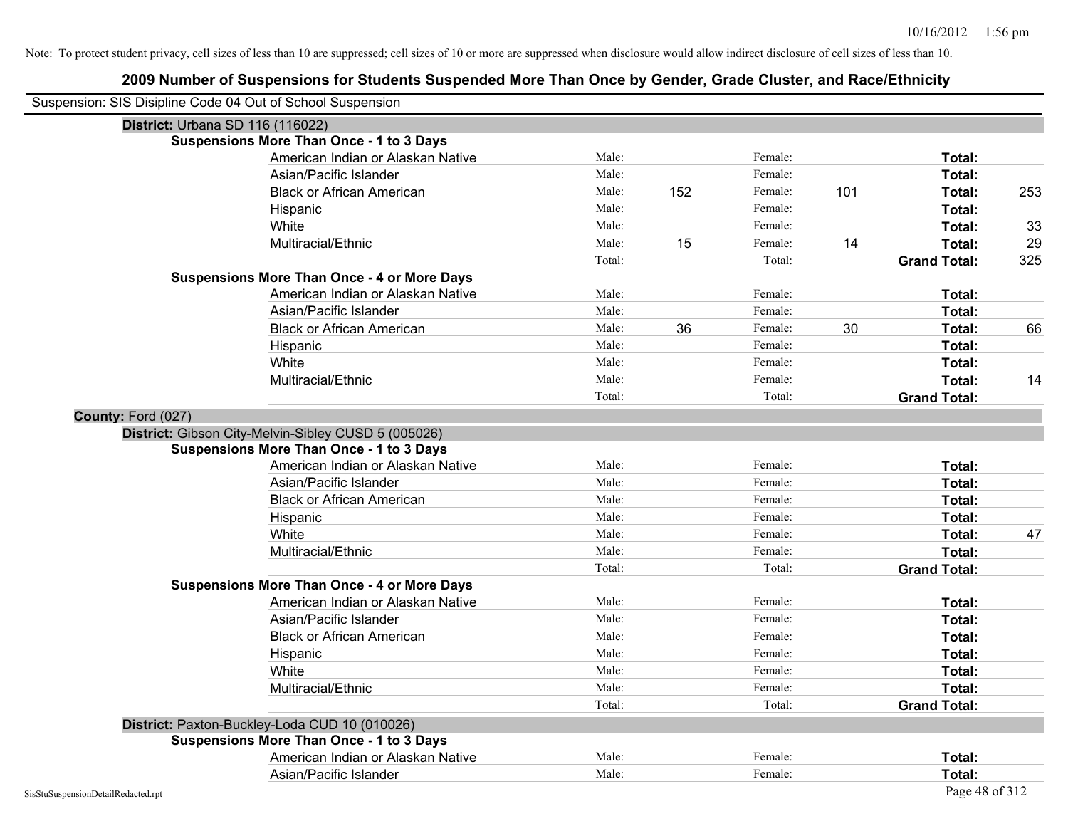Note: To protect student privacy, cell sizes of less than 10 are suppressed; cell sizes of 10 or more are suppressed when disclosure would allow indirect disclosure of cell sizes of less than 10.

# 2009 Number of Suspensions for Students Suspended More Than Once by Gender, Grade Cluster, and Race/Ethnicity

Suspension: SIS Disipline Code 04 Out of School Suspension

**District:** Urbana SD 116 (116022)

**Suspensions More Than Once - 1 to 3 Days**

| | | | | | | |
|---|---|---|---|---|---|---|
| American Indian or Alaskan Native | Male: | | Female: | | **Total:** | |
| Asian/Pacific Islander | Male: | | Female: | | **Total:** | |
| Black or African American | Male: | 152 | Female: | 101 | **Total:** | 253 |
| Hispanic | Male: | | Female: | | **Total:** | |
| White | Male: | | Female: | | **Total:** | 33 |
| Multiracial/Ethnic | Male: | 15 | Female: | 14 | **Total:** | 29 |
| | Total: | | Total: | | **Grand Total:** | 325 |

**Suspensions More Than Once - 4 or More Days**

| | | | | | | |
|---|---|---|---|---|---|---|
| American Indian or Alaskan Native | Male: | | Female: | | **Total:** | |
| Asian/Pacific Islander | Male: | | Female: | | **Total:** | |
| Black or African American | Male: | 36 | Female: | 30 | **Total:** | 66 |
| Hispanic | Male: | | Female: | | **Total:** | |
| White | Male: | | Female: | | **Total:** | |
| Multiracial/Ethnic | Male: | | Female: | | **Total:** | 14 |
| | Total: | | Total: | | **Grand Total:** | |

**County:** Ford (027)

**District:** Gibson City-Melvin-Sibley CUSD 5 (005026)

**Suspensions More Than Once - 1 to 3 Days**

| | | | | | | |
|---|---|---|---|---|---|---|
| American Indian or Alaskan Native | Male: | | Female: | | **Total:** | |
| Asian/Pacific Islander | Male: | | Female: | | **Total:** | |
| Black or African American | Male: | | Female: | | **Total:** | |
| Hispanic | Male: | | Female: | | **Total:** | |
| White | Male: | | Female: | | **Total:** | 47 |
| Multiracial/Ethnic | Male: | | Female: | | **Total:** | |
| | Total: | | Total: | | **Grand Total:** | |

**Suspensions More Than Once - 4 or More Days**

| | | | | | | |
|---|---|---|---|---|---|---|
| American Indian or Alaskan Native | Male: | | Female: | | **Total:** | |
| Asian/Pacific Islander | Male: | | Female: | | **Total:** | |
| Black or African American | Male: | | Female: | | **Total:** | |
| Hispanic | Male: | | Female: | | **Total:** | |
| White | Male: | | Female: | | **Total:** | |
| Multiracial/Ethnic | Male: | | Female: | | **Total:** | |
| | Total: | | Total: | | **Grand Total:** | |

**District:** Paxton-Buckley-Loda CUD 10 (010026)

**Suspensions More Than Once - 1 to 3 Days**

| | | | | | | |
|---|---|---|---|---|---|---|
| American Indian or Alaskan Native | Male: | | Female: | | **Total:** | |
| Asian/Pacific Islander | Male: | | Female: | | **Total:** | |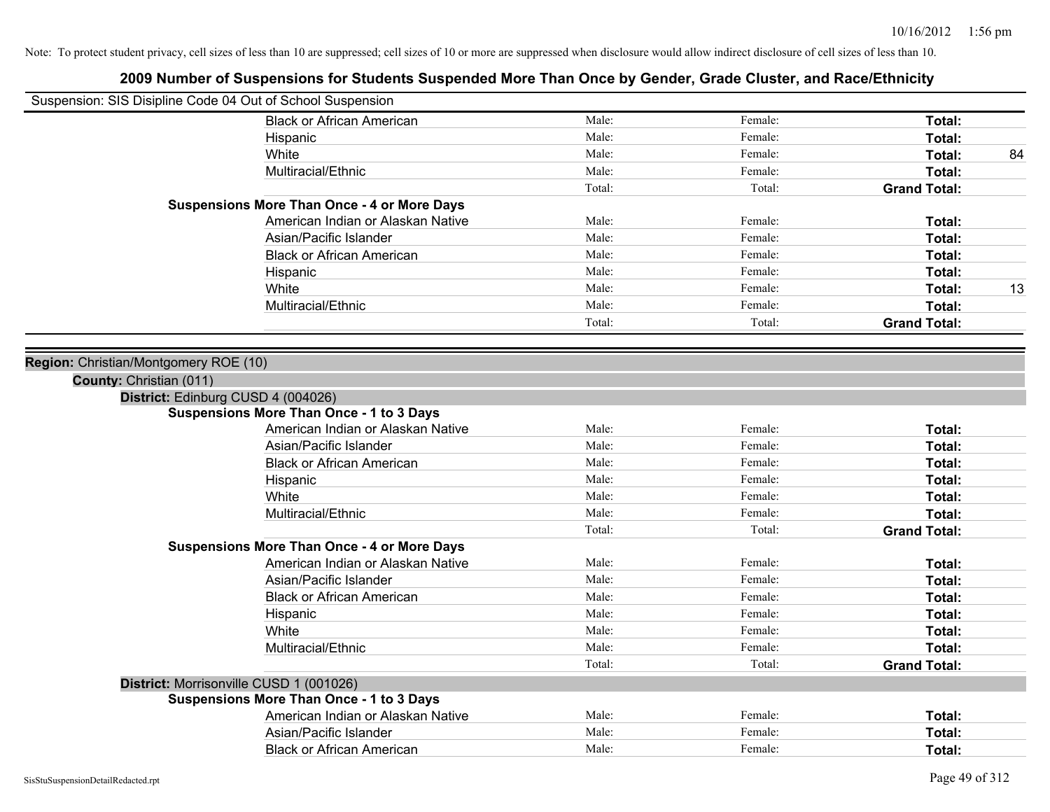Note: To protect student privacy, cell sizes of less than 10 are suppressed; cell sizes of 10 or more are suppressed when disclosure would allow indirect disclosure of cell sizes of less than 10.

## 2009 Number of Suspensions for Students Suspended More Than Once by Gender, Grade Cluster, and Race/Ethnicity

Suspension: SIS Disipline Code 04 Out of School Suspension

| | | | | |
|---|---|---|---|---|
| Black or African American | Male: | Female: | **Total:** | |
| Hispanic | Male: | Female: | **Total:** | |
| White | Male: | Female: | **Total:** | 84 |
| Multiracial/Ethnic | Male: | Female: | **Total:** | |
| | Total: | Total: | **Grand Total:** | |

**Suspensions More Than Once - 4 or More Days**

| | | | | |
|---|---|---|---|---|
| American Indian or Alaskan Native | Male: | Female: | **Total:** | |
| Asian/Pacific Islander | Male: | Female: | **Total:** | |
| Black or African American | Male: | Female: | **Total:** | |
| Hispanic | Male: | Female: | **Total:** | |
| White | Male: | Female: | **Total:** | 13 |
| Multiracial/Ethnic | Male: | Female: | **Total:** | |
| | Total: | Total: | **Grand Total:** | |

**Region:** Christian/Montgomery ROE (10)

**County:** Christian (011)

**District:** Edinburg CUSD 4 (004026)

**Suspensions More Than Once - 1 to 3 Days**

| | | | | |
|---|---|---|---|---|
| American Indian or Alaskan Native | Male: | Female: | **Total:** | |
| Asian/Pacific Islander | Male: | Female: | **Total:** | |
| Black or African American | Male: | Female: | **Total:** | |
| Hispanic | Male: | Female: | **Total:** | |
| White | Male: | Female: | **Total:** | |
| Multiracial/Ethnic | Male: | Female: | **Total:** | |
| | Total: | Total: | **Grand Total:** | |

**Suspensions More Than Once - 4 or More Days**

| | | | | |
|---|---|---|---|---|
| American Indian or Alaskan Native | Male: | Female: | **Total:** | |
| Asian/Pacific Islander | Male: | Female: | **Total:** | |
| Black or African American | Male: | Female: | **Total:** | |
| Hispanic | Male: | Female: | **Total:** | |
| White | Male: | Female: | **Total:** | |
| Multiracial/Ethnic | Male: | Female: | **Total:** | |
| | Total: | Total: | **Grand Total:** | |

**District:** Morrisonville CUSD 1 (001026)

**Suspensions More Than Once - 1 to 3 Days**

| | | | | |
|---|---|---|---|---|
| American Indian or Alaskan Native | Male: | Female: | **Total:** | |
| Asian/Pacific Islander | Male: | Female: | **Total:** | |
| Black or African American | Male: | Female: | **Total:** | |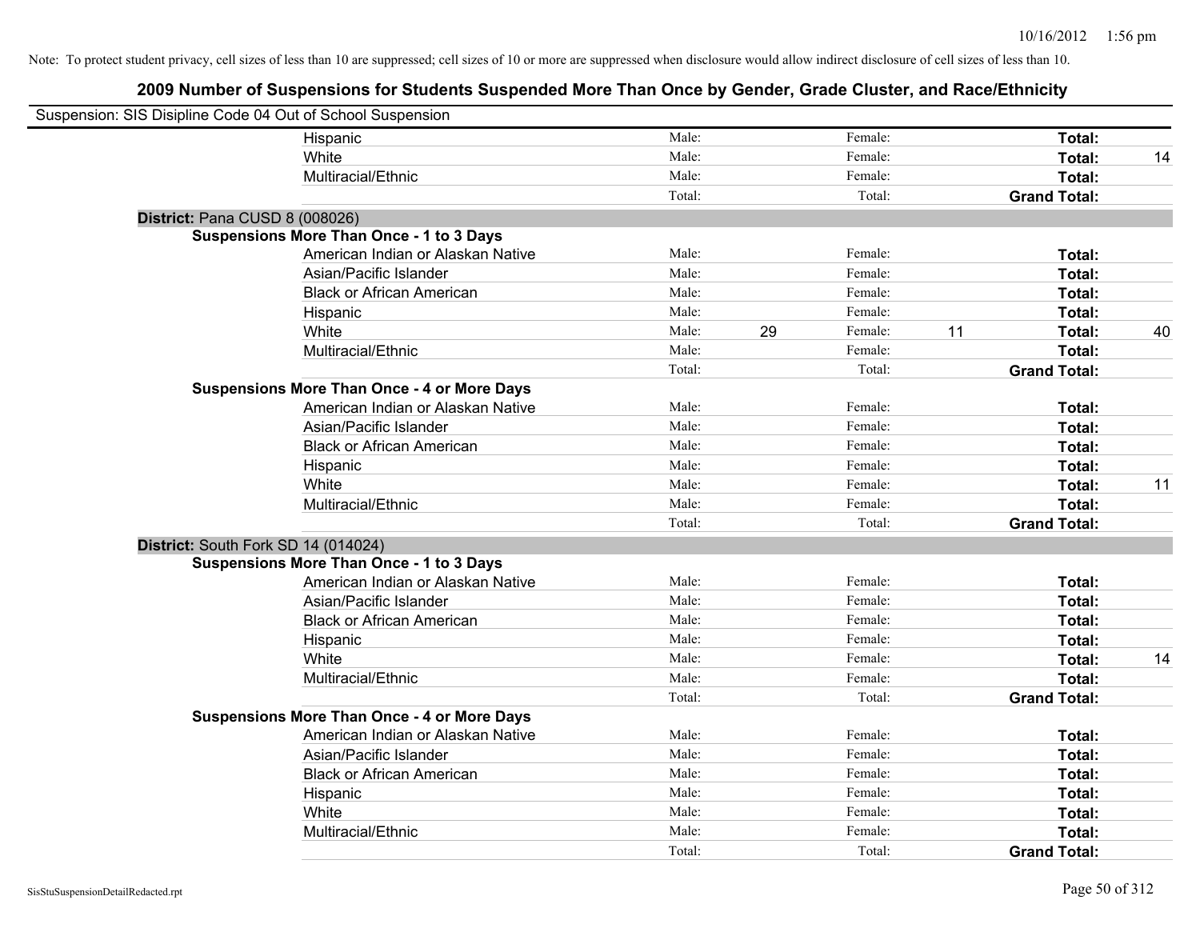Note: To protect student privacy, cell sizes of less than 10 are suppressed; cell sizes of 10 or more are suppressed when disclosure would allow indirect disclosure of cell sizes of less than 10.

## 2009 Number of Suspensions for Students Suspended More Than Once by Gender, Grade Cluster, and Race/Ethnicity

Suspension: SIS Disipline Code 04 Out of School Suspension

| | | | | | | | |
|---|---|---|---|---|---|---|---|
| Hispanic | Male: | | Female: | | **Total:** | |
| White | Male: | | Female: | | **Total:** | 14 |
| Multiracial/Ethnic | Male: | | Female: | | **Total:** | |
| | Total: | | Total: | | **Grand Total:** | |

**District:** Pana CUSD 8 (008026)

**Suspensions More Than Once - 1 to 3 Days**

| | | | | | | |
|---|---|---|---|---|---|---|
| American Indian or Alaskan Native | Male: | | Female: | | **Total:** | |
| Asian/Pacific Islander | Male: | | Female: | | **Total:** | |
| Black or African American | Male: | | Female: | | **Total:** | |
| Hispanic | Male: | | Female: | | **Total:** | |
| White | Male: | 29 | Female: | 11 | **Total:** | 40 |
| Multiracial/Ethnic | Male: | | Female: | | **Total:** | |
| | Total: | | Total: | | **Grand Total:** | |

**Suspensions More Than Once - 4 or More Days**

| | | | | | | |
|---|---|---|---|---|---|---|
| American Indian or Alaskan Native | Male: | | Female: | | **Total:** | |
| Asian/Pacific Islander | Male: | | Female: | | **Total:** | |
| Black or African American | Male: | | Female: | | **Total:** | |
| Hispanic | Male: | | Female: | | **Total:** | |
| White | Male: | | Female: | | **Total:** | 11 |
| Multiracial/Ethnic | Male: | | Female: | | **Total:** | |
| | Total: | | Total: | | **Grand Total:** | |

**District:** South Fork SD 14 (014024)

**Suspensions More Than Once - 1 to 3 Days**

| | | | | | | |
|---|---|---|---|---|---|---|
| American Indian or Alaskan Native | Male: | | Female: | | **Total:** | |
| Asian/Pacific Islander | Male: | | Female: | | **Total:** | |
| Black or African American | Male: | | Female: | | **Total:** | |
| Hispanic | Male: | | Female: | | **Total:** | |
| White | Male: | | Female: | | **Total:** | 14 |
| Multiracial/Ethnic | Male: | | Female: | | **Total:** | |
| | Total: | | Total: | | **Grand Total:** | |

**Suspensions More Than Once - 4 or More Days**

| | | | | | | |
|---|---|---|---|---|---|---|
| American Indian or Alaskan Native | Male: | | Female: | | **Total:** | |
| Asian/Pacific Islander | Male: | | Female: | | **Total:** | |
| Black or African American | Male: | | Female: | | **Total:** | |
| Hispanic | Male: | | Female: | | **Total:** | |
| White | Male: | | Female: | | **Total:** | |
| Multiracial/Ethnic | Male: | | Female: | | **Total:** | |
| | Total: | | Total: | | **Grand Total:** | |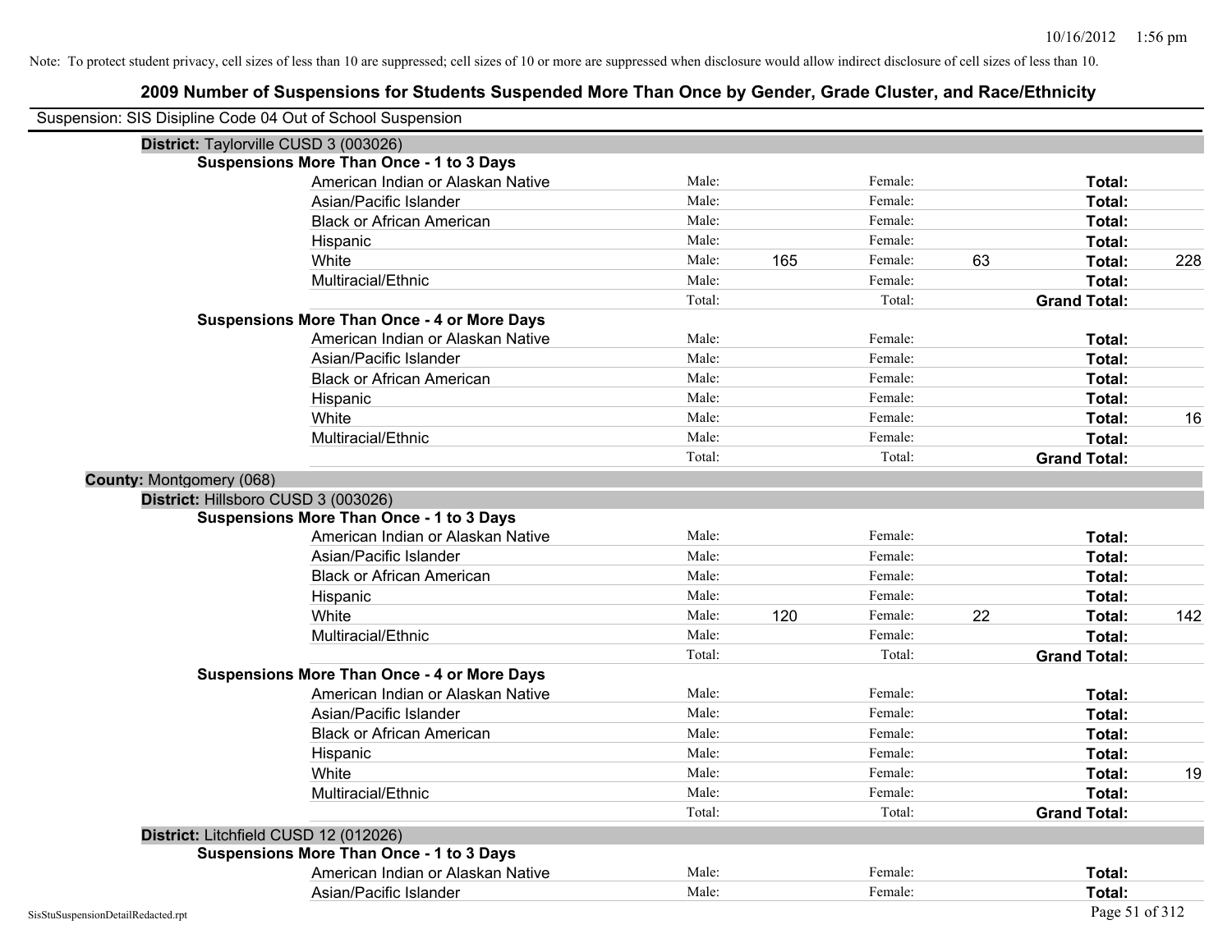Note: To protect student privacy, cell sizes of less than 10 are suppressed; cell sizes of 10 or more are suppressed when disclosure would allow indirect disclosure of cell sizes of less than 10.

# 2009 Number of Suspensions for Students Suspended More Than Once by Gender, Grade Cluster, and Race/Ethnicity

Suspension: SIS Disipline Code 04 Out of School Suspension

**District:** Taylorville CUSD 3 (003026)

**Suspensions More Than Once - 1 to 3 Days**

| | | | | | | |
|---|---|---|---|---|---|---|
| American Indian or Alaskan Native | Male: | | Female: | | **Total:** | |
| Asian/Pacific Islander | Male: | | Female: | | **Total:** | |
| Black or African American | Male: | | Female: | | **Total:** | |
| Hispanic | Male: | | Female: | | **Total:** | |
| White | Male: | 165 | Female: | 63 | **Total:** | 228 |
| Multiracial/Ethnic | Male: | | Female: | | **Total:** | |
| | Total: | | Total: | | **Grand Total:** | |

**Suspensions More Than Once - 4 or More Days**

| | | | | | | |
|---|---|---|---|---|---|---|
| American Indian or Alaskan Native | Male: | | Female: | | **Total:** | |
| Asian/Pacific Islander | Male: | | Female: | | **Total:** | |
| Black or African American | Male: | | Female: | | **Total:** | |
| Hispanic | Male: | | Female: | | **Total:** | |
| White | Male: | | Female: | | **Total:** | 16 |
| Multiracial/Ethnic | Male: | | Female: | | **Total:** | |
| | Total: | | Total: | | **Grand Total:** | |

**County:** Montgomery (068)

**District:** Hillsboro CUSD 3 (003026)

**Suspensions More Than Once - 1 to 3 Days**

| | | | | | | |
|---|---|---|---|---|---|---|
| American Indian or Alaskan Native | Male: | | Female: | | **Total:** | |
| Asian/Pacific Islander | Male: | | Female: | | **Total:** | |
| Black or African American | Male: | | Female: | | **Total:** | |
| Hispanic | Male: | | Female: | | **Total:** | |
| White | Male: | 120 | Female: | 22 | **Total:** | 142 |
| Multiracial/Ethnic | Male: | | Female: | | **Total:** | |
| | Total: | | Total: | | **Grand Total:** | |

**Suspensions More Than Once - 4 or More Days**

| | | | | | | |
|---|---|---|---|---|---|---|
| American Indian or Alaskan Native | Male: | | Female: | | **Total:** | |
| Asian/Pacific Islander | Male: | | Female: | | **Total:** | |
| Black or African American | Male: | | Female: | | **Total:** | |
| Hispanic | Male: | | Female: | | **Total:** | |
| White | Male: | | Female: | | **Total:** | 19 |
| Multiracial/Ethnic | Male: | | Female: | | **Total:** | |
| | Total: | | Total: | | **Grand Total:** | |

**District:** Litchfield CUSD 12 (012026)

**Suspensions More Than Once - 1 to 3 Days**

| | | | | | | |
|---|---|---|---|---|---|---|
| American Indian or Alaskan Native | Male: | | Female: | | **Total:** | |
| Asian/Pacific Islander | Male: | | Female: | | **Total:** | |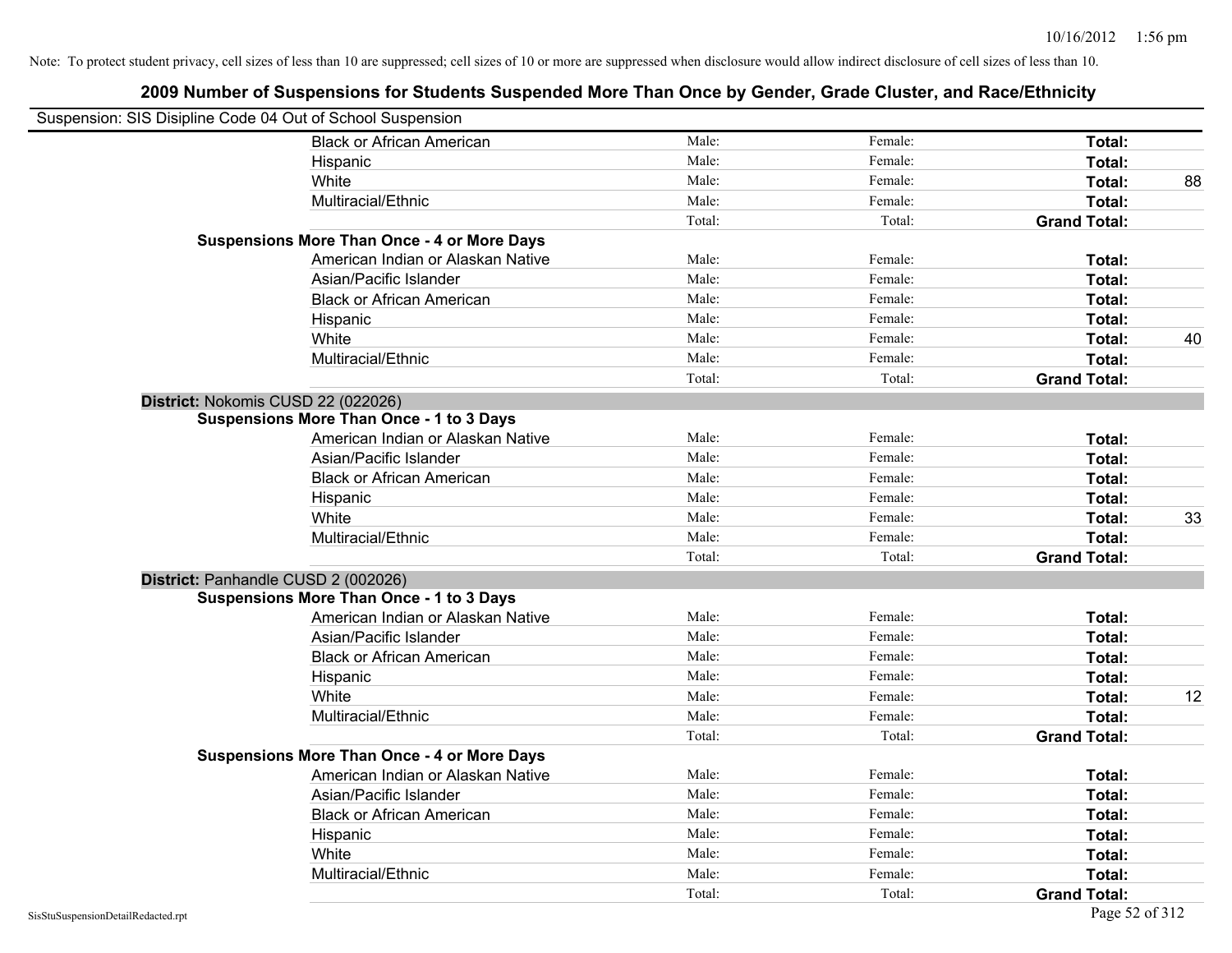Note: To protect student privacy, cell sizes of less than 10 are suppressed; cell sizes of 10 or more are suppressed when disclosure would allow indirect disclosure of cell sizes of less than 10.

## 2009 Number of Suspensions for Students Suspended More Than Once by Gender, Grade Cluster, and Race/Ethnicity

Suspension: SIS Disipline Code 04 Out of School Suspension

| | | | | | |
|---|---|---|---|---|---|
| | Black or African American | Male: | Female: | **Total:** | |
| | Hispanic | Male: | Female: | **Total:** | |
| | White | Male: | Female: | **Total:** | 88 |
| | Multiracial/Ethnic | Male: | Female: | **Total:** | |
| | | Total: | Total: | **Grand Total:** | |
| **Suspensions More Than Once - 4 or More Days** | | | | | |
| | American Indian or Alaskan Native | Male: | Female: | **Total:** | |
| | Asian/Pacific Islander | Male: | Female: | **Total:** | |
| | Black or African American | Male: | Female: | **Total:** | |
| | Hispanic | Male: | Female: | **Total:** | |
| | White | Male: | Female: | **Total:** | 40 |
| | Multiracial/Ethnic | Male: | Female: | **Total:** | |
| | | Total: | Total: | **Grand Total:** | |
| **District:** Nokomis CUSD 22 (022026) | | | | | |
| **Suspensions More Than Once - 1 to 3 Days** | | | | | |
| | American Indian or Alaskan Native | Male: | Female: | **Total:** | |
| | Asian/Pacific Islander | Male: | Female: | **Total:** | |
| | Black or African American | Male: | Female: | **Total:** | |
| | Hispanic | Male: | Female: | **Total:** | |
| | White | Male: | Female: | **Total:** | 33 |
| | Multiracial/Ethnic | Male: | Female: | **Total:** | |
| | | Total: | Total: | **Grand Total:** | |
| **District:** Panhandle CUSD 2 (002026) | | | | | |
| **Suspensions More Than Once - 1 to 3 Days** | | | | | |
| | American Indian or Alaskan Native | Male: | Female: | **Total:** | |
| | Asian/Pacific Islander | Male: | Female: | **Total:** | |
| | Black or African American | Male: | Female: | **Total:** | |
| | Hispanic | Male: | Female: | **Total:** | |
| | White | Male: | Female: | **Total:** | 12 |
| | Multiracial/Ethnic | Male: | Female: | **Total:** | |
| | | Total: | Total: | **Grand Total:** | |
| **Suspensions More Than Once - 4 or More Days** | | | | | |
| | American Indian or Alaskan Native | Male: | Female: | **Total:** | |
| | Asian/Pacific Islander | Male: | Female: | **Total:** | |
| | Black or African American | Male: | Female: | **Total:** | |
| | Hispanic | Male: | Female: | **Total:** | |
| | White | Male: | Female: | **Total:** | |
| | Multiracial/Ethnic | Male: | Female: | **Total:** | |
| | | Total: | Total: | **Grand Total:** | |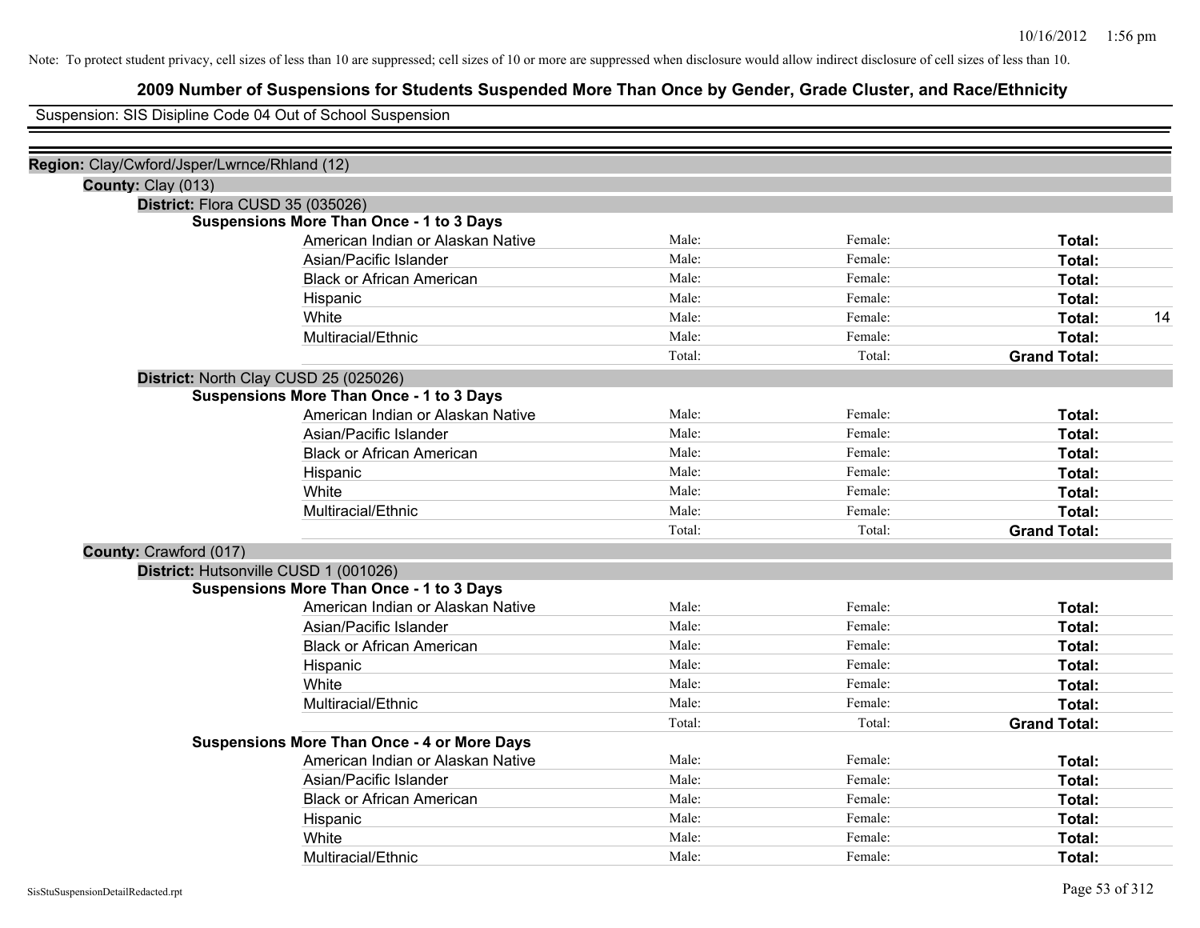Note: To protect student privacy, cell sizes of less than 10 are suppressed; cell sizes of 10 or more are suppressed when disclosure would allow indirect disclosure of cell sizes of less than 10.

# 2009 Number of Suspensions for Students Suspended More Than Once by Gender, Grade Cluster, and Race/Ethnicity

Suspension: SIS Disipline Code 04 Out of School Suspension

**Region:** Clay/Cwford/Jsper/Lwrnce/Rhland (12)

**County:** Clay (013)

**District:** Flora CUSD 35 (035026)

**Suspensions More Than Once - 1 to 3 Days**

| | | | | |
|---|---|---|---|---|
| American Indian or Alaskan Native | Male: | Female: | **Total:** | |
| Asian/Pacific Islander | Male: | Female: | **Total:** | |
| Black or African American | Male: | Female: | **Total:** | |
| Hispanic | Male: | Female: | **Total:** | |
| White | Male: | Female: | **Total:** | 14 |
| Multiracial/Ethnic | Male: | Female: | **Total:** | |
| | Total: | Total: | **Grand Total:** | |

**District:** North Clay CUSD 25 (025026)

**Suspensions More Than Once - 1 to 3 Days**

| | | | | |
|---|---|---|---|---|
| American Indian or Alaskan Native | Male: | Female: | **Total:** | |
| Asian/Pacific Islander | Male: | Female: | **Total:** | |
| Black or African American | Male: | Female: | **Total:** | |
| Hispanic | Male: | Female: | **Total:** | |
| White | Male: | Female: | **Total:** | |
| Multiracial/Ethnic | Male: | Female: | **Total:** | |
| | Total: | Total: | **Grand Total:** | |

**County:** Crawford (017)

**District:** Hutsonville CUSD 1 (001026)

**Suspensions More Than Once - 1 to 3 Days**

| | | | | |
|---|---|---|---|---|
| American Indian or Alaskan Native | Male: | Female: | **Total:** | |
| Asian/Pacific Islander | Male: | Female: | **Total:** | |
| Black or African American | Male: | Female: | **Total:** | |
| Hispanic | Male: | Female: | **Total:** | |
| White | Male: | Female: | **Total:** | |
| Multiracial/Ethnic | Male: | Female: | **Total:** | |
| | Total: | Total: | **Grand Total:** | |

**Suspensions More Than Once - 4 or More Days**

| | | | | |
|---|---|---|---|---|
| American Indian or Alaskan Native | Male: | Female: | **Total:** | |
| Asian/Pacific Islander | Male: | Female: | **Total:** | |
| Black or African American | Male: | Female: | **Total:** | |
| Hispanic | Male: | Female: | **Total:** | |
| White | Male: | Female: | **Total:** | |
| Multiracial/Ethnic | Male: | Female: | **Total:** | |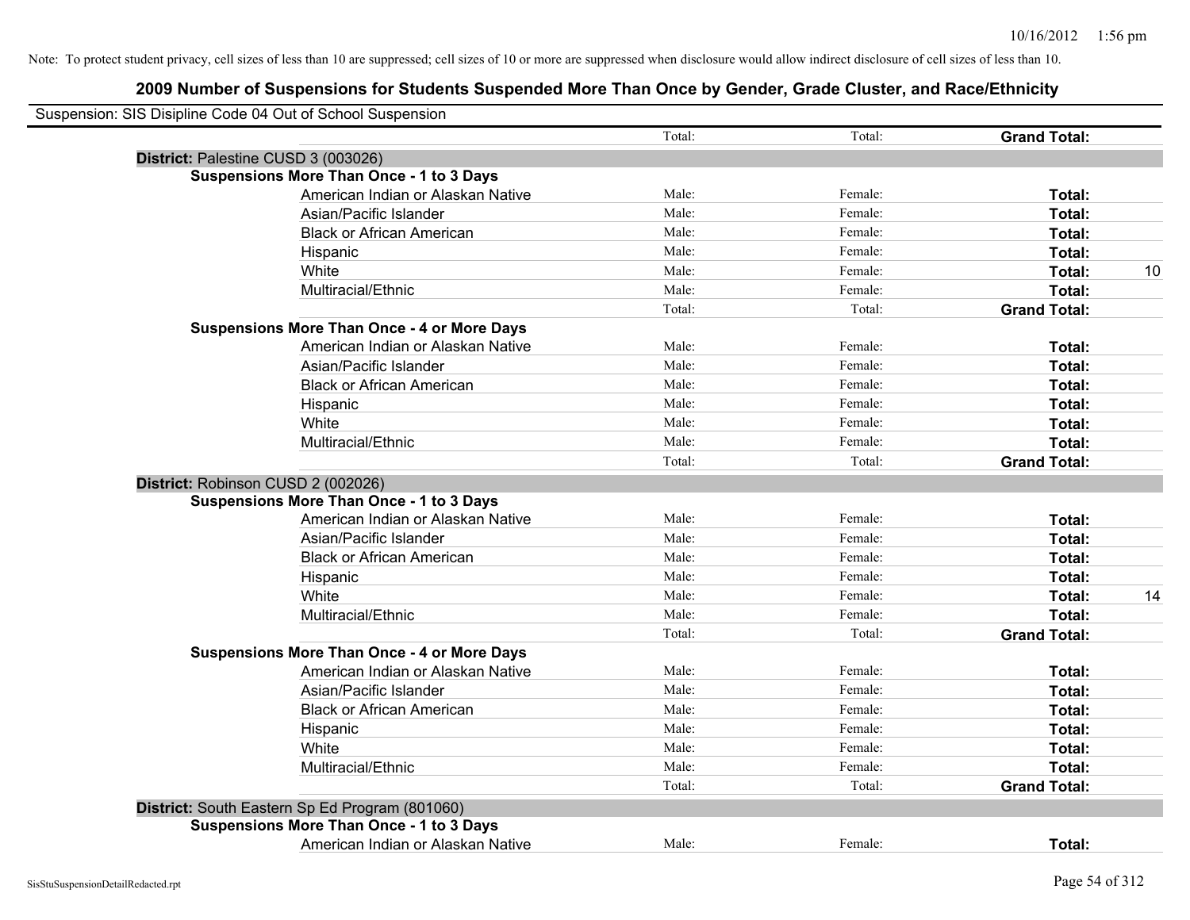Note: To protect student privacy, cell sizes of less than 10 are suppressed; cell sizes of 10 or more are suppressed when disclosure would allow indirect disclosure of cell sizes of less than 10.

## 2009 Number of Suspensions for Students Suspended More Than Once by Gender, Grade Cluster, and Race/Ethnicity

Suspension: SIS Disipline Code 04 Out of School Suspension

| | | | | | |
|---|---|---|---|---|---|
| | | Total: | Total: | **Grand Total:** | |
| **District:** Palestine CUSD 3 (003026) | | | | | |
| **Suspensions More Than Once - 1 to 3 Days** | | | | | |
| | American Indian or Alaskan Native | Male: | Female: | **Total:** | |
| | Asian/Pacific Islander | Male: | Female: | **Total:** | |
| | Black or African American | Male: | Female: | **Total:** | |
| | Hispanic | Male: | Female: | **Total:** | |
| | White | Male: | Female: | **Total:** | 10 |
| | Multiracial/Ethnic | Male: | Female: | **Total:** | |
| | | Total: | Total: | **Grand Total:** | |
| **Suspensions More Than Once - 4 or More Days** | | | | | |
| | American Indian or Alaskan Native | Male: | Female: | **Total:** | |
| | Asian/Pacific Islander | Male: | Female: | **Total:** | |
| | Black or African American | Male: | Female: | **Total:** | |
| | Hispanic | Male: | Female: | **Total:** | |
| | White | Male: | Female: | **Total:** | |
| | Multiracial/Ethnic | Male: | Female: | **Total:** | |
| | | Total: | Total: | **Grand Total:** | |
| **District:** Robinson CUSD 2 (002026) | | | | | |
| **Suspensions More Than Once - 1 to 3 Days** | | | | | |
| | American Indian or Alaskan Native | Male: | Female: | **Total:** | |
| | Asian/Pacific Islander | Male: | Female: | **Total:** | |
| | Black or African American | Male: | Female: | **Total:** | |
| | Hispanic | Male: | Female: | **Total:** | |
| | White | Male: | Female: | **Total:** | 14 |
| | Multiracial/Ethnic | Male: | Female: | **Total:** | |
| | | Total: | Total: | **Grand Total:** | |
| **Suspensions More Than Once - 4 or More Days** | | | | | |
| | American Indian or Alaskan Native | Male: | Female: | **Total:** | |
| | Asian/Pacific Islander | Male: | Female: | **Total:** | |
| | Black or African American | Male: | Female: | **Total:** | |
| | Hispanic | Male: | Female: | **Total:** | |
| | White | Male: | Female: | **Total:** | |
| | Multiracial/Ethnic | Male: | Female: | **Total:** | |
| | | Total: | Total: | **Grand Total:** | |
| **District:** South Eastern Sp Ed Program (801060) | | | | | |
| **Suspensions More Than Once - 1 to 3 Days** | | | | | |
| | American Indian or Alaskan Native | Male: | Female: | **Total:** | |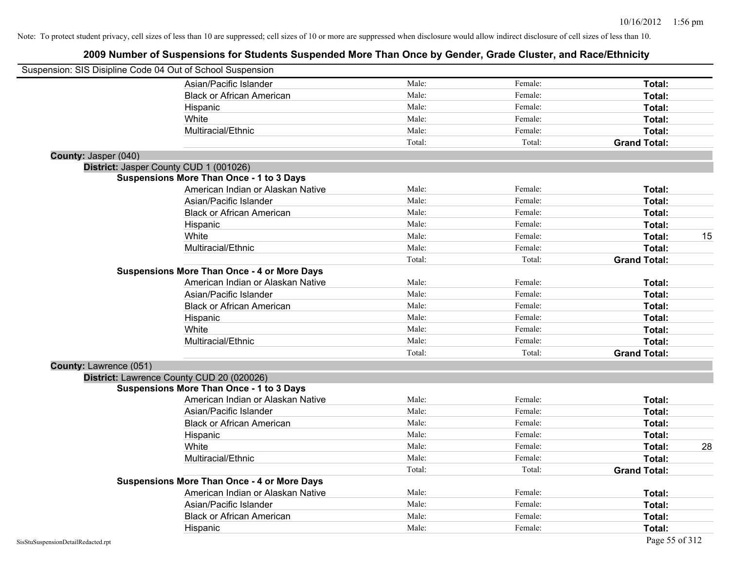Note: To protect student privacy, cell sizes of less than 10 are suppressed; cell sizes of 10 or more are suppressed when disclosure would allow indirect disclosure of cell sizes of less than 10.

## 2009 Number of Suspensions for Students Suspended More Than Once by Gender, Grade Cluster, and Race/Ethnicity

Suspension: SIS Disipline Code 04 Out of School Suspension

| | | | | |
|---|---|---|---|---|
| Asian/Pacific Islander | Male: | Female: | **Total:** | |
| Black or African American | Male: | Female: | **Total:** | |
| Hispanic | Male: | Female: | **Total:** | |
| White | Male: | Female: | **Total:** | |
| Multiracial/Ethnic | Male: | Female: | **Total:** | |
| | Total: | Total: | **Grand Total:** | |

**County:** Jasper (040)

**District:** Jasper County CUD 1 (001026)

**Suspensions More Than Once - 1 to 3 Days**

| | | | | |
|---|---|---|---|---|
| American Indian or Alaskan Native | Male: | Female: | **Total:** | |
| Asian/Pacific Islander | Male: | Female: | **Total:** | |
| Black or African American | Male: | Female: | **Total:** | |
| Hispanic | Male: | Female: | **Total:** | |
| White | Male: | Female: | **Total:** | 15 |
| Multiracial/Ethnic | Male: | Female: | **Total:** | |
| | Total: | Total: | **Grand Total:** | |

**Suspensions More Than Once - 4 or More Days**

| | | | | |
|---|---|---|---|---|
| American Indian or Alaskan Native | Male: | Female: | **Total:** | |
| Asian/Pacific Islander | Male: | Female: | **Total:** | |
| Black or African American | Male: | Female: | **Total:** | |
| Hispanic | Male: | Female: | **Total:** | |
| White | Male: | Female: | **Total:** | |
| Multiracial/Ethnic | Male: | Female: | **Total:** | |
| | Total: | Total: | **Grand Total:** | |

**County:** Lawrence (051)

**District:** Lawrence County CUD 20 (020026)

**Suspensions More Than Once - 1 to 3 Days**

| | | | | |
|---|---|---|---|---|
| American Indian or Alaskan Native | Male: | Female: | **Total:** | |
| Asian/Pacific Islander | Male: | Female: | **Total:** | |
| Black or African American | Male: | Female: | **Total:** | |
| Hispanic | Male: | Female: | **Total:** | |
| White | Male: | Female: | **Total:** | 28 |
| Multiracial/Ethnic | Male: | Female: | **Total:** | |
| | Total: | Total: | **Grand Total:** | |

**Suspensions More Than Once - 4 or More Days**

| | | | | |
|---|---|---|---|---|
| American Indian or Alaskan Native | Male: | Female: | **Total:** | |
| Asian/Pacific Islander | Male: | Female: | **Total:** | |
| Black or African American | Male: | Female: | **Total:** | |
| Hispanic | Male: | Female: | **Total:** | |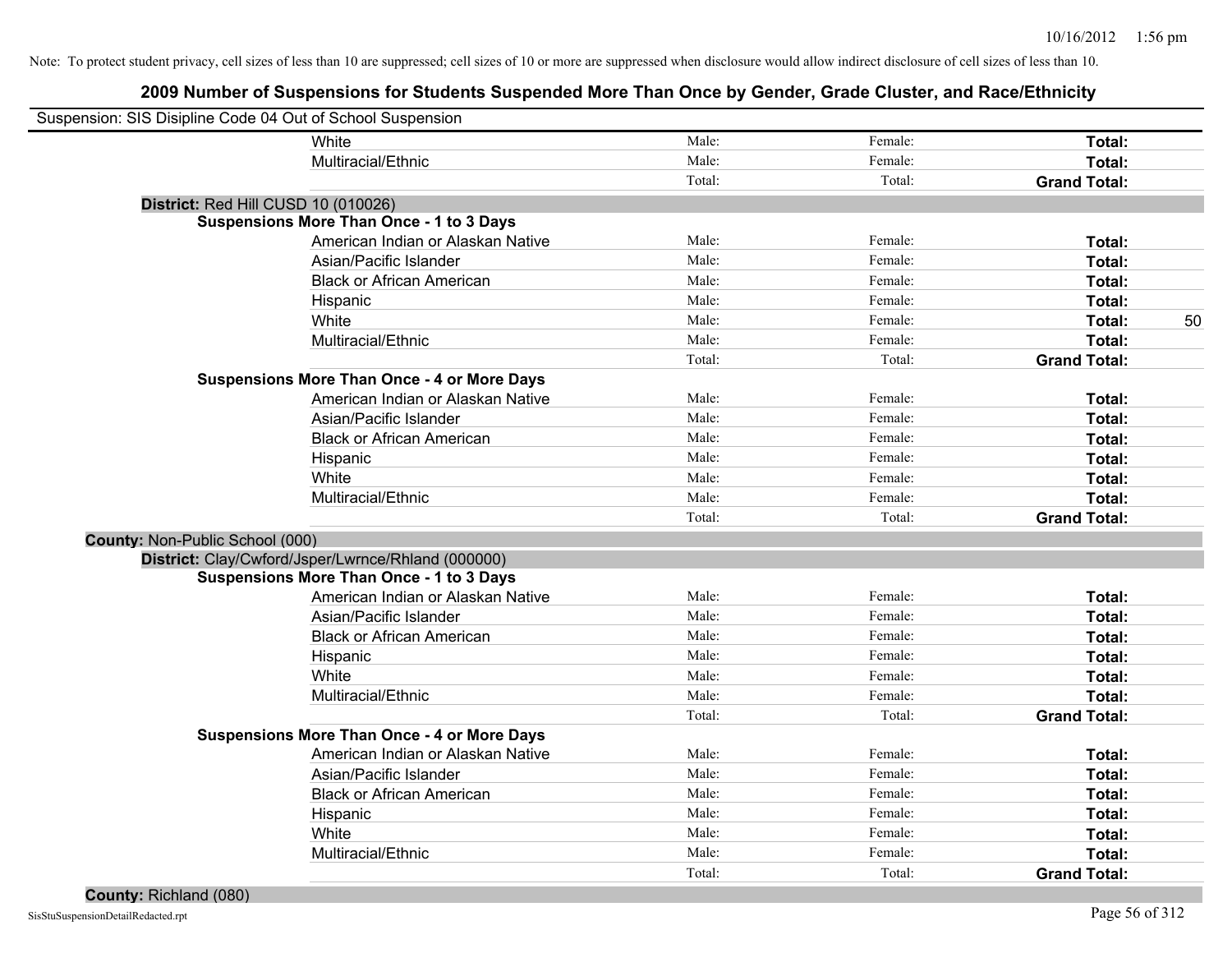Note: To protect student privacy, cell sizes of less than 10 are suppressed; cell sizes of 10 or more are suppressed when disclosure would allow indirect disclosure of cell sizes of less than 10.

# 2009 Number of Suspensions for Students Suspended More Than Once by Gender, Grade Cluster, and Race/Ethnicity

Suspension: SIS Disipline Code 04 Out of School Suspension

| | | | | |
|---|---|---|---|---|
| White | Male: | Female: | **Total:** | |
| Multiracial/Ethnic | Male: | Female: | **Total:** | |
| | Total: | Total: | **Grand Total:** | |

**District:** Red Hill CUSD 10 (010026)

**Suspensions More Than Once - 1 to 3 Days**

| | | | | |
|---|---|---|---|---|
| American Indian or Alaskan Native | Male: | Female: | **Total:** | |
| Asian/Pacific Islander | Male: | Female: | **Total:** | |
| Black or African American | Male: | Female: | **Total:** | |
| Hispanic | Male: | Female: | **Total:** | |
| White | Male: | Female: | **Total:** | 50 |
| Multiracial/Ethnic | Male: | Female: | **Total:** | |
| | Total: | Total: | **Grand Total:** | |

**Suspensions More Than Once - 4 or More Days**

| | | | | |
|---|---|---|---|---|
| American Indian or Alaskan Native | Male: | Female: | **Total:** | |
| Asian/Pacific Islander | Male: | Female: | **Total:** | |
| Black or African American | Male: | Female: | **Total:** | |
| Hispanic | Male: | Female: | **Total:** | |
| White | Male: | Female: | **Total:** | |
| Multiracial/Ethnic | Male: | Female: | **Total:** | |
| | Total: | Total: | **Grand Total:** | |

**County:** Non-Public School (000)

**District:** Clay/Cwford/Jsper/Lwrnce/Rhland (000000)

**Suspensions More Than Once - 1 to 3 Days**

| | | | | |
|---|---|---|---|---|
| American Indian or Alaskan Native | Male: | Female: | **Total:** | |
| Asian/Pacific Islander | Male: | Female: | **Total:** | |
| Black or African American | Male: | Female: | **Total:** | |
| Hispanic | Male: | Female: | **Total:** | |
| White | Male: | Female: | **Total:** | |
| Multiracial/Ethnic | Male: | Female: | **Total:** | |
| | Total: | Total: | **Grand Total:** | |

**Suspensions More Than Once - 4 or More Days**

| | | | | |
|---|---|---|---|---|
| American Indian or Alaskan Native | Male: | Female: | **Total:** | |
| Asian/Pacific Islander | Male: | Female: | **Total:** | |
| Black or African American | Male: | Female: | **Total:** | |
| Hispanic | Male: | Female: | **Total:** | |
| White | Male: | Female: | **Total:** | |
| Multiracial/Ethnic | Male: | Female: | **Total:** | |
| | Total: | Total: | **Grand Total:** | |

**County:** Richland (080)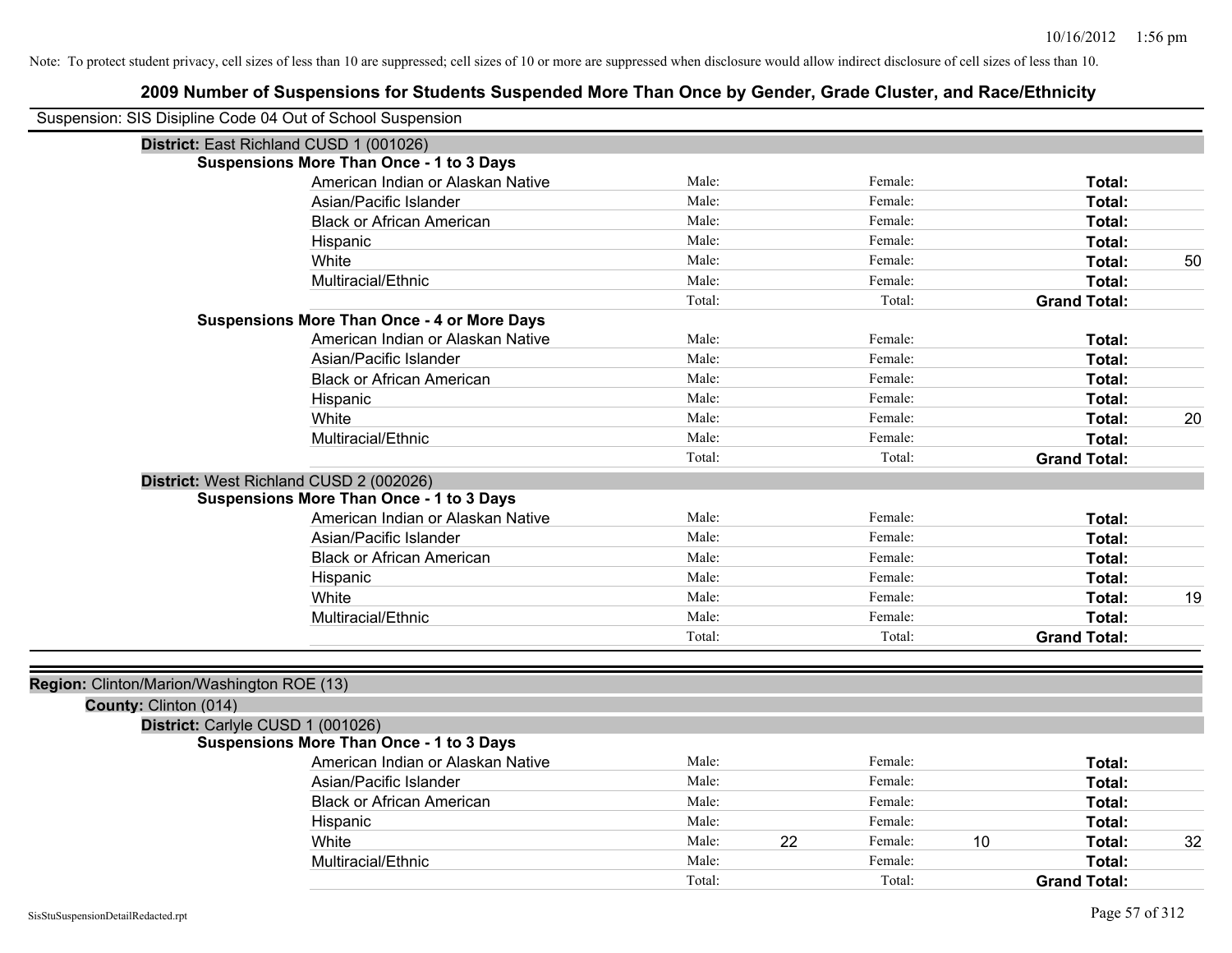Note: To protect student privacy, cell sizes of less than 10 are suppressed; cell sizes of 10 or more are suppressed when disclosure would allow indirect disclosure of cell sizes of less than 10.

# 2009 Number of Suspensions for Students Suspended More Than Once by Gender, Grade Cluster, and Race/Ethnicity

Suspension: SIS Disipline Code 04 Out of School Suspension

**District:** East Richland CUSD 1 (001026)

**Suspensions More Than Once - 1 to 3 Days**

| | | | | | | |
|---|---|---|---|---|---|---|
| American Indian or Alaskan Native | Male: | | Female: | | **Total:** | |
| Asian/Pacific Islander | Male: | | Female: | | **Total:** | |
| Black or African American | Male: | | Female: | | **Total:** | |
| Hispanic | Male: | | Female: | | **Total:** | |
| White | Male: | | Female: | | **Total:** | 50 |
| Multiracial/Ethnic | Male: | | Female: | | **Total:** | |
| | Total: | | Total: | | **Grand Total:** | |

**Suspensions More Than Once - 4 or More Days**

| | | | | | | |
|---|---|---|---|---|---|---|
| American Indian or Alaskan Native | Male: | | Female: | | **Total:** | |
| Asian/Pacific Islander | Male: | | Female: | | **Total:** | |
| Black or African American | Male: | | Female: | | **Total:** | |
| Hispanic | Male: | | Female: | | **Total:** | |
| White | Male: | | Female: | | **Total:** | 20 |
| Multiracial/Ethnic | Male: | | Female: | | **Total:** | |
| | Total: | | Total: | | **Grand Total:** | |

**District:** West Richland CUSD 2 (002026)

**Suspensions More Than Once - 1 to 3 Days**

| | | | | | | |
|---|---|---|---|---|---|---|
| American Indian or Alaskan Native | Male: | | Female: | | **Total:** | |
| Asian/Pacific Islander | Male: | | Female: | | **Total:** | |
| Black or African American | Male: | | Female: | | **Total:** | |
| Hispanic | Male: | | Female: | | **Total:** | |
| White | Male: | | Female: | | **Total:** | 19 |
| Multiracial/Ethnic | Male: | | Female: | | **Total:** | |
| | Total: | | Total: | | **Grand Total:** | |

**Region:** Clinton/Marion/Washington ROE (13)

**County:** Clinton (014)

**District:** Carlyle CUSD 1 (001026)

**Suspensions More Than Once - 1 to 3 Days**

| | | | | | | |
|---|---|---|---|---|---|---|
| American Indian or Alaskan Native | Male: | | Female: | | **Total:** | |
| Asian/Pacific Islander | Male: | | Female: | | **Total:** | |
| Black or African American | Male: | | Female: | | **Total:** | |
| Hispanic | Male: | | Female: | | **Total:** | |
| White | Male: | 22 | Female: | 10 | **Total:** | 32 |
| Multiracial/Ethnic | Male: | | Female: | | **Total:** | |
| | Total: | | Total: | | **Grand Total:** | |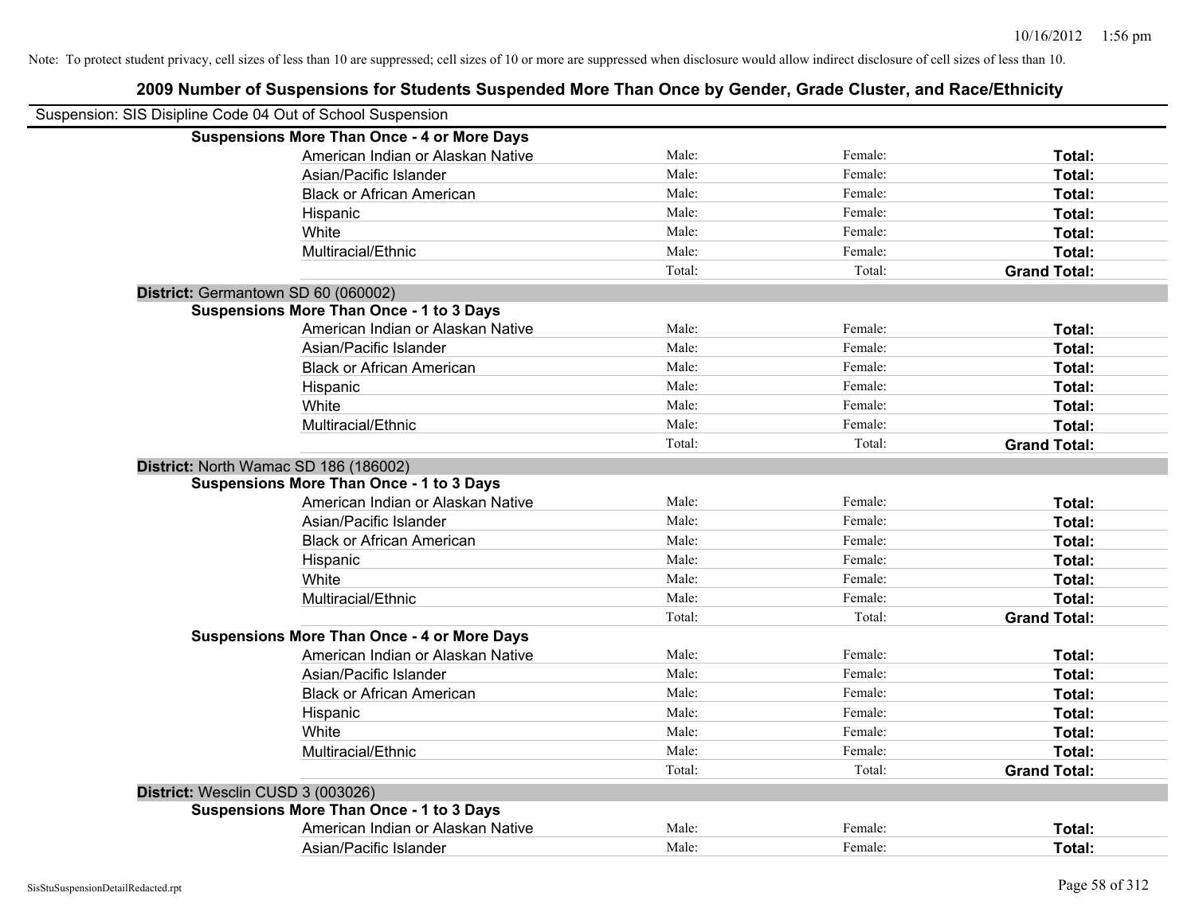Note: To protect student privacy, cell sizes of less than 10 are suppressed; cell sizes of 10 or more are suppressed when disclosure would allow indirect disclosure of cell sizes of less than 10.

# 2009 Number of Suspensions for Students Suspended More Than Once by Gender, Grade Cluster, and Race/Ethnicity

Suspension: SIS Disipline Code 04 Out of School Suspension

**Suspensions More Than Once - 4 or More Days**

| | | | |
|---|---|---|---|
| American Indian or Alaskan Native | Male: | Female: | **Total:** |
| Asian/Pacific Islander | Male: | Female: | **Total:** |
| Black or African American | Male: | Female: | **Total:** |
| Hispanic | Male: | Female: | **Total:** |
| White | Male: | Female: | **Total:** |
| Multiracial/Ethnic | Male: | Female: | **Total:** |
| | Total: | Total: | **Grand Total:** |

**District:** Germantown SD 60 (060002)

**Suspensions More Than Once - 1 to 3 Days**

| | | | |
|---|---|---|---|
| American Indian or Alaskan Native | Male: | Female: | **Total:** |
| Asian/Pacific Islander | Male: | Female: | **Total:** |
| Black or African American | Male: | Female: | **Total:** |
| Hispanic | Male: | Female: | **Total:** |
| White | Male: | Female: | **Total:** |
| Multiracial/Ethnic | Male: | Female: | **Total:** |
| | Total: | Total: | **Grand Total:** |

**District:** North Wamac SD 186 (186002)

**Suspensions More Than Once - 1 to 3 Days**

| | | | |
|---|---|---|---|
| American Indian or Alaskan Native | Male: | Female: | **Total:** |
| Asian/Pacific Islander | Male: | Female: | **Total:** |
| Black or African American | Male: | Female: | **Total:** |
| Hispanic | Male: | Female: | **Total:** |
| White | Male: | Female: | **Total:** |
| Multiracial/Ethnic | Male: | Female: | **Total:** |
| | Total: | Total: | **Grand Total:** |

**Suspensions More Than Once - 4 or More Days**

| | | | |
|---|---|---|---|
| American Indian or Alaskan Native | Male: | Female: | **Total:** |
| Asian/Pacific Islander | Male: | Female: | **Total:** |
| Black or African American | Male: | Female: | **Total:** |
| Hispanic | Male: | Female: | **Total:** |
| White | Male: | Female: | **Total:** |
| Multiracial/Ethnic | Male: | Female: | **Total:** |
| | Total: | Total: | **Grand Total:** |

**District:** Wesclin CUSD 3 (003026)

**Suspensions More Than Once - 1 to 3 Days**

| | | | |
|---|---|---|---|
| American Indian or Alaskan Native | Male: | Female: | **Total:** |
| Asian/Pacific Islander | Male: | Female: | **Total:** |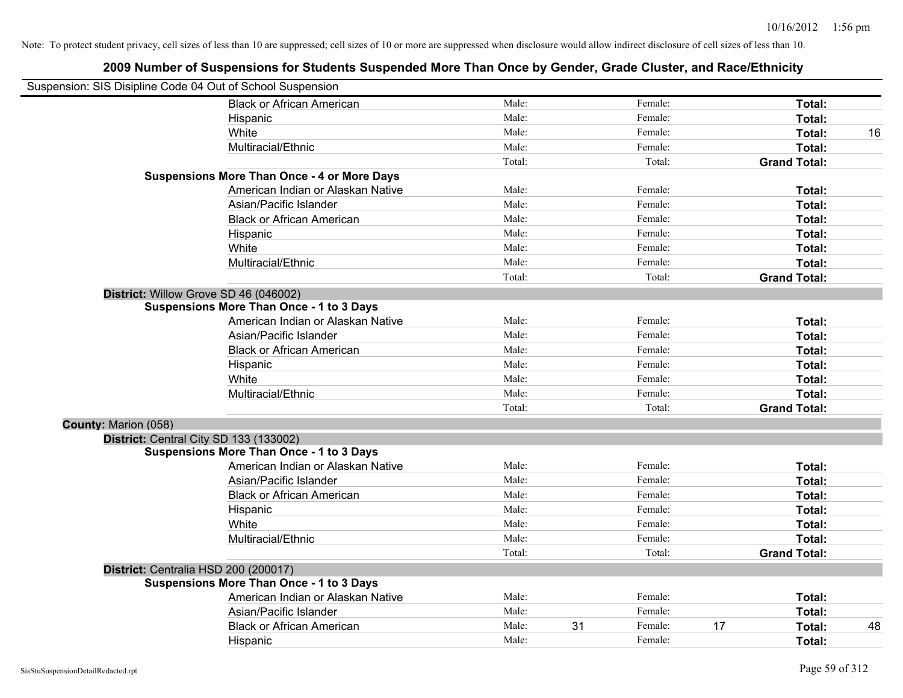Note: To protect student privacy, cell sizes of less than 10 are suppressed; cell sizes of 10 or more are suppressed when disclosure would allow indirect disclosure of cell sizes of less than 10.

## 2009 Number of Suspensions for Students Suspended More Than Once by Gender, Grade Cluster, and Race/Ethnicity

Suspension: SIS Disipline Code 04 Out of School Suspension

| | | | | | | |
|---|---|---|---|---|---|---|
| Black or African American | Male: | | Female: | | **Total:** | |
| Hispanic | Male: | | Female: | | **Total:** | |
| White | Male: | | Female: | | **Total:** | 16 |
| Multiracial/Ethnic | Male: | | Female: | | **Total:** | |
| | Total: | | Total: | | **Grand Total:** | |
| **Suspensions More Than Once - 4 or More Days** | | | | | | |
| American Indian or Alaskan Native | Male: | | Female: | | **Total:** | |
| Asian/Pacific Islander | Male: | | Female: | | **Total:** | |
| Black or African American | Male: | | Female: | | **Total:** | |
| Hispanic | Male: | | Female: | | **Total:** | |
| White | Male: | | Female: | | **Total:** | |
| Multiracial/Ethnic | Male: | | Female: | | **Total:** | |
| | Total: | | Total: | | **Grand Total:** | |
| **District:** Willow Grove SD 46 (046002) | | | | | | |
| **Suspensions More Than Once - 1 to 3 Days** | | | | | | |
| American Indian or Alaskan Native | Male: | | Female: | | **Total:** | |
| Asian/Pacific Islander | Male: | | Female: | | **Total:** | |
| Black or African American | Male: | | Female: | | **Total:** | |
| Hispanic | Male: | | Female: | | **Total:** | |
| White | Male: | | Female: | | **Total:** | |
| Multiracial/Ethnic | Male: | | Female: | | **Total:** | |
| | Total: | | Total: | | **Grand Total:** | |
| **County:** Marion (058) | | | | | | |
| **District:** Central City SD 133 (133002) | | | | | | |
| **Suspensions More Than Once - 1 to 3 Days** | | | | | | |
| American Indian or Alaskan Native | Male: | | Female: | | **Total:** | |
| Asian/Pacific Islander | Male: | | Female: | | **Total:** | |
| Black or African American | Male: | | Female: | | **Total:** | |
| Hispanic | Male: | | Female: | | **Total:** | |
| White | Male: | | Female: | | **Total:** | |
| Multiracial/Ethnic | Male: | | Female: | | **Total:** | |
| | Total: | | Total: | | **Grand Total:** | |
| **District:** Centralia HSD 200 (200017) | | | | | | |
| **Suspensions More Than Once - 1 to 3 Days** | | | | | | |
| American Indian or Alaskan Native | Male: | | Female: | | **Total:** | |
| Asian/Pacific Islander | Male: | | Female: | | **Total:** | |
| Black or African American | Male: | 31 | Female: | 17 | **Total:** | 48 |
| Hispanic | Male: | | Female: | | **Total:** | |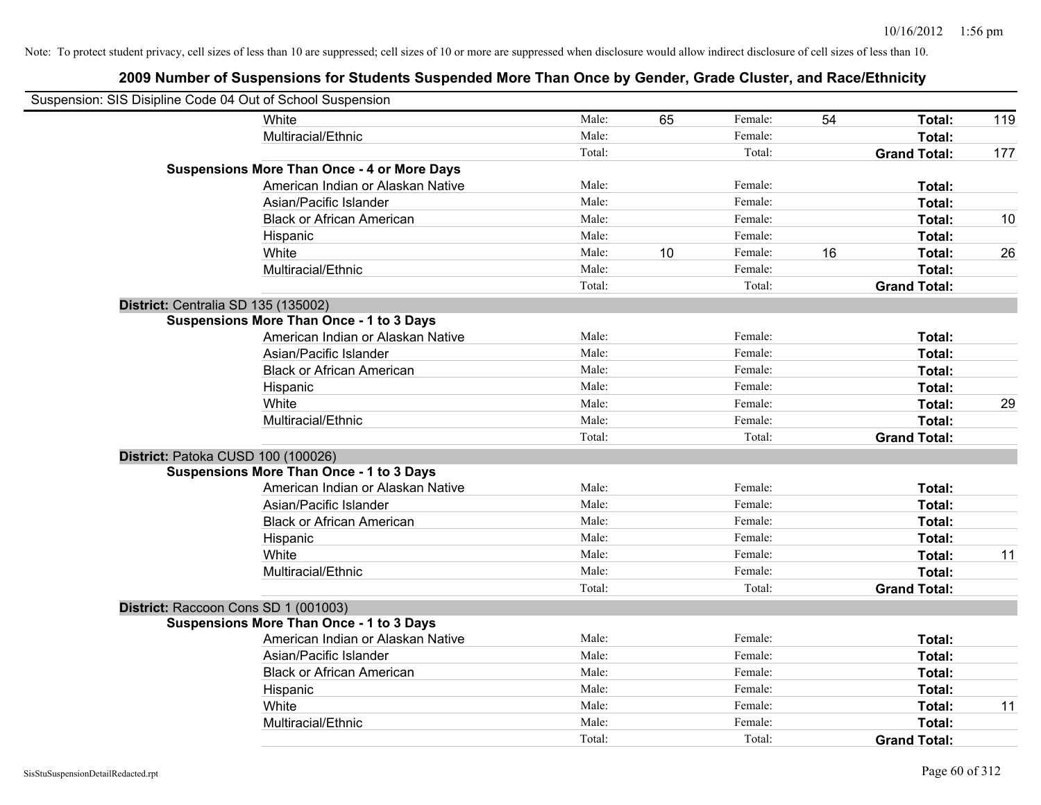Note: To protect student privacy, cell sizes of less than 10 are suppressed; cell sizes of 10 or more are suppressed when disclosure would allow indirect disclosure of cell sizes of less than 10.

## 2009 Number of Suspensions for Students Suspended More Than Once by Gender, Grade Cluster, and Race/Ethnicity

Suspension: SIS Disipline Code 04 Out of School Suspension

| | | | | | | |
|---|---|---|---|---|---|---|
| White | Male: | 65 | Female: | 54 | **Total:** | 119 |
| Multiracial/Ethnic | Male: | | Female: | | **Total:** | |
| | Total: | | Total: | | **Grand Total:** | 177 |
| **Suspensions More Than Once - 4 or More Days** | | | | | | |
| American Indian or Alaskan Native | Male: | | Female: | | **Total:** | |
| Asian/Pacific Islander | Male: | | Female: | | **Total:** | |
| Black or African American | Male: | | Female: | | **Total:** | 10 |
| Hispanic | Male: | | Female: | | **Total:** | |
| White | Male: | 10 | Female: | 16 | **Total:** | 26 |
| Multiracial/Ethnic | Male: | | Female: | | **Total:** | |
| | Total: | | Total: | | **Grand Total:** | |
| **District:** Centralia SD 135 (135002) | | | | | | |
| **Suspensions More Than Once - 1 to 3 Days** | | | | | | |
| American Indian or Alaskan Native | Male: | | Female: | | **Total:** | |
| Asian/Pacific Islander | Male: | | Female: | | **Total:** | |
| Black or African American | Male: | | Female: | | **Total:** | |
| Hispanic | Male: | | Female: | | **Total:** | |
| White | Male: | | Female: | | **Total:** | 29 |
| Multiracial/Ethnic | Male: | | Female: | | **Total:** | |
| | Total: | | Total: | | **Grand Total:** | |
| **District:** Patoka CUSD 100 (100026) | | | | | | |
| **Suspensions More Than Once - 1 to 3 Days** | | | | | | |
| American Indian or Alaskan Native | Male: | | Female: | | **Total:** | |
| Asian/Pacific Islander | Male: | | Female: | | **Total:** | |
| Black or African American | Male: | | Female: | | **Total:** | |
| Hispanic | Male: | | Female: | | **Total:** | |
| White | Male: | | Female: | | **Total:** | 11 |
| Multiracial/Ethnic | Male: | | Female: | | **Total:** | |
| | Total: | | Total: | | **Grand Total:** | |
| **District:** Raccoon Cons SD 1 (001003) | | | | | | |
| **Suspensions More Than Once - 1 to 3 Days** | | | | | | |
| American Indian or Alaskan Native | Male: | | Female: | | **Total:** | |
| Asian/Pacific Islander | Male: | | Female: | | **Total:** | |
| Black or African American | Male: | | Female: | | **Total:** | |
| Hispanic | Male: | | Female: | | **Total:** | |
| White | Male: | | Female: | | **Total:** | 11 |
| Multiracial/Ethnic | Male: | | Female: | | **Total:** | |
| | Total: | | Total: | | **Grand Total:** | |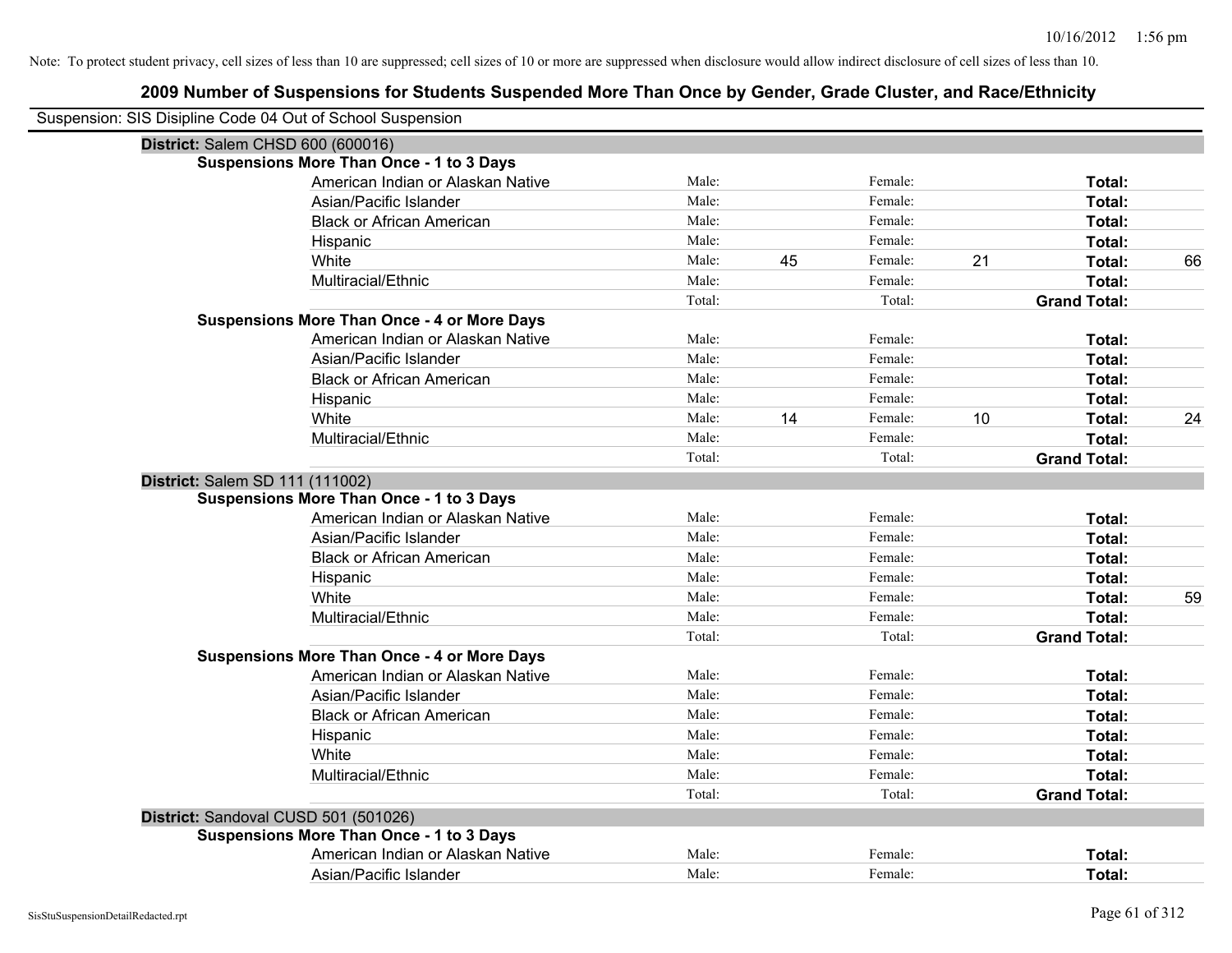Note: To protect student privacy, cell sizes of less than 10 are suppressed; cell sizes of 10 or more are suppressed when disclosure would allow indirect disclosure of cell sizes of less than 10.

## 2009 Number of Suspensions for Students Suspended More Than Once by Gender, Grade Cluster, and Race/Ethnicity

Suspension: SIS Disipline Code 04 Out of School Suspension

**District:** Salem CHSD 600 (600016)

**Suspensions More Than Once - 1 to 3 Days**

| | | | | | | |
|---|---|---|---|---|---|---|
| American Indian or Alaskan Native | Male: | | Female: | | **Total:** | |
| Asian/Pacific Islander | Male: | | Female: | | **Total:** | |
| Black or African American | Male: | | Female: | | **Total:** | |
| Hispanic | Male: | | Female: | | **Total:** | |
| White | Male: | 45 | Female: | 21 | **Total:** | 66 |
| Multiracial/Ethnic | Male: | | Female: | | **Total:** | |
| | Total: | | Total: | | **Grand Total:** | |

**Suspensions More Than Once - 4 or More Days**

| | | | | | | |
|---|---|---|---|---|---|---|
| American Indian or Alaskan Native | Male: | | Female: | | **Total:** | |
| Asian/Pacific Islander | Male: | | Female: | | **Total:** | |
| Black or African American | Male: | | Female: | | **Total:** | |
| Hispanic | Male: | | Female: | | **Total:** | |
| White | Male: | 14 | Female: | 10 | **Total:** | 24 |
| Multiracial/Ethnic | Male: | | Female: | | **Total:** | |
| | Total: | | Total: | | **Grand Total:** | |

**District:** Salem SD 111 (111002)

**Suspensions More Than Once - 1 to 3 Days**

| | | | | | | |
|---|---|---|---|---|---|---|
| American Indian or Alaskan Native | Male: | | Female: | | **Total:** | |
| Asian/Pacific Islander | Male: | | Female: | | **Total:** | |
| Black or African American | Male: | | Female: | | **Total:** | |
| Hispanic | Male: | | Female: | | **Total:** | |
| White | Male: | | Female: | | **Total:** | 59 |
| Multiracial/Ethnic | Male: | | Female: | | **Total:** | |
| | Total: | | Total: | | **Grand Total:** | |

**Suspensions More Than Once - 4 or More Days**

| | | | | | | |
|---|---|---|---|---|---|---|
| American Indian or Alaskan Native | Male: | | Female: | | **Total:** | |
| Asian/Pacific Islander | Male: | | Female: | | **Total:** | |
| Black or African American | Male: | | Female: | | **Total:** | |
| Hispanic | Male: | | Female: | | **Total:** | |
| White | Male: | | Female: | | **Total:** | |
| Multiracial/Ethnic | Male: | | Female: | | **Total:** | |
| | Total: | | Total: | | **Grand Total:** | |

**District:** Sandoval CUSD 501 (501026)

**Suspensions More Than Once - 1 to 3 Days**

| | | | | | | |
|---|---|---|---|---|---|---|
| American Indian or Alaskan Native | Male: | | Female: | | **Total:** | |
| Asian/Pacific Islander | Male: | | Female: | | **Total:** | |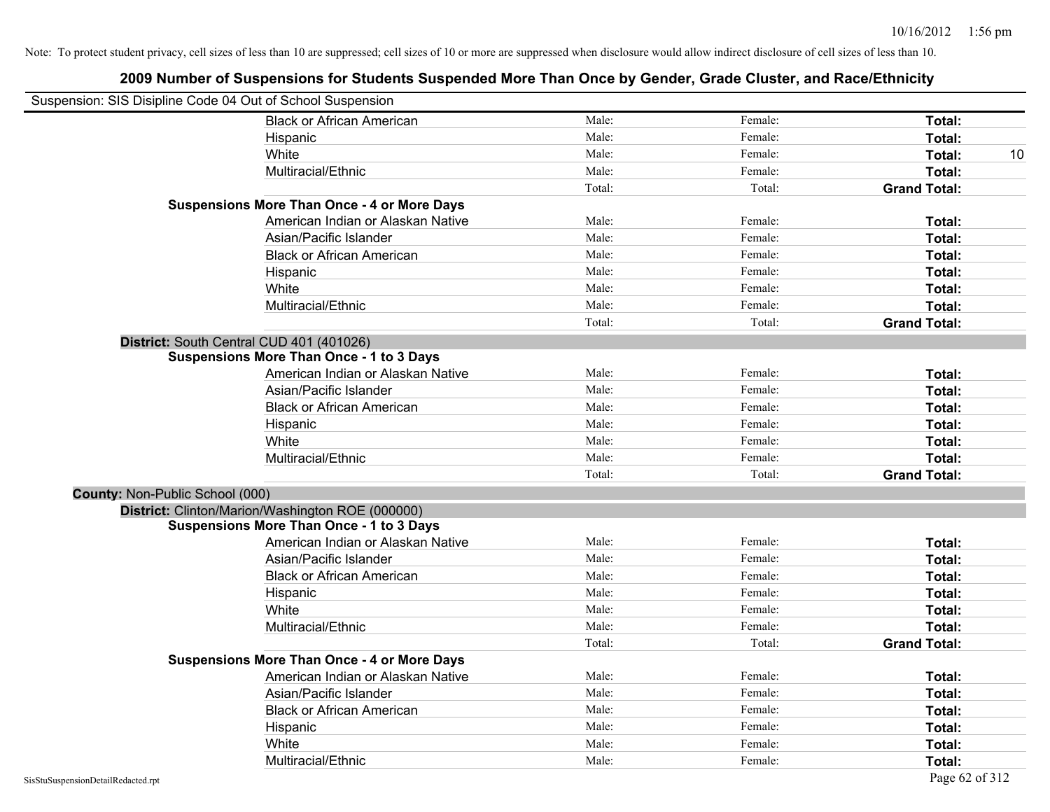Note: To protect student privacy, cell sizes of less than 10 are suppressed; cell sizes of 10 or more are suppressed when disclosure would allow indirect disclosure of cell sizes of less than 10.

# 2009 Number of Suspensions for Students Suspended More Than Once by Gender, Grade Cluster, and Race/Ethnicity

Suspension: SIS Disipline Code 04 Out of School Suspension

| | | | | |
|---|---|---|---|---|
| Black or African American | Male: | Female: | **Total:** | |
| Hispanic | Male: | Female: | **Total:** | |
| White | Male: | Female: | **Total:** | 10 |
| Multiracial/Ethnic | Male: | Female: | **Total:** | |
| | Total: | Total: | **Grand Total:** | |

**Suspensions More Than Once - 4 or More Days**

| | | | | |
|---|---|---|---|---|
| American Indian or Alaskan Native | Male: | Female: | **Total:** | |
| Asian/Pacific Islander | Male: | Female: | **Total:** | |
| Black or African American | Male: | Female: | **Total:** | |
| Hispanic | Male: | Female: | **Total:** | |
| White | Male: | Female: | **Total:** | |
| Multiracial/Ethnic | Male: | Female: | **Total:** | |
| | Total: | Total: | **Grand Total:** | |

**District:** South Central CUD 401 (401026)

**Suspensions More Than Once - 1 to 3 Days**

| | | | | |
|---|---|---|---|---|
| American Indian or Alaskan Native | Male: | Female: | **Total:** | |
| Asian/Pacific Islander | Male: | Female: | **Total:** | |
| Black or African American | Male: | Female: | **Total:** | |
| Hispanic | Male: | Female: | **Total:** | |
| White | Male: | Female: | **Total:** | |
| Multiracial/Ethnic | Male: | Female: | **Total:** | |
| | Total: | Total: | **Grand Total:** | |

**County:** Non-Public School (000)

**District:** Clinton/Marion/Washington ROE (000000)

**Suspensions More Than Once - 1 to 3 Days**

| | | | | |
|---|---|---|---|---|
| American Indian or Alaskan Native | Male: | Female: | **Total:** | |
| Asian/Pacific Islander | Male: | Female: | **Total:** | |
| Black or African American | Male: | Female: | **Total:** | |
| Hispanic | Male: | Female: | **Total:** | |
| White | Male: | Female: | **Total:** | |
| Multiracial/Ethnic | Male: | Female: | **Total:** | |
| | Total: | Total: | **Grand Total:** | |

**Suspensions More Than Once - 4 or More Days**

| | | | | |
|---|---|---|---|---|
| American Indian or Alaskan Native | Male: | Female: | **Total:** | |
| Asian/Pacific Islander | Male: | Female: | **Total:** | |
| Black or African American | Male: | Female: | **Total:** | |
| Hispanic | Male: | Female: | **Total:** | |
| White | Male: | Female: | **Total:** | |
| Multiracial/Ethnic | Male: | Female: | **Total:** | |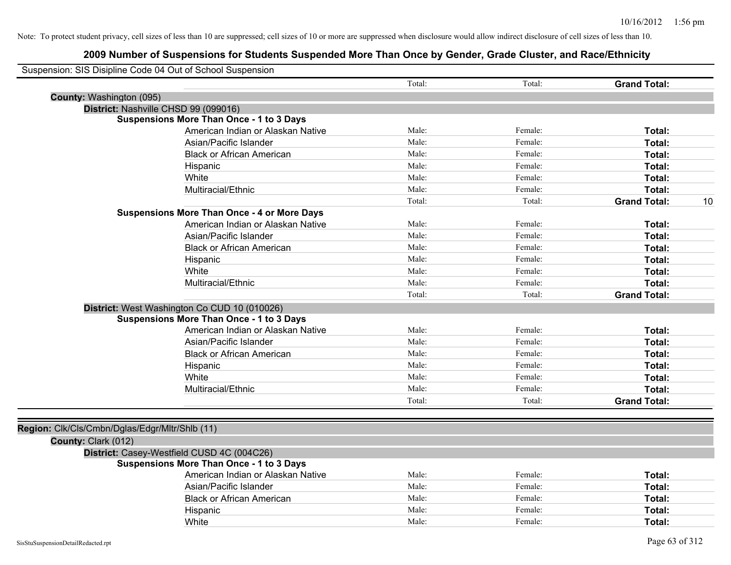Note: To protect student privacy, cell sizes of less than 10 are suppressed; cell sizes of 10 or more are suppressed when disclosure would allow indirect disclosure of cell sizes of less than 10.

## 2009 Number of Suspensions for Students Suspended More Than Once by Gender, Grade Cluster, and Race/Ethnicity

Suspension: SIS Disipline Code 04 Out of School Suspension

| | | Total: | Total: | **Grand Total:** | |
|---|---|---|---|---|---|
| **County:** Washington (095) | | | | | |
| **District:** Nashville CHSD 99 (099016) | | | | | |
| **Suspensions More Than Once - 1 to 3 Days** | | | | | |
| | American Indian or Alaskan Native | Male: | Female: | **Total:** | |
| | Asian/Pacific Islander | Male: | Female: | **Total:** | |
| | Black or African American | Male: | Female: | **Total:** | |
| | Hispanic | Male: | Female: | **Total:** | |
| | White | Male: | Female: | **Total:** | |
| | Multiracial/Ethnic | Male: | Female: | **Total:** | |
| | | Total: | Total: | **Grand Total:** | 10 |
| **Suspensions More Than Once - 4 or More Days** | | | | | |
| | American Indian or Alaskan Native | Male: | Female: | **Total:** | |
| | Asian/Pacific Islander | Male: | Female: | **Total:** | |
| | Black or African American | Male: | Female: | **Total:** | |
| | Hispanic | Male: | Female: | **Total:** | |
| | White | Male: | Female: | **Total:** | |
| | Multiracial/Ethnic | Male: | Female: | **Total:** | |
| | | Total: | Total: | **Grand Total:** | |
| **District:** West Washington Co CUD 10 (010026) | | | | | |
| **Suspensions More Than Once - 1 to 3 Days** | | | | | |
| | American Indian or Alaskan Native | Male: | Female: | **Total:** | |
| | Asian/Pacific Islander | Male: | Female: | **Total:** | |
| | Black or African American | Male: | Female: | **Total:** | |
| | Hispanic | Male: | Female: | **Total:** | |
| | White | Male: | Female: | **Total:** | |
| | Multiracial/Ethnic | Male: | Female: | **Total:** | |
| | | Total: | Total: | **Grand Total:** | |

| | | | | | |
|---|---|---|---|---|---|
| **Region:** Clk/Cls/Cmbn/Dglas/Edgr/Mltr/Shlb (11) | | | | | |
| **County:** Clark (012) | | | | | |
| **District:** Casey-Westfield CUSD 4C (004C26) | | | | | |
| **Suspensions More Than Once - 1 to 3 Days** | | | | | |
| | American Indian or Alaskan Native | Male: | Female: | **Total:** | |
| | Asian/Pacific Islander | Male: | Female: | **Total:** | |
| | Black or African American | Male: | Female: | **Total:** | |
| | Hispanic | Male: | Female: | **Total:** | |
| | White | Male: | Female: | **Total:** | |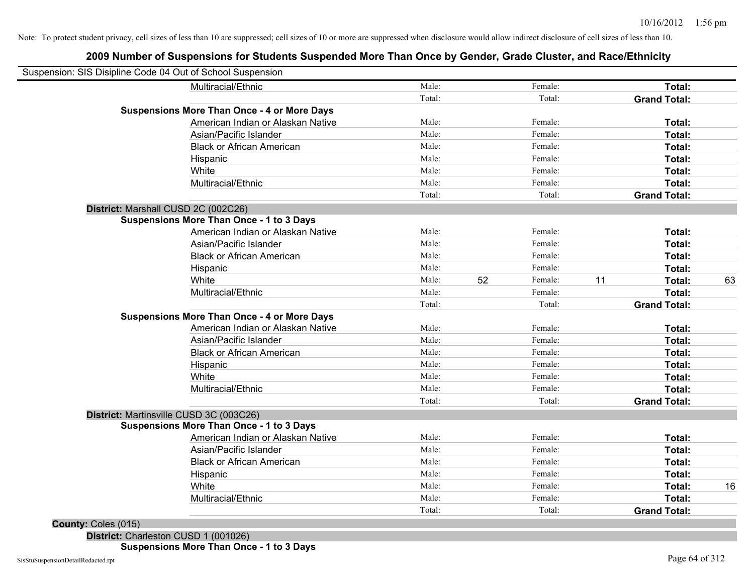Note: To protect student privacy, cell sizes of less than 10 are suppressed; cell sizes of 10 or more are suppressed when disclosure would allow indirect disclosure of cell sizes of less than 10.

## 2009 Number of Suspensions for Students Suspended More Than Once by Gender, Grade Cluster, and Race/Ethnicity

Suspension: SIS Disipline Code 04 Out of School Suspension

| | | | | | | | |
|---|---|---|---|---|---|---|---|
| Multiracial/Ethnic | Male: | | Female: | | **Total:** | |
| | Total: | | Total: | | **Grand Total:** | |
| **Suspensions More Than Once - 4 or More Days** | | | | | | |
| American Indian or Alaskan Native | Male: | | Female: | | **Total:** | |
| Asian/Pacific Islander | Male: | | Female: | | **Total:** | |
| Black or African American | Male: | | Female: | | **Total:** | |
| Hispanic | Male: | | Female: | | **Total:** | |
| White | Male: | | Female: | | **Total:** | |
| Multiracial/Ethnic | Male: | | Female: | | **Total:** | |
| | Total: | | Total: | | **Grand Total:** | |

**District:** Marshall CUSD 2C (002C26)

| | | | | | | |
|---|---|---|---|---|---|---|
| **Suspensions More Than Once - 1 to 3 Days** | | | | | | |
| American Indian or Alaskan Native | Male: | | Female: | | **Total:** | |
| Asian/Pacific Islander | Male: | | Female: | | **Total:** | |
| Black or African American | Male: | | Female: | | **Total:** | |
| Hispanic | Male: | | Female: | | **Total:** | |
| White | Male: | 52 | Female: | 11 | **Total:** | 63 |
| Multiracial/Ethnic | Male: | | Female: | | **Total:** | |
| | Total: | | Total: | | **Grand Total:** | |
| **Suspensions More Than Once - 4 or More Days** | | | | | | |
| American Indian or Alaskan Native | Male: | | Female: | | **Total:** | |
| Asian/Pacific Islander | Male: | | Female: | | **Total:** | |
| Black or African American | Male: | | Female: | | **Total:** | |
| Hispanic | Male: | | Female: | | **Total:** | |
| White | Male: | | Female: | | **Total:** | |
| Multiracial/Ethnic | Male: | | Female: | | **Total:** | |
| | Total: | | Total: | | **Grand Total:** | |

**District:** Martinsville CUSD 3C (003C26)

| | | | | | | |
|---|---|---|---|---|---|---|
| **Suspensions More Than Once - 1 to 3 Days** | | | | | | |
| American Indian or Alaskan Native | Male: | | Female: | | **Total:** | |
| Asian/Pacific Islander | Male: | | Female: | | **Total:** | |
| Black or African American | Male: | | Female: | | **Total:** | |
| Hispanic | Male: | | Female: | | **Total:** | |
| White | Male: | | Female: | | **Total:** | 16 |
| Multiracial/Ethnic | Male: | | Female: | | **Total:** | |
| | Total: | | Total: | | **Grand Total:** | |

**County:** Coles (015)

**District:** Charleston CUSD 1 (001026)

**Suspensions More Than Once - 1 to 3 Days**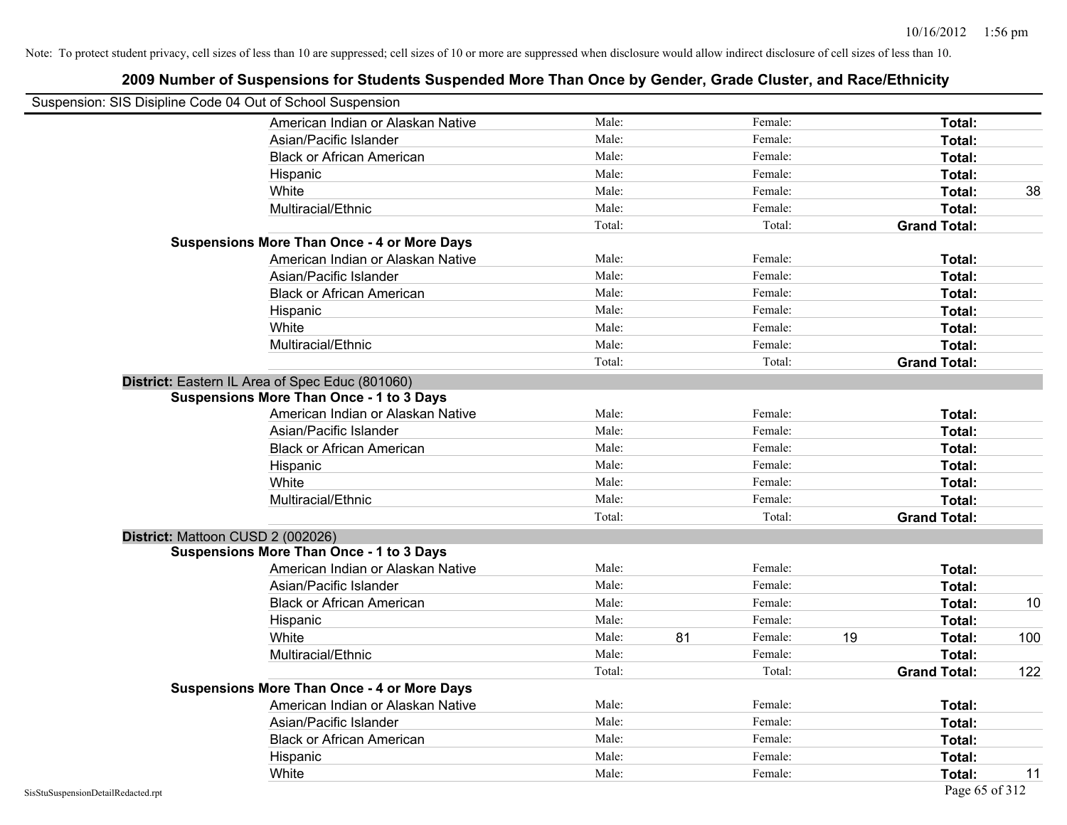Note: To protect student privacy, cell sizes of less than 10 are suppressed; cell sizes of 10 or more are suppressed when disclosure would allow indirect disclosure of cell sizes of less than 10.

# 2009 Number of Suspensions for Students Suspended More Than Once by Gender, Grade Cluster, and Race/Ethnicity

Suspension: SIS Disipline Code 04 Out of School Suspension

| | | | | | | | |
|---|---|---|---|---|---|---|---|
| American Indian or Alaskan Native | Male: | | Female: | | **Total:** | |
| Asian/Pacific Islander | Male: | | Female: | | **Total:** | |
| Black or African American | Male: | | Female: | | **Total:** | |
| Hispanic | Male: | | Female: | | **Total:** | |
| White | Male: | | Female: | | **Total:** | 38 |
| Multiracial/Ethnic | Male: | | Female: | | **Total:** | |
| | Total: | | Total: | | **Grand Total:** | |

**Suspensions More Than Once - 4 or More Days**

| | | | | | | |
|---|---|---|---|---|---|---|
| American Indian or Alaskan Native | Male: | | Female: | | **Total:** | |
| Asian/Pacific Islander | Male: | | Female: | | **Total:** | |
| Black or African American | Male: | | Female: | | **Total:** | |
| Hispanic | Male: | | Female: | | **Total:** | |
| White | Male: | | Female: | | **Total:** | |
| Multiracial/Ethnic | Male: | | Female: | | **Total:** | |
| | Total: | | Total: | | **Grand Total:** | |

**District:** Eastern IL Area of Spec Educ (801060)

**Suspensions More Than Once - 1 to 3 Days**

| | | | | | | |
|---|---|---|---|---|---|---|
| American Indian or Alaskan Native | Male: | | Female: | | **Total:** | |
| Asian/Pacific Islander | Male: | | Female: | | **Total:** | |
| Black or African American | Male: | | Female: | | **Total:** | |
| Hispanic | Male: | | Female: | | **Total:** | |
| White | Male: | | Female: | | **Total:** | |
| Multiracial/Ethnic | Male: | | Female: | | **Total:** | |
| | Total: | | Total: | | **Grand Total:** | |

**District:** Mattoon CUSD 2 (002026)

**Suspensions More Than Once - 1 to 3 Days**

| | | | | | | |
|---|---|---|---|---|---|---|
| American Indian or Alaskan Native | Male: | | Female: | | **Total:** | |
| Asian/Pacific Islander | Male: | | Female: | | **Total:** | |
| Black or African American | Male: | | Female: | | **Total:** | 10 |
| Hispanic | Male: | | Female: | | **Total:** | |
| White | Male: | 81 | Female: | 19 | **Total:** | 100 |
| Multiracial/Ethnic | Male: | | Female: | | **Total:** | |
| | Total: | | Total: | | **Grand Total:** | 122 |

**Suspensions More Than Once - 4 or More Days**

| | | | | | | |
|---|---|---|---|---|---|---|
| American Indian or Alaskan Native | Male: | | Female: | | **Total:** | |
| Asian/Pacific Islander | Male: | | Female: | | **Total:** | |
| Black or African American | Male: | | Female: | | **Total:** | |
| Hispanic | Male: | | Female: | | **Total:** | |
| White | Male: | | Female: | | **Total:** | 11 |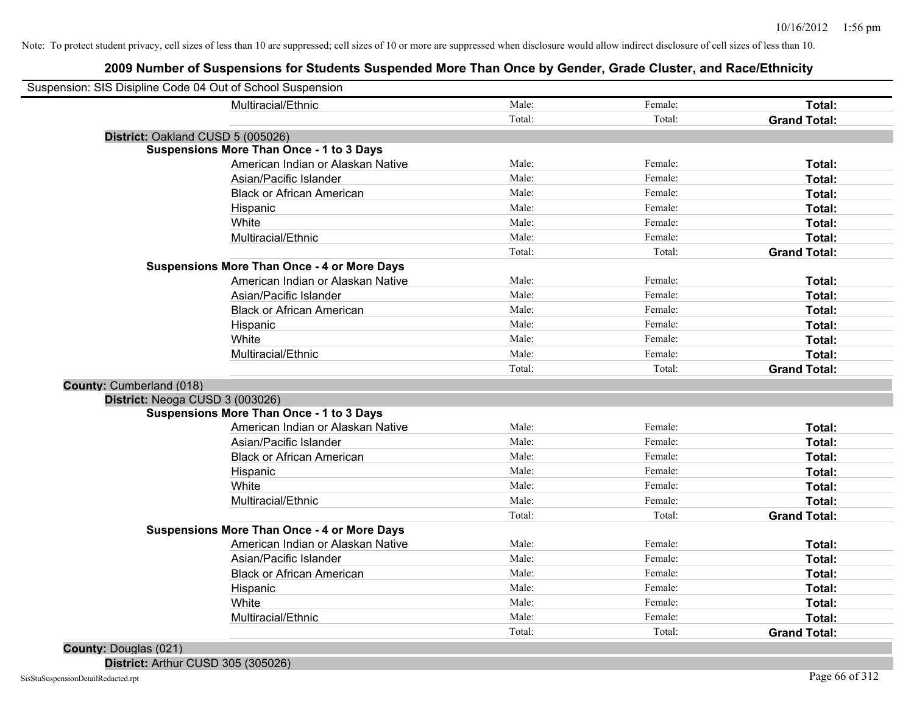Note: To protect student privacy, cell sizes of less than 10 are suppressed; cell sizes of 10 or more are suppressed when disclosure would allow indirect disclosure of cell sizes of less than 10.

# 2009 Number of Suspensions for Students Suspended More Than Once by Gender, Grade Cluster, and Race/Ethnicity

Suspension: SIS Disipline Code 04 Out of School Suspension

| | | | |
|---|---|---|---|
| Multiracial/Ethnic | Male: | Female: | **Total:** |
| | Total: | Total: | **Grand Total:** |

**District:** Oakland CUSD 5 (005026)

**Suspensions More Than Once - 1 to 3 Days**

| | | | |
|---|---|---|---|
| American Indian or Alaskan Native | Male: | Female: | **Total:** |
| Asian/Pacific Islander | Male: | Female: | **Total:** |
| Black or African American | Male: | Female: | **Total:** |
| Hispanic | Male: | Female: | **Total:** |
| White | Male: | Female: | **Total:** |
| Multiracial/Ethnic | Male: | Female: | **Total:** |
| | Total: | Total: | **Grand Total:** |

**Suspensions More Than Once - 4 or More Days**

| | | | |
|---|---|---|---|
| American Indian or Alaskan Native | Male: | Female: | **Total:** |
| Asian/Pacific Islander | Male: | Female: | **Total:** |
| Black or African American | Male: | Female: | **Total:** |
| Hispanic | Male: | Female: | **Total:** |
| White | Male: | Female: | **Total:** |
| Multiracial/Ethnic | Male: | Female: | **Total:** |
| | Total: | Total: | **Grand Total:** |

**County:** Cumberland (018)

**District:** Neoga CUSD 3 (003026)

**Suspensions More Than Once - 1 to 3 Days**

| | | | |
|---|---|---|---|
| American Indian or Alaskan Native | Male: | Female: | **Total:** |
| Asian/Pacific Islander | Male: | Female: | **Total:** |
| Black or African American | Male: | Female: | **Total:** |
| Hispanic | Male: | Female: | **Total:** |
| White | Male: | Female: | **Total:** |
| Multiracial/Ethnic | Male: | Female: | **Total:** |
| | Total: | Total: | **Grand Total:** |

**Suspensions More Than Once - 4 or More Days**

| | | | |
|---|---|---|---|
| American Indian or Alaskan Native | Male: | Female: | **Total:** |
| Asian/Pacific Islander | Male: | Female: | **Total:** |
| Black or African American | Male: | Female: | **Total:** |
| Hispanic | Male: | Female: | **Total:** |
| White | Male: | Female: | **Total:** |
| Multiracial/Ethnic | Male: | Female: | **Total:** |
| | Total: | Total: | **Grand Total:** |

**County:** Douglas (021)

**District:** Arthur CUSD 305 (305026)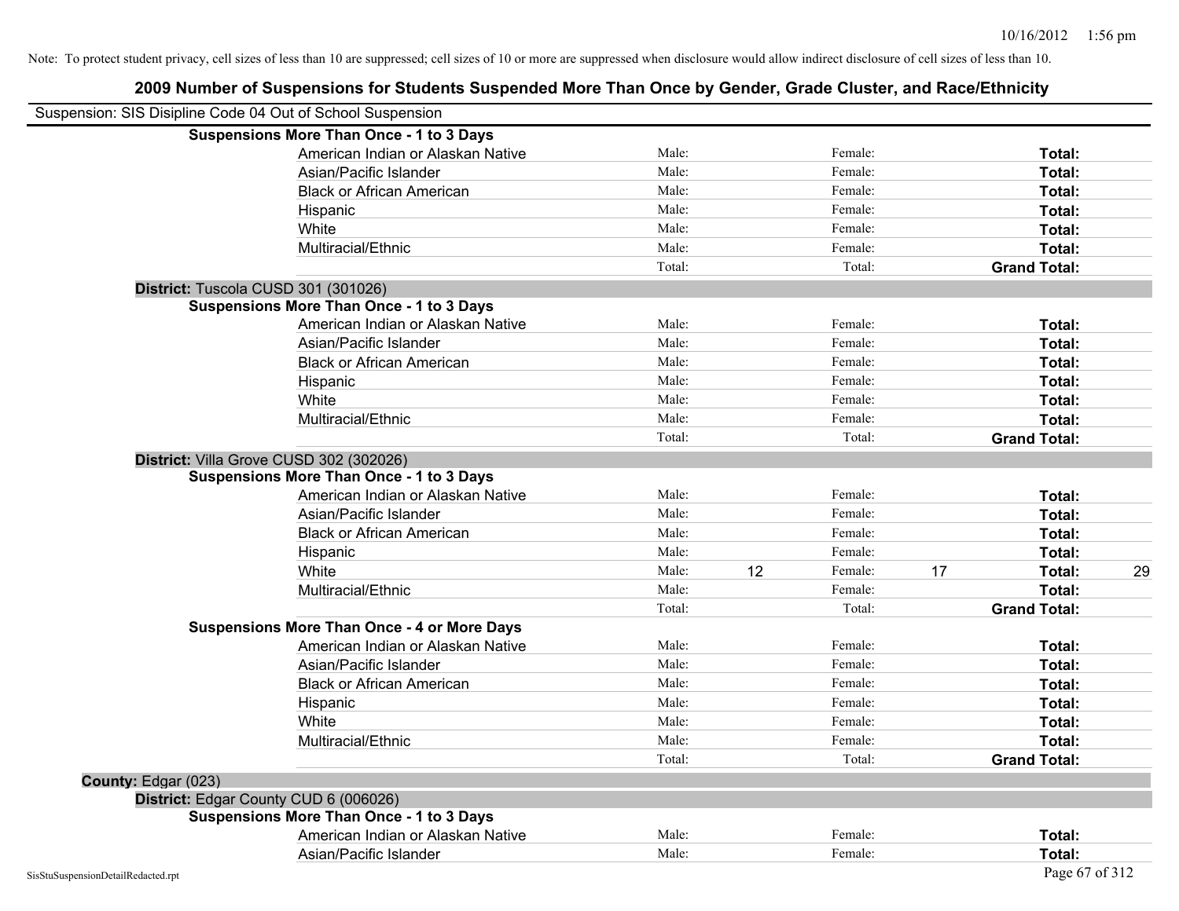Note: To protect student privacy, cell sizes of less than 10 are suppressed; cell sizes of 10 or more are suppressed when disclosure would allow indirect disclosure of cell sizes of less than 10.

# 2009 Number of Suspensions for Students Suspended More Than Once by Gender, Grade Cluster, and Race/Ethnicity

Suspension: SIS Disipline Code 04 Out of School Suspension

**Suspensions More Than Once - 1 to 3 Days**

| | | | | | | |
|---|---|---|---|---|---|---|
| American Indian or Alaskan Native | Male: | | Female: | | **Total:** | |
| Asian/Pacific Islander | Male: | | Female: | | **Total:** | |
| Black or African American | Male: | | Female: | | **Total:** | |
| Hispanic | Male: | | Female: | | **Total:** | |
| White | Male: | | Female: | | **Total:** | |
| Multiracial/Ethnic | Male: | | Female: | | **Total:** | |
| | Total: | | Total: | | **Grand Total:** | |

**District:** Tuscola CUSD 301 (301026)

**Suspensions More Than Once - 1 to 3 Days**

| | | | | | | |
|---|---|---|---|---|---|---|
| American Indian or Alaskan Native | Male: | | Female: | | **Total:** | |
| Asian/Pacific Islander | Male: | | Female: | | **Total:** | |
| Black or African American | Male: | | Female: | | **Total:** | |
| Hispanic | Male: | | Female: | | **Total:** | |
| White | Male: | | Female: | | **Total:** | |
| Multiracial/Ethnic | Male: | | Female: | | **Total:** | |
| | Total: | | Total: | | **Grand Total:** | |

**District:** Villa Grove CUSD 302 (302026)

**Suspensions More Than Once - 1 to 3 Days**

| | | | | | | |
|---|---|---|---|---|---|---|
| American Indian or Alaskan Native | Male: | | Female: | | **Total:** | |
| Asian/Pacific Islander | Male: | | Female: | | **Total:** | |
| Black or African American | Male: | | Female: | | **Total:** | |
| Hispanic | Male: | | Female: | | **Total:** | |
| White | Male: | 12 | Female: | 17 | **Total:** | 29 |
| Multiracial/Ethnic | Male: | | Female: | | **Total:** | |
| | Total: | | Total: | | **Grand Total:** | |

**Suspensions More Than Once - 4 or More Days**

| | | | | | | |
|---|---|---|---|---|---|---|
| American Indian or Alaskan Native | Male: | | Female: | | **Total:** | |
| Asian/Pacific Islander | Male: | | Female: | | **Total:** | |
| Black or African American | Male: | | Female: | | **Total:** | |
| Hispanic | Male: | | Female: | | **Total:** | |
| White | Male: | | Female: | | **Total:** | |
| Multiracial/Ethnic | Male: | | Female: | | **Total:** | |
| | Total: | | Total: | | **Grand Total:** | |

**County:** Edgar (023)

**District:** Edgar County CUD 6 (006026)

**Suspensions More Than Once - 1 to 3 Days**

| | | | | | | |
|---|---|---|---|---|---|---|
| American Indian or Alaskan Native | Male: | | Female: | | **Total:** | |
| Asian/Pacific Islander | Male: | | Female: | | **Total:** | |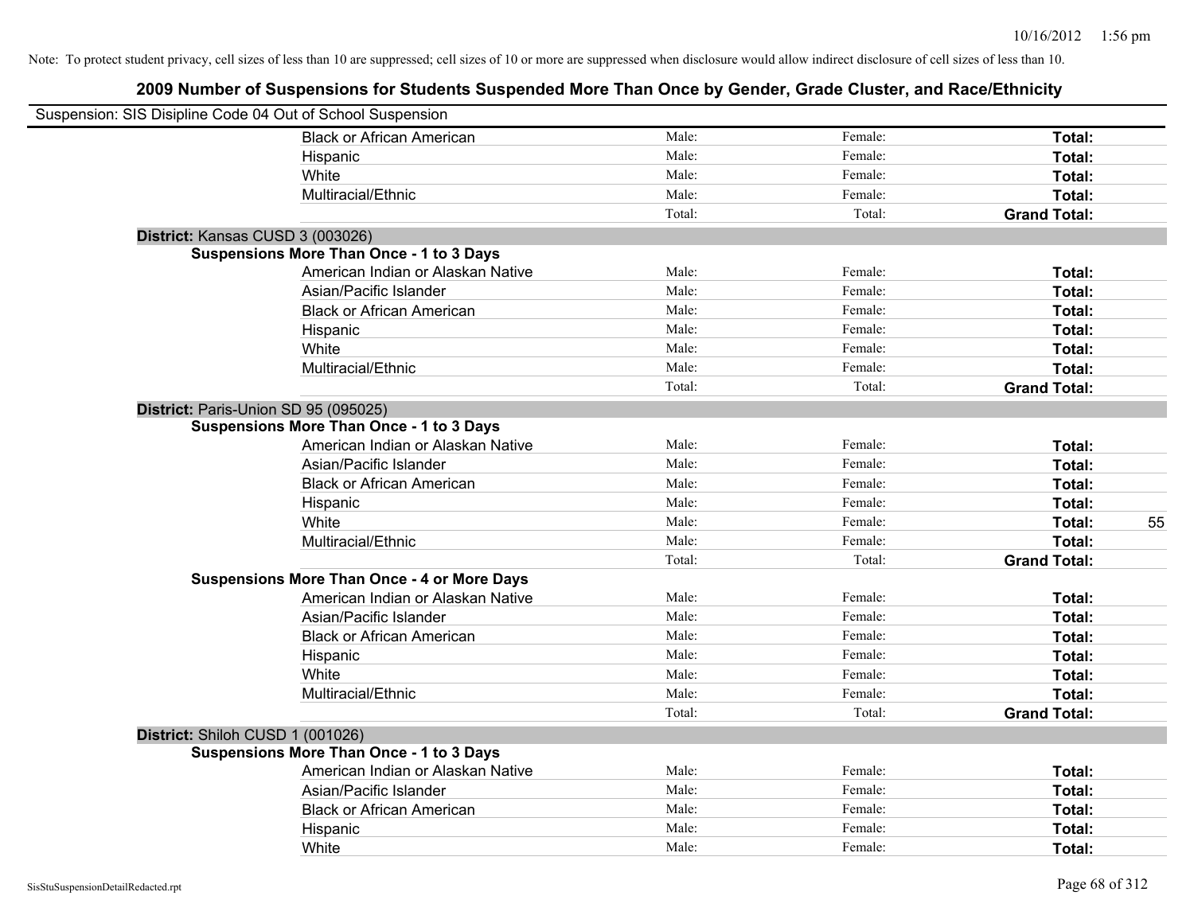Note: To protect student privacy, cell sizes of less than 10 are suppressed; cell sizes of 10 or more are suppressed when disclosure would allow indirect disclosure of cell sizes of less than 10.

# 2009 Number of Suspensions for Students Suspended More Than Once by Gender, Grade Cluster, and Race/Ethnicity

Suspension: SIS Disipline Code 04 Out of School Suspension

| | | | | |
|---|---|---|---|---|
| Black or African American | Male: | Female: | **Total:** | |
| Hispanic | Male: | Female: | **Total:** | |
| White | Male: | Female: | **Total:** | |
| Multiracial/Ethnic | Male: | Female: | **Total:** | |
| | Total: | Total: | **Grand Total:** | |

**District:** Kansas CUSD 3 (003026)

**Suspensions More Than Once - 1 to 3 Days**

| | | | | |
|---|---|---|---|---|
| American Indian or Alaskan Native | Male: | Female: | **Total:** | |
| Asian/Pacific Islander | Male: | Female: | **Total:** | |
| Black or African American | Male: | Female: | **Total:** | |
| Hispanic | Male: | Female: | **Total:** | |
| White | Male: | Female: | **Total:** | |
| Multiracial/Ethnic | Male: | Female: | **Total:** | |
| | Total: | Total: | **Grand Total:** | |

**District:** Paris-Union SD 95 (095025)

**Suspensions More Than Once - 1 to 3 Days**

| | | | | |
|---|---|---|---|---|
| American Indian or Alaskan Native | Male: | Female: | **Total:** | |
| Asian/Pacific Islander | Male: | Female: | **Total:** | |
| Black or African American | Male: | Female: | **Total:** | |
| Hispanic | Male: | Female: | **Total:** | |
| White | Male: | Female: | **Total:** | 55 |
| Multiracial/Ethnic | Male: | Female: | **Total:** | |
| | Total: | Total: | **Grand Total:** | |

**Suspensions More Than Once - 4 or More Days**

| | | | | |
|---|---|---|---|---|
| American Indian or Alaskan Native | Male: | Female: | **Total:** | |
| Asian/Pacific Islander | Male: | Female: | **Total:** | |
| Black or African American | Male: | Female: | **Total:** | |
| Hispanic | Male: | Female: | **Total:** | |
| White | Male: | Female: | **Total:** | |
| Multiracial/Ethnic | Male: | Female: | **Total:** | |
| | Total: | Total: | **Grand Total:** | |

**District:** Shiloh CUSD 1 (001026)

**Suspensions More Than Once - 1 to 3 Days**

| | | | | |
|---|---|---|---|---|
| American Indian or Alaskan Native | Male: | Female: | **Total:** | |
| Asian/Pacific Islander | Male: | Female: | **Total:** | |
| Black or African American | Male: | Female: | **Total:** | |
| Hispanic | Male: | Female: | **Total:** | |
| White | Male: | Female: | **Total:** | |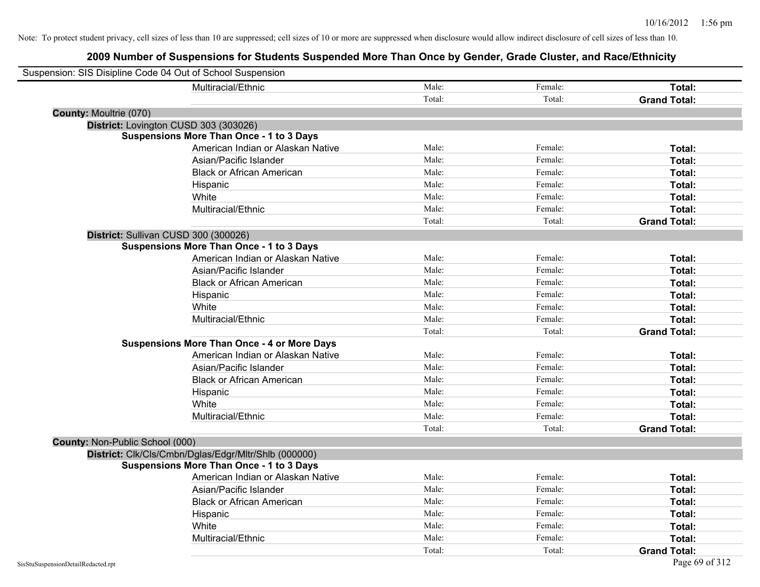Note: To protect student privacy, cell sizes of less than 10 are suppressed; cell sizes of 10 or more are suppressed when disclosure would allow indirect disclosure of cell sizes of less than 10.

# 2009 Number of Suspensions for Students Suspended More Than Once by Gender, Grade Cluster, and Race/Ethnicity

Suspension: SIS Disipline Code 04 Out of School Suspension

| | | | |
|---|---|---|---|
| Multiracial/Ethnic | Male: | Female: | **Total:** |
| | Total: | Total: | **Grand Total:** |

**County:** Moultrie (070)

**District:** Lovington CUSD 303 (303026)

**Suspensions More Than Once - 1 to 3 Days**

| | | | |
|---|---|---|---|
| American Indian or Alaskan Native | Male: | Female: | **Total:** |
| Asian/Pacific Islander | Male: | Female: | **Total:** |
| Black or African American | Male: | Female: | **Total:** |
| Hispanic | Male: | Female: | **Total:** |
| White | Male: | Female: | **Total:** |
| Multiracial/Ethnic | Male: | Female: | **Total:** |
| | Total: | Total: | **Grand Total:** |

**District:** Sullivan CUSD 300 (300026)

**Suspensions More Than Once - 1 to 3 Days**

| | | | |
|---|---|---|---|
| American Indian or Alaskan Native | Male: | Female: | **Total:** |
| Asian/Pacific Islander | Male: | Female: | **Total:** |
| Black or African American | Male: | Female: | **Total:** |
| Hispanic | Male: | Female: | **Total:** |
| White | Male: | Female: | **Total:** |
| Multiracial/Ethnic | Male: | Female: | **Total:** |
| | Total: | Total: | **Grand Total:** |

**Suspensions More Than Once - 4 or More Days**

| | | | |
|---|---|---|---|
| American Indian or Alaskan Native | Male: | Female: | **Total:** |
| Asian/Pacific Islander | Male: | Female: | **Total:** |
| Black or African American | Male: | Female: | **Total:** |
| Hispanic | Male: | Female: | **Total:** |
| White | Male: | Female: | **Total:** |
| Multiracial/Ethnic | Male: | Female: | **Total:** |
| | Total: | Total: | **Grand Total:** |

**County:** Non-Public School (000)

**District:** Clk/Cls/Cmbn/Dglas/Edgr/Mltr/Shlb (000000)

**Suspensions More Than Once - 1 to 3 Days**

| | | | |
|---|---|---|---|
| American Indian or Alaskan Native | Male: | Female: | **Total:** |
| Asian/Pacific Islander | Male: | Female: | **Total:** |
| Black or African American | Male: | Female: | **Total:** |
| Hispanic | Male: | Female: | **Total:** |
| White | Male: | Female: | **Total:** |
| Multiracial/Ethnic | Male: | Female: | **Total:** |
| | Total: | Total: | **Grand Total:** |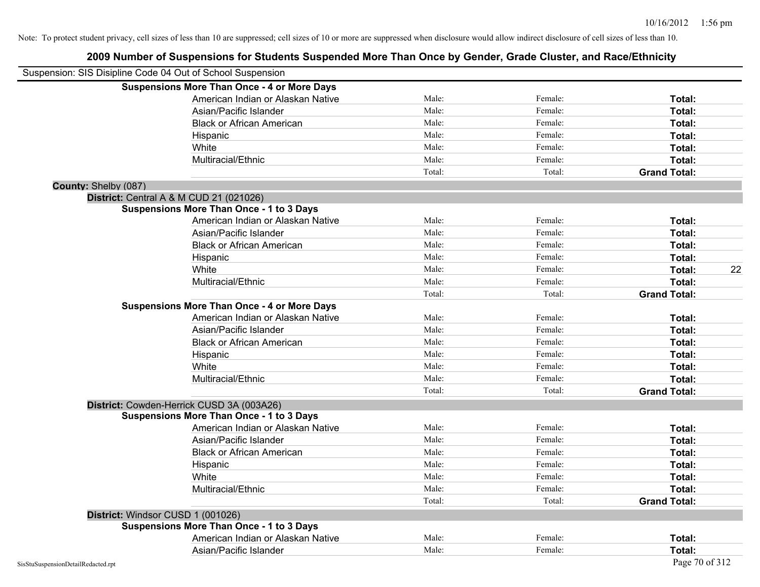Note: To protect student privacy, cell sizes of less than 10 are suppressed; cell sizes of 10 or more are suppressed when disclosure would allow indirect disclosure of cell sizes of less than 10.

## 2009 Number of Suspensions for Students Suspended More Than Once by Gender, Grade Cluster, and Race/Ethnicity

Suspension: SIS Disipline Code 04 Out of School Suspension

**Suspensions More Than Once - 4 or More Days**

| | | | | |
|---|---|---|---|---|
| American Indian or Alaskan Native | Male: | Female: | **Total:** | |
| Asian/Pacific Islander | Male: | Female: | **Total:** | |
| Black or African American | Male: | Female: | **Total:** | |
| Hispanic | Male: | Female: | **Total:** | |
| White | Male: | Female: | **Total:** | |
| Multiracial/Ethnic | Male: | Female: | **Total:** | |
| | Total: | Total: | **Grand Total:** | |

**County:** Shelby (087)

**District:** Central A & M CUD 21 (021026)

**Suspensions More Than Once - 1 to 3 Days**

| | | | | |
|---|---|---|---|---|
| American Indian or Alaskan Native | Male: | Female: | **Total:** | |
| Asian/Pacific Islander | Male: | Female: | **Total:** | |
| Black or African American | Male: | Female: | **Total:** | |
| Hispanic | Male: | Female: | **Total:** | |
| White | Male: | Female: | **Total:** | 22 |
| Multiracial/Ethnic | Male: | Female: | **Total:** | |
| | Total: | Total: | **Grand Total:** | |

**Suspensions More Than Once - 4 or More Days**

| | | | | |
|---|---|---|---|---|
| American Indian or Alaskan Native | Male: | Female: | **Total:** | |
| Asian/Pacific Islander | Male: | Female: | **Total:** | |
| Black or African American | Male: | Female: | **Total:** | |
| Hispanic | Male: | Female: | **Total:** | |
| White | Male: | Female: | **Total:** | |
| Multiracial/Ethnic | Male: | Female: | **Total:** | |
| | Total: | Total: | **Grand Total:** | |

**District:** Cowden-Herrick CUSD 3A (003A26)

**Suspensions More Than Once - 1 to 3 Days**

| | | | | |
|---|---|---|---|---|
| American Indian or Alaskan Native | Male: | Female: | **Total:** | |
| Asian/Pacific Islander | Male: | Female: | **Total:** | |
| Black or African American | Male: | Female: | **Total:** | |
| Hispanic | Male: | Female: | **Total:** | |
| White | Male: | Female: | **Total:** | |
| Multiracial/Ethnic | Male: | Female: | **Total:** | |
| | Total: | Total: | **Grand Total:** | |

**District:** Windsor CUSD 1 (001026)

**Suspensions More Than Once - 1 to 3 Days**

| | | | | |
|---|---|---|---|---|
| American Indian or Alaskan Native | Male: | Female: | **Total:** | |
| Asian/Pacific Islander | Male: | Female: | **Total:** | |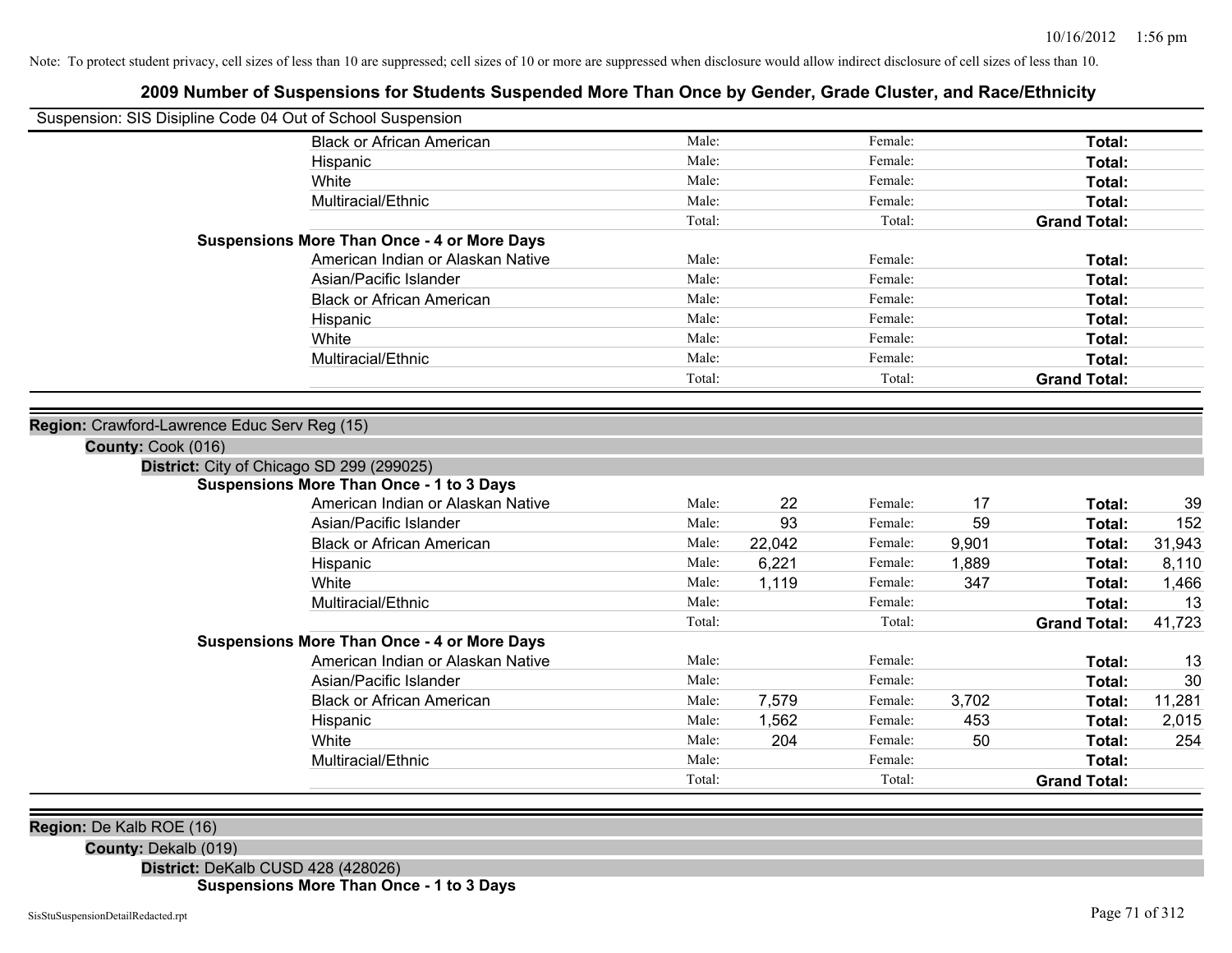Note: To protect student privacy, cell sizes of less than 10 are suppressed; cell sizes of 10 or more are suppressed when disclosure would allow indirect disclosure of cell sizes of less than 10.

# 2009 Number of Suspensions for Students Suspended More Than Once by Gender, Grade Cluster, and Race/Ethnicity

Suspension: SIS Disipline Code 04 Out of School Suspension

| | | | | | | | |
|---|---|---|---|---|---|---|---|
| Black or African American | Male: | | Female: | | Total: | | |
| Hispanic | Male: | | Female: | | Total: | | |
| White | Male: | | Female: | | Total: | | |
| Multiracial/Ethnic | Male: | | Female: | | Total: | | |
| | Total: | | Total: | | Grand Total: | | |
| **Suspensions More Than Once - 4 or More Days** | | | | | | | |
| American Indian or Alaskan Native | Male: | | Female: | | Total: | | |
| Asian/Pacific Islander | Male: | | Female: | | Total: | | |
| Black or African American | Male: | | Female: | | Total: | | |
| Hispanic | Male: | | Female: | | Total: | | |
| White | Male: | | Female: | | Total: | | |
| Multiracial/Ethnic | Male: | | Female: | | Total: | | |
| | Total: | | Total: | | Grand Total: | | |

**Region:** Crawford-Lawrence Educ Serv Reg (15)

**County:** Cook (016)

**District:** City of Chicago SD 299 (299025)

| | | | | | | |
|---|---|---|---|---|---|---|
| **Suspensions More Than Once - 1 to 3 Days** | | | | | | |
| American Indian or Alaskan Native | Male: | 22 | Female: | 17 | Total: | 39 |
| Asian/Pacific Islander | Male: | 93 | Female: | 59 | Total: | 152 |
| Black or African American | Male: | 22,042 | Female: | 9,901 | Total: | 31,943 |
| Hispanic | Male: | 6,221 | Female: | 1,889 | Total: | 8,110 |
| White | Male: | 1,119 | Female: | 347 | Total: | 1,466 |
| Multiracial/Ethnic | Male: | | Female: | | Total: | 13 |
| | Total: | | Total: | | Grand Total: | 41,723 |
| **Suspensions More Than Once - 4 or More Days** | | | | | | |
| American Indian or Alaskan Native | Male: | | Female: | | Total: | 13 |
| Asian/Pacific Islander | Male: | | Female: | | Total: | 30 |
| Black or African American | Male: | 7,579 | Female: | 3,702 | Total: | 11,281 |
| Hispanic | Male: | 1,562 | Female: | 453 | Total: | 2,015 |
| White | Male: | 204 | Female: | 50 | Total: | 254 |
| Multiracial/Ethnic | Male: | | Female: | | Total: | |
| | Total: | | Total: | | Grand Total: | |

**Region:** De Kalb ROE (16)

**County:** Dekalb (019)

**District:** DeKalb CUSD 428 (428026)

**Suspensions More Than Once - 1 to 3 Days**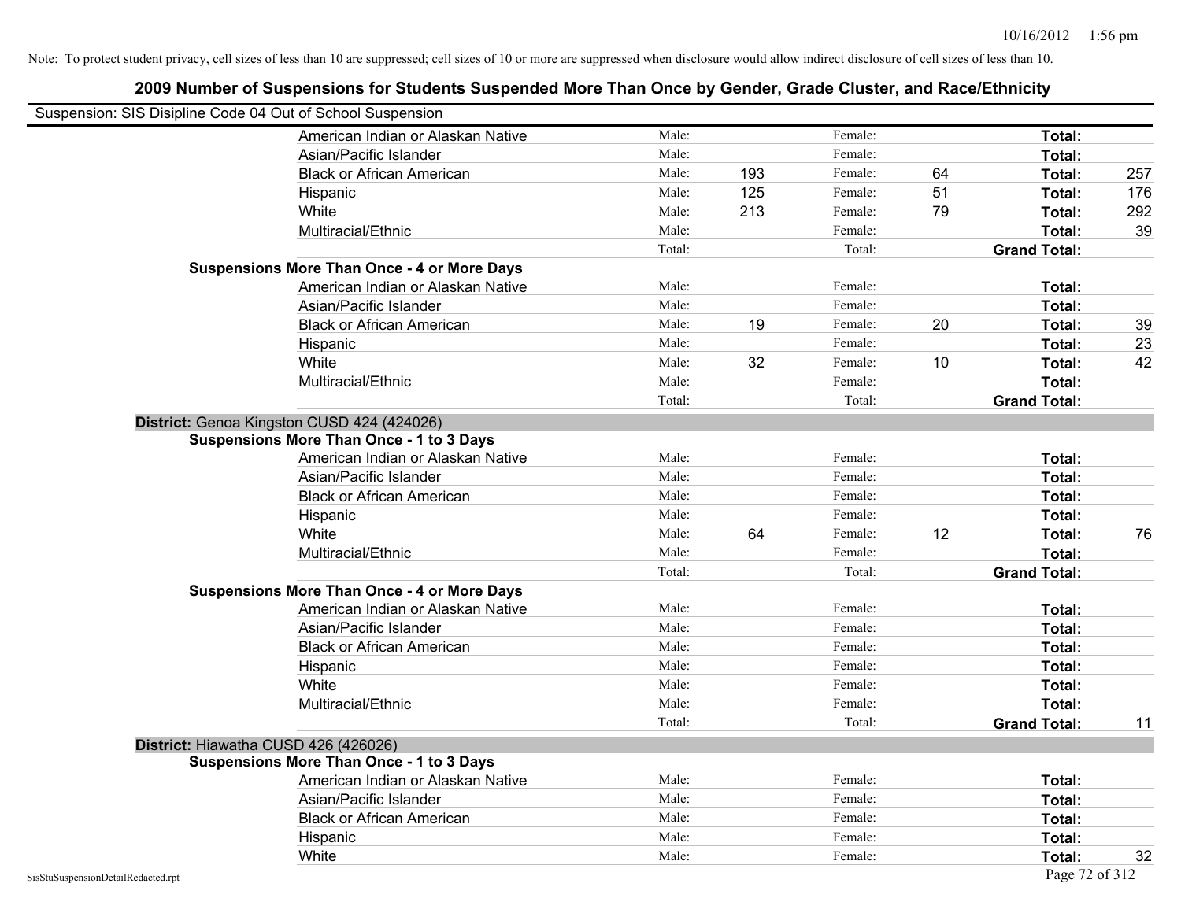Note: To protect student privacy, cell sizes of less than 10 are suppressed; cell sizes of 10 or more are suppressed when disclosure would allow indirect disclosure of cell sizes of less than 10.

## 2009 Number of Suspensions for Students Suspended More Than Once by Gender, Grade Cluster, and Race/Ethnicity

Suspension: SIS Disipline Code 04 Out of School Suspension

| | | | | | | | |
|---|---|---|---|---|---|---|---|
| American Indian or Alaskan Native | Male: | | Female: | | Total: | |
| Asian/Pacific Islander | Male: | | Female: | | Total: | |
| Black or African American | Male: | 193 | Female: | 64 | Total: | 257 |
| Hispanic | Male: | 125 | Female: | 51 | Total: | 176 |
| White | Male: | 213 | Female: | 79 | Total: | 292 |
| Multiracial/Ethnic | Male: | | Female: | | Total: | 39 |
| | Total: | | Total: | | **Grand Total:** | |

**Suspensions More Than Once - 4 or More Days**

| | | | | | | |
|---|---|---|---|---|---|---|
| American Indian or Alaskan Native | Male: | | Female: | | Total: | |
| Asian/Pacific Islander | Male: | | Female: | | Total: | |
| Black or African American | Male: | 19 | Female: | 20 | Total: | 39 |
| Hispanic | Male: | | Female: | | Total: | 23 |
| White | Male: | 32 | Female: | 10 | Total: | 42 |
| Multiracial/Ethnic | Male: | | Female: | | Total: | |
| | Total: | | Total: | | **Grand Total:** | |

**District:** Genoa Kingston CUSD 424 (424026)

**Suspensions More Than Once - 1 to 3 Days**

| | | | | | | |
|---|---|---|---|---|---|---|
| American Indian or Alaskan Native | Male: | | Female: | | Total: | |
| Asian/Pacific Islander | Male: | | Female: | | Total: | |
| Black or African American | Male: | | Female: | | Total: | |
| Hispanic | Male: | | Female: | | Total: | |
| White | Male: | 64 | Female: | 12 | Total: | 76 |
| Multiracial/Ethnic | Male: | | Female: | | Total: | |
| | Total: | | Total: | | **Grand Total:** | |

**Suspensions More Than Once - 4 or More Days**

| | | | | | | |
|---|---|---|---|---|---|---|
| American Indian or Alaskan Native | Male: | | Female: | | Total: | |
| Asian/Pacific Islander | Male: | | Female: | | Total: | |
| Black or African American | Male: | | Female: | | Total: | |
| Hispanic | Male: | | Female: | | Total: | |
| White | Male: | | Female: | | Total: | |
| Multiracial/Ethnic | Male: | | Female: | | Total: | |
| | Total: | | Total: | | **Grand Total:** | 11 |

**District:** Hiawatha CUSD 426 (426026)

**Suspensions More Than Once - 1 to 3 Days**

| | | | | | | |
|---|---|---|---|---|---|---|
| American Indian or Alaskan Native | Male: | | Female: | | Total: | |
| Asian/Pacific Islander | Male: | | Female: | | Total: | |
| Black or African American | Male: | | Female: | | Total: | |
| Hispanic | Male: | | Female: | | Total: | |
| White | Male: | | Female: | | Total: | 32 |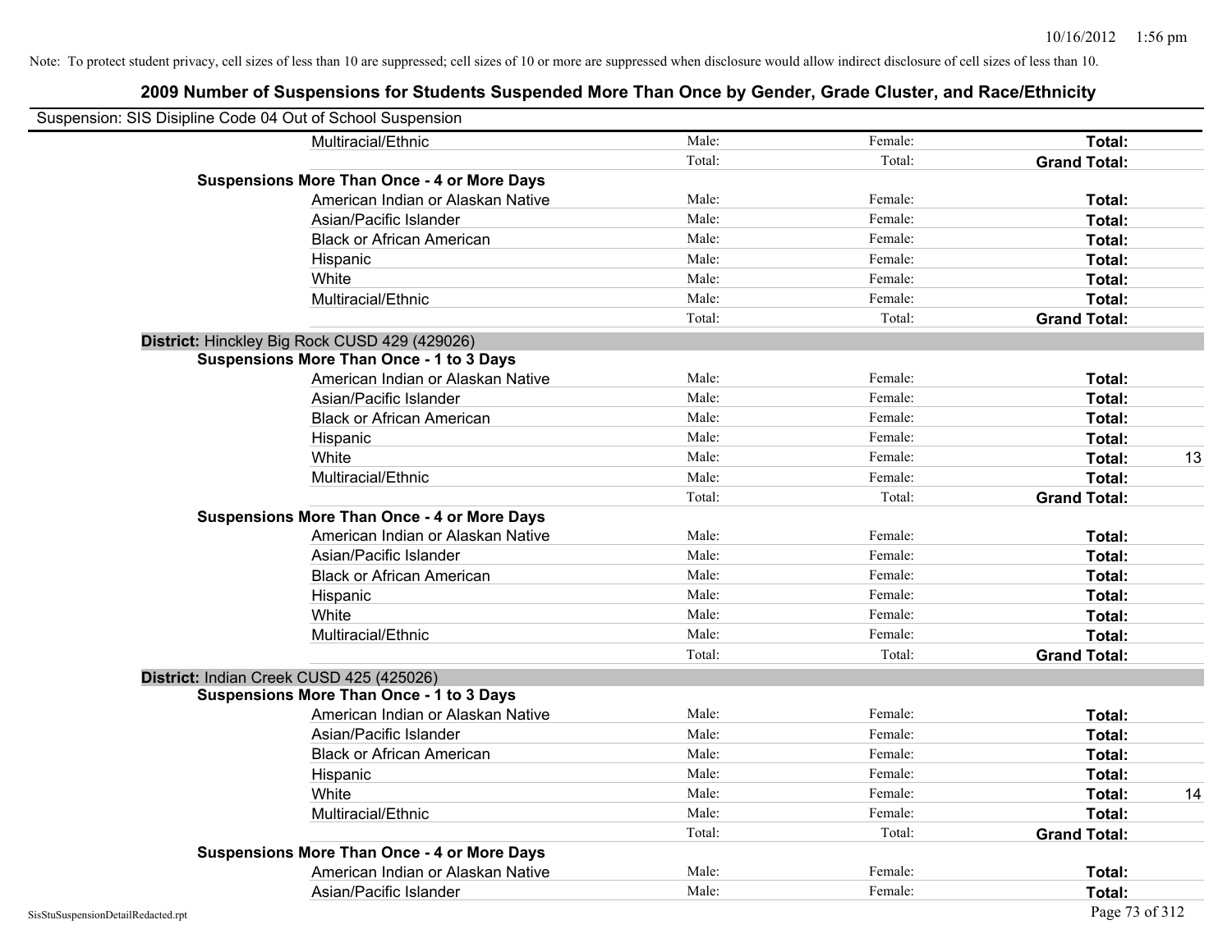Note: To protect student privacy, cell sizes of less than 10 are suppressed; cell sizes of 10 or more are suppressed when disclosure would allow indirect disclosure of cell sizes of less than 10.

## 2009 Number of Suspensions for Students Suspended More Than Once by Gender, Grade Cluster, and Race/Ethnicity

Suspension: SIS Disipline Code 04 Out of School Suspension

| | | | | | |
|---|---|---|---|---|---|
| | Multiracial/Ethnic | Male: | Female: | **Total:** | |
| | | Total: | Total: | **Grand Total:** | |
| **Suspensions More Than Once - 4 or More Days** | | | | | |
| | American Indian or Alaskan Native | Male: | Female: | **Total:** | |
| | Asian/Pacific Islander | Male: | Female: | **Total:** | |
| | Black or African American | Male: | Female: | **Total:** | |
| | Hispanic | Male: | Female: | **Total:** | |
| | White | Male: | Female: | **Total:** | |
| | Multiracial/Ethnic | Male: | Female: | **Total:** | |
| | | Total: | Total: | **Grand Total:** | |
| **District:** Hinckley Big Rock CUSD 429 (429026) | | | | | |
| **Suspensions More Than Once - 1 to 3 Days** | | | | | |
| | American Indian or Alaskan Native | Male: | Female: | **Total:** | |
| | Asian/Pacific Islander | Male: | Female: | **Total:** | |
| | Black or African American | Male: | Female: | **Total:** | |
| | Hispanic | Male: | Female: | **Total:** | |
| | White | Male: | Female: | **Total:** | 13 |
| | Multiracial/Ethnic | Male: | Female: | **Total:** | |
| | | Total: | Total: | **Grand Total:** | |
| **Suspensions More Than Once - 4 or More Days** | | | | | |
| | American Indian or Alaskan Native | Male: | Female: | **Total:** | |
| | Asian/Pacific Islander | Male: | Female: | **Total:** | |
| | Black or African American | Male: | Female: | **Total:** | |
| | Hispanic | Male: | Female: | **Total:** | |
| | White | Male: | Female: | **Total:** | |
| | Multiracial/Ethnic | Male: | Female: | **Total:** | |
| | | Total: | Total: | **Grand Total:** | |
| **District:** Indian Creek CUSD 425 (425026) | | | | | |
| **Suspensions More Than Once - 1 to 3 Days** | | | | | |
| | American Indian or Alaskan Native | Male: | Female: | **Total:** | |
| | Asian/Pacific Islander | Male: | Female: | **Total:** | |
| | Black or African American | Male: | Female: | **Total:** | |
| | Hispanic | Male: | Female: | **Total:** | |
| | White | Male: | Female: | **Total:** | 14 |
| | Multiracial/Ethnic | Male: | Female: | **Total:** | |
| | | Total: | Total: | **Grand Total:** | |
| **Suspensions More Than Once - 4 or More Days** | | | | | |
| | American Indian or Alaskan Native | Male: | Female: | **Total:** | |
| | Asian/Pacific Islander | Male: | Female: | **Total:** | |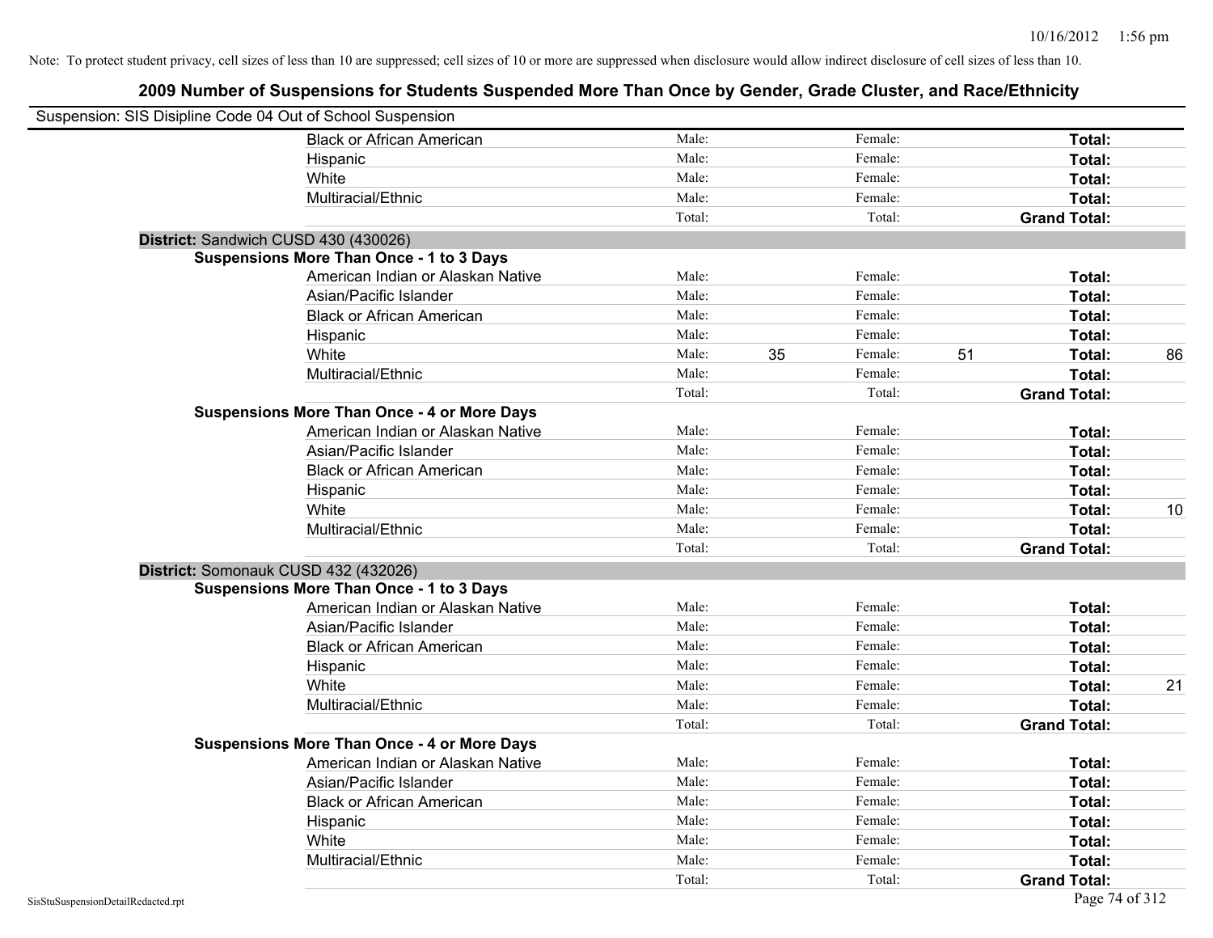Note: To protect student privacy, cell sizes of less than 10 are suppressed; cell sizes of 10 or more are suppressed when disclosure would allow indirect disclosure of cell sizes of less than 10.

# 2009 Number of Suspensions for Students Suspended More Than Once by Gender, Grade Cluster, and Race/Ethnicity

Suspension: SIS Disipline Code 04 Out of School Suspension

| | | | | | | |
|---|---|---|---|---|---|---|
| Black or African American | Male: | | Female: | | **Total:** | |
| Hispanic | Male: | | Female: | | **Total:** | |
| White | Male: | | Female: | | **Total:** | |
| Multiracial/Ethnic | Male: | | Female: | | **Total:** | |
| | Total: | | Total: | | **Grand Total:** | |

**District:** Sandwich CUSD 430 (430026)

**Suspensions More Than Once - 1 to 3 Days**

| | | | | | | |
|---|---|---|---|---|---|---|
| American Indian or Alaskan Native | Male: | | Female: | | **Total:** | |
| Asian/Pacific Islander | Male: | | Female: | | **Total:** | |
| Black or African American | Male: | | Female: | | **Total:** | |
| Hispanic | Male: | | Female: | | **Total:** | |
| White | Male: | 35 | Female: | 51 | **Total:** | 86 |
| Multiracial/Ethnic | Male: | | Female: | | **Total:** | |
| | Total: | | Total: | | **Grand Total:** | |

**Suspensions More Than Once - 4 or More Days**

| | | | | | | |
|---|---|---|---|---|---|---|
| American Indian or Alaskan Native | Male: | | Female: | | **Total:** | |
| Asian/Pacific Islander | Male: | | Female: | | **Total:** | |
| Black or African American | Male: | | Female: | | **Total:** | |
| Hispanic | Male: | | Female: | | **Total:** | |
| White | Male: | | Female: | | **Total:** | 10 |
| Multiracial/Ethnic | Male: | | Female: | | **Total:** | |
| | Total: | | Total: | | **Grand Total:** | |

**District:** Somonauk CUSD 432 (432026)

**Suspensions More Than Once - 1 to 3 Days**

| | | | | | | |
|---|---|---|---|---|---|---|
| American Indian or Alaskan Native | Male: | | Female: | | **Total:** | |
| Asian/Pacific Islander | Male: | | Female: | | **Total:** | |
| Black or African American | Male: | | Female: | | **Total:** | |
| Hispanic | Male: | | Female: | | **Total:** | |
| White | Male: | | Female: | | **Total:** | 21 |
| Multiracial/Ethnic | Male: | | Female: | | **Total:** | |
| | Total: | | Total: | | **Grand Total:** | |

**Suspensions More Than Once - 4 or More Days**

| | | | | | | |
|---|---|---|---|---|---|---|
| American Indian or Alaskan Native | Male: | | Female: | | **Total:** | |
| Asian/Pacific Islander | Male: | | Female: | | **Total:** | |
| Black or African American | Male: | | Female: | | **Total:** | |
| Hispanic | Male: | | Female: | | **Total:** | |
| White | Male: | | Female: | | **Total:** | |
| Multiracial/Ethnic | Male: | | Female: | | **Total:** | |
| | Total: | | Total: | | **Grand Total:** | |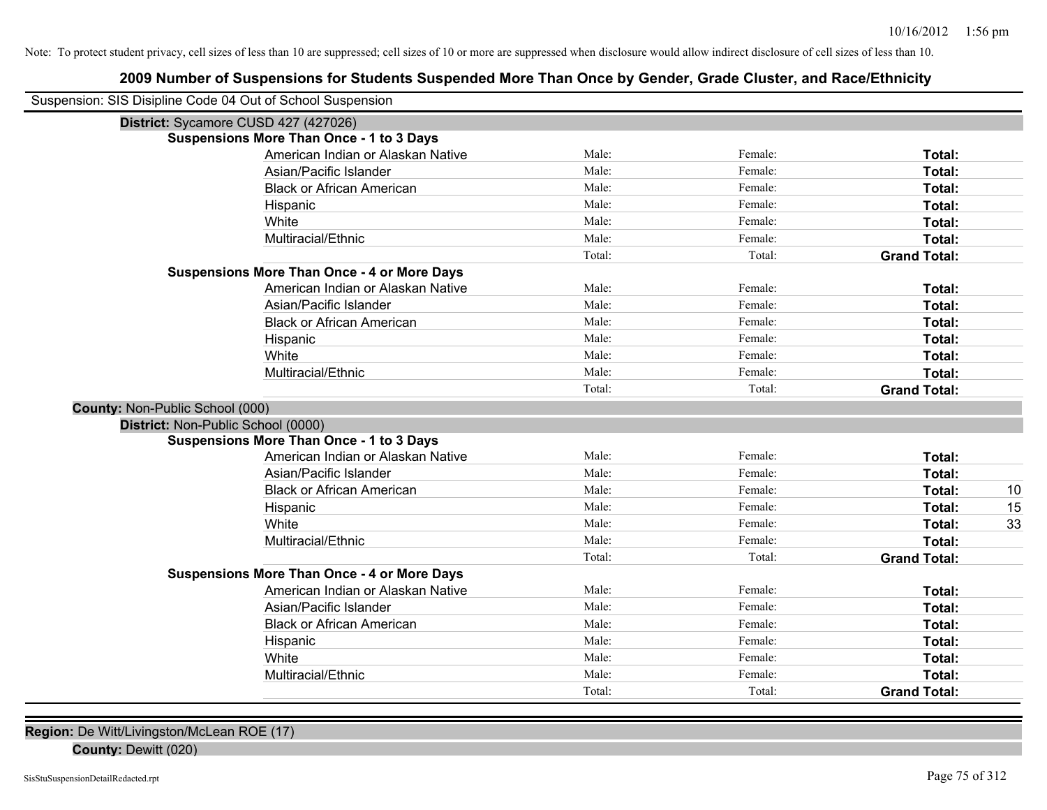Note: To protect student privacy, cell sizes of less than 10 are suppressed; cell sizes of 10 or more are suppressed when disclosure would allow indirect disclosure of cell sizes of less than 10.

# 2009 Number of Suspensions for Students Suspended More Than Once by Gender, Grade Cluster, and Race/Ethnicity

Suspension: SIS Disipline Code 04 Out of School Suspension

**District:** Sycamore CUSD 427 (427026)

**Suspensions More Than Once - 1 to 3 Days**

| | | | | |
|---|---|---|---|---|
| American Indian or Alaskan Native | Male: | Female: | **Total:** | |
| Asian/Pacific Islander | Male: | Female: | **Total:** | |
| Black or African American | Male: | Female: | **Total:** | |
| Hispanic | Male: | Female: | **Total:** | |
| White | Male: | Female: | **Total:** | |
| Multiracial/Ethnic | Male: | Female: | **Total:** | |
| | Total: | Total: | **Grand Total:** | |

**Suspensions More Than Once - 4 or More Days**

| | | | | |
|---|---|---|---|---|
| American Indian or Alaskan Native | Male: | Female: | **Total:** | |
| Asian/Pacific Islander | Male: | Female: | **Total:** | |
| Black or African American | Male: | Female: | **Total:** | |
| Hispanic | Male: | Female: | **Total:** | |
| White | Male: | Female: | **Total:** | |
| Multiracial/Ethnic | Male: | Female: | **Total:** | |
| | Total: | Total: | **Grand Total:** | |

**County:** Non-Public School (000)

**District:** Non-Public School (0000)

**Suspensions More Than Once - 1 to 3 Days**

| | | | | |
|---|---|---|---|---|
| American Indian or Alaskan Native | Male: | Female: | **Total:** | |
| Asian/Pacific Islander | Male: | Female: | **Total:** | |
| Black or African American | Male: | Female: | **Total:** | 10 |
| Hispanic | Male: | Female: | **Total:** | 15 |
| White | Male: | Female: | **Total:** | 33 |
| Multiracial/Ethnic | Male: | Female: | **Total:** | |
| | Total: | Total: | **Grand Total:** | |

**Suspensions More Than Once - 4 or More Days**

| | | | | |
|---|---|---|---|---|
| American Indian or Alaskan Native | Male: | Female: | **Total:** | |
| Asian/Pacific Islander | Male: | Female: | **Total:** | |
| Black or African American | Male: | Female: | **Total:** | |
| Hispanic | Male: | Female: | **Total:** | |
| White | Male: | Female: | **Total:** | |
| Multiracial/Ethnic | Male: | Female: | **Total:** | |
| | Total: | Total: | **Grand Total:** | |

**Region:** De Witt/Livingston/McLean ROE (17)

**County:** Dewitt (020)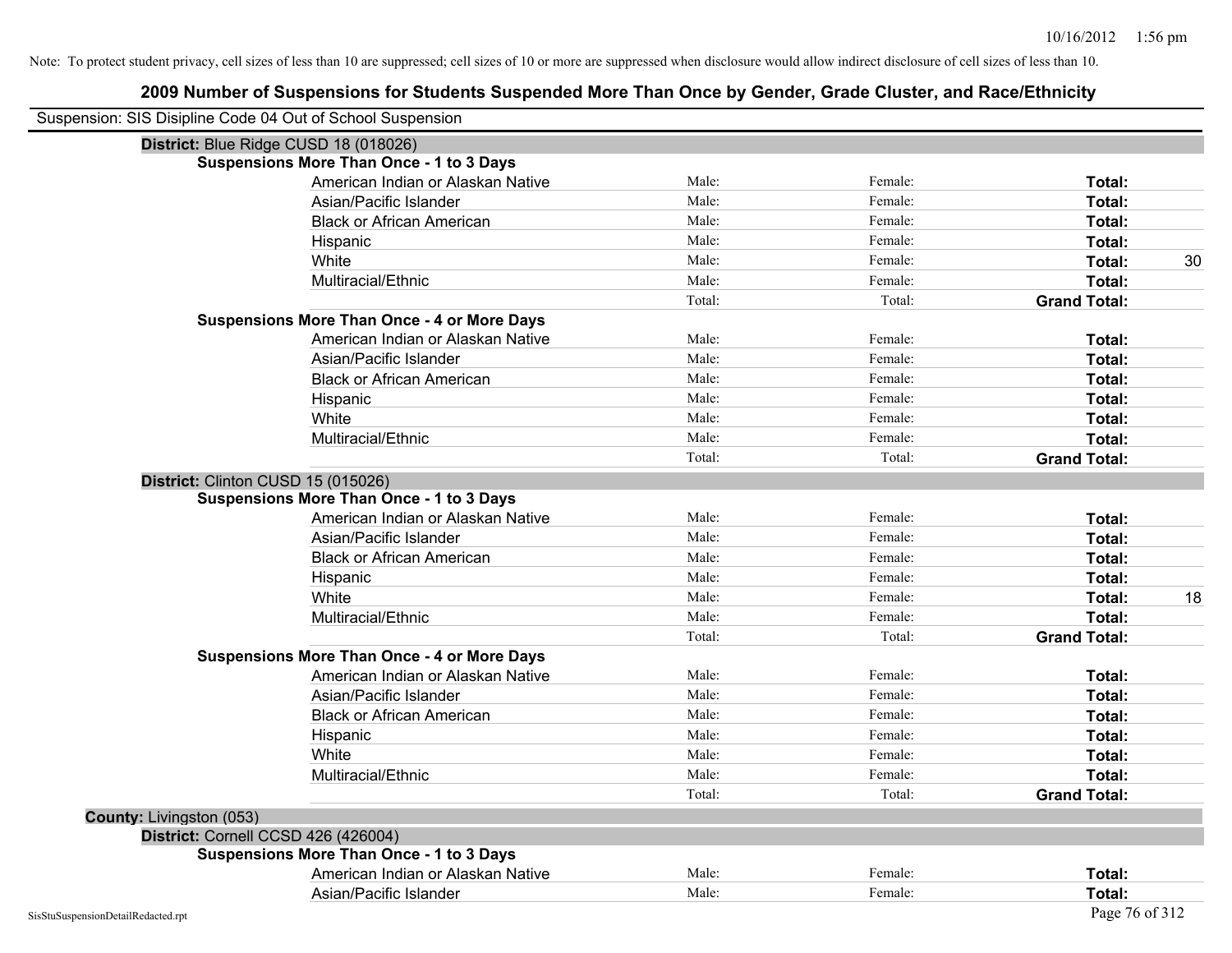Note: To protect student privacy, cell sizes of less than 10 are suppressed; cell sizes of 10 or more are suppressed when disclosure would allow indirect disclosure of cell sizes of less than 10.

## 2009 Number of Suspensions for Students Suspended More Than Once by Gender, Grade Cluster, and Race/Ethnicity

Suspension: SIS Disipline Code 04 Out of School Suspension

**District:** Blue Ridge CUSD 18 (018026)

**Suspensions More Than Once - 1 to 3 Days**

| | | | | |
|---|---|---|---|---|
| American Indian or Alaskan Native | Male: | Female: | **Total:** | |
| Asian/Pacific Islander | Male: | Female: | **Total:** | |
| Black or African American | Male: | Female: | **Total:** | |
| Hispanic | Male: | Female: | **Total:** | |
| White | Male: | Female: | **Total:** | 30 |
| Multiracial/Ethnic | Male: | Female: | **Total:** | |
| | Total: | Total: | **Grand Total:** | |

**Suspensions More Than Once - 4 or More Days**

| | | | | |
|---|---|---|---|---|
| American Indian or Alaskan Native | Male: | Female: | **Total:** | |
| Asian/Pacific Islander | Male: | Female: | **Total:** | |
| Black or African American | Male: | Female: | **Total:** | |
| Hispanic | Male: | Female: | **Total:** | |
| White | Male: | Female: | **Total:** | |
| Multiracial/Ethnic | Male: | Female: | **Total:** | |
| | Total: | Total: | **Grand Total:** | |

**District:** Clinton CUSD 15 (015026)

**Suspensions More Than Once - 1 to 3 Days**

| | | | | |
|---|---|---|---|---|
| American Indian or Alaskan Native | Male: | Female: | **Total:** | |
| Asian/Pacific Islander | Male: | Female: | **Total:** | |
| Black or African American | Male: | Female: | **Total:** | |
| Hispanic | Male: | Female: | **Total:** | |
| White | Male: | Female: | **Total:** | 18 |
| Multiracial/Ethnic | Male: | Female: | **Total:** | |
| | Total: | Total: | **Grand Total:** | |

**Suspensions More Than Once - 4 or More Days**

| | | | | |
|---|---|---|---|---|
| American Indian or Alaskan Native | Male: | Female: | **Total:** | |
| Asian/Pacific Islander | Male: | Female: | **Total:** | |
| Black or African American | Male: | Female: | **Total:** | |
| Hispanic | Male: | Female: | **Total:** | |
| White | Male: | Female: | **Total:** | |
| Multiracial/Ethnic | Male: | Female: | **Total:** | |
| | Total: | Total: | **Grand Total:** | |

**County:** Livingston (053)

**District:** Cornell CCSD 426 (426004)

**Suspensions More Than Once - 1 to 3 Days**

| | | | | |
|---|---|---|---|---|
| American Indian or Alaskan Native | Male: | Female: | **Total:** | |
| Asian/Pacific Islander | Male: | Female: | **Total:** | |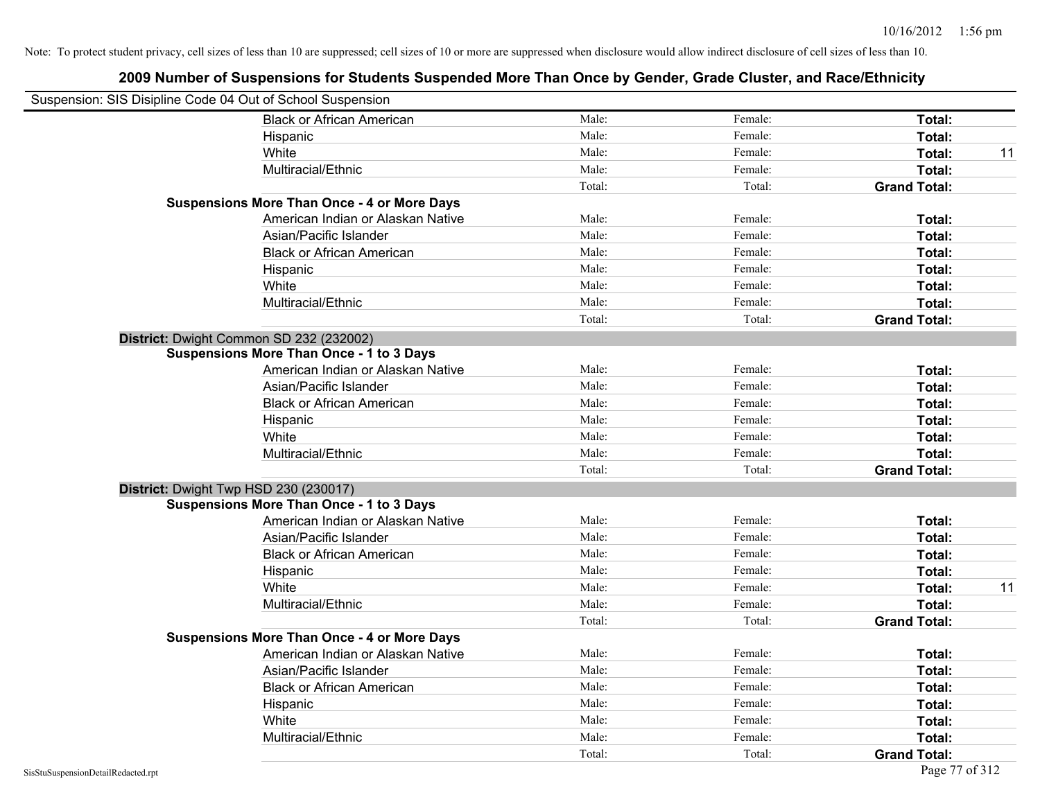Note: To protect student privacy, cell sizes of less than 10 are suppressed; cell sizes of 10 or more are suppressed when disclosure would allow indirect disclosure of cell sizes of less than 10.

# 2009 Number of Suspensions for Students Suspended More Than Once by Gender, Grade Cluster, and Race/Ethnicity

Suspension: SIS Disipline Code 04 Out of School Suspension

| | | | | |
|---|---|---|---|---|
| Black or African American | Male: | Female: | **Total:** | |
| Hispanic | Male: | Female: | **Total:** | |
| White | Male: | Female: | **Total:** | 11 |
| Multiracial/Ethnic | Male: | Female: | **Total:** | |
| | Total: | Total: | **Grand Total:** | |
| **Suspensions More Than Once - 4 or More Days** | | | | |
| American Indian or Alaskan Native | Male: | Female: | **Total:** | |
| Asian/Pacific Islander | Male: | Female: | **Total:** | |
| Black or African American | Male: | Female: | **Total:** | |
| Hispanic | Male: | Female: | **Total:** | |
| White | Male: | Female: | **Total:** | |
| Multiracial/Ethnic | Male: | Female: | **Total:** | |
| | Total: | Total: | **Grand Total:** | |

**District:** Dwight Common SD 232 (232002)

| | | | | |
|---|---|---|---|---|
| **Suspensions More Than Once - 1 to 3 Days** | | | | |
| American Indian or Alaskan Native | Male: | Female: | **Total:** | |
| Asian/Pacific Islander | Male: | Female: | **Total:** | |
| Black or African American | Male: | Female: | **Total:** | |
| Hispanic | Male: | Female: | **Total:** | |
| White | Male: | Female: | **Total:** | |
| Multiracial/Ethnic | Male: | Female: | **Total:** | |
| | Total: | Total: | **Grand Total:** | |

**District:** Dwight Twp HSD 230 (230017)

| | | | | |
|---|---|---|---|---|
| **Suspensions More Than Once - 1 to 3 Days** | | | | |
| American Indian or Alaskan Native | Male: | Female: | **Total:** | |
| Asian/Pacific Islander | Male: | Female: | **Total:** | |
| Black or African American | Male: | Female: | **Total:** | |
| Hispanic | Male: | Female: | **Total:** | |
| White | Male: | Female: | **Total:** | 11 |
| Multiracial/Ethnic | Male: | Female: | **Total:** | |
| | Total: | Total: | **Grand Total:** | |
| **Suspensions More Than Once - 4 or More Days** | | | | |
| American Indian or Alaskan Native | Male: | Female: | **Total:** | |
| Asian/Pacific Islander | Male: | Female: | **Total:** | |
| Black or African American | Male: | Female: | **Total:** | |
| Hispanic | Male: | Female: | **Total:** | |
| White | Male: | Female: | **Total:** | |
| Multiracial/Ethnic | Male: | Female: | **Total:** | |
| | Total: | Total: | **Grand Total:** | |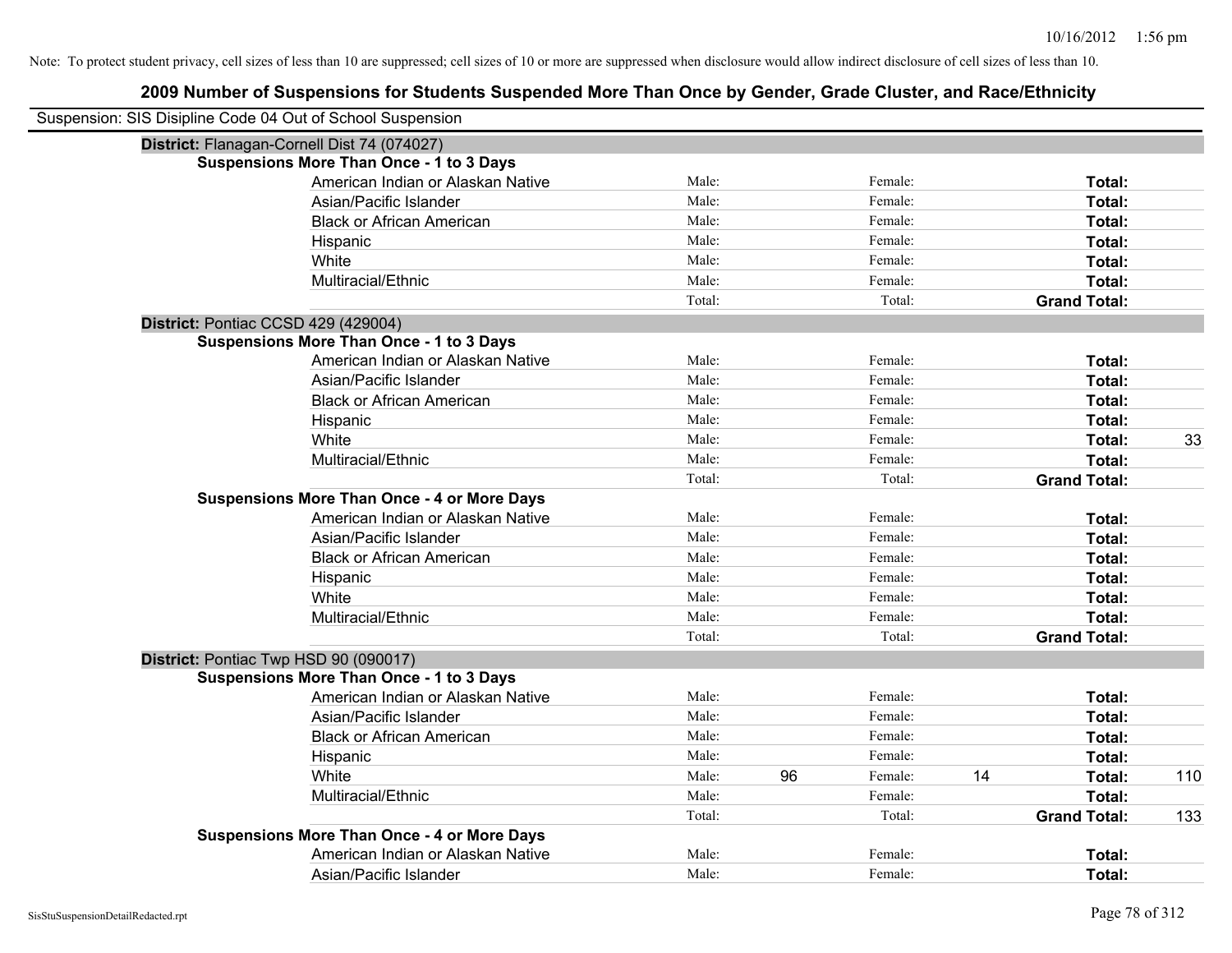Note: To protect student privacy, cell sizes of less than 10 are suppressed; cell sizes of 10 or more are suppressed when disclosure would allow indirect disclosure of cell sizes of less than 10.

## 2009 Number of Suspensions for Students Suspended More Than Once by Gender, Grade Cluster, and Race/Ethnicity

Suspension: SIS Disipline Code 04 Out of School Suspension

**District:** Flanagan-Cornell Dist 74 (074027)

**Suspensions More Than Once - 1 to 3 Days**

| | | | | | | |
|---|---|---|---|---|---|---|
| American Indian or Alaskan Native | Male: | | Female: | | **Total:** | |
| Asian/Pacific Islander | Male: | | Female: | | **Total:** | |
| Black or African American | Male: | | Female: | | **Total:** | |
| Hispanic | Male: | | Female: | | **Total:** | |
| White | Male: | | Female: | | **Total:** | |
| Multiracial/Ethnic | Male: | | Female: | | **Total:** | |
| | Total: | | Total: | | **Grand Total:** | |

**District:** Pontiac CCSD 429 (429004)

**Suspensions More Than Once - 1 to 3 Days**

| | | | | | | |
|---|---|---|---|---|---|---|
| American Indian or Alaskan Native | Male: | | Female: | | **Total:** | |
| Asian/Pacific Islander | Male: | | Female: | | **Total:** | |
| Black or African American | Male: | | Female: | | **Total:** | |
| Hispanic | Male: | | Female: | | **Total:** | |
| White | Male: | | Female: | | **Total:** | 33 |
| Multiracial/Ethnic | Male: | | Female: | | **Total:** | |
| | Total: | | Total: | | **Grand Total:** | |

**Suspensions More Than Once - 4 or More Days**

| | | | | | | |
|---|---|---|---|---|---|---|
| American Indian or Alaskan Native | Male: | | Female: | | **Total:** | |
| Asian/Pacific Islander | Male: | | Female: | | **Total:** | |
| Black or African American | Male: | | Female: | | **Total:** | |
| Hispanic | Male: | | Female: | | **Total:** | |
| White | Male: | | Female: | | **Total:** | |
| Multiracial/Ethnic | Male: | | Female: | | **Total:** | |
| | Total: | | Total: | | **Grand Total:** | |

**District:** Pontiac Twp HSD 90 (090017)

**Suspensions More Than Once - 1 to 3 Days**

| | | | | | | |
|---|---|---|---|---|---|---|
| American Indian or Alaskan Native | Male: | | Female: | | **Total:** | |
| Asian/Pacific Islander | Male: | | Female: | | **Total:** | |
| Black or African American | Male: | | Female: | | **Total:** | |
| Hispanic | Male: | | Female: | | **Total:** | |
| White | Male: | 96 | Female: | 14 | **Total:** | 110 |
| Multiracial/Ethnic | Male: | | Female: | | **Total:** | |
| | Total: | | Total: | | **Grand Total:** | 133 |

**Suspensions More Than Once - 4 or More Days**

| | | | | | | |
|---|---|---|---|---|---|---|
| American Indian or Alaskan Native | Male: | | Female: | | **Total:** | |
| Asian/Pacific Islander | Male: | | Female: | | **Total:** | |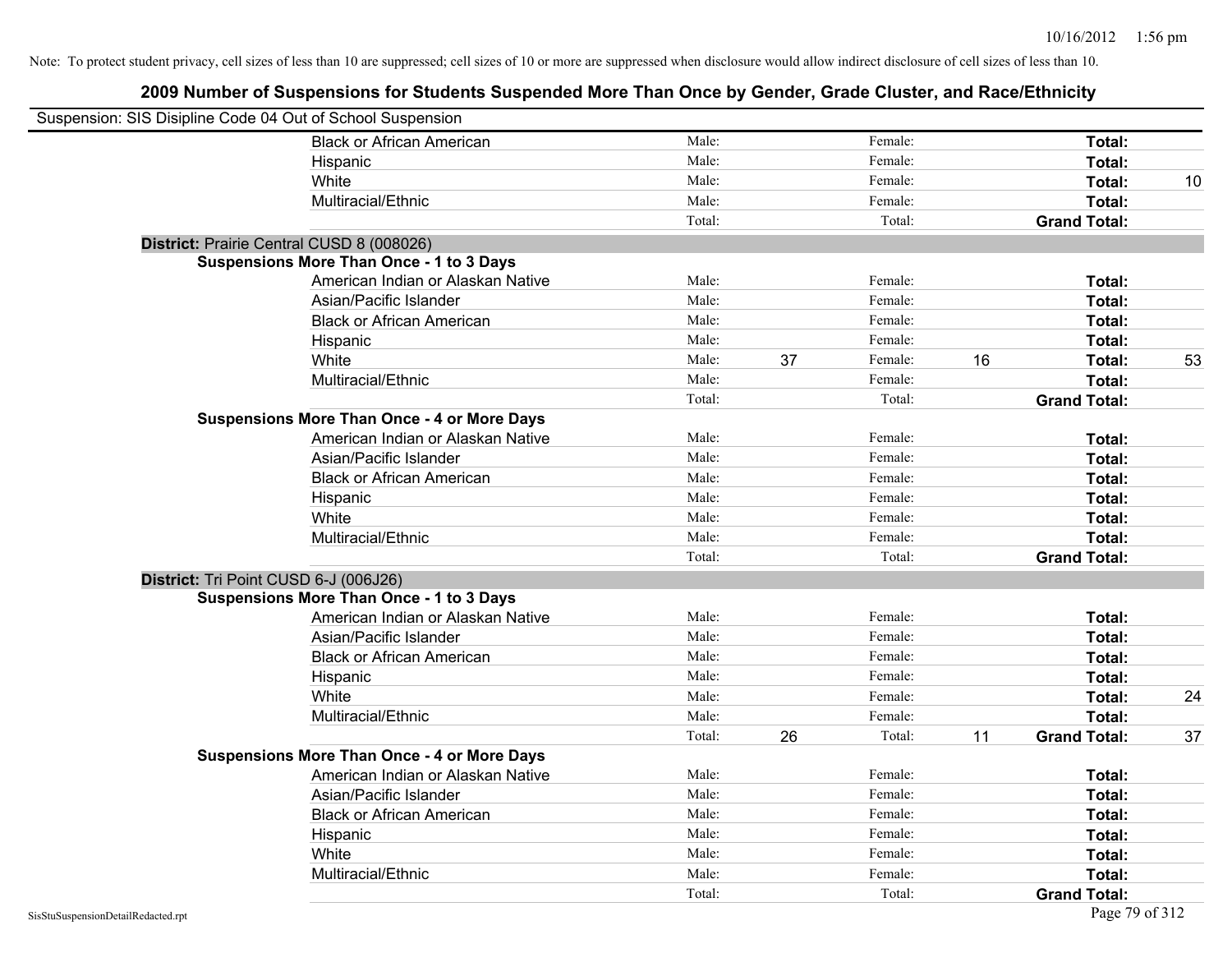Note: To protect student privacy, cell sizes of less than 10 are suppressed; cell sizes of 10 or more are suppressed when disclosure would allow indirect disclosure of cell sizes of less than 10.

# 2009 Number of Suspensions for Students Suspended More Than Once by Gender, Grade Cluster, and Race/Ethnicity

Suspension: SIS Disipline Code 04 Out of School Suspension

| | | | | | | |
|---|---|---|---|---|---|---|
| Black or African American | Male: | | Female: | | **Total:** | |
| Hispanic | Male: | | Female: | | **Total:** | |
| White | Male: | | Female: | | **Total:** | 10 |
| Multiracial/Ethnic | Male: | | Female: | | **Total:** | |
| | Total: | | Total: | | **Grand Total:** | |

**District:** Prairie Central CUSD 8 (008026)

**Suspensions More Than Once - 1 to 3 Days**

| | | | | | | |
|---|---|---|---|---|---|---|
| American Indian or Alaskan Native | Male: | | Female: | | **Total:** | |
| Asian/Pacific Islander | Male: | | Female: | | **Total:** | |
| Black or African American | Male: | | Female: | | **Total:** | |
| Hispanic | Male: | | Female: | | **Total:** | |
| White | Male: | 37 | Female: | 16 | **Total:** | 53 |
| Multiracial/Ethnic | Male: | | Female: | | **Total:** | |
| | Total: | | Total: | | **Grand Total:** | |

**Suspensions More Than Once - 4 or More Days**

| | | | | | | |
|---|---|---|---|---|---|---|
| American Indian or Alaskan Native | Male: | | Female: | | **Total:** | |
| Asian/Pacific Islander | Male: | | Female: | | **Total:** | |
| Black or African American | Male: | | Female: | | **Total:** | |
| Hispanic | Male: | | Female: | | **Total:** | |
| White | Male: | | Female: | | **Total:** | |
| Multiracial/Ethnic | Male: | | Female: | | **Total:** | |
| | Total: | | Total: | | **Grand Total:** | |

**District:** Tri Point CUSD 6-J (006J26)

**Suspensions More Than Once - 1 to 3 Days**

| | | | | | | |
|---|---|---|---|---|---|---|
| American Indian or Alaskan Native | Male: | | Female: | | **Total:** | |
| Asian/Pacific Islander | Male: | | Female: | | **Total:** | |
| Black or African American | Male: | | Female: | | **Total:** | |
| Hispanic | Male: | | Female: | | **Total:** | |
| White | Male: | | Female: | | **Total:** | 24 |
| Multiracial/Ethnic | Male: | | Female: | | **Total:** | |
| | Total: | 26 | Total: | 11 | **Grand Total:** | 37 |

**Suspensions More Than Once - 4 or More Days**

| | | | | | | |
|---|---|---|---|---|---|---|
| American Indian or Alaskan Native | Male: | | Female: | | **Total:** | |
| Asian/Pacific Islander | Male: | | Female: | | **Total:** | |
| Black or African American | Male: | | Female: | | **Total:** | |
| Hispanic | Male: | | Female: | | **Total:** | |
| White | Male: | | Female: | | **Total:** | |
| Multiracial/Ethnic | Male: | | Female: | | **Total:** | |
| | Total: | | Total: | | **Grand Total:** | |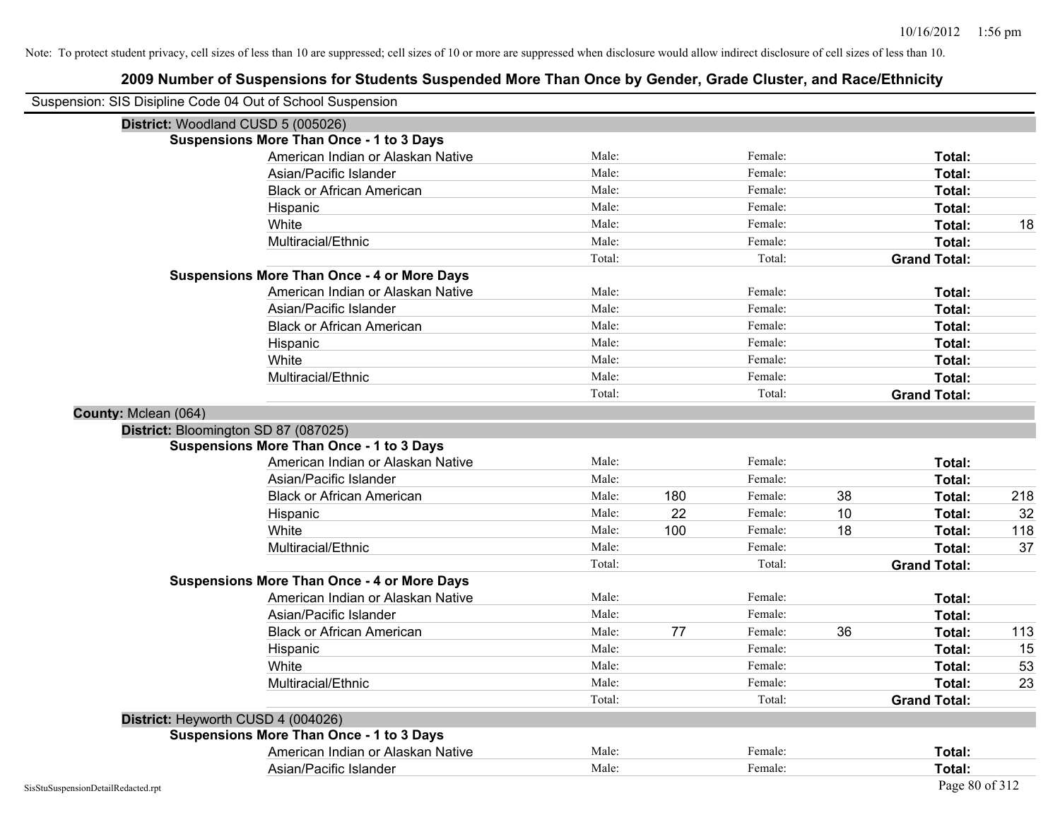Note: To protect student privacy, cell sizes of less than 10 are suppressed; cell sizes of 10 or more are suppressed when disclosure would allow indirect disclosure of cell sizes of less than 10.

# 2009 Number of Suspensions for Students Suspended More Than Once by Gender, Grade Cluster, and Race/Ethnicity

Suspension: SIS Disipline Code 04 Out of School Suspension

**District:** Woodland CUSD 5 (005026)

**Suspensions More Than Once - 1 to 3 Days**

| | | | | | | |
|---|---|---|---|---|---|---|
| American Indian or Alaskan Native | Male: | | Female: | | **Total:** | |
| Asian/Pacific Islander | Male: | | Female: | | **Total:** | |
| Black or African American | Male: | | Female: | | **Total:** | |
| Hispanic | Male: | | Female: | | **Total:** | |
| White | Male: | | Female: | | **Total:** | 18 |
| Multiracial/Ethnic | Male: | | Female: | | **Total:** | |
| | Total: | | Total: | | **Grand Total:** | |

**Suspensions More Than Once - 4 or More Days**

| | | | | | | |
|---|---|---|---|---|---|---|
| American Indian or Alaskan Native | Male: | | Female: | | **Total:** | |
| Asian/Pacific Islander | Male: | | Female: | | **Total:** | |
| Black or African American | Male: | | Female: | | **Total:** | |
| Hispanic | Male: | | Female: | | **Total:** | |
| White | Male: | | Female: | | **Total:** | |
| Multiracial/Ethnic | Male: | | Female: | | **Total:** | |
| | Total: | | Total: | | **Grand Total:** | |

**County:** Mclean (064)

**District:** Bloomington SD 87 (087025)

**Suspensions More Than Once - 1 to 3 Days**

| | | | | | | |
|---|---|---|---|---|---|---|
| American Indian or Alaskan Native | Male: | | Female: | | **Total:** | |
| Asian/Pacific Islander | Male: | | Female: | | **Total:** | |
| Black or African American | Male: | 180 | Female: | 38 | **Total:** | 218 |
| Hispanic | Male: | 22 | Female: | 10 | **Total:** | 32 |
| White | Male: | 100 | Female: | 18 | **Total:** | 118 |
| Multiracial/Ethnic | Male: | | Female: | | **Total:** | 37 |
| | Total: | | Total: | | **Grand Total:** | |

**Suspensions More Than Once - 4 or More Days**

| | | | | | | |
|---|---|---|---|---|---|---|
| American Indian or Alaskan Native | Male: | | Female: | | **Total:** | |
| Asian/Pacific Islander | Male: | | Female: | | **Total:** | |
| Black or African American | Male: | 77 | Female: | 36 | **Total:** | 113 |
| Hispanic | Male: | | Female: | | **Total:** | 15 |
| White | Male: | | Female: | | **Total:** | 53 |
| Multiracial/Ethnic | Male: | | Female: | | **Total:** | 23 |
| | Total: | | Total: | | **Grand Total:** | |

**District:** Heyworth CUSD 4 (004026)

**Suspensions More Than Once - 1 to 3 Days**

| | | | | | | |
|---|---|---|---|---|---|---|
| American Indian or Alaskan Native | Male: | | Female: | | **Total:** | |
| Asian/Pacific Islander | Male: | | Female: | | **Total:** | |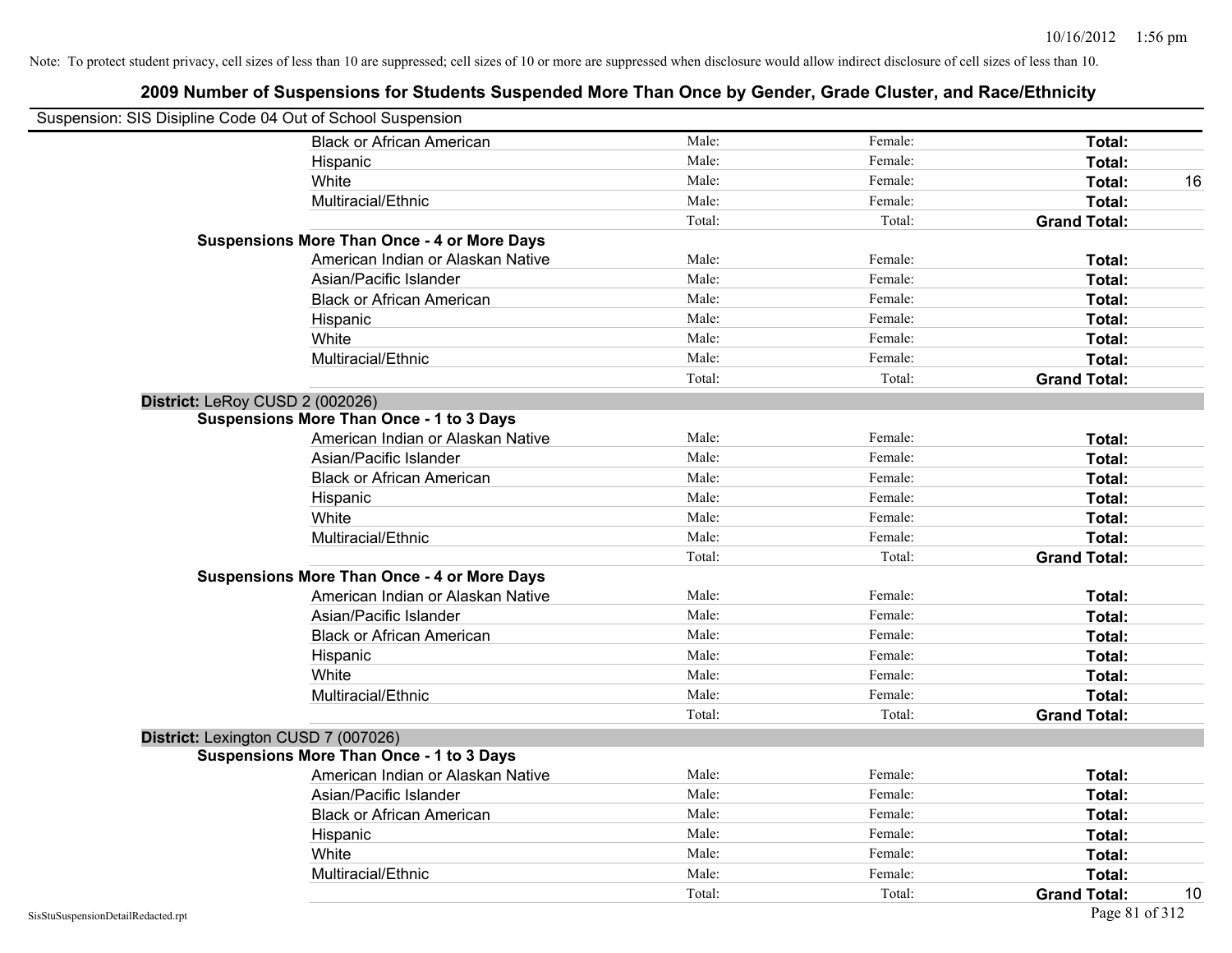Note: To protect student privacy, cell sizes of less than 10 are suppressed; cell sizes of 10 or more are suppressed when disclosure would allow indirect disclosure of cell sizes of less than 10.

# 2009 Number of Suspensions for Students Suspended More Than Once by Gender, Grade Cluster, and Race/Ethnicity

Suspension: SIS Disipline Code 04 Out of School Suspension

| | | | | |
|---|---|---|---|---|
| Black or African American | Male: | Female: | **Total:** | |
| Hispanic | Male: | Female: | **Total:** | |
| White | Male: | Female: | **Total:** | 16 |
| Multiracial/Ethnic | Male: | Female: | **Total:** | |
| | Total: | Total: | **Grand Total:** | |
| **Suspensions More Than Once - 4 or More Days** | | | | |
| American Indian or Alaskan Native | Male: | Female: | **Total:** | |
| Asian/Pacific Islander | Male: | Female: | **Total:** | |
| Black or African American | Male: | Female: | **Total:** | |
| Hispanic | Male: | Female: | **Total:** | |
| White | Male: | Female: | **Total:** | |
| Multiracial/Ethnic | Male: | Female: | **Total:** | |
| | Total: | Total: | **Grand Total:** | |

**District:** LeRoy CUSD 2 (002026)

| | | | | |
|---|---|---|---|---|
| **Suspensions More Than Once - 1 to 3 Days** | | | | |
| American Indian or Alaskan Native | Male: | Female: | **Total:** | |
| Asian/Pacific Islander | Male: | Female: | **Total:** | |
| Black or African American | Male: | Female: | **Total:** | |
| Hispanic | Male: | Female: | **Total:** | |
| White | Male: | Female: | **Total:** | |
| Multiracial/Ethnic | Male: | Female: | **Total:** | |
| | Total: | Total: | **Grand Total:** | |
| **Suspensions More Than Once - 4 or More Days** | | | | |
| American Indian or Alaskan Native | Male: | Female: | **Total:** | |
| Asian/Pacific Islander | Male: | Female: | **Total:** | |
| Black or African American | Male: | Female: | **Total:** | |
| Hispanic | Male: | Female: | **Total:** | |
| White | Male: | Female: | **Total:** | |
| Multiracial/Ethnic | Male: | Female: | **Total:** | |
| | Total: | Total: | **Grand Total:** | |

**District:** Lexington CUSD 7 (007026)

| | | | | |
|---|---|---|---|---|
| **Suspensions More Than Once - 1 to 3 Days** | | | | |
| American Indian or Alaskan Native | Male: | Female: | **Total:** | |
| Asian/Pacific Islander | Male: | Female: | **Total:** | |
| Black or African American | Male: | Female: | **Total:** | |
| Hispanic | Male: | Female: | **Total:** | |
| White | Male: | Female: | **Total:** | |
| Multiracial/Ethnic | Male: | Female: | **Total:** | |
| | Total: | Total: | **Grand Total:** | 10 |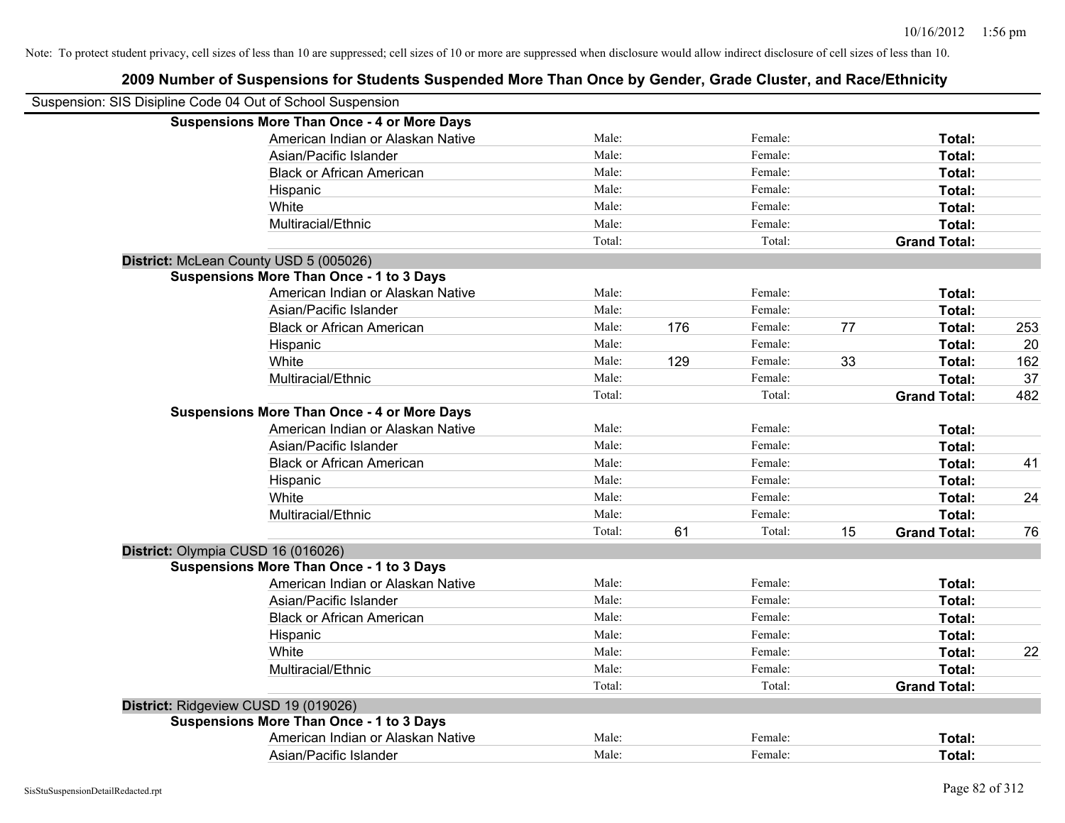Note: To protect student privacy, cell sizes of less than 10 are suppressed; cell sizes of 10 or more are suppressed when disclosure would allow indirect disclosure of cell sizes of less than 10.

# 2009 Number of Suspensions for Students Suspended More Than Once by Gender, Grade Cluster, and Race/Ethnicity

Suspension: SIS Disipline Code 04 Out of School Suspension

| | | | | | | | |
|---|---|---|---|---|---|---|---|
| **Suspensions More Than Once - 4 or More Days** | | | | | | | |
| American Indian or Alaskan Native | Male: | | Female: | | **Total:** | |
| Asian/Pacific Islander | Male: | | Female: | | **Total:** | |
| Black or African American | Male: | | Female: | | **Total:** | |
| Hispanic | Male: | | Female: | | **Total:** | |
| White | Male: | | Female: | | **Total:** | |
| Multiracial/Ethnic | Male: | | Female: | | **Total:** | |
| | Total: | | Total: | | **Grand Total:** | |
| **District:** McLean County USD 5 (005026) | | | | | | |
| **Suspensions More Than Once - 1 to 3 Days** | | | | | | |
| American Indian or Alaskan Native | Male: | | Female: | | **Total:** | |
| Asian/Pacific Islander | Male: | | Female: | | **Total:** | |
| Black or African American | Male: | 176 | Female: | 77 | **Total:** | 253 |
| Hispanic | Male: | | Female: | | **Total:** | 20 |
| White | Male: | 129 | Female: | 33 | **Total:** | 162 |
| Multiracial/Ethnic | Male: | | Female: | | **Total:** | 37 |
| | Total: | | Total: | | **Grand Total:** | 482 |
| **Suspensions More Than Once - 4 or More Days** | | | | | | |
| American Indian or Alaskan Native | Male: | | Female: | | **Total:** | |
| Asian/Pacific Islander | Male: | | Female: | | **Total:** | |
| Black or African American | Male: | | Female: | | **Total:** | 41 |
| Hispanic | Male: | | Female: | | **Total:** | |
| White | Male: | | Female: | | **Total:** | 24 |
| Multiracial/Ethnic | Male: | | Female: | | **Total:** | |
| | Total: | 61 | Total: | 15 | **Grand Total:** | 76 |
| **District:** Olympia CUSD 16 (016026) | | | | | | |
| **Suspensions More Than Once - 1 to 3 Days** | | | | | | |
| American Indian or Alaskan Native | Male: | | Female: | | **Total:** | |
| Asian/Pacific Islander | Male: | | Female: | | **Total:** | |
| Black or African American | Male: | | Female: | | **Total:** | |
| Hispanic | Male: | | Female: | | **Total:** | |
| White | Male: | | Female: | | **Total:** | 22 |
| Multiracial/Ethnic | Male: | | Female: | | **Total:** | |
| | Total: | | Total: | | **Grand Total:** | |
| **District:** Ridgeview CUSD 19 (019026) | | | | | | |
| **Suspensions More Than Once - 1 to 3 Days** | | | | | | |
| American Indian or Alaskan Native | Male: | | Female: | | **Total:** | |
| Asian/Pacific Islander | Male: | | Female: | | **Total:** | |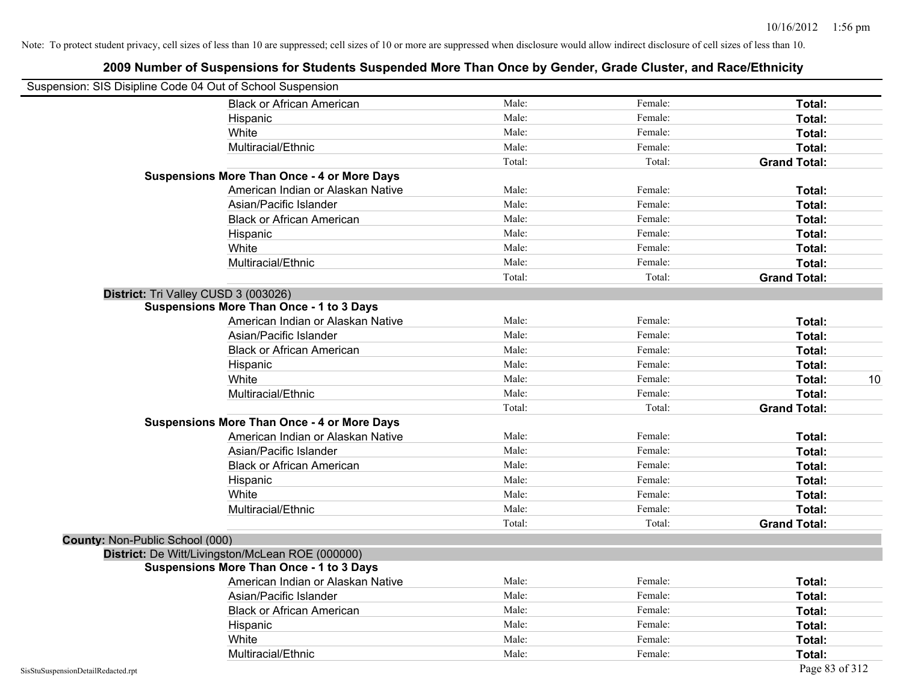Note: To protect student privacy, cell sizes of less than 10 are suppressed; cell sizes of 10 or more are suppressed when disclosure would allow indirect disclosure of cell sizes of less than 10.

# 2009 Number of Suspensions for Students Suspended More Than Once by Gender, Grade Cluster, and Race/Ethnicity

Suspension: SIS Disipline Code 04 Out of School Suspension

| | | | | |
|---|---|---|---|---|
| Black or African American | Male: | Female: | **Total:** | |
| Hispanic | Male: | Female: | **Total:** | |
| White | Male: | Female: | **Total:** | |
| Multiracial/Ethnic | Male: | Female: | **Total:** | |
| | Total: | Total: | **Grand Total:** | |
| **Suspensions More Than Once - 4 or More Days** | | | | |
| American Indian or Alaskan Native | Male: | Female: | **Total:** | |
| Asian/Pacific Islander | Male: | Female: | **Total:** | |
| Black or African American | Male: | Female: | **Total:** | |
| Hispanic | Male: | Female: | **Total:** | |
| White | Male: | Female: | **Total:** | |
| Multiracial/Ethnic | Male: | Female: | **Total:** | |
| | Total: | Total: | **Grand Total:** | |

**District:** Tri Valley CUSD 3 (003026)

| | | | | |
|---|---|---|---|---|
| **Suspensions More Than Once - 1 to 3 Days** | | | | |
| American Indian or Alaskan Native | Male: | Female: | **Total:** | |
| Asian/Pacific Islander | Male: | Female: | **Total:** | |
| Black or African American | Male: | Female: | **Total:** | |
| Hispanic | Male: | Female: | **Total:** | |
| White | Male: | Female: | **Total:** | 10 |
| Multiracial/Ethnic | Male: | Female: | **Total:** | |
| | Total: | Total: | **Grand Total:** | |
| **Suspensions More Than Once - 4 or More Days** | | | | |
| American Indian or Alaskan Native | Male: | Female: | **Total:** | |
| Asian/Pacific Islander | Male: | Female: | **Total:** | |
| Black or African American | Male: | Female: | **Total:** | |
| Hispanic | Male: | Female: | **Total:** | |
| White | Male: | Female: | **Total:** | |
| Multiracial/Ethnic | Male: | Female: | **Total:** | |
| | Total: | Total: | **Grand Total:** | |

**County:** Non-Public School (000)

**District:** De Witt/Livingston/McLean ROE (000000)

| | | | | |
|---|---|---|---|---|
| **Suspensions More Than Once - 1 to 3 Days** | | | | |
| American Indian or Alaskan Native | Male: | Female: | **Total:** | |
| Asian/Pacific Islander | Male: | Female: | **Total:** | |
| Black or African American | Male: | Female: | **Total:** | |
| Hispanic | Male: | Female: | **Total:** | |
| White | Male: | Female: | **Total:** | |
| Multiracial/Ethnic | Male: | Female: | **Total:** | |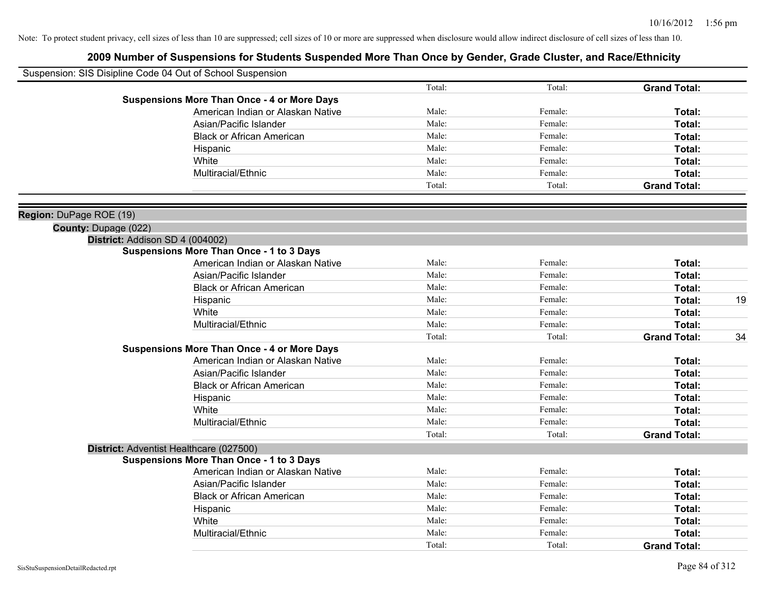Note: To protect student privacy, cell sizes of less than 10 are suppressed; cell sizes of 10 or more are suppressed when disclosure would allow indirect disclosure of cell sizes of less than 10.

# 2009 Number of Suspensions for Students Suspended More Than Once by Gender, Grade Cluster, and Race/Ethnicity

Suspension: SIS Disipline Code 04 Out of School Suspension

| | | | | |
|---|---|---|---|---|
| | Total: | Total: | **Grand Total:** | |
| **Suspensions More Than Once - 4 or More Days** | | | | |
| American Indian or Alaskan Native | Male: | Female: | **Total:** | |
| Asian/Pacific Islander | Male: | Female: | **Total:** | |
| Black or African American | Male: | Female: | **Total:** | |
| Hispanic | Male: | Female: | **Total:** | |
| White | Male: | Female: | **Total:** | |
| Multiracial/Ethnic | Male: | Female: | **Total:** | |
| | Total: | Total: | **Grand Total:** | |

**Region:** DuPage ROE (19)

**County:** Dupage (022)

**District:** Addison SD 4 (004002)

| | | | | |
|---|---|---|---|---|
| **Suspensions More Than Once - 1 to 3 Days** | | | | |
| American Indian or Alaskan Native | Male: | Female: | **Total:** | |
| Asian/Pacific Islander | Male: | Female: | **Total:** | |
| Black or African American | Male: | Female: | **Total:** | |
| Hispanic | Male: | Female: | **Total:** | 19 |
| White | Male: | Female: | **Total:** | |
| Multiracial/Ethnic | Male: | Female: | **Total:** | |
| | Total: | Total: | **Grand Total:** | 34 |
| **Suspensions More Than Once - 4 or More Days** | | | | |
| American Indian or Alaskan Native | Male: | Female: | **Total:** | |
| Asian/Pacific Islander | Male: | Female: | **Total:** | |
| Black or African American | Male: | Female: | **Total:** | |
| Hispanic | Male: | Female: | **Total:** | |
| White | Male: | Female: | **Total:** | |
| Multiracial/Ethnic | Male: | Female: | **Total:** | |
| | Total: | Total: | **Grand Total:** | |

**District:** Adventist Healthcare (027500)

| | | | | |
|---|---|---|---|---|
| **Suspensions More Than Once - 1 to 3 Days** | | | | |
| American Indian or Alaskan Native | Male: | Female: | **Total:** | |
| Asian/Pacific Islander | Male: | Female: | **Total:** | |
| Black or African American | Male: | Female: | **Total:** | |
| Hispanic | Male: | Female: | **Total:** | |
| White | Male: | Female: | **Total:** | |
| Multiracial/Ethnic | Male: | Female: | **Total:** | |
| | Total: | Total: | **Grand Total:** | |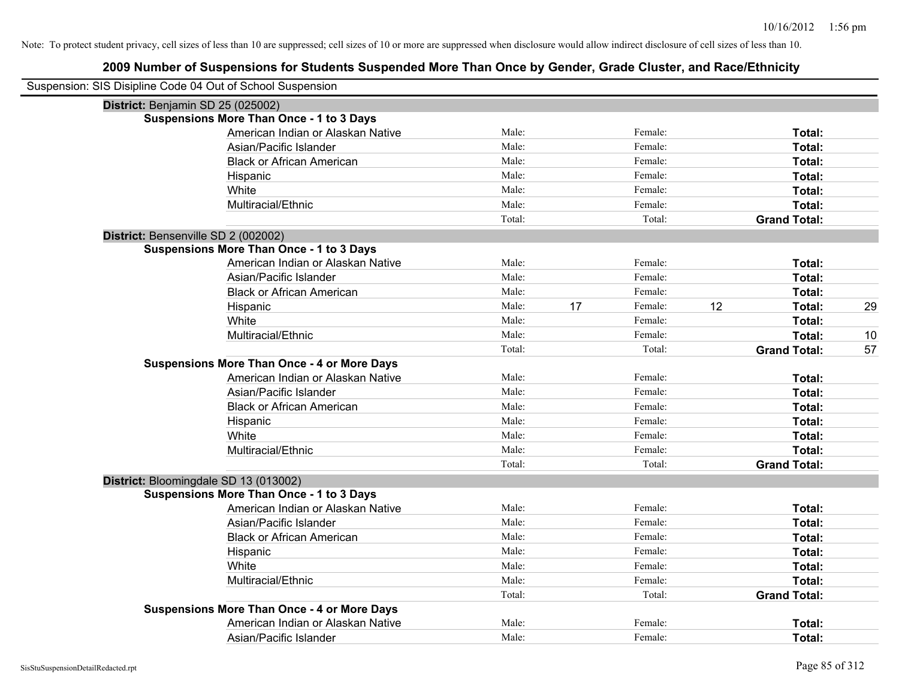Note: To protect student privacy, cell sizes of less than 10 are suppressed; cell sizes of 10 or more are suppressed when disclosure would allow indirect disclosure of cell sizes of less than 10.

## 2009 Number of Suspensions for Students Suspended More Than Once by Gender, Grade Cluster, and Race/Ethnicity

Suspension: SIS Disipline Code 04 Out of School Suspension

**District:** Benjamin SD 25 (025002)

**Suspensions More Than Once - 1 to 3 Days**

| | | | | | | |
|---|---|---|---|---|---|---|
| American Indian or Alaskan Native | Male: | | Female: | | **Total:** | |
| Asian/Pacific Islander | Male: | | Female: | | **Total:** | |
| Black or African American | Male: | | Female: | | **Total:** | |
| Hispanic | Male: | | Female: | | **Total:** | |
| White | Male: | | Female: | | **Total:** | |
| Multiracial/Ethnic | Male: | | Female: | | **Total:** | |
| | Total: | | Total: | | **Grand Total:** | |

**District:** Bensenville SD 2 (002002)

**Suspensions More Than Once - 1 to 3 Days**

| | | | | | | |
|---|---|---|---|---|---|---|
| American Indian or Alaskan Native | Male: | | Female: | | **Total:** | |
| Asian/Pacific Islander | Male: | | Female: | | **Total:** | |
| Black or African American | Male: | | Female: | | **Total:** | |
| Hispanic | Male: | 17 | Female: | 12 | **Total:** | 29 |
| White | Male: | | Female: | | **Total:** | |
| Multiracial/Ethnic | Male: | | Female: | | **Total:** | 10 |
| | Total: | | Total: | | **Grand Total:** | 57 |

**Suspensions More Than Once - 4 or More Days**

| | | | | | | |
|---|---|---|---|---|---|---|
| American Indian or Alaskan Native | Male: | | Female: | | **Total:** | |
| Asian/Pacific Islander | Male: | | Female: | | **Total:** | |
| Black or African American | Male: | | Female: | | **Total:** | |
| Hispanic | Male: | | Female: | | **Total:** | |
| White | Male: | | Female: | | **Total:** | |
| Multiracial/Ethnic | Male: | | Female: | | **Total:** | |
| | Total: | | Total: | | **Grand Total:** | |

**District:** Bloomingdale SD 13 (013002)

**Suspensions More Than Once - 1 to 3 Days**

| | | | | | | |
|---|---|---|---|---|---|---|
| American Indian or Alaskan Native | Male: | | Female: | | **Total:** | |
| Asian/Pacific Islander | Male: | | Female: | | **Total:** | |
| Black or African American | Male: | | Female: | | **Total:** | |
| Hispanic | Male: | | Female: | | **Total:** | |
| White | Male: | | Female: | | **Total:** | |
| Multiracial/Ethnic | Male: | | Female: | | **Total:** | |
| | Total: | | Total: | | **Grand Total:** | |

**Suspensions More Than Once - 4 or More Days**

| | | | | | | |
|---|---|---|---|---|---|---|
| American Indian or Alaskan Native | Male: | | Female: | | **Total:** | |
| Asian/Pacific Islander | Male: | | Female: | | **Total:** | |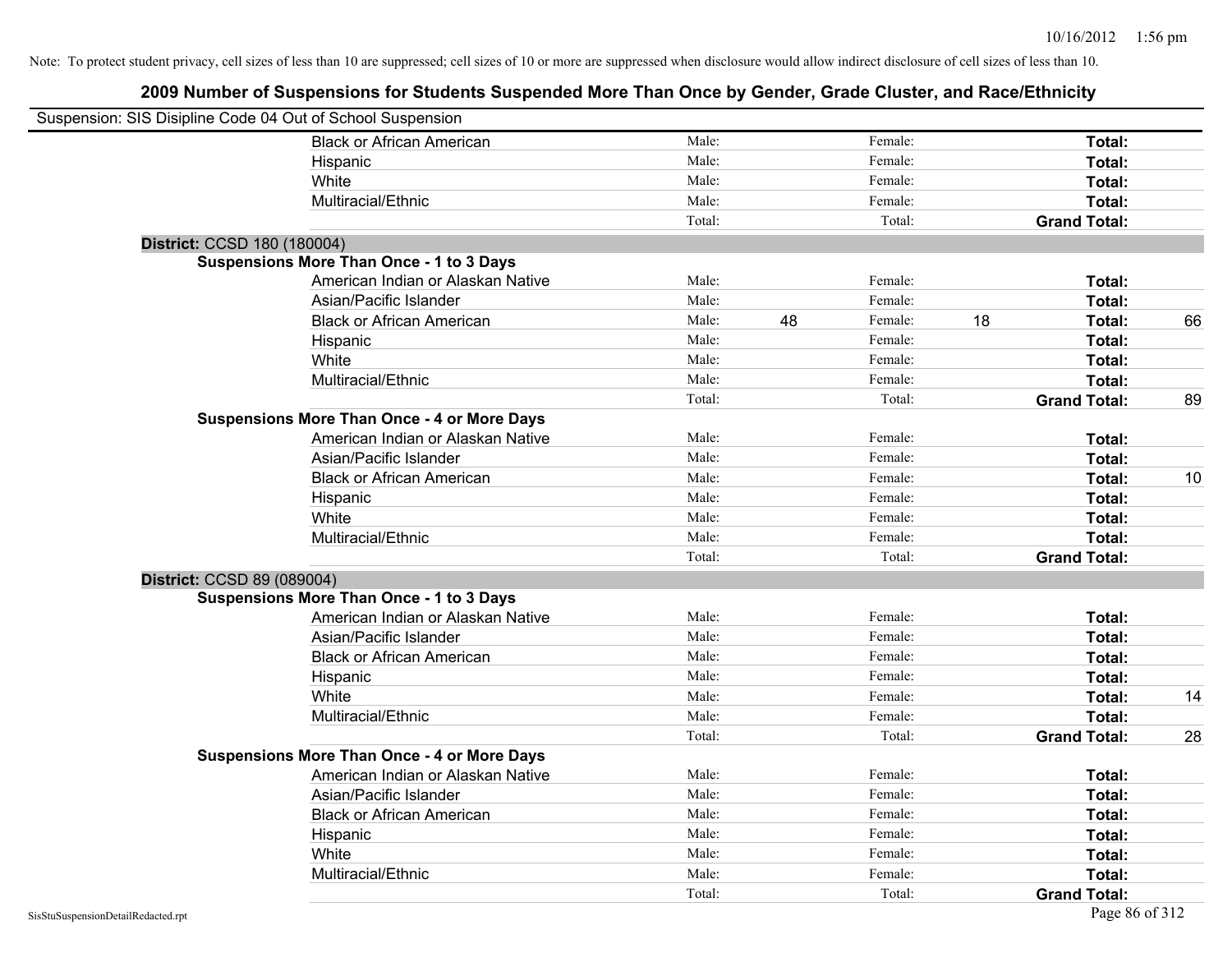Note: To protect student privacy, cell sizes of less than 10 are suppressed; cell sizes of 10 or more are suppressed when disclosure would allow indirect disclosure of cell sizes of less than 10.

# 2009 Number of Suspensions for Students Suspended More Than Once by Gender, Grade Cluster, and Race/Ethnicity

Suspension: SIS Disipline Code 04 Out of School Suspension

| | | | | | | | |
|---|---|---|---|---|---|---|---|
| Black or African American | Male: | | Female: | | **Total:** | |
| Hispanic | Male: | | Female: | | **Total:** | |
| White | Male: | | Female: | | **Total:** | |
| Multiracial/Ethnic | Male: | | Female: | | **Total:** | |
| | Total: | | Total: | | **Grand Total:** | |

**District:** CCSD 180 (180004)

**Suspensions More Than Once - 1 to 3 Days**

| | | | | | | |
|---|---|---|---|---|---|---|
| American Indian or Alaskan Native | Male: | | Female: | | **Total:** | |
| Asian/Pacific Islander | Male: | | Female: | | **Total:** | |
| Black or African American | Male: | 48 | Female: | 18 | **Total:** | 66 |
| Hispanic | Male: | | Female: | | **Total:** | |
| White | Male: | | Female: | | **Total:** | |
| Multiracial/Ethnic | Male: | | Female: | | **Total:** | |
| | Total: | | Total: | | **Grand Total:** | 89 |

**Suspensions More Than Once - 4 or More Days**

| | | | | | | |
|---|---|---|---|---|---|---|
| American Indian or Alaskan Native | Male: | | Female: | | **Total:** | |
| Asian/Pacific Islander | Male: | | Female: | | **Total:** | |
| Black or African American | Male: | | Female: | | **Total:** | 10 |
| Hispanic | Male: | | Female: | | **Total:** | |
| White | Male: | | Female: | | **Total:** | |
| Multiracial/Ethnic | Male: | | Female: | | **Total:** | |
| | Total: | | Total: | | **Grand Total:** | |

**District:** CCSD 89 (089004)

**Suspensions More Than Once - 1 to 3 Days**

| | | | | | | |
|---|---|---|---|---|---|---|
| American Indian or Alaskan Native | Male: | | Female: | | **Total:** | |
| Asian/Pacific Islander | Male: | | Female: | | **Total:** | |
| Black or African American | Male: | | Female: | | **Total:** | |
| Hispanic | Male: | | Female: | | **Total:** | |
| White | Male: | | Female: | | **Total:** | 14 |
| Multiracial/Ethnic | Male: | | Female: | | **Total:** | |
| | Total: | | Total: | | **Grand Total:** | 28 |

**Suspensions More Than Once - 4 or More Days**

| | | | | | | |
|---|---|---|---|---|---|---|
| American Indian or Alaskan Native | Male: | | Female: | | **Total:** | |
| Asian/Pacific Islander | Male: | | Female: | | **Total:** | |
| Black or African American | Male: | | Female: | | **Total:** | |
| Hispanic | Male: | | Female: | | **Total:** | |
| White | Male: | | Female: | | **Total:** | |
| Multiracial/Ethnic | Male: | | Female: | | **Total:** | |
| | Total: | | Total: | | **Grand Total:** | |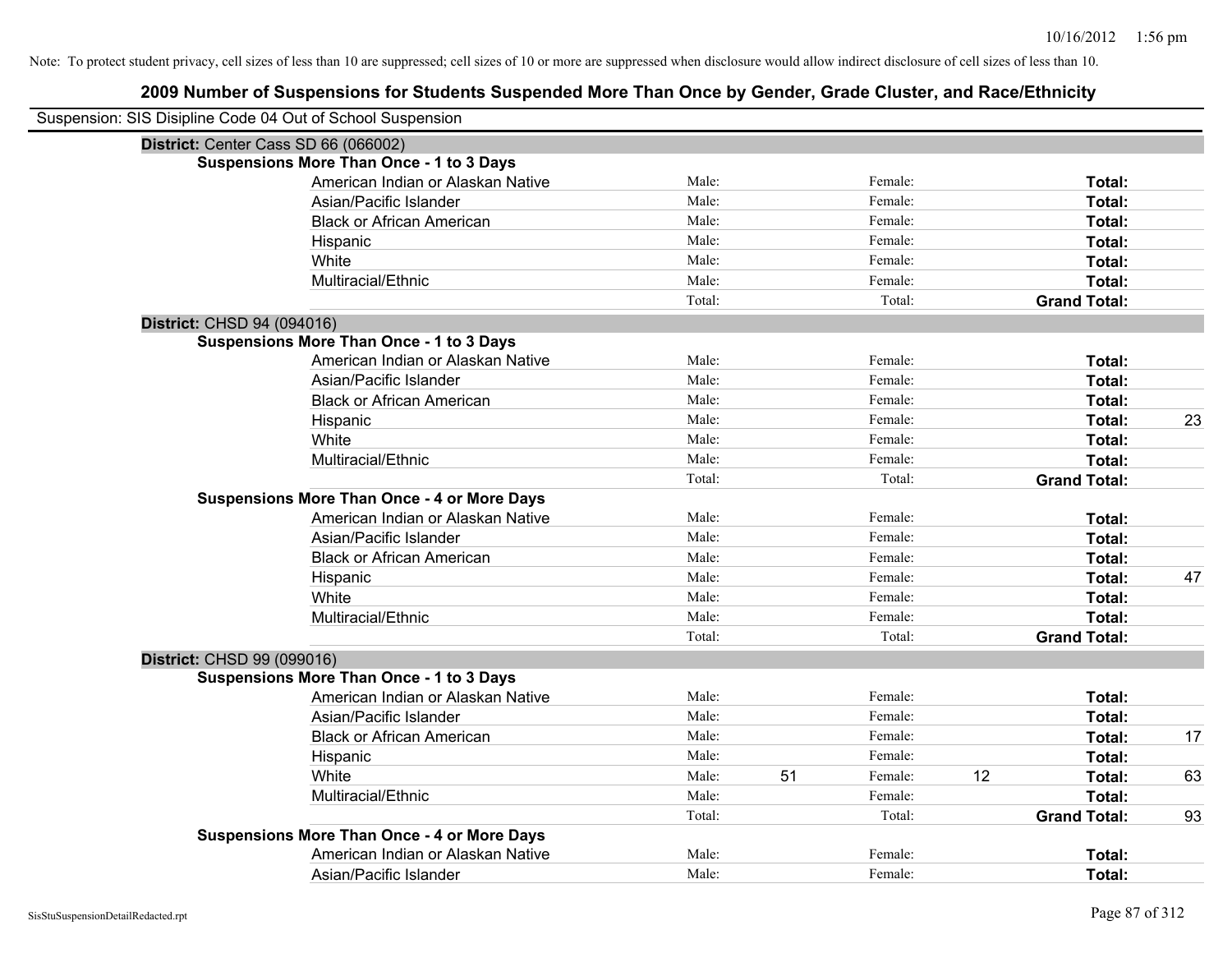Note: To protect student privacy, cell sizes of less than 10 are suppressed; cell sizes of 10 or more are suppressed when disclosure would allow indirect disclosure of cell sizes of less than 10.

## 2009 Number of Suspensions for Students Suspended More Than Once by Gender, Grade Cluster, and Race/Ethnicity

Suspension: SIS Disipline Code 04 Out of School Suspension

**District:** Center Cass SD 66 (066002)

**Suspensions More Than Once - 1 to 3 Days**

| | | | | | | |
|---|---|---|---|---|---|---|
| American Indian or Alaskan Native | Male: | | Female: | | **Total:** | |
| Asian/Pacific Islander | Male: | | Female: | | **Total:** | |
| Black or African American | Male: | | Female: | | **Total:** | |
| Hispanic | Male: | | Female: | | **Total:** | |
| White | Male: | | Female: | | **Total:** | |
| Multiracial/Ethnic | Male: | | Female: | | **Total:** | |
| | Total: | | Total: | | **Grand Total:** | |

**District:** CHSD 94 (094016)

**Suspensions More Than Once - 1 to 3 Days**

| | | | | | | |
|---|---|---|---|---|---|---|
| American Indian or Alaskan Native | Male: | | Female: | | **Total:** | |
| Asian/Pacific Islander | Male: | | Female: | | **Total:** | |
| Black or African American | Male: | | Female: | | **Total:** | |
| Hispanic | Male: | | Female: | | **Total:** | 23 |
| White | Male: | | Female: | | **Total:** | |
| Multiracial/Ethnic | Male: | | Female: | | **Total:** | |
| | Total: | | Total: | | **Grand Total:** | |

**Suspensions More Than Once - 4 or More Days**

| | | | | | | |
|---|---|---|---|---|---|---|
| American Indian or Alaskan Native | Male: | | Female: | | **Total:** | |
| Asian/Pacific Islander | Male: | | Female: | | **Total:** | |
| Black or African American | Male: | | Female: | | **Total:** | |
| Hispanic | Male: | | Female: | | **Total:** | 47 |
| White | Male: | | Female: | | **Total:** | |
| Multiracial/Ethnic | Male: | | Female: | | **Total:** | |
| | Total: | | Total: | | **Grand Total:** | |

**District:** CHSD 99 (099016)

**Suspensions More Than Once - 1 to 3 Days**

| | | | | | | |
|---|---|---|---|---|---|---|
| American Indian or Alaskan Native | Male: | | Female: | | **Total:** | |
| Asian/Pacific Islander | Male: | | Female: | | **Total:** | |
| Black or African American | Male: | | Female: | | **Total:** | 17 |
| Hispanic | Male: | | Female: | | **Total:** | |
| White | Male: | 51 | Female: | 12 | **Total:** | 63 |
| Multiracial/Ethnic | Male: | | Female: | | **Total:** | |
| | Total: | | Total: | | **Grand Total:** | 93 |

**Suspensions More Than Once - 4 or More Days**

| | | | | | | |
|---|---|---|---|---|---|---|
| American Indian or Alaskan Native | Male: | | Female: | | **Total:** | |
| Asian/Pacific Islander | Male: | | Female: | | **Total:** | |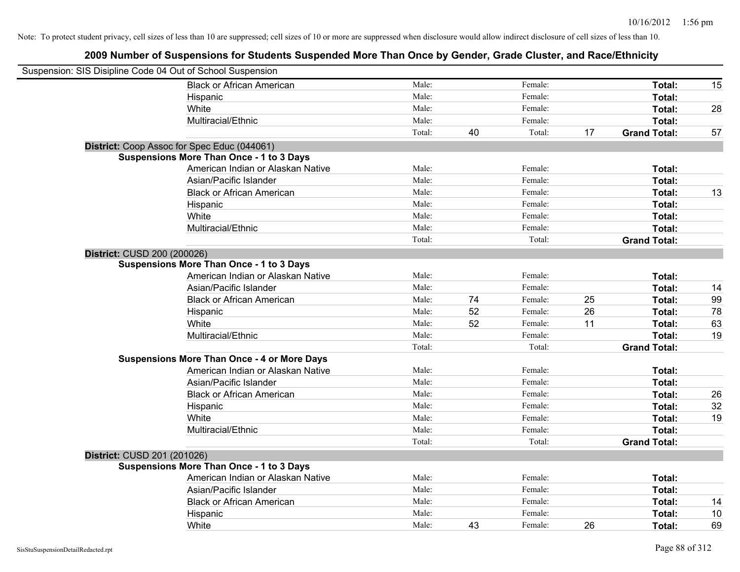Note: To protect student privacy, cell sizes of less than 10 are suppressed; cell sizes of 10 or more are suppressed when disclosure would allow indirect disclosure of cell sizes of less than 10.

# 2009 Number of Suspensions for Students Suspended More Than Once by Gender, Grade Cluster, and Race/Ethnicity

Suspension: SIS Disipline Code 04 Out of School Suspension

| | | | | | | | |
|---|---|---|---|---|---|---|---|
| Black or African American | Male: | | Female: | | Total: | 15 |
| Hispanic | Male: | | Female: | | Total: | |
| White | Male: | | Female: | | Total: | 28 |
| Multiracial/Ethnic | Male: | | Female: | | Total: | |
| | Total: | 40 | Total: | 17 | **Grand Total:** | 57 |

**District:** Coop Assoc for Spec Educ (044061)

**Suspensions More Than Once - 1 to 3 Days**

| | | | | | | |
|---|---|---|---|---|---|---|
| American Indian or Alaskan Native | Male: | | Female: | | Total: | |
| Asian/Pacific Islander | Male: | | Female: | | Total: | |
| Black or African American | Male: | | Female: | | Total: | 13 |
| Hispanic | Male: | | Female: | | Total: | |
| White | Male: | | Female: | | Total: | |
| Multiracial/Ethnic | Male: | | Female: | | Total: | |
| | Total: | | Total: | | **Grand Total:** | |

**District:** CUSD 200 (200026)

**Suspensions More Than Once - 1 to 3 Days**

| | | | | | | |
|---|---|---|---|---|---|---|
| American Indian or Alaskan Native | Male: | | Female: | | Total: | |
| Asian/Pacific Islander | Male: | | Female: | | Total: | 14 |
| Black or African American | Male: | 74 | Female: | 25 | Total: | 99 |
| Hispanic | Male: | 52 | Female: | 26 | Total: | 78 |
| White | Male: | 52 | Female: | 11 | Total: | 63 |
| Multiracial/Ethnic | Male: | | Female: | | Total: | 19 |
| | Total: | | Total: | | **Grand Total:** | |

**Suspensions More Than Once - 4 or More Days**

| | | | | | | |
|---|---|---|---|---|---|---|
| American Indian or Alaskan Native | Male: | | Female: | | Total: | |
| Asian/Pacific Islander | Male: | | Female: | | Total: | |
| Black or African American | Male: | | Female: | | Total: | 26 |
| Hispanic | Male: | | Female: | | Total: | 32 |
| White | Male: | | Female: | | Total: | 19 |
| Multiracial/Ethnic | Male: | | Female: | | Total: | |
| | Total: | | Total: | | **Grand Total:** | |

**District:** CUSD 201 (201026)

**Suspensions More Than Once - 1 to 3 Days**

| | | | | | | |
|---|---|---|---|---|---|---|
| American Indian or Alaskan Native | Male: | | Female: | | Total: | |
| Asian/Pacific Islander | Male: | | Female: | | Total: | |
| Black or African American | Male: | | Female: | | Total: | 14 |
| Hispanic | Male: | | Female: | | Total: | 10 |
| White | Male: | 43 | Female: | 26 | Total: | 69 |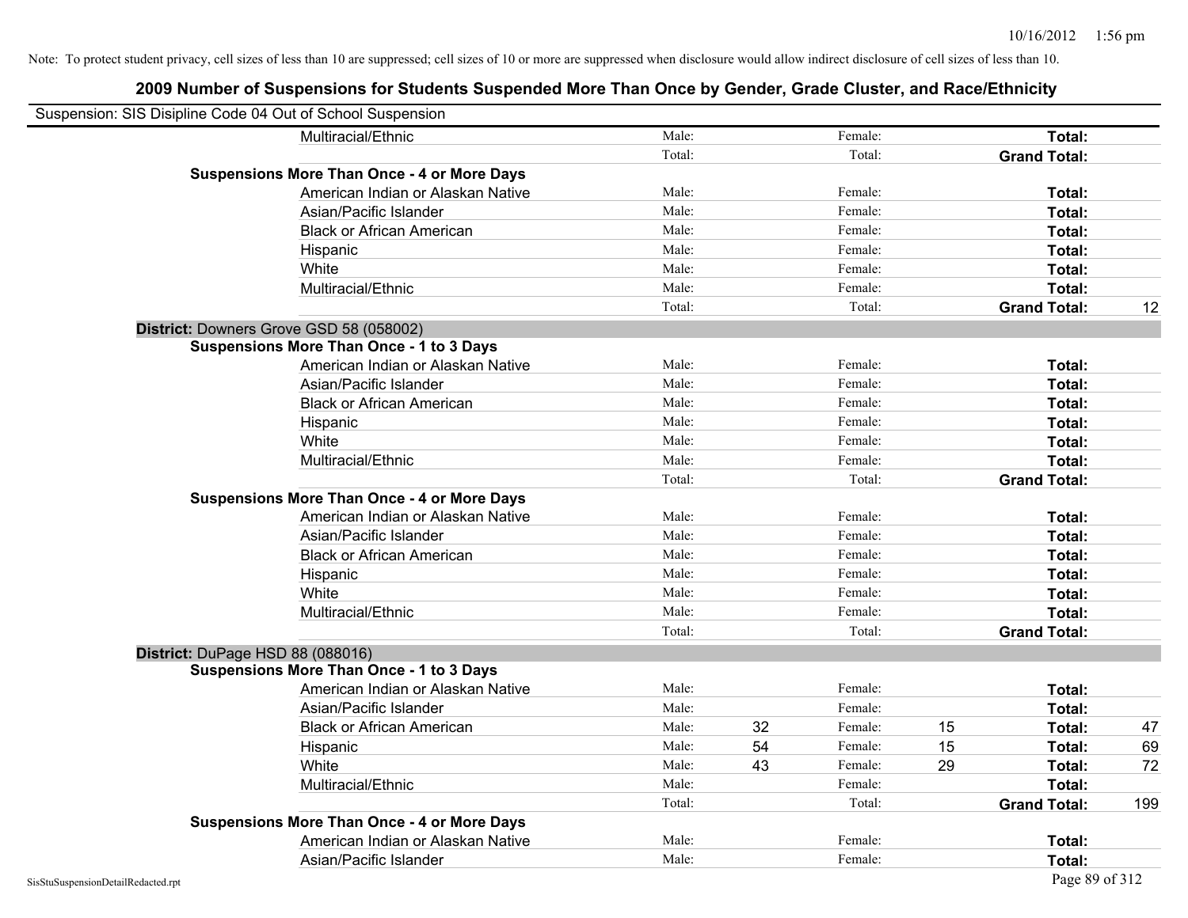Note: To protect student privacy, cell sizes of less than 10 are suppressed; cell sizes of 10 or more are suppressed when disclosure would allow indirect disclosure of cell sizes of less than 10.

## 2009 Number of Suspensions for Students Suspended More Than Once by Gender, Grade Cluster, and Race/Ethnicity

Suspension: SIS Disipline Code 04 Out of School Suspension

| | | | | | | | |
|---|---|---|---|---|---|---|---|
| Multiracial/Ethnic | Male: | | Female: | | **Total:** | |
| | Total: | | Total: | | **Grand Total:** | |
| **Suspensions More Than Once - 4 or More Days** | | | | | | |
| American Indian or Alaskan Native | Male: | | Female: | | **Total:** | |
| Asian/Pacific Islander | Male: | | Female: | | **Total:** | |
| Black or African American | Male: | | Female: | | **Total:** | |
| Hispanic | Male: | | Female: | | **Total:** | |
| White | Male: | | Female: | | **Total:** | |
| Multiracial/Ethnic | Male: | | Female: | | **Total:** | |
| | Total: | | Total: | | **Grand Total:** | 12 |
| **District:** Downers Grove GSD 58 (058002) | | | | | | |
| **Suspensions More Than Once - 1 to 3 Days** | | | | | | |
| American Indian or Alaskan Native | Male: | | Female: | | **Total:** | |
| Asian/Pacific Islander | Male: | | Female: | | **Total:** | |
| Black or African American | Male: | | Female: | | **Total:** | |
| Hispanic | Male: | | Female: | | **Total:** | |
| White | Male: | | Female: | | **Total:** | |
| Multiracial/Ethnic | Male: | | Female: | | **Total:** | |
| | Total: | | Total: | | **Grand Total:** | |
| **Suspensions More Than Once - 4 or More Days** | | | | | | |
| American Indian or Alaskan Native | Male: | | Female: | | **Total:** | |
| Asian/Pacific Islander | Male: | | Female: | | **Total:** | |
| Black or African American | Male: | | Female: | | **Total:** | |
| Hispanic | Male: | | Female: | | **Total:** | |
| White | Male: | | Female: | | **Total:** | |
| Multiracial/Ethnic | Male: | | Female: | | **Total:** | |
| | Total: | | Total: | | **Grand Total:** | |
| **District:** DuPage HSD 88 (088016) | | | | | | |
| **Suspensions More Than Once - 1 to 3 Days** | | | | | | |
| American Indian or Alaskan Native | Male: | | Female: | | **Total:** | |
| Asian/Pacific Islander | Male: | | Female: | | **Total:** | |
| Black or African American | Male: | 32 | Female: | 15 | **Total:** | 47 |
| Hispanic | Male: | 54 | Female: | 15 | **Total:** | 69 |
| White | Male: | 43 | Female: | 29 | **Total:** | 72 |
| Multiracial/Ethnic | Male: | | Female: | | **Total:** | |
| | Total: | | Total: | | **Grand Total:** | 199 |
| **Suspensions More Than Once - 4 or More Days** | | | | | | |
| American Indian or Alaskan Native | Male: | | Female: | | **Total:** | |
| Asian/Pacific Islander | Male: | | Female: | | **Total:** | |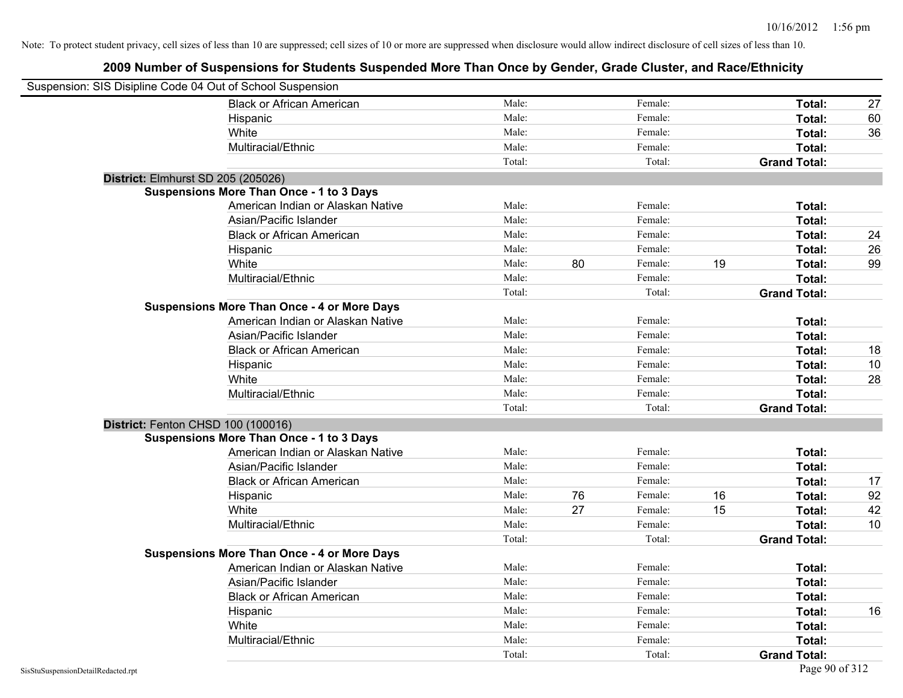Note: To protect student privacy, cell sizes of less than 10 are suppressed; cell sizes of 10 or more are suppressed when disclosure would allow indirect disclosure of cell sizes of less than 10.

# 2009 Number of Suspensions for Students Suspended More Than Once by Gender, Grade Cluster, and Race/Ethnicity

Suspension: SIS Disipline Code 04 Out of School Suspension

| | | | | | | | |
|---|---|---|---|---|---|---|---|
| Black or African American | Male: | | Female: | | **Total:** | 27 |
| Hispanic | Male: | | Female: | | **Total:** | 60 |
| White | Male: | | Female: | | **Total:** | 36 |
| Multiracial/Ethnic | Male: | | Female: | | **Total:** | |
| | Total: | | Total: | | **Grand Total:** | |

**District:** Elmhurst SD 205 (205026)

**Suspensions More Than Once - 1 to 3 Days**

| | | | | | | |
|---|---|---|---|---|---|---|
| American Indian or Alaskan Native | Male: | | Female: | | **Total:** | |
| Asian/Pacific Islander | Male: | | Female: | | **Total:** | |
| Black or African American | Male: | | Female: | | **Total:** | 24 |
| Hispanic | Male: | | Female: | | **Total:** | 26 |
| White | Male: | 80 | Female: | 19 | **Total:** | 99 |
| Multiracial/Ethnic | Male: | | Female: | | **Total:** | |
| | Total: | | Total: | | **Grand Total:** | |

**Suspensions More Than Once - 4 or More Days**

| | | | | | | |
|---|---|---|---|---|---|---|
| American Indian or Alaskan Native | Male: | | Female: | | **Total:** | |
| Asian/Pacific Islander | Male: | | Female: | | **Total:** | |
| Black or African American | Male: | | Female: | | **Total:** | 18 |
| Hispanic | Male: | | Female: | | **Total:** | 10 |
| White | Male: | | Female: | | **Total:** | 28 |
| Multiracial/Ethnic | Male: | | Female: | | **Total:** | |
| | Total: | | Total: | | **Grand Total:** | |

**District:** Fenton CHSD 100 (100016)

**Suspensions More Than Once - 1 to 3 Days**

| | | | | | | |
|---|---|---|---|---|---|---|
| American Indian or Alaskan Native | Male: | | Female: | | **Total:** | |
| Asian/Pacific Islander | Male: | | Female: | | **Total:** | |
| Black or African American | Male: | | Female: | | **Total:** | 17 |
| Hispanic | Male: | 76 | Female: | 16 | **Total:** | 92 |
| White | Male: | 27 | Female: | 15 | **Total:** | 42 |
| Multiracial/Ethnic | Male: | | Female: | | **Total:** | 10 |
| | Total: | | Total: | | **Grand Total:** | |

**Suspensions More Than Once - 4 or More Days**

| | | | | | | |
|---|---|---|---|---|---|---|
| American Indian or Alaskan Native | Male: | | Female: | | **Total:** | |
| Asian/Pacific Islander | Male: | | Female: | | **Total:** | |
| Black or African American | Male: | | Female: | | **Total:** | |
| Hispanic | Male: | | Female: | | **Total:** | 16 |
| White | Male: | | Female: | | **Total:** | |
| Multiracial/Ethnic | Male: | | Female: | | **Total:** | |
| | Total: | | Total: | | **Grand Total:** | |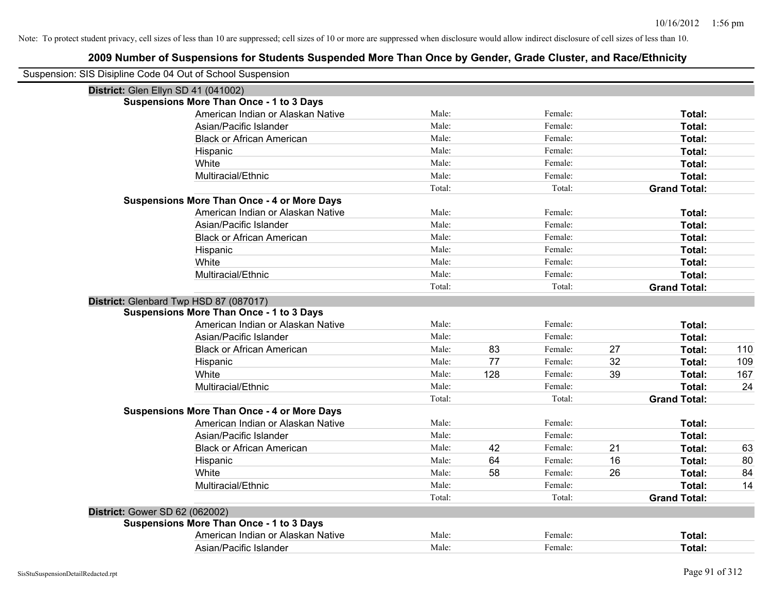Note: To protect student privacy, cell sizes of less than 10 are suppressed; cell sizes of 10 or more are suppressed when disclosure would allow indirect disclosure of cell sizes of less than 10.

## 2009 Number of Suspensions for Students Suspended More Than Once by Gender, Grade Cluster, and Race/Ethnicity

Suspension: SIS Disipline Code 04 Out of School Suspension

**District:** Glen Ellyn SD 41 (041002)

**Suspensions More Than Once - 1 to 3 Days**

| | | | | | | |
|---|---|---|---|---|---|---|
| American Indian or Alaskan Native | Male: | | Female: | | **Total:** | |
| Asian/Pacific Islander | Male: | | Female: | | **Total:** | |
| Black or African American | Male: | | Female: | | **Total:** | |
| Hispanic | Male: | | Female: | | **Total:** | |
| White | Male: | | Female: | | **Total:** | |
| Multiracial/Ethnic | Male: | | Female: | | **Total:** | |
| | Total: | | Total: | | **Grand Total:** | |

**Suspensions More Than Once - 4 or More Days**

| | | | | | | |
|---|---|---|---|---|---|---|
| American Indian or Alaskan Native | Male: | | Female: | | **Total:** | |
| Asian/Pacific Islander | Male: | | Female: | | **Total:** | |
| Black or African American | Male: | | Female: | | **Total:** | |
| Hispanic | Male: | | Female: | | **Total:** | |
| White | Male: | | Female: | | **Total:** | |
| Multiracial/Ethnic | Male: | | Female: | | **Total:** | |
| | Total: | | Total: | | **Grand Total:** | |

**District:** Glenbard Twp HSD 87 (087017)

**Suspensions More Than Once - 1 to 3 Days**

| | | | | | | |
|---|---|---|---|---|---|---|
| American Indian or Alaskan Native | Male: | | Female: | | **Total:** | |
| Asian/Pacific Islander | Male: | | Female: | | **Total:** | |
| Black or African American | Male: | 83 | Female: | 27 | **Total:** | 110 |
| Hispanic | Male: | 77 | Female: | 32 | **Total:** | 109 |
| White | Male: | 128 | Female: | 39 | **Total:** | 167 |
| Multiracial/Ethnic | Male: | | Female: | | **Total:** | 24 |
| | Total: | | Total: | | **Grand Total:** | |

**Suspensions More Than Once - 4 or More Days**

| | | | | | | |
|---|---|---|---|---|---|---|
| American Indian or Alaskan Native | Male: | | Female: | | **Total:** | |
| Asian/Pacific Islander | Male: | | Female: | | **Total:** | |
| Black or African American | Male: | 42 | Female: | 21 | **Total:** | 63 |
| Hispanic | Male: | 64 | Female: | 16 | **Total:** | 80 |
| White | Male: | 58 | Female: | 26 | **Total:** | 84 |
| Multiracial/Ethnic | Male: | | Female: | | **Total:** | 14 |
| | Total: | | Total: | | **Grand Total:** | |

**District:** Gower SD 62 (062002)

**Suspensions More Than Once - 1 to 3 Days**

| | | | | | | |
|---|---|---|---|---|---|---|
| American Indian or Alaskan Native | Male: | | Female: | | **Total:** | |
| Asian/Pacific Islander | Male: | | Female: | | **Total:** | |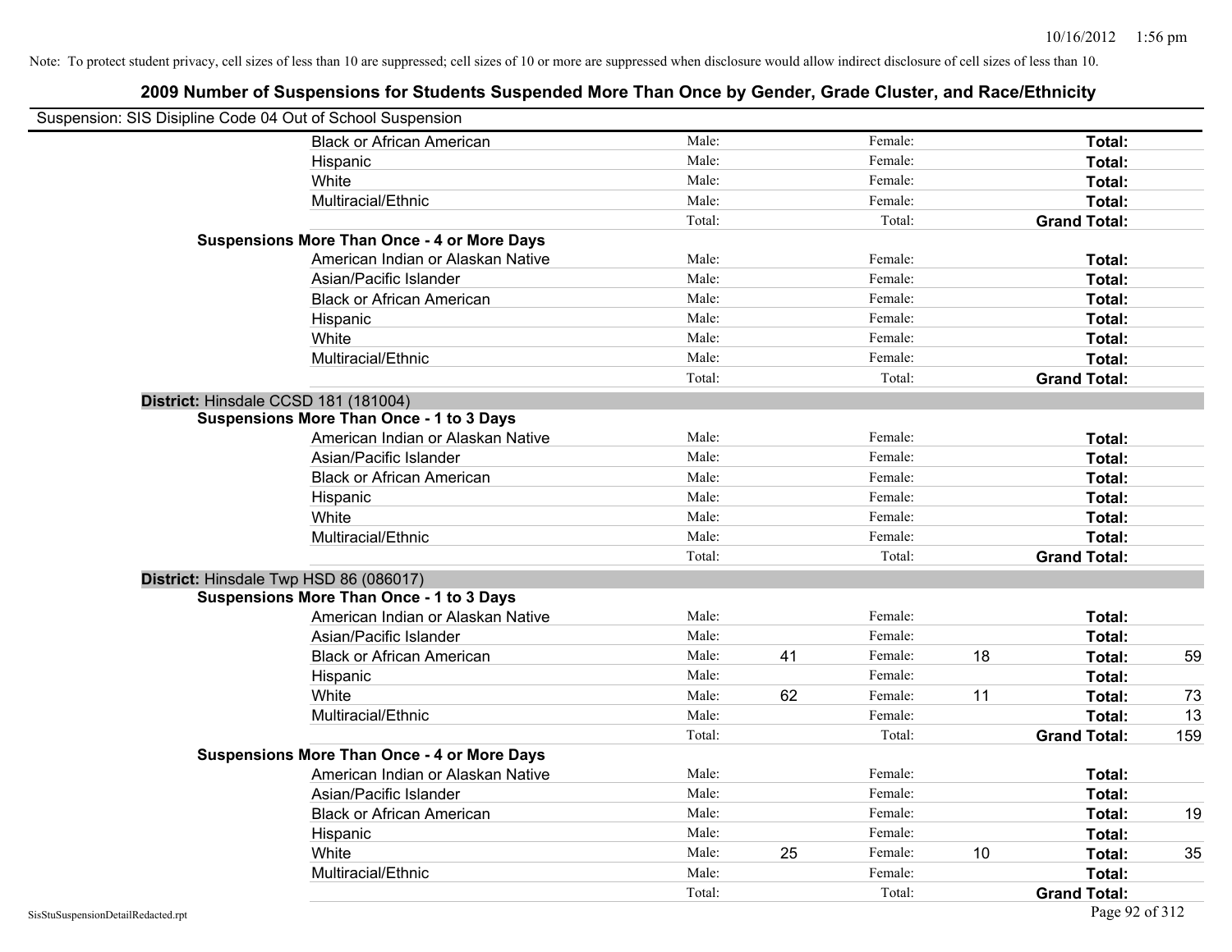Note: To protect student privacy, cell sizes of less than 10 are suppressed; cell sizes of 10 or more are suppressed when disclosure would allow indirect disclosure of cell sizes of less than 10.

## 2009 Number of Suspensions for Students Suspended More Than Once by Gender, Grade Cluster, and Race/Ethnicity

Suspension: SIS Disipline Code 04 Out of School Suspension

| | | | | | | | |
|---|---|---|---|---|---|---|---|
| Black or African American | Male: | | Female: | | **Total:** | |
| Hispanic | Male: | | Female: | | **Total:** | |
| White | Male: | | Female: | | **Total:** | |
| Multiracial/Ethnic | Male: | | Female: | | **Total:** | |
| | Total: | | Total: | | **Grand Total:** | |

**Suspensions More Than Once - 4 or More Days**

| | | | | | | |
|---|---|---|---|---|---|---|
| American Indian or Alaskan Native | Male: | | Female: | | **Total:** | |
| Asian/Pacific Islander | Male: | | Female: | | **Total:** | |
| Black or African American | Male: | | Female: | | **Total:** | |
| Hispanic | Male: | | Female: | | **Total:** | |
| White | Male: | | Female: | | **Total:** | |
| Multiracial/Ethnic | Male: | | Female: | | **Total:** | |
| | Total: | | Total: | | **Grand Total:** | |

**District:** Hinsdale CCSD 181 (181004)

**Suspensions More Than Once - 1 to 3 Days**

| | | | | | | |
|---|---|---|---|---|---|---|
| American Indian or Alaskan Native | Male: | | Female: | | **Total:** | |
| Asian/Pacific Islander | Male: | | Female: | | **Total:** | |
| Black or African American | Male: | | Female: | | **Total:** | |
| Hispanic | Male: | | Female: | | **Total:** | |
| White | Male: | | Female: | | **Total:** | |
| Multiracial/Ethnic | Male: | | Female: | | **Total:** | |
| | Total: | | Total: | | **Grand Total:** | |

**District:** Hinsdale Twp HSD 86 (086017)

**Suspensions More Than Once - 1 to 3 Days**

| | | | | | | |
|---|---|---|---|---|---|---|
| American Indian or Alaskan Native | Male: | | Female: | | **Total:** | |
| Asian/Pacific Islander | Male: | | Female: | | **Total:** | |
| Black or African American | Male: | 41 | Female: | 18 | **Total:** | 59 |
| Hispanic | Male: | | Female: | | **Total:** | |
| White | Male: | 62 | Female: | 11 | **Total:** | 73 |
| Multiracial/Ethnic | Male: | | Female: | | **Total:** | 13 |
| | Total: | | Total: | | **Grand Total:** | 159 |

**Suspensions More Than Once - 4 or More Days**

| | | | | | | |
|---|---|---|---|---|---|---|
| American Indian or Alaskan Native | Male: | | Female: | | **Total:** | |
| Asian/Pacific Islander | Male: | | Female: | | **Total:** | |
| Black or African American | Male: | | Female: | | **Total:** | 19 |
| Hispanic | Male: | | Female: | | **Total:** | |
| White | Male: | 25 | Female: | 10 | **Total:** | 35 |
| Multiracial/Ethnic | Male: | | Female: | | **Total:** | |
| | Total: | | Total: | | **Grand Total:** | |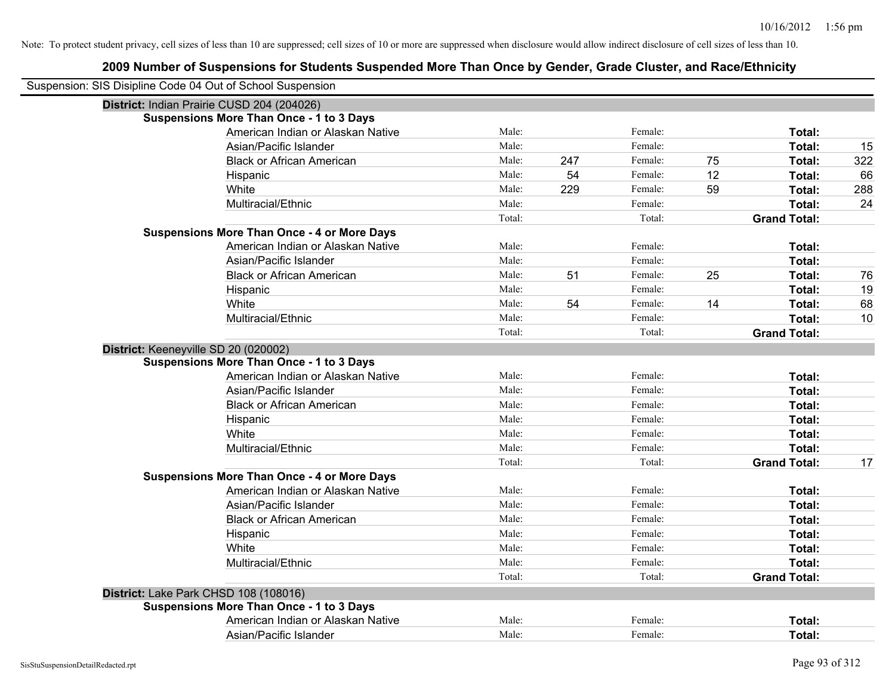Note: To protect student privacy, cell sizes of less than 10 are suppressed; cell sizes of 10 or more are suppressed when disclosure would allow indirect disclosure of cell sizes of less than 10.

## 2009 Number of Suspensions for Students Suspended More Than Once by Gender, Grade Cluster, and Race/Ethnicity

Suspension: SIS Disipline Code 04 Out of School Suspension

### District: Indian Prairie CUSD 204 (204026)

**Suspensions More Than Once - 1 to 3 Days**

| | | | | | | |
|---|---|---|---|---|---|---|
| American Indian or Alaskan Native | Male: | | Female: | | **Total:** | |
| Asian/Pacific Islander | Male: | | Female: | | **Total:** | 15 |
| Black or African American | Male: | 247 | Female: | 75 | **Total:** | 322 |
| Hispanic | Male: | 54 | Female: | 12 | **Total:** | 66 |
| White | Male: | 229 | Female: | 59 | **Total:** | 288 |
| Multiracial/Ethnic | Male: | | Female: | | **Total:** | 24 |
| | Total: | | Total: | | **Grand Total:** | |

**Suspensions More Than Once - 4 or More Days**

| | | | | | | |
|---|---|---|---|---|---|---|
| American Indian or Alaskan Native | Male: | | Female: | | **Total:** | |
| Asian/Pacific Islander | Male: | | Female: | | **Total:** | |
| Black or African American | Male: | 51 | Female: | 25 | **Total:** | 76 |
| Hispanic | Male: | | Female: | | **Total:** | 19 |
| White | Male: | 54 | Female: | 14 | **Total:** | 68 |
| Multiracial/Ethnic | Male: | | Female: | | **Total:** | 10 |
| | Total: | | Total: | | **Grand Total:** | |

### District: Keeneyville SD 20 (020002)

**Suspensions More Than Once - 1 to 3 Days**

| | | | | | | |
|---|---|---|---|---|---|---|
| American Indian or Alaskan Native | Male: | | Female: | | **Total:** | |
| Asian/Pacific Islander | Male: | | Female: | | **Total:** | |
| Black or African American | Male: | | Female: | | **Total:** | |
| Hispanic | Male: | | Female: | | **Total:** | |
| White | Male: | | Female: | | **Total:** | |
| Multiracial/Ethnic | Male: | | Female: | | **Total:** | |
| | Total: | | Total: | | **Grand Total:** | 17 |

**Suspensions More Than Once - 4 or More Days**

| | | | | | | |
|---|---|---|---|---|---|---|
| American Indian or Alaskan Native | Male: | | Female: | | **Total:** | |
| Asian/Pacific Islander | Male: | | Female: | | **Total:** | |
| Black or African American | Male: | | Female: | | **Total:** | |
| Hispanic | Male: | | Female: | | **Total:** | |
| White | Male: | | Female: | | **Total:** | |
| Multiracial/Ethnic | Male: | | Female: | | **Total:** | |
| | Total: | | Total: | | **Grand Total:** | |

### District: Lake Park CHSD 108 (108016)

**Suspensions More Than Once - 1 to 3 Days**

| | | | | | | |
|---|---|---|---|---|---|---|
| American Indian or Alaskan Native | Male: | | Female: | | **Total:** | |
| Asian/Pacific Islander | Male: | | Female: | | **Total:** | |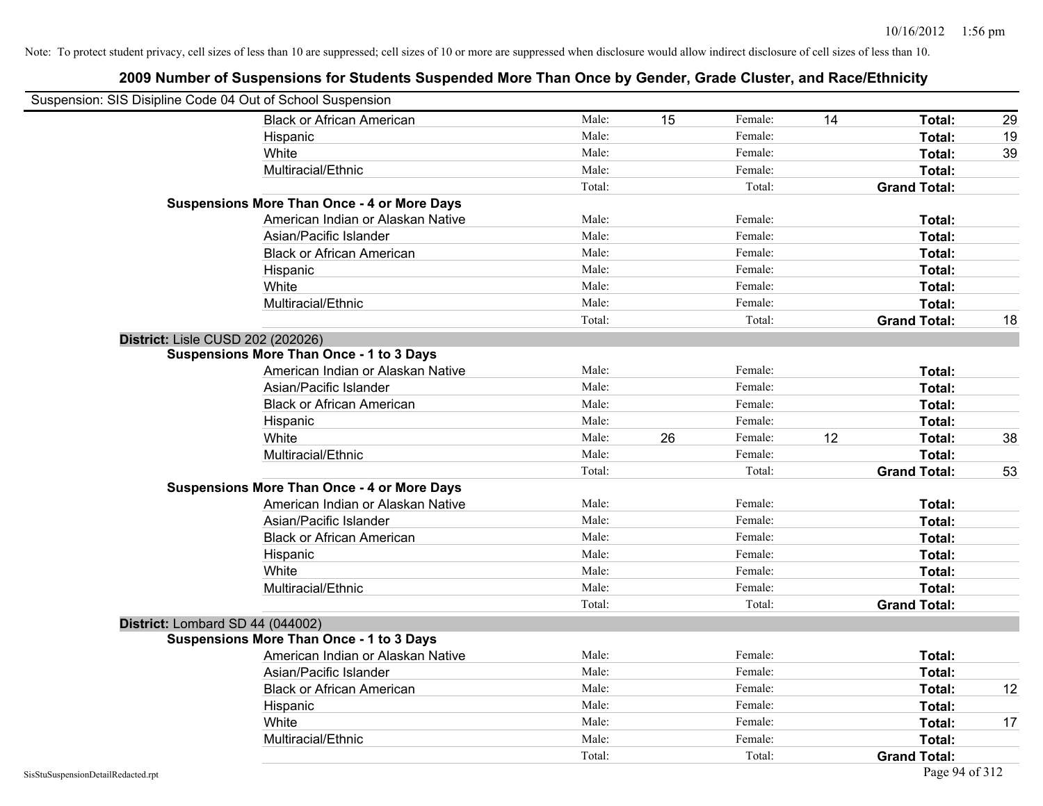Note: To protect student privacy, cell sizes of less than 10 are suppressed; cell sizes of 10 or more are suppressed when disclosure would allow indirect disclosure of cell sizes of less than 10.

## 2009 Number of Suspensions for Students Suspended More Than Once by Gender, Grade Cluster, and Race/Ethnicity

Suspension: SIS Disipline Code 04 Out of School Suspension

| | | | | | | |
|---|---|---|---|---|---|---|
| Black or African American | Male: | 15 | Female: | 14 | **Total:** | 29 |
| Hispanic | Male: | | Female: | | **Total:** | 19 |
| White | Male: | | Female: | | **Total:** | 39 |
| Multiracial/Ethnic | Male: | | Female: | | **Total:** | |
| | Total: | | Total: | | **Grand Total:** | |

**Suspensions More Than Once - 4 or More Days**

| | | | | | | |
|---|---|---|---|---|---|---|
| American Indian or Alaskan Native | Male: | | Female: | | **Total:** | |
| Asian/Pacific Islander | Male: | | Female: | | **Total:** | |
| Black or African American | Male: | | Female: | | **Total:** | |
| Hispanic | Male: | | Female: | | **Total:** | |
| White | Male: | | Female: | | **Total:** | |
| Multiracial/Ethnic | Male: | | Female: | | **Total:** | |
| | Total: | | Total: | | **Grand Total:** | 18 |

**District:** Lisle CUSD 202 (202026)

**Suspensions More Than Once - 1 to 3 Days**

| | | | | | | |
|---|---|---|---|---|---|---|
| American Indian or Alaskan Native | Male: | | Female: | | **Total:** | |
| Asian/Pacific Islander | Male: | | Female: | | **Total:** | |
| Black or African American | Male: | | Female: | | **Total:** | |
| Hispanic | Male: | | Female: | | **Total:** | |
| White | Male: | 26 | Female: | 12 | **Total:** | 38 |
| Multiracial/Ethnic | Male: | | Female: | | **Total:** | |
| | Total: | | Total: | | **Grand Total:** | 53 |

**Suspensions More Than Once - 4 or More Days**

| | | | | | | |
|---|---|---|---|---|---|---|
| American Indian or Alaskan Native | Male: | | Female: | | **Total:** | |
| Asian/Pacific Islander | Male: | | Female: | | **Total:** | |
| Black or African American | Male: | | Female: | | **Total:** | |
| Hispanic | Male: | | Female: | | **Total:** | |
| White | Male: | | Female: | | **Total:** | |
| Multiracial/Ethnic | Male: | | Female: | | **Total:** | |
| | Total: | | Total: | | **Grand Total:** | |

**District:** Lombard SD 44 (044002)

**Suspensions More Than Once - 1 to 3 Days**

| | | | | | | |
|---|---|---|---|---|---|---|
| American Indian or Alaskan Native | Male: | | Female: | | **Total:** | |
| Asian/Pacific Islander | Male: | | Female: | | **Total:** | |
| Black or African American | Male: | | Female: | | **Total:** | 12 |
| Hispanic | Male: | | Female: | | **Total:** | |
| White | Male: | | Female: | | **Total:** | 17 |
| Multiracial/Ethnic | Male: | | Female: | | **Total:** | |
| | Total: | | Total: | | **Grand Total:** | |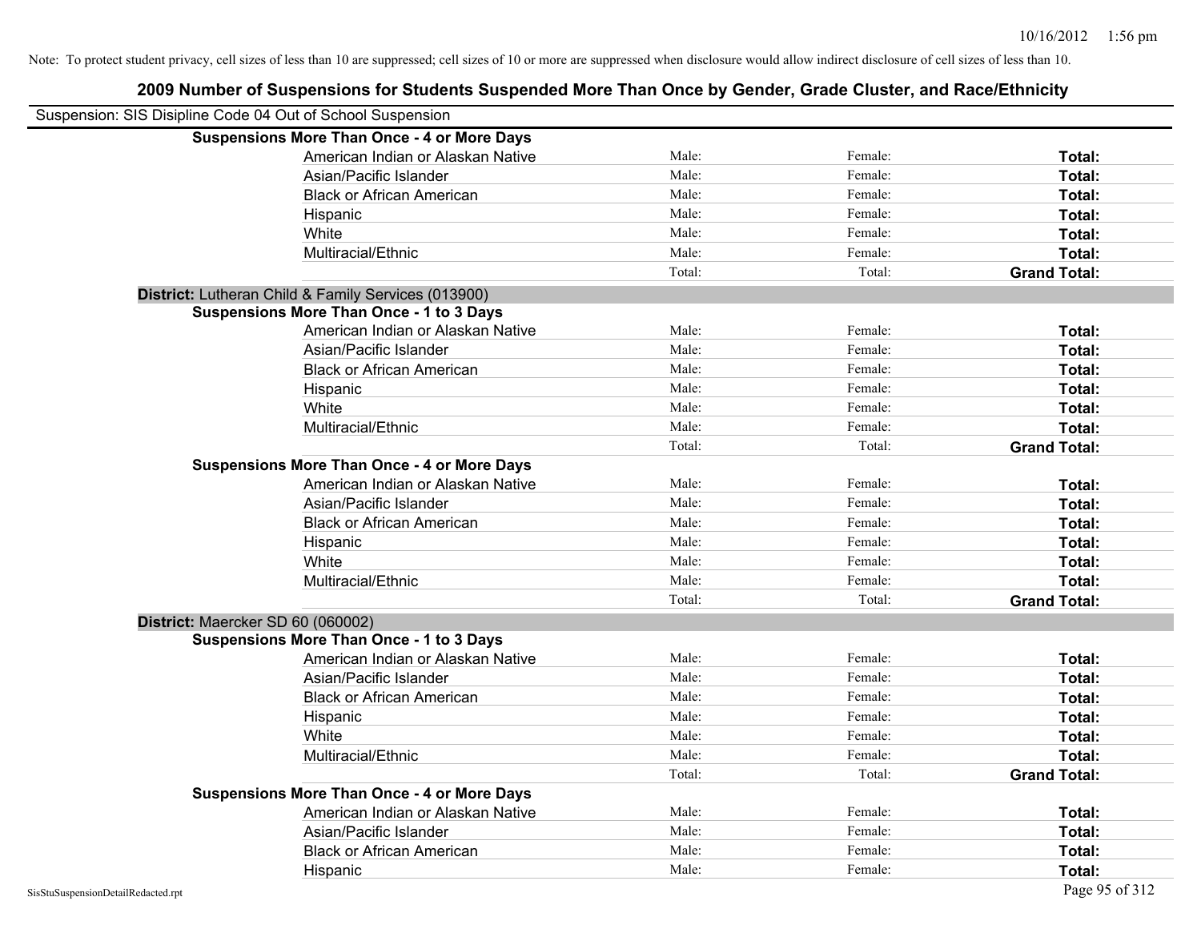Note: To protect student privacy, cell sizes of less than 10 are suppressed; cell sizes of 10 or more are suppressed when disclosure would allow indirect disclosure of cell sizes of less than 10.

# 2009 Number of Suspensions for Students Suspended More Than Once by Gender, Grade Cluster, and Race/Ethnicity

Suspension: SIS Disipline Code 04 Out of School Suspension

| | | | | |
|---|---|---|---|---|
| **Suspensions More Than Once - 4 or More Days** | | | | |
| American Indian or Alaskan Native | Male: | Female: | **Total:** | |
| Asian/Pacific Islander | Male: | Female: | **Total:** | |
| Black or African American | Male: | Female: | **Total:** | |
| Hispanic | Male: | Female: | **Total:** | |
| White | Male: | Female: | **Total:** | |
| Multiracial/Ethnic | Male: | Female: | **Total:** | |
| | Total: | Total: | **Grand Total:** | |
| **District:** Lutheran Child & Family Services (013900) | | | | |
| **Suspensions More Than Once - 1 to 3 Days** | | | | |
| American Indian or Alaskan Native | Male: | Female: | **Total:** | |
| Asian/Pacific Islander | Male: | Female: | **Total:** | |
| Black or African American | Male: | Female: | **Total:** | |
| Hispanic | Male: | Female: | **Total:** | |
| White | Male: | Female: | **Total:** | |
| Multiracial/Ethnic | Male: | Female: | **Total:** | |
| | Total: | Total: | **Grand Total:** | |
| **Suspensions More Than Once - 4 or More Days** | | | | |
| American Indian or Alaskan Native | Male: | Female: | **Total:** | |
| Asian/Pacific Islander | Male: | Female: | **Total:** | |
| Black or African American | Male: | Female: | **Total:** | |
| Hispanic | Male: | Female: | **Total:** | |
| White | Male: | Female: | **Total:** | |
| Multiracial/Ethnic | Male: | Female: | **Total:** | |
| | Total: | Total: | **Grand Total:** | |
| **District:** Maercker SD 60 (060002) | | | | |
| **Suspensions More Than Once - 1 to 3 Days** | | | | |
| American Indian or Alaskan Native | Male: | Female: | **Total:** | |
| Asian/Pacific Islander | Male: | Female: | **Total:** | |
| Black or African American | Male: | Female: | **Total:** | |
| Hispanic | Male: | Female: | **Total:** | |
| White | Male: | Female: | **Total:** | |
| Multiracial/Ethnic | Male: | Female: | **Total:** | |
| | Total: | Total: | **Grand Total:** | |
| **Suspensions More Than Once - 4 or More Days** | | | | |
| American Indian or Alaskan Native | Male: | Female: | **Total:** | |
| Asian/Pacific Islander | Male: | Female: | **Total:** | |
| Black or African American | Male: | Female: | **Total:** | |
| Hispanic | Male: | Female: | **Total:** | |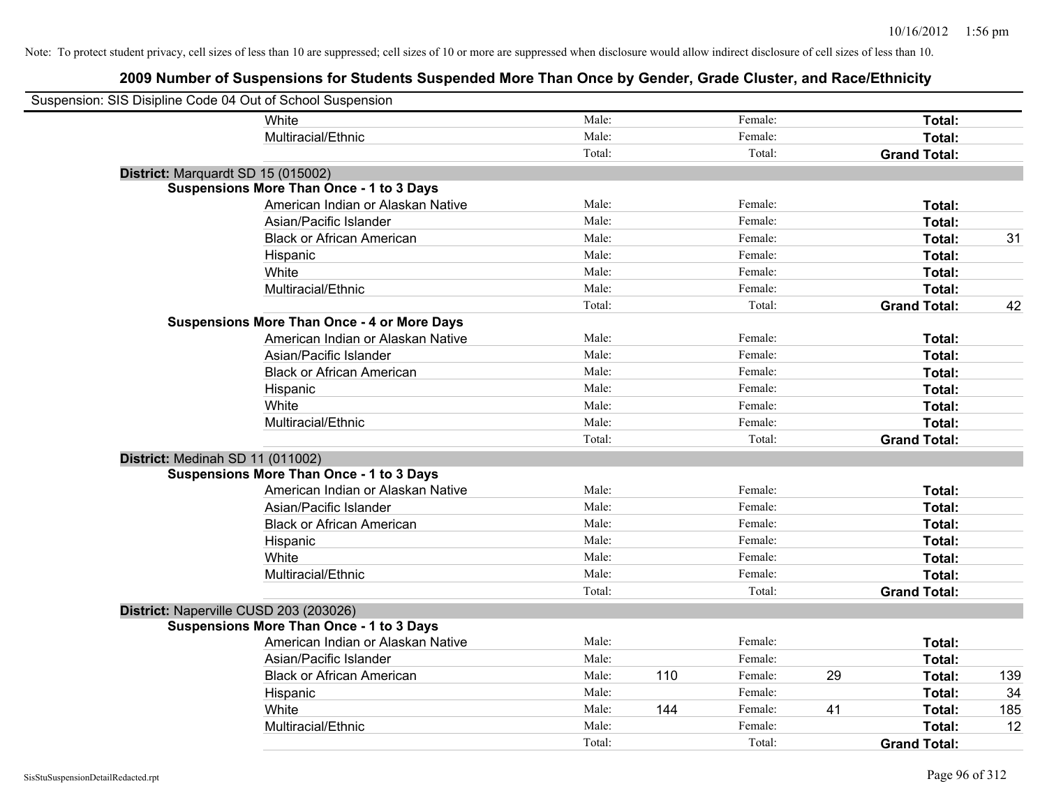Note: To protect student privacy, cell sizes of less than 10 are suppressed; cell sizes of 10 or more are suppressed when disclosure would allow indirect disclosure of cell sizes of less than 10.

# 2009 Number of Suspensions for Students Suspended More Than Once by Gender, Grade Cluster, and Race/Ethnicity

Suspension: SIS Disipline Code 04 Out of School Suspension

| | | | | | | | |
|---|---|---|---|---|---|---|---|
| White | Male: | | Female: | | **Total:** | |
| Multiracial/Ethnic | Male: | | Female: | | **Total:** | |
| | Total: | | Total: | | **Grand Total:** | |

**District:** Marquardt SD 15 (015002)

**Suspensions More Than Once - 1 to 3 Days**

| | | | | | | |
|---|---|---|---|---|---|---|
| American Indian or Alaskan Native | Male: | | Female: | | **Total:** | |
| Asian/Pacific Islander | Male: | | Female: | | **Total:** | |
| Black or African American | Male: | | Female: | | **Total:** | 31 |
| Hispanic | Male: | | Female: | | **Total:** | |
| White | Male: | | Female: | | **Total:** | |
| Multiracial/Ethnic | Male: | | Female: | | **Total:** | |
| | Total: | | Total: | | **Grand Total:** | 42 |

**Suspensions More Than Once - 4 or More Days**

| | | | | | | |
|---|---|---|---|---|---|---|
| American Indian or Alaskan Native | Male: | | Female: | | **Total:** | |
| Asian/Pacific Islander | Male: | | Female: | | **Total:** | |
| Black or African American | Male: | | Female: | | **Total:** | |
| Hispanic | Male: | | Female: | | **Total:** | |
| White | Male: | | Female: | | **Total:** | |
| Multiracial/Ethnic | Male: | | Female: | | **Total:** | |
| | Total: | | Total: | | **Grand Total:** | |

**District:** Medinah SD 11 (011002)

**Suspensions More Than Once - 1 to 3 Days**

| | | | | | | |
|---|---|---|---|---|---|---|
| American Indian or Alaskan Native | Male: | | Female: | | **Total:** | |
| Asian/Pacific Islander | Male: | | Female: | | **Total:** | |
| Black or African American | Male: | | Female: | | **Total:** | |
| Hispanic | Male: | | Female: | | **Total:** | |
| White | Male: | | Female: | | **Total:** | |
| Multiracial/Ethnic | Male: | | Female: | | **Total:** | |
| | Total: | | Total: | | **Grand Total:** | |

**District:** Naperville CUSD 203 (203026)

**Suspensions More Than Once - 1 to 3 Days**

| | | | | | | |
|---|---|---|---|---|---|---|
| American Indian or Alaskan Native | Male: | | Female: | | **Total:** | |
| Asian/Pacific Islander | Male: | | Female: | | **Total:** | |
| Black or African American | Male: | 110 | Female: | 29 | **Total:** | 139 |
| Hispanic | Male: | | Female: | | **Total:** | 34 |
| White | Male: | 144 | Female: | 41 | **Total:** | 185 |
| Multiracial/Ethnic | Male: | | Female: | | **Total:** | 12 |
| | Total: | | Total: | | **Grand Total:** | |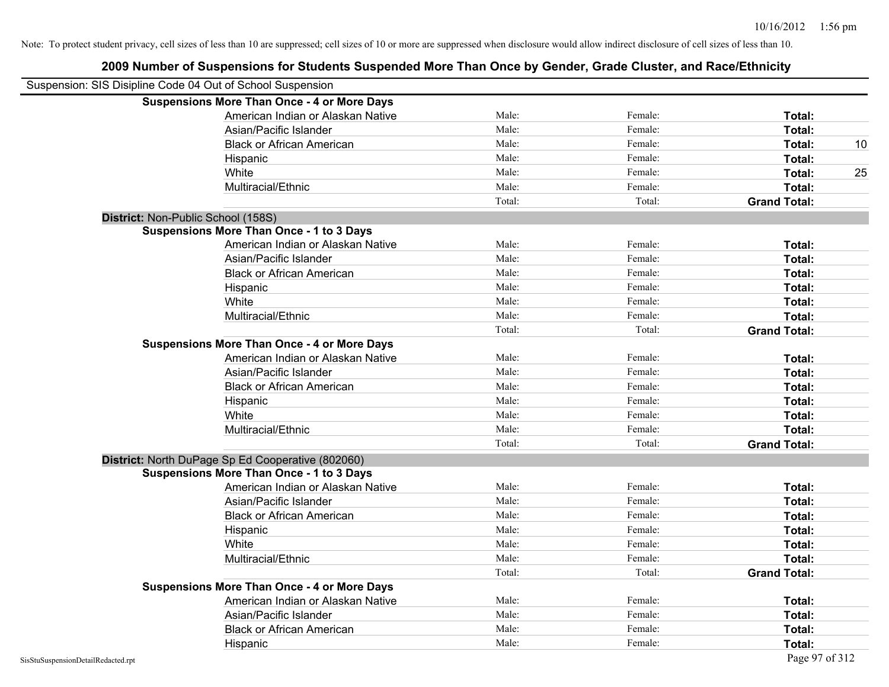Note: To protect student privacy, cell sizes of less than 10 are suppressed; cell sizes of 10 or more are suppressed when disclosure would allow indirect disclosure of cell sizes of less than 10.

# 2009 Number of Suspensions for Students Suspended More Than Once by Gender, Grade Cluster, and Race/Ethnicity

Suspension: SIS Disipline Code 04 Out of School Suspension

| | | | | |
|---|---|---|---|---|
| **Suspensions More Than Once - 4 or More Days** | | | | |
| American Indian or Alaskan Native | Male: | Female: | **Total:** | |
| Asian/Pacific Islander | Male: | Female: | **Total:** | |
| Black or African American | Male: | Female: | **Total:** | 10 |
| Hispanic | Male: | Female: | **Total:** | |
| White | Male: | Female: | **Total:** | 25 |
| Multiracial/Ethnic | Male: | Female: | **Total:** | |
| | Total: | Total: | **Grand Total:** | |
| **District:** Non-Public School (158S) | | | | |
| **Suspensions More Than Once - 1 to 3 Days** | | | | |
| American Indian or Alaskan Native | Male: | Female: | **Total:** | |
| Asian/Pacific Islander | Male: | Female: | **Total:** | |
| Black or African American | Male: | Female: | **Total:** | |
| Hispanic | Male: | Female: | **Total:** | |
| White | Male: | Female: | **Total:** | |
| Multiracial/Ethnic | Male: | Female: | **Total:** | |
| | Total: | Total: | **Grand Total:** | |
| **Suspensions More Than Once - 4 or More Days** | | | | |
| American Indian or Alaskan Native | Male: | Female: | **Total:** | |
| Asian/Pacific Islander | Male: | Female: | **Total:** | |
| Black or African American | Male: | Female: | **Total:** | |
| Hispanic | Male: | Female: | **Total:** | |
| White | Male: | Female: | **Total:** | |
| Multiracial/Ethnic | Male: | Female: | **Total:** | |
| | Total: | Total: | **Grand Total:** | |
| **District:** North DuPage Sp Ed Cooperative (802060) | | | | |
| **Suspensions More Than Once - 1 to 3 Days** | | | | |
| American Indian or Alaskan Native | Male: | Female: | **Total:** | |
| Asian/Pacific Islander | Male: | Female: | **Total:** | |
| Black or African American | Male: | Female: | **Total:** | |
| Hispanic | Male: | Female: | **Total:** | |
| White | Male: | Female: | **Total:** | |
| Multiracial/Ethnic | Male: | Female: | **Total:** | |
| | Total: | Total: | **Grand Total:** | |
| **Suspensions More Than Once - 4 or More Days** | | | | |
| American Indian or Alaskan Native | Male: | Female: | **Total:** | |
| Asian/Pacific Islander | Male: | Female: | **Total:** | |
| Black or African American | Male: | Female: | **Total:** | |
| Hispanic | Male: | Female: | **Total:** | |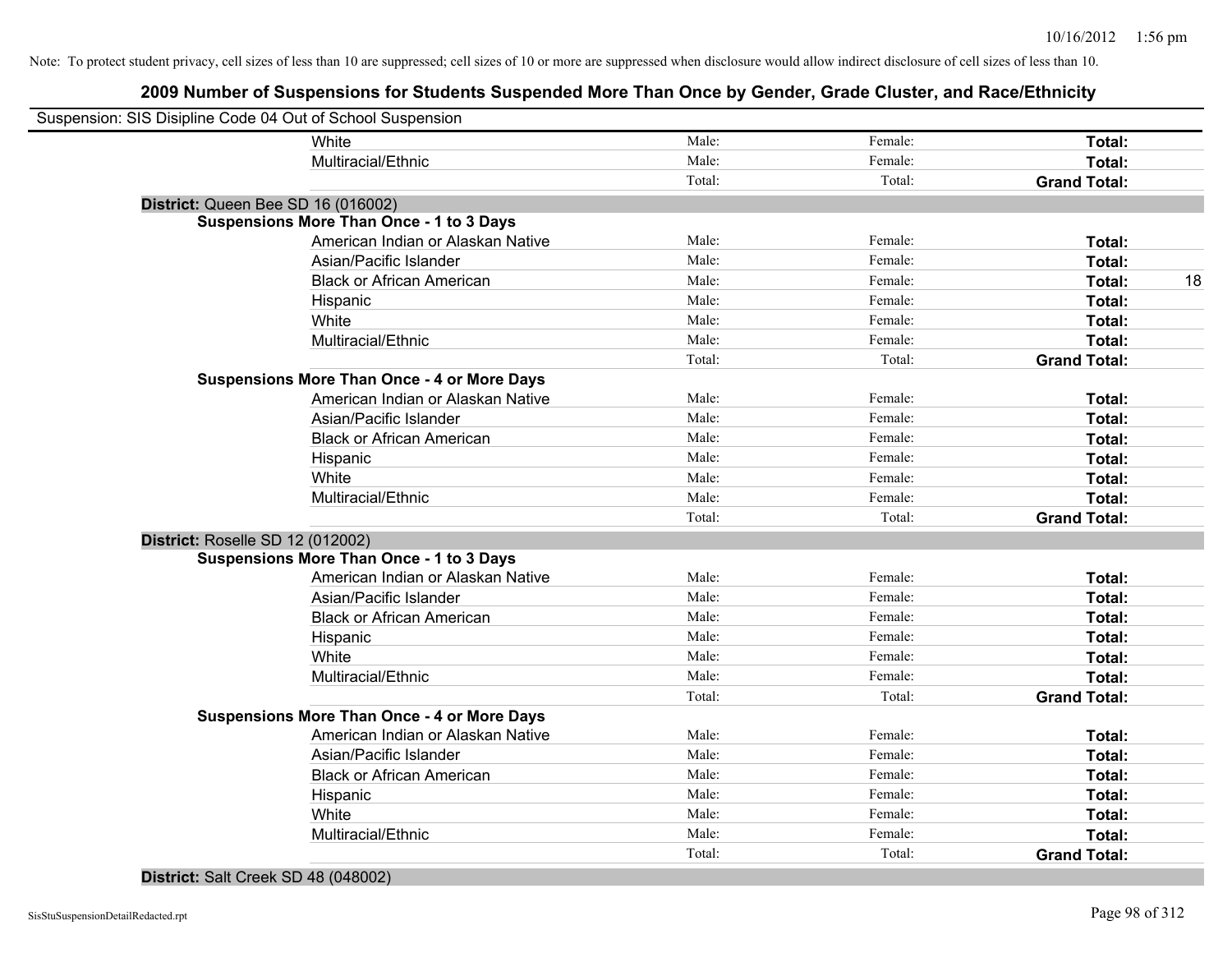Note: To protect student privacy, cell sizes of less than 10 are suppressed; cell sizes of 10 or more are suppressed when disclosure would allow indirect disclosure of cell sizes of less than 10.

## 2009 Number of Suspensions for Students Suspended More Than Once by Gender, Grade Cluster, and Race/Ethnicity

Suspension: SIS Disipline Code 04 Out of School Suspension

| | | | | | |
|---|---|---|---|---|---|
| | White | Male: | Female: | **Total:** | |
| | Multiracial/Ethnic | Male: | Female: | **Total:** | |
| | | Total: | Total: | **Grand Total:** | |
| **District:** Queen Bee SD 16 (016002) | | | | | |
| **Suspensions More Than Once - 1 to 3 Days** | | | | | |
| | American Indian or Alaskan Native | Male: | Female: | **Total:** | |
| | Asian/Pacific Islander | Male: | Female: | **Total:** | |
| | Black or African American | Male: | Female: | **Total:** | 18 |
| | Hispanic | Male: | Female: | **Total:** | |
| | White | Male: | Female: | **Total:** | |
| | Multiracial/Ethnic | Male: | Female: | **Total:** | |
| | | Total: | Total: | **Grand Total:** | |
| **Suspensions More Than Once - 4 or More Days** | | | | | |
| | American Indian or Alaskan Native | Male: | Female: | **Total:** | |
| | Asian/Pacific Islander | Male: | Female: | **Total:** | |
| | Black or African American | Male: | Female: | **Total:** | |
| | Hispanic | Male: | Female: | **Total:** | |
| | White | Male: | Female: | **Total:** | |
| | Multiracial/Ethnic | Male: | Female: | **Total:** | |
| | | Total: | Total: | **Grand Total:** | |
| **District:** Roselle SD 12 (012002) | | | | | |
| **Suspensions More Than Once - 1 to 3 Days** | | | | | |
| | American Indian or Alaskan Native | Male: | Female: | **Total:** | |
| | Asian/Pacific Islander | Male: | Female: | **Total:** | |
| | Black or African American | Male: | Female: | **Total:** | |
| | Hispanic | Male: | Female: | **Total:** | |
| | White | Male: | Female: | **Total:** | |
| | Multiracial/Ethnic | Male: | Female: | **Total:** | |
| | | Total: | Total: | **Grand Total:** | |
| **Suspensions More Than Once - 4 or More Days** | | | | | |
| | American Indian or Alaskan Native | Male: | Female: | **Total:** | |
| | Asian/Pacific Islander | Male: | Female: | **Total:** | |
| | Black or African American | Male: | Female: | **Total:** | |
| | Hispanic | Male: | Female: | **Total:** | |
| | White | Male: | Female: | **Total:** | |
| | Multiracial/Ethnic | Male: | Female: | **Total:** | |
| | | Total: | Total: | **Grand Total:** | |
| **District:** Salt Creek SD 48 (048002) | | | | | |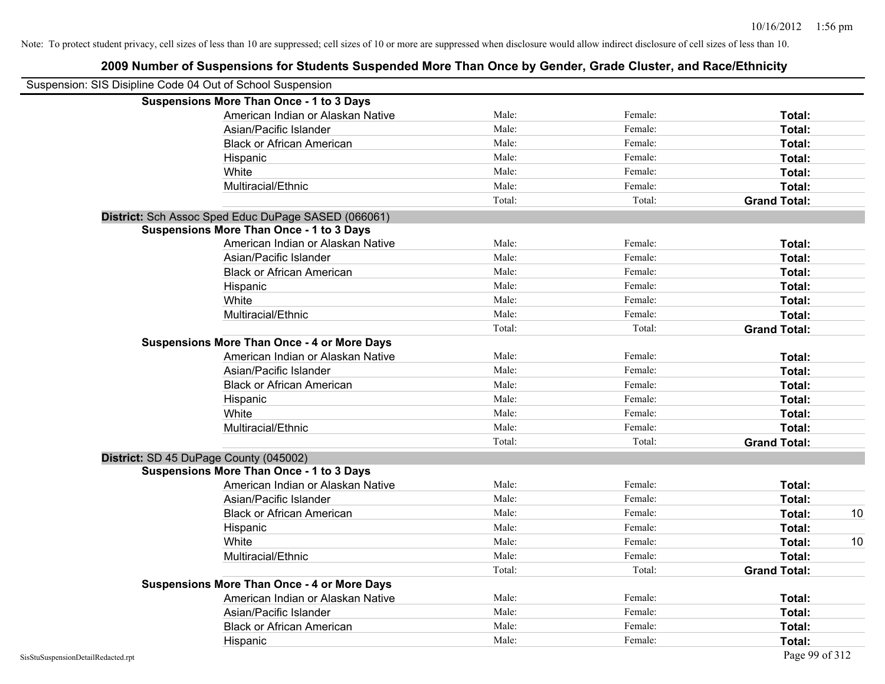Note: To protect student privacy, cell sizes of less than 10 are suppressed; cell sizes of 10 or more are suppressed when disclosure would allow indirect disclosure of cell sizes of less than 10.

# 2009 Number of Suspensions for Students Suspended More Than Once by Gender, Grade Cluster, and Race/Ethnicity

Suspension: SIS Disipline Code 04 Out of School Suspension

| | | | | |
|---|---|---|---|---|
| **Suspensions More Than Once - 1 to 3 Days** | | | | |
| American Indian or Alaskan Native | Male: | Female: | **Total:** | |
| Asian/Pacific Islander | Male: | Female: | **Total:** | |
| Black or African American | Male: | Female: | **Total:** | |
| Hispanic | Male: | Female: | **Total:** | |
| White | Male: | Female: | **Total:** | |
| Multiracial/Ethnic | Male: | Female: | **Total:** | |
| | Total: | Total: | **Grand Total:** | |
| **District:** Sch Assoc Sped Educ DuPage SASED (066061) | | | | |
| **Suspensions More Than Once - 1 to 3 Days** | | | | |
| American Indian or Alaskan Native | Male: | Female: | **Total:** | |
| Asian/Pacific Islander | Male: | Female: | **Total:** | |
| Black or African American | Male: | Female: | **Total:** | |
| Hispanic | Male: | Female: | **Total:** | |
| White | Male: | Female: | **Total:** | |
| Multiracial/Ethnic | Male: | Female: | **Total:** | |
| | Total: | Total: | **Grand Total:** | |
| **Suspensions More Than Once - 4 or More Days** | | | | |
| American Indian or Alaskan Native | Male: | Female: | **Total:** | |
| Asian/Pacific Islander | Male: | Female: | **Total:** | |
| Black or African American | Male: | Female: | **Total:** | |
| Hispanic | Male: | Female: | **Total:** | |
| White | Male: | Female: | **Total:** | |
| Multiracial/Ethnic | Male: | Female: | **Total:** | |
| | Total: | Total: | **Grand Total:** | |
| **District:** SD 45 DuPage County (045002) | | | | |
| **Suspensions More Than Once - 1 to 3 Days** | | | | |
| American Indian or Alaskan Native | Male: | Female: | **Total:** | |
| Asian/Pacific Islander | Male: | Female: | **Total:** | |
| Black or African American | Male: | Female: | **Total:** | 10 |
| Hispanic | Male: | Female: | **Total:** | |
| White | Male: | Female: | **Total:** | 10 |
| Multiracial/Ethnic | Male: | Female: | **Total:** | |
| | Total: | Total: | **Grand Total:** | |
| **Suspensions More Than Once - 4 or More Days** | | | | |
| American Indian or Alaskan Native | Male: | Female: | **Total:** | |
| Asian/Pacific Islander | Male: | Female: | **Total:** | |
| Black or African American | Male: | Female: | **Total:** | |
| Hispanic | Male: | Female: | **Total:** | |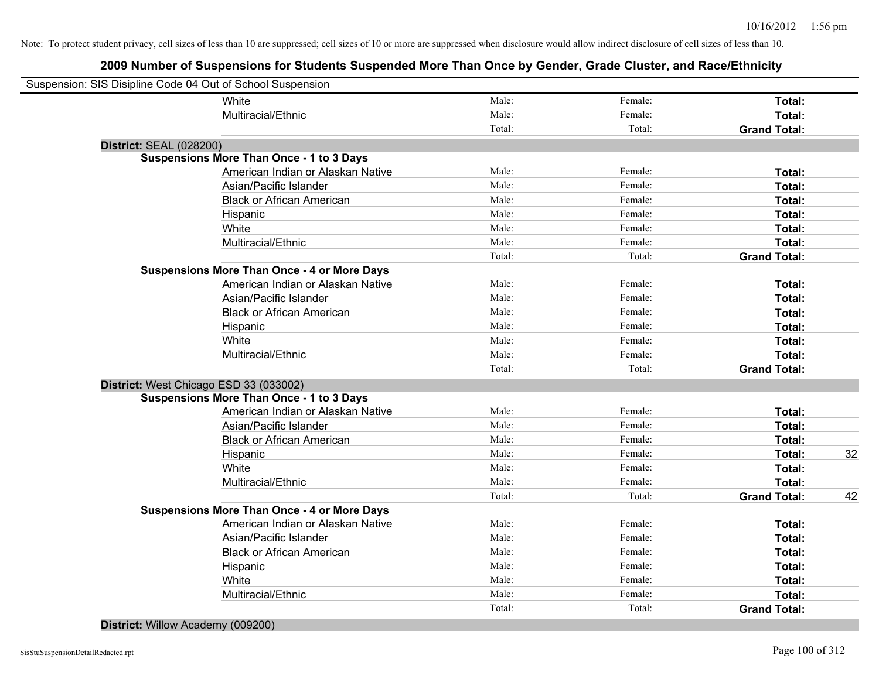Note: To protect student privacy, cell sizes of less than 10 are suppressed; cell sizes of 10 or more are suppressed when disclosure would allow indirect disclosure of cell sizes of less than 10.

## 2009 Number of Suspensions for Students Suspended More Than Once by Gender, Grade Cluster, and Race/Ethnicity

Suspension: SIS Disipline Code 04 Out of School Suspension

| | | | | | |
|---|---|---|---|---|---|
| | White | Male: | Female: | **Total:** | |
| | Multiracial/Ethnic | Male: | Female: | **Total:** | |
| | | Total: | Total: | **Grand Total:** | |
| **District:** SEAL (028200) | | | | | |
| **Suspensions More Than Once - 1 to 3 Days** | | | | | |
| | American Indian or Alaskan Native | Male: | Female: | **Total:** | |
| | Asian/Pacific Islander | Male: | Female: | **Total:** | |
| | Black or African American | Male: | Female: | **Total:** | |
| | Hispanic | Male: | Female: | **Total:** | |
| | White | Male: | Female: | **Total:** | |
| | Multiracial/Ethnic | Male: | Female: | **Total:** | |
| | | Total: | Total: | **Grand Total:** | |
| **Suspensions More Than Once - 4 or More Days** | | | | | |
| | American Indian or Alaskan Native | Male: | Female: | **Total:** | |
| | Asian/Pacific Islander | Male: | Female: | **Total:** | |
| | Black or African American | Male: | Female: | **Total:** | |
| | Hispanic | Male: | Female: | **Total:** | |
| | White | Male: | Female: | **Total:** | |
| | Multiracial/Ethnic | Male: | Female: | **Total:** | |
| | | Total: | Total: | **Grand Total:** | |
| **District:** West Chicago ESD 33 (033002) | | | | | |
| **Suspensions More Than Once - 1 to 3 Days** | | | | | |
| | American Indian or Alaskan Native | Male: | Female: | **Total:** | |
| | Asian/Pacific Islander | Male: | Female: | **Total:** | |
| | Black or African American | Male: | Female: | **Total:** | |
| | Hispanic | Male: | Female: | **Total:** | 32 |
| | White | Male: | Female: | **Total:** | |
| | Multiracial/Ethnic | Male: | Female: | **Total:** | |
| | | Total: | Total: | **Grand Total:** | 42 |
| **Suspensions More Than Once - 4 or More Days** | | | | | |
| | American Indian or Alaskan Native | Male: | Female: | **Total:** | |
| | Asian/Pacific Islander | Male: | Female: | **Total:** | |
| | Black or African American | Male: | Female: | **Total:** | |
| | Hispanic | Male: | Female: | **Total:** | |
| | White | Male: | Female: | **Total:** | |
| | Multiracial/Ethnic | Male: | Female: | **Total:** | |
| | | Total: | Total: | **Grand Total:** | |
| **District:** Willow Academy (009200) | | | | | |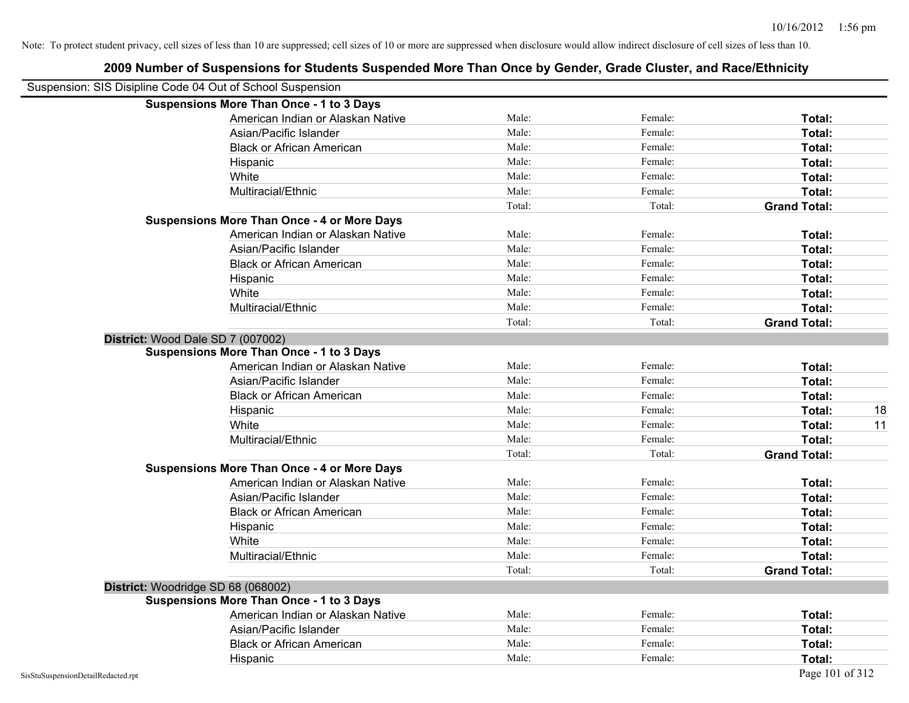Note: To protect student privacy, cell sizes of less than 10 are suppressed; cell sizes of 10 or more are suppressed when disclosure would allow indirect disclosure of cell sizes of less than 10.

# 2009 Number of Suspensions for Students Suspended More Than Once by Gender, Grade Cluster, and Race/Ethnicity

Suspension: SIS Disipline Code 04 Out of School Suspension

| | | | | |
|---|---|---|---|---|
| **Suspensions More Than Once - 1 to 3 Days** | | | | |
| American Indian or Alaskan Native | Male: | Female: | **Total:** | |
| Asian/Pacific Islander | Male: | Female: | **Total:** | |
| Black or African American | Male: | Female: | **Total:** | |
| Hispanic | Male: | Female: | **Total:** | |
| White | Male: | Female: | **Total:** | |
| Multiracial/Ethnic | Male: | Female: | **Total:** | |
| | Total: | Total: | **Grand Total:** | |
| **Suspensions More Than Once - 4 or More Days** | | | | |
| American Indian or Alaskan Native | Male: | Female: | **Total:** | |
| Asian/Pacific Islander | Male: | Female: | **Total:** | |
| Black or African American | Male: | Female: | **Total:** | |
| Hispanic | Male: | Female: | **Total:** | |
| White | Male: | Female: | **Total:** | |
| Multiracial/Ethnic | Male: | Female: | **Total:** | |
| | Total: | Total: | **Grand Total:** | |

**District:** Wood Dale SD 7 (007002)

| | | | | |
|---|---|---|---|---|
| **Suspensions More Than Once - 1 to 3 Days** | | | | |
| American Indian or Alaskan Native | Male: | Female: | **Total:** | |
| Asian/Pacific Islander | Male: | Female: | **Total:** | |
| Black or African American | Male: | Female: | **Total:** | |
| Hispanic | Male: | Female: | **Total:** | 18 |
| White | Male: | Female: | **Total:** | 11 |
| Multiracial/Ethnic | Male: | Female: | **Total:** | |
| | Total: | Total: | **Grand Total:** | |
| **Suspensions More Than Once - 4 or More Days** | | | | |
| American Indian or Alaskan Native | Male: | Female: | **Total:** | |
| Asian/Pacific Islander | Male: | Female: | **Total:** | |
| Black or African American | Male: | Female: | **Total:** | |
| Hispanic | Male: | Female: | **Total:** | |
| White | Male: | Female: | **Total:** | |
| Multiracial/Ethnic | Male: | Female: | **Total:** | |
| | Total: | Total: | **Grand Total:** | |

**District:** Woodridge SD 68 (068002)

| | | | | |
|---|---|---|---|---|
| **Suspensions More Than Once - 1 to 3 Days** | | | | |
| American Indian or Alaskan Native | Male: | Female: | **Total:** | |
| Asian/Pacific Islander | Male: | Female: | **Total:** | |
| Black or African American | Male: | Female: | **Total:** | |
| Hispanic | Male: | Female: | **Total:** | |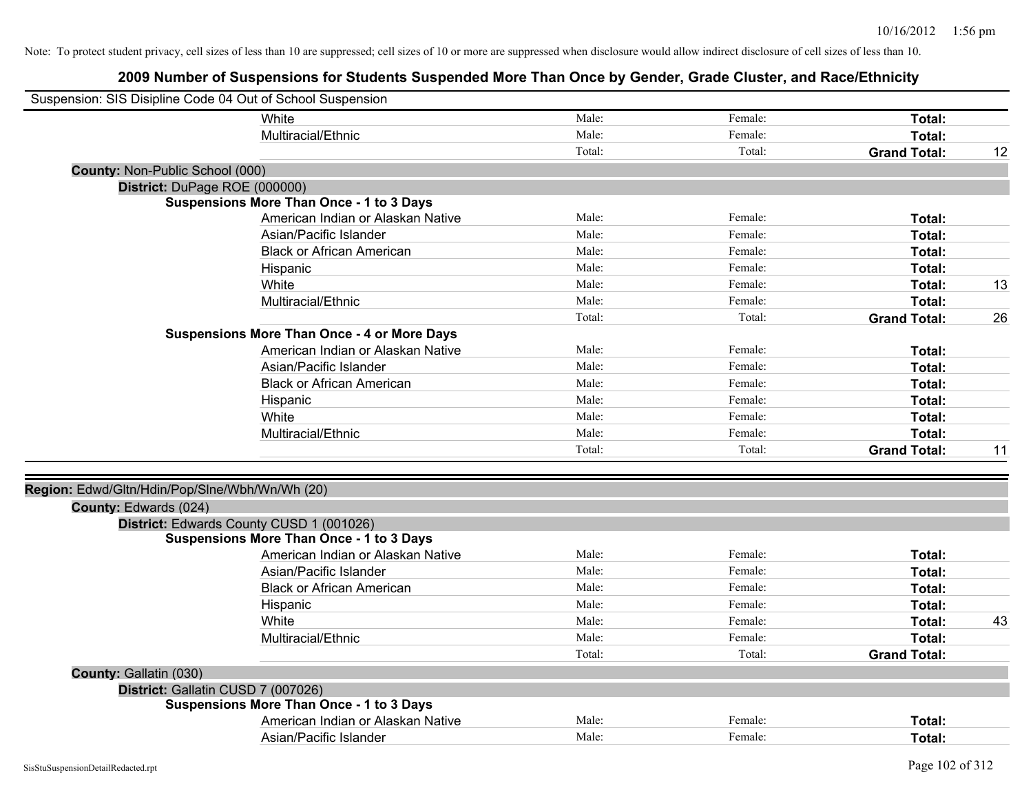Note: To protect student privacy, cell sizes of less than 10 are suppressed; cell sizes of 10 or more are suppressed when disclosure would allow indirect disclosure of cell sizes of less than 10.

# 2009 Number of Suspensions for Students Suspended More Than Once by Gender, Grade Cluster, and Race/Ethnicity

Suspension: SIS Disipline Code 04 Out of School Suspension

| | | | | |
|---|---|---|---|---|
| White | Male: | Female: | **Total:** | |
| Multiracial/Ethnic | Male: | Female: | **Total:** | |
| | Total: | Total: | **Grand Total:** | 12 |

**County:** Non-Public School (000)

**District:** DuPage ROE (000000)

**Suspensions More Than Once - 1 to 3 Days**

| | | | | |
|---|---|---|---|---|
| American Indian or Alaskan Native | Male: | Female: | **Total:** | |
| Asian/Pacific Islander | Male: | Female: | **Total:** | |
| Black or African American | Male: | Female: | **Total:** | |
| Hispanic | Male: | Female: | **Total:** | |
| White | Male: | Female: | **Total:** | 13 |
| Multiracial/Ethnic | Male: | Female: | **Total:** | |
| | Total: | Total: | **Grand Total:** | 26 |

**Suspensions More Than Once - 4 or More Days**

| | | | | |
|---|---|---|---|---|
| American Indian or Alaskan Native | Male: | Female: | **Total:** | |
| Asian/Pacific Islander | Male: | Female: | **Total:** | |
| Black or African American | Male: | Female: | **Total:** | |
| Hispanic | Male: | Female: | **Total:** | |
| White | Male: | Female: | **Total:** | |
| Multiracial/Ethnic | Male: | Female: | **Total:** | |
| | Total: | Total: | **Grand Total:** | 11 |

**Region:** Edwd/Gltn/Hdin/Pop/Slne/Wbh/Wn/Wh (20)

**County:** Edwards (024)

**District:** Edwards County CUSD 1 (001026)

**Suspensions More Than Once - 1 to 3 Days**

| | | | | |
|---|---|---|---|---|
| American Indian or Alaskan Native | Male: | Female: | **Total:** | |
| Asian/Pacific Islander | Male: | Female: | **Total:** | |
| Black or African American | Male: | Female: | **Total:** | |
| Hispanic | Male: | Female: | **Total:** | |
| White | Male: | Female: | **Total:** | 43 |
| Multiracial/Ethnic | Male: | Female: | **Total:** | |
| | Total: | Total: | **Grand Total:** | |

**County:** Gallatin (030)

**District:** Gallatin CUSD 7 (007026)

**Suspensions More Than Once - 1 to 3 Days**

| | | | | |
|---|---|---|---|---|
| American Indian or Alaskan Native | Male: | Female: | **Total:** | |
| Asian/Pacific Islander | Male: | Female: | **Total:** | |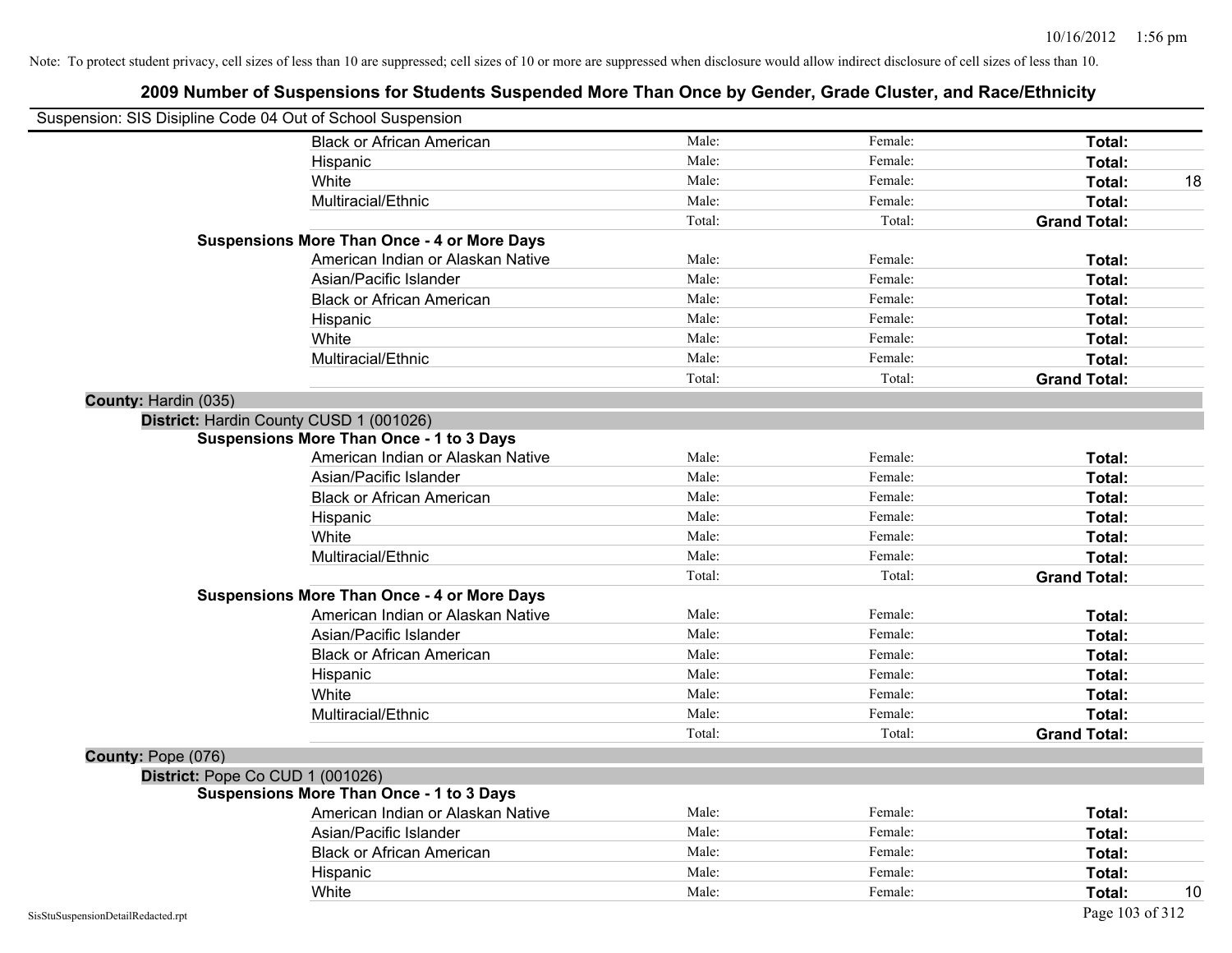Note: To protect student privacy, cell sizes of less than 10 are suppressed; cell sizes of 10 or more are suppressed when disclosure would allow indirect disclosure of cell sizes of less than 10.

## 2009 Number of Suspensions for Students Suspended More Than Once by Gender, Grade Cluster, and Race/Ethnicity

Suspension: SIS Disipline Code 04 Out of School Suspension

| | | | | | |
|---|---|---|---|---|---|
| | Black or African American | Male: | Female: | **Total:** | |
| | Hispanic | Male: | Female: | **Total:** | |
| | White | Male: | Female: | **Total:** | 18 |
| | Multiracial/Ethnic | Male: | Female: | **Total:** | |
| | | Total: | Total: | **Grand Total:** | |
| **Suspensions More Than Once - 4 or More Days** | | | | | |
| | American Indian or Alaskan Native | Male: | Female: | **Total:** | |
| | Asian/Pacific Islander | Male: | Female: | **Total:** | |
| | Black or African American | Male: | Female: | **Total:** | |
| | Hispanic | Male: | Female: | **Total:** | |
| | White | Male: | Female: | **Total:** | |
| | Multiracial/Ethnic | Male: | Female: | **Total:** | |
| | | Total: | Total: | **Grand Total:** | |

**County:** Hardin (035)

**District:** Hardin County CUSD 1 (001026)

| | | | | | |
|---|---|---|---|---|---|
| **Suspensions More Than Once - 1 to 3 Days** | | | | | |
| | American Indian or Alaskan Native | Male: | Female: | **Total:** | |
| | Asian/Pacific Islander | Male: | Female: | **Total:** | |
| | Black or African American | Male: | Female: | **Total:** | |
| | Hispanic | Male: | Female: | **Total:** | |
| | White | Male: | Female: | **Total:** | |
| | Multiracial/Ethnic | Male: | Female: | **Total:** | |
| | | Total: | Total: | **Grand Total:** | |
| **Suspensions More Than Once - 4 or More Days** | | | | | |
| | American Indian or Alaskan Native | Male: | Female: | **Total:** | |
| | Asian/Pacific Islander | Male: | Female: | **Total:** | |
| | Black or African American | Male: | Female: | **Total:** | |
| | Hispanic | Male: | Female: | **Total:** | |
| | White | Male: | Female: | **Total:** | |
| | Multiracial/Ethnic | Male: | Female: | **Total:** | |
| | | Total: | Total: | **Grand Total:** | |

**County:** Pope (076)

**District:** Pope Co CUD 1 (001026)

| | | | | | |
|---|---|---|---|---|---|
| **Suspensions More Than Once - 1 to 3 Days** | | | | | |
| | American Indian or Alaskan Native | Male: | Female: | **Total:** | |
| | Asian/Pacific Islander | Male: | Female: | **Total:** | |
| | Black or African American | Male: | Female: | **Total:** | |
| | Hispanic | Male: | Female: | **Total:** | |
| | White | Male: | Female: | **Total:** | 10 |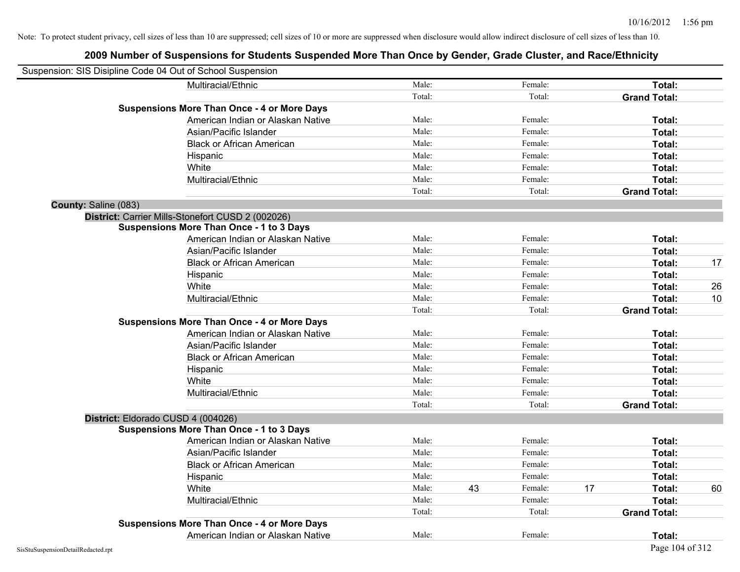Note: To protect student privacy, cell sizes of less than 10 are suppressed; cell sizes of 10 or more are suppressed when disclosure would allow indirect disclosure of cell sizes of less than 10.

## 2009 Number of Suspensions for Students Suspended More Than Once by Gender, Grade Cluster, and Race/Ethnicity

Suspension: SIS Disipline Code 04 Out of School Suspension

| | | | | | | | |
|---|---|---|---|---|---|---|---|
| Multiracial/Ethnic | Male: | | Female: | | **Total:** | |
| | Total: | | Total: | | **Grand Total:** | |
| **Suspensions More Than Once - 4 or More Days** | | | | | | |
| American Indian or Alaskan Native | Male: | | Female: | | **Total:** | |
| Asian/Pacific Islander | Male: | | Female: | | **Total:** | |
| Black or African American | Male: | | Female: | | **Total:** | |
| Hispanic | Male: | | Female: | | **Total:** | |
| White | Male: | | Female: | | **Total:** | |
| Multiracial/Ethnic | Male: | | Female: | | **Total:** | |
| | Total: | | Total: | | **Grand Total:** | |

**County:** Saline (083)

**District:** Carrier Mills-Stonefort CUSD 2 (002026)

| | | | | | | |
|---|---|---|---|---|---|---|
| **Suspensions More Than Once - 1 to 3 Days** | | | | | | |
| American Indian or Alaskan Native | Male: | | Female: | | **Total:** | |
| Asian/Pacific Islander | Male: | | Female: | | **Total:** | |
| Black or African American | Male: | | Female: | | **Total:** | 17 |
| Hispanic | Male: | | Female: | | **Total:** | |
| White | Male: | | Female: | | **Total:** | 26 |
| Multiracial/Ethnic | Male: | | Female: | | **Total:** | 10 |
| | Total: | | Total: | | **Grand Total:** | |
| **Suspensions More Than Once - 4 or More Days** | | | | | | |
| American Indian or Alaskan Native | Male: | | Female: | | **Total:** | |
| Asian/Pacific Islander | Male: | | Female: | | **Total:** | |
| Black or African American | Male: | | Female: | | **Total:** | |
| Hispanic | Male: | | Female: | | **Total:** | |
| White | Male: | | Female: | | **Total:** | |
| Multiracial/Ethnic | Male: | | Female: | | **Total:** | |
| | Total: | | Total: | | **Grand Total:** | |

**District:** Eldorado CUSD 4 (004026)

| | | | | | | |
|---|---|---|---|---|---|---|
| **Suspensions More Than Once - 1 to 3 Days** | | | | | | |
| American Indian or Alaskan Native | Male: | | Female: | | **Total:** | |
| Asian/Pacific Islander | Male: | | Female: | | **Total:** | |
| Black or African American | Male: | | Female: | | **Total:** | |
| Hispanic | Male: | | Female: | | **Total:** | |
| White | Male: | 43 | Female: | 17 | **Total:** | 60 |
| Multiracial/Ethnic | Male: | | Female: | | **Total:** | |
| | Total: | | Total: | | **Grand Total:** | |
| **Suspensions More Than Once - 4 or More Days** | | | | | | |
| American Indian or Alaskan Native | Male: | | Female: | | **Total:** | |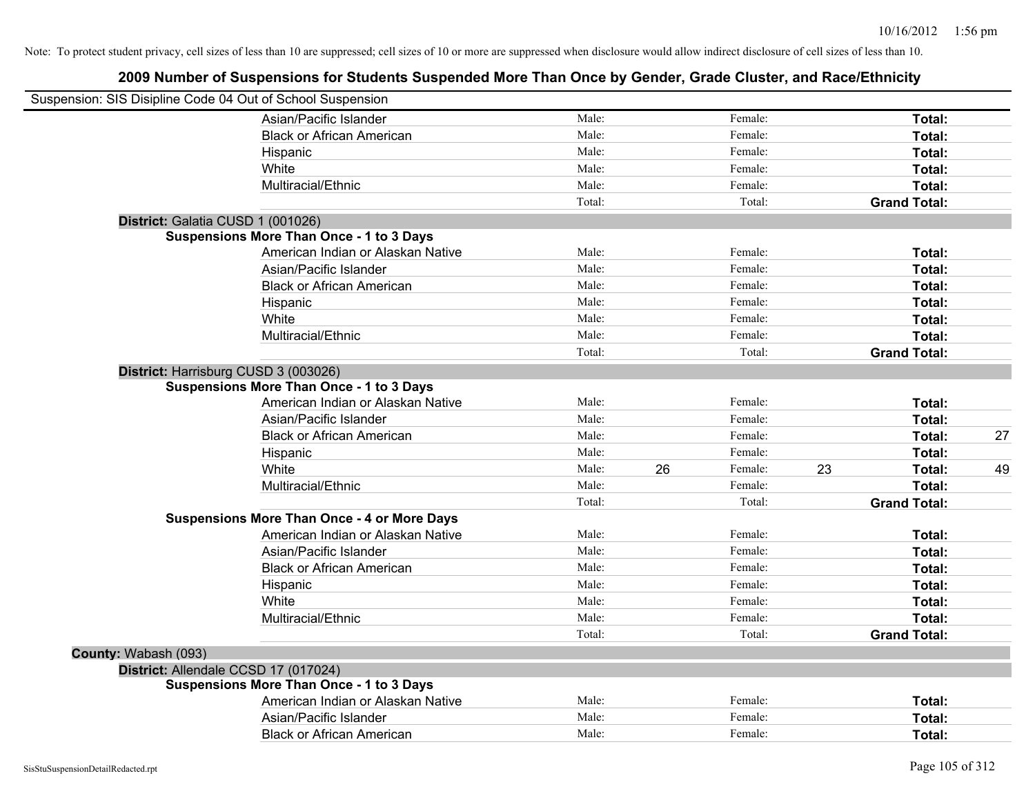Note: To protect student privacy, cell sizes of less than 10 are suppressed; cell sizes of 10 or more are suppressed when disclosure would allow indirect disclosure of cell sizes of less than 10.

## 2009 Number of Suspensions for Students Suspended More Than Once by Gender, Grade Cluster, and Race/Ethnicity

Suspension: SIS Disipline Code 04 Out of School Suspension

| | | | | | | |
|---|---|---|---|---|---|---|
| Asian/Pacific Islander | Male: | | Female: | | Total: | |
| Black or African American | Male: | | Female: | | Total: | |
| Hispanic | Male: | | Female: | | Total: | |
| White | Male: | | Female: | | Total: | |
| Multiracial/Ethnic | Male: | | Female: | | Total: | |
| | Total: | | Total: | | Grand Total: | |

**District:** Galatia CUSD 1 (001026)

**Suspensions More Than Once - 1 to 3 Days**

| | | | | | | |
|---|---|---|---|---|---|---|
| American Indian or Alaskan Native | Male: | | Female: | | Total: | |
| Asian/Pacific Islander | Male: | | Female: | | Total: | |
| Black or African American | Male: | | Female: | | Total: | |
| Hispanic | Male: | | Female: | | Total: | |
| White | Male: | | Female: | | Total: | |
| Multiracial/Ethnic | Male: | | Female: | | Total: | |
| | Total: | | Total: | | Grand Total: | |

**District:** Harrisburg CUSD 3 (003026)

**Suspensions More Than Once - 1 to 3 Days**

| | | | | | | |
|---|---|---|---|---|---|---|
| American Indian or Alaskan Native | Male: | | Female: | | Total: | |
| Asian/Pacific Islander | Male: | | Female: | | Total: | |
| Black or African American | Male: | | Female: | | Total: | 27 |
| Hispanic | Male: | | Female: | | Total: | |
| White | Male: | 26 | Female: | 23 | Total: | 49 |
| Multiracial/Ethnic | Male: | | Female: | | Total: | |
| | Total: | | Total: | | Grand Total: | |

**Suspensions More Than Once - 4 or More Days**

| | | | | | | |
|---|---|---|---|---|---|---|
| American Indian or Alaskan Native | Male: | | Female: | | Total: | |
| Asian/Pacific Islander | Male: | | Female: | | Total: | |
| Black or African American | Male: | | Female: | | Total: | |
| Hispanic | Male: | | Female: | | Total: | |
| White | Male: | | Female: | | Total: | |
| Multiracial/Ethnic | Male: | | Female: | | Total: | |
| | Total: | | Total: | | Grand Total: | |

**County:** Wabash (093)

**District:** Allendale CCSD 17 (017024)

**Suspensions More Than Once - 1 to 3 Days**

| | | | | | | |
|---|---|---|---|---|---|---|
| American Indian or Alaskan Native | Male: | | Female: | | Total: | |
| Asian/Pacific Islander | Male: | | Female: | | Total: | |
| Black or African American | Male: | | Female: | | Total: | |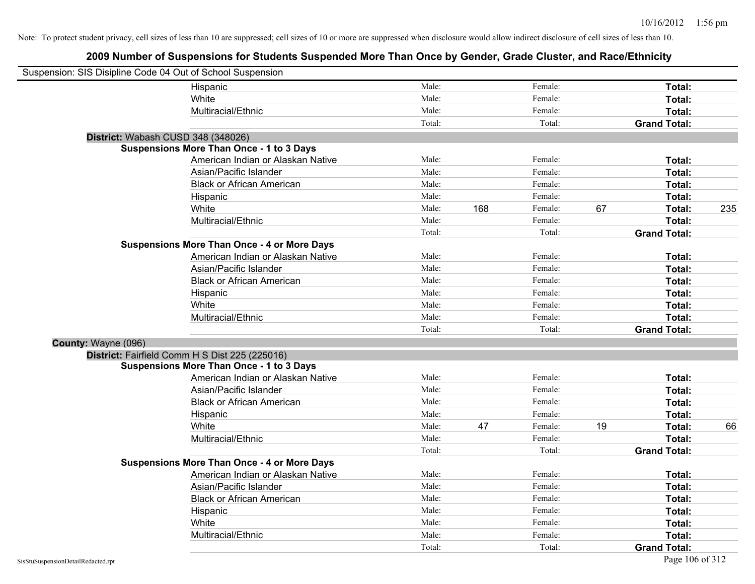Note: To protect student privacy, cell sizes of less than 10 are suppressed; cell sizes of 10 or more are suppressed when disclosure would allow indirect disclosure of cell sizes of less than 10.

# 2009 Number of Suspensions for Students Suspended More Than Once by Gender, Grade Cluster, and Race/Ethnicity

Suspension: SIS Disipline Code 04 Out of School Suspension

| | | | | | | |
|---|---|---|---|---|---|---|
| Hispanic | Male: | | Female: | | **Total:** | |
| White | Male: | | Female: | | **Total:** | |
| Multiracial/Ethnic | Male: | | Female: | | **Total:** | |
| | Total: | | Total: | | **Grand Total:** | |

**District:** Wabash CUSD 348 (348026)

**Suspensions More Than Once - 1 to 3 Days**

| | | | | | | |
|---|---|---|---|---|---|---|
| American Indian or Alaskan Native | Male: | | Female: | | **Total:** | |
| Asian/Pacific Islander | Male: | | Female: | | **Total:** | |
| Black or African American | Male: | | Female: | | **Total:** | |
| Hispanic | Male: | | Female: | | **Total:** | |
| White | Male: | 168 | Female: | 67 | **Total:** | 235 |
| Multiracial/Ethnic | Male: | | Female: | | **Total:** | |
| | Total: | | Total: | | **Grand Total:** | |

**Suspensions More Than Once - 4 or More Days**

| | | | | | | |
|---|---|---|---|---|---|---|
| American Indian or Alaskan Native | Male: | | Female: | | **Total:** | |
| Asian/Pacific Islander | Male: | | Female: | | **Total:** | |
| Black or African American | Male: | | Female: | | **Total:** | |
| Hispanic | Male: | | Female: | | **Total:** | |
| White | Male: | | Female: | | **Total:** | |
| Multiracial/Ethnic | Male: | | Female: | | **Total:** | |
| | Total: | | Total: | | **Grand Total:** | |

**County:** Wayne (096)

**District:** Fairfield Comm H S Dist 225 (225016)

**Suspensions More Than Once - 1 to 3 Days**

| | | | | | | |
|---|---|---|---|---|---|---|
| American Indian or Alaskan Native | Male: | | Female: | | **Total:** | |
| Asian/Pacific Islander | Male: | | Female: | | **Total:** | |
| Black or African American | Male: | | Female: | | **Total:** | |
| Hispanic | Male: | | Female: | | **Total:** | |
| White | Male: | 47 | Female: | 19 | **Total:** | 66 |
| Multiracial/Ethnic | Male: | | Female: | | **Total:** | |
| | Total: | | Total: | | **Grand Total:** | |

**Suspensions More Than Once - 4 or More Days**

| | | | | | | |
|---|---|---|---|---|---|---|
| American Indian or Alaskan Native | Male: | | Female: | | **Total:** | |
| Asian/Pacific Islander | Male: | | Female: | | **Total:** | |
| Black or African American | Male: | | Female: | | **Total:** | |
| Hispanic | Male: | | Female: | | **Total:** | |
| White | Male: | | Female: | | **Total:** | |
| Multiracial/Ethnic | Male: | | Female: | | **Total:** | |
| | Total: | | Total: | | **Grand Total:** | |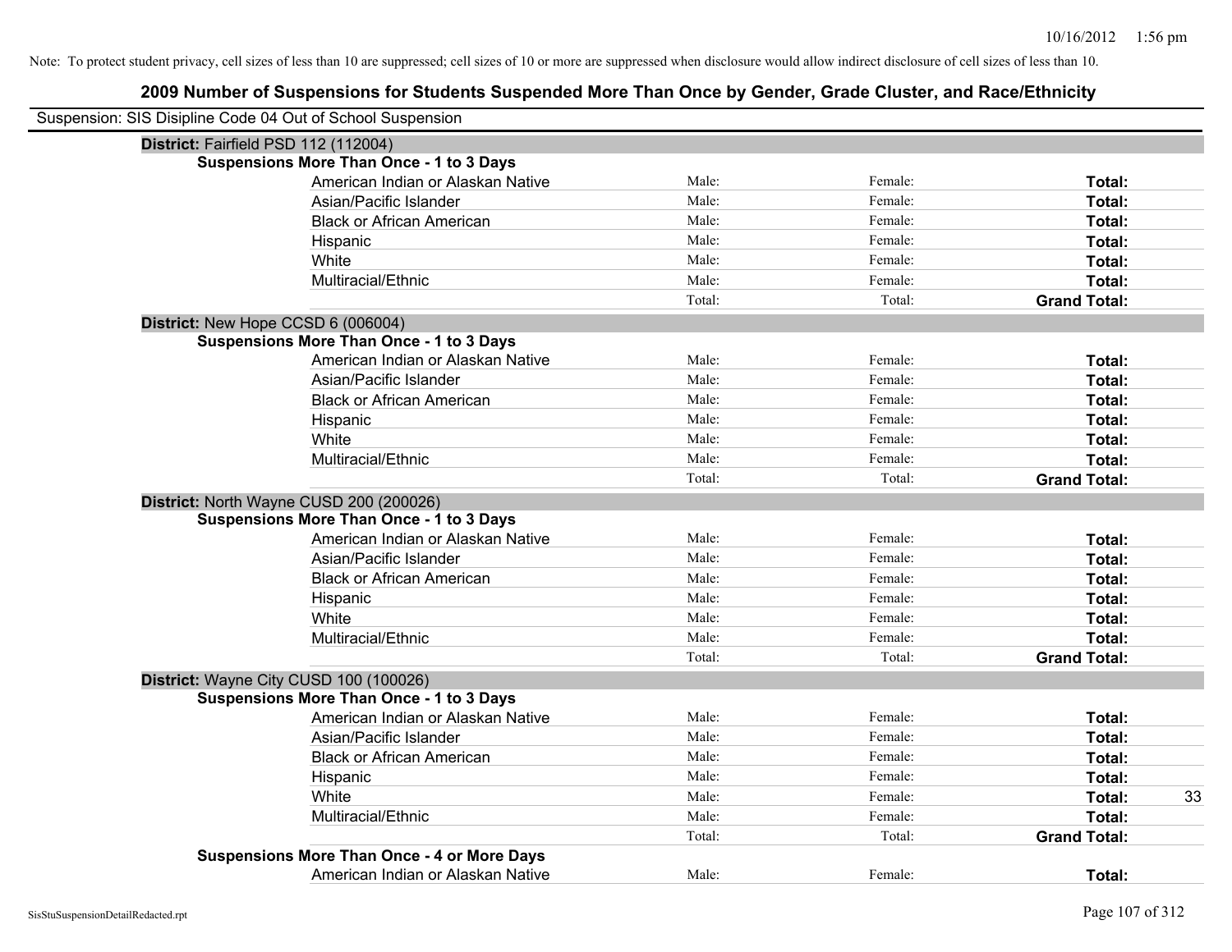Note: To protect student privacy, cell sizes of less than 10 are suppressed; cell sizes of 10 or more are suppressed when disclosure would allow indirect disclosure of cell sizes of less than 10.

## 2009 Number of Suspensions for Students Suspended More Than Once by Gender, Grade Cluster, and Race/Ethnicity

Suspension: SIS Disipline Code 04 Out of School Suspension

**District:** Fairfield PSD 112 (112004)

**Suspensions More Than Once - 1 to 3 Days**

| | | | | |
|---|---|---|---|---|
| American Indian or Alaskan Native | Male: | Female: | **Total:** | |
| Asian/Pacific Islander | Male: | Female: | **Total:** | |
| Black or African American | Male: | Female: | **Total:** | |
| Hispanic | Male: | Female: | **Total:** | |
| White | Male: | Female: | **Total:** | |
| Multiracial/Ethnic | Male: | Female: | **Total:** | |
| | Total: | Total: | **Grand Total:** | |

**District:** New Hope CCSD 6 (006004)

**Suspensions More Than Once - 1 to 3 Days**

| | | | | |
|---|---|---|---|---|
| American Indian or Alaskan Native | Male: | Female: | **Total:** | |
| Asian/Pacific Islander | Male: | Female: | **Total:** | |
| Black or African American | Male: | Female: | **Total:** | |
| Hispanic | Male: | Female: | **Total:** | |
| White | Male: | Female: | **Total:** | |
| Multiracial/Ethnic | Male: | Female: | **Total:** | |
| | Total: | Total: | **Grand Total:** | |

**District:** North Wayne CUSD 200 (200026)

**Suspensions More Than Once - 1 to 3 Days**

| | | | | |
|---|---|---|---|---|
| American Indian or Alaskan Native | Male: | Female: | **Total:** | |
| Asian/Pacific Islander | Male: | Female: | **Total:** | |
| Black or African American | Male: | Female: | **Total:** | |
| Hispanic | Male: | Female: | **Total:** | |
| White | Male: | Female: | **Total:** | |
| Multiracial/Ethnic | Male: | Female: | **Total:** | |
| | Total: | Total: | **Grand Total:** | |

**District:** Wayne City CUSD 100 (100026)

**Suspensions More Than Once - 1 to 3 Days**

| | | | | |
|---|---|---|---|---|
| American Indian or Alaskan Native | Male: | Female: | **Total:** | |
| Asian/Pacific Islander | Male: | Female: | **Total:** | |
| Black or African American | Male: | Female: | **Total:** | |
| Hispanic | Male: | Female: | **Total:** | |
| White | Male: | Female: | **Total:** | 33 |
| Multiracial/Ethnic | Male: | Female: | **Total:** | |
| | Total: | Total: | **Grand Total:** | |

**Suspensions More Than Once - 4 or More Days**

| | | | | |
|---|---|---|---|---|
| American Indian or Alaskan Native | Male: | Female: | **Total:** | |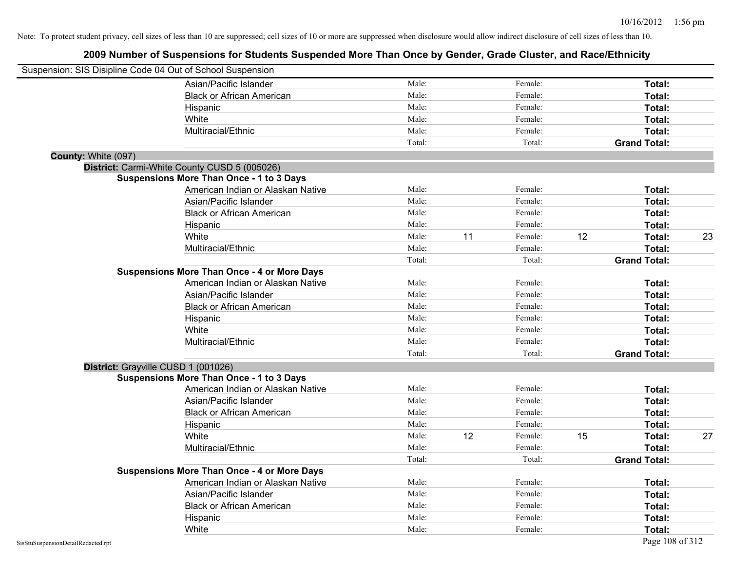Note: To protect student privacy, cell sizes of less than 10 are suppressed; cell sizes of 10 or more are suppressed when disclosure would allow indirect disclosure of cell sizes of less than 10.

## 2009 Number of Suspensions for Students Suspended More Than Once by Gender, Grade Cluster, and Race/Ethnicity

Suspension: SIS Disipline Code 04 Out of School Suspension

| | | | | | | |
|---|---|---|---|---|---|---|
| Asian/Pacific Islander | Male: | | Female: | | **Total:** | |
| Black or African American | Male: | | Female: | | **Total:** | |
| Hispanic | Male: | | Female: | | **Total:** | |
| White | Male: | | Female: | | **Total:** | |
| Multiracial/Ethnic | Male: | | Female: | | **Total:** | |
| | Total: | | Total: | | **Grand Total:** | |

**County:** White (097)

**District:** Carmi-White County CUSD 5 (005026)

**Suspensions More Than Once - 1 to 3 Days**

| | | | | | | |
|---|---|---|---|---|---|---|
| American Indian or Alaskan Native | Male: | | Female: | | **Total:** | |
| Asian/Pacific Islander | Male: | | Female: | | **Total:** | |
| Black or African American | Male: | | Female: | | **Total:** | |
| Hispanic | Male: | | Female: | | **Total:** | |
| White | Male: | 11 | Female: | 12 | **Total:** | 23 |
| Multiracial/Ethnic | Male: | | Female: | | **Total:** | |
| | Total: | | Total: | | **Grand Total:** | |

**Suspensions More Than Once - 4 or More Days**

| | | | | | | |
|---|---|---|---|---|---|---|
| American Indian or Alaskan Native | Male: | | Female: | | **Total:** | |
| Asian/Pacific Islander | Male: | | Female: | | **Total:** | |
| Black or African American | Male: | | Female: | | **Total:** | |
| Hispanic | Male: | | Female: | | **Total:** | |
| White | Male: | | Female: | | **Total:** | |
| Multiracial/Ethnic | Male: | | Female: | | **Total:** | |
| | Total: | | Total: | | **Grand Total:** | |

**District:** Grayville CUSD 1 (001026)

**Suspensions More Than Once - 1 to 3 Days**

| | | | | | | |
|---|---|---|---|---|---|---|
| American Indian or Alaskan Native | Male: | | Female: | | **Total:** | |
| Asian/Pacific Islander | Male: | | Female: | | **Total:** | |
| Black or African American | Male: | | Female: | | **Total:** | |
| Hispanic | Male: | | Female: | | **Total:** | |
| White | Male: | 12 | Female: | 15 | **Total:** | 27 |
| Multiracial/Ethnic | Male: | | Female: | | **Total:** | |
| | Total: | | Total: | | **Grand Total:** | |

**Suspensions More Than Once - 4 or More Days**

| | | | | | | |
|---|---|---|---|---|---|---|
| American Indian or Alaskan Native | Male: | | Female: | | **Total:** | |
| Asian/Pacific Islander | Male: | | Female: | | **Total:** | |
| Black or African American | Male: | | Female: | | **Total:** | |
| Hispanic | Male: | | Female: | | **Total:** | |
| White | Male: | | Female: | | **Total:** | |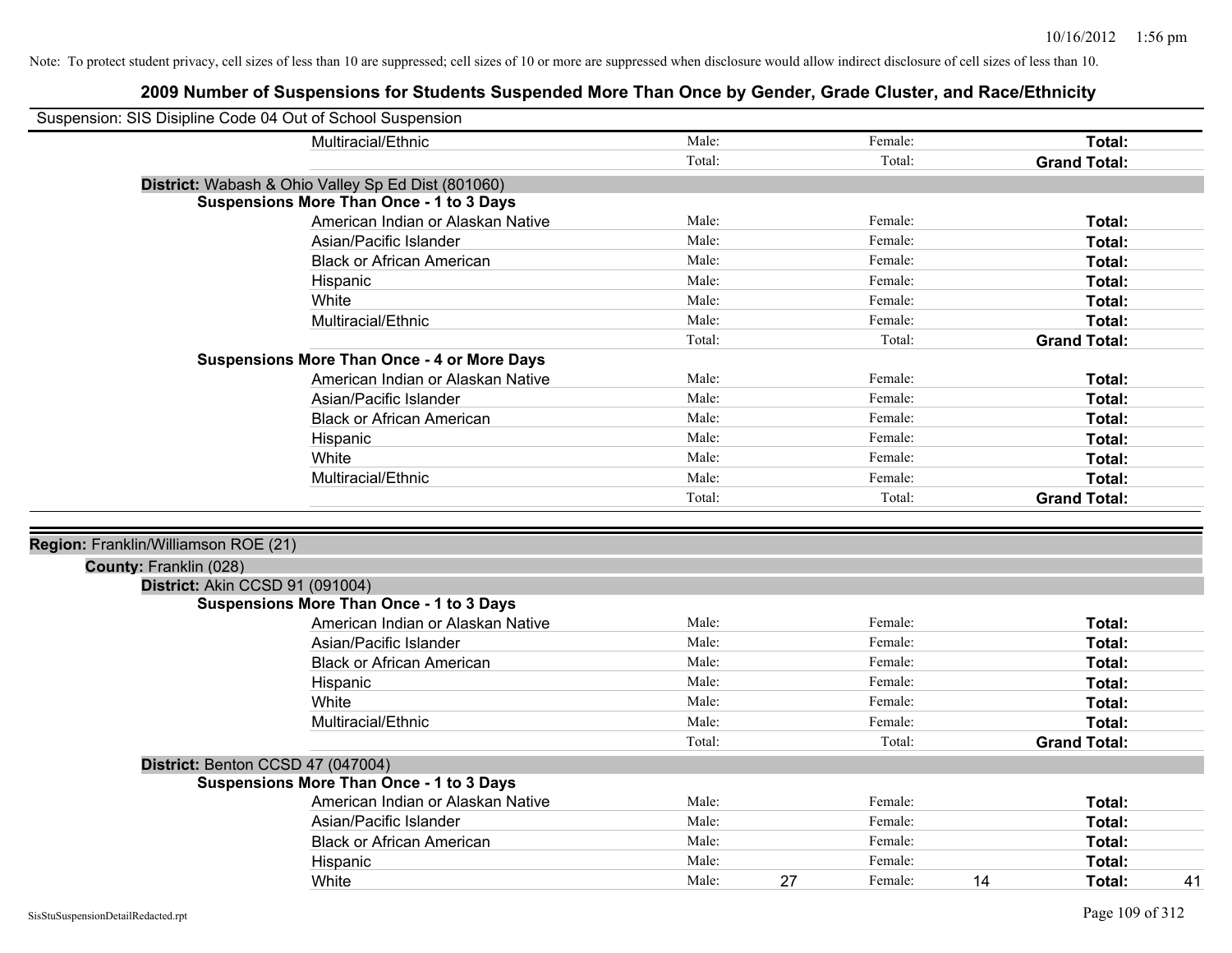Note: To protect student privacy, cell sizes of less than 10 are suppressed; cell sizes of 10 or more are suppressed when disclosure would allow indirect disclosure of cell sizes of less than 10.

# 2009 Number of Suspensions for Students Suspended More Than Once by Gender, Grade Cluster, and Race/Ethnicity

Suspension: SIS Disipline Code 04 Out of School Suspension

| | | | | | | |
|---|---|---|---|---|---|---|
| Multiracial/Ethnic | Male: | | Female: | | **Total:** | |
| | Total: | | Total: | | **Grand Total:** | |

**District:** Wabash & Ohio Valley Sp Ed Dist (801060)

**Suspensions More Than Once - 1 to 3 Days**

| | | | | | | |
|---|---|---|---|---|---|---|
| American Indian or Alaskan Native | Male: | | Female: | | **Total:** | |
| Asian/Pacific Islander | Male: | | Female: | | **Total:** | |
| Black or African American | Male: | | Female: | | **Total:** | |
| Hispanic | Male: | | Female: | | **Total:** | |
| White | Male: | | Female: | | **Total:** | |
| Multiracial/Ethnic | Male: | | Female: | | **Total:** | |
| | Total: | | Total: | | **Grand Total:** | |

**Suspensions More Than Once - 4 or More Days**

| | | | | | | |
|---|---|---|---|---|---|---|
| American Indian or Alaskan Native | Male: | | Female: | | **Total:** | |
| Asian/Pacific Islander | Male: | | Female: | | **Total:** | |
| Black or African American | Male: | | Female: | | **Total:** | |
| Hispanic | Male: | | Female: | | **Total:** | |
| White | Male: | | Female: | | **Total:** | |
| Multiracial/Ethnic | Male: | | Female: | | **Total:** | |
| | Total: | | Total: | | **Grand Total:** | |

**Region:** Franklin/Williamson ROE (21)

**County:** Franklin (028)

**District:** Akin CCSD 91 (091004)

**Suspensions More Than Once - 1 to 3 Days**

| | | | | | | |
|---|---|---|---|---|---|---|
| American Indian or Alaskan Native | Male: | | Female: | | **Total:** | |
| Asian/Pacific Islander | Male: | | Female: | | **Total:** | |
| Black or African American | Male: | | Female: | | **Total:** | |
| Hispanic | Male: | | Female: | | **Total:** | |
| White | Male: | | Female: | | **Total:** | |
| Multiracial/Ethnic | Male: | | Female: | | **Total:** | |
| | Total: | | Total: | | **Grand Total:** | |

**District:** Benton CCSD 47 (047004)

**Suspensions More Than Once - 1 to 3 Days**

| | | | | | | |
|---|---|---|---|---|---|---|
| American Indian or Alaskan Native | Male: | | Female: | | **Total:** | |
| Asian/Pacific Islander | Male: | | Female: | | **Total:** | |
| Black or African American | Male: | | Female: | | **Total:** | |
| Hispanic | Male: | | Female: | | **Total:** | |
| White | Male: | 27 | Female: | 14 | **Total:** | 41 |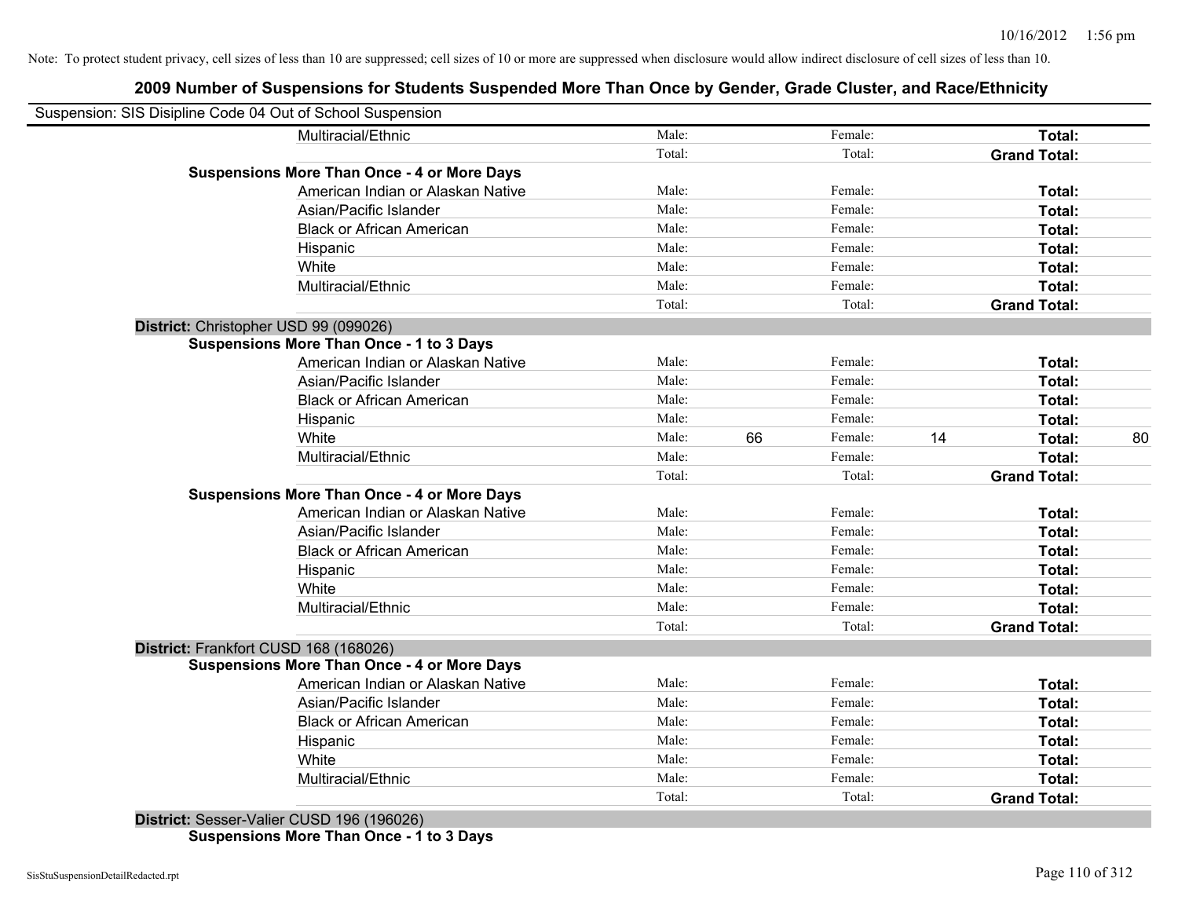Note: To protect student privacy, cell sizes of less than 10 are suppressed; cell sizes of 10 or more are suppressed when disclosure would allow indirect disclosure of cell sizes of less than 10.

## 2009 Number of Suspensions for Students Suspended More Than Once by Gender, Grade Cluster, and Race/Ethnicity

Suspension: SIS Disipline Code 04 Out of School Suspension

| | | | | | | | |
|---|---|---|---|---|---|---|---|
| Multiracial/Ethnic | Male: | | Female: | | **Total:** | |
| | Total: | | Total: | | **Grand Total:** | |
| **Suspensions More Than Once - 4 or More Days** | | | | | | |
| American Indian or Alaskan Native | Male: | | Female: | | **Total:** | |
| Asian/Pacific Islander | Male: | | Female: | | **Total:** | |
| Black or African American | Male: | | Female: | | **Total:** | |
| Hispanic | Male: | | Female: | | **Total:** | |
| White | Male: | | Female: | | **Total:** | |
| Multiracial/Ethnic | Male: | | Female: | | **Total:** | |
| | Total: | | Total: | | **Grand Total:** | |

**District:** Christopher USD 99 (099026)

| | | | | | | |
|---|---|---|---|---|---|---|
| **Suspensions More Than Once - 1 to 3 Days** | | | | | | |
| American Indian or Alaskan Native | Male: | | Female: | | **Total:** | |
| Asian/Pacific Islander | Male: | | Female: | | **Total:** | |
| Black or African American | Male: | | Female: | | **Total:** | |
| Hispanic | Male: | | Female: | | **Total:** | |
| White | Male: | 66 | Female: | 14 | **Total:** | 80 |
| Multiracial/Ethnic | Male: | | Female: | | **Total:** | |
| | Total: | | Total: | | **Grand Total:** | |
| **Suspensions More Than Once - 4 or More Days** | | | | | | |
| American Indian or Alaskan Native | Male: | | Female: | | **Total:** | |
| Asian/Pacific Islander | Male: | | Female: | | **Total:** | |
| Black or African American | Male: | | Female: | | **Total:** | |
| Hispanic | Male: | | Female: | | **Total:** | |
| White | Male: | | Female: | | **Total:** | |
| Multiracial/Ethnic | Male: | | Female: | | **Total:** | |
| | Total: | | Total: | | **Grand Total:** | |

**District:** Frankfort CUSD 168 (168026)

| | | | | | | |
|---|---|---|---|---|---|---|
| **Suspensions More Than Once - 4 or More Days** | | | | | | |
| American Indian or Alaskan Native | Male: | | Female: | | **Total:** | |
| Asian/Pacific Islander | Male: | | Female: | | **Total:** | |
| Black or African American | Male: | | Female: | | **Total:** | |
| Hispanic | Male: | | Female: | | **Total:** | |
| White | Male: | | Female: | | **Total:** | |
| Multiracial/Ethnic | Male: | | Female: | | **Total:** | |
| | Total: | | Total: | | **Grand Total:** | |

**District:** Sesser-Valier CUSD 196 (196026)

**Suspensions More Than Once - 1 to 3 Days**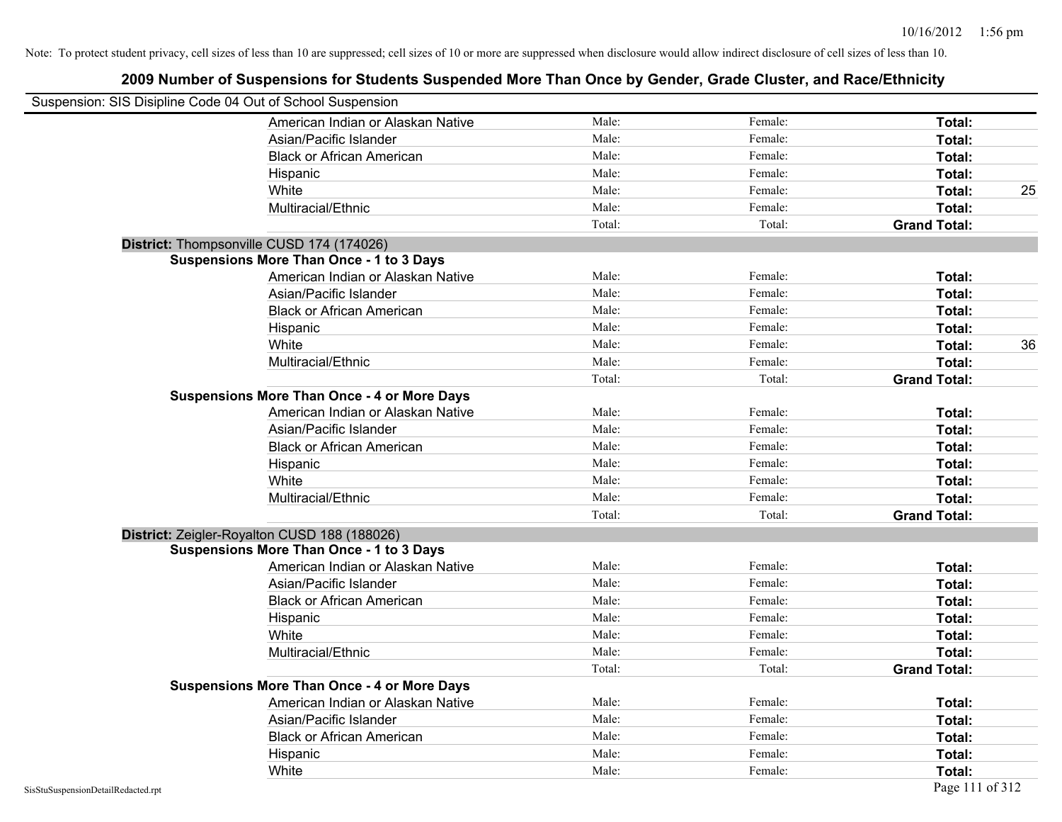Note: To protect student privacy, cell sizes of less than 10 are suppressed; cell sizes of 10 or more are suppressed when disclosure would allow indirect disclosure of cell sizes of less than 10.

## 2009 Number of Suspensions for Students Suspended More Than Once by Gender, Grade Cluster, and Race/Ethnicity

Suspension: SIS Disipline Code 04 Out of School Suspension

| | | | | |
|---|---|---|---|---|
| American Indian or Alaskan Native | Male: | Female: | **Total:** | |
| Asian/Pacific Islander | Male: | Female: | **Total:** | |
| Black or African American | Male: | Female: | **Total:** | |
| Hispanic | Male: | Female: | **Total:** | |
| White | Male: | Female: | **Total:** | 25 |
| Multiracial/Ethnic | Male: | Female: | **Total:** | |
| | Total: | Total: | **Grand Total:** | |

**District:** Thompsonville CUSD 174 (174026)

**Suspensions More Than Once - 1 to 3 Days**

| | | | | |
|---|---|---|---|---|
| American Indian or Alaskan Native | Male: | Female: | **Total:** | |
| Asian/Pacific Islander | Male: | Female: | **Total:** | |
| Black or African American | Male: | Female: | **Total:** | |
| Hispanic | Male: | Female: | **Total:** | |
| White | Male: | Female: | **Total:** | 36 |
| Multiracial/Ethnic | Male: | Female: | **Total:** | |
| | Total: | Total: | **Grand Total:** | |

**Suspensions More Than Once - 4 or More Days**

| | | | | |
|---|---|---|---|---|
| American Indian or Alaskan Native | Male: | Female: | **Total:** | |
| Asian/Pacific Islander | Male: | Female: | **Total:** | |
| Black or African American | Male: | Female: | **Total:** | |
| Hispanic | Male: | Female: | **Total:** | |
| White | Male: | Female: | **Total:** | |
| Multiracial/Ethnic | Male: | Female: | **Total:** | |
| | Total: | Total: | **Grand Total:** | |

**District:** Zeigler-Royalton CUSD 188 (188026)

**Suspensions More Than Once - 1 to 3 Days**

| | | | | |
|---|---|---|---|---|
| American Indian or Alaskan Native | Male: | Female: | **Total:** | |
| Asian/Pacific Islander | Male: | Female: | **Total:** | |
| Black or African American | Male: | Female: | **Total:** | |
| Hispanic | Male: | Female: | **Total:** | |
| White | Male: | Female: | **Total:** | |
| Multiracial/Ethnic | Male: | Female: | **Total:** | |
| | Total: | Total: | **Grand Total:** | |

**Suspensions More Than Once - 4 or More Days**

| | | | | |
|---|---|---|---|---|
| American Indian or Alaskan Native | Male: | Female: | **Total:** | |
| Asian/Pacific Islander | Male: | Female: | **Total:** | |
| Black or African American | Male: | Female: | **Total:** | |
| Hispanic | Male: | Female: | **Total:** | |
| White | Male: | Female: | **Total:** | |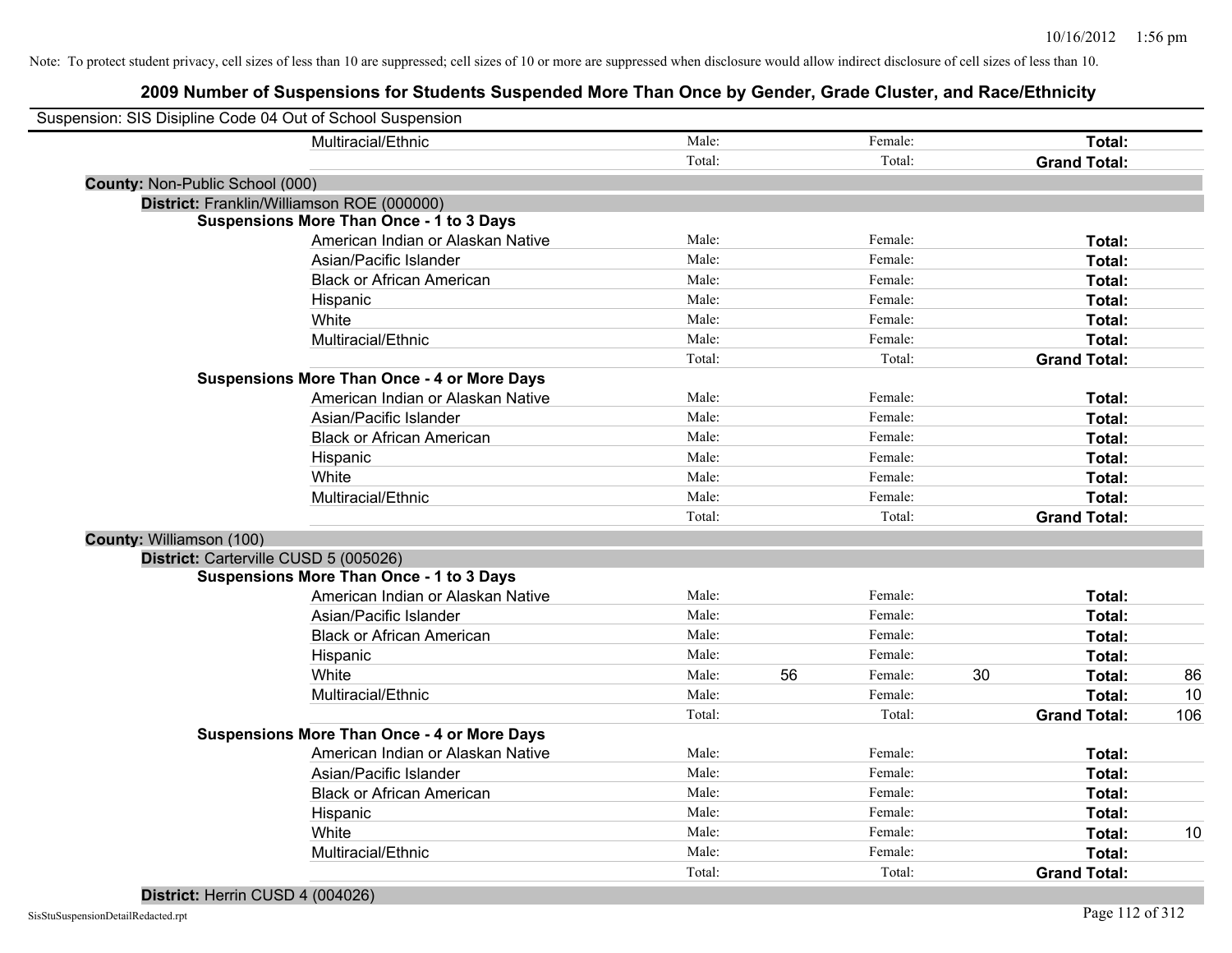Note: To protect student privacy, cell sizes of less than 10 are suppressed; cell sizes of 10 or more are suppressed when disclosure would allow indirect disclosure of cell sizes of less than 10.

# 2009 Number of Suspensions for Students Suspended More Than Once by Gender, Grade Cluster, and Race/Ethnicity

Suspension: SIS Disipline Code 04 Out of School Suspension

| | | | | | | |
|---|---|---|---|---|---|---|
| Multiracial/Ethnic | Male: | | Female: | | **Total:** | |
| | Total: | | Total: | | **Grand Total:** | |

**County:** Non-Public School (000)

**District:** Franklin/Williamson ROE (000000)

**Suspensions More Than Once - 1 to 3 Days**

| | | | | | | |
|---|---|---|---|---|---|---|
| American Indian or Alaskan Native | Male: | | Female: | | **Total:** | |
| Asian/Pacific Islander | Male: | | Female: | | **Total:** | |
| Black or African American | Male: | | Female: | | **Total:** | |
| Hispanic | Male: | | Female: | | **Total:** | |
| White | Male: | | Female: | | **Total:** | |
| Multiracial/Ethnic | Male: | | Female: | | **Total:** | |
| | Total: | | Total: | | **Grand Total:** | |

**Suspensions More Than Once - 4 or More Days**

| | | | | | | |
|---|---|---|---|---|---|---|
| American Indian or Alaskan Native | Male: | | Female: | | **Total:** | |
| Asian/Pacific Islander | Male: | | Female: | | **Total:** | |
| Black or African American | Male: | | Female: | | **Total:** | |
| Hispanic | Male: | | Female: | | **Total:** | |
| White | Male: | | Female: | | **Total:** | |
| Multiracial/Ethnic | Male: | | Female: | | **Total:** | |
| | Total: | | Total: | | **Grand Total:** | |

**County:** Williamson (100)

**District:** Carterville CUSD 5 (005026)

**Suspensions More Than Once - 1 to 3 Days**

| | | | | | | |
|---|---|---|---|---|---|---|
| American Indian or Alaskan Native | Male: | | Female: | | **Total:** | |
| Asian/Pacific Islander | Male: | | Female: | | **Total:** | |
| Black or African American | Male: | | Female: | | **Total:** | |
| Hispanic | Male: | | Female: | | **Total:** | |
| White | Male: | 56 | Female: | 30 | **Total:** | 86 |
| Multiracial/Ethnic | Male: | | Female: | | **Total:** | 10 |
| | Total: | | Total: | | **Grand Total:** | 106 |

**Suspensions More Than Once - 4 or More Days**

| | | | | | | |
|---|---|---|---|---|---|---|
| American Indian or Alaskan Native | Male: | | Female: | | **Total:** | |
| Asian/Pacific Islander | Male: | | Female: | | **Total:** | |
| Black or African American | Male: | | Female: | | **Total:** | |
| Hispanic | Male: | | Female: | | **Total:** | |
| White | Male: | | Female: | | **Total:** | 10 |
| Multiracial/Ethnic | Male: | | Female: | | **Total:** | |
| | Total: | | Total: | | **Grand Total:** | |

**District:** Herrin CUSD 4 (004026)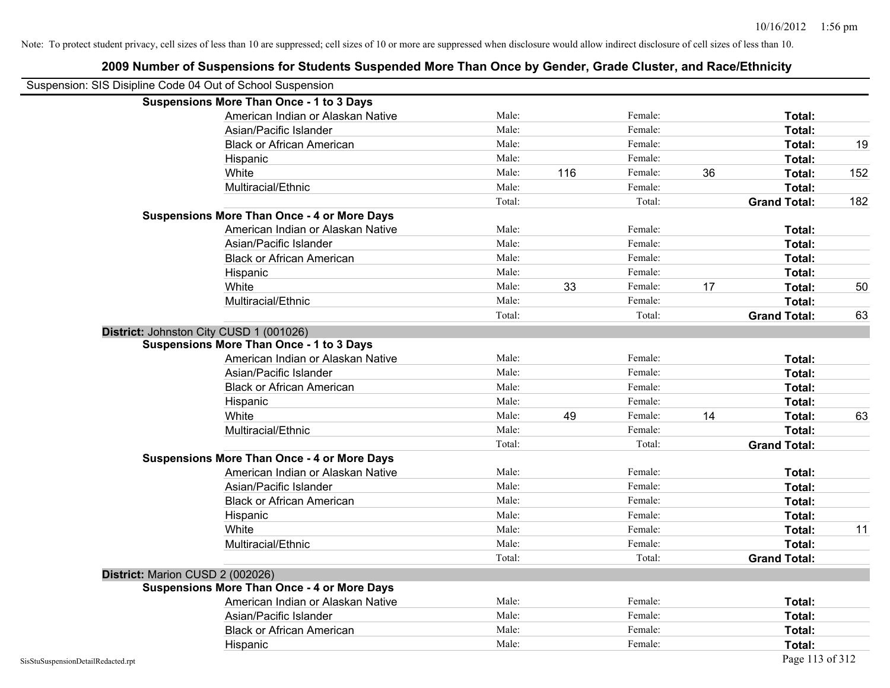Note: To protect student privacy, cell sizes of less than 10 are suppressed; cell sizes of 10 or more are suppressed when disclosure would allow indirect disclosure of cell sizes of less than 10.

## 2009 Number of Suspensions for Students Suspended More Than Once by Gender, Grade Cluster, and Race/Ethnicity

Suspension: SIS Disipline Code 04 Out of School Suspension

**Suspensions More Than Once - 1 to 3 Days**

| | | | | | | |
|---|---|---|---|---|---|---|
| American Indian or Alaskan Native | Male: | | Female: | | **Total:** | |
| Asian/Pacific Islander | Male: | | Female: | | **Total:** | |
| Black or African American | Male: | | Female: | | **Total:** | 19 |
| Hispanic | Male: | | Female: | | **Total:** | |
| White | Male: | 116 | Female: | 36 | **Total:** | 152 |
| Multiracial/Ethnic | Male: | | Female: | | **Total:** | |
| | Total: | | Total: | | **Grand Total:** | 182 |

**Suspensions More Than Once - 4 or More Days**

| | | | | | | |
|---|---|---|---|---|---|---|
| American Indian or Alaskan Native | Male: | | Female: | | **Total:** | |
| Asian/Pacific Islander | Male: | | Female: | | **Total:** | |
| Black or African American | Male: | | Female: | | **Total:** | |
| Hispanic | Male: | | Female: | | **Total:** | |
| White | Male: | 33 | Female: | 17 | **Total:** | 50 |
| Multiracial/Ethnic | Male: | | Female: | | **Total:** | |
| | Total: | | Total: | | **Grand Total:** | 63 |

**District:** Johnston City CUSD 1 (001026)

**Suspensions More Than Once - 1 to 3 Days**

| | | | | | | |
|---|---|---|---|---|---|---|
| American Indian or Alaskan Native | Male: | | Female: | | **Total:** | |
| Asian/Pacific Islander | Male: | | Female: | | **Total:** | |
| Black or African American | Male: | | Female: | | **Total:** | |
| Hispanic | Male: | | Female: | | **Total:** | |
| White | Male: | 49 | Female: | 14 | **Total:** | 63 |
| Multiracial/Ethnic | Male: | | Female: | | **Total:** | |
| | Total: | | Total: | | **Grand Total:** | |

**Suspensions More Than Once - 4 or More Days**

| | | | | | | |
|---|---|---|---|---|---|---|
| American Indian or Alaskan Native | Male: | | Female: | | **Total:** | |
| Asian/Pacific Islander | Male: | | Female: | | **Total:** | |
| Black or African American | Male: | | Female: | | **Total:** | |
| Hispanic | Male: | | Female: | | **Total:** | |
| White | Male: | | Female: | | **Total:** | 11 |
| Multiracial/Ethnic | Male: | | Female: | | **Total:** | |
| | Total: | | Total: | | **Grand Total:** | |

**District:** Marion CUSD 2 (002026)

**Suspensions More Than Once - 4 or More Days**

| | | | | | | |
|---|---|---|---|---|---|---|
| American Indian or Alaskan Native | Male: | | Female: | | **Total:** | |
| Asian/Pacific Islander | Male: | | Female: | | **Total:** | |
| Black or African American | Male: | | Female: | | **Total:** | |
| Hispanic | Male: | | Female: | | **Total:** | |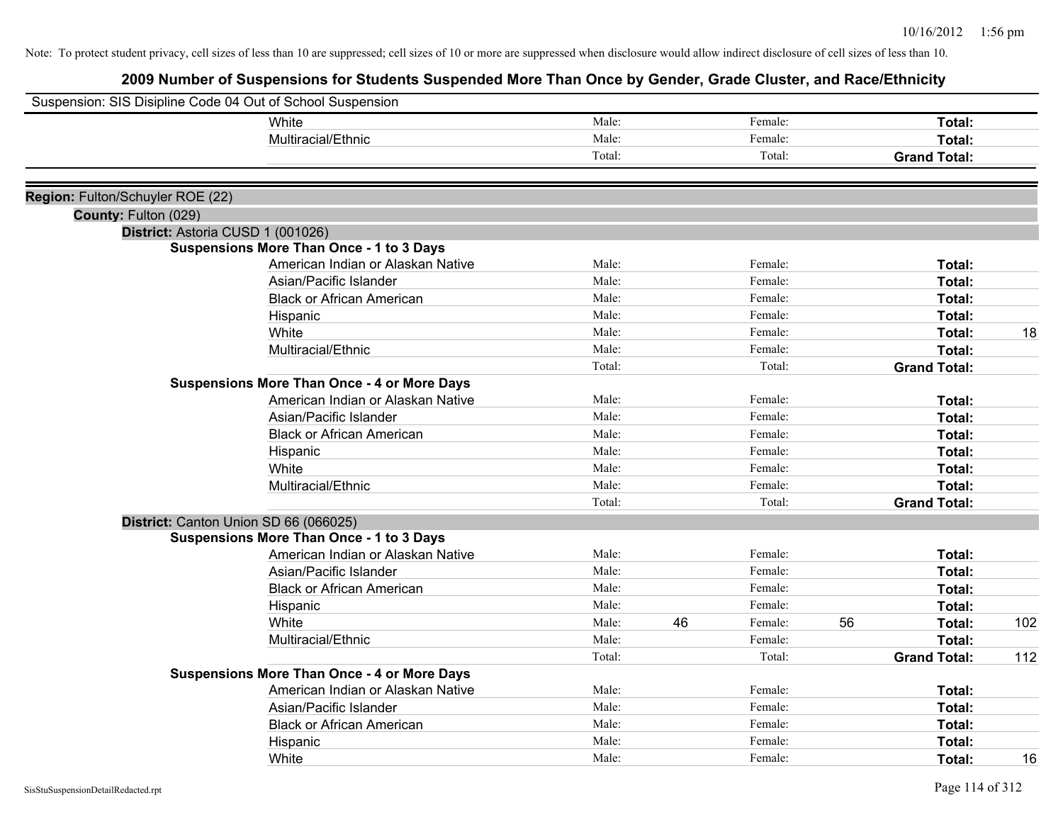Note: To protect student privacy, cell sizes of less than 10 are suppressed; cell sizes of 10 or more are suppressed when disclosure would allow indirect disclosure of cell sizes of less than 10.

## 2009 Number of Suspensions for Students Suspended More Than Once by Gender, Grade Cluster, and Race/Ethnicity

Suspension: SIS Disipline Code 04 Out of School Suspension

| | | | | | | | |
|---|---|---|---|---|---|---|---|
| White | Male: | | Female: | | **Total:** | |
| Multiracial/Ethnic | Male: | | Female: | | **Total:** | |
| | Total: | | Total: | | **Grand Total:** | |

**Region:** Fulton/Schuyler ROE (22)

**County:** Fulton (029)

**District:** Astoria CUSD 1 (001026)

**Suspensions More Than Once - 1 to 3 Days**

| | | | | | | |
|---|---|---|---|---|---|---|
| American Indian or Alaskan Native | Male: | | Female: | | **Total:** | |
| Asian/Pacific Islander | Male: | | Female: | | **Total:** | |
| Black or African American | Male: | | Female: | | **Total:** | |
| Hispanic | Male: | | Female: | | **Total:** | |
| White | Male: | | Female: | | **Total:** | 18 |
| Multiracial/Ethnic | Male: | | Female: | | **Total:** | |
| | Total: | | Total: | | **Grand Total:** | |

**Suspensions More Than Once - 4 or More Days**

| | | | | | | |
|---|---|---|---|---|---|---|
| American Indian or Alaskan Native | Male: | | Female: | | **Total:** | |
| Asian/Pacific Islander | Male: | | Female: | | **Total:** | |
| Black or African American | Male: | | Female: | | **Total:** | |
| Hispanic | Male: | | Female: | | **Total:** | |
| White | Male: | | Female: | | **Total:** | |
| Multiracial/Ethnic | Male: | | Female: | | **Total:** | |
| | Total: | | Total: | | **Grand Total:** | |

**District:** Canton Union SD 66 (066025)

**Suspensions More Than Once - 1 to 3 Days**

| | | | | | | |
|---|---|---|---|---|---|---|
| American Indian or Alaskan Native | Male: | | Female: | | **Total:** | |
| Asian/Pacific Islander | Male: | | Female: | | **Total:** | |
| Black or African American | Male: | | Female: | | **Total:** | |
| Hispanic | Male: | | Female: | | **Total:** | |
| White | Male: | 46 | Female: | 56 | **Total:** | 102 |
| Multiracial/Ethnic | Male: | | Female: | | **Total:** | |
| | Total: | | Total: | | **Grand Total:** | 112 |

**Suspensions More Than Once - 4 or More Days**

| | | | | | | |
|---|---|---|---|---|---|---|
| American Indian or Alaskan Native | Male: | | Female: | | **Total:** | |
| Asian/Pacific Islander | Male: | | Female: | | **Total:** | |
| Black or African American | Male: | | Female: | | **Total:** | |
| Hispanic | Male: | | Female: | | **Total:** | |
| White | Male: | | Female: | | **Total:** | 16 |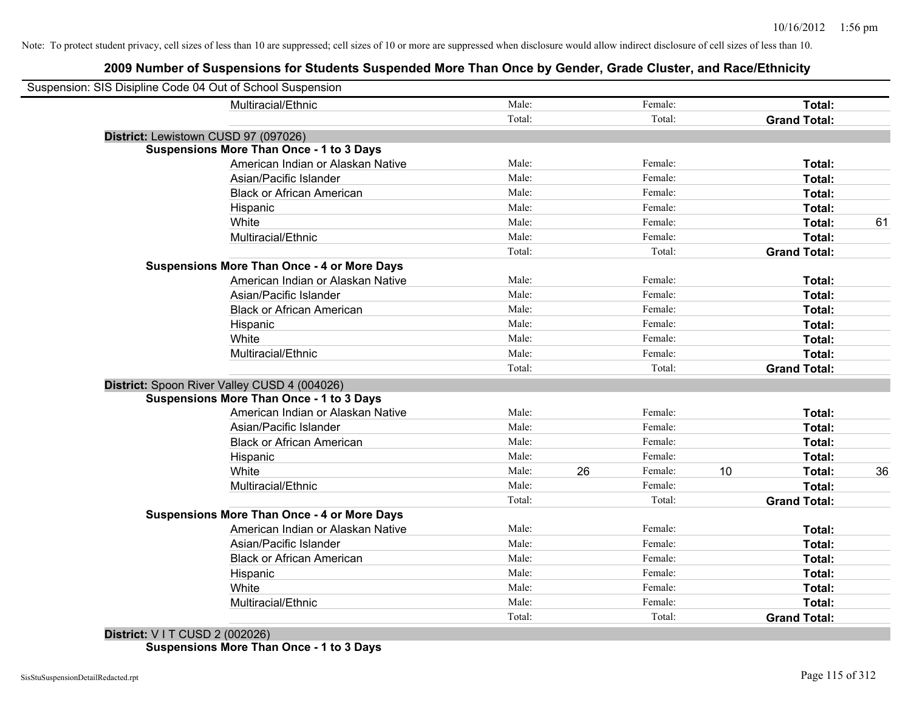Note: To protect student privacy, cell sizes of less than 10 are suppressed; cell sizes of 10 or more are suppressed when disclosure would allow indirect disclosure of cell sizes of less than 10.

## 2009 Number of Suspensions for Students Suspended More Than Once by Gender, Grade Cluster, and Race/Ethnicity

Suspension: SIS Disipline Code 04 Out of School Suspension

| | | | | | | |
|---|---|---|---|---|---|---|
| Multiracial/Ethnic | Male: | | Female: | | **Total:** | |
| | Total: | | Total: | | **Grand Total:** | |

**District:** Lewistown CUSD 97 (097026)

**Suspensions More Than Once - 1 to 3 Days**

| | | | | | | |
|---|---|---|---|---|---|---|
| American Indian or Alaskan Native | Male: | | Female: | | **Total:** | |
| Asian/Pacific Islander | Male: | | Female: | | **Total:** | |
| Black or African American | Male: | | Female: | | **Total:** | |
| Hispanic | Male: | | Female: | | **Total:** | |
| White | Male: | | Female: | | **Total:** | 61 |
| Multiracial/Ethnic | Male: | | Female: | | **Total:** | |
| | Total: | | Total: | | **Grand Total:** | |

**Suspensions More Than Once - 4 or More Days**

| | | | | | | |
|---|---|---|---|---|---|---|
| American Indian or Alaskan Native | Male: | | Female: | | **Total:** | |
| Asian/Pacific Islander | Male: | | Female: | | **Total:** | |
| Black or African American | Male: | | Female: | | **Total:** | |
| Hispanic | Male: | | Female: | | **Total:** | |
| White | Male: | | Female: | | **Total:** | |
| Multiracial/Ethnic | Male: | | Female: | | **Total:** | |
| | Total: | | Total: | | **Grand Total:** | |

**District:** Spoon River Valley CUSD 4 (004026)

**Suspensions More Than Once - 1 to 3 Days**

| | | | | | | |
|---|---|---|---|---|---|---|
| American Indian or Alaskan Native | Male: | | Female: | | **Total:** | |
| Asian/Pacific Islander | Male: | | Female: | | **Total:** | |
| Black or African American | Male: | | Female: | | **Total:** | |
| Hispanic | Male: | | Female: | | **Total:** | |
| White | Male: | 26 | Female: | 10 | **Total:** | 36 |
| Multiracial/Ethnic | Male: | | Female: | | **Total:** | |
| | Total: | | Total: | | **Grand Total:** | |

**Suspensions More Than Once - 4 or More Days**

| | | | | | | |
|---|---|---|---|---|---|---|
| American Indian or Alaskan Native | Male: | | Female: | | **Total:** | |
| Asian/Pacific Islander | Male: | | Female: | | **Total:** | |
| Black or African American | Male: | | Female: | | **Total:** | |
| Hispanic | Male: | | Female: | | **Total:** | |
| White | Male: | | Female: | | **Total:** | |
| Multiracial/Ethnic | Male: | | Female: | | **Total:** | |
| | Total: | | Total: | | **Grand Total:** | |

**District:** V I T CUSD 2 (002026)

**Suspensions More Than Once - 1 to 3 Days**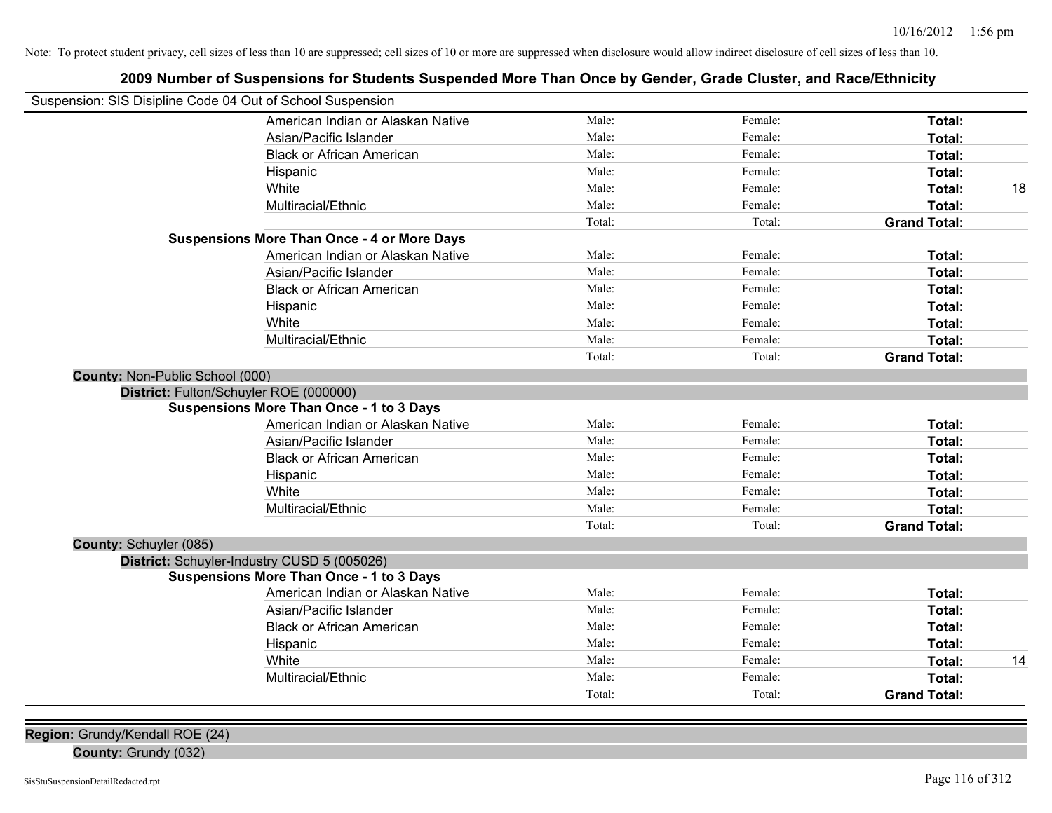Note: To protect student privacy, cell sizes of less than 10 are suppressed; cell sizes of 10 or more are suppressed when disclosure would allow indirect disclosure of cell sizes of less than 10.

## 2009 Number of Suspensions for Students Suspended More Than Once by Gender, Grade Cluster, and Race/Ethnicity

Suspension: SIS Disipline Code 04 Out of School Suspension

| | | | | |
|---|---|---|---|---|
| American Indian or Alaskan Native | Male: | Female: | **Total:** | |
| Asian/Pacific Islander | Male: | Female: | **Total:** | |
| Black or African American | Male: | Female: | **Total:** | |
| Hispanic | Male: | Female: | **Total:** | |
| White | Male: | Female: | **Total:** | 18 |
| Multiracial/Ethnic | Male: | Female: | **Total:** | |
| | Total: | Total: | **Grand Total:** | |

**Suspensions More Than Once - 4 or More Days**

| | | | | |
|---|---|---|---|---|
| American Indian or Alaskan Native | Male: | Female: | **Total:** | |
| Asian/Pacific Islander | Male: | Female: | **Total:** | |
| Black or African American | Male: | Female: | **Total:** | |
| Hispanic | Male: | Female: | **Total:** | |
| White | Male: | Female: | **Total:** | |
| Multiracial/Ethnic | Male: | Female: | **Total:** | |
| | Total: | Total: | **Grand Total:** | |

**County:** Non-Public School (000)

**District:** Fulton/Schuyler ROE (000000)

**Suspensions More Than Once - 1 to 3 Days**

| | | | | |
|---|---|---|---|---|
| American Indian or Alaskan Native | Male: | Female: | **Total:** | |
| Asian/Pacific Islander | Male: | Female: | **Total:** | |
| Black or African American | Male: | Female: | **Total:** | |
| Hispanic | Male: | Female: | **Total:** | |
| White | Male: | Female: | **Total:** | |
| Multiracial/Ethnic | Male: | Female: | **Total:** | |
| | Total: | Total: | **Grand Total:** | |

**County:** Schuyler (085)

**District:** Schuyler-Industry CUSD 5 (005026)

**Suspensions More Than Once - 1 to 3 Days**

| | | | | |
|---|---|---|---|---|
| American Indian or Alaskan Native | Male: | Female: | **Total:** | |
| Asian/Pacific Islander | Male: | Female: | **Total:** | |
| Black or African American | Male: | Female: | **Total:** | |
| Hispanic | Male: | Female: | **Total:** | |
| White | Male: | Female: | **Total:** | 14 |
| Multiracial/Ethnic | Male: | Female: | **Total:** | |
| | Total: | Total: | **Grand Total:** | |

**Region:** Grundy/Kendall ROE (24)

**County:** Grundy (032)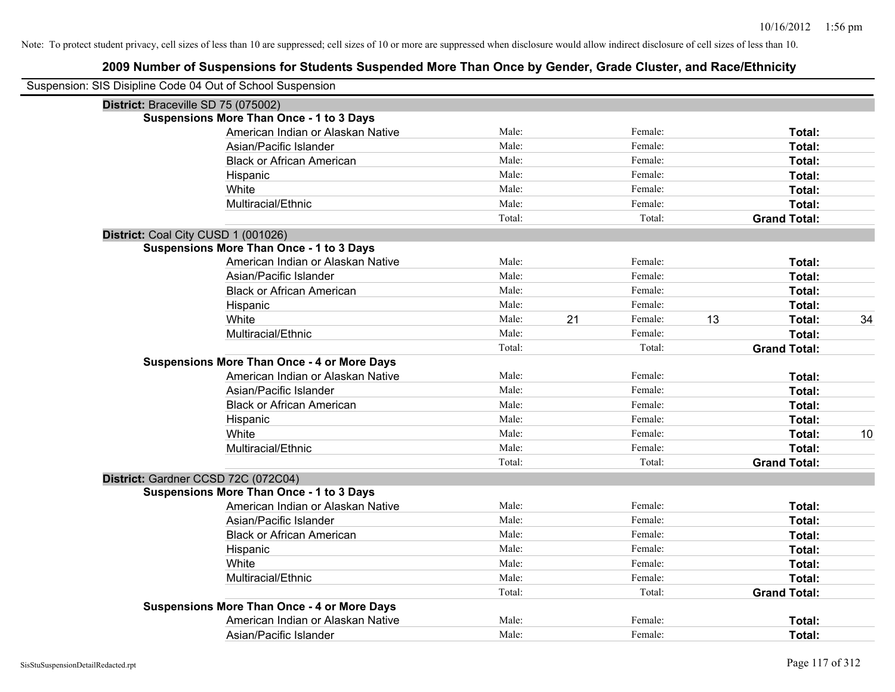Note: To protect student privacy, cell sizes of less than 10 are suppressed; cell sizes of 10 or more are suppressed when disclosure would allow indirect disclosure of cell sizes of less than 10.

# 2009 Number of Suspensions for Students Suspended More Than Once by Gender, Grade Cluster, and Race/Ethnicity

Suspension: SIS Disipline Code 04 Out of School Suspension

**District:** Braceville SD 75 (075002)

**Suspensions More Than Once - 1 to 3 Days**

| | | | | | | |
|---|---|---|---|---|---|---|
| American Indian or Alaskan Native | Male: | | Female: | | **Total:** | |
| Asian/Pacific Islander | Male: | | Female: | | **Total:** | |
| Black or African American | Male: | | Female: | | **Total:** | |
| Hispanic | Male: | | Female: | | **Total:** | |
| White | Male: | | Female: | | **Total:** | |
| Multiracial/Ethnic | Male: | | Female: | | **Total:** | |
| | Total: | | Total: | | **Grand Total:** | |

**District:** Coal City CUSD 1 (001026)

**Suspensions More Than Once - 1 to 3 Days**

| | | | | | | |
|---|---|---|---|---|---|---|
| American Indian or Alaskan Native | Male: | | Female: | | **Total:** | |
| Asian/Pacific Islander | Male: | | Female: | | **Total:** | |
| Black or African American | Male: | | Female: | | **Total:** | |
| Hispanic | Male: | | Female: | | **Total:** | |
| White | Male: | 21 | Female: | 13 | **Total:** | 34 |
| Multiracial/Ethnic | Male: | | Female: | | **Total:** | |
| | Total: | | Total: | | **Grand Total:** | |

**Suspensions More Than Once - 4 or More Days**

| | | | | | | |
|---|---|---|---|---|---|---|
| American Indian or Alaskan Native | Male: | | Female: | | **Total:** | |
| Asian/Pacific Islander | Male: | | Female: | | **Total:** | |
| Black or African American | Male: | | Female: | | **Total:** | |
| Hispanic | Male: | | Female: | | **Total:** | |
| White | Male: | | Female: | | **Total:** | 10 |
| Multiracial/Ethnic | Male: | | Female: | | **Total:** | |
| | Total: | | Total: | | **Grand Total:** | |

**District:** Gardner CCSD 72C (072C04)

**Suspensions More Than Once - 1 to 3 Days**

| | | | | | | |
|---|---|---|---|---|---|---|
| American Indian or Alaskan Native | Male: | | Female: | | **Total:** | |
| Asian/Pacific Islander | Male: | | Female: | | **Total:** | |
| Black or African American | Male: | | Female: | | **Total:** | |
| Hispanic | Male: | | Female: | | **Total:** | |
| White | Male: | | Female: | | **Total:** | |
| Multiracial/Ethnic | Male: | | Female: | | **Total:** | |
| | Total: | | Total: | | **Grand Total:** | |

**Suspensions More Than Once - 4 or More Days**

| | | | | | | |
|---|---|---|---|---|---|---|
| American Indian or Alaskan Native | Male: | | Female: | | **Total:** | |
| Asian/Pacific Islander | Male: | | Female: | | **Total:** | |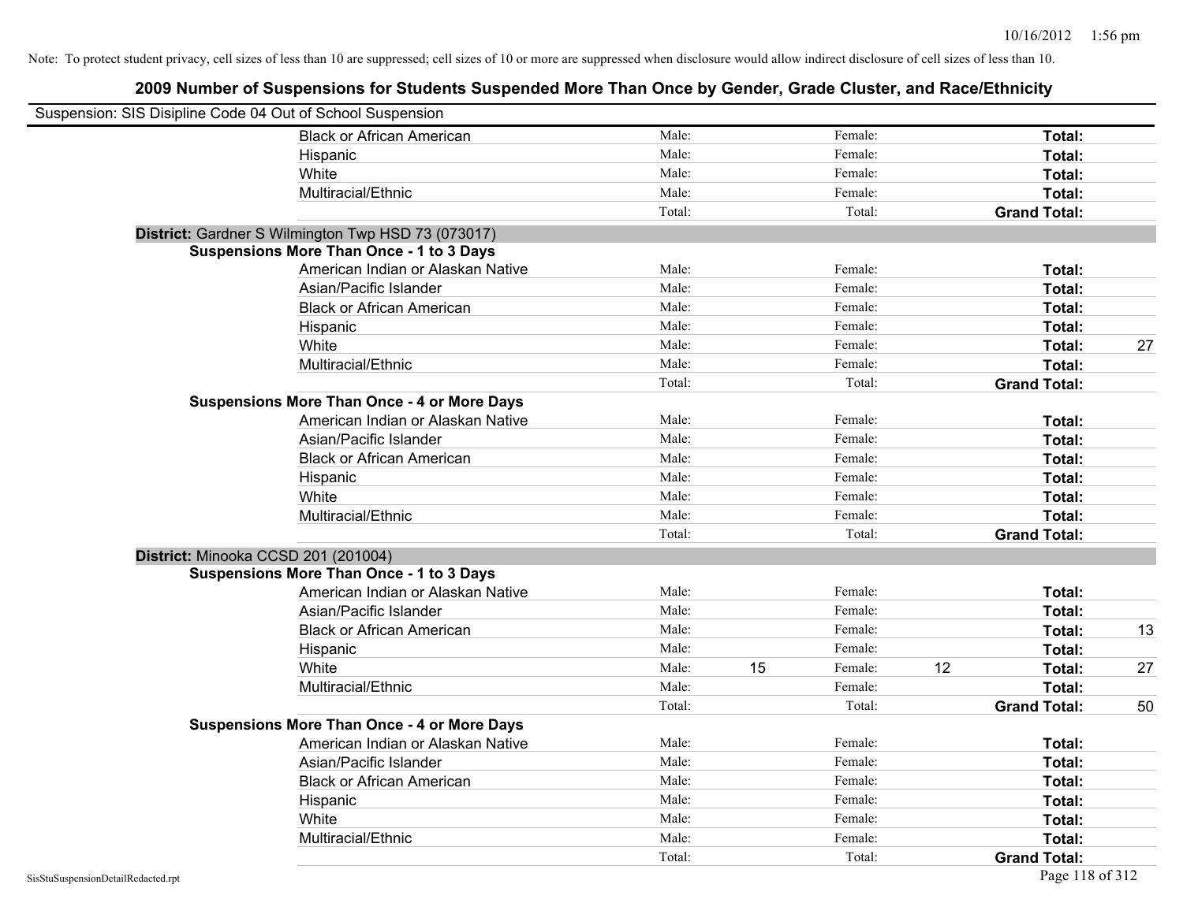Note: To protect student privacy, cell sizes of less than 10 are suppressed; cell sizes of 10 or more are suppressed when disclosure would allow indirect disclosure of cell sizes of less than 10.

## 2009 Number of Suspensions for Students Suspended More Than Once by Gender, Grade Cluster, and Race/Ethnicity

Suspension: SIS Disipline Code 04 Out of School Suspension

| | | | | | | | |
|---|---|---|---|---|---|---|---|
| Black or African American | Male: | | Female: | | Total: | |
| Hispanic | Male: | | Female: | | Total: | |
| White | Male: | | Female: | | Total: | |
| Multiracial/Ethnic | Male: | | Female: | | Total: | |
| | Total: | | Total: | | Grand Total: | |

**District:** Gardner S Wilmington Twp HSD 73 (073017)

**Suspensions More Than Once - 1 to 3 Days**

| | | | | | | |
|---|---|---|---|---|---|---|
| American Indian or Alaskan Native | Male: | | Female: | | Total: | |
| Asian/Pacific Islander | Male: | | Female: | | Total: | |
| Black or African American | Male: | | Female: | | Total: | |
| Hispanic | Male: | | Female: | | Total: | |
| White | Male: | | Female: | | Total: | 27 |
| Multiracial/Ethnic | Male: | | Female: | | Total: | |
| | Total: | | Total: | | Grand Total: | |

**Suspensions More Than Once - 4 or More Days**

| | | | | | | |
|---|---|---|---|---|---|---|
| American Indian or Alaskan Native | Male: | | Female: | | Total: | |
| Asian/Pacific Islander | Male: | | Female: | | Total: | |
| Black or African American | Male: | | Female: | | Total: | |
| Hispanic | Male: | | Female: | | Total: | |
| White | Male: | | Female: | | Total: | |
| Multiracial/Ethnic | Male: | | Female: | | Total: | |
| | Total: | | Total: | | Grand Total: | |

**District:** Minooka CCSD 201 (201004)

**Suspensions More Than Once - 1 to 3 Days**

| | | | | | | |
|---|---|---|---|---|---|---|
| American Indian or Alaskan Native | Male: | | Female: | | Total: | |
| Asian/Pacific Islander | Male: | | Female: | | Total: | |
| Black or African American | Male: | | Female: | | Total: | 13 |
| Hispanic | Male: | | Female: | | Total: | |
| White | Male: | 15 | Female: | 12 | Total: | 27 |
| Multiracial/Ethnic | Male: | | Female: | | Total: | |
| | Total: | | Total: | | Grand Total: | 50 |

**Suspensions More Than Once - 4 or More Days**

| | | | | | | |
|---|---|---|---|---|---|---|
| American Indian or Alaskan Native | Male: | | Female: | | Total: | |
| Asian/Pacific Islander | Male: | | Female: | | Total: | |
| Black or African American | Male: | | Female: | | Total: | |
| Hispanic | Male: | | Female: | | Total: | |
| White | Male: | | Female: | | Total: | |
| Multiracial/Ethnic | Male: | | Female: | | Total: | |
| | Total: | | Total: | | Grand Total: | |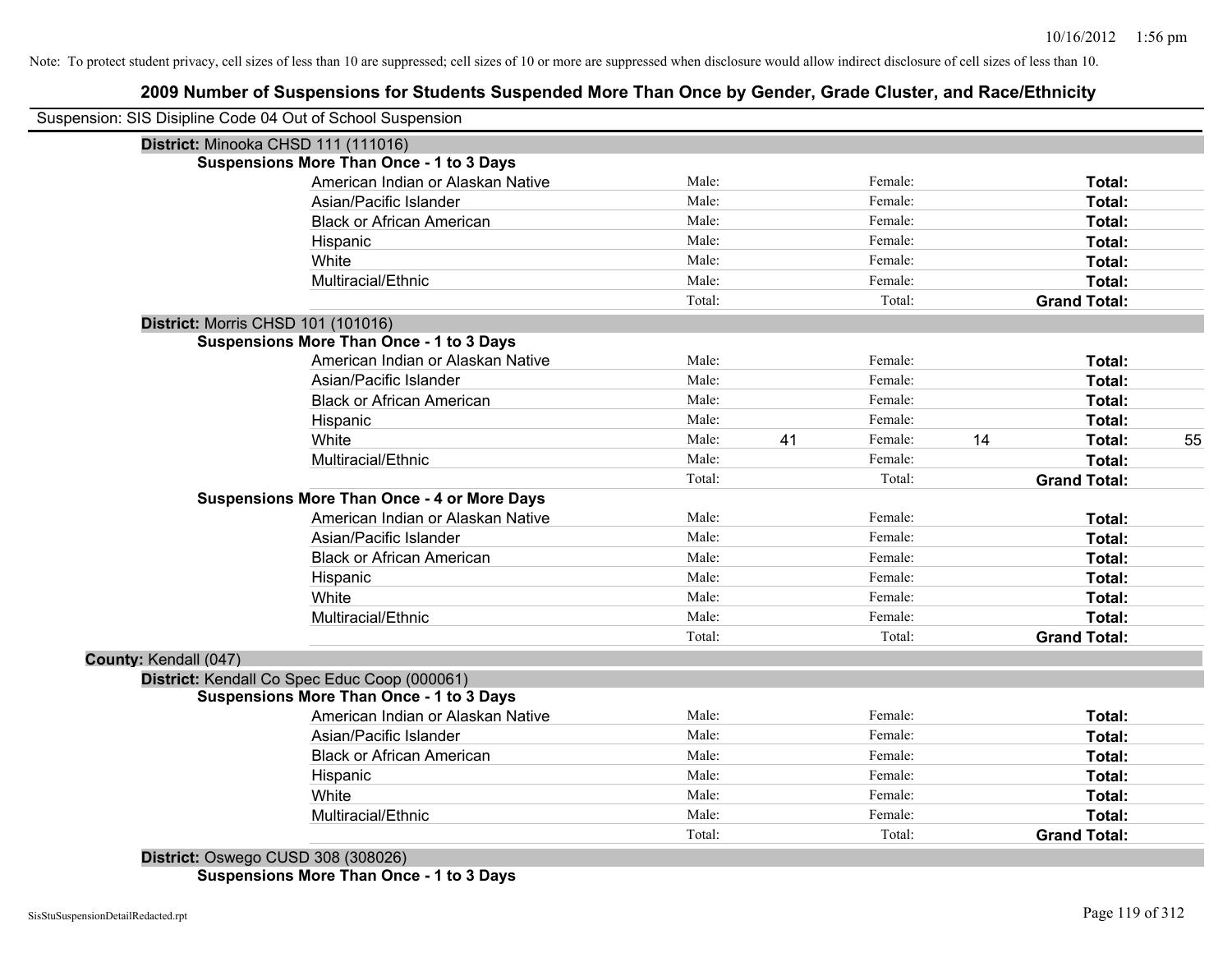Note: To protect student privacy, cell sizes of less than 10 are suppressed; cell sizes of 10 or more are suppressed when disclosure would allow indirect disclosure of cell sizes of less than 10.

## 2009 Number of Suspensions for Students Suspended More Than Once by Gender, Grade Cluster, and Race/Ethnicity

Suspension: SIS Disipline Code 04 Out of School Suspension

**District:** Minooka CHSD 111 (111016)

**Suspensions More Than Once - 1 to 3 Days**

| | | | | | | |
|---|---|---|---|---|---|---|
| American Indian or Alaskan Native | Male: | | Female: | | **Total:** | |
| Asian/Pacific Islander | Male: | | Female: | | **Total:** | |
| Black or African American | Male: | | Female: | | **Total:** | |
| Hispanic | Male: | | Female: | | **Total:** | |
| White | Male: | | Female: | | **Total:** | |
| Multiracial/Ethnic | Male: | | Female: | | **Total:** | |
| | Total: | | Total: | | **Grand Total:** | |

**District:** Morris CHSD 101 (101016)

**Suspensions More Than Once - 1 to 3 Days**

| | | | | | | |
|---|---|---|---|---|---|---|
| American Indian or Alaskan Native | Male: | | Female: | | **Total:** | |
| Asian/Pacific Islander | Male: | | Female: | | **Total:** | |
| Black or African American | Male: | | Female: | | **Total:** | |
| Hispanic | Male: | | Female: | | **Total:** | |
| White | Male: | 41 | Female: | 14 | **Total:** | 55 |
| Multiracial/Ethnic | Male: | | Female: | | **Total:** | |
| | Total: | | Total: | | **Grand Total:** | |

**Suspensions More Than Once - 4 or More Days**

| | | | | | | |
|---|---|---|---|---|---|---|
| American Indian or Alaskan Native | Male: | | Female: | | **Total:** | |
| Asian/Pacific Islander | Male: | | Female: | | **Total:** | |
| Black or African American | Male: | | Female: | | **Total:** | |
| Hispanic | Male: | | Female: | | **Total:** | |
| White | Male: | | Female: | | **Total:** | |
| Multiracial/Ethnic | Male: | | Female: | | **Total:** | |
| | Total: | | Total: | | **Grand Total:** | |

**County:** Kendall (047)

**District:** Kendall Co Spec Educ Coop (000061)

**Suspensions More Than Once - 1 to 3 Days**

| | | | | | | |
|---|---|---|---|---|---|---|
| American Indian or Alaskan Native | Male: | | Female: | | **Total:** | |
| Asian/Pacific Islander | Male: | | Female: | | **Total:** | |
| Black or African American | Male: | | Female: | | **Total:** | |
| Hispanic | Male: | | Female: | | **Total:** | |
| White | Male: | | Female: | | **Total:** | |
| Multiracial/Ethnic | Male: | | Female: | | **Total:** | |
| | Total: | | Total: | | **Grand Total:** | |

**District:** Oswego CUSD 308 (308026)

**Suspensions More Than Once - 1 to 3 Days**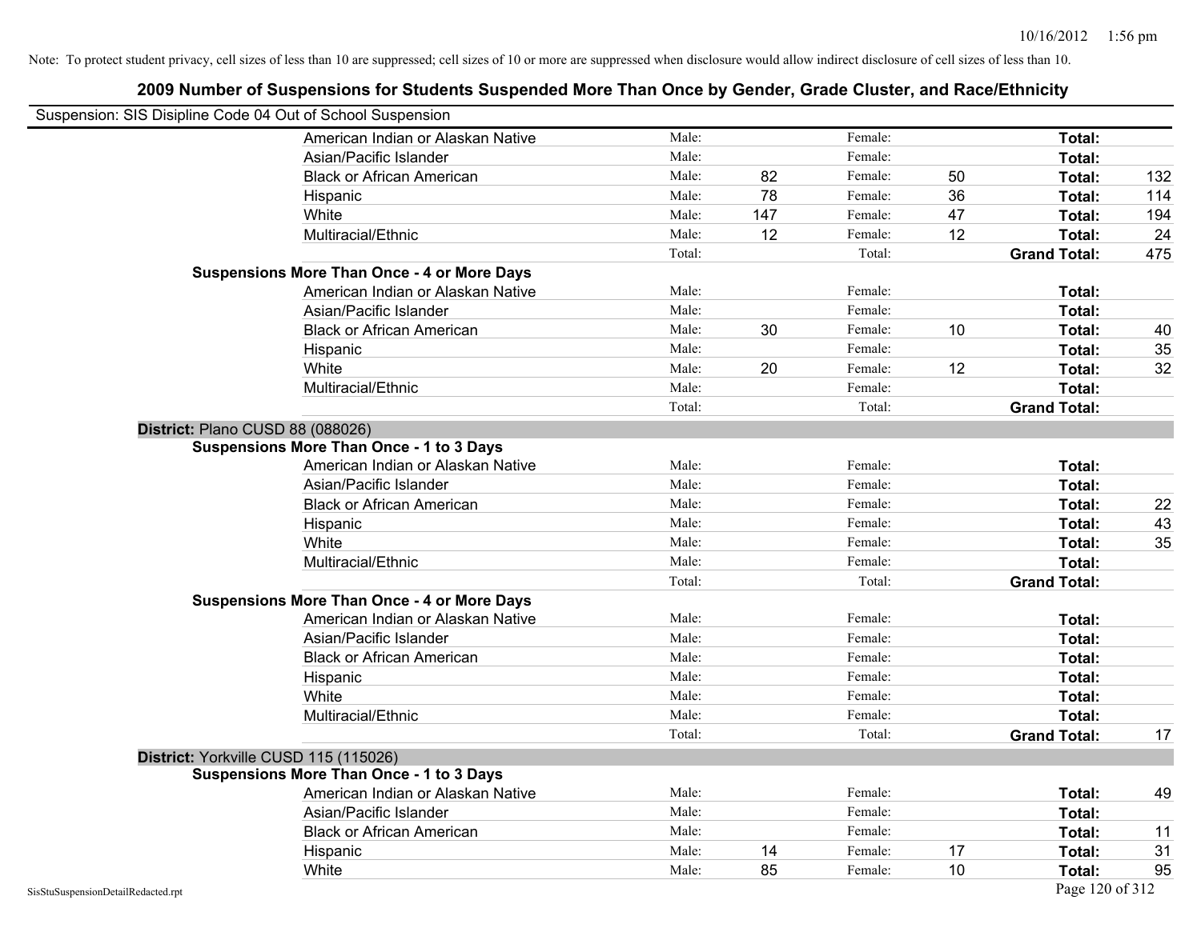Note: To protect student privacy, cell sizes of less than 10 are suppressed; cell sizes of 10 or more are suppressed when disclosure would allow indirect disclosure of cell sizes of less than 10.

## 2009 Number of Suspensions for Students Suspended More Than Once by Gender, Grade Cluster, and Race/Ethnicity

Suspension: SIS Disipline Code 04 Out of School Suspension

| | | | | | | | |
|---|---|---|---|---|---|---|---|
| American Indian or Alaskan Native | Male: | | Female: | | **Total:** | |
| Asian/Pacific Islander | Male: | | Female: | | **Total:** | |
| Black or African American | Male: | 82 | Female: | 50 | **Total:** | 132 |
| Hispanic | Male: | 78 | Female: | 36 | **Total:** | 114 |
| White | Male: | 147 | Female: | 47 | **Total:** | 194 |
| Multiracial/Ethnic | Male: | 12 | Female: | 12 | **Total:** | 24 |
| | Total: | | Total: | | **Grand Total:** | 475 |

**Suspensions More Than Once - 4 or More Days**

| | | | | | | |
|---|---|---|---|---|---|---|
| American Indian or Alaskan Native | Male: | | Female: | | **Total:** | |
| Asian/Pacific Islander | Male: | | Female: | | **Total:** | |
| Black or African American | Male: | 30 | Female: | 10 | **Total:** | 40 |
| Hispanic | Male: | | Female: | | **Total:** | 35 |
| White | Male: | 20 | Female: | 12 | **Total:** | 32 |
| Multiracial/Ethnic | Male: | | Female: | | **Total:** | |
| | Total: | | Total: | | **Grand Total:** | |

**District:** Plano CUSD 88 (088026)

**Suspensions More Than Once - 1 to 3 Days**

| | | | | | | |
|---|---|---|---|---|---|---|
| American Indian or Alaskan Native | Male: | | Female: | | **Total:** | |
| Asian/Pacific Islander | Male: | | Female: | | **Total:** | |
| Black or African American | Male: | | Female: | | **Total:** | 22 |
| Hispanic | Male: | | Female: | | **Total:** | 43 |
| White | Male: | | Female: | | **Total:** | 35 |
| Multiracial/Ethnic | Male: | | Female: | | **Total:** | |
| | Total: | | Total: | | **Grand Total:** | |

**Suspensions More Than Once - 4 or More Days**

| | | | | | | |
|---|---|---|---|---|---|---|
| American Indian or Alaskan Native | Male: | | Female: | | **Total:** | |
| Asian/Pacific Islander | Male: | | Female: | | **Total:** | |
| Black or African American | Male: | | Female: | | **Total:** | |
| Hispanic | Male: | | Female: | | **Total:** | |
| White | Male: | | Female: | | **Total:** | |
| Multiracial/Ethnic | Male: | | Female: | | **Total:** | |
| | Total: | | Total: | | **Grand Total:** | 17 |

**District:** Yorkville CUSD 115 (115026)

**Suspensions More Than Once - 1 to 3 Days**

| | | | | | | |
|---|---|---|---|---|---|---|
| American Indian or Alaskan Native | Male: | | Female: | | **Total:** | 49 |
| Asian/Pacific Islander | Male: | | Female: | | **Total:** | |
| Black or African American | Male: | | Female: | | **Total:** | 11 |
| Hispanic | Male: | 14 | Female: | 17 | **Total:** | 31 |
| White | Male: | 85 | Female: | 10 | **Total:** | 95 |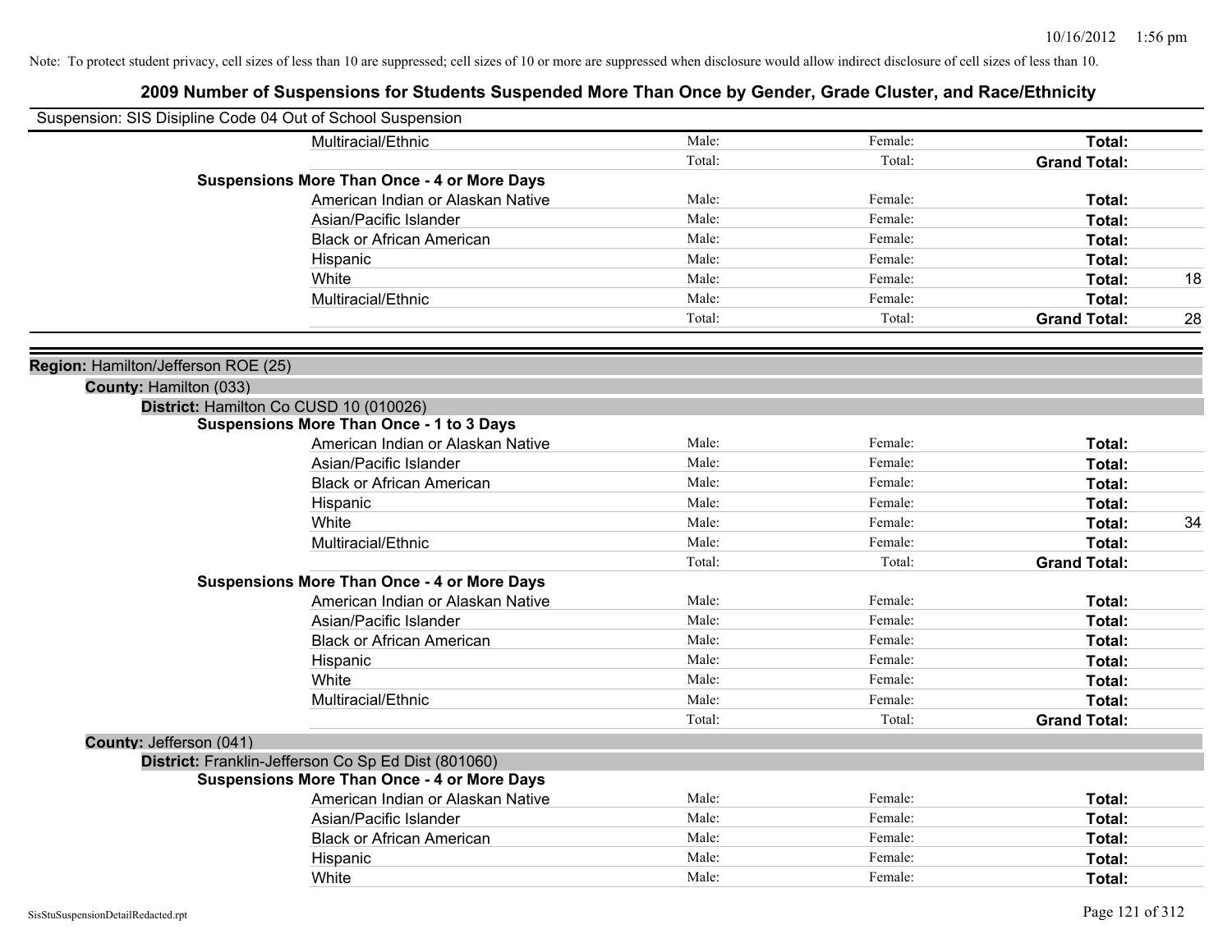Note: To protect student privacy, cell sizes of less than 10 are suppressed; cell sizes of 10 or more are suppressed when disclosure would allow indirect disclosure of cell sizes of less than 10.

# 2009 Number of Suspensions for Students Suspended More Than Once by Gender, Grade Cluster, and Race/Ethnicity

Suspension: SIS Disipline Code 04 Out of School Suspension

| | | | | |
|---|---|---|---|---|
| Multiracial/Ethnic | Male: | Female: | **Total:** | |
| | Total: | Total: | **Grand Total:** | |
| **Suspensions More Than Once - 4 or More Days** | | | | |
| American Indian or Alaskan Native | Male: | Female: | **Total:** | |
| Asian/Pacific Islander | Male: | Female: | **Total:** | |
| Black or African American | Male: | Female: | **Total:** | |
| Hispanic | Male: | Female: | **Total:** | |
| White | Male: | Female: | **Total:** | 18 |
| Multiracial/Ethnic | Male: | Female: | **Total:** | |
| | Total: | Total: | **Grand Total:** | 28 |

**Region:** Hamilton/Jefferson ROE (25)

**County:** Hamilton (033)

**District:** Hamilton Co CUSD 10 (010026)

| | | | | |
|---|---|---|---|---|
| **Suspensions More Than Once - 1 to 3 Days** | | | | |
| American Indian or Alaskan Native | Male: | Female: | **Total:** | |
| Asian/Pacific Islander | Male: | Female: | **Total:** | |
| Black or African American | Male: | Female: | **Total:** | |
| Hispanic | Male: | Female: | **Total:** | |
| White | Male: | Female: | **Total:** | 34 |
| Multiracial/Ethnic | Male: | Female: | **Total:** | |
| | Total: | Total: | **Grand Total:** | |
| **Suspensions More Than Once - 4 or More Days** | | | | |
| American Indian or Alaskan Native | Male: | Female: | **Total:** | |
| Asian/Pacific Islander | Male: | Female: | **Total:** | |
| Black or African American | Male: | Female: | **Total:** | |
| Hispanic | Male: | Female: | **Total:** | |
| White | Male: | Female: | **Total:** | |
| Multiracial/Ethnic | Male: | Female: | **Total:** | |
| | Total: | Total: | **Grand Total:** | |

**County:** Jefferson (041)

**District:** Franklin-Jefferson Co Sp Ed Dist (801060)

| | | | | |
|---|---|---|---|---|
| **Suspensions More Than Once - 4 or More Days** | | | | |
| American Indian or Alaskan Native | Male: | Female: | **Total:** | |
| Asian/Pacific Islander | Male: | Female: | **Total:** | |
| Black or African American | Male: | Female: | **Total:** | |
| Hispanic | Male: | Female: | **Total:** | |
| White | Male: | Female: | **Total:** | |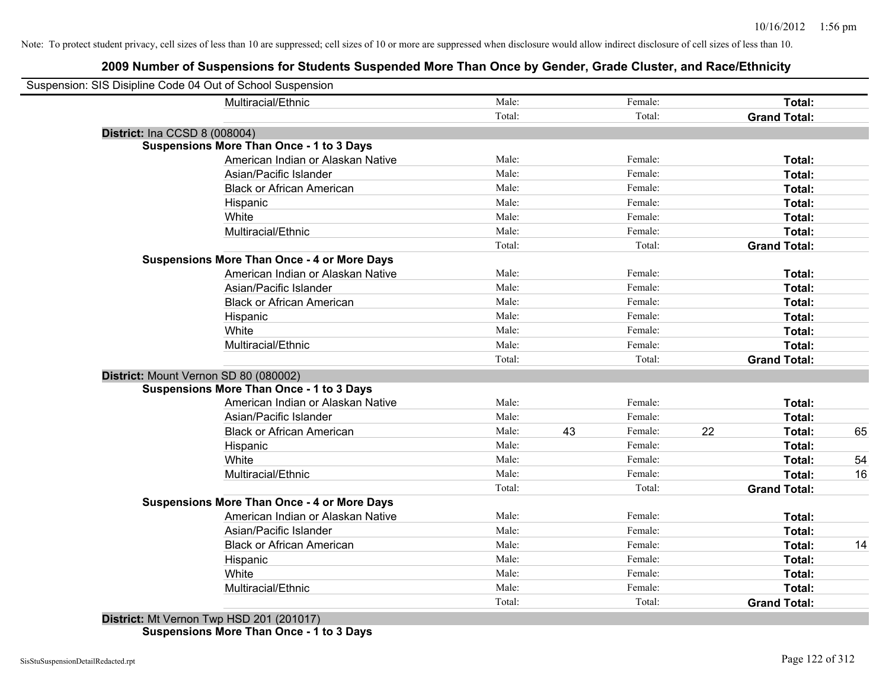Note: To protect student privacy, cell sizes of less than 10 are suppressed; cell sizes of 10 or more are suppressed when disclosure would allow indirect disclosure of cell sizes of less than 10.

## 2009 Number of Suspensions for Students Suspended More Than Once by Gender, Grade Cluster, and Race/Ethnicity

Suspension: SIS Disipline Code 04 Out of School Suspension

| | | | | | | |
|---|---|---|---|---|---|---|
| Multiracial/Ethnic | Male: | | Female: | | **Total:** | |
| | Total: | | Total: | | **Grand Total:** | |

**District:** Ina CCSD 8 (008004)

**Suspensions More Than Once - 1 to 3 Days**

| | | | | | | |
|---|---|---|---|---|---|---|
| American Indian or Alaskan Native | Male: | | Female: | | **Total:** | |
| Asian/Pacific Islander | Male: | | Female: | | **Total:** | |
| Black or African American | Male: | | Female: | | **Total:** | |
| Hispanic | Male: | | Female: | | **Total:** | |
| White | Male: | | Female: | | **Total:** | |
| Multiracial/Ethnic | Male: | | Female: | | **Total:** | |
| | Total: | | Total: | | **Grand Total:** | |

**Suspensions More Than Once - 4 or More Days**

| | | | | | | |
|---|---|---|---|---|---|---|
| American Indian or Alaskan Native | Male: | | Female: | | **Total:** | |
| Asian/Pacific Islander | Male: | | Female: | | **Total:** | |
| Black or African American | Male: | | Female: | | **Total:** | |
| Hispanic | Male: | | Female: | | **Total:** | |
| White | Male: | | Female: | | **Total:** | |
| Multiracial/Ethnic | Male: | | Female: | | **Total:** | |
| | Total: | | Total: | | **Grand Total:** | |

**District:** Mount Vernon SD 80 (080002)

**Suspensions More Than Once - 1 to 3 Days**

| | | | | | | |
|---|---|---|---|---|---|---|
| American Indian or Alaskan Native | Male: | | Female: | | **Total:** | |
| Asian/Pacific Islander | Male: | | Female: | | **Total:** | |
| Black or African American | Male: | 43 | Female: | 22 | **Total:** | 65 |
| Hispanic | Male: | | Female: | | **Total:** | |
| White | Male: | | Female: | | **Total:** | 54 |
| Multiracial/Ethnic | Male: | | Female: | | **Total:** | 16 |
| | Total: | | Total: | | **Grand Total:** | |

**Suspensions More Than Once - 4 or More Days**

| | | | | | | |
|---|---|---|---|---|---|---|
| American Indian or Alaskan Native | Male: | | Female: | | **Total:** | |
| Asian/Pacific Islander | Male: | | Female: | | **Total:** | |
| Black or African American | Male: | | Female: | | **Total:** | 14 |
| Hispanic | Male: | | Female: | | **Total:** | |
| White | Male: | | Female: | | **Total:** | |
| Multiracial/Ethnic | Male: | | Female: | | **Total:** | |
| | Total: | | Total: | | **Grand Total:** | |

**District:** Mt Vernon Twp HSD 201 (201017)

**Suspensions More Than Once - 1 to 3 Days**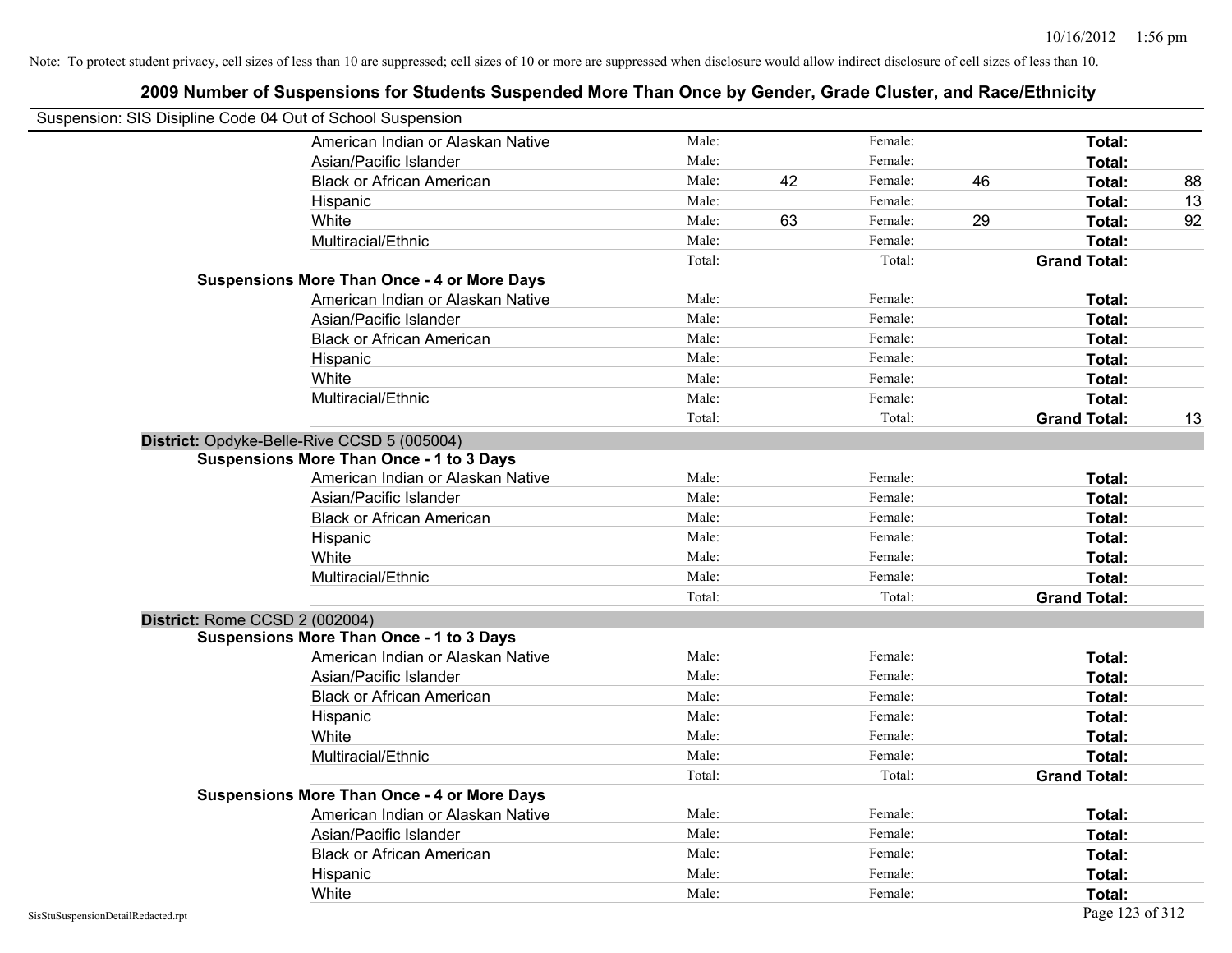Note: To protect student privacy, cell sizes of less than 10 are suppressed; cell sizes of 10 or more are suppressed when disclosure would allow indirect disclosure of cell sizes of less than 10.

## 2009 Number of Suspensions for Students Suspended More Than Once by Gender, Grade Cluster, and Race/Ethnicity

Suspension: SIS Disipline Code 04 Out of School Suspension

| | | | | | | | |
|---|---|---|---|---|---|---|---|
| American Indian or Alaskan Native | Male: | | Female: | | **Total:** | |
| Asian/Pacific Islander | Male: | | Female: | | **Total:** | |
| Black or African American | Male: | 42 | Female: | 46 | **Total:** | 88 |
| Hispanic | Male: | | Female: | | **Total:** | 13 |
| White | Male: | 63 | Female: | 29 | **Total:** | 92 |
| Multiracial/Ethnic | Male: | | Female: | | **Total:** | |
| | Total: | | Total: | | **Grand Total:** | |

**Suspensions More Than Once - 4 or More Days**

| | | | | | | |
|---|---|---|---|---|---|---|
| American Indian or Alaskan Native | Male: | | Female: | | **Total:** | |
| Asian/Pacific Islander | Male: | | Female: | | **Total:** | |
| Black or African American | Male: | | Female: | | **Total:** | |
| Hispanic | Male: | | Female: | | **Total:** | |
| White | Male: | | Female: | | **Total:** | |
| Multiracial/Ethnic | Male: | | Female: | | **Total:** | |
| | Total: | | Total: | | **Grand Total:** | 13 |

**District:** Opdyke-Belle-Rive CCSD 5 (005004)

**Suspensions More Than Once - 1 to 3 Days**

| | | | | | | |
|---|---|---|---|---|---|---|
| American Indian or Alaskan Native | Male: | | Female: | | **Total:** | |
| Asian/Pacific Islander | Male: | | Female: | | **Total:** | |
| Black or African American | Male: | | Female: | | **Total:** | |
| Hispanic | Male: | | Female: | | **Total:** | |
| White | Male: | | Female: | | **Total:** | |
| Multiracial/Ethnic | Male: | | Female: | | **Total:** | |
| | Total: | | Total: | | **Grand Total:** | |

**District:** Rome CCSD 2 (002004)

**Suspensions More Than Once - 1 to 3 Days**

| | | | | | | |
|---|---|---|---|---|---|---|
| American Indian or Alaskan Native | Male: | | Female: | | **Total:** | |
| Asian/Pacific Islander | Male: | | Female: | | **Total:** | |
| Black or African American | Male: | | Female: | | **Total:** | |
| Hispanic | Male: | | Female: | | **Total:** | |
| White | Male: | | Female: | | **Total:** | |
| Multiracial/Ethnic | Male: | | Female: | | **Total:** | |
| | Total: | | Total: | | **Grand Total:** | |

**Suspensions More Than Once - 4 or More Days**

| | | | | | | |
|---|---|---|---|---|---|---|
| American Indian or Alaskan Native | Male: | | Female: | | **Total:** | |
| Asian/Pacific Islander | Male: | | Female: | | **Total:** | |
| Black or African American | Male: | | Female: | | **Total:** | |
| Hispanic | Male: | | Female: | | **Total:** | |
| White | Male: | | Female: | | **Total:** | |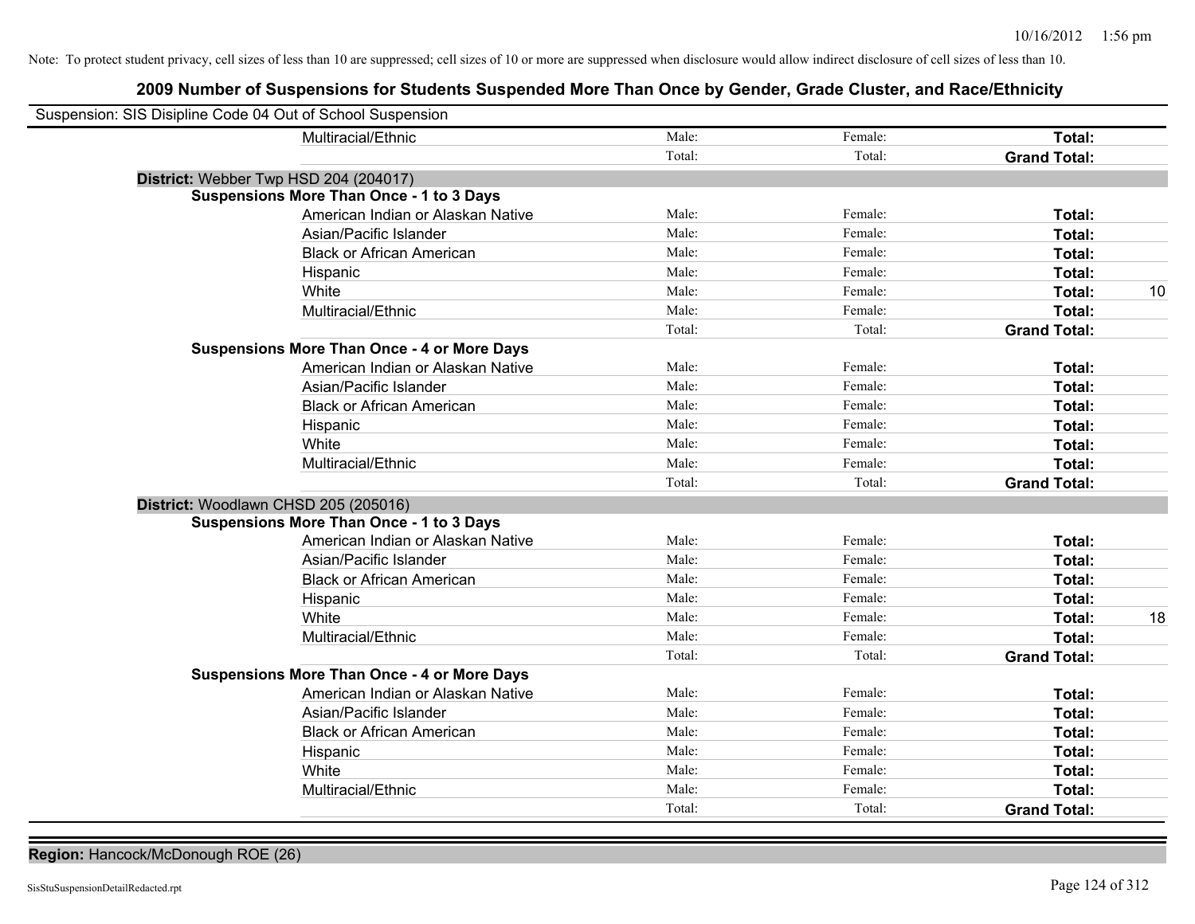Note: To protect student privacy, cell sizes of less than 10 are suppressed; cell sizes of 10 or more are suppressed when disclosure would allow indirect disclosure of cell sizes of less than 10.

## 2009 Number of Suspensions for Students Suspended More Than Once by Gender, Grade Cluster, and Race/Ethnicity

Suspension: SIS Disipline Code 04 Out of School Suspension

| | | | | |
|---|---|---|---|---|
| Multiracial/Ethnic | Male: | Female: | **Total:** | |
| | Total: | Total: | **Grand Total:** | |
| **District:** Webber Twp HSD 204 (204017) | | | | |
| **Suspensions More Than Once - 1 to 3 Days** | | | | |
| American Indian or Alaskan Native | Male: | Female: | **Total:** | |
| Asian/Pacific Islander | Male: | Female: | **Total:** | |
| Black or African American | Male: | Female: | **Total:** | |
| Hispanic | Male: | Female: | **Total:** | |
| White | Male: | Female: | **Total:** | 10 |
| Multiracial/Ethnic | Male: | Female: | **Total:** | |
| | Total: | Total: | **Grand Total:** | |
| **Suspensions More Than Once - 4 or More Days** | | | | |
| American Indian or Alaskan Native | Male: | Female: | **Total:** | |
| Asian/Pacific Islander | Male: | Female: | **Total:** | |
| Black or African American | Male: | Female: | **Total:** | |
| Hispanic | Male: | Female: | **Total:** | |
| White | Male: | Female: | **Total:** | |
| Multiracial/Ethnic | Male: | Female: | **Total:** | |
| | Total: | Total: | **Grand Total:** | |
| **District:** Woodlawn CHSD 205 (205016) | | | | |
| **Suspensions More Than Once - 1 to 3 Days** | | | | |
| American Indian or Alaskan Native | Male: | Female: | **Total:** | |
| Asian/Pacific Islander | Male: | Female: | **Total:** | |
| Black or African American | Male: | Female: | **Total:** | |
| Hispanic | Male: | Female: | **Total:** | |
| White | Male: | Female: | **Total:** | 18 |
| Multiracial/Ethnic | Male: | Female: | **Total:** | |
| | Total: | Total: | **Grand Total:** | |
| **Suspensions More Than Once - 4 or More Days** | | | | |
| American Indian or Alaskan Native | Male: | Female: | **Total:** | |
| Asian/Pacific Islander | Male: | Female: | **Total:** | |
| Black or African American | Male: | Female: | **Total:** | |
| Hispanic | Male: | Female: | **Total:** | |
| White | Male: | Female: | **Total:** | |
| Multiracial/Ethnic | Male: | Female: | **Total:** | |
| | Total: | Total: | **Grand Total:** | |

**Region:** Hancock/McDonough ROE (26)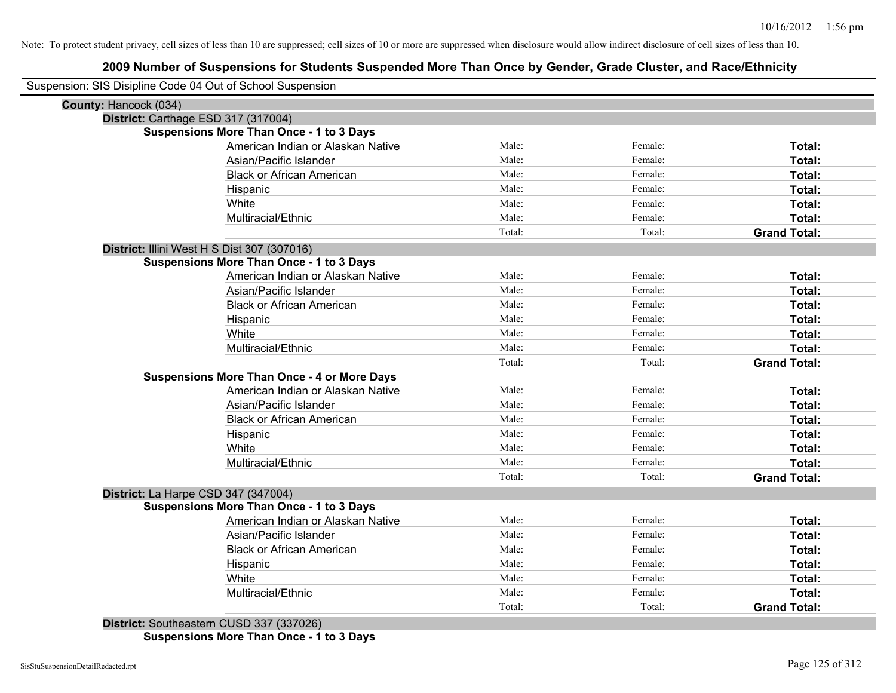Note: To protect student privacy, cell sizes of less than 10 are suppressed; cell sizes of 10 or more are suppressed when disclosure would allow indirect disclosure of cell sizes of less than 10.

## 2009 Number of Suspensions for Students Suspended More Than Once by Gender, Grade Cluster, and Race/Ethnicity

Suspension: SIS Disipline Code 04 Out of School Suspension

**County:** Hancock (034)

**District:** Carthage ESD 317 (317004)

**Suspensions More Than Once - 1 to 3 Days**

| | | | |
|---|---|---|---|
| American Indian or Alaskan Native | Male: | Female: | **Total:** |
| Asian/Pacific Islander | Male: | Female: | **Total:** |
| Black or African American | Male: | Female: | **Total:** |
| Hispanic | Male: | Female: | **Total:** |
| White | Male: | Female: | **Total:** |
| Multiracial/Ethnic | Male: | Female: | **Total:** |
| | Total: | Total: | **Grand Total:** |

**District:** Illini West H S Dist 307 (307016)

**Suspensions More Than Once - 1 to 3 Days**

| | | | |
|---|---|---|---|
| American Indian or Alaskan Native | Male: | Female: | **Total:** |
| Asian/Pacific Islander | Male: | Female: | **Total:** |
| Black or African American | Male: | Female: | **Total:** |
| Hispanic | Male: | Female: | **Total:** |
| White | Male: | Female: | **Total:** |
| Multiracial/Ethnic | Male: | Female: | **Total:** |
| | Total: | Total: | **Grand Total:** |

**Suspensions More Than Once - 4 or More Days**

| | | | |
|---|---|---|---|
| American Indian or Alaskan Native | Male: | Female: | **Total:** |
| Asian/Pacific Islander | Male: | Female: | **Total:** |
| Black or African American | Male: | Female: | **Total:** |
| Hispanic | Male: | Female: | **Total:** |
| White | Male: | Female: | **Total:** |
| Multiracial/Ethnic | Male: | Female: | **Total:** |
| | Total: | Total: | **Grand Total:** |

**District:** La Harpe CSD 347 (347004)

**Suspensions More Than Once - 1 to 3 Days**

| | | | |
|---|---|---|---|
| American Indian or Alaskan Native | Male: | Female: | **Total:** |
| Asian/Pacific Islander | Male: | Female: | **Total:** |
| Black or African American | Male: | Female: | **Total:** |
| Hispanic | Male: | Female: | **Total:** |
| White | Male: | Female: | **Total:** |
| Multiracial/Ethnic | Male: | Female: | **Total:** |
| | Total: | Total: | **Grand Total:** |

**District:** Southeastern CUSD 337 (337026)

**Suspensions More Than Once - 1 to 3 Days**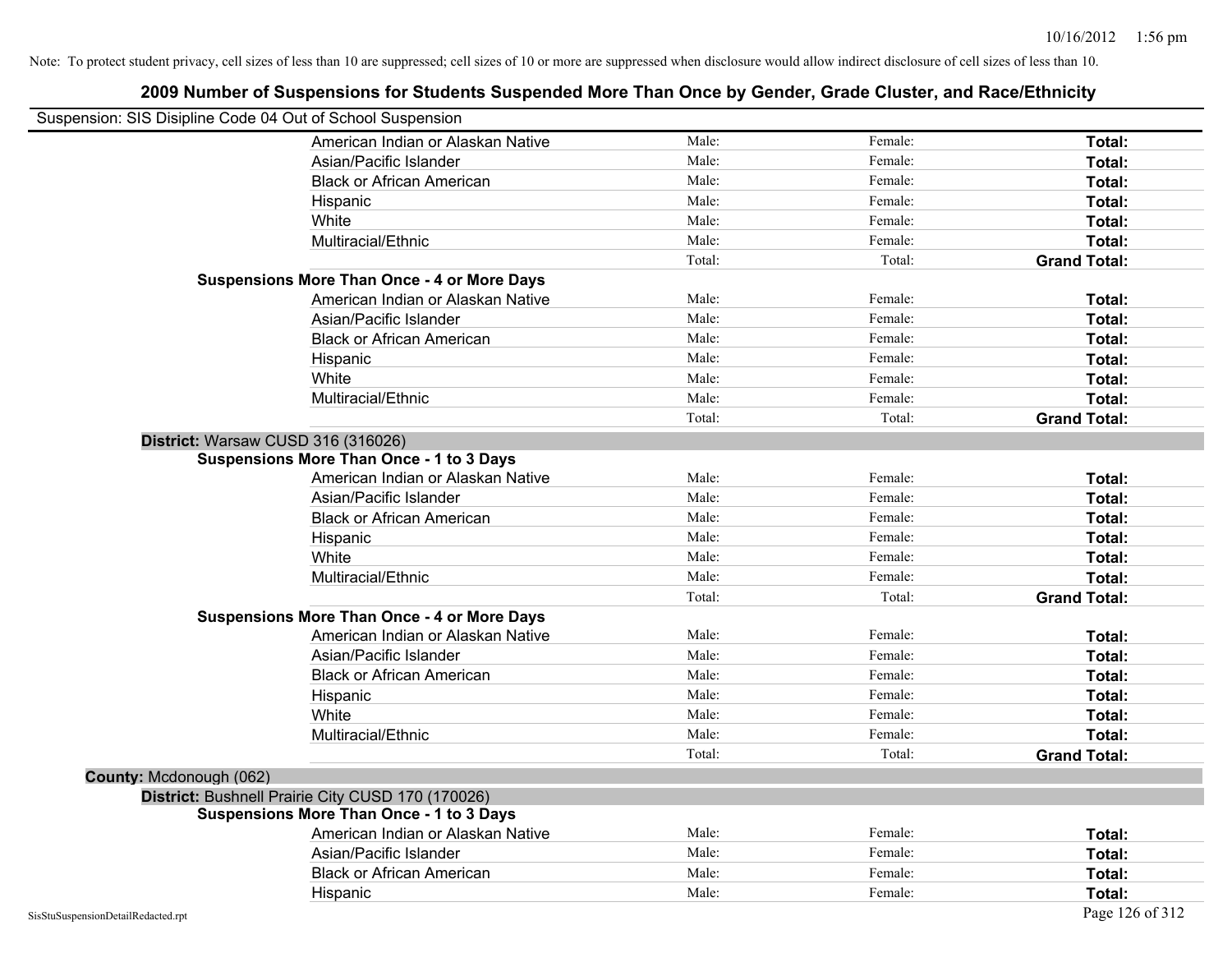Note: To protect student privacy, cell sizes of less than 10 are suppressed; cell sizes of 10 or more are suppressed when disclosure would allow indirect disclosure of cell sizes of less than 10.

## 2009 Number of Suspensions for Students Suspended More Than Once by Gender, Grade Cluster, and Race/Ethnicity

Suspension: SIS Disipline Code 04 Out of School Suspension

| | | | |
|---|---|---|---|
| American Indian or Alaskan Native | Male: | Female: | **Total:** |
| Asian/Pacific Islander | Male: | Female: | **Total:** |
| Black or African American | Male: | Female: | **Total:** |
| Hispanic | Male: | Female: | **Total:** |
| White | Male: | Female: | **Total:** |
| Multiracial/Ethnic | Male: | Female: | **Total:** |
| | Total: | Total: | **Grand Total:** |

**Suspensions More Than Once - 4 or More Days**

| | | | |
|---|---|---|---|
| American Indian or Alaskan Native | Male: | Female: | **Total:** |
| Asian/Pacific Islander | Male: | Female: | **Total:** |
| Black or African American | Male: | Female: | **Total:** |
| Hispanic | Male: | Female: | **Total:** |
| White | Male: | Female: | **Total:** |
| Multiracial/Ethnic | Male: | Female: | **Total:** |
| | Total: | Total: | **Grand Total:** |

**District:** Warsaw CUSD 316 (316026)

**Suspensions More Than Once - 1 to 3 Days**

| | | | |
|---|---|---|---|
| American Indian or Alaskan Native | Male: | Female: | **Total:** |
| Asian/Pacific Islander | Male: | Female: | **Total:** |
| Black or African American | Male: | Female: | **Total:** |
| Hispanic | Male: | Female: | **Total:** |
| White | Male: | Female: | **Total:** |
| Multiracial/Ethnic | Male: | Female: | **Total:** |
| | Total: | Total: | **Grand Total:** |

**Suspensions More Than Once - 4 or More Days**

| | | | |
|---|---|---|---|
| American Indian or Alaskan Native | Male: | Female: | **Total:** |
| Asian/Pacific Islander | Male: | Female: | **Total:** |
| Black or African American | Male: | Female: | **Total:** |
| Hispanic | Male: | Female: | **Total:** |
| White | Male: | Female: | **Total:** |
| Multiracial/Ethnic | Male: | Female: | **Total:** |
| | Total: | Total: | **Grand Total:** |

**County:** Mcdonough (062)

**District:** Bushnell Prairie City CUSD 170 (170026)

**Suspensions More Than Once - 1 to 3 Days**

| | | | |
|---|---|---|---|
| American Indian or Alaskan Native | Male: | Female: | **Total:** |
| Asian/Pacific Islander | Male: | Female: | **Total:** |
| Black or African American | Male: | Female: | **Total:** |
| Hispanic | Male: | Female: | **Total:** |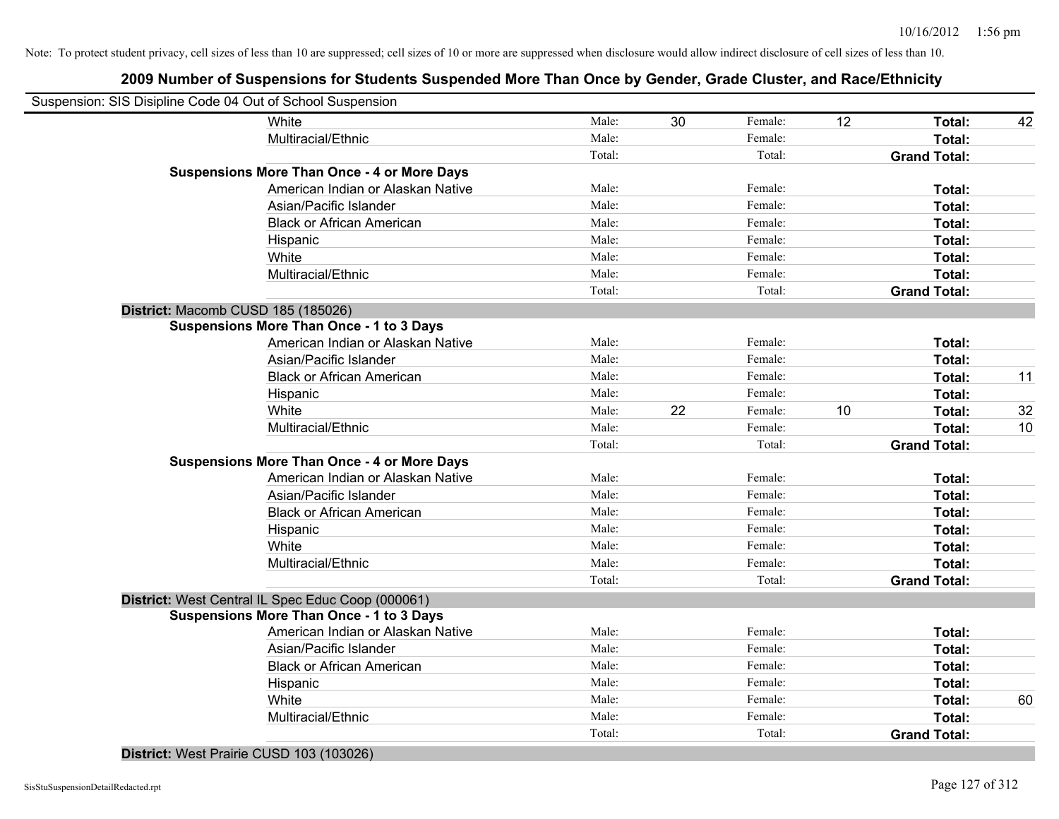Note: To protect student privacy, cell sizes of less than 10 are suppressed; cell sizes of 10 or more are suppressed when disclosure would allow indirect disclosure of cell sizes of less than 10.

## 2009 Number of Suspensions for Students Suspended More Than Once by Gender, Grade Cluster, and Race/Ethnicity

Suspension: SIS Disipline Code 04 Out of School Suspension

| | | | | | | | |
|---|---|---|---|---|---|---|---|
| White | Male: | 30 | Female: | 12 | **Total:** | 42 |
| Multiracial/Ethnic | Male: | | Female: | | **Total:** | |
| | Total: | | Total: | | **Grand Total:** | |
| **Suspensions More Than Once - 4 or More Days** | | | | | | |
| American Indian or Alaskan Native | Male: | | Female: | | **Total:** | |
| Asian/Pacific Islander | Male: | | Female: | | **Total:** | |
| Black or African American | Male: | | Female: | | **Total:** | |
| Hispanic | Male: | | Female: | | **Total:** | |
| White | Male: | | Female: | | **Total:** | |
| Multiracial/Ethnic | Male: | | Female: | | **Total:** | |
| | Total: | | Total: | | **Grand Total:** | |
| **District:** Macomb CUSD 185 (185026) | | | | | | |
| **Suspensions More Than Once - 1 to 3 Days** | | | | | | |
| American Indian or Alaskan Native | Male: | | Female: | | **Total:** | |
| Asian/Pacific Islander | Male: | | Female: | | **Total:** | |
| Black or African American | Male: | | Female: | | **Total:** | 11 |
| Hispanic | Male: | | Female: | | **Total:** | |
| White | Male: | 22 | Female: | 10 | **Total:** | 32 |
| Multiracial/Ethnic | Male: | | Female: | | **Total:** | 10 |
| | Total: | | Total: | | **Grand Total:** | |
| **Suspensions More Than Once - 4 or More Days** | | | | | | |
| American Indian or Alaskan Native | Male: | | Female: | | **Total:** | |
| Asian/Pacific Islander | Male: | | Female: | | **Total:** | |
| Black or African American | Male: | | Female: | | **Total:** | |
| Hispanic | Male: | | Female: | | **Total:** | |
| White | Male: | | Female: | | **Total:** | |
| Multiracial/Ethnic | Male: | | Female: | | **Total:** | |
| | Total: | | Total: | | **Grand Total:** | |
| **District:** West Central IL Spec Educ Coop (000061) | | | | | | |
| **Suspensions More Than Once - 1 to 3 Days** | | | | | | |
| American Indian or Alaskan Native | Male: | | Female: | | **Total:** | |
| Asian/Pacific Islander | Male: | | Female: | | **Total:** | |
| Black or African American | Male: | | Female: | | **Total:** | |
| Hispanic | Male: | | Female: | | **Total:** | |
| White | Male: | | Female: | | **Total:** | 60 |
| Multiracial/Ethnic | Male: | | Female: | | **Total:** | |
| | Total: | | Total: | | **Grand Total:** | |
| **District:** West Prairie CUSD 103 (103026) | | | | | | |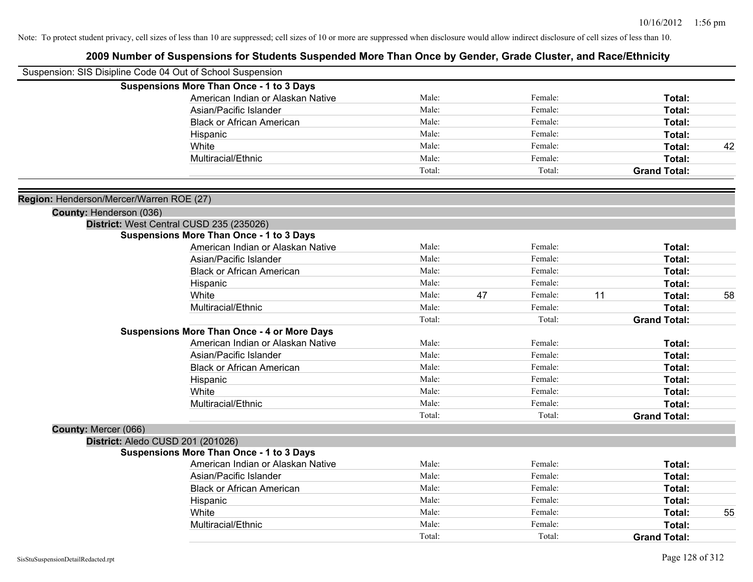Note: To protect student privacy, cell sizes of less than 10 are suppressed; cell sizes of 10 or more are suppressed when disclosure would allow indirect disclosure of cell sizes of less than 10.

## 2009 Number of Suspensions for Students Suspended More Than Once by Gender, Grade Cluster, and Race/Ethnicity

Suspension: SIS Disipline Code 04 Out of School Suspension

**Suspensions More Than Once - 1 to 3 Days**

| | | | | | | |
|---|---|---|---|---|---|---|
| American Indian or Alaskan Native | Male: | | Female: | | **Total:** | |
| Asian/Pacific Islander | Male: | | Female: | | **Total:** | |
| Black or African American | Male: | | Female: | | **Total:** | |
| Hispanic | Male: | | Female: | | **Total:** | |
| White | Male: | | Female: | | **Total:** | 42 |
| Multiracial/Ethnic | Male: | | Female: | | **Total:** | |
| | Total: | | Total: | | **Grand Total:** | |

**Region:** Henderson/Mercer/Warren ROE (27)

**County:** Henderson (036)

**District:** West Central CUSD 235 (235026)

**Suspensions More Than Once - 1 to 3 Days**

| | | | | | | |
|---|---|---|---|---|---|---|
| American Indian or Alaskan Native | Male: | | Female: | | **Total:** | |
| Asian/Pacific Islander | Male: | | Female: | | **Total:** | |
| Black or African American | Male: | | Female: | | **Total:** | |
| Hispanic | Male: | | Female: | | **Total:** | |
| White | Male: | 47 | Female: | 11 | **Total:** | 58 |
| Multiracial/Ethnic | Male: | | Female: | | **Total:** | |
| | Total: | | Total: | | **Grand Total:** | |

**Suspensions More Than Once - 4 or More Days**

| | | | | | | |
|---|---|---|---|---|---|---|
| American Indian or Alaskan Native | Male: | | Female: | | **Total:** | |
| Asian/Pacific Islander | Male: | | Female: | | **Total:** | |
| Black or African American | Male: | | Female: | | **Total:** | |
| Hispanic | Male: | | Female: | | **Total:** | |
| White | Male: | | Female: | | **Total:** | |
| Multiracial/Ethnic | Male: | | Female: | | **Total:** | |
| | Total: | | Total: | | **Grand Total:** | |

**County:** Mercer (066)

**District:** Aledo CUSD 201 (201026)

**Suspensions More Than Once - 1 to 3 Days**

| | | | | | | |
|---|---|---|---|---|---|---|
| American Indian or Alaskan Native | Male: | | Female: | | **Total:** | |
| Asian/Pacific Islander | Male: | | Female: | | **Total:** | |
| Black or African American | Male: | | Female: | | **Total:** | |
| Hispanic | Male: | | Female: | | **Total:** | |
| White | Male: | | Female: | | **Total:** | 55 |
| Multiracial/Ethnic | Male: | | Female: | | **Total:** | |
| | Total: | | Total: | | **Grand Total:** | |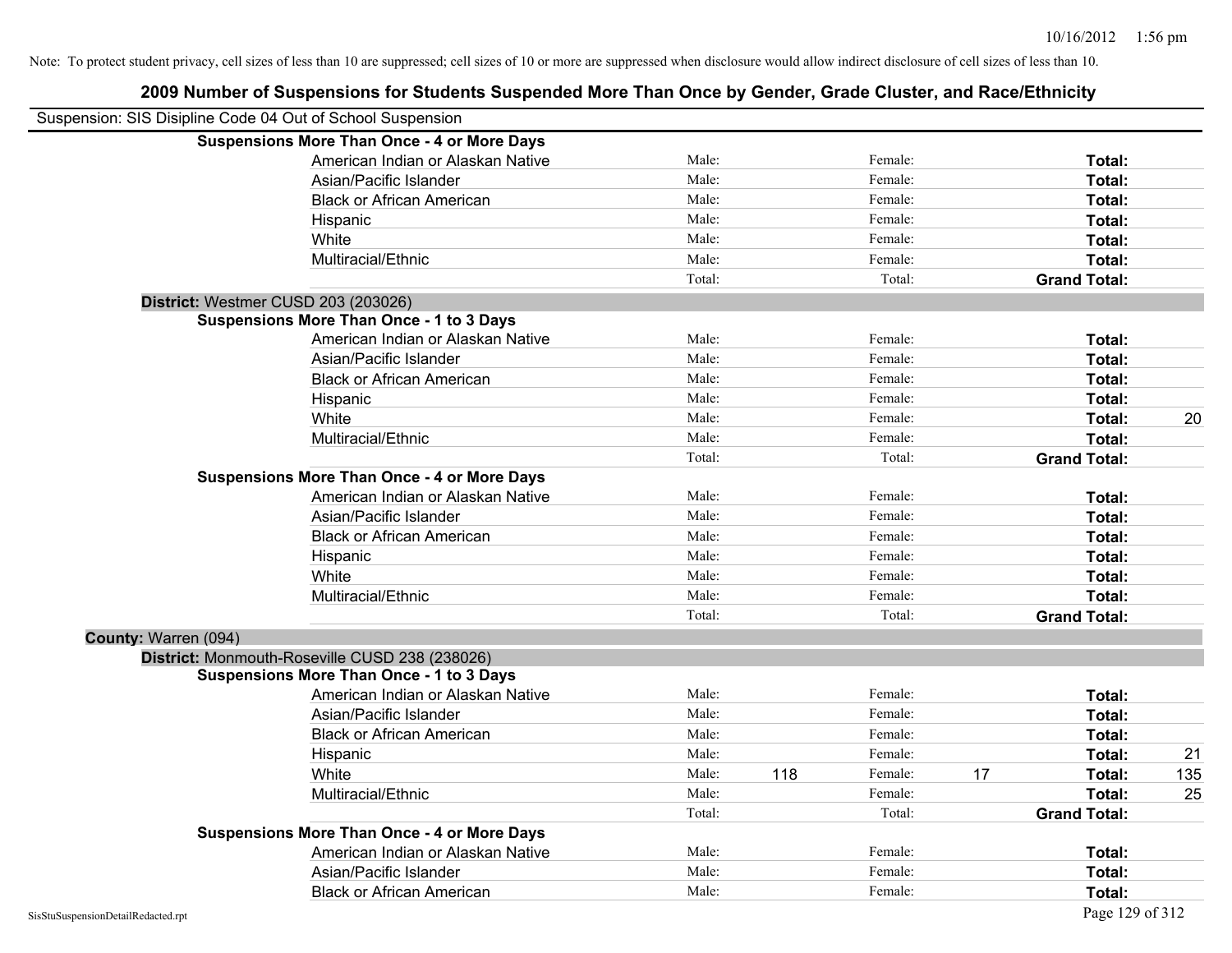Note: To protect student privacy, cell sizes of less than 10 are suppressed; cell sizes of 10 or more are suppressed when disclosure would allow indirect disclosure of cell sizes of less than 10.

## 2009 Number of Suspensions for Students Suspended More Than Once by Gender, Grade Cluster, and Race/Ethnicity

Suspension: SIS Disipline Code 04 Out of School Suspension

| | | | | | | | |
|---|---|---|---|---|---|---|---|
| **Suspensions More Than Once - 4 or More Days** | | | | | | | |
| American Indian or Alaskan Native | Male: | | Female: | | **Total:** | |
| Asian/Pacific Islander | Male: | | Female: | | **Total:** | |
| Black or African American | Male: | | Female: | | **Total:** | |
| Hispanic | Male: | | Female: | | **Total:** | |
| White | Male: | | Female: | | **Total:** | |
| Multiracial/Ethnic | Male: | | Female: | | **Total:** | |
| | Total: | | Total: | | **Grand Total:** | |
| **District:** Westmer CUSD 203 (203026) | | | | | | |
| **Suspensions More Than Once - 1 to 3 Days** | | | | | | |
| American Indian or Alaskan Native | Male: | | Female: | | **Total:** | |
| Asian/Pacific Islander | Male: | | Female: | | **Total:** | |
| Black or African American | Male: | | Female: | | **Total:** | |
| Hispanic | Male: | | Female: | | **Total:** | |
| White | Male: | | Female: | | **Total:** | 20 |
| Multiracial/Ethnic | Male: | | Female: | | **Total:** | |
| | Total: | | Total: | | **Grand Total:** | |
| **Suspensions More Than Once - 4 or More Days** | | | | | | |
| American Indian or Alaskan Native | Male: | | Female: | | **Total:** | |
| Asian/Pacific Islander | Male: | | Female: | | **Total:** | |
| Black or African American | Male: | | Female: | | **Total:** | |
| Hispanic | Male: | | Female: | | **Total:** | |
| White | Male: | | Female: | | **Total:** | |
| Multiracial/Ethnic | Male: | | Female: | | **Total:** | |
| | Total: | | Total: | | **Grand Total:** | |
| **County:** Warren (094) | | | | | | |
| **District:** Monmouth-Roseville CUSD 238 (238026) | | | | | | |
| **Suspensions More Than Once - 1 to 3 Days** | | | | | | |
| American Indian or Alaskan Native | Male: | | Female: | | **Total:** | |
| Asian/Pacific Islander | Male: | | Female: | | **Total:** | |
| Black or African American | Male: | | Female: | | **Total:** | |
| Hispanic | Male: | | Female: | | **Total:** | 21 |
| White | Male: | 118 | Female: | 17 | **Total:** | 135 |
| Multiracial/Ethnic | Male: | | Female: | | **Total:** | 25 |
| | Total: | | Total: | | **Grand Total:** | |
| **Suspensions More Than Once - 4 or More Days** | | | | | | |
| American Indian or Alaskan Native | Male: | | Female: | | **Total:** | |
| Asian/Pacific Islander | Male: | | Female: | | **Total:** | |
| Black or African American | Male: | | Female: | | **Total:** | |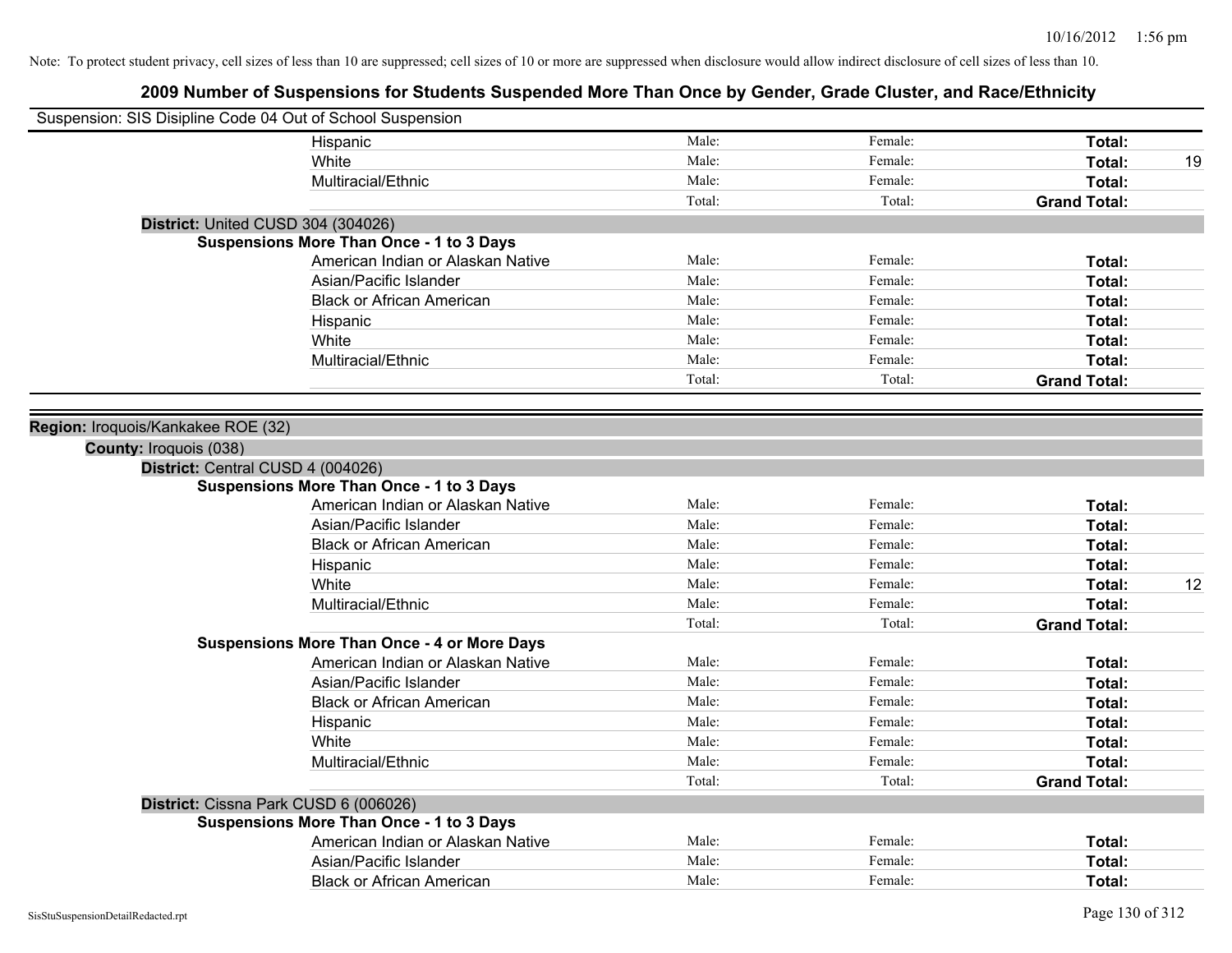Note: To protect student privacy, cell sizes of less than 10 are suppressed; cell sizes of 10 or more are suppressed when disclosure would allow indirect disclosure of cell sizes of less than 10.

## 2009 Number of Suspensions for Students Suspended More Than Once by Gender, Grade Cluster, and Race/Ethnicity

Suspension: SIS Disipline Code 04 Out of School Suspension

| | | | | |
|---|---|---|---|---|
| Hispanic | Male: | Female: | **Total:** | |
| White | Male: | Female: | **Total:** | 19 |
| Multiracial/Ethnic | Male: | Female: | **Total:** | |
| | Total: | Total: | **Grand Total:** | |

**District:** United CUSD 304 (304026)

**Suspensions More Than Once - 1 to 3 Days**

| | | | | |
|---|---|---|---|---|
| American Indian or Alaskan Native | Male: | Female: | **Total:** | |
| Asian/Pacific Islander | Male: | Female: | **Total:** | |
| Black or African American | Male: | Female: | **Total:** | |
| Hispanic | Male: | Female: | **Total:** | |
| White | Male: | Female: | **Total:** | |
| Multiracial/Ethnic | Male: | Female: | **Total:** | |
| | Total: | Total: | **Grand Total:** | |

**Region:** Iroquois/Kankakee ROE (32)

**County:** Iroquois (038)

**District:** Central CUSD 4 (004026)

**Suspensions More Than Once - 1 to 3 Days**

| | | | | |
|---|---|---|---|---|
| American Indian or Alaskan Native | Male: | Female: | **Total:** | |
| Asian/Pacific Islander | Male: | Female: | **Total:** | |
| Black or African American | Male: | Female: | **Total:** | |
| Hispanic | Male: | Female: | **Total:** | |
| White | Male: | Female: | **Total:** | 12 |
| Multiracial/Ethnic | Male: | Female: | **Total:** | |
| | Total: | Total: | **Grand Total:** | |

**Suspensions More Than Once - 4 or More Days**

| | | | | |
|---|---|---|---|---|
| American Indian or Alaskan Native | Male: | Female: | **Total:** | |
| Asian/Pacific Islander | Male: | Female: | **Total:** | |
| Black or African American | Male: | Female: | **Total:** | |
| Hispanic | Male: | Female: | **Total:** | |
| White | Male: | Female: | **Total:** | |
| Multiracial/Ethnic | Male: | Female: | **Total:** | |
| | Total: | Total: | **Grand Total:** | |

**District:** Cissna Park CUSD 6 (006026)

**Suspensions More Than Once - 1 to 3 Days**

| | | | | |
|---|---|---|---|---|
| American Indian or Alaskan Native | Male: | Female: | **Total:** | |
| Asian/Pacific Islander | Male: | Female: | **Total:** | |
| Black or African American | Male: | Female: | **Total:** | |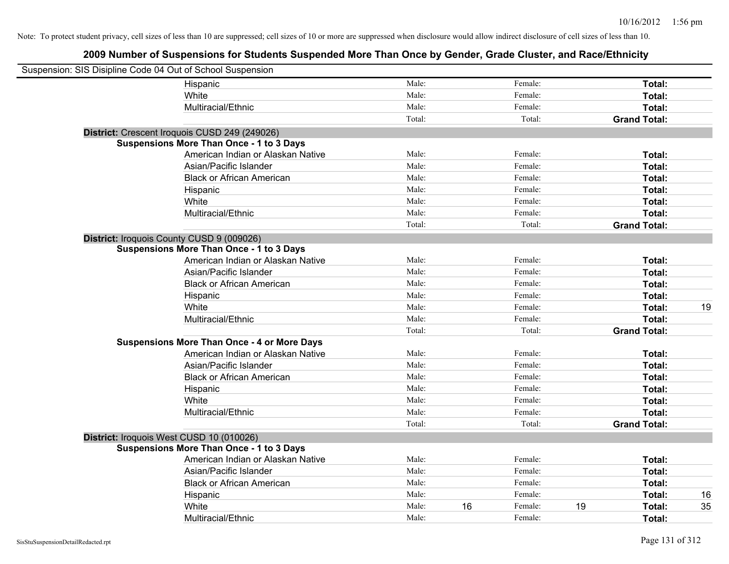Note: To protect student privacy, cell sizes of less than 10 are suppressed; cell sizes of 10 or more are suppressed when disclosure would allow indirect disclosure of cell sizes of less than 10.

## 2009 Number of Suspensions for Students Suspended More Than Once by Gender, Grade Cluster, and Race/Ethnicity

Suspension: SIS Disipline Code 04 Out of School Suspension

| | | | | | | | |
|---|---|---|---|---|---|---|---|
| Hispanic | Male: | | Female: | | **Total:** | |
| White | Male: | | Female: | | **Total:** | |
| Multiracial/Ethnic | Male: | | Female: | | **Total:** | |
| | Total: | | Total: | | **Grand Total:** | |

**District:** Crescent Iroquois CUSD 249 (249026)

**Suspensions More Than Once - 1 to 3 Days**

| | | | | | | |
|---|---|---|---|---|---|---|
| American Indian or Alaskan Native | Male: | | Female: | | **Total:** | |
| Asian/Pacific Islander | Male: | | Female: | | **Total:** | |
| Black or African American | Male: | | Female: | | **Total:** | |
| Hispanic | Male: | | Female: | | **Total:** | |
| White | Male: | | Female: | | **Total:** | |
| Multiracial/Ethnic | Male: | | Female: | | **Total:** | |
| | Total: | | Total: | | **Grand Total:** | |

**District:** Iroquois County CUSD 9 (009026)

**Suspensions More Than Once - 1 to 3 Days**

| | | | | | | |
|---|---|---|---|---|---|---|
| American Indian or Alaskan Native | Male: | | Female: | | **Total:** | |
| Asian/Pacific Islander | Male: | | Female: | | **Total:** | |
| Black or African American | Male: | | Female: | | **Total:** | |
| Hispanic | Male: | | Female: | | **Total:** | |
| White | Male: | | Female: | | **Total:** | 19 |
| Multiracial/Ethnic | Male: | | Female: | | **Total:** | |
| | Total: | | Total: | | **Grand Total:** | |

**Suspensions More Than Once - 4 or More Days**

| | | | | | | |
|---|---|---|---|---|---|---|
| American Indian or Alaskan Native | Male: | | Female: | | **Total:** | |
| Asian/Pacific Islander | Male: | | Female: | | **Total:** | |
| Black or African American | Male: | | Female: | | **Total:** | |
| Hispanic | Male: | | Female: | | **Total:** | |
| White | Male: | | Female: | | **Total:** | |
| Multiracial/Ethnic | Male: | | Female: | | **Total:** | |
| | Total: | | Total: | | **Grand Total:** | |

**District:** Iroquois West CUSD 10 (010026)

**Suspensions More Than Once - 1 to 3 Days**

| | | | | | | |
|---|---|---|---|---|---|---|
| American Indian or Alaskan Native | Male: | | Female: | | **Total:** | |
| Asian/Pacific Islander | Male: | | Female: | | **Total:** | |
| Black or African American | Male: | | Female: | | **Total:** | |
| Hispanic | Male: | | Female: | | **Total:** | 16 |
| White | Male: | 16 | Female: | 19 | **Total:** | 35 |
| Multiracial/Ethnic | Male: | | Female: | | **Total:** | |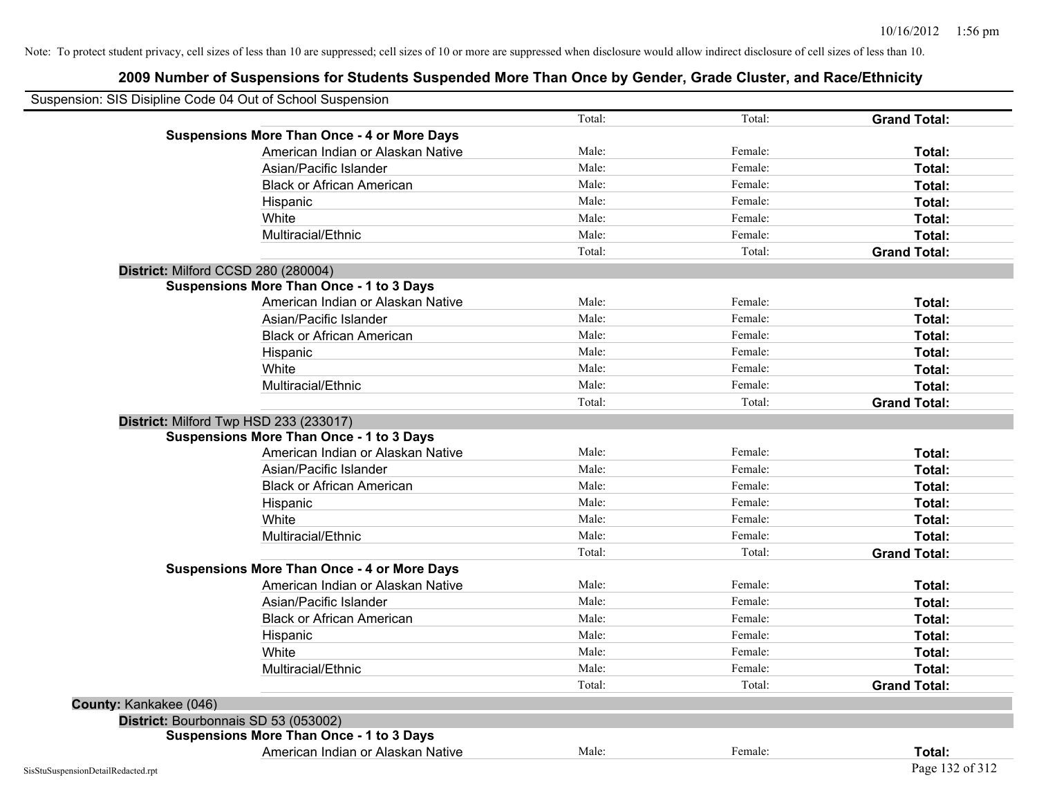Note: To protect student privacy, cell sizes of less than 10 are suppressed; cell sizes of 10 or more are suppressed when disclosure would allow indirect disclosure of cell sizes of less than 10.

# 2009 Number of Suspensions for Students Suspended More Than Once by Gender, Grade Cluster, and Race/Ethnicity

Suspension: SIS Disipline Code 04 Out of School Suspension

| | | | |
|---|---|---|---|
| | Total: | Total: | **Grand Total:** |
| **Suspensions More Than Once - 4 or More Days** | | | |
| American Indian or Alaskan Native | Male: | Female: | **Total:** |
| Asian/Pacific Islander | Male: | Female: | **Total:** |
| Black or African American | Male: | Female: | **Total:** |
| Hispanic | Male: | Female: | **Total:** |
| White | Male: | Female: | **Total:** |
| Multiracial/Ethnic | Male: | Female: | **Total:** |
| | Total: | Total: | **Grand Total:** |
| **District:** Milford CCSD 280 (280004) | | | |
| **Suspensions More Than Once - 1 to 3 Days** | | | |
| American Indian or Alaskan Native | Male: | Female: | **Total:** |
| Asian/Pacific Islander | Male: | Female: | **Total:** |
| Black or African American | Male: | Female: | **Total:** |
| Hispanic | Male: | Female: | **Total:** |
| White | Male: | Female: | **Total:** |
| Multiracial/Ethnic | Male: | Female: | **Total:** |
| | Total: | Total: | **Grand Total:** |
| **District:** Milford Twp HSD 233 (233017) | | | |
| **Suspensions More Than Once - 1 to 3 Days** | | | |
| American Indian or Alaskan Native | Male: | Female: | **Total:** |
| Asian/Pacific Islander | Male: | Female: | **Total:** |
| Black or African American | Male: | Female: | **Total:** |
| Hispanic | Male: | Female: | **Total:** |
| White | Male: | Female: | **Total:** |
| Multiracial/Ethnic | Male: | Female: | **Total:** |
| | Total: | Total: | **Grand Total:** |
| **Suspensions More Than Once - 4 or More Days** | | | |
| American Indian or Alaskan Native | Male: | Female: | **Total:** |
| Asian/Pacific Islander | Male: | Female: | **Total:** |
| Black or African American | Male: | Female: | **Total:** |
| Hispanic | Male: | Female: | **Total:** |
| White | Male: | Female: | **Total:** |
| Multiracial/Ethnic | Male: | Female: | **Total:** |
| | Total: | Total: | **Grand Total:** |
| **County:** Kankakee (046) | | | |
| **District:** Bourbonnais SD 53 (053002) | | | |
| **Suspensions More Than Once - 1 to 3 Days** | | | |
| American Indian or Alaskan Native | Male: | Female: | **Total:** |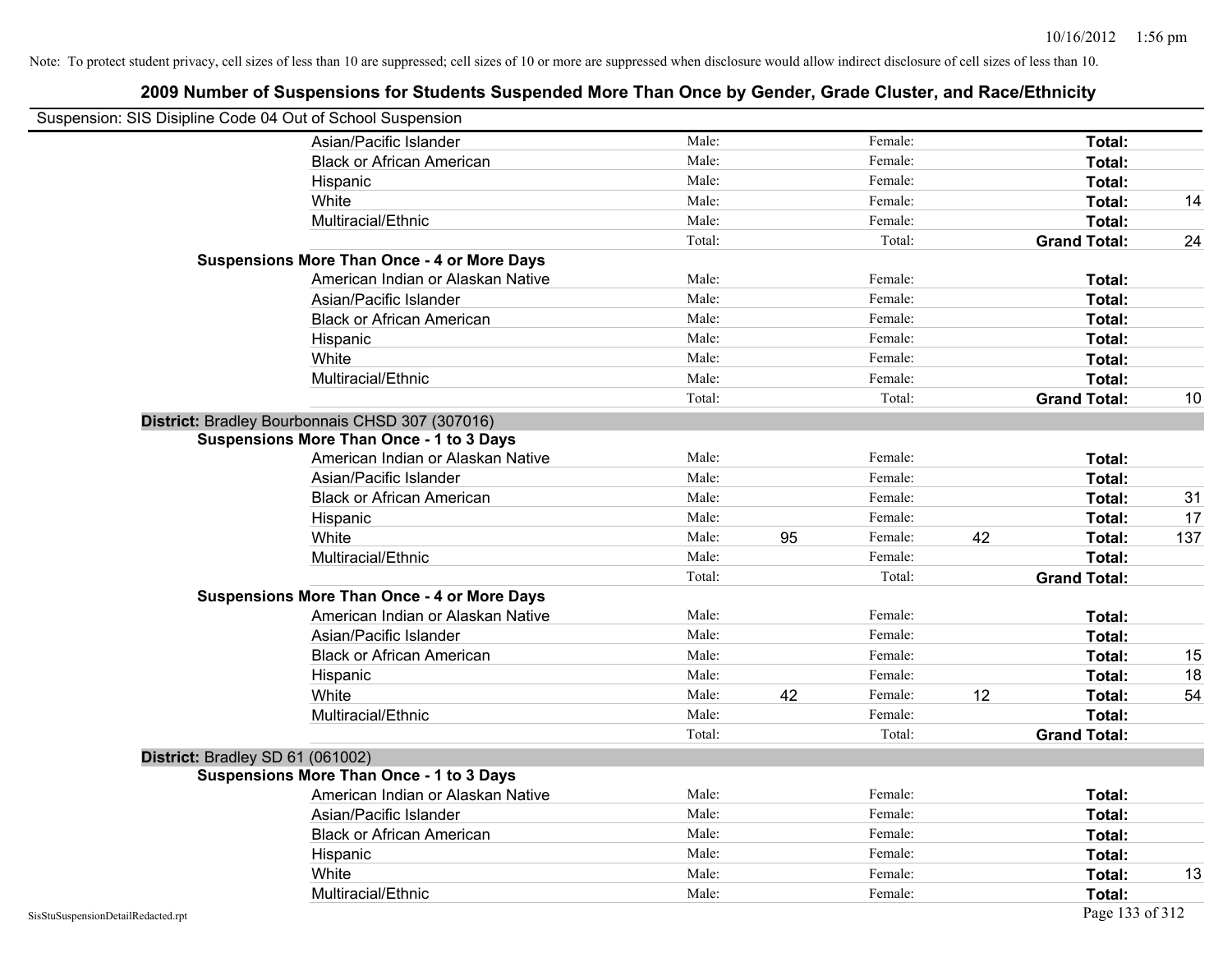Note: To protect student privacy, cell sizes of less than 10 are suppressed; cell sizes of 10 or more are suppressed when disclosure would allow indirect disclosure of cell sizes of less than 10.

## 2009 Number of Suspensions for Students Suspended More Than Once by Gender, Grade Cluster, and Race/Ethnicity

Suspension: SIS Disipline Code 04 Out of School Suspension

| | | | | | | | |
|---|---|---|---|---|---|---|---|
| Asian/Pacific Islander | Male: | | Female: | | **Total:** | |
| Black or African American | Male: | | Female: | | **Total:** | |
| Hispanic | Male: | | Female: | | **Total:** | |
| White | Male: | | Female: | | **Total:** | 14 |
| Multiracial/Ethnic | Male: | | Female: | | **Total:** | |
| | Total: | | Total: | | **Grand Total:** | 24 |
| **Suspensions More Than Once - 4 or More Days** | | | | | | |
| American Indian or Alaskan Native | Male: | | Female: | | **Total:** | |
| Asian/Pacific Islander | Male: | | Female: | | **Total:** | |
| Black or African American | Male: | | Female: | | **Total:** | |
| Hispanic | Male: | | Female: | | **Total:** | |
| White | Male: | | Female: | | **Total:** | |
| Multiracial/Ethnic | Male: | | Female: | | **Total:** | |
| | Total: | | Total: | | **Grand Total:** | 10 |

**District:** Bradley Bourbonnais CHSD 307 (307016)

| | | | | | | |
|---|---|---|---|---|---|---|
| **Suspensions More Than Once - 1 to 3 Days** | | | | | | |
| American Indian or Alaskan Native | Male: | | Female: | | **Total:** | |
| Asian/Pacific Islander | Male: | | Female: | | **Total:** | |
| Black or African American | Male: | | Female: | | **Total:** | 31 |
| Hispanic | Male: | | Female: | | **Total:** | 17 |
| White | Male: | 95 | Female: | 42 | **Total:** | 137 |
| Multiracial/Ethnic | Male: | | Female: | | **Total:** | |
| | Total: | | Total: | | **Grand Total:** | |
| **Suspensions More Than Once - 4 or More Days** | | | | | | |
| American Indian or Alaskan Native | Male: | | Female: | | **Total:** | |
| Asian/Pacific Islander | Male: | | Female: | | **Total:** | |
| Black or African American | Male: | | Female: | | **Total:** | 15 |
| Hispanic | Male: | | Female: | | **Total:** | 18 |
| White | Male: | 42 | Female: | 12 | **Total:** | 54 |
| Multiracial/Ethnic | Male: | | Female: | | **Total:** | |
| | Total: | | Total: | | **Grand Total:** | |

**District:** Bradley SD 61 (061002)

| | | | | | | |
|---|---|---|---|---|---|---|
| **Suspensions More Than Once - 1 to 3 Days** | | | | | | |
| American Indian or Alaskan Native | Male: | | Female: | | **Total:** | |
| Asian/Pacific Islander | Male: | | Female: | | **Total:** | |
| Black or African American | Male: | | Female: | | **Total:** | |
| Hispanic | Male: | | Female: | | **Total:** | |
| White | Male: | | Female: | | **Total:** | 13 |
| Multiracial/Ethnic | Male: | | Female: | | **Total:** | |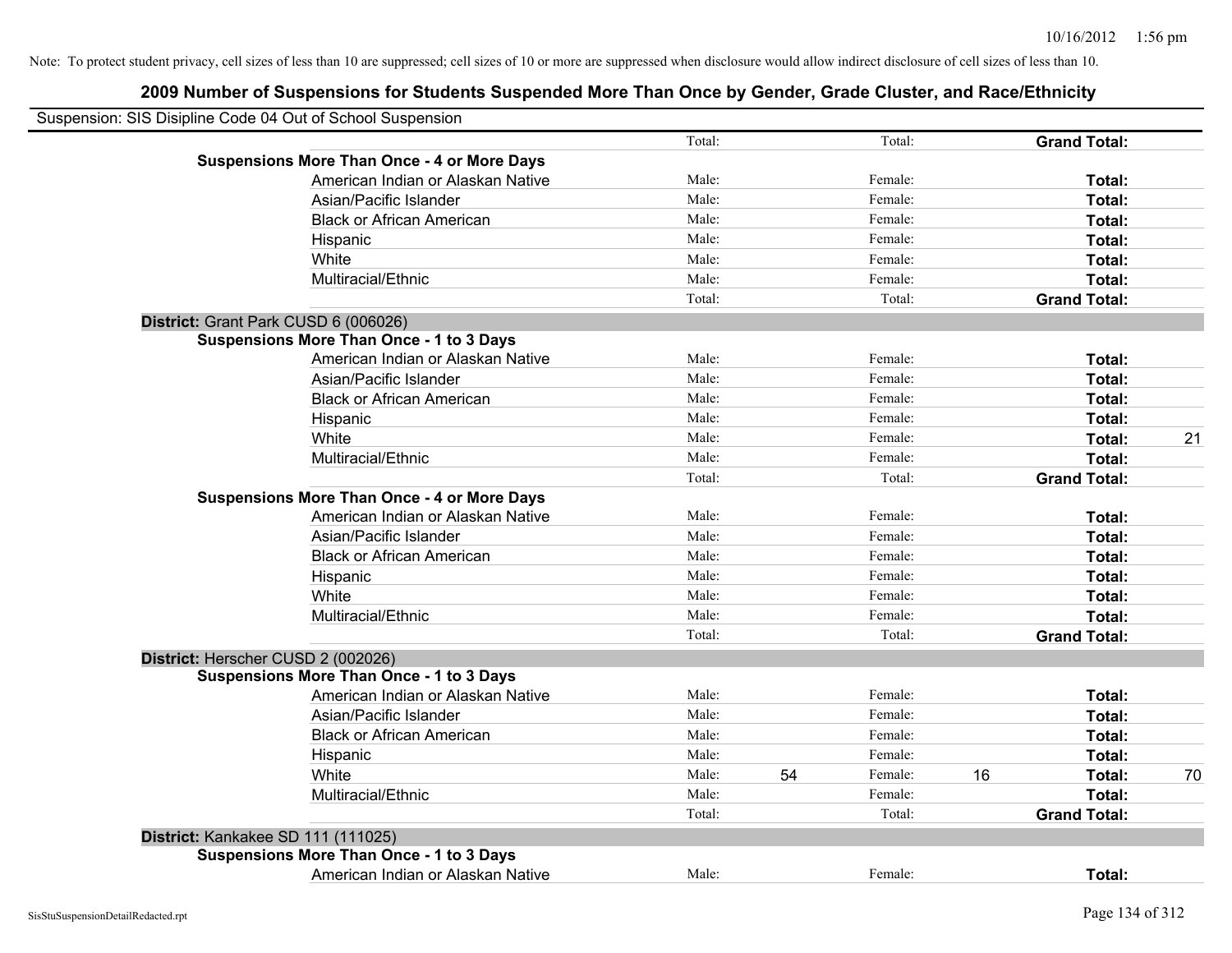Note: To protect student privacy, cell sizes of less than 10 are suppressed; cell sizes of 10 or more are suppressed when disclosure would allow indirect disclosure of cell sizes of less than 10.

## 2009 Number of Suspensions for Students Suspended More Than Once by Gender, Grade Cluster, and Race/Ethnicity

Suspension: SIS Disipline Code 04 Out of School Suspension

| | | | | | | | |
|---|---|---|---|---|---|---|---|
| | | Total: | | Total: | | **Grand Total:** | |
| **Suspensions More Than Once - 4 or More Days** | | | | | | | |
| | American Indian or Alaskan Native | Male: | | Female: | | **Total:** | |
| | Asian/Pacific Islander | Male: | | Female: | | **Total:** | |
| | Black or African American | Male: | | Female: | | **Total:** | |
| | Hispanic | Male: | | Female: | | **Total:** | |
| | White | Male: | | Female: | | **Total:** | |
| | Multiracial/Ethnic | Male: | | Female: | | **Total:** | |
| | | Total: | | Total: | | **Grand Total:** | |
| **District:** Grant Park CUSD 6 (006026) | | | | | | | |
| **Suspensions More Than Once - 1 to 3 Days** | | | | | | | |
| | American Indian or Alaskan Native | Male: | | Female: | | **Total:** | |
| | Asian/Pacific Islander | Male: | | Female: | | **Total:** | |
| | Black or African American | Male: | | Female: | | **Total:** | |
| | Hispanic | Male: | | Female: | | **Total:** | |
| | White | Male: | | Female: | | **Total:** | 21 |
| | Multiracial/Ethnic | Male: | | Female: | | **Total:** | |
| | | Total: | | Total: | | **Grand Total:** | |
| **Suspensions More Than Once - 4 or More Days** | | | | | | | |
| | American Indian or Alaskan Native | Male: | | Female: | | **Total:** | |
| | Asian/Pacific Islander | Male: | | Female: | | **Total:** | |
| | Black or African American | Male: | | Female: | | **Total:** | |
| | Hispanic | Male: | | Female: | | **Total:** | |
| | White | Male: | | Female: | | **Total:** | |
| | Multiracial/Ethnic | Male: | | Female: | | **Total:** | |
| | | Total: | | Total: | | **Grand Total:** | |
| **District:** Herscher CUSD 2 (002026) | | | | | | | |
| **Suspensions More Than Once - 1 to 3 Days** | | | | | | | |
| | American Indian or Alaskan Native | Male: | | Female: | | **Total:** | |
| | Asian/Pacific Islander | Male: | | Female: | | **Total:** | |
| | Black or African American | Male: | | Female: | | **Total:** | |
| | Hispanic | Male: | | Female: | | **Total:** | |
| | White | Male: | 54 | Female: | 16 | **Total:** | 70 |
| | Multiracial/Ethnic | Male: | | Female: | | **Total:** | |
| | | Total: | | Total: | | **Grand Total:** | |
| **District:** Kankakee SD 111 (111025) | | | | | | | |
| **Suspensions More Than Once - 1 to 3 Days** | | | | | | | |
| | American Indian or Alaskan Native | Male: | | Female: | | **Total:** | |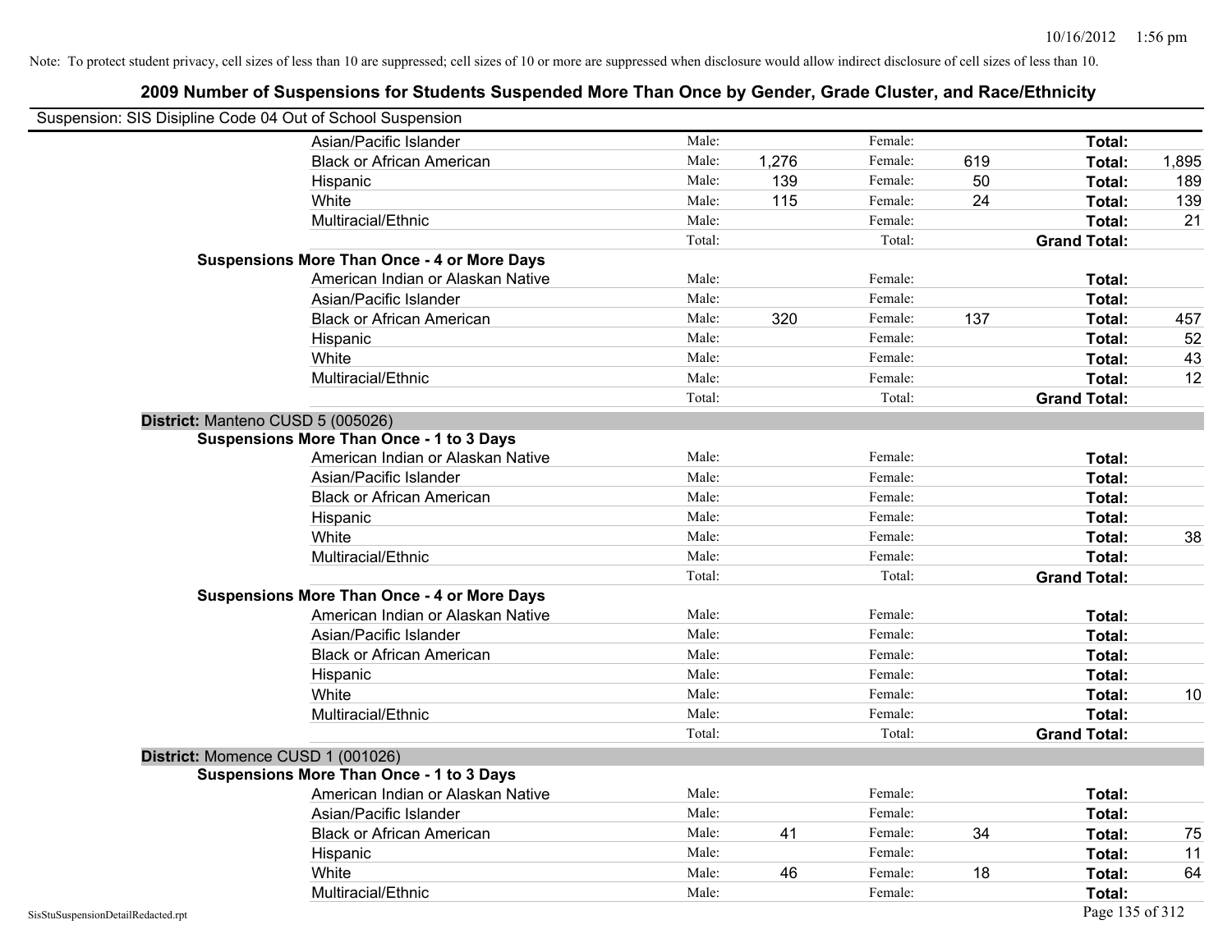Note: To protect student privacy, cell sizes of less than 10 are suppressed; cell sizes of 10 or more are suppressed when disclosure would allow indirect disclosure of cell sizes of less than 10.

## 2009 Number of Suspensions for Students Suspended More Than Once by Gender, Grade Cluster, and Race/Ethnicity

Suspension: SIS Disipline Code 04 Out of School Suspension

| | | | | | | | |
|---|---|---|---|---|---|---|---|
| Asian/Pacific Islander | Male: | | Female: | | **Total:** | |
| Black or African American | Male: | 1,276 | Female: | 619 | **Total:** | 1,895 |
| Hispanic | Male: | 139 | Female: | 50 | **Total:** | 189 |
| White | Male: | 115 | Female: | 24 | **Total:** | 139 |
| Multiracial/Ethnic | Male: | | Female: | | **Total:** | 21 |
| | Total: | | Total: | | **Grand Total:** | |

**Suspensions More Than Once - 4 or More Days**

| | | | | | | |
|---|---|---|---|---|---|---|
| American Indian or Alaskan Native | Male: | | Female: | | **Total:** | |
| Asian/Pacific Islander | Male: | | Female: | | **Total:** | |
| Black or African American | Male: | 320 | Female: | 137 | **Total:** | 457 |
| Hispanic | Male: | | Female: | | **Total:** | 52 |
| White | Male: | | Female: | | **Total:** | 43 |
| Multiracial/Ethnic | Male: | | Female: | | **Total:** | 12 |
| | Total: | | Total: | | **Grand Total:** | |

**District:** Manteno CUSD 5 (005026)

**Suspensions More Than Once - 1 to 3 Days**

| | | | | | | |
|---|---|---|---|---|---|---|
| American Indian or Alaskan Native | Male: | | Female: | | **Total:** | |
| Asian/Pacific Islander | Male: | | Female: | | **Total:** | |
| Black or African American | Male: | | Female: | | **Total:** | |
| Hispanic | Male: | | Female: | | **Total:** | |
| White | Male: | | Female: | | **Total:** | 38 |
| Multiracial/Ethnic | Male: | | Female: | | **Total:** | |
| | Total: | | Total: | | **Grand Total:** | |

**Suspensions More Than Once - 4 or More Days**

| | | | | | | |
|---|---|---|---|---|---|---|
| American Indian or Alaskan Native | Male: | | Female: | | **Total:** | |
| Asian/Pacific Islander | Male: | | Female: | | **Total:** | |
| Black or African American | Male: | | Female: | | **Total:** | |
| Hispanic | Male: | | Female: | | **Total:** | |
| White | Male: | | Female: | | **Total:** | 10 |
| Multiracial/Ethnic | Male: | | Female: | | **Total:** | |
| | Total: | | Total: | | **Grand Total:** | |

**District:** Momence CUSD 1 (001026)

**Suspensions More Than Once - 1 to 3 Days**

| | | | | | | |
|---|---|---|---|---|---|---|
| American Indian or Alaskan Native | Male: | | Female: | | **Total:** | |
| Asian/Pacific Islander | Male: | | Female: | | **Total:** | |
| Black or African American | Male: | 41 | Female: | 34 | **Total:** | 75 |
| Hispanic | Male: | | Female: | | **Total:** | 11 |
| White | Male: | 46 | Female: | 18 | **Total:** | 64 |
| Multiracial/Ethnic | Male: | | Female: | | **Total:** | |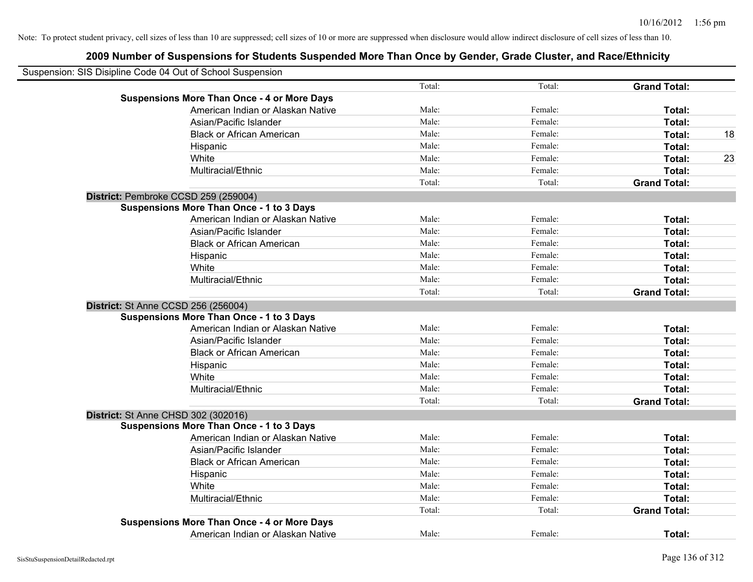Note: To protect student privacy, cell sizes of less than 10 are suppressed; cell sizes of 10 or more are suppressed when disclosure would allow indirect disclosure of cell sizes of less than 10.

## 2009 Number of Suspensions for Students Suspended More Than Once by Gender, Grade Cluster, and Race/Ethnicity

Suspension: SIS Disipline Code 04 Out of School Suspension

| | | | | | |
|---|---|---|---|---|---|
| | | Total: | Total: | **Grand Total:** | |
| **Suspensions More Than Once - 4 or More Days** | | | | | |
| | American Indian or Alaskan Native | Male: | Female: | **Total:** | |
| | Asian/Pacific Islander | Male: | Female: | **Total:** | |
| | Black or African American | Male: | Female: | **Total:** | 18 |
| | Hispanic | Male: | Female: | **Total:** | |
| | White | Male: | Female: | **Total:** | 23 |
| | Multiracial/Ethnic | Male: | Female: | **Total:** | |
| | | Total: | Total: | **Grand Total:** | |
| **District:** Pembroke CCSD 259 (259004) | | | | | |
| **Suspensions More Than Once - 1 to 3 Days** | | | | | |
| | American Indian or Alaskan Native | Male: | Female: | **Total:** | |
| | Asian/Pacific Islander | Male: | Female: | **Total:** | |
| | Black or African American | Male: | Female: | **Total:** | |
| | Hispanic | Male: | Female: | **Total:** | |
| | White | Male: | Female: | **Total:** | |
| | Multiracial/Ethnic | Male: | Female: | **Total:** | |
| | | Total: | Total: | **Grand Total:** | |
| **District:** St Anne CCSD 256 (256004) | | | | | |
| **Suspensions More Than Once - 1 to 3 Days** | | | | | |
| | American Indian or Alaskan Native | Male: | Female: | **Total:** | |
| | Asian/Pacific Islander | Male: | Female: | **Total:** | |
| | Black or African American | Male: | Female: | **Total:** | |
| | Hispanic | Male: | Female: | **Total:** | |
| | White | Male: | Female: | **Total:** | |
| | Multiracial/Ethnic | Male: | Female: | **Total:** | |
| | | Total: | Total: | **Grand Total:** | |
| **District:** St Anne CHSD 302 (302016) | | | | | |
| **Suspensions More Than Once - 1 to 3 Days** | | | | | |
| | American Indian or Alaskan Native | Male: | Female: | **Total:** | |
| | Asian/Pacific Islander | Male: | Female: | **Total:** | |
| | Black or African American | Male: | Female: | **Total:** | |
| | Hispanic | Male: | Female: | **Total:** | |
| | White | Male: | Female: | **Total:** | |
| | Multiracial/Ethnic | Male: | Female: | **Total:** | |
| | | Total: | Total: | **Grand Total:** | |
| **Suspensions More Than Once - 4 or More Days** | | | | | |
| | American Indian or Alaskan Native | Male: | Female: | **Total:** | |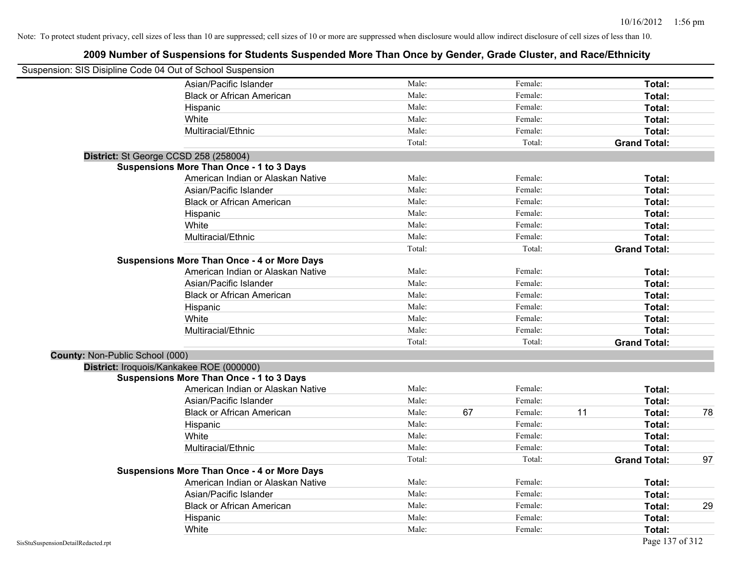Note: To protect student privacy, cell sizes of less than 10 are suppressed; cell sizes of 10 or more are suppressed when disclosure would allow indirect disclosure of cell sizes of less than 10.

## 2009 Number of Suspensions for Students Suspended More Than Once by Gender, Grade Cluster, and Race/Ethnicity

Suspension: SIS Disipline Code 04 Out of School Suspension

| | | | | | | | |
|---|---|---|---|---|---|---|---|
| Asian/Pacific Islander | Male: | | Female: | | **Total:** | |
| Black or African American | Male: | | Female: | | **Total:** | |
| Hispanic | Male: | | Female: | | **Total:** | |
| White | Male: | | Female: | | **Total:** | |
| Multiracial/Ethnic | Male: | | Female: | | **Total:** | |
| | Total: | | Total: | | **Grand Total:** | |

**District:** St George CCSD 258 (258004)

**Suspensions More Than Once - 1 to 3 Days**

| | | | | | | |
|---|---|---|---|---|---|---|
| American Indian or Alaskan Native | Male: | | Female: | | **Total:** | |
| Asian/Pacific Islander | Male: | | Female: | | **Total:** | |
| Black or African American | Male: | | Female: | | **Total:** | |
| Hispanic | Male: | | Female: | | **Total:** | |
| White | Male: | | Female: | | **Total:** | |
| Multiracial/Ethnic | Male: | | Female: | | **Total:** | |
| | Total: | | Total: | | **Grand Total:** | |

**Suspensions More Than Once - 4 or More Days**

| | | | | | | |
|---|---|---|---|---|---|---|
| American Indian or Alaskan Native | Male: | | Female: | | **Total:** | |
| Asian/Pacific Islander | Male: | | Female: | | **Total:** | |
| Black or African American | Male: | | Female: | | **Total:** | |
| Hispanic | Male: | | Female: | | **Total:** | |
| White | Male: | | Female: | | **Total:** | |
| Multiracial/Ethnic | Male: | | Female: | | **Total:** | |
| | Total: | | Total: | | **Grand Total:** | |

**County:** Non-Public School (000)

**District:** Iroquois/Kankakee ROE (000000)

**Suspensions More Than Once - 1 to 3 Days**

| | | | | | | |
|---|---|---|---|---|---|---|
| American Indian or Alaskan Native | Male: | | Female: | | **Total:** | |
| Asian/Pacific Islander | Male: | | Female: | | **Total:** | |
| Black or African American | Male: | 67 | Female: | 11 | **Total:** | 78 |
| Hispanic | Male: | | Female: | | **Total:** | |
| White | Male: | | Female: | | **Total:** | |
| Multiracial/Ethnic | Male: | | Female: | | **Total:** | |
| | Total: | | Total: | | **Grand Total:** | 97 |

**Suspensions More Than Once - 4 or More Days**

| | | | | | | |
|---|---|---|---|---|---|---|
| American Indian or Alaskan Native | Male: | | Female: | | **Total:** | |
| Asian/Pacific Islander | Male: | | Female: | | **Total:** | |
| Black or African American | Male: | | Female: | | **Total:** | 29 |
| Hispanic | Male: | | Female: | | **Total:** | |
| White | Male: | | Female: | | **Total:** | |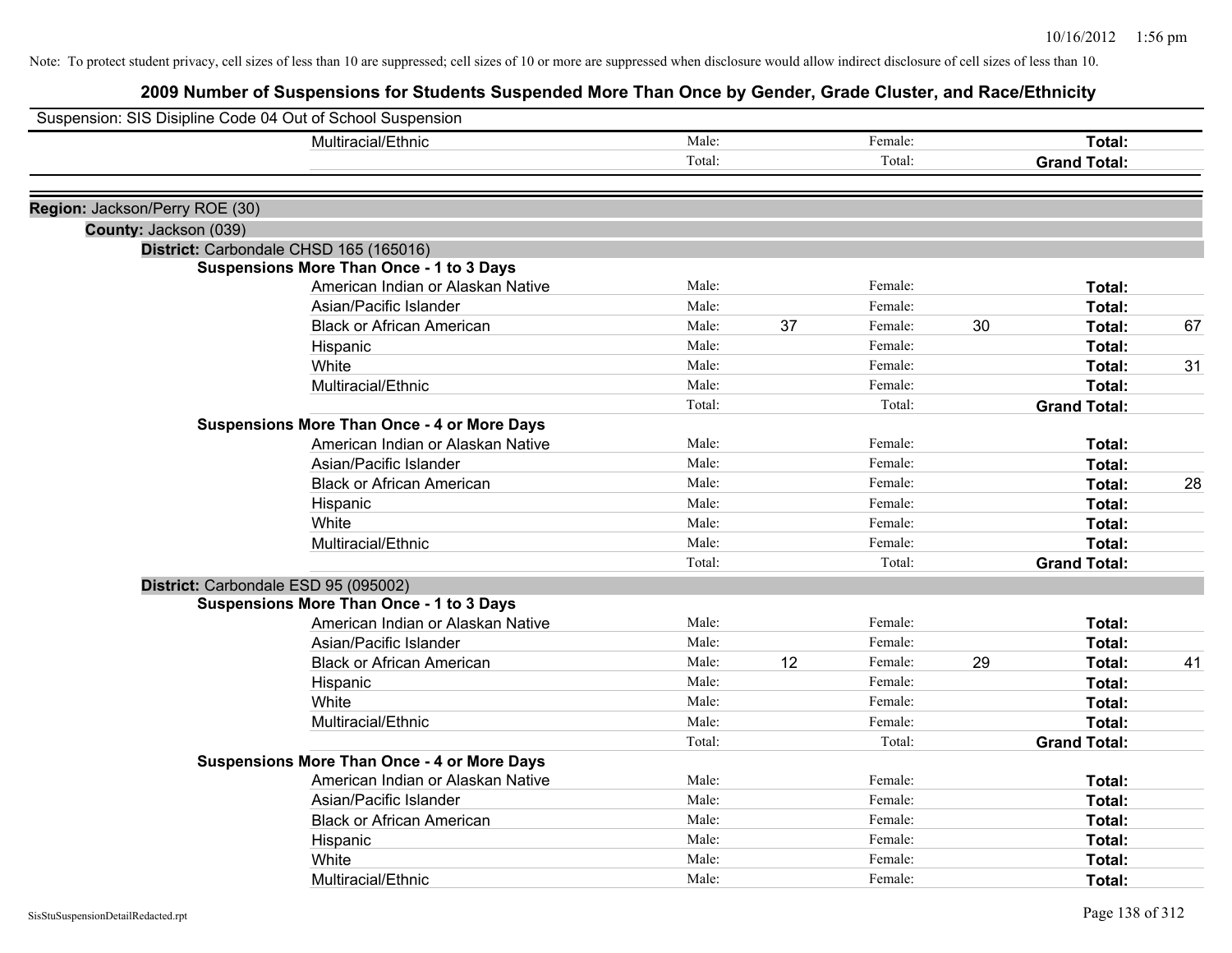Note: To protect student privacy, cell sizes of less than 10 are suppressed; cell sizes of 10 or more are suppressed when disclosure would allow indirect disclosure of cell sizes of less than 10.

# 2009 Number of Suspensions for Students Suspended More Than Once by Gender, Grade Cluster, and Race/Ethnicity

Suspension: SIS Disipline Code 04 Out of School Suspension

| | | | | | | |
|---|---|---|---|---|---|---|
| Multiracial/Ethnic | Male: | | Female: | | Total: | |
| | Total: | | Total: | | Grand Total: | |

**Region:** Jackson/Perry ROE (30)

**County:** Jackson (039)

**District:** Carbondale CHSD 165 (165016)

**Suspensions More Than Once - 1 to 3 Days**

| | | | | | | |
|---|---|---|---|---|---|---|
| American Indian or Alaskan Native | Male: | | Female: | | Total: | |
| Asian/Pacific Islander | Male: | | Female: | | Total: | |
| Black or African American | Male: | 37 | Female: | 30 | Total: | 67 |
| Hispanic | Male: | | Female: | | Total: | |
| White | Male: | | Female: | | Total: | 31 |
| Multiracial/Ethnic | Male: | | Female: | | Total: | |
| | Total: | | Total: | | Grand Total: | |

**Suspensions More Than Once - 4 or More Days**

| | | | | | | |
|---|---|---|---|---|---|---|
| American Indian or Alaskan Native | Male: | | Female: | | Total: | |
| Asian/Pacific Islander | Male: | | Female: | | Total: | |
| Black or African American | Male: | | Female: | | Total: | 28 |
| Hispanic | Male: | | Female: | | Total: | |
| White | Male: | | Female: | | Total: | |
| Multiracial/Ethnic | Male: | | Female: | | Total: | |
| | Total: | | Total: | | Grand Total: | |

**District:** Carbondale ESD 95 (095002)

**Suspensions More Than Once - 1 to 3 Days**

| | | | | | | |
|---|---|---|---|---|---|---|
| American Indian or Alaskan Native | Male: | | Female: | | Total: | |
| Asian/Pacific Islander | Male: | | Female: | | Total: | |
| Black or African American | Male: | 12 | Female: | 29 | Total: | 41 |
| Hispanic | Male: | | Female: | | Total: | |
| White | Male: | | Female: | | Total: | |
| Multiracial/Ethnic | Male: | | Female: | | Total: | |
| | Total: | | Total: | | Grand Total: | |

**Suspensions More Than Once - 4 or More Days**

| | | | | | | |
|---|---|---|---|---|---|---|
| American Indian or Alaskan Native | Male: | | Female: | | Total: | |
| Asian/Pacific Islander | Male: | | Female: | | Total: | |
| Black or African American | Male: | | Female: | | Total: | |
| Hispanic | Male: | | Female: | | Total: | |
| White | Male: | | Female: | | Total: | |
| Multiracial/Ethnic | Male: | | Female: | | Total: | |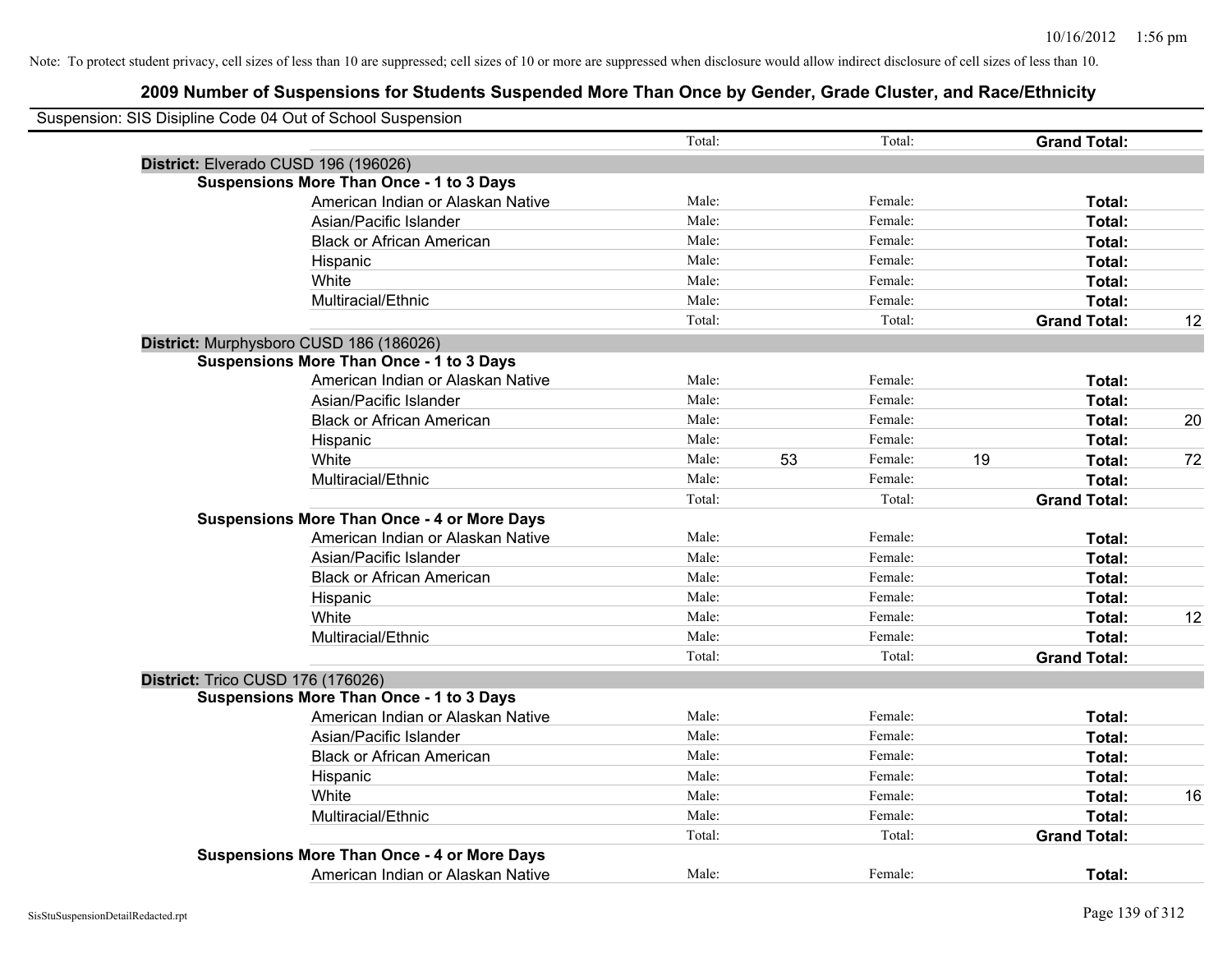Note: To protect student privacy, cell sizes of less than 10 are suppressed; cell sizes of 10 or more are suppressed when disclosure would allow indirect disclosure of cell sizes of less than 10.

## 2009 Number of Suspensions for Students Suspended More Than Once by Gender, Grade Cluster, and Race/Ethnicity

Suspension: SIS Disipline Code 04 Out of School Suspension

| | | | | | | | |
|---|---|---|---|---|---|---|---|
| | Total: | | Total: | | **Grand Total:** | |
| **District:** Elverado CUSD 196 (196026) | | | | | | |
| **Suspensions More Than Once - 1 to 3 Days** | | | | | | |
| American Indian or Alaskan Native | Male: | | Female: | | **Total:** | |
| Asian/Pacific Islander | Male: | | Female: | | **Total:** | |
| Black or African American | Male: | | Female: | | **Total:** | |
| Hispanic | Male: | | Female: | | **Total:** | |
| White | Male: | | Female: | | **Total:** | |
| Multiracial/Ethnic | Male: | | Female: | | **Total:** | |
| | Total: | | Total: | | **Grand Total:** | 12 |
| **District:** Murphysboro CUSD 186 (186026) | | | | | | |
| **Suspensions More Than Once - 1 to 3 Days** | | | | | | |
| American Indian or Alaskan Native | Male: | | Female: | | **Total:** | |
| Asian/Pacific Islander | Male: | | Female: | | **Total:** | |
| Black or African American | Male: | | Female: | | **Total:** | 20 |
| Hispanic | Male: | | Female: | | **Total:** | |
| White | Male: | 53 | Female: | 19 | **Total:** | 72 |
| Multiracial/Ethnic | Male: | | Female: | | **Total:** | |
| | Total: | | Total: | | **Grand Total:** | |
| **Suspensions More Than Once - 4 or More Days** | | | | | | |
| American Indian or Alaskan Native | Male: | | Female: | | **Total:** | |
| Asian/Pacific Islander | Male: | | Female: | | **Total:** | |
| Black or African American | Male: | | Female: | | **Total:** | |
| Hispanic | Male: | | Female: | | **Total:** | |
| White | Male: | | Female: | | **Total:** | 12 |
| Multiracial/Ethnic | Male: | | Female: | | **Total:** | |
| | Total: | | Total: | | **Grand Total:** | |
| **District:** Trico CUSD 176 (176026) | | | | | | |
| **Suspensions More Than Once - 1 to 3 Days** | | | | | | |
| American Indian or Alaskan Native | Male: | | Female: | | **Total:** | |
| Asian/Pacific Islander | Male: | | Female: | | **Total:** | |
| Black or African American | Male: | | Female: | | **Total:** | |
| Hispanic | Male: | | Female: | | **Total:** | |
| White | Male: | | Female: | | **Total:** | 16 |
| Multiracial/Ethnic | Male: | | Female: | | **Total:** | |
| | Total: | | Total: | | **Grand Total:** | |
| **Suspensions More Than Once - 4 or More Days** | | | | | | |
| American Indian or Alaskan Native | Male: | | Female: | | **Total:** | |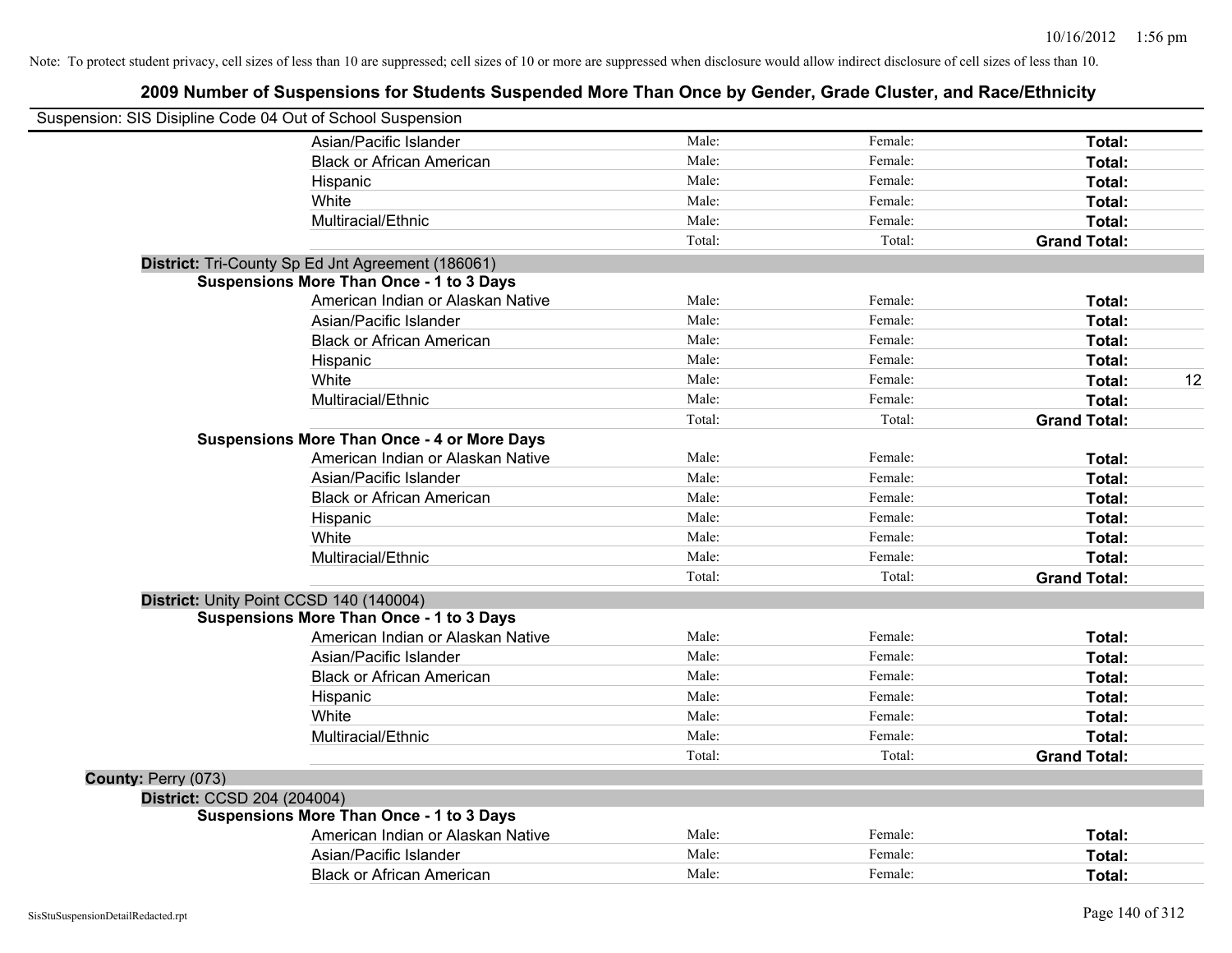Note: To protect student privacy, cell sizes of less than 10 are suppressed; cell sizes of 10 or more are suppressed when disclosure would allow indirect disclosure of cell sizes of less than 10.

## 2009 Number of Suspensions for Students Suspended More Than Once by Gender, Grade Cluster, and Race/Ethnicity

Suspension: SIS Disipline Code 04 Out of School Suspension

| | | | | |
|---|---|---|---|---|
| Asian/Pacific Islander | Male: | Female: | **Total:** | |
| Black or African American | Male: | Female: | **Total:** | |
| Hispanic | Male: | Female: | **Total:** | |
| White | Male: | Female: | **Total:** | |
| Multiracial/Ethnic | Male: | Female: | **Total:** | |
| | Total: | Total: | **Grand Total:** | |

**District:** Tri-County Sp Ed Jnt Agreement (186061)

**Suspensions More Than Once - 1 to 3 Days**

| | | | | |
|---|---|---|---|---|
| American Indian or Alaskan Native | Male: | Female: | **Total:** | |
| Asian/Pacific Islander | Male: | Female: | **Total:** | |
| Black or African American | Male: | Female: | **Total:** | |
| Hispanic | Male: | Female: | **Total:** | |
| White | Male: | Female: | **Total:** | 12 |
| Multiracial/Ethnic | Male: | Female: | **Total:** | |
| | Total: | Total: | **Grand Total:** | |

**Suspensions More Than Once - 4 or More Days**

| | | | | |
|---|---|---|---|---|
| American Indian or Alaskan Native | Male: | Female: | **Total:** | |
| Asian/Pacific Islander | Male: | Female: | **Total:** | |
| Black or African American | Male: | Female: | **Total:** | |
| Hispanic | Male: | Female: | **Total:** | |
| White | Male: | Female: | **Total:** | |
| Multiracial/Ethnic | Male: | Female: | **Total:** | |
| | Total: | Total: | **Grand Total:** | |

**District:** Unity Point CCSD 140 (140004)

**Suspensions More Than Once - 1 to 3 Days**

| | | | | |
|---|---|---|---|---|
| American Indian or Alaskan Native | Male: | Female: | **Total:** | |
| Asian/Pacific Islander | Male: | Female: | **Total:** | |
| Black or African American | Male: | Female: | **Total:** | |
| Hispanic | Male: | Female: | **Total:** | |
| White | Male: | Female: | **Total:** | |
| Multiracial/Ethnic | Male: | Female: | **Total:** | |
| | Total: | Total: | **Grand Total:** | |

**County:** Perry (073)

**District:** CCSD 204 (204004)

**Suspensions More Than Once - 1 to 3 Days**

| | | | | |
|---|---|---|---|---|
| American Indian or Alaskan Native | Male: | Female: | **Total:** | |
| Asian/Pacific Islander | Male: | Female: | **Total:** | |
| Black or African American | Male: | Female: | **Total:** | |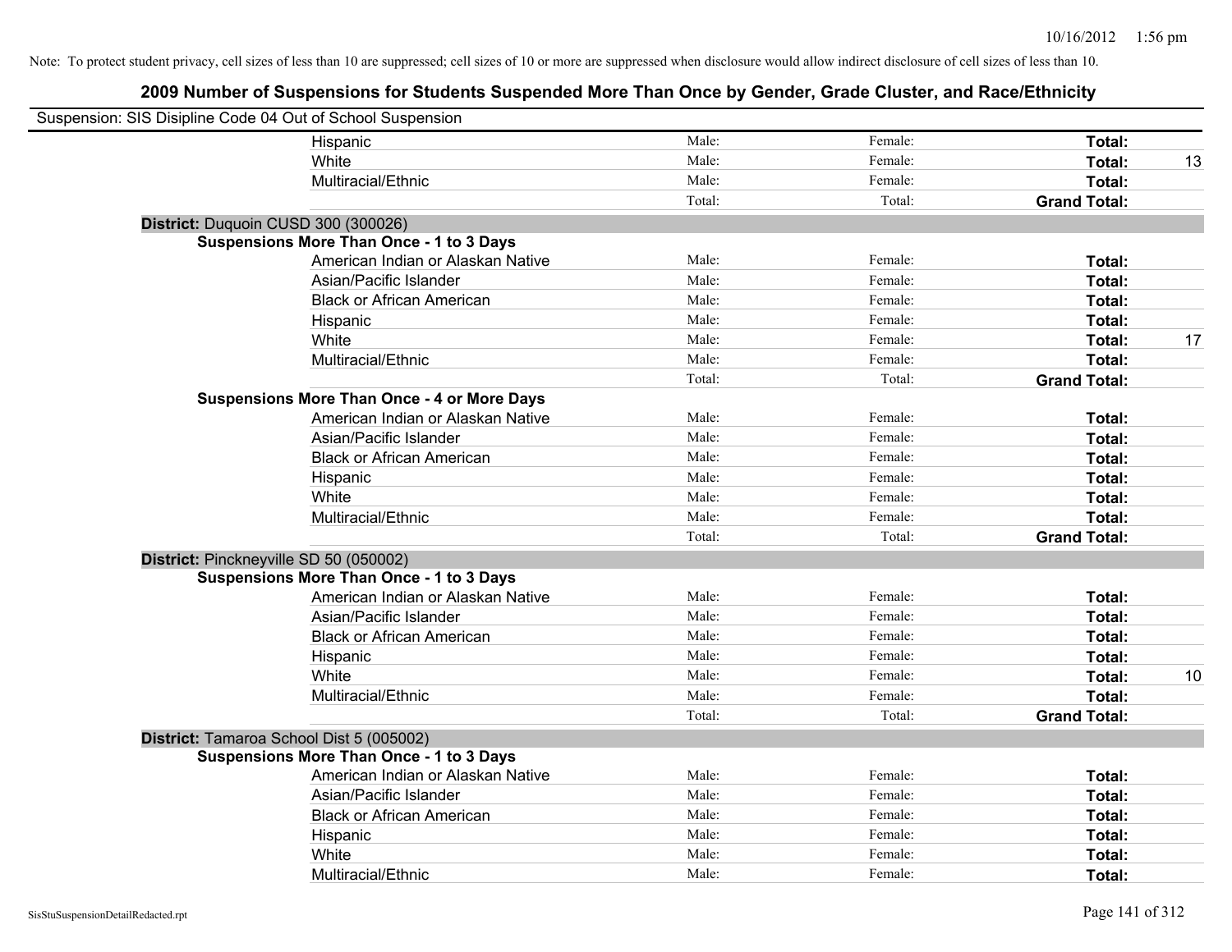Note: To protect student privacy, cell sizes of less than 10 are suppressed; cell sizes of 10 or more are suppressed when disclosure would allow indirect disclosure of cell sizes of less than 10.

## 2009 Number of Suspensions for Students Suspended More Than Once by Gender, Grade Cluster, and Race/Ethnicity

Suspension: SIS Disipline Code 04 Out of School Suspension

| | | | | |
|---|---|---|---|---|
| Hispanic | Male: | Female: | **Total:** | |
| White | Male: | Female: | **Total:** | 13 |
| Multiracial/Ethnic | Male: | Female: | **Total:** | |
| | Total: | Total: | **Grand Total:** | |

**District:** Duquoin CUSD 300 (300026)

**Suspensions More Than Once - 1 to 3 Days**

| | | | | |
|---|---|---|---|---|
| American Indian or Alaskan Native | Male: | Female: | **Total:** | |
| Asian/Pacific Islander | Male: | Female: | **Total:** | |
| Black or African American | Male: | Female: | **Total:** | |
| Hispanic | Male: | Female: | **Total:** | |
| White | Male: | Female: | **Total:** | 17 |
| Multiracial/Ethnic | Male: | Female: | **Total:** | |
| | Total: | Total: | **Grand Total:** | |

**Suspensions More Than Once - 4 or More Days**

| | | | | |
|---|---|---|---|---|
| American Indian or Alaskan Native | Male: | Female: | **Total:** | |
| Asian/Pacific Islander | Male: | Female: | **Total:** | |
| Black or African American | Male: | Female: | **Total:** | |
| Hispanic | Male: | Female: | **Total:** | |
| White | Male: | Female: | **Total:** | |
| Multiracial/Ethnic | Male: | Female: | **Total:** | |
| | Total: | Total: | **Grand Total:** | |

**District:** Pinckneyville SD 50 (050002)

**Suspensions More Than Once - 1 to 3 Days**

| | | | | |
|---|---|---|---|---|
| American Indian or Alaskan Native | Male: | Female: | **Total:** | |
| Asian/Pacific Islander | Male: | Female: | **Total:** | |
| Black or African American | Male: | Female: | **Total:** | |
| Hispanic | Male: | Female: | **Total:** | |
| White | Male: | Female: | **Total:** | 10 |
| Multiracial/Ethnic | Male: | Female: | **Total:** | |
| | Total: | Total: | **Grand Total:** | |

**District:** Tamaroa School Dist 5 (005002)

**Suspensions More Than Once - 1 to 3 Days**

| | | | | |
|---|---|---|---|---|
| American Indian or Alaskan Native | Male: | Female: | **Total:** | |
| Asian/Pacific Islander | Male: | Female: | **Total:** | |
| Black or African American | Male: | Female: | **Total:** | |
| Hispanic | Male: | Female: | **Total:** | |
| White | Male: | Female: | **Total:** | |
| Multiracial/Ethnic | Male: | Female: | **Total:** | |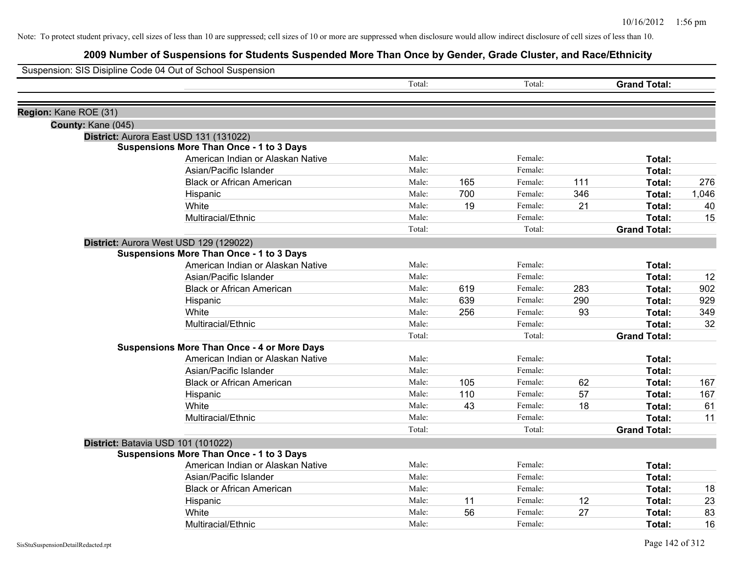Note: To protect student privacy, cell sizes of less than 10 are suppressed; cell sizes of 10 or more are suppressed when disclosure would allow indirect disclosure of cell sizes of less than 10.

# 2009 Number of Suspensions for Students Suspended More Than Once by Gender, Grade Cluster, and Race/Ethnicity

Suspension: SIS Disipline Code 04 Out of School Suspension

| | | | | | | | |
|---|---|---|---|---|---|---|---|
| | Total: | | Total: | | **Grand Total:** | |

**Region:** Kane ROE (31)

**County:** Kane (045)

**District:** Aurora East USD 131 (131022)

**Suspensions More Than Once - 1 to 3 Days**

| | | | | | | |
|---|---|---|---|---|---|---|
| American Indian or Alaskan Native | Male: | | Female: | | **Total:** | |
| Asian/Pacific Islander | Male: | | Female: | | **Total:** | |
| Black or African American | Male: | 165 | Female: | 111 | **Total:** | 276 |
| Hispanic | Male: | 700 | Female: | 346 | **Total:** | 1,046 |
| White | Male: | 19 | Female: | 21 | **Total:** | 40 |
| Multiracial/Ethnic | Male: | | Female: | | **Total:** | 15 |
| | Total: | | Total: | | **Grand Total:** | |

**District:** Aurora West USD 129 (129022)

**Suspensions More Than Once - 1 to 3 Days**

| | | | | | | |
|---|---|---|---|---|---|---|
| American Indian or Alaskan Native | Male: | | Female: | | **Total:** | |
| Asian/Pacific Islander | Male: | | Female: | | **Total:** | 12 |
| Black or African American | Male: | 619 | Female: | 283 | **Total:** | 902 |
| Hispanic | Male: | 639 | Female: | 290 | **Total:** | 929 |
| White | Male: | 256 | Female: | 93 | **Total:** | 349 |
| Multiracial/Ethnic | Male: | | Female: | | **Total:** | 32 |
| | Total: | | Total: | | **Grand Total:** | |

**Suspensions More Than Once - 4 or More Days**

| | | | | | | |
|---|---|---|---|---|---|---|
| American Indian or Alaskan Native | Male: | | Female: | | **Total:** | |
| Asian/Pacific Islander | Male: | | Female: | | **Total:** | |
| Black or African American | Male: | 105 | Female: | 62 | **Total:** | 167 |
| Hispanic | Male: | 110 | Female: | 57 | **Total:** | 167 |
| White | Male: | 43 | Female: | 18 | **Total:** | 61 |
| Multiracial/Ethnic | Male: | | Female: | | **Total:** | 11 |
| | Total: | | Total: | | **Grand Total:** | |

**District:** Batavia USD 101 (101022)

**Suspensions More Than Once - 1 to 3 Days**

| | | | | | | |
|---|---|---|---|---|---|---|
| American Indian or Alaskan Native | Male: | | Female: | | **Total:** | |
| Asian/Pacific Islander | Male: | | Female: | | **Total:** | |
| Black or African American | Male: | | Female: | | **Total:** | 18 |
| Hispanic | Male: | 11 | Female: | 12 | **Total:** | 23 |
| White | Male: | 56 | Female: | 27 | **Total:** | 83 |
| Multiracial/Ethnic | Male: | | Female: | | **Total:** | 16 |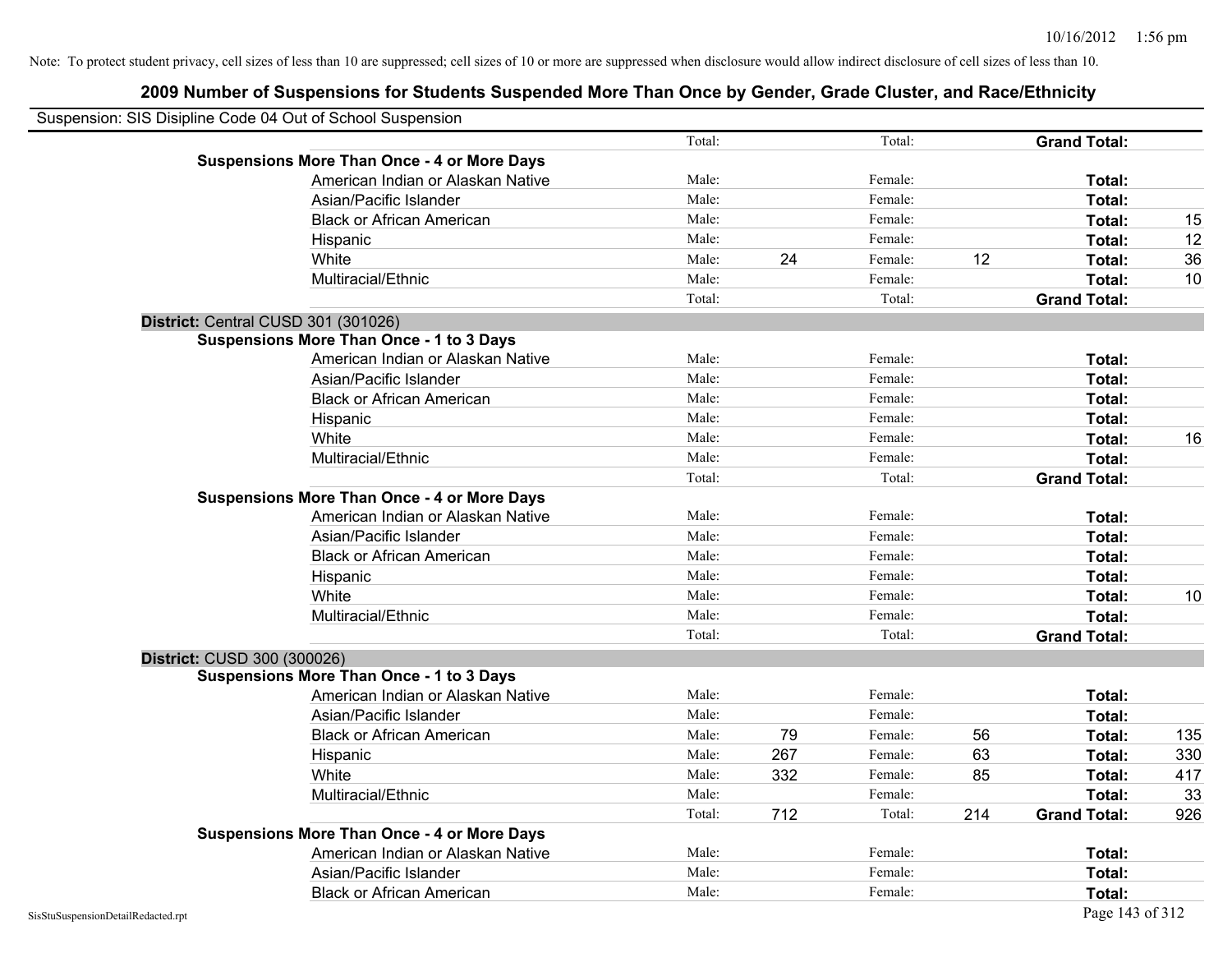Note: To protect student privacy, cell sizes of less than 10 are suppressed; cell sizes of 10 or more are suppressed when disclosure would allow indirect disclosure of cell sizes of less than 10.

## 2009 Number of Suspensions for Students Suspended More Than Once by Gender, Grade Cluster, and Race/Ethnicity

Suspension: SIS Disipline Code 04 Out of School Suspension

| | | | | | | | |
|---|---|---|---|---|---|---|---|
| | Total: | | Total: | | **Grand Total:** | |
| **Suspensions More Than Once - 4 or More Days** | | | | | | | |
| American Indian or Alaskan Native | Male: | | Female: | | **Total:** | |
| Asian/Pacific Islander | Male: | | Female: | | **Total:** | |
| Black or African American | Male: | | Female: | | **Total:** | 15 |
| Hispanic | Male: | | Female: | | **Total:** | 12 |
| White | Male: | 24 | Female: | 12 | **Total:** | 36 |
| Multiracial/Ethnic | Male: | | Female: | | **Total:** | 10 |
| | Total: | | Total: | | **Grand Total:** | |
| **District:** Central CUSD 301 (301026) | | | | | | |
| **Suspensions More Than Once - 1 to 3 Days** | | | | | | |
| American Indian or Alaskan Native | Male: | | Female: | | **Total:** | |
| Asian/Pacific Islander | Male: | | Female: | | **Total:** | |
| Black or African American | Male: | | Female: | | **Total:** | |
| Hispanic | Male: | | Female: | | **Total:** | |
| White | Male: | | Female: | | **Total:** | 16 |
| Multiracial/Ethnic | Male: | | Female: | | **Total:** | |
| | Total: | | Total: | | **Grand Total:** | |
| **Suspensions More Than Once - 4 or More Days** | | | | | | |
| American Indian or Alaskan Native | Male: | | Female: | | **Total:** | |
| Asian/Pacific Islander | Male: | | Female: | | **Total:** | |
| Black or African American | Male: | | Female: | | **Total:** | |
| Hispanic | Male: | | Female: | | **Total:** | |
| White | Male: | | Female: | | **Total:** | 10 |
| Multiracial/Ethnic | Male: | | Female: | | **Total:** | |
| | Total: | | Total: | | **Grand Total:** | |
| **District:** CUSD 300 (300026) | | | | | | |
| **Suspensions More Than Once - 1 to 3 Days** | | | | | | |
| American Indian or Alaskan Native | Male: | | Female: | | **Total:** | |
| Asian/Pacific Islander | Male: | | Female: | | **Total:** | |
| Black or African American | Male: | 79 | Female: | 56 | **Total:** | 135 |
| Hispanic | Male: | 267 | Female: | 63 | **Total:** | 330 |
| White | Male: | 332 | Female: | 85 | **Total:** | 417 |
| Multiracial/Ethnic | Male: | | Female: | | **Total:** | 33 |
| | Total: | 712 | Total: | 214 | **Grand Total:** | 926 |
| **Suspensions More Than Once - 4 or More Days** | | | | | | |
| American Indian or Alaskan Native | Male: | | Female: | | **Total:** | |
| Asian/Pacific Islander | Male: | | Female: | | **Total:** | |
| Black or African American | Male: | | Female: | | **Total:** | |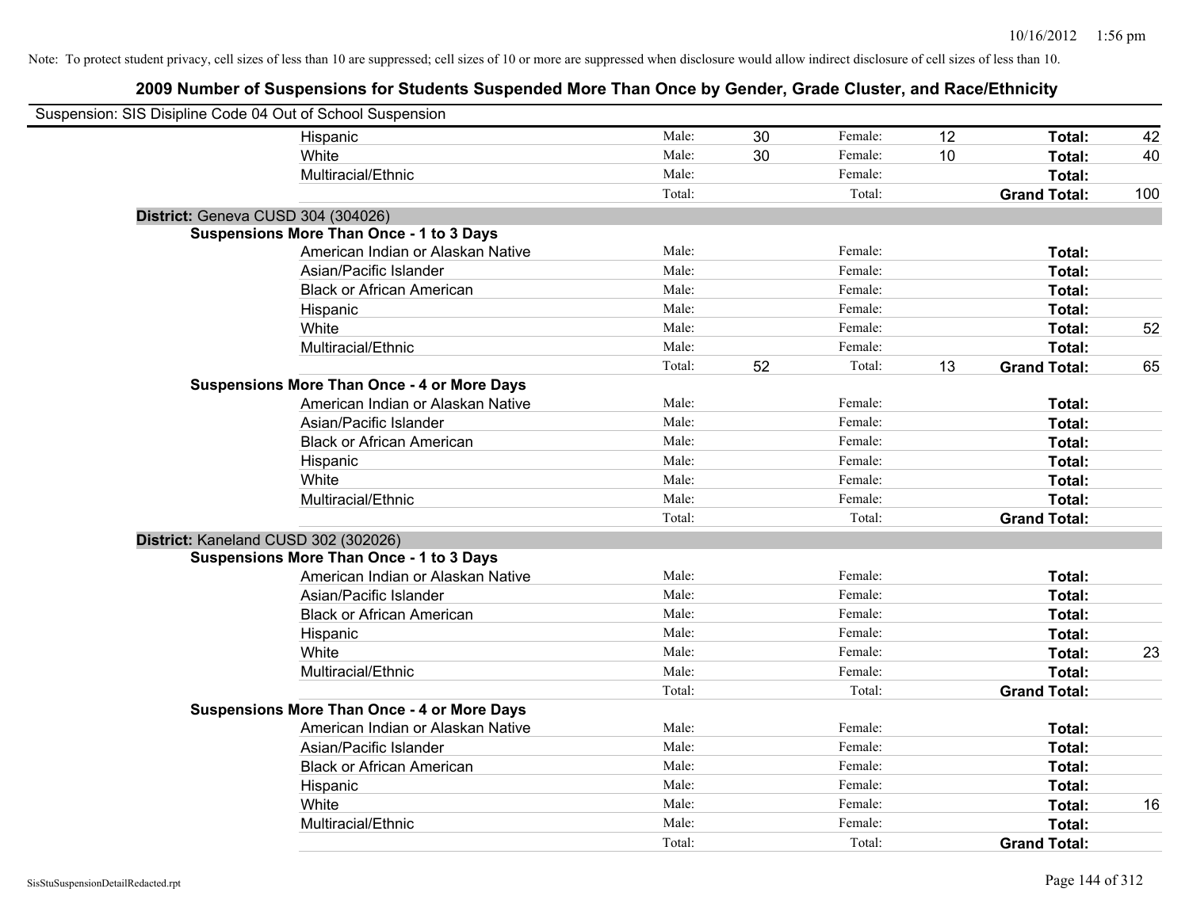Note: To protect student privacy, cell sizes of less than 10 are suppressed; cell sizes of 10 or more are suppressed when disclosure would allow indirect disclosure of cell sizes of less than 10.

## 2009 Number of Suspensions for Students Suspended More Than Once by Gender, Grade Cluster, and Race/Ethnicity

Suspension: SIS Disipline Code 04 Out of School Suspension

| | | | | | | | |
|---|---|---|---|---|---|---|---|
| Hispanic | Male: | 30 | Female: | 12 | **Total:** | 42 |
| White | Male: | 30 | Female: | 10 | **Total:** | 40 |
| Multiracial/Ethnic | Male: | | Female: | | **Total:** | |
| | Total: | | Total: | | **Grand Total:** | 100 |

**District:** Geneva CUSD 304 (304026)

**Suspensions More Than Once - 1 to 3 Days**

| | | | | | | |
|---|---|---|---|---|---|---|
| American Indian or Alaskan Native | Male: | | Female: | | **Total:** | |
| Asian/Pacific Islander | Male: | | Female: | | **Total:** | |
| Black or African American | Male: | | Female: | | **Total:** | |
| Hispanic | Male: | | Female: | | **Total:** | |
| White | Male: | | Female: | | **Total:** | 52 |
| Multiracial/Ethnic | Male: | | Female: | | **Total:** | |
| | Total: | 52 | Total: | 13 | **Grand Total:** | 65 |

**Suspensions More Than Once - 4 or More Days**

| | | | | | | |
|---|---|---|---|---|---|---|
| American Indian or Alaskan Native | Male: | | Female: | | **Total:** | |
| Asian/Pacific Islander | Male: | | Female: | | **Total:** | |
| Black or African American | Male: | | Female: | | **Total:** | |
| Hispanic | Male: | | Female: | | **Total:** | |
| White | Male: | | Female: | | **Total:** | |
| Multiracial/Ethnic | Male: | | Female: | | **Total:** | |
| | Total: | | Total: | | **Grand Total:** | |

**District:** Kaneland CUSD 302 (302026)

**Suspensions More Than Once - 1 to 3 Days**

| | | | | | | |
|---|---|---|---|---|---|---|
| American Indian or Alaskan Native | Male: | | Female: | | **Total:** | |
| Asian/Pacific Islander | Male: | | Female: | | **Total:** | |
| Black or African American | Male: | | Female: | | **Total:** | |
| Hispanic | Male: | | Female: | | **Total:** | |
| White | Male: | | Female: | | **Total:** | 23 |
| Multiracial/Ethnic | Male: | | Female: | | **Total:** | |
| | Total: | | Total: | | **Grand Total:** | |

**Suspensions More Than Once - 4 or More Days**

| | | | | | | |
|---|---|---|---|---|---|---|
| American Indian or Alaskan Native | Male: | | Female: | | **Total:** | |
| Asian/Pacific Islander | Male: | | Female: | | **Total:** | |
| Black or African American | Male: | | Female: | | **Total:** | |
| Hispanic | Male: | | Female: | | **Total:** | |
| White | Male: | | Female: | | **Total:** | 16 |
| Multiracial/Ethnic | Male: | | Female: | | **Total:** | |
| | Total: | | Total: | | **Grand Total:** | |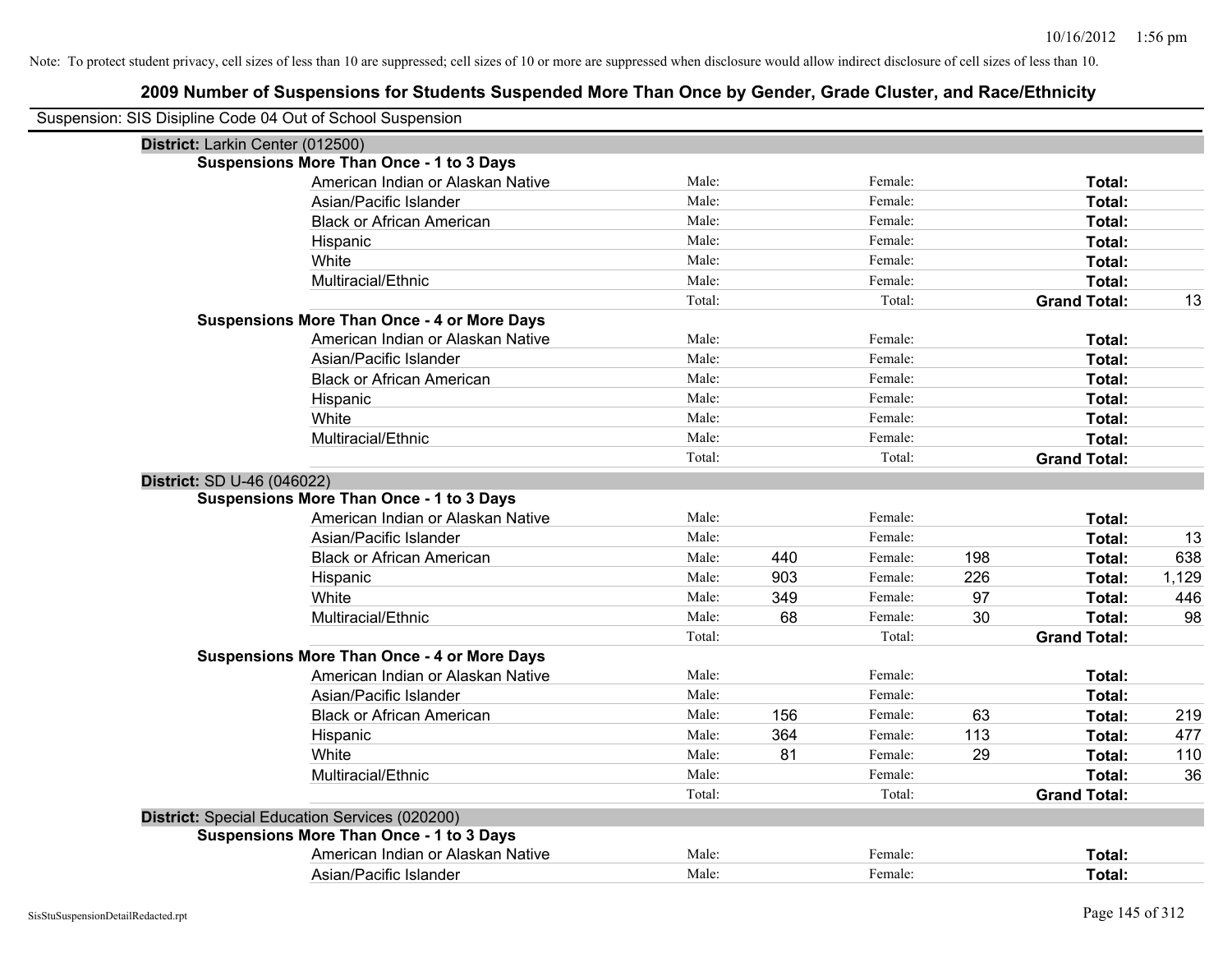Note: To protect student privacy, cell sizes of less than 10 are suppressed; cell sizes of 10 or more are suppressed when disclosure would allow indirect disclosure of cell sizes of less than 10.

## 2009 Number of Suspensions for Students Suspended More Than Once by Gender, Grade Cluster, and Race/Ethnicity

Suspension: SIS Disipline Code 04 Out of School Suspension

### District: Larkin Center (012500)

**Suspensions More Than Once - 1 to 3 Days**

| | | | | | | |
|---|---|---|---|---|---|---|
| American Indian or Alaskan Native | Male: | | Female: | | **Total:** | |
| Asian/Pacific Islander | Male: | | Female: | | **Total:** | |
| Black or African American | Male: | | Female: | | **Total:** | |
| Hispanic | Male: | | Female: | | **Total:** | |
| White | Male: | | Female: | | **Total:** | |
| Multiracial/Ethnic | Male: | | Female: | | **Total:** | |
| | Total: | | Total: | | **Grand Total:** | 13 |

**Suspensions More Than Once - 4 or More Days**

| | | | | | | |
|---|---|---|---|---|---|---|
| American Indian or Alaskan Native | Male: | | Female: | | **Total:** | |
| Asian/Pacific Islander | Male: | | Female: | | **Total:** | |
| Black or African American | Male: | | Female: | | **Total:** | |
| Hispanic | Male: | | Female: | | **Total:** | |
| White | Male: | | Female: | | **Total:** | |
| Multiracial/Ethnic | Male: | | Female: | | **Total:** | |
| | Total: | | Total: | | **Grand Total:** | |

### District: SD U-46 (046022)

**Suspensions More Than Once - 1 to 3 Days**

| | | | | | | |
|---|---|---|---|---|---|---|
| American Indian or Alaskan Native | Male: | | Female: | | **Total:** | |
| Asian/Pacific Islander | Male: | | Female: | | **Total:** | 13 |
| Black or African American | Male: | 440 | Female: | 198 | **Total:** | 638 |
| Hispanic | Male: | 903 | Female: | 226 | **Total:** | 1,129 |
| White | Male: | 349 | Female: | 97 | **Total:** | 446 |
| Multiracial/Ethnic | Male: | 68 | Female: | 30 | **Total:** | 98 |
| | Total: | | Total: | | **Grand Total:** | |

**Suspensions More Than Once - 4 or More Days**

| | | | | | | |
|---|---|---|---|---|---|---|
| American Indian or Alaskan Native | Male: | | Female: | | **Total:** | |
| Asian/Pacific Islander | Male: | | Female: | | **Total:** | |
| Black or African American | Male: | 156 | Female: | 63 | **Total:** | 219 |
| Hispanic | Male: | 364 | Female: | 113 | **Total:** | 477 |
| White | Male: | 81 | Female: | 29 | **Total:** | 110 |
| Multiracial/Ethnic | Male: | | Female: | | **Total:** | 36 |
| | Total: | | Total: | | **Grand Total:** | |

### District: Special Education Services (020200)

**Suspensions More Than Once - 1 to 3 Days**

| | | | | | | |
|---|---|---|---|---|---|---|
| American Indian or Alaskan Native | Male: | | Female: | | **Total:** | |
| Asian/Pacific Islander | Male: | | Female: | | **Total:** | |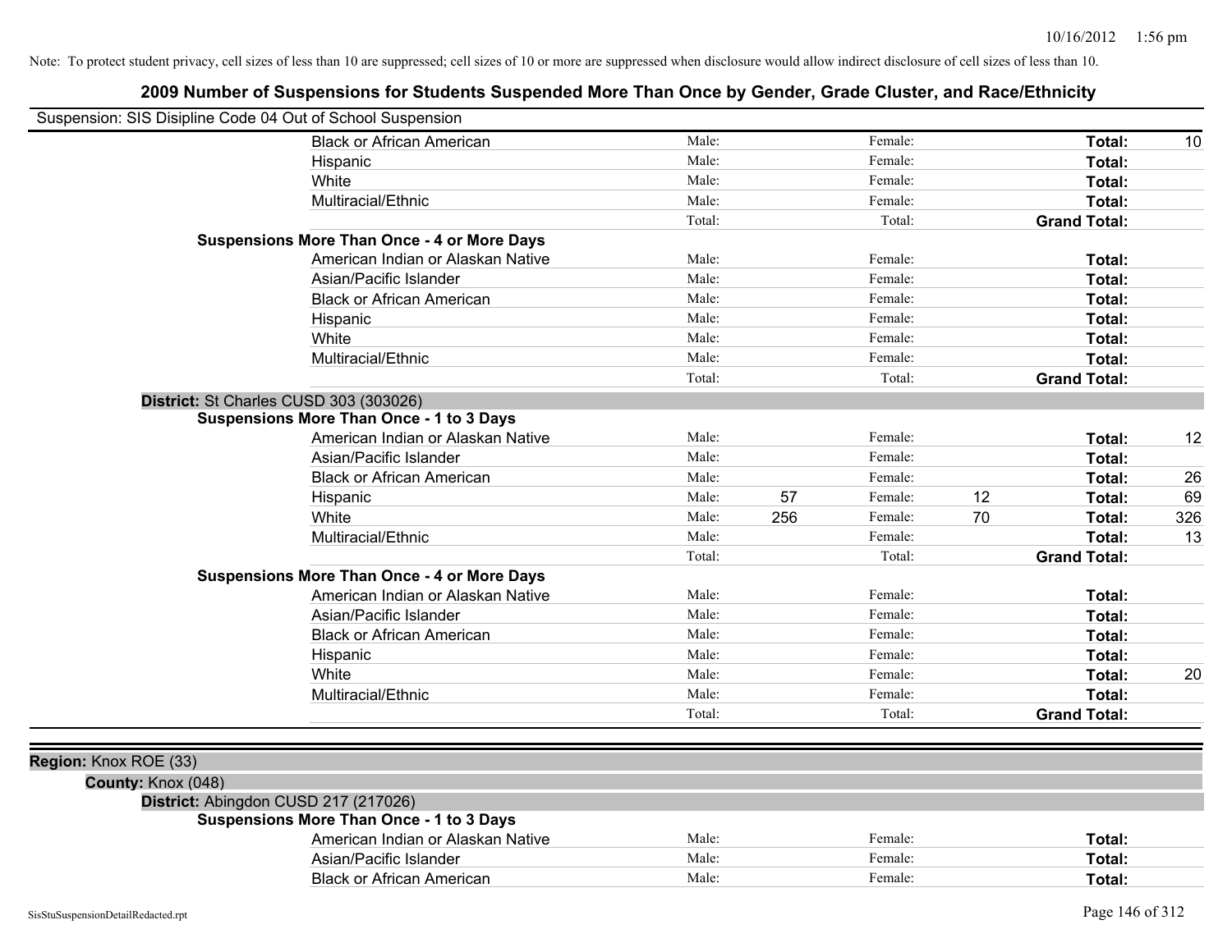Note: To protect student privacy, cell sizes of less than 10 are suppressed; cell sizes of 10 or more are suppressed when disclosure would allow indirect disclosure of cell sizes of less than 10.

## 2009 Number of Suspensions for Students Suspended More Than Once by Gender, Grade Cluster, and Race/Ethnicity

Suspension: SIS Disipline Code 04 Out of School Suspension

| | | | | | | | |
|---|---|---|---|---|---|---|---|
| Black or African American | Male: | | Female: | | Total: | 10 |
| Hispanic | Male: | | Female: | | Total: | |
| White | Male: | | Female: | | Total: | |
| Multiracial/Ethnic | Male: | | Female: | | Total: | |
| | Total: | | Total: | | Grand Total: | |

**Suspensions More Than Once - 4 or More Days**

| | | | | | | |
|---|---|---|---|---|---|---|
| American Indian or Alaskan Native | Male: | | Female: | | Total: | |
| Asian/Pacific Islander | Male: | | Female: | | Total: | |
| Black or African American | Male: | | Female: | | Total: | |
| Hispanic | Male: | | Female: | | Total: | |
| White | Male: | | Female: | | Total: | |
| Multiracial/Ethnic | Male: | | Female: | | Total: | |
| | Total: | | Total: | | Grand Total: | |

**District:** St Charles CUSD 303 (303026)

**Suspensions More Than Once - 1 to 3 Days**

| | | | | | | |
|---|---|---|---|---|---|---|
| American Indian or Alaskan Native | Male: | | Female: | | Total: | 12 |
| Asian/Pacific Islander | Male: | | Female: | | Total: | |
| Black or African American | Male: | | Female: | | Total: | 26 |
| Hispanic | Male: | 57 | Female: | 12 | Total: | 69 |
| White | Male: | 256 | Female: | 70 | Total: | 326 |
| Multiracial/Ethnic | Male: | | Female: | | Total: | 13 |
| | Total: | | Total: | | Grand Total: | |

**Suspensions More Than Once - 4 or More Days**

| | | | | | | |
|---|---|---|---|---|---|---|
| American Indian or Alaskan Native | Male: | | Female: | | Total: | |
| Asian/Pacific Islander | Male: | | Female: | | Total: | |
| Black or African American | Male: | | Female: | | Total: | |
| Hispanic | Male: | | Female: | | Total: | |
| White | Male: | | Female: | | Total: | 20 |
| Multiracial/Ethnic | Male: | | Female: | | Total: | |
| | Total: | | Total: | | Grand Total: | |

**Region:** Knox ROE (33)

**County:** Knox (048)

**District:** Abingdon CUSD 217 (217026)

**Suspensions More Than Once - 1 to 3 Days**

| | | | | | | |
|---|---|---|---|---|---|---|
| American Indian or Alaskan Native | Male: | | Female: | | Total: | |
| Asian/Pacific Islander | Male: | | Female: | | Total: | |
| Black or African American | Male: | | Female: | | Total: | |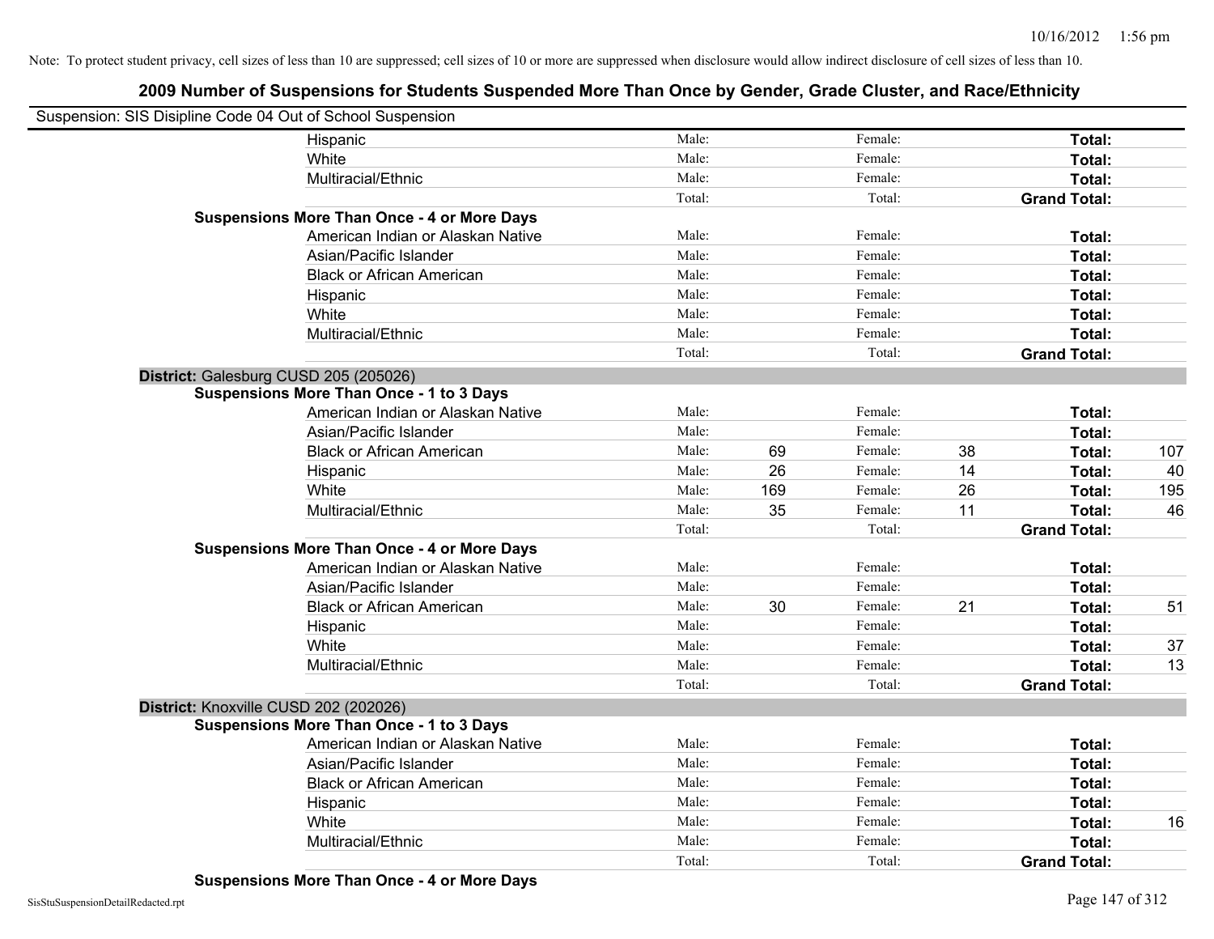Note: To protect student privacy, cell sizes of less than 10 are suppressed; cell sizes of 10 or more are suppressed when disclosure would allow indirect disclosure of cell sizes of less than 10.

## 2009 Number of Suspensions for Students Suspended More Than Once by Gender, Grade Cluster, and Race/Ethnicity

Suspension: SIS Disipline Code 04 Out of School Suspension

| | | | | | | | |
|---|---|---|---|---|---|---|---|
| Hispanic | Male: | | Female: | | **Total:** | |
| White | Male: | | Female: | | **Total:** | |
| Multiracial/Ethnic | Male: | | Female: | | **Total:** | |
| | Total: | | Total: | | **Grand Total:** | |
| **Suspensions More Than Once - 4 or More Days** | | | | | | |
| American Indian or Alaskan Native | Male: | | Female: | | **Total:** | |
| Asian/Pacific Islander | Male: | | Female: | | **Total:** | |
| Black or African American | Male: | | Female: | | **Total:** | |
| Hispanic | Male: | | Female: | | **Total:** | |
| White | Male: | | Female: | | **Total:** | |
| Multiracial/Ethnic | Male: | | Female: | | **Total:** | |
| | Total: | | Total: | | **Grand Total:** | |

**District:** Galesburg CUSD 205 (205026)

| | | | | | | |
|---|---|---|---|---|---|---|
| **Suspensions More Than Once - 1 to 3 Days** | | | | | | |
| American Indian or Alaskan Native | Male: | | Female: | | **Total:** | |
| Asian/Pacific Islander | Male: | | Female: | | **Total:** | |
| Black or African American | Male: | 69 | Female: | 38 | **Total:** | 107 |
| Hispanic | Male: | 26 | Female: | 14 | **Total:** | 40 |
| White | Male: | 169 | Female: | 26 | **Total:** | 195 |
| Multiracial/Ethnic | Male: | 35 | Female: | 11 | **Total:** | 46 |
| | Total: | | Total: | | **Grand Total:** | |
| **Suspensions More Than Once - 4 or More Days** | | | | | | |
| American Indian or Alaskan Native | Male: | | Female: | | **Total:** | |
| Asian/Pacific Islander | Male: | | Female: | | **Total:** | |
| Black or African American | Male: | 30 | Female: | 21 | **Total:** | 51 |
| Hispanic | Male: | | Female: | | **Total:** | |
| White | Male: | | Female: | | **Total:** | 37 |
| Multiracial/Ethnic | Male: | | Female: | | **Total:** | 13 |
| | Total: | | Total: | | **Grand Total:** | |

**District:** Knoxville CUSD 202 (202026)

| | | | | | | |
|---|---|---|---|---|---|---|
| **Suspensions More Than Once - 1 to 3 Days** | | | | | | |
| American Indian or Alaskan Native | Male: | | Female: | | **Total:** | |
| Asian/Pacific Islander | Male: | | Female: | | **Total:** | |
| Black or African American | Male: | | Female: | | **Total:** | |
| Hispanic | Male: | | Female: | | **Total:** | |
| White | Male: | | Female: | | **Total:** | 16 |
| Multiracial/Ethnic | Male: | | Female: | | **Total:** | |
| | Total: | | Total: | | **Grand Total:** | |
| **Suspensions More Than Once - 4 or More Days** | | | | | | |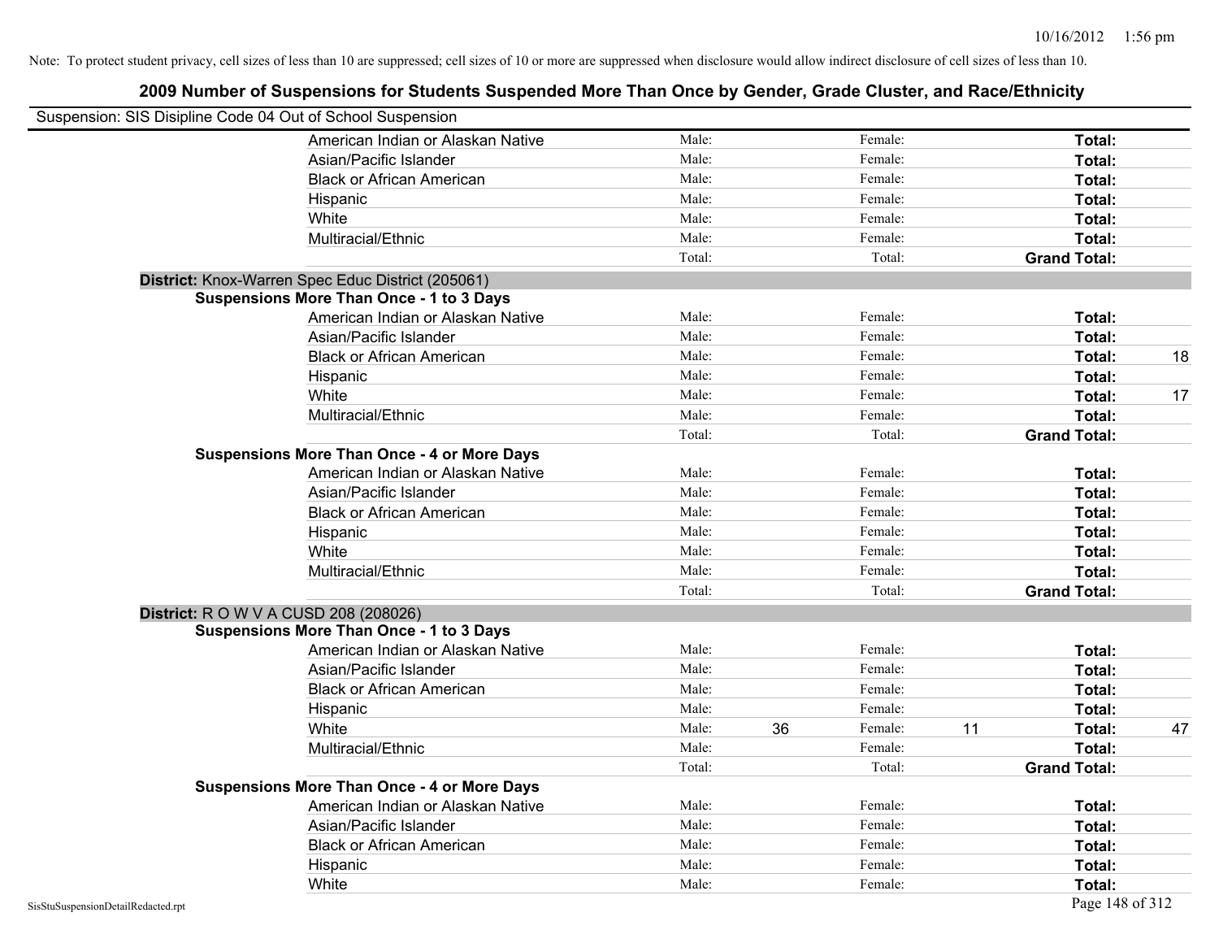Note: To protect student privacy, cell sizes of less than 10 are suppressed; cell sizes of 10 or more are suppressed when disclosure would allow indirect disclosure of cell sizes of less than 10.

## 2009 Number of Suspensions for Students Suspended More Than Once by Gender, Grade Cluster, and Race/Ethnicity

Suspension: SIS Disipline Code 04 Out of School Suspension

| | | | | | | |
|---|---|---|---|---|---|---|
| American Indian or Alaskan Native | Male: | | Female: | | **Total:** | |
| Asian/Pacific Islander | Male: | | Female: | | **Total:** | |
| Black or African American | Male: | | Female: | | **Total:** | |
| Hispanic | Male: | | Female: | | **Total:** | |
| White | Male: | | Female: | | **Total:** | |
| Multiracial/Ethnic | Male: | | Female: | | **Total:** | |
| | Total: | | Total: | | **Grand Total:** | |

**District:** Knox-Warren Spec Educ District (205061)

**Suspensions More Than Once - 1 to 3 Days**

| | | | | | | |
|---|---|---|---|---|---|---|
| American Indian or Alaskan Native | Male: | | Female: | | **Total:** | |
| Asian/Pacific Islander | Male: | | Female: | | **Total:** | |
| Black or African American | Male: | | Female: | | **Total:** | 18 |
| Hispanic | Male: | | Female: | | **Total:** | |
| White | Male: | | Female: | | **Total:** | 17 |
| Multiracial/Ethnic | Male: | | Female: | | **Total:** | |
| | Total: | | Total: | | **Grand Total:** | |

**Suspensions More Than Once - 4 or More Days**

| | | | | | | |
|---|---|---|---|---|---|---|
| American Indian or Alaskan Native | Male: | | Female: | | **Total:** | |
| Asian/Pacific Islander | Male: | | Female: | | **Total:** | |
| Black or African American | Male: | | Female: | | **Total:** | |
| Hispanic | Male: | | Female: | | **Total:** | |
| White | Male: | | Female: | | **Total:** | |
| Multiracial/Ethnic | Male: | | Female: | | **Total:** | |
| | Total: | | Total: | | **Grand Total:** | |

**District:** R O W V A CUSD 208 (208026)

**Suspensions More Than Once - 1 to 3 Days**

| | | | | | | |
|---|---|---|---|---|---|---|
| American Indian or Alaskan Native | Male: | | Female: | | **Total:** | |
| Asian/Pacific Islander | Male: | | Female: | | **Total:** | |
| Black or African American | Male: | | Female: | | **Total:** | |
| Hispanic | Male: | | Female: | | **Total:** | |
| White | Male: | 36 | Female: | 11 | **Total:** | 47 |
| Multiracial/Ethnic | Male: | | Female: | | **Total:** | |
| | Total: | | Total: | | **Grand Total:** | |

**Suspensions More Than Once - 4 or More Days**

| | | | | | | |
|---|---|---|---|---|---|---|
| American Indian or Alaskan Native | Male: | | Female: | | **Total:** | |
| Asian/Pacific Islander | Male: | | Female: | | **Total:** | |
| Black or African American | Male: | | Female: | | **Total:** | |
| Hispanic | Male: | | Female: | | **Total:** | |
| White | Male: | | Female: | | **Total:** | |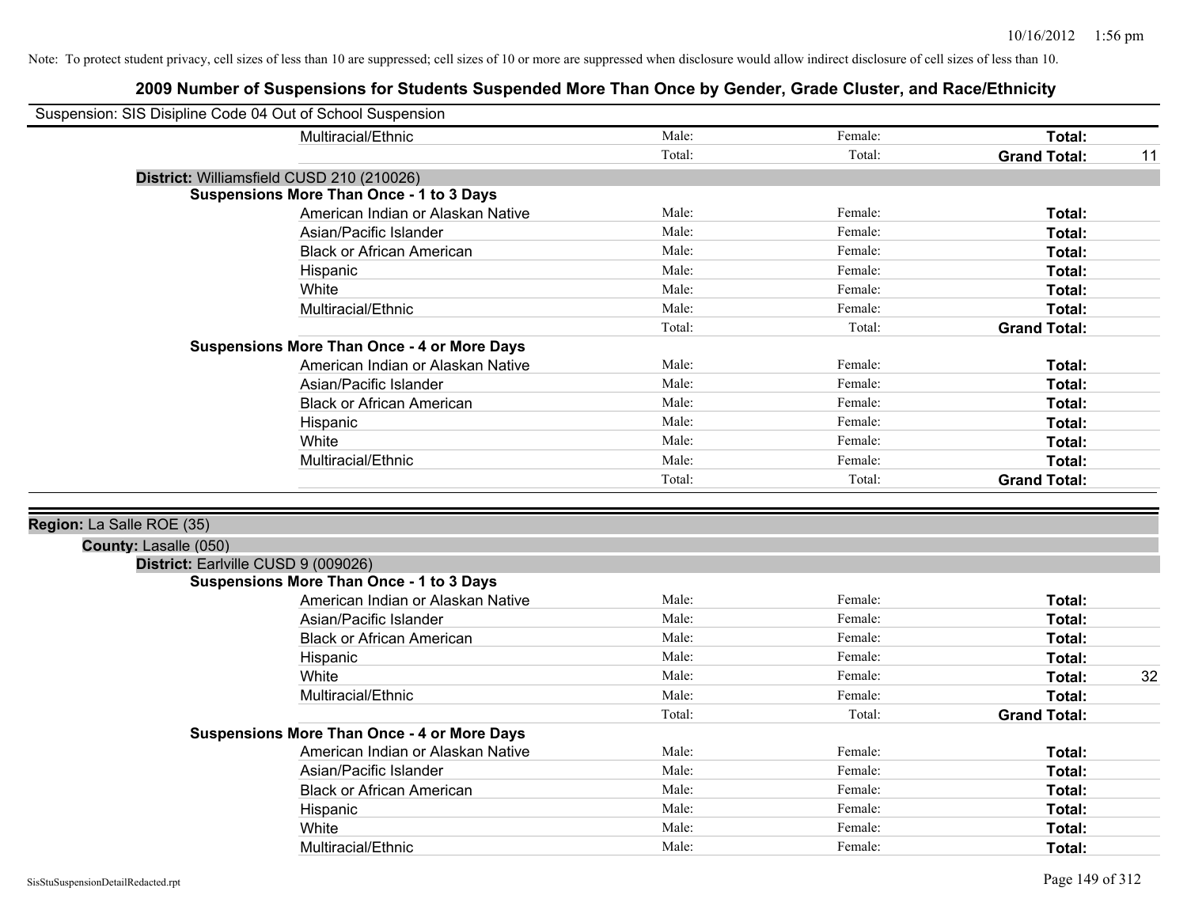Note: To protect student privacy, cell sizes of less than 10 are suppressed; cell sizes of 10 or more are suppressed when disclosure would allow indirect disclosure of cell sizes of less than 10.

## 2009 Number of Suspensions for Students Suspended More Than Once by Gender, Grade Cluster, and Race/Ethnicity

Suspension: SIS Disipline Code 04 Out of School Suspension

| | | | | |
|---|---|---|---|---|
| Multiracial/Ethnic | Male: | Female: | **Total:** | |
| | Total: | Total: | **Grand Total:** | 11 |

**District:** Williamsfield CUSD 210 (210026)

**Suspensions More Than Once - 1 to 3 Days**

| | | | | |
|---|---|---|---|---|
| American Indian or Alaskan Native | Male: | Female: | **Total:** | |
| Asian/Pacific Islander | Male: | Female: | **Total:** | |
| Black or African American | Male: | Female: | **Total:** | |
| Hispanic | Male: | Female: | **Total:** | |
| White | Male: | Female: | **Total:** | |
| Multiracial/Ethnic | Male: | Female: | **Total:** | |
| | Total: | Total: | **Grand Total:** | |

**Suspensions More Than Once - 4 or More Days**

| | | | | |
|---|---|---|---|---|
| American Indian or Alaskan Native | Male: | Female: | **Total:** | |
| Asian/Pacific Islander | Male: | Female: | **Total:** | |
| Black or African American | Male: | Female: | **Total:** | |
| Hispanic | Male: | Female: | **Total:** | |
| White | Male: | Female: | **Total:** | |
| Multiracial/Ethnic | Male: | Female: | **Total:** | |
| | Total: | Total: | **Grand Total:** | |

**Region:** La Salle ROE (35)

**County:** Lasalle (050)

**District:** Earlville CUSD 9 (009026)

**Suspensions More Than Once - 1 to 3 Days**

| | | | | |
|---|---|---|---|---|
| American Indian or Alaskan Native | Male: | Female: | **Total:** | |
| Asian/Pacific Islander | Male: | Female: | **Total:** | |
| Black or African American | Male: | Female: | **Total:** | |
| Hispanic | Male: | Female: | **Total:** | |
| White | Male: | Female: | **Total:** | 32 |
| Multiracial/Ethnic | Male: | Female: | **Total:** | |
| | Total: | Total: | **Grand Total:** | |

**Suspensions More Than Once - 4 or More Days**

| | | | | |
|---|---|---|---|---|
| American Indian or Alaskan Native | Male: | Female: | **Total:** | |
| Asian/Pacific Islander | Male: | Female: | **Total:** | |
| Black or African American | Male: | Female: | **Total:** | |
| Hispanic | Male: | Female: | **Total:** | |
| White | Male: | Female: | **Total:** | |
| Multiracial/Ethnic | Male: | Female: | **Total:** | |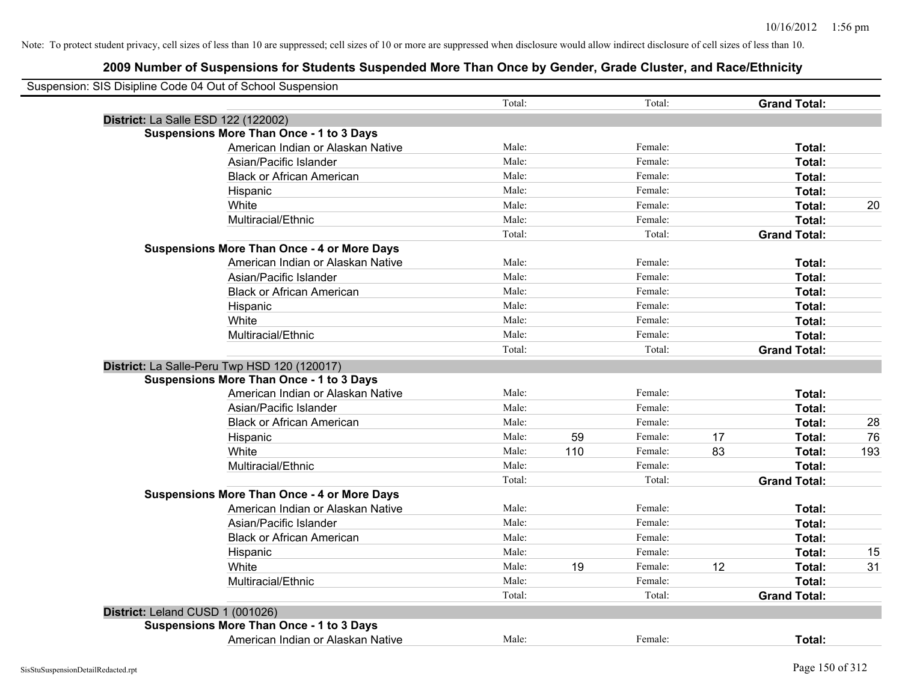Note: To protect student privacy, cell sizes of less than 10 are suppressed; cell sizes of 10 or more are suppressed when disclosure would allow indirect disclosure of cell sizes of less than 10.

## 2009 Number of Suspensions for Students Suspended More Than Once by Gender, Grade Cluster, and Race/Ethnicity

Suspension: SIS Disipline Code 04 Out of School Suspension

| | | | | | | | |
|---|---|---|---|---|---|---|---|
| | Total: | | Total: | | **Grand Total:** | |
| **District:** La Salle ESD 122 (122002) | | | | | | |
| **Suspensions More Than Once - 1 to 3 Days** | | | | | | |
| American Indian or Alaskan Native | Male: | | Female: | | **Total:** | |
| Asian/Pacific Islander | Male: | | Female: | | **Total:** | |
| Black or African American | Male: | | Female: | | **Total:** | |
| Hispanic | Male: | | Female: | | **Total:** | |
| White | Male: | | Female: | | **Total:** | 20 |
| Multiracial/Ethnic | Male: | | Female: | | **Total:** | |
| | Total: | | Total: | | **Grand Total:** | |
| **Suspensions More Than Once - 4 or More Days** | | | | | | |
| American Indian or Alaskan Native | Male: | | Female: | | **Total:** | |
| Asian/Pacific Islander | Male: | | Female: | | **Total:** | |
| Black or African American | Male: | | Female: | | **Total:** | |
| Hispanic | Male: | | Female: | | **Total:** | |
| White | Male: | | Female: | | **Total:** | |
| Multiracial/Ethnic | Male: | | Female: | | **Total:** | |
| | Total: | | Total: | | **Grand Total:** | |
| **District:** La Salle-Peru Twp HSD 120 (120017) | | | | | | |
| **Suspensions More Than Once - 1 to 3 Days** | | | | | | |
| American Indian or Alaskan Native | Male: | | Female: | | **Total:** | |
| Asian/Pacific Islander | Male: | | Female: | | **Total:** | |
| Black or African American | Male: | | Female: | | **Total:** | 28 |
| Hispanic | Male: | 59 | Female: | 17 | **Total:** | 76 |
| White | Male: | 110 | Female: | 83 | **Total:** | 193 |
| Multiracial/Ethnic | Male: | | Female: | | **Total:** | |
| | Total: | | Total: | | **Grand Total:** | |
| **Suspensions More Than Once - 4 or More Days** | | | | | | |
| American Indian or Alaskan Native | Male: | | Female: | | **Total:** | |
| Asian/Pacific Islander | Male: | | Female: | | **Total:** | |
| Black or African American | Male: | | Female: | | **Total:** | |
| Hispanic | Male: | | Female: | | **Total:** | 15 |
| White | Male: | 19 | Female: | 12 | **Total:** | 31 |
| Multiracial/Ethnic | Male: | | Female: | | **Total:** | |
| | Total: | | Total: | | **Grand Total:** | |
| **District:** Leland CUSD 1 (001026) | | | | | | |
| **Suspensions More Than Once - 1 to 3 Days** | | | | | | |
| American Indian or Alaskan Native | Male: | | Female: | | **Total:** | |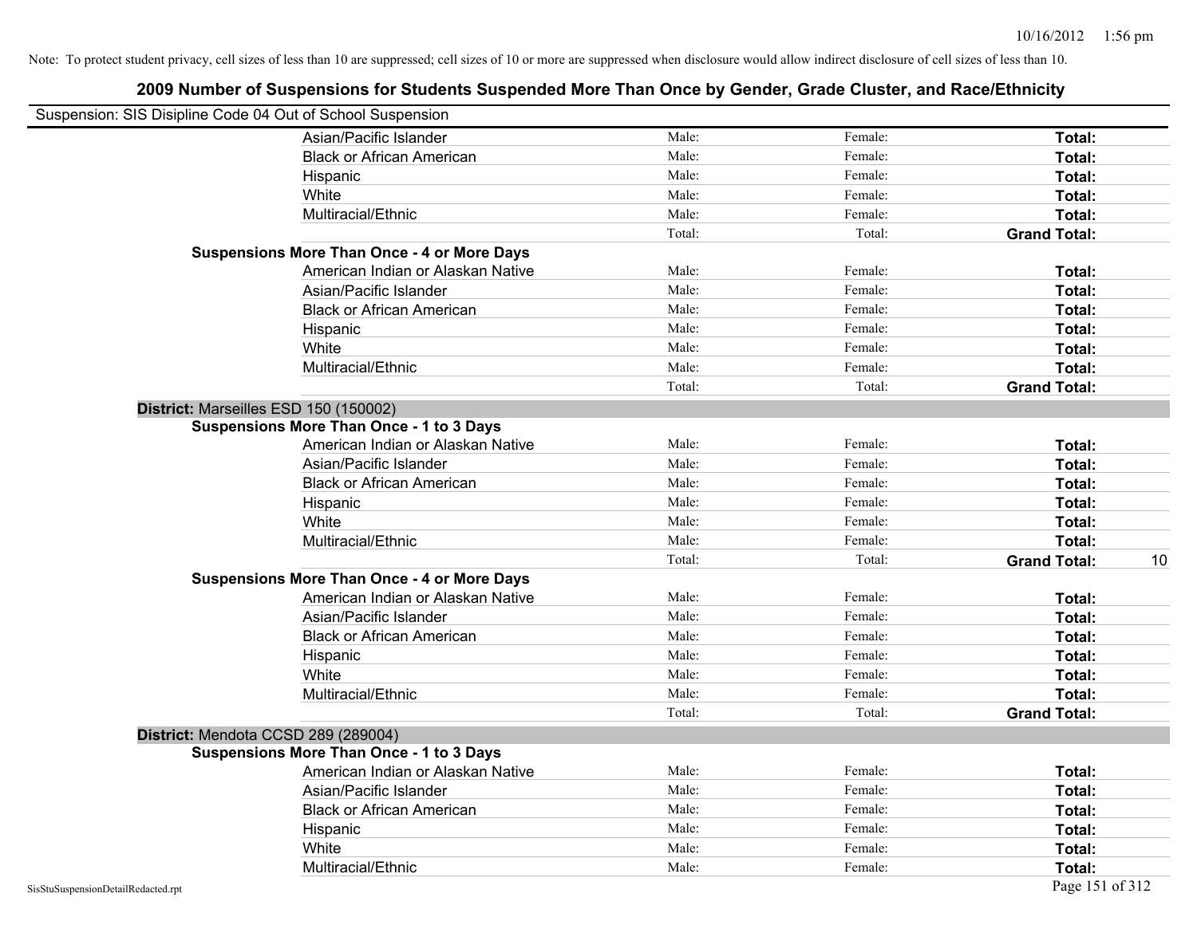Note: To protect student privacy, cell sizes of less than 10 are suppressed; cell sizes of 10 or more are suppressed when disclosure would allow indirect disclosure of cell sizes of less than 10.

# 2009 Number of Suspensions for Students Suspended More Than Once by Gender, Grade Cluster, and Race/Ethnicity

Suspension: SIS Disipline Code 04 Out of School Suspension

| | | | | |
|---|---|---|---|---|
| Asian/Pacific Islander | Male: | Female: | **Total:** | |
| Black or African American | Male: | Female: | **Total:** | |
| Hispanic | Male: | Female: | **Total:** | |
| White | Male: | Female: | **Total:** | |
| Multiracial/Ethnic | Male: | Female: | **Total:** | |
| | Total: | Total: | **Grand Total:** | |
| **Suspensions More Than Once - 4 or More Days** | | | | |
| American Indian or Alaskan Native | Male: | Female: | **Total:** | |
| Asian/Pacific Islander | Male: | Female: | **Total:** | |
| Black or African American | Male: | Female: | **Total:** | |
| Hispanic | Male: | Female: | **Total:** | |
| White | Male: | Female: | **Total:** | |
| Multiracial/Ethnic | Male: | Female: | **Total:** | |
| | Total: | Total: | **Grand Total:** | |
| **District:** Marseilles ESD 150 (150002) | | | | |
| **Suspensions More Than Once - 1 to 3 Days** | | | | |
| American Indian or Alaskan Native | Male: | Female: | **Total:** | |
| Asian/Pacific Islander | Male: | Female: | **Total:** | |
| Black or African American | Male: | Female: | **Total:** | |
| Hispanic | Male: | Female: | **Total:** | |
| White | Male: | Female: | **Total:** | |
| Multiracial/Ethnic | Male: | Female: | **Total:** | |
| | Total: | Total: | **Grand Total:** | 10 |
| **Suspensions More Than Once - 4 or More Days** | | | | |
| American Indian or Alaskan Native | Male: | Female: | **Total:** | |
| Asian/Pacific Islander | Male: | Female: | **Total:** | |
| Black or African American | Male: | Female: | **Total:** | |
| Hispanic | Male: | Female: | **Total:** | |
| White | Male: | Female: | **Total:** | |
| Multiracial/Ethnic | Male: | Female: | **Total:** | |
| | Total: | Total: | **Grand Total:** | |
| **District:** Mendota CCSD 289 (289004) | | | | |
| **Suspensions More Than Once - 1 to 3 Days** | | | | |
| American Indian or Alaskan Native | Male: | Female: | **Total:** | |
| Asian/Pacific Islander | Male: | Female: | **Total:** | |
| Black or African American | Male: | Female: | **Total:** | |
| Hispanic | Male: | Female: | **Total:** | |
| White | Male: | Female: | **Total:** | |
| Multiracial/Ethnic | Male: | Female: | **Total:** | |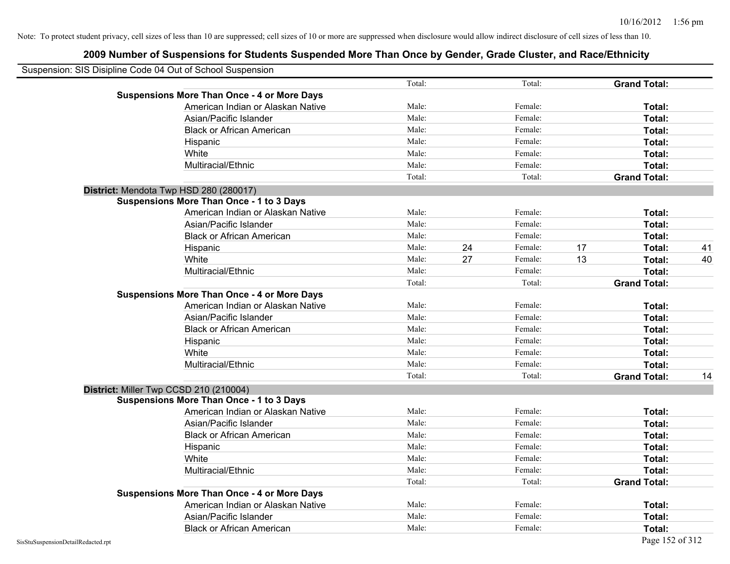Note: To protect student privacy, cell sizes of less than 10 are suppressed; cell sizes of 10 or more are suppressed when disclosure would allow indirect disclosure of cell sizes of less than 10.

## 2009 Number of Suspensions for Students Suspended More Than Once by Gender, Grade Cluster, and Race/Ethnicity

Suspension: SIS Disipline Code 04 Out of School Suspension

| | | | | | | | | |
|---|---|---|---|---|---|---|---|---|
| | | Total: | | Total: | | **Grand Total:** | |
| **Suspensions More Than Once - 4 or More Days** | | | | | | | | |
| | American Indian or Alaskan Native | Male: | | Female: | | **Total:** | |
| | Asian/Pacific Islander | Male: | | Female: | | **Total:** | |
| | Black or African American | Male: | | Female: | | **Total:** | |
| | Hispanic | Male: | | Female: | | **Total:** | |
| | White | Male: | | Female: | | **Total:** | |
| | Multiracial/Ethnic | Male: | | Female: | | **Total:** | |
| | | Total: | | Total: | | **Grand Total:** | |
| **District:** Mendota Twp HSD 280 (280017) | | | | | | | | |
| **Suspensions More Than Once - 1 to 3 Days** | | | | | | | | |
| | American Indian or Alaskan Native | Male: | | Female: | | **Total:** | |
| | Asian/Pacific Islander | Male: | | Female: | | **Total:** | |
| | Black or African American | Male: | | Female: | | **Total:** | |
| | Hispanic | Male: | 24 | Female: | 17 | **Total:** | 41 |
| | White | Male: | 27 | Female: | 13 | **Total:** | 40 |
| | Multiracial/Ethnic | Male: | | Female: | | **Total:** | |
| | | Total: | | Total: | | **Grand Total:** | |
| **Suspensions More Than Once - 4 or More Days** | | | | | | | | |
| | American Indian or Alaskan Native | Male: | | Female: | | **Total:** | |
| | Asian/Pacific Islander | Male: | | Female: | | **Total:** | |
| | Black or African American | Male: | | Female: | | **Total:** | |
| | Hispanic | Male: | | Female: | | **Total:** | |
| | White | Male: | | Female: | | **Total:** | |
| | Multiracial/Ethnic | Male: | | Female: | | **Total:** | |
| | | Total: | | Total: | | **Grand Total:** | 14 |
| **District:** Miller Twp CCSD 210 (210004) | | | | | | | | |
| **Suspensions More Than Once - 1 to 3 Days** | | | | | | | | |
| | American Indian or Alaskan Native | Male: | | Female: | | **Total:** | |
| | Asian/Pacific Islander | Male: | | Female: | | **Total:** | |
| | Black or African American | Male: | | Female: | | **Total:** | |
| | Hispanic | Male: | | Female: | | **Total:** | |
| | White | Male: | | Female: | | **Total:** | |
| | Multiracial/Ethnic | Male: | | Female: | | **Total:** | |
| | | Total: | | Total: | | **Grand Total:** | |
| **Suspensions More Than Once - 4 or More Days** | | | | | | | | |
| | American Indian or Alaskan Native | Male: | | Female: | | **Total:** | |
| | Asian/Pacific Islander | Male: | | Female: | | **Total:** | |
| | Black or African American | Male: | | Female: | | **Total:** | |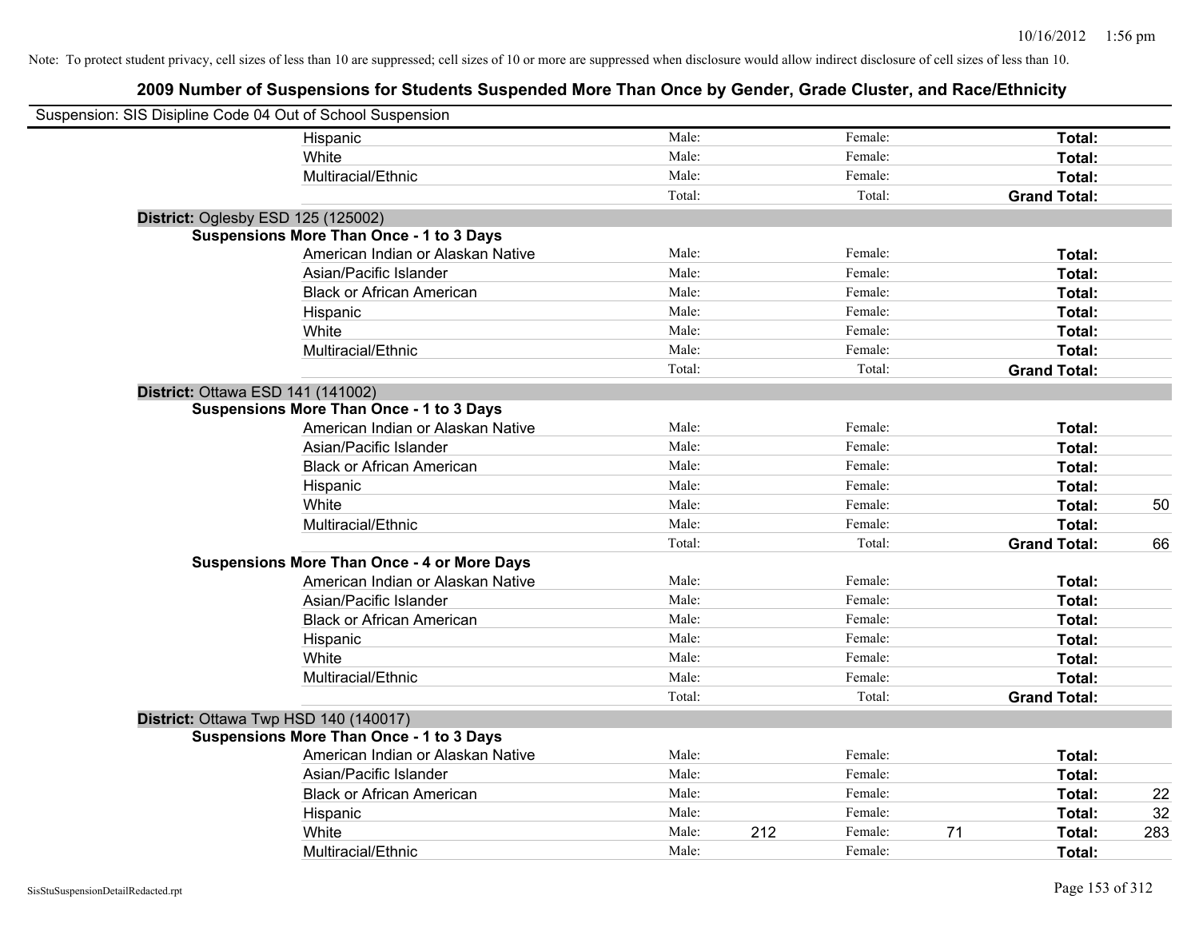Note: To protect student privacy, cell sizes of less than 10 are suppressed; cell sizes of 10 or more are suppressed when disclosure would allow indirect disclosure of cell sizes of less than 10.

# 2009 Number of Suspensions for Students Suspended More Than Once by Gender, Grade Cluster, and Race/Ethnicity

Suspension: SIS Disipline Code 04 Out of School Suspension

| | | | | | | | |
|---|---|---|---|---|---|---|---|
| Hispanic | Male: | | Female: | | **Total:** | |
| White | Male: | | Female: | | **Total:** | |
| Multiracial/Ethnic | Male: | | Female: | | **Total:** | |
| | Total: | | Total: | | **Grand Total:** | |

**District:** Oglesby ESD 125 (125002)

**Suspensions More Than Once - 1 to 3 Days**

| | | | | | | |
|---|---|---|---|---|---|---|
| American Indian or Alaskan Native | Male: | | Female: | | **Total:** | |
| Asian/Pacific Islander | Male: | | Female: | | **Total:** | |
| Black or African American | Male: | | Female: | | **Total:** | |
| Hispanic | Male: | | Female: | | **Total:** | |
| White | Male: | | Female: | | **Total:** | |
| Multiracial/Ethnic | Male: | | Female: | | **Total:** | |
| | Total: | | Total: | | **Grand Total:** | |

**District:** Ottawa ESD 141 (141002)

**Suspensions More Than Once - 1 to 3 Days**

| | | | | | | |
|---|---|---|---|---|---|---|
| American Indian or Alaskan Native | Male: | | Female: | | **Total:** | |
| Asian/Pacific Islander | Male: | | Female: | | **Total:** | |
| Black or African American | Male: | | Female: | | **Total:** | |
| Hispanic | Male: | | Female: | | **Total:** | |
| White | Male: | | Female: | | **Total:** | 50 |
| Multiracial/Ethnic | Male: | | Female: | | **Total:** | |
| | Total: | | Total: | | **Grand Total:** | 66 |

**Suspensions More Than Once - 4 or More Days**

| | | | | | | |
|---|---|---|---|---|---|---|
| American Indian or Alaskan Native | Male: | | Female: | | **Total:** | |
| Asian/Pacific Islander | Male: | | Female: | | **Total:** | |
| Black or African American | Male: | | Female: | | **Total:** | |
| Hispanic | Male: | | Female: | | **Total:** | |
| White | Male: | | Female: | | **Total:** | |
| Multiracial/Ethnic | Male: | | Female: | | **Total:** | |
| | Total: | | Total: | | **Grand Total:** | |

**District:** Ottawa Twp HSD 140 (140017)

**Suspensions More Than Once - 1 to 3 Days**

| | | | | | | |
|---|---|---|---|---|---|---|
| American Indian or Alaskan Native | Male: | | Female: | | **Total:** | |
| Asian/Pacific Islander | Male: | | Female: | | **Total:** | |
| Black or African American | Male: | | Female: | | **Total:** | 22 |
| Hispanic | Male: | | Female: | | **Total:** | 32 |
| White | Male: | 212 | Female: | 71 | **Total:** | 283 |
| Multiracial/Ethnic | Male: | | Female: | | **Total:** | |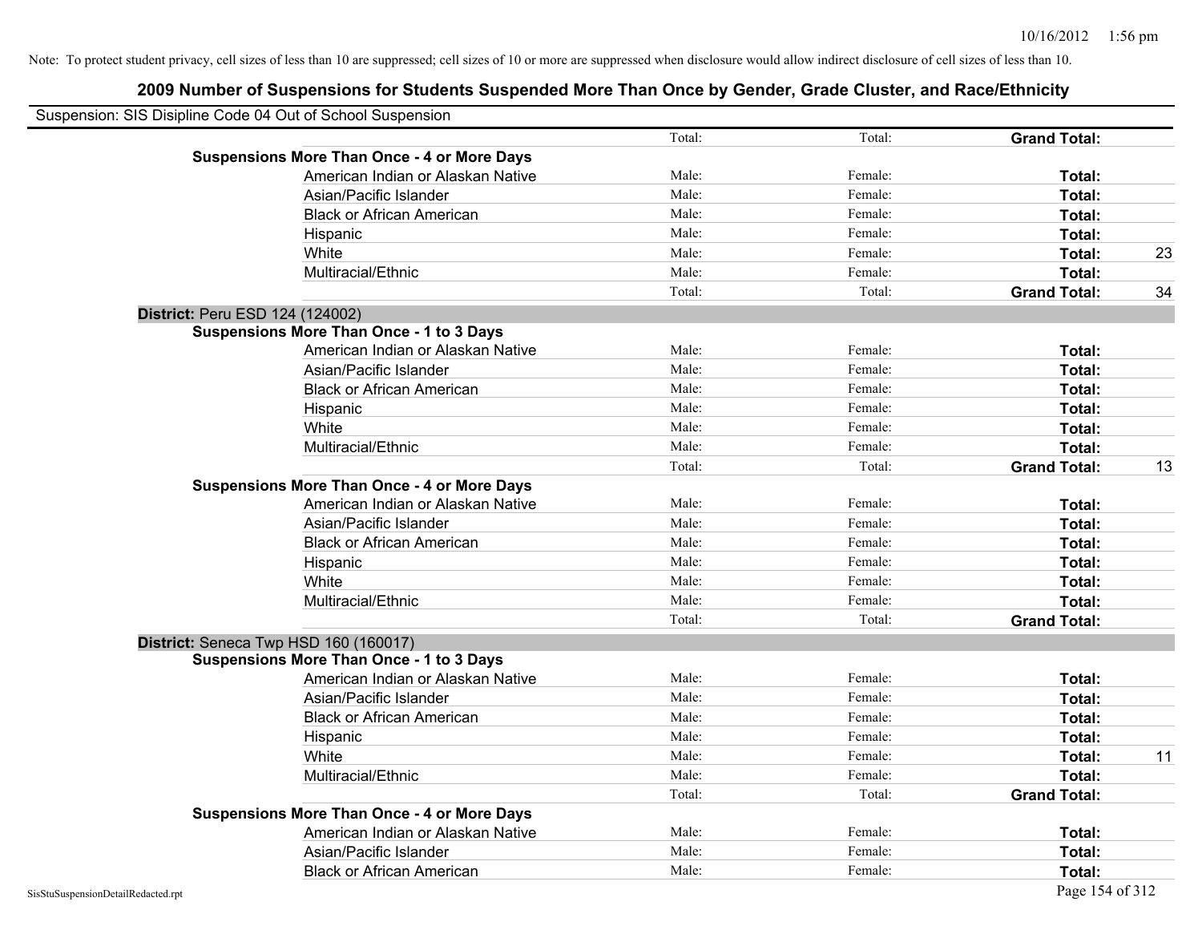Note: To protect student privacy, cell sizes of less than 10 are suppressed; cell sizes of 10 or more are suppressed when disclosure would allow indirect disclosure of cell sizes of less than 10.

## 2009 Number of Suspensions for Students Suspended More Than Once by Gender, Grade Cluster, and Race/Ethnicity

Suspension: SIS Disipline Code 04 Out of School Suspension

| | | | | |
|---|---|---|---|---|
| | Total: | Total: | **Grand Total:** | |
| **Suspensions More Than Once - 4 or More Days** | | | | |
| American Indian or Alaskan Native | Male: | Female: | **Total:** | |
| Asian/Pacific Islander | Male: | Female: | **Total:** | |
| Black or African American | Male: | Female: | **Total:** | |
| Hispanic | Male: | Female: | **Total:** | |
| White | Male: | Female: | **Total:** | 23 |
| Multiracial/Ethnic | Male: | Female: | **Total:** | |
| | Total: | Total: | **Grand Total:** | 34 |
| **District:** Peru ESD 124 (124002) | | | | |
| **Suspensions More Than Once - 1 to 3 Days** | | | | |
| American Indian or Alaskan Native | Male: | Female: | **Total:** | |
| Asian/Pacific Islander | Male: | Female: | **Total:** | |
| Black or African American | Male: | Female: | **Total:** | |
| Hispanic | Male: | Female: | **Total:** | |
| White | Male: | Female: | **Total:** | |
| Multiracial/Ethnic | Male: | Female: | **Total:** | |
| | Total: | Total: | **Grand Total:** | 13 |
| **Suspensions More Than Once - 4 or More Days** | | | | |
| American Indian or Alaskan Native | Male: | Female: | **Total:** | |
| Asian/Pacific Islander | Male: | Female: | **Total:** | |
| Black or African American | Male: | Female: | **Total:** | |
| Hispanic | Male: | Female: | **Total:** | |
| White | Male: | Female: | **Total:** | |
| Multiracial/Ethnic | Male: | Female: | **Total:** | |
| | Total: | Total: | **Grand Total:** | |
| **District:** Seneca Twp HSD 160 (160017) | | | | |
| **Suspensions More Than Once - 1 to 3 Days** | | | | |
| American Indian or Alaskan Native | Male: | Female: | **Total:** | |
| Asian/Pacific Islander | Male: | Female: | **Total:** | |
| Black or African American | Male: | Female: | **Total:** | |
| Hispanic | Male: | Female: | **Total:** | |
| White | Male: | Female: | **Total:** | 11 |
| Multiracial/Ethnic | Male: | Female: | **Total:** | |
| | Total: | Total: | **Grand Total:** | |
| **Suspensions More Than Once - 4 or More Days** | | | | |
| American Indian or Alaskan Native | Male: | Female: | **Total:** | |
| Asian/Pacific Islander | Male: | Female: | **Total:** | |
| Black or African American | Male: | Female: | **Total:** | |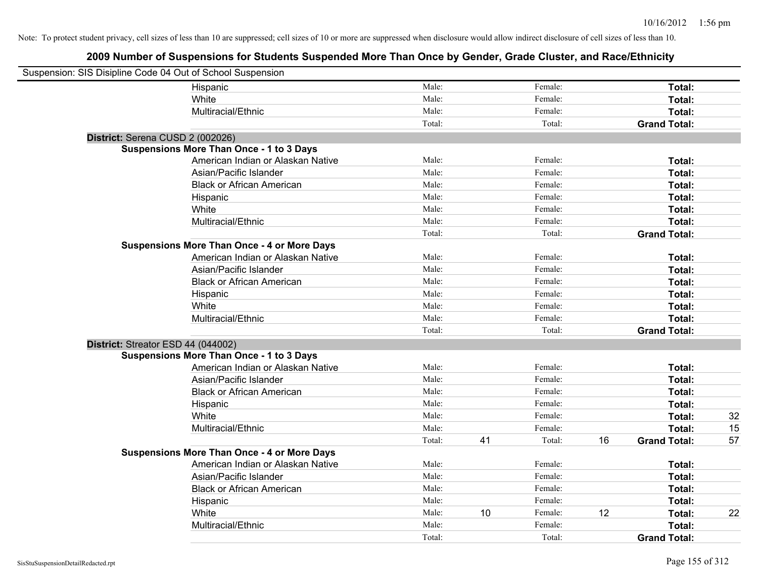Note: To protect student privacy, cell sizes of less than 10 are suppressed; cell sizes of 10 or more are suppressed when disclosure would allow indirect disclosure of cell sizes of less than 10.

## 2009 Number of Suspensions for Students Suspended More Than Once by Gender, Grade Cluster, and Race/Ethnicity

Suspension: SIS Disipline Code 04 Out of School Suspension

| | | | | | | |
|---|---|---|---|---|---|---|
| Hispanic | Male: | | Female: | | **Total:** | |
| White | Male: | | Female: | | **Total:** | |
| Multiracial/Ethnic | Male: | | Female: | | **Total:** | |
| | Total: | | Total: | | **Grand Total:** | |

**District:** Serena CUSD 2 (002026)

**Suspensions More Than Once - 1 to 3 Days**

| | | | | | | |
|---|---|---|---|---|---|---|
| American Indian or Alaskan Native | Male: | | Female: | | **Total:** | |
| Asian/Pacific Islander | Male: | | Female: | | **Total:** | |
| Black or African American | Male: | | Female: | | **Total:** | |
| Hispanic | Male: | | Female: | | **Total:** | |
| White | Male: | | Female: | | **Total:** | |
| Multiracial/Ethnic | Male: | | Female: | | **Total:** | |
| | Total: | | Total: | | **Grand Total:** | |

**Suspensions More Than Once - 4 or More Days**

| | | | | | | |
|---|---|---|---|---|---|---|
| American Indian or Alaskan Native | Male: | | Female: | | **Total:** | |
| Asian/Pacific Islander | Male: | | Female: | | **Total:** | |
| Black or African American | Male: | | Female: | | **Total:** | |
| Hispanic | Male: | | Female: | | **Total:** | |
| White | Male: | | Female: | | **Total:** | |
| Multiracial/Ethnic | Male: | | Female: | | **Total:** | |
| | Total: | | Total: | | **Grand Total:** | |

**District:** Streator ESD 44 (044002)

**Suspensions More Than Once - 1 to 3 Days**

| | | | | | | |
|---|---|---|---|---|---|---|
| American Indian or Alaskan Native | Male: | | Female: | | **Total:** | |
| Asian/Pacific Islander | Male: | | Female: | | **Total:** | |
| Black or African American | Male: | | Female: | | **Total:** | |
| Hispanic | Male: | | Female: | | **Total:** | |
| White | Male: | | Female: | | **Total:** | 32 |
| Multiracial/Ethnic | Male: | | Female: | | **Total:** | 15 |
| | Total: | 41 | Total: | 16 | **Grand Total:** | 57 |

**Suspensions More Than Once - 4 or More Days**

| | | | | | | |
|---|---|---|---|---|---|---|
| American Indian or Alaskan Native | Male: | | Female: | | **Total:** | |
| Asian/Pacific Islander | Male: | | Female: | | **Total:** | |
| Black or African American | Male: | | Female: | | **Total:** | |
| Hispanic | Male: | | Female: | | **Total:** | |
| White | Male: | 10 | Female: | 12 | **Total:** | 22 |
| Multiracial/Ethnic | Male: | | Female: | | **Total:** | |
| | Total: | | Total: | | **Grand Total:** | |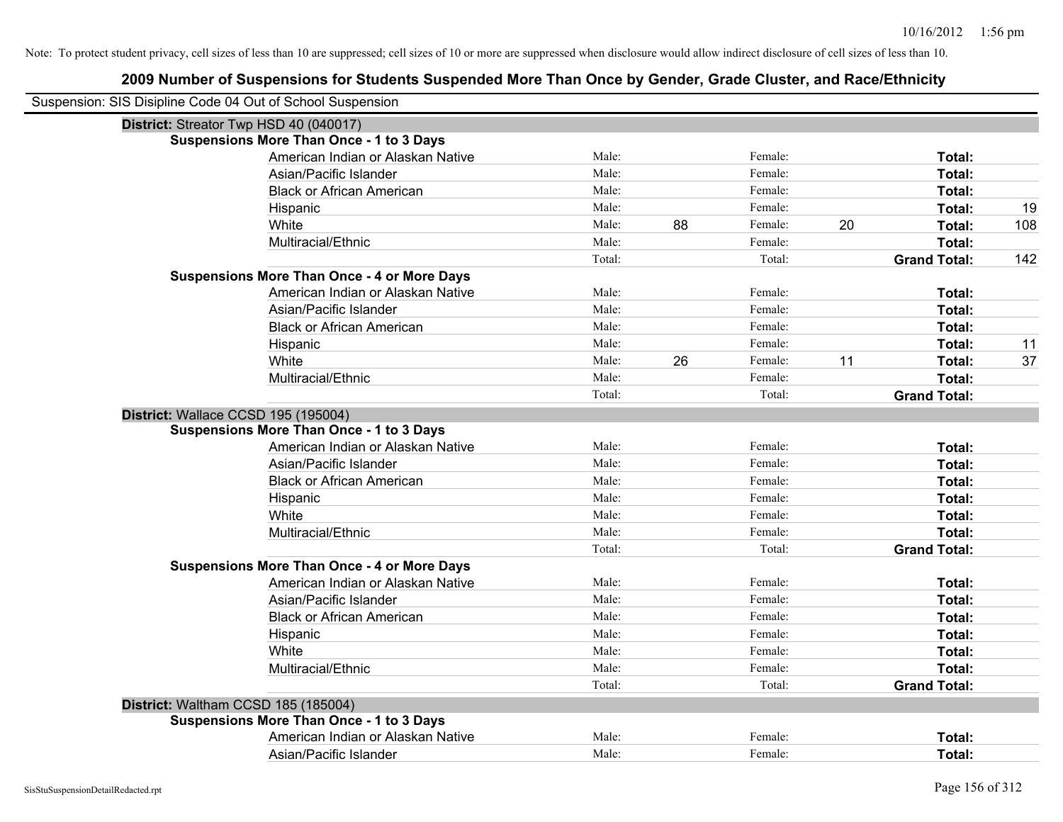Note: To protect student privacy, cell sizes of less than 10 are suppressed; cell sizes of 10 or more are suppressed when disclosure would allow indirect disclosure of cell sizes of less than 10.

## 2009 Number of Suspensions for Students Suspended More Than Once by Gender, Grade Cluster, and Race/Ethnicity

Suspension: SIS Disipline Code 04 Out of School Suspension

### District: Streator Twp HSD 40 (040017)

**Suspensions More Than Once - 1 to 3 Days**

| Race/Ethnicity | | Male | | Female | | Total |
|---|---|---|---|---|---|---|
| American Indian or Alaskan Native | Male: | | Female: | | **Total:** | |
| Asian/Pacific Islander | Male: | | Female: | | **Total:** | |
| Black or African American | Male: | | Female: | | **Total:** | |
| Hispanic | Male: | | Female: | | **Total:** | 19 |
| White | Male: | 88 | Female: | 20 | **Total:** | 108 |
| Multiracial/Ethnic | Male: | | Female: | | **Total:** | |
| | Total: | | Total: | | **Grand Total:** | 142 |

**Suspensions More Than Once - 4 or More Days**

| Race/Ethnicity | | Male | | Female | | Total |
|---|---|---|---|---|---|---|
| American Indian or Alaskan Native | Male: | | Female: | | **Total:** | |
| Asian/Pacific Islander | Male: | | Female: | | **Total:** | |
| Black or African American | Male: | | Female: | | **Total:** | |
| Hispanic | Male: | | Female: | | **Total:** | 11 |
| White | Male: | 26 | Female: | 11 | **Total:** | 37 |
| Multiracial/Ethnic | Male: | | Female: | | **Total:** | |
| | Total: | | Total: | | **Grand Total:** | |

### District: Wallace CCSD 195 (195004)

**Suspensions More Than Once - 1 to 3 Days**

| Race/Ethnicity | | Male | | Female | | Total |
|---|---|---|---|---|---|---|
| American Indian or Alaskan Native | Male: | | Female: | | **Total:** | |
| Asian/Pacific Islander | Male: | | Female: | | **Total:** | |
| Black or African American | Male: | | Female: | | **Total:** | |
| Hispanic | Male: | | Female: | | **Total:** | |
| White | Male: | | Female: | | **Total:** | |
| Multiracial/Ethnic | Male: | | Female: | | **Total:** | |
| | Total: | | Total: | | **Grand Total:** | |

**Suspensions More Than Once - 4 or More Days**

| Race/Ethnicity | | Male | | Female | | Total |
|---|---|---|---|---|---|---|
| American Indian or Alaskan Native | Male: | | Female: | | **Total:** | |
| Asian/Pacific Islander | Male: | | Female: | | **Total:** | |
| Black or African American | Male: | | Female: | | **Total:** | |
| Hispanic | Male: | | Female: | | **Total:** | |
| White | Male: | | Female: | | **Total:** | |
| Multiracial/Ethnic | Male: | | Female: | | **Total:** | |
| | Total: | | Total: | | **Grand Total:** | |

### District: Waltham CCSD 185 (185004)

**Suspensions More Than Once - 1 to 3 Days**

| Race/Ethnicity | | Male | | Female | | Total |
|---|---|---|---|---|---|---|
| American Indian or Alaskan Native | Male: | | Female: | | **Total:** | |
| Asian/Pacific Islander | Male: | | Female: | | **Total:** | |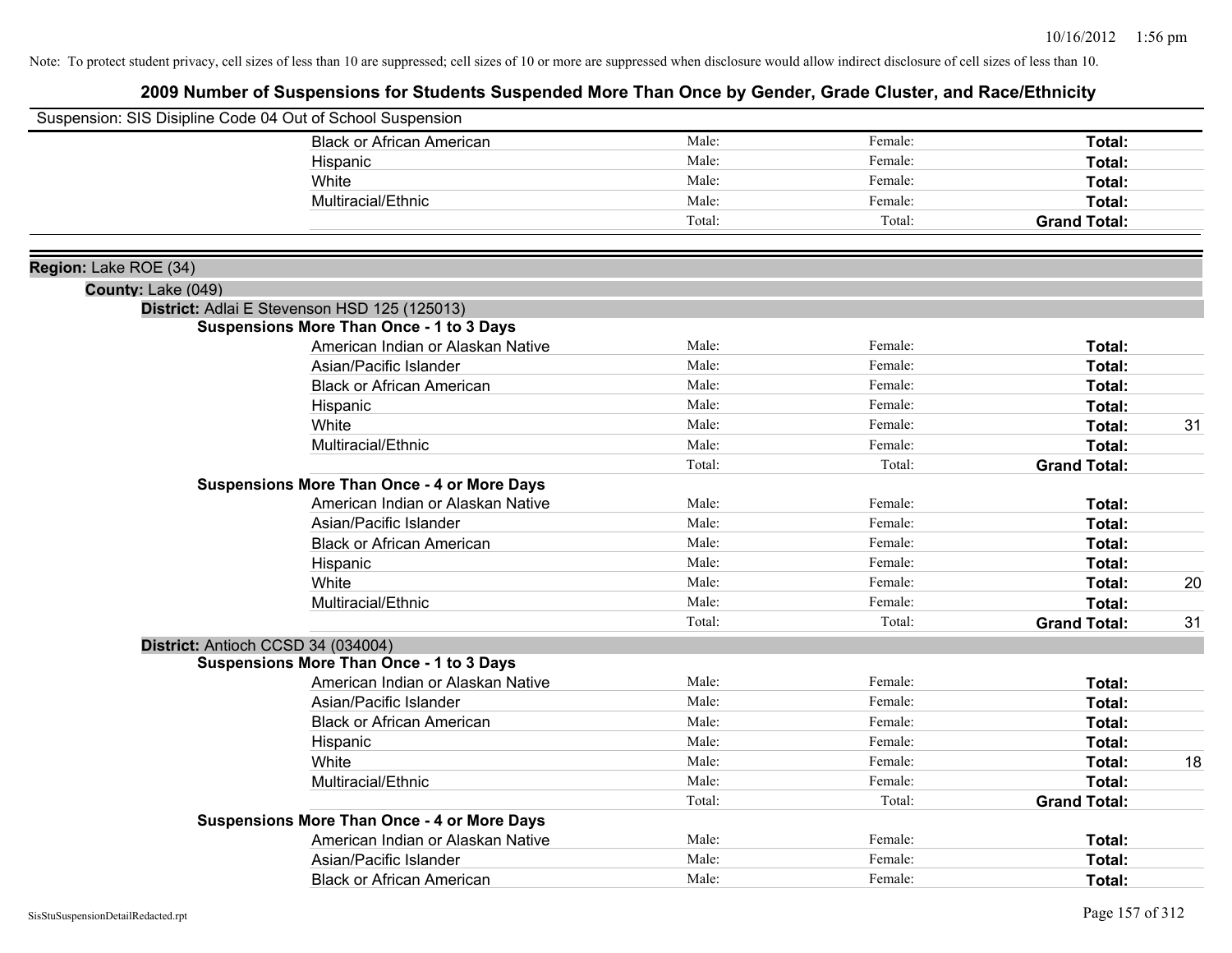Note: To protect student privacy, cell sizes of less than 10 are suppressed; cell sizes of 10 or more are suppressed when disclosure would allow indirect disclosure of cell sizes of less than 10.

# 2009 Number of Suspensions for Students Suspended More Than Once by Gender, Grade Cluster, and Race/Ethnicity

Suspension: SIS Disipline Code 04 Out of School Suspension

| | | | | |
|---|---|---|---|---|
| Black or African American | Male: | Female: | **Total:** | |
| Hispanic | Male: | Female: | **Total:** | |
| White | Male: | Female: | **Total:** | |
| Multiracial/Ethnic | Male: | Female: | **Total:** | |
| | Total: | Total: | **Grand Total:** | |

**Region:** Lake ROE (34)

**County:** Lake (049)

**District:** Adlai E Stevenson HSD 125 (125013)

**Suspensions More Than Once - 1 to 3 Days**

| | | | | |
|---|---|---|---|---|
| American Indian or Alaskan Native | Male: | Female: | **Total:** | |
| Asian/Pacific Islander | Male: | Female: | **Total:** | |
| Black or African American | Male: | Female: | **Total:** | |
| Hispanic | Male: | Female: | **Total:** | |
| White | Male: | Female: | **Total:** | 31 |
| Multiracial/Ethnic | Male: | Female: | **Total:** | |
| | Total: | Total: | **Grand Total:** | |

**Suspensions More Than Once - 4 or More Days**

| | | | | |
|---|---|---|---|---|
| American Indian or Alaskan Native | Male: | Female: | **Total:** | |
| Asian/Pacific Islander | Male: | Female: | **Total:** | |
| Black or African American | Male: | Female: | **Total:** | |
| Hispanic | Male: | Female: | **Total:** | |
| White | Male: | Female: | **Total:** | 20 |
| Multiracial/Ethnic | Male: | Female: | **Total:** | |
| | Total: | Total: | **Grand Total:** | 31 |

**District:** Antioch CCSD 34 (034004)

**Suspensions More Than Once - 1 to 3 Days**

| | | | | |
|---|---|---|---|---|
| American Indian or Alaskan Native | Male: | Female: | **Total:** | |
| Asian/Pacific Islander | Male: | Female: | **Total:** | |
| Black or African American | Male: | Female: | **Total:** | |
| Hispanic | Male: | Female: | **Total:** | |
| White | Male: | Female: | **Total:** | 18 |
| Multiracial/Ethnic | Male: | Female: | **Total:** | |
| | Total: | Total: | **Grand Total:** | |

**Suspensions More Than Once - 4 or More Days**

| | | | | |
|---|---|---|---|---|
| American Indian or Alaskan Native | Male: | Female: | **Total:** | |
| Asian/Pacific Islander | Male: | Female: | **Total:** | |
| Black or African American | Male: | Female: | **Total:** | |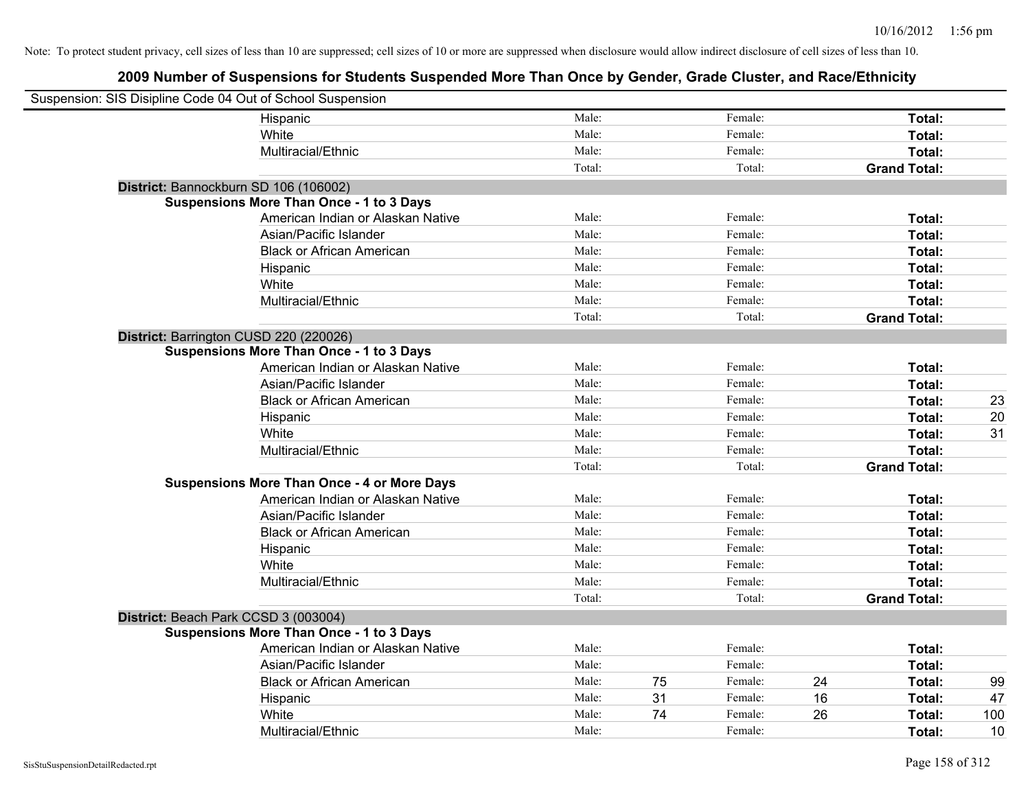Note: To protect student privacy, cell sizes of less than 10 are suppressed; cell sizes of 10 or more are suppressed when disclosure would allow indirect disclosure of cell sizes of less than 10.

## 2009 Number of Suspensions for Students Suspended More Than Once by Gender, Grade Cluster, and Race/Ethnicity

Suspension: SIS Disipline Code 04 Out of School Suspension

| | | | | | | | |
|---|---|---|---|---|---|---|---|
| Hispanic | Male: | | Female: | | **Total:** | |
| White | Male: | | Female: | | **Total:** | |
| Multiracial/Ethnic | Male: | | Female: | | **Total:** | |
| | Total: | | Total: | | **Grand Total:** | |

**District:** Bannockburn SD 106 (106002)

**Suspensions More Than Once - 1 to 3 Days**

| | | | | | | |
|---|---|---|---|---|---|---|
| American Indian or Alaskan Native | Male: | | Female: | | **Total:** | |
| Asian/Pacific Islander | Male: | | Female: | | **Total:** | |
| Black or African American | Male: | | Female: | | **Total:** | |
| Hispanic | Male: | | Female: | | **Total:** | |
| White | Male: | | Female: | | **Total:** | |
| Multiracial/Ethnic | Male: | | Female: | | **Total:** | |
| | Total: | | Total: | | **Grand Total:** | |

**District:** Barrington CUSD 220 (220026)

**Suspensions More Than Once - 1 to 3 Days**

| | | | | | | |
|---|---|---|---|---|---|---|
| American Indian or Alaskan Native | Male: | | Female: | | **Total:** | |
| Asian/Pacific Islander | Male: | | Female: | | **Total:** | |
| Black or African American | Male: | | Female: | | **Total:** | 23 |
| Hispanic | Male: | | Female: | | **Total:** | 20 |
| White | Male: | | Female: | | **Total:** | 31 |
| Multiracial/Ethnic | Male: | | Female: | | **Total:** | |
| | Total: | | Total: | | **Grand Total:** | |

**Suspensions More Than Once - 4 or More Days**

| | | | | | | |
|---|---|---|---|---|---|---|
| American Indian or Alaskan Native | Male: | | Female: | | **Total:** | |
| Asian/Pacific Islander | Male: | | Female: | | **Total:** | |
| Black or African American | Male: | | Female: | | **Total:** | |
| Hispanic | Male: | | Female: | | **Total:** | |
| White | Male: | | Female: | | **Total:** | |
| Multiracial/Ethnic | Male: | | Female: | | **Total:** | |
| | Total: | | Total: | | **Grand Total:** | |

**District:** Beach Park CCSD 3 (003004)

**Suspensions More Than Once - 1 to 3 Days**

| | | | | | | |
|---|---|---|---|---|---|---|
| American Indian or Alaskan Native | Male: | | Female: | | **Total:** | |
| Asian/Pacific Islander | Male: | | Female: | | **Total:** | |
| Black or African American | Male: | 75 | Female: | 24 | **Total:** | 99 |
| Hispanic | Male: | 31 | Female: | 16 | **Total:** | 47 |
| White | Male: | 74 | Female: | 26 | **Total:** | 100 |
| Multiracial/Ethnic | Male: | | Female: | | **Total:** | 10 |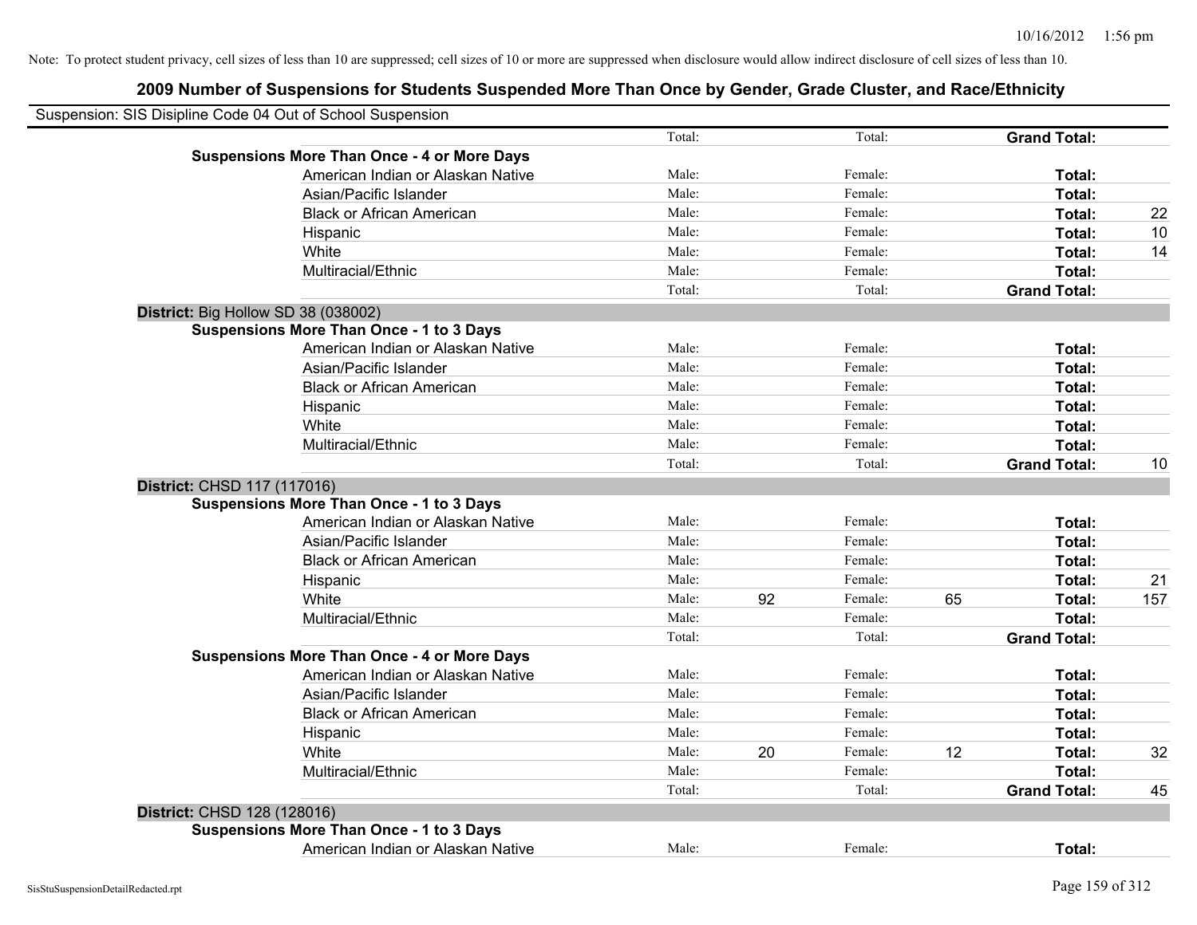Note: To protect student privacy, cell sizes of less than 10 are suppressed; cell sizes of 10 or more are suppressed when disclosure would allow indirect disclosure of cell sizes of less than 10.

## 2009 Number of Suspensions for Students Suspended More Than Once by Gender, Grade Cluster, and Race/Ethnicity

Suspension: SIS Disipline Code 04 Out of School Suspension

| | | | | | | | |
|---|---|---|---|---|---|---|---|
| | Total: | | Total: | | **Grand Total:** | |
| **Suspensions More Than Once - 4 or More Days** | | | | | | |
| American Indian or Alaskan Native | Male: | | Female: | | **Total:** | |
| Asian/Pacific Islander | Male: | | Female: | | **Total:** | |
| Black or African American | Male: | | Female: | | **Total:** | 22 |
| Hispanic | Male: | | Female: | | **Total:** | 10 |
| White | Male: | | Female: | | **Total:** | 14 |
| Multiracial/Ethnic | Male: | | Female: | | **Total:** | |
| | Total: | | Total: | | **Grand Total:** | |
| **District:** Big Hollow SD 38 (038002) | | | | | | |
| **Suspensions More Than Once - 1 to 3 Days** | | | | | | |
| American Indian or Alaskan Native | Male: | | Female: | | **Total:** | |
| Asian/Pacific Islander | Male: | | Female: | | **Total:** | |
| Black or African American | Male: | | Female: | | **Total:** | |
| Hispanic | Male: | | Female: | | **Total:** | |
| White | Male: | | Female: | | **Total:** | |
| Multiracial/Ethnic | Male: | | Female: | | **Total:** | |
| | Total: | | Total: | | **Grand Total:** | 10 |
| **District:** CHSD 117 (117016) | | | | | | |
| **Suspensions More Than Once - 1 to 3 Days** | | | | | | |
| American Indian or Alaskan Native | Male: | | Female: | | **Total:** | |
| Asian/Pacific Islander | Male: | | Female: | | **Total:** | |
| Black or African American | Male: | | Female: | | **Total:** | |
| Hispanic | Male: | | Female: | | **Total:** | 21 |
| White | Male: | 92 | Female: | 65 | **Total:** | 157 |
| Multiracial/Ethnic | Male: | | Female: | | **Total:** | |
| | Total: | | Total: | | **Grand Total:** | |
| **Suspensions More Than Once - 4 or More Days** | | | | | | |
| American Indian or Alaskan Native | Male: | | Female: | | **Total:** | |
| Asian/Pacific Islander | Male: | | Female: | | **Total:** | |
| Black or African American | Male: | | Female: | | **Total:** | |
| Hispanic | Male: | | Female: | | **Total:** | |
| White | Male: | 20 | Female: | 12 | **Total:** | 32 |
| Multiracial/Ethnic | Male: | | Female: | | **Total:** | |
| | Total: | | Total: | | **Grand Total:** | 45 |
| **District:** CHSD 128 (128016) | | | | | | |
| **Suspensions More Than Once - 1 to 3 Days** | | | | | | |
| American Indian or Alaskan Native | Male: | | Female: | | **Total:** | |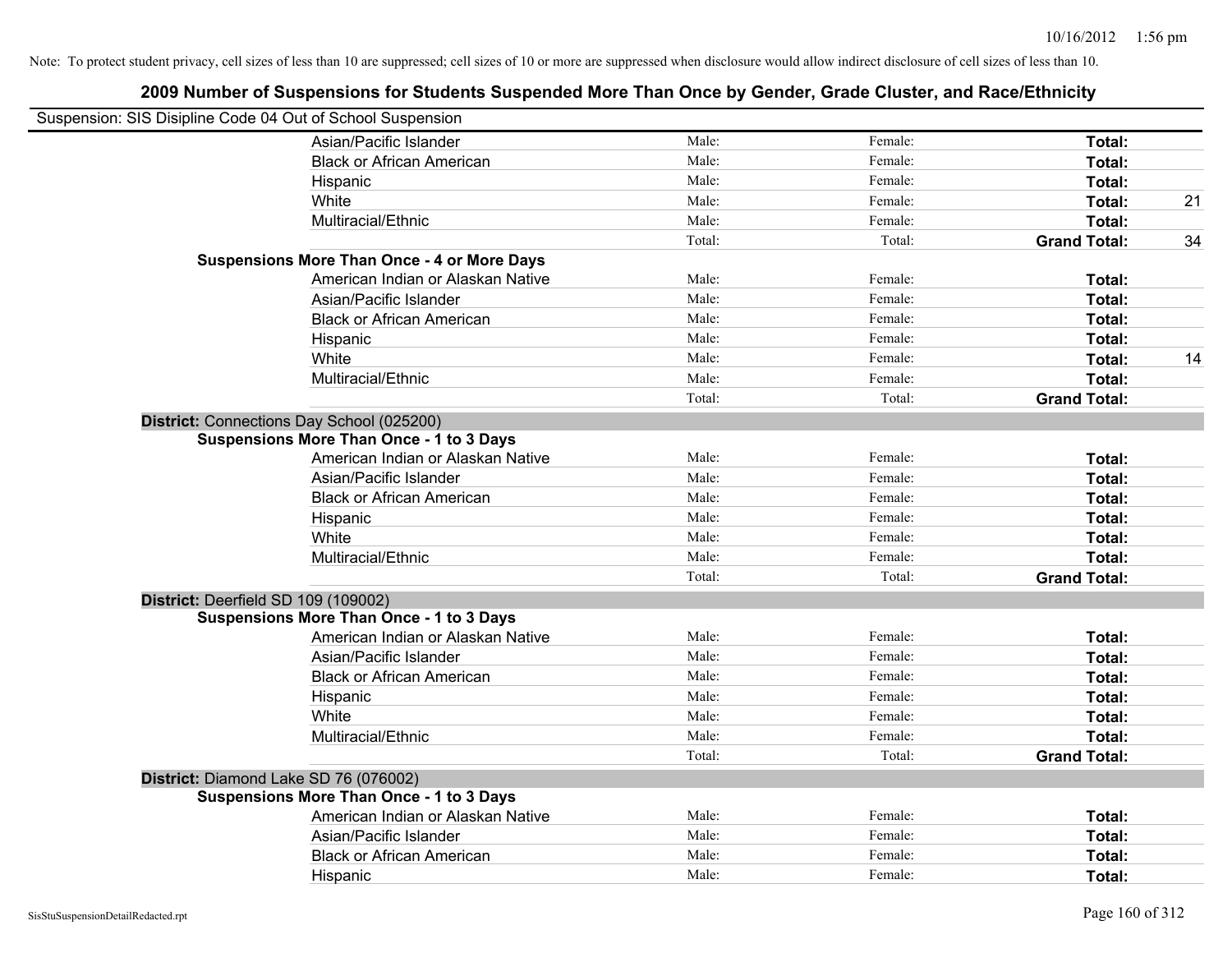Note: To protect student privacy, cell sizes of less than 10 are suppressed; cell sizes of 10 or more are suppressed when disclosure would allow indirect disclosure of cell sizes of less than 10.

## 2009 Number of Suspensions for Students Suspended More Than Once by Gender, Grade Cluster, and Race/Ethnicity

Suspension: SIS Disipline Code 04 Out of School Suspension

| | | | | |
|---|---|---|---|---|
| Asian/Pacific Islander | Male: | Female: | **Total:** | |
| Black or African American | Male: | Female: | **Total:** | |
| Hispanic | Male: | Female: | **Total:** | |
| White | Male: | Female: | **Total:** | 21 |
| Multiracial/Ethnic | Male: | Female: | **Total:** | |
| | Total: | Total: | **Grand Total:** | 34 |
| **Suspensions More Than Once - 4 or More Days** | | | | |
| American Indian or Alaskan Native | Male: | Female: | **Total:** | |
| Asian/Pacific Islander | Male: | Female: | **Total:** | |
| Black or African American | Male: | Female: | **Total:** | |
| Hispanic | Male: | Female: | **Total:** | |
| White | Male: | Female: | **Total:** | 14 |
| Multiracial/Ethnic | Male: | Female: | **Total:** | |
| | Total: | Total: | **Grand Total:** | |
| **District:** Connections Day School (025200) | | | | |
| **Suspensions More Than Once - 1 to 3 Days** | | | | |
| American Indian or Alaskan Native | Male: | Female: | **Total:** | |
| Asian/Pacific Islander | Male: | Female: | **Total:** | |
| Black or African American | Male: | Female: | **Total:** | |
| Hispanic | Male: | Female: | **Total:** | |
| White | Male: | Female: | **Total:** | |
| Multiracial/Ethnic | Male: | Female: | **Total:** | |
| | Total: | Total: | **Grand Total:** | |
| **District:** Deerfield SD 109 (109002) | | | | |
| **Suspensions More Than Once - 1 to 3 Days** | | | | |
| American Indian or Alaskan Native | Male: | Female: | **Total:** | |
| Asian/Pacific Islander | Male: | Female: | **Total:** | |
| Black or African American | Male: | Female: | **Total:** | |
| Hispanic | Male: | Female: | **Total:** | |
| White | Male: | Female: | **Total:** | |
| Multiracial/Ethnic | Male: | Female: | **Total:** | |
| | Total: | Total: | **Grand Total:** | |
| **District:** Diamond Lake SD 76 (076002) | | | | |
| **Suspensions More Than Once - 1 to 3 Days** | | | | |
| American Indian or Alaskan Native | Male: | Female: | **Total:** | |
| Asian/Pacific Islander | Male: | Female: | **Total:** | |
| Black or African American | Male: | Female: | **Total:** | |
| Hispanic | Male: | Female: | **Total:** | |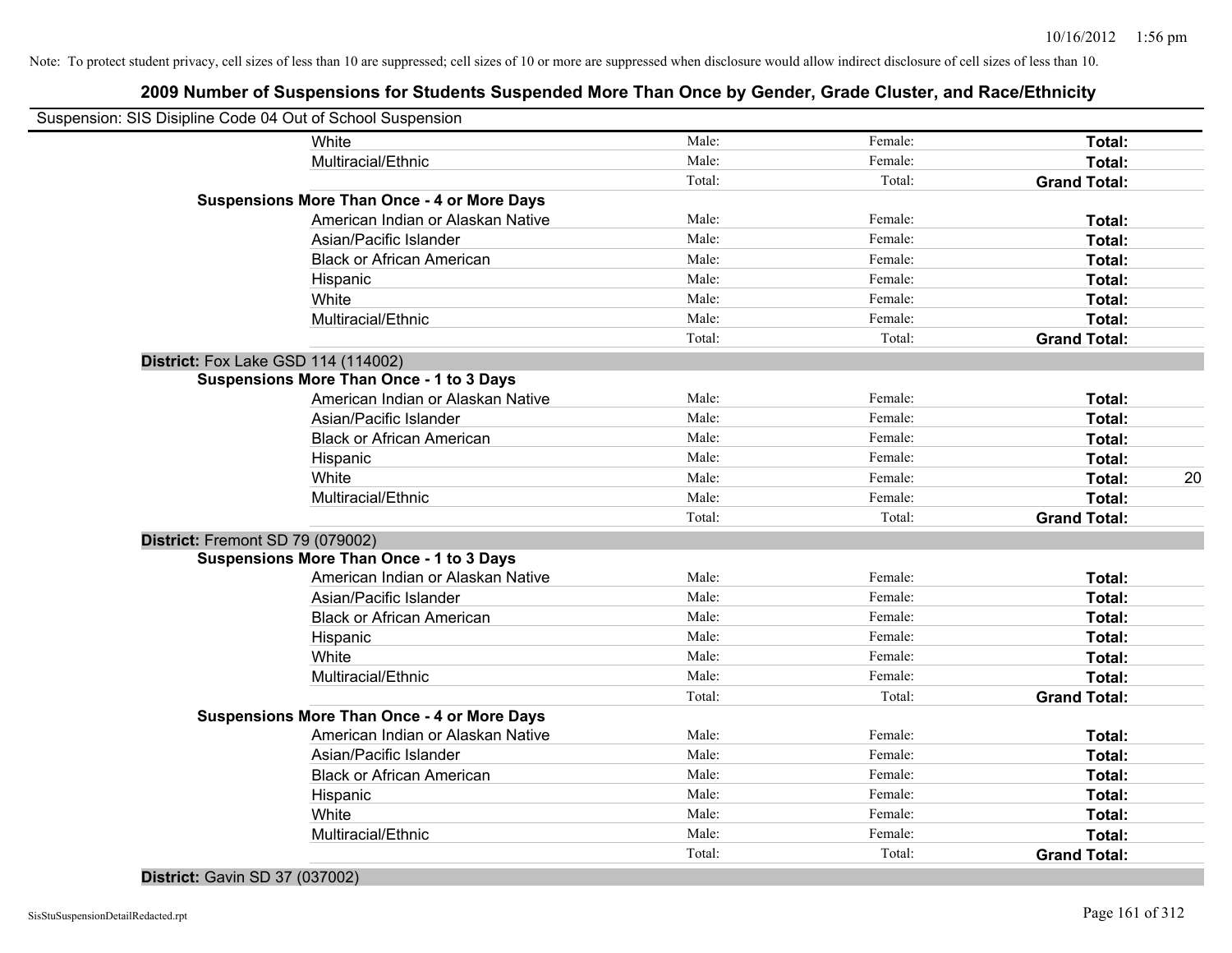Note: To protect student privacy, cell sizes of less than 10 are suppressed; cell sizes of 10 or more are suppressed when disclosure would allow indirect disclosure of cell sizes of less than 10.

# 2009 Number of Suspensions for Students Suspended More Than Once by Gender, Grade Cluster, and Race/Ethnicity

Suspension: SIS Disipline Code 04 Out of School Suspension

| | | | | | |
|---|---|---|---|---|---|
| | White | Male: | Female: | **Total:** | |
| | Multiracial/Ethnic | Male: | Female: | **Total:** | |
| | | Total: | Total: | **Grand Total:** | |
| **Suspensions More Than Once - 4 or More Days** | | | | | |
| | American Indian or Alaskan Native | Male: | Female: | **Total:** | |
| | Asian/Pacific Islander | Male: | Female: | **Total:** | |
| | Black or African American | Male: | Female: | **Total:** | |
| | Hispanic | Male: | Female: | **Total:** | |
| | White | Male: | Female: | **Total:** | |
| | Multiracial/Ethnic | Male: | Female: | **Total:** | |
| | | Total: | Total: | **Grand Total:** | |
| **District:** Fox Lake GSD 114 (114002) | | | | | |
| **Suspensions More Than Once - 1 to 3 Days** | | | | | |
| | American Indian or Alaskan Native | Male: | Female: | **Total:** | |
| | Asian/Pacific Islander | Male: | Female: | **Total:** | |
| | Black or African American | Male: | Female: | **Total:** | |
| | Hispanic | Male: | Female: | **Total:** | |
| | White | Male: | Female: | **Total:** | 20 |
| | Multiracial/Ethnic | Male: | Female: | **Total:** | |
| | | Total: | Total: | **Grand Total:** | |
| **District:** Fremont SD 79 (079002) | | | | | |
| **Suspensions More Than Once - 1 to 3 Days** | | | | | |
| | American Indian or Alaskan Native | Male: | Female: | **Total:** | |
| | Asian/Pacific Islander | Male: | Female: | **Total:** | |
| | Black or African American | Male: | Female: | **Total:** | |
| | Hispanic | Male: | Female: | **Total:** | |
| | White | Male: | Female: | **Total:** | |
| | Multiracial/Ethnic | Male: | Female: | **Total:** | |
| | | Total: | Total: | **Grand Total:** | |
| **Suspensions More Than Once - 4 or More Days** | | | | | |
| | American Indian or Alaskan Native | Male: | Female: | **Total:** | |
| | Asian/Pacific Islander | Male: | Female: | **Total:** | |
| | Black or African American | Male: | Female: | **Total:** | |
| | Hispanic | Male: | Female: | **Total:** | |
| | White | Male: | Female: | **Total:** | |
| | Multiracial/Ethnic | Male: | Female: | **Total:** | |
| | | Total: | Total: | **Grand Total:** | |
| **District:** Gavin SD 37 (037002) | | | | | |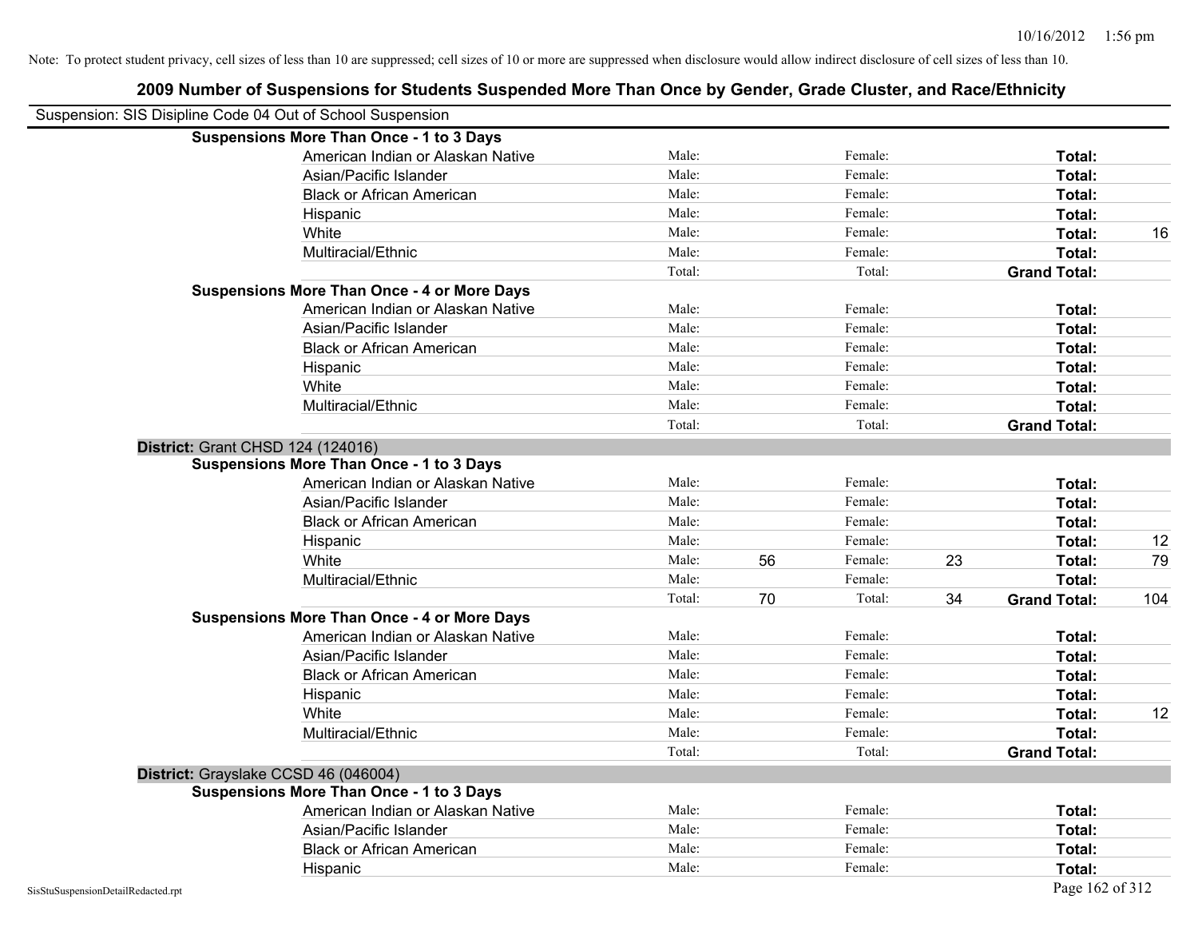Note: To protect student privacy, cell sizes of less than 10 are suppressed; cell sizes of 10 or more are suppressed when disclosure would allow indirect disclosure of cell sizes of less than 10.

## 2009 Number of Suspensions for Students Suspended More Than Once by Gender, Grade Cluster, and Race/Ethnicity

Suspension: SIS Disipline Code 04 Out of School Suspension

| | | | | | | | |
|---|---|---|---|---|---|---|---|
| **Suspensions More Than Once - 1 to 3 Days** | | | | | | | |
| American Indian or Alaskan Native | Male: | | Female: | | **Total:** | |
| Asian/Pacific Islander | Male: | | Female: | | **Total:** | |
| Black or African American | Male: | | Female: | | **Total:** | |
| Hispanic | Male: | | Female: | | **Total:** | |
| White | Male: | | Female: | | **Total:** | 16 |
| Multiracial/Ethnic | Male: | | Female: | | **Total:** | |
| | Total: | | Total: | | **Grand Total:** | |
| **Suspensions More Than Once - 4 or More Days** | | | | | | | |
| American Indian or Alaskan Native | Male: | | Female: | | **Total:** | |
| Asian/Pacific Islander | Male: | | Female: | | **Total:** | |
| Black or African American | Male: | | Female: | | **Total:** | |
| Hispanic | Male: | | Female: | | **Total:** | |
| White | Male: | | Female: | | **Total:** | |
| Multiracial/Ethnic | Male: | | Female: | | **Total:** | |
| | Total: | | Total: | | **Grand Total:** | |

**District:** Grant CHSD 124 (124016)

| | | | | | | |
|---|---|---|---|---|---|---|
| **Suspensions More Than Once - 1 to 3 Days** | | | | | | |
| American Indian or Alaskan Native | Male: | | Female: | | **Total:** | |
| Asian/Pacific Islander | Male: | | Female: | | **Total:** | |
| Black or African American | Male: | | Female: | | **Total:** | |
| Hispanic | Male: | | Female: | | **Total:** | 12 |
| White | Male: | 56 | Female: | 23 | **Total:** | 79 |
| Multiracial/Ethnic | Male: | | Female: | | **Total:** | |
| | Total: | 70 | Total: | 34 | **Grand Total:** | 104 |
| **Suspensions More Than Once - 4 or More Days** | | | | | | |
| American Indian or Alaskan Native | Male: | | Female: | | **Total:** | |
| Asian/Pacific Islander | Male: | | Female: | | **Total:** | |
| Black or African American | Male: | | Female: | | **Total:** | |
| Hispanic | Male: | | Female: | | **Total:** | |
| White | Male: | | Female: | | **Total:** | 12 |
| Multiracial/Ethnic | Male: | | Female: | | **Total:** | |
| | Total: | | Total: | | **Grand Total:** | |

**District:** Grayslake CCSD 46 (046004)

| | | | | | | |
|---|---|---|---|---|---|---|
| **Suspensions More Than Once - 1 to 3 Days** | | | | | | |
| American Indian or Alaskan Native | Male: | | Female: | | **Total:** | |
| Asian/Pacific Islander | Male: | | Female: | | **Total:** | |
| Black or African American | Male: | | Female: | | **Total:** | |
| Hispanic | Male: | | Female: | | **Total:** | |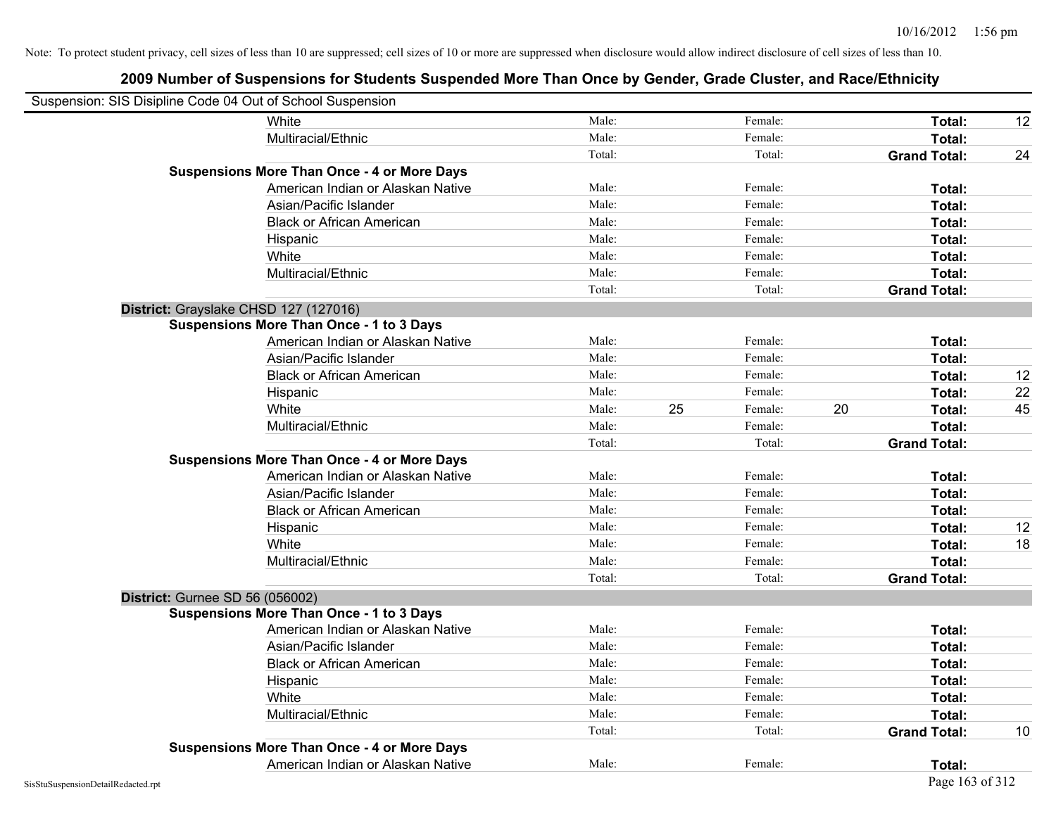Note: To protect student privacy, cell sizes of less than 10 are suppressed; cell sizes of 10 or more are suppressed when disclosure would allow indirect disclosure of cell sizes of less than 10.

# 2009 Number of Suspensions for Students Suspended More Than Once by Gender, Grade Cluster, and Race/Ethnicity

Suspension: SIS Disipline Code 04 Out of School Suspension

| | | | | | | | |
|---|---|---|---|---|---|---|---|
| White | Male: | | Female: | | **Total:** | 12 |
| Multiracial/Ethnic | Male: | | Female: | | **Total:** | |
| | Total: | | Total: | | **Grand Total:** | 24 |
| **Suspensions More Than Once - 4 or More Days** | | | | | | |
| American Indian or Alaskan Native | Male: | | Female: | | **Total:** | |
| Asian/Pacific Islander | Male: | | Female: | | **Total:** | |
| Black or African American | Male: | | Female: | | **Total:** | |
| Hispanic | Male: | | Female: | | **Total:** | |
| White | Male: | | Female: | | **Total:** | |
| Multiracial/Ethnic | Male: | | Female: | | **Total:** | |
| | Total: | | Total: | | **Grand Total:** | |
| **District:** Grayslake CHSD 127 (127016) | | | | | | |
| **Suspensions More Than Once - 1 to 3 Days** | | | | | | |
| American Indian or Alaskan Native | Male: | | Female: | | **Total:** | |
| Asian/Pacific Islander | Male: | | Female: | | **Total:** | |
| Black or African American | Male: | | Female: | | **Total:** | 12 |
| Hispanic | Male: | | Female: | | **Total:** | 22 |
| White | Male: | 25 | Female: | 20 | **Total:** | 45 |
| Multiracial/Ethnic | Male: | | Female: | | **Total:** | |
| | Total: | | Total: | | **Grand Total:** | |
| **Suspensions More Than Once - 4 or More Days** | | | | | | |
| American Indian or Alaskan Native | Male: | | Female: | | **Total:** | |
| Asian/Pacific Islander | Male: | | Female: | | **Total:** | |
| Black or African American | Male: | | Female: | | **Total:** | |
| Hispanic | Male: | | Female: | | **Total:** | 12 |
| White | Male: | | Female: | | **Total:** | 18 |
| Multiracial/Ethnic | Male: | | Female: | | **Total:** | |
| | Total: | | Total: | | **Grand Total:** | |
| **District:** Gurnee SD 56 (056002) | | | | | | |
| **Suspensions More Than Once - 1 to 3 Days** | | | | | | |
| American Indian or Alaskan Native | Male: | | Female: | | **Total:** | |
| Asian/Pacific Islander | Male: | | Female: | | **Total:** | |
| Black or African American | Male: | | Female: | | **Total:** | |
| Hispanic | Male: | | Female: | | **Total:** | |
| White | Male: | | Female: | | **Total:** | |
| Multiracial/Ethnic | Male: | | Female: | | **Total:** | |
| | Total: | | Total: | | **Grand Total:** | 10 |
| **Suspensions More Than Once - 4 or More Days** | | | | | | |
| American Indian or Alaskan Native | Male: | | Female: | | **Total:** | |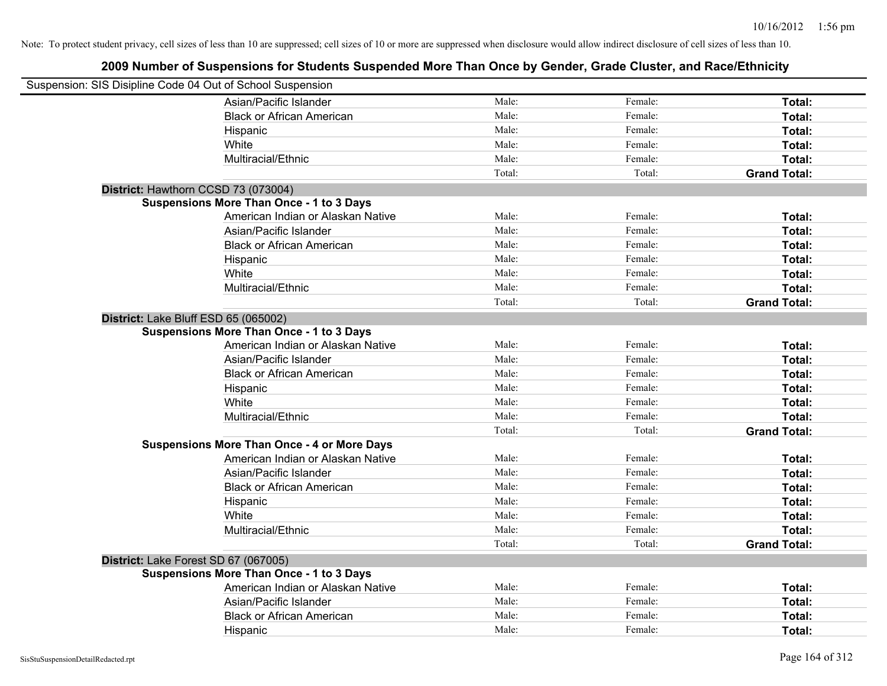Note: To protect student privacy, cell sizes of less than 10 are suppressed; cell sizes of 10 or more are suppressed when disclosure would allow indirect disclosure of cell sizes of less than 10.

## 2009 Number of Suspensions for Students Suspended More Than Once by Gender, Grade Cluster, and Race/Ethnicity

Suspension: SIS Disipline Code 04 Out of School Suspension

| | | | | |
|---|---|---|---|---|
| | Asian/Pacific Islander | Male: | Female: | **Total:** |
| | Black or African American | Male: | Female: | **Total:** |
| | Hispanic | Male: | Female: | **Total:** |
| | White | Male: | Female: | **Total:** |
| | Multiracial/Ethnic | Male: | Female: | **Total:** |
| | | Total: | Total: | **Grand Total:** |
| **District:** Hawthorn CCSD 73 (073004) | | | | |
| **Suspensions More Than Once - 1 to 3 Days** | | | | |
| | American Indian or Alaskan Native | Male: | Female: | **Total:** |
| | Asian/Pacific Islander | Male: | Female: | **Total:** |
| | Black or African American | Male: | Female: | **Total:** |
| | Hispanic | Male: | Female: | **Total:** |
| | White | Male: | Female: | **Total:** |
| | Multiracial/Ethnic | Male: | Female: | **Total:** |
| | | Total: | Total: | **Grand Total:** |
| **District:** Lake Bluff ESD 65 (065002) | | | | |
| **Suspensions More Than Once - 1 to 3 Days** | | | | |
| | American Indian or Alaskan Native | Male: | Female: | **Total:** |
| | Asian/Pacific Islander | Male: | Female: | **Total:** |
| | Black or African American | Male: | Female: | **Total:** |
| | Hispanic | Male: | Female: | **Total:** |
| | White | Male: | Female: | **Total:** |
| | Multiracial/Ethnic | Male: | Female: | **Total:** |
| | | Total: | Total: | **Grand Total:** |
| **Suspensions More Than Once - 4 or More Days** | | | | |
| | American Indian or Alaskan Native | Male: | Female: | **Total:** |
| | Asian/Pacific Islander | Male: | Female: | **Total:** |
| | Black or African American | Male: | Female: | **Total:** |
| | Hispanic | Male: | Female: | **Total:** |
| | White | Male: | Female: | **Total:** |
| | Multiracial/Ethnic | Male: | Female: | **Total:** |
| | | Total: | Total: | **Grand Total:** |
| **District:** Lake Forest SD 67 (067005) | | | | |
| **Suspensions More Than Once - 1 to 3 Days** | | | | |
| | American Indian or Alaskan Native | Male: | Female: | **Total:** |
| | Asian/Pacific Islander | Male: | Female: | **Total:** |
| | Black or African American | Male: | Female: | **Total:** |
| | Hispanic | Male: | Female: | **Total:** |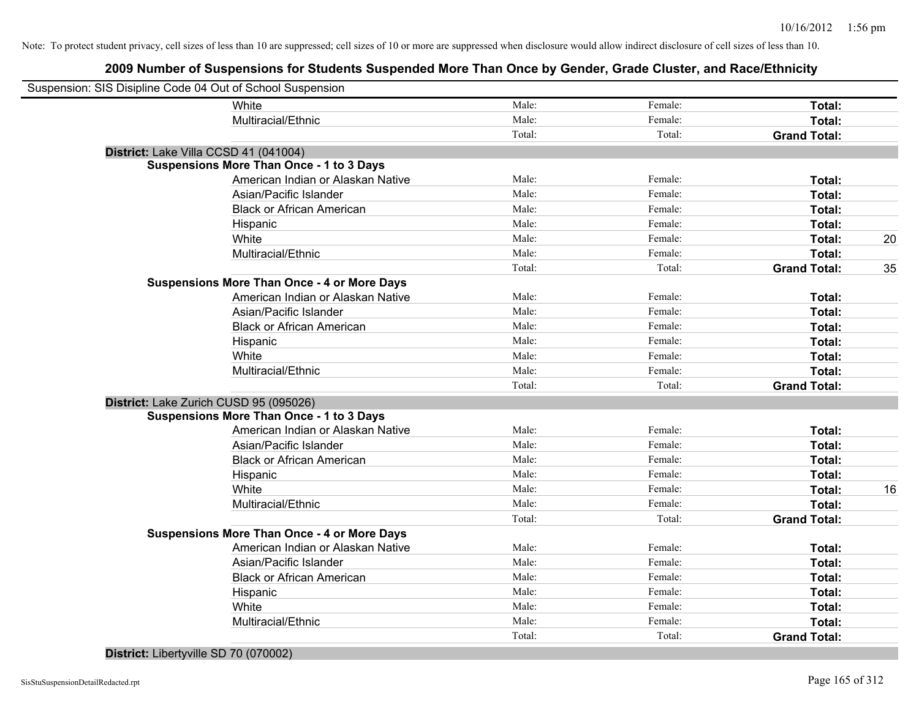Note: To protect student privacy, cell sizes of less than 10 are suppressed; cell sizes of 10 or more are suppressed when disclosure would allow indirect disclosure of cell sizes of less than 10.

# 2009 Number of Suspensions for Students Suspended More Than Once by Gender, Grade Cluster, and Race/Ethnicity

Suspension: SIS Disipline Code 04 Out of School Suspension

| | | | | | |
|---|---|---|---|---|---|
| | White | Male: | Female: | **Total:** | |
| | Multiracial/Ethnic | Male: | Female: | **Total:** | |
| | | Total: | Total: | **Grand Total:** | |
| **District:** Lake Villa CCSD 41 (041004) | | | | | |
| **Suspensions More Than Once - 1 to 3 Days** | | | | | |
| | American Indian or Alaskan Native | Male: | Female: | **Total:** | |
| | Asian/Pacific Islander | Male: | Female: | **Total:** | |
| | Black or African American | Male: | Female: | **Total:** | |
| | Hispanic | Male: | Female: | **Total:** | |
| | White | Male: | Female: | **Total:** | 20 |
| | Multiracial/Ethnic | Male: | Female: | **Total:** | |
| | | Total: | Total: | **Grand Total:** | 35 |
| **Suspensions More Than Once - 4 or More Days** | | | | | |
| | American Indian or Alaskan Native | Male: | Female: | **Total:** | |
| | Asian/Pacific Islander | Male: | Female: | **Total:** | |
| | Black or African American | Male: | Female: | **Total:** | |
| | Hispanic | Male: | Female: | **Total:** | |
| | White | Male: | Female: | **Total:** | |
| | Multiracial/Ethnic | Male: | Female: | **Total:** | |
| | | Total: | Total: | **Grand Total:** | |
| **District:** Lake Zurich CUSD 95 (095026) | | | | | |
| **Suspensions More Than Once - 1 to 3 Days** | | | | | |
| | American Indian or Alaskan Native | Male: | Female: | **Total:** | |
| | Asian/Pacific Islander | Male: | Female: | **Total:** | |
| | Black or African American | Male: | Female: | **Total:** | |
| | Hispanic | Male: | Female: | **Total:** | |
| | White | Male: | Female: | **Total:** | 16 |
| | Multiracial/Ethnic | Male: | Female: | **Total:** | |
| | | Total: | Total: | **Grand Total:** | |
| **Suspensions More Than Once - 4 or More Days** | | | | | |
| | American Indian or Alaskan Native | Male: | Female: | **Total:** | |
| | Asian/Pacific Islander | Male: | Female: | **Total:** | |
| | Black or African American | Male: | Female: | **Total:** | |
| | Hispanic | Male: | Female: | **Total:** | |
| | White | Male: | Female: | **Total:** | |
| | Multiracial/Ethnic | Male: | Female: | **Total:** | |
| | | Total: | Total: | **Grand Total:** | |
| **District:** Libertyville SD 70 (070002) | | | | | |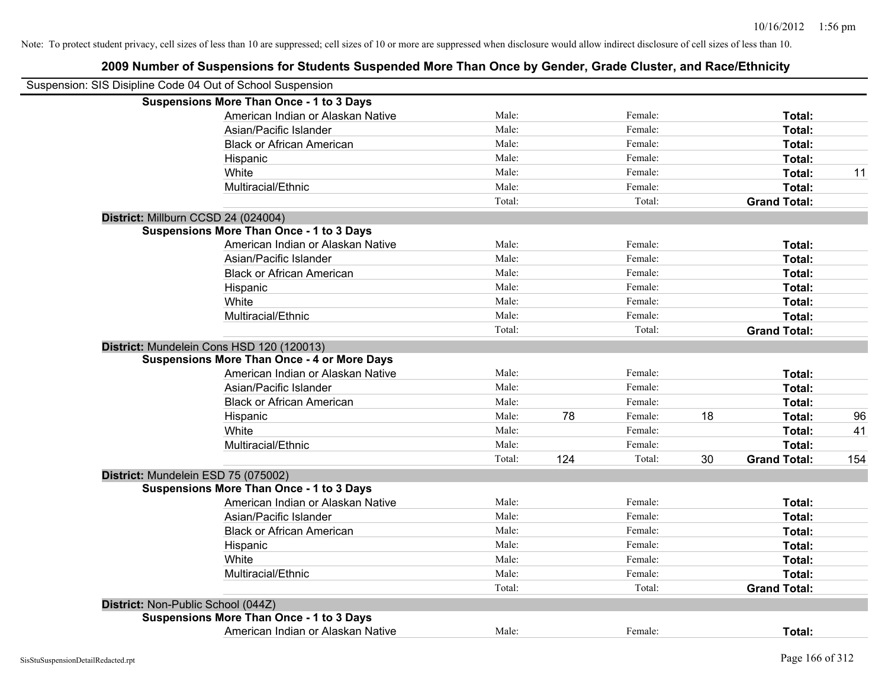Note: To protect student privacy, cell sizes of less than 10 are suppressed; cell sizes of 10 or more are suppressed when disclosure would allow indirect disclosure of cell sizes of less than 10.

## 2009 Number of Suspensions for Students Suspended More Than Once by Gender, Grade Cluster, and Race/Ethnicity

Suspension: SIS Disipline Code 04 Out of School Suspension

| | | | | | | | |
|---|---|---|---|---|---|---|---|
| **Suspensions More Than Once - 1 to 3 Days** | | | | | | | |
| American Indian or Alaskan Native | Male: | | Female: | | **Total:** | |
| Asian/Pacific Islander | Male: | | Female: | | **Total:** | |
| Black or African American | Male: | | Female: | | **Total:** | |
| Hispanic | Male: | | Female: | | **Total:** | |
| White | Male: | | Female: | | **Total:** | 11 |
| Multiracial/Ethnic | Male: | | Female: | | **Total:** | |
| | Total: | | Total: | | **Grand Total:** | |
| **District:** Millburn CCSD 24 (024004) | | | | | | |
| **Suspensions More Than Once - 1 to 3 Days** | | | | | | |
| American Indian or Alaskan Native | Male: | | Female: | | **Total:** | |
| Asian/Pacific Islander | Male: | | Female: | | **Total:** | |
| Black or African American | Male: | | Female: | | **Total:** | |
| Hispanic | Male: | | Female: | | **Total:** | |
| White | Male: | | Female: | | **Total:** | |
| Multiracial/Ethnic | Male: | | Female: | | **Total:** | |
| | Total: | | Total: | | **Grand Total:** | |
| **District:** Mundelein Cons HSD 120 (120013) | | | | | | |
| **Suspensions More Than Once - 4 or More Days** | | | | | | |
| American Indian or Alaskan Native | Male: | | Female: | | **Total:** | |
| Asian/Pacific Islander | Male: | | Female: | | **Total:** | |
| Black or African American | Male: | | Female: | | **Total:** | |
| Hispanic | Male: | 78 | Female: | 18 | **Total:** | 96 |
| White | Male: | | Female: | | **Total:** | 41 |
| Multiracial/Ethnic | Male: | | Female: | | **Total:** | |
| | Total: | 124 | Total: | 30 | **Grand Total:** | 154 |
| **District:** Mundelein ESD 75 (075002) | | | | | | |
| **Suspensions More Than Once - 1 to 3 Days** | | | | | | |
| American Indian or Alaskan Native | Male: | | Female: | | **Total:** | |
| Asian/Pacific Islander | Male: | | Female: | | **Total:** | |
| Black or African American | Male: | | Female: | | **Total:** | |
| Hispanic | Male: | | Female: | | **Total:** | |
| White | Male: | | Female: | | **Total:** | |
| Multiracial/Ethnic | Male: | | Female: | | **Total:** | |
| | Total: | | Total: | | **Grand Total:** | |
| **District:** Non-Public School (044Z) | | | | | | |
| **Suspensions More Than Once - 1 to 3 Days** | | | | | | |
| American Indian or Alaskan Native | Male: | | Female: | | **Total:** | |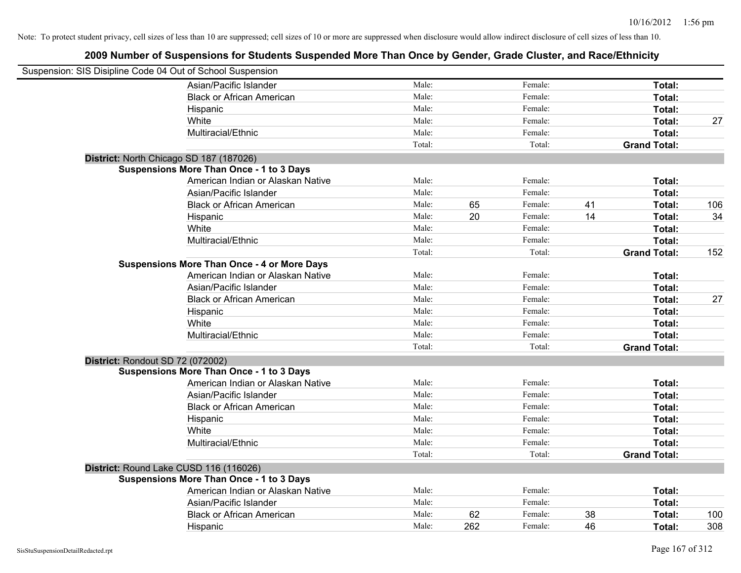Note: To protect student privacy, cell sizes of less than 10 are suppressed; cell sizes of 10 or more are suppressed when disclosure would allow indirect disclosure of cell sizes of less than 10.

## 2009 Number of Suspensions for Students Suspended More Than Once by Gender, Grade Cluster, and Race/Ethnicity

Suspension: SIS Disipline Code 04 Out of School Suspension

| | | | | | | |
|---|---|---|---|---|---|---|
| Asian/Pacific Islander | Male: | | Female: | | **Total:** | |
| Black or African American | Male: | | Female: | | **Total:** | |
| Hispanic | Male: | | Female: | | **Total:** | |
| White | Male: | | Female: | | **Total:** | 27 |
| Multiracial/Ethnic | Male: | | Female: | | **Total:** | |
| | Total: | | Total: | | **Grand Total:** | |

**District:** North Chicago SD 187 (187026)

**Suspensions More Than Once - 1 to 3 Days**

| | | | | | | |
|---|---|---|---|---|---|---|
| American Indian or Alaskan Native | Male: | | Female: | | **Total:** | |
| Asian/Pacific Islander | Male: | | Female: | | **Total:** | |
| Black or African American | Male: | 65 | Female: | 41 | **Total:** | 106 |
| Hispanic | Male: | 20 | Female: | 14 | **Total:** | 34 |
| White | Male: | | Female: | | **Total:** | |
| Multiracial/Ethnic | Male: | | Female: | | **Total:** | |
| | Total: | | Total: | | **Grand Total:** | 152 |

**Suspensions More Than Once - 4 or More Days**

| | | | | | | |
|---|---|---|---|---|---|---|
| American Indian or Alaskan Native | Male: | | Female: | | **Total:** | |
| Asian/Pacific Islander | Male: | | Female: | | **Total:** | |
| Black or African American | Male: | | Female: | | **Total:** | 27 |
| Hispanic | Male: | | Female: | | **Total:** | |
| White | Male: | | Female: | | **Total:** | |
| Multiracial/Ethnic | Male: | | Female: | | **Total:** | |
| | Total: | | Total: | | **Grand Total:** | |

**District:** Rondout SD 72 (072002)

**Suspensions More Than Once - 1 to 3 Days**

| | | | | | | |
|---|---|---|---|---|---|---|
| American Indian or Alaskan Native | Male: | | Female: | | **Total:** | |
| Asian/Pacific Islander | Male: | | Female: | | **Total:** | |
| Black or African American | Male: | | Female: | | **Total:** | |
| Hispanic | Male: | | Female: | | **Total:** | |
| White | Male: | | Female: | | **Total:** | |
| Multiracial/Ethnic | Male: | | Female: | | **Total:** | |
| | Total: | | Total: | | **Grand Total:** | |

**District:** Round Lake CUSD 116 (116026)

**Suspensions More Than Once - 1 to 3 Days**

| | | | | | | |
|---|---|---|---|---|---|---|
| American Indian or Alaskan Native | Male: | | Female: | | **Total:** | |
| Asian/Pacific Islander | Male: | | Female: | | **Total:** | |
| Black or African American | Male: | 62 | Female: | 38 | **Total:** | 100 |
| Hispanic | Male: | 262 | Female: | 46 | **Total:** | 308 |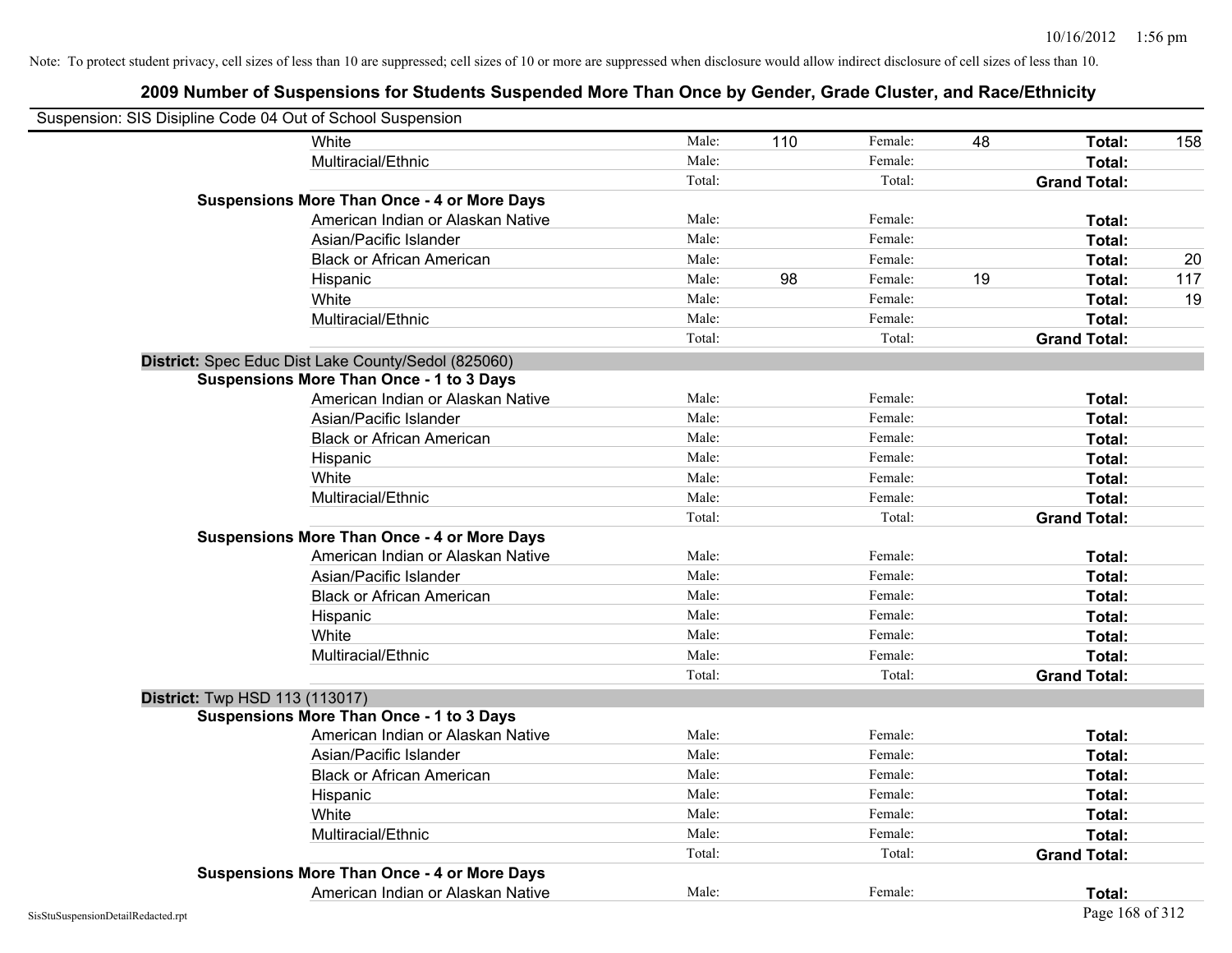Note: To protect student privacy, cell sizes of less than 10 are suppressed; cell sizes of 10 or more are suppressed when disclosure would allow indirect disclosure of cell sizes of less than 10.

## 2009 Number of Suspensions for Students Suspended More Than Once by Gender, Grade Cluster, and Race/Ethnicity

Suspension: SIS Disipline Code 04 Out of School Suspension

| | | | | | | |
|---|---|---|---|---|---|---|
| White | Male: | 110 | Female: | 48 | **Total:** | 158 |
| Multiracial/Ethnic | Male: | | Female: | | **Total:** | |
| | Total: | | Total: | | **Grand Total:** | |
| **Suspensions More Than Once - 4 or More Days** | | | | | | |
| American Indian or Alaskan Native | Male: | | Female: | | **Total:** | |
| Asian/Pacific Islander | Male: | | Female: | | **Total:** | |
| Black or African American | Male: | | Female: | | **Total:** | 20 |
| Hispanic | Male: | 98 | Female: | 19 | **Total:** | 117 |
| White | Male: | | Female: | | **Total:** | 19 |
| Multiracial/Ethnic | Male: | | Female: | | **Total:** | |
| | Total: | | Total: | | **Grand Total:** | |

**District:** Spec Educ Dist Lake County/Sedol (825060)

| | | | | | | |
|---|---|---|---|---|---|---|
| **Suspensions More Than Once - 1 to 3 Days** | | | | | | |
| American Indian or Alaskan Native | Male: | | Female: | | **Total:** | |
| Asian/Pacific Islander | Male: | | Female: | | **Total:** | |
| Black or African American | Male: | | Female: | | **Total:** | |
| Hispanic | Male: | | Female: | | **Total:** | |
| White | Male: | | Female: | | **Total:** | |
| Multiracial/Ethnic | Male: | | Female: | | **Total:** | |
| | Total: | | Total: | | **Grand Total:** | |
| **Suspensions More Than Once - 4 or More Days** | | | | | | |
| American Indian or Alaskan Native | Male: | | Female: | | **Total:** | |
| Asian/Pacific Islander | Male: | | Female: | | **Total:** | |
| Black or African American | Male: | | Female: | | **Total:** | |
| Hispanic | Male: | | Female: | | **Total:** | |
| White | Male: | | Female: | | **Total:** | |
| Multiracial/Ethnic | Male: | | Female: | | **Total:** | |
| | Total: | | Total: | | **Grand Total:** | |

**District:** Twp HSD 113 (113017)

| | | | | | | |
|---|---|---|---|---|---|---|
| **Suspensions More Than Once - 1 to 3 Days** | | | | | | |
| American Indian or Alaskan Native | Male: | | Female: | | **Total:** | |
| Asian/Pacific Islander | Male: | | Female: | | **Total:** | |
| Black or African American | Male: | | Female: | | **Total:** | |
| Hispanic | Male: | | Female: | | **Total:** | |
| White | Male: | | Female: | | **Total:** | |
| Multiracial/Ethnic | Male: | | Female: | | **Total:** | |
| | Total: | | Total: | | **Grand Total:** | |
| **Suspensions More Than Once - 4 or More Days** | | | | | | |
| American Indian or Alaskan Native | Male: | | Female: | | **Total:** | |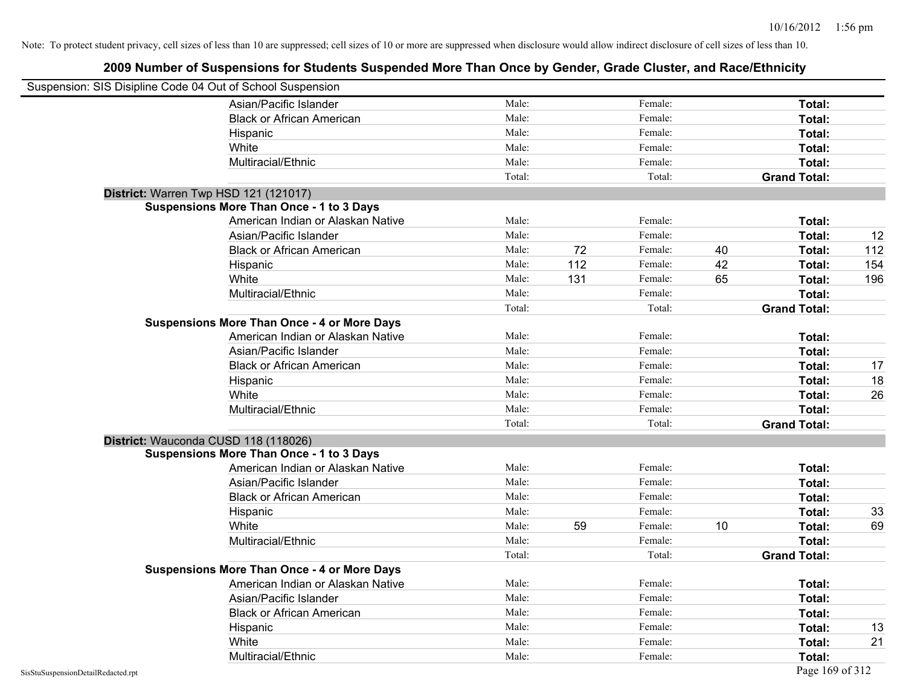Note: To protect student privacy, cell sizes of less than 10 are suppressed; cell sizes of 10 or more are suppressed when disclosure would allow indirect disclosure of cell sizes of less than 10.

# 2009 Number of Suspensions for Students Suspended More Than Once by Gender, Grade Cluster, and Race/Ethnicity

Suspension: SIS Disipline Code 04 Out of School Suspension

| | | | | | | |
|---|---|---|---|---|---|---|
| Asian/Pacific Islander | Male: | | Female: | | **Total:** | |
| Black or African American | Male: | | Female: | | **Total:** | |
| Hispanic | Male: | | Female: | | **Total:** | |
| White | Male: | | Female: | | **Total:** | |
| Multiracial/Ethnic | Male: | | Female: | | **Total:** | |
| | Total: | | Total: | | **Grand Total:** | |

**District:** Warren Twp HSD 121 (121017)

**Suspensions More Than Once - 1 to 3 Days**

| | | | | | | |
|---|---|---|---|---|---|---|
| American Indian or Alaskan Native | Male: | | Female: | | **Total:** | |
| Asian/Pacific Islander | Male: | | Female: | | **Total:** | 12 |
| Black or African American | Male: | 72 | Female: | 40 | **Total:** | 112 |
| Hispanic | Male: | 112 | Female: | 42 | **Total:** | 154 |
| White | Male: | 131 | Female: | 65 | **Total:** | 196 |
| Multiracial/Ethnic | Male: | | Female: | | **Total:** | |
| | Total: | | Total: | | **Grand Total:** | |

**Suspensions More Than Once - 4 or More Days**

| | | | | | | |
|---|---|---|---|---|---|---|
| American Indian or Alaskan Native | Male: | | Female: | | **Total:** | |
| Asian/Pacific Islander | Male: | | Female: | | **Total:** | |
| Black or African American | Male: | | Female: | | **Total:** | 17 |
| Hispanic | Male: | | Female: | | **Total:** | 18 |
| White | Male: | | Female: | | **Total:** | 26 |
| Multiracial/Ethnic | Male: | | Female: | | **Total:** | |
| | Total: | | Total: | | **Grand Total:** | |

**District:** Wauconda CUSD 118 (118026)

**Suspensions More Than Once - 1 to 3 Days**

| | | | | | | |
|---|---|---|---|---|---|---|
| American Indian or Alaskan Native | Male: | | Female: | | **Total:** | |
| Asian/Pacific Islander | Male: | | Female: | | **Total:** | |
| Black or African American | Male: | | Female: | | **Total:** | |
| Hispanic | Male: | | Female: | | **Total:** | 33 |
| White | Male: | 59 | Female: | 10 | **Total:** | 69 |
| Multiracial/Ethnic | Male: | | Female: | | **Total:** | |
| | Total: | | Total: | | **Grand Total:** | |

**Suspensions More Than Once - 4 or More Days**

| | | | | | | |
|---|---|---|---|---|---|---|
| American Indian or Alaskan Native | Male: | | Female: | | **Total:** | |
| Asian/Pacific Islander | Male: | | Female: | | **Total:** | |
| Black or African American | Male: | | Female: | | **Total:** | |
| Hispanic | Male: | | Female: | | **Total:** | 13 |
| White | Male: | | Female: | | **Total:** | 21 |
| Multiracial/Ethnic | Male: | | Female: | | **Total:** | |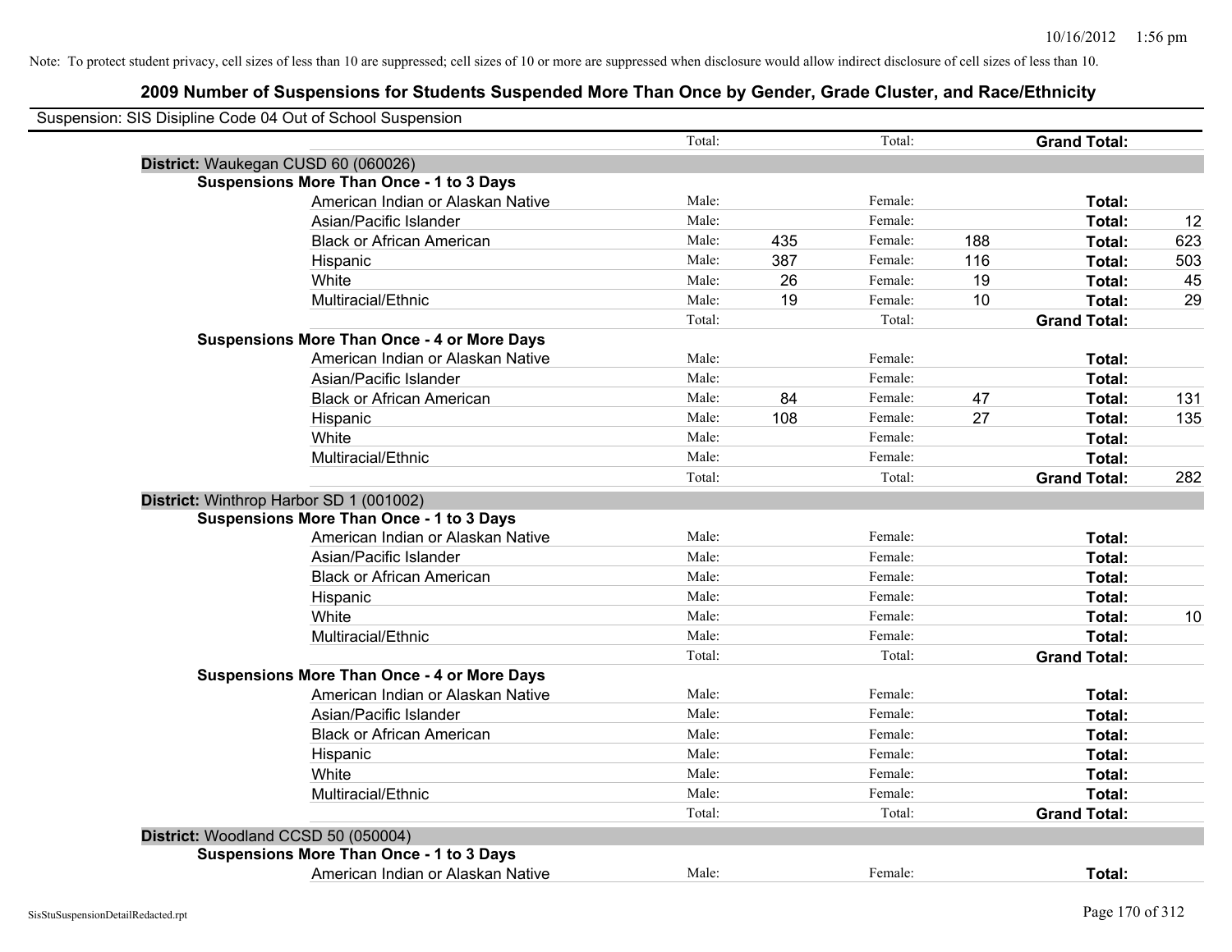Note: To protect student privacy, cell sizes of less than 10 are suppressed; cell sizes of 10 or more are suppressed when disclosure would allow indirect disclosure of cell sizes of less than 10.

## 2009 Number of Suspensions for Students Suspended More Than Once by Gender, Grade Cluster, and Race/Ethnicity

Suspension: SIS Disipline Code 04 Out of School Suspension

| | | | | | | |
|---|---|---|---|---|---|---|
| | Total: | | Total: | | **Grand Total:** | |
| **District:** Waukegan CUSD 60 (060026) | | | | | | |
| **Suspensions More Than Once - 1 to 3 Days** | | | | | | |
| American Indian or Alaskan Native | Male: | | Female: | | **Total:** | |
| Asian/Pacific Islander | Male: | | Female: | | **Total:** | 12 |
| Black or African American | Male: | 435 | Female: | 188 | **Total:** | 623 |
| Hispanic | Male: | 387 | Female: | 116 | **Total:** | 503 |
| White | Male: | 26 | Female: | 19 | **Total:** | 45 |
| Multiracial/Ethnic | Male: | 19 | Female: | 10 | **Total:** | 29 |
| | Total: | | Total: | | **Grand Total:** | |
| **Suspensions More Than Once - 4 or More Days** | | | | | | |
| American Indian or Alaskan Native | Male: | | Female: | | **Total:** | |
| Asian/Pacific Islander | Male: | | Female: | | **Total:** | |
| Black or African American | Male: | 84 | Female: | 47 | **Total:** | 131 |
| Hispanic | Male: | 108 | Female: | 27 | **Total:** | 135 |
| White | Male: | | Female: | | **Total:** | |
| Multiracial/Ethnic | Male: | | Female: | | **Total:** | |
| | Total: | | Total: | | **Grand Total:** | 282 |
| **District:** Winthrop Harbor SD 1 (001002) | | | | | | |
| **Suspensions More Than Once - 1 to 3 Days** | | | | | | |
| American Indian or Alaskan Native | Male: | | Female: | | **Total:** | |
| Asian/Pacific Islander | Male: | | Female: | | **Total:** | |
| Black or African American | Male: | | Female: | | **Total:** | |
| Hispanic | Male: | | Female: | | **Total:** | |
| White | Male: | | Female: | | **Total:** | 10 |
| Multiracial/Ethnic | Male: | | Female: | | **Total:** | |
| | Total: | | Total: | | **Grand Total:** | |
| **Suspensions More Than Once - 4 or More Days** | | | | | | |
| American Indian or Alaskan Native | Male: | | Female: | | **Total:** | |
| Asian/Pacific Islander | Male: | | Female: | | **Total:** | |
| Black or African American | Male: | | Female: | | **Total:** | |
| Hispanic | Male: | | Female: | | **Total:** | |
| White | Male: | | Female: | | **Total:** | |
| Multiracial/Ethnic | Male: | | Female: | | **Total:** | |
| | Total: | | Total: | | **Grand Total:** | |
| **District:** Woodland CCSD 50 (050004) | | | | | | |
| **Suspensions More Than Once - 1 to 3 Days** | | | | | | |
| American Indian or Alaskan Native | Male: | | Female: | | **Total:** | |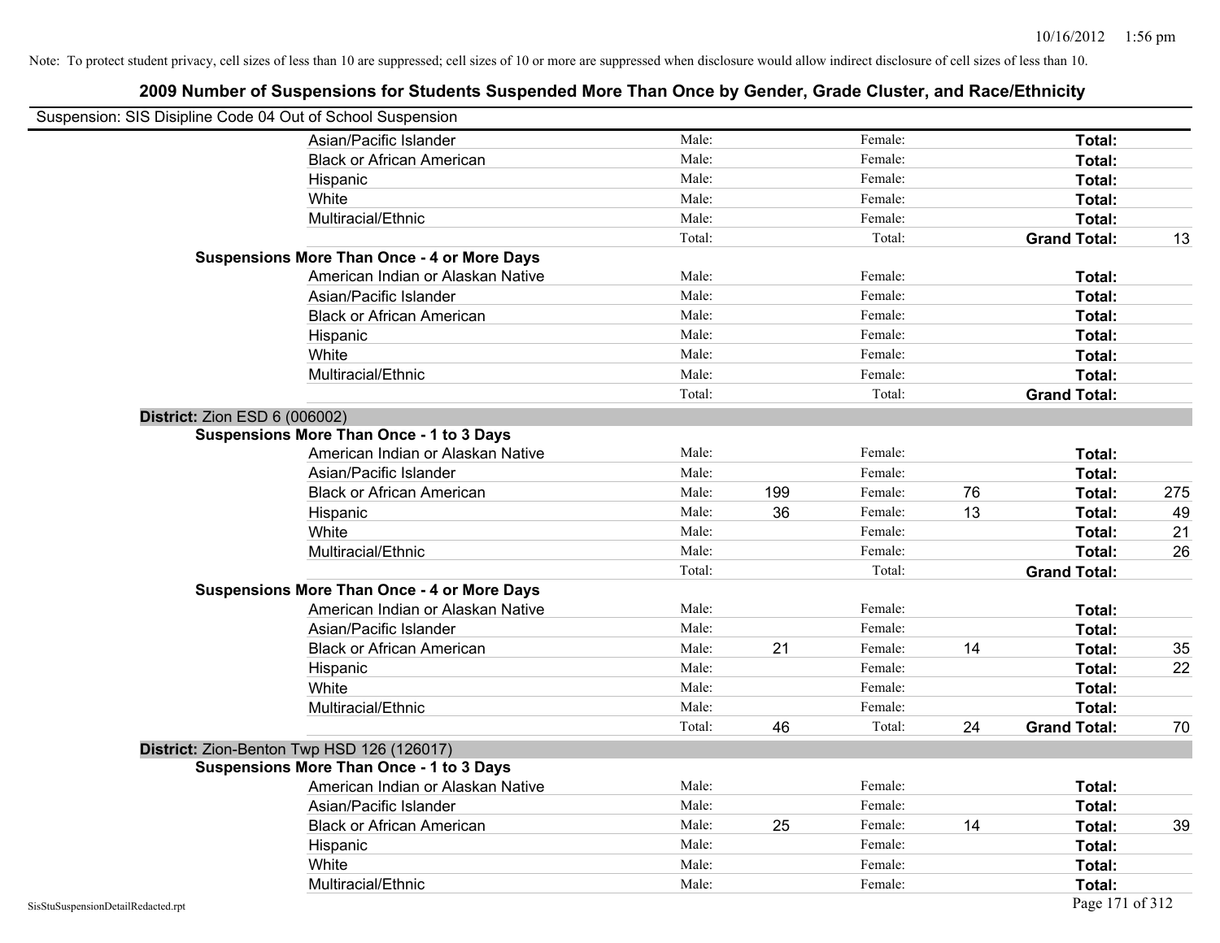Note: To protect student privacy, cell sizes of less than 10 are suppressed; cell sizes of 10 or more are suppressed when disclosure would allow indirect disclosure of cell sizes of less than 10.

## 2009 Number of Suspensions for Students Suspended More Than Once by Gender, Grade Cluster, and Race/Ethnicity

Suspension: SIS Disipline Code 04 Out of School Suspension

| | | | | | | | |
|---|---|---|---|---|---|---|---|
| Asian/Pacific Islander | Male: | | Female: | | Total: | |
| Black or African American | Male: | | Female: | | Total: | |
| Hispanic | Male: | | Female: | | Total: | |
| White | Male: | | Female: | | Total: | |
| Multiracial/Ethnic | Male: | | Female: | | Total: | |
| | Total: | | Total: | | **Grand Total:** | 13 |
| **Suspensions More Than Once - 4 or More Days** | | | | | | |
| American Indian or Alaskan Native | Male: | | Female: | | Total: | |
| Asian/Pacific Islander | Male: | | Female: | | Total: | |
| Black or African American | Male: | | Female: | | Total: | |
| Hispanic | Male: | | Female: | | Total: | |
| White | Male: | | Female: | | Total: | |
| Multiracial/Ethnic | Male: | | Female: | | Total: | |
| | Total: | | Total: | | **Grand Total:** | |

**District:** Zion ESD 6 (006002)

| | | | | | | |
|---|---|---|---|---|---|---|
| **Suspensions More Than Once - 1 to 3 Days** | | | | | | |
| American Indian or Alaskan Native | Male: | | Female: | | Total: | |
| Asian/Pacific Islander | Male: | | Female: | | Total: | |
| Black or African American | Male: | 199 | Female: | 76 | Total: | 275 |
| Hispanic | Male: | 36 | Female: | 13 | Total: | 49 |
| White | Male: | | Female: | | Total: | 21 |
| Multiracial/Ethnic | Male: | | Female: | | Total: | 26 |
| | Total: | | Total: | | **Grand Total:** | |
| **Suspensions More Than Once - 4 or More Days** | | | | | | |
| American Indian or Alaskan Native | Male: | | Female: | | Total: | |
| Asian/Pacific Islander | Male: | | Female: | | Total: | |
| Black or African American | Male: | 21 | Female: | 14 | Total: | 35 |
| Hispanic | Male: | | Female: | | Total: | 22 |
| White | Male: | | Female: | | Total: | |
| Multiracial/Ethnic | Male: | | Female: | | Total: | |
| | Total: | 46 | Total: | 24 | **Grand Total:** | 70 |

**District:** Zion-Benton Twp HSD 126 (126017)

| | | | | | | |
|---|---|---|---|---|---|---|
| **Suspensions More Than Once - 1 to 3 Days** | | | | | | |
| American Indian or Alaskan Native | Male: | | Female: | | Total: | |
| Asian/Pacific Islander | Male: | | Female: | | Total: | |
| Black or African American | Male: | 25 | Female: | 14 | Total: | 39 |
| Hispanic | Male: | | Female: | | Total: | |
| White | Male: | | Female: | | Total: | |
| Multiracial/Ethnic | Male: | | Female: | | Total: | |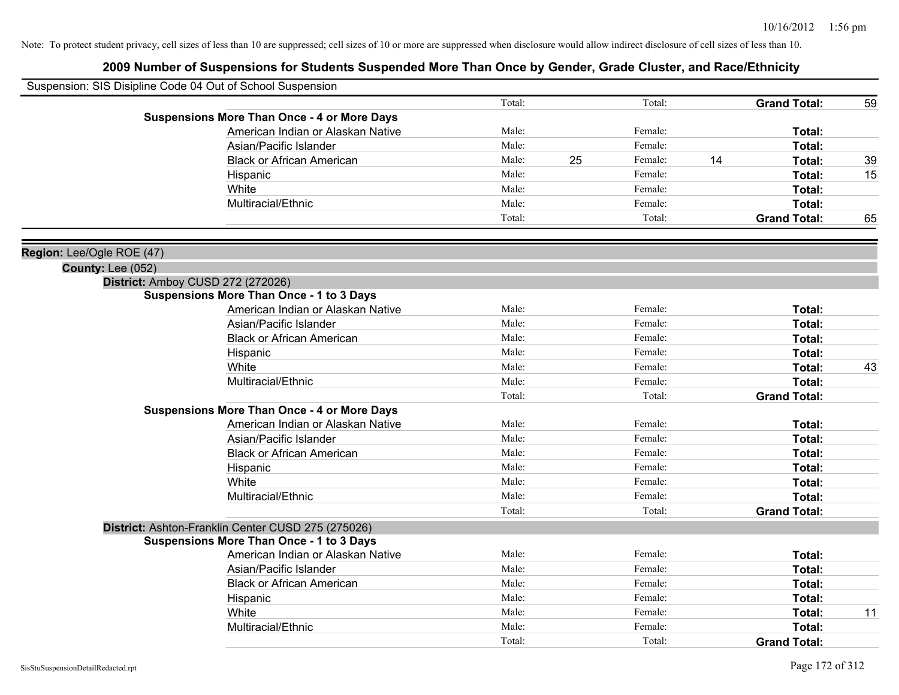Note: To protect student privacy, cell sizes of less than 10 are suppressed; cell sizes of 10 or more are suppressed when disclosure would allow indirect disclosure of cell sizes of less than 10.

# 2009 Number of Suspensions for Students Suspended More Than Once by Gender, Grade Cluster, and Race/Ethnicity

Suspension: SIS Disipline Code 04 Out of School Suspension

| | | | | | | | |
|---|---|---|---|---|---|---|---|
| | Total: | | Total: | | **Grand Total:** | 59 |

**Suspensions More Than Once - 4 or More Days**

| | | | | | | |
|---|---|---|---|---|---|---|
| American Indian or Alaskan Native | Male: | | Female: | | **Total:** | |
| Asian/Pacific Islander | Male: | | Female: | | **Total:** | |
| Black or African American | Male: | 25 | Female: | 14 | **Total:** | 39 |
| Hispanic | Male: | | Female: | | **Total:** | 15 |
| White | Male: | | Female: | | **Total:** | |
| Multiracial/Ethnic | Male: | | Female: | | **Total:** | |
| | Total: | | Total: | | **Grand Total:** | 65 |

**Region:** Lee/Ogle ROE (47)

**County:** Lee (052)

**District:** Amboy CUSD 272 (272026)

**Suspensions More Than Once - 1 to 3 Days**

| | | | | | | |
|---|---|---|---|---|---|---|
| American Indian or Alaskan Native | Male: | | Female: | | **Total:** | |
| Asian/Pacific Islander | Male: | | Female: | | **Total:** | |
| Black or African American | Male: | | Female: | | **Total:** | |
| Hispanic | Male: | | Female: | | **Total:** | |
| White | Male: | | Female: | | **Total:** | 43 |
| Multiracial/Ethnic | Male: | | Female: | | **Total:** | |
| | Total: | | Total: | | **Grand Total:** | |

**Suspensions More Than Once - 4 or More Days**

| | | | | | | |
|---|---|---|---|---|---|---|
| American Indian or Alaskan Native | Male: | | Female: | | **Total:** | |
| Asian/Pacific Islander | Male: | | Female: | | **Total:** | |
| Black or African American | Male: | | Female: | | **Total:** | |
| Hispanic | Male: | | Female: | | **Total:** | |
| White | Male: | | Female: | | **Total:** | |
| Multiracial/Ethnic | Male: | | Female: | | **Total:** | |
| | Total: | | Total: | | **Grand Total:** | |

**District:** Ashton-Franklin Center CUSD 275 (275026)

**Suspensions More Than Once - 1 to 3 Days**

| | | | | | | |
|---|---|---|---|---|---|---|
| American Indian or Alaskan Native | Male: | | Female: | | **Total:** | |
| Asian/Pacific Islander | Male: | | Female: | | **Total:** | |
| Black or African American | Male: | | Female: | | **Total:** | |
| Hispanic | Male: | | Female: | | **Total:** | |
| White | Male: | | Female: | | **Total:** | 11 |
| Multiracial/Ethnic | Male: | | Female: | | **Total:** | |
| | Total: | | Total: | | **Grand Total:** | |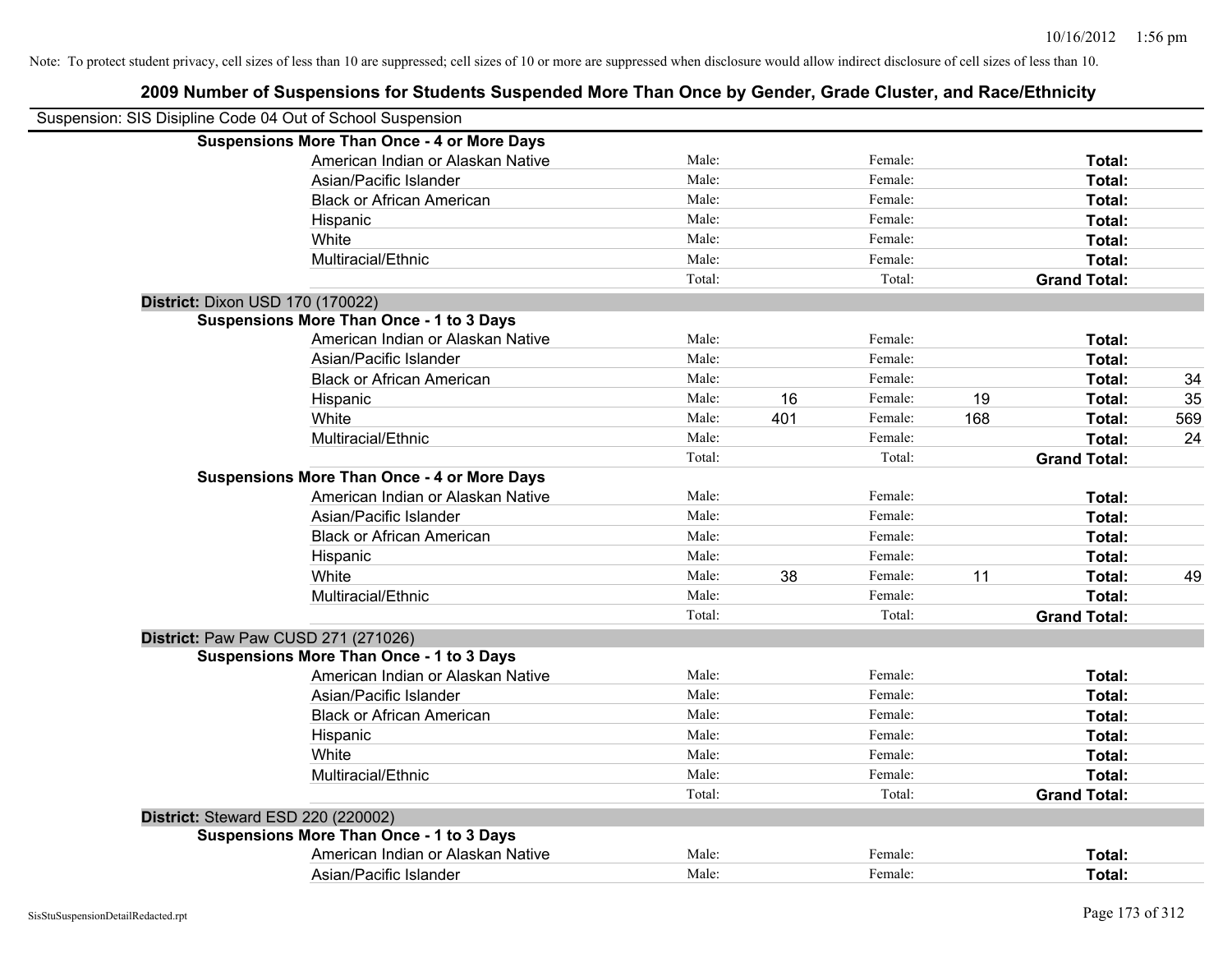Note: To protect student privacy, cell sizes of less than 10 are suppressed; cell sizes of 10 or more are suppressed when disclosure would allow indirect disclosure of cell sizes of less than 10.

## 2009 Number of Suspensions for Students Suspended More Than Once by Gender, Grade Cluster, and Race/Ethnicity

Suspension: SIS Disipline Code 04 Out of School Suspension

| | | | | | | | |
|---|---|---|---|---|---|---|---|
| **Suspensions More Than Once - 4 or More Days** | | | | | | | |
| American Indian or Alaskan Native | Male: | | Female: | | **Total:** | | |
| Asian/Pacific Islander | Male: | | Female: | | **Total:** | | |
| Black or African American | Male: | | Female: | | **Total:** | | |
| Hispanic | Male: | | Female: | | **Total:** | | |
| White | Male: | | Female: | | **Total:** | | |
| Multiracial/Ethnic | Male: | | Female: | | **Total:** | | |
| | Total: | | Total: | | **Grand Total:** | | |
| **District:** Dixon USD 170 (170022) | | | | | | | |
| **Suspensions More Than Once - 1 to 3 Days** | | | | | | | |
| American Indian or Alaskan Native | Male: | | Female: | | **Total:** | | |
| Asian/Pacific Islander | Male: | | Female: | | **Total:** | | |
| Black or African American | Male: | | Female: | | **Total:** | 34 | |
| Hispanic | Male: | 16 | Female: | 19 | **Total:** | 35 | |
| White | Male: | 401 | Female: | 168 | **Total:** | 569 | |
| Multiracial/Ethnic | Male: | | Female: | | **Total:** | 24 | |
| | Total: | | Total: | | **Grand Total:** | | |
| **Suspensions More Than Once - 4 or More Days** | | | | | | | |
| American Indian or Alaskan Native | Male: | | Female: | | **Total:** | | |
| Asian/Pacific Islander | Male: | | Female: | | **Total:** | | |
| Black or African American | Male: | | Female: | | **Total:** | | |
| Hispanic | Male: | | Female: | | **Total:** | | |
| White | Male: | 38 | Female: | 11 | **Total:** | 49 | |
| Multiracial/Ethnic | Male: | | Female: | | **Total:** | | |
| | Total: | | Total: | | **Grand Total:** | | |
| **District:** Paw Paw CUSD 271 (271026) | | | | | | | |
| **Suspensions More Than Once - 1 to 3 Days** | | | | | | | |
| American Indian or Alaskan Native | Male: | | Female: | | **Total:** | | |
| Asian/Pacific Islander | Male: | | Female: | | **Total:** | | |
| Black or African American | Male: | | Female: | | **Total:** | | |
| Hispanic | Male: | | Female: | | **Total:** | | |
| White | Male: | | Female: | | **Total:** | | |
| Multiracial/Ethnic | Male: | | Female: | | **Total:** | | |
| | Total: | | Total: | | **Grand Total:** | | |
| **District:** Steward ESD 220 (220002) | | | | | | | |
| **Suspensions More Than Once - 1 to 3 Days** | | | | | | | |
| American Indian or Alaskan Native | Male: | | Female: | | **Total:** | | |
| Asian/Pacific Islander | Male: | | Female: | | **Total:** | | |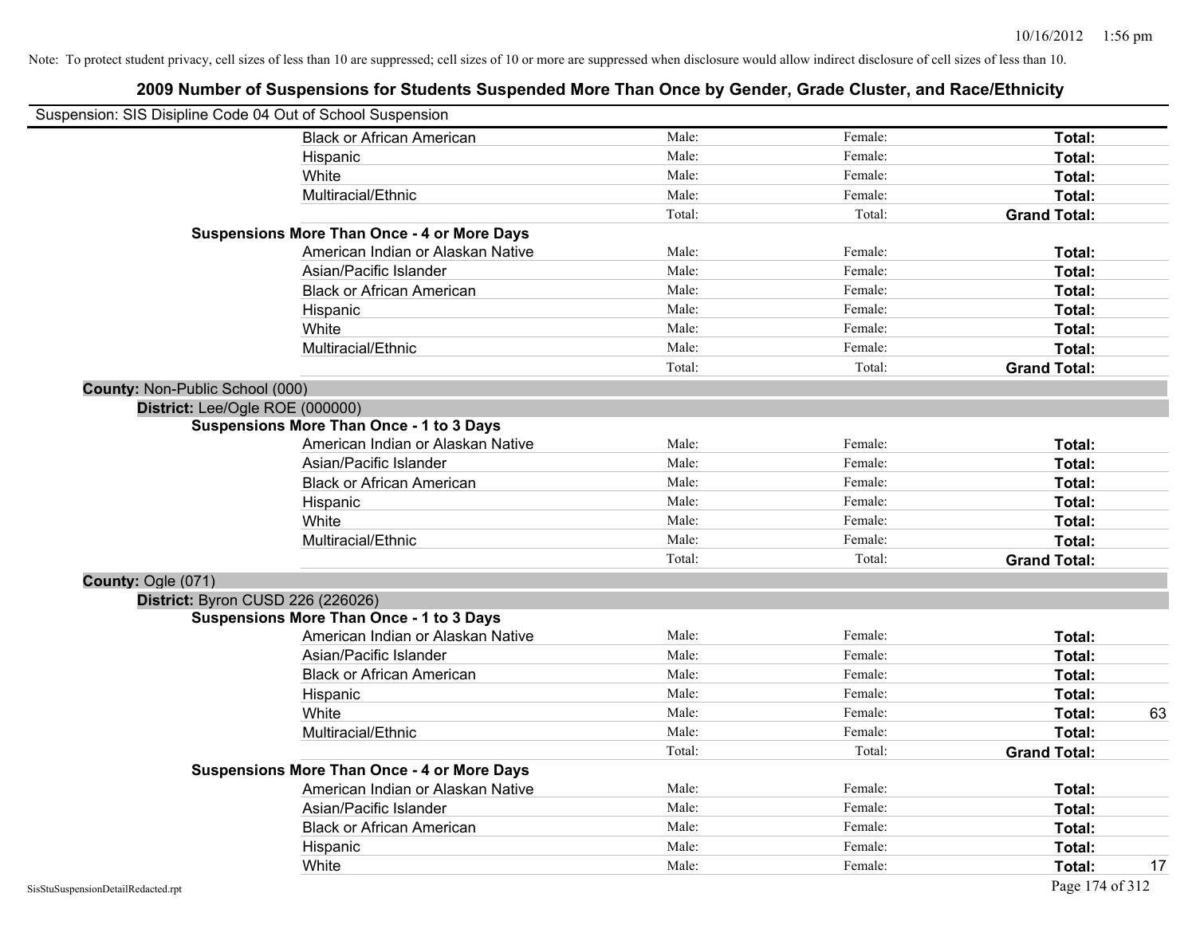Note: To protect student privacy, cell sizes of less than 10 are suppressed; cell sizes of 10 or more are suppressed when disclosure would allow indirect disclosure of cell sizes of less than 10.

## 2009 Number of Suspensions for Students Suspended More Than Once by Gender, Grade Cluster, and Race/Ethnicity

Suspension: SIS Disipline Code 04 Out of School Suspension

| | | | | |
|---|---|---|---|---|
| Black or African American | Male: | Female: | **Total:** | |
| Hispanic | Male: | Female: | **Total:** | |
| White | Male: | Female: | **Total:** | |
| Multiracial/Ethnic | Male: | Female: | **Total:** | |
| | Total: | Total: | **Grand Total:** | |
| **Suspensions More Than Once - 4 or More Days** | | | | |
| American Indian or Alaskan Native | Male: | Female: | **Total:** | |
| Asian/Pacific Islander | Male: | Female: | **Total:** | |
| Black or African American | Male: | Female: | **Total:** | |
| Hispanic | Male: | Female: | **Total:** | |
| White | Male: | Female: | **Total:** | |
| Multiracial/Ethnic | Male: | Female: | **Total:** | |
| | Total: | Total: | **Grand Total:** | |

**County:** Non-Public School (000)

**District:** Lee/Ogle ROE (000000)

| | | | | |
|---|---|---|---|---|
| **Suspensions More Than Once - 1 to 3 Days** | | | | |
| American Indian or Alaskan Native | Male: | Female: | **Total:** | |
| Asian/Pacific Islander | Male: | Female: | **Total:** | |
| Black or African American | Male: | Female: | **Total:** | |
| Hispanic | Male: | Female: | **Total:** | |
| White | Male: | Female: | **Total:** | |
| Multiracial/Ethnic | Male: | Female: | **Total:** | |
| | Total: | Total: | **Grand Total:** | |

**County:** Ogle (071)

**District:** Byron CUSD 226 (226026)

| | | | | |
|---|---|---|---|---|
| **Suspensions More Than Once - 1 to 3 Days** | | | | |
| American Indian or Alaskan Native | Male: | Female: | **Total:** | |
| Asian/Pacific Islander | Male: | Female: | **Total:** | |
| Black or African American | Male: | Female: | **Total:** | |
| Hispanic | Male: | Female: | **Total:** | |
| White | Male: | Female: | **Total:** | 63 |
| Multiracial/Ethnic | Male: | Female: | **Total:** | |
| | Total: | Total: | **Grand Total:** | |
| **Suspensions More Than Once - 4 or More Days** | | | | |
| American Indian or Alaskan Native | Male: | Female: | **Total:** | |
| Asian/Pacific Islander | Male: | Female: | **Total:** | |
| Black or African American | Male: | Female: | **Total:** | |
| Hispanic | Male: | Female: | **Total:** | |
| White | Male: | Female: | **Total:** | 17 |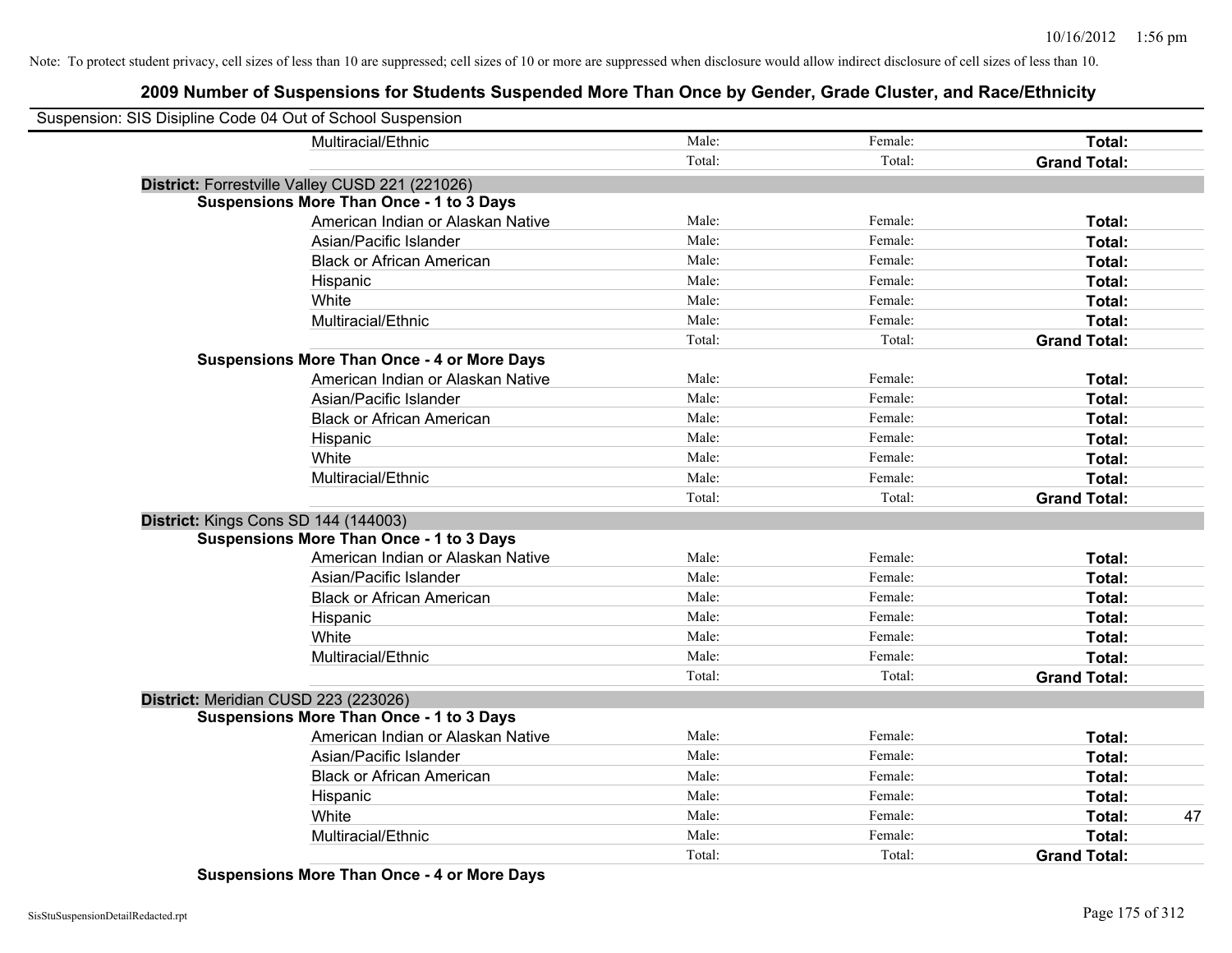Note: To protect student privacy, cell sizes of less than 10 are suppressed; cell sizes of 10 or more are suppressed when disclosure would allow indirect disclosure of cell sizes of less than 10.

## 2009 Number of Suspensions for Students Suspended More Than Once by Gender, Grade Cluster, and Race/Ethnicity

Suspension: SIS Disipline Code 04 Out of School Suspension

| | | | | |
|---|---|---|---|---|
| Multiracial/Ethnic | Male: | Female: | **Total:** | |
| | Total: | Total: | **Grand Total:** | |

**District:** Forrestville Valley CUSD 221 (221026)

**Suspensions More Than Once - 1 to 3 Days**

| | | | | |
|---|---|---|---|---|
| American Indian or Alaskan Native | Male: | Female: | **Total:** | |
| Asian/Pacific Islander | Male: | Female: | **Total:** | |
| Black or African American | Male: | Female: | **Total:** | |
| Hispanic | Male: | Female: | **Total:** | |
| White | Male: | Female: | **Total:** | |
| Multiracial/Ethnic | Male: | Female: | **Total:** | |
| | Total: | Total: | **Grand Total:** | |

**Suspensions More Than Once - 4 or More Days**

| | | | | |
|---|---|---|---|---|
| American Indian or Alaskan Native | Male: | Female: | **Total:** | |
| Asian/Pacific Islander | Male: | Female: | **Total:** | |
| Black or African American | Male: | Female: | **Total:** | |
| Hispanic | Male: | Female: | **Total:** | |
| White | Male: | Female: | **Total:** | |
| Multiracial/Ethnic | Male: | Female: | **Total:** | |
| | Total: | Total: | **Grand Total:** | |

**District:** Kings Cons SD 144 (144003)

**Suspensions More Than Once - 1 to 3 Days**

| | | | | |
|---|---|---|---|---|
| American Indian or Alaskan Native | Male: | Female: | **Total:** | |
| Asian/Pacific Islander | Male: | Female: | **Total:** | |
| Black or African American | Male: | Female: | **Total:** | |
| Hispanic | Male: | Female: | **Total:** | |
| White | Male: | Female: | **Total:** | |
| Multiracial/Ethnic | Male: | Female: | **Total:** | |
| | Total: | Total: | **Grand Total:** | |

**District:** Meridian CUSD 223 (223026)

**Suspensions More Than Once - 1 to 3 Days**

| | | | | |
|---|---|---|---|---|
| American Indian or Alaskan Native | Male: | Female: | **Total:** | |
| Asian/Pacific Islander | Male: | Female: | **Total:** | |
| Black or African American | Male: | Female: | **Total:** | |
| Hispanic | Male: | Female: | **Total:** | |
| White | Male: | Female: | **Total:** | 47 |
| Multiracial/Ethnic | Male: | Female: | **Total:** | |
| | Total: | Total: | **Grand Total:** | |

**Suspensions More Than Once - 4 or More Days**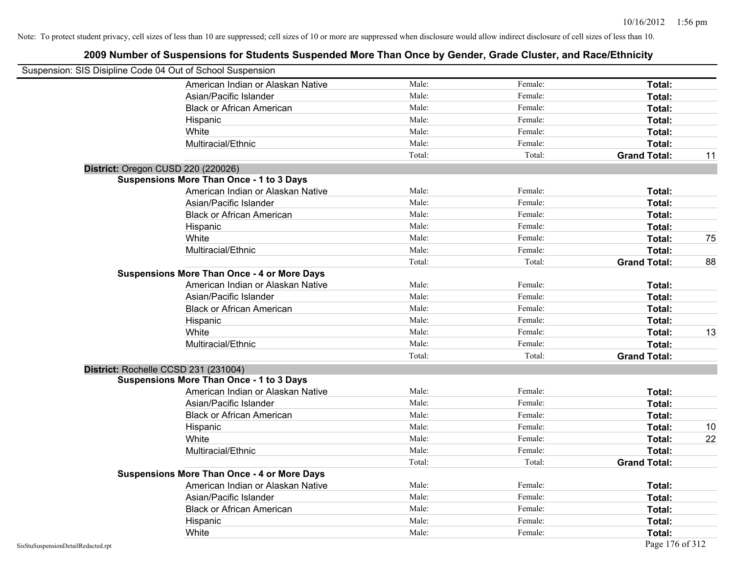Note: To protect student privacy, cell sizes of less than 10 are suppressed; cell sizes of 10 or more are suppressed when disclosure would allow indirect disclosure of cell sizes of less than 10.

## 2009 Number of Suspensions for Students Suspended More Than Once by Gender, Grade Cluster, and Race/Ethnicity

Suspension: SIS Disipline Code 04 Out of School Suspension

| | | | | |
|---|---|---|---|---|
| American Indian or Alaskan Native | Male: | Female: | **Total:** | |
| Asian/Pacific Islander | Male: | Female: | **Total:** | |
| Black or African American | Male: | Female: | **Total:** | |
| Hispanic | Male: | Female: | **Total:** | |
| White | Male: | Female: | **Total:** | |
| Multiracial/Ethnic | Male: | Female: | **Total:** | |
| | Total: | Total: | **Grand Total:** | 11 |

**District:** Oregon CUSD 220 (220026)

**Suspensions More Than Once - 1 to 3 Days**

| | | | | |
|---|---|---|---|---|
| American Indian or Alaskan Native | Male: | Female: | **Total:** | |
| Asian/Pacific Islander | Male: | Female: | **Total:** | |
| Black or African American | Male: | Female: | **Total:** | |
| Hispanic | Male: | Female: | **Total:** | |
| White | Male: | Female: | **Total:** | 75 |
| Multiracial/Ethnic | Male: | Female: | **Total:** | |
| | Total: | Total: | **Grand Total:** | 88 |

**Suspensions More Than Once - 4 or More Days**

| | | | | |
|---|---|---|---|---|
| American Indian or Alaskan Native | Male: | Female: | **Total:** | |
| Asian/Pacific Islander | Male: | Female: | **Total:** | |
| Black or African American | Male: | Female: | **Total:** | |
| Hispanic | Male: | Female: | **Total:** | |
| White | Male: | Female: | **Total:** | 13 |
| Multiracial/Ethnic | Male: | Female: | **Total:** | |
| | Total: | Total: | **Grand Total:** | |

**District:** Rochelle CCSD 231 (231004)

**Suspensions More Than Once - 1 to 3 Days**

| | | | | |
|---|---|---|---|---|
| American Indian or Alaskan Native | Male: | Female: | **Total:** | |
| Asian/Pacific Islander | Male: | Female: | **Total:** | |
| Black or African American | Male: | Female: | **Total:** | |
| Hispanic | Male: | Female: | **Total:** | 10 |
| White | Male: | Female: | **Total:** | 22 |
| Multiracial/Ethnic | Male: | Female: | **Total:** | |
| | Total: | Total: | **Grand Total:** | |

**Suspensions More Than Once - 4 or More Days**

| | | | | |
|---|---|---|---|---|
| American Indian or Alaskan Native | Male: | Female: | **Total:** | |
| Asian/Pacific Islander | Male: | Female: | **Total:** | |
| Black or African American | Male: | Female: | **Total:** | |
| Hispanic | Male: | Female: | **Total:** | |
| White | Male: | Female: | **Total:** | |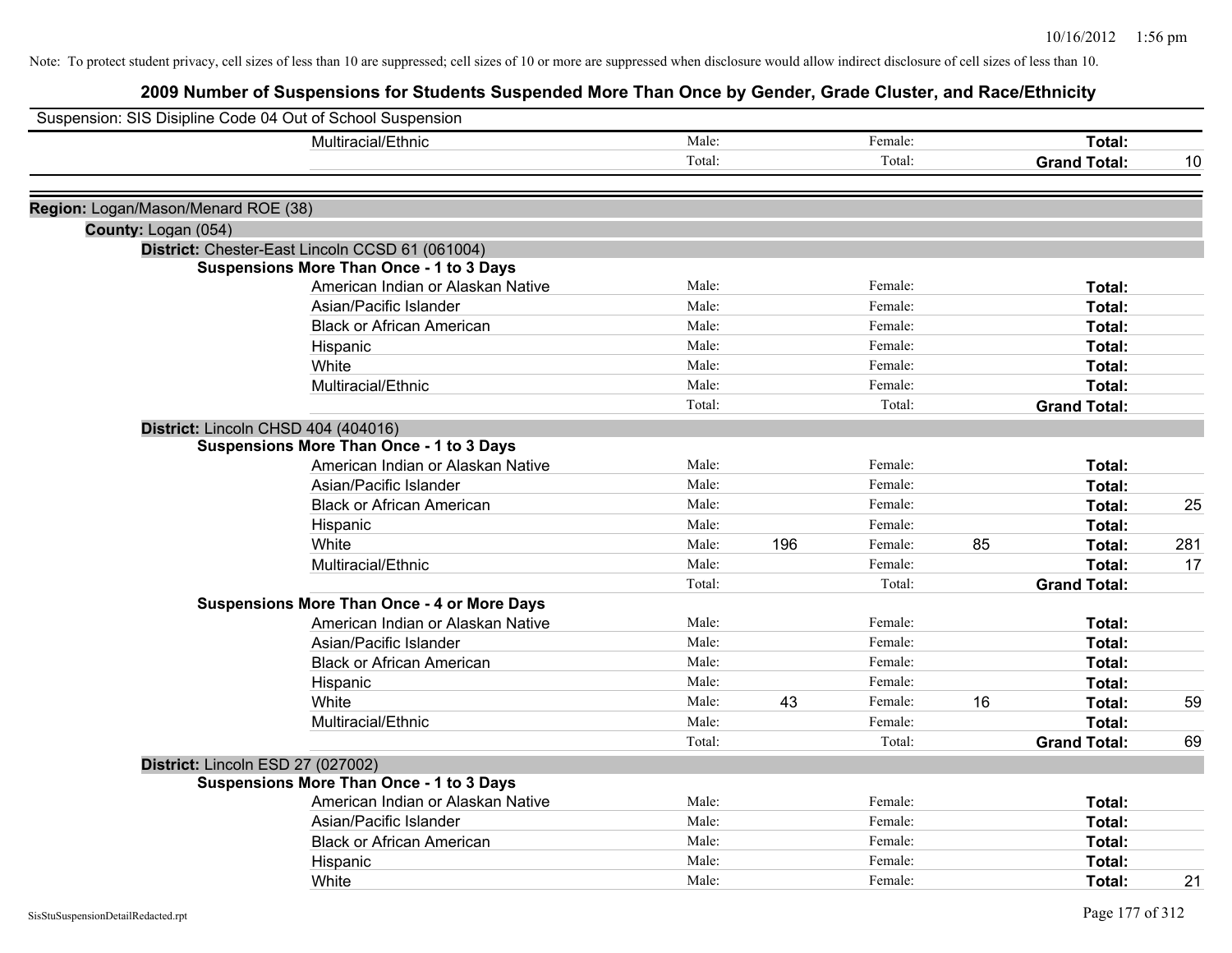Note: To protect student privacy, cell sizes of less than 10 are suppressed; cell sizes of 10 or more are suppressed when disclosure would allow indirect disclosure of cell sizes of less than 10.

# 2009 Number of Suspensions for Students Suspended More Than Once by Gender, Grade Cluster, and Race/Ethnicity

Suspension: SIS Disipline Code 04 Out of School Suspension

| | | | | | | |
|---|---|---|---|---|---|---|
| Multiracial/Ethnic | Male: | | Female: | | **Total:** | |
| | Total: | | Total: | | **Grand Total:** | 10 |

**Region:** Logan/Mason/Menard ROE (38)

**County:** Logan (054)

**District:** Chester-East Lincoln CCSD 61 (061004)

**Suspensions More Than Once - 1 to 3 Days**

| | | | | | | |
|---|---|---|---|---|---|---|
| American Indian or Alaskan Native | Male: | | Female: | | **Total:** | |
| Asian/Pacific Islander | Male: | | Female: | | **Total:** | |
| Black or African American | Male: | | Female: | | **Total:** | |
| Hispanic | Male: | | Female: | | **Total:** | |
| White | Male: | | Female: | | **Total:** | |
| Multiracial/Ethnic | Male: | | Female: | | **Total:** | |
| | Total: | | Total: | | **Grand Total:** | |

**District:** Lincoln CHSD 404 (404016)

**Suspensions More Than Once - 1 to 3 Days**

| | | | | | | |
|---|---|---|---|---|---|---|
| American Indian or Alaskan Native | Male: | | Female: | | **Total:** | |
| Asian/Pacific Islander | Male: | | Female: | | **Total:** | |
| Black or African American | Male: | | Female: | | **Total:** | 25 |
| Hispanic | Male: | | Female: | | **Total:** | |
| White | Male: | 196 | Female: | 85 | **Total:** | 281 |
| Multiracial/Ethnic | Male: | | Female: | | **Total:** | 17 |
| | Total: | | Total: | | **Grand Total:** | |

**Suspensions More Than Once - 4 or More Days**

| | | | | | | |
|---|---|---|---|---|---|---|
| American Indian or Alaskan Native | Male: | | Female: | | **Total:** | |
| Asian/Pacific Islander | Male: | | Female: | | **Total:** | |
| Black or African American | Male: | | Female: | | **Total:** | |
| Hispanic | Male: | | Female: | | **Total:** | |
| White | Male: | 43 | Female: | 16 | **Total:** | 59 |
| Multiracial/Ethnic | Male: | | Female: | | **Total:** | |
| | Total: | | Total: | | **Grand Total:** | 69 |

**District:** Lincoln ESD 27 (027002)

**Suspensions More Than Once - 1 to 3 Days**

| | | | | | | |
|---|---|---|---|---|---|---|
| American Indian or Alaskan Native | Male: | | Female: | | **Total:** | |
| Asian/Pacific Islander | Male: | | Female: | | **Total:** | |
| Black or African American | Male: | | Female: | | **Total:** | |
| Hispanic | Male: | | Female: | | **Total:** | |
| White | Male: | | Female: | | **Total:** | 21 |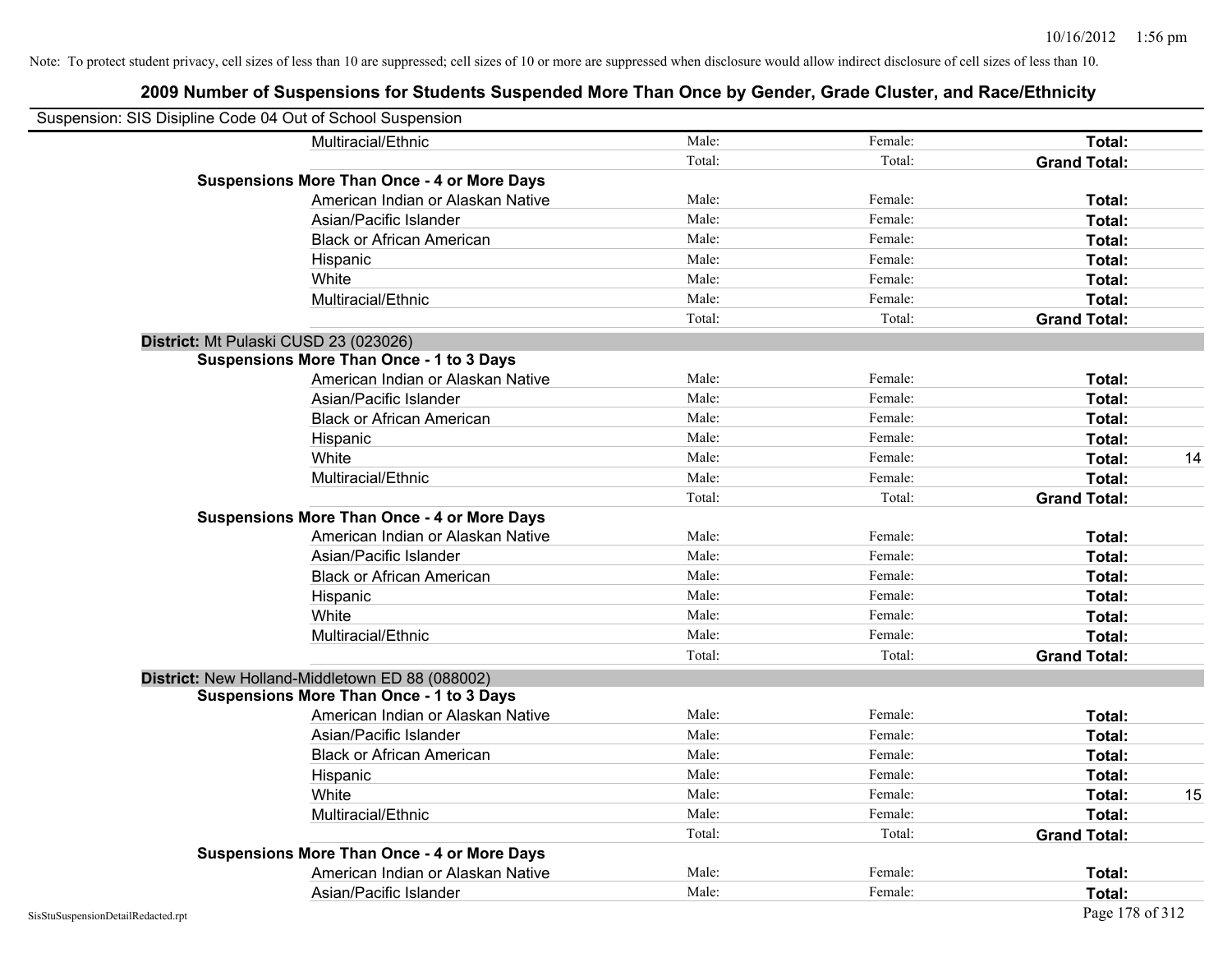Note: To protect student privacy, cell sizes of less than 10 are suppressed; cell sizes of 10 or more are suppressed when disclosure would allow indirect disclosure of cell sizes of less than 10.

# 2009 Number of Suspensions for Students Suspended More Than Once by Gender, Grade Cluster, and Race/Ethnicity

Suspension: SIS Disipline Code 04 Out of School Suspension

| | | | | | |
|---|---|---|---|---|---|
| | Multiracial/Ethnic | Male: | Female: | **Total:** | |
| | | Total: | Total: | **Grand Total:** | |
| **Suspensions More Than Once - 4 or More Days** | | | | | |
| | American Indian or Alaskan Native | Male: | Female: | **Total:** | |
| | Asian/Pacific Islander | Male: | Female: | **Total:** | |
| | Black or African American | Male: | Female: | **Total:** | |
| | Hispanic | Male: | Female: | **Total:** | |
| | White | Male: | Female: | **Total:** | |
| | Multiracial/Ethnic | Male: | Female: | **Total:** | |
| | | Total: | Total: | **Grand Total:** | |
| **District:** Mt Pulaski CUSD 23 (023026) | | | | | |
| **Suspensions More Than Once - 1 to 3 Days** | | | | | |
| | American Indian or Alaskan Native | Male: | Female: | **Total:** | |
| | Asian/Pacific Islander | Male: | Female: | **Total:** | |
| | Black or African American | Male: | Female: | **Total:** | |
| | Hispanic | Male: | Female: | **Total:** | |
| | White | Male: | Female: | **Total:** | 14 |
| | Multiracial/Ethnic | Male: | Female: | **Total:** | |
| | | Total: | Total: | **Grand Total:** | |
| **Suspensions More Than Once - 4 or More Days** | | | | | |
| | American Indian or Alaskan Native | Male: | Female: | **Total:** | |
| | Asian/Pacific Islander | Male: | Female: | **Total:** | |
| | Black or African American | Male: | Female: | **Total:** | |
| | Hispanic | Male: | Female: | **Total:** | |
| | White | Male: | Female: | **Total:** | |
| | Multiracial/Ethnic | Male: | Female: | **Total:** | |
| | | Total: | Total: | **Grand Total:** | |
| **District:** New Holland-Middletown ED 88 (088002) | | | | | |
| **Suspensions More Than Once - 1 to 3 Days** | | | | | |
| | American Indian or Alaskan Native | Male: | Female: | **Total:** | |
| | Asian/Pacific Islander | Male: | Female: | **Total:** | |
| | Black or African American | Male: | Female: | **Total:** | |
| | Hispanic | Male: | Female: | **Total:** | |
| | White | Male: | Female: | **Total:** | 15 |
| | Multiracial/Ethnic | Male: | Female: | **Total:** | |
| | | Total: | Total: | **Grand Total:** | |
| **Suspensions More Than Once - 4 or More Days** | | | | | |
| | American Indian or Alaskan Native | Male: | Female: | **Total:** | |
| | Asian/Pacific Islander | Male: | Female: | **Total:** | |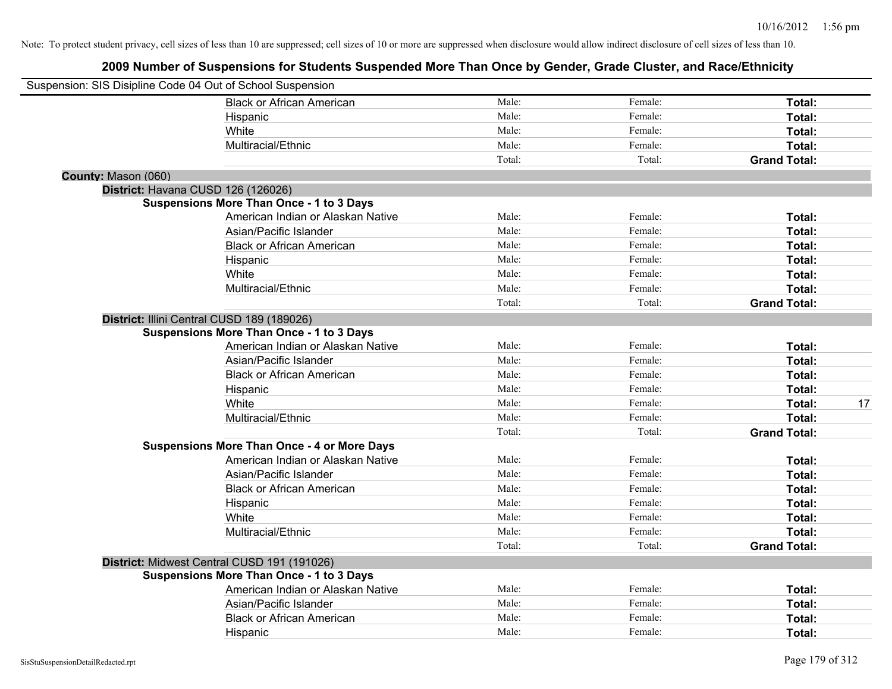Note: To protect student privacy, cell sizes of less than 10 are suppressed; cell sizes of 10 or more are suppressed when disclosure would allow indirect disclosure of cell sizes of less than 10.

# 2009 Number of Suspensions for Students Suspended More Than Once by Gender, Grade Cluster, and Race/Ethnicity

Suspension: SIS Disipline Code 04 Out of School Suspension

| | | | | |
|---|---|---|---|---|
| Black or African American | Male: | Female: | **Total:** | |
| Hispanic | Male: | Female: | **Total:** | |
| White | Male: | Female: | **Total:** | |
| Multiracial/Ethnic | Male: | Female: | **Total:** | |
| | Total: | Total: | **Grand Total:** | |

**County:** Mason (060)

**District:** Havana CUSD 126 (126026)

**Suspensions More Than Once - 1 to 3 Days**

| | | | | |
|---|---|---|---|---|
| American Indian or Alaskan Native | Male: | Female: | **Total:** | |
| Asian/Pacific Islander | Male: | Female: | **Total:** | |
| Black or African American | Male: | Female: | **Total:** | |
| Hispanic | Male: | Female: | **Total:** | |
| White | Male: | Female: | **Total:** | |
| Multiracial/Ethnic | Male: | Female: | **Total:** | |
| | Total: | Total: | **Grand Total:** | |

**District:** Illini Central CUSD 189 (189026)

**Suspensions More Than Once - 1 to 3 Days**

| | | | | |
|---|---|---|---|---|
| American Indian or Alaskan Native | Male: | Female: | **Total:** | |
| Asian/Pacific Islander | Male: | Female: | **Total:** | |
| Black or African American | Male: | Female: | **Total:** | |
| Hispanic | Male: | Female: | **Total:** | |
| White | Male: | Female: | **Total:** | 17 |
| Multiracial/Ethnic | Male: | Female: | **Total:** | |
| | Total: | Total: | **Grand Total:** | |

**Suspensions More Than Once - 4 or More Days**

| | | | | |
|---|---|---|---|---|
| American Indian or Alaskan Native | Male: | Female: | **Total:** | |
| Asian/Pacific Islander | Male: | Female: | **Total:** | |
| Black or African American | Male: | Female: | **Total:** | |
| Hispanic | Male: | Female: | **Total:** | |
| White | Male: | Female: | **Total:** | |
| Multiracial/Ethnic | Male: | Female: | **Total:** | |
| | Total: | Total: | **Grand Total:** | |

**District:** Midwest Central CUSD 191 (191026)

**Suspensions More Than Once - 1 to 3 Days**

| | | | | |
|---|---|---|---|---|
| American Indian or Alaskan Native | Male: | Female: | **Total:** | |
| Asian/Pacific Islander | Male: | Female: | **Total:** | |
| Black or African American | Male: | Female: | **Total:** | |
| Hispanic | Male: | Female: | **Total:** | |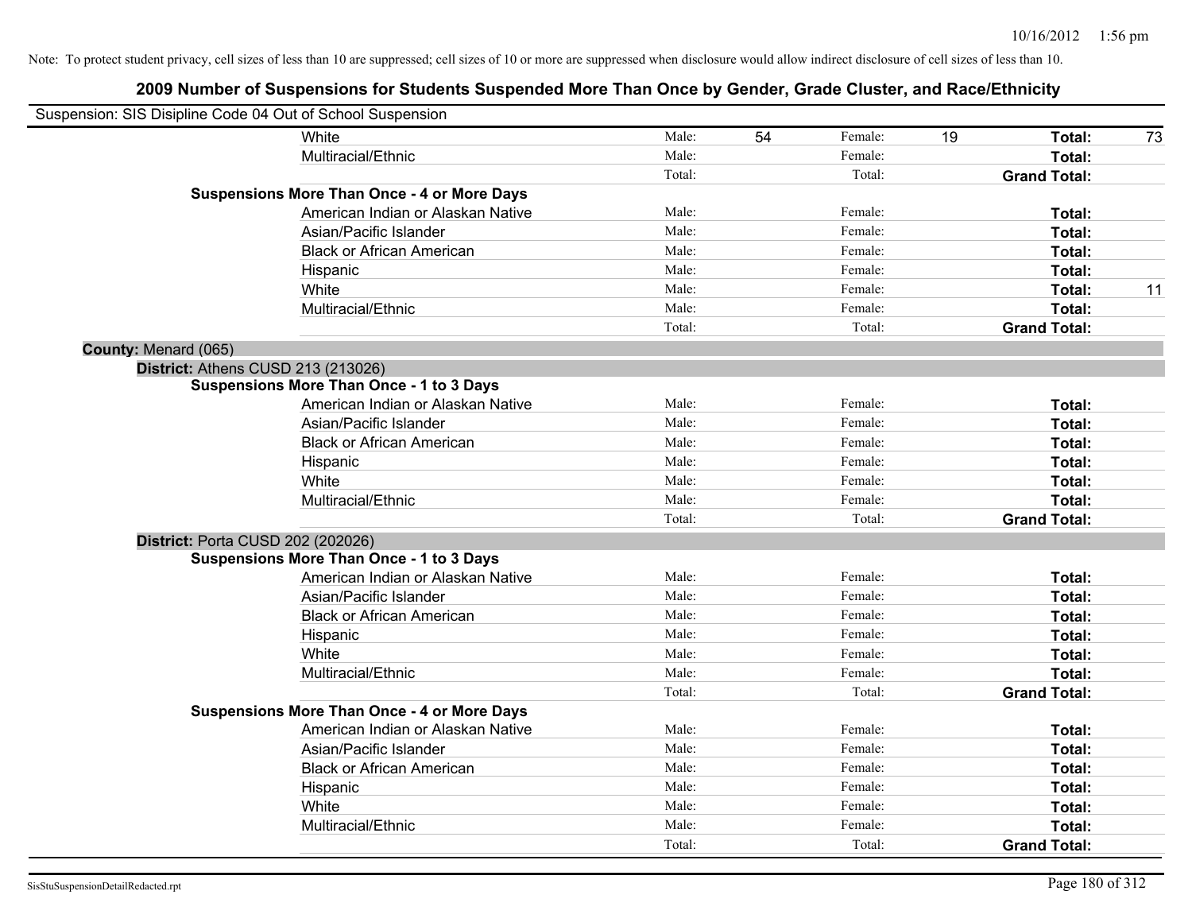Note: To protect student privacy, cell sizes of less than 10 are suppressed; cell sizes of 10 or more are suppressed when disclosure would allow indirect disclosure of cell sizes of less than 10.

## 2009 Number of Suspensions for Students Suspended More Than Once by Gender, Grade Cluster, and Race/Ethnicity

Suspension: SIS Disipline Code 04 Out of School Suspension

| | | | | | | |
|---|---|---|---|---|---|---|
| White | Male: | 54 | Female: | 19 | **Total:** | 73 |
| Multiracial/Ethnic | Male: | | Female: | | **Total:** | |
| | Total: | | Total: | | **Grand Total:** | |
| **Suspensions More Than Once - 4 or More Days** | | | | | | |
| American Indian or Alaskan Native | Male: | | Female: | | **Total:** | |
| Asian/Pacific Islander | Male: | | Female: | | **Total:** | |
| Black or African American | Male: | | Female: | | **Total:** | |
| Hispanic | Male: | | Female: | | **Total:** | |
| White | Male: | | Female: | | **Total:** | 11 |
| Multiracial/Ethnic | Male: | | Female: | | **Total:** | |
| | Total: | | Total: | | **Grand Total:** | |

**County:** Menard (065)

**District:** Athens CUSD 213 (213026)

| | | | | | | |
|---|---|---|---|---|---|---|
| **Suspensions More Than Once - 1 to 3 Days** | | | | | | |
| American Indian or Alaskan Native | Male: | | Female: | | **Total:** | |
| Asian/Pacific Islander | Male: | | Female: | | **Total:** | |
| Black or African American | Male: | | Female: | | **Total:** | |
| Hispanic | Male: | | Female: | | **Total:** | |
| White | Male: | | Female: | | **Total:** | |
| Multiracial/Ethnic | Male: | | Female: | | **Total:** | |
| | Total: | | Total: | | **Grand Total:** | |

**District:** Porta CUSD 202 (202026)

| | | | | | | |
|---|---|---|---|---|---|---|
| **Suspensions More Than Once - 1 to 3 Days** | | | | | | |
| American Indian or Alaskan Native | Male: | | Female: | | **Total:** | |
| Asian/Pacific Islander | Male: | | Female: | | **Total:** | |
| Black or African American | Male: | | Female: | | **Total:** | |
| Hispanic | Male: | | Female: | | **Total:** | |
| White | Male: | | Female: | | **Total:** | |
| Multiracial/Ethnic | Male: | | Female: | | **Total:** | |
| | Total: | | Total: | | **Grand Total:** | |
| **Suspensions More Than Once - 4 or More Days** | | | | | | |
| American Indian or Alaskan Native | Male: | | Female: | | **Total:** | |
| Asian/Pacific Islander | Male: | | Female: | | **Total:** | |
| Black or African American | Male: | | Female: | | **Total:** | |
| Hispanic | Male: | | Female: | | **Total:** | |
| White | Male: | | Female: | | **Total:** | |
| Multiracial/Ethnic | Male: | | Female: | | **Total:** | |
| | Total: | | Total: | | **Grand Total:** | |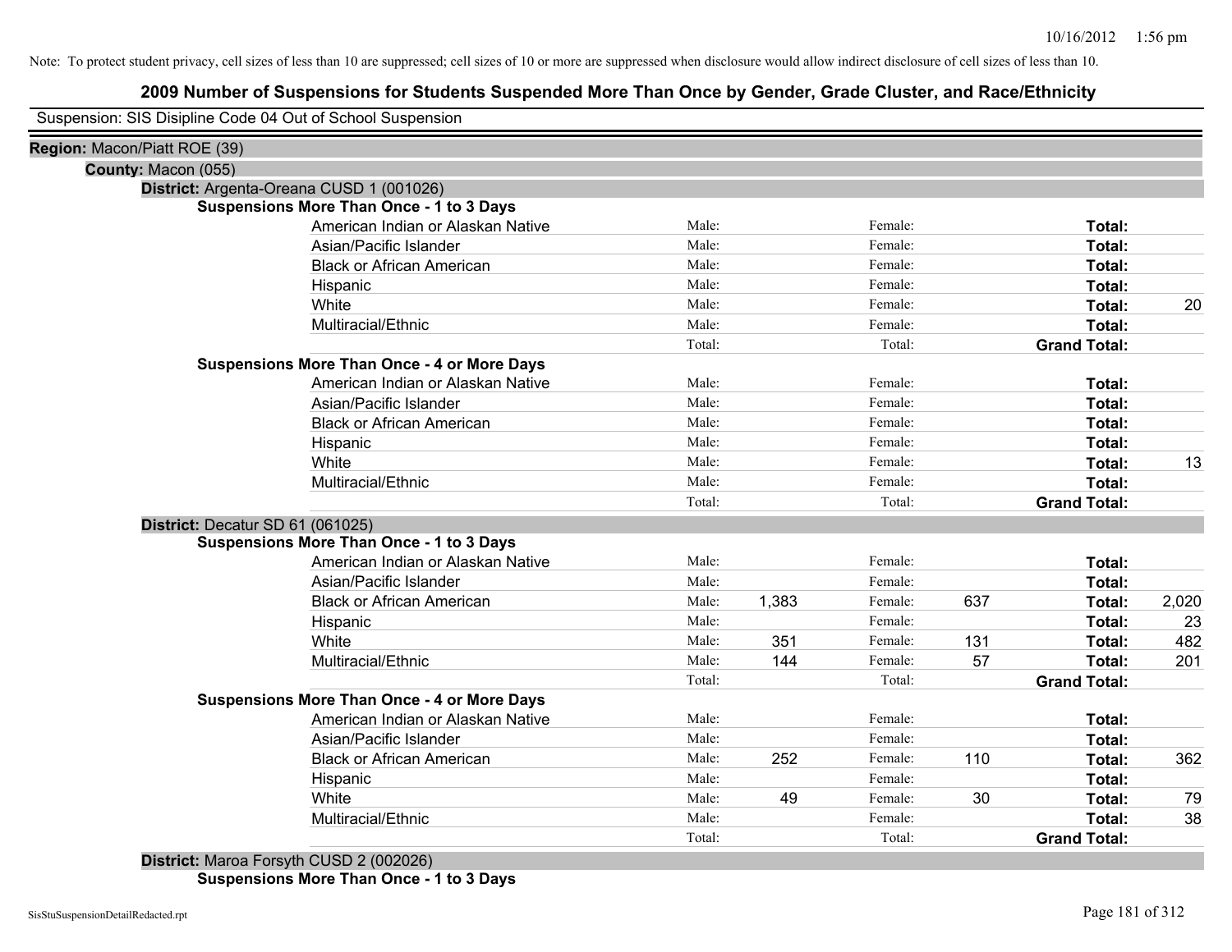Note: To protect student privacy, cell sizes of less than 10 are suppressed; cell sizes of 10 or more are suppressed when disclosure would allow indirect disclosure of cell sizes of less than 10.

# 2009 Number of Suspensions for Students Suspended More Than Once by Gender, Grade Cluster, and Race/Ethnicity

Suspension: SIS Disipline Code 04 Out of School Suspension

**Region:** Macon/Piatt ROE (39)

**County:** Macon (055)

**District:** Argenta-Oreana CUSD 1 (001026)

**Suspensions More Than Once - 1 to 3 Days**

| | | | | | | |
|---|---|---|---|---|---|---|
| American Indian or Alaskan Native | Male: | | Female: | | **Total:** | |
| Asian/Pacific Islander | Male: | | Female: | | **Total:** | |
| Black or African American | Male: | | Female: | | **Total:** | |
| Hispanic | Male: | | Female: | | **Total:** | |
| White | Male: | | Female: | | **Total:** | 20 |
| Multiracial/Ethnic | Male: | | Female: | | **Total:** | |
| | Total: | | Total: | | **Grand Total:** | |

**Suspensions More Than Once - 4 or More Days**

| | | | | | | |
|---|---|---|---|---|---|---|
| American Indian or Alaskan Native | Male: | | Female: | | **Total:** | |
| Asian/Pacific Islander | Male: | | Female: | | **Total:** | |
| Black or African American | Male: | | Female: | | **Total:** | |
| Hispanic | Male: | | Female: | | **Total:** | |
| White | Male: | | Female: | | **Total:** | 13 |
| Multiracial/Ethnic | Male: | | Female: | | **Total:** | |
| | Total: | | Total: | | **Grand Total:** | |

**District:** Decatur SD 61 (061025)

**Suspensions More Than Once - 1 to 3 Days**

| | | | | | | |
|---|---|---|---|---|---|---|
| American Indian or Alaskan Native | Male: | | Female: | | **Total:** | |
| Asian/Pacific Islander | Male: | | Female: | | **Total:** | |
| Black or African American | Male: | 1,383 | Female: | 637 | **Total:** | 2,020 |
| Hispanic | Male: | | Female: | | **Total:** | 23 |
| White | Male: | 351 | Female: | 131 | **Total:** | 482 |
| Multiracial/Ethnic | Male: | 144 | Female: | 57 | **Total:** | 201 |
| | Total: | | Total: | | **Grand Total:** | |

**Suspensions More Than Once - 4 or More Days**

| | | | | | | |
|---|---|---|---|---|---|---|
| American Indian or Alaskan Native | Male: | | Female: | | **Total:** | |
| Asian/Pacific Islander | Male: | | Female: | | **Total:** | |
| Black or African American | Male: | 252 | Female: | 110 | **Total:** | 362 |
| Hispanic | Male: | | Female: | | **Total:** | |
| White | Male: | 49 | Female: | 30 | **Total:** | 79 |
| Multiracial/Ethnic | Male: | | Female: | | **Total:** | 38 |
| | Total: | | Total: | | **Grand Total:** | |

**District:** Maroa Forsyth CUSD 2 (002026)

**Suspensions More Than Once - 1 to 3 Days**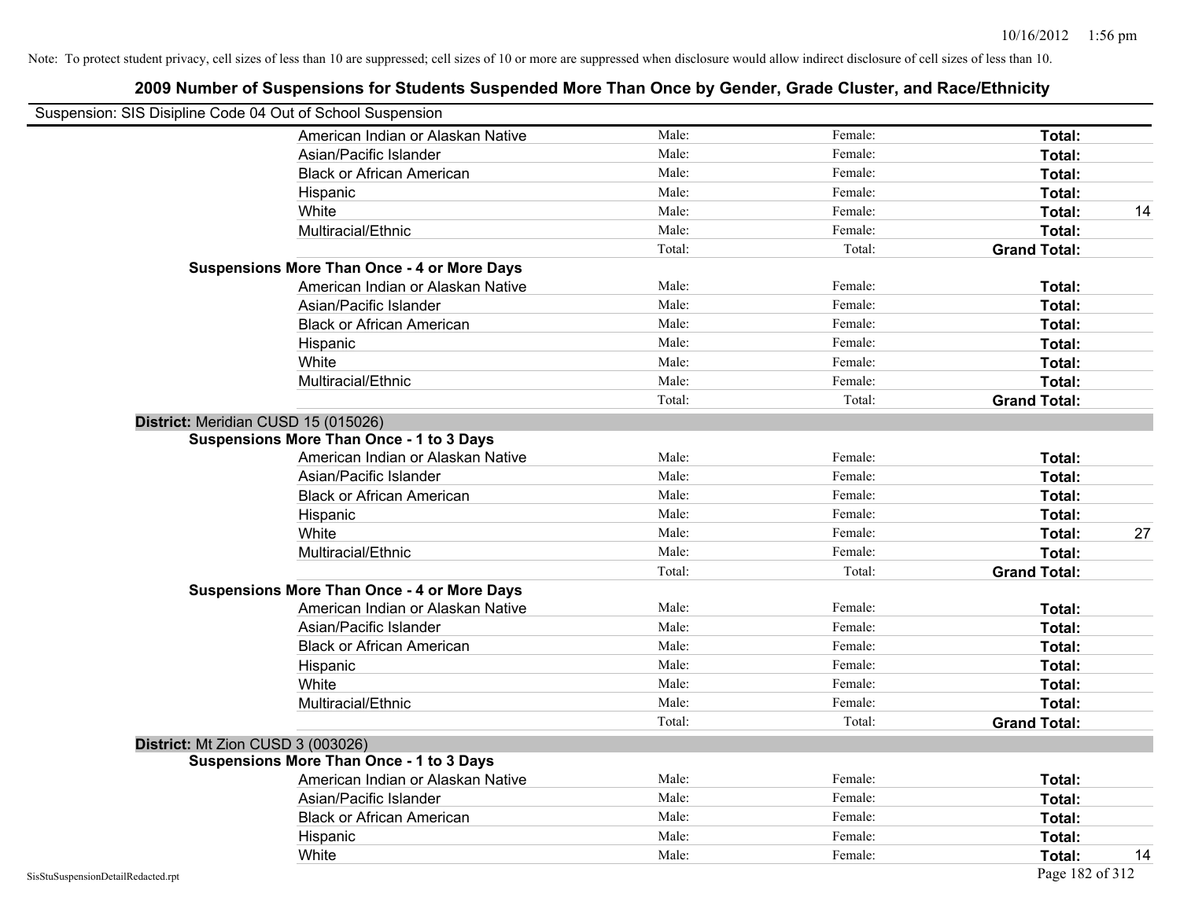Note: To protect student privacy, cell sizes of less than 10 are suppressed; cell sizes of 10 or more are suppressed when disclosure would allow indirect disclosure of cell sizes of less than 10.

# 2009 Number of Suspensions for Students Suspended More Than Once by Gender, Grade Cluster, and Race/Ethnicity

Suspension: SIS Disipline Code 04 Out of School Suspension

| | | | | |
|---|---|---|---|---|
| American Indian or Alaskan Native | Male: | Female: | **Total:** | |
| Asian/Pacific Islander | Male: | Female: | **Total:** | |
| Black or African American | Male: | Female: | **Total:** | |
| Hispanic | Male: | Female: | **Total:** | |
| White | Male: | Female: | **Total:** | 14 |
| Multiracial/Ethnic | Male: | Female: | **Total:** | |
| | Total: | Total: | **Grand Total:** | |

**Suspensions More Than Once - 4 or More Days**

| | | | | |
|---|---|---|---|---|
| American Indian or Alaskan Native | Male: | Female: | **Total:** | |
| Asian/Pacific Islander | Male: | Female: | **Total:** | |
| Black or African American | Male: | Female: | **Total:** | |
| Hispanic | Male: | Female: | **Total:** | |
| White | Male: | Female: | **Total:** | |
| Multiracial/Ethnic | Male: | Female: | **Total:** | |
| | Total: | Total: | **Grand Total:** | |

**District:** Meridian CUSD 15 (015026)

**Suspensions More Than Once - 1 to 3 Days**

| | | | | |
|---|---|---|---|---|
| American Indian or Alaskan Native | Male: | Female: | **Total:** | |
| Asian/Pacific Islander | Male: | Female: | **Total:** | |
| Black or African American | Male: | Female: | **Total:** | |
| Hispanic | Male: | Female: | **Total:** | |
| White | Male: | Female: | **Total:** | 27 |
| Multiracial/Ethnic | Male: | Female: | **Total:** | |
| | Total: | Total: | **Grand Total:** | |

**Suspensions More Than Once - 4 or More Days**

| | | | | |
|---|---|---|---|---|
| American Indian or Alaskan Native | Male: | Female: | **Total:** | |
| Asian/Pacific Islander | Male: | Female: | **Total:** | |
| Black or African American | Male: | Female: | **Total:** | |
| Hispanic | Male: | Female: | **Total:** | |
| White | Male: | Female: | **Total:** | |
| Multiracial/Ethnic | Male: | Female: | **Total:** | |
| | Total: | Total: | **Grand Total:** | |

**District:** Mt Zion CUSD 3 (003026)

**Suspensions More Than Once - 1 to 3 Days**

| | | | | |
|---|---|---|---|---|
| American Indian or Alaskan Native | Male: | Female: | **Total:** | |
| Asian/Pacific Islander | Male: | Female: | **Total:** | |
| Black or African American | Male: | Female: | **Total:** | |
| Hispanic | Male: | Female: | **Total:** | |
| White | Male: | Female: | **Total:** | 14 |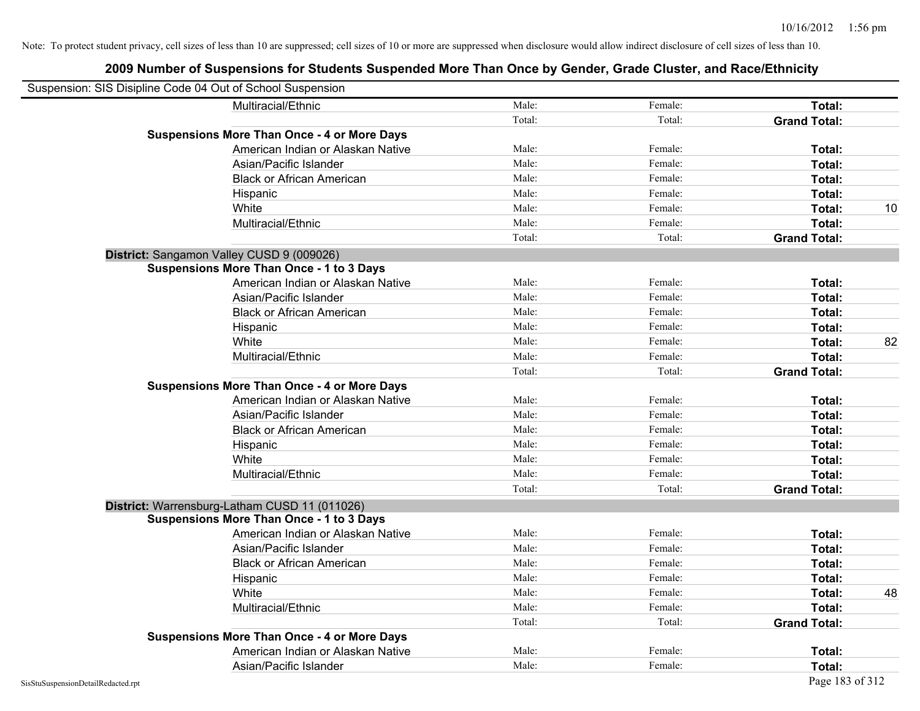Note: To protect student privacy, cell sizes of less than 10 are suppressed; cell sizes of 10 or more are suppressed when disclosure would allow indirect disclosure of cell sizes of less than 10.

# 2009 Number of Suspensions for Students Suspended More Than Once by Gender, Grade Cluster, and Race/Ethnicity

Suspension: SIS Disipline Code 04 Out of School Suspension

| | | | | |
|---|---|---|---|---|
| Multiracial/Ethnic | Male: | Female: | **Total:** | |
| | Total: | Total: | **Grand Total:** | |
| **Suspensions More Than Once - 4 or More Days** | | | | |
| American Indian or Alaskan Native | Male: | Female: | **Total:** | |
| Asian/Pacific Islander | Male: | Female: | **Total:** | |
| Black or African American | Male: | Female: | **Total:** | |
| Hispanic | Male: | Female: | **Total:** | |
| White | Male: | Female: | **Total:** | 10 |
| Multiracial/Ethnic | Male: | Female: | **Total:** | |
| | Total: | Total: | **Grand Total:** | |
| **District:** Sangamon Valley CUSD 9 (009026) | | | | |
| **Suspensions More Than Once - 1 to 3 Days** | | | | |
| American Indian or Alaskan Native | Male: | Female: | **Total:** | |
| Asian/Pacific Islander | Male: | Female: | **Total:** | |
| Black or African American | Male: | Female: | **Total:** | |
| Hispanic | Male: | Female: | **Total:** | |
| White | Male: | Female: | **Total:** | 82 |
| Multiracial/Ethnic | Male: | Female: | **Total:** | |
| | Total: | Total: | **Grand Total:** | |
| **Suspensions More Than Once - 4 or More Days** | | | | |
| American Indian or Alaskan Native | Male: | Female: | **Total:** | |
| Asian/Pacific Islander | Male: | Female: | **Total:** | |
| Black or African American | Male: | Female: | **Total:** | |
| Hispanic | Male: | Female: | **Total:** | |
| White | Male: | Female: | **Total:** | |
| Multiracial/Ethnic | Male: | Female: | **Total:** | |
| | Total: | Total: | **Grand Total:** | |
| **District:** Warrensburg-Latham CUSD 11 (011026) | | | | |
| **Suspensions More Than Once - 1 to 3 Days** | | | | |
| American Indian or Alaskan Native | Male: | Female: | **Total:** | |
| Asian/Pacific Islander | Male: | Female: | **Total:** | |
| Black or African American | Male: | Female: | **Total:** | |
| Hispanic | Male: | Female: | **Total:** | |
| White | Male: | Female: | **Total:** | 48 |
| Multiracial/Ethnic | Male: | Female: | **Total:** | |
| | Total: | Total: | **Grand Total:** | |
| **Suspensions More Than Once - 4 or More Days** | | | | |
| American Indian or Alaskan Native | Male: | Female: | **Total:** | |
| Asian/Pacific Islander | Male: | Female: | **Total:** | |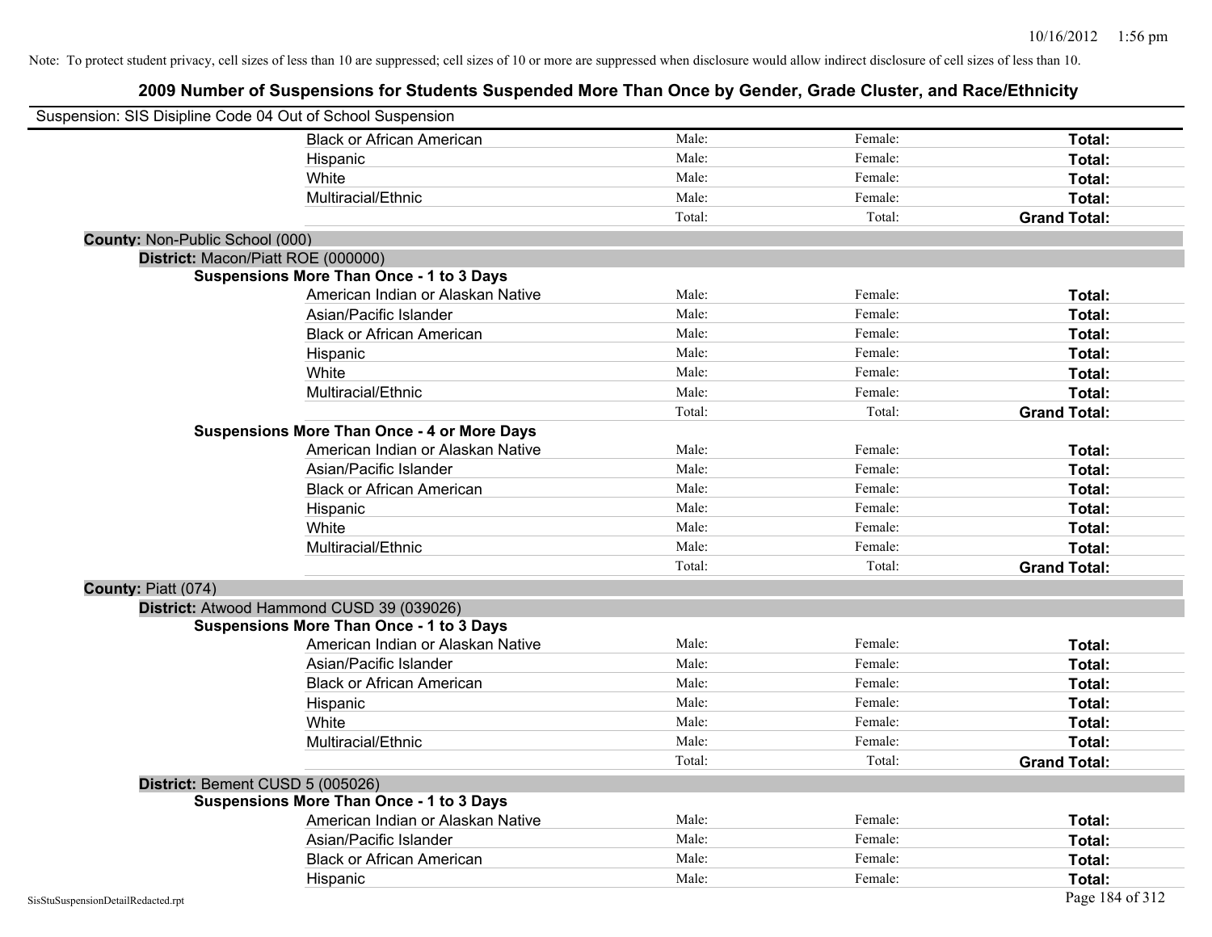Note: To protect student privacy, cell sizes of less than 10 are suppressed; cell sizes of 10 or more are suppressed when disclosure would allow indirect disclosure of cell sizes of less than 10.

# 2009 Number of Suspensions for Students Suspended More Than Once by Gender, Grade Cluster, and Race/Ethnicity

Suspension: SIS Disipline Code 04 Out of School Suspension

| | | | | |
|---|---|---|---|---|
| | Black or African American | Male: | Female: | **Total:** |
| | Hispanic | Male: | Female: | **Total:** |
| | White | Male: | Female: | **Total:** |
| | Multiracial/Ethnic | Male: | Female: | **Total:** |
| | | Total: | Total: | **Grand Total:** |
| **County:** Non-Public School (000) | | | | |
| **District:** Macon/Piatt ROE (000000) | | | | |
| **Suspensions More Than Once - 1 to 3 Days** | | | | |
| | American Indian or Alaskan Native | Male: | Female: | **Total:** |
| | Asian/Pacific Islander | Male: | Female: | **Total:** |
| | Black or African American | Male: | Female: | **Total:** |
| | Hispanic | Male: | Female: | **Total:** |
| | White | Male: | Female: | **Total:** |
| | Multiracial/Ethnic | Male: | Female: | **Total:** |
| | | Total: | Total: | **Grand Total:** |
| **Suspensions More Than Once - 4 or More Days** | | | | |
| | American Indian or Alaskan Native | Male: | Female: | **Total:** |
| | Asian/Pacific Islander | Male: | Female: | **Total:** |
| | Black or African American | Male: | Female: | **Total:** |
| | Hispanic | Male: | Female: | **Total:** |
| | White | Male: | Female: | **Total:** |
| | Multiracial/Ethnic | Male: | Female: | **Total:** |
| | | Total: | Total: | **Grand Total:** |
| **County:** Piatt (074) | | | | |
| **District:** Atwood Hammond CUSD 39 (039026) | | | | |
| **Suspensions More Than Once - 1 to 3 Days** | | | | |
| | American Indian or Alaskan Native | Male: | Female: | **Total:** |
| | Asian/Pacific Islander | Male: | Female: | **Total:** |
| | Black or African American | Male: | Female: | **Total:** |
| | Hispanic | Male: | Female: | **Total:** |
| | White | Male: | Female: | **Total:** |
| | Multiracial/Ethnic | Male: | Female: | **Total:** |
| | | Total: | Total: | **Grand Total:** |
| **District:** Bement CUSD 5 (005026) | | | | |
| **Suspensions More Than Once - 1 to 3 Days** | | | | |
| | American Indian or Alaskan Native | Male: | Female: | **Total:** |
| | Asian/Pacific Islander | Male: | Female: | **Total:** |
| | Black or African American | Male: | Female: | **Total:** |
| | Hispanic | Male: | Female: | **Total:** |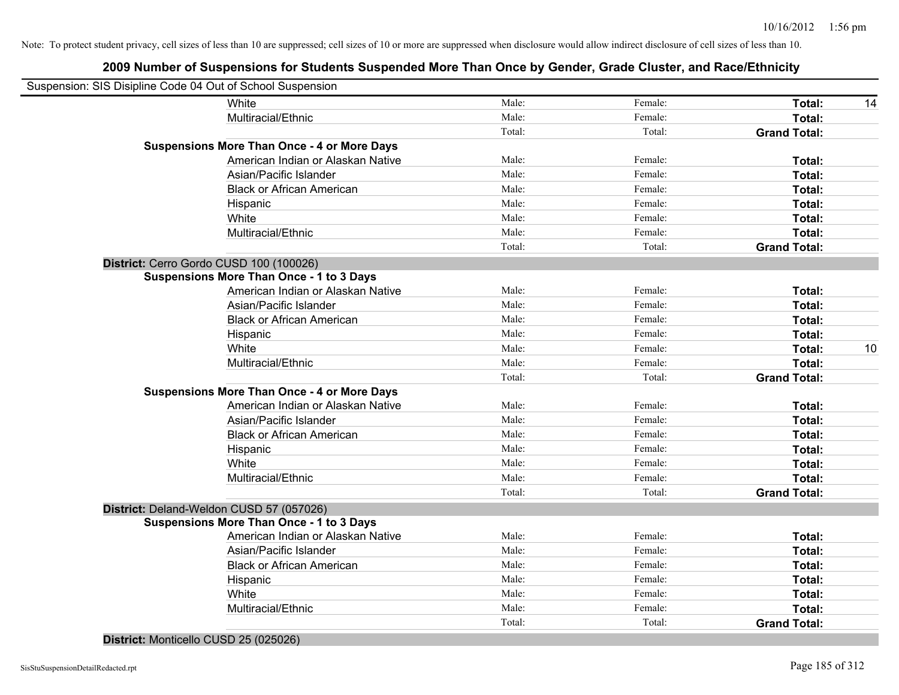Note: To protect student privacy, cell sizes of less than 10 are suppressed; cell sizes of 10 or more are suppressed when disclosure would allow indirect disclosure of cell sizes of less than 10.

## 2009 Number of Suspensions for Students Suspended More Than Once by Gender, Grade Cluster, and Race/Ethnicity

Suspension: SIS Disipline Code 04 Out of School Suspension

| | | | | | |
|---|---|---|---|---|---|
| | White | Male: | Female: | **Total:** | 14 |
| | Multiracial/Ethnic | Male: | Female: | **Total:** | |
| | | Total: | Total: | **Grand Total:** | |
| **Suspensions More Than Once - 4 or More Days** | | | | | |
| | American Indian or Alaskan Native | Male: | Female: | **Total:** | |
| | Asian/Pacific Islander | Male: | Female: | **Total:** | |
| | Black or African American | Male: | Female: | **Total:** | |
| | Hispanic | Male: | Female: | **Total:** | |
| | White | Male: | Female: | **Total:** | |
| | Multiracial/Ethnic | Male: | Female: | **Total:** | |
| | | Total: | Total: | **Grand Total:** | |
| **District:** Cerro Gordo CUSD 100 (100026) | | | | | |
| **Suspensions More Than Once - 1 to 3 Days** | | | | | |
| | American Indian or Alaskan Native | Male: | Female: | **Total:** | |
| | Asian/Pacific Islander | Male: | Female: | **Total:** | |
| | Black or African American | Male: | Female: | **Total:** | |
| | Hispanic | Male: | Female: | **Total:** | |
| | White | Male: | Female: | **Total:** | 10 |
| | Multiracial/Ethnic | Male: | Female: | **Total:** | |
| | | Total: | Total: | **Grand Total:** | |
| **Suspensions More Than Once - 4 or More Days** | | | | | |
| | American Indian or Alaskan Native | Male: | Female: | **Total:** | |
| | Asian/Pacific Islander | Male: | Female: | **Total:** | |
| | Black or African American | Male: | Female: | **Total:** | |
| | Hispanic | Male: | Female: | **Total:** | |
| | White | Male: | Female: | **Total:** | |
| | Multiracial/Ethnic | Male: | Female: | **Total:** | |
| | | Total: | Total: | **Grand Total:** | |
| **District:** Deland-Weldon CUSD 57 (057026) | | | | | |
| **Suspensions More Than Once - 1 to 3 Days** | | | | | |
| | American Indian or Alaskan Native | Male: | Female: | **Total:** | |
| | Asian/Pacific Islander | Male: | Female: | **Total:** | |
| | Black or African American | Male: | Female: | **Total:** | |
| | Hispanic | Male: | Female: | **Total:** | |
| | White | Male: | Female: | **Total:** | |
| | Multiracial/Ethnic | Male: | Female: | **Total:** | |
| | | Total: | Total: | **Grand Total:** | |
| **District:** Monticello CUSD 25 (025026) | | | | | |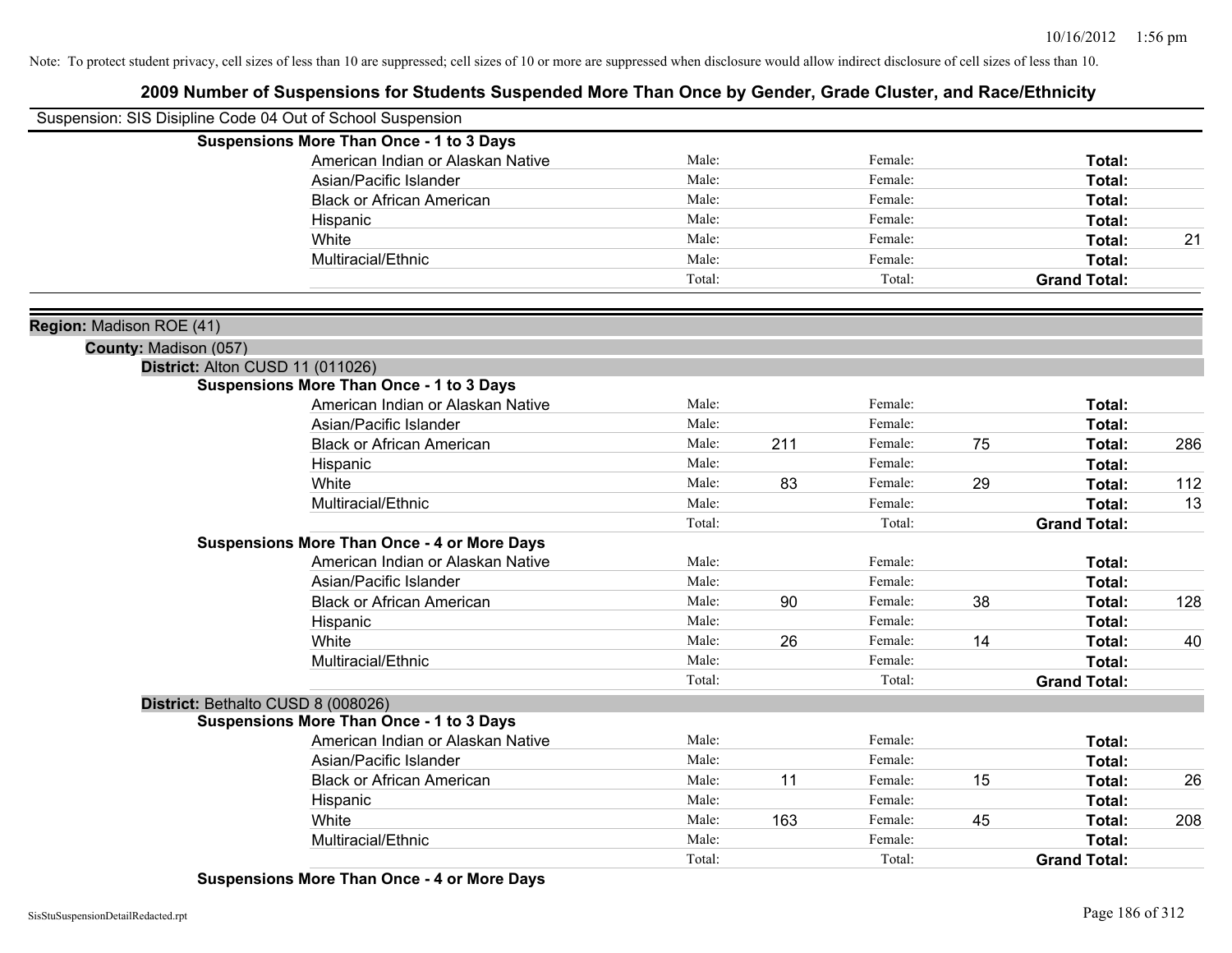Note: To protect student privacy, cell sizes of less than 10 are suppressed; cell sizes of 10 or more are suppressed when disclosure would allow indirect disclosure of cell sizes of less than 10.

# 2009 Number of Suspensions for Students Suspended More Than Once by Gender, Grade Cluster, and Race/Ethnicity

Suspension: SIS Disipline Code 04 Out of School Suspension

**Suspensions More Than Once - 1 to 3 Days**

| | | | | | | |
|---|---|---|---|---|---|---|
| American Indian or Alaskan Native | Male: | | Female: | | **Total:** | |
| Asian/Pacific Islander | Male: | | Female: | | **Total:** | |
| Black or African American | Male: | | Female: | | **Total:** | |
| Hispanic | Male: | | Female: | | **Total:** | |
| White | Male: | | Female: | | **Total:** | 21 |
| Multiracial/Ethnic | Male: | | Female: | | **Total:** | |
| | Total: | | Total: | | **Grand Total:** | |

**Region:** Madison ROE (41)

**County:** Madison (057)

**District:** Alton CUSD 11 (011026)

**Suspensions More Than Once - 1 to 3 Days**

| | | | | | | |
|---|---|---|---|---|---|---|
| American Indian or Alaskan Native | Male: | | Female: | | **Total:** | |
| Asian/Pacific Islander | Male: | | Female: | | **Total:** | |
| Black or African American | Male: | 211 | Female: | 75 | **Total:** | 286 |
| Hispanic | Male: | | Female: | | **Total:** | |
| White | Male: | 83 | Female: | 29 | **Total:** | 112 |
| Multiracial/Ethnic | Male: | | Female: | | **Total:** | 13 |
| | Total: | | Total: | | **Grand Total:** | |

**Suspensions More Than Once - 4 or More Days**

| | | | | | | |
|---|---|---|---|---|---|---|
| American Indian or Alaskan Native | Male: | | Female: | | **Total:** | |
| Asian/Pacific Islander | Male: | | Female: | | **Total:** | |
| Black or African American | Male: | 90 | Female: | 38 | **Total:** | 128 |
| Hispanic | Male: | | Female: | | **Total:** | |
| White | Male: | 26 | Female: | 14 | **Total:** | 40 |
| Multiracial/Ethnic | Male: | | Female: | | **Total:** | |
| | Total: | | Total: | | **Grand Total:** | |

**District:** Bethalto CUSD 8 (008026)

**Suspensions More Than Once - 1 to 3 Days**

| | | | | | | |
|---|---|---|---|---|---|---|
| American Indian or Alaskan Native | Male: | | Female: | | **Total:** | |
| Asian/Pacific Islander | Male: | | Female: | | **Total:** | |
| Black or African American | Male: | 11 | Female: | 15 | **Total:** | 26 |
| Hispanic | Male: | | Female: | | **Total:** | |
| White | Male: | 163 | Female: | 45 | **Total:** | 208 |
| Multiracial/Ethnic | Male: | | Female: | | **Total:** | |
| | Total: | | Total: | | **Grand Total:** | |

**Suspensions More Than Once - 4 or More Days**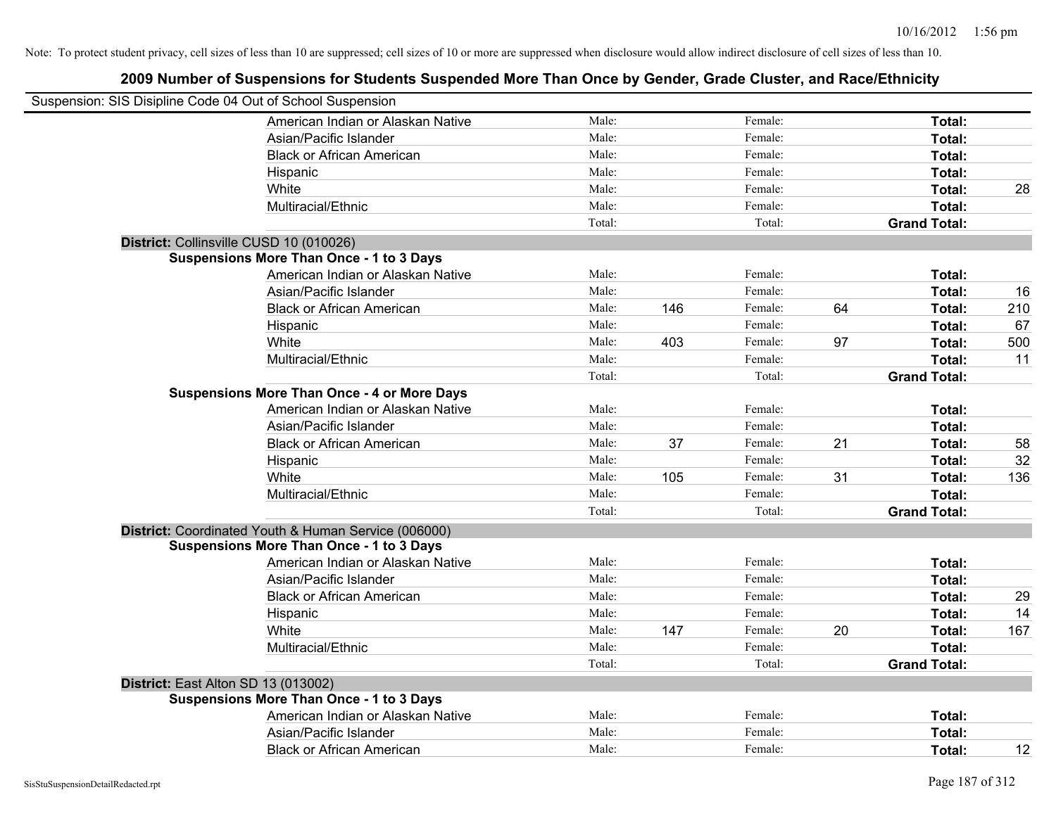Note: To protect student privacy, cell sizes of less than 10 are suppressed; cell sizes of 10 or more are suppressed when disclosure would allow indirect disclosure of cell sizes of less than 10.

# 2009 Number of Suspensions for Students Suspended More Than Once by Gender, Grade Cluster, and Race/Ethnicity

Suspension: SIS Disipline Code 04 Out of School Suspension

| | | | | | | |
|---|---|---|---|---|---|---|
| American Indian or Alaskan Native | Male: | | Female: | | **Total:** | |
| Asian/Pacific Islander | Male: | | Female: | | **Total:** | |
| Black or African American | Male: | | Female: | | **Total:** | |
| Hispanic | Male: | | Female: | | **Total:** | |
| White | Male: | | Female: | | **Total:** | 28 |
| Multiracial/Ethnic | Male: | | Female: | | **Total:** | |
| | Total: | | Total: | | **Grand Total:** | |

**District:** Collinsville CUSD 10 (010026)

**Suspensions More Than Once - 1 to 3 Days**

| | | | | | | |
|---|---|---|---|---|---|---|
| American Indian or Alaskan Native | Male: | | Female: | | **Total:** | |
| Asian/Pacific Islander | Male: | | Female: | | **Total:** | 16 |
| Black or African American | Male: | 146 | Female: | 64 | **Total:** | 210 |
| Hispanic | Male: | | Female: | | **Total:** | 67 |
| White | Male: | 403 | Female: | 97 | **Total:** | 500 |
| Multiracial/Ethnic | Male: | | Female: | | **Total:** | 11 |
| | Total: | | Total: | | **Grand Total:** | |

**Suspensions More Than Once - 4 or More Days**

| | | | | | | |
|---|---|---|---|---|---|---|
| American Indian or Alaskan Native | Male: | | Female: | | **Total:** | |
| Asian/Pacific Islander | Male: | | Female: | | **Total:** | |
| Black or African American | Male: | 37 | Female: | 21 | **Total:** | 58 |
| Hispanic | Male: | | Female: | | **Total:** | 32 |
| White | Male: | 105 | Female: | 31 | **Total:** | 136 |
| Multiracial/Ethnic | Male: | | Female: | | **Total:** | |
| | Total: | | Total: | | **Grand Total:** | |

**District:** Coordinated Youth & Human Service (006000)

**Suspensions More Than Once - 1 to 3 Days**

| | | | | | | |
|---|---|---|---|---|---|---|
| American Indian or Alaskan Native | Male: | | Female: | | **Total:** | |
| Asian/Pacific Islander | Male: | | Female: | | **Total:** | |
| Black or African American | Male: | | Female: | | **Total:** | 29 |
| Hispanic | Male: | | Female: | | **Total:** | 14 |
| White | Male: | 147 | Female: | 20 | **Total:** | 167 |
| Multiracial/Ethnic | Male: | | Female: | | **Total:** | |
| | Total: | | Total: | | **Grand Total:** | |

**District:** East Alton SD 13 (013002)

**Suspensions More Than Once - 1 to 3 Days**

| | | | | | | |
|---|---|---|---|---|---|---|
| American Indian or Alaskan Native | Male: | | Female: | | **Total:** | |
| Asian/Pacific Islander | Male: | | Female: | | **Total:** | |
| Black or African American | Male: | | Female: | | **Total:** | 12 |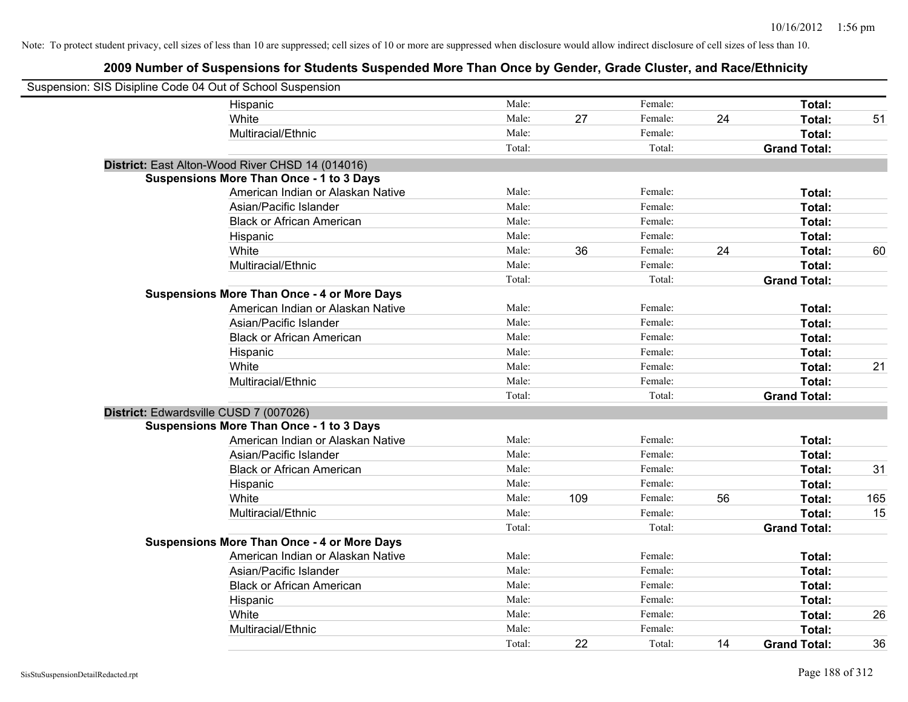Note: To protect student privacy, cell sizes of less than 10 are suppressed; cell sizes of 10 or more are suppressed when disclosure would allow indirect disclosure of cell sizes of less than 10.

# 2009 Number of Suspensions for Students Suspended More Than Once by Gender, Grade Cluster, and Race/Ethnicity

Suspension: SIS Disipline Code 04 Out of School Suspension

| | | | | | | | |
|---|---|---|---|---|---|---|---|
| Hispanic | Male: | | Female: | | **Total:** | |
| White | Male: | 27 | Female: | 24 | **Total:** | 51 |
| Multiracial/Ethnic | Male: | | Female: | | **Total:** | |
| | Total: | | Total: | | **Grand Total:** | |

**District:** East Alton-Wood River CHSD 14 (014016)

**Suspensions More Than Once - 1 to 3 Days**

| | | | | | | |
|---|---|---|---|---|---|---|
| American Indian or Alaskan Native | Male: | | Female: | | **Total:** | |
| Asian/Pacific Islander | Male: | | Female: | | **Total:** | |
| Black or African American | Male: | | Female: | | **Total:** | |
| Hispanic | Male: | | Female: | | **Total:** | |
| White | Male: | 36 | Female: | 24 | **Total:** | 60 |
| Multiracial/Ethnic | Male: | | Female: | | **Total:** | |
| | Total: | | Total: | | **Grand Total:** | |

**Suspensions More Than Once - 4 or More Days**

| | | | | | | |
|---|---|---|---|---|---|---|
| American Indian or Alaskan Native | Male: | | Female: | | **Total:** | |
| Asian/Pacific Islander | Male: | | Female: | | **Total:** | |
| Black or African American | Male: | | Female: | | **Total:** | |
| Hispanic | Male: | | Female: | | **Total:** | |
| White | Male: | | Female: | | **Total:** | 21 |
| Multiracial/Ethnic | Male: | | Female: | | **Total:** | |
| | Total: | | Total: | | **Grand Total:** | |

**District:** Edwardsville CUSD 7 (007026)

**Suspensions More Than Once - 1 to 3 Days**

| | | | | | | |
|---|---|---|---|---|---|---|
| American Indian or Alaskan Native | Male: | | Female: | | **Total:** | |
| Asian/Pacific Islander | Male: | | Female: | | **Total:** | |
| Black or African American | Male: | | Female: | | **Total:** | 31 |
| Hispanic | Male: | | Female: | | **Total:** | |
| White | Male: | 109 | Female: | 56 | **Total:** | 165 |
| Multiracial/Ethnic | Male: | | Female: | | **Total:** | 15 |
| | Total: | | Total: | | **Grand Total:** | |

**Suspensions More Than Once - 4 or More Days**

| | | | | | | |
|---|---|---|---|---|---|---|
| American Indian or Alaskan Native | Male: | | Female: | | **Total:** | |
| Asian/Pacific Islander | Male: | | Female: | | **Total:** | |
| Black or African American | Male: | | Female: | | **Total:** | |
| Hispanic | Male: | | Female: | | **Total:** | |
| White | Male: | | Female: | | **Total:** | 26 |
| Multiracial/Ethnic | Male: | | Female: | | **Total:** | |
| | Total: | 22 | Total: | 14 | **Grand Total:** | 36 |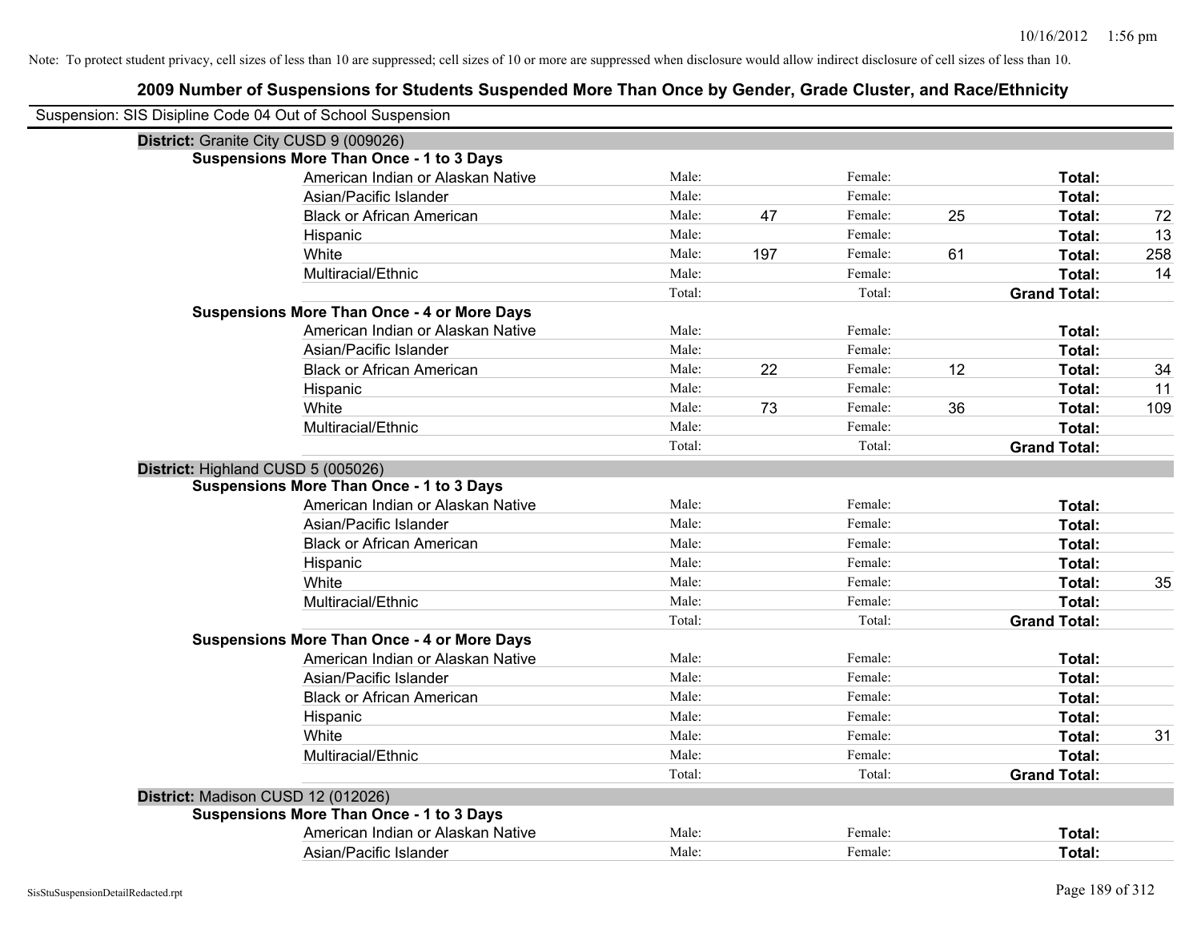Note: To protect student privacy, cell sizes of less than 10 are suppressed; cell sizes of 10 or more are suppressed when disclosure would allow indirect disclosure of cell sizes of less than 10.

## 2009 Number of Suspensions for Students Suspended More Than Once by Gender, Grade Cluster, and Race/Ethnicity

Suspension: SIS Disipline Code 04 Out of School Suspension

**District:** Granite City CUSD 9 (009026)

**Suspensions More Than Once - 1 to 3 Days**

| | | | | | | |
|---|---|---|---|---|---|---|
| American Indian or Alaskan Native | Male: | | Female: | | **Total:** | |
| Asian/Pacific Islander | Male: | | Female: | | **Total:** | |
| Black or African American | Male: | 47 | Female: | 25 | **Total:** | 72 |
| Hispanic | Male: | | Female: | | **Total:** | 13 |
| White | Male: | 197 | Female: | 61 | **Total:** | 258 |
| Multiracial/Ethnic | Male: | | Female: | | **Total:** | 14 |
| | Total: | | Total: | | **Grand Total:** | |

**Suspensions More Than Once - 4 or More Days**

| | | | | | | |
|---|---|---|---|---|---|---|
| American Indian or Alaskan Native | Male: | | Female: | | **Total:** | |
| Asian/Pacific Islander | Male: | | Female: | | **Total:** | |
| Black or African American | Male: | 22 | Female: | 12 | **Total:** | 34 |
| Hispanic | Male: | | Female: | | **Total:** | 11 |
| White | Male: | 73 | Female: | 36 | **Total:** | 109 |
| Multiracial/Ethnic | Male: | | Female: | | **Total:** | |
| | Total: | | Total: | | **Grand Total:** | |

**District:** Highland CUSD 5 (005026)

**Suspensions More Than Once - 1 to 3 Days**

| | | | | | | |
|---|---|---|---|---|---|---|
| American Indian or Alaskan Native | Male: | | Female: | | **Total:** | |
| Asian/Pacific Islander | Male: | | Female: | | **Total:** | |
| Black or African American | Male: | | Female: | | **Total:** | |
| Hispanic | Male: | | Female: | | **Total:** | |
| White | Male: | | Female: | | **Total:** | 35 |
| Multiracial/Ethnic | Male: | | Female: | | **Total:** | |
| | Total: | | Total: | | **Grand Total:** | |

**Suspensions More Than Once - 4 or More Days**

| | | | | | | |
|---|---|---|---|---|---|---|
| American Indian or Alaskan Native | Male: | | Female: | | **Total:** | |
| Asian/Pacific Islander | Male: | | Female: | | **Total:** | |
| Black or African American | Male: | | Female: | | **Total:** | |
| Hispanic | Male: | | Female: | | **Total:** | |
| White | Male: | | Female: | | **Total:** | 31 |
| Multiracial/Ethnic | Male: | | Female: | | **Total:** | |
| | Total: | | Total: | | **Grand Total:** | |

**District:** Madison CUSD 12 (012026)

**Suspensions More Than Once - 1 to 3 Days**

| | | | | | | |
|---|---|---|---|---|---|---|
| American Indian or Alaskan Native | Male: | | Female: | | **Total:** | |
| Asian/Pacific Islander | Male: | | Female: | | **Total:** | |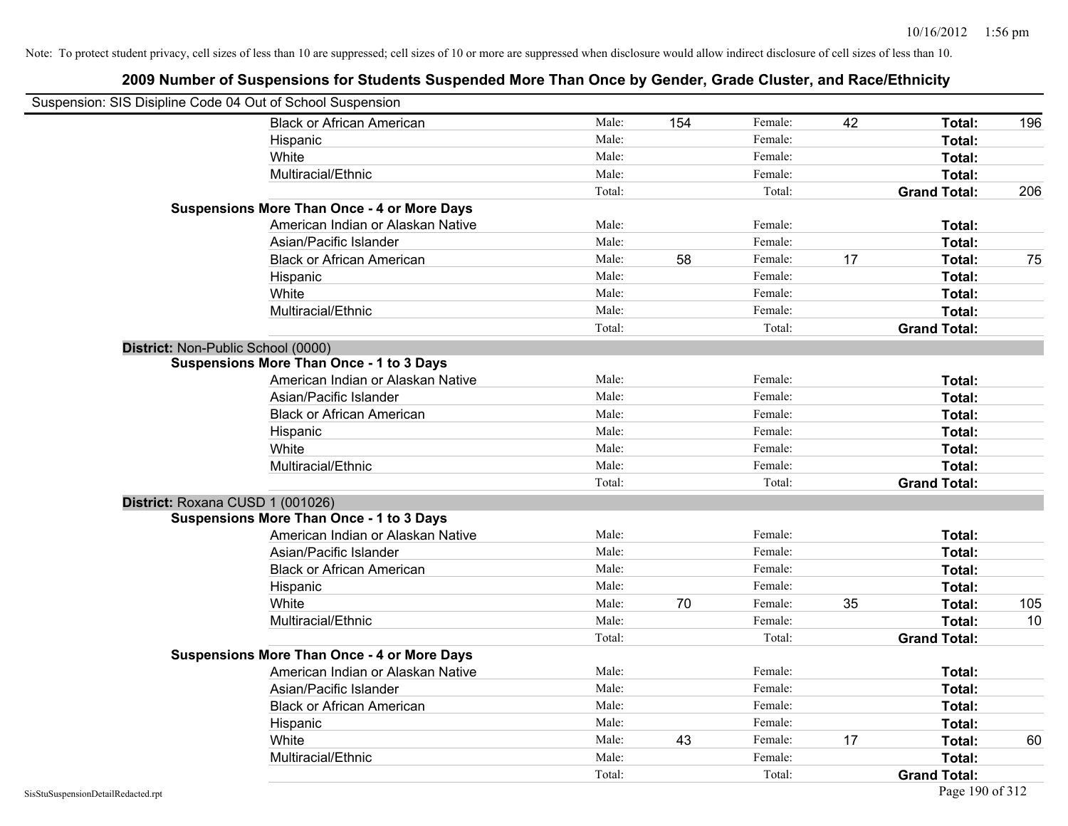Note: To protect student privacy, cell sizes of less than 10 are suppressed; cell sizes of 10 or more are suppressed when disclosure would allow indirect disclosure of cell sizes of less than 10.

## 2009 Number of Suspensions for Students Suspended More Than Once by Gender, Grade Cluster, and Race/Ethnicity

Suspension: SIS Disipline Code 04 Out of School Suspension

| | | | | | | |
|---|---|---|---|---|---|---|
| Black or African American | Male: | 154 | Female: | 42 | **Total:** | 196 |
| Hispanic | Male: | | Female: | | **Total:** | |
| White | Male: | | Female: | | **Total:** | |
| Multiracial/Ethnic | Male: | | Female: | | **Total:** | |
| | Total: | | Total: | | **Grand Total:** | 206 |

**Suspensions More Than Once - 4 or More Days**

| | | | | | | |
|---|---|---|---|---|---|---|
| American Indian or Alaskan Native | Male: | | Female: | | **Total:** | |
| Asian/Pacific Islander | Male: | | Female: | | **Total:** | |
| Black or African American | Male: | 58 | Female: | 17 | **Total:** | 75 |
| Hispanic | Male: | | Female: | | **Total:** | |
| White | Male: | | Female: | | **Total:** | |
| Multiracial/Ethnic | Male: | | Female: | | **Total:** | |
| | Total: | | Total: | | **Grand Total:** | |

**District:** Non-Public School (0000)

**Suspensions More Than Once - 1 to 3 Days**

| | | | | | | |
|---|---|---|---|---|---|---|
| American Indian or Alaskan Native | Male: | | Female: | | **Total:** | |
| Asian/Pacific Islander | Male: | | Female: | | **Total:** | |
| Black or African American | Male: | | Female: | | **Total:** | |
| Hispanic | Male: | | Female: | | **Total:** | |
| White | Male: | | Female: | | **Total:** | |
| Multiracial/Ethnic | Male: | | Female: | | **Total:** | |
| | Total: | | Total: | | **Grand Total:** | |

**District:** Roxana CUSD 1 (001026)

**Suspensions More Than Once - 1 to 3 Days**

| | | | | | | |
|---|---|---|---|---|---|---|
| American Indian or Alaskan Native | Male: | | Female: | | **Total:** | |
| Asian/Pacific Islander | Male: | | Female: | | **Total:** | |
| Black or African American | Male: | | Female: | | **Total:** | |
| Hispanic | Male: | | Female: | | **Total:** | |
| White | Male: | 70 | Female: | 35 | **Total:** | 105 |
| Multiracial/Ethnic | Male: | | Female: | | **Total:** | 10 |
| | Total: | | Total: | | **Grand Total:** | |

**Suspensions More Than Once - 4 or More Days**

| | | | | | | |
|---|---|---|---|---|---|---|
| American Indian or Alaskan Native | Male: | | Female: | | **Total:** | |
| Asian/Pacific Islander | Male: | | Female: | | **Total:** | |
| Black or African American | Male: | | Female: | | **Total:** | |
| Hispanic | Male: | | Female: | | **Total:** | |
| White | Male: | 43 | Female: | 17 | **Total:** | 60 |
| Multiracial/Ethnic | Male: | | Female: | | **Total:** | |
| | Total: | | Total: | | **Grand Total:** | |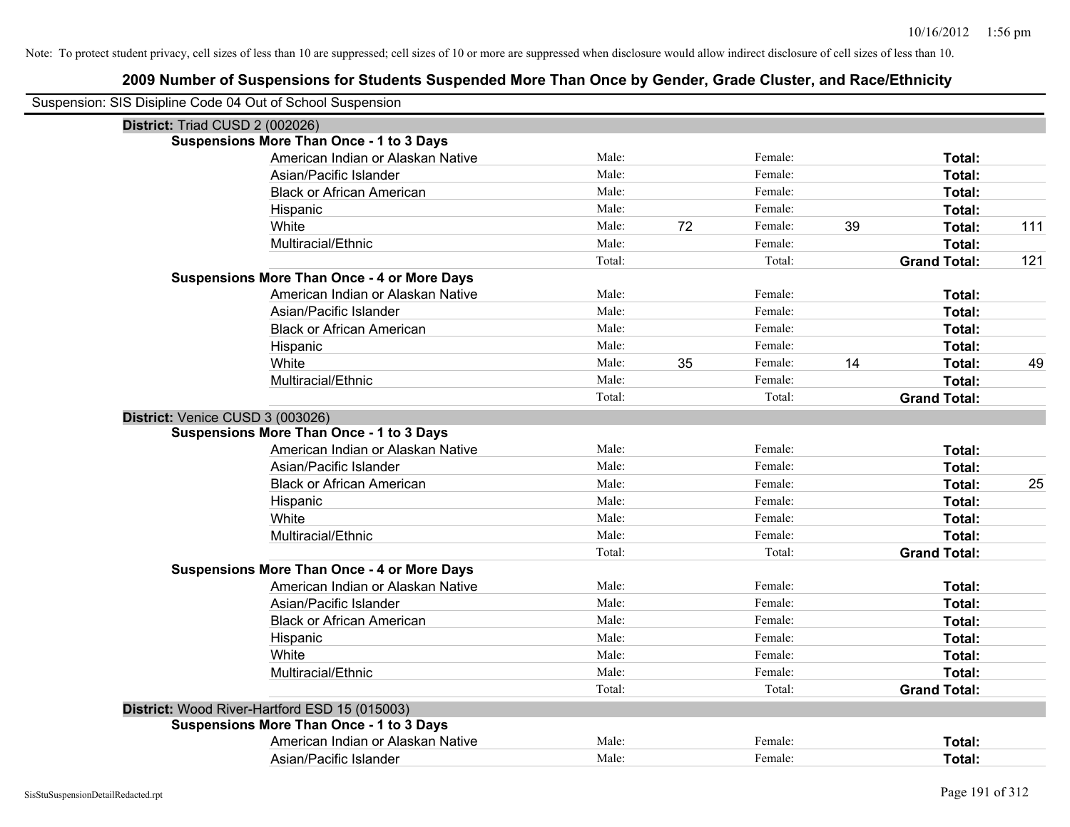Note: To protect student privacy, cell sizes of less than 10 are suppressed; cell sizes of 10 or more are suppressed when disclosure would allow indirect disclosure of cell sizes of less than 10.

## 2009 Number of Suspensions for Students Suspended More Than Once by Gender, Grade Cluster, and Race/Ethnicity

Suspension: SIS Disipline Code 04 Out of School Suspension

**District:** Triad CUSD 2 (002026)

**Suspensions More Than Once - 1 to 3 Days**

| | | | | | | |
|---|---|---|---|---|---|---|
| American Indian or Alaskan Native | Male: | | Female: | | **Total:** | |
| Asian/Pacific Islander | Male: | | Female: | | **Total:** | |
| Black or African American | Male: | | Female: | | **Total:** | |
| Hispanic | Male: | | Female: | | **Total:** | |
| White | Male: | 72 | Female: | 39 | **Total:** | 111 |
| Multiracial/Ethnic | Male: | | Female: | | **Total:** | |
| | Total: | | Total: | | **Grand Total:** | 121 |

**Suspensions More Than Once - 4 or More Days**

| | | | | | | |
|---|---|---|---|---|---|---|
| American Indian or Alaskan Native | Male: | | Female: | | **Total:** | |
| Asian/Pacific Islander | Male: | | Female: | | **Total:** | |
| Black or African American | Male: | | Female: | | **Total:** | |
| Hispanic | Male: | | Female: | | **Total:** | |
| White | Male: | 35 | Female: | 14 | **Total:** | 49 |
| Multiracial/Ethnic | Male: | | Female: | | **Total:** | |
| | Total: | | Total: | | **Grand Total:** | |

**District:** Venice CUSD 3 (003026)

**Suspensions More Than Once - 1 to 3 Days**

| | | | | | | |
|---|---|---|---|---|---|---|
| American Indian or Alaskan Native | Male: | | Female: | | **Total:** | |
| Asian/Pacific Islander | Male: | | Female: | | **Total:** | |
| Black or African American | Male: | | Female: | | **Total:** | 25 |
| Hispanic | Male: | | Female: | | **Total:** | |
| White | Male: | | Female: | | **Total:** | |
| Multiracial/Ethnic | Male: | | Female: | | **Total:** | |
| | Total: | | Total: | | **Grand Total:** | |

**Suspensions More Than Once - 4 or More Days**

| | | | | | | |
|---|---|---|---|---|---|---|
| American Indian or Alaskan Native | Male: | | Female: | | **Total:** | |
| Asian/Pacific Islander | Male: | | Female: | | **Total:** | |
| Black or African American | Male: | | Female: | | **Total:** | |
| Hispanic | Male: | | Female: | | **Total:** | |
| White | Male: | | Female: | | **Total:** | |
| Multiracial/Ethnic | Male: | | Female: | | **Total:** | |
| | Total: | | Total: | | **Grand Total:** | |

**District:** Wood River-Hartford ESD 15 (015003)

**Suspensions More Than Once - 1 to 3 Days**

| | | | | | | |
|---|---|---|---|---|---|---|
| American Indian or Alaskan Native | Male: | | Female: | | **Total:** | |
| Asian/Pacific Islander | Male: | | Female: | | **Total:** | |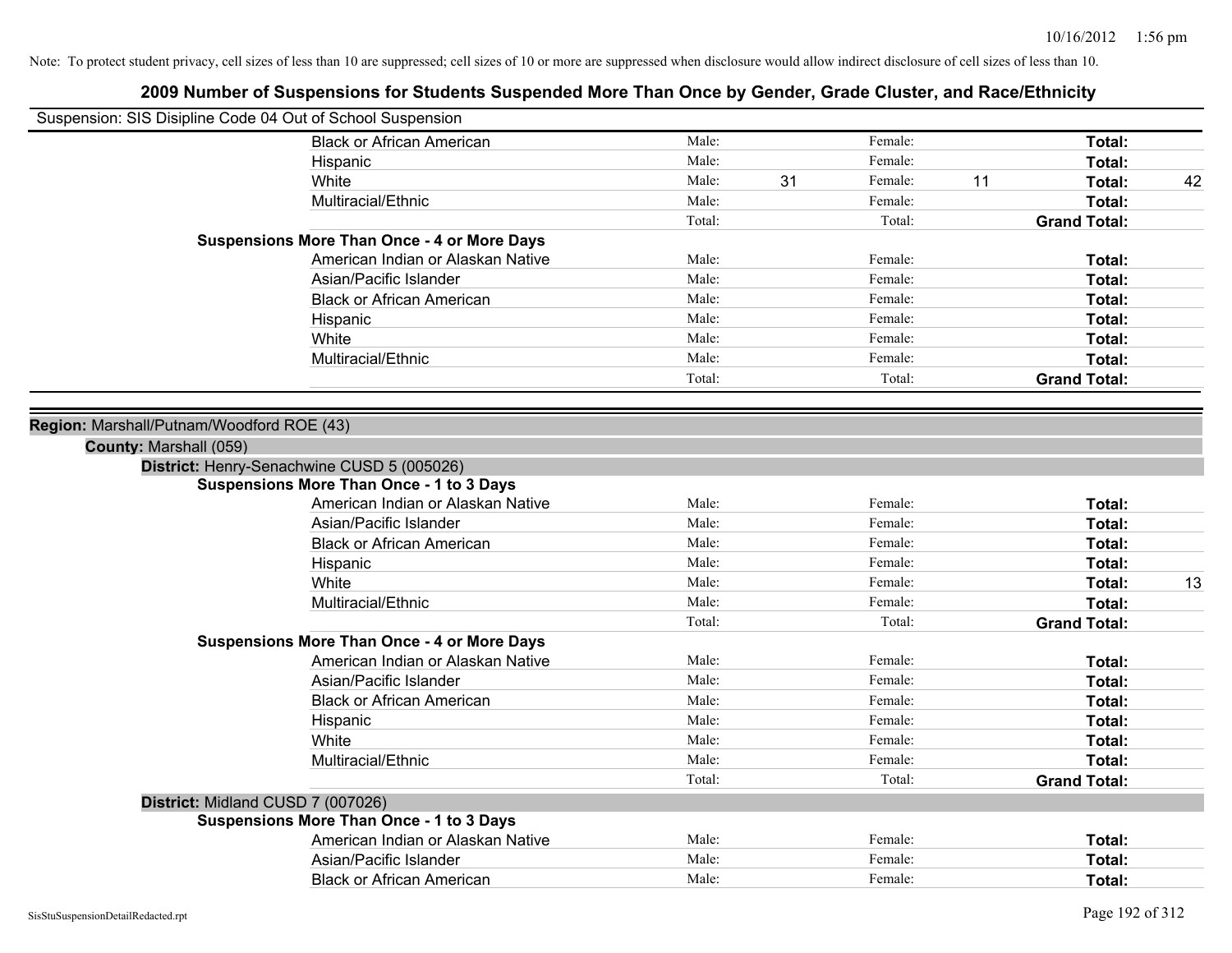Note: To protect student privacy, cell sizes of less than 10 are suppressed; cell sizes of 10 or more are suppressed when disclosure would allow indirect disclosure of cell sizes of less than 10.

# 2009 Number of Suspensions for Students Suspended More Than Once by Gender, Grade Cluster, and Race/Ethnicity

Suspension: SIS Disipline Code 04 Out of School Suspension

| | | | | | | | |
|---|---|---|---|---|---|---|---|
| Black or African American | Male: | | Female: | | **Total:** | |
| Hispanic | Male: | | Female: | | **Total:** | |
| White | Male: | 31 | Female: | 11 | **Total:** | 42 |
| Multiracial/Ethnic | Male: | | Female: | | **Total:** | |
| | Total: | | Total: | | **Grand Total:** | |

**Suspensions More Than Once - 4 or More Days**

| | | | | | | |
|---|---|---|---|---|---|---|
| American Indian or Alaskan Native | Male: | | Female: | | **Total:** | |
| Asian/Pacific Islander | Male: | | Female: | | **Total:** | |
| Black or African American | Male: | | Female: | | **Total:** | |
| Hispanic | Male: | | Female: | | **Total:** | |
| White | Male: | | Female: | | **Total:** | |
| Multiracial/Ethnic | Male: | | Female: | | **Total:** | |
| | Total: | | Total: | | **Grand Total:** | |

**Region:** Marshall/Putnam/Woodford ROE (43)

**County:** Marshall (059)

**District:** Henry-Senachwine CUSD 5 (005026)

**Suspensions More Than Once - 1 to 3 Days**

| | | | | | | |
|---|---|---|---|---|---|---|
| American Indian or Alaskan Native | Male: | | Female: | | **Total:** | |
| Asian/Pacific Islander | Male: | | Female: | | **Total:** | |
| Black or African American | Male: | | Female: | | **Total:** | |
| Hispanic | Male: | | Female: | | **Total:** | |
| White | Male: | | Female: | | **Total:** | 13 |
| Multiracial/Ethnic | Male: | | Female: | | **Total:** | |
| | Total: | | Total: | | **Grand Total:** | |

**Suspensions More Than Once - 4 or More Days**

| | | | | | | |
|---|---|---|---|---|---|---|
| American Indian or Alaskan Native | Male: | | Female: | | **Total:** | |
| Asian/Pacific Islander | Male: | | Female: | | **Total:** | |
| Black or African American | Male: | | Female: | | **Total:** | |
| Hispanic | Male: | | Female: | | **Total:** | |
| White | Male: | | Female: | | **Total:** | |
| Multiracial/Ethnic | Male: | | Female: | | **Total:** | |
| | Total: | | Total: | | **Grand Total:** | |

**District:** Midland CUSD 7 (007026)

**Suspensions More Than Once - 1 to 3 Days**

| | | | | | | |
|---|---|---|---|---|---|---|
| American Indian or Alaskan Native | Male: | | Female: | | **Total:** | |
| Asian/Pacific Islander | Male: | | Female: | | **Total:** | |
| Black or African American | Male: | | Female: | | **Total:** | |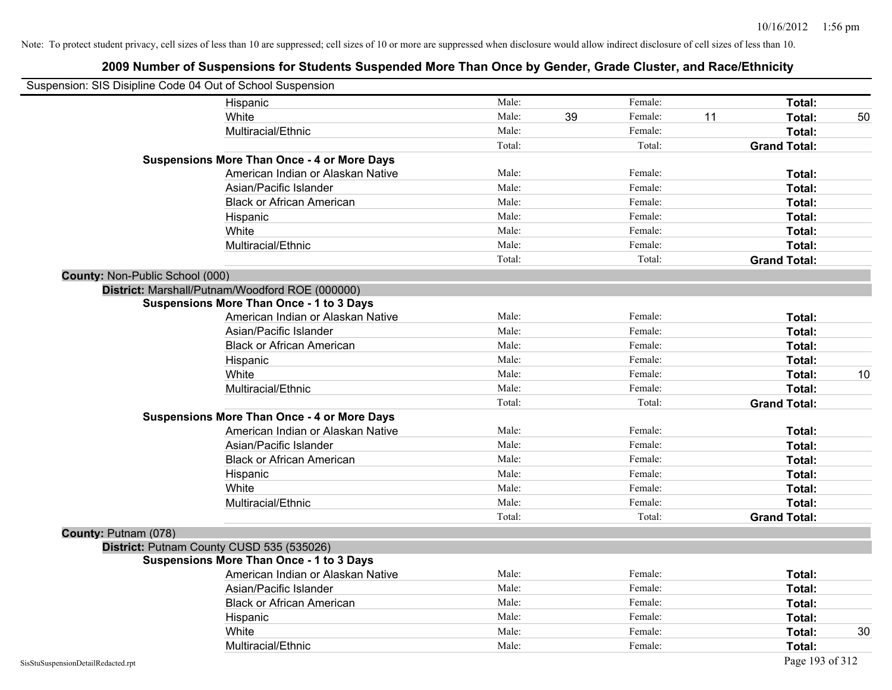Note: To protect student privacy, cell sizes of less than 10 are suppressed; cell sizes of 10 or more are suppressed when disclosure would allow indirect disclosure of cell sizes of less than 10.

# 2009 Number of Suspensions for Students Suspended More Than Once by Gender, Grade Cluster, and Race/Ethnicity

Suspension: SIS Disipline Code 04 Out of School Suspension

| | | | | | | |
|---|---|---|---|---|---|---|
| Hispanic | Male: | | Female: | | **Total:** | |
| White | Male: | 39 | Female: | 11 | **Total:** | 50 |
| Multiracial/Ethnic | Male: | | Female: | | **Total:** | |
| | Total: | | Total: | | **Grand Total:** | |

**Suspensions More Than Once - 4 or More Days**

| | | | | | | |
|---|---|---|---|---|---|---|
| American Indian or Alaskan Native | Male: | | Female: | | **Total:** | |
| Asian/Pacific Islander | Male: | | Female: | | **Total:** | |
| Black or African American | Male: | | Female: | | **Total:** | |
| Hispanic | Male: | | Female: | | **Total:** | |
| White | Male: | | Female: | | **Total:** | |
| Multiracial/Ethnic | Male: | | Female: | | **Total:** | |
| | Total: | | Total: | | **Grand Total:** | |

**County:** Non-Public School (000)

**District:** Marshall/Putnam/Woodford ROE (000000)

**Suspensions More Than Once - 1 to 3 Days**

| | | | | | | |
|---|---|---|---|---|---|---|
| American Indian or Alaskan Native | Male: | | Female: | | **Total:** | |
| Asian/Pacific Islander | Male: | | Female: | | **Total:** | |
| Black or African American | Male: | | Female: | | **Total:** | |
| Hispanic | Male: | | Female: | | **Total:** | |
| White | Male: | | Female: | | **Total:** | 10 |
| Multiracial/Ethnic | Male: | | Female: | | **Total:** | |
| | Total: | | Total: | | **Grand Total:** | |

**Suspensions More Than Once - 4 or More Days**

| | | | | | | |
|---|---|---|---|---|---|---|
| American Indian or Alaskan Native | Male: | | Female: | | **Total:** | |
| Asian/Pacific Islander | Male: | | Female: | | **Total:** | |
| Black or African American | Male: | | Female: | | **Total:** | |
| Hispanic | Male: | | Female: | | **Total:** | |
| White | Male: | | Female: | | **Total:** | |
| Multiracial/Ethnic | Male: | | Female: | | **Total:** | |
| | Total: | | Total: | | **Grand Total:** | |

**County:** Putnam (078)

**District:** Putnam County CUSD 535 (535026)

**Suspensions More Than Once - 1 to 3 Days**

| | | | | | | |
|---|---|---|---|---|---|---|
| American Indian or Alaskan Native | Male: | | Female: | | **Total:** | |
| Asian/Pacific Islander | Male: | | Female: | | **Total:** | |
| Black or African American | Male: | | Female: | | **Total:** | |
| Hispanic | Male: | | Female: | | **Total:** | |
| White | Male: | | Female: | | **Total:** | 30 |
| Multiracial/Ethnic | Male: | | Female: | | **Total:** | |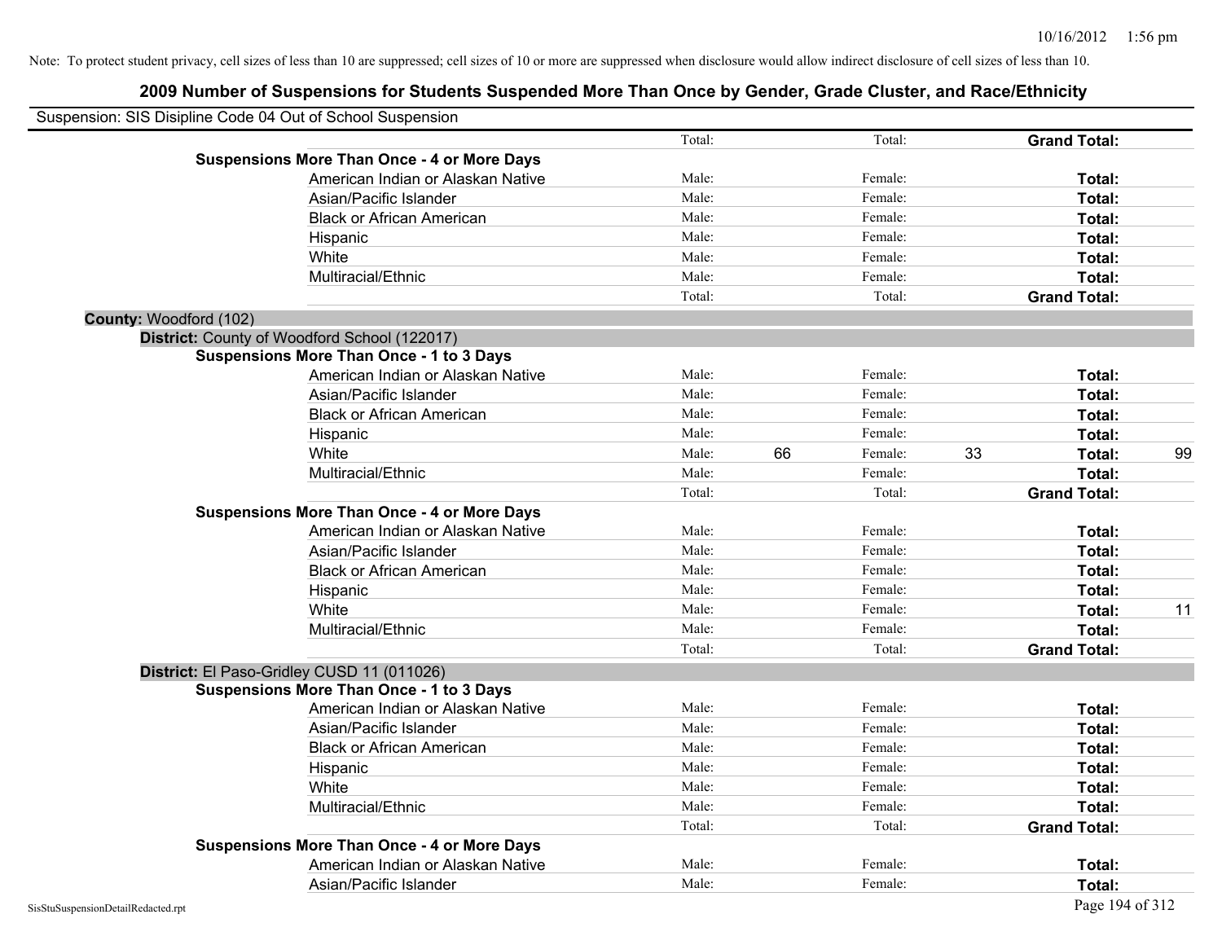Note: To protect student privacy, cell sizes of less than 10 are suppressed; cell sizes of 10 or more are suppressed when disclosure would allow indirect disclosure of cell sizes of less than 10.

## 2009 Number of Suspensions for Students Suspended More Than Once by Gender, Grade Cluster, and Race/Ethnicity

Suspension: SIS Disipline Code 04 Out of School Suspension

| | | | | | | | |
|---|---|---|---|---|---|---|---|
| | Total: | | Total: | | **Grand Total:** | |
| **Suspensions More Than Once - 4 or More Days** | | | | | | |
| American Indian or Alaskan Native | Male: | | Female: | | **Total:** | |
| Asian/Pacific Islander | Male: | | Female: | | **Total:** | |
| Black or African American | Male: | | Female: | | **Total:** | |
| Hispanic | Male: | | Female: | | **Total:** | |
| White | Male: | | Female: | | **Total:** | |
| Multiracial/Ethnic | Male: | | Female: | | **Total:** | |
| | Total: | | Total: | | **Grand Total:** | |

**County:** Woodford (102)

**District:** County of Woodford School (122017)

| | | | | | | |
|---|---|---|---|---|---|---|
| **Suspensions More Than Once - 1 to 3 Days** | | | | | | |
| American Indian or Alaskan Native | Male: | | Female: | | **Total:** | |
| Asian/Pacific Islander | Male: | | Female: | | **Total:** | |
| Black or African American | Male: | | Female: | | **Total:** | |
| Hispanic | Male: | | Female: | | **Total:** | |
| White | Male: | 66 | Female: | 33 | **Total:** | 99 |
| Multiracial/Ethnic | Male: | | Female: | | **Total:** | |
| | Total: | | Total: | | **Grand Total:** | |
| **Suspensions More Than Once - 4 or More Days** | | | | | | |
| American Indian or Alaskan Native | Male: | | Female: | | **Total:** | |
| Asian/Pacific Islander | Male: | | Female: | | **Total:** | |
| Black or African American | Male: | | Female: | | **Total:** | |
| Hispanic | Male: | | Female: | | **Total:** | |
| White | Male: | | Female: | | **Total:** | 11 |
| Multiracial/Ethnic | Male: | | Female: | | **Total:** | |
| | Total: | | Total: | | **Grand Total:** | |

**District:** El Paso-Gridley CUSD 11 (011026)

| | | | | | | |
|---|---|---|---|---|---|---|
| **Suspensions More Than Once - 1 to 3 Days** | | | | | | |
| American Indian or Alaskan Native | Male: | | Female: | | **Total:** | |
| Asian/Pacific Islander | Male: | | Female: | | **Total:** | |
| Black or African American | Male: | | Female: | | **Total:** | |
| Hispanic | Male: | | Female: | | **Total:** | |
| White | Male: | | Female: | | **Total:** | |
| Multiracial/Ethnic | Male: | | Female: | | **Total:** | |
| | Total: | | Total: | | **Grand Total:** | |
| **Suspensions More Than Once - 4 or More Days** | | | | | | |
| American Indian or Alaskan Native | Male: | | Female: | | **Total:** | |
| Asian/Pacific Islander | Male: | | Female: | | **Total:** | |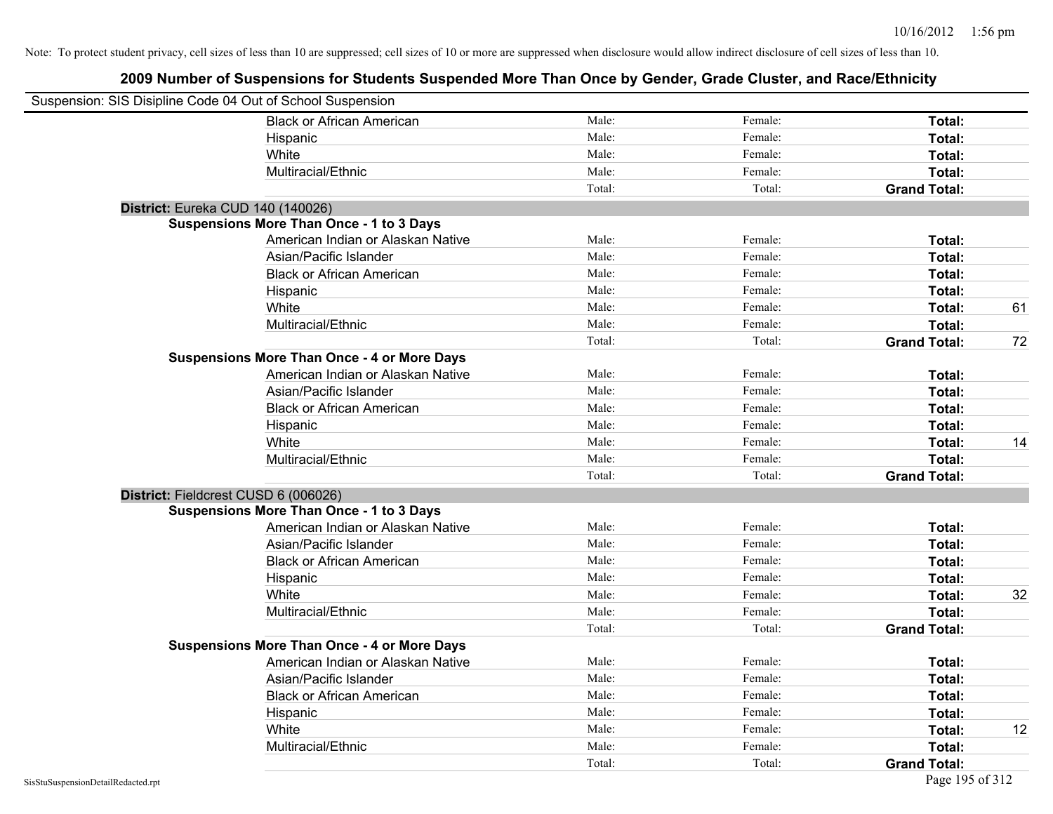Note: To protect student privacy, cell sizes of less than 10 are suppressed; cell sizes of 10 or more are suppressed when disclosure would allow indirect disclosure of cell sizes of less than 10.

## 2009 Number of Suspensions for Students Suspended More Than Once by Gender, Grade Cluster, and Race/Ethnicity

Suspension: SIS Disipline Code 04 Out of School Suspension

| | | | | |
|---|---|---|---|---|
| Black or African American | Male: | Female: | **Total:** | |
| Hispanic | Male: | Female: | **Total:** | |
| White | Male: | Female: | **Total:** | |
| Multiracial/Ethnic | Male: | Female: | **Total:** | |
| | Total: | Total: | **Grand Total:** | |

**District:** Eureka CUD 140 (140026)

**Suspensions More Than Once - 1 to 3 Days**

| | | | | |
|---|---|---|---|---|
| American Indian or Alaskan Native | Male: | Female: | **Total:** | |
| Asian/Pacific Islander | Male: | Female: | **Total:** | |
| Black or African American | Male: | Female: | **Total:** | |
| Hispanic | Male: | Female: | **Total:** | |
| White | Male: | Female: | **Total:** | 61 |
| Multiracial/Ethnic | Male: | Female: | **Total:** | |
| | Total: | Total: | **Grand Total:** | 72 |

**Suspensions More Than Once - 4 or More Days**

| | | | | |
|---|---|---|---|---|
| American Indian or Alaskan Native | Male: | Female: | **Total:** | |
| Asian/Pacific Islander | Male: | Female: | **Total:** | |
| Black or African American | Male: | Female: | **Total:** | |
| Hispanic | Male: | Female: | **Total:** | |
| White | Male: | Female: | **Total:** | 14 |
| Multiracial/Ethnic | Male: | Female: | **Total:** | |
| | Total: | Total: | **Grand Total:** | |

**District:** Fieldcrest CUSD 6 (006026)

**Suspensions More Than Once - 1 to 3 Days**

| | | | | |
|---|---|---|---|---|
| American Indian or Alaskan Native | Male: | Female: | **Total:** | |
| Asian/Pacific Islander | Male: | Female: | **Total:** | |
| Black or African American | Male: | Female: | **Total:** | |
| Hispanic | Male: | Female: | **Total:** | |
| White | Male: | Female: | **Total:** | 32 |
| Multiracial/Ethnic | Male: | Female: | **Total:** | |
| | Total: | Total: | **Grand Total:** | |

**Suspensions More Than Once - 4 or More Days**

| | | | | |
|---|---|---|---|---|
| American Indian or Alaskan Native | Male: | Female: | **Total:** | |
| Asian/Pacific Islander | Male: | Female: | **Total:** | |
| Black or African American | Male: | Female: | **Total:** | |
| Hispanic | Male: | Female: | **Total:** | |
| White | Male: | Female: | **Total:** | 12 |
| Multiracial/Ethnic | Male: | Female: | **Total:** | |
| | Total: | Total: | **Grand Total:** | |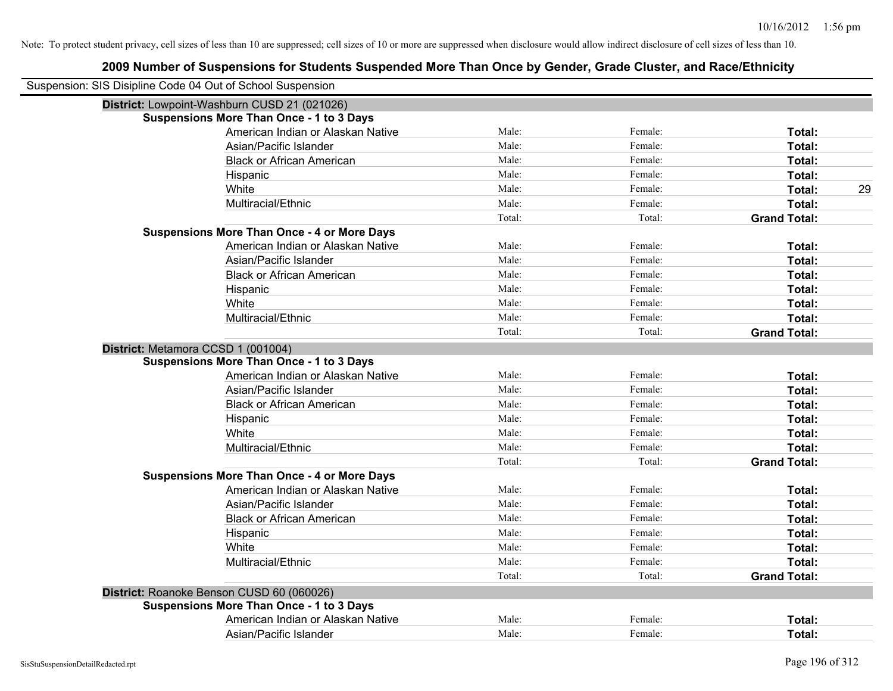Note: To protect student privacy, cell sizes of less than 10 are suppressed; cell sizes of 10 or more are suppressed when disclosure would allow indirect disclosure of cell sizes of less than 10.

## 2009 Number of Suspensions for Students Suspended More Than Once by Gender, Grade Cluster, and Race/Ethnicity

Suspension: SIS Disipline Code 04 Out of School Suspension

**District:** Lowpoint-Washburn CUSD 21 (021026)

**Suspensions More Than Once - 1 to 3 Days**

| | | | | |
|---|---|---|---|---|
| American Indian or Alaskan Native | Male: | Female: | **Total:** | |
| Asian/Pacific Islander | Male: | Female: | **Total:** | |
| Black or African American | Male: | Female: | **Total:** | |
| Hispanic | Male: | Female: | **Total:** | |
| White | Male: | Female: | **Total:** | 29 |
| Multiracial/Ethnic | Male: | Female: | **Total:** | |
| | Total: | Total: | **Grand Total:** | |

**Suspensions More Than Once - 4 or More Days**

| | | | | |
|---|---|---|---|---|
| American Indian or Alaskan Native | Male: | Female: | **Total:** | |
| Asian/Pacific Islander | Male: | Female: | **Total:** | |
| Black or African American | Male: | Female: | **Total:** | |
| Hispanic | Male: | Female: | **Total:** | |
| White | Male: | Female: | **Total:** | |
| Multiracial/Ethnic | Male: | Female: | **Total:** | |
| | Total: | Total: | **Grand Total:** | |

**District:** Metamora CCSD 1 (001004)

**Suspensions More Than Once - 1 to 3 Days**

| | | | | |
|---|---|---|---|---|
| American Indian or Alaskan Native | Male: | Female: | **Total:** | |
| Asian/Pacific Islander | Male: | Female: | **Total:** | |
| Black or African American | Male: | Female: | **Total:** | |
| Hispanic | Male: | Female: | **Total:** | |
| White | Male: | Female: | **Total:** | |
| Multiracial/Ethnic | Male: | Female: | **Total:** | |
| | Total: | Total: | **Grand Total:** | |

**Suspensions More Than Once - 4 or More Days**

| | | | | |
|---|---|---|---|---|
| American Indian or Alaskan Native | Male: | Female: | **Total:** | |
| Asian/Pacific Islander | Male: | Female: | **Total:** | |
| Black or African American | Male: | Female: | **Total:** | |
| Hispanic | Male: | Female: | **Total:** | |
| White | Male: | Female: | **Total:** | |
| Multiracial/Ethnic | Male: | Female: | **Total:** | |
| | Total: | Total: | **Grand Total:** | |

**District:** Roanoke Benson CUSD 60 (060026)

**Suspensions More Than Once - 1 to 3 Days**

| | | | | |
|---|---|---|---|---|
| American Indian or Alaskan Native | Male: | Female: | **Total:** | |
| Asian/Pacific Islander | Male: | Female: | **Total:** | |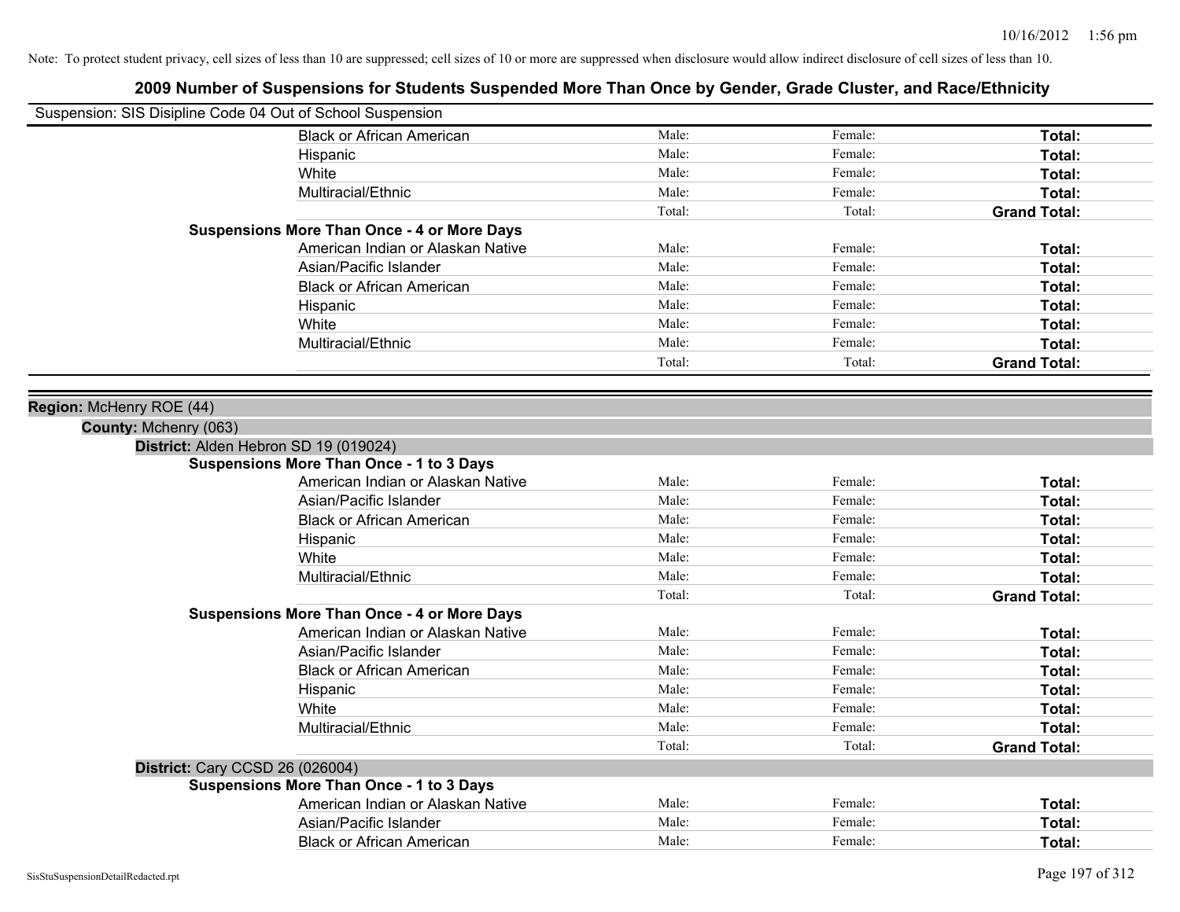Note: To protect student privacy, cell sizes of less than 10 are suppressed; cell sizes of 10 or more are suppressed when disclosure would allow indirect disclosure of cell sizes of less than 10.

## 2009 Number of Suspensions for Students Suspended More Than Once by Gender, Grade Cluster, and Race/Ethnicity

Suspension: SIS Disipline Code 04 Out of School Suspension

| | | | | |
|---|---|---|---|---|
| | Black or African American | Male: | Female: | **Total:** |
| | Hispanic | Male: | Female: | **Total:** |
| | White | Male: | Female: | **Total:** |
| | Multiracial/Ethnic | Male: | Female: | **Total:** |
| | | Total: | Total: | **Grand Total:** |
| **Suspensions More Than Once - 4 or More Days** | | | | |
| | American Indian or Alaskan Native | Male: | Female: | **Total:** |
| | Asian/Pacific Islander | Male: | Female: | **Total:** |
| | Black or African American | Male: | Female: | **Total:** |
| | Hispanic | Male: | Female: | **Total:** |
| | White | Male: | Female: | **Total:** |
| | Multiracial/Ethnic | Male: | Female: | **Total:** |
| | | Total: | Total: | **Grand Total:** |

**Region:** McHenry ROE (44)

**County:** Mchenry (063)

**District:** Alden Hebron SD 19 (019024)

| | | | | |
|---|---|---|---|---|
| **Suspensions More Than Once - 1 to 3 Days** | | | | |
| | American Indian or Alaskan Native | Male: | Female: | **Total:** |
| | Asian/Pacific Islander | Male: | Female: | **Total:** |
| | Black or African American | Male: | Female: | **Total:** |
| | Hispanic | Male: | Female: | **Total:** |
| | White | Male: | Female: | **Total:** |
| | Multiracial/Ethnic | Male: | Female: | **Total:** |
| | | Total: | Total: | **Grand Total:** |
| **Suspensions More Than Once - 4 or More Days** | | | | |
| | American Indian or Alaskan Native | Male: | Female: | **Total:** |
| | Asian/Pacific Islander | Male: | Female: | **Total:** |
| | Black or African American | Male: | Female: | **Total:** |
| | Hispanic | Male: | Female: | **Total:** |
| | White | Male: | Female: | **Total:** |
| | Multiracial/Ethnic | Male: | Female: | **Total:** |
| | | Total: | Total: | **Grand Total:** |

**District:** Cary CCSD 26 (026004)

| | | | | |
|---|---|---|---|---|
| **Suspensions More Than Once - 1 to 3 Days** | | | | |
| | American Indian or Alaskan Native | Male: | Female: | **Total:** |
| | Asian/Pacific Islander | Male: | Female: | **Total:** |
| | Black or African American | Male: | Female: | **Total:** |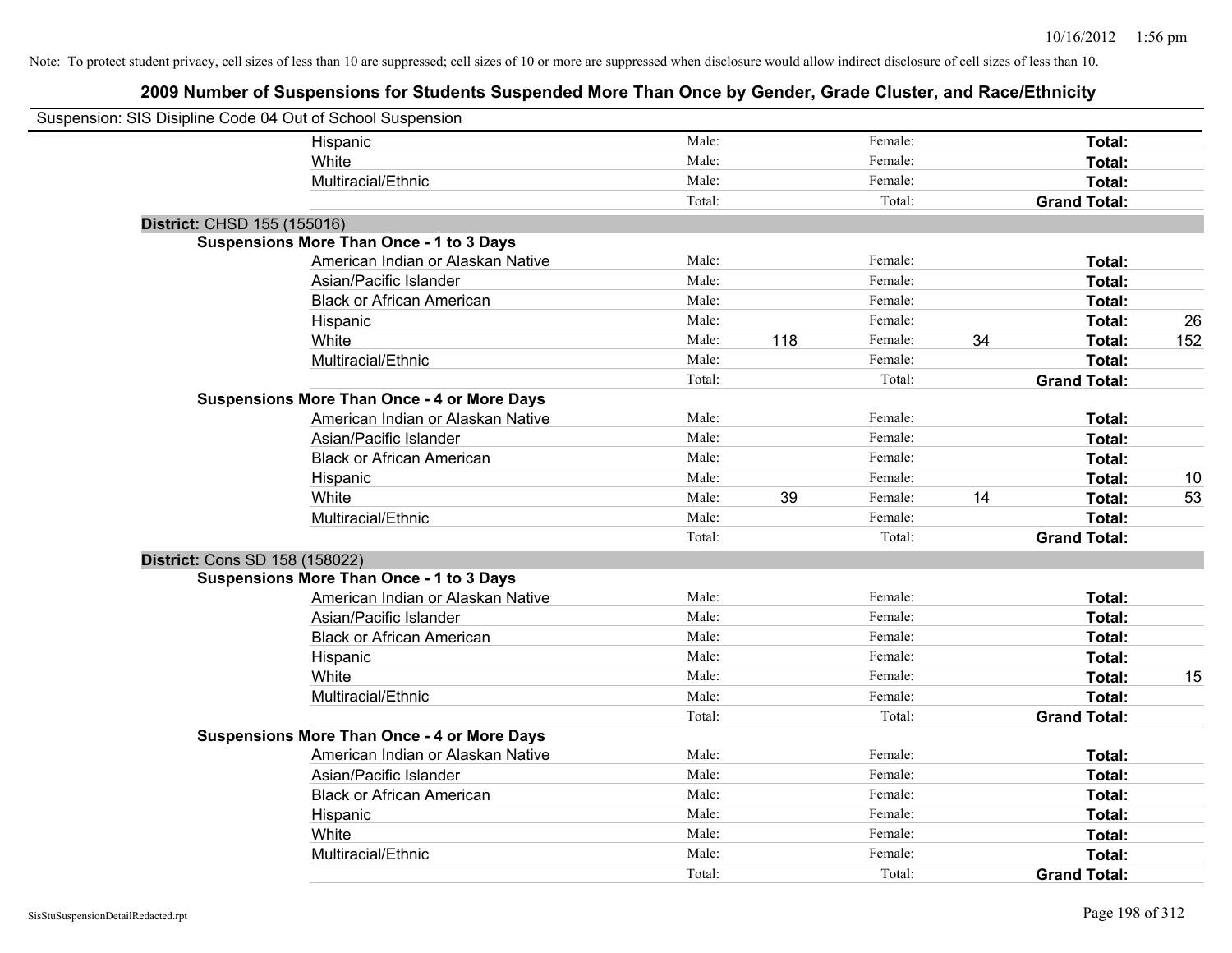Note: To protect student privacy, cell sizes of less than 10 are suppressed; cell sizes of 10 or more are suppressed when disclosure would allow indirect disclosure of cell sizes of less than 10.

# 2009 Number of Suspensions for Students Suspended More Than Once by Gender, Grade Cluster, and Race/Ethnicity

Suspension: SIS Disipline Code 04 Out of School Suspension

| | | | | | | | |
|---|---|---|---|---|---|---|---|
| Hispanic | Male: | | Female: | | **Total:** | |
| White | Male: | | Female: | | **Total:** | |
| Multiracial/Ethnic | Male: | | Female: | | **Total:** | |
| | Total: | | Total: | | **Grand Total:** | |

**District:** CHSD 155 (155016)

**Suspensions More Than Once - 1 to 3 Days**

| | | | | | | |
|---|---|---|---|---|---|---|
| American Indian or Alaskan Native | Male: | | Female: | | **Total:** | |
| Asian/Pacific Islander | Male: | | Female: | | **Total:** | |
| Black or African American | Male: | | Female: | | **Total:** | |
| Hispanic | Male: | | Female: | | **Total:** | 26 |
| White | Male: | 118 | Female: | 34 | **Total:** | 152 |
| Multiracial/Ethnic | Male: | | Female: | | **Total:** | |
| | Total: | | Total: | | **Grand Total:** | |

**Suspensions More Than Once - 4 or More Days**

| | | | | | | |
|---|---|---|---|---|---|---|
| American Indian or Alaskan Native | Male: | | Female: | | **Total:** | |
| Asian/Pacific Islander | Male: | | Female: | | **Total:** | |
| Black or African American | Male: | | Female: | | **Total:** | |
| Hispanic | Male: | | Female: | | **Total:** | 10 |
| White | Male: | 39 | Female: | 14 | **Total:** | 53 |
| Multiracial/Ethnic | Male: | | Female: | | **Total:** | |
| | Total: | | Total: | | **Grand Total:** | |

**District:** Cons SD 158 (158022)

**Suspensions More Than Once - 1 to 3 Days**

| | | | | | | |
|---|---|---|---|---|---|---|
| American Indian or Alaskan Native | Male: | | Female: | | **Total:** | |
| Asian/Pacific Islander | Male: | | Female: | | **Total:** | |
| Black or African American | Male: | | Female: | | **Total:** | |
| Hispanic | Male: | | Female: | | **Total:** | |
| White | Male: | | Female: | | **Total:** | 15 |
| Multiracial/Ethnic | Male: | | Female: | | **Total:** | |
| | Total: | | Total: | | **Grand Total:** | |

**Suspensions More Than Once - 4 or More Days**

| | | | | | | |
|---|---|---|---|---|---|---|
| American Indian or Alaskan Native | Male: | | Female: | | **Total:** | |
| Asian/Pacific Islander | Male: | | Female: | | **Total:** | |
| Black or African American | Male: | | Female: | | **Total:** | |
| Hispanic | Male: | | Female: | | **Total:** | |
| White | Male: | | Female: | | **Total:** | |
| Multiracial/Ethnic | Male: | | Female: | | **Total:** | |
| | Total: | | Total: | | **Grand Total:** | |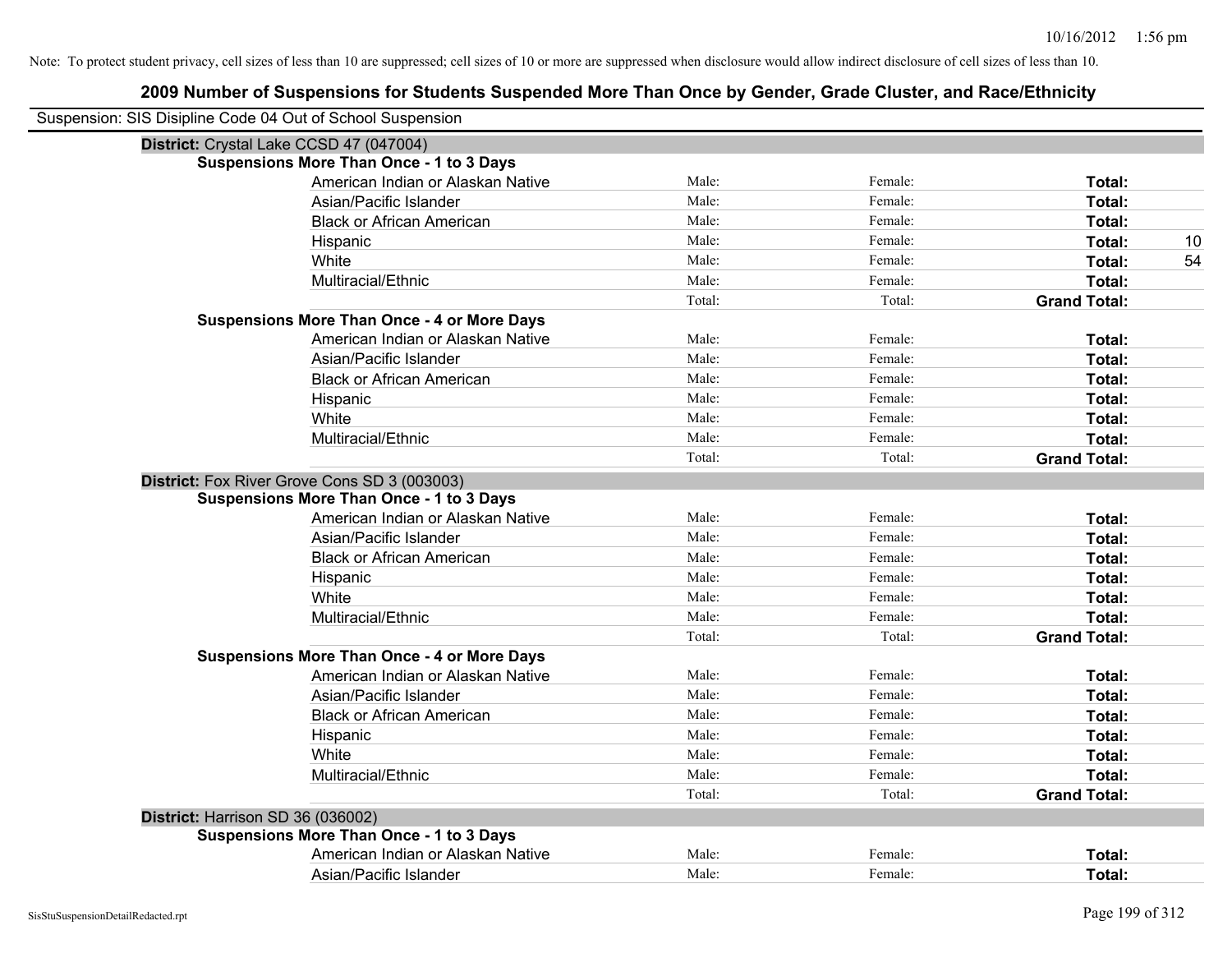Note: To protect student privacy, cell sizes of less than 10 are suppressed; cell sizes of 10 or more are suppressed when disclosure would allow indirect disclosure of cell sizes of less than 10.

# 2009 Number of Suspensions for Students Suspended More Than Once by Gender, Grade Cluster, and Race/Ethnicity

Suspension: SIS Disipline Code 04 Out of School Suspension

## District: Crystal Lake CCSD 47 (047004)

### Suspensions More Than Once - 1 to 3 Days

| | | | | |
|---|---|---|---|---|
| American Indian or Alaskan Native | Male: | Female: | **Total:** | |
| Asian/Pacific Islander | Male: | Female: | **Total:** | |
| Black or African American | Male: | Female: | **Total:** | |
| Hispanic | Male: | Female: | **Total:** | 10 |
| White | Male: | Female: | **Total:** | 54 |
| Multiracial/Ethnic | Male: | Female: | **Total:** | |
| | Total: | Total: | **Grand Total:** | |

### Suspensions More Than Once - 4 or More Days

| | | | | |
|---|---|---|---|---|
| American Indian or Alaskan Native | Male: | Female: | **Total:** | |
| Asian/Pacific Islander | Male: | Female: | **Total:** | |
| Black or African American | Male: | Female: | **Total:** | |
| Hispanic | Male: | Female: | **Total:** | |
| White | Male: | Female: | **Total:** | |
| Multiracial/Ethnic | Male: | Female: | **Total:** | |
| | Total: | Total: | **Grand Total:** | |

## District: Fox River Grove Cons SD 3 (003003)

### Suspensions More Than Once - 1 to 3 Days

| | | | | |
|---|---|---|---|---|
| American Indian or Alaskan Native | Male: | Female: | **Total:** | |
| Asian/Pacific Islander | Male: | Female: | **Total:** | |
| Black or African American | Male: | Female: | **Total:** | |
| Hispanic | Male: | Female: | **Total:** | |
| White | Male: | Female: | **Total:** | |
| Multiracial/Ethnic | Male: | Female: | **Total:** | |
| | Total: | Total: | **Grand Total:** | |

### Suspensions More Than Once - 4 or More Days

| | | | | |
|---|---|---|---|---|
| American Indian or Alaskan Native | Male: | Female: | **Total:** | |
| Asian/Pacific Islander | Male: | Female: | **Total:** | |
| Black or African American | Male: | Female: | **Total:** | |
| Hispanic | Male: | Female: | **Total:** | |
| White | Male: | Female: | **Total:** | |
| Multiracial/Ethnic | Male: | Female: | **Total:** | |
| | Total: | Total: | **Grand Total:** | |

## District: Harrison SD 36 (036002)

### Suspensions More Than Once - 1 to 3 Days

| | | | | |
|---|---|---|---|---|
| American Indian or Alaskan Native | Male: | Female: | **Total:** | |
| Asian/Pacific Islander | Male: | Female: | **Total:** | |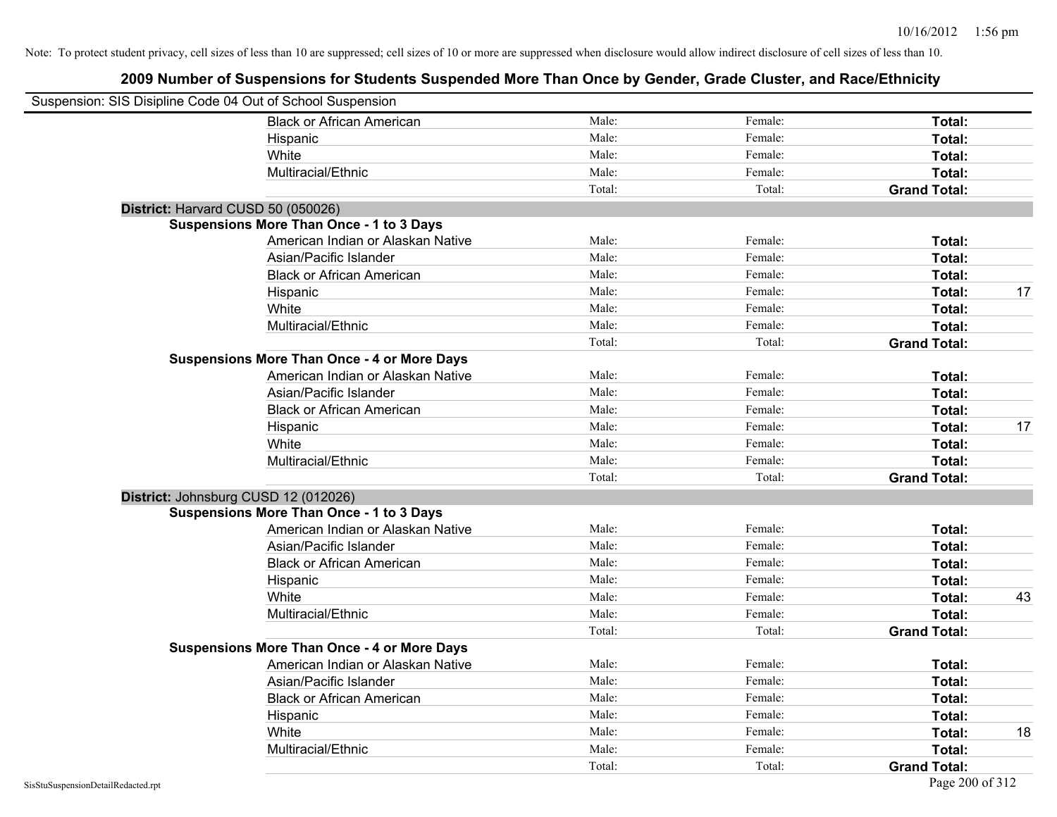Note: To protect student privacy, cell sizes of less than 10 are suppressed; cell sizes of 10 or more are suppressed when disclosure would allow indirect disclosure of cell sizes of less than 10.

# 2009 Number of Suspensions for Students Suspended More Than Once by Gender, Grade Cluster, and Race/Ethnicity

Suspension: SIS Disipline Code 04 Out of School Suspension

| | | | | |
|---|---|---|---|---|
| Black or African American | Male: | Female: | **Total:** | |
| Hispanic | Male: | Female: | **Total:** | |
| White | Male: | Female: | **Total:** | |
| Multiracial/Ethnic | Male: | Female: | **Total:** | |
| | Total: | Total: | **Grand Total:** | |

**District:** Harvard CUSD 50 (050026)

**Suspensions More Than Once - 1 to 3 Days**

| | | | | |
|---|---|---|---|---|
| American Indian or Alaskan Native | Male: | Female: | **Total:** | |
| Asian/Pacific Islander | Male: | Female: | **Total:** | |
| Black or African American | Male: | Female: | **Total:** | |
| Hispanic | Male: | Female: | **Total:** | 17 |
| White | Male: | Female: | **Total:** | |
| Multiracial/Ethnic | Male: | Female: | **Total:** | |
| | Total: | Total: | **Grand Total:** | |

**Suspensions More Than Once - 4 or More Days**

| | | | | |
|---|---|---|---|---|
| American Indian or Alaskan Native | Male: | Female: | **Total:** | |
| Asian/Pacific Islander | Male: | Female: | **Total:** | |
| Black or African American | Male: | Female: | **Total:** | |
| Hispanic | Male: | Female: | **Total:** | 17 |
| White | Male: | Female: | **Total:** | |
| Multiracial/Ethnic | Male: | Female: | **Total:** | |
| | Total: | Total: | **Grand Total:** | |

**District:** Johnsburg CUSD 12 (012026)

**Suspensions More Than Once - 1 to 3 Days**

| | | | | |
|---|---|---|---|---|
| American Indian or Alaskan Native | Male: | Female: | **Total:** | |
| Asian/Pacific Islander | Male: | Female: | **Total:** | |
| Black or African American | Male: | Female: | **Total:** | |
| Hispanic | Male: | Female: | **Total:** | |
| White | Male: | Female: | **Total:** | 43 |
| Multiracial/Ethnic | Male: | Female: | **Total:** | |
| | Total: | Total: | **Grand Total:** | |

**Suspensions More Than Once - 4 or More Days**

| | | | | |
|---|---|---|---|---|
| American Indian or Alaskan Native | Male: | Female: | **Total:** | |
| Asian/Pacific Islander | Male: | Female: | **Total:** | |
| Black or African American | Male: | Female: | **Total:** | |
| Hispanic | Male: | Female: | **Total:** | |
| White | Male: | Female: | **Total:** | 18 |
| Multiracial/Ethnic | Male: | Female: | **Total:** | |
| | Total: | Total: | **Grand Total:** | |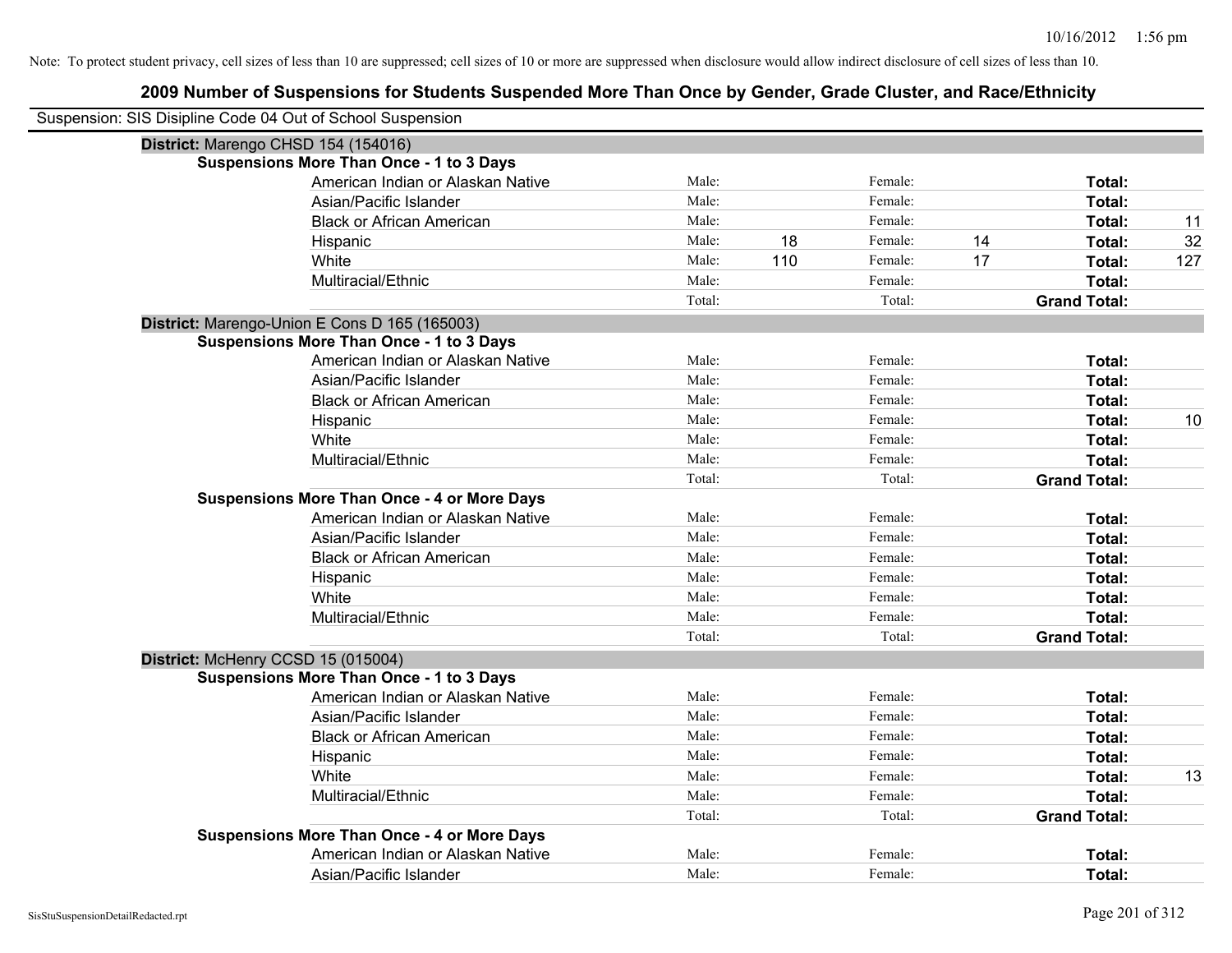Note: To protect student privacy, cell sizes of less than 10 are suppressed; cell sizes of 10 or more are suppressed when disclosure would allow indirect disclosure of cell sizes of less than 10.

## 2009 Number of Suspensions for Students Suspended More Than Once by Gender, Grade Cluster, and Race/Ethnicity

Suspension: SIS Disipline Code 04 Out of School Suspension

**District:** Marengo CHSD 154 (154016)

**Suspensions More Than Once - 1 to 3 Days**

| | | | | | | |
|---|---|---|---|---|---|---|
| American Indian or Alaskan Native | Male: | | Female: | | **Total:** | |
| Asian/Pacific Islander | Male: | | Female: | | **Total:** | |
| Black or African American | Male: | | Female: | | **Total:** | 11 |
| Hispanic | Male: | 18 | Female: | 14 | **Total:** | 32 |
| White | Male: | 110 | Female: | 17 | **Total:** | 127 |
| Multiracial/Ethnic | Male: | | Female: | | **Total:** | |
| | Total: | | Total: | | **Grand Total:** | |

**District:** Marengo-Union E Cons D 165 (165003)

**Suspensions More Than Once - 1 to 3 Days**

| | | | | | | |
|---|---|---|---|---|---|---|
| American Indian or Alaskan Native | Male: | | Female: | | **Total:** | |
| Asian/Pacific Islander | Male: | | Female: | | **Total:** | |
| Black or African American | Male: | | Female: | | **Total:** | |
| Hispanic | Male: | | Female: | | **Total:** | 10 |
| White | Male: | | Female: | | **Total:** | |
| Multiracial/Ethnic | Male: | | Female: | | **Total:** | |
| | Total: | | Total: | | **Grand Total:** | |

**Suspensions More Than Once - 4 or More Days**

| | | | | | | |
|---|---|---|---|---|---|---|
| American Indian or Alaskan Native | Male: | | Female: | | **Total:** | |
| Asian/Pacific Islander | Male: | | Female: | | **Total:** | |
| Black or African American | Male: | | Female: | | **Total:** | |
| Hispanic | Male: | | Female: | | **Total:** | |
| White | Male: | | Female: | | **Total:** | |
| Multiracial/Ethnic | Male: | | Female: | | **Total:** | |
| | Total: | | Total: | | **Grand Total:** | |

**District:** McHenry CCSD 15 (015004)

**Suspensions More Than Once - 1 to 3 Days**

| | | | | | | |
|---|---|---|---|---|---|---|
| American Indian or Alaskan Native | Male: | | Female: | | **Total:** | |
| Asian/Pacific Islander | Male: | | Female: | | **Total:** | |
| Black or African American | Male: | | Female: | | **Total:** | |
| Hispanic | Male: | | Female: | | **Total:** | |
| White | Male: | | Female: | | **Total:** | 13 |
| Multiracial/Ethnic | Male: | | Female: | | **Total:** | |
| | Total: | | Total: | | **Grand Total:** | |

**Suspensions More Than Once - 4 or More Days**

| | | | | | | |
|---|---|---|---|---|---|---|
| American Indian or Alaskan Native | Male: | | Female: | | **Total:** | |
| Asian/Pacific Islander | Male: | | Female: | | **Total:** | |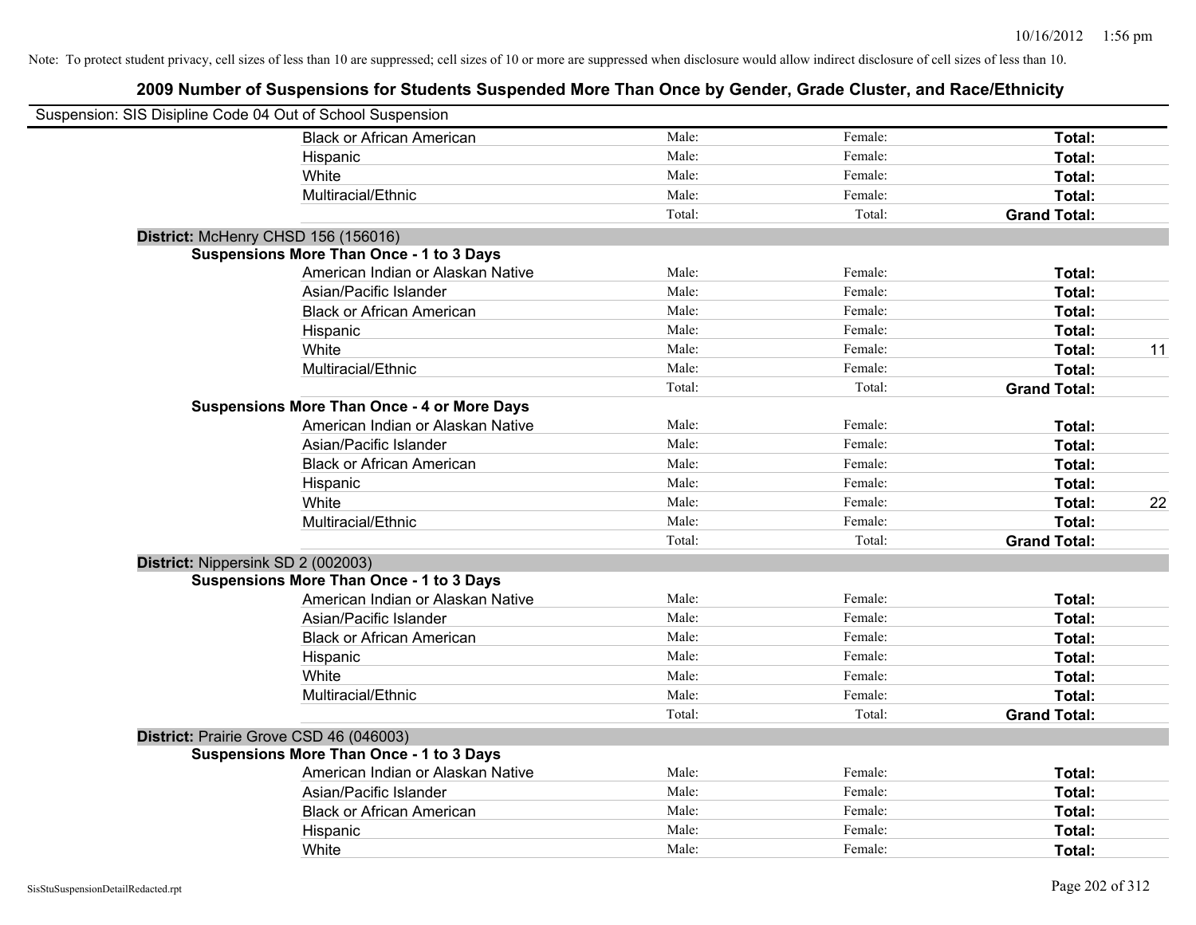Note: To protect student privacy, cell sizes of less than 10 are suppressed; cell sizes of 10 or more are suppressed when disclosure would allow indirect disclosure of cell sizes of less than 10.

## 2009 Number of Suspensions for Students Suspended More Than Once by Gender, Grade Cluster, and Race/Ethnicity

Suspension: SIS Disipline Code 04 Out of School Suspension

| | | | | | |
|---|---|---|---|---|---|
| | Black or African American | Male: | Female: | **Total:** | |
| | Hispanic | Male: | Female: | **Total:** | |
| | White | Male: | Female: | **Total:** | |
| | Multiracial/Ethnic | Male: | Female: | **Total:** | |
| | | Total: | Total: | **Grand Total:** | |
| **District:** McHenry CHSD 156 (156016) | | | | | |
| **Suspensions More Than Once - 1 to 3 Days** | | | | | |
| | American Indian or Alaskan Native | Male: | Female: | **Total:** | |
| | Asian/Pacific Islander | Male: | Female: | **Total:** | |
| | Black or African American | Male: | Female: | **Total:** | |
| | Hispanic | Male: | Female: | **Total:** | |
| | White | Male: | Female: | **Total:** | 11 |
| | Multiracial/Ethnic | Male: | Female: | **Total:** | |
| | | Total: | Total: | **Grand Total:** | |
| **Suspensions More Than Once - 4 or More Days** | | | | | |
| | American Indian or Alaskan Native | Male: | Female: | **Total:** | |
| | Asian/Pacific Islander | Male: | Female: | **Total:** | |
| | Black or African American | Male: | Female: | **Total:** | |
| | Hispanic | Male: | Female: | **Total:** | |
| | White | Male: | Female: | **Total:** | 22 |
| | Multiracial/Ethnic | Male: | Female: | **Total:** | |
| | | Total: | Total: | **Grand Total:** | |
| **District:** Nippersink SD 2 (002003) | | | | | |
| **Suspensions More Than Once - 1 to 3 Days** | | | | | |
| | American Indian or Alaskan Native | Male: | Female: | **Total:** | |
| | Asian/Pacific Islander | Male: | Female: | **Total:** | |
| | Black or African American | Male: | Female: | **Total:** | |
| | Hispanic | Male: | Female: | **Total:** | |
| | White | Male: | Female: | **Total:** | |
| | Multiracial/Ethnic | Male: | Female: | **Total:** | |
| | | Total: | Total: | **Grand Total:** | |
| **District:** Prairie Grove CSD 46 (046003) | | | | | |
| **Suspensions More Than Once - 1 to 3 Days** | | | | | |
| | American Indian or Alaskan Native | Male: | Female: | **Total:** | |
| | Asian/Pacific Islander | Male: | Female: | **Total:** | |
| | Black or African American | Male: | Female: | **Total:** | |
| | Hispanic | Male: | Female: | **Total:** | |
| | White | Male: | Female: | **Total:** | |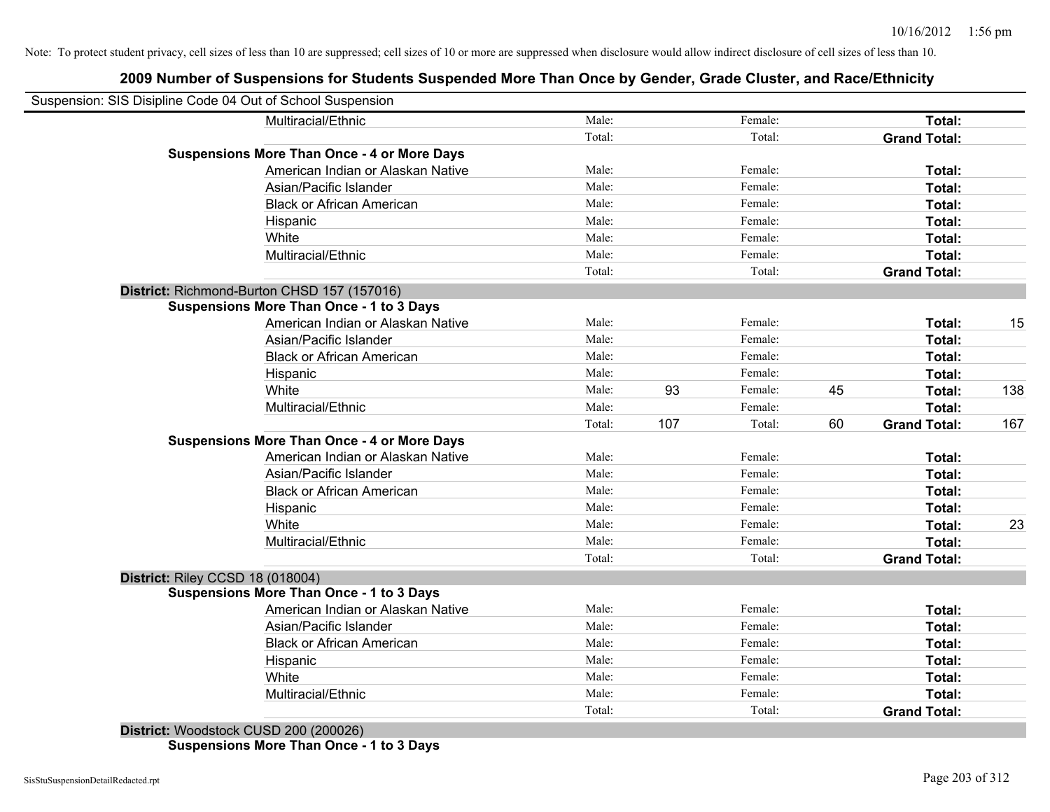Note: To protect student privacy, cell sizes of less than 10 are suppressed; cell sizes of 10 or more are suppressed when disclosure would allow indirect disclosure of cell sizes of less than 10.

## 2009 Number of Suspensions for Students Suspended More Than Once by Gender, Grade Cluster, and Race/Ethnicity

Suspension: SIS Disipline Code 04 Out of School Suspension

| | | | | | | | |
|---|---|---|---|---|---|---|---|
| Multiracial/Ethnic | Male: | | Female: | | **Total:** | |
| | Total: | | Total: | | **Grand Total:** | |
| **Suspensions More Than Once - 4 or More Days** | | | | | | |
| American Indian or Alaskan Native | Male: | | Female: | | **Total:** | |
| Asian/Pacific Islander | Male: | | Female: | | **Total:** | |
| Black or African American | Male: | | Female: | | **Total:** | |
| Hispanic | Male: | | Female: | | **Total:** | |
| White | Male: | | Female: | | **Total:** | |
| Multiracial/Ethnic | Male: | | Female: | | **Total:** | |
| | Total: | | Total: | | **Grand Total:** | |

**District:** Richmond-Burton CHSD 157 (157016)

| | | | | | | |
|---|---|---|---|---|---|---|
| **Suspensions More Than Once - 1 to 3 Days** | | | | | | |
| American Indian or Alaskan Native | Male: | | Female: | | **Total:** | 15 |
| Asian/Pacific Islander | Male: | | Female: | | **Total:** | |
| Black or African American | Male: | | Female: | | **Total:** | |
| Hispanic | Male: | | Female: | | **Total:** | |
| White | Male: | 93 | Female: | 45 | **Total:** | 138 |
| Multiracial/Ethnic | Male: | | Female: | | **Total:** | |
| | Total: | 107 | Total: | 60 | **Grand Total:** | 167 |
| **Suspensions More Than Once - 4 or More Days** | | | | | | |
| American Indian or Alaskan Native | Male: | | Female: | | **Total:** | |
| Asian/Pacific Islander | Male: | | Female: | | **Total:** | |
| Black or African American | Male: | | Female: | | **Total:** | |
| Hispanic | Male: | | Female: | | **Total:** | |
| White | Male: | | Female: | | **Total:** | 23 |
| Multiracial/Ethnic | Male: | | Female: | | **Total:** | |
| | Total: | | Total: | | **Grand Total:** | |

**District:** Riley CCSD 18 (018004)

| | | | | | | |
|---|---|---|---|---|---|---|
| **Suspensions More Than Once - 1 to 3 Days** | | | | | | |
| American Indian or Alaskan Native | Male: | | Female: | | **Total:** | |
| Asian/Pacific Islander | Male: | | Female: | | **Total:** | |
| Black or African American | Male: | | Female: | | **Total:** | |
| Hispanic | Male: | | Female: | | **Total:** | |
| White | Male: | | Female: | | **Total:** | |
| Multiracial/Ethnic | Male: | | Female: | | **Total:** | |
| | Total: | | Total: | | **Grand Total:** | |

**District:** Woodstock CUSD 200 (200026)

**Suspensions More Than Once - 1 to 3 Days**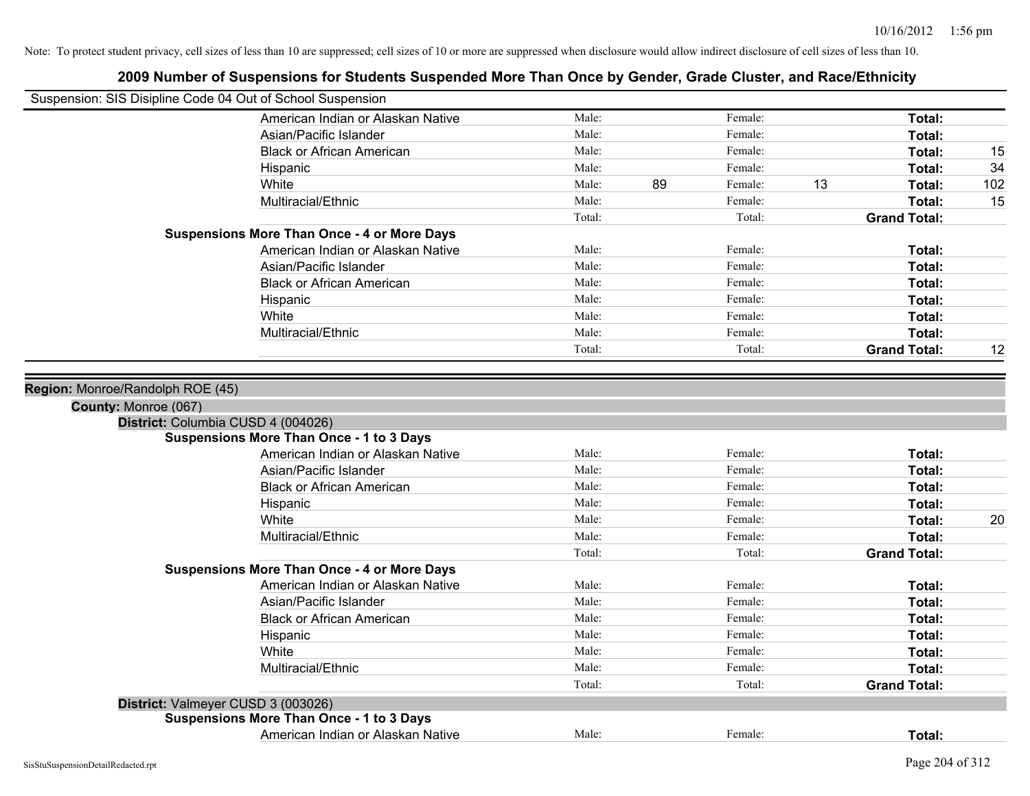Note: To protect student privacy, cell sizes of less than 10 are suppressed; cell sizes of 10 or more are suppressed when disclosure would allow indirect disclosure of cell sizes of less than 10.

## 2009 Number of Suspensions for Students Suspended More Than Once by Gender, Grade Cluster, and Race/Ethnicity

Suspension: SIS Disipline Code 04 Out of School Suspension

| | | | | | | |
|---|---|---|---|---|---|---|
| American Indian or Alaskan Native | Male: | | Female: | | Total: | |
| Asian/Pacific Islander | Male: | | Female: | | Total: | |
| Black or African American | Male: | | Female: | | Total: | 15 |
| Hispanic | Male: | | Female: | | Total: | 34 |
| White | Male: | 89 | Female: | 13 | Total: | 102 |
| Multiracial/Ethnic | Male: | | Female: | | Total: | 15 |
| | Total: | | Total: | | Grand Total: | |

**Suspensions More Than Once - 4 or More Days**

| | | | | | | |
|---|---|---|---|---|---|---|
| American Indian or Alaskan Native | Male: | | Female: | | Total: | |
| Asian/Pacific Islander | Male: | | Female: | | Total: | |
| Black or African American | Male: | | Female: | | Total: | |
| Hispanic | Male: | | Female: | | Total: | |
| White | Male: | | Female: | | Total: | |
| Multiracial/Ethnic | Male: | | Female: | | Total: | |
| | Total: | | Total: | | Grand Total: | 12 |

**Region:** Monroe/Randolph ROE (45)

**County:** Monroe (067)

**District:** Columbia CUSD 4 (004026)

**Suspensions More Than Once - 1 to 3 Days**

| | | | | | | |
|---|---|---|---|---|---|---|
| American Indian or Alaskan Native | Male: | | Female: | | Total: | |
| Asian/Pacific Islander | Male: | | Female: | | Total: | |
| Black or African American | Male: | | Female: | | Total: | |
| Hispanic | Male: | | Female: | | Total: | |
| White | Male: | | Female: | | Total: | 20 |
| Multiracial/Ethnic | Male: | | Female: | | Total: | |
| | Total: | | Total: | | Grand Total: | |

**Suspensions More Than Once - 4 or More Days**

| | | | | | | |
|---|---|---|---|---|---|---|
| American Indian or Alaskan Native | Male: | | Female: | | Total: | |
| Asian/Pacific Islander | Male: | | Female: | | Total: | |
| Black or African American | Male: | | Female: | | Total: | |
| Hispanic | Male: | | Female: | | Total: | |
| White | Male: | | Female: | | Total: | |
| Multiracial/Ethnic | Male: | | Female: | | Total: | |
| | Total: | | Total: | | Grand Total: | |

**District:** Valmeyer CUSD 3 (003026)

**Suspensions More Than Once - 1 to 3 Days**

| | | | | | | |
|---|---|---|---|---|---|---|
| American Indian or Alaskan Native | Male: | | Female: | | Total: | |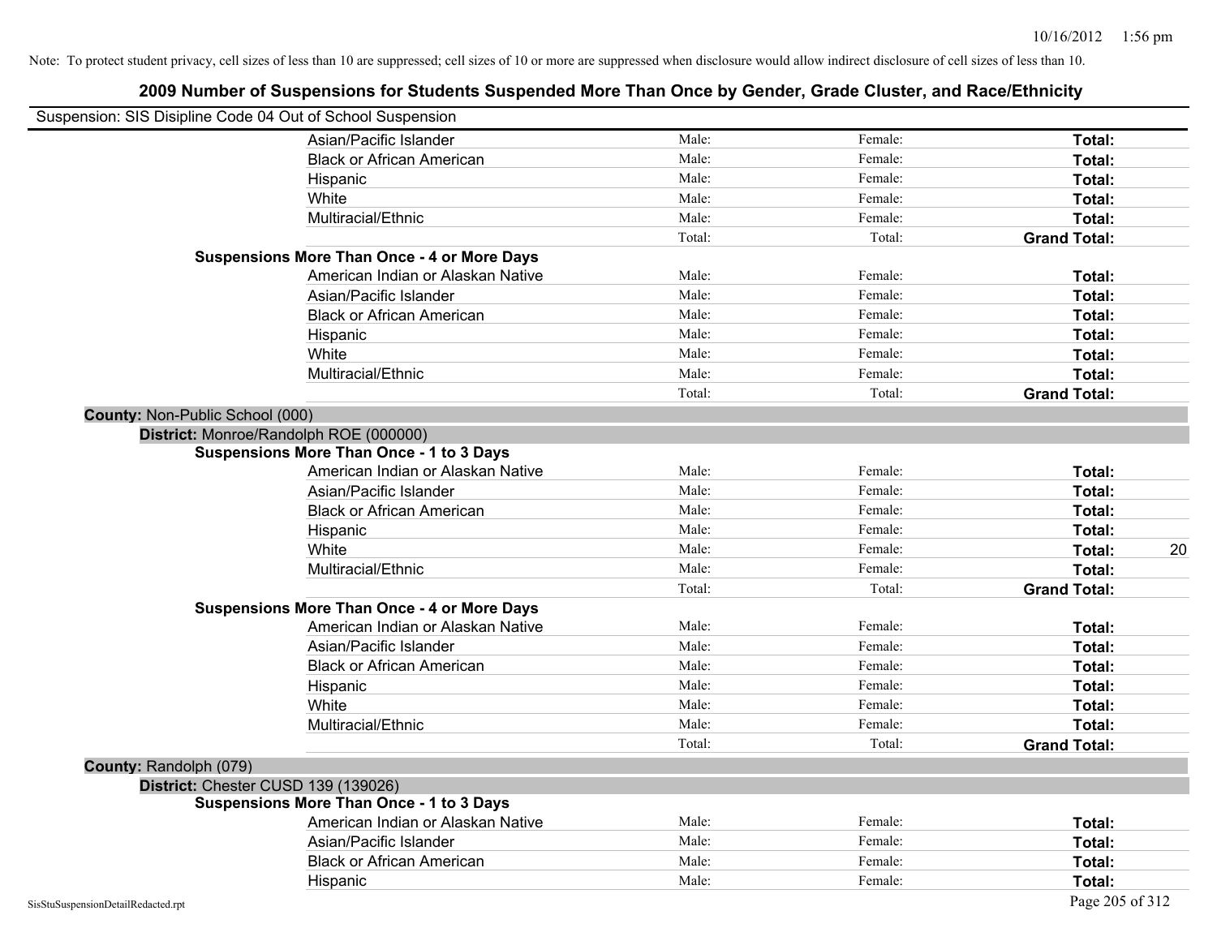Note: To protect student privacy, cell sizes of less than 10 are suppressed; cell sizes of 10 or more are suppressed when disclosure would allow indirect disclosure of cell sizes of less than 10.

## 2009 Number of Suspensions for Students Suspended More Than Once by Gender, Grade Cluster, and Race/Ethnicity

Suspension: SIS Disipline Code 04 Out of School Suspension

| | | | | | |
|---|---|---|---|---|---|
| | Asian/Pacific Islander | Male: | Female: | **Total:** | |
| | Black or African American | Male: | Female: | **Total:** | |
| | Hispanic | Male: | Female: | **Total:** | |
| | White | Male: | Female: | **Total:** | |
| | Multiracial/Ethnic | Male: | Female: | **Total:** | |
| | | Total: | Total: | **Grand Total:** | |
| **Suspensions More Than Once - 4 or More Days** | | | | | |
| | American Indian or Alaskan Native | Male: | Female: | **Total:** | |
| | Asian/Pacific Islander | Male: | Female: | **Total:** | |
| | Black or African American | Male: | Female: | **Total:** | |
| | Hispanic | Male: | Female: | **Total:** | |
| | White | Male: | Female: | **Total:** | |
| | Multiracial/Ethnic | Male: | Female: | **Total:** | |
| | | Total: | Total: | **Grand Total:** | |
| **County:** Non-Public School (000) | | | | | |
| **District:** Monroe/Randolph ROE (000000) | | | | | |
| **Suspensions More Than Once - 1 to 3 Days** | | | | | |
| | American Indian or Alaskan Native | Male: | Female: | **Total:** | |
| | Asian/Pacific Islander | Male: | Female: | **Total:** | |
| | Black or African American | Male: | Female: | **Total:** | |
| | Hispanic | Male: | Female: | **Total:** | |
| | White | Male: | Female: | **Total:** | 20 |
| | Multiracial/Ethnic | Male: | Female: | **Total:** | |
| | | Total: | Total: | **Grand Total:** | |
| **Suspensions More Than Once - 4 or More Days** | | | | | |
| | American Indian or Alaskan Native | Male: | Female: | **Total:** | |
| | Asian/Pacific Islander | Male: | Female: | **Total:** | |
| | Black or African American | Male: | Female: | **Total:** | |
| | Hispanic | Male: | Female: | **Total:** | |
| | White | Male: | Female: | **Total:** | |
| | Multiracial/Ethnic | Male: | Female: | **Total:** | |
| | | Total: | Total: | **Grand Total:** | |
| **County:** Randolph (079) | | | | | |
| **District:** Chester CUSD 139 (139026) | | | | | |
| **Suspensions More Than Once - 1 to 3 Days** | | | | | |
| | American Indian or Alaskan Native | Male: | Female: | **Total:** | |
| | Asian/Pacific Islander | Male: | Female: | **Total:** | |
| | Black or African American | Male: | Female: | **Total:** | |
| | Hispanic | Male: | Female: | **Total:** | |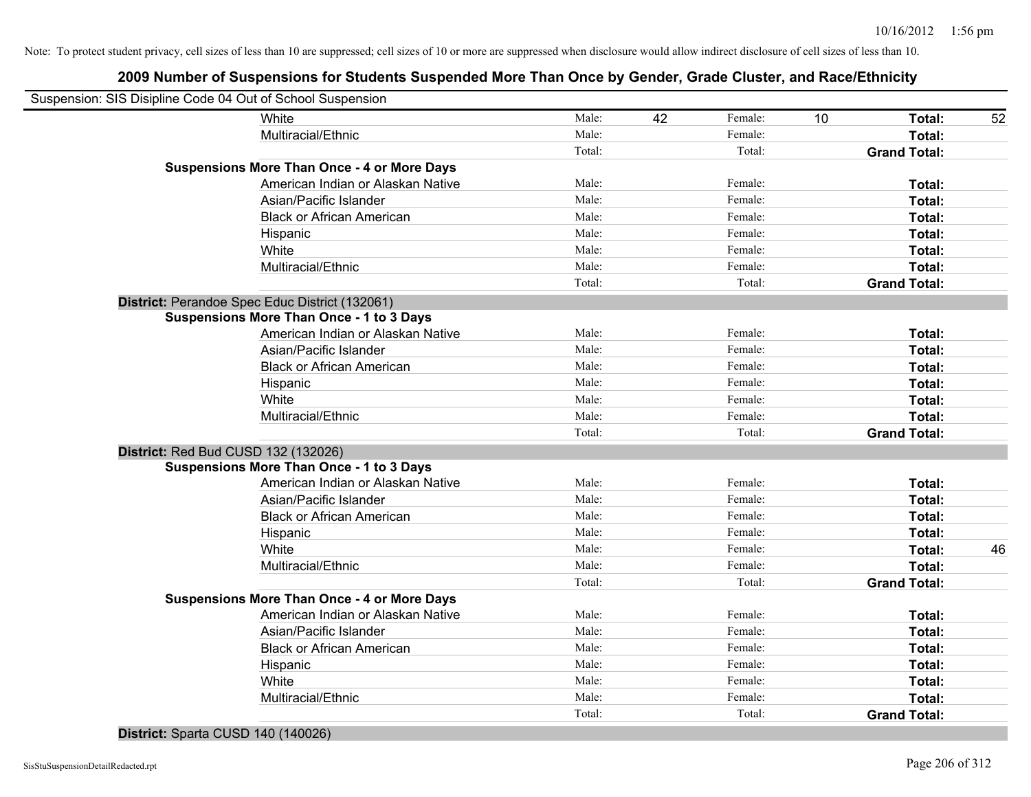Note: To protect student privacy, cell sizes of less than 10 are suppressed; cell sizes of 10 or more are suppressed when disclosure would allow indirect disclosure of cell sizes of less than 10.

## 2009 Number of Suspensions for Students Suspended More Than Once by Gender, Grade Cluster, and Race/Ethnicity

Suspension: SIS Disipline Code 04 Out of School Suspension

| | | | | | | |
|---|---|---|---|---|---|---|
| White | Male: | 42 | Female: | 10 | **Total:** | 52 |
| Multiracial/Ethnic | Male: | | Female: | | **Total:** | |
| | Total: | | Total: | | **Grand Total:** | |
| **Suspensions More Than Once - 4 or More Days** | | | | | | |
| American Indian or Alaskan Native | Male: | | Female: | | **Total:** | |
| Asian/Pacific Islander | Male: | | Female: | | **Total:** | |
| Black or African American | Male: | | Female: | | **Total:** | |
| Hispanic | Male: | | Female: | | **Total:** | |
| White | Male: | | Female: | | **Total:** | |
| Multiracial/Ethnic | Male: | | Female: | | **Total:** | |
| | Total: | | Total: | | **Grand Total:** | |
| **District:** Perandoe Spec Educ District (132061) | | | | | | |
| **Suspensions More Than Once - 1 to 3 Days** | | | | | | |
| American Indian or Alaskan Native | Male: | | Female: | | **Total:** | |
| Asian/Pacific Islander | Male: | | Female: | | **Total:** | |
| Black or African American | Male: | | Female: | | **Total:** | |
| Hispanic | Male: | | Female: | | **Total:** | |
| White | Male: | | Female: | | **Total:** | |
| Multiracial/Ethnic | Male: | | Female: | | **Total:** | |
| | Total: | | Total: | | **Grand Total:** | |
| **District:** Red Bud CUSD 132 (132026) | | | | | | |
| **Suspensions More Than Once - 1 to 3 Days** | | | | | | |
| American Indian or Alaskan Native | Male: | | Female: | | **Total:** | |
| Asian/Pacific Islander | Male: | | Female: | | **Total:** | |
| Black or African American | Male: | | Female: | | **Total:** | |
| Hispanic | Male: | | Female: | | **Total:** | |
| White | Male: | | Female: | | **Total:** | 46 |
| Multiracial/Ethnic | Male: | | Female: | | **Total:** | |
| | Total: | | Total: | | **Grand Total:** | |
| **Suspensions More Than Once - 4 or More Days** | | | | | | |
| American Indian or Alaskan Native | Male: | | Female: | | **Total:** | |
| Asian/Pacific Islander | Male: | | Female: | | **Total:** | |
| Black or African American | Male: | | Female: | | **Total:** | |
| Hispanic | Male: | | Female: | | **Total:** | |
| White | Male: | | Female: | | **Total:** | |
| Multiracial/Ethnic | Male: | | Female: | | **Total:** | |
| | Total: | | Total: | | **Grand Total:** | |
| **District:** Sparta CUSD 140 (140026) | | | | | | |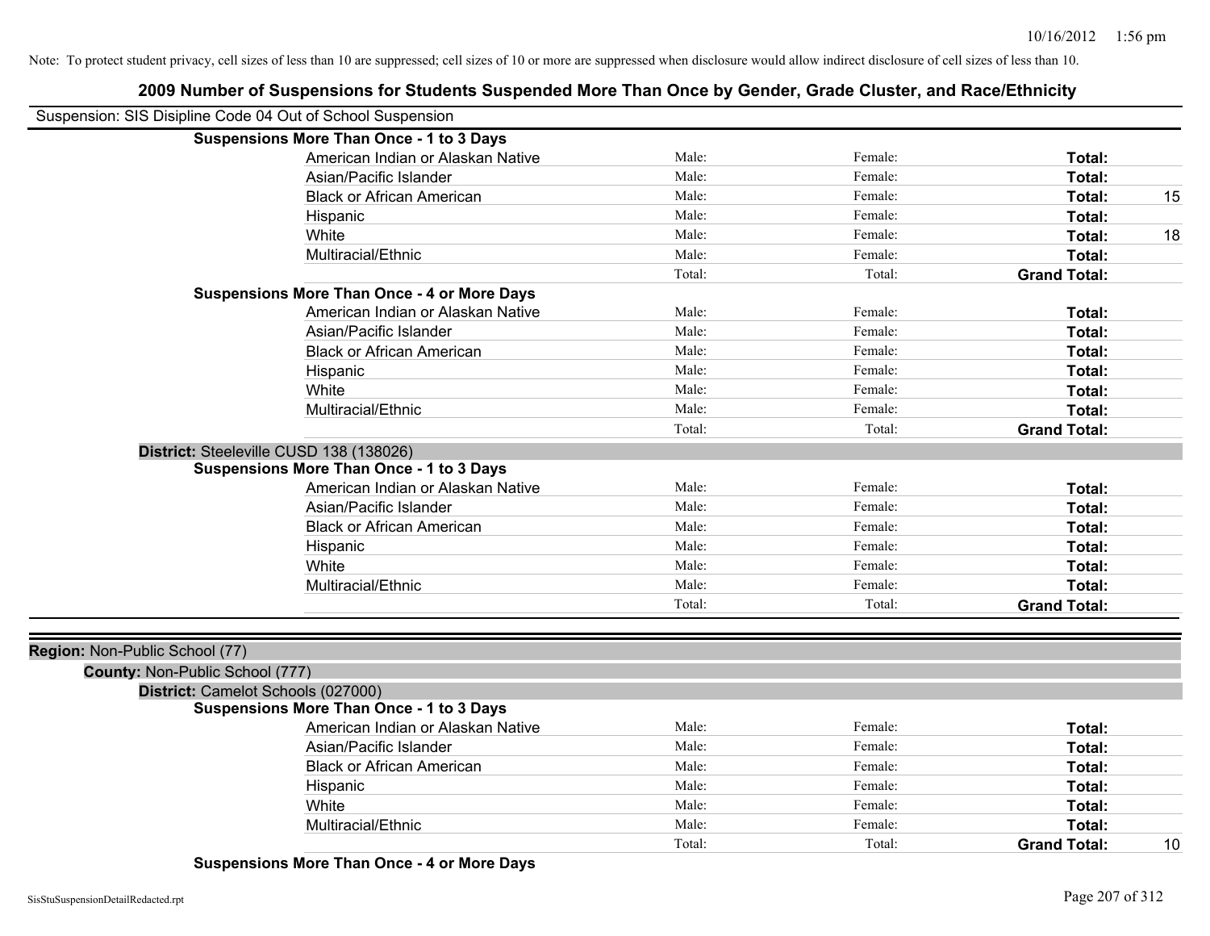Note: To protect student privacy, cell sizes of less than 10 are suppressed; cell sizes of 10 or more are suppressed when disclosure would allow indirect disclosure of cell sizes of less than 10.

# 2009 Number of Suspensions for Students Suspended More Than Once by Gender, Grade Cluster, and Race/Ethnicity

Suspension: SIS Disipline Code 04 Out of School Suspension

**Suspensions More Than Once - 1 to 3 Days**

| | | | | |
|---|---|---|---|---|
| American Indian or Alaskan Native | Male: | Female: | **Total:** | |
| Asian/Pacific Islander | Male: | Female: | **Total:** | |
| Black or African American | Male: | Female: | **Total:** | 15 |
| Hispanic | Male: | Female: | **Total:** | |
| White | Male: | Female: | **Total:** | 18 |
| Multiracial/Ethnic | Male: | Female: | **Total:** | |
| | Total: | Total: | **Grand Total:** | |

**Suspensions More Than Once - 4 or More Days**

| | | | | |
|---|---|---|---|---|
| American Indian or Alaskan Native | Male: | Female: | **Total:** | |
| Asian/Pacific Islander | Male: | Female: | **Total:** | |
| Black or African American | Male: | Female: | **Total:** | |
| Hispanic | Male: | Female: | **Total:** | |
| White | Male: | Female: | **Total:** | |
| Multiracial/Ethnic | Male: | Female: | **Total:** | |
| | Total: | Total: | **Grand Total:** | |

**District:** Steeleville CUSD 138 (138026)

**Suspensions More Than Once - 1 to 3 Days**

| | | | | |
|---|---|---|---|---|
| American Indian or Alaskan Native | Male: | Female: | **Total:** | |
| Asian/Pacific Islander | Male: | Female: | **Total:** | |
| Black or African American | Male: | Female: | **Total:** | |
| Hispanic | Male: | Female: | **Total:** | |
| White | Male: | Female: | **Total:** | |
| Multiracial/Ethnic | Male: | Female: | **Total:** | |
| | Total: | Total: | **Grand Total:** | |

**Region:** Non-Public School (77)

**County:** Non-Public School (777)

**District:** Camelot Schools (027000)

**Suspensions More Than Once - 1 to 3 Days**

| | | | | |
|---|---|---|---|---|
| American Indian or Alaskan Native | Male: | Female: | **Total:** | |
| Asian/Pacific Islander | Male: | Female: | **Total:** | |
| Black or African American | Male: | Female: | **Total:** | |
| Hispanic | Male: | Female: | **Total:** | |
| White | Male: | Female: | **Total:** | |
| Multiracial/Ethnic | Male: | Female: | **Total:** | |
| | Total: | Total: | **Grand Total:** | 10 |

**Suspensions More Than Once - 4 or More Days**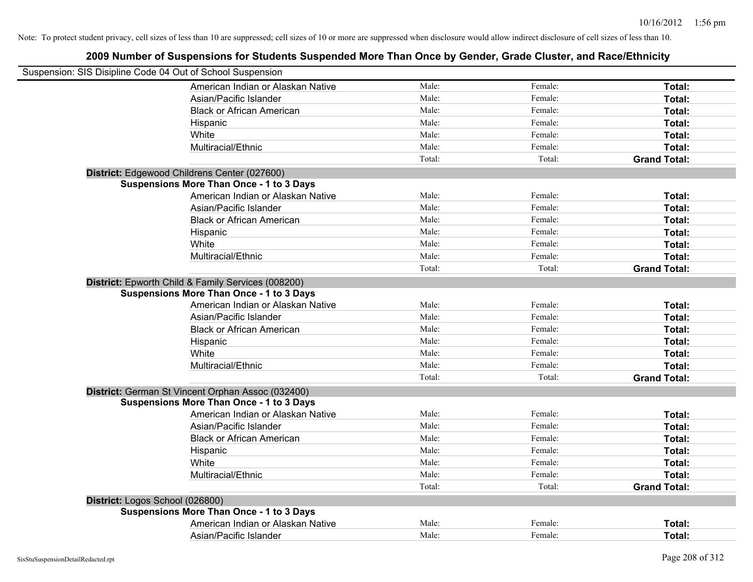Note: To protect student privacy, cell sizes of less than 10 are suppressed; cell sizes of 10 or more are suppressed when disclosure would allow indirect disclosure of cell sizes of less than 10.

## 2009 Number of Suspensions for Students Suspended More Than Once by Gender, Grade Cluster, and Race/Ethnicity

Suspension: SIS Disipline Code 04 Out of School Suspension

| | | | |
|---|---|---|---|
| American Indian or Alaskan Native | Male: | Female: | **Total:** |
| Asian/Pacific Islander | Male: | Female: | **Total:** |
| Black or African American | Male: | Female: | **Total:** |
| Hispanic | Male: | Female: | **Total:** |
| White | Male: | Female: | **Total:** |
| Multiracial/Ethnic | Male: | Female: | **Total:** |
| | Total: | Total: | **Grand Total:** |

**District:** Edgewood Childrens Center (027600)

**Suspensions More Than Once - 1 to 3 Days**

| | | | |
|---|---|---|---|
| American Indian or Alaskan Native | Male: | Female: | **Total:** |
| Asian/Pacific Islander | Male: | Female: | **Total:** |
| Black or African American | Male: | Female: | **Total:** |
| Hispanic | Male: | Female: | **Total:** |
| White | Male: | Female: | **Total:** |
| Multiracial/Ethnic | Male: | Female: | **Total:** |
| | Total: | Total: | **Grand Total:** |

**District:** Epworth Child & Family Services (008200)

**Suspensions More Than Once - 1 to 3 Days**

| | | | |
|---|---|---|---|
| American Indian or Alaskan Native | Male: | Female: | **Total:** |
| Asian/Pacific Islander | Male: | Female: | **Total:** |
| Black or African American | Male: | Female: | **Total:** |
| Hispanic | Male: | Female: | **Total:** |
| White | Male: | Female: | **Total:** |
| Multiracial/Ethnic | Male: | Female: | **Total:** |
| | Total: | Total: | **Grand Total:** |

**District:** German St Vincent Orphan Assoc (032400)

**Suspensions More Than Once - 1 to 3 Days**

| | | | |
|---|---|---|---|
| American Indian or Alaskan Native | Male: | Female: | **Total:** |
| Asian/Pacific Islander | Male: | Female: | **Total:** |
| Black or African American | Male: | Female: | **Total:** |
| Hispanic | Male: | Female: | **Total:** |
| White | Male: | Female: | **Total:** |
| Multiracial/Ethnic | Male: | Female: | **Total:** |
| | Total: | Total: | **Grand Total:** |

**District:** Logos School (026800)

**Suspensions More Than Once - 1 to 3 Days**

| | | | |
|---|---|---|---|
| American Indian or Alaskan Native | Male: | Female: | **Total:** |
| Asian/Pacific Islander | Male: | Female: | **Total:** |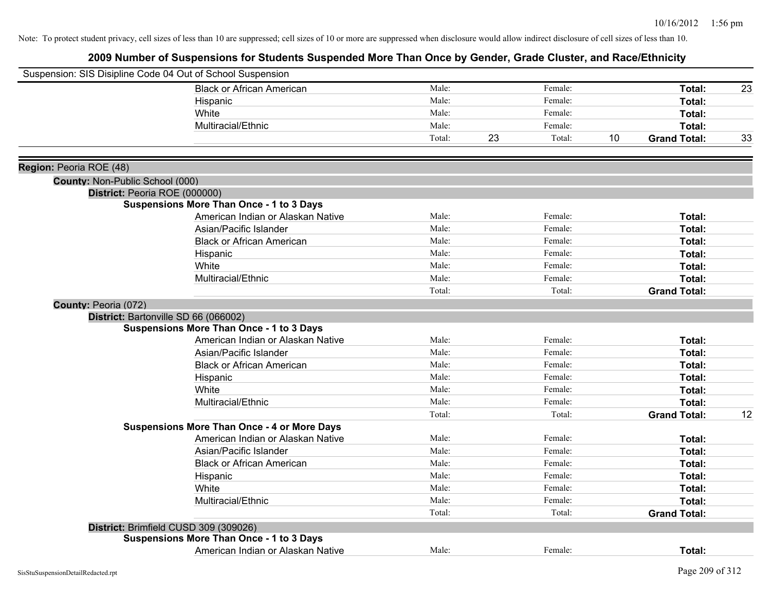Note: To protect student privacy, cell sizes of less than 10 are suppressed; cell sizes of 10 or more are suppressed when disclosure would allow indirect disclosure of cell sizes of less than 10.

# 2009 Number of Suspensions for Students Suspended More Than Once by Gender, Grade Cluster, and Race/Ethnicity

Suspension: SIS Disipline Code 04 Out of School Suspension

| | | | | | |
|---|---|---|---|---|---|
| Black or African American | Male: | | Female: | | **Total:** 23 |
| Hispanic | Male: | | Female: | | **Total:** |
| White | Male: | | Female: | | **Total:** |
| Multiracial/Ethnic | Male: | | Female: | | **Total:** |
| | Total: | 23 | Total: | 10 | **Grand Total:** 33 |

**Region:** Peoria ROE (48)

**County:** Non-Public School (000)

**District:** Peoria ROE (000000)

**Suspensions More Than Once - 1 to 3 Days**

| | | | | | |
|---|---|---|---|---|---|
| American Indian or Alaskan Native | Male: | | Female: | | **Total:** |
| Asian/Pacific Islander | Male: | | Female: | | **Total:** |
| Black or African American | Male: | | Female: | | **Total:** |
| Hispanic | Male: | | Female: | | **Total:** |
| White | Male: | | Female: | | **Total:** |
| Multiracial/Ethnic | Male: | | Female: | | **Total:** |
| | Total: | | Total: | | **Grand Total:** |

**County:** Peoria (072)

**District:** Bartonville SD 66 (066002)

**Suspensions More Than Once - 1 to 3 Days**

| | | | | | |
|---|---|---|---|---|---|
| American Indian or Alaskan Native | Male: | | Female: | | **Total:** |
| Asian/Pacific Islander | Male: | | Female: | | **Total:** |
| Black or African American | Male: | | Female: | | **Total:** |
| Hispanic | Male: | | Female: | | **Total:** |
| White | Male: | | Female: | | **Total:** |
| Multiracial/Ethnic | Male: | | Female: | | **Total:** |
| | Total: | | Total: | | **Grand Total:** 12 |

**Suspensions More Than Once - 4 or More Days**

| | | | | | |
|---|---|---|---|---|---|
| American Indian or Alaskan Native | Male: | | Female: | | **Total:** |
| Asian/Pacific Islander | Male: | | Female: | | **Total:** |
| Black or African American | Male: | | Female: | | **Total:** |
| Hispanic | Male: | | Female: | | **Total:** |
| White | Male: | | Female: | | **Total:** |
| Multiracial/Ethnic | Male: | | Female: | | **Total:** |
| | Total: | | Total: | | **Grand Total:** |

**District:** Brimfield CUSD 309 (309026)

**Suspensions More Than Once - 1 to 3 Days**

| | | | | | |
|---|---|---|---|---|---|
| American Indian or Alaskan Native | Male: | | Female: | | **Total:** |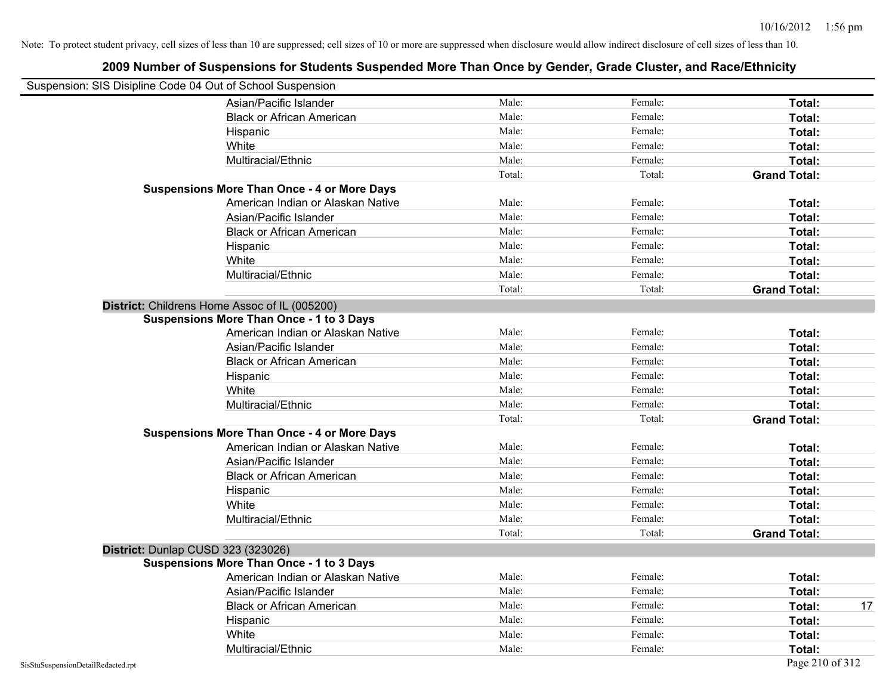Note: To protect student privacy, cell sizes of less than 10 are suppressed; cell sizes of 10 or more are suppressed when disclosure would allow indirect disclosure of cell sizes of less than 10.

## 2009 Number of Suspensions for Students Suspended More Than Once by Gender, Grade Cluster, and Race/Ethnicity

Suspension: SIS Disipline Code 04 Out of School Suspension

| | | | | |
|---|---|---|---|---|
| Asian/Pacific Islander | Male: | Female: | **Total:** | |
| Black or African American | Male: | Female: | **Total:** | |
| Hispanic | Male: | Female: | **Total:** | |
| White | Male: | Female: | **Total:** | |
| Multiracial/Ethnic | Male: | Female: | **Total:** | |
| | Total: | Total: | **Grand Total:** | |
| **Suspensions More Than Once - 4 or More Days** | | | | |
| American Indian or Alaskan Native | Male: | Female: | **Total:** | |
| Asian/Pacific Islander | Male: | Female: | **Total:** | |
| Black or African American | Male: | Female: | **Total:** | |
| Hispanic | Male: | Female: | **Total:** | |
| White | Male: | Female: | **Total:** | |
| Multiracial/Ethnic | Male: | Female: | **Total:** | |
| | Total: | Total: | **Grand Total:** | |
| **District:** Childrens Home Assoc of IL (005200) | | | | |
| **Suspensions More Than Once - 1 to 3 Days** | | | | |
| American Indian or Alaskan Native | Male: | Female: | **Total:** | |
| Asian/Pacific Islander | Male: | Female: | **Total:** | |
| Black or African American | Male: | Female: | **Total:** | |
| Hispanic | Male: | Female: | **Total:** | |
| White | Male: | Female: | **Total:** | |
| Multiracial/Ethnic | Male: | Female: | **Total:** | |
| | Total: | Total: | **Grand Total:** | |
| **Suspensions More Than Once - 4 or More Days** | | | | |
| American Indian or Alaskan Native | Male: | Female: | **Total:** | |
| Asian/Pacific Islander | Male: | Female: | **Total:** | |
| Black or African American | Male: | Female: | **Total:** | |
| Hispanic | Male: | Female: | **Total:** | |
| White | Male: | Female: | **Total:** | |
| Multiracial/Ethnic | Male: | Female: | **Total:** | |
| | Total: | Total: | **Grand Total:** | |
| **District:** Dunlap CUSD 323 (323026) | | | | |
| **Suspensions More Than Once - 1 to 3 Days** | | | | |
| American Indian or Alaskan Native | Male: | Female: | **Total:** | |
| Asian/Pacific Islander | Male: | Female: | **Total:** | |
| Black or African American | Male: | Female: | **Total:** | 17 |
| Hispanic | Male: | Female: | **Total:** | |
| White | Male: | Female: | **Total:** | |
| Multiracial/Ethnic | Male: | Female: | **Total:** | |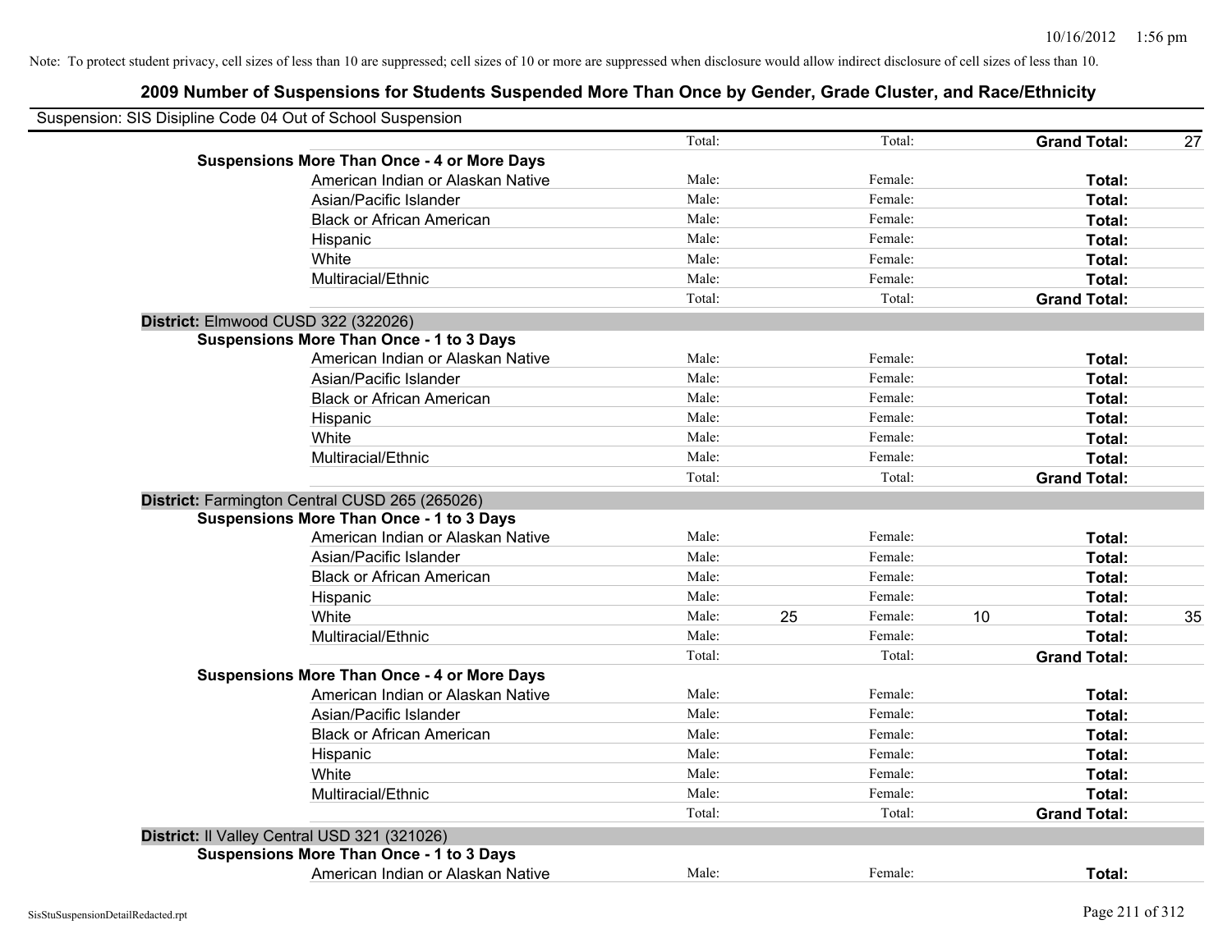Note: To protect student privacy, cell sizes of less than 10 are suppressed; cell sizes of 10 or more are suppressed when disclosure would allow indirect disclosure of cell sizes of less than 10.

## 2009 Number of Suspensions for Students Suspended More Than Once by Gender, Grade Cluster, and Race/Ethnicity

Suspension: SIS Disipline Code 04 Out of School Suspension

| | | | | | | | |
|---|---|---|---|---|---|---|---|
| | Total: | | Total: | | **Grand Total:** | 27 |
| **Suspensions More Than Once - 4 or More Days** | | | | | | |
| American Indian or Alaskan Native | Male: | | Female: | | **Total:** | |
| Asian/Pacific Islander | Male: | | Female: | | **Total:** | |
| Black or African American | Male: | | Female: | | **Total:** | |
| Hispanic | Male: | | Female: | | **Total:** | |
| White | Male: | | Female: | | **Total:** | |
| Multiracial/Ethnic | Male: | | Female: | | **Total:** | |
| | Total: | | Total: | | **Grand Total:** | |
| **District:** Elmwood CUSD 322 (322026) | | | | | | |
| **Suspensions More Than Once - 1 to 3 Days** | | | | | | |
| American Indian or Alaskan Native | Male: | | Female: | | **Total:** | |
| Asian/Pacific Islander | Male: | | Female: | | **Total:** | |
| Black or African American | Male: | | Female: | | **Total:** | |
| Hispanic | Male: | | Female: | | **Total:** | |
| White | Male: | | Female: | | **Total:** | |
| Multiracial/Ethnic | Male: | | Female: | | **Total:** | |
| | Total: | | Total: | | **Grand Total:** | |
| **District:** Farmington Central CUSD 265 (265026) | | | | | | |
| **Suspensions More Than Once - 1 to 3 Days** | | | | | | |
| American Indian or Alaskan Native | Male: | | Female: | | **Total:** | |
| Asian/Pacific Islander | Male: | | Female: | | **Total:** | |
| Black or African American | Male: | | Female: | | **Total:** | |
| Hispanic | Male: | | Female: | | **Total:** | |
| White | Male: | 25 | Female: | 10 | **Total:** | 35 |
| Multiracial/Ethnic | Male: | | Female: | | **Total:** | |
| | Total: | | Total: | | **Grand Total:** | |
| **Suspensions More Than Once - 4 or More Days** | | | | | | |
| American Indian or Alaskan Native | Male: | | Female: | | **Total:** | |
| Asian/Pacific Islander | Male: | | Female: | | **Total:** | |
| Black or African American | Male: | | Female: | | **Total:** | |
| Hispanic | Male: | | Female: | | **Total:** | |
| White | Male: | | Female: | | **Total:** | |
| Multiracial/Ethnic | Male: | | Female: | | **Total:** | |
| | Total: | | Total: | | **Grand Total:** | |
| **District:** Il Valley Central USD 321 (321026) | | | | | | |
| **Suspensions More Than Once - 1 to 3 Days** | | | | | | |
| American Indian or Alaskan Native | Male: | | Female: | | **Total:** | |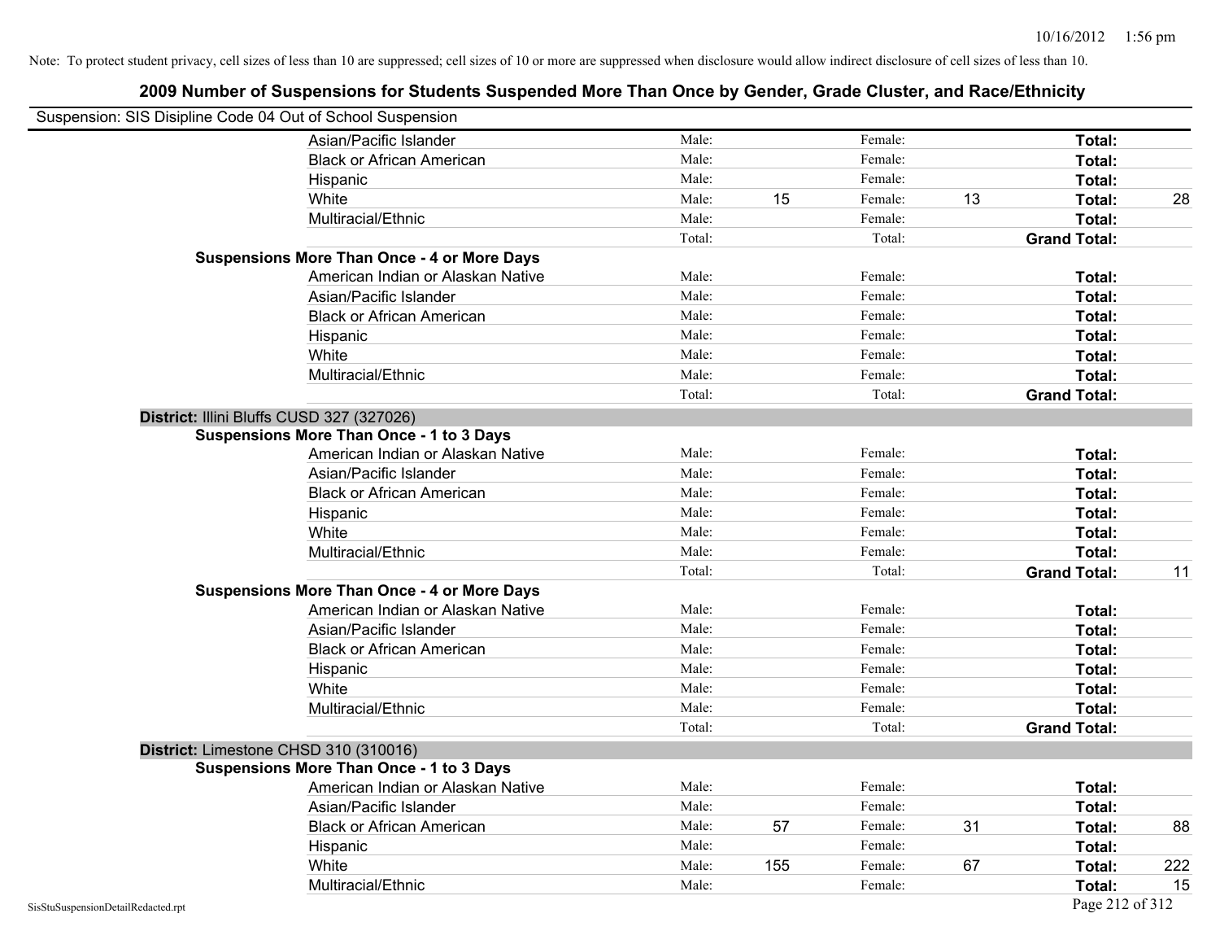Note: To protect student privacy, cell sizes of less than 10 are suppressed; cell sizes of 10 or more are suppressed when disclosure would allow indirect disclosure of cell sizes of less than 10.

## 2009 Number of Suspensions for Students Suspended More Than Once by Gender, Grade Cluster, and Race/Ethnicity

Suspension: SIS Disipline Code 04 Out of School Suspension

| | | | | | | | |
|---|---|---|---|---|---|---|---|
| Asian/Pacific Islander | Male: | | Female: | | **Total:** | |
| Black or African American | Male: | | Female: | | **Total:** | |
| Hispanic | Male: | | Female: | | **Total:** | |
| White | Male: | 15 | Female: | 13 | **Total:** | 28 |
| Multiracial/Ethnic | Male: | | Female: | | **Total:** | |
| | Total: | | Total: | | **Grand Total:** | |
| **Suspensions More Than Once - 4 or More Days** | | | | | | |
| American Indian or Alaskan Native | Male: | | Female: | | **Total:** | |
| Asian/Pacific Islander | Male: | | Female: | | **Total:** | |
| Black or African American | Male: | | Female: | | **Total:** | |
| Hispanic | Male: | | Female: | | **Total:** | |
| White | Male: | | Female: | | **Total:** | |
| Multiracial/Ethnic | Male: | | Female: | | **Total:** | |
| | Total: | | Total: | | **Grand Total:** | |
| **District:** Illini Bluffs CUSD 327 (327026) | | | | | | |
| **Suspensions More Than Once - 1 to 3 Days** | | | | | | |
| American Indian or Alaskan Native | Male: | | Female: | | **Total:** | |
| Asian/Pacific Islander | Male: | | Female: | | **Total:** | |
| Black or African American | Male: | | Female: | | **Total:** | |
| Hispanic | Male: | | Female: | | **Total:** | |
| White | Male: | | Female: | | **Total:** | |
| Multiracial/Ethnic | Male: | | Female: | | **Total:** | |
| | Total: | | Total: | | **Grand Total:** | 11 |
| **Suspensions More Than Once - 4 or More Days** | | | | | | |
| American Indian or Alaskan Native | Male: | | Female: | | **Total:** | |
| Asian/Pacific Islander | Male: | | Female: | | **Total:** | |
| Black or African American | Male: | | Female: | | **Total:** | |
| Hispanic | Male: | | Female: | | **Total:** | |
| White | Male: | | Female: | | **Total:** | |
| Multiracial/Ethnic | Male: | | Female: | | **Total:** | |
| | Total: | | Total: | | **Grand Total:** | |
| **District:** Limestone CHSD 310 (310016) | | | | | | |
| **Suspensions More Than Once - 1 to 3 Days** | | | | | | |
| American Indian or Alaskan Native | Male: | | Female: | | **Total:** | |
| Asian/Pacific Islander | Male: | | Female: | | **Total:** | |
| Black or African American | Male: | 57 | Female: | 31 | **Total:** | 88 |
| Hispanic | Male: | | Female: | | **Total:** | |
| White | Male: | 155 | Female: | 67 | **Total:** | 222 |
| Multiracial/Ethnic | Male: | | Female: | | **Total:** | 15 |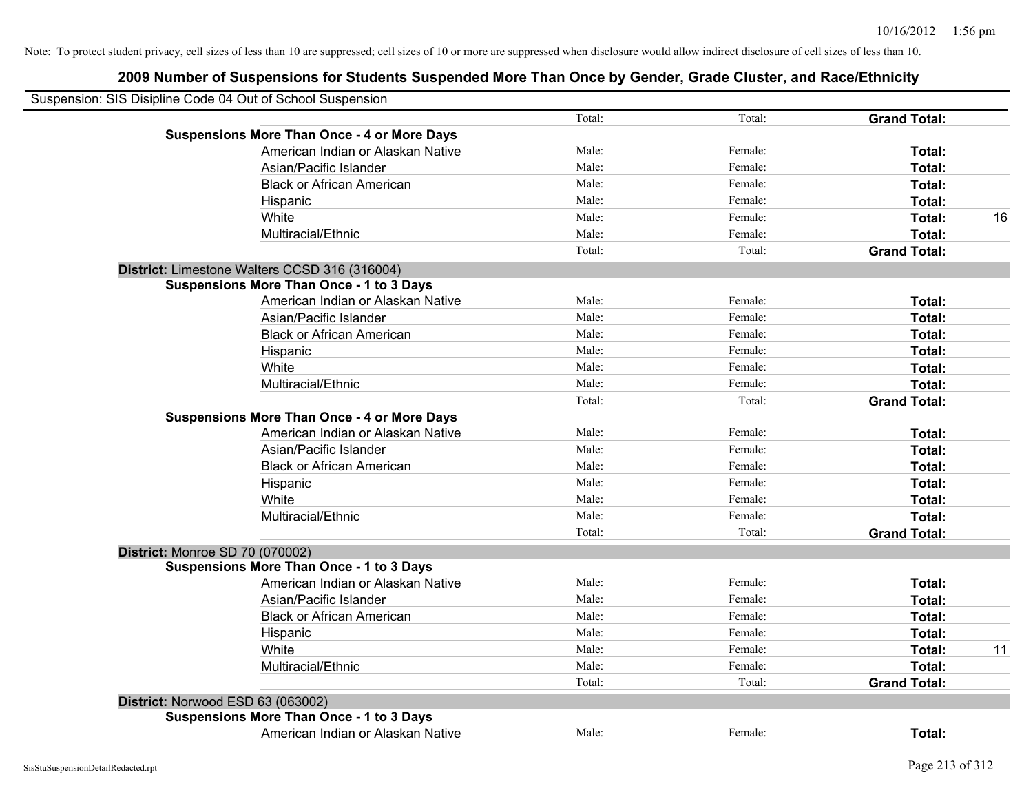Note: To protect student privacy, cell sizes of less than 10 are suppressed; cell sizes of 10 or more are suppressed when disclosure would allow indirect disclosure of cell sizes of less than 10.

## 2009 Number of Suspensions for Students Suspended More Than Once by Gender, Grade Cluster, and Race/Ethnicity

Suspension: SIS Disipline Code 04 Out of School Suspension

| | | | | | |
|---|---|---|---|---|---|
| | | Total: | Total: | **Grand Total:** | |
| **Suspensions More Than Once - 4 or More Days** | | | | | |
| | American Indian or Alaskan Native | Male: | Female: | **Total:** | |
| | Asian/Pacific Islander | Male: | Female: | **Total:** | |
| | Black or African American | Male: | Female: | **Total:** | |
| | Hispanic | Male: | Female: | **Total:** | |
| | White | Male: | Female: | **Total:** | 16 |
| | Multiracial/Ethnic | Male: | Female: | **Total:** | |
| | | Total: | Total: | **Grand Total:** | |
| **District:** Limestone Walters CCSD 316 (316004) | | | | | |
| **Suspensions More Than Once - 1 to 3 Days** | | | | | |
| | American Indian or Alaskan Native | Male: | Female: | **Total:** | |
| | Asian/Pacific Islander | Male: | Female: | **Total:** | |
| | Black or African American | Male: | Female: | **Total:** | |
| | Hispanic | Male: | Female: | **Total:** | |
| | White | Male: | Female: | **Total:** | |
| | Multiracial/Ethnic | Male: | Female: | **Total:** | |
| | | Total: | Total: | **Grand Total:** | |
| **Suspensions More Than Once - 4 or More Days** | | | | | |
| | American Indian or Alaskan Native | Male: | Female: | **Total:** | |
| | Asian/Pacific Islander | Male: | Female: | **Total:** | |
| | Black or African American | Male: | Female: | **Total:** | |
| | Hispanic | Male: | Female: | **Total:** | |
| | White | Male: | Female: | **Total:** | |
| | Multiracial/Ethnic | Male: | Female: | **Total:** | |
| | | Total: | Total: | **Grand Total:** | |
| **District:** Monroe SD 70 (070002) | | | | | |
| **Suspensions More Than Once - 1 to 3 Days** | | | | | |
| | American Indian or Alaskan Native | Male: | Female: | **Total:** | |
| | Asian/Pacific Islander | Male: | Female: | **Total:** | |
| | Black or African American | Male: | Female: | **Total:** | |
| | Hispanic | Male: | Female: | **Total:** | |
| | White | Male: | Female: | **Total:** | 11 |
| | Multiracial/Ethnic | Male: | Female: | **Total:** | |
| | | Total: | Total: | **Grand Total:** | |
| **District:** Norwood ESD 63 (063002) | | | | | |
| **Suspensions More Than Once - 1 to 3 Days** | | | | | |
| | American Indian or Alaskan Native | Male: | Female: | **Total:** | |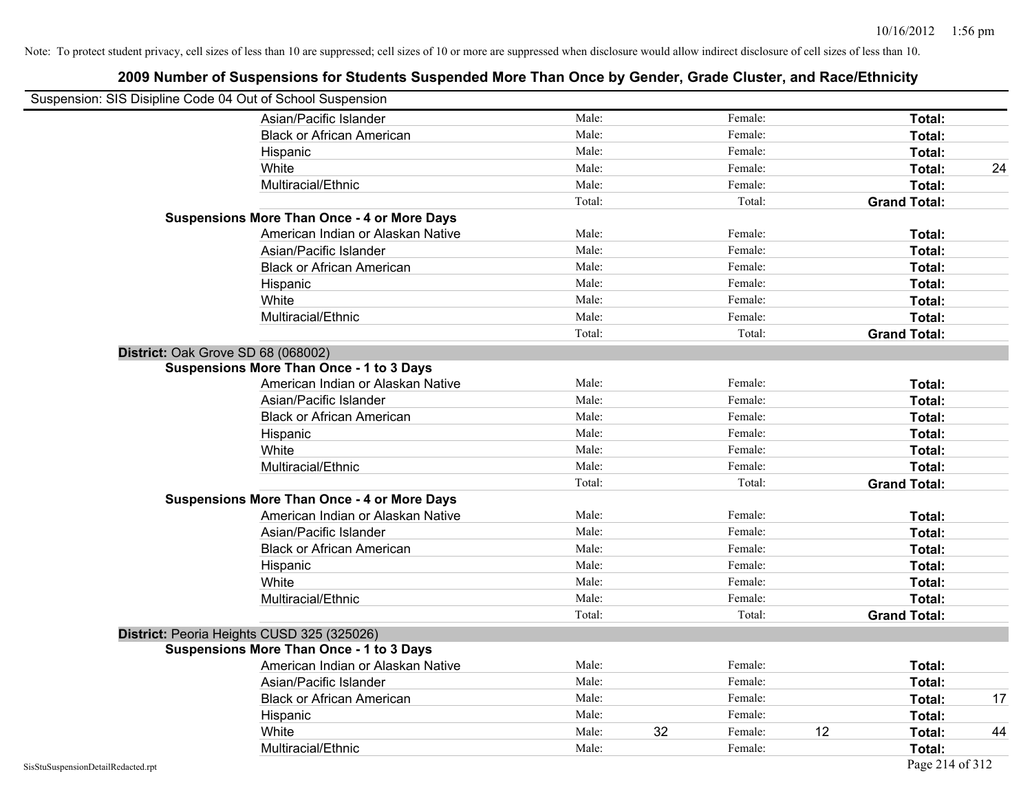Note: To protect student privacy, cell sizes of less than 10 are suppressed; cell sizes of 10 or more are suppressed when disclosure would allow indirect disclosure of cell sizes of less than 10.

## 2009 Number of Suspensions for Students Suspended More Than Once by Gender, Grade Cluster, and Race/Ethnicity

Suspension: SIS Disipline Code 04 Out of School Suspension

| | | | | | | | |
|---|---|---|---|---|---|---|---|
| Asian/Pacific Islander | Male: | | Female: | | **Total:** | |
| Black or African American | Male: | | Female: | | **Total:** | |
| Hispanic | Male: | | Female: | | **Total:** | |
| White | Male: | | Female: | | **Total:** | 24 |
| Multiracial/Ethnic | Male: | | Female: | | **Total:** | |
| | Total: | | Total: | | **Grand Total:** | |
| **Suspensions More Than Once - 4 or More Days** | | | | | | |
| American Indian or Alaskan Native | Male: | | Female: | | **Total:** | |
| Asian/Pacific Islander | Male: | | Female: | | **Total:** | |
| Black or African American | Male: | | Female: | | **Total:** | |
| Hispanic | Male: | | Female: | | **Total:** | |
| White | Male: | | Female: | | **Total:** | |
| Multiracial/Ethnic | Male: | | Female: | | **Total:** | |
| | Total: | | Total: | | **Grand Total:** | |

**District:** Oak Grove SD 68 (068002)

| | | | | | | |
|---|---|---|---|---|---|---|
| **Suspensions More Than Once - 1 to 3 Days** | | | | | | |
| American Indian or Alaskan Native | Male: | | Female: | | **Total:** | |
| Asian/Pacific Islander | Male: | | Female: | | **Total:** | |
| Black or African American | Male: | | Female: | | **Total:** | |
| Hispanic | Male: | | Female: | | **Total:** | |
| White | Male: | | Female: | | **Total:** | |
| Multiracial/Ethnic | Male: | | Female: | | **Total:** | |
| | Total: | | Total: | | **Grand Total:** | |
| **Suspensions More Than Once - 4 or More Days** | | | | | | |
| American Indian or Alaskan Native | Male: | | Female: | | **Total:** | |
| Asian/Pacific Islander | Male: | | Female: | | **Total:** | |
| Black or African American | Male: | | Female: | | **Total:** | |
| Hispanic | Male: | | Female: | | **Total:** | |
| White | Male: | | Female: | | **Total:** | |
| Multiracial/Ethnic | Male: | | Female: | | **Total:** | |
| | Total: | | Total: | | **Grand Total:** | |

**District:** Peoria Heights CUSD 325 (325026)

| | | | | | | |
|---|---|---|---|---|---|---|
| **Suspensions More Than Once - 1 to 3 Days** | | | | | | |
| American Indian or Alaskan Native | Male: | | Female: | | **Total:** | |
| Asian/Pacific Islander | Male: | | Female: | | **Total:** | |
| Black or African American | Male: | | Female: | | **Total:** | 17 |
| Hispanic | Male: | | Female: | | **Total:** | |
| White | Male: | 32 | Female: | 12 | **Total:** | 44 |
| Multiracial/Ethnic | Male: | | Female: | | **Total:** | |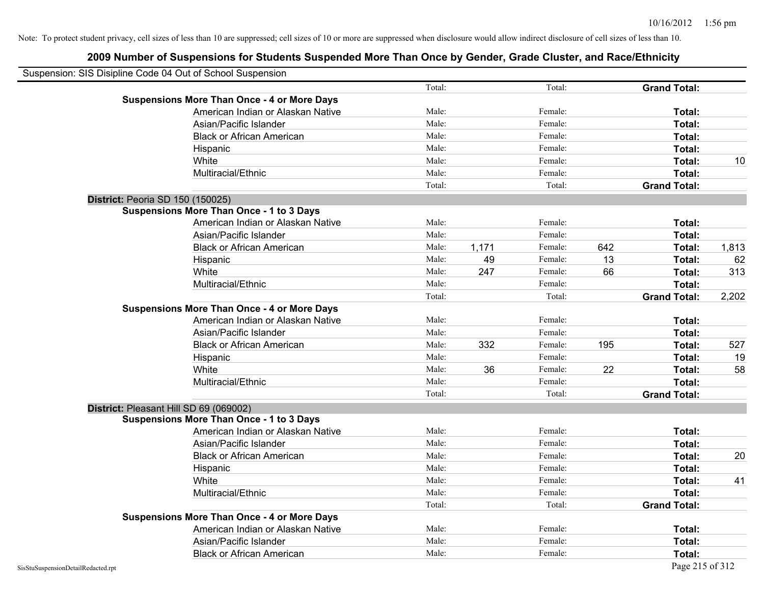Note: To protect student privacy, cell sizes of less than 10 are suppressed; cell sizes of 10 or more are suppressed when disclosure would allow indirect disclosure of cell sizes of less than 10.

## 2009 Number of Suspensions for Students Suspended More Than Once by Gender, Grade Cluster, and Race/Ethnicity

Suspension: SIS Disipline Code 04 Out of School Suspension

| | | | | | | | |
|---|---|---|---|---|---|---|---|
| | Total: | | Total: | | **Grand Total:** | |
| **Suspensions More Than Once - 4 or More Days** | | | | | | |
| American Indian or Alaskan Native | Male: | | Female: | | **Total:** | |
| Asian/Pacific Islander | Male: | | Female: | | **Total:** | |
| Black or African American | Male: | | Female: | | **Total:** | |
| Hispanic | Male: | | Female: | | **Total:** | |
| White | Male: | | Female: | | **Total:** | 10 |
| Multiracial/Ethnic | Male: | | Female: | | **Total:** | |
| | Total: | | Total: | | **Grand Total:** | |
| **District:** Peoria SD 150 (150025) | | | | | | |
| **Suspensions More Than Once - 1 to 3 Days** | | | | | | |
| American Indian or Alaskan Native | Male: | | Female: | | **Total:** | |
| Asian/Pacific Islander | Male: | | Female: | | **Total:** | |
| Black or African American | Male: | 1,171 | Female: | 642 | **Total:** | 1,813 |
| Hispanic | Male: | 49 | Female: | 13 | **Total:** | 62 |
| White | Male: | 247 | Female: | 66 | **Total:** | 313 |
| Multiracial/Ethnic | Male: | | Female: | | **Total:** | |
| | Total: | | Total: | | **Grand Total:** | 2,202 |
| **Suspensions More Than Once - 4 or More Days** | | | | | | |
| American Indian or Alaskan Native | Male: | | Female: | | **Total:** | |
| Asian/Pacific Islander | Male: | | Female: | | **Total:** | |
| Black or African American | Male: | 332 | Female: | 195 | **Total:** | 527 |
| Hispanic | Male: | | Female: | | **Total:** | 19 |
| White | Male: | 36 | Female: | 22 | **Total:** | 58 |
| Multiracial/Ethnic | Male: | | Female: | | **Total:** | |
| | Total: | | Total: | | **Grand Total:** | |
| **District:** Pleasant Hill SD 69 (069002) | | | | | | |
| **Suspensions More Than Once - 1 to 3 Days** | | | | | | |
| American Indian or Alaskan Native | Male: | | Female: | | **Total:** | |
| Asian/Pacific Islander | Male: | | Female: | | **Total:** | |
| Black or African American | Male: | | Female: | | **Total:** | 20 |
| Hispanic | Male: | | Female: | | **Total:** | |
| White | Male: | | Female: | | **Total:** | 41 |
| Multiracial/Ethnic | Male: | | Female: | | **Total:** | |
| | Total: | | Total: | | **Grand Total:** | |
| **Suspensions More Than Once - 4 or More Days** | | | | | | |
| American Indian or Alaskan Native | Male: | | Female: | | **Total:** | |
| Asian/Pacific Islander | Male: | | Female: | | **Total:** | |
| Black or African American | Male: | | Female: | | **Total:** | |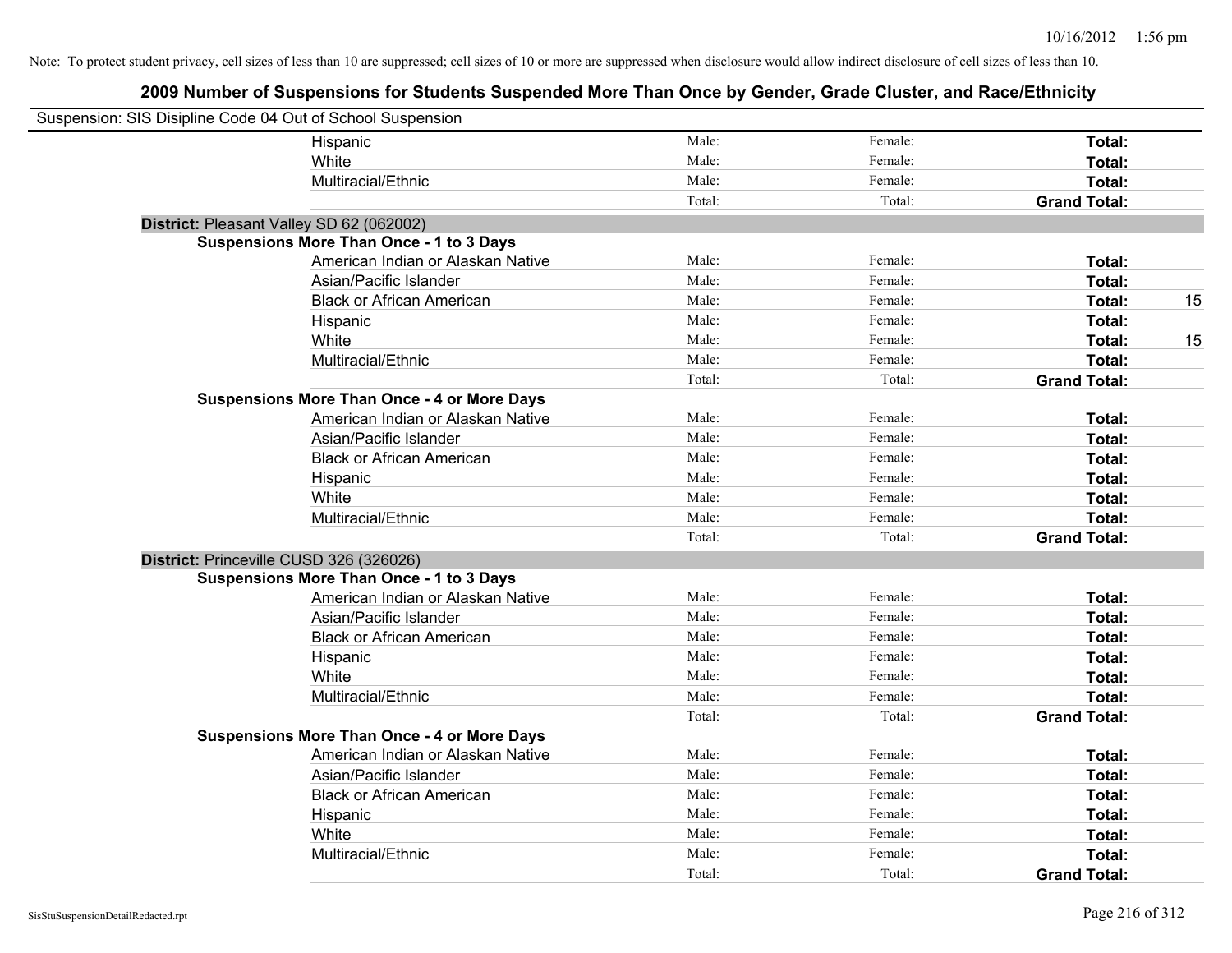Note: To protect student privacy, cell sizes of less than 10 are suppressed; cell sizes of 10 or more are suppressed when disclosure would allow indirect disclosure of cell sizes of less than 10.

## 2009 Number of Suspensions for Students Suspended More Than Once by Gender, Grade Cluster, and Race/Ethnicity

Suspension: SIS Disipline Code 04 Out of School Suspension

| | | | | | |
|---|---|---|---|---|---|
| | Hispanic | Male: | Female: | **Total:** | |
| | White | Male: | Female: | **Total:** | |
| | Multiracial/Ethnic | Male: | Female: | **Total:** | |
| | | Total: | Total: | **Grand Total:** | |
| **District:** Pleasant Valley SD 62 (062002) | | | | | |
| **Suspensions More Than Once - 1 to 3 Days** | | | | | |
| | American Indian or Alaskan Native | Male: | Female: | **Total:** | |
| | Asian/Pacific Islander | Male: | Female: | **Total:** | |
| | Black or African American | Male: | Female: | **Total:** | 15 |
| | Hispanic | Male: | Female: | **Total:** | |
| | White | Male: | Female: | **Total:** | 15 |
| | Multiracial/Ethnic | Male: | Female: | **Total:** | |
| | | Total: | Total: | **Grand Total:** | |
| **Suspensions More Than Once - 4 or More Days** | | | | | |
| | American Indian or Alaskan Native | Male: | Female: | **Total:** | |
| | Asian/Pacific Islander | Male: | Female: | **Total:** | |
| | Black or African American | Male: | Female: | **Total:** | |
| | Hispanic | Male: | Female: | **Total:** | |
| | White | Male: | Female: | **Total:** | |
| | Multiracial/Ethnic | Male: | Female: | **Total:** | |
| | | Total: | Total: | **Grand Total:** | |
| **District:** Princeville CUSD 326 (326026) | | | | | |
| **Suspensions More Than Once - 1 to 3 Days** | | | | | |
| | American Indian or Alaskan Native | Male: | Female: | **Total:** | |
| | Asian/Pacific Islander | Male: | Female: | **Total:** | |
| | Black or African American | Male: | Female: | **Total:** | |
| | Hispanic | Male: | Female: | **Total:** | |
| | White | Male: | Female: | **Total:** | |
| | Multiracial/Ethnic | Male: | Female: | **Total:** | |
| | | Total: | Total: | **Grand Total:** | |
| **Suspensions More Than Once - 4 or More Days** | | | | | |
| | American Indian or Alaskan Native | Male: | Female: | **Total:** | |
| | Asian/Pacific Islander | Male: | Female: | **Total:** | |
| | Black or African American | Male: | Female: | **Total:** | |
| | Hispanic | Male: | Female: | **Total:** | |
| | White | Male: | Female: | **Total:** | |
| | Multiracial/Ethnic | Male: | Female: | **Total:** | |
| | | Total: | Total: | **Grand Total:** | |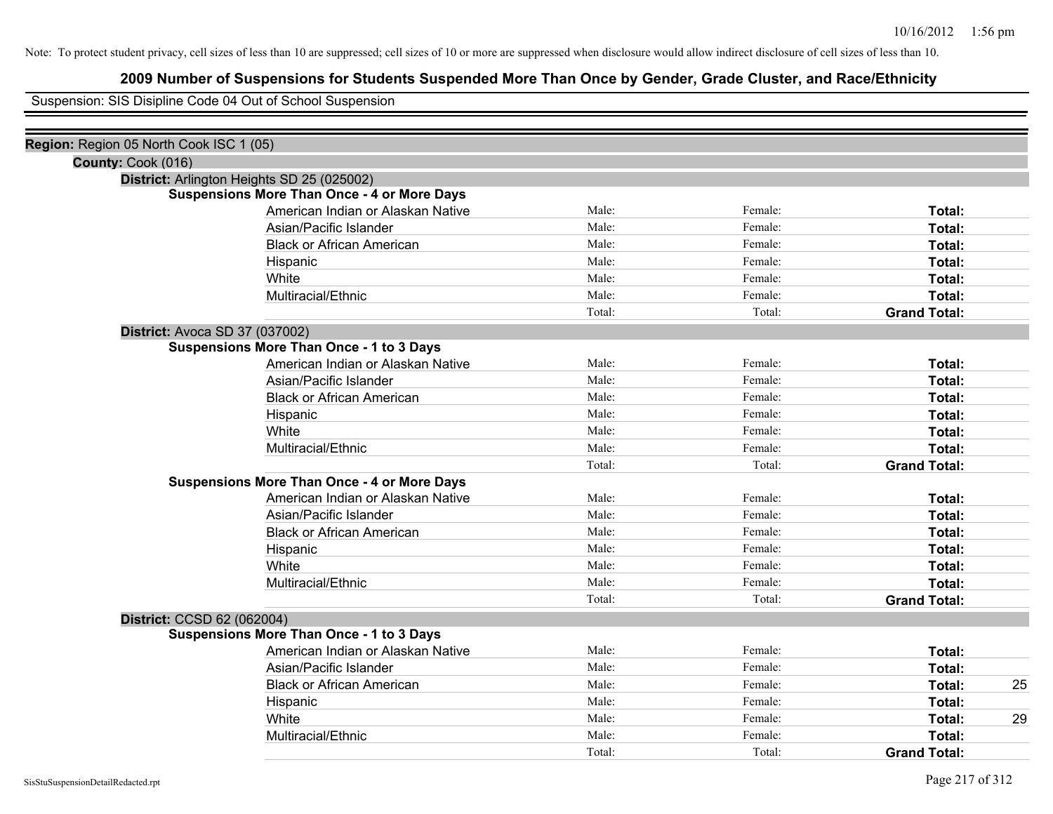Note: To protect student privacy, cell sizes of less than 10 are suppressed; cell sizes of 10 or more are suppressed when disclosure would allow indirect disclosure of cell sizes of less than 10.

# 2009 Number of Suspensions for Students Suspended More Than Once by Gender, Grade Cluster, and Race/Ethnicity

Suspension: SIS Disipline Code 04 Out of School Suspension

**Region:** Region 05 North Cook ISC 1 (05)

**County:** Cook (016)

**District:** Arlington Heights SD 25 (025002)

**Suspensions More Than Once - 4 or More Days**

| | | | | |
|---|---|---|---|---|
| American Indian or Alaskan Native | Male: | Female: | **Total:** | |
| Asian/Pacific Islander | Male: | Female: | **Total:** | |
| Black or African American | Male: | Female: | **Total:** | |
| Hispanic | Male: | Female: | **Total:** | |
| White | Male: | Female: | **Total:** | |
| Multiracial/Ethnic | Male: | Female: | **Total:** | |
| | Total: | Total: | **Grand Total:** | |

**District:** Avoca SD 37 (037002)

**Suspensions More Than Once - 1 to 3 Days**

| | | | | |
|---|---|---|---|---|
| American Indian or Alaskan Native | Male: | Female: | **Total:** | |
| Asian/Pacific Islander | Male: | Female: | **Total:** | |
| Black or African American | Male: | Female: | **Total:** | |
| Hispanic | Male: | Female: | **Total:** | |
| White | Male: | Female: | **Total:** | |
| Multiracial/Ethnic | Male: | Female: | **Total:** | |
| | Total: | Total: | **Grand Total:** | |

**Suspensions More Than Once - 4 or More Days**

| | | | | |
|---|---|---|---|---|
| American Indian or Alaskan Native | Male: | Female: | **Total:** | |
| Asian/Pacific Islander | Male: | Female: | **Total:** | |
| Black or African American | Male: | Female: | **Total:** | |
| Hispanic | Male: | Female: | **Total:** | |
| White | Male: | Female: | **Total:** | |
| Multiracial/Ethnic | Male: | Female: | **Total:** | |
| | Total: | Total: | **Grand Total:** | |

**District:** CCSD 62 (062004)

**Suspensions More Than Once - 1 to 3 Days**

| | | | | |
|---|---|---|---|---|
| American Indian or Alaskan Native | Male: | Female: | **Total:** | |
| Asian/Pacific Islander | Male: | Female: | **Total:** | |
| Black or African American | Male: | Female: | **Total:** | 25 |
| Hispanic | Male: | Female: | **Total:** | |
| White | Male: | Female: | **Total:** | 29 |
| Multiracial/Ethnic | Male: | Female: | **Total:** | |
| | Total: | Total: | **Grand Total:** | |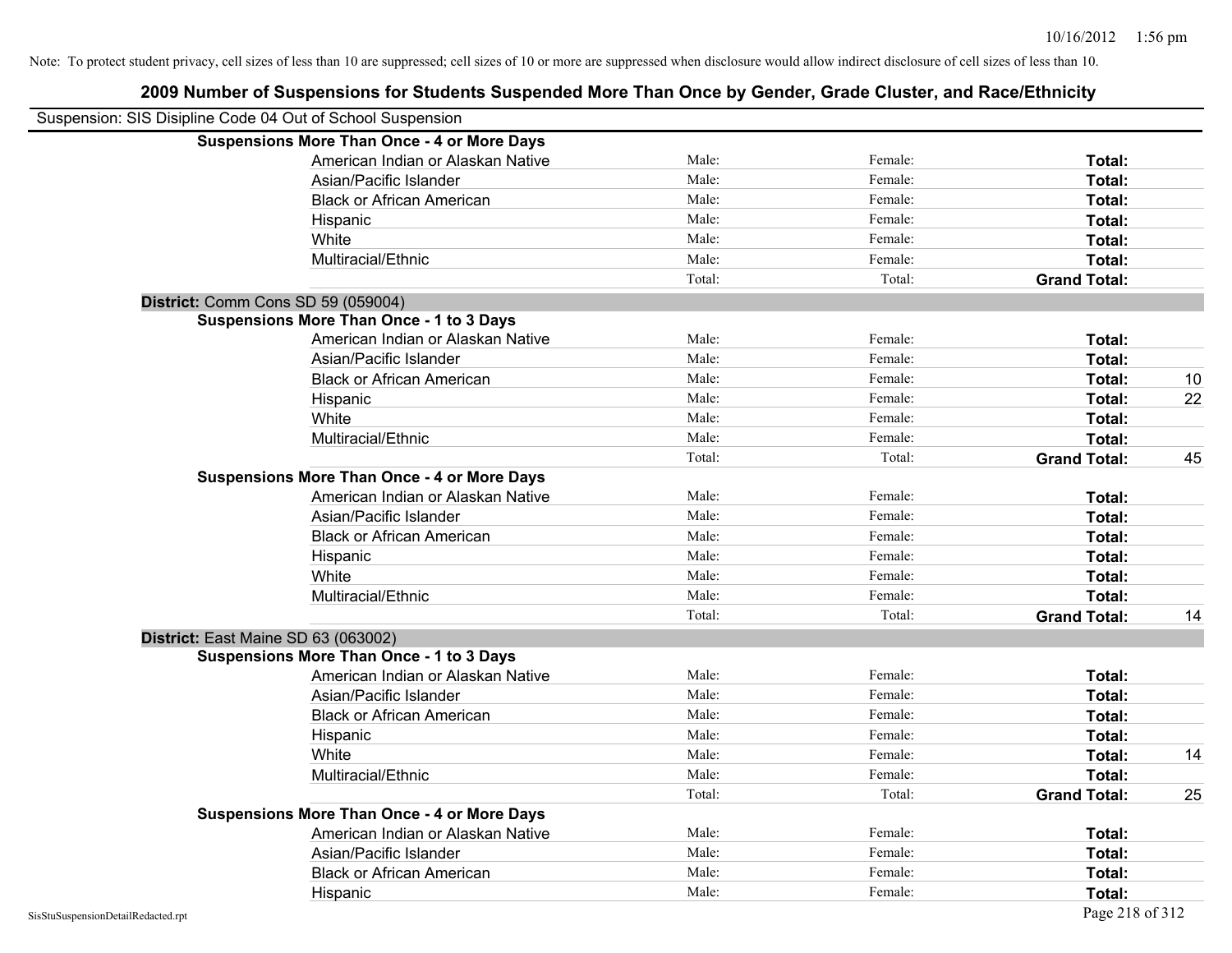Note: To protect student privacy, cell sizes of less than 10 are suppressed; cell sizes of 10 or more are suppressed when disclosure would allow indirect disclosure of cell sizes of less than 10.

# 2009 Number of Suspensions for Students Suspended More Than Once by Gender, Grade Cluster, and Race/Ethnicity

Suspension: SIS Disipline Code 04 Out of School Suspension

| | | | | |
|---|---|---|---|---|
| **Suspensions More Than Once - 4 or More Days** | | | | |
| American Indian or Alaskan Native | Male: | Female: | **Total:** | |
| Asian/Pacific Islander | Male: | Female: | **Total:** | |
| Black or African American | Male: | Female: | **Total:** | |
| Hispanic | Male: | Female: | **Total:** | |
| White | Male: | Female: | **Total:** | |
| Multiracial/Ethnic | Male: | Female: | **Total:** | |
| | Total: | Total: | **Grand Total:** | |
| **District:** Comm Cons SD 59 (059004) | | | | |
| **Suspensions More Than Once - 1 to 3 Days** | | | | |
| American Indian or Alaskan Native | Male: | Female: | **Total:** | |
| Asian/Pacific Islander | Male: | Female: | **Total:** | |
| Black or African American | Male: | Female: | **Total:** | 10 |
| Hispanic | Male: | Female: | **Total:** | 22 |
| White | Male: | Female: | **Total:** | |
| Multiracial/Ethnic | Male: | Female: | **Total:** | |
| | Total: | Total: | **Grand Total:** | 45 |
| **Suspensions More Than Once - 4 or More Days** | | | | |
| American Indian or Alaskan Native | Male: | Female: | **Total:** | |
| Asian/Pacific Islander | Male: | Female: | **Total:** | |
| Black or African American | Male: | Female: | **Total:** | |
| Hispanic | Male: | Female: | **Total:** | |
| White | Male: | Female: | **Total:** | |
| Multiracial/Ethnic | Male: | Female: | **Total:** | |
| | Total: | Total: | **Grand Total:** | 14 |
| **District:** East Maine SD 63 (063002) | | | | |
| **Suspensions More Than Once - 1 to 3 Days** | | | | |
| American Indian or Alaskan Native | Male: | Female: | **Total:** | |
| Asian/Pacific Islander | Male: | Female: | **Total:** | |
| Black or African American | Male: | Female: | **Total:** | |
| Hispanic | Male: | Female: | **Total:** | |
| White | Male: | Female: | **Total:** | 14 |
| Multiracial/Ethnic | Male: | Female: | **Total:** | |
| | Total: | Total: | **Grand Total:** | 25 |
| **Suspensions More Than Once - 4 or More Days** | | | | |
| American Indian or Alaskan Native | Male: | Female: | **Total:** | |
| Asian/Pacific Islander | Male: | Female: | **Total:** | |
| Black or African American | Male: | Female: | **Total:** | |
| Hispanic | Male: | Female: | **Total:** | |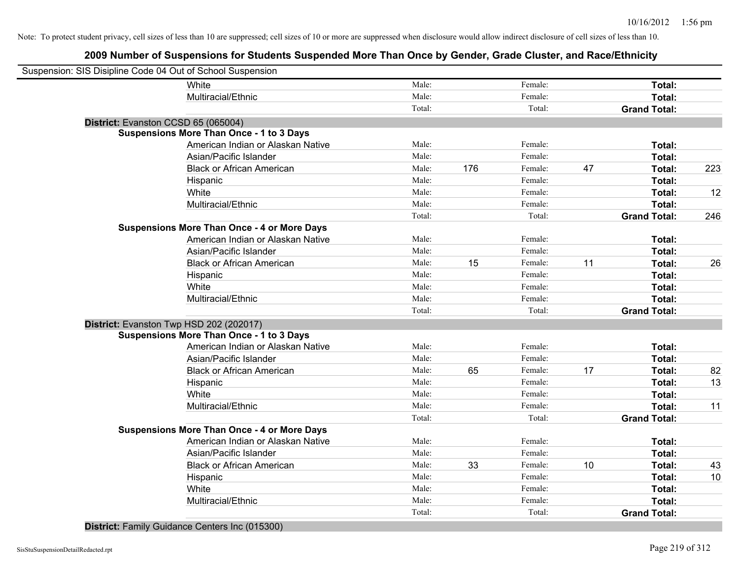Note: To protect student privacy, cell sizes of less than 10 are suppressed; cell sizes of 10 or more are suppressed when disclosure would allow indirect disclosure of cell sizes of less than 10.

## 2009 Number of Suspensions for Students Suspended More Than Once by Gender, Grade Cluster, and Race/Ethnicity

Suspension: SIS Disipline Code 04 Out of School Suspension

| | | | | | | | | |
|---|---|---|---|---|---|---|---|---|
| | White | Male: | | Female: | | **Total:** | |
| | Multiracial/Ethnic | Male: | | Female: | | **Total:** | |
| | | Total: | | Total: | | **Grand Total:** | |
| **District:** Evanston CCSD 65 (065004) | | | | | | | |
| **Suspensions More Than Once - 1 to 3 Days** | | | | | | | |
| | American Indian or Alaskan Native | Male: | | Female: | | **Total:** | |
| | Asian/Pacific Islander | Male: | | Female: | | **Total:** | |
| | Black or African American | Male: | 176 | Female: | 47 | **Total:** | 223 |
| | Hispanic | Male: | | Female: | | **Total:** | |
| | White | Male: | | Female: | | **Total:** | 12 |
| | Multiracial/Ethnic | Male: | | Female: | | **Total:** | |
| | | Total: | | Total: | | **Grand Total:** | 246 |
| **Suspensions More Than Once - 4 or More Days** | | | | | | | |
| | American Indian or Alaskan Native | Male: | | Female: | | **Total:** | |
| | Asian/Pacific Islander | Male: | | Female: | | **Total:** | |
| | Black or African American | Male: | 15 | Female: | 11 | **Total:** | 26 |
| | Hispanic | Male: | | Female: | | **Total:** | |
| | White | Male: | | Female: | | **Total:** | |
| | Multiracial/Ethnic | Male: | | Female: | | **Total:** | |
| | | Total: | | Total: | | **Grand Total:** | |
| **District:** Evanston Twp HSD 202 (202017) | | | | | | | |
| **Suspensions More Than Once - 1 to 3 Days** | | | | | | | |
| | American Indian or Alaskan Native | Male: | | Female: | | **Total:** | |
| | Asian/Pacific Islander | Male: | | Female: | | **Total:** | |
| | Black or African American | Male: | 65 | Female: | 17 | **Total:** | 82 |
| | Hispanic | Male: | | Female: | | **Total:** | 13 |
| | White | Male: | | Female: | | **Total:** | |
| | Multiracial/Ethnic | Male: | | Female: | | **Total:** | 11 |
| | | Total: | | Total: | | **Grand Total:** | |
| **Suspensions More Than Once - 4 or More Days** | | | | | | | |
| | American Indian or Alaskan Native | Male: | | Female: | | **Total:** | |
| | Asian/Pacific Islander | Male: | | Female: | | **Total:** | |
| | Black or African American | Male: | 33 | Female: | 10 | **Total:** | 43 |
| | Hispanic | Male: | | Female: | | **Total:** | 10 |
| | White | Male: | | Female: | | **Total:** | |
| | Multiracial/Ethnic | Male: | | Female: | | **Total:** | |
| | | Total: | | Total: | | **Grand Total:** | |
| **District:** Family Guidance Centers Inc (015300) | | | | | | | |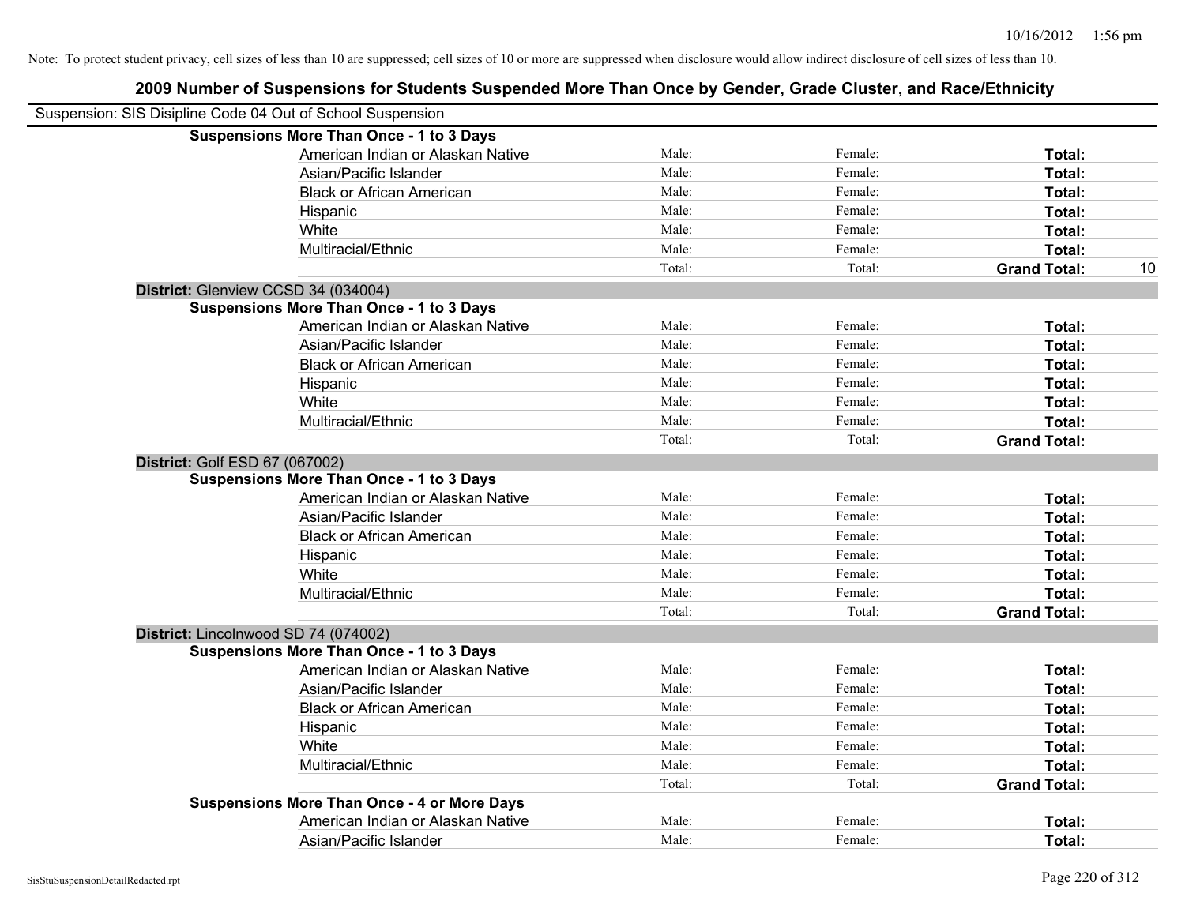Note: To protect student privacy, cell sizes of less than 10 are suppressed; cell sizes of 10 or more are suppressed when disclosure would allow indirect disclosure of cell sizes of less than 10.

# 2009 Number of Suspensions for Students Suspended More Than Once by Gender, Grade Cluster, and Race/Ethnicity

Suspension: SIS Disipline Code 04 Out of School Suspension

**Suspensions More Than Once - 1 to 3 Days**

| | | | | |
|---|---|---|---|---|
| American Indian or Alaskan Native | Male: | Female: | **Total:** | |
| Asian/Pacific Islander | Male: | Female: | **Total:** | |
| Black or African American | Male: | Female: | **Total:** | |
| Hispanic | Male: | Female: | **Total:** | |
| White | Male: | Female: | **Total:** | |
| Multiracial/Ethnic | Male: | Female: | **Total:** | |
| | Total: | Total: | **Grand Total:** | 10 |

**District:** Glenview CCSD 34 (034004)

**Suspensions More Than Once - 1 to 3 Days**

| | | | | |
|---|---|---|---|---|
| American Indian or Alaskan Native | Male: | Female: | **Total:** | |
| Asian/Pacific Islander | Male: | Female: | **Total:** | |
| Black or African American | Male: | Female: | **Total:** | |
| Hispanic | Male: | Female: | **Total:** | |
| White | Male: | Female: | **Total:** | |
| Multiracial/Ethnic | Male: | Female: | **Total:** | |
| | Total: | Total: | **Grand Total:** | |

**District:** Golf ESD 67 (067002)

**Suspensions More Than Once - 1 to 3 Days**

| | | | | |
|---|---|---|---|---|
| American Indian or Alaskan Native | Male: | Female: | **Total:** | |
| Asian/Pacific Islander | Male: | Female: | **Total:** | |
| Black or African American | Male: | Female: | **Total:** | |
| Hispanic | Male: | Female: | **Total:** | |
| White | Male: | Female: | **Total:** | |
| Multiracial/Ethnic | Male: | Female: | **Total:** | |
| | Total: | Total: | **Grand Total:** | |

**District:** Lincolnwood SD 74 (074002)

**Suspensions More Than Once - 1 to 3 Days**

| | | | | |
|---|---|---|---|---|
| American Indian or Alaskan Native | Male: | Female: | **Total:** | |
| Asian/Pacific Islander | Male: | Female: | **Total:** | |
| Black or African American | Male: | Female: | **Total:** | |
| Hispanic | Male: | Female: | **Total:** | |
| White | Male: | Female: | **Total:** | |
| Multiracial/Ethnic | Male: | Female: | **Total:** | |
| | Total: | Total: | **Grand Total:** | |

**Suspensions More Than Once - 4 or More Days**

| | | | | |
|---|---|---|---|---|
| American Indian or Alaskan Native | Male: | Female: | **Total:** | |
| Asian/Pacific Islander | Male: | Female: | **Total:** | |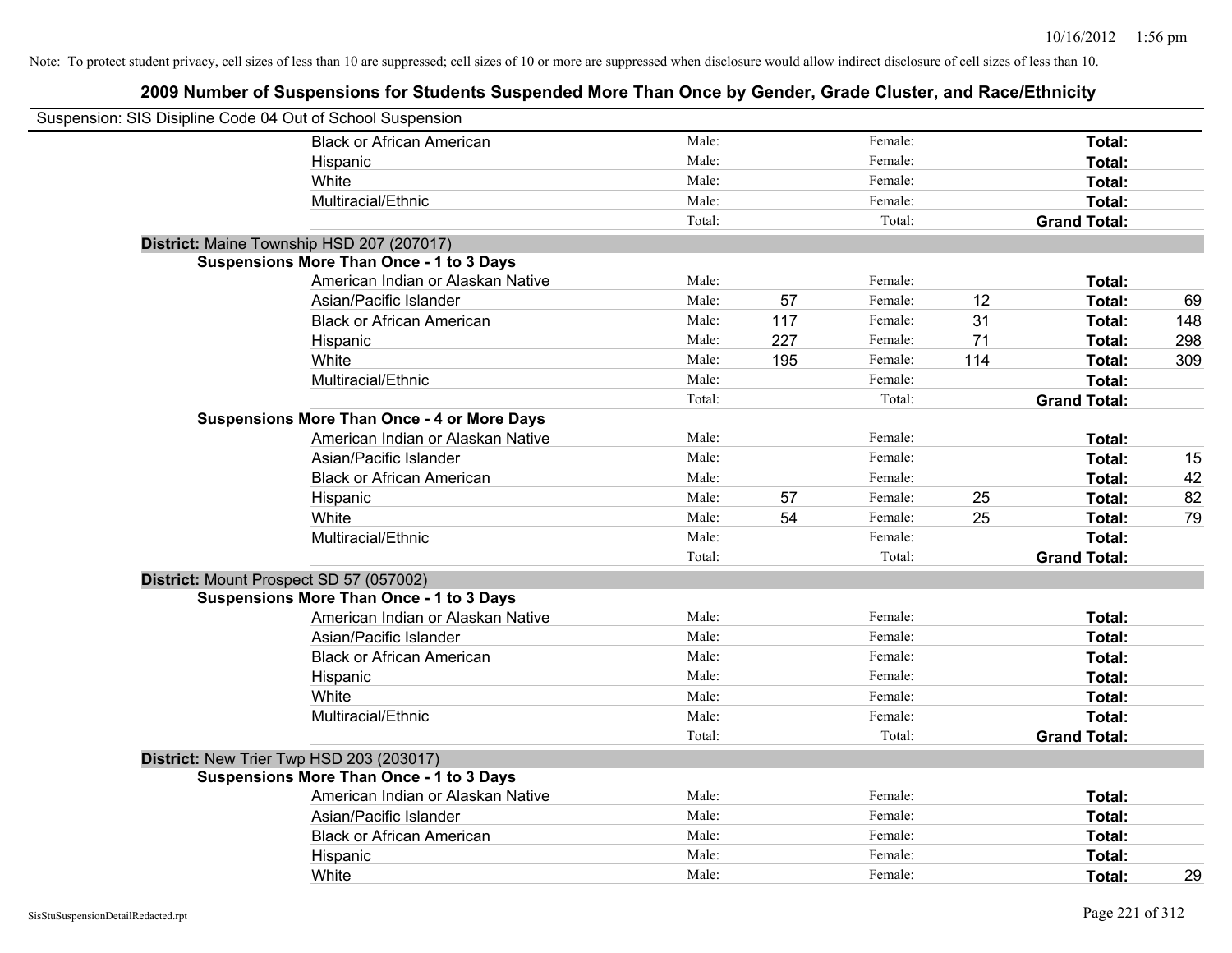Note: To protect student privacy, cell sizes of less than 10 are suppressed; cell sizes of 10 or more are suppressed when disclosure would allow indirect disclosure of cell sizes of less than 10.

## 2009 Number of Suspensions for Students Suspended More Than Once by Gender, Grade Cluster, and Race/Ethnicity

Suspension: SIS Disipline Code 04 Out of School Suspension

| | | | | | | |
|---|---|---|---|---|---|---|
| Black or African American | Male: | | Female: | | **Total:** | |
| Hispanic | Male: | | Female: | | **Total:** | |
| White | Male: | | Female: | | **Total:** | |
| Multiracial/Ethnic | Male: | | Female: | | **Total:** | |
| | Total: | | Total: | | **Grand Total:** | |

**District:** Maine Township HSD 207 (207017)

**Suspensions More Than Once - 1 to 3 Days**

| | | | | | | |
|---|---|---|---|---|---|---|
| American Indian or Alaskan Native | Male: | | Female: | | **Total:** | |
| Asian/Pacific Islander | Male: | 57 | Female: | 12 | **Total:** | 69 |
| Black or African American | Male: | 117 | Female: | 31 | **Total:** | 148 |
| Hispanic | Male: | 227 | Female: | 71 | **Total:** | 298 |
| White | Male: | 195 | Female: | 114 | **Total:** | 309 |
| Multiracial/Ethnic | Male: | | Female: | | **Total:** | |
| | Total: | | Total: | | **Grand Total:** | |

**Suspensions More Than Once - 4 or More Days**

| | | | | | | |
|---|---|---|---|---|---|---|
| American Indian or Alaskan Native | Male: | | Female: | | **Total:** | |
| Asian/Pacific Islander | Male: | | Female: | | **Total:** | 15 |
| Black or African American | Male: | | Female: | | **Total:** | 42 |
| Hispanic | Male: | 57 | Female: | 25 | **Total:** | 82 |
| White | Male: | 54 | Female: | 25 | **Total:** | 79 |
| Multiracial/Ethnic | Male: | | Female: | | **Total:** | |
| | Total: | | Total: | | **Grand Total:** | |

**District:** Mount Prospect SD 57 (057002)

**Suspensions More Than Once - 1 to 3 Days**

| | | | | | | |
|---|---|---|---|---|---|---|
| American Indian or Alaskan Native | Male: | | Female: | | **Total:** | |
| Asian/Pacific Islander | Male: | | Female: | | **Total:** | |
| Black or African American | Male: | | Female: | | **Total:** | |
| Hispanic | Male: | | Female: | | **Total:** | |
| White | Male: | | Female: | | **Total:** | |
| Multiracial/Ethnic | Male: | | Female: | | **Total:** | |
| | Total: | | Total: | | **Grand Total:** | |

**District:** New Trier Twp HSD 203 (203017)

**Suspensions More Than Once - 1 to 3 Days**

| | | | | | | |
|---|---|---|---|---|---|---|
| American Indian or Alaskan Native | Male: | | Female: | | **Total:** | |
| Asian/Pacific Islander | Male: | | Female: | | **Total:** | |
| Black or African American | Male: | | Female: | | **Total:** | |
| Hispanic | Male: | | Female: | | **Total:** | |
| White | Male: | | Female: | | **Total:** | 29 |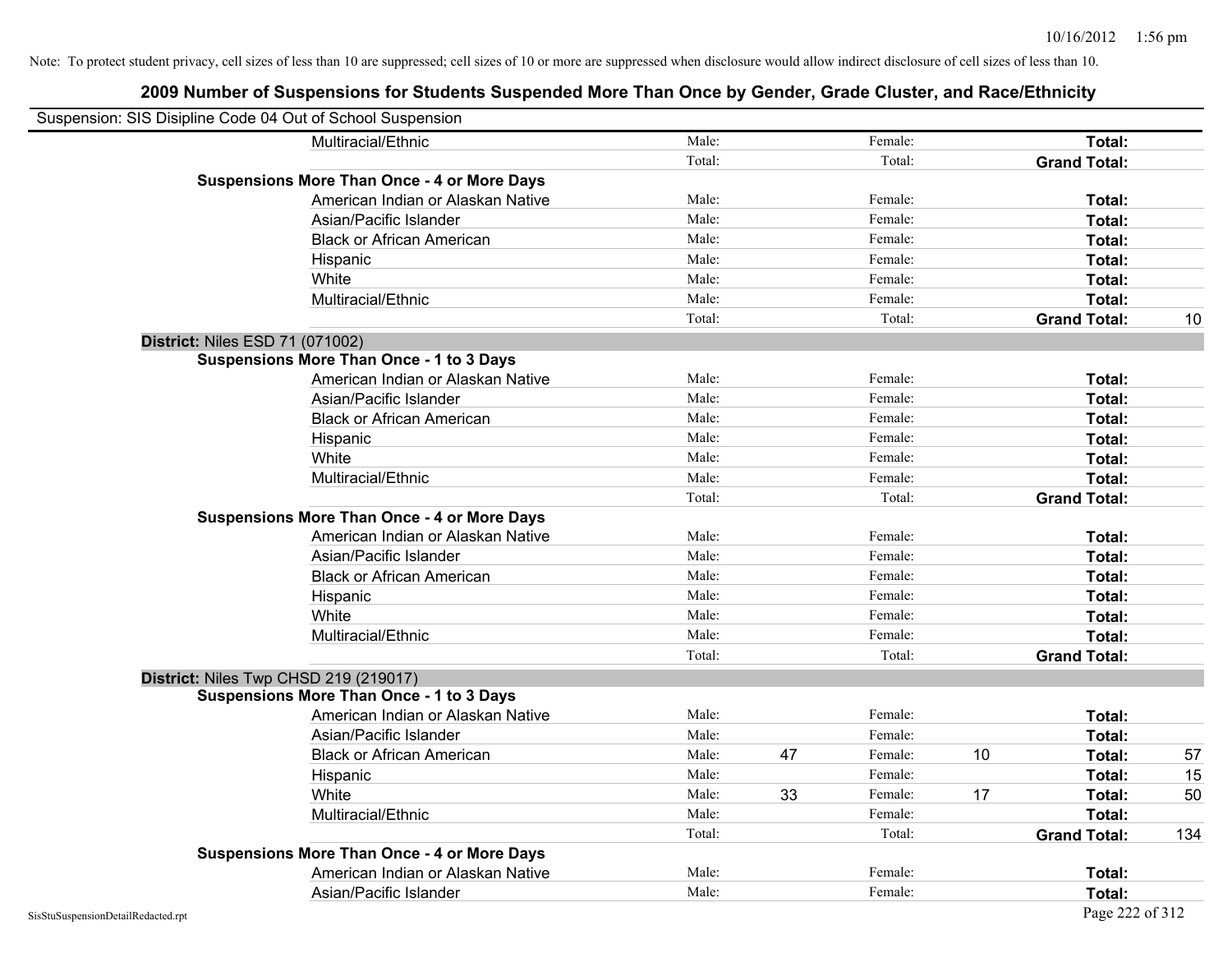Note: To protect student privacy, cell sizes of less than 10 are suppressed; cell sizes of 10 or more are suppressed when disclosure would allow indirect disclosure of cell sizes of less than 10.

## 2009 Number of Suspensions for Students Suspended More Than Once by Gender, Grade Cluster, and Race/Ethnicity

Suspension: SIS Disipline Code 04 Out of School Suspension

| | | | | | | | |
|---|---|---|---|---|---|---|---|
| Multiracial/Ethnic | Male: | | Female: | | **Total:** | |
| | Total: | | Total: | | **Grand Total:** | |
| **Suspensions More Than Once - 4 or More Days** | | | | | | |
| American Indian or Alaskan Native | Male: | | Female: | | **Total:** | |
| Asian/Pacific Islander | Male: | | Female: | | **Total:** | |
| Black or African American | Male: | | Female: | | **Total:** | |
| Hispanic | Male: | | Female: | | **Total:** | |
| White | Male: | | Female: | | **Total:** | |
| Multiracial/Ethnic | Male: | | Female: | | **Total:** | |
| | Total: | | Total: | | **Grand Total:** | 10 |
| **District:** Niles ESD 71 (071002) | | | | | | |
| **Suspensions More Than Once - 1 to 3 Days** | | | | | | |
| American Indian or Alaskan Native | Male: | | Female: | | **Total:** | |
| Asian/Pacific Islander | Male: | | Female: | | **Total:** | |
| Black or African American | Male: | | Female: | | **Total:** | |
| Hispanic | Male: | | Female: | | **Total:** | |
| White | Male: | | Female: | | **Total:** | |
| Multiracial/Ethnic | Male: | | Female: | | **Total:** | |
| | Total: | | Total: | | **Grand Total:** | |
| **Suspensions More Than Once - 4 or More Days** | | | | | | |
| American Indian or Alaskan Native | Male: | | Female: | | **Total:** | |
| Asian/Pacific Islander | Male: | | Female: | | **Total:** | |
| Black or African American | Male: | | Female: | | **Total:** | |
| Hispanic | Male: | | Female: | | **Total:** | |
| White | Male: | | Female: | | **Total:** | |
| Multiracial/Ethnic | Male: | | Female: | | **Total:** | |
| | Total: | | Total: | | **Grand Total:** | |
| **District:** Niles Twp CHSD 219 (219017) | | | | | | |
| **Suspensions More Than Once - 1 to 3 Days** | | | | | | |
| American Indian or Alaskan Native | Male: | | Female: | | **Total:** | |
| Asian/Pacific Islander | Male: | | Female: | | **Total:** | |
| Black or African American | Male: | 47 | Female: | 10 | **Total:** | 57 |
| Hispanic | Male: | | Female: | | **Total:** | 15 |
| White | Male: | 33 | Female: | 17 | **Total:** | 50 |
| Multiracial/Ethnic | Male: | | Female: | | **Total:** | |
| | Total: | | Total: | | **Grand Total:** | 134 |
| **Suspensions More Than Once - 4 or More Days** | | | | | | |
| American Indian or Alaskan Native | Male: | | Female: | | **Total:** | |
| Asian/Pacific Islander | Male: | | Female: | | **Total:** | |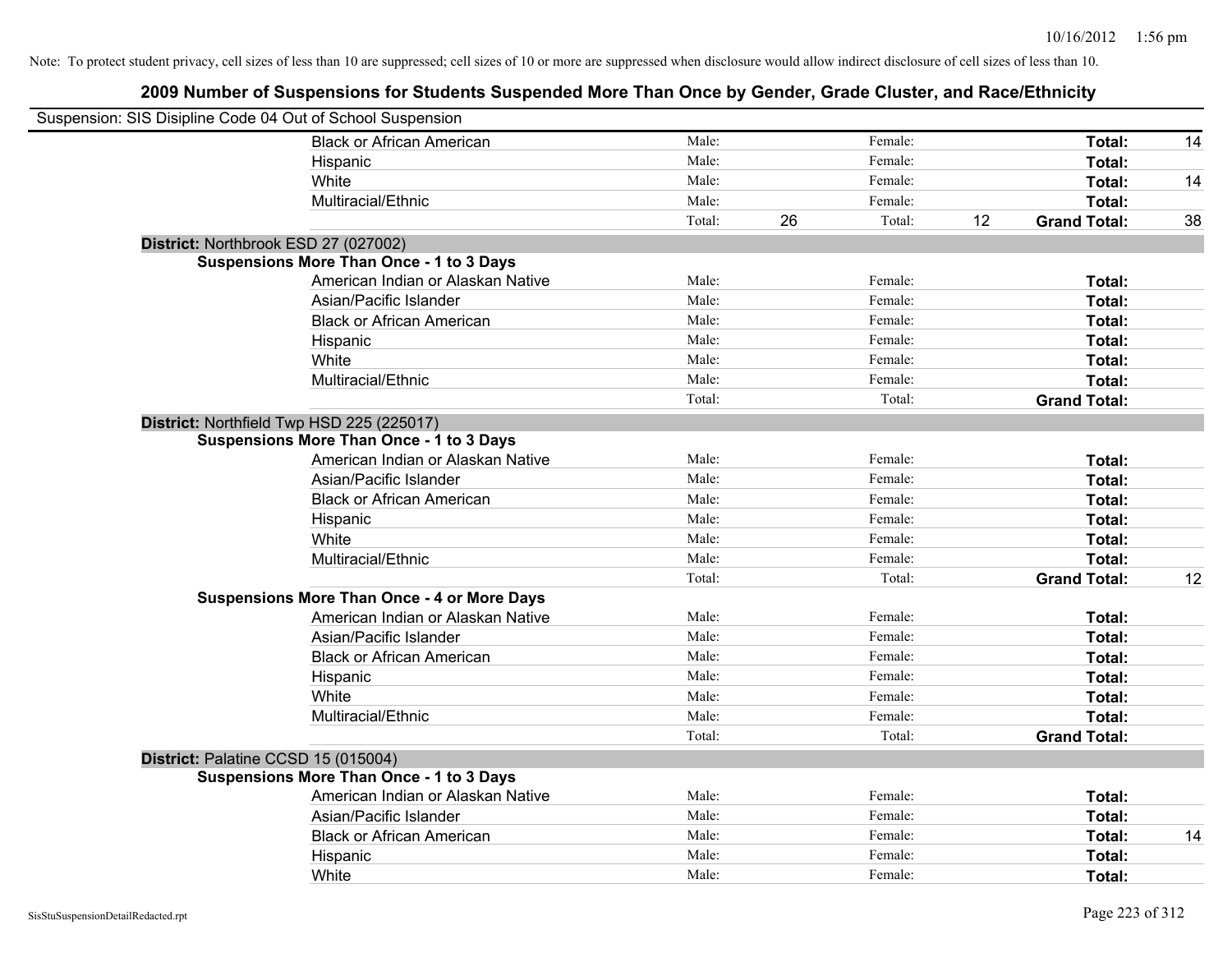Note: To protect student privacy, cell sizes of less than 10 are suppressed; cell sizes of 10 or more are suppressed when disclosure would allow indirect disclosure of cell sizes of less than 10.

## 2009 Number of Suspensions for Students Suspended More Than Once by Gender, Grade Cluster, and Race/Ethnicity

Suspension: SIS Disipline Code 04 Out of School Suspension

| | | | | | | | |
|---|---|---|---|---|---|---|---|
| Black or African American | Male: | | Female: | | **Total:** | 14 |
| Hispanic | Male: | | Female: | | **Total:** | |
| White | Male: | | Female: | | **Total:** | 14 |
| Multiracial/Ethnic | Male: | | Female: | | **Total:** | |
| | Total: | 26 | Total: | 12 | **Grand Total:** | 38 |

**District:** Northbrook ESD 27 (027002)

**Suspensions More Than Once - 1 to 3 Days**

| | | | | | | |
|---|---|---|---|---|---|---|
| American Indian or Alaskan Native | Male: | | Female: | | **Total:** | |
| Asian/Pacific Islander | Male: | | Female: | | **Total:** | |
| Black or African American | Male: | | Female: | | **Total:** | |
| Hispanic | Male: | | Female: | | **Total:** | |
| White | Male: | | Female: | | **Total:** | |
| Multiracial/Ethnic | Male: | | Female: | | **Total:** | |
| | Total: | | Total: | | **Grand Total:** | |

**District:** Northfield Twp HSD 225 (225017)

**Suspensions More Than Once - 1 to 3 Days**

| | | | | | | |
|---|---|---|---|---|---|---|
| American Indian or Alaskan Native | Male: | | Female: | | **Total:** | |
| Asian/Pacific Islander | Male: | | Female: | | **Total:** | |
| Black or African American | Male: | | Female: | | **Total:** | |
| Hispanic | Male: | | Female: | | **Total:** | |
| White | Male: | | Female: | | **Total:** | |
| Multiracial/Ethnic | Male: | | Female: | | **Total:** | |
| | Total: | | Total: | | **Grand Total:** | 12 |

**Suspensions More Than Once - 4 or More Days**

| | | | | | | |
|---|---|---|---|---|---|---|
| American Indian or Alaskan Native | Male: | | Female: | | **Total:** | |
| Asian/Pacific Islander | Male: | | Female: | | **Total:** | |
| Black or African American | Male: | | Female: | | **Total:** | |
| Hispanic | Male: | | Female: | | **Total:** | |
| White | Male: | | Female: | | **Total:** | |
| Multiracial/Ethnic | Male: | | Female: | | **Total:** | |
| | Total: | | Total: | | **Grand Total:** | |

**District:** Palatine CCSD 15 (015004)

**Suspensions More Than Once - 1 to 3 Days**

| | | | | | | |
|---|---|---|---|---|---|---|
| American Indian or Alaskan Native | Male: | | Female: | | **Total:** | |
| Asian/Pacific Islander | Male: | | Female: | | **Total:** | |
| Black or African American | Male: | | Female: | | **Total:** | 14 |
| Hispanic | Male: | | Female: | | **Total:** | |
| White | Male: | | Female: | | **Total:** | |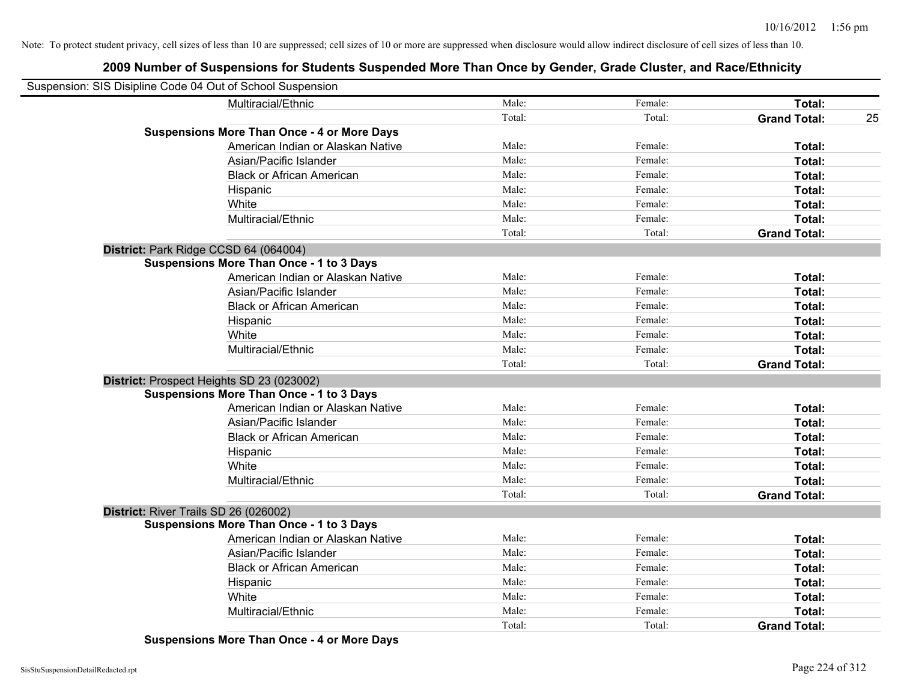Note: To protect student privacy, cell sizes of less than 10 are suppressed; cell sizes of 10 or more are suppressed when disclosure would allow indirect disclosure of cell sizes of less than 10.

# 2009 Number of Suspensions for Students Suspended More Than Once by Gender, Grade Cluster, and Race/Ethnicity

Suspension: SIS Disipline Code 04 Out of School Suspension

| | | | | | |
|---|---|---|---|---|---|
| Multiracial/Ethnic | Male: | Female: | **Total:** | |
| | Total: | Total: | **Grand Total:** | 25 |

**Suspensions More Than Once - 4 or More Days**

| | | | | |
|---|---|---|---|---|
| American Indian or Alaskan Native | Male: | Female: | **Total:** | |
| Asian/Pacific Islander | Male: | Female: | **Total:** | |
| Black or African American | Male: | Female: | **Total:** | |
| Hispanic | Male: | Female: | **Total:** | |
| White | Male: | Female: | **Total:** | |
| Multiracial/Ethnic | Male: | Female: | **Total:** | |
| | Total: | Total: | **Grand Total:** | |

**District:** Park Ridge CCSD 64 (064004)

**Suspensions More Than Once - 1 to 3 Days**

| | | | | |
|---|---|---|---|---|
| American Indian or Alaskan Native | Male: | Female: | **Total:** | |
| Asian/Pacific Islander | Male: | Female: | **Total:** | |
| Black or African American | Male: | Female: | **Total:** | |
| Hispanic | Male: | Female: | **Total:** | |
| White | Male: | Female: | **Total:** | |
| Multiracial/Ethnic | Male: | Female: | **Total:** | |
| | Total: | Total: | **Grand Total:** | |

**District:** Prospect Heights SD 23 (023002)

**Suspensions More Than Once - 1 to 3 Days**

| | | | | |
|---|---|---|---|---|
| American Indian or Alaskan Native | Male: | Female: | **Total:** | |
| Asian/Pacific Islander | Male: | Female: | **Total:** | |
| Black or African American | Male: | Female: | **Total:** | |
| Hispanic | Male: | Female: | **Total:** | |
| White | Male: | Female: | **Total:** | |
| Multiracial/Ethnic | Male: | Female: | **Total:** | |
| | Total: | Total: | **Grand Total:** | |

**District:** River Trails SD 26 (026002)

**Suspensions More Than Once - 1 to 3 Days**

| | | | | |
|---|---|---|---|---|
| American Indian or Alaskan Native | Male: | Female: | **Total:** | |
| Asian/Pacific Islander | Male: | Female: | **Total:** | |
| Black or African American | Male: | Female: | **Total:** | |
| Hispanic | Male: | Female: | **Total:** | |
| White | Male: | Female: | **Total:** | |
| Multiracial/Ethnic | Male: | Female: | **Total:** | |
| | Total: | Total: | **Grand Total:** | |

**Suspensions More Than Once - 4 or More Days**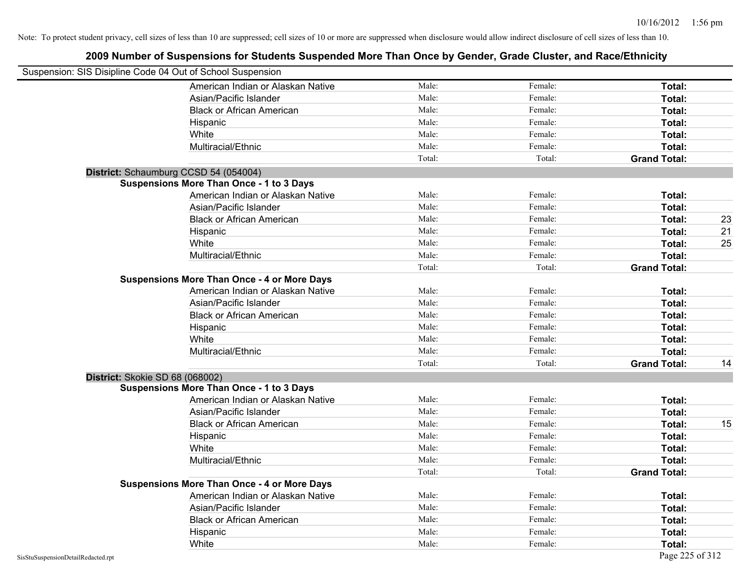Note: To protect student privacy, cell sizes of less than 10 are suppressed; cell sizes of 10 or more are suppressed when disclosure would allow indirect disclosure of cell sizes of less than 10.

## 2009 Number of Suspensions for Students Suspended More Than Once by Gender, Grade Cluster, and Race/Ethnicity

Suspension: SIS Disipline Code 04 Out of School Suspension

| | | | | |
|---|---|---|---|---|
| American Indian or Alaskan Native | Male: | Female: | **Total:** | |
| Asian/Pacific Islander | Male: | Female: | **Total:** | |
| Black or African American | Male: | Female: | **Total:** | |
| Hispanic | Male: | Female: | **Total:** | |
| White | Male: | Female: | **Total:** | |
| Multiracial/Ethnic | Male: | Female: | **Total:** | |
| | Total: | Total: | **Grand Total:** | |

**District:** Schaumburg CCSD 54 (054004)

**Suspensions More Than Once - 1 to 3 Days**

| | | | | |
|---|---|---|---|---|
| American Indian or Alaskan Native | Male: | Female: | **Total:** | |
| Asian/Pacific Islander | Male: | Female: | **Total:** | |
| Black or African American | Male: | Female: | **Total:** | 23 |
| Hispanic | Male: | Female: | **Total:** | 21 |
| White | Male: | Female: | **Total:** | 25 |
| Multiracial/Ethnic | Male: | Female: | **Total:** | |
| | Total: | Total: | **Grand Total:** | |

**Suspensions More Than Once - 4 or More Days**

| | | | | |
|---|---|---|---|---|
| American Indian or Alaskan Native | Male: | Female: | **Total:** | |
| Asian/Pacific Islander | Male: | Female: | **Total:** | |
| Black or African American | Male: | Female: | **Total:** | |
| Hispanic | Male: | Female: | **Total:** | |
| White | Male: | Female: | **Total:** | |
| Multiracial/Ethnic | Male: | Female: | **Total:** | |
| | Total: | Total: | **Grand Total:** | 14 |

**District:** Skokie SD 68 (068002)

**Suspensions More Than Once - 1 to 3 Days**

| | | | | |
|---|---|---|---|---|
| American Indian or Alaskan Native | Male: | Female: | **Total:** | |
| Asian/Pacific Islander | Male: | Female: | **Total:** | |
| Black or African American | Male: | Female: | **Total:** | 15 |
| Hispanic | Male: | Female: | **Total:** | |
| White | Male: | Female: | **Total:** | |
| Multiracial/Ethnic | Male: | Female: | **Total:** | |
| | Total: | Total: | **Grand Total:** | |

**Suspensions More Than Once - 4 or More Days**

| | | | | |
|---|---|---|---|---|
| American Indian or Alaskan Native | Male: | Female: | **Total:** | |
| Asian/Pacific Islander | Male: | Female: | **Total:** | |
| Black or African American | Male: | Female: | **Total:** | |
| Hispanic | Male: | Female: | **Total:** | |
| White | Male: | Female: | **Total:** | |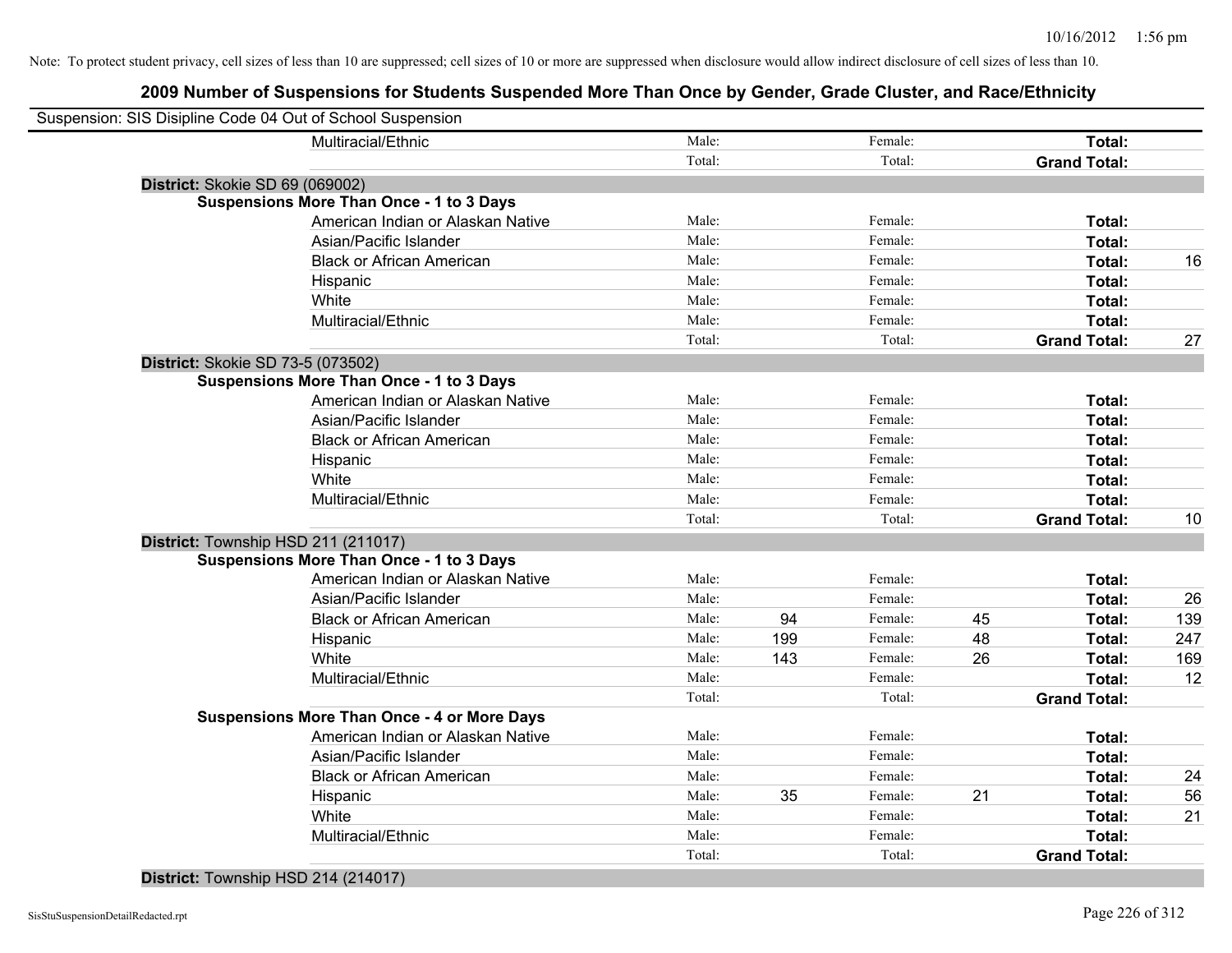Note: To protect student privacy, cell sizes of less than 10 are suppressed; cell sizes of 10 or more are suppressed when disclosure would allow indirect disclosure of cell sizes of less than 10.

# 2009 Number of Suspensions for Students Suspended More Than Once by Gender, Grade Cluster, and Race/Ethnicity

Suspension: SIS Disipline Code 04 Out of School Suspension

| | | | | | | | |
|---|---|---|---|---|---|---|---|
| Multiracial/Ethnic | Male: | | Female: | | **Total:** | |
| | Total: | | Total: | | **Grand Total:** | |

**District:** Skokie SD 69 (069002)

**Suspensions More Than Once - 1 to 3 Days**

| | | | | | | |
|---|---|---|---|---|---|---|
| American Indian or Alaskan Native | Male: | | Female: | | **Total:** | |
| Asian/Pacific Islander | Male: | | Female: | | **Total:** | |
| Black or African American | Male: | | Female: | | **Total:** | 16 |
| Hispanic | Male: | | Female: | | **Total:** | |
| White | Male: | | Female: | | **Total:** | |
| Multiracial/Ethnic | Male: | | Female: | | **Total:** | |
| | Total: | | Total: | | **Grand Total:** | 27 |

**District:** Skokie SD 73-5 (073502)

**Suspensions More Than Once - 1 to 3 Days**

| | | | | | | |
|---|---|---|---|---|---|---|
| American Indian or Alaskan Native | Male: | | Female: | | **Total:** | |
| Asian/Pacific Islander | Male: | | Female: | | **Total:** | |
| Black or African American | Male: | | Female: | | **Total:** | |
| Hispanic | Male: | | Female: | | **Total:** | |
| White | Male: | | Female: | | **Total:** | |
| Multiracial/Ethnic | Male: | | Female: | | **Total:** | |
| | Total: | | Total: | | **Grand Total:** | 10 |

**District:** Township HSD 211 (211017)

**Suspensions More Than Once - 1 to 3 Days**

| | | | | | | |
|---|---|---|---|---|---|---|
| American Indian or Alaskan Native | Male: | | Female: | | **Total:** | |
| Asian/Pacific Islander | Male: | | Female: | | **Total:** | 26 |
| Black or African American | Male: | 94 | Female: | 45 | **Total:** | 139 |
| Hispanic | Male: | 199 | Female: | 48 | **Total:** | 247 |
| White | Male: | 143 | Female: | 26 | **Total:** | 169 |
| Multiracial/Ethnic | Male: | | Female: | | **Total:** | 12 |
| | Total: | | Total: | | **Grand Total:** | |

**Suspensions More Than Once - 4 or More Days**

| | | | | | | |
|---|---|---|---|---|---|---|
| American Indian or Alaskan Native | Male: | | Female: | | **Total:** | |
| Asian/Pacific Islander | Male: | | Female: | | **Total:** | |
| Black or African American | Male: | | Female: | | **Total:** | 24 |
| Hispanic | Male: | 35 | Female: | 21 | **Total:** | 56 |
| White | Male: | | Female: | | **Total:** | 21 |
| Multiracial/Ethnic | Male: | | Female: | | **Total:** | |
| | Total: | | Total: | | **Grand Total:** | |

**District:** Township HSD 214 (214017)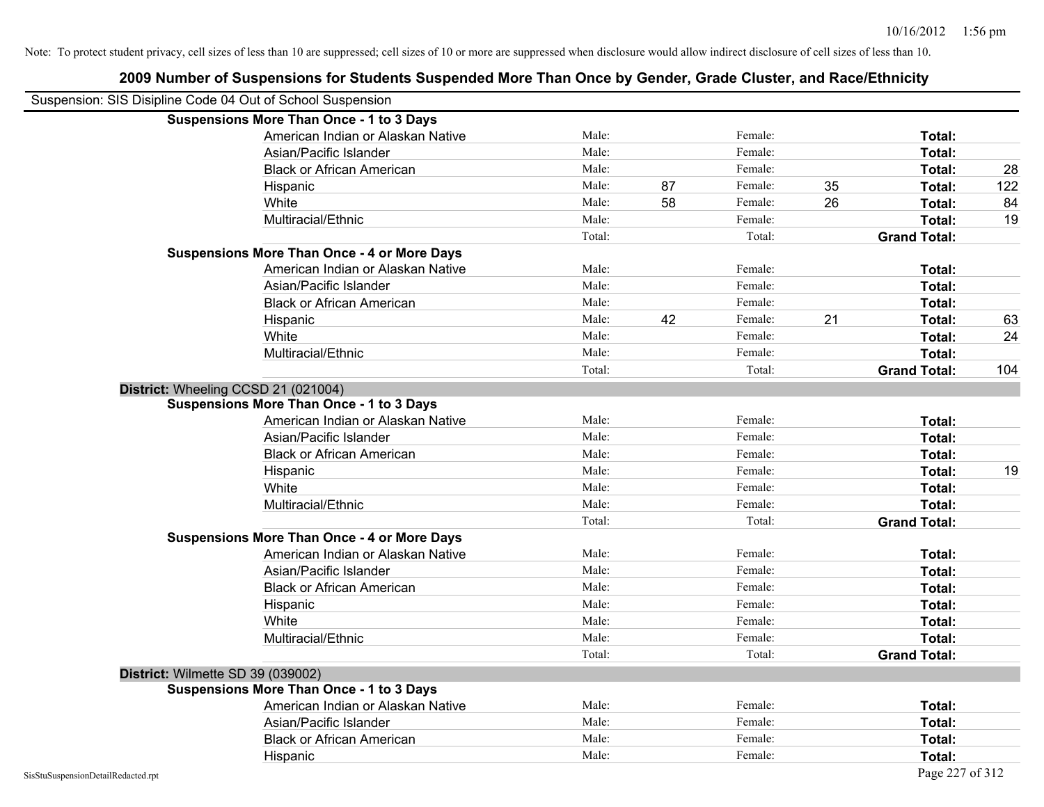Note: To protect student privacy, cell sizes of less than 10 are suppressed; cell sizes of 10 or more are suppressed when disclosure would allow indirect disclosure of cell sizes of less than 10.

# 2009 Number of Suspensions for Students Suspended More Than Once by Gender, Grade Cluster, and Race/Ethnicity

Suspension: SIS Disipline Code 04 Out of School Suspension

| | | | | | | | |
|---|---|---|---|---|---|---|---|
| **Suspensions More Than Once - 1 to 3 Days** | | | | | | | |
| American Indian or Alaskan Native | Male: | | Female: | | **Total:** | |
| Asian/Pacific Islander | Male: | | Female: | | **Total:** | |
| Black or African American | Male: | | Female: | | **Total:** | 28 |
| Hispanic | Male: | 87 | Female: | 35 | **Total:** | 122 |
| White | Male: | 58 | Female: | 26 | **Total:** | 84 |
| Multiracial/Ethnic | Male: | | Female: | | **Total:** | 19 |
| | Total: | | Total: | | **Grand Total:** | |
| **Suspensions More Than Once - 4 or More Days** | | | | | | | |
| American Indian or Alaskan Native | Male: | | Female: | | **Total:** | |
| Asian/Pacific Islander | Male: | | Female: | | **Total:** | |
| Black or African American | Male: | | Female: | | **Total:** | |
| Hispanic | Male: | 42 | Female: | 21 | **Total:** | 63 |
| White | Male: | | Female: | | **Total:** | 24 |
| Multiracial/Ethnic | Male: | | Female: | | **Total:** | |
| | Total: | | Total: | | **Grand Total:** | 104 |

**District:** Wheeling CCSD 21 (021004)

| | | | | | | |
|---|---|---|---|---|---|---|
| **Suspensions More Than Once - 1 to 3 Days** | | | | | | |
| American Indian or Alaskan Native | Male: | | Female: | | **Total:** | |
| Asian/Pacific Islander | Male: | | Female: | | **Total:** | |
| Black or African American | Male: | | Female: | | **Total:** | |
| Hispanic | Male: | | Female: | | **Total:** | 19 |
| White | Male: | | Female: | | **Total:** | |
| Multiracial/Ethnic | Male: | | Female: | | **Total:** | |
| | Total: | | Total: | | **Grand Total:** | |
| **Suspensions More Than Once - 4 or More Days** | | | | | | |
| American Indian or Alaskan Native | Male: | | Female: | | **Total:** | |
| Asian/Pacific Islander | Male: | | Female: | | **Total:** | |
| Black or African American | Male: | | Female: | | **Total:** | |
| Hispanic | Male: | | Female: | | **Total:** | |
| White | Male: | | Female: | | **Total:** | |
| Multiracial/Ethnic | Male: | | Female: | | **Total:** | |
| | Total: | | Total: | | **Grand Total:** | |

**District:** Wilmette SD 39 (039002)

| | | | | | | |
|---|---|---|---|---|---|---|
| **Suspensions More Than Once - 1 to 3 Days** | | | | | | |
| American Indian or Alaskan Native | Male: | | Female: | | **Total:** | |
| Asian/Pacific Islander | Male: | | Female: | | **Total:** | |
| Black or African American | Male: | | Female: | | **Total:** | |
| Hispanic | Male: | | Female: | | **Total:** | |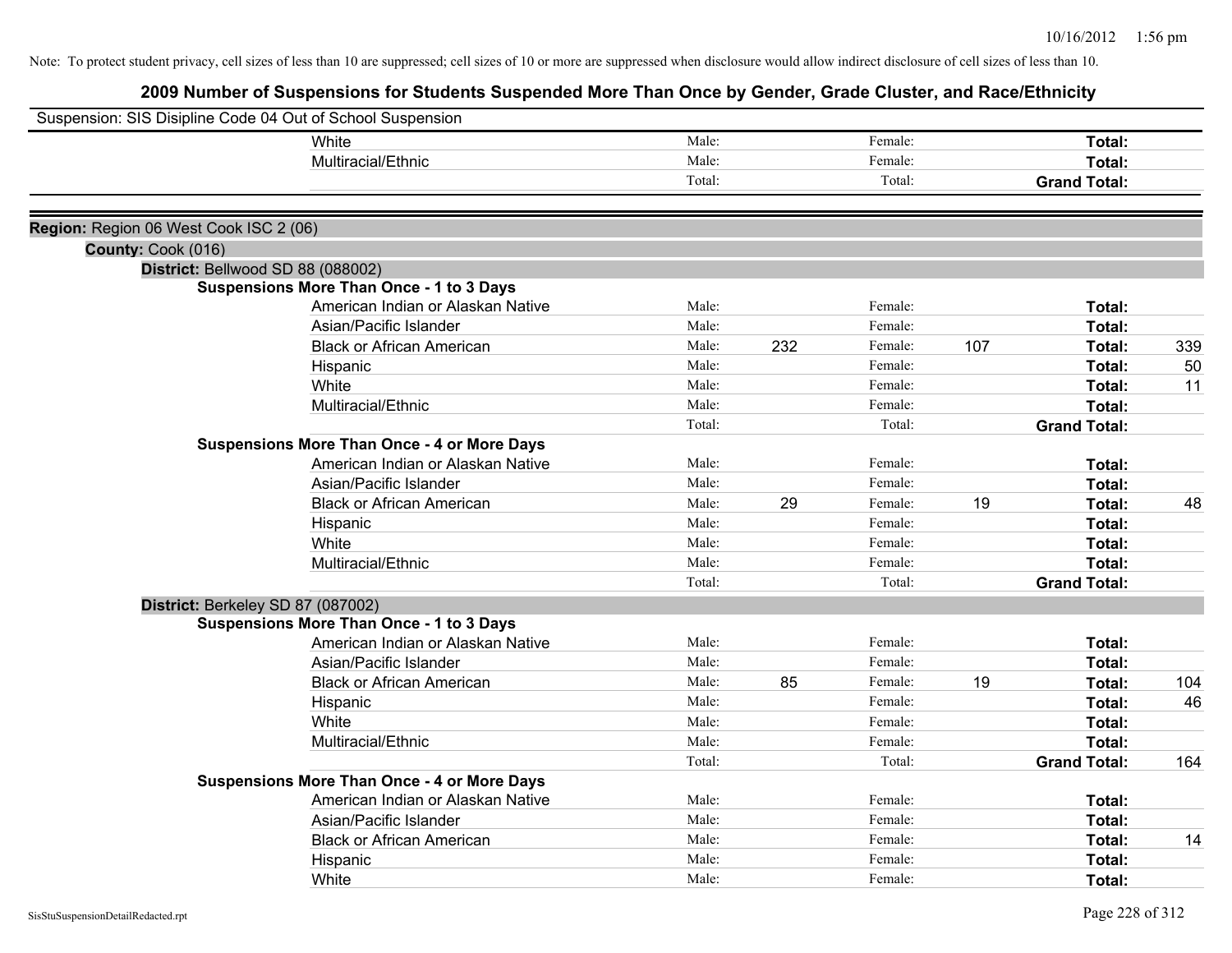Note: To protect student privacy, cell sizes of less than 10 are suppressed; cell sizes of 10 or more are suppressed when disclosure would allow indirect disclosure of cell sizes of less than 10.

# 2009 Number of Suspensions for Students Suspended More Than Once by Gender, Grade Cluster, and Race/Ethnicity

Suspension: SIS Disipline Code 04 Out of School Suspension

| | | | | | | | |
|---|---|---|---|---|---|---|---|
| White | Male: | | Female: | | **Total:** | |
| Multiracial/Ethnic | Male: | | Female: | | **Total:** | |
| | Total: | | Total: | | **Grand Total:** | |

**Region:** Region 06 West Cook ISC 2 (06)

**County:** Cook (016)

**District:** Bellwood SD 88 (088002)

**Suspensions More Than Once - 1 to 3 Days**

| | | | | | | |
|---|---|---|---|---|---|---|
| American Indian or Alaskan Native | Male: | | Female: | | **Total:** | |
| Asian/Pacific Islander | Male: | | Female: | | **Total:** | |
| Black or African American | Male: | 232 | Female: | 107 | **Total:** | 339 |
| Hispanic | Male: | | Female: | | **Total:** | 50 |
| White | Male: | | Female: | | **Total:** | 11 |
| Multiracial/Ethnic | Male: | | Female: | | **Total:** | |
| | Total: | | Total: | | **Grand Total:** | |

**Suspensions More Than Once - 4 or More Days**

| | | | | | | |
|---|---|---|---|---|---|---|
| American Indian or Alaskan Native | Male: | | Female: | | **Total:** | |
| Asian/Pacific Islander | Male: | | Female: | | **Total:** | |
| Black or African American | Male: | 29 | Female: | 19 | **Total:** | 48 |
| Hispanic | Male: | | Female: | | **Total:** | |
| White | Male: | | Female: | | **Total:** | |
| Multiracial/Ethnic | Male: | | Female: | | **Total:** | |
| | Total: | | Total: | | **Grand Total:** | |

**District:** Berkeley SD 87 (087002)

**Suspensions More Than Once - 1 to 3 Days**

| | | | | | | |
|---|---|---|---|---|---|---|
| American Indian or Alaskan Native | Male: | | Female: | | **Total:** | |
| Asian/Pacific Islander | Male: | | Female: | | **Total:** | |
| Black or African American | Male: | 85 | Female: | 19 | **Total:** | 104 |
| Hispanic | Male: | | Female: | | **Total:** | 46 |
| White | Male: | | Female: | | **Total:** | |
| Multiracial/Ethnic | Male: | | Female: | | **Total:** | |
| | Total: | | Total: | | **Grand Total:** | 164 |

**Suspensions More Than Once - 4 or More Days**

| | | | | | | |
|---|---|---|---|---|---|---|
| American Indian or Alaskan Native | Male: | | Female: | | **Total:** | |
| Asian/Pacific Islander | Male: | | Female: | | **Total:** | |
| Black or African American | Male: | | Female: | | **Total:** | 14 |
| Hispanic | Male: | | Female: | | **Total:** | |
| White | Male: | | Female: | | **Total:** | |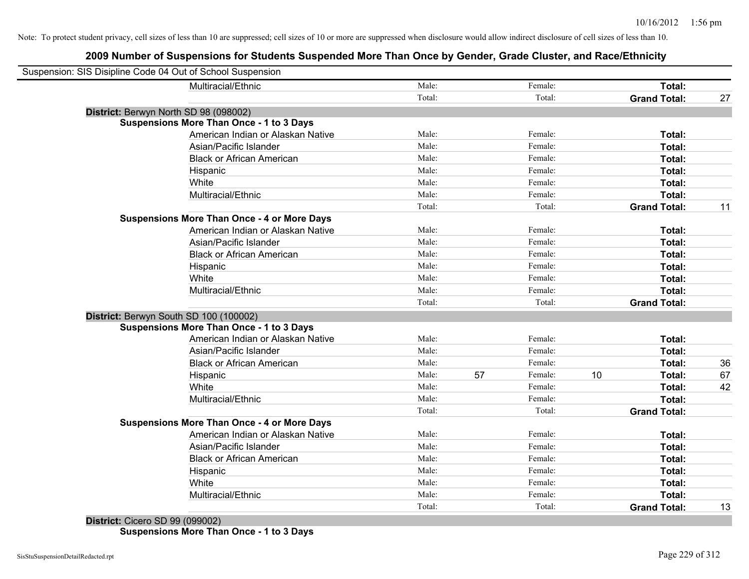Note: To protect student privacy, cell sizes of less than 10 are suppressed; cell sizes of 10 or more are suppressed when disclosure would allow indirect disclosure of cell sizes of less than 10.

## 2009 Number of Suspensions for Students Suspended More Than Once by Gender, Grade Cluster, and Race/Ethnicity

Suspension: SIS Disipline Code 04 Out of School Suspension

| | | | | | | | |
|---|---|---|---|---|---|---|---|
| Multiracial/Ethnic | Male: | | Female: | | **Total:** | |
| | Total: | | Total: | | **Grand Total:** | 27 |
| **District:** Berwyn North SD 98 (098002) | | | | | | |
| **Suspensions More Than Once - 1 to 3 Days** | | | | | | |
| American Indian or Alaskan Native | Male: | | Female: | | **Total:** | |
| Asian/Pacific Islander | Male: | | Female: | | **Total:** | |
| Black or African American | Male: | | Female: | | **Total:** | |
| Hispanic | Male: | | Female: | | **Total:** | |
| White | Male: | | Female: | | **Total:** | |
| Multiracial/Ethnic | Male: | | Female: | | **Total:** | |
| | Total: | | Total: | | **Grand Total:** | 11 |
| **Suspensions More Than Once - 4 or More Days** | | | | | | |
| American Indian or Alaskan Native | Male: | | Female: | | **Total:** | |
| Asian/Pacific Islander | Male: | | Female: | | **Total:** | |
| Black or African American | Male: | | Female: | | **Total:** | |
| Hispanic | Male: | | Female: | | **Total:** | |
| White | Male: | | Female: | | **Total:** | |
| Multiracial/Ethnic | Male: | | Female: | | **Total:** | |
| | Total: | | Total: | | **Grand Total:** | |
| **District:** Berwyn South SD 100 (100002) | | | | | | |
| **Suspensions More Than Once - 1 to 3 Days** | | | | | | |
| American Indian or Alaskan Native | Male: | | Female: | | **Total:** | |
| Asian/Pacific Islander | Male: | | Female: | | **Total:** | |
| Black or African American | Male: | | Female: | | **Total:** | 36 |
| Hispanic | Male: | 57 | Female: | 10 | **Total:** | 67 |
| White | Male: | | Female: | | **Total:** | 42 |
| Multiracial/Ethnic | Male: | | Female: | | **Total:** | |
| | Total: | | Total: | | **Grand Total:** | |
| **Suspensions More Than Once - 4 or More Days** | | | | | | |
| American Indian or Alaskan Native | Male: | | Female: | | **Total:** | |
| Asian/Pacific Islander | Male: | | Female: | | **Total:** | |
| Black or African American | Male: | | Female: | | **Total:** | |
| Hispanic | Male: | | Female: | | **Total:** | |
| White | Male: | | Female: | | **Total:** | |
| Multiracial/Ethnic | Male: | | Female: | | **Total:** | |
| | Total: | | Total: | | **Grand Total:** | 13 |
| **District:** Cicero SD 99 (099002) | | | | | | |
| **Suspensions More Than Once - 1 to 3 Days** | | | | | | |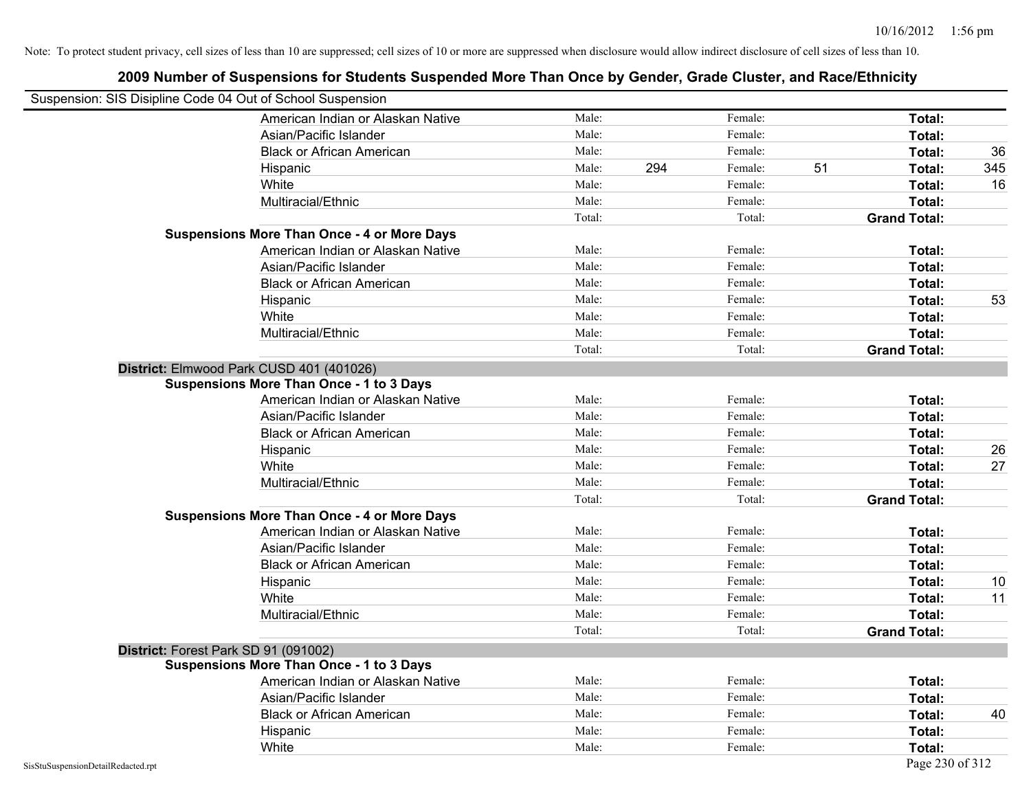Note: To protect student privacy, cell sizes of less than 10 are suppressed; cell sizes of 10 or more are suppressed when disclosure would allow indirect disclosure of cell sizes of less than 10.

# 2009 Number of Suspensions for Students Suspended More Than Once by Gender, Grade Cluster, and Race/Ethnicity

Suspension: SIS Disipline Code 04 Out of School Suspension

| | | | | | | | |
|---|---|---|---|---|---|---|---|
| American Indian or Alaskan Native | Male: | | Female: | | **Total:** | |
| Asian/Pacific Islander | Male: | | Female: | | **Total:** | |
| Black or African American | Male: | | Female: | | **Total:** | 36 |
| Hispanic | Male: | 294 | Female: | 51 | **Total:** | 345 |
| White | Male: | | Female: | | **Total:** | 16 |
| Multiracial/Ethnic | Male: | | Female: | | **Total:** | |
| | Total: | | Total: | | **Grand Total:** | |

**Suspensions More Than Once - 4 or More Days**

| | | | | | | |
|---|---|---|---|---|---|---|
| American Indian or Alaskan Native | Male: | | Female: | | **Total:** | |
| Asian/Pacific Islander | Male: | | Female: | | **Total:** | |
| Black or African American | Male: | | Female: | | **Total:** | |
| Hispanic | Male: | | Female: | | **Total:** | 53 |
| White | Male: | | Female: | | **Total:** | |
| Multiracial/Ethnic | Male: | | Female: | | **Total:** | |
| | Total: | | Total: | | **Grand Total:** | |

**District:** Elmwood Park CUSD 401 (401026)

**Suspensions More Than Once - 1 to 3 Days**

| | | | | | | |
|---|---|---|---|---|---|---|
| American Indian or Alaskan Native | Male: | | Female: | | **Total:** | |
| Asian/Pacific Islander | Male: | | Female: | | **Total:** | |
| Black or African American | Male: | | Female: | | **Total:** | |
| Hispanic | Male: | | Female: | | **Total:** | 26 |
| White | Male: | | Female: | | **Total:** | 27 |
| Multiracial/Ethnic | Male: | | Female: | | **Total:** | |
| | Total: | | Total: | | **Grand Total:** | |

**Suspensions More Than Once - 4 or More Days**

| | | | | | | |
|---|---|---|---|---|---|---|
| American Indian or Alaskan Native | Male: | | Female: | | **Total:** | |
| Asian/Pacific Islander | Male: | | Female: | | **Total:** | |
| Black or African American | Male: | | Female: | | **Total:** | |
| Hispanic | Male: | | Female: | | **Total:** | 10 |
| White | Male: | | Female: | | **Total:** | 11 |
| Multiracial/Ethnic | Male: | | Female: | | **Total:** | |
| | Total: | | Total: | | **Grand Total:** | |

**District:** Forest Park SD 91 (091002)

**Suspensions More Than Once - 1 to 3 Days**

| | | | | | | |
|---|---|---|---|---|---|---|
| American Indian or Alaskan Native | Male: | | Female: | | **Total:** | |
| Asian/Pacific Islander | Male: | | Female: | | **Total:** | |
| Black or African American | Male: | | Female: | | **Total:** | 40 |
| Hispanic | Male: | | Female: | | **Total:** | |
| White | Male: | | Female: | | **Total:** | |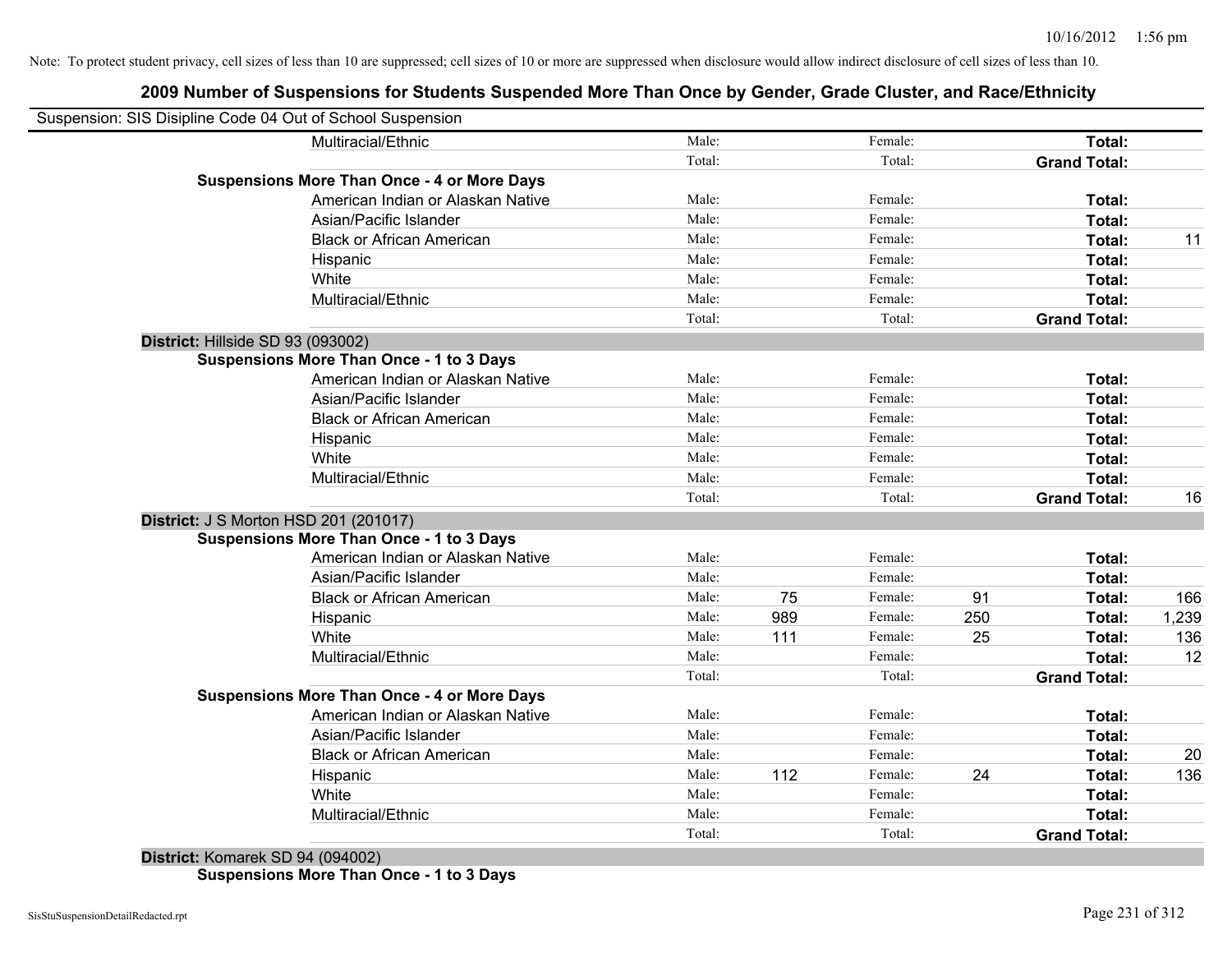Note: To protect student privacy, cell sizes of less than 10 are suppressed; cell sizes of 10 or more are suppressed when disclosure would allow indirect disclosure of cell sizes of less than 10.

## 2009 Number of Suspensions for Students Suspended More Than Once by Gender, Grade Cluster, and Race/Ethnicity

Suspension: SIS Disipline Code 04 Out of School Suspension

| | | | | | | | | |
|---|---|---|---|---|---|---|---|---|
| | Multiracial/Ethnic | Male: | | Female: | | **Total:** | |
| | | Total: | | Total: | | **Grand Total:** | |
| **Suspensions More Than Once - 4 or More Days** | | | | | | | |
| | American Indian or Alaskan Native | Male: | | Female: | | **Total:** | |
| | Asian/Pacific Islander | Male: | | Female: | | **Total:** | |
| | Black or African American | Male: | | Female: | | **Total:** | 11 |
| | Hispanic | Male: | | Female: | | **Total:** | |
| | White | Male: | | Female: | | **Total:** | |
| | Multiracial/Ethnic | Male: | | Female: | | **Total:** | |
| | | Total: | | Total: | | **Grand Total:** | |
| **District:** Hillside SD 93 (093002) | | | | | | | |
| **Suspensions More Than Once - 1 to 3 Days** | | | | | | | |
| | American Indian or Alaskan Native | Male: | | Female: | | **Total:** | |
| | Asian/Pacific Islander | Male: | | Female: | | **Total:** | |
| | Black or African American | Male: | | Female: | | **Total:** | |
| | Hispanic | Male: | | Female: | | **Total:** | |
| | White | Male: | | Female: | | **Total:** | |
| | Multiracial/Ethnic | Male: | | Female: | | **Total:** | |
| | | Total: | | Total: | | **Grand Total:** | 16 |
| **District:** J S Morton HSD 201 (201017) | | | | | | | |
| **Suspensions More Than Once - 1 to 3 Days** | | | | | | | |
| | American Indian or Alaskan Native | Male: | | Female: | | **Total:** | |
| | Asian/Pacific Islander | Male: | | Female: | | **Total:** | |
| | Black or African American | Male: | 75 | Female: | 91 | **Total:** | 166 |
| | Hispanic | Male: | 989 | Female: | 250 | **Total:** | 1,239 |
| | White | Male: | 111 | Female: | 25 | **Total:** | 136 |
| | Multiracial/Ethnic | Male: | | Female: | | **Total:** | 12 |
| | | Total: | | Total: | | **Grand Total:** | |
| **Suspensions More Than Once - 4 or More Days** | | | | | | | |
| | American Indian or Alaskan Native | Male: | | Female: | | **Total:** | |
| | Asian/Pacific Islander | Male: | | Female: | | **Total:** | |
| | Black or African American | Male: | | Female: | | **Total:** | 20 |
| | Hispanic | Male: | 112 | Female: | 24 | **Total:** | 136 |
| | White | Male: | | Female: | | **Total:** | |
| | Multiracial/Ethnic | Male: | | Female: | | **Total:** | |
| | | Total: | | Total: | | **Grand Total:** | |
| **District:** Komarek SD 94 (094002) | | | | | | | |
| **Suspensions More Than Once - 1 to 3 Days** | | | | | | | |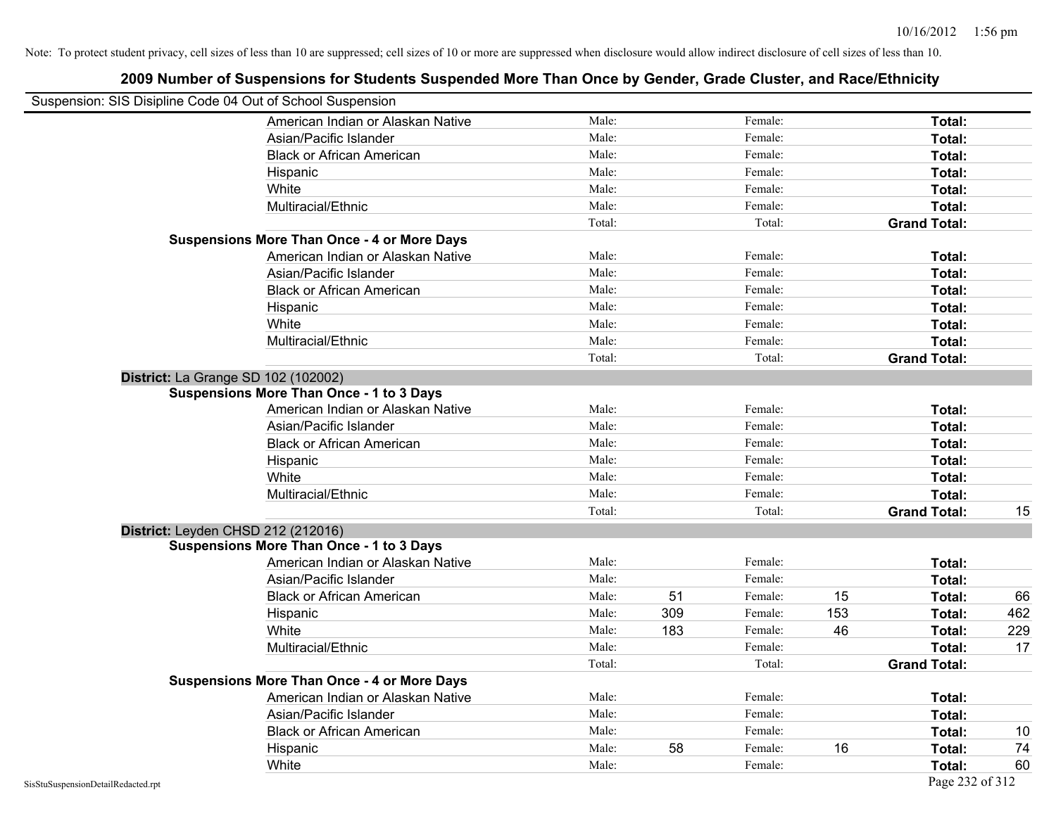Note: To protect student privacy, cell sizes of less than 10 are suppressed; cell sizes of 10 or more are suppressed when disclosure would allow indirect disclosure of cell sizes of less than 10.

# 2009 Number of Suspensions for Students Suspended More Than Once by Gender, Grade Cluster, and Race/Ethnicity

Suspension: SIS Disipline Code 04 Out of School Suspension

| | | | | | | | |
|---|---|---|---|---|---|---|---|
| American Indian or Alaskan Native | Male: | | Female: | | **Total:** | |
| Asian/Pacific Islander | Male: | | Female: | | **Total:** | |
| Black or African American | Male: | | Female: | | **Total:** | |
| Hispanic | Male: | | Female: | | **Total:** | |
| White | Male: | | Female: | | **Total:** | |
| Multiracial/Ethnic | Male: | | Female: | | **Total:** | |
| | Total: | | Total: | | **Grand Total:** | |
| **Suspensions More Than Once - 4 or More Days** | | | | | | |
| American Indian or Alaskan Native | Male: | | Female: | | **Total:** | |
| Asian/Pacific Islander | Male: | | Female: | | **Total:** | |
| Black or African American | Male: | | Female: | | **Total:** | |
| Hispanic | Male: | | Female: | | **Total:** | |
| White | Male: | | Female: | | **Total:** | |
| Multiracial/Ethnic | Male: | | Female: | | **Total:** | |
| | Total: | | Total: | | **Grand Total:** | |
| **District:** La Grange SD 102 (102002) | | | | | | |
| **Suspensions More Than Once - 1 to 3 Days** | | | | | | |
| American Indian or Alaskan Native | Male: | | Female: | | **Total:** | |
| Asian/Pacific Islander | Male: | | Female: | | **Total:** | |
| Black or African American | Male: | | Female: | | **Total:** | |
| Hispanic | Male: | | Female: | | **Total:** | |
| White | Male: | | Female: | | **Total:** | |
| Multiracial/Ethnic | Male: | | Female: | | **Total:** | |
| | Total: | | Total: | | **Grand Total:** | 15 |
| **District:** Leyden CHSD 212 (212016) | | | | | | |
| **Suspensions More Than Once - 1 to 3 Days** | | | | | | |
| American Indian or Alaskan Native | Male: | | Female: | | **Total:** | |
| Asian/Pacific Islander | Male: | | Female: | | **Total:** | |
| Black or African American | Male: | 51 | Female: | 15 | **Total:** | 66 |
| Hispanic | Male: | 309 | Female: | 153 | **Total:** | 462 |
| White | Male: | 183 | Female: | 46 | **Total:** | 229 |
| Multiracial/Ethnic | Male: | | Female: | | **Total:** | 17 |
| | Total: | | Total: | | **Grand Total:** | |
| **Suspensions More Than Once - 4 or More Days** | | | | | | |
| American Indian or Alaskan Native | Male: | | Female: | | **Total:** | |
| Asian/Pacific Islander | Male: | | Female: | | **Total:** | |
| Black or African American | Male: | | Female: | | **Total:** | 10 |
| Hispanic | Male: | 58 | Female: | 16 | **Total:** | 74 |
| White | Male: | | Female: | | **Total:** | 60 |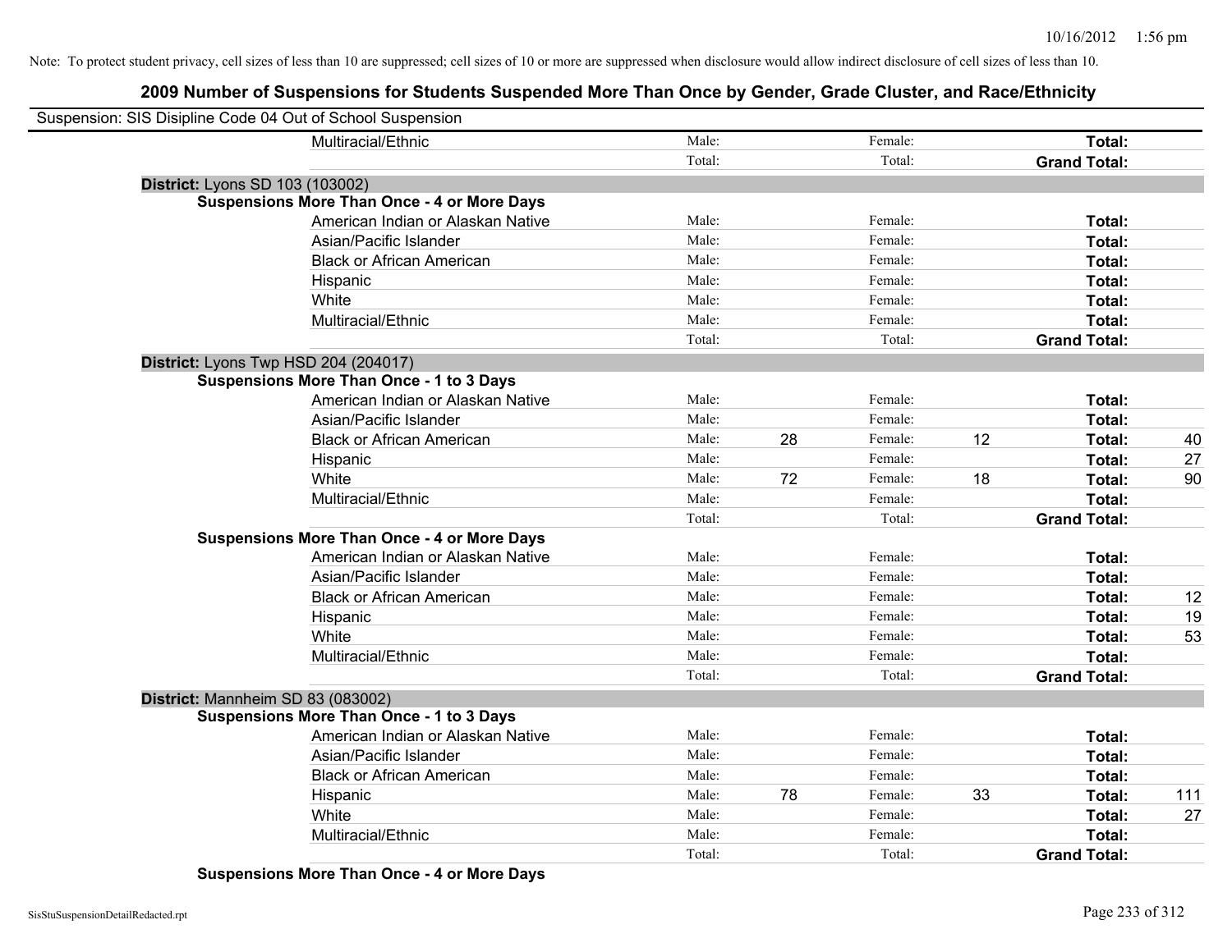Note: To protect student privacy, cell sizes of less than 10 are suppressed; cell sizes of 10 or more are suppressed when disclosure would allow indirect disclosure of cell sizes of less than 10.

## 2009 Number of Suspensions for Students Suspended More Than Once by Gender, Grade Cluster, and Race/Ethnicity

Suspension: SIS Disipline Code 04 Out of School Suspension

| | | | | | | | |
|---|---|---|---|---|---|---|---|
| Multiracial/Ethnic | Male: | | Female: | | **Total:** | |
| | Total: | | Total: | | **Grand Total:** | |

**District:** Lyons SD 103 (103002)

**Suspensions More Than Once - 4 or More Days**

| | | | | | | |
|---|---|---|---|---|---|---|
| American Indian or Alaskan Native | Male: | | Female: | | **Total:** | |
| Asian/Pacific Islander | Male: | | Female: | | **Total:** | |
| Black or African American | Male: | | Female: | | **Total:** | |
| Hispanic | Male: | | Female: | | **Total:** | |
| White | Male: | | Female: | | **Total:** | |
| Multiracial/Ethnic | Male: | | Female: | | **Total:** | |
| | Total: | | Total: | | **Grand Total:** | |

**District:** Lyons Twp HSD 204 (204017)

**Suspensions More Than Once - 1 to 3 Days**

| | | | | | | |
|---|---|---|---|---|---|---|
| American Indian or Alaskan Native | Male: | | Female: | | **Total:** | |
| Asian/Pacific Islander | Male: | | Female: | | **Total:** | |
| Black or African American | Male: | 28 | Female: | 12 | **Total:** | 40 |
| Hispanic | Male: | | Female: | | **Total:** | 27 |
| White | Male: | 72 | Female: | 18 | **Total:** | 90 |
| Multiracial/Ethnic | Male: | | Female: | | **Total:** | |
| | Total: | | Total: | | **Grand Total:** | |

**Suspensions More Than Once - 4 or More Days**

| | | | | | | |
|---|---|---|---|---|---|---|
| American Indian or Alaskan Native | Male: | | Female: | | **Total:** | |
| Asian/Pacific Islander | Male: | | Female: | | **Total:** | |
| Black or African American | Male: | | Female: | | **Total:** | 12 |
| Hispanic | Male: | | Female: | | **Total:** | 19 |
| White | Male: | | Female: | | **Total:** | 53 |
| Multiracial/Ethnic | Male: | | Female: | | **Total:** | |
| | Total: | | Total: | | **Grand Total:** | |

**District:** Mannheim SD 83 (083002)

**Suspensions More Than Once - 1 to 3 Days**

| | | | | | | |
|---|---|---|---|---|---|---|
| American Indian or Alaskan Native | Male: | | Female: | | **Total:** | |
| Asian/Pacific Islander | Male: | | Female: | | **Total:** | |
| Black or African American | Male: | | Female: | | **Total:** | |
| Hispanic | Male: | 78 | Female: | 33 | **Total:** | 111 |
| White | Male: | | Female: | | **Total:** | 27 |
| Multiracial/Ethnic | Male: | | Female: | | **Total:** | |
| | Total: | | Total: | | **Grand Total:** | |

**Suspensions More Than Once - 4 or More Days**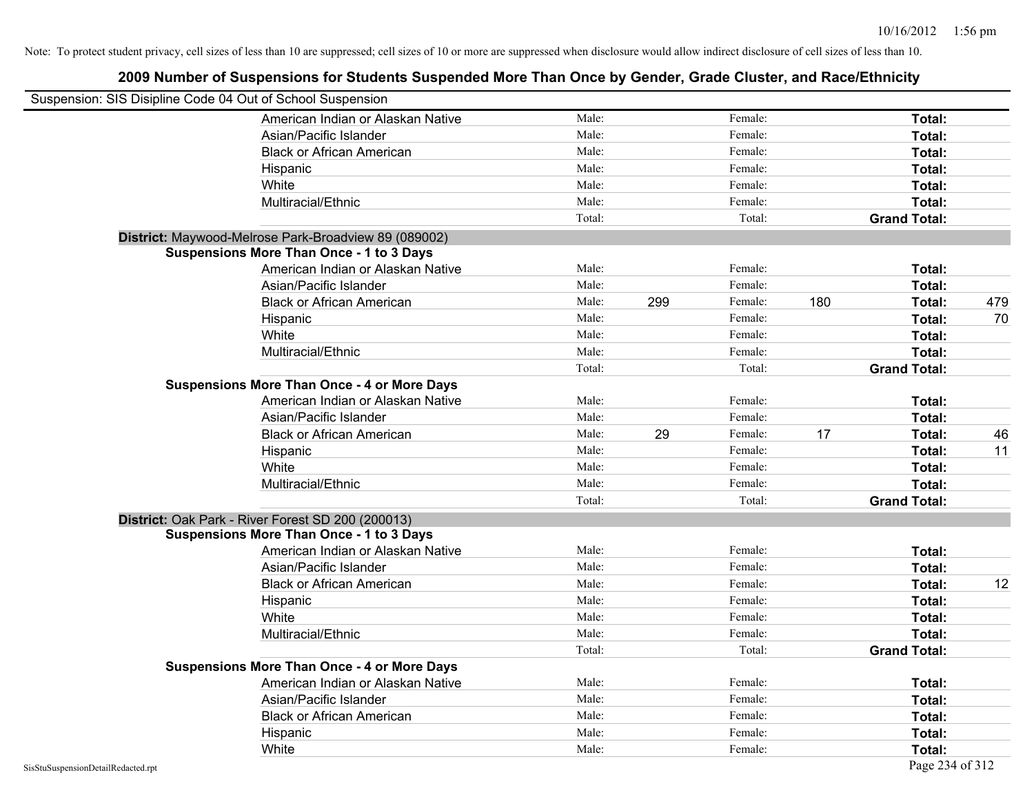Note: To protect student privacy, cell sizes of less than 10 are suppressed; cell sizes of 10 or more are suppressed when disclosure would allow indirect disclosure of cell sizes of less than 10.

## 2009 Number of Suspensions for Students Suspended More Than Once by Gender, Grade Cluster, and Race/Ethnicity

Suspension: SIS Disipline Code 04 Out of School Suspension

| | | | | | | |
|---|---|---|---|---|---|---|
| American Indian or Alaskan Native | Male: | | Female: | | **Total:** | |
| Asian/Pacific Islander | Male: | | Female: | | **Total:** | |
| Black or African American | Male: | | Female: | | **Total:** | |
| Hispanic | Male: | | Female: | | **Total:** | |
| White | Male: | | Female: | | **Total:** | |
| Multiracial/Ethnic | Male: | | Female: | | **Total:** | |
| | Total: | | Total: | | **Grand Total:** | |

**District:** Maywood-Melrose Park-Broadview 89 (089002)

**Suspensions More Than Once - 1 to 3 Days**

| | | | | | | |
|---|---|---|---|---|---|---|
| American Indian or Alaskan Native | Male: | | Female: | | **Total:** | |
| Asian/Pacific Islander | Male: | | Female: | | **Total:** | |
| Black or African American | Male: | 299 | Female: | 180 | **Total:** | 479 |
| Hispanic | Male: | | Female: | | **Total:** | 70 |
| White | Male: | | Female: | | **Total:** | |
| Multiracial/Ethnic | Male: | | Female: | | **Total:** | |
| | Total: | | Total: | | **Grand Total:** | |

**Suspensions More Than Once - 4 or More Days**

| | | | | | | |
|---|---|---|---|---|---|---|
| American Indian or Alaskan Native | Male: | | Female: | | **Total:** | |
| Asian/Pacific Islander | Male: | | Female: | | **Total:** | |
| Black or African American | Male: | 29 | Female: | 17 | **Total:** | 46 |
| Hispanic | Male: | | Female: | | **Total:** | 11 |
| White | Male: | | Female: | | **Total:** | |
| Multiracial/Ethnic | Male: | | Female: | | **Total:** | |
| | Total: | | Total: | | **Grand Total:** | |

**District:** Oak Park - River Forest SD 200 (200013)

**Suspensions More Than Once - 1 to 3 Days**

| | | | | | | |
|---|---|---|---|---|---|---|
| American Indian or Alaskan Native | Male: | | Female: | | **Total:** | |
| Asian/Pacific Islander | Male: | | Female: | | **Total:** | |
| Black or African American | Male: | | Female: | | **Total:** | 12 |
| Hispanic | Male: | | Female: | | **Total:** | |
| White | Male: | | Female: | | **Total:** | |
| Multiracial/Ethnic | Male: | | Female: | | **Total:** | |
| | Total: | | Total: | | **Grand Total:** | |

**Suspensions More Than Once - 4 or More Days**

| | | | | | | |
|---|---|---|---|---|---|---|
| American Indian or Alaskan Native | Male: | | Female: | | **Total:** | |
| Asian/Pacific Islander | Male: | | Female: | | **Total:** | |
| Black or African American | Male: | | Female: | | **Total:** | |
| Hispanic | Male: | | Female: | | **Total:** | |
| White | Male: | | Female: | | **Total:** | |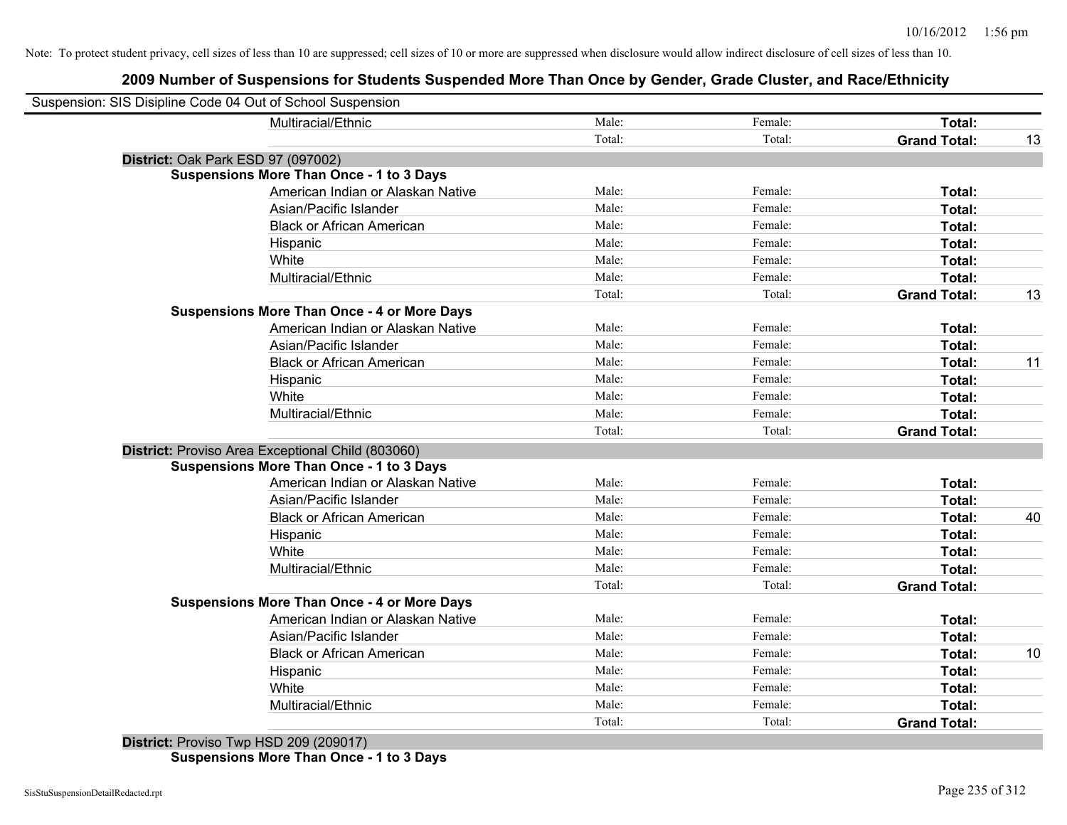Note: To protect student privacy, cell sizes of less than 10 are suppressed; cell sizes of 10 or more are suppressed when disclosure would allow indirect disclosure of cell sizes of less than 10.

## 2009 Number of Suspensions for Students Suspended More Than Once by Gender, Grade Cluster, and Race/Ethnicity

Suspension: SIS Disipline Code 04 Out of School Suspension

| | | | | |
|---|---|---|---|---|
| Multiracial/Ethnic | Male: | Female: | **Total:** | |
| | Total: | Total: | **Grand Total:** | 13 |

**District:** Oak Park ESD 97 (097002)

**Suspensions More Than Once - 1 to 3 Days**

| | | | | |
|---|---|---|---|---|
| American Indian or Alaskan Native | Male: | Female: | **Total:** | |
| Asian/Pacific Islander | Male: | Female: | **Total:** | |
| Black or African American | Male: | Female: | **Total:** | |
| Hispanic | Male: | Female: | **Total:** | |
| White | Male: | Female: | **Total:** | |
| Multiracial/Ethnic | Male: | Female: | **Total:** | |
| | Total: | Total: | **Grand Total:** | 13 |

**Suspensions More Than Once - 4 or More Days**

| | | | | |
|---|---|---|---|---|
| American Indian or Alaskan Native | Male: | Female: | **Total:** | |
| Asian/Pacific Islander | Male: | Female: | **Total:** | |
| Black or African American | Male: | Female: | **Total:** | 11 |
| Hispanic | Male: | Female: | **Total:** | |
| White | Male: | Female: | **Total:** | |
| Multiracial/Ethnic | Male: | Female: | **Total:** | |
| | Total: | Total: | **Grand Total:** | |

**District:** Proviso Area Exceptional Child (803060)

**Suspensions More Than Once - 1 to 3 Days**

| | | | | |
|---|---|---|---|---|
| American Indian or Alaskan Native | Male: | Female: | **Total:** | |
| Asian/Pacific Islander | Male: | Female: | **Total:** | |
| Black or African American | Male: | Female: | **Total:** | 40 |
| Hispanic | Male: | Female: | **Total:** | |
| White | Male: | Female: | **Total:** | |
| Multiracial/Ethnic | Male: | Female: | **Total:** | |
| | Total: | Total: | **Grand Total:** | |

**Suspensions More Than Once - 4 or More Days**

| | | | | |
|---|---|---|---|---|
| American Indian or Alaskan Native | Male: | Female: | **Total:** | |
| Asian/Pacific Islander | Male: | Female: | **Total:** | |
| Black or African American | Male: | Female: | **Total:** | 10 |
| Hispanic | Male: | Female: | **Total:** | |
| White | Male: | Female: | **Total:** | |
| Multiracial/Ethnic | Male: | Female: | **Total:** | |
| | Total: | Total: | **Grand Total:** | |

**District:** Proviso Twp HSD 209 (209017)

**Suspensions More Than Once - 1 to 3 Days**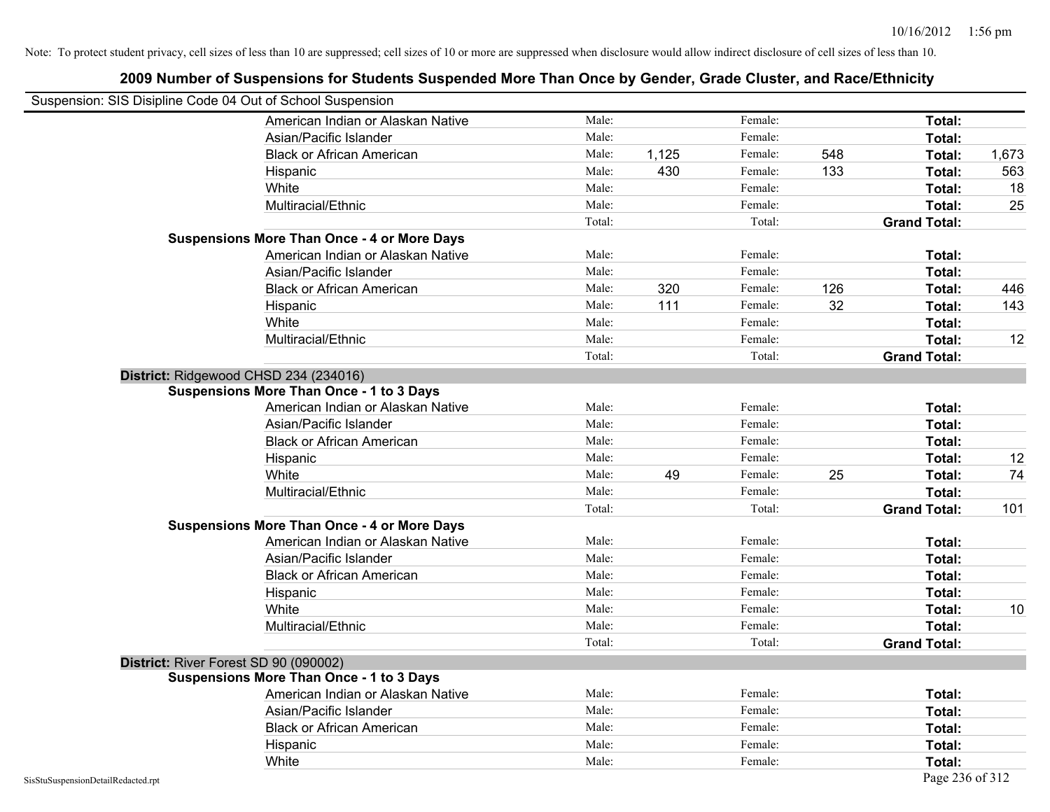Note: To protect student privacy, cell sizes of less than 10 are suppressed; cell sizes of 10 or more are suppressed when disclosure would allow indirect disclosure of cell sizes of less than 10.

# 2009 Number of Suspensions for Students Suspended More Than Once by Gender, Grade Cluster, and Race/Ethnicity

Suspension: SIS Disipline Code 04 Out of School Suspension

| | | | | | | | |
|---|---|---|---|---|---|---|---|
| American Indian or Alaskan Native | Male: | | Female: | | **Total:** | |
| Asian/Pacific Islander | Male: | | Female: | | **Total:** | |
| Black or African American | Male: | 1,125 | Female: | 548 | **Total:** | 1,673 |
| Hispanic | Male: | 430 | Female: | 133 | **Total:** | 563 |
| White | Male: | | Female: | | **Total:** | 18 |
| Multiracial/Ethnic | Male: | | Female: | | **Total:** | 25 |
| | Total: | | Total: | | **Grand Total:** | |

**Suspensions More Than Once - 4 or More Days**

| | | | | | | |
|---|---|---|---|---|---|---|
| American Indian or Alaskan Native | Male: | | Female: | | **Total:** | |
| Asian/Pacific Islander | Male: | | Female: | | **Total:** | |
| Black or African American | Male: | 320 | Female: | 126 | **Total:** | 446 |
| Hispanic | Male: | 111 | Female: | 32 | **Total:** | 143 |
| White | Male: | | Female: | | **Total:** | |
| Multiracial/Ethnic | Male: | | Female: | | **Total:** | 12 |
| | Total: | | Total: | | **Grand Total:** | |

**District:** Ridgewood CHSD 234 (234016)

**Suspensions More Than Once - 1 to 3 Days**

| | | | | | | |
|---|---|---|---|---|---|---|
| American Indian or Alaskan Native | Male: | | Female: | | **Total:** | |
| Asian/Pacific Islander | Male: | | Female: | | **Total:** | |
| Black or African American | Male: | | Female: | | **Total:** | |
| Hispanic | Male: | | Female: | | **Total:** | 12 |
| White | Male: | 49 | Female: | 25 | **Total:** | 74 |
| Multiracial/Ethnic | Male: | | Female: | | **Total:** | |
| | Total: | | Total: | | **Grand Total:** | 101 |

**Suspensions More Than Once - 4 or More Days**

| | | | | | | |
|---|---|---|---|---|---|---|
| American Indian or Alaskan Native | Male: | | Female: | | **Total:** | |
| Asian/Pacific Islander | Male: | | Female: | | **Total:** | |
| Black or African American | Male: | | Female: | | **Total:** | |
| Hispanic | Male: | | Female: | | **Total:** | |
| White | Male: | | Female: | | **Total:** | 10 |
| Multiracial/Ethnic | Male: | | Female: | | **Total:** | |
| | Total: | | Total: | | **Grand Total:** | |

**District:** River Forest SD 90 (090002)

**Suspensions More Than Once - 1 to 3 Days**

| | | | | | | |
|---|---|---|---|---|---|---|
| American Indian or Alaskan Native | Male: | | Female: | | **Total:** | |
| Asian/Pacific Islander | Male: | | Female: | | **Total:** | |
| Black or African American | Male: | | Female: | | **Total:** | |
| Hispanic | Male: | | Female: | | **Total:** | |
| White | Male: | | Female: | | **Total:** | |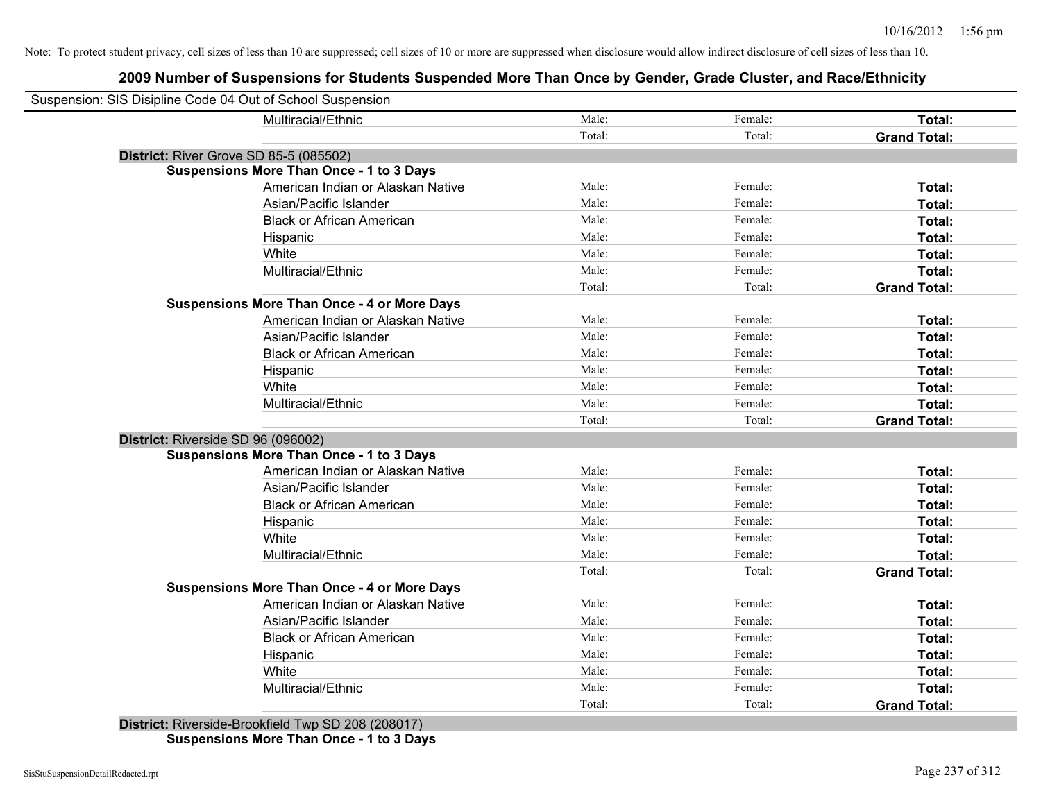Note: To protect student privacy, cell sizes of less than 10 are suppressed; cell sizes of 10 or more are suppressed when disclosure would allow indirect disclosure of cell sizes of less than 10.

## 2009 Number of Suspensions for Students Suspended More Than Once by Gender, Grade Cluster, and Race/Ethnicity

Suspension: SIS Disipline Code 04 Out of School Suspension

| | | | |
|---|---|---|---|
| Multiracial/Ethnic | Male: | Female: | **Total:** |
| | Total: | Total: | **Grand Total:** |

**District:** River Grove SD 85-5 (085502)

**Suspensions More Than Once - 1 to 3 Days**

| | | | |
|---|---|---|---|
| American Indian or Alaskan Native | Male: | Female: | **Total:** |
| Asian/Pacific Islander | Male: | Female: | **Total:** |
| Black or African American | Male: | Female: | **Total:** |
| Hispanic | Male: | Female: | **Total:** |
| White | Male: | Female: | **Total:** |
| Multiracial/Ethnic | Male: | Female: | **Total:** |
| | Total: | Total: | **Grand Total:** |

**Suspensions More Than Once - 4 or More Days**

| | | | |
|---|---|---|---|
| American Indian or Alaskan Native | Male: | Female: | **Total:** |
| Asian/Pacific Islander | Male: | Female: | **Total:** |
| Black or African American | Male: | Female: | **Total:** |
| Hispanic | Male: | Female: | **Total:** |
| White | Male: | Female: | **Total:** |
| Multiracial/Ethnic | Male: | Female: | **Total:** |
| | Total: | Total: | **Grand Total:** |

**District:** Riverside SD 96 (096002)

**Suspensions More Than Once - 1 to 3 Days**

| | | | |
|---|---|---|---|
| American Indian or Alaskan Native | Male: | Female: | **Total:** |
| Asian/Pacific Islander | Male: | Female: | **Total:** |
| Black or African American | Male: | Female: | **Total:** |
| Hispanic | Male: | Female: | **Total:** |
| White | Male: | Female: | **Total:** |
| Multiracial/Ethnic | Male: | Female: | **Total:** |
| | Total: | Total: | **Grand Total:** |

**Suspensions More Than Once - 4 or More Days**

| | | | |
|---|---|---|---|
| American Indian or Alaskan Native | Male: | Female: | **Total:** |
| Asian/Pacific Islander | Male: | Female: | **Total:** |
| Black or African American | Male: | Female: | **Total:** |
| Hispanic | Male: | Female: | **Total:** |
| White | Male: | Female: | **Total:** |
| Multiracial/Ethnic | Male: | Female: | **Total:** |
| | Total: | Total: | **Grand Total:** |

**District:** Riverside-Brookfield Twp SD 208 (208017)

**Suspensions More Than Once - 1 to 3 Days**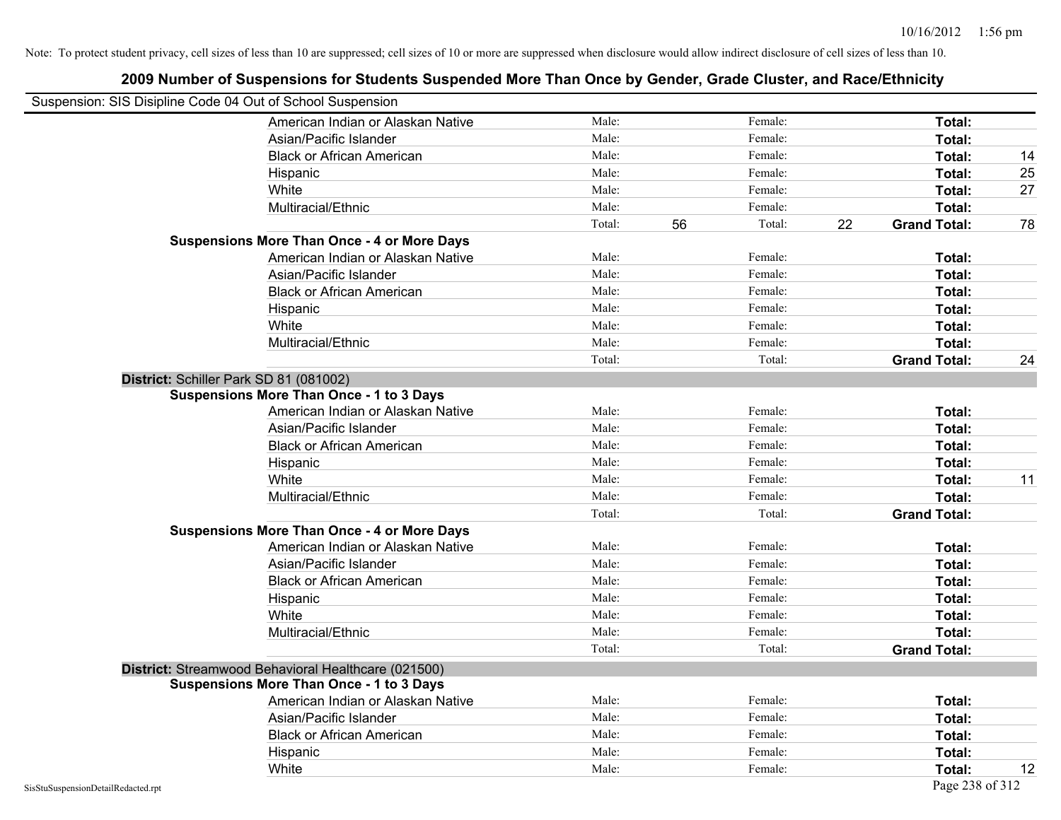Note: To protect student privacy, cell sizes of less than 10 are suppressed; cell sizes of 10 or more are suppressed when disclosure would allow indirect disclosure of cell sizes of less than 10.

# 2009 Number of Suspensions for Students Suspended More Than Once by Gender, Grade Cluster, and Race/Ethnicity

Suspension: SIS Disipline Code 04 Out of School Suspension

| | | | | | | | |
|---|---|---|---|---|---|---|---|
| | American Indian or Alaskan Native | Male: | | Female: | | **Total:** | |
| | Asian/Pacific Islander | Male: | | Female: | | **Total:** | |
| | Black or African American | Male: | | Female: | | **Total:** | 14 |
| | Hispanic | Male: | | Female: | | **Total:** | 25 |
| | White | Male: | | Female: | | **Total:** | 27 |
| | Multiracial/Ethnic | Male: | | Female: | | **Total:** | |
| | | Total: | 56 | Total: | 22 | **Grand Total:** | 78 |
| **Suspensions More Than Once - 4 or More Days** | | | | | | | |
| | American Indian or Alaskan Native | Male: | | Female: | | **Total:** | |
| | Asian/Pacific Islander | Male: | | Female: | | **Total:** | |
| | Black or African American | Male: | | Female: | | **Total:** | |
| | Hispanic | Male: | | Female: | | **Total:** | |
| | White | Male: | | Female: | | **Total:** | |
| | Multiracial/Ethnic | Male: | | Female: | | **Total:** | |
| | | Total: | | Total: | | **Grand Total:** | 24 |
| **District:** Schiller Park SD 81 (081002) | | | | | | | |
| **Suspensions More Than Once - 1 to 3 Days** | | | | | | | |
| | American Indian or Alaskan Native | Male: | | Female: | | **Total:** | |
| | Asian/Pacific Islander | Male: | | Female: | | **Total:** | |
| | Black or African American | Male: | | Female: | | **Total:** | |
| | Hispanic | Male: | | Female: | | **Total:** | |
| | White | Male: | | Female: | | **Total:** | 11 |
| | Multiracial/Ethnic | Male: | | Female: | | **Total:** | |
| | | Total: | | Total: | | **Grand Total:** | |
| **Suspensions More Than Once - 4 or More Days** | | | | | | | |
| | American Indian or Alaskan Native | Male: | | Female: | | **Total:** | |
| | Asian/Pacific Islander | Male: | | Female: | | **Total:** | |
| | Black or African American | Male: | | Female: | | **Total:** | |
| | Hispanic | Male: | | Female: | | **Total:** | |
| | White | Male: | | Female: | | **Total:** | |
| | Multiracial/Ethnic | Male: | | Female: | | **Total:** | |
| | | Total: | | Total: | | **Grand Total:** | |
| **District:** Streamwood Behavioral Healthcare (021500) | | | | | | | |
| **Suspensions More Than Once - 1 to 3 Days** | | | | | | | |
| | American Indian or Alaskan Native | Male: | | Female: | | **Total:** | |
| | Asian/Pacific Islander | Male: | | Female: | | **Total:** | |
| | Black or African American | Male: | | Female: | | **Total:** | |
| | Hispanic | Male: | | Female: | | **Total:** | |
| | White | Male: | | Female: | | **Total:** | 12 |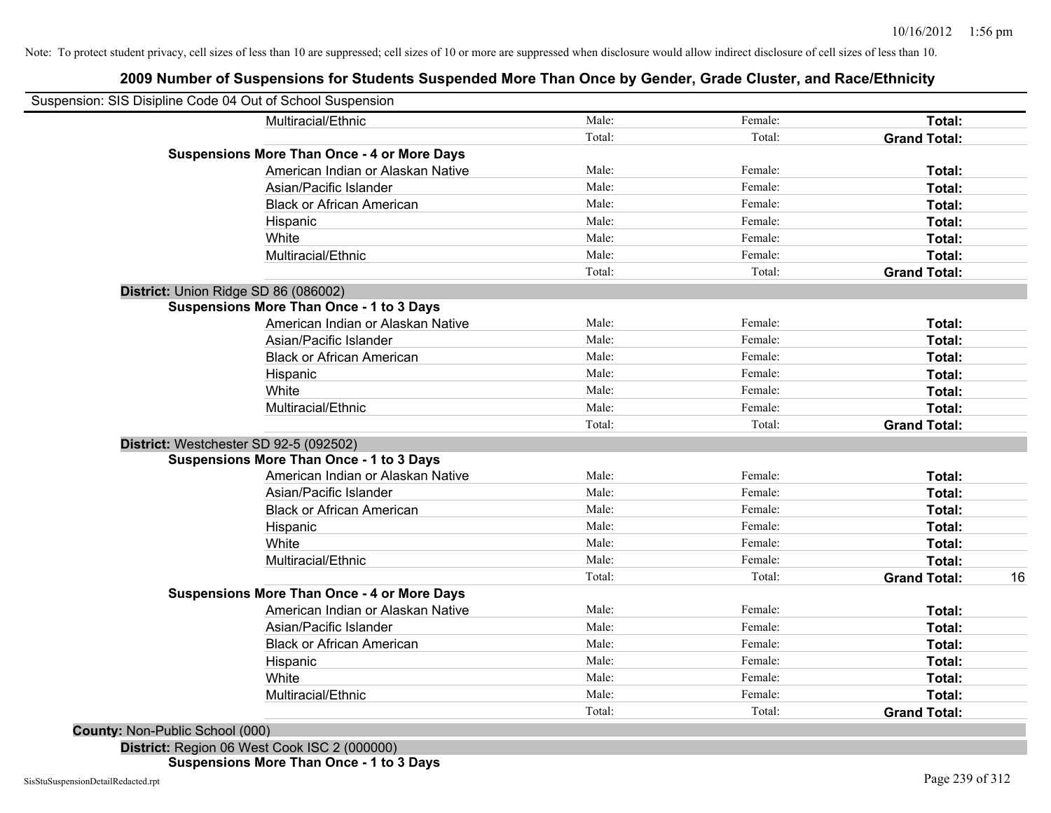Note: To protect student privacy, cell sizes of less than 10 are suppressed; cell sizes of 10 or more are suppressed when disclosure would allow indirect disclosure of cell sizes of less than 10.

# 2009 Number of Suspensions for Students Suspended More Than Once by Gender, Grade Cluster, and Race/Ethnicity

Suspension: SIS Disipline Code 04 Out of School Suspension

| | | | | |
|---|---|---|---|---|
| Multiracial/Ethnic | Male: | Female: | **Total:** | |
| | Total: | Total: | **Grand Total:** | |
| **Suspensions More Than Once - 4 or More Days** | | | | |
| American Indian or Alaskan Native | Male: | Female: | **Total:** | |
| Asian/Pacific Islander | Male: | Female: | **Total:** | |
| Black or African American | Male: | Female: | **Total:** | |
| Hispanic | Male: | Female: | **Total:** | |
| White | Male: | Female: | **Total:** | |
| Multiracial/Ethnic | Male: | Female: | **Total:** | |
| | Total: | Total: | **Grand Total:** | |
| **District:** Union Ridge SD 86 (086002) | | | | |
| **Suspensions More Than Once - 1 to 3 Days** | | | | |
| American Indian or Alaskan Native | Male: | Female: | **Total:** | |
| Asian/Pacific Islander | Male: | Female: | **Total:** | |
| Black or African American | Male: | Female: | **Total:** | |
| Hispanic | Male: | Female: | **Total:** | |
| White | Male: | Female: | **Total:** | |
| Multiracial/Ethnic | Male: | Female: | **Total:** | |
| | Total: | Total: | **Grand Total:** | |
| **District:** Westchester SD 92-5 (092502) | | | | |
| **Suspensions More Than Once - 1 to 3 Days** | | | | |
| American Indian or Alaskan Native | Male: | Female: | **Total:** | |
| Asian/Pacific Islander | Male: | Female: | **Total:** | |
| Black or African American | Male: | Female: | **Total:** | |
| Hispanic | Male: | Female: | **Total:** | |
| White | Male: | Female: | **Total:** | |
| Multiracial/Ethnic | Male: | Female: | **Total:** | |
| | Total: | Total: | **Grand Total:** | 16 |
| **Suspensions More Than Once - 4 or More Days** | | | | |
| American Indian or Alaskan Native | Male: | Female: | **Total:** | |
| Asian/Pacific Islander | Male: | Female: | **Total:** | |
| Black or African American | Male: | Female: | **Total:** | |
| Hispanic | Male: | Female: | **Total:** | |
| White | Male: | Female: | **Total:** | |
| Multiracial/Ethnic | Male: | Female: | **Total:** | |
| | Total: | Total: | **Grand Total:** | |
| **County:** Non-Public School (000) | | | | |
| **District:** Region 06 West Cook ISC 2 (000000) | | | | |
| **Suspensions More Than Once - 1 to 3 Days** | | | | |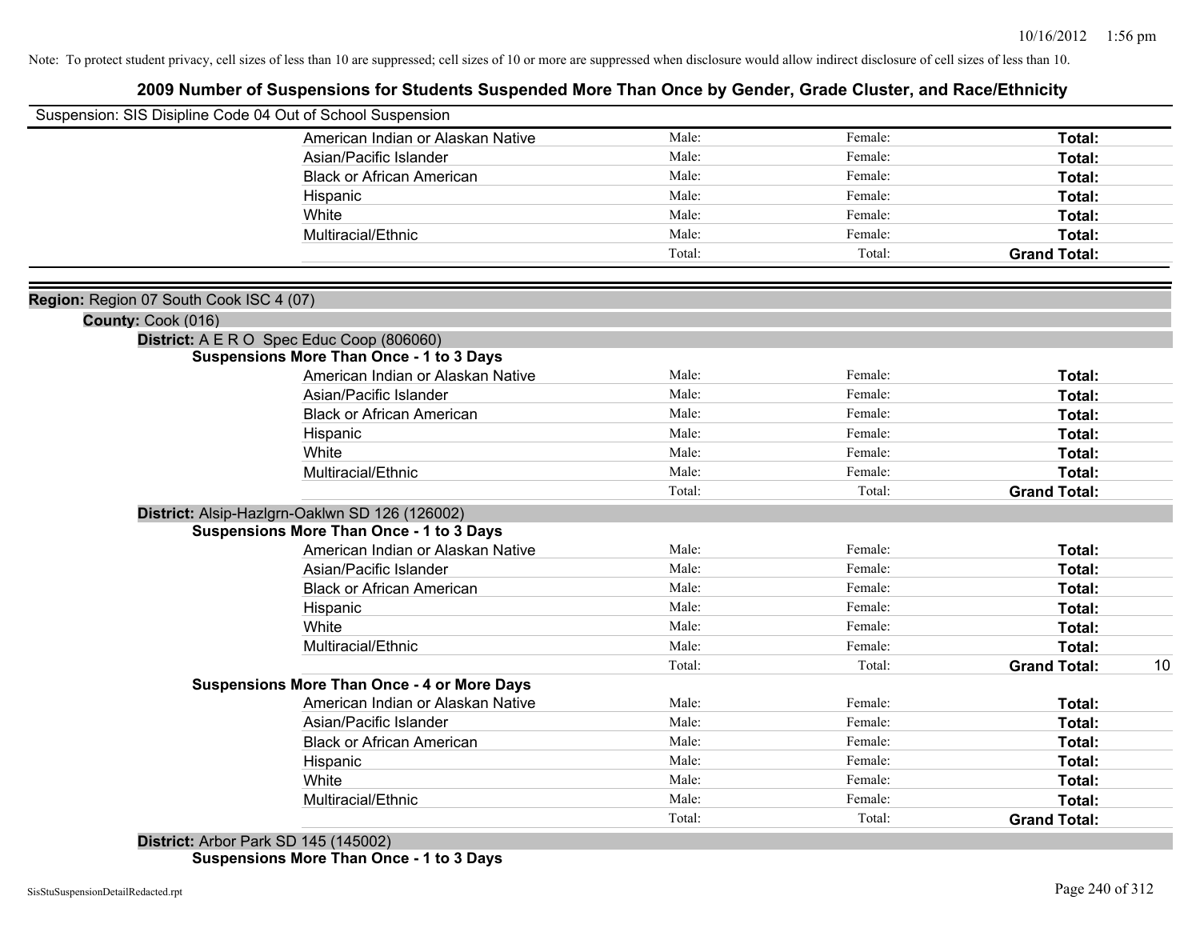Note: To protect student privacy, cell sizes of less than 10 are suppressed; cell sizes of 10 or more are suppressed when disclosure would allow indirect disclosure of cell sizes of less than 10.

# 2009 Number of Suspensions for Students Suspended More Than Once by Gender, Grade Cluster, and Race/Ethnicity

Suspension: SIS Disipline Code 04 Out of School Suspension

| | | | | |
|---|---|---|---|---|
| American Indian or Alaskan Native | Male: | Female: | **Total:** | |
| Asian/Pacific Islander | Male: | Female: | **Total:** | |
| Black or African American | Male: | Female: | **Total:** | |
| Hispanic | Male: | Female: | **Total:** | |
| White | Male: | Female: | **Total:** | |
| Multiracial/Ethnic | Male: | Female: | **Total:** | |
| | Total: | Total: | **Grand Total:** | |

**Region:** Region 07 South Cook ISC 4 (07)

**County:** Cook (016)

**District:** A E R O Spec Educ Coop (806060)

**Suspensions More Than Once - 1 to 3 Days**

| | | | | |
|---|---|---|---|---|
| American Indian or Alaskan Native | Male: | Female: | **Total:** | |
| Asian/Pacific Islander | Male: | Female: | **Total:** | |
| Black or African American | Male: | Female: | **Total:** | |
| Hispanic | Male: | Female: | **Total:** | |
| White | Male: | Female: | **Total:** | |
| Multiracial/Ethnic | Male: | Female: | **Total:** | |
| | Total: | Total: | **Grand Total:** | |

**District:** Alsip-Hazlgrn-Oaklwn SD 126 (126002)

**Suspensions More Than Once - 1 to 3 Days**

| | | | | |
|---|---|---|---|---|
| American Indian or Alaskan Native | Male: | Female: | **Total:** | |
| Asian/Pacific Islander | Male: | Female: | **Total:** | |
| Black or African American | Male: | Female: | **Total:** | |
| Hispanic | Male: | Female: | **Total:** | |
| White | Male: | Female: | **Total:** | |
| Multiracial/Ethnic | Male: | Female: | **Total:** | |
| | Total: | Total: | **Grand Total:** | 10 |

**Suspensions More Than Once - 4 or More Days**

| | | | | |
|---|---|---|---|---|
| American Indian or Alaskan Native | Male: | Female: | **Total:** | |
| Asian/Pacific Islander | Male: | Female: | **Total:** | |
| Black or African American | Male: | Female: | **Total:** | |
| Hispanic | Male: | Female: | **Total:** | |
| White | Male: | Female: | **Total:** | |
| Multiracial/Ethnic | Male: | Female: | **Total:** | |
| | Total: | Total: | **Grand Total:** | |

**District:** Arbor Park SD 145 (145002)

**Suspensions More Than Once - 1 to 3 Days**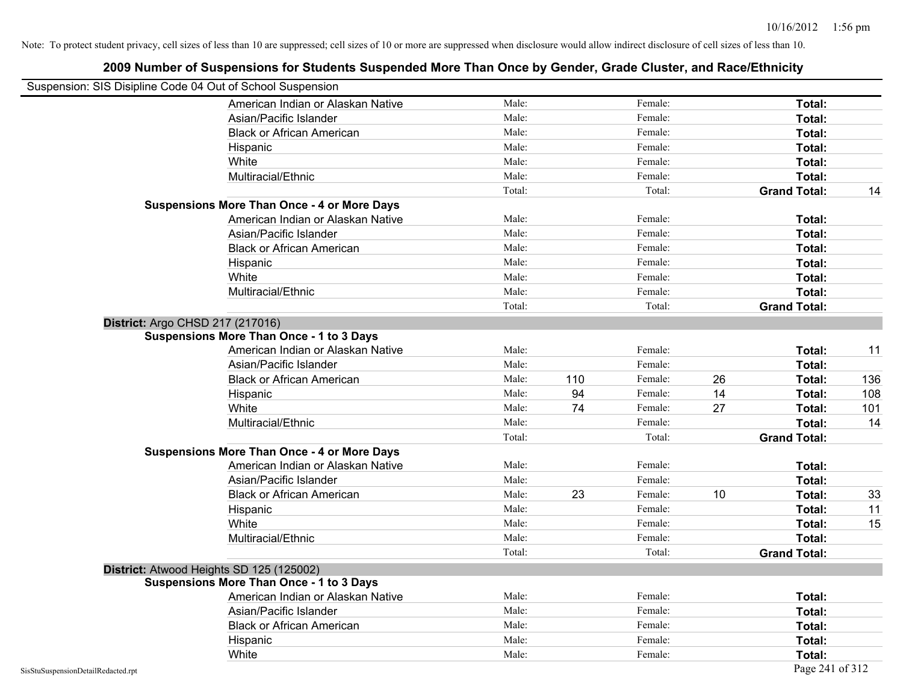Note: To protect student privacy, cell sizes of less than 10 are suppressed; cell sizes of 10 or more are suppressed when disclosure would allow indirect disclosure of cell sizes of less than 10.

# 2009 Number of Suspensions for Students Suspended More Than Once by Gender, Grade Cluster, and Race/Ethnicity

Suspension: SIS Disipline Code 04 Out of School Suspension

| | | | | | | |
|---|---|---|---|---|---|---|
| American Indian or Alaskan Native | Male: | | Female: | | **Total:** | |
| Asian/Pacific Islander | Male: | | Female: | | **Total:** | |
| Black or African American | Male: | | Female: | | **Total:** | |
| Hispanic | Male: | | Female: | | **Total:** | |
| White | Male: | | Female: | | **Total:** | |
| Multiracial/Ethnic | Male: | | Female: | | **Total:** | |
| | Total: | | Total: | | **Grand Total:** | 14 |

**Suspensions More Than Once - 4 or More Days**

| | | | | | | |
|---|---|---|---|---|---|---|
| American Indian or Alaskan Native | Male: | | Female: | | **Total:** | |
| Asian/Pacific Islander | Male: | | Female: | | **Total:** | |
| Black or African American | Male: | | Female: | | **Total:** | |
| Hispanic | Male: | | Female: | | **Total:** | |
| White | Male: | | Female: | | **Total:** | |
| Multiracial/Ethnic | Male: | | Female: | | **Total:** | |
| | Total: | | Total: | | **Grand Total:** | |

**District:** Argo CHSD 217 (217016)

**Suspensions More Than Once - 1 to 3 Days**

| | | | | | | |
|---|---|---|---|---|---|---|
| American Indian or Alaskan Native | Male: | | Female: | | **Total:** | 11 |
| Asian/Pacific Islander | Male: | | Female: | | **Total:** | |
| Black or African American | Male: | 110 | Female: | 26 | **Total:** | 136 |
| Hispanic | Male: | 94 | Female: | 14 | **Total:** | 108 |
| White | Male: | 74 | Female: | 27 | **Total:** | 101 |
| Multiracial/Ethnic | Male: | | Female: | | **Total:** | 14 |
| | Total: | | Total: | | **Grand Total:** | |

**Suspensions More Than Once - 4 or More Days**

| | | | | | | |
|---|---|---|---|---|---|---|
| American Indian or Alaskan Native | Male: | | Female: | | **Total:** | |
| Asian/Pacific Islander | Male: | | Female: | | **Total:** | |
| Black or African American | Male: | 23 | Female: | 10 | **Total:** | 33 |
| Hispanic | Male: | | Female: | | **Total:** | 11 |
| White | Male: | | Female: | | **Total:** | 15 |
| Multiracial/Ethnic | Male: | | Female: | | **Total:** | |
| | Total: | | Total: | | **Grand Total:** | |

**District:** Atwood Heights SD 125 (125002)

**Suspensions More Than Once - 1 to 3 Days**

| | | | | | | |
|---|---|---|---|---|---|---|
| American Indian or Alaskan Native | Male: | | Female: | | **Total:** | |
| Asian/Pacific Islander | Male: | | Female: | | **Total:** | |
| Black or African American | Male: | | Female: | | **Total:** | |
| Hispanic | Male: | | Female: | | **Total:** | |
| White | Male: | | Female: | | **Total:** | |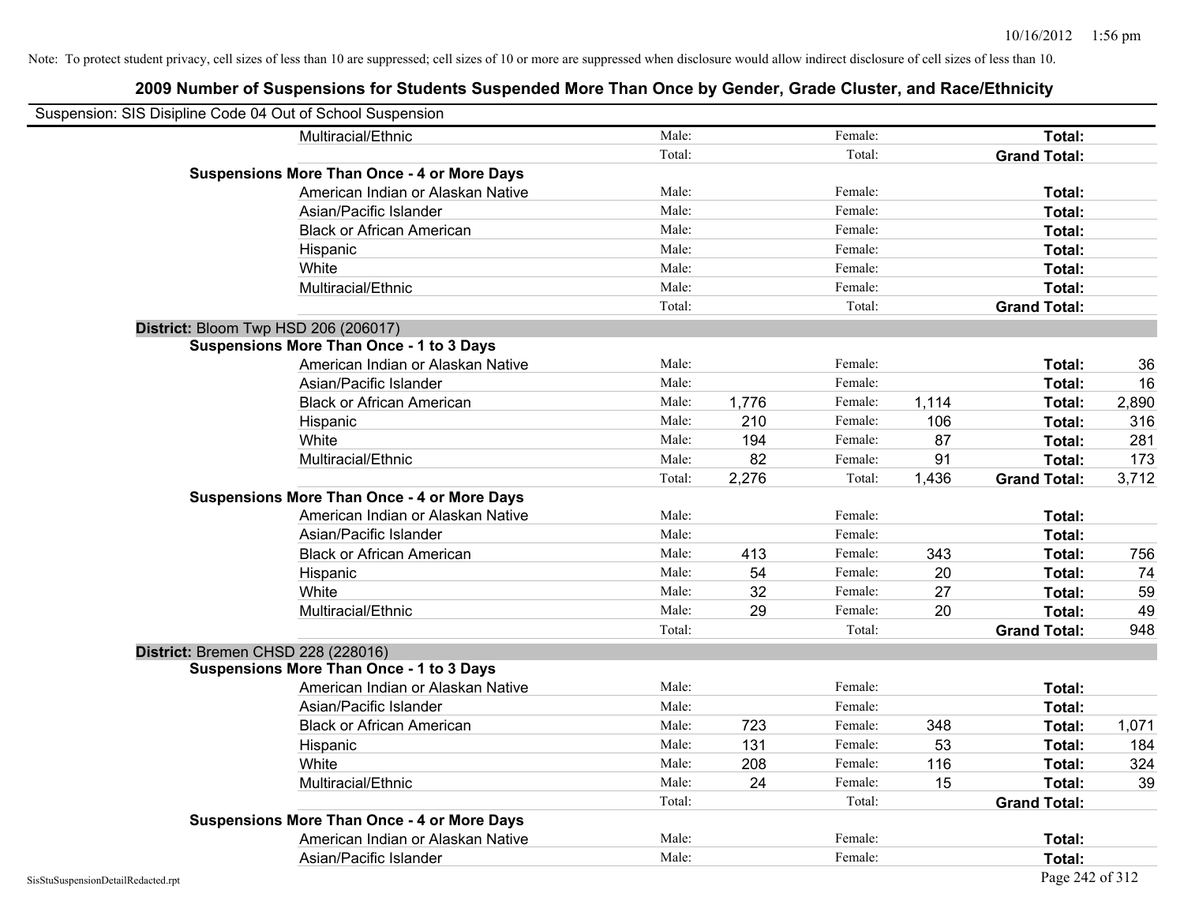Note: To protect student privacy, cell sizes of less than 10 are suppressed; cell sizes of 10 or more are suppressed when disclosure would allow indirect disclosure of cell sizes of less than 10.

## 2009 Number of Suspensions for Students Suspended More Than Once by Gender, Grade Cluster, and Race/Ethnicity

Suspension: SIS Disipline Code 04 Out of School Suspension

| | | | | | | | |
|---|---|---|---|---|---|---|---|
| Multiracial/Ethnic | Male: | | Female: | | Total: | |
| | Total: | | Total: | | Grand Total: | |
| **Suspensions More Than Once - 4 or More Days** | | | | | | |
| American Indian or Alaskan Native | Male: | | Female: | | Total: | |
| Asian/Pacific Islander | Male: | | Female: | | Total: | |
| Black or African American | Male: | | Female: | | Total: | |
| Hispanic | Male: | | Female: | | Total: | |
| White | Male: | | Female: | | Total: | |
| Multiracial/Ethnic | Male: | | Female: | | Total: | |
| | Total: | | Total: | | Grand Total: | |

**District:** Bloom Twp HSD 206 (206017)

| | | | | | | |
|---|---|---|---|---|---|---|
| **Suspensions More Than Once - 1 to 3 Days** | | | | | | |
| American Indian or Alaskan Native | Male: | | Female: | | Total: | 36 |
| Asian/Pacific Islander | Male: | | Female: | | Total: | 16 |
| Black or African American | Male: | 1,776 | Female: | 1,114 | Total: | 2,890 |
| Hispanic | Male: | 210 | Female: | 106 | Total: | 316 |
| White | Male: | 194 | Female: | 87 | Total: | 281 |
| Multiracial/Ethnic | Male: | 82 | Female: | 91 | Total: | 173 |
| | Total: | 2,276 | Total: | 1,436 | Grand Total: | 3,712 |
| **Suspensions More Than Once - 4 or More Days** | | | | | | |
| American Indian or Alaskan Native | Male: | | Female: | | Total: | |
| Asian/Pacific Islander | Male: | | Female: | | Total: | |
| Black or African American | Male: | 413 | Female: | 343 | Total: | 756 |
| Hispanic | Male: | 54 | Female: | 20 | Total: | 74 |
| White | Male: | 32 | Female: | 27 | Total: | 59 |
| Multiracial/Ethnic | Male: | 29 | Female: | 20 | Total: | 49 |
| | Total: | | Total: | | Grand Total: | 948 |

**District:** Bremen CHSD 228 (228016)

| | | | | | | |
|---|---|---|---|---|---|---|
| **Suspensions More Than Once - 1 to 3 Days** | | | | | | |
| American Indian or Alaskan Native | Male: | | Female: | | Total: | |
| Asian/Pacific Islander | Male: | | Female: | | Total: | |
| Black or African American | Male: | 723 | Female: | 348 | Total: | 1,071 |
| Hispanic | Male: | 131 | Female: | 53 | Total: | 184 |
| White | Male: | 208 | Female: | 116 | Total: | 324 |
| Multiracial/Ethnic | Male: | 24 | Female: | 15 | Total: | 39 |
| | Total: | | Total: | | Grand Total: | |
| **Suspensions More Than Once - 4 or More Days** | | | | | | |
| American Indian or Alaskan Native | Male: | | Female: | | Total: | |
| Asian/Pacific Islander | Male: | | Female: | | Total: | |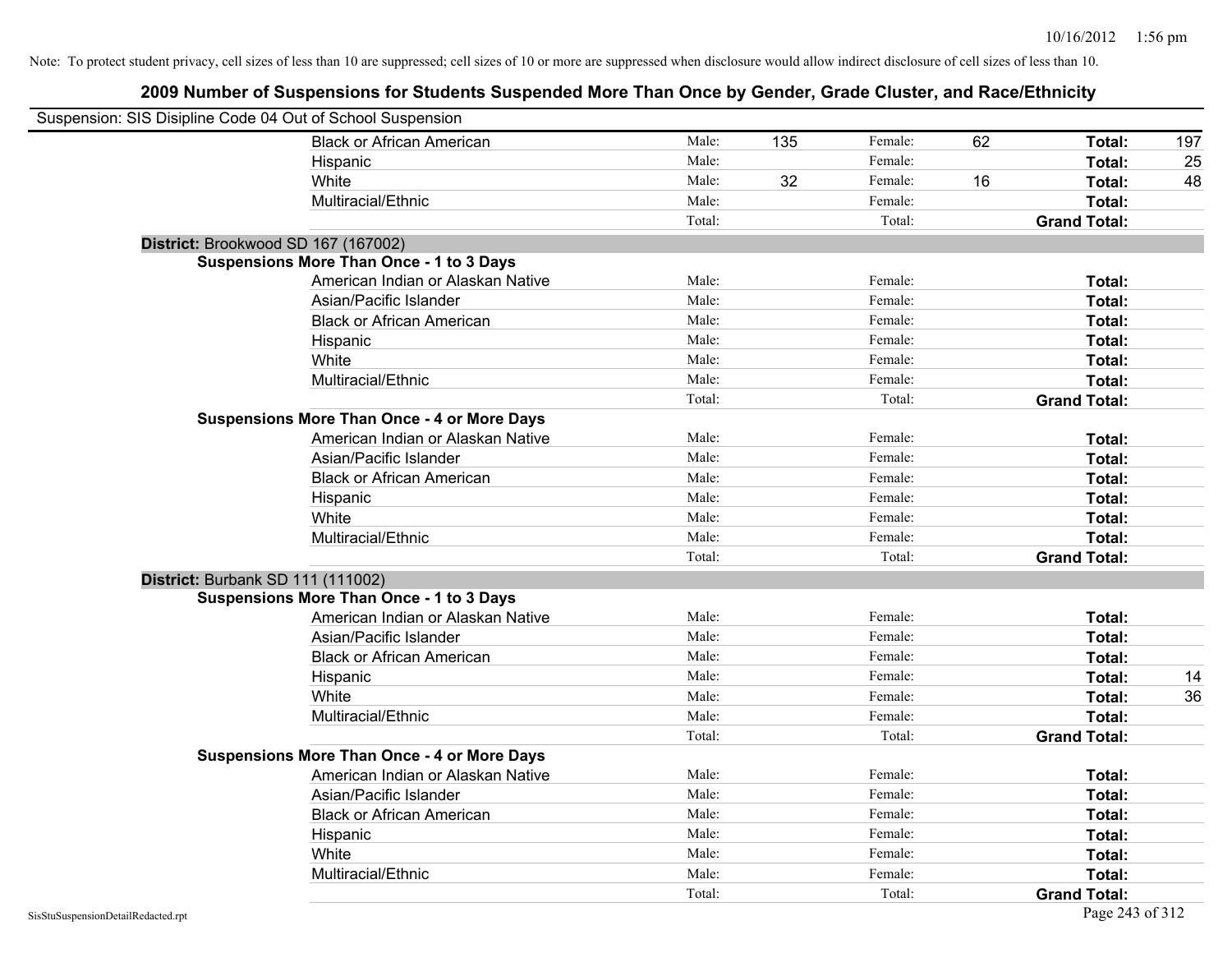Note: To protect student privacy, cell sizes of less than 10 are suppressed; cell sizes of 10 or more are suppressed when disclosure would allow indirect disclosure of cell sizes of less than 10.

## 2009 Number of Suspensions for Students Suspended More Than Once by Gender, Grade Cluster, and Race/Ethnicity

Suspension: SIS Disipline Code 04 Out of School Suspension

| | | | | | | |
|---|---|---|---|---|---|---|
| Black or African American | Male: | 135 | Female: | 62 | **Total:** | 197 |
| Hispanic | Male: | | Female: | | **Total:** | 25 |
| White | Male: | 32 | Female: | 16 | **Total:** | 48 |
| Multiracial/Ethnic | Male: | | Female: | | **Total:** | |
| | Total: | | Total: | | **Grand Total:** | |

**District:** Brookwood SD 167 (167002)

**Suspensions More Than Once - 1 to 3 Days**

| | | | | | | |
|---|---|---|---|---|---|---|
| American Indian or Alaskan Native | Male: | | Female: | | **Total:** | |
| Asian/Pacific Islander | Male: | | Female: | | **Total:** | |
| Black or African American | Male: | | Female: | | **Total:** | |
| Hispanic | Male: | | Female: | | **Total:** | |
| White | Male: | | Female: | | **Total:** | |
| Multiracial/Ethnic | Male: | | Female: | | **Total:** | |
| | Total: | | Total: | | **Grand Total:** | |

**Suspensions More Than Once - 4 or More Days**

| | | | | | | |
|---|---|---|---|---|---|---|
| American Indian or Alaskan Native | Male: | | Female: | | **Total:** | |
| Asian/Pacific Islander | Male: | | Female: | | **Total:** | |
| Black or African American | Male: | | Female: | | **Total:** | |
| Hispanic | Male: | | Female: | | **Total:** | |
| White | Male: | | Female: | | **Total:** | |
| Multiracial/Ethnic | Male: | | Female: | | **Total:** | |
| | Total: | | Total: | | **Grand Total:** | |

**District:** Burbank SD 111 (111002)

**Suspensions More Than Once - 1 to 3 Days**

| | | | | | | |
|---|---|---|---|---|---|---|
| American Indian or Alaskan Native | Male: | | Female: | | **Total:** | |
| Asian/Pacific Islander | Male: | | Female: | | **Total:** | |
| Black or African American | Male: | | Female: | | **Total:** | |
| Hispanic | Male: | | Female: | | **Total:** | 14 |
| White | Male: | | Female: | | **Total:** | 36 |
| Multiracial/Ethnic | Male: | | Female: | | **Total:** | |
| | Total: | | Total: | | **Grand Total:** | |

**Suspensions More Than Once - 4 or More Days**

| | | | | | | |
|---|---|---|---|---|---|---|
| American Indian or Alaskan Native | Male: | | Female: | | **Total:** | |
| Asian/Pacific Islander | Male: | | Female: | | **Total:** | |
| Black or African American | Male: | | Female: | | **Total:** | |
| Hispanic | Male: | | Female: | | **Total:** | |
| White | Male: | | Female: | | **Total:** | |
| Multiracial/Ethnic | Male: | | Female: | | **Total:** | |
| | Total: | | Total: | | **Grand Total:** | |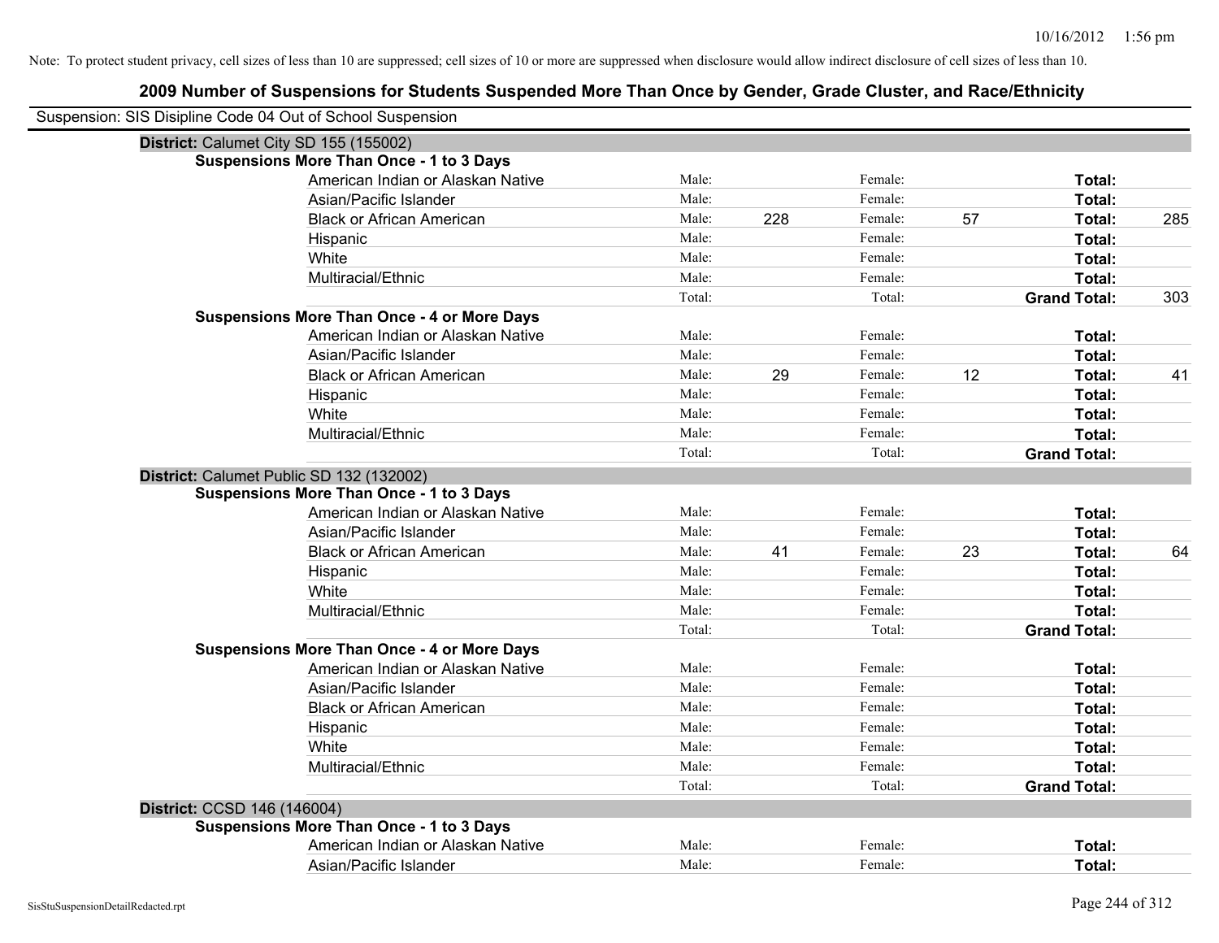Note: To protect student privacy, cell sizes of less than 10 are suppressed; cell sizes of 10 or more are suppressed when disclosure would allow indirect disclosure of cell sizes of less than 10.

# 2009 Number of Suspensions for Students Suspended More Than Once by Gender, Grade Cluster, and Race/Ethnicity

Suspension: SIS Disipline Code 04 Out of School Suspension

## District: Calumet City SD 155 (155002)

### Suspensions More Than Once - 1 to 3 Days

| | | | | | | |
|---|---|---|---|---|---|---|
| American Indian or Alaskan Native | Male: | | Female: | | Total: | |
| Asian/Pacific Islander | Male: | | Female: | | Total: | |
| Black or African American | Male: | 228 | Female: | 57 | Total: | 285 |
| Hispanic | Male: | | Female: | | Total: | |
| White | Male: | | Female: | | Total: | |
| Multiracial/Ethnic | Male: | | Female: | | Total: | |
| | Total: | | Total: | | Grand Total: | 303 |

### Suspensions More Than Once - 4 or More Days

| | | | | | | |
|---|---|---|---|---|---|---|
| American Indian or Alaskan Native | Male: | | Female: | | Total: | |
| Asian/Pacific Islander | Male: | | Female: | | Total: | |
| Black or African American | Male: | 29 | Female: | 12 | Total: | 41 |
| Hispanic | Male: | | Female: | | Total: | |
| White | Male: | | Female: | | Total: | |
| Multiracial/Ethnic | Male: | | Female: | | Total: | |
| | Total: | | Total: | | Grand Total: | |

## District: Calumet Public SD 132 (132002)

### Suspensions More Than Once - 1 to 3 Days

| | | | | | | |
|---|---|---|---|---|---|---|
| American Indian or Alaskan Native | Male: | | Female: | | Total: | |
| Asian/Pacific Islander | Male: | | Female: | | Total: | |
| Black or African American | Male: | 41 | Female: | 23 | Total: | 64 |
| Hispanic | Male: | | Female: | | Total: | |
| White | Male: | | Female: | | Total: | |
| Multiracial/Ethnic | Male: | | Female: | | Total: | |
| | Total: | | Total: | | Grand Total: | |

### Suspensions More Than Once - 4 or More Days

| | | | | | | |
|---|---|---|---|---|---|---|
| American Indian or Alaskan Native | Male: | | Female: | | Total: | |
| Asian/Pacific Islander | Male: | | Female: | | Total: | |
| Black or African American | Male: | | Female: | | Total: | |
| Hispanic | Male: | | Female: | | Total: | |
| White | Male: | | Female: | | Total: | |
| Multiracial/Ethnic | Male: | | Female: | | Total: | |
| | Total: | | Total: | | Grand Total: | |

## District: CCSD 146 (146004)

### Suspensions More Than Once - 1 to 3 Days

| | | | | | | |
|---|---|---|---|---|---|---|
| American Indian or Alaskan Native | Male: | | Female: | | Total: | |
| Asian/Pacific Islander | Male: | | Female: | | Total: | |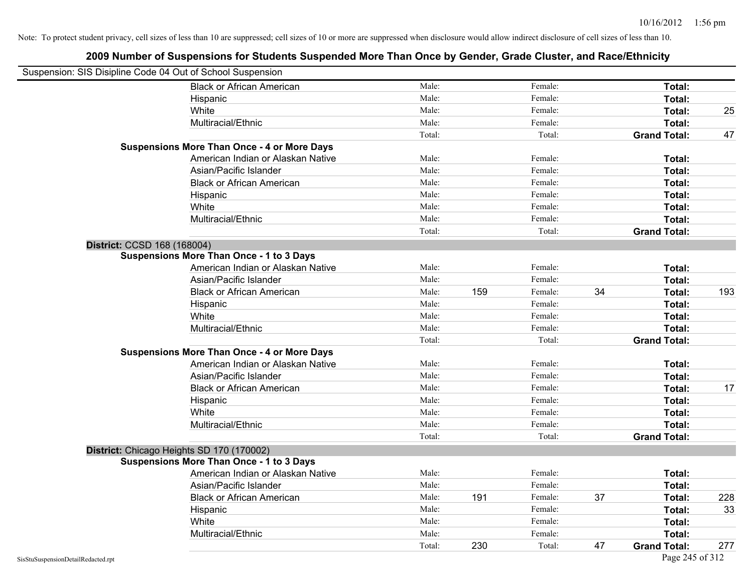Note: To protect student privacy, cell sizes of less than 10 are suppressed; cell sizes of 10 or more are suppressed when disclosure would allow indirect disclosure of cell sizes of less than 10.

## 2009 Number of Suspensions for Students Suspended More Than Once by Gender, Grade Cluster, and Race/Ethnicity

Suspension: SIS Disipline Code 04 Out of School Suspension

| | | | | | | | |
|---|---|---|---|---|---|---|---|
| Black or African American | Male: | | Female: | | **Total:** | |
| Hispanic | Male: | | Female: | | **Total:** | |
| White | Male: | | Female: | | **Total:** | 25 |
| Multiracial/Ethnic | Male: | | Female: | | **Total:** | |
| | Total: | | Total: | | **Grand Total:** | 47 |

**Suspensions More Than Once - 4 or More Days**

| | | | | | | |
|---|---|---|---|---|---|---|
| American Indian or Alaskan Native | Male: | | Female: | | **Total:** | |
| Asian/Pacific Islander | Male: | | Female: | | **Total:** | |
| Black or African American | Male: | | Female: | | **Total:** | |
| Hispanic | Male: | | Female: | | **Total:** | |
| White | Male: | | Female: | | **Total:** | |
| Multiracial/Ethnic | Male: | | Female: | | **Total:** | |
| | Total: | | Total: | | **Grand Total:** | |

**District:** CCSD 168 (168004)

**Suspensions More Than Once - 1 to 3 Days**

| | | | | | | |
|---|---|---|---|---|---|---|
| American Indian or Alaskan Native | Male: | | Female: | | **Total:** | |
| Asian/Pacific Islander | Male: | | Female: | | **Total:** | |
| Black or African American | Male: | 159 | Female: | 34 | **Total:** | 193 |
| Hispanic | Male: | | Female: | | **Total:** | |
| White | Male: | | Female: | | **Total:** | |
| Multiracial/Ethnic | Male: | | Female: | | **Total:** | |
| | Total: | | Total: | | **Grand Total:** | |

**Suspensions More Than Once - 4 or More Days**

| | | | | | | |
|---|---|---|---|---|---|---|
| American Indian or Alaskan Native | Male: | | Female: | | **Total:** | |
| Asian/Pacific Islander | Male: | | Female: | | **Total:** | |
| Black or African American | Male: | | Female: | | **Total:** | 17 |
| Hispanic | Male: | | Female: | | **Total:** | |
| White | Male: | | Female: | | **Total:** | |
| Multiracial/Ethnic | Male: | | Female: | | **Total:** | |
| | Total: | | Total: | | **Grand Total:** | |

**District:** Chicago Heights SD 170 (170002)

**Suspensions More Than Once - 1 to 3 Days**

| | | | | | | |
|---|---|---|---|---|---|---|
| American Indian or Alaskan Native | Male: | | Female: | | **Total:** | |
| Asian/Pacific Islander | Male: | | Female: | | **Total:** | |
| Black or African American | Male: | 191 | Female: | 37 | **Total:** | 228 |
| Hispanic | Male: | | Female: | | **Total:** | 33 |
| White | Male: | | Female: | | **Total:** | |
| Multiracial/Ethnic | Male: | | Female: | | **Total:** | |
| | Total: | 230 | Total: | 47 | **Grand Total:** | 277 |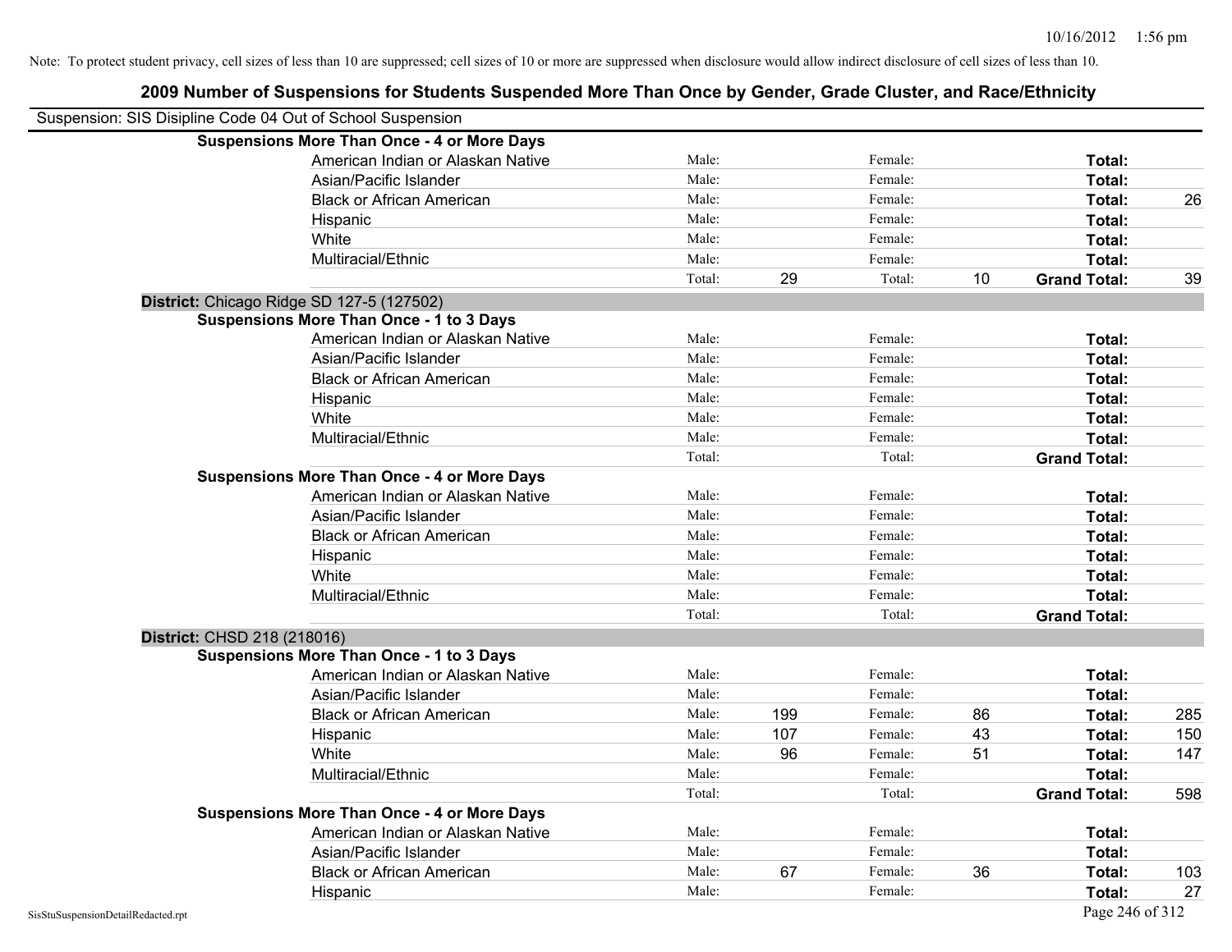Note: To protect student privacy, cell sizes of less than 10 are suppressed; cell sizes of 10 or more are suppressed when disclosure would allow indirect disclosure of cell sizes of less than 10.

## 2009 Number of Suspensions for Students Suspended More Than Once by Gender, Grade Cluster, and Race/Ethnicity

Suspension: SIS Disipline Code 04 Out of School Suspension

**Suspensions More Than Once - 4 or More Days**

| | | | | | | |
|---|---|---|---|---|---|---|
| American Indian or Alaskan Native | Male: | | Female: | | **Total:** | |
| Asian/Pacific Islander | Male: | | Female: | | **Total:** | |
| Black or African American | Male: | | Female: | | **Total:** | 26 |
| Hispanic | Male: | | Female: | | **Total:** | |
| White | Male: | | Female: | | **Total:** | |
| Multiracial/Ethnic | Male: | | Female: | | **Total:** | |
| | Total: | 29 | Total: | 10 | **Grand Total:** | 39 |

**District:** Chicago Ridge SD 127-5 (127502)

**Suspensions More Than Once - 1 to 3 Days**

| | | | | | | |
|---|---|---|---|---|---|---|
| American Indian or Alaskan Native | Male: | | Female: | | **Total:** | |
| Asian/Pacific Islander | Male: | | Female: | | **Total:** | |
| Black or African American | Male: | | Female: | | **Total:** | |
| Hispanic | Male: | | Female: | | **Total:** | |
| White | Male: | | Female: | | **Total:** | |
| Multiracial/Ethnic | Male: | | Female: | | **Total:** | |
| | Total: | | Total: | | **Grand Total:** | |

**Suspensions More Than Once - 4 or More Days**

| | | | | | | |
|---|---|---|---|---|---|---|
| American Indian or Alaskan Native | Male: | | Female: | | **Total:** | |
| Asian/Pacific Islander | Male: | | Female: | | **Total:** | |
| Black or African American | Male: | | Female: | | **Total:** | |
| Hispanic | Male: | | Female: | | **Total:** | |
| White | Male: | | Female: | | **Total:** | |
| Multiracial/Ethnic | Male: | | Female: | | **Total:** | |
| | Total: | | Total: | | **Grand Total:** | |

**District:** CHSD 218 (218016)

**Suspensions More Than Once - 1 to 3 Days**

| | | | | | | |
|---|---|---|---|---|---|---|
| American Indian or Alaskan Native | Male: | | Female: | | **Total:** | |
| Asian/Pacific Islander | Male: | | Female: | | **Total:** | |
| Black or African American | Male: | 199 | Female: | 86 | **Total:** | 285 |
| Hispanic | Male: | 107 | Female: | 43 | **Total:** | 150 |
| White | Male: | 96 | Female: | 51 | **Total:** | 147 |
| Multiracial/Ethnic | Male: | | Female: | | **Total:** | |
| | Total: | | Total: | | **Grand Total:** | 598 |

**Suspensions More Than Once - 4 or More Days**

| | | | | | | |
|---|---|---|---|---|---|---|
| American Indian or Alaskan Native | Male: | | Female: | | **Total:** | |
| Asian/Pacific Islander | Male: | | Female: | | **Total:** | |
| Black or African American | Male: | 67 | Female: | 36 | **Total:** | 103 |
| Hispanic | Male: | | Female: | | **Total:** | 27 |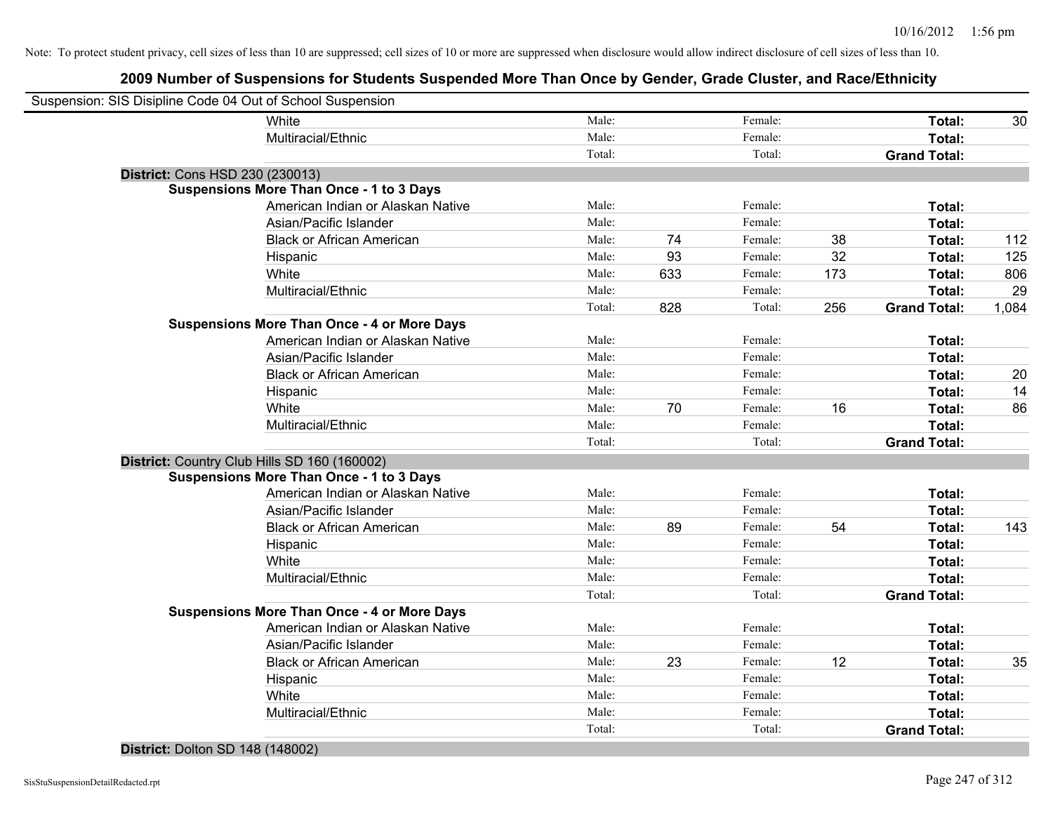Note: To protect student privacy, cell sizes of less than 10 are suppressed; cell sizes of 10 or more are suppressed when disclosure would allow indirect disclosure of cell sizes of less than 10.

## 2009 Number of Suspensions for Students Suspended More Than Once by Gender, Grade Cluster, and Race/Ethnicity

Suspension: SIS Disipline Code 04 Out of School Suspension

| | | | | | | | |
|---|---|---|---|---|---|---|---|
| White | Male: | | Female: | | **Total:** | 30 |
| Multiracial/Ethnic | Male: | | Female: | | **Total:** | |
| | Total: | | Total: | | **Grand Total:** | |

**District:** Cons HSD 230 (230013)

**Suspensions More Than Once - 1 to 3 Days**

| | | | | | | |
|---|---|---|---|---|---|---|
| American Indian or Alaskan Native | Male: | | Female: | | **Total:** | |
| Asian/Pacific Islander | Male: | | Female: | | **Total:** | |
| Black or African American | Male: | 74 | Female: | 38 | **Total:** | 112 |
| Hispanic | Male: | 93 | Female: | 32 | **Total:** | 125 |
| White | Male: | 633 | Female: | 173 | **Total:** | 806 |
| Multiracial/Ethnic | Male: | | Female: | | **Total:** | 29 |
| | Total: | 828 | Total: | 256 | **Grand Total:** | 1,084 |

**Suspensions More Than Once - 4 or More Days**

| | | | | | | |
|---|---|---|---|---|---|---|
| American Indian or Alaskan Native | Male: | | Female: | | **Total:** | |
| Asian/Pacific Islander | Male: | | Female: | | **Total:** | |
| Black or African American | Male: | | Female: | | **Total:** | 20 |
| Hispanic | Male: | | Female: | | **Total:** | 14 |
| White | Male: | 70 | Female: | 16 | **Total:** | 86 |
| Multiracial/Ethnic | Male: | | Female: | | **Total:** | |
| | Total: | | Total: | | **Grand Total:** | |

**District:** Country Club Hills SD 160 (160002)

**Suspensions More Than Once - 1 to 3 Days**

| | | | | | | |
|---|---|---|---|---|---|---|
| American Indian or Alaskan Native | Male: | | Female: | | **Total:** | |
| Asian/Pacific Islander | Male: | | Female: | | **Total:** | |
| Black or African American | Male: | 89 | Female: | 54 | **Total:** | 143 |
| Hispanic | Male: | | Female: | | **Total:** | |
| White | Male: | | Female: | | **Total:** | |
| Multiracial/Ethnic | Male: | | Female: | | **Total:** | |
| | Total: | | Total: | | **Grand Total:** | |

**Suspensions More Than Once - 4 or More Days**

| | | | | | | |
|---|---|---|---|---|---|---|
| American Indian or Alaskan Native | Male: | | Female: | | **Total:** | |
| Asian/Pacific Islander | Male: | | Female: | | **Total:** | |
| Black or African American | Male: | 23 | Female: | 12 | **Total:** | 35 |
| Hispanic | Male: | | Female: | | **Total:** | |
| White | Male: | | Female: | | **Total:** | |
| Multiracial/Ethnic | Male: | | Female: | | **Total:** | |
| | Total: | | Total: | | **Grand Total:** | |

**District:** Dolton SD 148 (148002)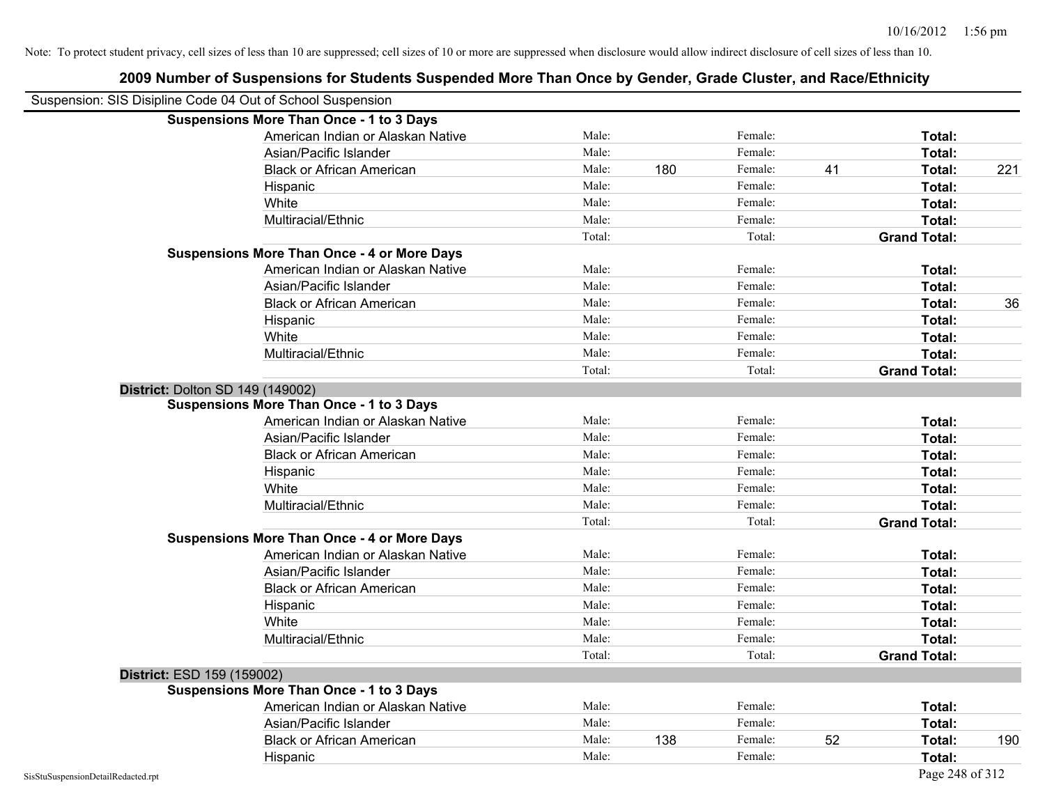Note: To protect student privacy, cell sizes of less than 10 are suppressed; cell sizes of 10 or more are suppressed when disclosure would allow indirect disclosure of cell sizes of less than 10.

# 2009 Number of Suspensions for Students Suspended More Than Once by Gender, Grade Cluster, and Race/Ethnicity

Suspension: SIS Disipline Code 04 Out of School Suspension

**Suspensions More Than Once - 1 to 3 Days**

| | | | | | | |
|---|---|---|---|---|---|---|
| American Indian or Alaskan Native | Male: | | Female: | | **Total:** | |
| Asian/Pacific Islander | Male: | | Female: | | **Total:** | |
| Black or African American | Male: | 180 | Female: | 41 | **Total:** | 221 |
| Hispanic | Male: | | Female: | | **Total:** | |
| White | Male: | | Female: | | **Total:** | |
| Multiracial/Ethnic | Male: | | Female: | | **Total:** | |
| | Total: | | Total: | | **Grand Total:** | |

**Suspensions More Than Once - 4 or More Days**

| | | | | | | |
|---|---|---|---|---|---|---|
| American Indian or Alaskan Native | Male: | | Female: | | **Total:** | |
| Asian/Pacific Islander | Male: | | Female: | | **Total:** | |
| Black or African American | Male: | | Female: | | **Total:** | 36 |
| Hispanic | Male: | | Female: | | **Total:** | |
| White | Male: | | Female: | | **Total:** | |
| Multiracial/Ethnic | Male: | | Female: | | **Total:** | |
| | Total: | | Total: | | **Grand Total:** | |

**District:** Dolton SD 149 (149002)

**Suspensions More Than Once - 1 to 3 Days**

| | | | | | | |
|---|---|---|---|---|---|---|
| American Indian or Alaskan Native | Male: | | Female: | | **Total:** | |
| Asian/Pacific Islander | Male: | | Female: | | **Total:** | |
| Black or African American | Male: | | Female: | | **Total:** | |
| Hispanic | Male: | | Female: | | **Total:** | |
| White | Male: | | Female: | | **Total:** | |
| Multiracial/Ethnic | Male: | | Female: | | **Total:** | |
| | Total: | | Total: | | **Grand Total:** | |

**Suspensions More Than Once - 4 or More Days**

| | | | | | | |
|---|---|---|---|---|---|---|
| American Indian or Alaskan Native | Male: | | Female: | | **Total:** | |
| Asian/Pacific Islander | Male: | | Female: | | **Total:** | |
| Black or African American | Male: | | Female: | | **Total:** | |
| Hispanic | Male: | | Female: | | **Total:** | |
| White | Male: | | Female: | | **Total:** | |
| Multiracial/Ethnic | Male: | | Female: | | **Total:** | |
| | Total: | | Total: | | **Grand Total:** | |

**District:** ESD 159 (159002)

**Suspensions More Than Once - 1 to 3 Days**

| | | | | | | |
|---|---|---|---|---|---|---|
| American Indian or Alaskan Native | Male: | | Female: | | **Total:** | |
| Asian/Pacific Islander | Male: | | Female: | | **Total:** | |
| Black or African American | Male: | 138 | Female: | 52 | **Total:** | 190 |
| Hispanic | Male: | | Female: | | **Total:** | |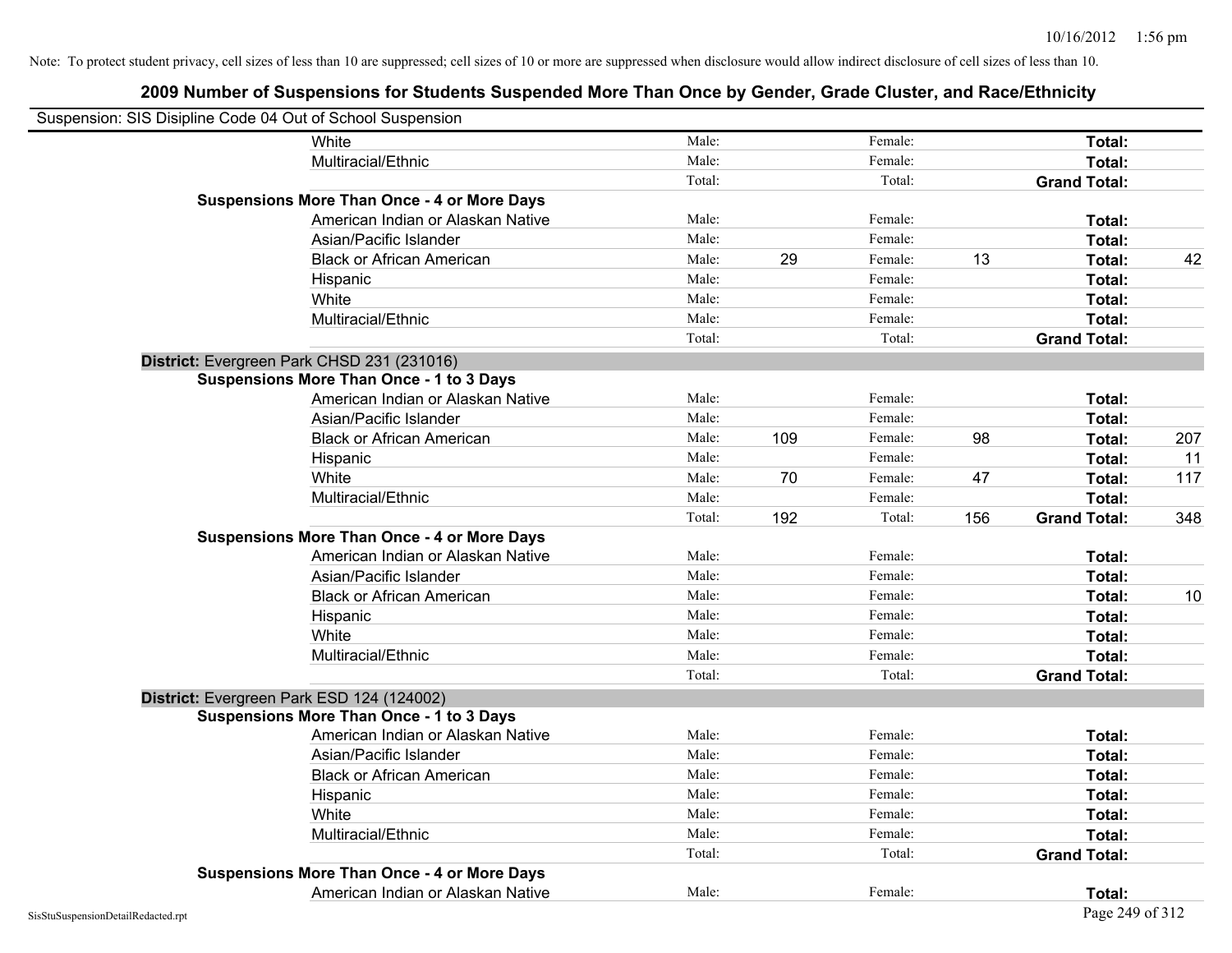Note: To protect student privacy, cell sizes of less than 10 are suppressed; cell sizes of 10 or more are suppressed when disclosure would allow indirect disclosure of cell sizes of less than 10.

## 2009 Number of Suspensions for Students Suspended More Than Once by Gender, Grade Cluster, and Race/Ethnicity

Suspension: SIS Disipline Code 04 Out of School Suspension

| | | | | | | | |
|---|---|---|---|---|---|---|---|
| White | Male: | | Female: | | **Total:** | |
| Multiracial/Ethnic | Male: | | Female: | | **Total:** | |
| | Total: | | Total: | | **Grand Total:** | |
| **Suspensions More Than Once - 4 or More Days** | | | | | | |
| American Indian or Alaskan Native | Male: | | Female: | | **Total:** | |
| Asian/Pacific Islander | Male: | | Female: | | **Total:** | |
| Black or African American | Male: | 29 | Female: | 13 | **Total:** | 42 |
| Hispanic | Male: | | Female: | | **Total:** | |
| White | Male: | | Female: | | **Total:** | |
| Multiracial/Ethnic | Male: | | Female: | | **Total:** | |
| | Total: | | Total: | | **Grand Total:** | |
| **District:** Evergreen Park CHSD 231 (231016) | | | | | | |
| **Suspensions More Than Once - 1 to 3 Days** | | | | | | |
| American Indian or Alaskan Native | Male: | | Female: | | **Total:** | |
| Asian/Pacific Islander | Male: | | Female: | | **Total:** | |
| Black or African American | Male: | 109 | Female: | 98 | **Total:** | 207 |
| Hispanic | Male: | | Female: | | **Total:** | 11 |
| White | Male: | 70 | Female: | 47 | **Total:** | 117 |
| Multiracial/Ethnic | Male: | | Female: | | **Total:** | |
| | Total: | 192 | Total: | 156 | **Grand Total:** | 348 |
| **Suspensions More Than Once - 4 or More Days** | | | | | | |
| American Indian or Alaskan Native | Male: | | Female: | | **Total:** | |
| Asian/Pacific Islander | Male: | | Female: | | **Total:** | |
| Black or African American | Male: | | Female: | | **Total:** | 10 |
| Hispanic | Male: | | Female: | | **Total:** | |
| White | Male: | | Female: | | **Total:** | |
| Multiracial/Ethnic | Male: | | Female: | | **Total:** | |
| | Total: | | Total: | | **Grand Total:** | |
| **District:** Evergreen Park ESD 124 (124002) | | | | | | |
| **Suspensions More Than Once - 1 to 3 Days** | | | | | | |
| American Indian or Alaskan Native | Male: | | Female: | | **Total:** | |
| Asian/Pacific Islander | Male: | | Female: | | **Total:** | |
| Black or African American | Male: | | Female: | | **Total:** | |
| Hispanic | Male: | | Female: | | **Total:** | |
| White | Male: | | Female: | | **Total:** | |
| Multiracial/Ethnic | Male: | | Female: | | **Total:** | |
| | Total: | | Total: | | **Grand Total:** | |
| **Suspensions More Than Once - 4 or More Days** | | | | | | |
| American Indian or Alaskan Native | Male: | | Female: | | **Total:** | |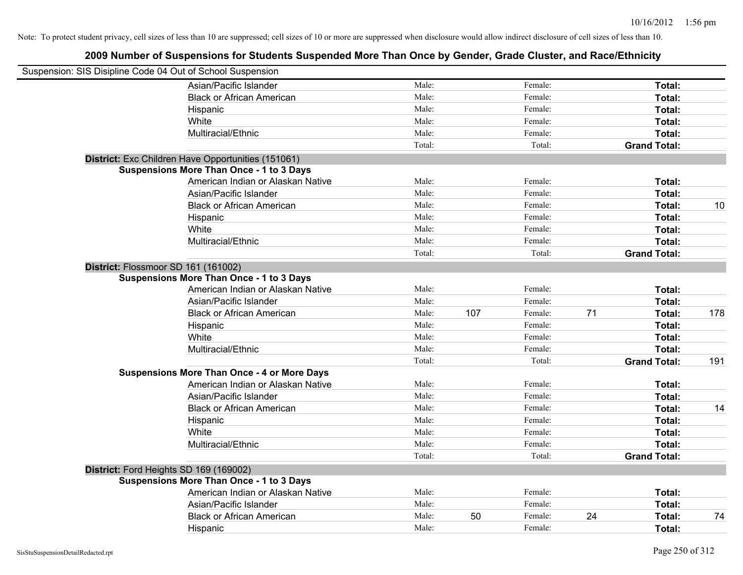Note: To protect student privacy, cell sizes of less than 10 are suppressed; cell sizes of 10 or more are suppressed when disclosure would allow indirect disclosure of cell sizes of less than 10.

## 2009 Number of Suspensions for Students Suspended More Than Once by Gender, Grade Cluster, and Race/Ethnicity

Suspension: SIS Disipline Code 04 Out of School Suspension

| | | | | | | | |
|---|---|---|---|---|---|---|---|
| | Asian/Pacific Islander | Male: | | Female: | | **Total:** | |
| | Black or African American | Male: | | Female: | | **Total:** | |
| | Hispanic | Male: | | Female: | | **Total:** | |
| | White | Male: | | Female: | | **Total:** | |
| | Multiracial/Ethnic | Male: | | Female: | | **Total:** | |
| | | Total: | | Total: | | **Grand Total:** | |
| **District:** Exc Children Have Opportunities (151061) | | | | | | | |
| **Suspensions More Than Once - 1 to 3 Days** | | | | | | | |
| | American Indian or Alaskan Native | Male: | | Female: | | **Total:** | |
| | Asian/Pacific Islander | Male: | | Female: | | **Total:** | |
| | Black or African American | Male: | | Female: | | **Total:** | 10 |
| | Hispanic | Male: | | Female: | | **Total:** | |
| | White | Male: | | Female: | | **Total:** | |
| | Multiracial/Ethnic | Male: | | Female: | | **Total:** | |
| | | Total: | | Total: | | **Grand Total:** | |
| **District:** Flossmoor SD 161 (161002) | | | | | | | |
| **Suspensions More Than Once - 1 to 3 Days** | | | | | | | |
| | American Indian or Alaskan Native | Male: | | Female: | | **Total:** | |
| | Asian/Pacific Islander | Male: | | Female: | | **Total:** | |
| | Black or African American | Male: | 107 | Female: | 71 | **Total:** | 178 |
| | Hispanic | Male: | | Female: | | **Total:** | |
| | White | Male: | | Female: | | **Total:** | |
| | Multiracial/Ethnic | Male: | | Female: | | **Total:** | |
| | | Total: | | Total: | | **Grand Total:** | 191 |
| **Suspensions More Than Once - 4 or More Days** | | | | | | | |
| | American Indian or Alaskan Native | Male: | | Female: | | **Total:** | |
| | Asian/Pacific Islander | Male: | | Female: | | **Total:** | |
| | Black or African American | Male: | | Female: | | **Total:** | 14 |
| | Hispanic | Male: | | Female: | | **Total:** | |
| | White | Male: | | Female: | | **Total:** | |
| | Multiracial/Ethnic | Male: | | Female: | | **Total:** | |
| | | Total: | | Total: | | **Grand Total:** | |
| **District:** Ford Heights SD 169 (169002) | | | | | | | |
| **Suspensions More Than Once - 1 to 3 Days** | | | | | | | |
| | American Indian or Alaskan Native | Male: | | Female: | | **Total:** | |
| | Asian/Pacific Islander | Male: | | Female: | | **Total:** | |
| | Black or African American | Male: | 50 | Female: | 24 | **Total:** | 74 |
| | Hispanic | Male: | | Female: | | **Total:** | |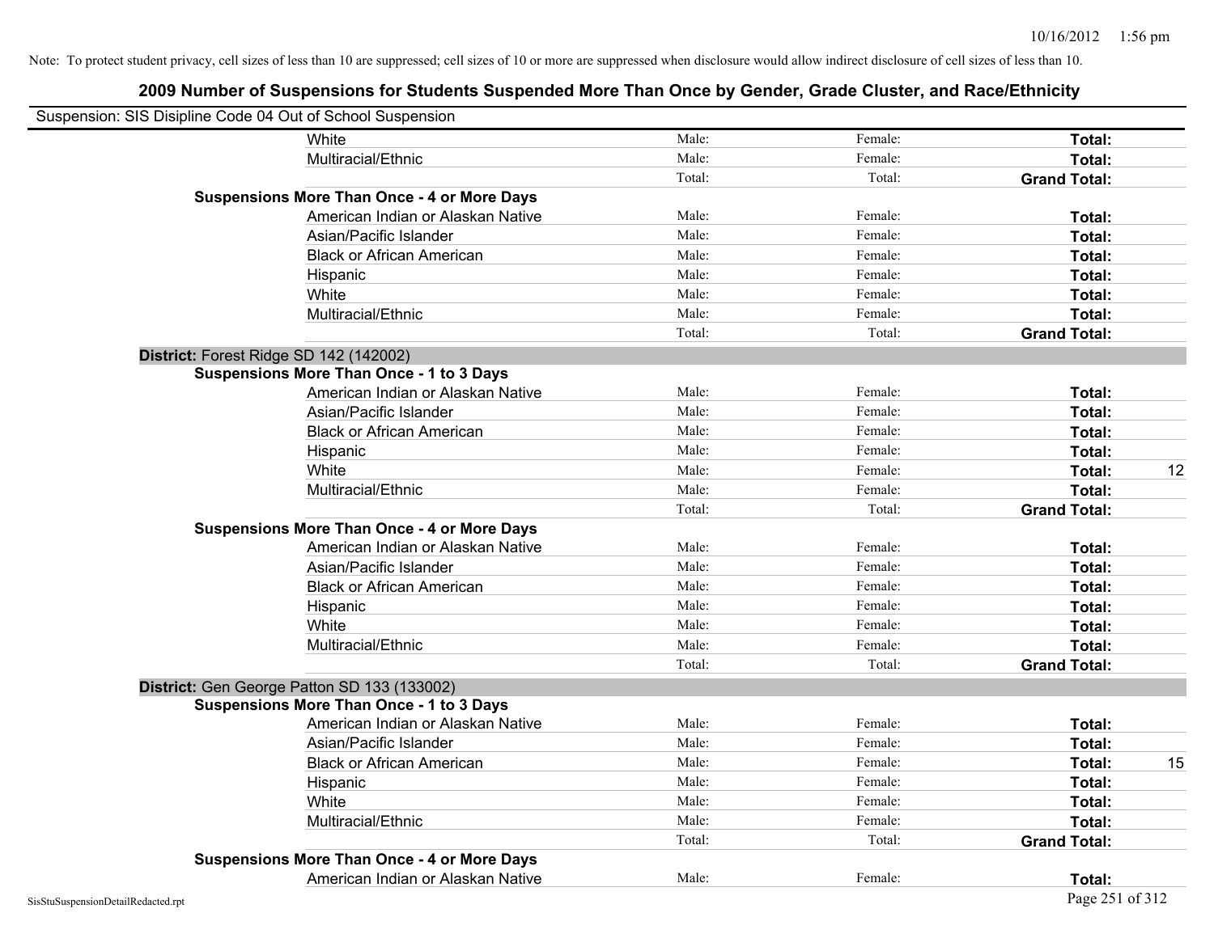Note: To protect student privacy, cell sizes of less than 10 are suppressed; cell sizes of 10 or more are suppressed when disclosure would allow indirect disclosure of cell sizes of less than 10.

## 2009 Number of Suspensions for Students Suspended More Than Once by Gender, Grade Cluster, and Race/Ethnicity

Suspension: SIS Disipline Code 04 Out of School Suspension

| | | | | | |
|---|---|---|---|---|---|
| | White | Male: | Female: | **Total:** | |
| | Multiracial/Ethnic | Male: | Female: | **Total:** | |
| | | Total: | Total: | **Grand Total:** | |
| **Suspensions More Than Once - 4 or More Days** | | | | | |
| | American Indian or Alaskan Native | Male: | Female: | **Total:** | |
| | Asian/Pacific Islander | Male: | Female: | **Total:** | |
| | Black or African American | Male: | Female: | **Total:** | |
| | Hispanic | Male: | Female: | **Total:** | |
| | White | Male: | Female: | **Total:** | |
| | Multiracial/Ethnic | Male: | Female: | **Total:** | |
| | | Total: | Total: | **Grand Total:** | |
| **District:** Forest Ridge SD 142 (142002) | | | | | |
| **Suspensions More Than Once - 1 to 3 Days** | | | | | |
| | American Indian or Alaskan Native | Male: | Female: | **Total:** | |
| | Asian/Pacific Islander | Male: | Female: | **Total:** | |
| | Black or African American | Male: | Female: | **Total:** | |
| | Hispanic | Male: | Female: | **Total:** | |
| | White | Male: | Female: | **Total:** | 12 |
| | Multiracial/Ethnic | Male: | Female: | **Total:** | |
| | | Total: | Total: | **Grand Total:** | |
| **Suspensions More Than Once - 4 or More Days** | | | | | |
| | American Indian or Alaskan Native | Male: | Female: | **Total:** | |
| | Asian/Pacific Islander | Male: | Female: | **Total:** | |
| | Black or African American | Male: | Female: | **Total:** | |
| | Hispanic | Male: | Female: | **Total:** | |
| | White | Male: | Female: | **Total:** | |
| | Multiracial/Ethnic | Male: | Female: | **Total:** | |
| | | Total: | Total: | **Grand Total:** | |
| **District:** Gen George Patton SD 133 (133002) | | | | | |
| **Suspensions More Than Once - 1 to 3 Days** | | | | | |
| | American Indian or Alaskan Native | Male: | Female: | **Total:** | |
| | Asian/Pacific Islander | Male: | Female: | **Total:** | |
| | Black or African American | Male: | Female: | **Total:** | 15 |
| | Hispanic | Male: | Female: | **Total:** | |
| | White | Male: | Female: | **Total:** | |
| | Multiracial/Ethnic | Male: | Female: | **Total:** | |
| | | Total: | Total: | **Grand Total:** | |
| **Suspensions More Than Once - 4 or More Days** | | | | | |
| | American Indian or Alaskan Native | Male: | Female: | **Total:** | |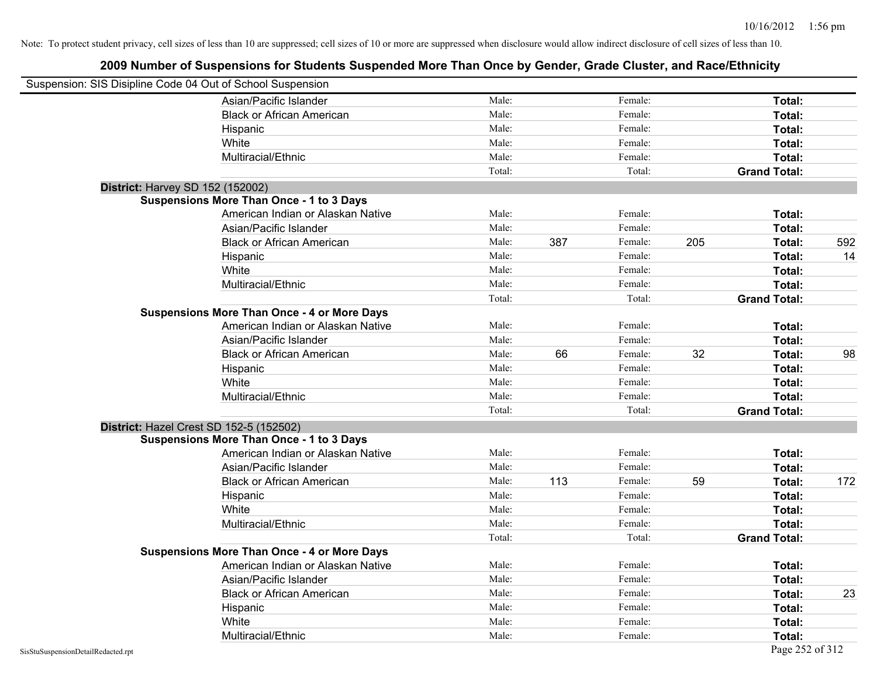Note: To protect student privacy, cell sizes of less than 10 are suppressed; cell sizes of 10 or more are suppressed when disclosure would allow indirect disclosure of cell sizes of less than 10.

## 2009 Number of Suspensions for Students Suspended More Than Once by Gender, Grade Cluster, and Race/Ethnicity

Suspension: SIS Disipline Code 04 Out of School Suspension

| | | | | | | | |
|---|---|---|---|---|---|---|---|
| Asian/Pacific Islander | Male: | | Female: | | **Total:** | |
| Black or African American | Male: | | Female: | | **Total:** | |
| Hispanic | Male: | | Female: | | **Total:** | |
| White | Male: | | Female: | | **Total:** | |
| Multiracial/Ethnic | Male: | | Female: | | **Total:** | |
| | Total: | | Total: | | **Grand Total:** | |

**District:** Harvey SD 152 (152002)

**Suspensions More Than Once - 1 to 3 Days**

| | | | | | | |
|---|---|---|---|---|---|---|
| American Indian or Alaskan Native | Male: | | Female: | | **Total:** | |
| Asian/Pacific Islander | Male: | | Female: | | **Total:** | |
| Black or African American | Male: | 387 | Female: | 205 | **Total:** | 592 |
| Hispanic | Male: | | Female: | | **Total:** | 14 |
| White | Male: | | Female: | | **Total:** | |
| Multiracial/Ethnic | Male: | | Female: | | **Total:** | |
| | Total: | | Total: | | **Grand Total:** | |

**Suspensions More Than Once - 4 or More Days**

| | | | | | | |
|---|---|---|---|---|---|---|
| American Indian or Alaskan Native | Male: | | Female: | | **Total:** | |
| Asian/Pacific Islander | Male: | | Female: | | **Total:** | |
| Black or African American | Male: | 66 | Female: | 32 | **Total:** | 98 |
| Hispanic | Male: | | Female: | | **Total:** | |
| White | Male: | | Female: | | **Total:** | |
| Multiracial/Ethnic | Male: | | Female: | | **Total:** | |
| | Total: | | Total: | | **Grand Total:** | |

**District:** Hazel Crest SD 152-5 (152502)

**Suspensions More Than Once - 1 to 3 Days**

| | | | | | | |
|---|---|---|---|---|---|---|
| American Indian or Alaskan Native | Male: | | Female: | | **Total:** | |
| Asian/Pacific Islander | Male: | | Female: | | **Total:** | |
| Black or African American | Male: | 113 | Female: | 59 | **Total:** | 172 |
| Hispanic | Male: | | Female: | | **Total:** | |
| White | Male: | | Female: | | **Total:** | |
| Multiracial/Ethnic | Male: | | Female: | | **Total:** | |
| | Total: | | Total: | | **Grand Total:** | |

**Suspensions More Than Once - 4 or More Days**

| | | | | | | |
|---|---|---|---|---|---|---|
| American Indian or Alaskan Native | Male: | | Female: | | **Total:** | |
| Asian/Pacific Islander | Male: | | Female: | | **Total:** | |
| Black or African American | Male: | | Female: | | **Total:** | 23 |
| Hispanic | Male: | | Female: | | **Total:** | |
| White | Male: | | Female: | | **Total:** | |
| Multiracial/Ethnic | Male: | | Female: | | **Total:** | |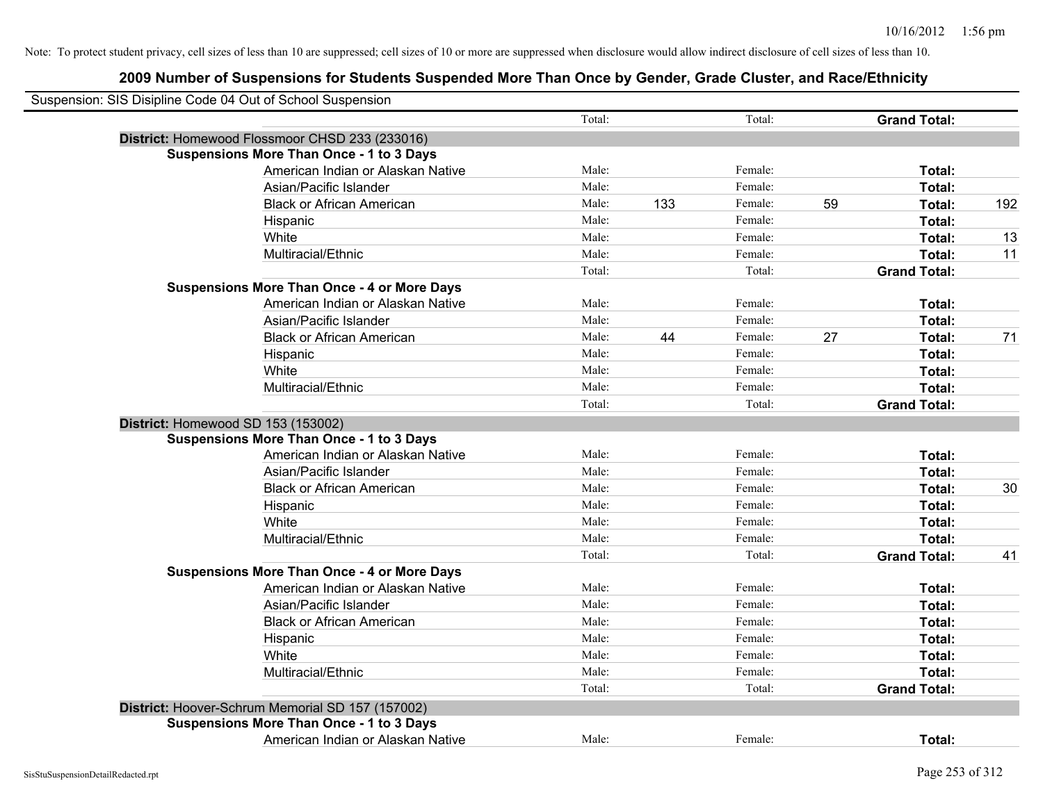Note: To protect student privacy, cell sizes of less than 10 are suppressed; cell sizes of 10 or more are suppressed when disclosure would allow indirect disclosure of cell sizes of less than 10.

## 2009 Number of Suspensions for Students Suspended More Than Once by Gender, Grade Cluster, and Race/Ethnicity

Suspension: SIS Disipline Code 04 Out of School Suspension

| | | | | | | | |
|---|---|---|---|---|---|---|---|
| | Total: | | Total: | | **Grand Total:** | |
| **District:** Homewood Flossmoor CHSD 233 (233016) | | | | | | | |
| **Suspensions More Than Once - 1 to 3 Days** | | | | | | | |
| American Indian or Alaskan Native | Male: | | Female: | | **Total:** | |
| Asian/Pacific Islander | Male: | | Female: | | **Total:** | |
| Black or African American | Male: | 133 | Female: | 59 | **Total:** | 192 |
| Hispanic | Male: | | Female: | | **Total:** | |
| White | Male: | | Female: | | **Total:** | 13 |
| Multiracial/Ethnic | Male: | | Female: | | **Total:** | 11 |
| | Total: | | Total: | | **Grand Total:** | |
| **Suspensions More Than Once - 4 or More Days** | | | | | | |
| American Indian or Alaskan Native | Male: | | Female: | | **Total:** | |
| Asian/Pacific Islander | Male: | | Female: | | **Total:** | |
| Black or African American | Male: | 44 | Female: | 27 | **Total:** | 71 |
| Hispanic | Male: | | Female: | | **Total:** | |
| White | Male: | | Female: | | **Total:** | |
| Multiracial/Ethnic | Male: | | Female: | | **Total:** | |
| | Total: | | Total: | | **Grand Total:** | |
| **District:** Homewood SD 153 (153002) | | | | | | |
| **Suspensions More Than Once - 1 to 3 Days** | | | | | | |
| American Indian or Alaskan Native | Male: | | Female: | | **Total:** | |
| Asian/Pacific Islander | Male: | | Female: | | **Total:** | |
| Black or African American | Male: | | Female: | | **Total:** | 30 |
| Hispanic | Male: | | Female: | | **Total:** | |
| White | Male: | | Female: | | **Total:** | |
| Multiracial/Ethnic | Male: | | Female: | | **Total:** | |
| | Total: | | Total: | | **Grand Total:** | 41 |
| **Suspensions More Than Once - 4 or More Days** | | | | | | |
| American Indian or Alaskan Native | Male: | | Female: | | **Total:** | |
| Asian/Pacific Islander | Male: | | Female: | | **Total:** | |
| Black or African American | Male: | | Female: | | **Total:** | |
| Hispanic | Male: | | Female: | | **Total:** | |
| White | Male: | | Female: | | **Total:** | |
| Multiracial/Ethnic | Male: | | Female: | | **Total:** | |
| | Total: | | Total: | | **Grand Total:** | |
| **District:** Hoover-Schrum Memorial SD 157 (157002) | | | | | | |
| **Suspensions More Than Once - 1 to 3 Days** | | | | | | |
| American Indian or Alaskan Native | Male: | | Female: | | **Total:** | |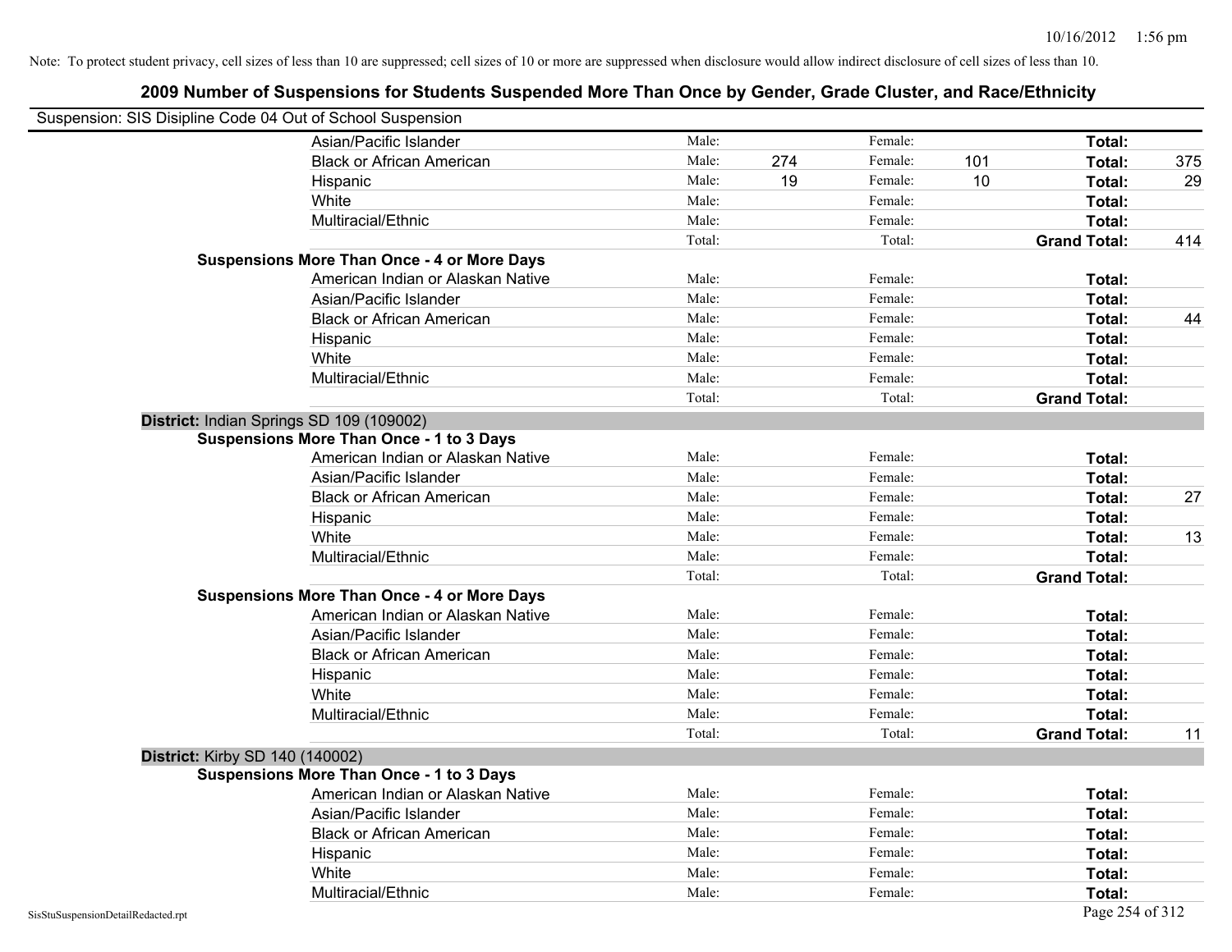Note: To protect student privacy, cell sizes of less than 10 are suppressed; cell sizes of 10 or more are suppressed when disclosure would allow indirect disclosure of cell sizes of less than 10.

## 2009 Number of Suspensions for Students Suspended More Than Once by Gender, Grade Cluster, and Race/Ethnicity

Suspension: SIS Disipline Code 04 Out of School Suspension

| | | | | | | | |
|---|---|---|---|---|---|---|---|
| Asian/Pacific Islander | Male: | | Female: | | **Total:** | |
| Black or African American | Male: | 274 | Female: | 101 | **Total:** | 375 |
| Hispanic | Male: | 19 | Female: | 10 | **Total:** | 29 |
| White | Male: | | Female: | | **Total:** | |
| Multiracial/Ethnic | Male: | | Female: | | **Total:** | |
| | Total: | | Total: | | **Grand Total:** | 414 |

**Suspensions More Than Once - 4 or More Days**

| | | | | | | |
|---|---|---|---|---|---|---|
| American Indian or Alaskan Native | Male: | | Female: | | **Total:** | |
| Asian/Pacific Islander | Male: | | Female: | | **Total:** | |
| Black or African American | Male: | | Female: | | **Total:** | 44 |
| Hispanic | Male: | | Female: | | **Total:** | |
| White | Male: | | Female: | | **Total:** | |
| Multiracial/Ethnic | Male: | | Female: | | **Total:** | |
| | Total: | | Total: | | **Grand Total:** | |

**District:** Indian Springs SD 109 (109002)

**Suspensions More Than Once - 1 to 3 Days**

| | | | | | | |
|---|---|---|---|---|---|---|
| American Indian or Alaskan Native | Male: | | Female: | | **Total:** | |
| Asian/Pacific Islander | Male: | | Female: | | **Total:** | |
| Black or African American | Male: | | Female: | | **Total:** | 27 |
| Hispanic | Male: | | Female: | | **Total:** | |
| White | Male: | | Female: | | **Total:** | 13 |
| Multiracial/Ethnic | Male: | | Female: | | **Total:** | |
| | Total: | | Total: | | **Grand Total:** | |

**Suspensions More Than Once - 4 or More Days**

| | | | | | | |
|---|---|---|---|---|---|---|
| American Indian or Alaskan Native | Male: | | Female: | | **Total:** | |
| Asian/Pacific Islander | Male: | | Female: | | **Total:** | |
| Black or African American | Male: | | Female: | | **Total:** | |
| Hispanic | Male: | | Female: | | **Total:** | |
| White | Male: | | Female: | | **Total:** | |
| Multiracial/Ethnic | Male: | | Female: | | **Total:** | |
| | Total: | | Total: | | **Grand Total:** | 11 |

**District:** Kirby SD 140 (140002)

**Suspensions More Than Once - 1 to 3 Days**

| | | | | | | |
|---|---|---|---|---|---|---|
| American Indian or Alaskan Native | Male: | | Female: | | **Total:** | |
| Asian/Pacific Islander | Male: | | Female: | | **Total:** | |
| Black or African American | Male: | | Female: | | **Total:** | |
| Hispanic | Male: | | Female: | | **Total:** | |
| White | Male: | | Female: | | **Total:** | |
| Multiracial/Ethnic | Male: | | Female: | | **Total:** | |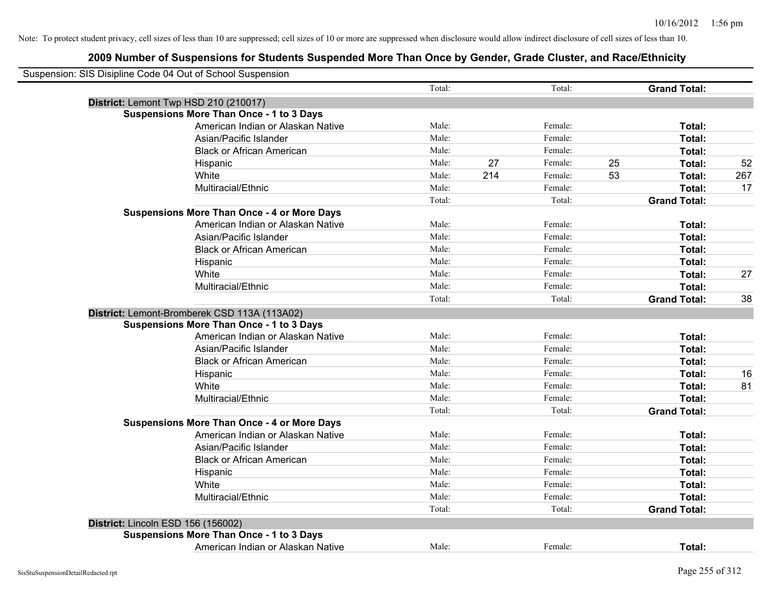Note: To protect student privacy, cell sizes of less than 10 are suppressed; cell sizes of 10 or more are suppressed when disclosure would allow indirect disclosure of cell sizes of less than 10.

## 2009 Number of Suspensions for Students Suspended More Than Once by Gender, Grade Cluster, and Race/Ethnicity

Suspension: SIS Disipline Code 04 Out of School Suspension

| | | | | | | | | |
|---|---|---|---|---|---|---|---|---|
| | | Total: | | Total: | | **Grand Total:** | |
| **District:** Lemont Twp HSD 210 (210017) | | | | | | | | |
| **Suspensions More Than Once - 1 to 3 Days** | | | | | | | | |
| | American Indian or Alaskan Native | Male: | | Female: | | **Total:** | |
| | Asian/Pacific Islander | Male: | | Female: | | **Total:** | |
| | Black or African American | Male: | | Female: | | **Total:** | |
| | Hispanic | Male: | 27 | Female: | 25 | **Total:** | 52 |
| | White | Male: | 214 | Female: | 53 | **Total:** | 267 |
| | Multiracial/Ethnic | Male: | | Female: | | **Total:** | 17 |
| | | Total: | | Total: | | **Grand Total:** | |
| **Suspensions More Than Once - 4 or More Days** | | | | | | | | |
| | American Indian or Alaskan Native | Male: | | Female: | | **Total:** | |
| | Asian/Pacific Islander | Male: | | Female: | | **Total:** | |
| | Black or African American | Male: | | Female: | | **Total:** | |
| | Hispanic | Male: | | Female: | | **Total:** | |
| | White | Male: | | Female: | | **Total:** | 27 |
| | Multiracial/Ethnic | Male: | | Female: | | **Total:** | |
| | | Total: | | Total: | | **Grand Total:** | 38 |
| **District:** Lemont-Bromberek CSD 113A (113A02) | | | | | | | | |
| **Suspensions More Than Once - 1 to 3 Days** | | | | | | | | |
| | American Indian or Alaskan Native | Male: | | Female: | | **Total:** | |
| | Asian/Pacific Islander | Male: | | Female: | | **Total:** | |
| | Black or African American | Male: | | Female: | | **Total:** | |
| | Hispanic | Male: | | Female: | | **Total:** | 16 |
| | White | Male: | | Female: | | **Total:** | 81 |
| | Multiracial/Ethnic | Male: | | Female: | | **Total:** | |
| | | Total: | | Total: | | **Grand Total:** | |
| **Suspensions More Than Once - 4 or More Days** | | | | | | | | |
| | American Indian or Alaskan Native | Male: | | Female: | | **Total:** | |
| | Asian/Pacific Islander | Male: | | Female: | | **Total:** | |
| | Black or African American | Male: | | Female: | | **Total:** | |
| | Hispanic | Male: | | Female: | | **Total:** | |
| | White | Male: | | Female: | | **Total:** | |
| | Multiracial/Ethnic | Male: | | Female: | | **Total:** | |
| | | Total: | | Total: | | **Grand Total:** | |
| **District:** Lincoln ESD 156 (156002) | | | | | | | | |
| **Suspensions More Than Once - 1 to 3 Days** | | | | | | | | |
| | American Indian or Alaskan Native | Male: | | Female: | | **Total:** | |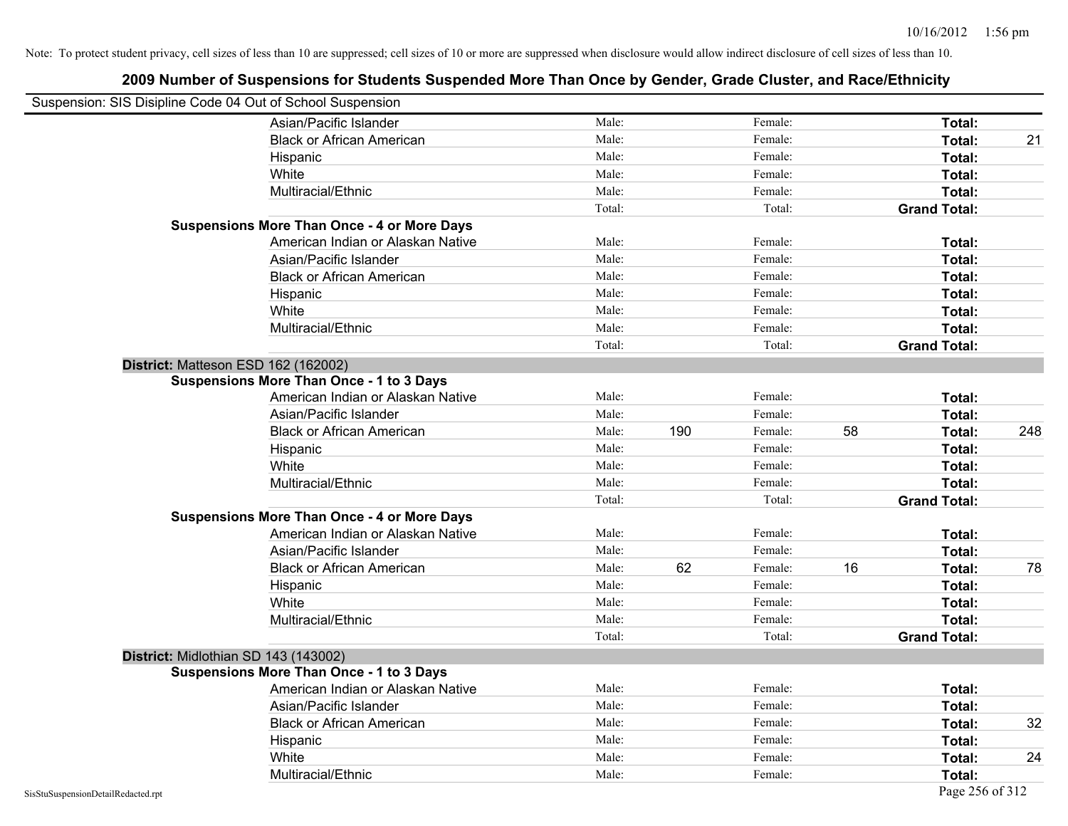Note: To protect student privacy, cell sizes of less than 10 are suppressed; cell sizes of 10 or more are suppressed when disclosure would allow indirect disclosure of cell sizes of less than 10.

# 2009 Number of Suspensions for Students Suspended More Than Once by Gender, Grade Cluster, and Race/Ethnicity

Suspension: SIS Disipline Code 04 Out of School Suspension

| | | | | | | | |
|---|---|---|---|---|---|---|---|
| Asian/Pacific Islander | Male: | | Female: | | **Total:** | |
| Black or African American | Male: | | Female: | | **Total:** | 21 |
| Hispanic | Male: | | Female: | | **Total:** | |
| White | Male: | | Female: | | **Total:** | |
| Multiracial/Ethnic | Male: | | Female: | | **Total:** | |
| | Total: | | Total: | | **Grand Total:** | |
| **Suspensions More Than Once - 4 or More Days** | | | | | | |
| American Indian or Alaskan Native | Male: | | Female: | | **Total:** | |
| Asian/Pacific Islander | Male: | | Female: | | **Total:** | |
| Black or African American | Male: | | Female: | | **Total:** | |
| Hispanic | Male: | | Female: | | **Total:** | |
| White | Male: | | Female: | | **Total:** | |
| Multiracial/Ethnic | Male: | | Female: | | **Total:** | |
| | Total: | | Total: | | **Grand Total:** | |

**District:** Matteson ESD 162 (162002)

| | | | | | | |
|---|---|---|---|---|---|---|
| **Suspensions More Than Once - 1 to 3 Days** | | | | | | |
| American Indian or Alaskan Native | Male: | | Female: | | **Total:** | |
| Asian/Pacific Islander | Male: | | Female: | | **Total:** | |
| Black or African American | Male: | 190 | Female: | 58 | **Total:** | 248 |
| Hispanic | Male: | | Female: | | **Total:** | |
| White | Male: | | Female: | | **Total:** | |
| Multiracial/Ethnic | Male: | | Female: | | **Total:** | |
| | Total: | | Total: | | **Grand Total:** | |
| **Suspensions More Than Once - 4 or More Days** | | | | | | |
| American Indian or Alaskan Native | Male: | | Female: | | **Total:** | |
| Asian/Pacific Islander | Male: | | Female: | | **Total:** | |
| Black or African American | Male: | 62 | Female: | 16 | **Total:** | 78 |
| Hispanic | Male: | | Female: | | **Total:** | |
| White | Male: | | Female: | | **Total:** | |
| Multiracial/Ethnic | Male: | | Female: | | **Total:** | |
| | Total: | | Total: | | **Grand Total:** | |

**District:** Midlothian SD 143 (143002)

| | | | | | | |
|---|---|---|---|---|---|---|
| **Suspensions More Than Once - 1 to 3 Days** | | | | | | |
| American Indian or Alaskan Native | Male: | | Female: | | **Total:** | |
| Asian/Pacific Islander | Male: | | Female: | | **Total:** | |
| Black or African American | Male: | | Female: | | **Total:** | 32 |
| Hispanic | Male: | | Female: | | **Total:** | |
| White | Male: | | Female: | | **Total:** | 24 |
| Multiracial/Ethnic | Male: | | Female: | | **Total:** | |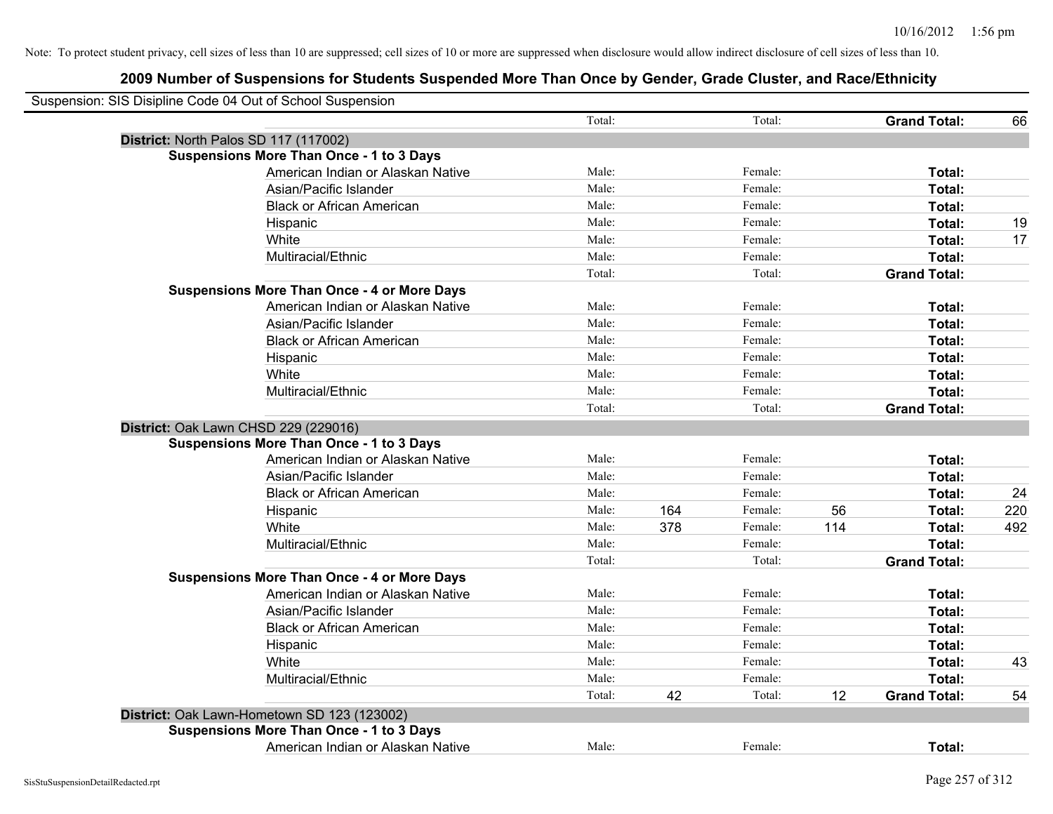Note: To protect student privacy, cell sizes of less than 10 are suppressed; cell sizes of 10 or more are suppressed when disclosure would allow indirect disclosure of cell sizes of less than 10.

# 2009 Number of Suspensions for Students Suspended More Than Once by Gender, Grade Cluster, and Race/Ethnicity

Suspension: SIS Disipline Code 04 Out of School Suspension

| | | | | | | | |
|---|---|---|---|---|---|---|---|
| | Total: | | Total: | | **Grand Total:** | 66 |
| **District:** North Palos SD 117 (117002) | | | | | | |
| **Suspensions More Than Once - 1 to 3 Days** | | | | | | |
| American Indian or Alaskan Native | Male: | | Female: | | **Total:** | |
| Asian/Pacific Islander | Male: | | Female: | | **Total:** | |
| Black or African American | Male: | | Female: | | **Total:** | |
| Hispanic | Male: | | Female: | | **Total:** | 19 |
| White | Male: | | Female: | | **Total:** | 17 |
| Multiracial/Ethnic | Male: | | Female: | | **Total:** | |
| | Total: | | Total: | | **Grand Total:** | |
| **Suspensions More Than Once - 4 or More Days** | | | | | | |
| American Indian or Alaskan Native | Male: | | Female: | | **Total:** | |
| Asian/Pacific Islander | Male: | | Female: | | **Total:** | |
| Black or African American | Male: | | Female: | | **Total:** | |
| Hispanic | Male: | | Female: | | **Total:** | |
| White | Male: | | Female: | | **Total:** | |
| Multiracial/Ethnic | Male: | | Female: | | **Total:** | |
| | Total: | | Total: | | **Grand Total:** | |
| **District:** Oak Lawn CHSD 229 (229016) | | | | | | |
| **Suspensions More Than Once - 1 to 3 Days** | | | | | | |
| American Indian or Alaskan Native | Male: | | Female: | | **Total:** | |
| Asian/Pacific Islander | Male: | | Female: | | **Total:** | |
| Black or African American | Male: | | Female: | | **Total:** | 24 |
| Hispanic | Male: | 164 | Female: | 56 | **Total:** | 220 |
| White | Male: | 378 | Female: | 114 | **Total:** | 492 |
| Multiracial/Ethnic | Male: | | Female: | | **Total:** | |
| | Total: | | Total: | | **Grand Total:** | |
| **Suspensions More Than Once - 4 or More Days** | | | | | | |
| American Indian or Alaskan Native | Male: | | Female: | | **Total:** | |
| Asian/Pacific Islander | Male: | | Female: | | **Total:** | |
| Black or African American | Male: | | Female: | | **Total:** | |
| Hispanic | Male: | | Female: | | **Total:** | |
| White | Male: | | Female: | | **Total:** | 43 |
| Multiracial/Ethnic | Male: | | Female: | | **Total:** | |
| | Total: | 42 | Total: | 12 | **Grand Total:** | 54 |
| **District:** Oak Lawn-Hometown SD 123 (123002) | | | | | | |
| **Suspensions More Than Once - 1 to 3 Days** | | | | | | |
| American Indian or Alaskan Native | Male: | | Female: | | **Total:** | |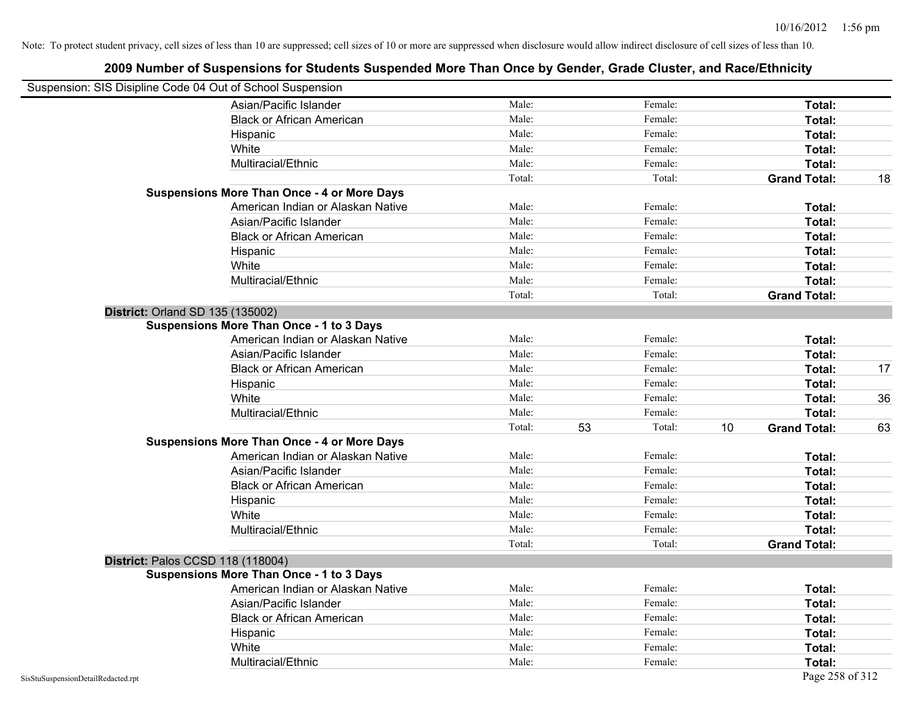Note: To protect student privacy, cell sizes of less than 10 are suppressed; cell sizes of 10 or more are suppressed when disclosure would allow indirect disclosure of cell sizes of less than 10.

## 2009 Number of Suspensions for Students Suspended More Than Once by Gender, Grade Cluster, and Race/Ethnicity

Suspension: SIS Disipline Code 04 Out of School Suspension

| | | | | | | | |
|---|---|---|---|---|---|---|---|
| Asian/Pacific Islander | Male: | | Female: | | **Total:** | |
| Black or African American | Male: | | Female: | | **Total:** | |
| Hispanic | Male: | | Female: | | **Total:** | |
| White | Male: | | Female: | | **Total:** | |
| Multiracial/Ethnic | Male: | | Female: | | **Total:** | |
| | Total: | | Total: | | **Grand Total:** | 18 |

**Suspensions More Than Once - 4 or More Days**

| | | | | | | |
|---|---|---|---|---|---|---|
| American Indian or Alaskan Native | Male: | | Female: | | **Total:** | |
| Asian/Pacific Islander | Male: | | Female: | | **Total:** | |
| Black or African American | Male: | | Female: | | **Total:** | |
| Hispanic | Male: | | Female: | | **Total:** | |
| White | Male: | | Female: | | **Total:** | |
| Multiracial/Ethnic | Male: | | Female: | | **Total:** | |
| | Total: | | Total: | | **Grand Total:** | |

**District:** Orland SD 135 (135002)

**Suspensions More Than Once - 1 to 3 Days**

| | | | | | | |
|---|---|---|---|---|---|---|
| American Indian or Alaskan Native | Male: | | Female: | | **Total:** | |
| Asian/Pacific Islander | Male: | | Female: | | **Total:** | |
| Black or African American | Male: | | Female: | | **Total:** | 17 |
| Hispanic | Male: | | Female: | | **Total:** | |
| White | Male: | | Female: | | **Total:** | 36 |
| Multiracial/Ethnic | Male: | | Female: | | **Total:** | |
| | Total: | 53 | Total: | 10 | **Grand Total:** | 63 |

**Suspensions More Than Once - 4 or More Days**

| | | | | | | |
|---|---|---|---|---|---|---|
| American Indian or Alaskan Native | Male: | | Female: | | **Total:** | |
| Asian/Pacific Islander | Male: | | Female: | | **Total:** | |
| Black or African American | Male: | | Female: | | **Total:** | |
| Hispanic | Male: | | Female: | | **Total:** | |
| White | Male: | | Female: | | **Total:** | |
| Multiracial/Ethnic | Male: | | Female: | | **Total:** | |
| | Total: | | Total: | | **Grand Total:** | |

**District:** Palos CCSD 118 (118004)

**Suspensions More Than Once - 1 to 3 Days**

| | | | | | | |
|---|---|---|---|---|---|---|
| American Indian or Alaskan Native | Male: | | Female: | | **Total:** | |
| Asian/Pacific Islander | Male: | | Female: | | **Total:** | |
| Black or African American | Male: | | Female: | | **Total:** | |
| Hispanic | Male: | | Female: | | **Total:** | |
| White | Male: | | Female: | | **Total:** | |
| Multiracial/Ethnic | Male: | | Female: | | **Total:** | |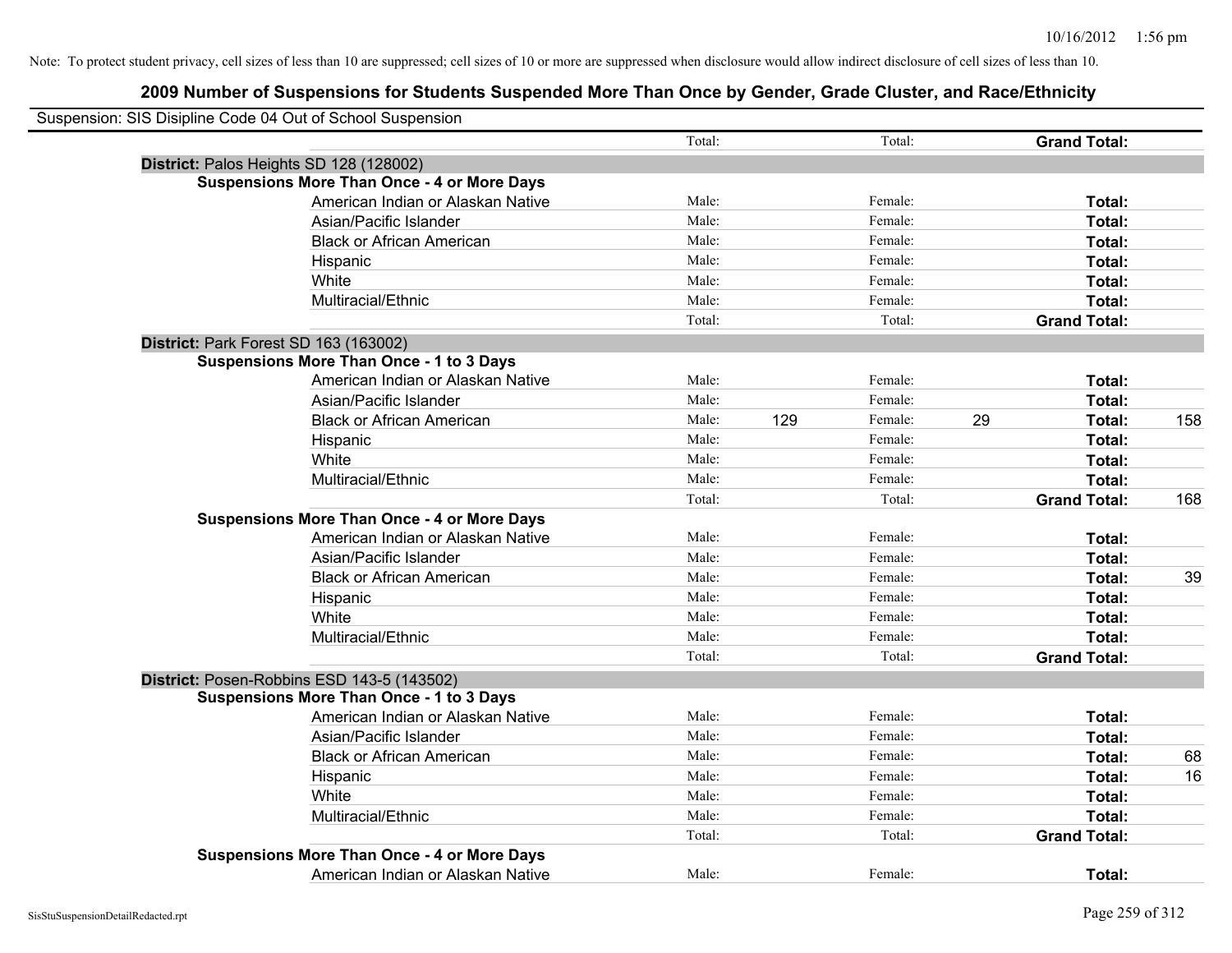Note: To protect student privacy, cell sizes of less than 10 are suppressed; cell sizes of 10 or more are suppressed when disclosure would allow indirect disclosure of cell sizes of less than 10.

## 2009 Number of Suspensions for Students Suspended More Than Once by Gender, Grade Cluster, and Race/Ethnicity

Suspension: SIS Disipline Code 04 Out of School Suspension

| | | | | | | | |
|---|---|---|---|---|---|---|---|
| | Total: | | Total: | | **Grand Total:** | |
| **District:** Palos Heights SD 128 (128002) | | | | | | | |
| **Suspensions More Than Once - 4 or More Days** | | | | | | | |
| American Indian or Alaskan Native | Male: | | Female: | | **Total:** | |
| Asian/Pacific Islander | Male: | | Female: | | **Total:** | |
| Black or African American | Male: | | Female: | | **Total:** | |
| Hispanic | Male: | | Female: | | **Total:** | |
| White | Male: | | Female: | | **Total:** | |
| Multiracial/Ethnic | Male: | | Female: | | **Total:** | |
| | Total: | | Total: | | **Grand Total:** | |
| **District:** Park Forest SD 163 (163002) | | | | | | | |
| **Suspensions More Than Once - 1 to 3 Days** | | | | | | | |
| American Indian or Alaskan Native | Male: | | Female: | | **Total:** | |
| Asian/Pacific Islander | Male: | | Female: | | **Total:** | |
| Black or African American | Male: | 129 | Female: | 29 | **Total:** | 158 |
| Hispanic | Male: | | Female: | | **Total:** | |
| White | Male: | | Female: | | **Total:** | |
| Multiracial/Ethnic | Male: | | Female: | | **Total:** | |
| | Total: | | Total: | | **Grand Total:** | 168 |
| **Suspensions More Than Once - 4 or More Days** | | | | | | | |
| American Indian or Alaskan Native | Male: | | Female: | | **Total:** | |
| Asian/Pacific Islander | Male: | | Female: | | **Total:** | |
| Black or African American | Male: | | Female: | | **Total:** | 39 |
| Hispanic | Male: | | Female: | | **Total:** | |
| White | Male: | | Female: | | **Total:** | |
| Multiracial/Ethnic | Male: | | Female: | | **Total:** | |
| | Total: | | Total: | | **Grand Total:** | |
| **District:** Posen-Robbins ESD 143-5 (143502) | | | | | | | |
| **Suspensions More Than Once - 1 to 3 Days** | | | | | | | |
| American Indian or Alaskan Native | Male: | | Female: | | **Total:** | |
| Asian/Pacific Islander | Male: | | Female: | | **Total:** | |
| Black or African American | Male: | | Female: | | **Total:** | 68 |
| Hispanic | Male: | | Female: | | **Total:** | 16 |
| White | Male: | | Female: | | **Total:** | |
| Multiracial/Ethnic | Male: | | Female: | | **Total:** | |
| | Total: | | Total: | | **Grand Total:** | |
| **Suspensions More Than Once - 4 or More Days** | | | | | | | |
| American Indian or Alaskan Native | Male: | | Female: | | **Total:** | |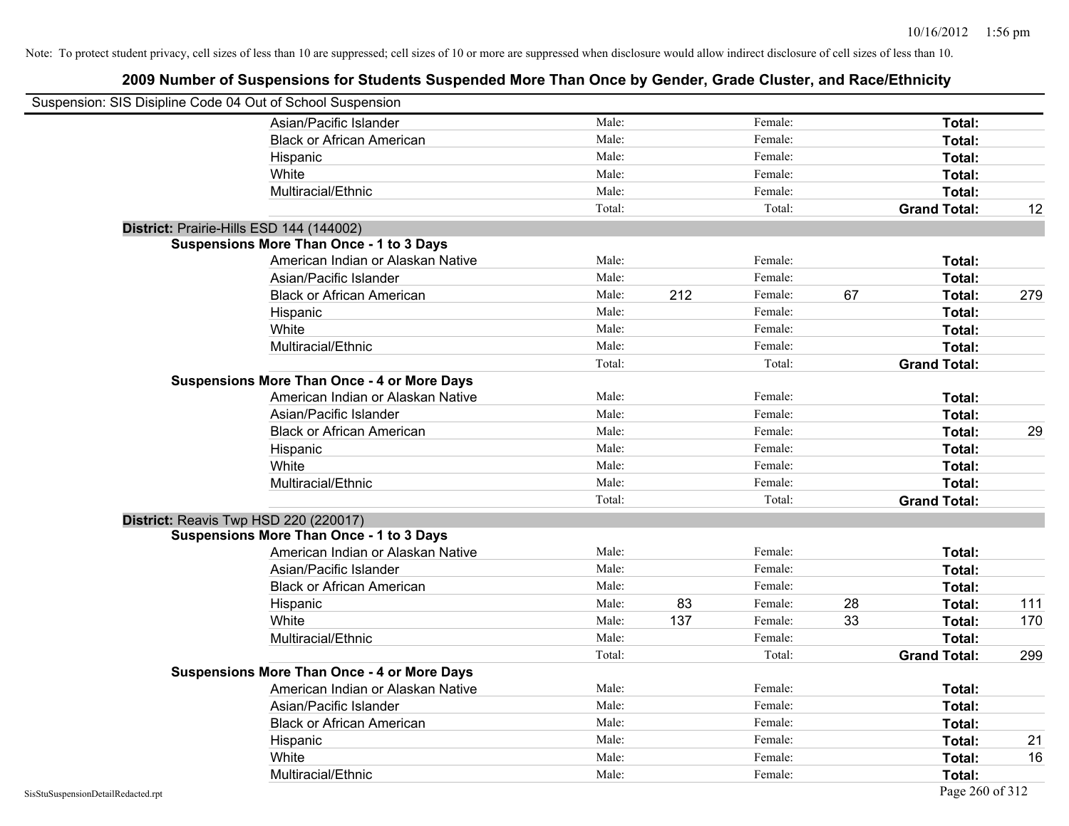Note: To protect student privacy, cell sizes of less than 10 are suppressed; cell sizes of 10 or more are suppressed when disclosure would allow indirect disclosure of cell sizes of less than 10.

## 2009 Number of Suspensions for Students Suspended More Than Once by Gender, Grade Cluster, and Race/Ethnicity

Suspension: SIS Disipline Code 04 Out of School Suspension

| | | | | | | | |
|---|---|---|---|---|---|---|---|
| Asian/Pacific Islander | Male: | | Female: | | **Total:** | |
| Black or African American | Male: | | Female: | | **Total:** | |
| Hispanic | Male: | | Female: | | **Total:** | |
| White | Male: | | Female: | | **Total:** | |
| Multiracial/Ethnic | Male: | | Female: | | **Total:** | |
| | Total: | | Total: | | **Grand Total:** | 12 |

**District:** Prairie-Hills ESD 144 (144002)

**Suspensions More Than Once - 1 to 3 Days**

| | | | | | | |
|---|---|---|---|---|---|---|
| American Indian or Alaskan Native | Male: | | Female: | | **Total:** | |
| Asian/Pacific Islander | Male: | | Female: | | **Total:** | |
| Black or African American | Male: | 212 | Female: | 67 | **Total:** | 279 |
| Hispanic | Male: | | Female: | | **Total:** | |
| White | Male: | | Female: | | **Total:** | |
| Multiracial/Ethnic | Male: | | Female: | | **Total:** | |
| | Total: | | Total: | | **Grand Total:** | |

**Suspensions More Than Once - 4 or More Days**

| | | | | | | |
|---|---|---|---|---|---|---|
| American Indian or Alaskan Native | Male: | | Female: | | **Total:** | |
| Asian/Pacific Islander | Male: | | Female: | | **Total:** | |
| Black or African American | Male: | | Female: | | **Total:** | 29 |
| Hispanic | Male: | | Female: | | **Total:** | |
| White | Male: | | Female: | | **Total:** | |
| Multiracial/Ethnic | Male: | | Female: | | **Total:** | |
| | Total: | | Total: | | **Grand Total:** | |

**District:** Reavis Twp HSD 220 (220017)

**Suspensions More Than Once - 1 to 3 Days**

| | | | | | | |
|---|---|---|---|---|---|---|
| American Indian or Alaskan Native | Male: | | Female: | | **Total:** | |
| Asian/Pacific Islander | Male: | | Female: | | **Total:** | |
| Black or African American | Male: | | Female: | | **Total:** | |
| Hispanic | Male: | 83 | Female: | 28 | **Total:** | 111 |
| White | Male: | 137 | Female: | 33 | **Total:** | 170 |
| Multiracial/Ethnic | Male: | | Female: | | **Total:** | |
| | Total: | | Total: | | **Grand Total:** | 299 |

**Suspensions More Than Once - 4 or More Days**

| | | | | | | |
|---|---|---|---|---|---|---|
| American Indian or Alaskan Native | Male: | | Female: | | **Total:** | |
| Asian/Pacific Islander | Male: | | Female: | | **Total:** | |
| Black or African American | Male: | | Female: | | **Total:** | |
| Hispanic | Male: | | Female: | | **Total:** | 21 |
| White | Male: | | Female: | | **Total:** | 16 |
| Multiracial/Ethnic | Male: | | Female: | | **Total:** | |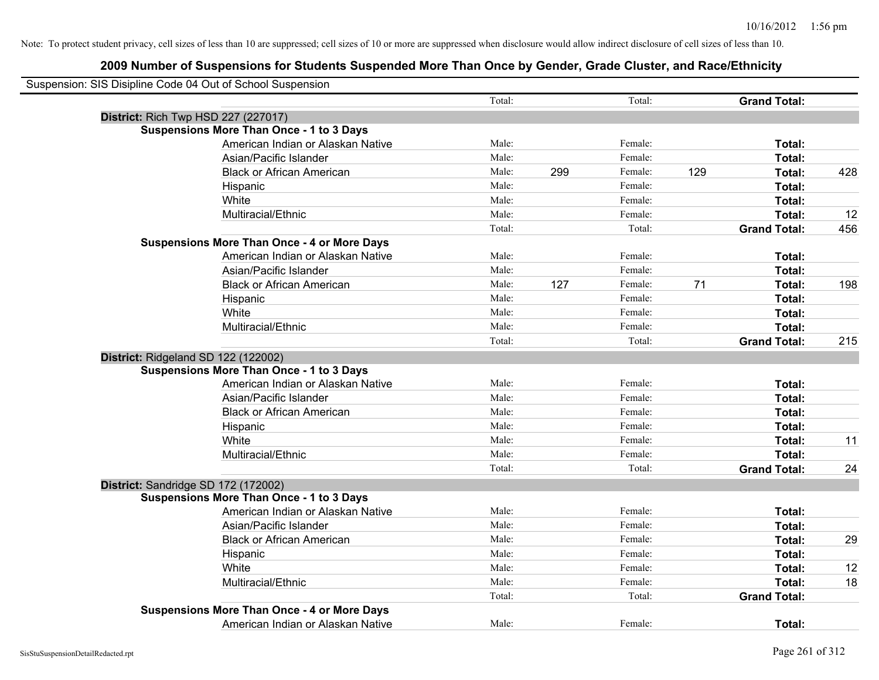Note: To protect student privacy, cell sizes of less than 10 are suppressed; cell sizes of 10 or more are suppressed when disclosure would allow indirect disclosure of cell sizes of less than 10.

## 2009 Number of Suspensions for Students Suspended More Than Once by Gender, Grade Cluster, and Race/Ethnicity

Suspension: SIS Disipline Code 04 Out of School Suspension

| | | | | | | | |
|---|---|---|---|---|---|---|---|
| | Total: | | Total: | | **Grand Total:** | |
| **District:** Rich Twp HSD 227 (227017) | | | | | | |
| **Suspensions More Than Once - 1 to 3 Days** | | | | | | |
| American Indian or Alaskan Native | Male: | | Female: | | **Total:** | |
| Asian/Pacific Islander | Male: | | Female: | | **Total:** | |
| Black or African American | Male: | 299 | Female: | 129 | **Total:** | 428 |
| Hispanic | Male: | | Female: | | **Total:** | |
| White | Male: | | Female: | | **Total:** | |
| Multiracial/Ethnic | Male: | | Female: | | **Total:** | 12 |
| | Total: | | Total: | | **Grand Total:** | 456 |
| **Suspensions More Than Once - 4 or More Days** | | | | | | |
| American Indian or Alaskan Native | Male: | | Female: | | **Total:** | |
| Asian/Pacific Islander | Male: | | Female: | | **Total:** | |
| Black or African American | Male: | 127 | Female: | 71 | **Total:** | 198 |
| Hispanic | Male: | | Female: | | **Total:** | |
| White | Male: | | Female: | | **Total:** | |
| Multiracial/Ethnic | Male: | | Female: | | **Total:** | |
| | Total: | | Total: | | **Grand Total:** | 215 |
| **District:** Ridgeland SD 122 (122002) | | | | | | |
| **Suspensions More Than Once - 1 to 3 Days** | | | | | | |
| American Indian or Alaskan Native | Male: | | Female: | | **Total:** | |
| Asian/Pacific Islander | Male: | | Female: | | **Total:** | |
| Black or African American | Male: | | Female: | | **Total:** | |
| Hispanic | Male: | | Female: | | **Total:** | |
| White | Male: | | Female: | | **Total:** | 11 |
| Multiracial/Ethnic | Male: | | Female: | | **Total:** | |
| | Total: | | Total: | | **Grand Total:** | 24 |
| **District:** Sandridge SD 172 (172002) | | | | | | |
| **Suspensions More Than Once - 1 to 3 Days** | | | | | | |
| American Indian or Alaskan Native | Male: | | Female: | | **Total:** | |
| Asian/Pacific Islander | Male: | | Female: | | **Total:** | |
| Black or African American | Male: | | Female: | | **Total:** | 29 |
| Hispanic | Male: | | Female: | | **Total:** | |
| White | Male: | | Female: | | **Total:** | 12 |
| Multiracial/Ethnic | Male: | | Female: | | **Total:** | 18 |
| | Total: | | Total: | | **Grand Total:** | |
| **Suspensions More Than Once - 4 or More Days** | | | | | | |
| American Indian or Alaskan Native | Male: | | Female: | | **Total:** | |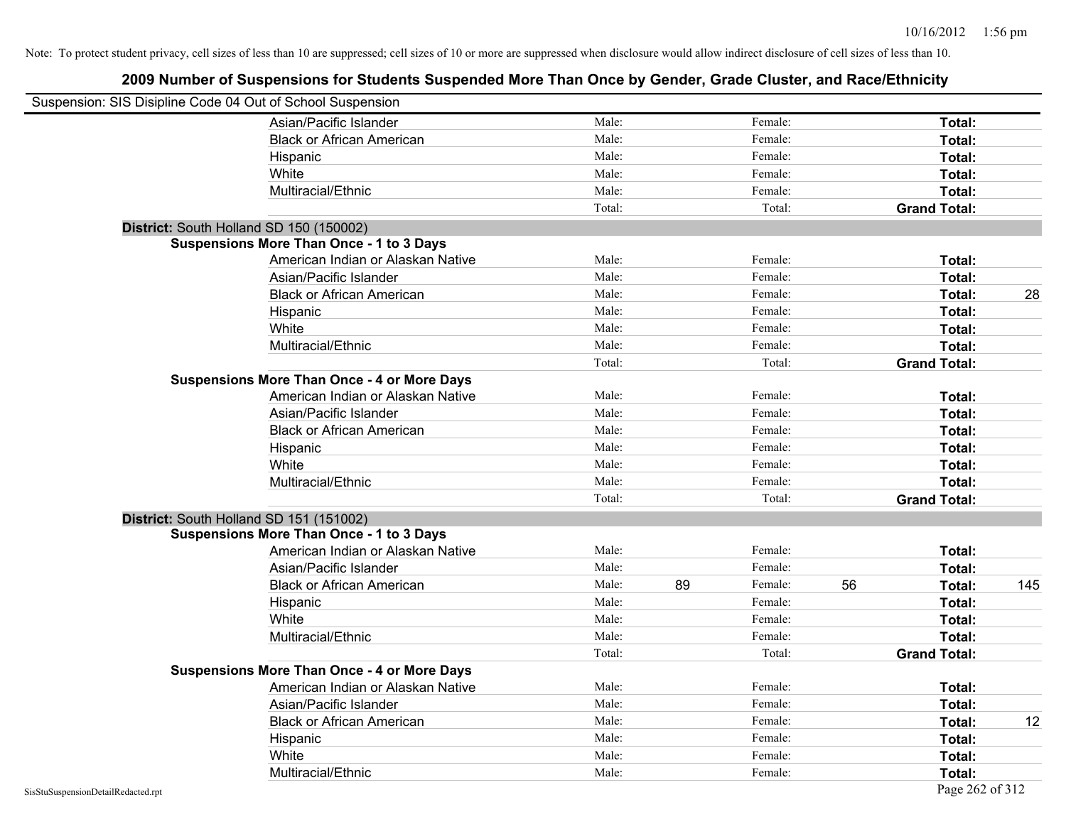Note: To protect student privacy, cell sizes of less than 10 are suppressed; cell sizes of 10 or more are suppressed when disclosure would allow indirect disclosure of cell sizes of less than 10.

## 2009 Number of Suspensions for Students Suspended More Than Once by Gender, Grade Cluster, and Race/Ethnicity

Suspension: SIS Disipline Code 04 Out of School Suspension

| | | | | | | |
|---|---|---|---|---|---|---|
| Asian/Pacific Islander | Male: | | Female: | | **Total:** | |
| Black or African American | Male: | | Female: | | **Total:** | |
| Hispanic | Male: | | Female: | | **Total:** | |
| White | Male: | | Female: | | **Total:** | |
| Multiracial/Ethnic | Male: | | Female: | | **Total:** | |
| | Total: | | Total: | | **Grand Total:** | |

**District:** South Holland SD 150 (150002)

**Suspensions More Than Once - 1 to 3 Days**

| | | | | | | |
|---|---|---|---|---|---|---|
| American Indian or Alaskan Native | Male: | | Female: | | **Total:** | |
| Asian/Pacific Islander | Male: | | Female: | | **Total:** | |
| Black or African American | Male: | | Female: | | **Total:** | 28 |
| Hispanic | Male: | | Female: | | **Total:** | |
| White | Male: | | Female: | | **Total:** | |
| Multiracial/Ethnic | Male: | | Female: | | **Total:** | |
| | Total: | | Total: | | **Grand Total:** | |

**Suspensions More Than Once - 4 or More Days**

| | | | | | | |
|---|---|---|---|---|---|---|
| American Indian or Alaskan Native | Male: | | Female: | | **Total:** | |
| Asian/Pacific Islander | Male: | | Female: | | **Total:** | |
| Black or African American | Male: | | Female: | | **Total:** | |
| Hispanic | Male: | | Female: | | **Total:** | |
| White | Male: | | Female: | | **Total:** | |
| Multiracial/Ethnic | Male: | | Female: | | **Total:** | |
| | Total: | | Total: | | **Grand Total:** | |

**District:** South Holland SD 151 (151002)

**Suspensions More Than Once - 1 to 3 Days**

| | | | | | | |
|---|---|---|---|---|---|---|
| American Indian or Alaskan Native | Male: | | Female: | | **Total:** | |
| Asian/Pacific Islander | Male: | | Female: | | **Total:** | |
| Black or African American | Male: | 89 | Female: | 56 | **Total:** | 145 |
| Hispanic | Male: | | Female: | | **Total:** | |
| White | Male: | | Female: | | **Total:** | |
| Multiracial/Ethnic | Male: | | Female: | | **Total:** | |
| | Total: | | Total: | | **Grand Total:** | |

**Suspensions More Than Once - 4 or More Days**

| | | | | | | |
|---|---|---|---|---|---|---|
| American Indian or Alaskan Native | Male: | | Female: | | **Total:** | |
| Asian/Pacific Islander | Male: | | Female: | | **Total:** | |
| Black or African American | Male: | | Female: | | **Total:** | 12 |
| Hispanic | Male: | | Female: | | **Total:** | |
| White | Male: | | Female: | | **Total:** | |
| Multiracial/Ethnic | Male: | | Female: | | **Total:** | |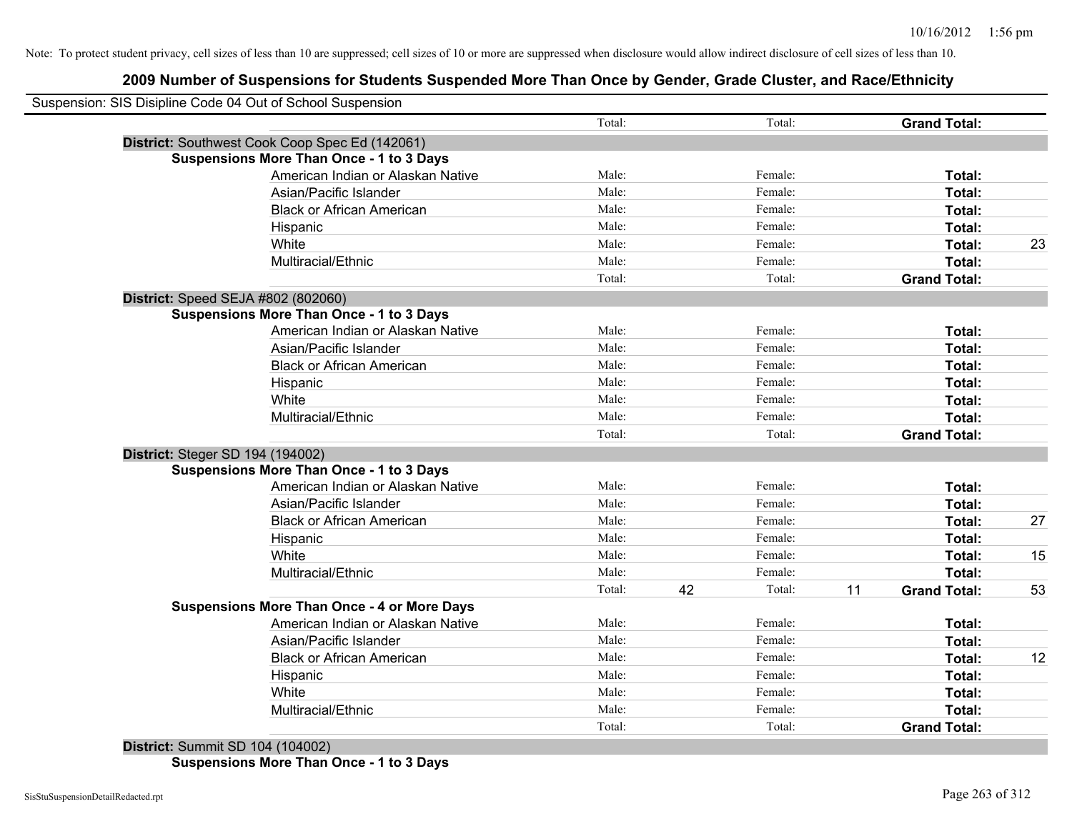Note: To protect student privacy, cell sizes of less than 10 are suppressed; cell sizes of 10 or more are suppressed when disclosure would allow indirect disclosure of cell sizes of less than 10.

## 2009 Number of Suspensions for Students Suspended More Than Once by Gender, Grade Cluster, and Race/Ethnicity

Suspension: SIS Disipline Code 04 Out of School Suspension

| | | | | | | | |
|---|---|---|---|---|---|---|---|
| | Total: | | Total: | | **Grand Total:** | |
| **District:** Southwest Cook Coop Spec Ed (142061) | | | | | | |
| **Suspensions More Than Once - 1 to 3 Days** | | | | | | |
| American Indian or Alaskan Native | Male: | | Female: | | **Total:** | |
| Asian/Pacific Islander | Male: | | Female: | | **Total:** | |
| Black or African American | Male: | | Female: | | **Total:** | |
| Hispanic | Male: | | Female: | | **Total:** | |
| White | Male: | | Female: | | **Total:** | 23 |
| Multiracial/Ethnic | Male: | | Female: | | **Total:** | |
| | Total: | | Total: | | **Grand Total:** | |
| **District:** Speed SEJA #802 (802060) | | | | | | |
| **Suspensions More Than Once - 1 to 3 Days** | | | | | | |
| American Indian or Alaskan Native | Male: | | Female: | | **Total:** | |
| Asian/Pacific Islander | Male: | | Female: | | **Total:** | |
| Black or African American | Male: | | Female: | | **Total:** | |
| Hispanic | Male: | | Female: | | **Total:** | |
| White | Male: | | Female: | | **Total:** | |
| Multiracial/Ethnic | Male: | | Female: | | **Total:** | |
| | Total: | | Total: | | **Grand Total:** | |
| **District:** Steger SD 194 (194002) | | | | | | |
| **Suspensions More Than Once - 1 to 3 Days** | | | | | | |
| American Indian or Alaskan Native | Male: | | Female: | | **Total:** | |
| Asian/Pacific Islander | Male: | | Female: | | **Total:** | |
| Black or African American | Male: | | Female: | | **Total:** | 27 |
| Hispanic | Male: | | Female: | | **Total:** | |
| White | Male: | | Female: | | **Total:** | 15 |
| Multiracial/Ethnic | Male: | | Female: | | **Total:** | |
| | Total: | 42 | Total: | 11 | **Grand Total:** | 53 |
| **Suspensions More Than Once - 4 or More Days** | | | | | | |
| American Indian or Alaskan Native | Male: | | Female: | | **Total:** | |
| Asian/Pacific Islander | Male: | | Female: | | **Total:** | |
| Black or African American | Male: | | Female: | | **Total:** | 12 |
| Hispanic | Male: | | Female: | | **Total:** | |
| White | Male: | | Female: | | **Total:** | |
| Multiracial/Ethnic | Male: | | Female: | | **Total:** | |
| | Total: | | Total: | | **Grand Total:** | |
| **District:** Summit SD 104 (104002) | | | | | | |
| **Suspensions More Than Once - 1 to 3 Days** | | | | | | |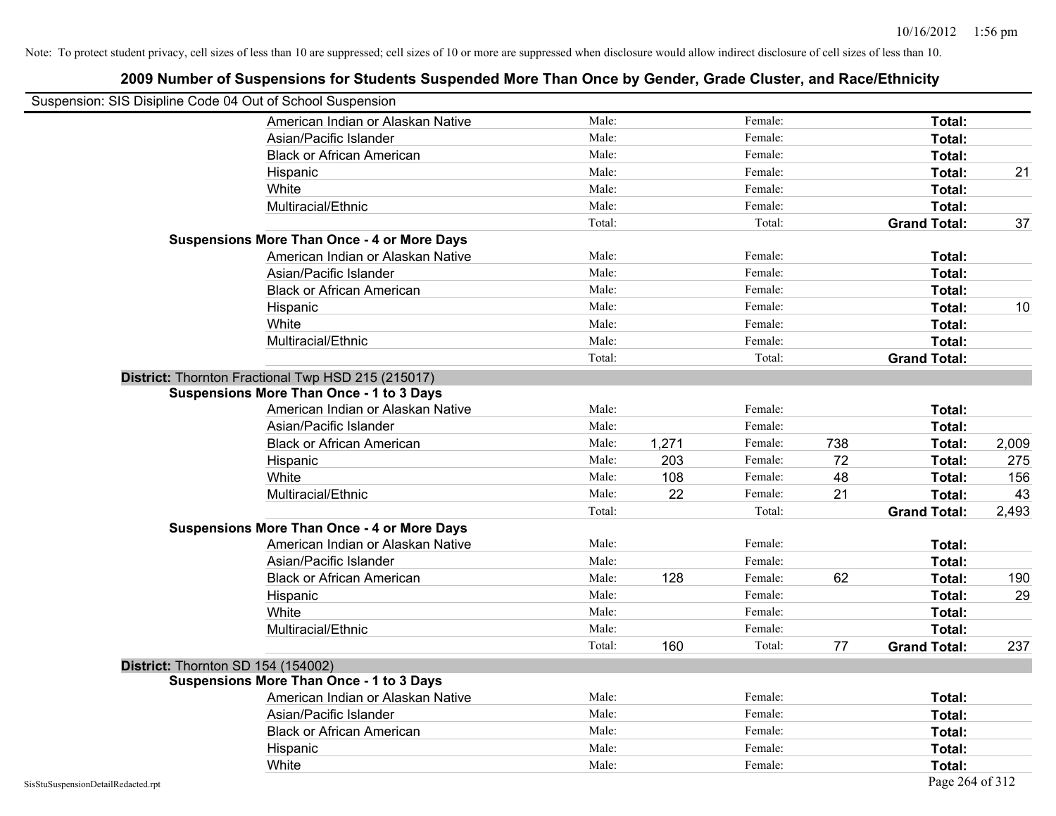Note: To protect student privacy, cell sizes of less than 10 are suppressed; cell sizes of 10 or more are suppressed when disclosure would allow indirect disclosure of cell sizes of less than 10.

# 2009 Number of Suspensions for Students Suspended More Than Once by Gender, Grade Cluster, and Race/Ethnicity

Suspension: SIS Disipline Code 04 Out of School Suspension

| | | | | | | |
|---|---|---|---|---|---|---|
| American Indian or Alaskan Native | Male: | | Female: | | **Total:** | |
| Asian/Pacific Islander | Male: | | Female: | | **Total:** | |
| Black or African American | Male: | | Female: | | **Total:** | |
| Hispanic | Male: | | Female: | | **Total:** | 21 |
| White | Male: | | Female: | | **Total:** | |
| Multiracial/Ethnic | Male: | | Female: | | **Total:** | |
| | Total: | | Total: | | **Grand Total:** | 37 |

**Suspensions More Than Once - 4 or More Days**

| | | | | | | |
|---|---|---|---|---|---|---|
| American Indian or Alaskan Native | Male: | | Female: | | **Total:** | |
| Asian/Pacific Islander | Male: | | Female: | | **Total:** | |
| Black or African American | Male: | | Female: | | **Total:** | |
| Hispanic | Male: | | Female: | | **Total:** | 10 |
| White | Male: | | Female: | | **Total:** | |
| Multiracial/Ethnic | Male: | | Female: | | **Total:** | |
| | Total: | | Total: | | **Grand Total:** | |

## District: Thornton Fractional Twp HSD 215 (215017)

**Suspensions More Than Once - 1 to 3 Days**

| | | | | | | |
|---|---|---|---|---|---|---|
| American Indian or Alaskan Native | Male: | | Female: | | **Total:** | |
| Asian/Pacific Islander | Male: | | Female: | | **Total:** | |
| Black or African American | Male: | 1,271 | Female: | 738 | **Total:** | 2,009 |
| Hispanic | Male: | 203 | Female: | 72 | **Total:** | 275 |
| White | Male: | 108 | Female: | 48 | **Total:** | 156 |
| Multiracial/Ethnic | Male: | 22 | Female: | 21 | **Total:** | 43 |
| | Total: | | Total: | | **Grand Total:** | 2,493 |

**Suspensions More Than Once - 4 or More Days**

| | | | | | | |
|---|---|---|---|---|---|---|
| American Indian or Alaskan Native | Male: | | Female: | | **Total:** | |
| Asian/Pacific Islander | Male: | | Female: | | **Total:** | |
| Black or African American | Male: | 128 | Female: | 62 | **Total:** | 190 |
| Hispanic | Male: | | Female: | | **Total:** | 29 |
| White | Male: | | Female: | | **Total:** | |
| Multiracial/Ethnic | Male: | | Female: | | **Total:** | |
| | Total: | 160 | Total: | 77 | **Grand Total:** | 237 |

## District: Thornton SD 154 (154002)

**Suspensions More Than Once - 1 to 3 Days**

| | | | | | | |
|---|---|---|---|---|---|---|
| American Indian or Alaskan Native | Male: | | Female: | | **Total:** | |
| Asian/Pacific Islander | Male: | | Female: | | **Total:** | |
| Black or African American | Male: | | Female: | | **Total:** | |
| Hispanic | Male: | | Female: | | **Total:** | |
| White | Male: | | Female: | | **Total:** | |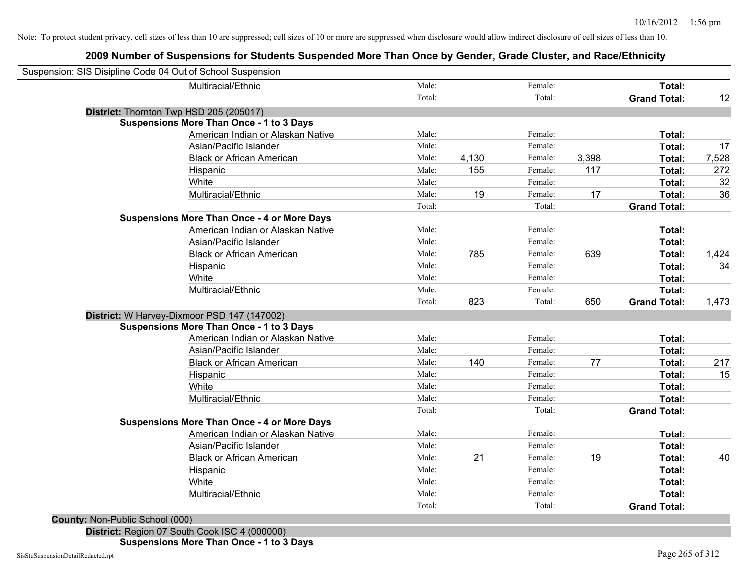Note: To protect student privacy, cell sizes of less than 10 are suppressed; cell sizes of 10 or more are suppressed when disclosure would allow indirect disclosure of cell sizes of less than 10.

# 2009 Number of Suspensions for Students Suspended More Than Once by Gender, Grade Cluster, and Race/Ethnicity

Suspension: SIS Disipline Code 04 Out of School Suspension

| | | | | | | |
|---|---|---|---|---|---|---|
| Multiracial/Ethnic | Male: | | Female: | | **Total:** | |
| | Total: | | Total: | | **Grand Total:** | 12 |

**District:** Thornton Twp HSD 205 (205017)

**Suspensions More Than Once - 1 to 3 Days**

| | | | | | | |
|---|---|---|---|---|---|---|
| American Indian or Alaskan Native | Male: | | Female: | | **Total:** | |
| Asian/Pacific Islander | Male: | | Female: | | **Total:** | 17 |
| Black or African American | Male: | 4,130 | Female: | 3,398 | **Total:** | 7,528 |
| Hispanic | Male: | 155 | Female: | 117 | **Total:** | 272 |
| White | Male: | | Female: | | **Total:** | 32 |
| Multiracial/Ethnic | Male: | 19 | Female: | 17 | **Total:** | 36 |
| | Total: | | Total: | | **Grand Total:** | |

**Suspensions More Than Once - 4 or More Days**

| | | | | | | |
|---|---|---|---|---|---|---|
| American Indian or Alaskan Native | Male: | | Female: | | **Total:** | |
| Asian/Pacific Islander | Male: | | Female: | | **Total:** | |
| Black or African American | Male: | 785 | Female: | 639 | **Total:** | 1,424 |
| Hispanic | Male: | | Female: | | **Total:** | 34 |
| White | Male: | | Female: | | **Total:** | |
| Multiracial/Ethnic | Male: | | Female: | | **Total:** | |
| | Total: | 823 | Total: | 650 | **Grand Total:** | 1,473 |

**District:** W Harvey-Dixmoor PSD 147 (147002)

**Suspensions More Than Once - 1 to 3 Days**

| | | | | | | |
|---|---|---|---|---|---|---|
| American Indian or Alaskan Native | Male: | | Female: | | **Total:** | |
| Asian/Pacific Islander | Male: | | Female: | | **Total:** | |
| Black or African American | Male: | 140 | Female: | 77 | **Total:** | 217 |
| Hispanic | Male: | | Female: | | **Total:** | 15 |
| White | Male: | | Female: | | **Total:** | |
| Multiracial/Ethnic | Male: | | Female: | | **Total:** | |
| | Total: | | Total: | | **Grand Total:** | |

**Suspensions More Than Once - 4 or More Days**

| | | | | | | |
|---|---|---|---|---|---|---|
| American Indian or Alaskan Native | Male: | | Female: | | **Total:** | |
| Asian/Pacific Islander | Male: | | Female: | | **Total:** | |
| Black or African American | Male: | 21 | Female: | 19 | **Total:** | 40 |
| Hispanic | Male: | | Female: | | **Total:** | |
| White | Male: | | Female: | | **Total:** | |
| Multiracial/Ethnic | Male: | | Female: | | **Total:** | |
| | Total: | | Total: | | **Grand Total:** | |

**County:** Non-Public School (000)

**District:** Region 07 South Cook ISC 4 (000000)

**Suspensions More Than Once - 1 to 3 Days**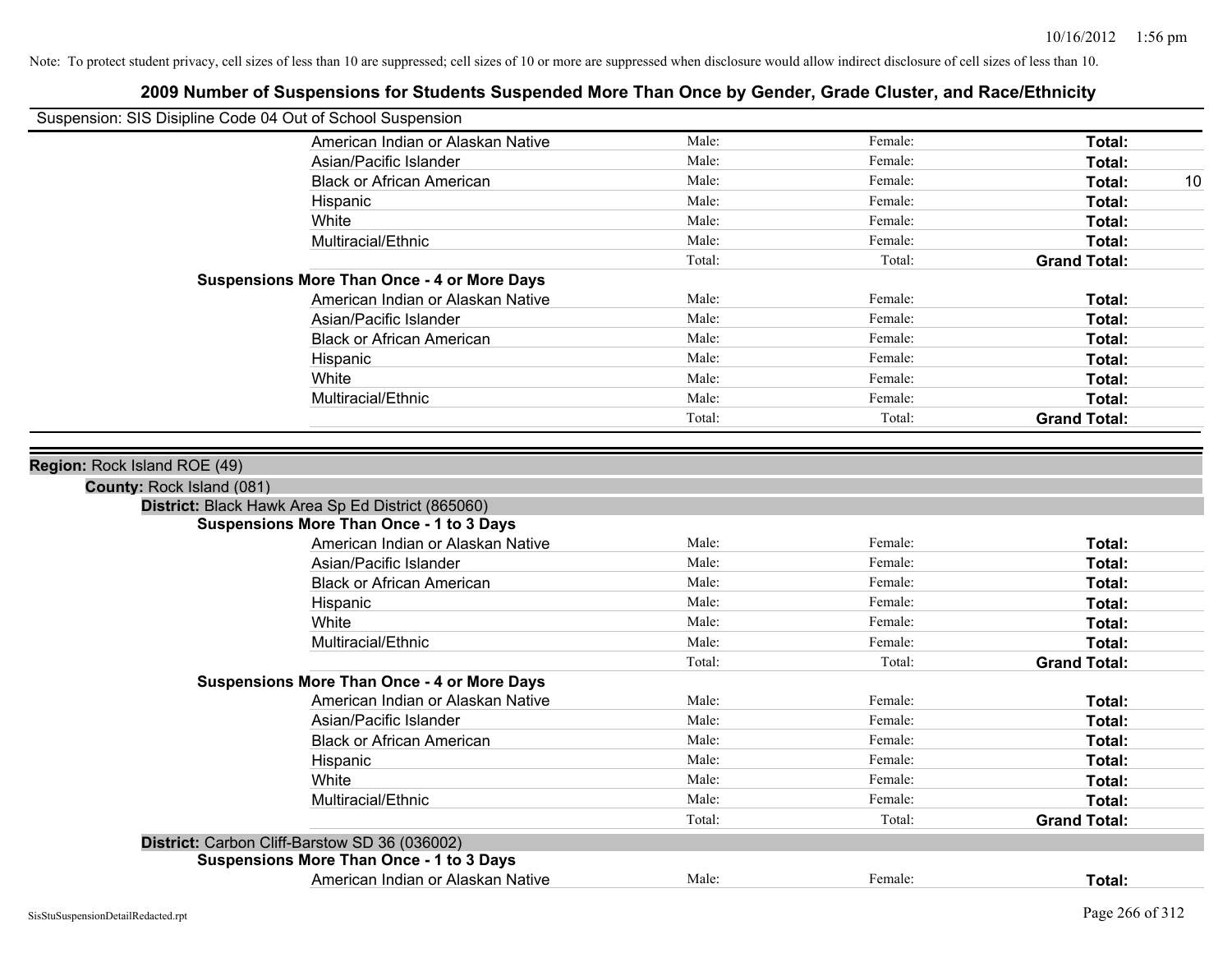Note: To protect student privacy, cell sizes of less than 10 are suppressed; cell sizes of 10 or more are suppressed when disclosure would allow indirect disclosure of cell sizes of less than 10.

## 2009 Number of Suspensions for Students Suspended More Than Once by Gender, Grade Cluster, and Race/Ethnicity

Suspension: SIS Disipline Code 04 Out of School Suspension

| | | | | |
|---|---|---|---|---|
| American Indian or Alaskan Native | Male: | Female: | **Total:** | |
| Asian/Pacific Islander | Male: | Female: | **Total:** | |
| Black or African American | Male: | Female: | **Total:** | 10 |
| Hispanic | Male: | Female: | **Total:** | |
| White | Male: | Female: | **Total:** | |
| Multiracial/Ethnic | Male: | Female: | **Total:** | |
| | Total: | Total: | **Grand Total:** | |

**Suspensions More Than Once - 4 or More Days**

| | | | | |
|---|---|---|---|---|
| American Indian or Alaskan Native | Male: | Female: | **Total:** | |
| Asian/Pacific Islander | Male: | Female: | **Total:** | |
| Black or African American | Male: | Female: | **Total:** | |
| Hispanic | Male: | Female: | **Total:** | |
| White | Male: | Female: | **Total:** | |
| Multiracial/Ethnic | Male: | Female: | **Total:** | |
| | Total: | Total: | **Grand Total:** | |

**Region:** Rock Island ROE (49)

**County:** Rock Island (081)

**District:** Black Hawk Area Sp Ed District (865060)

**Suspensions More Than Once - 1 to 3 Days**

| | | | | |
|---|---|---|---|---|
| American Indian or Alaskan Native | Male: | Female: | **Total:** | |
| Asian/Pacific Islander | Male: | Female: | **Total:** | |
| Black or African American | Male: | Female: | **Total:** | |
| Hispanic | Male: | Female: | **Total:** | |
| White | Male: | Female: | **Total:** | |
| Multiracial/Ethnic | Male: | Female: | **Total:** | |
| | Total: | Total: | **Grand Total:** | |

**Suspensions More Than Once - 4 or More Days**

| | | | | |
|---|---|---|---|---|
| American Indian or Alaskan Native | Male: | Female: | **Total:** | |
| Asian/Pacific Islander | Male: | Female: | **Total:** | |
| Black or African American | Male: | Female: | **Total:** | |
| Hispanic | Male: | Female: | **Total:** | |
| White | Male: | Female: | **Total:** | |
| Multiracial/Ethnic | Male: | Female: | **Total:** | |
| | Total: | Total: | **Grand Total:** | |

**District:** Carbon Cliff-Barstow SD 36 (036002)

**Suspensions More Than Once - 1 to 3 Days**

| | | | | |
|---|---|---|---|---|
| American Indian or Alaskan Native | Male: | Female: | **Total:** | |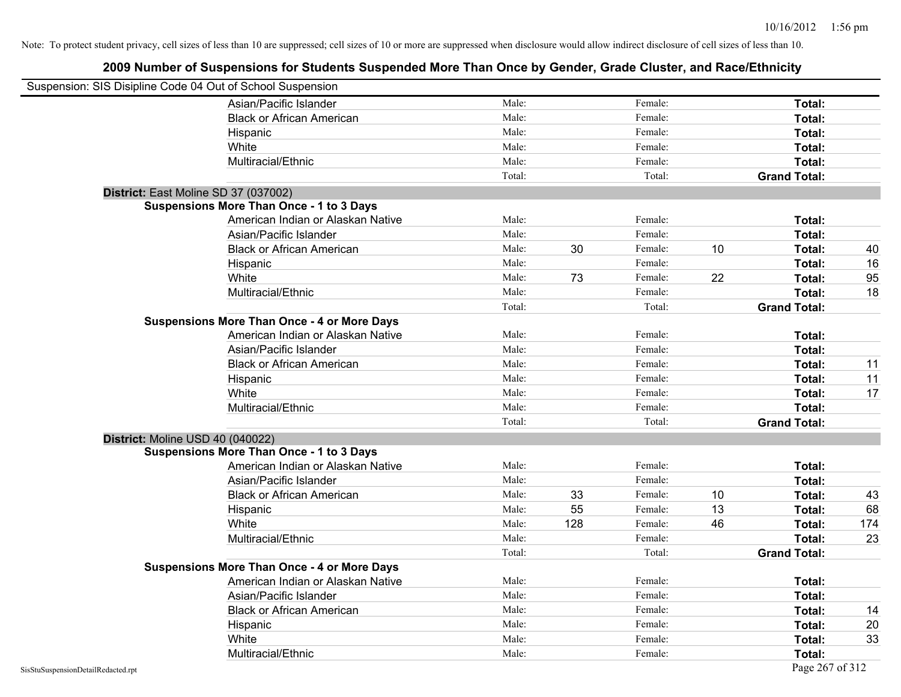Note: To protect student privacy, cell sizes of less than 10 are suppressed; cell sizes of 10 or more are suppressed when disclosure would allow indirect disclosure of cell sizes of less than 10.

## 2009 Number of Suspensions for Students Suspended More Than Once by Gender, Grade Cluster, and Race/Ethnicity

Suspension: SIS Disipline Code 04 Out of School Suspension

| | | | | | | |
|---|---|---|---|---|---|---|
| Asian/Pacific Islander | Male: | | Female: | | **Total:** | |
| Black or African American | Male: | | Female: | | **Total:** | |
| Hispanic | Male: | | Female: | | **Total:** | |
| White | Male: | | Female: | | **Total:** | |
| Multiracial/Ethnic | Male: | | Female: | | **Total:** | |
| | Total: | | Total: | | **Grand Total:** | |

**District:** East Moline SD 37 (037002)

**Suspensions More Than Once - 1 to 3 Days**

| | | | | | | |
|---|---|---|---|---|---|---|
| American Indian or Alaskan Native | Male: | | Female: | | **Total:** | |
| Asian/Pacific Islander | Male: | | Female: | | **Total:** | |
| Black or African American | Male: | 30 | Female: | 10 | **Total:** | 40 |
| Hispanic | Male: | | Female: | | **Total:** | 16 |
| White | Male: | 73 | Female: | 22 | **Total:** | 95 |
| Multiracial/Ethnic | Male: | | Female: | | **Total:** | 18 |
| | Total: | | Total: | | **Grand Total:** | |

**Suspensions More Than Once - 4 or More Days**

| | | | | | | |
|---|---|---|---|---|---|---|
| American Indian or Alaskan Native | Male: | | Female: | | **Total:** | |
| Asian/Pacific Islander | Male: | | Female: | | **Total:** | |
| Black or African American | Male: | | Female: | | **Total:** | 11 |
| Hispanic | Male: | | Female: | | **Total:** | 11 |
| White | Male: | | Female: | | **Total:** | 17 |
| Multiracial/Ethnic | Male: | | Female: | | **Total:** | |
| | Total: | | Total: | | **Grand Total:** | |

**District:** Moline USD 40 (040022)

**Suspensions More Than Once - 1 to 3 Days**

| | | | | | | |
|---|---|---|---|---|---|---|
| American Indian or Alaskan Native | Male: | | Female: | | **Total:** | |
| Asian/Pacific Islander | Male: | | Female: | | **Total:** | |
| Black or African American | Male: | 33 | Female: | 10 | **Total:** | 43 |
| Hispanic | Male: | 55 | Female: | 13 | **Total:** | 68 |
| White | Male: | 128 | Female: | 46 | **Total:** | 174 |
| Multiracial/Ethnic | Male: | | Female: | | **Total:** | 23 |
| | Total: | | Total: | | **Grand Total:** | |

**Suspensions More Than Once - 4 or More Days**

| | | | | | | |
|---|---|---|---|---|---|---|
| American Indian or Alaskan Native | Male: | | Female: | | **Total:** | |
| Asian/Pacific Islander | Male: | | Female: | | **Total:** | |
| Black or African American | Male: | | Female: | | **Total:** | 14 |
| Hispanic | Male: | | Female: | | **Total:** | 20 |
| White | Male: | | Female: | | **Total:** | 33 |
| Multiracial/Ethnic | Male: | | Female: | | **Total:** | |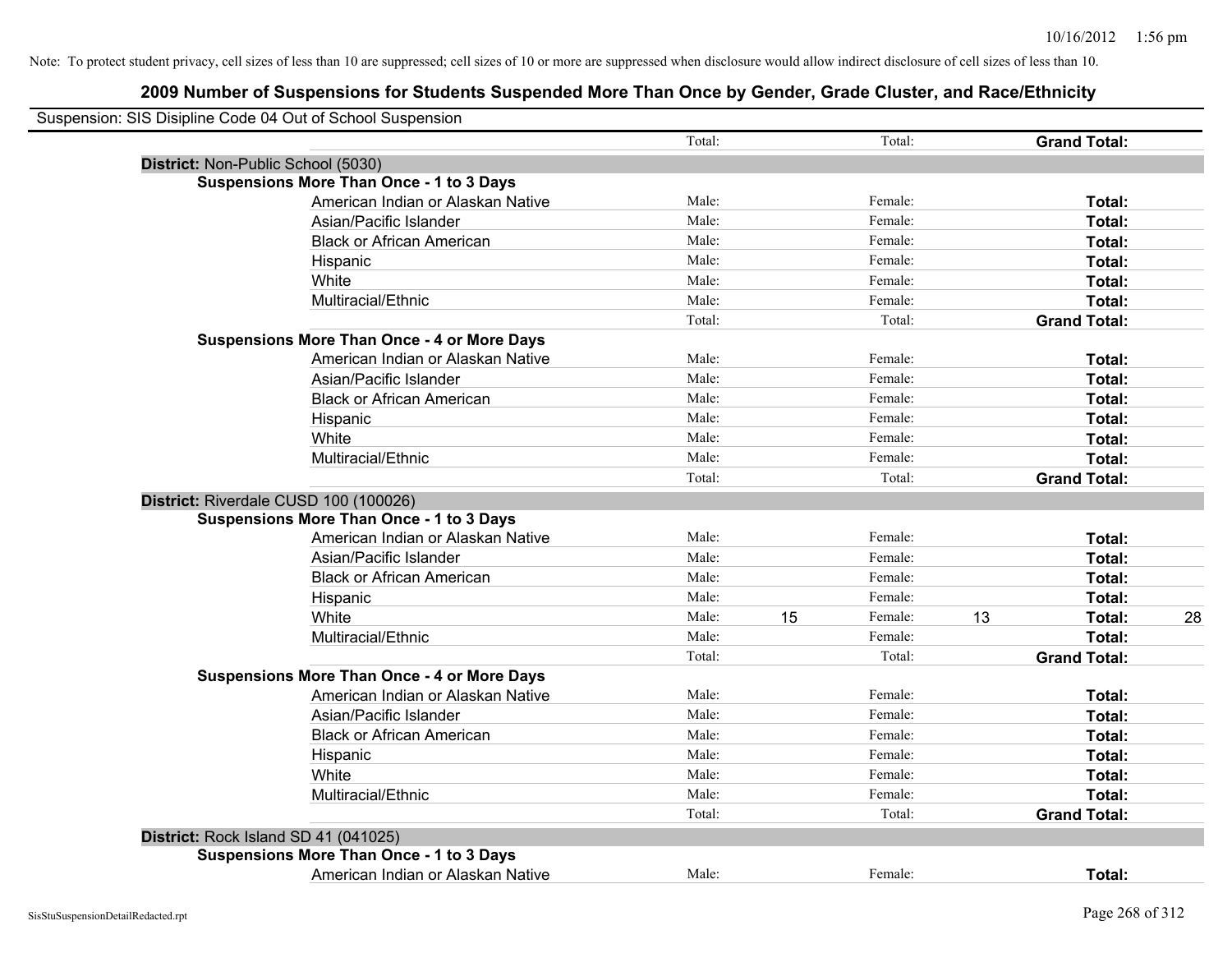Note: To protect student privacy, cell sizes of less than 10 are suppressed; cell sizes of 10 or more are suppressed when disclosure would allow indirect disclosure of cell sizes of less than 10.

## 2009 Number of Suspensions for Students Suspended More Than Once by Gender, Grade Cluster, and Race/Ethnicity

Suspension: SIS Disipline Code 04 Out of School Suspension

| | | | | | | | |
|---|---|---|---|---|---|---|---|
| | Total: | | Total: | | **Grand Total:** | |
| **District:** Non-Public School (5030) | | | | | | |
| **Suspensions More Than Once - 1 to 3 Days** | | | | | | |
| American Indian or Alaskan Native | Male: | | Female: | | **Total:** | |
| Asian/Pacific Islander | Male: | | Female: | | **Total:** | |
| Black or African American | Male: | | Female: | | **Total:** | |
| Hispanic | Male: | | Female: | | **Total:** | |
| White | Male: | | Female: | | **Total:** | |
| Multiracial/Ethnic | Male: | | Female: | | **Total:** | |
| | Total: | | Total: | | **Grand Total:** | |
| **Suspensions More Than Once - 4 or More Days** | | | | | | |
| American Indian or Alaskan Native | Male: | | Female: | | **Total:** | |
| Asian/Pacific Islander | Male: | | Female: | | **Total:** | |
| Black or African American | Male: | | Female: | | **Total:** | |
| Hispanic | Male: | | Female: | | **Total:** | |
| White | Male: | | Female: | | **Total:** | |
| Multiracial/Ethnic | Male: | | Female: | | **Total:** | |
| | Total: | | Total: | | **Grand Total:** | |
| **District:** Riverdale CUSD 100 (100026) | | | | | | |
| **Suspensions More Than Once - 1 to 3 Days** | | | | | | |
| American Indian or Alaskan Native | Male: | | Female: | | **Total:** | |
| Asian/Pacific Islander | Male: | | Female: | | **Total:** | |
| Black or African American | Male: | | Female: | | **Total:** | |
| Hispanic | Male: | | Female: | | **Total:** | |
| White | Male: | 15 | Female: | 13 | **Total:** | 28 |
| Multiracial/Ethnic | Male: | | Female: | | **Total:** | |
| | Total: | | Total: | | **Grand Total:** | |
| **Suspensions More Than Once - 4 or More Days** | | | | | | |
| American Indian or Alaskan Native | Male: | | Female: | | **Total:** | |
| Asian/Pacific Islander | Male: | | Female: | | **Total:** | |
| Black or African American | Male: | | Female: | | **Total:** | |
| Hispanic | Male: | | Female: | | **Total:** | |
| White | Male: | | Female: | | **Total:** | |
| Multiracial/Ethnic | Male: | | Female: | | **Total:** | |
| | Total: | | Total: | | **Grand Total:** | |
| **District:** Rock Island SD 41 (041025) | | | | | | |
| **Suspensions More Than Once - 1 to 3 Days** | | | | | | |
| American Indian or Alaskan Native | Male: | | Female: | | **Total:** | |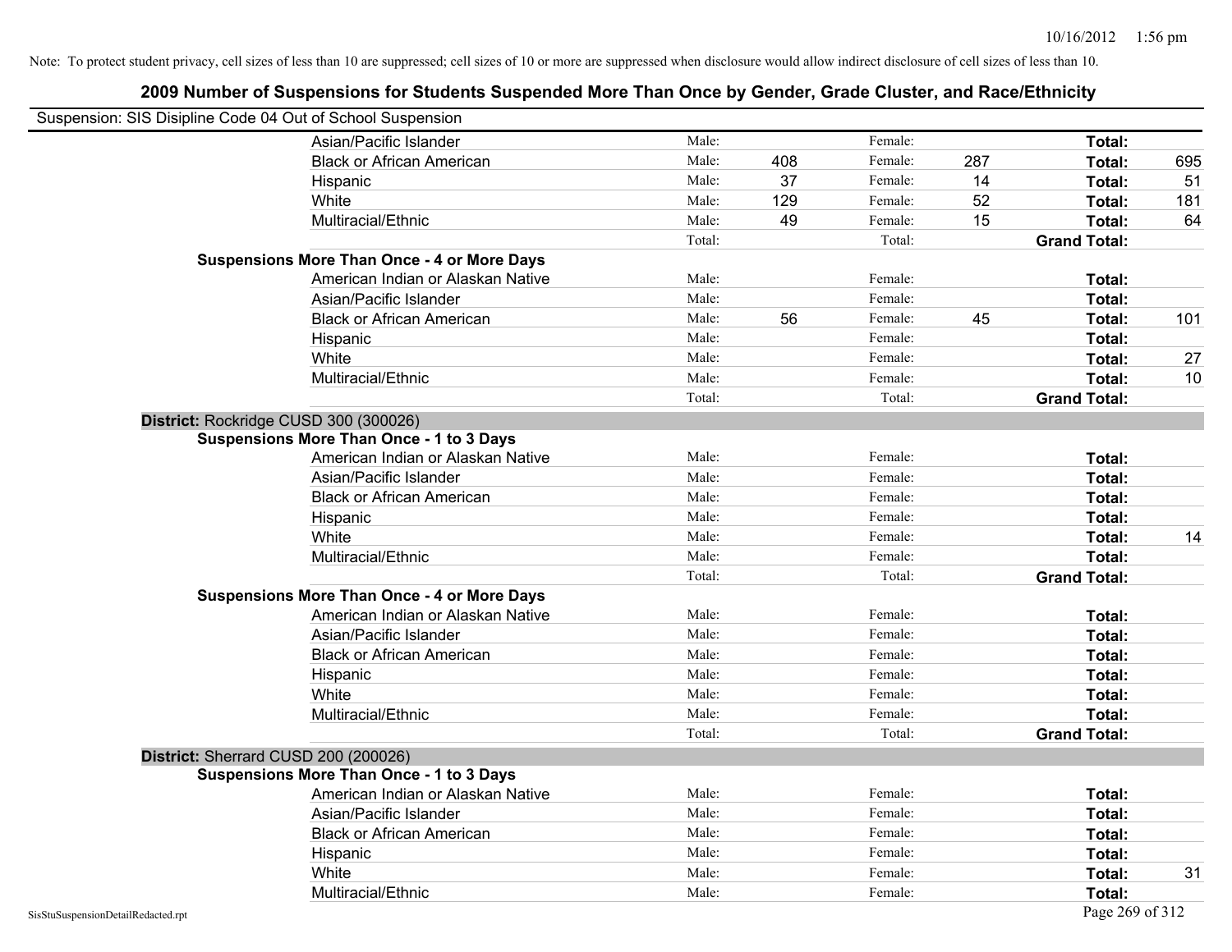Note: To protect student privacy, cell sizes of less than 10 are suppressed; cell sizes of 10 or more are suppressed when disclosure would allow indirect disclosure of cell sizes of less than 10.

## 2009 Number of Suspensions for Students Suspended More Than Once by Gender, Grade Cluster, and Race/Ethnicity

Suspension: SIS Disipline Code 04 Out of School Suspension

| | | | | | | |
|---|---|---|---|---|---|---|
| Asian/Pacific Islander | Male: | | Female: | | **Total:** | |
| Black or African American | Male: | 408 | Female: | 287 | **Total:** | 695 |
| Hispanic | Male: | 37 | Female: | 14 | **Total:** | 51 |
| White | Male: | 129 | Female: | 52 | **Total:** | 181 |
| Multiracial/Ethnic | Male: | 49 | Female: | 15 | **Total:** | 64 |
| | Total: | | Total: | | **Grand Total:** | |
| **Suspensions More Than Once - 4 or More Days** | | | | | | |
| American Indian or Alaskan Native | Male: | | Female: | | **Total:** | |
| Asian/Pacific Islander | Male: | | Female: | | **Total:** | |
| Black or African American | Male: | 56 | Female: | 45 | **Total:** | 101 |
| Hispanic | Male: | | Female: | | **Total:** | |
| White | Male: | | Female: | | **Total:** | 27 |
| Multiracial/Ethnic | Male: | | Female: | | **Total:** | 10 |
| | Total: | | Total: | | **Grand Total:** | |

**District:** Rockridge CUSD 300 (300026)

| | | | | | | |
|---|---|---|---|---|---|---|
| **Suspensions More Than Once - 1 to 3 Days** | | | | | | |
| American Indian or Alaskan Native | Male: | | Female: | | **Total:** | |
| Asian/Pacific Islander | Male: | | Female: | | **Total:** | |
| Black or African American | Male: | | Female: | | **Total:** | |
| Hispanic | Male: | | Female: | | **Total:** | |
| White | Male: | | Female: | | **Total:** | 14 |
| Multiracial/Ethnic | Male: | | Female: | | **Total:** | |
| | Total: | | Total: | | **Grand Total:** | |
| **Suspensions More Than Once - 4 or More Days** | | | | | | |
| American Indian or Alaskan Native | Male: | | Female: | | **Total:** | |
| Asian/Pacific Islander | Male: | | Female: | | **Total:** | |
| Black or African American | Male: | | Female: | | **Total:** | |
| Hispanic | Male: | | Female: | | **Total:** | |
| White | Male: | | Female: | | **Total:** | |
| Multiracial/Ethnic | Male: | | Female: | | **Total:** | |
| | Total: | | Total: | | **Grand Total:** | |

**District:** Sherrard CUSD 200 (200026)

| | | | | | | |
|---|---|---|---|---|---|---|
| **Suspensions More Than Once - 1 to 3 Days** | | | | | | |
| American Indian or Alaskan Native | Male: | | Female: | | **Total:** | |
| Asian/Pacific Islander | Male: | | Female: | | **Total:** | |
| Black or African American | Male: | | Female: | | **Total:** | |
| Hispanic | Male: | | Female: | | **Total:** | |
| White | Male: | | Female: | | **Total:** | 31 |
| Multiracial/Ethnic | Male: | | Female: | | **Total:** | |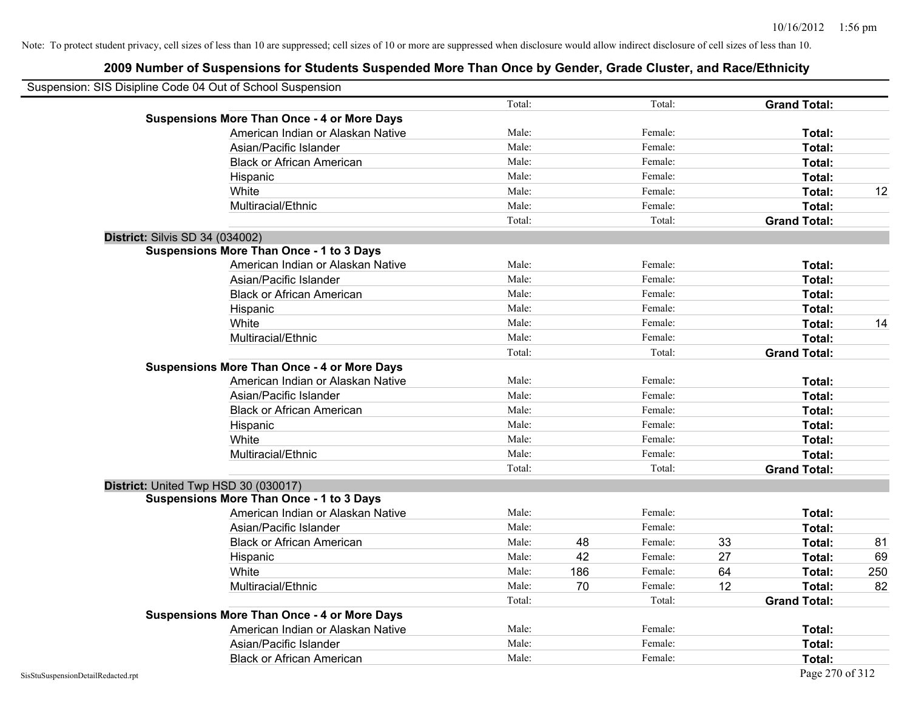Note: To protect student privacy, cell sizes of less than 10 are suppressed; cell sizes of 10 or more are suppressed when disclosure would allow indirect disclosure of cell sizes of less than 10.

## 2009 Number of Suspensions for Students Suspended More Than Once by Gender, Grade Cluster, and Race/Ethnicity

Suspension: SIS Disipline Code 04 Out of School Suspension

| | | | | | | | |
|---|---|---|---|---|---|---|---|
| | Total: | | Total: | | **Grand Total:** | |
| **Suspensions More Than Once - 4 or More Days** | | | | | | |
| American Indian or Alaskan Native | Male: | | Female: | | **Total:** | |
| Asian/Pacific Islander | Male: | | Female: | | **Total:** | |
| Black or African American | Male: | | Female: | | **Total:** | |
| Hispanic | Male: | | Female: | | **Total:** | |
| White | Male: | | Female: | | **Total:** | 12 |
| Multiracial/Ethnic | Male: | | Female: | | **Total:** | |
| | Total: | | Total: | | **Grand Total:** | |

**District:** Silvis SD 34 (034002)

| | | | | | | |
|---|---|---|---|---|---|---|
| **Suspensions More Than Once - 1 to 3 Days** | | | | | | |
| American Indian or Alaskan Native | Male: | | Female: | | **Total:** | |
| Asian/Pacific Islander | Male: | | Female: | | **Total:** | |
| Black or African American | Male: | | Female: | | **Total:** | |
| Hispanic | Male: | | Female: | | **Total:** | |
| White | Male: | | Female: | | **Total:** | 14 |
| Multiracial/Ethnic | Male: | | Female: | | **Total:** | |
| | Total: | | Total: | | **Grand Total:** | |
| **Suspensions More Than Once - 4 or More Days** | | | | | | |
| American Indian or Alaskan Native | Male: | | Female: | | **Total:** | |
| Asian/Pacific Islander | Male: | | Female: | | **Total:** | |
| Black or African American | Male: | | Female: | | **Total:** | |
| Hispanic | Male: | | Female: | | **Total:** | |
| White | Male: | | Female: | | **Total:** | |
| Multiracial/Ethnic | Male: | | Female: | | **Total:** | |
| | Total: | | Total: | | **Grand Total:** | |

**District:** United Twp HSD 30 (030017)

| | | | | | | |
|---|---|---|---|---|---|---|
| **Suspensions More Than Once - 1 to 3 Days** | | | | | | |
| American Indian or Alaskan Native | Male: | | Female: | | **Total:** | |
| Asian/Pacific Islander | Male: | | Female: | | **Total:** | |
| Black or African American | Male: | 48 | Female: | 33 | **Total:** | 81 |
| Hispanic | Male: | 42 | Female: | 27 | **Total:** | 69 |
| White | Male: | 186 | Female: | 64 | **Total:** | 250 |
| Multiracial/Ethnic | Male: | 70 | Female: | 12 | **Total:** | 82 |
| | Total: | | Total: | | **Grand Total:** | |
| **Suspensions More Than Once - 4 or More Days** | | | | | | |
| American Indian or Alaskan Native | Male: | | Female: | | **Total:** | |
| Asian/Pacific Islander | Male: | | Female: | | **Total:** | |
| Black or African American | Male: | | Female: | | **Total:** | |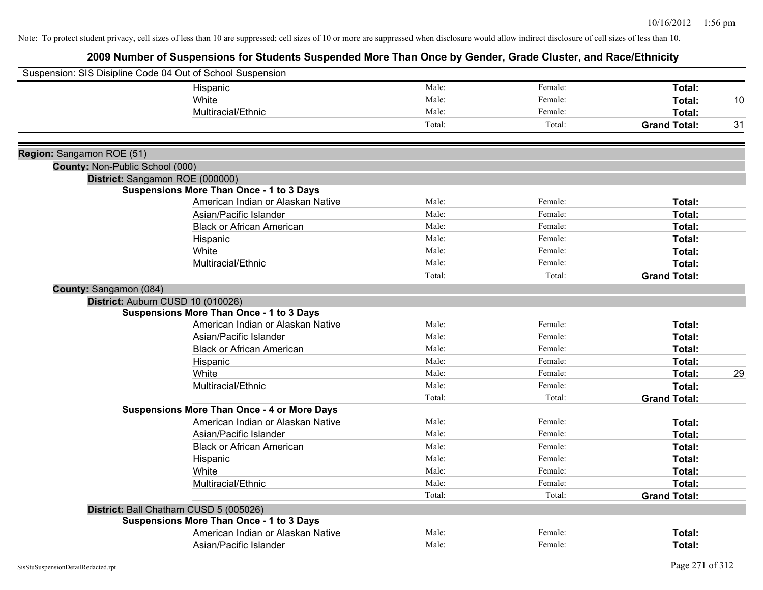Note: To protect student privacy, cell sizes of less than 10 are suppressed; cell sizes of 10 or more are suppressed when disclosure would allow indirect disclosure of cell sizes of less than 10.

# 2009 Number of Suspensions for Students Suspended More Than Once by Gender, Grade Cluster, and Race/Ethnicity

Suspension: SIS Disipline Code 04 Out of School Suspension

| | | | | |
|---|---|---|---|---|
| Hispanic | Male: | Female: | **Total:** | |
| White | Male: | Female: | **Total:** | 10 |
| Multiracial/Ethnic | Male: | Female: | **Total:** | |
| | Total: | Total: | **Grand Total:** | 31 |

**Region:** Sangamon ROE (51)

**County:** Non-Public School (000)

**District:** Sangamon ROE (000000)

**Suspensions More Than Once - 1 to 3 Days**

| | | | | |
|---|---|---|---|---|
| American Indian or Alaskan Native | Male: | Female: | **Total:** | |
| Asian/Pacific Islander | Male: | Female: | **Total:** | |
| Black or African American | Male: | Female: | **Total:** | |
| Hispanic | Male: | Female: | **Total:** | |
| White | Male: | Female: | **Total:** | |
| Multiracial/Ethnic | Male: | Female: | **Total:** | |
| | Total: | Total: | **Grand Total:** | |

**County:** Sangamon (084)

**District:** Auburn CUSD 10 (010026)

**Suspensions More Than Once - 1 to 3 Days**

| | | | | |
|---|---|---|---|---|
| American Indian or Alaskan Native | Male: | Female: | **Total:** | |
| Asian/Pacific Islander | Male: | Female: | **Total:** | |
| Black or African American | Male: | Female: | **Total:** | |
| Hispanic | Male: | Female: | **Total:** | |
| White | Male: | Female: | **Total:** | 29 |
| Multiracial/Ethnic | Male: | Female: | **Total:** | |
| | Total: | Total: | **Grand Total:** | |

**Suspensions More Than Once - 4 or More Days**

| | | | | |
|---|---|---|---|---|
| American Indian or Alaskan Native | Male: | Female: | **Total:** | |
| Asian/Pacific Islander | Male: | Female: | **Total:** | |
| Black or African American | Male: | Female: | **Total:** | |
| Hispanic | Male: | Female: | **Total:** | |
| White | Male: | Female: | **Total:** | |
| Multiracial/Ethnic | Male: | Female: | **Total:** | |
| | Total: | Total: | **Grand Total:** | |

**District:** Ball Chatham CUSD 5 (005026)

**Suspensions More Than Once - 1 to 3 Days**

| | | | | |
|---|---|---|---|---|
| American Indian or Alaskan Native | Male: | Female: | **Total:** | |
| Asian/Pacific Islander | Male: | Female: | **Total:** | |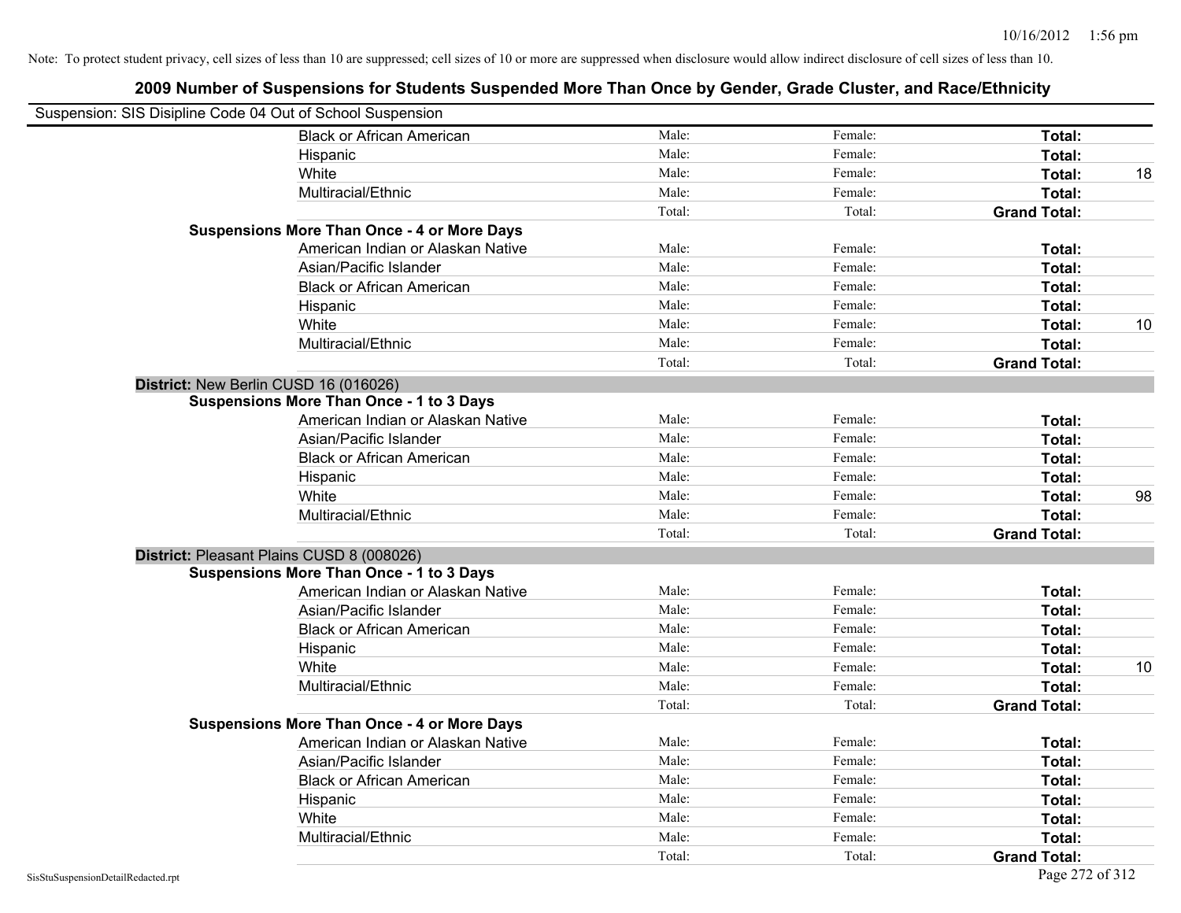Note: To protect student privacy, cell sizes of less than 10 are suppressed; cell sizes of 10 or more are suppressed when disclosure would allow indirect disclosure of cell sizes of less than 10.

# 2009 Number of Suspensions for Students Suspended More Than Once by Gender, Grade Cluster, and Race/Ethnicity

Suspension: SIS Disipline Code 04 Out of School Suspension

| | | | | |
|---|---|---|---|---|
| Black or African American | Male: | Female: | **Total:** | |
| Hispanic | Male: | Female: | **Total:** | |
| White | Male: | Female: | **Total:** | 18 |
| Multiracial/Ethnic | Male: | Female: | **Total:** | |
| | Total: | Total: | **Grand Total:** | |

**Suspensions More Than Once - 4 or More Days**

| | | | | |
|---|---|---|---|---|
| American Indian or Alaskan Native | Male: | Female: | **Total:** | |
| Asian/Pacific Islander | Male: | Female: | **Total:** | |
| Black or African American | Male: | Female: | **Total:** | |
| Hispanic | Male: | Female: | **Total:** | |
| White | Male: | Female: | **Total:** | 10 |
| Multiracial/Ethnic | Male: | Female: | **Total:** | |
| | Total: | Total: | **Grand Total:** | |

**District:** New Berlin CUSD 16 (016026)

**Suspensions More Than Once - 1 to 3 Days**

| | | | | |
|---|---|---|---|---|
| American Indian or Alaskan Native | Male: | Female: | **Total:** | |
| Asian/Pacific Islander | Male: | Female: | **Total:** | |
| Black or African American | Male: | Female: | **Total:** | |
| Hispanic | Male: | Female: | **Total:** | |
| White | Male: | Female: | **Total:** | 98 |
| Multiracial/Ethnic | Male: | Female: | **Total:** | |
| | Total: | Total: | **Grand Total:** | |

**District:** Pleasant Plains CUSD 8 (008026)

**Suspensions More Than Once - 1 to 3 Days**

| | | | | |
|---|---|---|---|---|
| American Indian or Alaskan Native | Male: | Female: | **Total:** | |
| Asian/Pacific Islander | Male: | Female: | **Total:** | |
| Black or African American | Male: | Female: | **Total:** | |
| Hispanic | Male: | Female: | **Total:** | |
| White | Male: | Female: | **Total:** | 10 |
| Multiracial/Ethnic | Male: | Female: | **Total:** | |
| | Total: | Total: | **Grand Total:** | |

**Suspensions More Than Once - 4 or More Days**

| | | | | |
|---|---|---|---|---|
| American Indian or Alaskan Native | Male: | Female: | **Total:** | |
| Asian/Pacific Islander | Male: | Female: | **Total:** | |
| Black or African American | Male: | Female: | **Total:** | |
| Hispanic | Male: | Female: | **Total:** | |
| White | Male: | Female: | **Total:** | |
| Multiracial/Ethnic | Male: | Female: | **Total:** | |
| | Total: | Total: | **Grand Total:** | |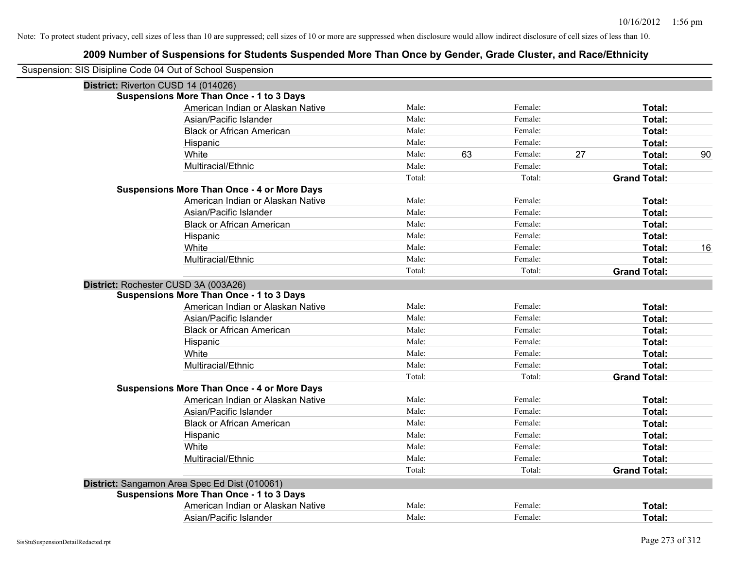Note: To protect student privacy, cell sizes of less than 10 are suppressed; cell sizes of 10 or more are suppressed when disclosure would allow indirect disclosure of cell sizes of less than 10.

## 2009 Number of Suspensions for Students Suspended More Than Once by Gender, Grade Cluster, and Race/Ethnicity

Suspension: SIS Disipline Code 04 Out of School Suspension

**District:** Riverton CUSD 14 (014026)

**Suspensions More Than Once - 1 to 3 Days**

| | | | | | | | |
|---|---|---|---|---|---|---|---|
| American Indian or Alaskan Native | Male: | | Female: | | **Total:** | |
| Asian/Pacific Islander | Male: | | Female: | | **Total:** | |
| Black or African American | Male: | | Female: | | **Total:** | |
| Hispanic | Male: | | Female: | | **Total:** | |
| White | Male: | 63 | Female: | 27 | **Total:** | 90 |
| Multiracial/Ethnic | Male: | | Female: | | **Total:** | |
| | Total: | | Total: | | **Grand Total:** | |

**Suspensions More Than Once - 4 or More Days**

| | | | | | | |
|---|---|---|---|---|---|---|
| American Indian or Alaskan Native | Male: | | Female: | | **Total:** | |
| Asian/Pacific Islander | Male: | | Female: | | **Total:** | |
| Black or African American | Male: | | Female: | | **Total:** | |
| Hispanic | Male: | | Female: | | **Total:** | |
| White | Male: | | Female: | | **Total:** | 16 |
| Multiracial/Ethnic | Male: | | Female: | | **Total:** | |
| | Total: | | Total: | | **Grand Total:** | |

**District:** Rochester CUSD 3A (003A26)

**Suspensions More Than Once - 1 to 3 Days**

| | | | | | | |
|---|---|---|---|---|---|---|
| American Indian or Alaskan Native | Male: | | Female: | | **Total:** | |
| Asian/Pacific Islander | Male: | | Female: | | **Total:** | |
| Black or African American | Male: | | Female: | | **Total:** | |
| Hispanic | Male: | | Female: | | **Total:** | |
| White | Male: | | Female: | | **Total:** | |
| Multiracial/Ethnic | Male: | | Female: | | **Total:** | |
| | Total: | | Total: | | **Grand Total:** | |

**Suspensions More Than Once - 4 or More Days**

| | | | | | | |
|---|---|---|---|---|---|---|
| American Indian or Alaskan Native | Male: | | Female: | | **Total:** | |
| Asian/Pacific Islander | Male: | | Female: | | **Total:** | |
| Black or African American | Male: | | Female: | | **Total:** | |
| Hispanic | Male: | | Female: | | **Total:** | |
| White | Male: | | Female: | | **Total:** | |
| Multiracial/Ethnic | Male: | | Female: | | **Total:** | |
| | Total: | | Total: | | **Grand Total:** | |

**District:** Sangamon Area Spec Ed Dist (010061)

**Suspensions More Than Once - 1 to 3 Days**

| | | | | | | |
|---|---|---|---|---|---|---|
| American Indian or Alaskan Native | Male: | | Female: | | **Total:** | |
| Asian/Pacific Islander | Male: | | Female: | | **Total:** | |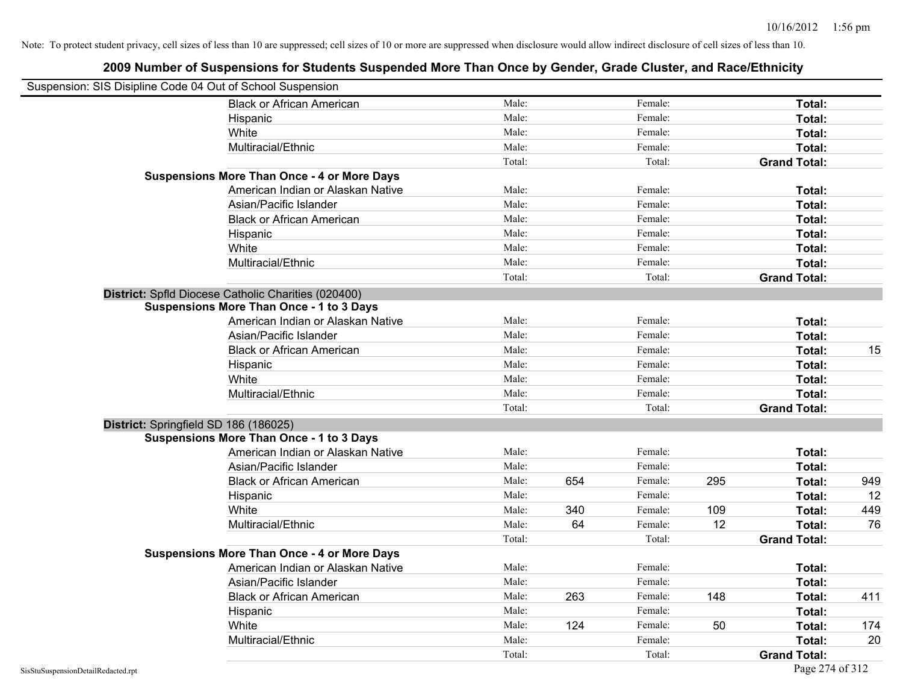Note: To protect student privacy, cell sizes of less than 10 are suppressed; cell sizes of 10 or more are suppressed when disclosure would allow indirect disclosure of cell sizes of less than 10.

## 2009 Number of Suspensions for Students Suspended More Than Once by Gender, Grade Cluster, and Race/Ethnicity

Suspension: SIS Disipline Code 04 Out of School Suspension

| | | | | | | |
|---|---|---|---|---|---|---|
| Black or African American | Male: | | Female: | | Total: | |
| Hispanic | Male: | | Female: | | Total: | |
| White | Male: | | Female: | | Total: | |
| Multiracial/Ethnic | Male: | | Female: | | Total: | |
| | Total: | | Total: | | Grand Total: | |

**Suspensions More Than Once - 4 or More Days**

| | | | | | | |
|---|---|---|---|---|---|---|
| American Indian or Alaskan Native | Male: | | Female: | | Total: | |
| Asian/Pacific Islander | Male: | | Female: | | Total: | |
| Black or African American | Male: | | Female: | | Total: | |
| Hispanic | Male: | | Female: | | Total: | |
| White | Male: | | Female: | | Total: | |
| Multiracial/Ethnic | Male: | | Female: | | Total: | |
| | Total: | | Total: | | Grand Total: | |

**District:** Spfld Diocese Catholic Charities (020400)

**Suspensions More Than Once - 1 to 3 Days**

| | | | | | | |
|---|---|---|---|---|---|---|
| American Indian or Alaskan Native | Male: | | Female: | | Total: | |
| Asian/Pacific Islander | Male: | | Female: | | Total: | |
| Black or African American | Male: | | Female: | | Total: | 15 |
| Hispanic | Male: | | Female: | | Total: | |
| White | Male: | | Female: | | Total: | |
| Multiracial/Ethnic | Male: | | Female: | | Total: | |
| | Total: | | Total: | | Grand Total: | |

**District:** Springfield SD 186 (186025)

**Suspensions More Than Once - 1 to 3 Days**

| | | | | | | |
|---|---|---|---|---|---|---|
| American Indian or Alaskan Native | Male: | | Female: | | Total: | |
| Asian/Pacific Islander | Male: | | Female: | | Total: | |
| Black or African American | Male: | 654 | Female: | 295 | Total: | 949 |
| Hispanic | Male: | | Female: | | Total: | 12 |
| White | Male: | 340 | Female: | 109 | Total: | 449 |
| Multiracial/Ethnic | Male: | 64 | Female: | 12 | Total: | 76 |
| | Total: | | Total: | | Grand Total: | |

**Suspensions More Than Once - 4 or More Days**

| | | | | | | |
|---|---|---|---|---|---|---|
| American Indian or Alaskan Native | Male: | | Female: | | Total: | |
| Asian/Pacific Islander | Male: | | Female: | | Total: | |
| Black or African American | Male: | 263 | Female: | 148 | Total: | 411 |
| Hispanic | Male: | | Female: | | Total: | |
| White | Male: | 124 | Female: | 50 | Total: | 174 |
| Multiracial/Ethnic | Male: | | Female: | | Total: | 20 |
| | Total: | | Total: | | Grand Total: | |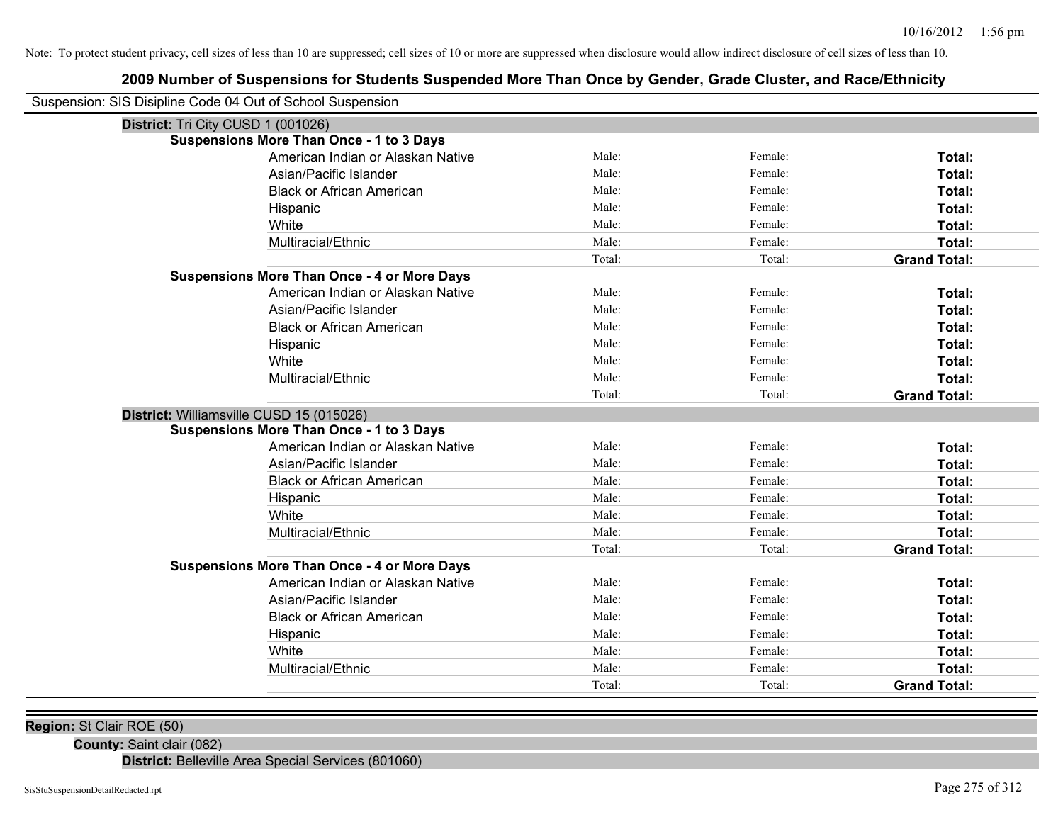Note: To protect student privacy, cell sizes of less than 10 are suppressed; cell sizes of 10 or more are suppressed when disclosure would allow indirect disclosure of cell sizes of less than 10.

## 2009 Number of Suspensions for Students Suspended More Than Once by Gender, Grade Cluster, and Race/Ethnicity

Suspension: SIS Disipline Code 04 Out of School Suspension

**District:** Tri City CUSD 1 (001026)

**Suspensions More Than Once - 1 to 3 Days**

| | | | |
|---|---|---|---|
| American Indian or Alaskan Native | Male: | Female: | **Total:** |
| Asian/Pacific Islander | Male: | Female: | **Total:** |
| Black or African American | Male: | Female: | **Total:** |
| Hispanic | Male: | Female: | **Total:** |
| White | Male: | Female: | **Total:** |
| Multiracial/Ethnic | Male: | Female: | **Total:** |
| | Total: | Total: | **Grand Total:** |

**Suspensions More Than Once - 4 or More Days**

| | | | |
|---|---|---|---|
| American Indian or Alaskan Native | Male: | Female: | **Total:** |
| Asian/Pacific Islander | Male: | Female: | **Total:** |
| Black or African American | Male: | Female: | **Total:** |
| Hispanic | Male: | Female: | **Total:** |
| White | Male: | Female: | **Total:** |
| Multiracial/Ethnic | Male: | Female: | **Total:** |
| | Total: | Total: | **Grand Total:** |

**District:** Williamsville CUSD 15 (015026)

**Suspensions More Than Once - 1 to 3 Days**

| | | | |
|---|---|---|---|
| American Indian or Alaskan Native | Male: | Female: | **Total:** |
| Asian/Pacific Islander | Male: | Female: | **Total:** |
| Black or African American | Male: | Female: | **Total:** |
| Hispanic | Male: | Female: | **Total:** |
| White | Male: | Female: | **Total:** |
| Multiracial/Ethnic | Male: | Female: | **Total:** |
| | Total: | Total: | **Grand Total:** |

**Suspensions More Than Once - 4 or More Days**

| | | | |
|---|---|---|---|
| American Indian or Alaskan Native | Male: | Female: | **Total:** |
| Asian/Pacific Islander | Male: | Female: | **Total:** |
| Black or African American | Male: | Female: | **Total:** |
| Hispanic | Male: | Female: | **Total:** |
| White | Male: | Female: | **Total:** |
| Multiracial/Ethnic | Male: | Female: | **Total:** |
| | Total: | Total: | **Grand Total:** |

**Region:** St Clair ROE (50)

**County:** Saint clair (082)

**District:** Belleville Area Special Services (801060)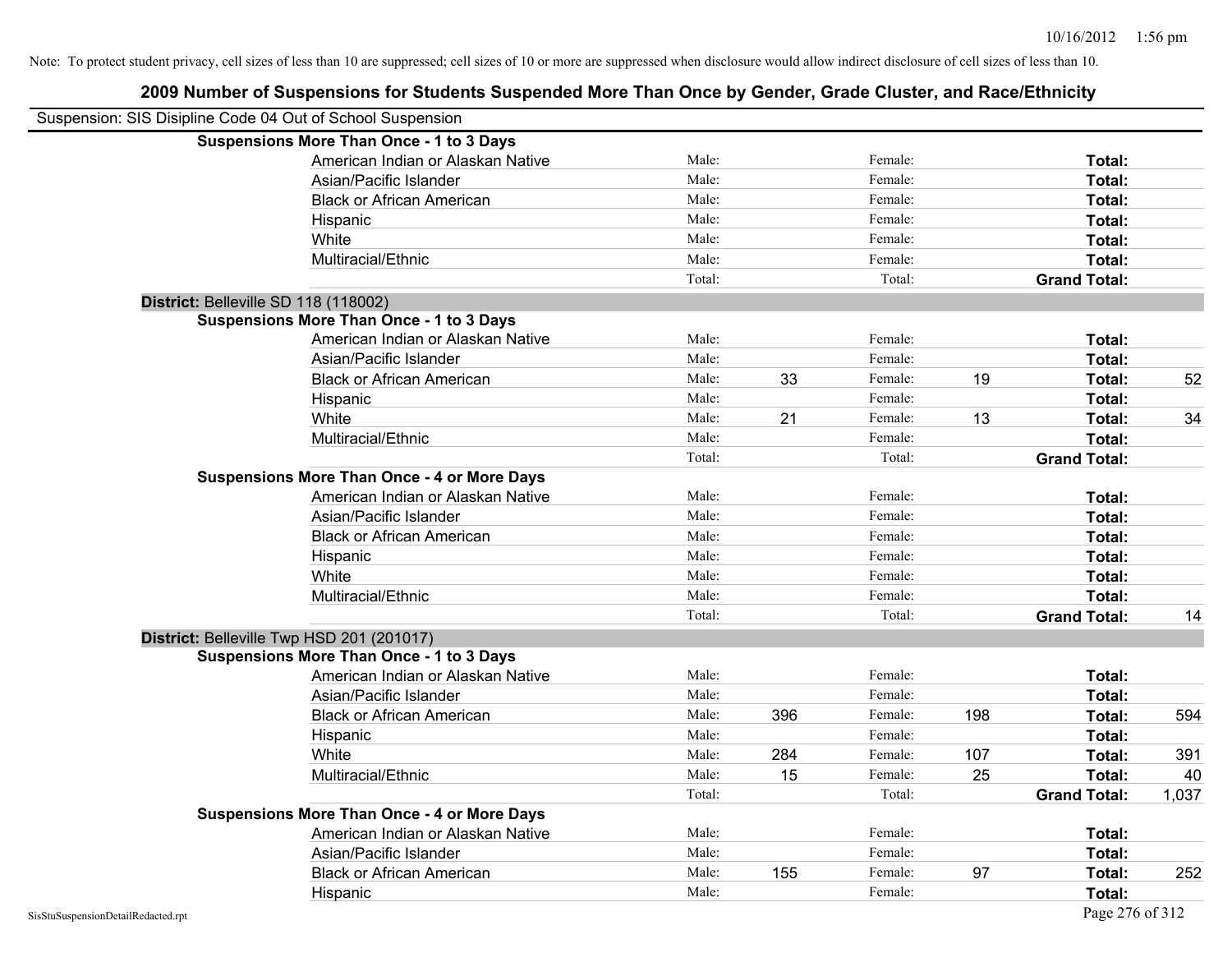Note: To protect student privacy, cell sizes of less than 10 are suppressed; cell sizes of 10 or more are suppressed when disclosure would allow indirect disclosure of cell sizes of less than 10.

# 2009 Number of Suspensions for Students Suspended More Than Once by Gender, Grade Cluster, and Race/Ethnicity

Suspension: SIS Disipline Code 04 Out of School Suspension

| | | | | | | | |
|---|---|---|---|---|---|---|---|
| **Suspensions More Than Once - 1 to 3 Days** | | | | | | | |
| American Indian or Alaskan Native | Male: | | Female: | | **Total:** | |
| Asian/Pacific Islander | Male: | | Female: | | **Total:** | |
| Black or African American | Male: | | Female: | | **Total:** | |
| Hispanic | Male: | | Female: | | **Total:** | |
| White | Male: | | Female: | | **Total:** | |
| Multiracial/Ethnic | Male: | | Female: | | **Total:** | |
| | Total: | | Total: | | **Grand Total:** | |
| **District:** Belleville SD 118 (118002) | | | | | | |
| **Suspensions More Than Once - 1 to 3 Days** | | | | | | |
| American Indian or Alaskan Native | Male: | | Female: | | **Total:** | |
| Asian/Pacific Islander | Male: | | Female: | | **Total:** | |
| Black or African American | Male: | 33 | Female: | 19 | **Total:** | 52 |
| Hispanic | Male: | | Female: | | **Total:** | |
| White | Male: | 21 | Female: | 13 | **Total:** | 34 |
| Multiracial/Ethnic | Male: | | Female: | | **Total:** | |
| | Total: | | Total: | | **Grand Total:** | |
| **Suspensions More Than Once - 4 or More Days** | | | | | | |
| American Indian or Alaskan Native | Male: | | Female: | | **Total:** | |
| Asian/Pacific Islander | Male: | | Female: | | **Total:** | |
| Black or African American | Male: | | Female: | | **Total:** | |
| Hispanic | Male: | | Female: | | **Total:** | |
| White | Male: | | Female: | | **Total:** | |
| Multiracial/Ethnic | Male: | | Female: | | **Total:** | |
| | Total: | | Total: | | **Grand Total:** | 14 |
| **District:** Belleville Twp HSD 201 (201017) | | | | | | |
| **Suspensions More Than Once - 1 to 3 Days** | | | | | | |
| American Indian or Alaskan Native | Male: | | Female: | | **Total:** | |
| Asian/Pacific Islander | Male: | | Female: | | **Total:** | |
| Black or African American | Male: | 396 | Female: | 198 | **Total:** | 594 |
| Hispanic | Male: | | Female: | | **Total:** | |
| White | Male: | 284 | Female: | 107 | **Total:** | 391 |
| Multiracial/Ethnic | Male: | 15 | Female: | 25 | **Total:** | 40 |
| | Total: | | Total: | | **Grand Total:** | 1,037 |
| **Suspensions More Than Once - 4 or More Days** | | | | | | |
| American Indian or Alaskan Native | Male: | | Female: | | **Total:** | |
| Asian/Pacific Islander | Male: | | Female: | | **Total:** | |
| Black or African American | Male: | 155 | Female: | 97 | **Total:** | 252 |
| Hispanic | Male: | | Female: | | **Total:** | |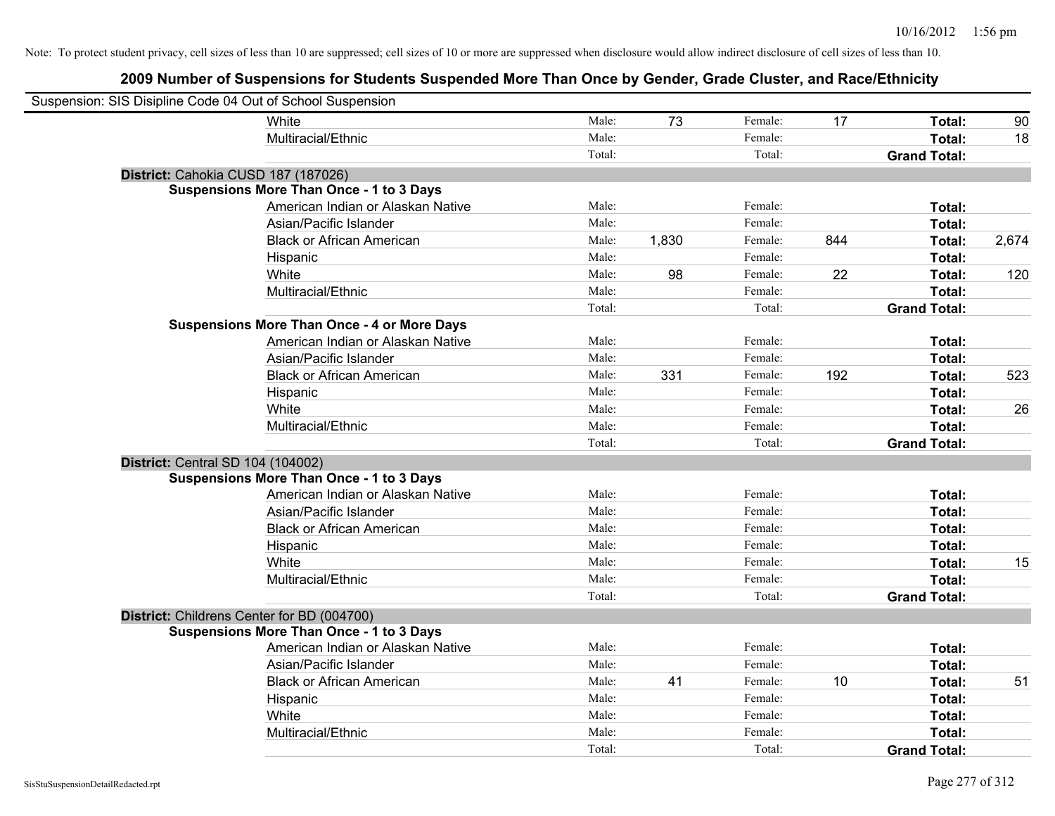Note: To protect student privacy, cell sizes of less than 10 are suppressed; cell sizes of 10 or more are suppressed when disclosure would allow indirect disclosure of cell sizes of less than 10.

# 2009 Number of Suspensions for Students Suspended More Than Once by Gender, Grade Cluster, and Race/Ethnicity

Suspension: SIS Disipline Code 04 Out of School Suspension

| | | | | | | | |
|---|---|---|---|---|---|---|---|
| White | Male: | 73 | Female: | 17 | Total: | 90 |
| Multiracial/Ethnic | Male: | | Female: | | Total: | 18 |
| | Total: | | Total: | | Grand Total: | |

**District:** Cahokia CUSD 187 (187026)

**Suspensions More Than Once - 1 to 3 Days**

| | | | | | | |
|---|---|---|---|---|---|---|
| American Indian or Alaskan Native | Male: | | Female: | | Total: | |
| Asian/Pacific Islander | Male: | | Female: | | Total: | |
| Black or African American | Male: | 1,830 | Female: | 844 | Total: | 2,674 |
| Hispanic | Male: | | Female: | | Total: | |
| White | Male: | 98 | Female: | 22 | Total: | 120 |
| Multiracial/Ethnic | Male: | | Female: | | Total: | |
| | Total: | | Total: | | Grand Total: | |

**Suspensions More Than Once - 4 or More Days**

| | | | | | | |
|---|---|---|---|---|---|---|
| American Indian or Alaskan Native | Male: | | Female: | | Total: | |
| Asian/Pacific Islander | Male: | | Female: | | Total: | |
| Black or African American | Male: | 331 | Female: | 192 | Total: | 523 |
| Hispanic | Male: | | Female: | | Total: | |
| White | Male: | | Female: | | Total: | 26 |
| Multiracial/Ethnic | Male: | | Female: | | Total: | |
| | Total: | | Total: | | Grand Total: | |

**District:** Central SD 104 (104002)

**Suspensions More Than Once - 1 to 3 Days**

| | | | | | | |
|---|---|---|---|---|---|---|
| American Indian or Alaskan Native | Male: | | Female: | | Total: | |
| Asian/Pacific Islander | Male: | | Female: | | Total: | |
| Black or African American | Male: | | Female: | | Total: | |
| Hispanic | Male: | | Female: | | Total: | |
| White | Male: | | Female: | | Total: | 15 |
| Multiracial/Ethnic | Male: | | Female: | | Total: | |
| | Total: | | Total: | | Grand Total: | |

**District:** Childrens Center for BD (004700)

**Suspensions More Than Once - 1 to 3 Days**

| | | | | | | |
|---|---|---|---|---|---|---|
| American Indian or Alaskan Native | Male: | | Female: | | Total: | |
| Asian/Pacific Islander | Male: | | Female: | | Total: | |
| Black or African American | Male: | 41 | Female: | 10 | Total: | 51 |
| Hispanic | Male: | | Female: | | Total: | |
| White | Male: | | Female: | | Total: | |
| Multiracial/Ethnic | Male: | | Female: | | Total: | |
| | Total: | | Total: | | Grand Total: | |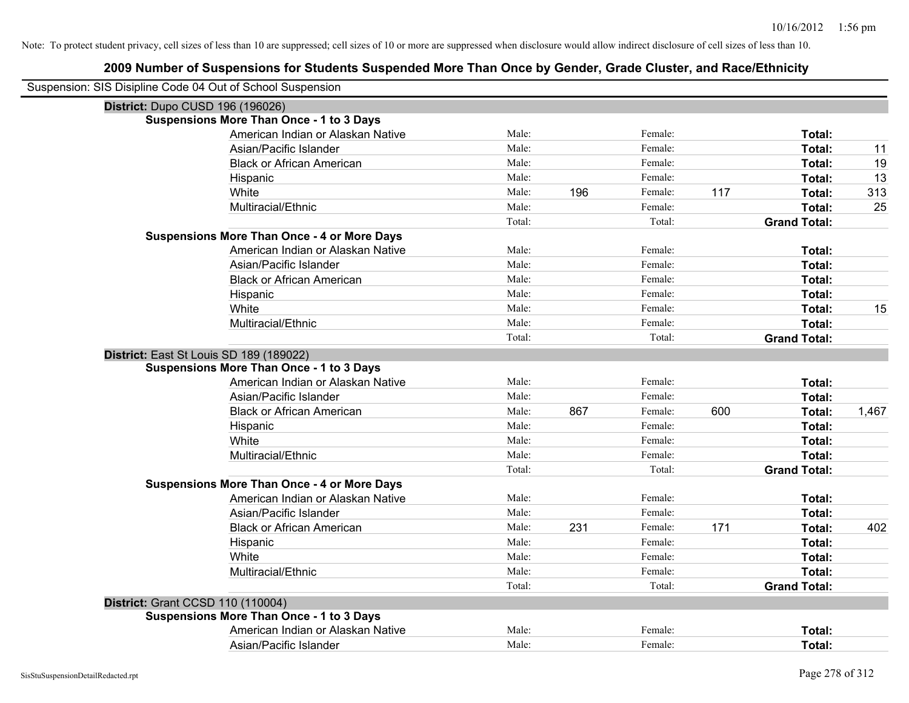Note: To protect student privacy, cell sizes of less than 10 are suppressed; cell sizes of 10 or more are suppressed when disclosure would allow indirect disclosure of cell sizes of less than 10.

## 2009 Number of Suspensions for Students Suspended More Than Once by Gender, Grade Cluster, and Race/Ethnicity

Suspension: SIS Disipline Code 04 Out of School Suspension

**District:** Dupo CUSD 196 (196026)

| | | | | | | | |
|---|---|---|---|---|---|---|---|
| **Suspensions More Than Once - 1 to 3 Days** | | | | | | | |
| American Indian or Alaskan Native | Male: | | Female: | | **Total:** | |
| Asian/Pacific Islander | Male: | | Female: | | **Total:** | 11 |
| Black or African American | Male: | | Female: | | **Total:** | 19 |
| Hispanic | Male: | | Female: | | **Total:** | 13 |
| White | Male: | 196 | Female: | 117 | **Total:** | 313 |
| Multiracial/Ethnic | Male: | | Female: | | **Total:** | 25 |
| | Total: | | Total: | | **Grand Total:** | |
| **Suspensions More Than Once - 4 or More Days** | | | | | | |
| American Indian or Alaskan Native | Male: | | Female: | | **Total:** | |
| Asian/Pacific Islander | Male: | | Female: | | **Total:** | |
| Black or African American | Male: | | Female: | | **Total:** | |
| Hispanic | Male: | | Female: | | **Total:** | |
| White | Male: | | Female: | | **Total:** | 15 |
| Multiracial/Ethnic | Male: | | Female: | | **Total:** | |
| | Total: | | Total: | | **Grand Total:** | |

**District:** East St Louis SD 189 (189022)

| | | | | | | |
|---|---|---|---|---|---|---|
| **Suspensions More Than Once - 1 to 3 Days** | | | | | | |
| American Indian or Alaskan Native | Male: | | Female: | | **Total:** | |
| Asian/Pacific Islander | Male: | | Female: | | **Total:** | |
| Black or African American | Male: | 867 | Female: | 600 | **Total:** | 1,467 |
| Hispanic | Male: | | Female: | | **Total:** | |
| White | Male: | | Female: | | **Total:** | |
| Multiracial/Ethnic | Male: | | Female: | | **Total:** | |
| | Total: | | Total: | | **Grand Total:** | |
| **Suspensions More Than Once - 4 or More Days** | | | | | | |
| American Indian or Alaskan Native | Male: | | Female: | | **Total:** | |
| Asian/Pacific Islander | Male: | | Female: | | **Total:** | |
| Black or African American | Male: | 231 | Female: | 171 | **Total:** | 402 |
| Hispanic | Male: | | Female: | | **Total:** | |
| White | Male: | | Female: | | **Total:** | |
| Multiracial/Ethnic | Male: | | Female: | | **Total:** | |
| | Total: | | Total: | | **Grand Total:** | |

**District:** Grant CCSD 110 (110004)

| | | | | | | |
|---|---|---|---|---|---|---|
| **Suspensions More Than Once - 1 to 3 Days** | | | | | | |
| American Indian or Alaskan Native | Male: | | Female: | | **Total:** | |
| Asian/Pacific Islander | Male: | | Female: | | **Total:** | |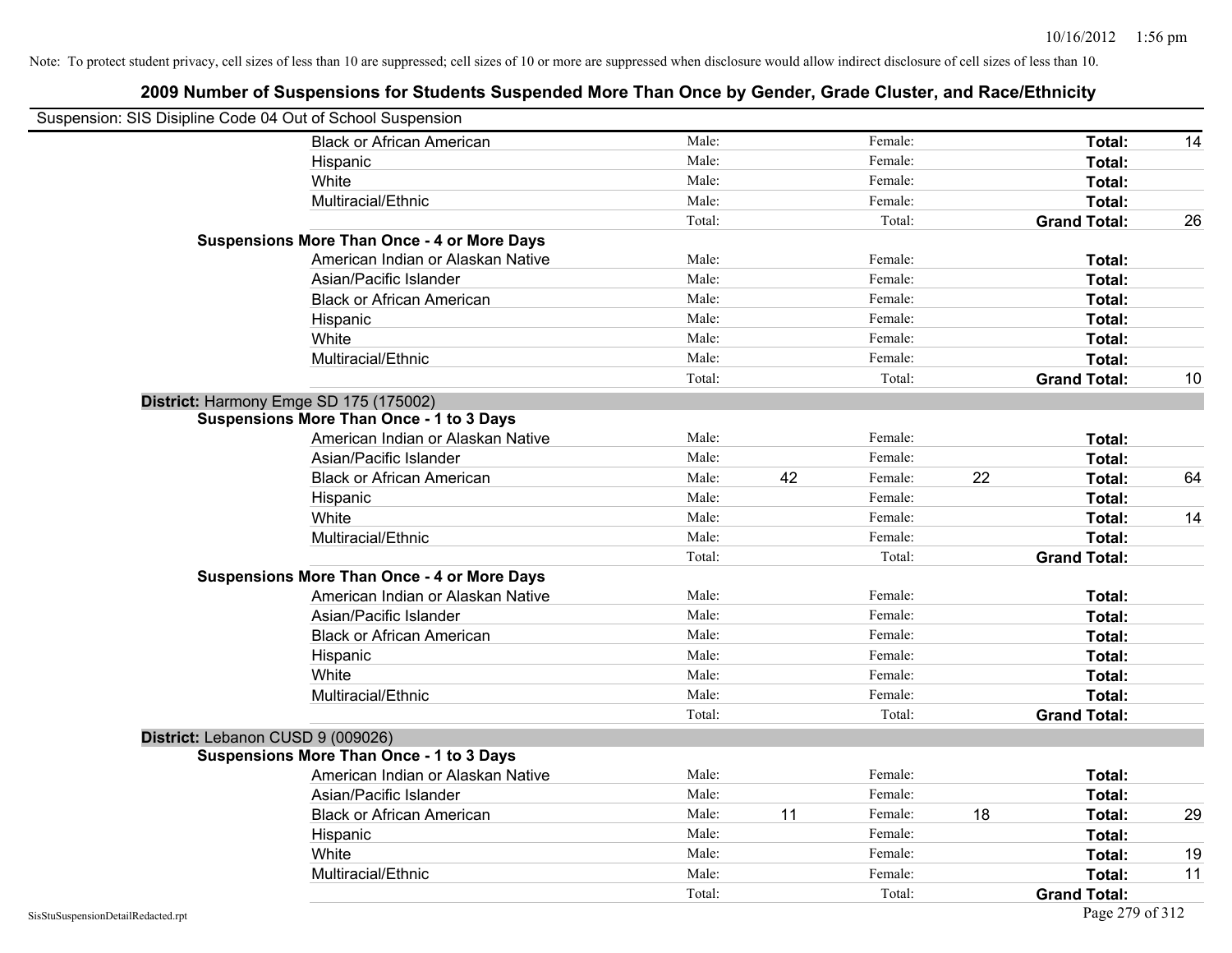Note: To protect student privacy, cell sizes of less than 10 are suppressed; cell sizes of 10 or more are suppressed when disclosure would allow indirect disclosure of cell sizes of less than 10.

# 2009 Number of Suspensions for Students Suspended More Than Once by Gender, Grade Cluster, and Race/Ethnicity

Suspension: SIS Disipline Code 04 Out of School Suspension

| | | | | | | | |
|---|---|---|---|---|---|---|---|
| Black or African American | Male: | | Female: | | **Total:** | 14 |
| Hispanic | Male: | | Female: | | **Total:** | |
| White | Male: | | Female: | | **Total:** | |
| Multiracial/Ethnic | Male: | | Female: | | **Total:** | |
| | Total: | | Total: | | **Grand Total:** | 26 |

**Suspensions More Than Once - 4 or More Days**

| | | | | | | |
|---|---|---|---|---|---|---|
| American Indian or Alaskan Native | Male: | | Female: | | **Total:** | |
| Asian/Pacific Islander | Male: | | Female: | | **Total:** | |
| Black or African American | Male: | | Female: | | **Total:** | |
| Hispanic | Male: | | Female: | | **Total:** | |
| White | Male: | | Female: | | **Total:** | |
| Multiracial/Ethnic | Male: | | Female: | | **Total:** | |
| | Total: | | Total: | | **Grand Total:** | 10 |

**District:** Harmony Emge SD 175 (175002)

**Suspensions More Than Once - 1 to 3 Days**

| | | | | | | |
|---|---|---|---|---|---|---|
| American Indian or Alaskan Native | Male: | | Female: | | **Total:** | |
| Asian/Pacific Islander | Male: | | Female: | | **Total:** | |
| Black or African American | Male: | 42 | Female: | 22 | **Total:** | 64 |
| Hispanic | Male: | | Female: | | **Total:** | |
| White | Male: | | Female: | | **Total:** | 14 |
| Multiracial/Ethnic | Male: | | Female: | | **Total:** | |
| | Total: | | Total: | | **Grand Total:** | |

**Suspensions More Than Once - 4 or More Days**

| | | | | | | |
|---|---|---|---|---|---|---|
| American Indian or Alaskan Native | Male: | | Female: | | **Total:** | |
| Asian/Pacific Islander | Male: | | Female: | | **Total:** | |
| Black or African American | Male: | | Female: | | **Total:** | |
| Hispanic | Male: | | Female: | | **Total:** | |
| White | Male: | | Female: | | **Total:** | |
| Multiracial/Ethnic | Male: | | Female: | | **Total:** | |
| | Total: | | Total: | | **Grand Total:** | |

**District:** Lebanon CUSD 9 (009026)

**Suspensions More Than Once - 1 to 3 Days**

| | | | | | | |
|---|---|---|---|---|---|---|
| American Indian or Alaskan Native | Male: | | Female: | | **Total:** | |
| Asian/Pacific Islander | Male: | | Female: | | **Total:** | |
| Black or African American | Male: | 11 | Female: | 18 | **Total:** | 29 |
| Hispanic | Male: | | Female: | | **Total:** | |
| White | Male: | | Female: | | **Total:** | 19 |
| Multiracial/Ethnic | Male: | | Female: | | **Total:** | 11 |
| | Total: | | Total: | | **Grand Total:** | |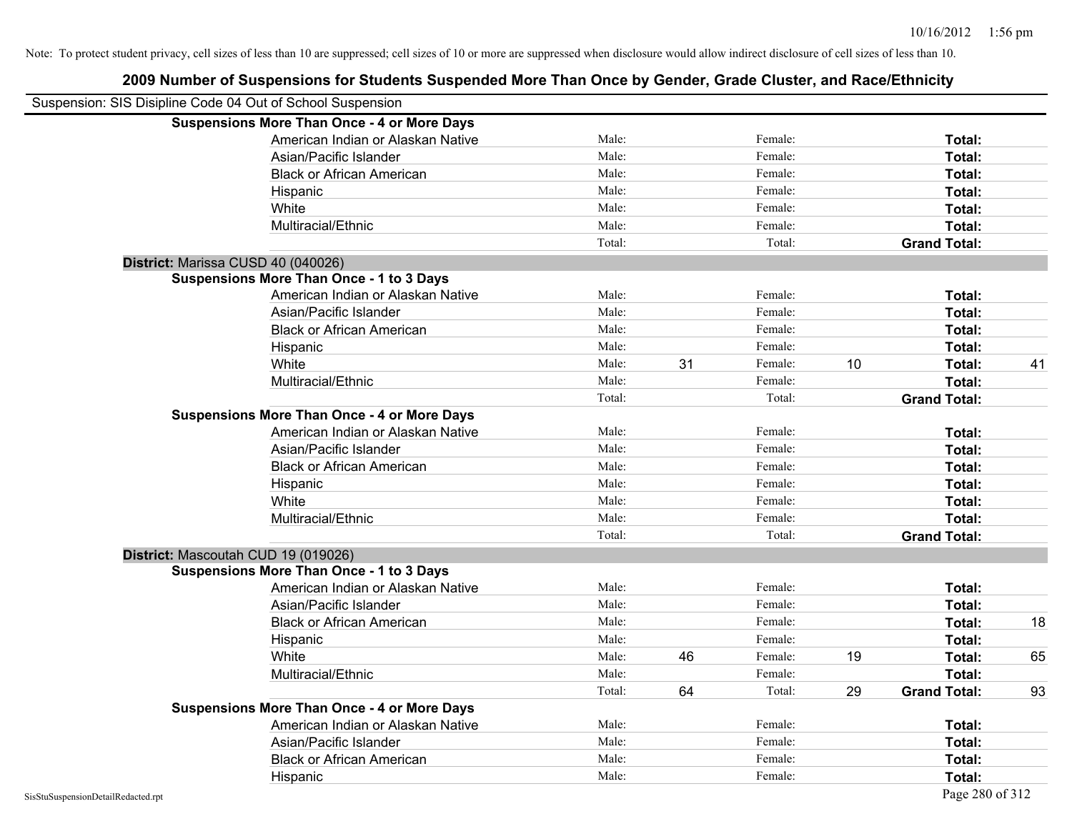Note: To protect student privacy, cell sizes of less than 10 are suppressed; cell sizes of 10 or more are suppressed when disclosure would allow indirect disclosure of cell sizes of less than 10.

## 2009 Number of Suspensions for Students Suspended More Than Once by Gender, Grade Cluster, and Race/Ethnicity

Suspension: SIS Disipline Code 04 Out of School Suspension

| | | | | | | | |
|---|---|---|---|---|---|---|---|
| **Suspensions More Than Once - 4 or More Days** | | | | | | | |
| American Indian or Alaskan Native | Male: | | Female: | | **Total:** | |
| Asian/Pacific Islander | Male: | | Female: | | **Total:** | |
| Black or African American | Male: | | Female: | | **Total:** | |
| Hispanic | Male: | | Female: | | **Total:** | |
| White | Male: | | Female: | | **Total:** | |
| Multiracial/Ethnic | Male: | | Female: | | **Total:** | |
| | Total: | | Total: | | **Grand Total:** | |
| **District:** Marissa CUSD 40 (040026) | | | | | | |
| **Suspensions More Than Once - 1 to 3 Days** | | | | | | |
| American Indian or Alaskan Native | Male: | | Female: | | **Total:** | |
| Asian/Pacific Islander | Male: | | Female: | | **Total:** | |
| Black or African American | Male: | | Female: | | **Total:** | |
| Hispanic | Male: | | Female: | | **Total:** | |
| White | Male: | 31 | Female: | 10 | **Total:** | 41 |
| Multiracial/Ethnic | Male: | | Female: | | **Total:** | |
| | Total: | | Total: | | **Grand Total:** | |
| **Suspensions More Than Once - 4 or More Days** | | | | | | |
| American Indian or Alaskan Native | Male: | | Female: | | **Total:** | |
| Asian/Pacific Islander | Male: | | Female: | | **Total:** | |
| Black or African American | Male: | | Female: | | **Total:** | |
| Hispanic | Male: | | Female: | | **Total:** | |
| White | Male: | | Female: | | **Total:** | |
| Multiracial/Ethnic | Male: | | Female: | | **Total:** | |
| | Total: | | Total: | | **Grand Total:** | |
| **District:** Mascoutah CUD 19 (019026) | | | | | | |
| **Suspensions More Than Once - 1 to 3 Days** | | | | | | |
| American Indian or Alaskan Native | Male: | | Female: | | **Total:** | |
| Asian/Pacific Islander | Male: | | Female: | | **Total:** | |
| Black or African American | Male: | | Female: | | **Total:** | 18 |
| Hispanic | Male: | | Female: | | **Total:** | |
| White | Male: | 46 | Female: | 19 | **Total:** | 65 |
| Multiracial/Ethnic | Male: | | Female: | | **Total:** | |
| | Total: | 64 | Total: | 29 | **Grand Total:** | 93 |
| **Suspensions More Than Once - 4 or More Days** | | | | | | |
| American Indian or Alaskan Native | Male: | | Female: | | **Total:** | |
| Asian/Pacific Islander | Male: | | Female: | | **Total:** | |
| Black or African American | Male: | | Female: | | **Total:** | |
| Hispanic | Male: | | Female: | | **Total:** | |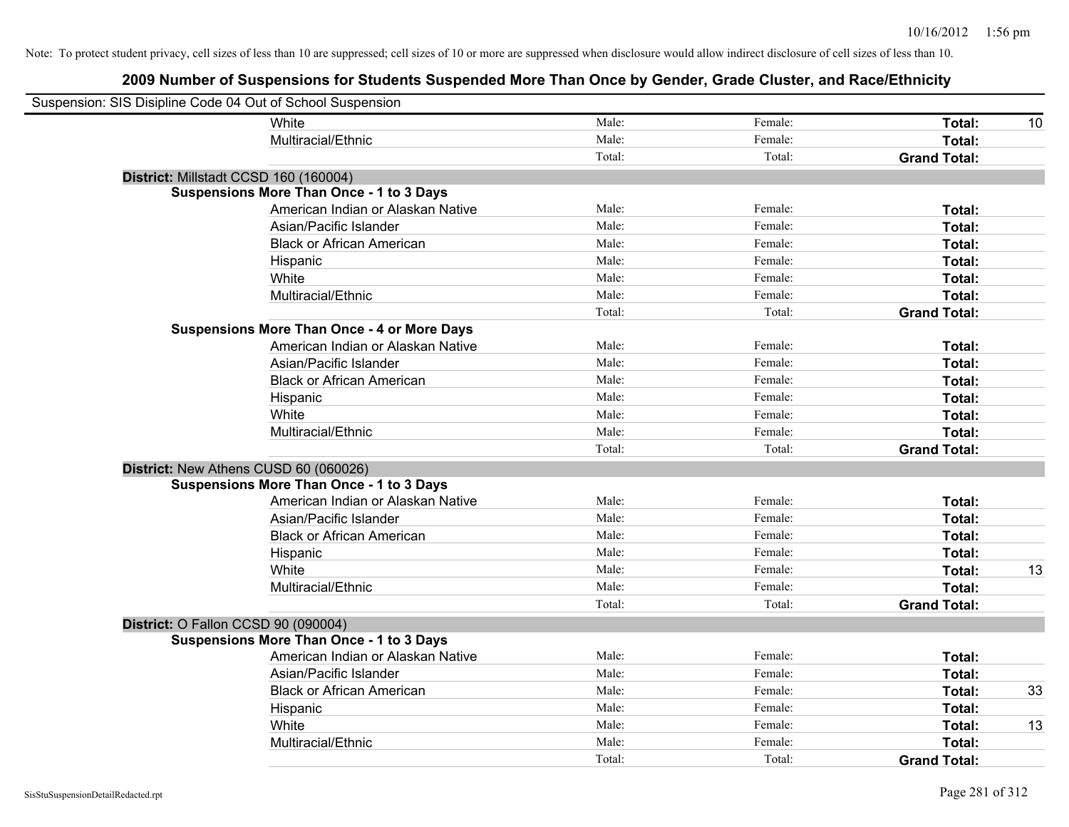Note: To protect student privacy, cell sizes of less than 10 are suppressed; cell sizes of 10 or more are suppressed when disclosure would allow indirect disclosure of cell sizes of less than 10.

## 2009 Number of Suspensions for Students Suspended More Than Once by Gender, Grade Cluster, and Race/Ethnicity

Suspension: SIS Disipline Code 04 Out of School Suspension

| | | | | |
|---|---|---|---|---|
| White | Male: | Female: | **Total:** | 10 |
| Multiracial/Ethnic | Male: | Female: | **Total:** | |
| | Total: | Total: | **Grand Total:** | |

**District:** Millstadt CCSD 160 (160004)

**Suspensions More Than Once - 1 to 3 Days**

| | | | | |
|---|---|---|---|---|
| American Indian or Alaskan Native | Male: | Female: | **Total:** | |
| Asian/Pacific Islander | Male: | Female: | **Total:** | |
| Black or African American | Male: | Female: | **Total:** | |
| Hispanic | Male: | Female: | **Total:** | |
| White | Male: | Female: | **Total:** | |
| Multiracial/Ethnic | Male: | Female: | **Total:** | |
| | Total: | Total: | **Grand Total:** | |

**Suspensions More Than Once - 4 or More Days**

| | | | | |
|---|---|---|---|---|
| American Indian or Alaskan Native | Male: | Female: | **Total:** | |
| Asian/Pacific Islander | Male: | Female: | **Total:** | |
| Black or African American | Male: | Female: | **Total:** | |
| Hispanic | Male: | Female: | **Total:** | |
| White | Male: | Female: | **Total:** | |
| Multiracial/Ethnic | Male: | Female: | **Total:** | |
| | Total: | Total: | **Grand Total:** | |

**District:** New Athens CUSD 60 (060026)

**Suspensions More Than Once - 1 to 3 Days**

| | | | | |
|---|---|---|---|---|
| American Indian or Alaskan Native | Male: | Female: | **Total:** | |
| Asian/Pacific Islander | Male: | Female: | **Total:** | |
| Black or African American | Male: | Female: | **Total:** | |
| Hispanic | Male: | Female: | **Total:** | |
| White | Male: | Female: | **Total:** | 13 |
| Multiracial/Ethnic | Male: | Female: | **Total:** | |
| | Total: | Total: | **Grand Total:** | |

**District:** O Fallon CCSD 90 (090004)

**Suspensions More Than Once - 1 to 3 Days**

| | | | | |
|---|---|---|---|---|
| American Indian or Alaskan Native | Male: | Female: | **Total:** | |
| Asian/Pacific Islander | Male: | Female: | **Total:** | |
| Black or African American | Male: | Female: | **Total:** | 33 |
| Hispanic | Male: | Female: | **Total:** | |
| White | Male: | Female: | **Total:** | 13 |
| Multiracial/Ethnic | Male: | Female: | **Total:** | |
| | Total: | Total: | **Grand Total:** | |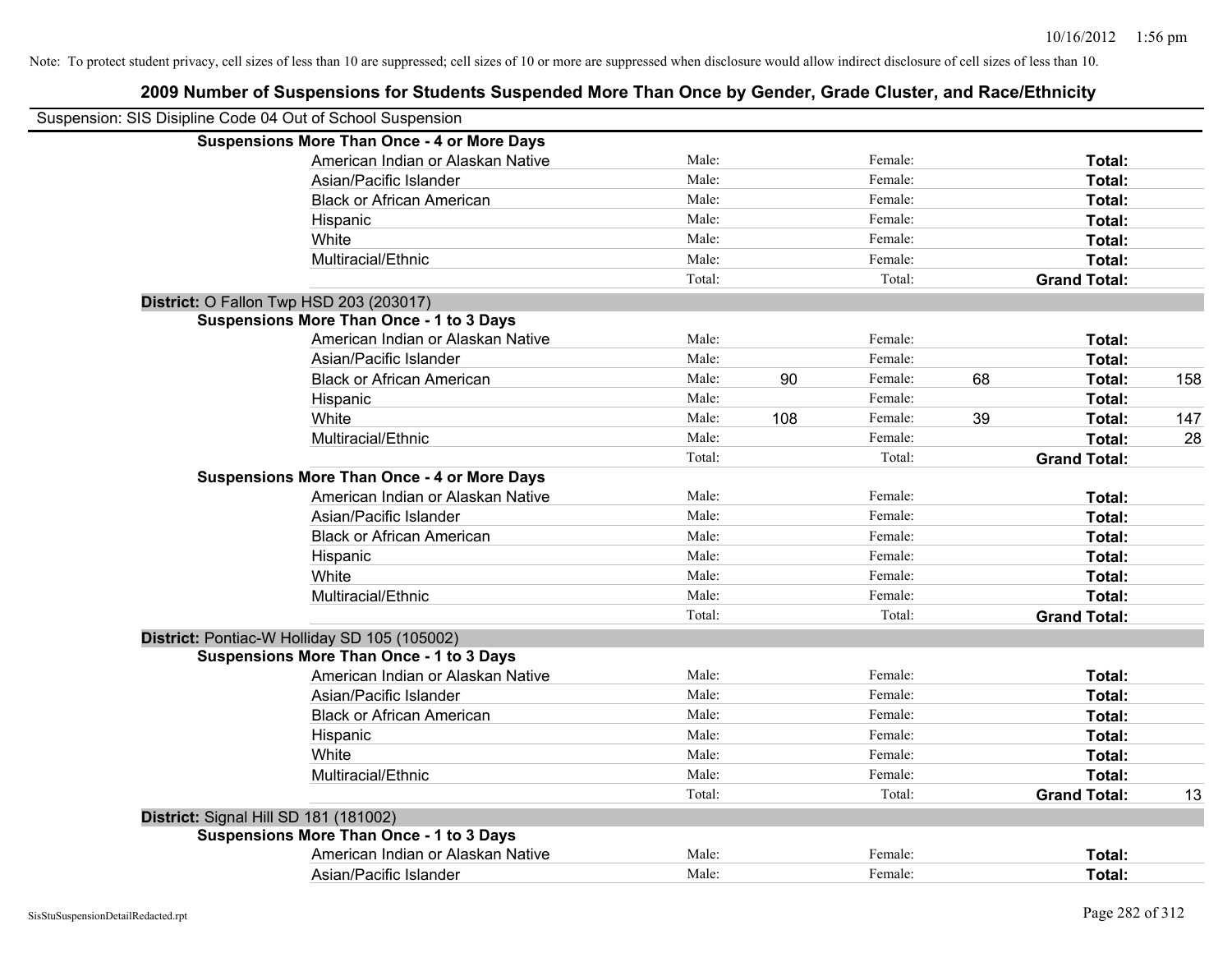Note: To protect student privacy, cell sizes of less than 10 are suppressed; cell sizes of 10 or more are suppressed when disclosure would allow indirect disclosure of cell sizes of less than 10.

# 2009 Number of Suspensions for Students Suspended More Than Once by Gender, Grade Cluster, and Race/Ethnicity

Suspension: SIS Disipline Code 04 Out of School Suspension

| | | | | | | | |
|---|---|---|---|---|---|---|---|
| **Suspensions More Than Once - 4 or More Days** | | | | | | | |
| American Indian or Alaskan Native | Male: | | Female: | | **Total:** | |
| Asian/Pacific Islander | Male: | | Female: | | **Total:** | |
| Black or African American | Male: | | Female: | | **Total:** | |
| Hispanic | Male: | | Female: | | **Total:** | |
| White | Male: | | Female: | | **Total:** | |
| Multiracial/Ethnic | Male: | | Female: | | **Total:** | |
| | Total: | | Total: | | **Grand Total:** | |
| **District:** O Fallon Twp HSD 203 (203017) | | | | | | |
| **Suspensions More Than Once - 1 to 3 Days** | | | | | | |
| American Indian or Alaskan Native | Male: | | Female: | | **Total:** | |
| Asian/Pacific Islander | Male: | | Female: | | **Total:** | |
| Black or African American | Male: | 90 | Female: | 68 | **Total:** | 158 |
| Hispanic | Male: | | Female: | | **Total:** | |
| White | Male: | 108 | Female: | 39 | **Total:** | 147 |
| Multiracial/Ethnic | Male: | | Female: | | **Total:** | 28 |
| | Total: | | Total: | | **Grand Total:** | |
| **Suspensions More Than Once - 4 or More Days** | | | | | | |
| American Indian or Alaskan Native | Male: | | Female: | | **Total:** | |
| Asian/Pacific Islander | Male: | | Female: | | **Total:** | |
| Black or African American | Male: | | Female: | | **Total:** | |
| Hispanic | Male: | | Female: | | **Total:** | |
| White | Male: | | Female: | | **Total:** | |
| Multiracial/Ethnic | Male: | | Female: | | **Total:** | |
| | Total: | | Total: | | **Grand Total:** | |
| **District:** Pontiac-W Holliday SD 105 (105002) | | | | | | |
| **Suspensions More Than Once - 1 to 3 Days** | | | | | | |
| American Indian or Alaskan Native | Male: | | Female: | | **Total:** | |
| Asian/Pacific Islander | Male: | | Female: | | **Total:** | |
| Black or African American | Male: | | Female: | | **Total:** | |
| Hispanic | Male: | | Female: | | **Total:** | |
| White | Male: | | Female: | | **Total:** | |
| Multiracial/Ethnic | Male: | | Female: | | **Total:** | |
| | Total: | | Total: | | **Grand Total:** | 13 |
| **District:** Signal Hill SD 181 (181002) | | | | | | |
| **Suspensions More Than Once - 1 to 3 Days** | | | | | | |
| American Indian or Alaskan Native | Male: | | Female: | | **Total:** | |
| Asian/Pacific Islander | Male: | | Female: | | **Total:** | |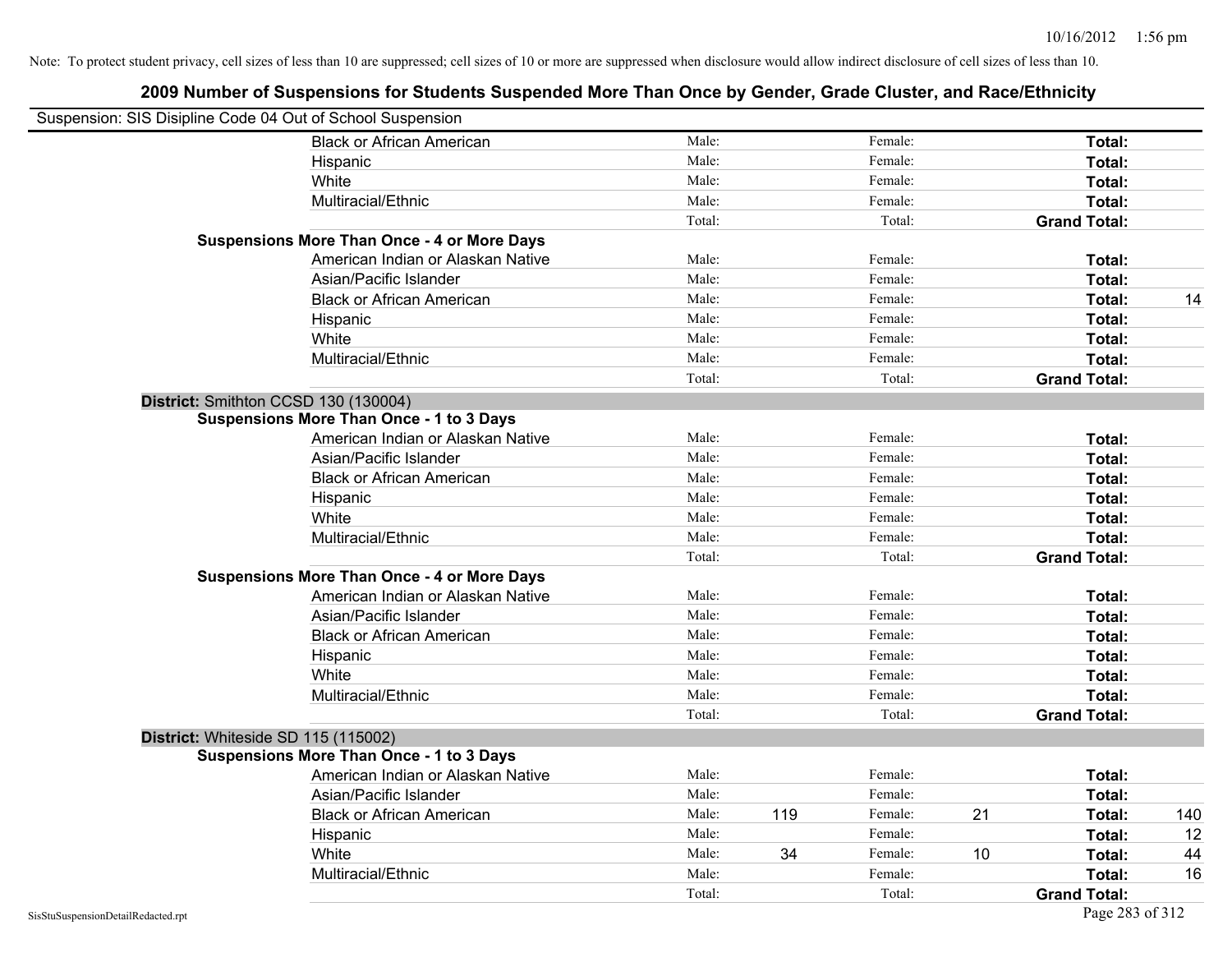Note: To protect student privacy, cell sizes of less than 10 are suppressed; cell sizes of 10 or more are suppressed when disclosure would allow indirect disclosure of cell sizes of less than 10.

## 2009 Number of Suspensions for Students Suspended More Than Once by Gender, Grade Cluster, and Race/Ethnicity

Suspension: SIS Disipline Code 04 Out of School Suspension

| | | | | | | | |
|---|---|---|---|---|---|---|---|
| | Black or African American | Male: | | Female: | | **Total:** | |
| | Hispanic | Male: | | Female: | | **Total:** | |
| | White | Male: | | Female: | | **Total:** | |
| | Multiracial/Ethnic | Male: | | Female: | | **Total:** | |
| | | Total: | | Total: | | **Grand Total:** | |
| **Suspensions More Than Once - 4 or More Days** | | | | | | | |
| | American Indian or Alaskan Native | Male: | | Female: | | **Total:** | |
| | Asian/Pacific Islander | Male: | | Female: | | **Total:** | |
| | Black or African American | Male: | | Female: | | **Total:** | 14 |
| | Hispanic | Male: | | Female: | | **Total:** | |
| | White | Male: | | Female: | | **Total:** | |
| | Multiracial/Ethnic | Male: | | Female: | | **Total:** | |
| | | Total: | | Total: | | **Grand Total:** | |
| **District:** Smithton CCSD 130 (130004) | | | | | | | |
| **Suspensions More Than Once - 1 to 3 Days** | | | | | | | |
| | American Indian or Alaskan Native | Male: | | Female: | | **Total:** | |
| | Asian/Pacific Islander | Male: | | Female: | | **Total:** | |
| | Black or African American | Male: | | Female: | | **Total:** | |
| | Hispanic | Male: | | Female: | | **Total:** | |
| | White | Male: | | Female: | | **Total:** | |
| | Multiracial/Ethnic | Male: | | Female: | | **Total:** | |
| | | Total: | | Total: | | **Grand Total:** | |
| **Suspensions More Than Once - 4 or More Days** | | | | | | | |
| | American Indian or Alaskan Native | Male: | | Female: | | **Total:** | |
| | Asian/Pacific Islander | Male: | | Female: | | **Total:** | |
| | Black or African American | Male: | | Female: | | **Total:** | |
| | Hispanic | Male: | | Female: | | **Total:** | |
| | White | Male: | | Female: | | **Total:** | |
| | Multiracial/Ethnic | Male: | | Female: | | **Total:** | |
| | | Total: | | Total: | | **Grand Total:** | |
| **District:** Whiteside SD 115 (115002) | | | | | | | |
| **Suspensions More Than Once - 1 to 3 Days** | | | | | | | |
| | American Indian or Alaskan Native | Male: | | Female: | | **Total:** | |
| | Asian/Pacific Islander | Male: | | Female: | | **Total:** | |
| | Black or African American | Male: | 119 | Female: | 21 | **Total:** | 140 |
| | Hispanic | Male: | | Female: | | **Total:** | 12 |
| | White | Male: | 34 | Female: | 10 | **Total:** | 44 |
| | Multiracial/Ethnic | Male: | | Female: | | **Total:** | 16 |
| | | Total: | | Total: | | **Grand Total:** | |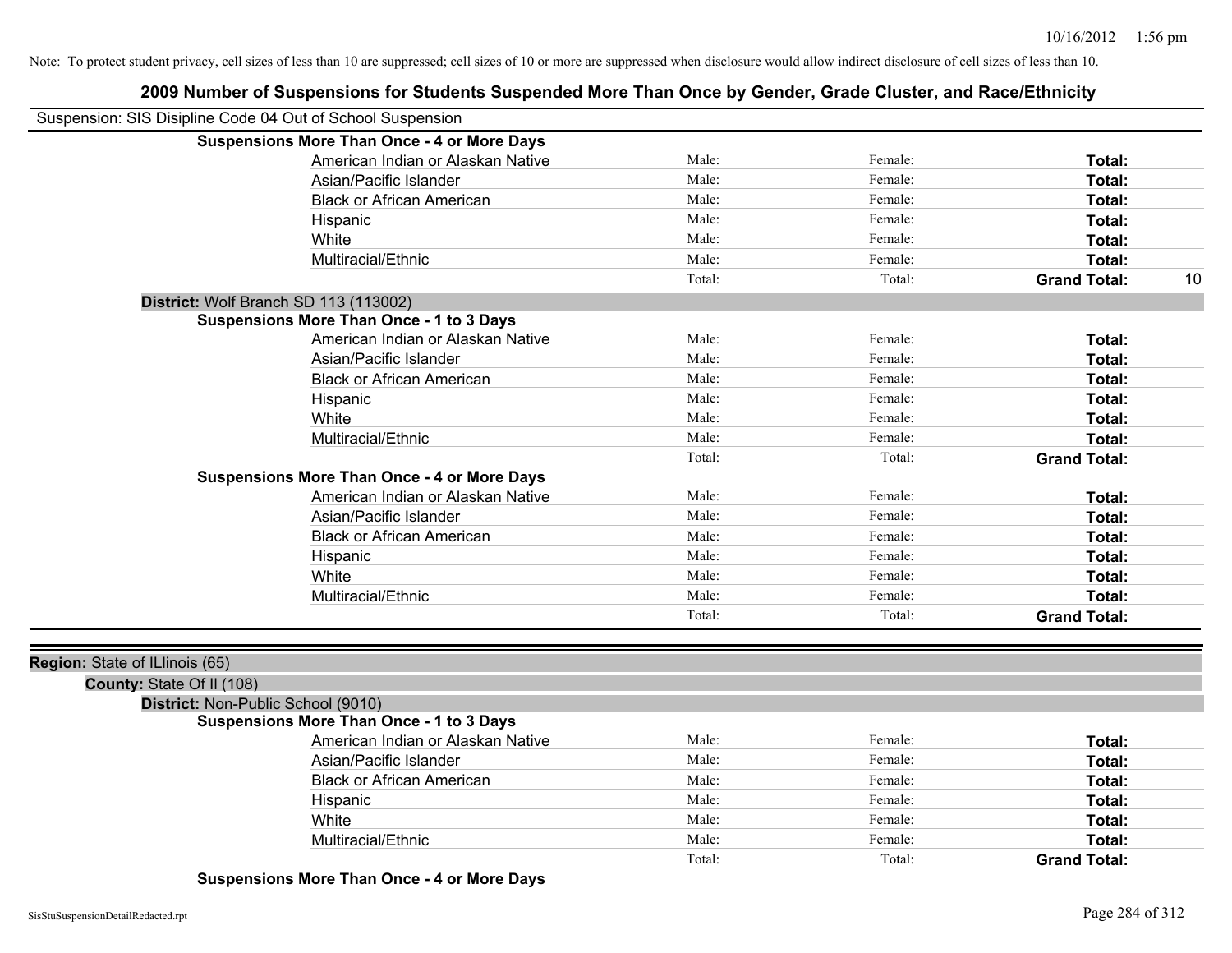Note: To protect student privacy, cell sizes of less than 10 are suppressed; cell sizes of 10 or more are suppressed when disclosure would allow indirect disclosure of cell sizes of less than 10.

# 2009 Number of Suspensions for Students Suspended More Than Once by Gender, Grade Cluster, and Race/Ethnicity

Suspension: SIS Disipline Code 04 Out of School Suspension

**Suspensions More Than Once - 4 or More Days**

| | | | | |
|---|---|---|---|---|
| American Indian or Alaskan Native | Male: | Female: | **Total:** | |
| Asian/Pacific Islander | Male: | Female: | **Total:** | |
| Black or African American | Male: | Female: | **Total:** | |
| Hispanic | Male: | Female: | **Total:** | |
| White | Male: | Female: | **Total:** | |
| Multiracial/Ethnic | Male: | Female: | **Total:** | |
| | Total: | Total: | **Grand Total:** | 10 |

**District:** Wolf Branch SD 113 (113002)

**Suspensions More Than Once - 1 to 3 Days**

| | | | | |
|---|---|---|---|---|
| American Indian or Alaskan Native | Male: | Female: | **Total:** | |
| Asian/Pacific Islander | Male: | Female: | **Total:** | |
| Black or African American | Male: | Female: | **Total:** | |
| Hispanic | Male: | Female: | **Total:** | |
| White | Male: | Female: | **Total:** | |
| Multiracial/Ethnic | Male: | Female: | **Total:** | |
| | Total: | Total: | **Grand Total:** | |

**Suspensions More Than Once - 4 or More Days**

| | | | | |
|---|---|---|---|---|
| American Indian or Alaskan Native | Male: | Female: | **Total:** | |
| Asian/Pacific Islander | Male: | Female: | **Total:** | |
| Black or African American | Male: | Female: | **Total:** | |
| Hispanic | Male: | Female: | **Total:** | |
| White | Male: | Female: | **Total:** | |
| Multiracial/Ethnic | Male: | Female: | **Total:** | |
| | Total: | Total: | **Grand Total:** | |

**Region:** State of ILlinois (65)

**County:** State Of Il (108)

**District:** Non-Public School (9010)

**Suspensions More Than Once - 1 to 3 Days**

| | | | | |
|---|---|---|---|---|
| American Indian or Alaskan Native | Male: | Female: | **Total:** | |
| Asian/Pacific Islander | Male: | Female: | **Total:** | |
| Black or African American | Male: | Female: | **Total:** | |
| Hispanic | Male: | Female: | **Total:** | |
| White | Male: | Female: | **Total:** | |
| Multiracial/Ethnic | Male: | Female: | **Total:** | |
| | Total: | Total: | **Grand Total:** | |

**Suspensions More Than Once - 4 or More Days**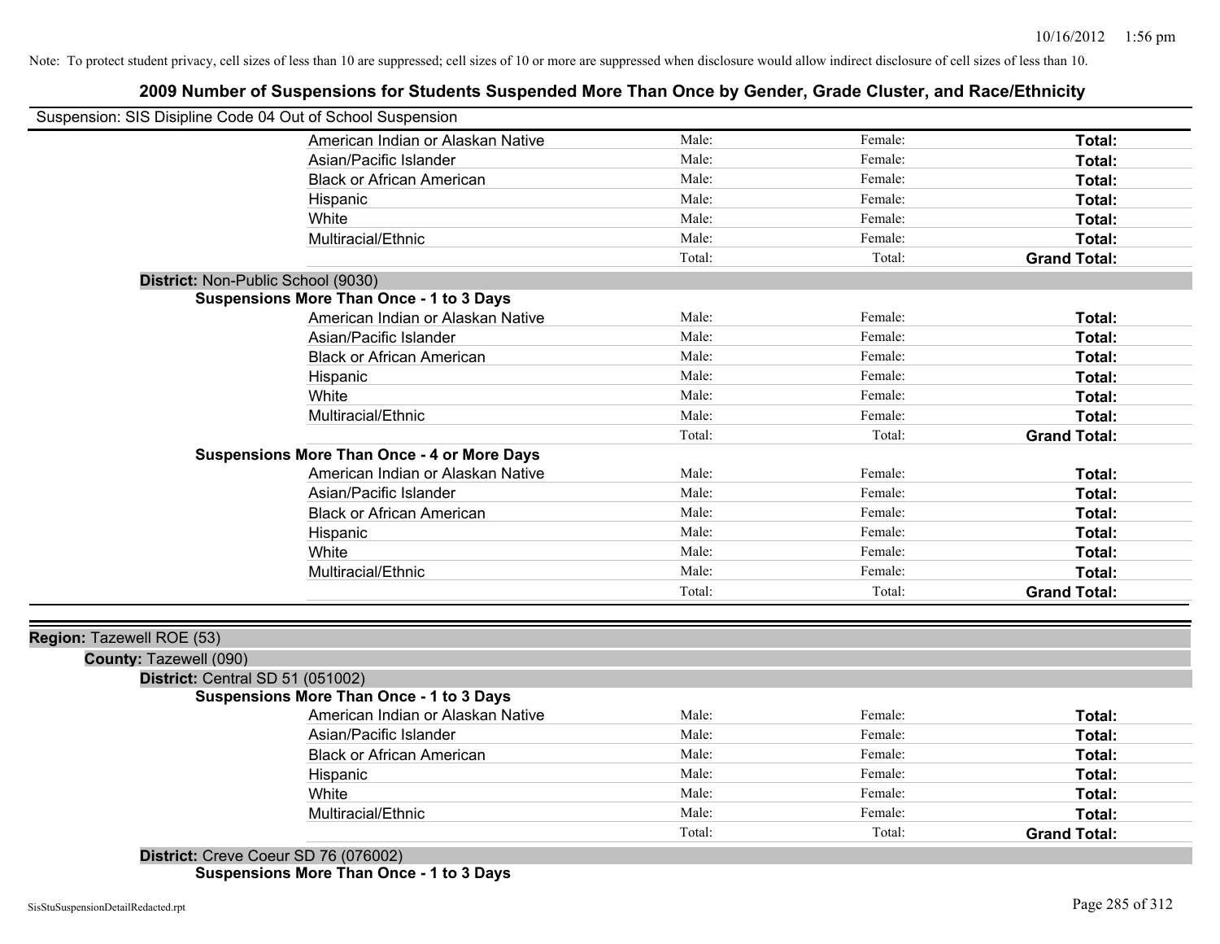Note: To protect student privacy, cell sizes of less than 10 are suppressed; cell sizes of 10 or more are suppressed when disclosure would allow indirect disclosure of cell sizes of less than 10.

## 2009 Number of Suspensions for Students Suspended More Than Once by Gender, Grade Cluster, and Race/Ethnicity

Suspension: SIS Disipline Code 04 Out of School Suspension

| | | | |
|---|---|---|---|
| American Indian or Alaskan Native | Male: | Female: | **Total:** |
| Asian/Pacific Islander | Male: | Female: | **Total:** |
| Black or African American | Male: | Female: | **Total:** |
| Hispanic | Male: | Female: | **Total:** |
| White | Male: | Female: | **Total:** |
| Multiracial/Ethnic | Male: | Female: | **Total:** |
| | Total: | Total: | **Grand Total:** |

**District:** Non-Public School (9030)

**Suspensions More Than Once - 1 to 3 Days**

| | | | |
|---|---|---|---|
| American Indian or Alaskan Native | Male: | Female: | **Total:** |
| Asian/Pacific Islander | Male: | Female: | **Total:** |
| Black or African American | Male: | Female: | **Total:** |
| Hispanic | Male: | Female: | **Total:** |
| White | Male: | Female: | **Total:** |
| Multiracial/Ethnic | Male: | Female: | **Total:** |
| | Total: | Total: | **Grand Total:** |

**Suspensions More Than Once - 4 or More Days**

| | | | |
|---|---|---|---|
| American Indian or Alaskan Native | Male: | Female: | **Total:** |
| Asian/Pacific Islander | Male: | Female: | **Total:** |
| Black or African American | Male: | Female: | **Total:** |
| Hispanic | Male: | Female: | **Total:** |
| White | Male: | Female: | **Total:** |
| Multiracial/Ethnic | Male: | Female: | **Total:** |
| | Total: | Total: | **Grand Total:** |

**Region:** Tazewell ROE (53)

**County:** Tazewell (090)

**District:** Central SD 51 (051002)

**Suspensions More Than Once - 1 to 3 Days**

| | | | |
|---|---|---|---|
| American Indian or Alaskan Native | Male: | Female: | **Total:** |
| Asian/Pacific Islander | Male: | Female: | **Total:** |
| Black or African American | Male: | Female: | **Total:** |
| Hispanic | Male: | Female: | **Total:** |
| White | Male: | Female: | **Total:** |
| Multiracial/Ethnic | Male: | Female: | **Total:** |
| | Total: | Total: | **Grand Total:** |

**District:** Creve Coeur SD 76 (076002)

**Suspensions More Than Once - 1 to 3 Days**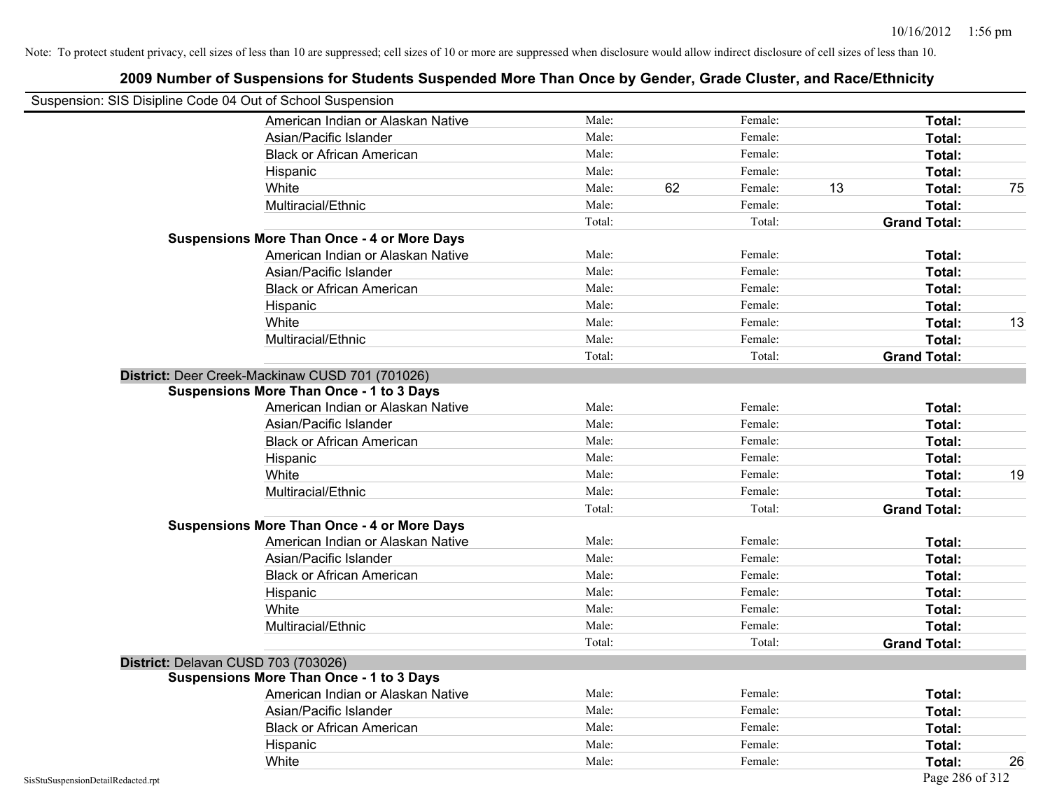Note: To protect student privacy, cell sizes of less than 10 are suppressed; cell sizes of 10 or more are suppressed when disclosure would allow indirect disclosure of cell sizes of less than 10.

# 2009 Number of Suspensions for Students Suspended More Than Once by Gender, Grade Cluster, and Race/Ethnicity

Suspension: SIS Disipline Code 04 Out of School Suspension

| | | | | | | |
|---|---|---|---|---|---|---|
| American Indian or Alaskan Native | Male: | | Female: | | **Total:** | |
| Asian/Pacific Islander | Male: | | Female: | | **Total:** | |
| Black or African American | Male: | | Female: | | **Total:** | |
| Hispanic | Male: | | Female: | | **Total:** | |
| White | Male: | 62 | Female: | 13 | **Total:** | 75 |
| Multiracial/Ethnic | Male: | | Female: | | **Total:** | |
| | Total: | | Total: | | **Grand Total:** | |

**Suspensions More Than Once - 4 or More Days**

| | | | | | | |
|---|---|---|---|---|---|---|
| American Indian or Alaskan Native | Male: | | Female: | | **Total:** | |
| Asian/Pacific Islander | Male: | | Female: | | **Total:** | |
| Black or African American | Male: | | Female: | | **Total:** | |
| Hispanic | Male: | | Female: | | **Total:** | |
| White | Male: | | Female: | | **Total:** | 13 |
| Multiracial/Ethnic | Male: | | Female: | | **Total:** | |
| | Total: | | Total: | | **Grand Total:** | |

**District:** Deer Creek-Mackinaw CUSD 701 (701026)

**Suspensions More Than Once - 1 to 3 Days**

| | | | | | | |
|---|---|---|---|---|---|---|
| American Indian or Alaskan Native | Male: | | Female: | | **Total:** | |
| Asian/Pacific Islander | Male: | | Female: | | **Total:** | |
| Black or African American | Male: | | Female: | | **Total:** | |
| Hispanic | Male: | | Female: | | **Total:** | |
| White | Male: | | Female: | | **Total:** | 19 |
| Multiracial/Ethnic | Male: | | Female: | | **Total:** | |
| | Total: | | Total: | | **Grand Total:** | |

**Suspensions More Than Once - 4 or More Days**

| | | | | | | |
|---|---|---|---|---|---|---|
| American Indian or Alaskan Native | Male: | | Female: | | **Total:** | |
| Asian/Pacific Islander | Male: | | Female: | | **Total:** | |
| Black or African American | Male: | | Female: | | **Total:** | |
| Hispanic | Male: | | Female: | | **Total:** | |
| White | Male: | | Female: | | **Total:** | |
| Multiracial/Ethnic | Male: | | Female: | | **Total:** | |
| | Total: | | Total: | | **Grand Total:** | |

**District:** Delavan CUSD 703 (703026)

**Suspensions More Than Once - 1 to 3 Days**

| | | | | | | |
|---|---|---|---|---|---|---|
| American Indian or Alaskan Native | Male: | | Female: | | **Total:** | |
| Asian/Pacific Islander | Male: | | Female: | | **Total:** | |
| Black or African American | Male: | | Female: | | **Total:** | |
| Hispanic | Male: | | Female: | | **Total:** | |
| White | Male: | | Female: | | **Total:** | 26 |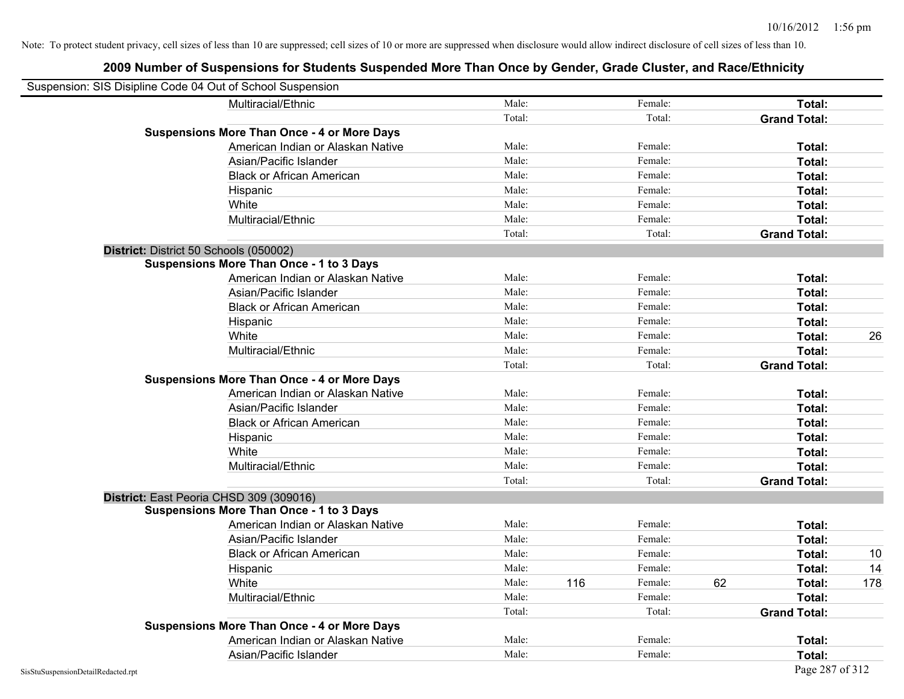Note: To protect student privacy, cell sizes of less than 10 are suppressed; cell sizes of 10 or more are suppressed when disclosure would allow indirect disclosure of cell sizes of less than 10.

## 2009 Number of Suspensions for Students Suspended More Than Once by Gender, Grade Cluster, and Race/Ethnicity

Suspension: SIS Disipline Code 04 Out of School Suspension

| | | | | | | | |
|---|---|---|---|---|---|---|---|
| Multiracial/Ethnic | Male: | | Female: | | **Total:** | |
| | Total: | | Total: | | **Grand Total:** | |
| **Suspensions More Than Once - 4 or More Days** | | | | | | |
| American Indian or Alaskan Native | Male: | | Female: | | **Total:** | |
| Asian/Pacific Islander | Male: | | Female: | | **Total:** | |
| Black or African American | Male: | | Female: | | **Total:** | |
| Hispanic | Male: | | Female: | | **Total:** | |
| White | Male: | | Female: | | **Total:** | |
| Multiracial/Ethnic | Male: | | Female: | | **Total:** | |
| | Total: | | Total: | | **Grand Total:** | |
| **District:** District 50 Schools (050002) | | | | | | |
| **Suspensions More Than Once - 1 to 3 Days** | | | | | | |
| American Indian or Alaskan Native | Male: | | Female: | | **Total:** | |
| Asian/Pacific Islander | Male: | | Female: | | **Total:** | |
| Black or African American | Male: | | Female: | | **Total:** | |
| Hispanic | Male: | | Female: | | **Total:** | |
| White | Male: | | Female: | | **Total:** | 26 |
| Multiracial/Ethnic | Male: | | Female: | | **Total:** | |
| | Total: | | Total: | | **Grand Total:** | |
| **Suspensions More Than Once - 4 or More Days** | | | | | | |
| American Indian or Alaskan Native | Male: | | Female: | | **Total:** | |
| Asian/Pacific Islander | Male: | | Female: | | **Total:** | |
| Black or African American | Male: | | Female: | | **Total:** | |
| Hispanic | Male: | | Female: | | **Total:** | |
| White | Male: | | Female: | | **Total:** | |
| Multiracial/Ethnic | Male: | | Female: | | **Total:** | |
| | Total: | | Total: | | **Grand Total:** | |
| **District:** East Peoria CHSD 309 (309016) | | | | | | |
| **Suspensions More Than Once - 1 to 3 Days** | | | | | | |
| American Indian or Alaskan Native | Male: | | Female: | | **Total:** | |
| Asian/Pacific Islander | Male: | | Female: | | **Total:** | |
| Black or African American | Male: | | Female: | | **Total:** | 10 |
| Hispanic | Male: | | Female: | | **Total:** | 14 |
| White | Male: | 116 | Female: | 62 | **Total:** | 178 |
| Multiracial/Ethnic | Male: | | Female: | | **Total:** | |
| | Total: | | Total: | | **Grand Total:** | |
| **Suspensions More Than Once - 4 or More Days** | | | | | | |
| American Indian or Alaskan Native | Male: | | Female: | | **Total:** | |
| Asian/Pacific Islander | Male: | | Female: | | **Total:** | |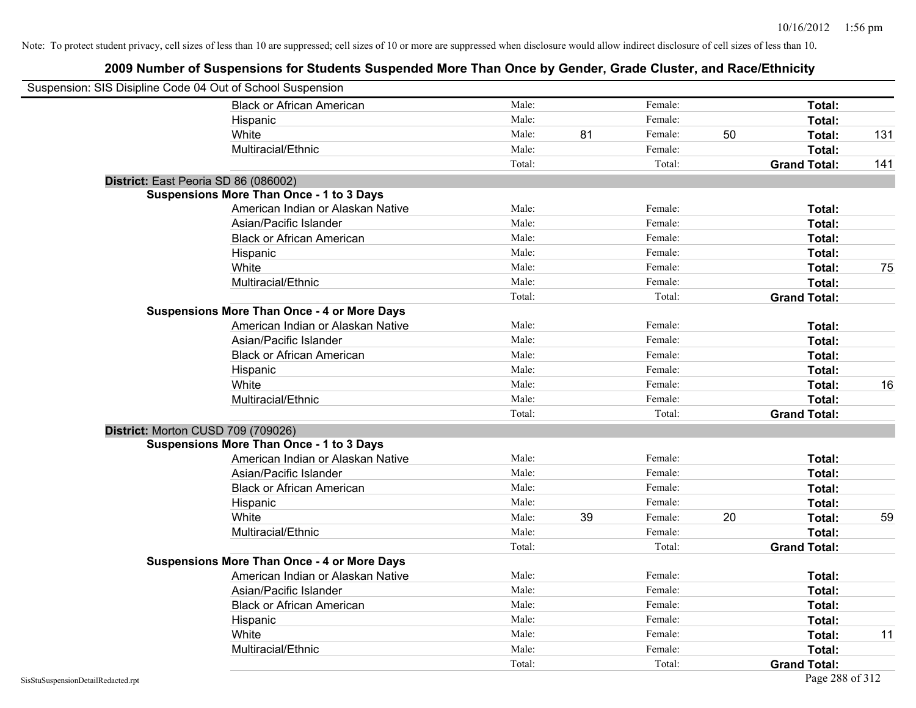Note: To protect student privacy, cell sizes of less than 10 are suppressed; cell sizes of 10 or more are suppressed when disclosure would allow indirect disclosure of cell sizes of less than 10.

## 2009 Number of Suspensions for Students Suspended More Than Once by Gender, Grade Cluster, and Race/Ethnicity

Suspension: SIS Disipline Code 04 Out of School Suspension

| | | | | | | | |
|---|---|---|---|---|---|---|---|
| Black or African American | Male: | | Female: | | **Total:** | |
| Hispanic | Male: | | Female: | | **Total:** | |
| White | Male: | 81 | Female: | 50 | **Total:** | 131 |
| Multiracial/Ethnic | Male: | | Female: | | **Total:** | |
| | Total: | | Total: | | **Grand Total:** | 141 |

**District:** East Peoria SD 86 (086002)

**Suspensions More Than Once - 1 to 3 Days**

| | | | | | | |
|---|---|---|---|---|---|---|
| American Indian or Alaskan Native | Male: | | Female: | | **Total:** | |
| Asian/Pacific Islander | Male: | | Female: | | **Total:** | |
| Black or African American | Male: | | Female: | | **Total:** | |
| Hispanic | Male: | | Female: | | **Total:** | |
| White | Male: | | Female: | | **Total:** | 75 |
| Multiracial/Ethnic | Male: | | Female: | | **Total:** | |
| | Total: | | Total: | | **Grand Total:** | |

**Suspensions More Than Once - 4 or More Days**

| | | | | | | |
|---|---|---|---|---|---|---|
| American Indian or Alaskan Native | Male: | | Female: | | **Total:** | |
| Asian/Pacific Islander | Male: | | Female: | | **Total:** | |
| Black or African American | Male: | | Female: | | **Total:** | |
| Hispanic | Male: | | Female: | | **Total:** | |
| White | Male: | | Female: | | **Total:** | 16 |
| Multiracial/Ethnic | Male: | | Female: | | **Total:** | |
| | Total: | | Total: | | **Grand Total:** | |

**District:** Morton CUSD 709 (709026)

**Suspensions More Than Once - 1 to 3 Days**

| | | | | | | |
|---|---|---|---|---|---|---|
| American Indian or Alaskan Native | Male: | | Female: | | **Total:** | |
| Asian/Pacific Islander | Male: | | Female: | | **Total:** | |
| Black or African American | Male: | | Female: | | **Total:** | |
| Hispanic | Male: | | Female: | | **Total:** | |
| White | Male: | 39 | Female: | 20 | **Total:** | 59 |
| Multiracial/Ethnic | Male: | | Female: | | **Total:** | |
| | Total: | | Total: | | **Grand Total:** | |

**Suspensions More Than Once - 4 or More Days**

| | | | | | | |
|---|---|---|---|---|---|---|
| American Indian or Alaskan Native | Male: | | Female: | | **Total:** | |
| Asian/Pacific Islander | Male: | | Female: | | **Total:** | |
| Black or African American | Male: | | Female: | | **Total:** | |
| Hispanic | Male: | | Female: | | **Total:** | |
| White | Male: | | Female: | | **Total:** | 11 |
| Multiracial/Ethnic | Male: | | Female: | | **Total:** | |
| | Total: | | Total: | | **Grand Total:** | |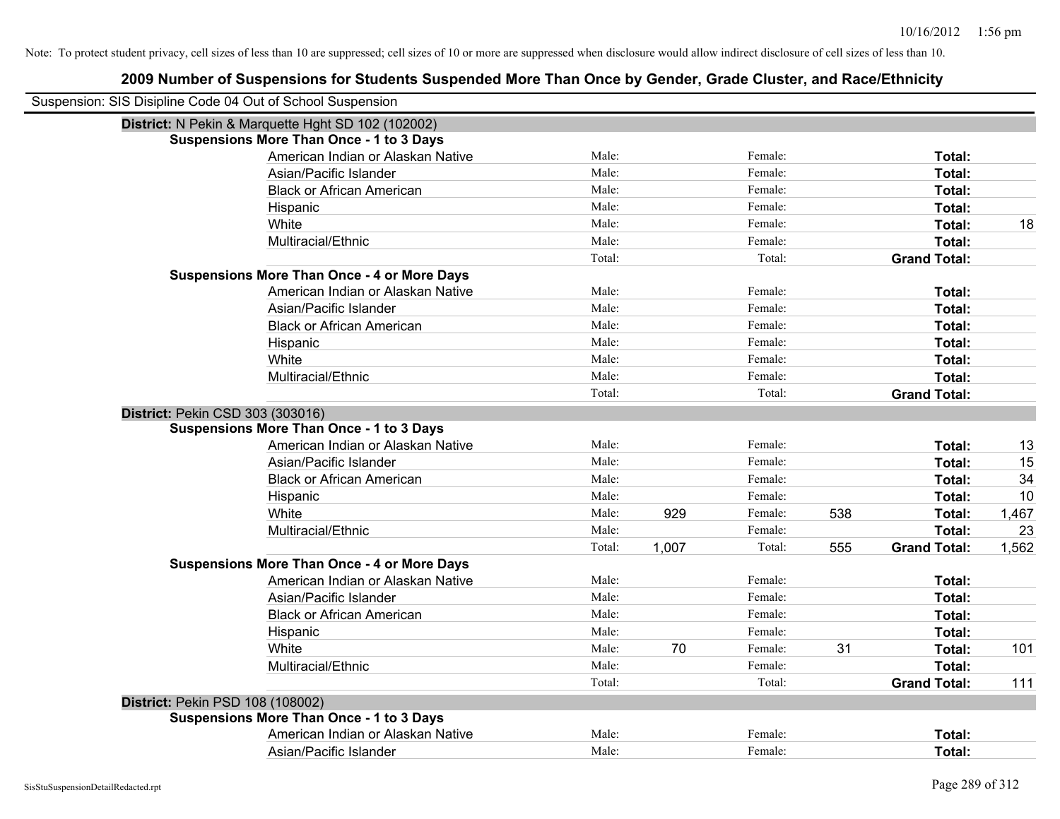Note: To protect student privacy, cell sizes of less than 10 are suppressed; cell sizes of 10 or more are suppressed when disclosure would allow indirect disclosure of cell sizes of less than 10.

# 2009 Number of Suspensions for Students Suspended More Than Once by Gender, Grade Cluster, and Race/Ethnicity

Suspension: SIS Disipline Code 04 Out of School Suspension

**District:** N Pekin & Marquette Hght SD 102 (102002)

| | | | | | | |
|---|---|---|---|---|---|---|
| **Suspensions More Than Once - 1 to 3 Days** | | | | | | |
| American Indian or Alaskan Native | Male: | | Female: | | **Total:** | |
| Asian/Pacific Islander | Male: | | Female: | | **Total:** | |
| Black or African American | Male: | | Female: | | **Total:** | |
| Hispanic | Male: | | Female: | | **Total:** | |
| White | Male: | | Female: | | **Total:** | 18 |
| Multiracial/Ethnic | Male: | | Female: | | **Total:** | |
| | Total: | | Total: | | **Grand Total:** | |
| **Suspensions More Than Once - 4 or More Days** | | | | | | |
| American Indian or Alaskan Native | Male: | | Female: | | **Total:** | |
| Asian/Pacific Islander | Male: | | Female: | | **Total:** | |
| Black or African American | Male: | | Female: | | **Total:** | |
| Hispanic | Male: | | Female: | | **Total:** | |
| White | Male: | | Female: | | **Total:** | |
| Multiracial/Ethnic | Male: | | Female: | | **Total:** | |
| | Total: | | Total: | | **Grand Total:** | |

**District:** Pekin CSD 303 (303016)

| | | | | | | |
|---|---|---|---|---|---|---|
| **Suspensions More Than Once - 1 to 3 Days** | | | | | | |
| American Indian or Alaskan Native | Male: | | Female: | | **Total:** | 13 |
| Asian/Pacific Islander | Male: | | Female: | | **Total:** | 15 |
| Black or African American | Male: | | Female: | | **Total:** | 34 |
| Hispanic | Male: | | Female: | | **Total:** | 10 |
| White | Male: | 929 | Female: | 538 | **Total:** | 1,467 |
| Multiracial/Ethnic | Male: | | Female: | | **Total:** | 23 |
| | Total: | 1,007 | Total: | 555 | **Grand Total:** | 1,562 |
| **Suspensions More Than Once - 4 or More Days** | | | | | | |
| American Indian or Alaskan Native | Male: | | Female: | | **Total:** | |
| Asian/Pacific Islander | Male: | | Female: | | **Total:** | |
| Black or African American | Male: | | Female: | | **Total:** | |
| Hispanic | Male: | | Female: | | **Total:** | |
| White | Male: | 70 | Female: | 31 | **Total:** | 101 |
| Multiracial/Ethnic | Male: | | Female: | | **Total:** | |
| | Total: | | Total: | | **Grand Total:** | 111 |

**District:** Pekin PSD 108 (108002)

| | | | | | | |
|---|---|---|---|---|---|---|
| **Suspensions More Than Once - 1 to 3 Days** | | | | | | |
| American Indian or Alaskan Native | Male: | | Female: | | **Total:** | |
| Asian/Pacific Islander | Male: | | Female: | | **Total:** | |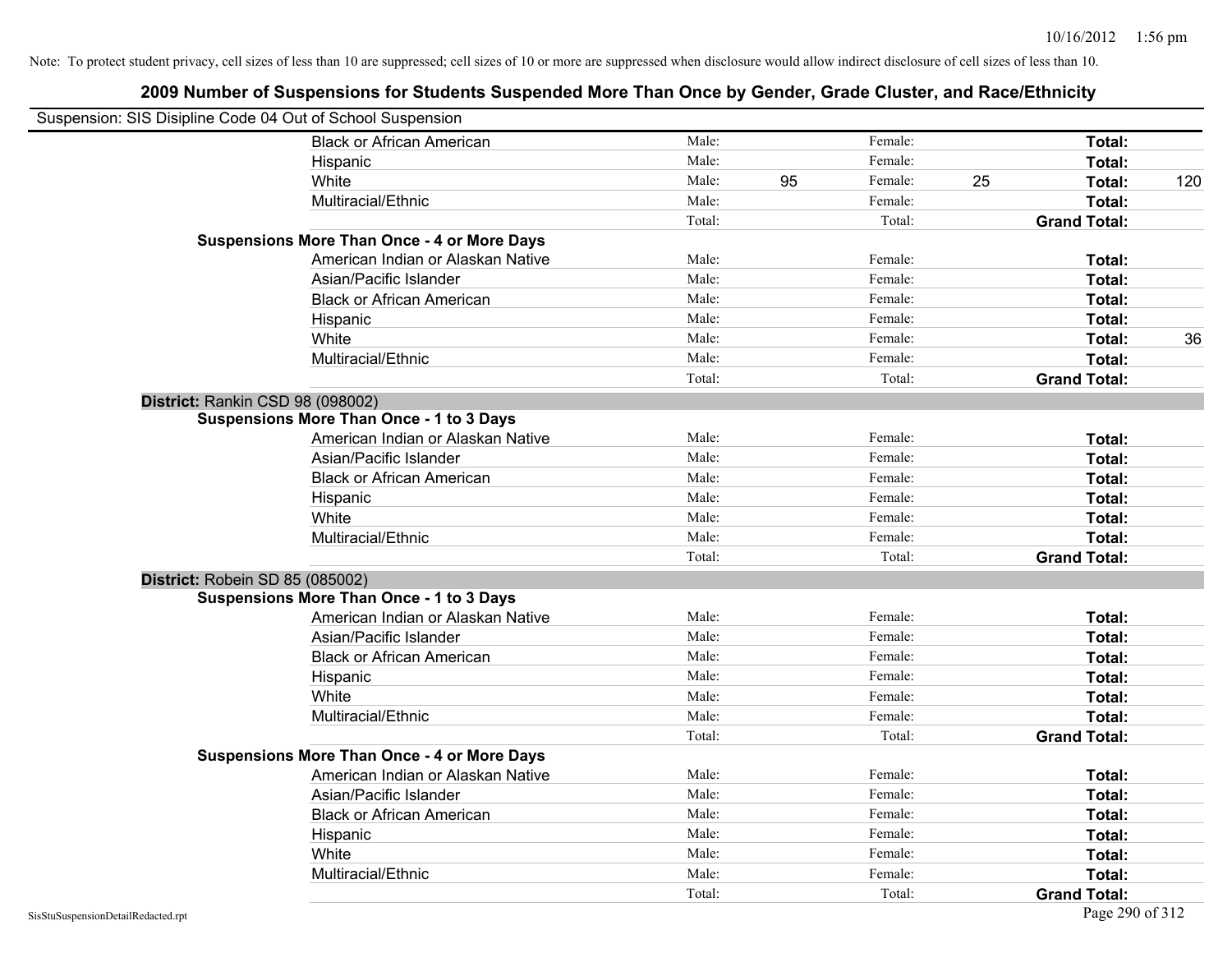Note: To protect student privacy, cell sizes of less than 10 are suppressed; cell sizes of 10 or more are suppressed when disclosure would allow indirect disclosure of cell sizes of less than 10.

## 2009 Number of Suspensions for Students Suspended More Than Once by Gender, Grade Cluster, and Race/Ethnicity

Suspension: SIS Disipline Code 04 Out of School Suspension

| | | | | | | |
|---|---|---|---|---|---|---|
| Black or African American | Male: | | Female: | | Total: | |
| Hispanic | Male: | | Female: | | Total: | |
| White | Male: | 95 | Female: | 25 | Total: | 120 |
| Multiracial/Ethnic | Male: | | Female: | | Total: | |
| | Total: | | Total: | | Grand Total: | |

**Suspensions More Than Once - 4 or More Days**

| | | | | | | |
|---|---|---|---|---|---|---|
| American Indian or Alaskan Native | Male: | | Female: | | Total: | |
| Asian/Pacific Islander | Male: | | Female: | | Total: | |
| Black or African American | Male: | | Female: | | Total: | |
| Hispanic | Male: | | Female: | | Total: | |
| White | Male: | | Female: | | Total: | 36 |
| Multiracial/Ethnic | Male: | | Female: | | Total: | |
| | Total: | | Total: | | Grand Total: | |

**District:** Rankin CSD 98 (098002)

**Suspensions More Than Once - 1 to 3 Days**

| | | | | | | |
|---|---|---|---|---|---|---|
| American Indian or Alaskan Native | Male: | | Female: | | Total: | |
| Asian/Pacific Islander | Male: | | Female: | | Total: | |
| Black or African American | Male: | | Female: | | Total: | |
| Hispanic | Male: | | Female: | | Total: | |
| White | Male: | | Female: | | Total: | |
| Multiracial/Ethnic | Male: | | Female: | | Total: | |
| | Total: | | Total: | | Grand Total: | |

**District:** Robein SD 85 (085002)

**Suspensions More Than Once - 1 to 3 Days**

| | | | | | | |
|---|---|---|---|---|---|---|
| American Indian or Alaskan Native | Male: | | Female: | | Total: | |
| Asian/Pacific Islander | Male: | | Female: | | Total: | |
| Black or African American | Male: | | Female: | | Total: | |
| Hispanic | Male: | | Female: | | Total: | |
| White | Male: | | Female: | | Total: | |
| Multiracial/Ethnic | Male: | | Female: | | Total: | |
| | Total: | | Total: | | Grand Total: | |

**Suspensions More Than Once - 4 or More Days**

| | | | | | | |
|---|---|---|---|---|---|---|
| American Indian or Alaskan Native | Male: | | Female: | | Total: | |
| Asian/Pacific Islander | Male: | | Female: | | Total: | |
| Black or African American | Male: | | Female: | | Total: | |
| Hispanic | Male: | | Female: | | Total: | |
| White | Male: | | Female: | | Total: | |
| Multiracial/Ethnic | Male: | | Female: | | Total: | |
| | Total: | | Total: | | Grand Total: | |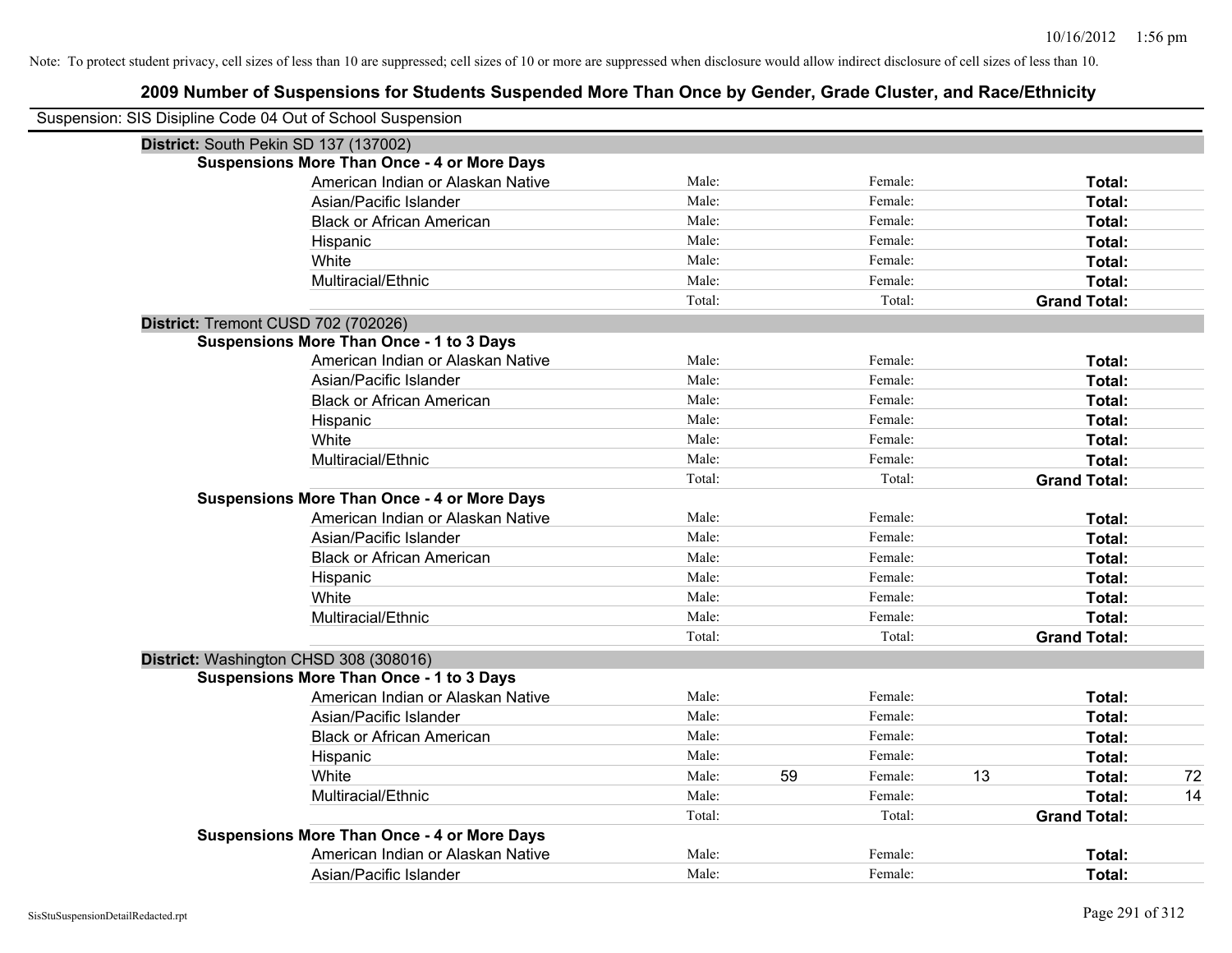Note: To protect student privacy, cell sizes of less than 10 are suppressed; cell sizes of 10 or more are suppressed when disclosure would allow indirect disclosure of cell sizes of less than 10.

## 2009 Number of Suspensions for Students Suspended More Than Once by Gender, Grade Cluster, and Race/Ethnicity

Suspension: SIS Disipline Code 04 Out of School Suspension

**District:** South Pekin SD 137 (137002)

**Suspensions More Than Once - 4 or More Days**

| | | | | | | |
|---|---|---|---|---|---|---|
| American Indian or Alaskan Native | Male: | | Female: | | **Total:** | |
| Asian/Pacific Islander | Male: | | Female: | | **Total:** | |
| Black or African American | Male: | | Female: | | **Total:** | |
| Hispanic | Male: | | Female: | | **Total:** | |
| White | Male: | | Female: | | **Total:** | |
| Multiracial/Ethnic | Male: | | Female: | | **Total:** | |
| | Total: | | Total: | | **Grand Total:** | |

**District:** Tremont CUSD 702 (702026)

**Suspensions More Than Once - 1 to 3 Days**

| | | | | | | |
|---|---|---|---|---|---|---|
| American Indian or Alaskan Native | Male: | | Female: | | **Total:** | |
| Asian/Pacific Islander | Male: | | Female: | | **Total:** | |
| Black or African American | Male: | | Female: | | **Total:** | |
| Hispanic | Male: | | Female: | | **Total:** | |
| White | Male: | | Female: | | **Total:** | |
| Multiracial/Ethnic | Male: | | Female: | | **Total:** | |
| | Total: | | Total: | | **Grand Total:** | |

**Suspensions More Than Once - 4 or More Days**

| | | | | | | |
|---|---|---|---|---|---|---|
| American Indian or Alaskan Native | Male: | | Female: | | **Total:** | |
| Asian/Pacific Islander | Male: | | Female: | | **Total:** | |
| Black or African American | Male: | | Female: | | **Total:** | |
| Hispanic | Male: | | Female: | | **Total:** | |
| White | Male: | | Female: | | **Total:** | |
| Multiracial/Ethnic | Male: | | Female: | | **Total:** | |
| | Total: | | Total: | | **Grand Total:** | |

**District:** Washington CHSD 308 (308016)

**Suspensions More Than Once - 1 to 3 Days**

| | | | | | | |
|---|---|---|---|---|---|---|
| American Indian or Alaskan Native | Male: | | Female: | | **Total:** | |
| Asian/Pacific Islander | Male: | | Female: | | **Total:** | |
| Black or African American | Male: | | Female: | | **Total:** | |
| Hispanic | Male: | | Female: | | **Total:** | |
| White | Male: | 59 | Female: | 13 | **Total:** | 72 |
| Multiracial/Ethnic | Male: | | Female: | | **Total:** | 14 |
| | Total: | | Total: | | **Grand Total:** | |

**Suspensions More Than Once - 4 or More Days**

| | | | | | | |
|---|---|---|---|---|---|---|
| American Indian or Alaskan Native | Male: | | Female: | | **Total:** | |
| Asian/Pacific Islander | Male: | | Female: | | **Total:** | |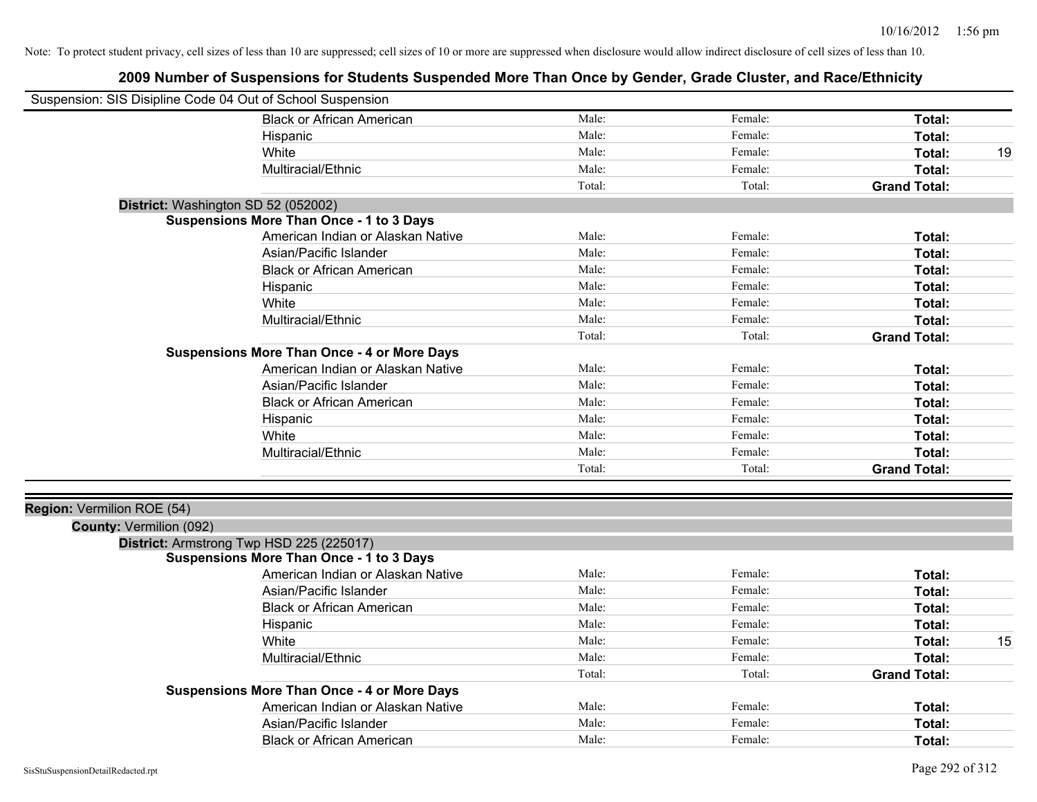Note: To protect student privacy, cell sizes of less than 10 are suppressed; cell sizes of 10 or more are suppressed when disclosure would allow indirect disclosure of cell sizes of less than 10.

# 2009 Number of Suspensions for Students Suspended More Than Once by Gender, Grade Cluster, and Race/Ethnicity

Suspension: SIS Disipline Code 04 Out of School Suspension

| | | | | |
|---|---|---|---|---|
| Black or African American | Male: | Female: | **Total:** | |
| Hispanic | Male: | Female: | **Total:** | |
| White | Male: | Female: | **Total:** | 19 |
| Multiracial/Ethnic | Male: | Female: | **Total:** | |
| | Total: | Total: | **Grand Total:** | |

**District:** Washington SD 52 (052002)

**Suspensions More Than Once - 1 to 3 Days**

| | | | | |
|---|---|---|---|---|
| American Indian or Alaskan Native | Male: | Female: | **Total:** | |
| Asian/Pacific Islander | Male: | Female: | **Total:** | |
| Black or African American | Male: | Female: | **Total:** | |
| Hispanic | Male: | Female: | **Total:** | |
| White | Male: | Female: | **Total:** | |
| Multiracial/Ethnic | Male: | Female: | **Total:** | |
| | Total: | Total: | **Grand Total:** | |

**Suspensions More Than Once - 4 or More Days**

| | | | | |
|---|---|---|---|---|
| American Indian or Alaskan Native | Male: | Female: | **Total:** | |
| Asian/Pacific Islander | Male: | Female: | **Total:** | |
| Black or African American | Male: | Female: | **Total:** | |
| Hispanic | Male: | Female: | **Total:** | |
| White | Male: | Female: | **Total:** | |
| Multiracial/Ethnic | Male: | Female: | **Total:** | |
| | Total: | Total: | **Grand Total:** | |

**Region:** Vermilion ROE (54)

**County:** Vermilion (092)

**District:** Armstrong Twp HSD 225 (225017)

**Suspensions More Than Once - 1 to 3 Days**

| | | | | |
|---|---|---|---|---|
| American Indian or Alaskan Native | Male: | Female: | **Total:** | |
| Asian/Pacific Islander | Male: | Female: | **Total:** | |
| Black or African American | Male: | Female: | **Total:** | |
| Hispanic | Male: | Female: | **Total:** | |
| White | Male: | Female: | **Total:** | 15 |
| Multiracial/Ethnic | Male: | Female: | **Total:** | |
| | Total: | Total: | **Grand Total:** | |

**Suspensions More Than Once - 4 or More Days**

| | | | | |
|---|---|---|---|---|
| American Indian or Alaskan Native | Male: | Female: | **Total:** | |
| Asian/Pacific Islander | Male: | Female: | **Total:** | |
| Black or African American | Male: | Female: | **Total:** | |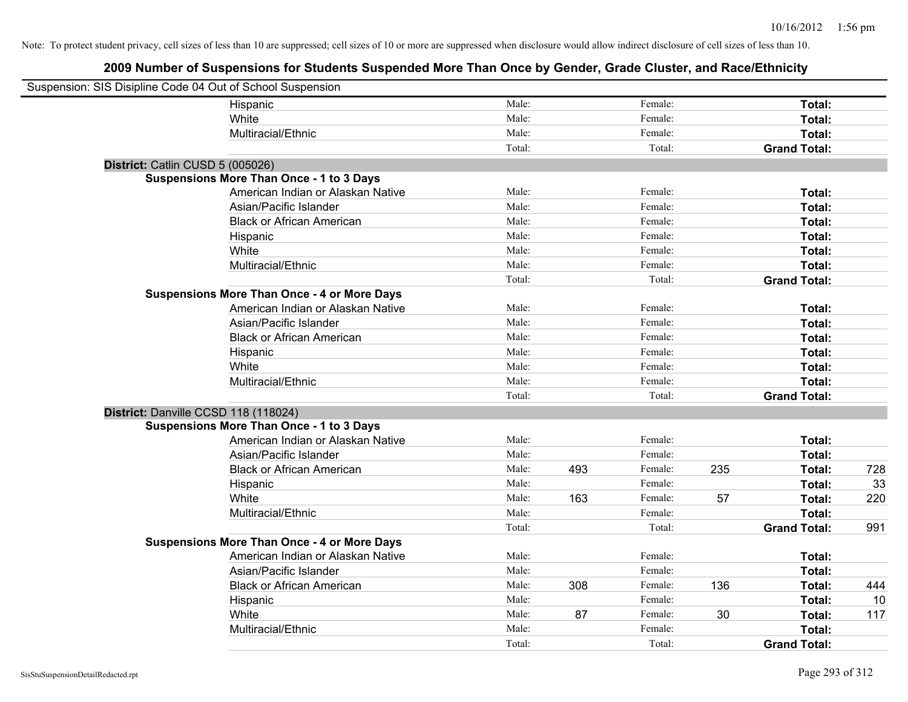Note: To protect student privacy, cell sizes of less than 10 are suppressed; cell sizes of 10 or more are suppressed when disclosure would allow indirect disclosure of cell sizes of less than 10.

## 2009 Number of Suspensions for Students Suspended More Than Once by Gender, Grade Cluster, and Race/Ethnicity

Suspension: SIS Disipline Code 04 Out of School Suspension

| | | | | | | |
|---|---|---|---|---|---|---|
| Hispanic | Male: | | Female: | | **Total:** | |
| White | Male: | | Female: | | **Total:** | |
| Multiracial/Ethnic | Male: | | Female: | | **Total:** | |
| | Total: | | Total: | | **Grand Total:** | |

**District:** Catlin CUSD 5 (005026)

**Suspensions More Than Once - 1 to 3 Days**

| | | | | | | |
|---|---|---|---|---|---|---|
| American Indian or Alaskan Native | Male: | | Female: | | **Total:** | |
| Asian/Pacific Islander | Male: | | Female: | | **Total:** | |
| Black or African American | Male: | | Female: | | **Total:** | |
| Hispanic | Male: | | Female: | | **Total:** | |
| White | Male: | | Female: | | **Total:** | |
| Multiracial/Ethnic | Male: | | Female: | | **Total:** | |
| | Total: | | Total: | | **Grand Total:** | |

**Suspensions More Than Once - 4 or More Days**

| | | | | | | |
|---|---|---|---|---|---|---|
| American Indian or Alaskan Native | Male: | | Female: | | **Total:** | |
| Asian/Pacific Islander | Male: | | Female: | | **Total:** | |
| Black or African American | Male: | | Female: | | **Total:** | |
| Hispanic | Male: | | Female: | | **Total:** | |
| White | Male: | | Female: | | **Total:** | |
| Multiracial/Ethnic | Male: | | Female: | | **Total:** | |
| | Total: | | Total: | | **Grand Total:** | |

**District:** Danville CCSD 118 (118024)

**Suspensions More Than Once - 1 to 3 Days**

| | | | | | | |
|---|---|---|---|---|---|---|
| American Indian or Alaskan Native | Male: | | Female: | | **Total:** | |
| Asian/Pacific Islander | Male: | | Female: | | **Total:** | |
| Black or African American | Male: | 493 | Female: | 235 | **Total:** | 728 |
| Hispanic | Male: | | Female: | | **Total:** | 33 |
| White | Male: | 163 | Female: | 57 | **Total:** | 220 |
| Multiracial/Ethnic | Male: | | Female: | | **Total:** | |
| | Total: | | Total: | | **Grand Total:** | 991 |

**Suspensions More Than Once - 4 or More Days**

| | | | | | | |
|---|---|---|---|---|---|---|
| American Indian or Alaskan Native | Male: | | Female: | | **Total:** | |
| Asian/Pacific Islander | Male: | | Female: | | **Total:** | |
| Black or African American | Male: | 308 | Female: | 136 | **Total:** | 444 |
| Hispanic | Male: | | Female: | | **Total:** | 10 |
| White | Male: | 87 | Female: | 30 | **Total:** | 117 |
| Multiracial/Ethnic | Male: | | Female: | | **Total:** | |
| | Total: | | Total: | | **Grand Total:** | |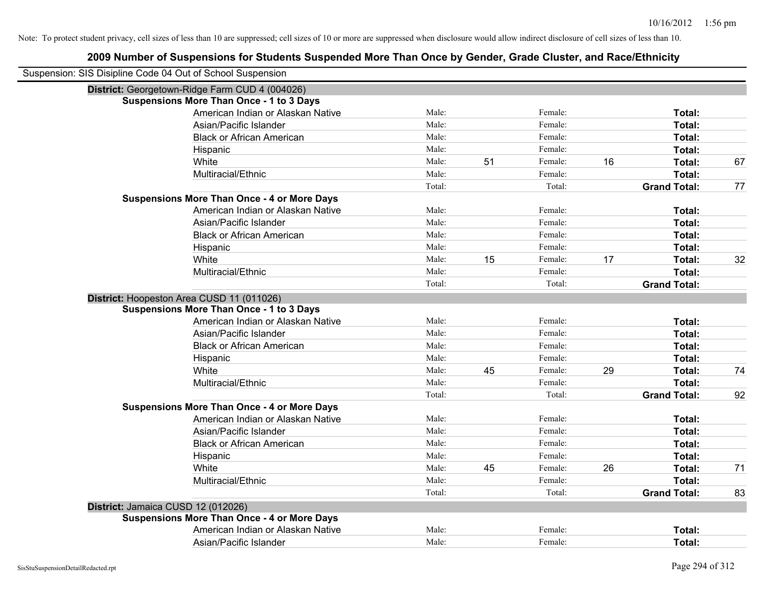Note: To protect student privacy, cell sizes of less than 10 are suppressed; cell sizes of 10 or more are suppressed when disclosure would allow indirect disclosure of cell sizes of less than 10.

## 2009 Number of Suspensions for Students Suspended More Than Once by Gender, Grade Cluster, and Race/Ethnicity

Suspension: SIS Disipline Code 04 Out of School Suspension

**District:** Georgetown-Ridge Farm CUD 4 (004026)

**Suspensions More Than Once - 1 to 3 Days**

| | | | | | | |
|---|---|---|---|---|---|---|
| American Indian or Alaskan Native | Male: | | Female: | | **Total:** | |
| Asian/Pacific Islander | Male: | | Female: | | **Total:** | |
| Black or African American | Male: | | Female: | | **Total:** | |
| Hispanic | Male: | | Female: | | **Total:** | |
| White | Male: | 51 | Female: | 16 | **Total:** | 67 |
| Multiracial/Ethnic | Male: | | Female: | | **Total:** | |
| | Total: | | Total: | | **Grand Total:** | 77 |

**Suspensions More Than Once - 4 or More Days**

| | | | | | | |
|---|---|---|---|---|---|---|
| American Indian or Alaskan Native | Male: | | Female: | | **Total:** | |
| Asian/Pacific Islander | Male: | | Female: | | **Total:** | |
| Black or African American | Male: | | Female: | | **Total:** | |
| Hispanic | Male: | | Female: | | **Total:** | |
| White | Male: | 15 | Female: | 17 | **Total:** | 32 |
| Multiracial/Ethnic | Male: | | Female: | | **Total:** | |
| | Total: | | Total: | | **Grand Total:** | |

**District:** Hoopeston Area CUSD 11 (011026)

**Suspensions More Than Once - 1 to 3 Days**

| | | | | | | |
|---|---|---|---|---|---|---|
| American Indian or Alaskan Native | Male: | | Female: | | **Total:** | |
| Asian/Pacific Islander | Male: | | Female: | | **Total:** | |
| Black or African American | Male: | | Female: | | **Total:** | |
| Hispanic | Male: | | Female: | | **Total:** | |
| White | Male: | 45 | Female: | 29 | **Total:** | 74 |
| Multiracial/Ethnic | Male: | | Female: | | **Total:** | |
| | Total: | | Total: | | **Grand Total:** | 92 |

**Suspensions More Than Once - 4 or More Days**

| | | | | | | |
|---|---|---|---|---|---|---|
| American Indian or Alaskan Native | Male: | | Female: | | **Total:** | |
| Asian/Pacific Islander | Male: | | Female: | | **Total:** | |
| Black or African American | Male: | | Female: | | **Total:** | |
| Hispanic | Male: | | Female: | | **Total:** | |
| White | Male: | 45 | Female: | 26 | **Total:** | 71 |
| Multiracial/Ethnic | Male: | | Female: | | **Total:** | |
| | Total: | | Total: | | **Grand Total:** | 83 |

**District:** Jamaica CUSD 12 (012026)

**Suspensions More Than Once - 4 or More Days**

| | | | | | | |
|---|---|---|---|---|---|---|
| American Indian or Alaskan Native | Male: | | Female: | | **Total:** | |
| Asian/Pacific Islander | Male: | | Female: | | **Total:** | |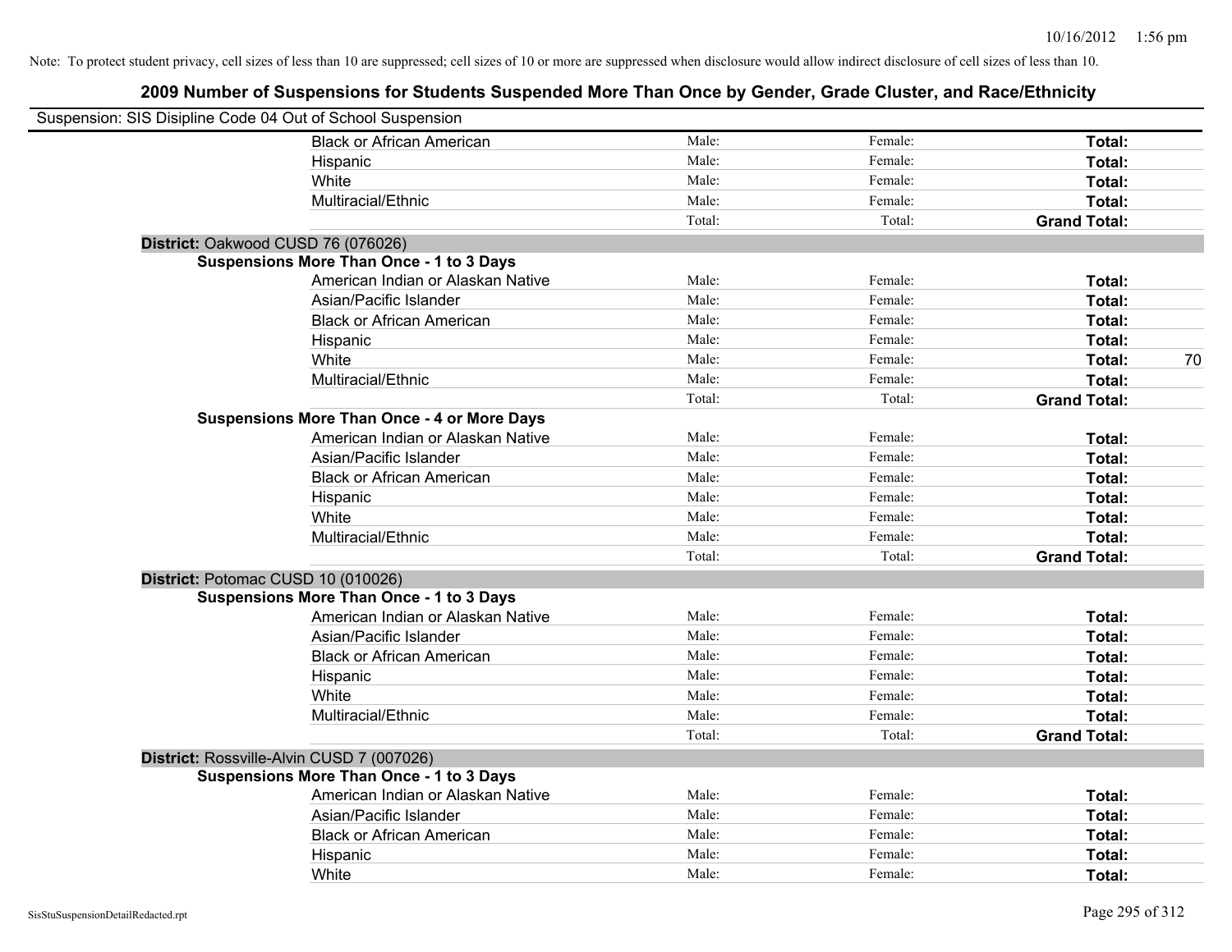Note: To protect student privacy, cell sizes of less than 10 are suppressed; cell sizes of 10 or more are suppressed when disclosure would allow indirect disclosure of cell sizes of less than 10.

## 2009 Number of Suspensions for Students Suspended More Than Once by Gender, Grade Cluster, and Race/Ethnicity

Suspension: SIS Disipline Code 04 Out of School Suspension

| | | | | | |
|---|---|---|---|---|---|
| | Black or African American | Male: | Female: | **Total:** | |
| | Hispanic | Male: | Female: | **Total:** | |
| | White | Male: | Female: | **Total:** | |
| | Multiracial/Ethnic | Male: | Female: | **Total:** | |
| | | Total: | Total: | **Grand Total:** | |
| **District:** Oakwood CUSD 76 (076026) | | | | | |
| **Suspensions More Than Once - 1 to 3 Days** | | | | | |
| | American Indian or Alaskan Native | Male: | Female: | **Total:** | |
| | Asian/Pacific Islander | Male: | Female: | **Total:** | |
| | Black or African American | Male: | Female: | **Total:** | |
| | Hispanic | Male: | Female: | **Total:** | |
| | White | Male: | Female: | **Total:** | 70 |
| | Multiracial/Ethnic | Male: | Female: | **Total:** | |
| | | Total: | Total: | **Grand Total:** | |
| **Suspensions More Than Once - 4 or More Days** | | | | | |
| | American Indian or Alaskan Native | Male: | Female: | **Total:** | |
| | Asian/Pacific Islander | Male: | Female: | **Total:** | |
| | Black or African American | Male: | Female: | **Total:** | |
| | Hispanic | Male: | Female: | **Total:** | |
| | White | Male: | Female: | **Total:** | |
| | Multiracial/Ethnic | Male: | Female: | **Total:** | |
| | | Total: | Total: | **Grand Total:** | |
| **District:** Potomac CUSD 10 (010026) | | | | | |
| **Suspensions More Than Once - 1 to 3 Days** | | | | | |
| | American Indian or Alaskan Native | Male: | Female: | **Total:** | |
| | Asian/Pacific Islander | Male: | Female: | **Total:** | |
| | Black or African American | Male: | Female: | **Total:** | |
| | Hispanic | Male: | Female: | **Total:** | |
| | White | Male: | Female: | **Total:** | |
| | Multiracial/Ethnic | Male: | Female: | **Total:** | |
| | | Total: | Total: | **Grand Total:** | |
| **District:** Rossville-Alvin CUSD 7 (007026) | | | | | |
| **Suspensions More Than Once - 1 to 3 Days** | | | | | |
| | American Indian or Alaskan Native | Male: | Female: | **Total:** | |
| | Asian/Pacific Islander | Male: | Female: | **Total:** | |
| | Black or African American | Male: | Female: | **Total:** | |
| | Hispanic | Male: | Female: | **Total:** | |
| | White | Male: | Female: | **Total:** | |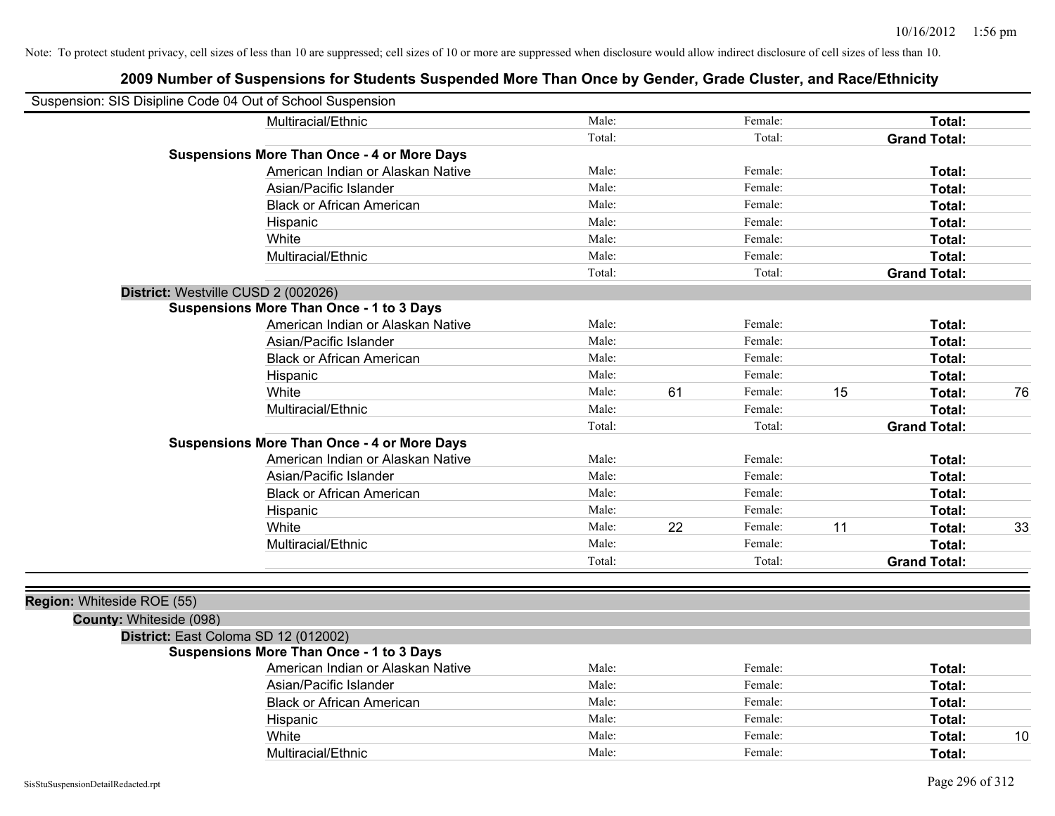Note: To protect student privacy, cell sizes of less than 10 are suppressed; cell sizes of 10 or more are suppressed when disclosure would allow indirect disclosure of cell sizes of less than 10.

# 2009 Number of Suspensions for Students Suspended More Than Once by Gender, Grade Cluster, and Race/Ethnicity

Suspension: SIS Disipline Code 04 Out of School Suspension

| | | | | | |
|---|---|---|---|---|---|
| Multiracial/Ethnic | Male: | | Female: | | **Total:** | |
| | Total: | | Total: | | **Grand Total:** | |

**Suspensions More Than Once - 4 or More Days**

| | | | | | | |
|---|---|---|---|---|---|---|
| American Indian or Alaskan Native | Male: | | Female: | | **Total:** | |
| Asian/Pacific Islander | Male: | | Female: | | **Total:** | |
| Black or African American | Male: | | Female: | | **Total:** | |
| Hispanic | Male: | | Female: | | **Total:** | |
| White | Male: | | Female: | | **Total:** | |
| Multiracial/Ethnic | Male: | | Female: | | **Total:** | |
| | Total: | | Total: | | **Grand Total:** | |

**District:** Westville CUSD 2 (002026)

**Suspensions More Than Once - 1 to 3 Days**

| | | | | | | |
|---|---|---|---|---|---|---|
| American Indian or Alaskan Native | Male: | | Female: | | **Total:** | |
| Asian/Pacific Islander | Male: | | Female: | | **Total:** | |
| Black or African American | Male: | | Female: | | **Total:** | |
| Hispanic | Male: | | Female: | | **Total:** | |
| White | Male: | 61 | Female: | 15 | **Total:** | 76 |
| Multiracial/Ethnic | Male: | | Female: | | **Total:** | |
| | Total: | | Total: | | **Grand Total:** | |

**Suspensions More Than Once - 4 or More Days**

| | | | | | | |
|---|---|---|---|---|---|---|
| American Indian or Alaskan Native | Male: | | Female: | | **Total:** | |
| Asian/Pacific Islander | Male: | | Female: | | **Total:** | |
| Black or African American | Male: | | Female: | | **Total:** | |
| Hispanic | Male: | | Female: | | **Total:** | |
| White | Male: | 22 | Female: | 11 | **Total:** | 33 |
| Multiracial/Ethnic | Male: | | Female: | | **Total:** | |
| | Total: | | Total: | | **Grand Total:** | |

**Region:** Whiteside ROE (55)

**County:** Whiteside (098)

**District:** East Coloma SD 12 (012002)

**Suspensions More Than Once - 1 to 3 Days**

| | | | | | | |
|---|---|---|---|---|---|---|
| American Indian or Alaskan Native | Male: | | Female: | | **Total:** | |
| Asian/Pacific Islander | Male: | | Female: | | **Total:** | |
| Black or African American | Male: | | Female: | | **Total:** | |
| Hispanic | Male: | | Female: | | **Total:** | |
| White | Male: | | Female: | | **Total:** | 10 |
| Multiracial/Ethnic | Male: | | Female: | | **Total:** | |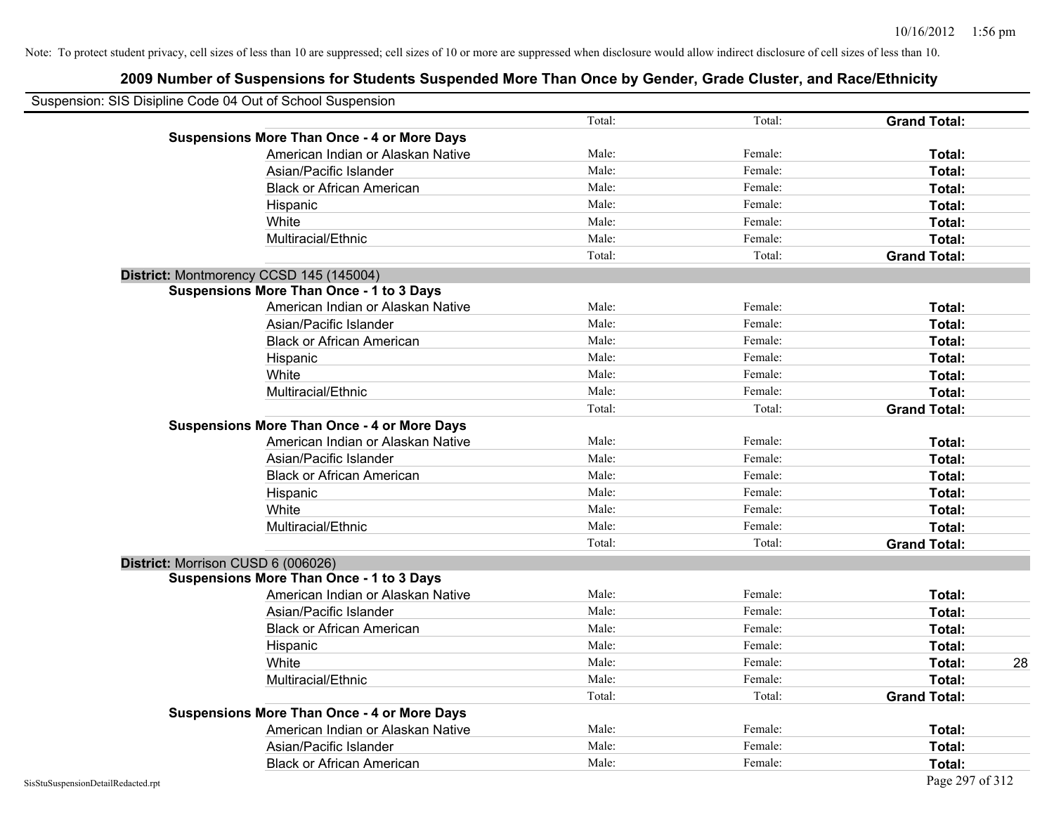Note: To protect student privacy, cell sizes of less than 10 are suppressed; cell sizes of 10 or more are suppressed when disclosure would allow indirect disclosure of cell sizes of less than 10.

# 2009 Number of Suspensions for Students Suspended More Than Once by Gender, Grade Cluster, and Race/Ethnicity

Suspension: SIS Disipline Code 04 Out of School Suspension

| | | | | |
|---|---|---|---|---|
| | Total: | Total: | **Grand Total:** | |
| **Suspensions More Than Once - 4 or More Days** | | | | |
| American Indian or Alaskan Native | Male: | Female: | **Total:** | |
| Asian/Pacific Islander | Male: | Female: | **Total:** | |
| Black or African American | Male: | Female: | **Total:** | |
| Hispanic | Male: | Female: | **Total:** | |
| White | Male: | Female: | **Total:** | |
| Multiracial/Ethnic | Male: | Female: | **Total:** | |
| | Total: | Total: | **Grand Total:** | |

**District:** Montmorency CCSD 145 (145004)

| | | | | |
|---|---|---|---|---|
| **Suspensions More Than Once - 1 to 3 Days** | | | | |
| American Indian or Alaskan Native | Male: | Female: | **Total:** | |
| Asian/Pacific Islander | Male: | Female: | **Total:** | |
| Black or African American | Male: | Female: | **Total:** | |
| Hispanic | Male: | Female: | **Total:** | |
| White | Male: | Female: | **Total:** | |
| Multiracial/Ethnic | Male: | Female: | **Total:** | |
| | Total: | Total: | **Grand Total:** | |
| **Suspensions More Than Once - 4 or More Days** | | | | |
| American Indian or Alaskan Native | Male: | Female: | **Total:** | |
| Asian/Pacific Islander | Male: | Female: | **Total:** | |
| Black or African American | Male: | Female: | **Total:** | |
| Hispanic | Male: | Female: | **Total:** | |
| White | Male: | Female: | **Total:** | |
| Multiracial/Ethnic | Male: | Female: | **Total:** | |
| | Total: | Total: | **Grand Total:** | |

**District:** Morrison CUSD 6 (006026)

| | | | | |
|---|---|---|---|---|
| **Suspensions More Than Once - 1 to 3 Days** | | | | |
| American Indian or Alaskan Native | Male: | Female: | **Total:** | |
| Asian/Pacific Islander | Male: | Female: | **Total:** | |
| Black or African American | Male: | Female: | **Total:** | |
| Hispanic | Male: | Female: | **Total:** | |
| White | Male: | Female: | **Total:** | 28 |
| Multiracial/Ethnic | Male: | Female: | **Total:** | |
| | Total: | Total: | **Grand Total:** | |
| **Suspensions More Than Once - 4 or More Days** | | | | |
| American Indian or Alaskan Native | Male: | Female: | **Total:** | |
| Asian/Pacific Islander | Male: | Female: | **Total:** | |
| Black or African American | Male: | Female: | **Total:** | |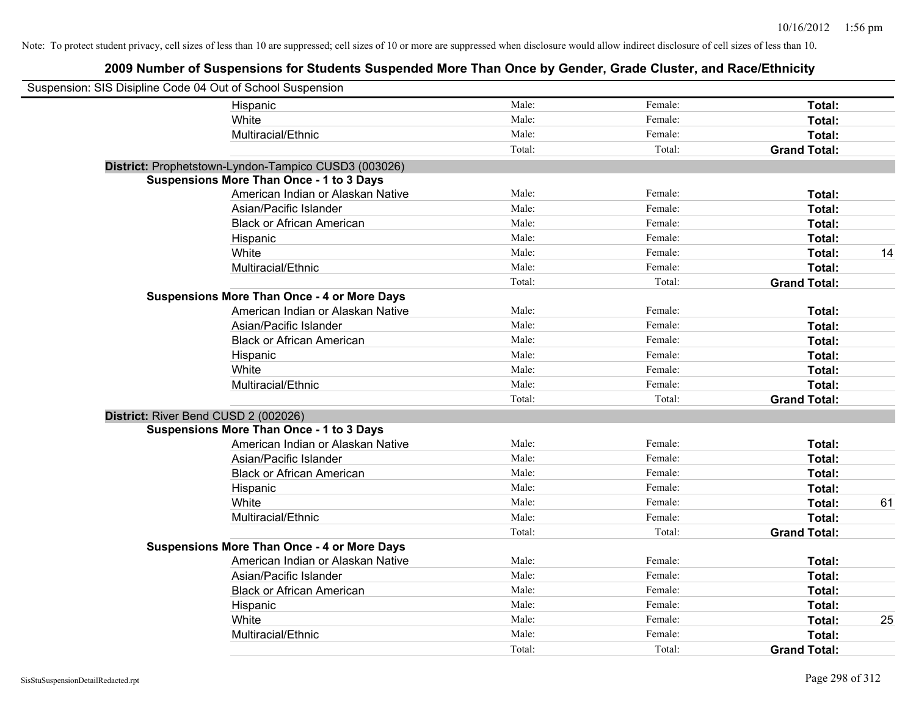Note: To protect student privacy, cell sizes of less than 10 are suppressed; cell sizes of 10 or more are suppressed when disclosure would allow indirect disclosure of cell sizes of less than 10.

## 2009 Number of Suspensions for Students Suspended More Than Once by Gender, Grade Cluster, and Race/Ethnicity

Suspension: SIS Disipline Code 04 Out of School Suspension

| | | | | | |
|---|---|---|---|---|---|
| | Hispanic | Male: | Female: | **Total:** | |
| | White | Male: | Female: | **Total:** | |
| | Multiracial/Ethnic | Male: | Female: | **Total:** | |
| | | Total: | Total: | **Grand Total:** | |
| **District:** Prophetstown-Lyndon-Tampico CUSD3 (003026) | | | | | |
| **Suspensions More Than Once - 1 to 3 Days** | | | | | |
| | American Indian or Alaskan Native | Male: | Female: | **Total:** | |
| | Asian/Pacific Islander | Male: | Female: | **Total:** | |
| | Black or African American | Male: | Female: | **Total:** | |
| | Hispanic | Male: | Female: | **Total:** | |
| | White | Male: | Female: | **Total:** | 14 |
| | Multiracial/Ethnic | Male: | Female: | **Total:** | |
| | | Total: | Total: | **Grand Total:** | |
| **Suspensions More Than Once - 4 or More Days** | | | | | |
| | American Indian or Alaskan Native | Male: | Female: | **Total:** | |
| | Asian/Pacific Islander | Male: | Female: | **Total:** | |
| | Black or African American | Male: | Female: | **Total:** | |
| | Hispanic | Male: | Female: | **Total:** | |
| | White | Male: | Female: | **Total:** | |
| | Multiracial/Ethnic | Male: | Female: | **Total:** | |
| | | Total: | Total: | **Grand Total:** | |
| **District:** River Bend CUSD 2 (002026) | | | | | |
| **Suspensions More Than Once - 1 to 3 Days** | | | | | |
| | American Indian or Alaskan Native | Male: | Female: | **Total:** | |
| | Asian/Pacific Islander | Male: | Female: | **Total:** | |
| | Black or African American | Male: | Female: | **Total:** | |
| | Hispanic | Male: | Female: | **Total:** | |
| | White | Male: | Female: | **Total:** | 61 |
| | Multiracial/Ethnic | Male: | Female: | **Total:** | |
| | | Total: | Total: | **Grand Total:** | |
| **Suspensions More Than Once - 4 or More Days** | | | | | |
| | American Indian or Alaskan Native | Male: | Female: | **Total:** | |
| | Asian/Pacific Islander | Male: | Female: | **Total:** | |
| | Black or African American | Male: | Female: | **Total:** | |
| | Hispanic | Male: | Female: | **Total:** | |
| | White | Male: | Female: | **Total:** | 25 |
| | Multiracial/Ethnic | Male: | Female: | **Total:** | |
| | | Total: | Total: | **Grand Total:** | |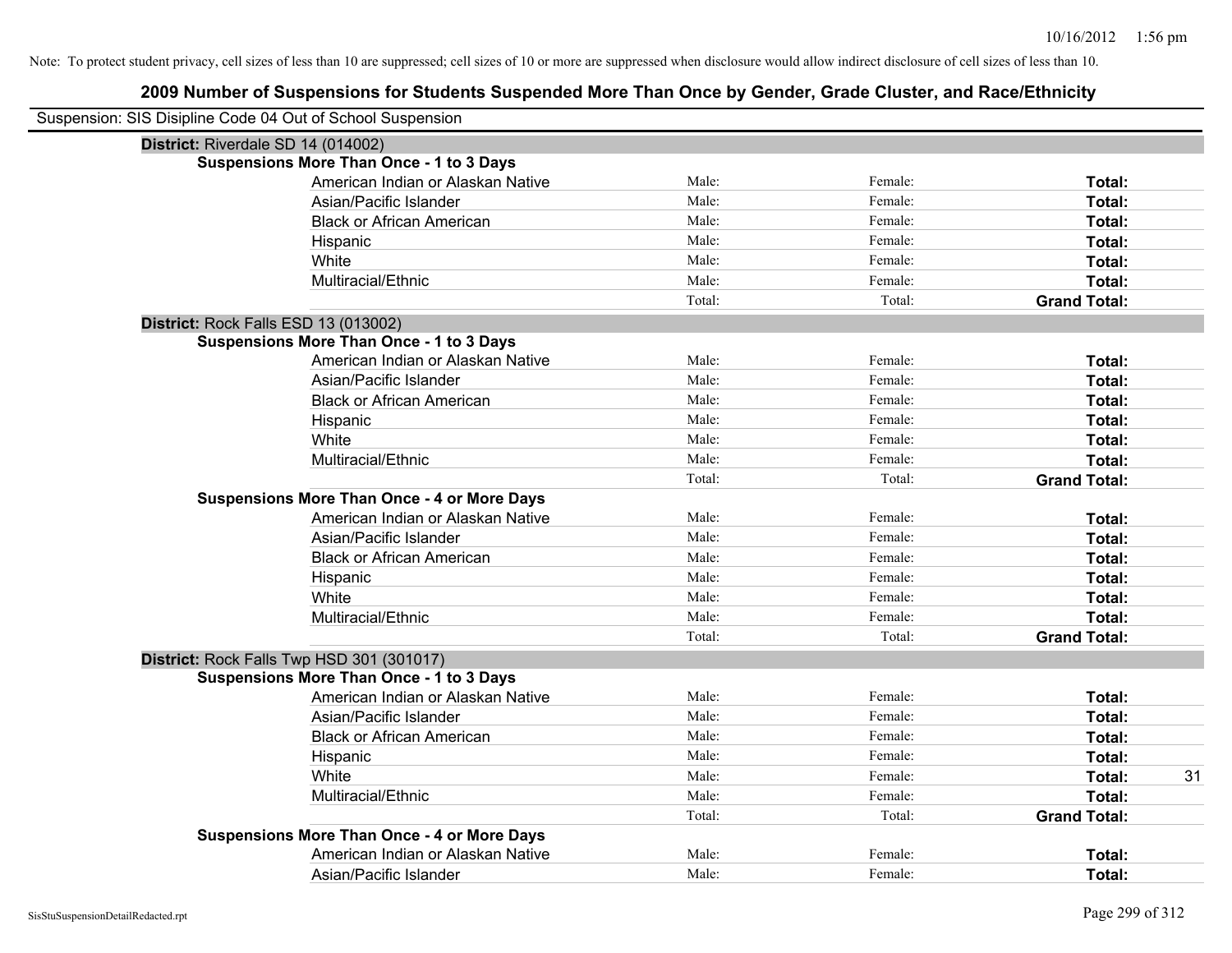Note: To protect student privacy, cell sizes of less than 10 are suppressed; cell sizes of 10 or more are suppressed when disclosure would allow indirect disclosure of cell sizes of less than 10.

# 2009 Number of Suspensions for Students Suspended More Than Once by Gender, Grade Cluster, and Race/Ethnicity

Suspension: SIS Disipline Code 04 Out of School Suspension

**District:** Riverdale SD 14 (014002)

**Suspensions More Than Once - 1 to 3 Days**

| | | | | |
|---|---|---|---|---|
| American Indian or Alaskan Native | Male: | Female: | **Total:** | |
| Asian/Pacific Islander | Male: | Female: | **Total:** | |
| Black or African American | Male: | Female: | **Total:** | |
| Hispanic | Male: | Female: | **Total:** | |
| White | Male: | Female: | **Total:** | |
| Multiracial/Ethnic | Male: | Female: | **Total:** | |
| | Total: | Total: | **Grand Total:** | |

**District:** Rock Falls ESD 13 (013002)

**Suspensions More Than Once - 1 to 3 Days**

| | | | | |
|---|---|---|---|---|
| American Indian or Alaskan Native | Male: | Female: | **Total:** | |
| Asian/Pacific Islander | Male: | Female: | **Total:** | |
| Black or African American | Male: | Female: | **Total:** | |
| Hispanic | Male: | Female: | **Total:** | |
| White | Male: | Female: | **Total:** | |
| Multiracial/Ethnic | Male: | Female: | **Total:** | |
| | Total: | Total: | **Grand Total:** | |

**Suspensions More Than Once - 4 or More Days**

| | | | | |
|---|---|---|---|---|
| American Indian or Alaskan Native | Male: | Female: | **Total:** | |
| Asian/Pacific Islander | Male: | Female: | **Total:** | |
| Black or African American | Male: | Female: | **Total:** | |
| Hispanic | Male: | Female: | **Total:** | |
| White | Male: | Female: | **Total:** | |
| Multiracial/Ethnic | Male: | Female: | **Total:** | |
| | Total: | Total: | **Grand Total:** | |

**District:** Rock Falls Twp HSD 301 (301017)

**Suspensions More Than Once - 1 to 3 Days**

| | | | | |
|---|---|---|---|---|
| American Indian or Alaskan Native | Male: | Female: | **Total:** | |
| Asian/Pacific Islander | Male: | Female: | **Total:** | |
| Black or African American | Male: | Female: | **Total:** | |
| Hispanic | Male: | Female: | **Total:** | |
| White | Male: | Female: | **Total:** | 31 |
| Multiracial/Ethnic | Male: | Female: | **Total:** | |
| | Total: | Total: | **Grand Total:** | |

**Suspensions More Than Once - 4 or More Days**

| | | | | |
|---|---|---|---|---|
| American Indian or Alaskan Native | Male: | Female: | **Total:** | |
| Asian/Pacific Islander | Male: | Female: | **Total:** | |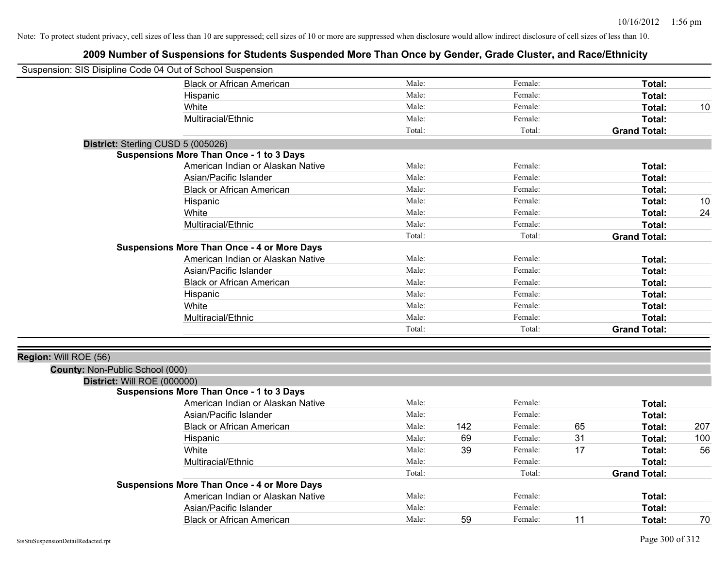Note: To protect student privacy, cell sizes of less than 10 are suppressed; cell sizes of 10 or more are suppressed when disclosure would allow indirect disclosure of cell sizes of less than 10.

# 2009 Number of Suspensions for Students Suspended More Than Once by Gender, Grade Cluster, and Race/Ethnicity

Suspension: SIS Disipline Code 04 Out of School Suspension

| | | | | | | | |
|---|---|---|---|---|---|---|---|
| Black or African American | Male: | | Female: | | Total: | |
| Hispanic | Male: | | Female: | | Total: | |
| White | Male: | | Female: | | Total: | 10 |
| Multiracial/Ethnic | Male: | | Female: | | Total: | |
| | Total: | | Total: | | Grand Total: | |

**District:** Sterling CUSD 5 (005026)

**Suspensions More Than Once - 1 to 3 Days**

| | | | | | | |
|---|---|---|---|---|---|---|
| American Indian or Alaskan Native | Male: | | Female: | | Total: | |
| Asian/Pacific Islander | Male: | | Female: | | Total: | |
| Black or African American | Male: | | Female: | | Total: | |
| Hispanic | Male: | | Female: | | Total: | 10 |
| White | Male: | | Female: | | Total: | 24 |
| Multiracial/Ethnic | Male: | | Female: | | Total: | |
| | Total: | | Total: | | Grand Total: | |

**Suspensions More Than Once - 4 or More Days**

| | | | | | | |
|---|---|---|---|---|---|---|
| American Indian or Alaskan Native | Male: | | Female: | | Total: | |
| Asian/Pacific Islander | Male: | | Female: | | Total: | |
| Black or African American | Male: | | Female: | | Total: | |
| Hispanic | Male: | | Female: | | Total: | |
| White | Male: | | Female: | | Total: | |
| Multiracial/Ethnic | Male: | | Female: | | Total: | |
| | Total: | | Total: | | Grand Total: | |

**Region:** Will ROE (56)

**County:** Non-Public School (000)

**District:** Will ROE (000000)

**Suspensions More Than Once - 1 to 3 Days**

| | | | | | | |
|---|---|---|---|---|---|---|
| American Indian or Alaskan Native | Male: | | Female: | | Total: | |
| Asian/Pacific Islander | Male: | | Female: | | Total: | |
| Black or African American | Male: | 142 | Female: | 65 | Total: | 207 |
| Hispanic | Male: | 69 | Female: | 31 | Total: | 100 |
| White | Male: | 39 | Female: | 17 | Total: | 56 |
| Multiracial/Ethnic | Male: | | Female: | | Total: | |
| | Total: | | Total: | | Grand Total: | |

**Suspensions More Than Once - 4 or More Days**

| | | | | | | |
|---|---|---|---|---|---|---|
| American Indian or Alaskan Native | Male: | | Female: | | Total: | |
| Asian/Pacific Islander | Male: | | Female: | | Total: | |
| Black or African American | Male: | 59 | Female: | 11 | Total: | 70 |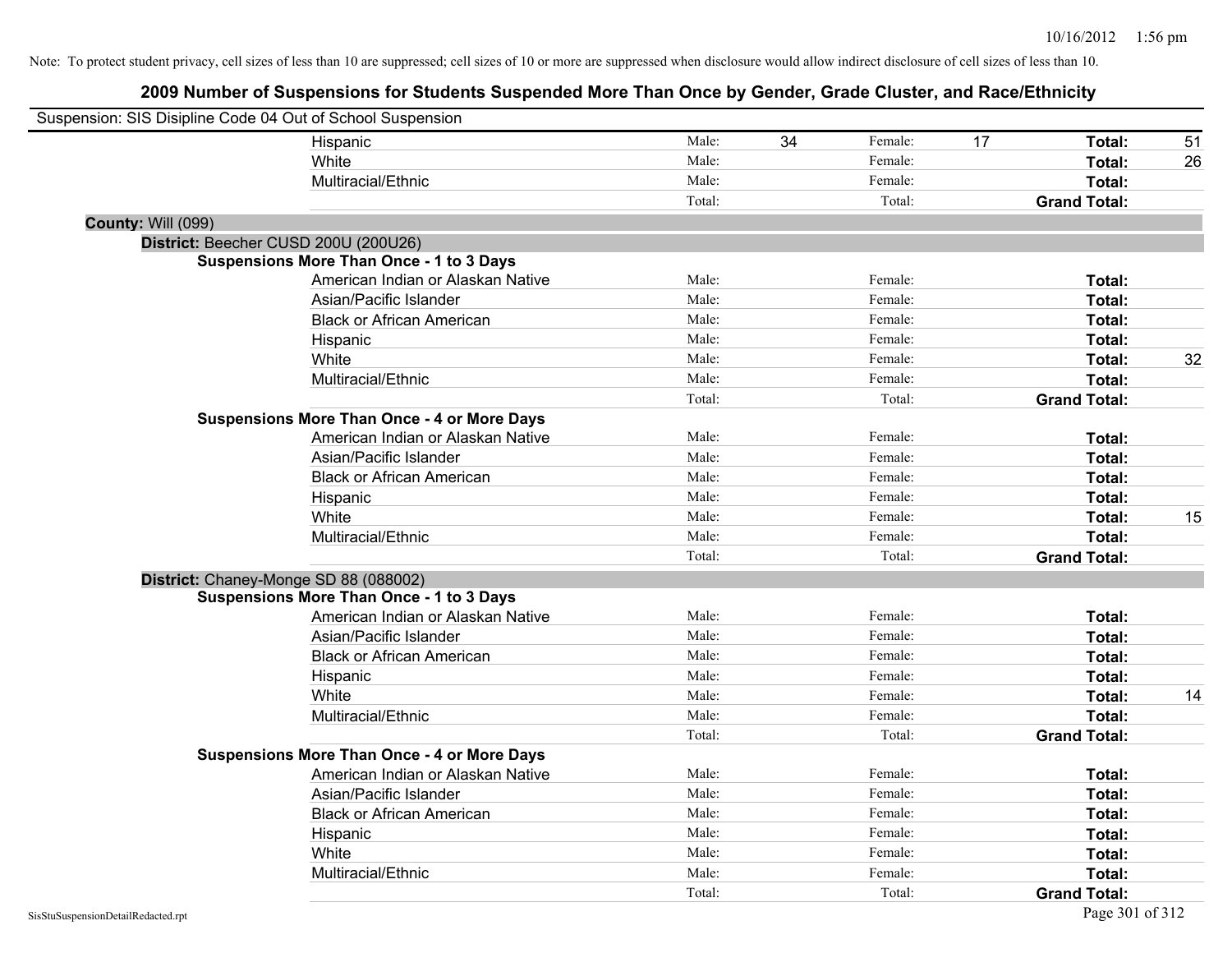Note: To protect student privacy, cell sizes of less than 10 are suppressed; cell sizes of 10 or more are suppressed when disclosure would allow indirect disclosure of cell sizes of less than 10.

## 2009 Number of Suspensions for Students Suspended More Than Once by Gender, Grade Cluster, and Race/Ethnicity

Suspension: SIS Disipline Code 04 Out of School Suspension

| | | | | | | |
|---|---|---|---|---|---|---|
| Hispanic | Male: | 34 | Female: | 17 | **Total:** | 51 |
| White | Male: | | Female: | | **Total:** | 26 |
| Multiracial/Ethnic | Male: | | Female: | | **Total:** | |
| | Total: | | Total: | | **Grand Total:** | |

**County:** Will (099)

**District:** Beecher CUSD 200U (200U26)

**Suspensions More Than Once - 1 to 3 Days**

| | | | | | | |
|---|---|---|---|---|---|---|
| American Indian or Alaskan Native | Male: | | Female: | | **Total:** | |
| Asian/Pacific Islander | Male: | | Female: | | **Total:** | |
| Black or African American | Male: | | Female: | | **Total:** | |
| Hispanic | Male: | | Female: | | **Total:** | |
| White | Male: | | Female: | | **Total:** | 32 |
| Multiracial/Ethnic | Male: | | Female: | | **Total:** | |
| | Total: | | Total: | | **Grand Total:** | |

**Suspensions More Than Once - 4 or More Days**

| | | | | | | |
|---|---|---|---|---|---|---|
| American Indian or Alaskan Native | Male: | | Female: | | **Total:** | |
| Asian/Pacific Islander | Male: | | Female: | | **Total:** | |
| Black or African American | Male: | | Female: | | **Total:** | |
| Hispanic | Male: | | Female: | | **Total:** | |
| White | Male: | | Female: | | **Total:** | 15 |
| Multiracial/Ethnic | Male: | | Female: | | **Total:** | |
| | Total: | | Total: | | **Grand Total:** | |

**District:** Chaney-Monge SD 88 (088002)

**Suspensions More Than Once - 1 to 3 Days**

| | | | | | | |
|---|---|---|---|---|---|---|
| American Indian or Alaskan Native | Male: | | Female: | | **Total:** | |
| Asian/Pacific Islander | Male: | | Female: | | **Total:** | |
| Black or African American | Male: | | Female: | | **Total:** | |
| Hispanic | Male: | | Female: | | **Total:** | |
| White | Male: | | Female: | | **Total:** | 14 |
| Multiracial/Ethnic | Male: | | Female: | | **Total:** | |
| | Total: | | Total: | | **Grand Total:** | |

**Suspensions More Than Once - 4 or More Days**

| | | | | | | |
|---|---|---|---|---|---|---|
| American Indian or Alaskan Native | Male: | | Female: | | **Total:** | |
| Asian/Pacific Islander | Male: | | Female: | | **Total:** | |
| Black or African American | Male: | | Female: | | **Total:** | |
| Hispanic | Male: | | Female: | | **Total:** | |
| White | Male: | | Female: | | **Total:** | |
| Multiracial/Ethnic | Male: | | Female: | | **Total:** | |
| | Total: | | Total: | | **Grand Total:** | |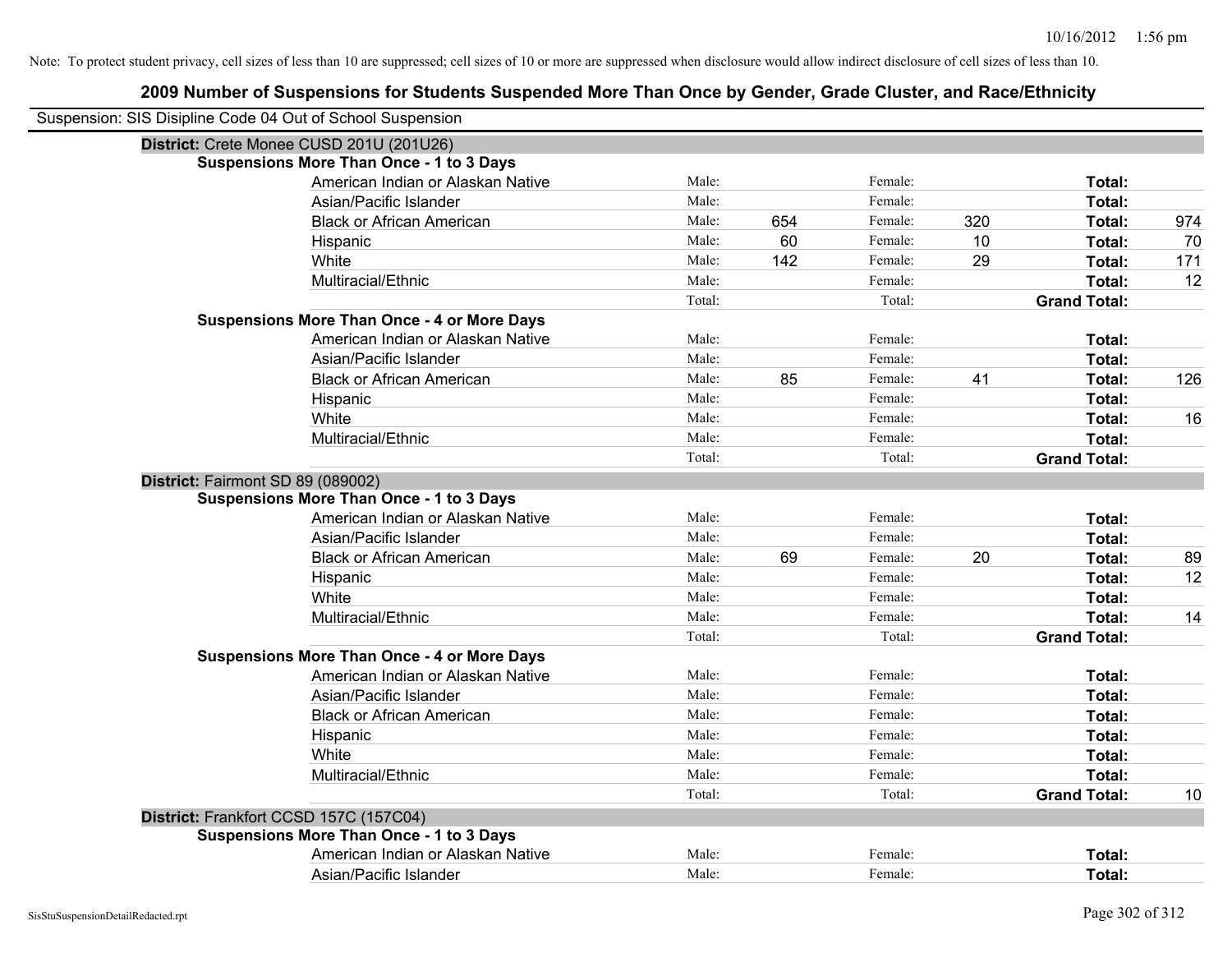Note: To protect student privacy, cell sizes of less than 10 are suppressed; cell sizes of 10 or more are suppressed when disclosure would allow indirect disclosure of cell sizes of less than 10.

# 2009 Number of Suspensions for Students Suspended More Than Once by Gender, Grade Cluster, and Race/Ethnicity

Suspension: SIS Disipline Code 04 Out of School Suspension

## District: Crete Monee CUSD 201U (201U26)

### Suspensions More Than Once - 1 to 3 Days

| | | | | | | |
|---|---|---|---|---|---|---|
| American Indian or Alaskan Native | Male: | | Female: | | Total: | |
| Asian/Pacific Islander | Male: | | Female: | | Total: | |
| Black or African American | Male: | 654 | Female: | 320 | Total: | 974 |
| Hispanic | Male: | 60 | Female: | 10 | Total: | 70 |
| White | Male: | 142 | Female: | 29 | Total: | 171 |
| Multiracial/Ethnic | Male: | | Female: | | Total: | 12 |
| | Total: | | Total: | | Grand Total: | |

### Suspensions More Than Once - 4 or More Days

| | | | | | | |
|---|---|---|---|---|---|---|
| American Indian or Alaskan Native | Male: | | Female: | | Total: | |
| Asian/Pacific Islander | Male: | | Female: | | Total: | |
| Black or African American | Male: | 85 | Female: | 41 | Total: | 126 |
| Hispanic | Male: | | Female: | | Total: | |
| White | Male: | | Female: | | Total: | 16 |
| Multiracial/Ethnic | Male: | | Female: | | Total: | |
| | Total: | | Total: | | Grand Total: | |

## District: Fairmont SD 89 (089002)

### Suspensions More Than Once - 1 to 3 Days

| | | | | | | |
|---|---|---|---|---|---|---|
| American Indian or Alaskan Native | Male: | | Female: | | Total: | |
| Asian/Pacific Islander | Male: | | Female: | | Total: | |
| Black or African American | Male: | 69 | Female: | 20 | Total: | 89 |
| Hispanic | Male: | | Female: | | Total: | 12 |
| White | Male: | | Female: | | Total: | |
| Multiracial/Ethnic | Male: | | Female: | | Total: | 14 |
| | Total: | | Total: | | Grand Total: | |

### Suspensions More Than Once - 4 or More Days

| | | | | | | |
|---|---|---|---|---|---|---|
| American Indian or Alaskan Native | Male: | | Female: | | Total: | |
| Asian/Pacific Islander | Male: | | Female: | | Total: | |
| Black or African American | Male: | | Female: | | Total: | |
| Hispanic | Male: | | Female: | | Total: | |
| White | Male: | | Female: | | Total: | |
| Multiracial/Ethnic | Male: | | Female: | | Total: | |
| | Total: | | Total: | | Grand Total: | 10 |

## District: Frankfort CCSD 157C (157C04)

### Suspensions More Than Once - 1 to 3 Days

| | | | | | | |
|---|---|---|---|---|---|---|
| American Indian or Alaskan Native | Male: | | Female: | | Total: | |
| Asian/Pacific Islander | Male: | | Female: | | Total: | |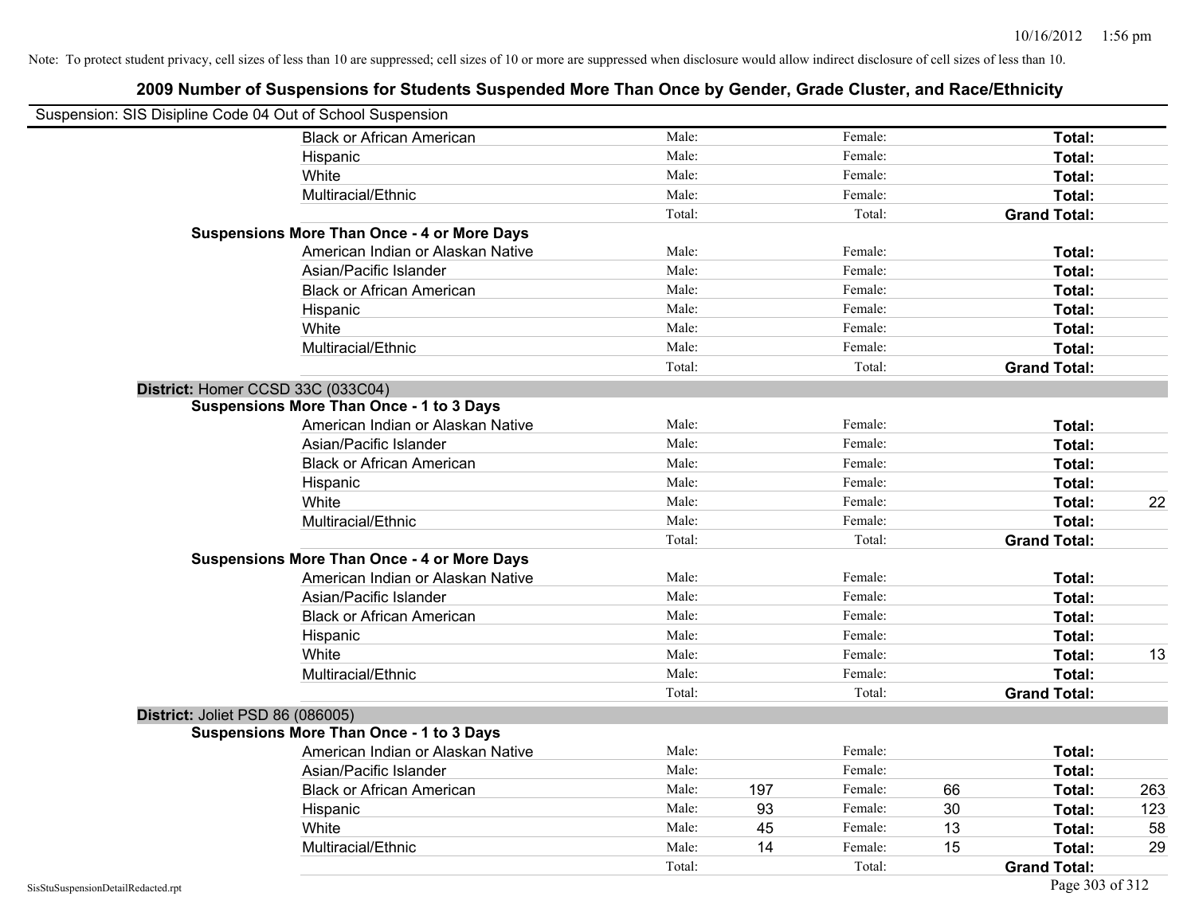Note: To protect student privacy, cell sizes of less than 10 are suppressed; cell sizes of 10 or more are suppressed when disclosure would allow indirect disclosure of cell sizes of less than 10.

## 2009 Number of Suspensions for Students Suspended More Than Once by Gender, Grade Cluster, and Race/Ethnicity

Suspension: SIS Disipline Code 04 Out of School Suspension

| | | | | | | | |
|---|---|---|---|---|---|---|---|
| Black or African American | Male: | | Female: | | **Total:** | |
| Hispanic | Male: | | Female: | | **Total:** | |
| White | Male: | | Female: | | **Total:** | |
| Multiracial/Ethnic | Male: | | Female: | | **Total:** | |
| | Total: | | Total: | | **Grand Total:** | |
| **Suspensions More Than Once - 4 or More Days** | | | | | | |
| American Indian or Alaskan Native | Male: | | Female: | | **Total:** | |
| Asian/Pacific Islander | Male: | | Female: | | **Total:** | |
| Black or African American | Male: | | Female: | | **Total:** | |
| Hispanic | Male: | | Female: | | **Total:** | |
| White | Male: | | Female: | | **Total:** | |
| Multiracial/Ethnic | Male: | | Female: | | **Total:** | |
| | Total: | | Total: | | **Grand Total:** | |

**District:** Homer CCSD 33C (033C04)

| | | | | | | |
|---|---|---|---|---|---|---|
| **Suspensions More Than Once - 1 to 3 Days** | | | | | | |
| American Indian or Alaskan Native | Male: | | Female: | | **Total:** | |
| Asian/Pacific Islander | Male: | | Female: | | **Total:** | |
| Black or African American | Male: | | Female: | | **Total:** | |
| Hispanic | Male: | | Female: | | **Total:** | |
| White | Male: | | Female: | | **Total:** | 22 |
| Multiracial/Ethnic | Male: | | Female: | | **Total:** | |
| | Total: | | Total: | | **Grand Total:** | |
| **Suspensions More Than Once - 4 or More Days** | | | | | | |
| American Indian or Alaskan Native | Male: | | Female: | | **Total:** | |
| Asian/Pacific Islander | Male: | | Female: | | **Total:** | |
| Black or African American | Male: | | Female: | | **Total:** | |
| Hispanic | Male: | | Female: | | **Total:** | |
| White | Male: | | Female: | | **Total:** | 13 |
| Multiracial/Ethnic | Male: | | Female: | | **Total:** | |
| | Total: | | Total: | | **Grand Total:** | |

**District:** Joliet PSD 86 (086005)

| | | | | | | |
|---|---|---|---|---|---|---|
| **Suspensions More Than Once - 1 to 3 Days** | | | | | | |
| American Indian or Alaskan Native | Male: | | Female: | | **Total:** | |
| Asian/Pacific Islander | Male: | | Female: | | **Total:** | |
| Black or African American | Male: | 197 | Female: | 66 | **Total:** | 263 |
| Hispanic | Male: | 93 | Female: | 30 | **Total:** | 123 |
| White | Male: | 45 | Female: | 13 | **Total:** | 58 |
| Multiracial/Ethnic | Male: | 14 | Female: | 15 | **Total:** | 29 |
| | Total: | | Total: | | **Grand Total:** | |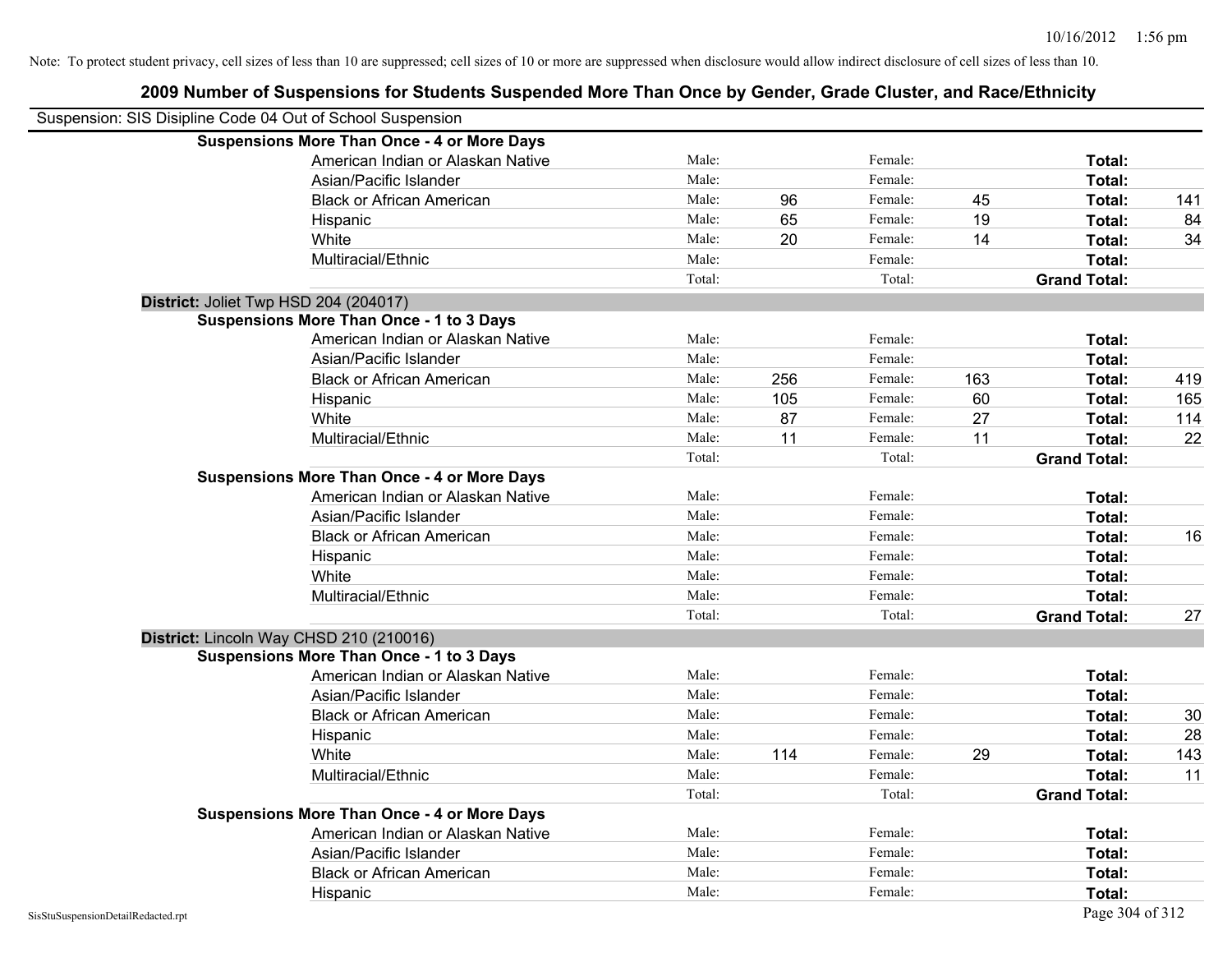Note: To protect student privacy, cell sizes of less than 10 are suppressed; cell sizes of 10 or more are suppressed when disclosure would allow indirect disclosure of cell sizes of less than 10.

## 2009 Number of Suspensions for Students Suspended More Than Once by Gender, Grade Cluster, and Race/Ethnicity

Suspension: SIS Disipline Code 04 Out of School Suspension

**Suspensions More Than Once - 4 or More Days**

| Race/Ethnicity | | Male | | Female | | Total |
|---|---|---|---|---|---|---|
| American Indian or Alaskan Native | Male: | | Female: | | **Total:** | |
| Asian/Pacific Islander | Male: | | Female: | | **Total:** | |
| Black or African American | Male: | 96 | Female: | 45 | **Total:** | 141 |
| Hispanic | Male: | 65 | Female: | 19 | **Total:** | 84 |
| White | Male: | 20 | Female: | 14 | **Total:** | 34 |
| Multiracial/Ethnic | Male: | | Female: | | **Total:** | |
| | Total: | | Total: | | **Grand Total:** | |

**District:** Joliet Twp HSD 204 (204017)

**Suspensions More Than Once - 1 to 3 Days**

| Race/Ethnicity | | Male | | Female | | Total |
|---|---|---|---|---|---|---|
| American Indian or Alaskan Native | Male: | | Female: | | **Total:** | |
| Asian/Pacific Islander | Male: | | Female: | | **Total:** | |
| Black or African American | Male: | 256 | Female: | 163 | **Total:** | 419 |
| Hispanic | Male: | 105 | Female: | 60 | **Total:** | 165 |
| White | Male: | 87 | Female: | 27 | **Total:** | 114 |
| Multiracial/Ethnic | Male: | 11 | Female: | 11 | **Total:** | 22 |
| | Total: | | Total: | | **Grand Total:** | |

**Suspensions More Than Once - 4 or More Days**

| Race/Ethnicity | | Male | | Female | | Total |
|---|---|---|---|---|---|---|
| American Indian or Alaskan Native | Male: | | Female: | | **Total:** | |
| Asian/Pacific Islander | Male: | | Female: | | **Total:** | |
| Black or African American | Male: | | Female: | | **Total:** | 16 |
| Hispanic | Male: | | Female: | | **Total:** | |
| White | Male: | | Female: | | **Total:** | |
| Multiracial/Ethnic | Male: | | Female: | | **Total:** | |
| | Total: | | Total: | | **Grand Total:** | 27 |

**District:** Lincoln Way CHSD 210 (210016)

**Suspensions More Than Once - 1 to 3 Days**

| Race/Ethnicity | | Male | | Female | | Total |
|---|---|---|---|---|---|---|
| American Indian or Alaskan Native | Male: | | Female: | | **Total:** | |
| Asian/Pacific Islander | Male: | | Female: | | **Total:** | |
| Black or African American | Male: | | Female: | | **Total:** | 30 |
| Hispanic | Male: | | Female: | | **Total:** | 28 |
| White | Male: | 114 | Female: | 29 | **Total:** | 143 |
| Multiracial/Ethnic | Male: | | Female: | | **Total:** | 11 |
| | Total: | | Total: | | **Grand Total:** | |

**Suspensions More Than Once - 4 or More Days**

| Race/Ethnicity | | Male | | Female | | Total |
|---|---|---|---|---|---|---|
| American Indian or Alaskan Native | Male: | | Female: | | **Total:** | |
| Asian/Pacific Islander | Male: | | Female: | | **Total:** | |
| Black or African American | Male: | | Female: | | **Total:** | |
| Hispanic | Male: | | Female: | | **Total:** | |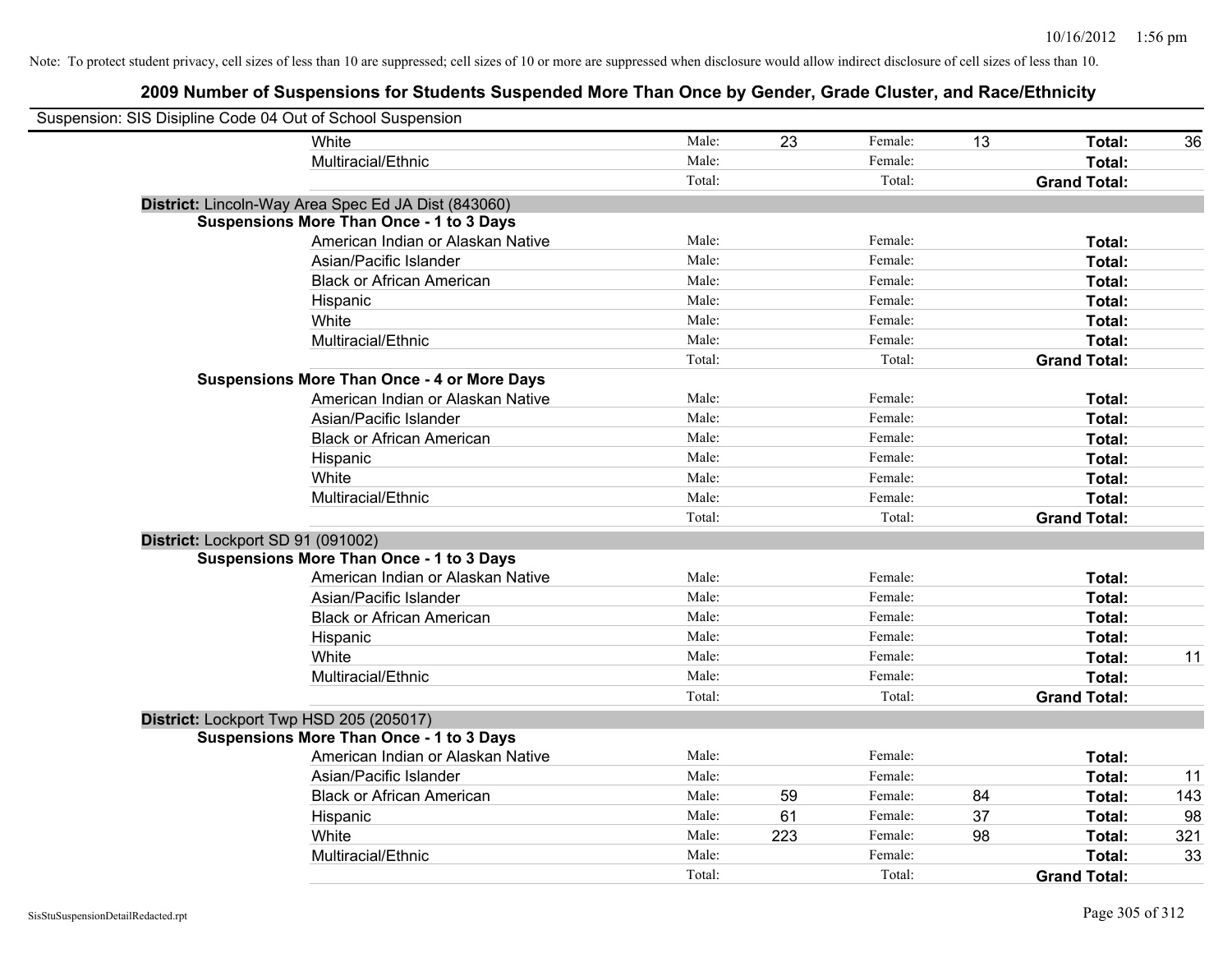Note: To protect student privacy, cell sizes of less than 10 are suppressed; cell sizes of 10 or more are suppressed when disclosure would allow indirect disclosure of cell sizes of less than 10.

## 2009 Number of Suspensions for Students Suspended More Than Once by Gender, Grade Cluster, and Race/Ethnicity

Suspension: SIS Disipline Code 04 Out of School Suspension

| | | | | | | |
|---|---|---|---|---|---|---|
| White | Male: | 23 | Female: | 13 | **Total:** | 36 |
| Multiracial/Ethnic | Male: | | Female: | | **Total:** | |
| | Total: | | Total: | | **Grand Total:** | |

**District:** Lincoln-Way Area Spec Ed JA Dist (843060)

**Suspensions More Than Once - 1 to 3 Days**

| | | | | | | |
|---|---|---|---|---|---|---|
| American Indian or Alaskan Native | Male: | | Female: | | **Total:** | |
| Asian/Pacific Islander | Male: | | Female: | | **Total:** | |
| Black or African American | Male: | | Female: | | **Total:** | |
| Hispanic | Male: | | Female: | | **Total:** | |
| White | Male: | | Female: | | **Total:** | |
| Multiracial/Ethnic | Male: | | Female: | | **Total:** | |
| | Total: | | Total: | | **Grand Total:** | |

**Suspensions More Than Once - 4 or More Days**

| | | | | | | |
|---|---|---|---|---|---|---|
| American Indian or Alaskan Native | Male: | | Female: | | **Total:** | |
| Asian/Pacific Islander | Male: | | Female: | | **Total:** | |
| Black or African American | Male: | | Female: | | **Total:** | |
| Hispanic | Male: | | Female: | | **Total:** | |
| White | Male: | | Female: | | **Total:** | |
| Multiracial/Ethnic | Male: | | Female: | | **Total:** | |
| | Total: | | Total: | | **Grand Total:** | |

**District:** Lockport SD 91 (091002)

**Suspensions More Than Once - 1 to 3 Days**

| | | | | | | |
|---|---|---|---|---|---|---|
| American Indian or Alaskan Native | Male: | | Female: | | **Total:** | |
| Asian/Pacific Islander | Male: | | Female: | | **Total:** | |
| Black or African American | Male: | | Female: | | **Total:** | |
| Hispanic | Male: | | Female: | | **Total:** | |
| White | Male: | | Female: | | **Total:** | 11 |
| Multiracial/Ethnic | Male: | | Female: | | **Total:** | |
| | Total: | | Total: | | **Grand Total:** | |

**District:** Lockport Twp HSD 205 (205017)

**Suspensions More Than Once - 1 to 3 Days**

| | | | | | | |
|---|---|---|---|---|---|---|
| American Indian or Alaskan Native | Male: | | Female: | | **Total:** | |
| Asian/Pacific Islander | Male: | | Female: | | **Total:** | 11 |
| Black or African American | Male: | 59 | Female: | 84 | **Total:** | 143 |
| Hispanic | Male: | 61 | Female: | 37 | **Total:** | 98 |
| White | Male: | 223 | Female: | 98 | **Total:** | 321 |
| Multiracial/Ethnic | Male: | | Female: | | **Total:** | 33 |
| | Total: | | Total: | | **Grand Total:** | |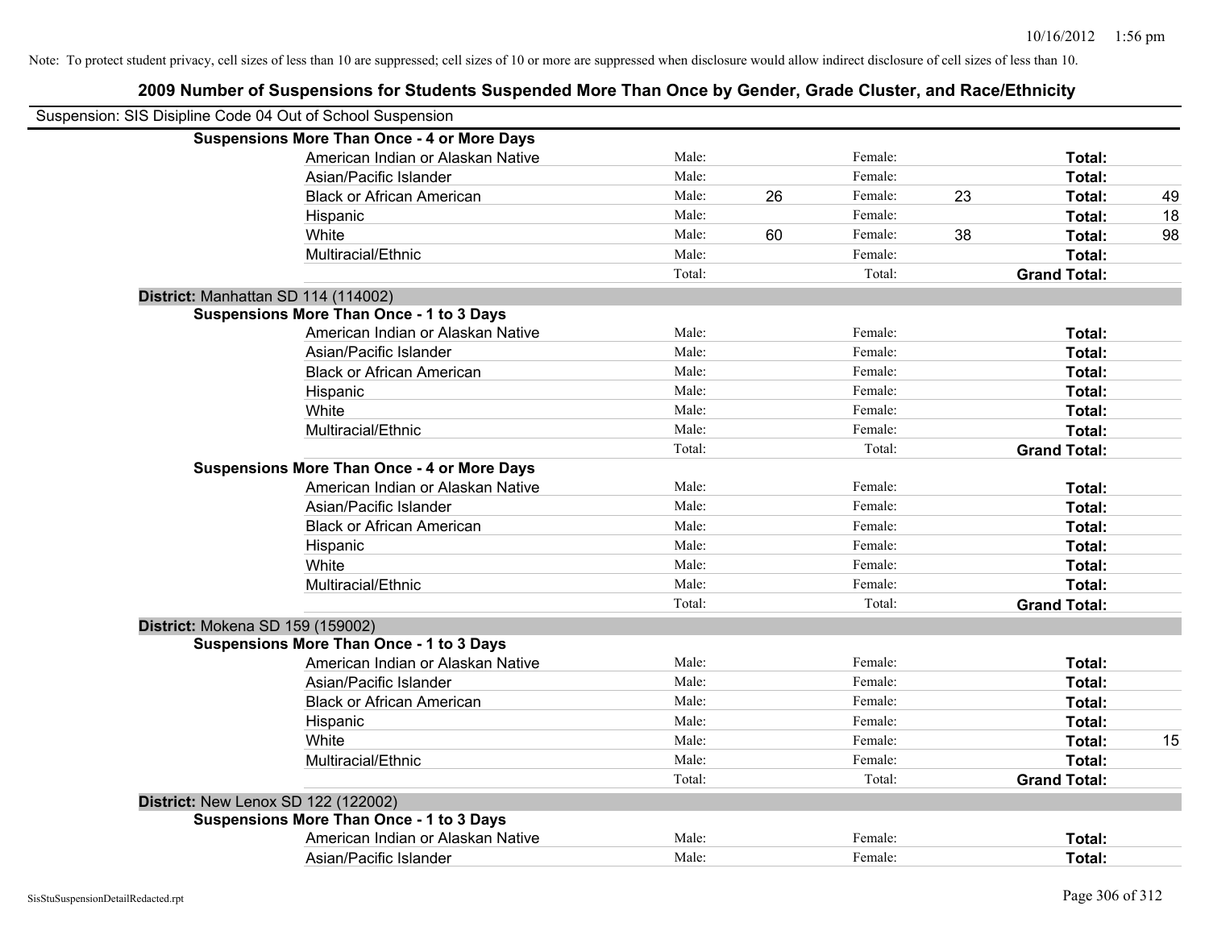Note: To protect student privacy, cell sizes of less than 10 are suppressed; cell sizes of 10 or more are suppressed when disclosure would allow indirect disclosure of cell sizes of less than 10.

## 2009 Number of Suspensions for Students Suspended More Than Once by Gender, Grade Cluster, and Race/Ethnicity

Suspension: SIS Disipline Code 04 Out of School Suspension

| | | | | | | | |
|---|---|---|---|---|---|---|---|
| **Suspensions More Than Once - 4 or More Days** | | | | | | | |
| American Indian or Alaskan Native | Male: | | Female: | | **Total:** | |
| Asian/Pacific Islander | Male: | | Female: | | **Total:** | |
| Black or African American | Male: | 26 | Female: | 23 | **Total:** | 49 |
| Hispanic | Male: | | Female: | | **Total:** | 18 |
| White | Male: | 60 | Female: | 38 | **Total:** | 98 |
| Multiracial/Ethnic | Male: | | Female: | | **Total:** | |
| | Total: | | Total: | | **Grand Total:** | |
| **District:** Manhattan SD 114 (114002) | | | | | | |
| **Suspensions More Than Once - 1 to 3 Days** | | | | | | |
| American Indian or Alaskan Native | Male: | | Female: | | **Total:** | |
| Asian/Pacific Islander | Male: | | Female: | | **Total:** | |
| Black or African American | Male: | | Female: | | **Total:** | |
| Hispanic | Male: | | Female: | | **Total:** | |
| White | Male: | | Female: | | **Total:** | |
| Multiracial/Ethnic | Male: | | Female: | | **Total:** | |
| | Total: | | Total: | | **Grand Total:** | |
| **Suspensions More Than Once - 4 or More Days** | | | | | | |
| American Indian or Alaskan Native | Male: | | Female: | | **Total:** | |
| Asian/Pacific Islander | Male: | | Female: | | **Total:** | |
| Black or African American | Male: | | Female: | | **Total:** | |
| Hispanic | Male: | | Female: | | **Total:** | |
| White | Male: | | Female: | | **Total:** | |
| Multiracial/Ethnic | Male: | | Female: | | **Total:** | |
| | Total: | | Total: | | **Grand Total:** | |
| **District:** Mokena SD 159 (159002) | | | | | | |
| **Suspensions More Than Once - 1 to 3 Days** | | | | | | |
| American Indian or Alaskan Native | Male: | | Female: | | **Total:** | |
| Asian/Pacific Islander | Male: | | Female: | | **Total:** | |
| Black or African American | Male: | | Female: | | **Total:** | |
| Hispanic | Male: | | Female: | | **Total:** | |
| White | Male: | | Female: | | **Total:** | 15 |
| Multiracial/Ethnic | Male: | | Female: | | **Total:** | |
| | Total: | | Total: | | **Grand Total:** | |
| **District:** New Lenox SD 122 (122002) | | | | | | |
| **Suspensions More Than Once - 1 to 3 Days** | | | | | | |
| American Indian or Alaskan Native | Male: | | Female: | | **Total:** | |
| Asian/Pacific Islander | Male: | | Female: | | **Total:** | |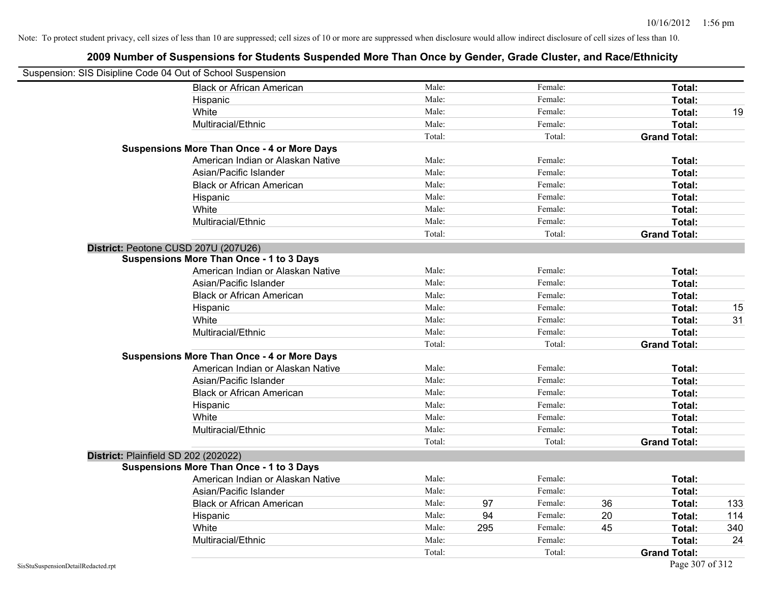Note: To protect student privacy, cell sizes of less than 10 are suppressed; cell sizes of 10 or more are suppressed when disclosure would allow indirect disclosure of cell sizes of less than 10.

## 2009 Number of Suspensions for Students Suspended More Than Once by Gender, Grade Cluster, and Race/Ethnicity

Suspension: SIS Disipline Code 04 Out of School Suspension

| | | | | | | | |
|---|---|---|---|---|---|---|---|
| Black or African American | Male: | | Female: | | **Total:** | |
| Hispanic | Male: | | Female: | | **Total:** | |
| White | Male: | | Female: | | **Total:** | 19 |
| Multiracial/Ethnic | Male: | | Female: | | **Total:** | |
| | Total: | | Total: | | **Grand Total:** | |

**Suspensions More Than Once - 4 or More Days**

| | | | | | | |
|---|---|---|---|---|---|---|
| American Indian or Alaskan Native | Male: | | Female: | | **Total:** | |
| Asian/Pacific Islander | Male: | | Female: | | **Total:** | |
| Black or African American | Male: | | Female: | | **Total:** | |
| Hispanic | Male: | | Female: | | **Total:** | |
| White | Male: | | Female: | | **Total:** | |
| Multiracial/Ethnic | Male: | | Female: | | **Total:** | |
| | Total: | | Total: | | **Grand Total:** | |

### District: Peotone CUSD 207U (207U26)

**Suspensions More Than Once - 1 to 3 Days**

| | | | | | | |
|---|---|---|---|---|---|---|
| American Indian or Alaskan Native | Male: | | Female: | | **Total:** | |
| Asian/Pacific Islander | Male: | | Female: | | **Total:** | |
| Black or African American | Male: | | Female: | | **Total:** | |
| Hispanic | Male: | | Female: | | **Total:** | 15 |
| White | Male: | | Female: | | **Total:** | 31 |
| Multiracial/Ethnic | Male: | | Female: | | **Total:** | |
| | Total: | | Total: | | **Grand Total:** | |

**Suspensions More Than Once - 4 or More Days**

| | | | | | | |
|---|---|---|---|---|---|---|
| American Indian or Alaskan Native | Male: | | Female: | | **Total:** | |
| Asian/Pacific Islander | Male: | | Female: | | **Total:** | |
| Black or African American | Male: | | Female: | | **Total:** | |
| Hispanic | Male: | | Female: | | **Total:** | |
| White | Male: | | Female: | | **Total:** | |
| Multiracial/Ethnic | Male: | | Female: | | **Total:** | |
| | Total: | | Total: | | **Grand Total:** | |

### District: Plainfield SD 202 (202022)

**Suspensions More Than Once - 1 to 3 Days**

| | | | | | | |
|---|---|---|---|---|---|---|
| American Indian or Alaskan Native | Male: | | Female: | | **Total:** | |
| Asian/Pacific Islander | Male: | | Female: | | **Total:** | |
| Black or African American | Male: | 97 | Female: | 36 | **Total:** | 133 |
| Hispanic | Male: | 94 | Female: | 20 | **Total:** | 114 |
| White | Male: | 295 | Female: | 45 | **Total:** | 340 |
| Multiracial/Ethnic | Male: | | Female: | | **Total:** | 24 |
| | Total: | | Total: | | **Grand Total:** | |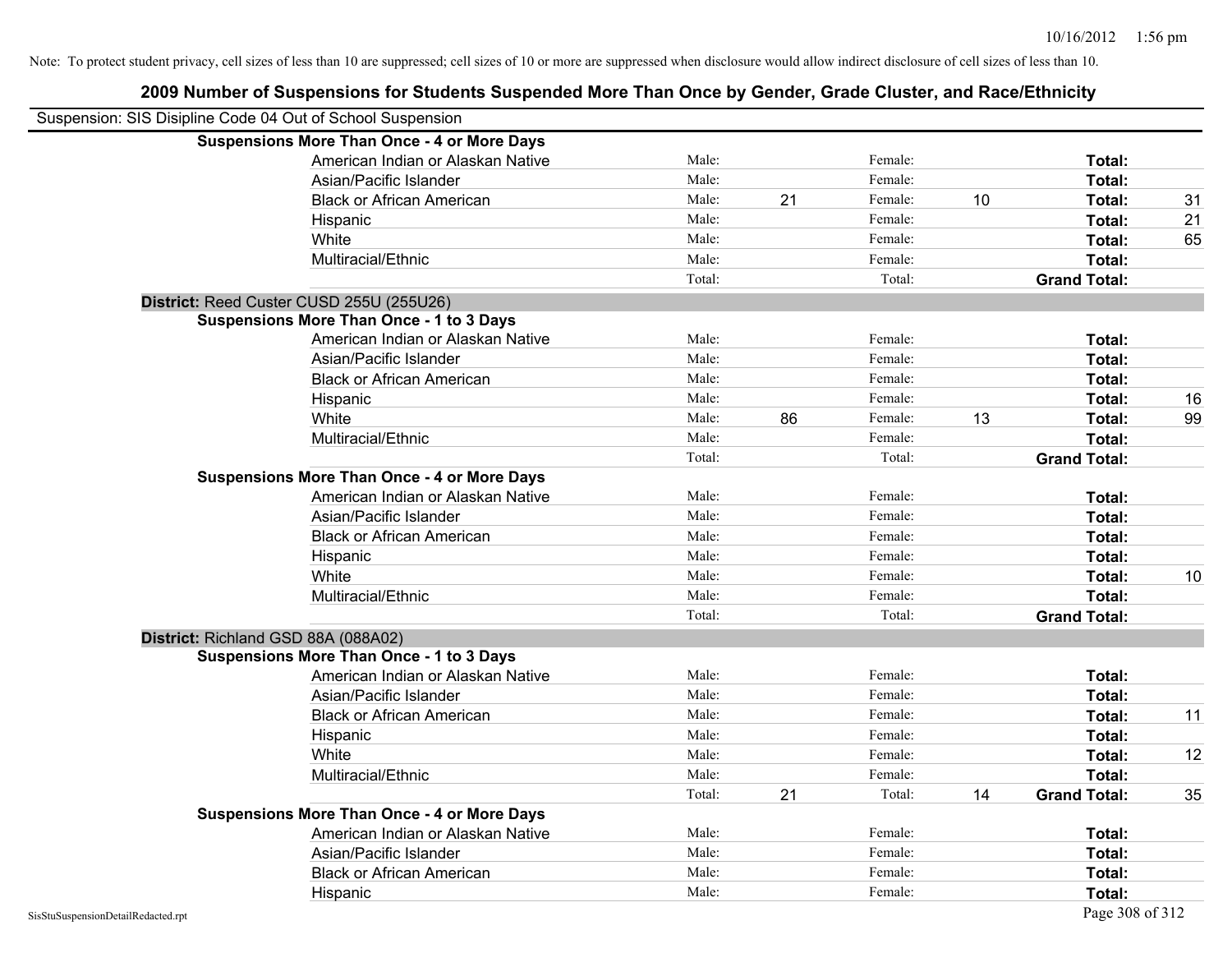Note: To protect student privacy, cell sizes of less than 10 are suppressed; cell sizes of 10 or more are suppressed when disclosure would allow indirect disclosure of cell sizes of less than 10.

# 2009 Number of Suspensions for Students Suspended More Than Once by Gender, Grade Cluster, and Race/Ethnicity

Suspension: SIS Disipline Code 04 Out of School Suspension

| | | | | | | | |
|---|---|---|---|---|---|---|---|
| **Suspensions More Than Once - 4 or More Days** | | | | | | | |
| American Indian or Alaskan Native | Male: | | Female: | | **Total:** | |
| Asian/Pacific Islander | Male: | | Female: | | **Total:** | |
| Black or African American | Male: | 21 | Female: | 10 | **Total:** | 31 |
| Hispanic | Male: | | Female: | | **Total:** | 21 |
| White | Male: | | Female: | | **Total:** | 65 |
| Multiracial/Ethnic | Male: | | Female: | | **Total:** | |
| | Total: | | Total: | | **Grand Total:** | |
| **District:** Reed Custer CUSD 255U (255U26) | | | | | | |
| **Suspensions More Than Once - 1 to 3 Days** | | | | | | |
| American Indian or Alaskan Native | Male: | | Female: | | **Total:** | |
| Asian/Pacific Islander | Male: | | Female: | | **Total:** | |
| Black or African American | Male: | | Female: | | **Total:** | |
| Hispanic | Male: | | Female: | | **Total:** | 16 |
| White | Male: | 86 | Female: | 13 | **Total:** | 99 |
| Multiracial/Ethnic | Male: | | Female: | | **Total:** | |
| | Total: | | Total: | | **Grand Total:** | |
| **Suspensions More Than Once - 4 or More Days** | | | | | | |
| American Indian or Alaskan Native | Male: | | Female: | | **Total:** | |
| Asian/Pacific Islander | Male: | | Female: | | **Total:** | |
| Black or African American | Male: | | Female: | | **Total:** | |
| Hispanic | Male: | | Female: | | **Total:** | |
| White | Male: | | Female: | | **Total:** | 10 |
| Multiracial/Ethnic | Male: | | Female: | | **Total:** | |
| | Total: | | Total: | | **Grand Total:** | |
| **District:** Richland GSD 88A (088A02) | | | | | | |
| **Suspensions More Than Once - 1 to 3 Days** | | | | | | |
| American Indian or Alaskan Native | Male: | | Female: | | **Total:** | |
| Asian/Pacific Islander | Male: | | Female: | | **Total:** | |
| Black or African American | Male: | | Female: | | **Total:** | 11 |
| Hispanic | Male: | | Female: | | **Total:** | |
| White | Male: | | Female: | | **Total:** | 12 |
| Multiracial/Ethnic | Male: | | Female: | | **Total:** | |
| | Total: | 21 | Total: | 14 | **Grand Total:** | 35 |
| **Suspensions More Than Once - 4 or More Days** | | | | | | |
| American Indian or Alaskan Native | Male: | | Female: | | **Total:** | |
| Asian/Pacific Islander | Male: | | Female: | | **Total:** | |
| Black or African American | Male: | | Female: | | **Total:** | |
| Hispanic | Male: | | Female: | | **Total:** | |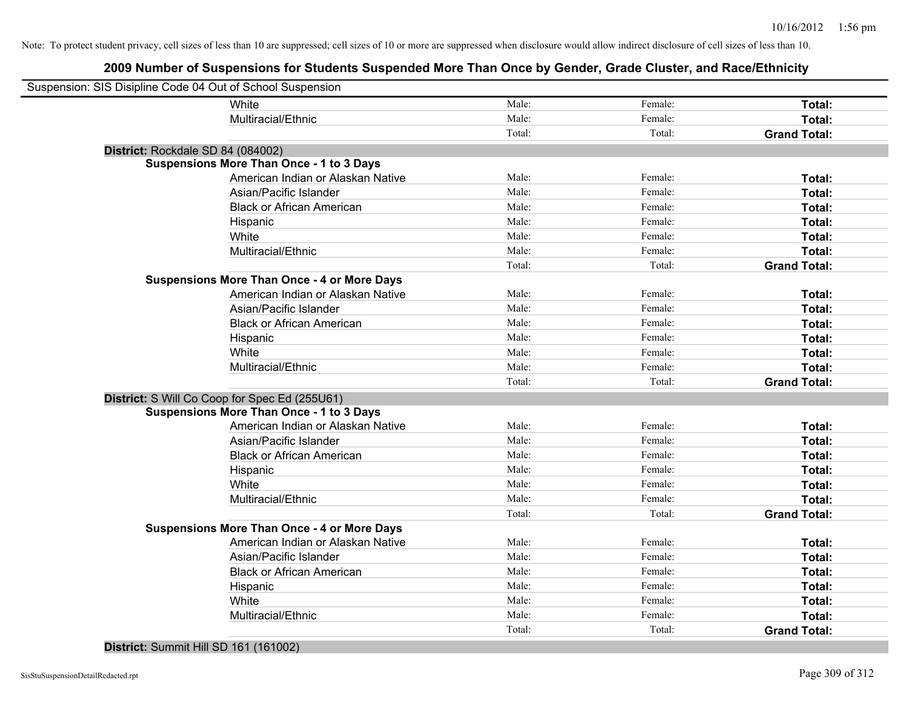Note: To protect student privacy, cell sizes of less than 10 are suppressed; cell sizes of 10 or more are suppressed when disclosure would allow indirect disclosure of cell sizes of less than 10.

## 2009 Number of Suspensions for Students Suspended More Than Once by Gender, Grade Cluster, and Race/Ethnicity

Suspension: SIS Disipline Code 04 Out of School Suspension

| | | | |
|---|---|---|---|
| White | Male: | Female: | **Total:** |
| Multiracial/Ethnic | Male: | Female: | **Total:** |
| | Total: | Total: | **Grand Total:** |

**District:** Rockdale SD 84 (084002)

**Suspensions More Than Once - 1 to 3 Days**

| | | | |
|---|---|---|---|
| American Indian or Alaskan Native | Male: | Female: | **Total:** |
| Asian/Pacific Islander | Male: | Female: | **Total:** |
| Black or African American | Male: | Female: | **Total:** |
| Hispanic | Male: | Female: | **Total:** |
| White | Male: | Female: | **Total:** |
| Multiracial/Ethnic | Male: | Female: | **Total:** |
| | Total: | Total: | **Grand Total:** |

**Suspensions More Than Once - 4 or More Days**

| | | | |
|---|---|---|---|
| American Indian or Alaskan Native | Male: | Female: | **Total:** |
| Asian/Pacific Islander | Male: | Female: | **Total:** |
| Black or African American | Male: | Female: | **Total:** |
| Hispanic | Male: | Female: | **Total:** |
| White | Male: | Female: | **Total:** |
| Multiracial/Ethnic | Male: | Female: | **Total:** |
| | Total: | Total: | **Grand Total:** |

**District:** S Will Co Coop for Spec Ed (255U61)

**Suspensions More Than Once - 1 to 3 Days**

| | | | |
|---|---|---|---|
| American Indian or Alaskan Native | Male: | Female: | **Total:** |
| Asian/Pacific Islander | Male: | Female: | **Total:** |
| Black or African American | Male: | Female: | **Total:** |
| Hispanic | Male: | Female: | **Total:** |
| White | Male: | Female: | **Total:** |
| Multiracial/Ethnic | Male: | Female: | **Total:** |
| | Total: | Total: | **Grand Total:** |

**Suspensions More Than Once - 4 or More Days**

| | | | |
|---|---|---|---|
| American Indian or Alaskan Native | Male: | Female: | **Total:** |
| Asian/Pacific Islander | Male: | Female: | **Total:** |
| Black or African American | Male: | Female: | **Total:** |
| Hispanic | Male: | Female: | **Total:** |
| White | Male: | Female: | **Total:** |
| Multiracial/Ethnic | Male: | Female: | **Total:** |
| | Total: | Total: | **Grand Total:** |

**District:** Summit Hill SD 161 (161002)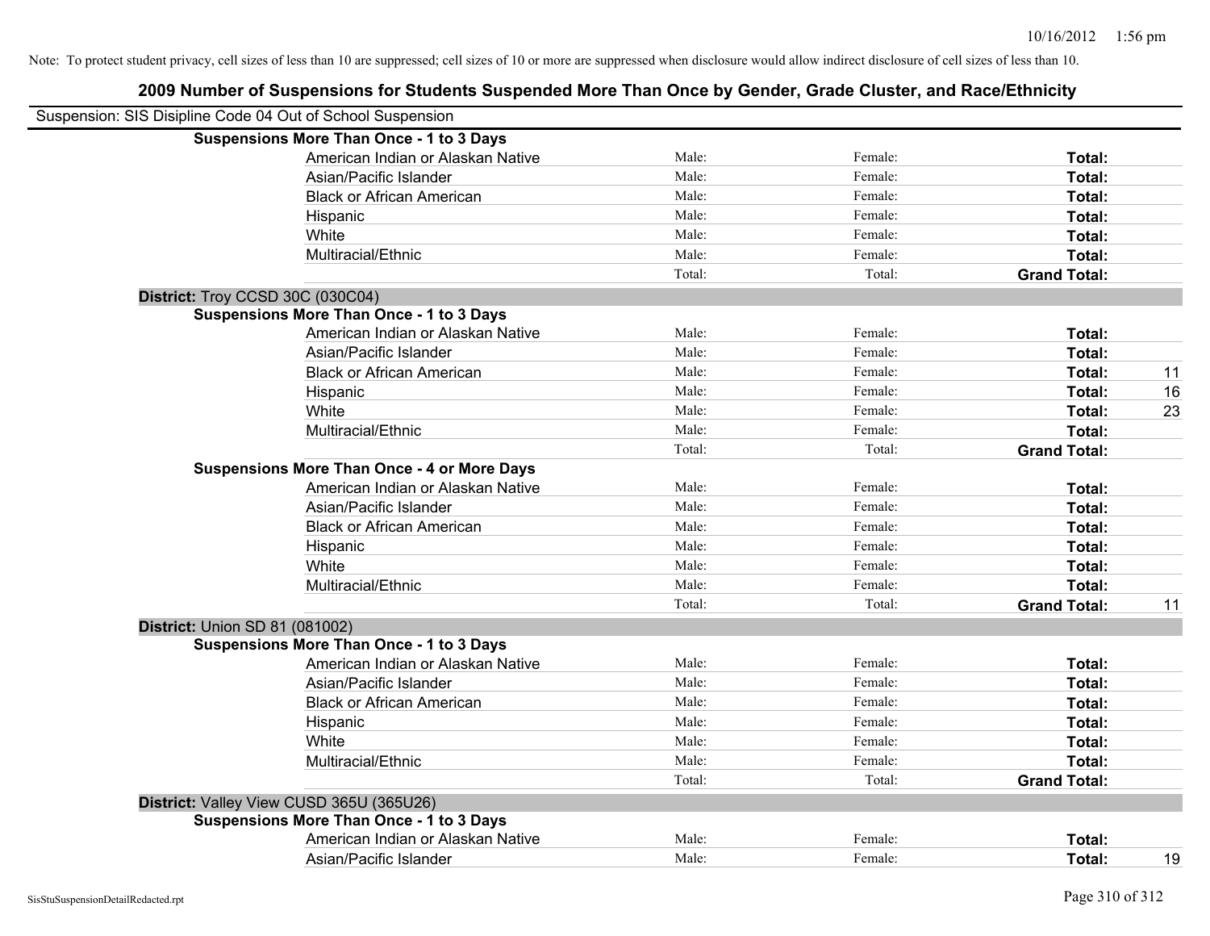Note: To protect student privacy, cell sizes of less than 10 are suppressed; cell sizes of 10 or more are suppressed when disclosure would allow indirect disclosure of cell sizes of less than 10.

## 2009 Number of Suspensions for Students Suspended More Than Once by Gender, Grade Cluster, and Race/Ethnicity

Suspension: SIS Disipline Code 04 Out of School Suspension

| | | | | |
|---|---|---|---|---|
| **Suspensions More Than Once - 1 to 3 Days** | | | | |
| American Indian or Alaskan Native | Male: | Female: | **Total:** | |
| Asian/Pacific Islander | Male: | Female: | **Total:** | |
| Black or African American | Male: | Female: | **Total:** | |
| Hispanic | Male: | Female: | **Total:** | |
| White | Male: | Female: | **Total:** | |
| Multiracial/Ethnic | Male: | Female: | **Total:** | |
| | Total: | Total: | **Grand Total:** | |
| **District:** Troy CCSD 30C (030C04) | | | | |
| **Suspensions More Than Once - 1 to 3 Days** | | | | |
| American Indian or Alaskan Native | Male: | Female: | **Total:** | |
| Asian/Pacific Islander | Male: | Female: | **Total:** | |
| Black or African American | Male: | Female: | **Total:** | 11 |
| Hispanic | Male: | Female: | **Total:** | 16 |
| White | Male: | Female: | **Total:** | 23 |
| Multiracial/Ethnic | Male: | Female: | **Total:** | |
| | Total: | Total: | **Grand Total:** | |
| **Suspensions More Than Once - 4 or More Days** | | | | |
| American Indian or Alaskan Native | Male: | Female: | **Total:** | |
| Asian/Pacific Islander | Male: | Female: | **Total:** | |
| Black or African American | Male: | Female: | **Total:** | |
| Hispanic | Male: | Female: | **Total:** | |
| White | Male: | Female: | **Total:** | |
| Multiracial/Ethnic | Male: | Female: | **Total:** | |
| | Total: | Total: | **Grand Total:** | 11 |
| **District:** Union SD 81 (081002) | | | | |
| **Suspensions More Than Once - 1 to 3 Days** | | | | |
| American Indian or Alaskan Native | Male: | Female: | **Total:** | |
| Asian/Pacific Islander | Male: | Female: | **Total:** | |
| Black or African American | Male: | Female: | **Total:** | |
| Hispanic | Male: | Female: | **Total:** | |
| White | Male: | Female: | **Total:** | |
| Multiracial/Ethnic | Male: | Female: | **Total:** | |
| | Total: | Total: | **Grand Total:** | |
| **District:** Valley View CUSD 365U (365U26) | | | | |
| **Suspensions More Than Once - 1 to 3 Days** | | | | |
| American Indian or Alaskan Native | Male: | Female: | **Total:** | |
| Asian/Pacific Islander | Male: | Female: | **Total:** | 19 |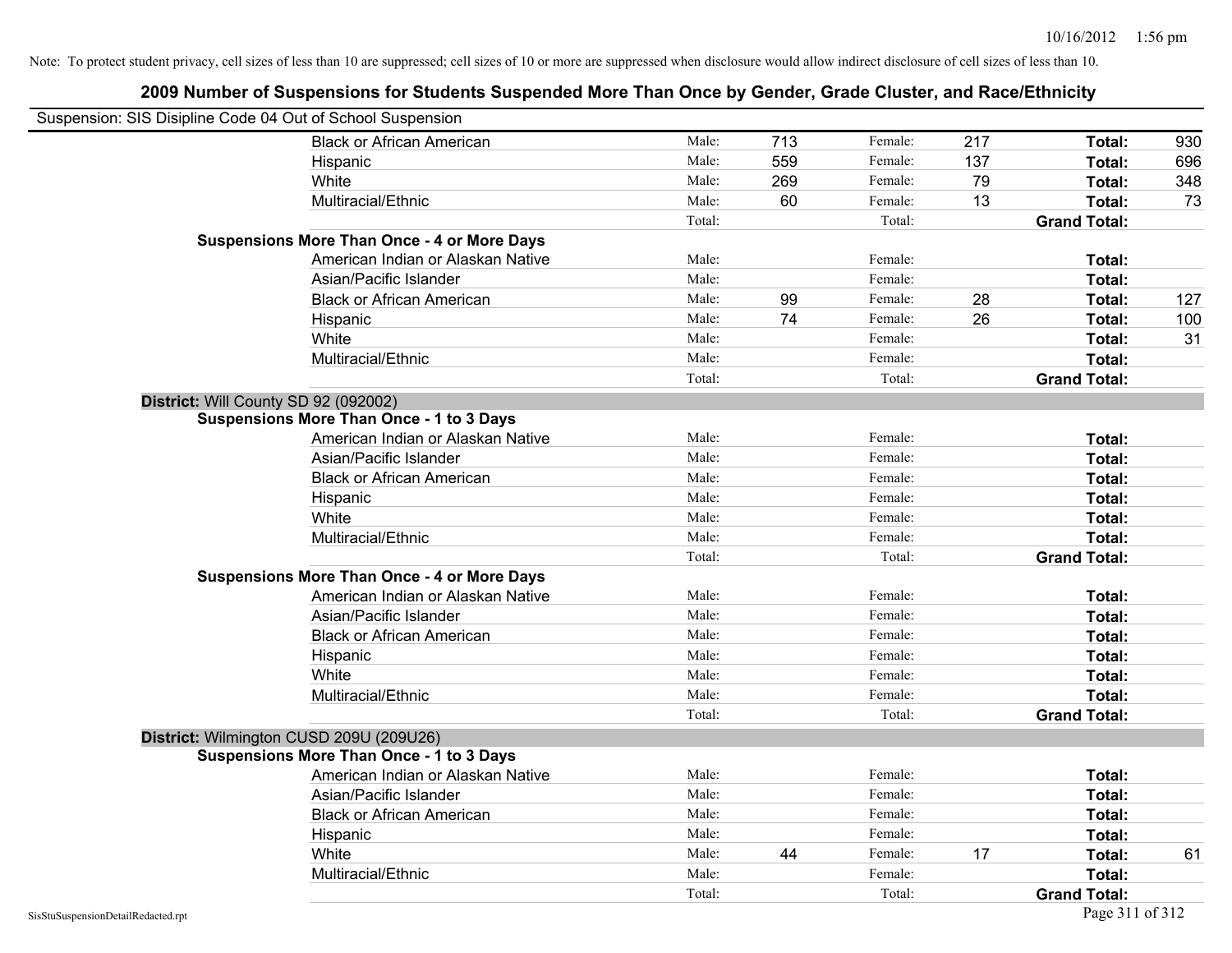Note: To protect student privacy, cell sizes of less than 10 are suppressed; cell sizes of 10 or more are suppressed when disclosure would allow indirect disclosure of cell sizes of less than 10.

# 2009 Number of Suspensions for Students Suspended More Than Once by Gender, Grade Cluster, and Race/Ethnicity

Suspension: SIS Disipline Code 04 Out of School Suspension

| | | | | | | |
|---|---|---|---|---|---|---|
| Black or African American | Male: | 713 | Female: | 217 | **Total:** | 930 |
| Hispanic | Male: | 559 | Female: | 137 | **Total:** | 696 |
| White | Male: | 269 | Female: | 79 | **Total:** | 348 |
| Multiracial/Ethnic | Male: | 60 | Female: | 13 | **Total:** | 73 |
| | Total: | | Total: | | **Grand Total:** | |

**Suspensions More Than Once - 4 or More Days**

| | | | | | | |
|---|---|---|---|---|---|---|
| American Indian or Alaskan Native | Male: | | Female: | | **Total:** | |
| Asian/Pacific Islander | Male: | | Female: | | **Total:** | |
| Black or African American | Male: | 99 | Female: | 28 | **Total:** | 127 |
| Hispanic | Male: | 74 | Female: | 26 | **Total:** | 100 |
| White | Male: | | Female: | | **Total:** | 31 |
| Multiracial/Ethnic | Male: | | Female: | | **Total:** | |
| | Total: | | Total: | | **Grand Total:** | |

**District:** Will County SD 92 (092002)

**Suspensions More Than Once - 1 to 3 Days**

| | | | | | | |
|---|---|---|---|---|---|---|
| American Indian or Alaskan Native | Male: | | Female: | | **Total:** | |
| Asian/Pacific Islander | Male: | | Female: | | **Total:** | |
| Black or African American | Male: | | Female: | | **Total:** | |
| Hispanic | Male: | | Female: | | **Total:** | |
| White | Male: | | Female: | | **Total:** | |
| Multiracial/Ethnic | Male: | | Female: | | **Total:** | |
| | Total: | | Total: | | **Grand Total:** | |

**Suspensions More Than Once - 4 or More Days**

| | | | | | | |
|---|---|---|---|---|---|---|
| American Indian or Alaskan Native | Male: | | Female: | | **Total:** | |
| Asian/Pacific Islander | Male: | | Female: | | **Total:** | |
| Black or African American | Male: | | Female: | | **Total:** | |
| Hispanic | Male: | | Female: | | **Total:** | |
| White | Male: | | Female: | | **Total:** | |
| Multiracial/Ethnic | Male: | | Female: | | **Total:** | |
| | Total: | | Total: | | **Grand Total:** | |

**District:** Wilmington CUSD 209U (209U26)

**Suspensions More Than Once - 1 to 3 Days**

| | | | | | | |
|---|---|---|---|---|---|---|
| American Indian or Alaskan Native | Male: | | Female: | | **Total:** | |
| Asian/Pacific Islander | Male: | | Female: | | **Total:** | |
| Black or African American | Male: | | Female: | | **Total:** | |
| Hispanic | Male: | | Female: | | **Total:** | |
| White | Male: | 44 | Female: | 17 | **Total:** | 61 |
| Multiracial/Ethnic | Male: | | Female: | | **Total:** | |
| | Total: | | Total: | | **Grand Total:** | |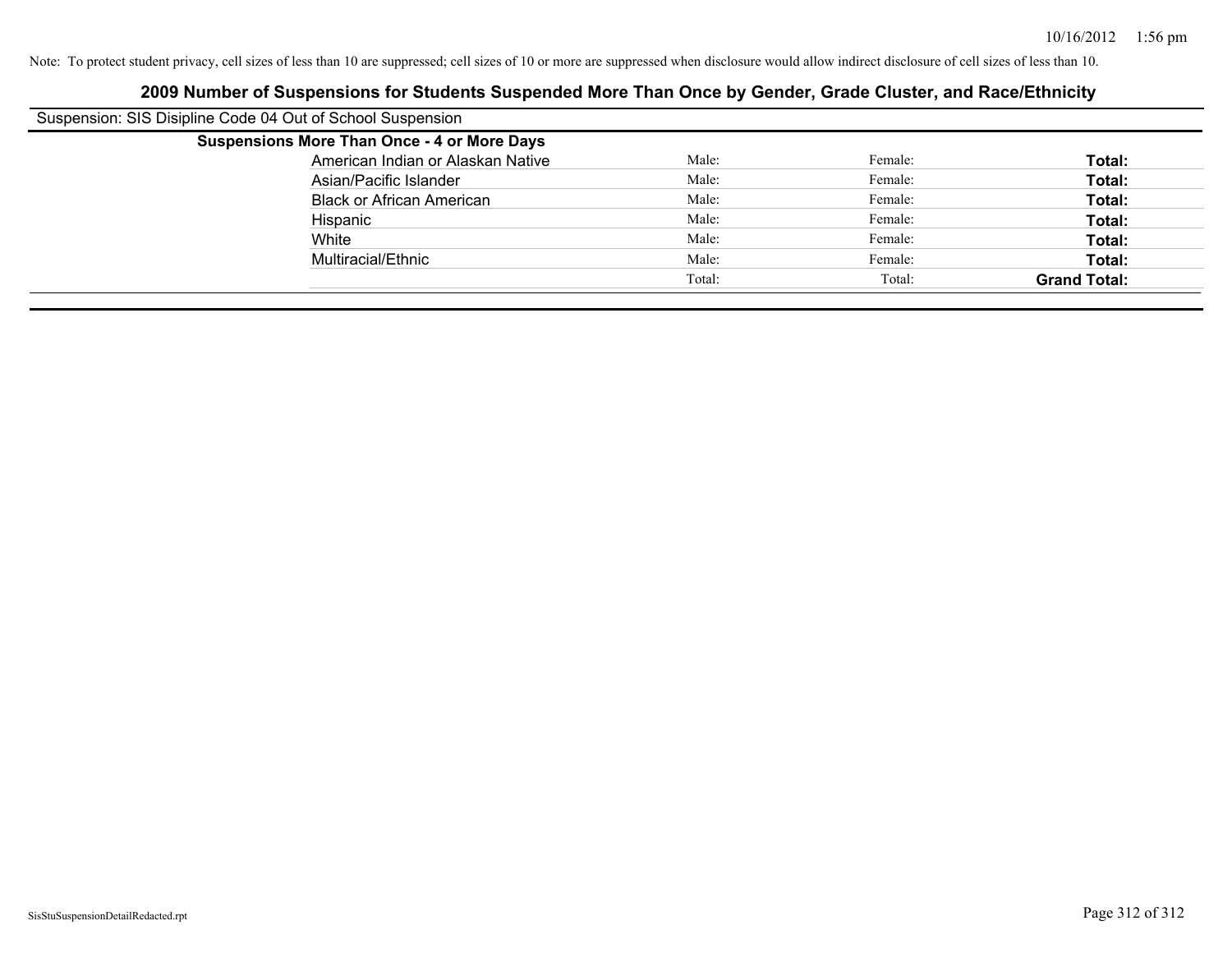Note: To protect student privacy, cell sizes of less than 10 are suppressed; cell sizes of 10 or more are suppressed when disclosure would allow indirect disclosure of cell sizes of less than 10.

## 2009 Number of Suspensions for Students Suspended More Than Once by Gender, Grade Cluster, and Race/Ethnicity

Suspension: SIS Disipline Code 04 Out of School Suspension

**Suspensions More Than Once - 4 or More Days**

| | | | |
|---|---|---|---|
| American Indian or Alaskan Native | Male: | Female: | **Total:** |
| Asian/Pacific Islander | Male: | Female: | **Total:** |
| Black or African American | Male: | Female: | **Total:** |
| Hispanic | Male: | Female: | **Total:** |
| White | Male: | Female: | **Total:** |
| Multiracial/Ethnic | Male: | Female: | **Total:** |
| | Total: | Total: | **Grand Total:** |